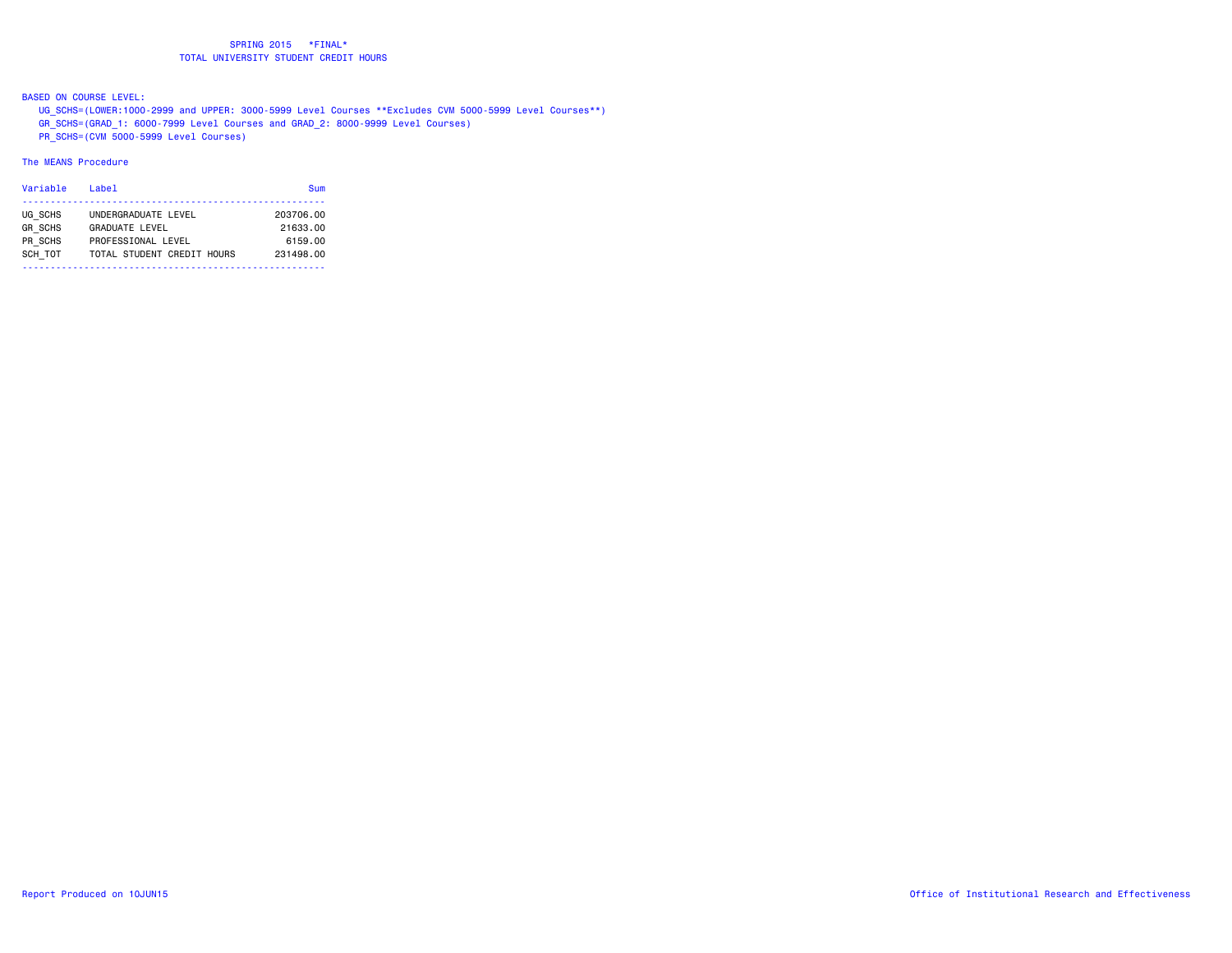# SPRING 2015 *FINAL*

## TOTAL UNIVERSITY STUDENT CREDIT HOURS

BASED ON COURSE LEVEL:

UG_SCHS=(LOWER:1000-2999 and UPPER: 3000-5999 Level Courses **Excludes CVM 5000-5999 Level Courses**)

GR_SCHS=(GRAD_1: 6000-7999 Level Courses and GRAD_2: 8000-9999 Level Courses)

PR_SCHS=(CVM 5000-5999 Level Courses)

The MEANS Procedure

| Variable | Label | Sum |
|---|---|---|
| UG_SCHS | UNDERGRADUATE LEVEL | 203706.00 |
| GR_SCHS | GRADUATE LEVEL | 21633.00 |
| PR_SCHS | PROFESSIONAL LEVEL | 6159.00 |
| SCH_TOT | TOTAL STUDENT CREDIT HOURS | 231498.00 |

Report Produced on 10JUN15

Office of Institutional Research and Effectiveness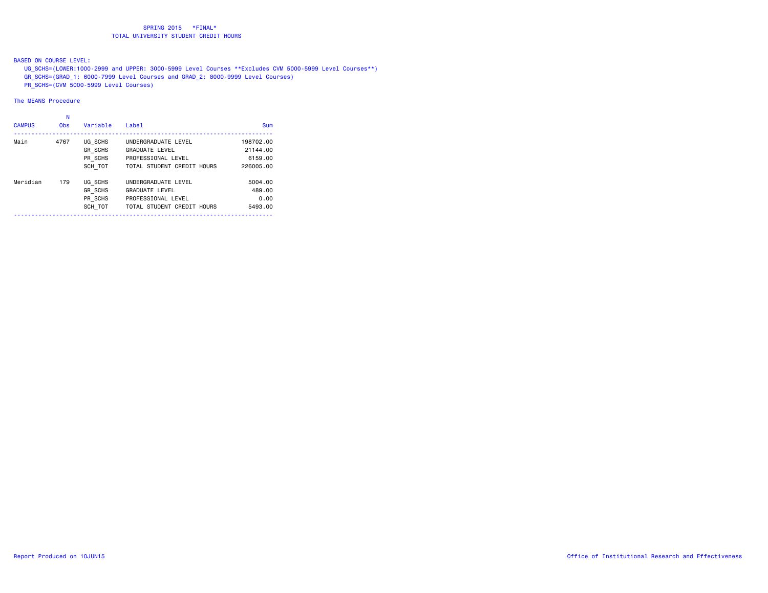# SPRING 2015 *FINAL*
## TOTAL UNIVERSITY STUDENT CREDIT HOURS

BASED ON COURSE LEVEL:
- UG_SCHS=(LOWER:1000-2999 and UPPER: 3000-5999 Level Courses **Excludes CVM 5000-5999 Level Courses**)
- GR_SCHS=(GRAD_1: 6000-7999 Level Courses and GRAD_2: 8000-9999 Level Courses)
- PR_SCHS=(CVM 5000-5999 Level Courses)

The MEANS Procedure

| CAMPUS | N Obs | Variable | Label | Sum |
|---|---|---|---|---|
| Main | 4767 | UG_SCHS | UNDERGRADUATE LEVEL | 198702.00 |
| | | GR_SCHS | GRADUATE LEVEL | 21144.00 |
| | | PR_SCHS | PROFESSIONAL LEVEL | 6159.00 |
| | | SCH_TOT | TOTAL STUDENT CREDIT HOURS | 226005.00 |
| Meridian | 179 | UG_SCHS | UNDERGRADUATE LEVEL | 5004.00 |
| | | GR_SCHS | GRADUATE LEVEL | 489.00 |
| | | PR_SCHS | PROFESSIONAL LEVEL | 0.00 |
| | | SCH_TOT | TOTAL STUDENT CREDIT HOURS | 5493.00 |

Report Produced on 10JUN15

Office of Institutional Research and Effectiveness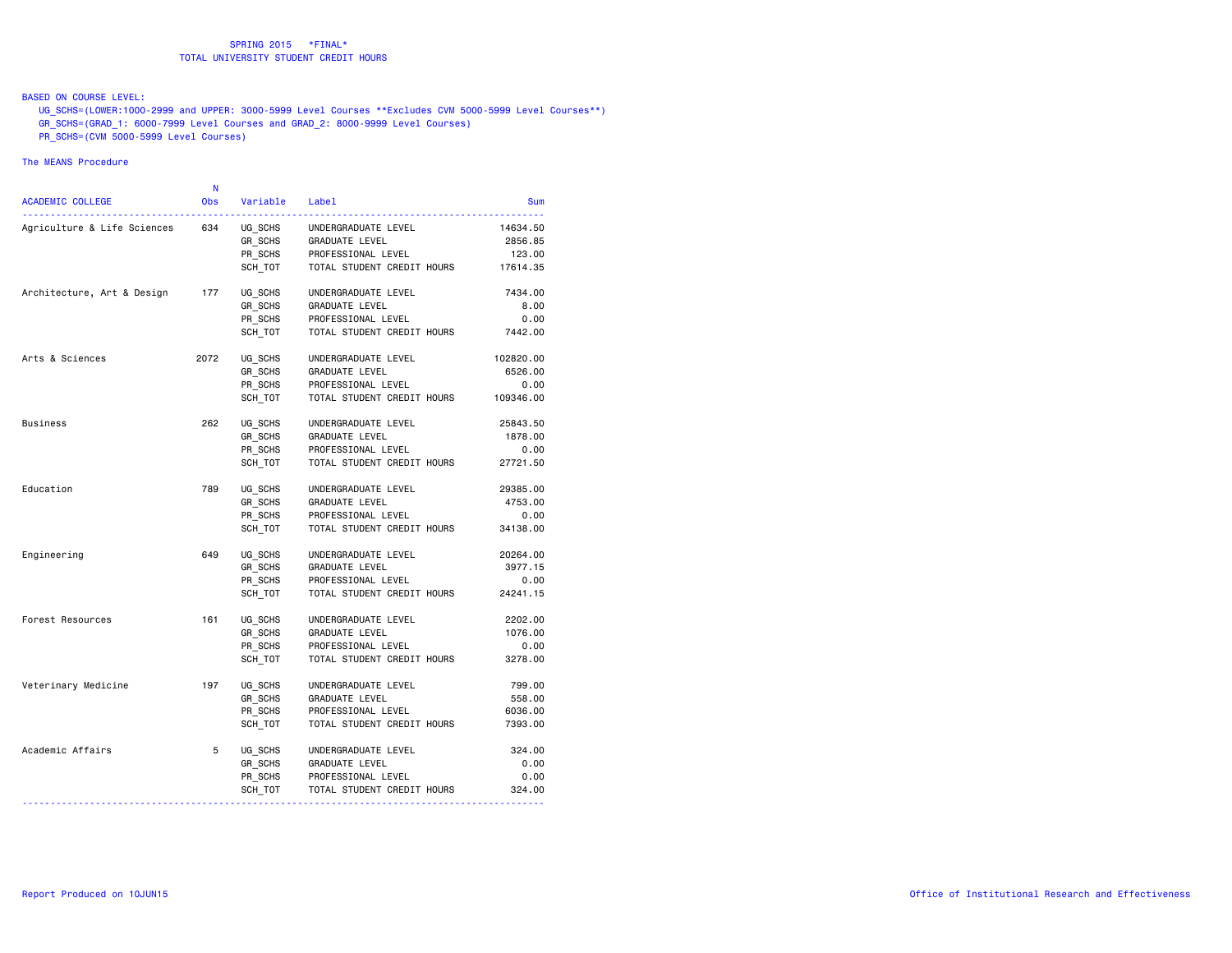SPRING 2015 *FINAL*
TOTAL UNIVERSITY STUDENT CREDIT HOURS

BASED ON COURSE LEVEL:
UG_SCHS=(LOWER:1000-2999 and UPPER: 3000-5999 Level Courses **Excludes CVM 5000-5999 Level Courses**)
GR_SCHS=(GRAD_1: 6000-7999 Level Courses and GRAD_2: 8000-9999 Level Courses)
PR_SCHS=(CVM 5000-5999 Level Courses)

The MEANS Procedure

| ACADEMIC COLLEGE | N Obs | Variable | Label | Sum |
|---|---|---|---|---|
| Agriculture & Life Sciences | 634 | UG_SCHS | UNDERGRADUATE LEVEL | 14634.50 |
| | | GR_SCHS | GRADUATE LEVEL | 2856.85 |
| | | PR_SCHS | PROFESSIONAL LEVEL | 123.00 |
| | | SCH_TOT | TOTAL STUDENT CREDIT HOURS | 17614.35 |
| Architecture, Art & Design | 177 | UG_SCHS | UNDERGRADUATE LEVEL | 7434.00 |
| | | GR_SCHS | GRADUATE LEVEL | 8.00 |
| | | PR_SCHS | PROFESSIONAL LEVEL | 0.00 |
| | | SCH_TOT | TOTAL STUDENT CREDIT HOURS | 7442.00 |
| Arts & Sciences | 2072 | UG_SCHS | UNDERGRADUATE LEVEL | 102820.00 |
| | | GR_SCHS | GRADUATE LEVEL | 6526.00 |
| | | PR_SCHS | PROFESSIONAL LEVEL | 0.00 |
| | | SCH_TOT | TOTAL STUDENT CREDIT HOURS | 109346.00 |
| Business | 262 | UG_SCHS | UNDERGRADUATE LEVEL | 25843.50 |
| | | GR_SCHS | GRADUATE LEVEL | 1878.00 |
| | | PR_SCHS | PROFESSIONAL LEVEL | 0.00 |
| | | SCH_TOT | TOTAL STUDENT CREDIT HOURS | 27721.50 |
| Education | 789 | UG_SCHS | UNDERGRADUATE LEVEL | 29385.00 |
| | | GR_SCHS | GRADUATE LEVEL | 4753.00 |
| | | PR_SCHS | PROFESSIONAL LEVEL | 0.00 |
| | | SCH_TOT | TOTAL STUDENT CREDIT HOURS | 34138.00 |
| Engineering | 649 | UG_SCHS | UNDERGRADUATE LEVEL | 20264.00 |
| | | GR_SCHS | GRADUATE LEVEL | 3977.15 |
| | | PR_SCHS | PROFESSIONAL LEVEL | 0.00 |
| | | SCH_TOT | TOTAL STUDENT CREDIT HOURS | 24241.15 |
| Forest Resources | 161 | UG_SCHS | UNDERGRADUATE LEVEL | 2202.00 |
| | | GR_SCHS | GRADUATE LEVEL | 1076.00 |
| | | PR_SCHS | PROFESSIONAL LEVEL | 0.00 |
| | | SCH_TOT | TOTAL STUDENT CREDIT HOURS | 3278.00 |
| Veterinary Medicine | 197 | UG_SCHS | UNDERGRADUATE LEVEL | 799.00 |
| | | GR_SCHS | GRADUATE LEVEL | 558.00 |
| | | PR_SCHS | PROFESSIONAL LEVEL | 6036.00 |
| | | SCH_TOT | TOTAL STUDENT CREDIT HOURS | 7393.00 |
| Academic Affairs | 5 | UG_SCHS | UNDERGRADUATE LEVEL | 324.00 |
| | | GR_SCHS | GRADUATE LEVEL | 0.00 |
| | | PR_SCHS | PROFESSIONAL LEVEL | 0.00 |
| | | SCH_TOT | TOTAL STUDENT CREDIT HOURS | 324.00 |

Report Produced on 10JUN15

Office of Institutional Research and Effectiveness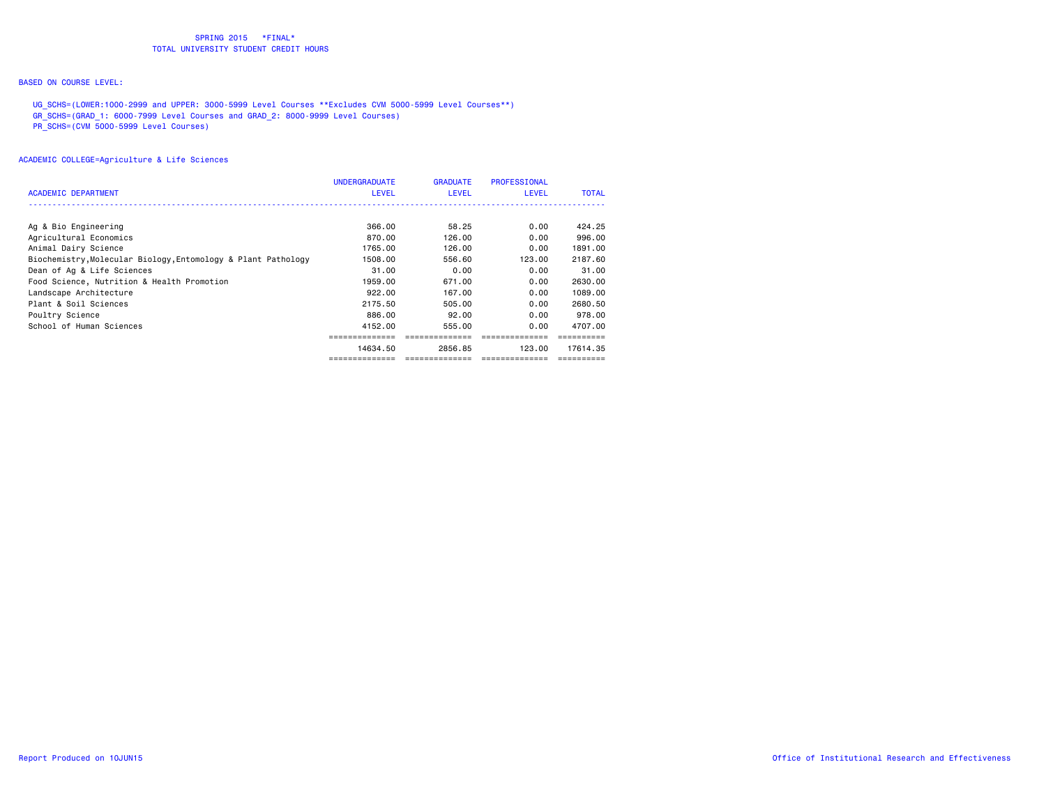SPRING 2015 *FINAL*
TOTAL UNIVERSITY STUDENT CREDIT HOURS

BASED ON COURSE LEVEL:

UG_SCHS=(LOWER:1000-2999 and UPPER: 3000-5999 Level Courses **Excludes CVM 5000-5999 Level Courses**)
GR_SCHS=(GRAD_1: 6000-7999 Level Courses and GRAD_2: 8000-9999 Level Courses)
PR_SCHS=(CVM 5000-5999 Level Courses)

ACADEMIC COLLEGE=Agriculture & Life Sciences

| ACADEMIC DEPARTMENT | UNDERGRADUATE LEVEL | GRADUATE LEVEL | PROFESSIONAL LEVEL | TOTAL |
|---|---|---|---|---|
| Ag & Bio Engineering | 366.00 | 58.25 | 0.00 | 424.25 |
| Agricultural Economics | 870.00 | 126.00 | 0.00 | 996.00 |
| Animal Dairy Science | 1765.00 | 126.00 | 0.00 | 1891.00 |
| Biochemistry,Molecular Biology,Entomology & Plant Pathology | 1508.00 | 556.60 | 123.00 | 2187.60 |
| Dean of Ag & Life Sciences | 31.00 | 0.00 | 0.00 | 31.00 |
| Food Science, Nutrition & Health Promotion | 1959.00 | 671.00 | 0.00 | 2630.00 |
| Landscape Architecture | 922.00 | 167.00 | 0.00 | 1089.00 |
| Plant & Soil Sciences | 2175.50 | 505.00 | 0.00 | 2680.50 |
| Poultry Science | 886.00 | 92.00 | 0.00 | 978.00 |
| School of Human Sciences | 4152.00 | 555.00 | 0.00 | 4707.00 |
| | 14634.50 | 2856.85 | 123.00 | 17614.35 |

Report Produced on 10JUN15

Office of Institutional Research and Effectiveness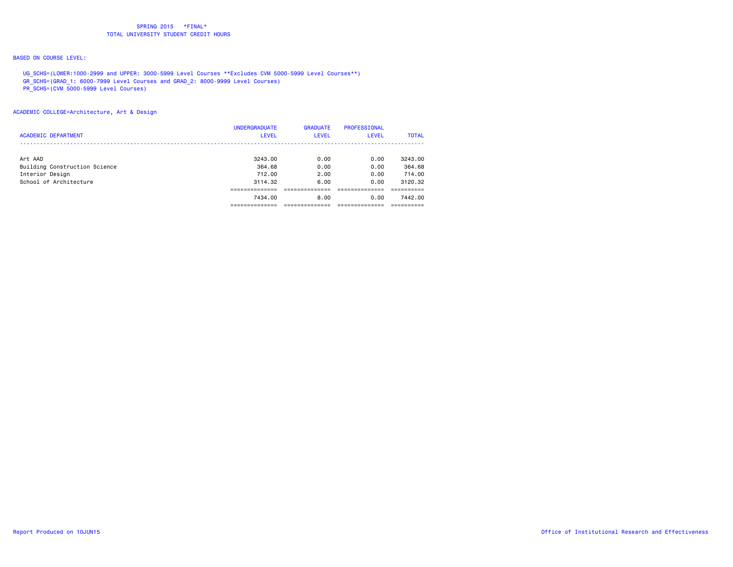SPRING 2015 \*FINAL\*
TOTAL UNIVERSITY STUDENT CREDIT HOURS

BASED ON COURSE LEVEL:

UG_SCHS=(LOWER:1000-2999 and UPPER: 3000-5999 Level Courses **Excludes CVM 5000-5999 Level Courses**)
GR_SCHS=(GRAD_1: 6000-7999 Level Courses and GRAD_2: 8000-9999 Level Courses)
PR_SCHS=(CVM 5000-5999 Level Courses)

ACADEMIC COLLEGE=Architecture, Art & Design

| ACADEMIC DEPARTMENT | UNDERGRADUATE LEVEL | GRADUATE LEVEL | PROFESSIONAL LEVEL | TOTAL |
|---|---|---|---|---|
| Art AAD | 3243.00 | 0.00 | 0.00 | 3243.00 |
| Building Construction Science | 364.68 | 0.00 | 0.00 | 364.68 |
| Interior Design | 712.00 | 2.00 | 0.00 | 714.00 |
| School of Architecture | 3114.32 | 6.00 | 0.00 | 3120.32 |
| | 7434.00 | 8.00 | 0.00 | 7442.00 |

Report Produced on 10JUN15

Office of Institutional Research and Effectiveness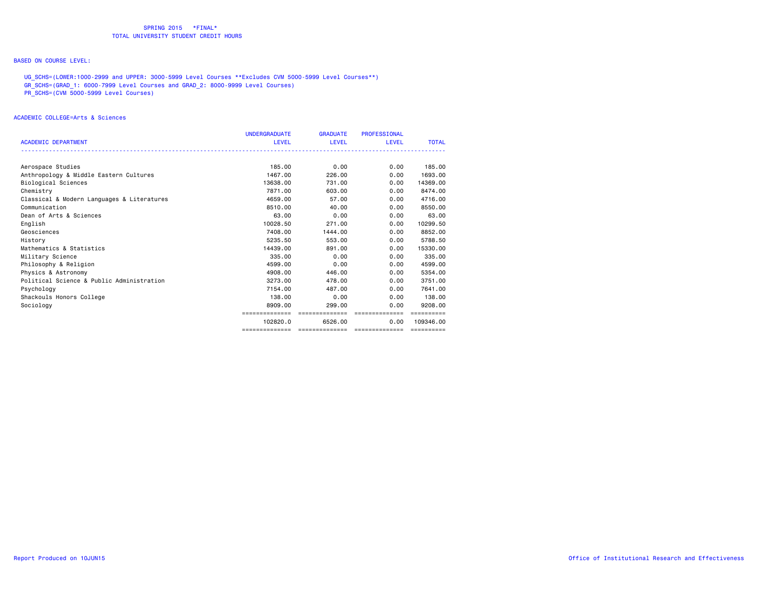SPRING 2015 *FINAL*
TOTAL UNIVERSITY STUDENT CREDIT HOURS

BASED ON COURSE LEVEL:

UG_SCHS=(LOWER:1000-2999 and UPPER: 3000-5999 Level Courses **Excludes CVM 5000-5999 Level Courses**)
GR_SCHS=(GRAD_1: 6000-7999 Level Courses and GRAD_2: 8000-9999 Level Courses)
PR_SCHS=(CVM 5000-5999 Level Courses)

ACADEMIC COLLEGE=Arts & Sciences

| ACADEMIC DEPARTMENT | UNDERGRADUATE LEVEL | GRADUATE LEVEL | PROFESSIONAL LEVEL | TOTAL |
|---|---|---|---|---|
| Aerospace Studies | 185.00 | 0.00 | 0.00 | 185.00 |
| Anthropology & Middle Eastern Cultures | 1467.00 | 226.00 | 0.00 | 1693.00 |
| Biological Sciences | 13638.00 | 731.00 | 0.00 | 14369.00 |
| Chemistry | 7871.00 | 603.00 | 0.00 | 8474.00 |
| Classical & Modern Languages & Literatures | 4659.00 | 57.00 | 0.00 | 4716.00 |
| Communication | 8510.00 | 40.00 | 0.00 | 8550.00 |
| Dean of Arts & Sciences | 63.00 | 0.00 | 0.00 | 63.00 |
| English | 10028.50 | 271.00 | 0.00 | 10299.50 |
| Geosciences | 7408.00 | 1444.00 | 0.00 | 8852.00 |
| History | 5235.50 | 553.00 | 0.00 | 5788.50 |
| Mathematics & Statistics | 14439.00 | 891.00 | 0.00 | 15330.00 |
| Military Science | 335.00 | 0.00 | 0.00 | 335.00 |
| Philosophy & Religion | 4599.00 | 0.00 | 0.00 | 4599.00 |
| Physics & Astronomy | 4908.00 | 446.00 | 0.00 | 5354.00 |
| Political Science & Public Administration | 3273.00 | 478.00 | 0.00 | 3751.00 |
| Psychology | 7154.00 | 487.00 | 0.00 | 7641.00 |
| Shackouls Honors College | 138.00 | 0.00 | 0.00 | 138.00 |
| Sociology | 8909.00 | 299.00 | 0.00 | 9208.00 |
| | 102820.0 | 6526.00 | 0.00 | 109346.00 |

Report Produced on 10JUN15

Office of Institutional Research and Effectiveness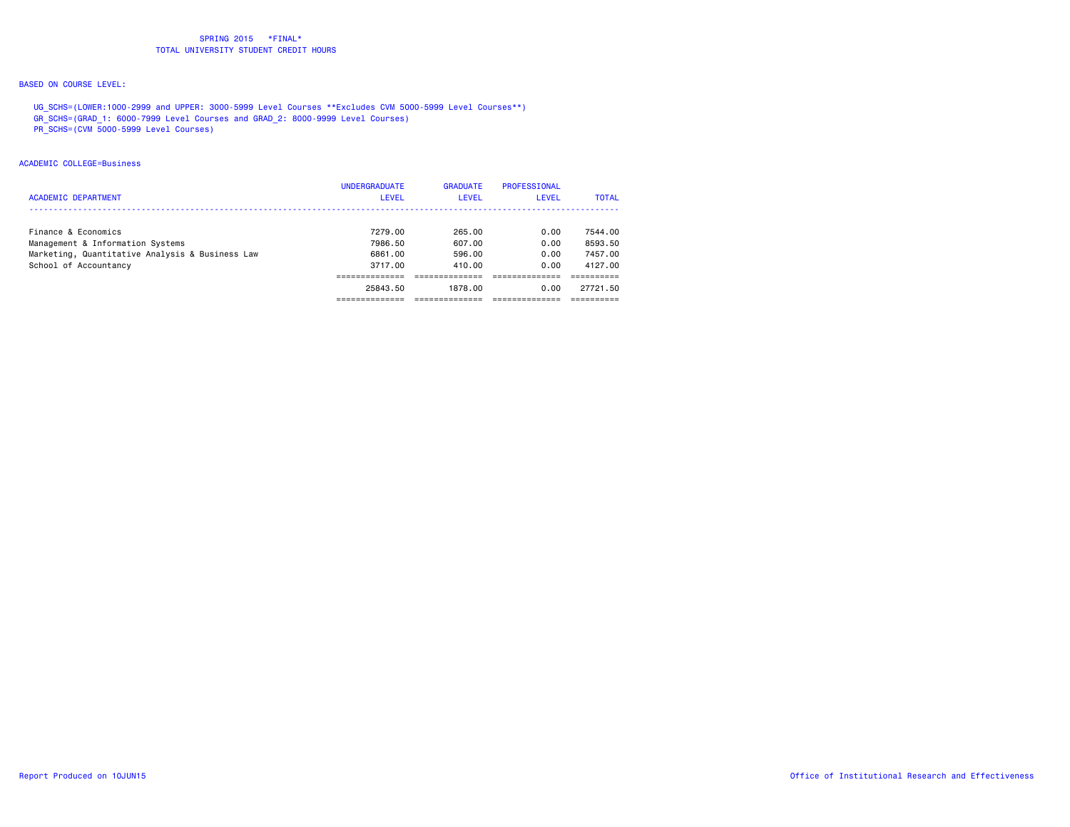SPRING 2015 \*FINAL\*
TOTAL UNIVERSITY STUDENT CREDIT HOURS

BASED ON COURSE LEVEL:

UG_SCHS=(LOWER:1000-2999 and UPPER: 3000-5999 Level Courses **Excludes CVM 5000-5999 Level Courses**)
GR_SCHS=(GRAD_1: 6000-7999 Level Courses and GRAD_2: 8000-9999 Level Courses)
PR_SCHS=(CVM 5000-5999 Level Courses)

ACADEMIC COLLEGE=Business

| ACADEMIC DEPARTMENT | UNDERGRADUATE LEVEL | GRADUATE LEVEL | PROFESSIONAL LEVEL | TOTAL |
|---|---|---|---|---|
| Finance & Economics | 7279.00 | 265.00 | 0.00 | 7544.00 |
| Management & Information Systems | 7986.50 | 607.00 | 0.00 | 8593.50 |
| Marketing, Quantitative Analysis & Business Law | 6861.00 | 596.00 | 0.00 | 7457.00 |
| School of Accountancy | 3717.00 | 410.00 | 0.00 | 4127.00 |
| | 25843.50 | 1878.00 | 0.00 | 27721.50 |

Report Produced on 10JUN15

Office of Institutional Research and Effectiveness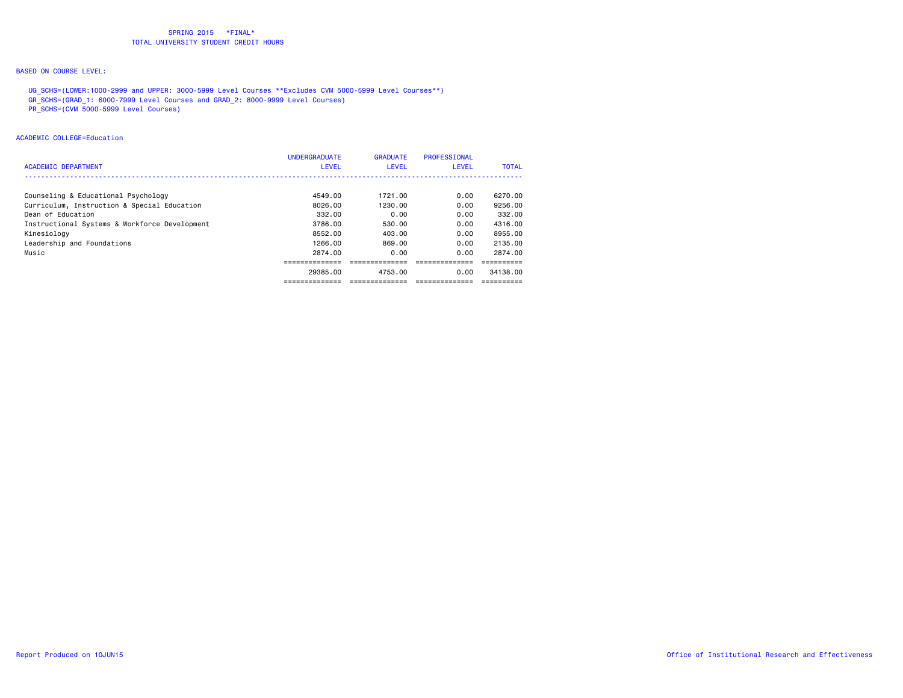SPRING 2015 \*FINAL\*
TOTAL UNIVERSITY STUDENT CREDIT HOURS

BASED ON COURSE LEVEL:

UG_SCHS=(LOWER:1000-2999 and UPPER: 3000-5999 Level Courses **Excludes CVM 5000-5999 Level Courses**)
GR_SCHS=(GRAD_1: 6000-7999 Level Courses and GRAD_2: 8000-9999 Level Courses)
PR_SCHS=(CVM 5000-5999 Level Courses)

ACADEMIC COLLEGE=Education

| ACADEMIC DEPARTMENT | UNDERGRADUATE LEVEL | GRADUATE LEVEL | PROFESSIONAL LEVEL | TOTAL |
|---|---|---|---|---|
| Counseling & Educational Psychology | 4549.00 | 1721.00 | 0.00 | 6270.00 |
| Curriculum, Instruction & Special Education | 8026.00 | 1230.00 | 0.00 | 9256.00 |
| Dean of Education | 332.00 | 0.00 | 0.00 | 332.00 |
| Instructional Systems & Workforce Development | 3786.00 | 530.00 | 0.00 | 4316.00 |
| Kinesiology | 8552.00 | 403.00 | 0.00 | 8955.00 |
| Leadership and Foundations | 1266.00 | 869.00 | 0.00 | 2135.00 |
| Music | 2874.00 | 0.00 | 0.00 | 2874.00 |
| | 29385.00 | 4753.00 | 0.00 | 34138.00 |

Report Produced on 10JUN15

Office of Institutional Research and Effectiveness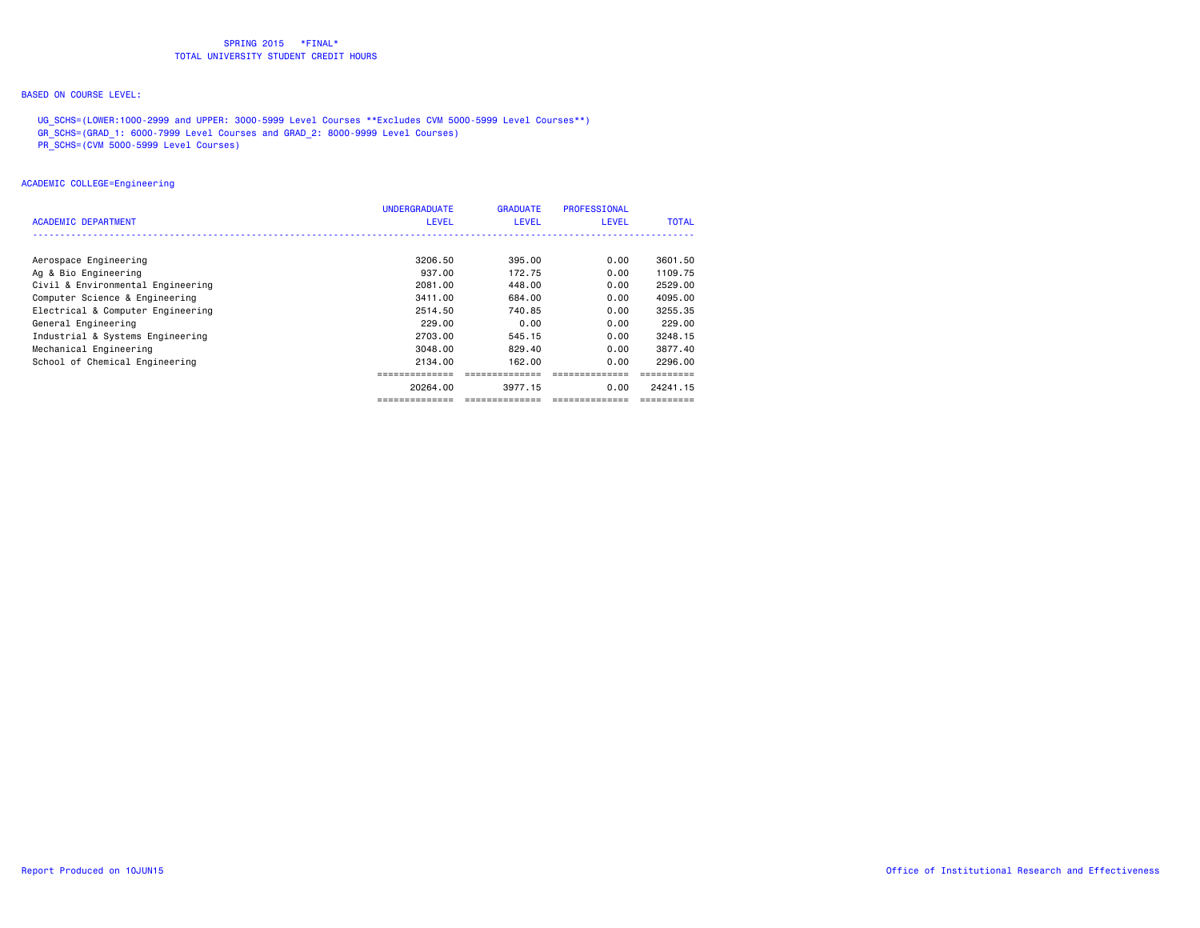SPRING 2015 \*FINAL\*
TOTAL UNIVERSITY STUDENT CREDIT HOURS

BASED ON COURSE LEVEL:

UG_SCHS=(LOWER:1000-2999 and UPPER: 3000-5999 Level Courses **Excludes CVM 5000-5999 Level Courses**)
GR_SCHS=(GRAD_1: 6000-7999 Level Courses and GRAD_2: 8000-9999 Level Courses)
PR_SCHS=(CVM 5000-5999 Level Courses)

ACADEMIC COLLEGE=Engineering

| ACADEMIC DEPARTMENT | UNDERGRADUATE LEVEL | GRADUATE LEVEL | PROFESSIONAL LEVEL | TOTAL |
|---|---|---|---|---|
| Aerospace Engineering | 3206.50 | 395.00 | 0.00 | 3601.50 |
| Ag & Bio Engineering | 937.00 | 172.75 | 0.00 | 1109.75 |
| Civil & Environmental Engineering | 2081.00 | 448.00 | 0.00 | 2529.00 |
| Computer Science & Engineering | 3411.00 | 684.00 | 0.00 | 4095.00 |
| Electrical & Computer Engineering | 2514.50 | 740.85 | 0.00 | 3255.35 |
| General Engineering | 229.00 | 0.00 | 0.00 | 229.00 |
| Industrial & Systems Engineering | 2703.00 | 545.15 | 0.00 | 3248.15 |
| Mechanical Engineering | 3048.00 | 829.40 | 0.00 | 3877.40 |
| School of Chemical Engineering | 2134.00 | 162.00 | 0.00 | 2296.00 |
| | 20264.00 | 3977.15 | 0.00 | 24241.15 |

Report Produced on 10JUN15

Office of Institutional Research and Effectiveness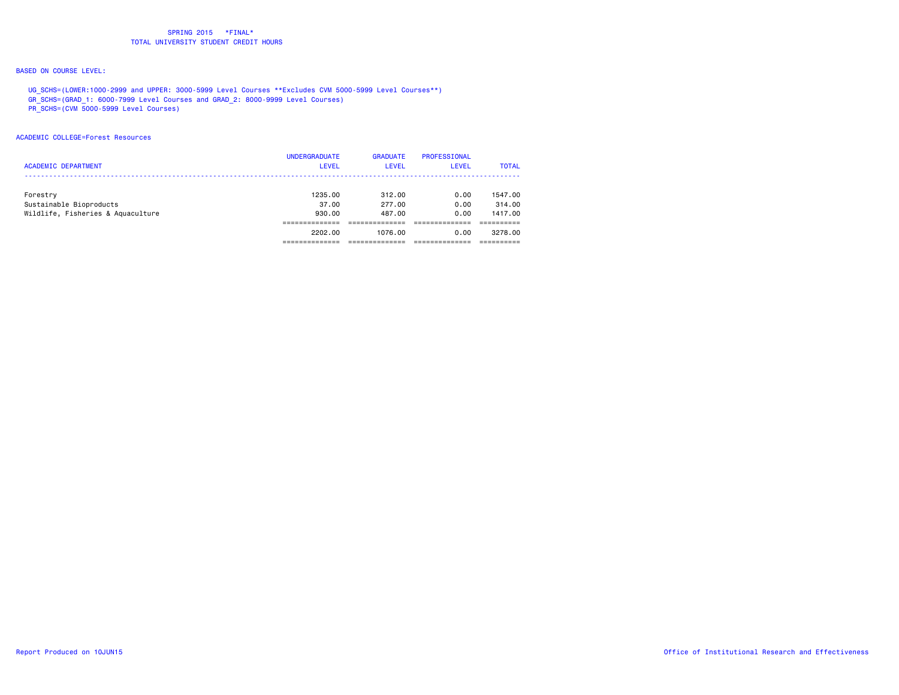SPRING 2015 *FINAL*
TOTAL UNIVERSITY STUDENT CREDIT HOURS

BASED ON COURSE LEVEL:

UG_SCHS=(LOWER:1000-2999 and UPPER: 3000-5999 Level Courses **Excludes CVM 5000-5999 Level Courses**)
GR_SCHS=(GRAD_1: 6000-7999 Level Courses and GRAD_2: 8000-9999 Level Courses)
PR_SCHS=(CVM 5000-5999 Level Courses)

ACADEMIC COLLEGE=Forest Resources

| ACADEMIC DEPARTMENT | UNDERGRADUATE LEVEL | GRADUATE LEVEL | PROFESSIONAL LEVEL | TOTAL |
|---|---|---|---|---|
| Forestry | 1235.00 | 312.00 | 0.00 | 1547.00 |
| Sustainable Bioproducts | 37.00 | 277.00 | 0.00 | 314.00 |
| Wildlife, Fisheries & Aquaculture | 930.00 | 487.00 | 0.00 | 1417.00 |
| | 2202.00 | 1076.00 | 0.00 | 3278.00 |

Report Produced on 10JUN15

Office of Institutional Research and Effectiveness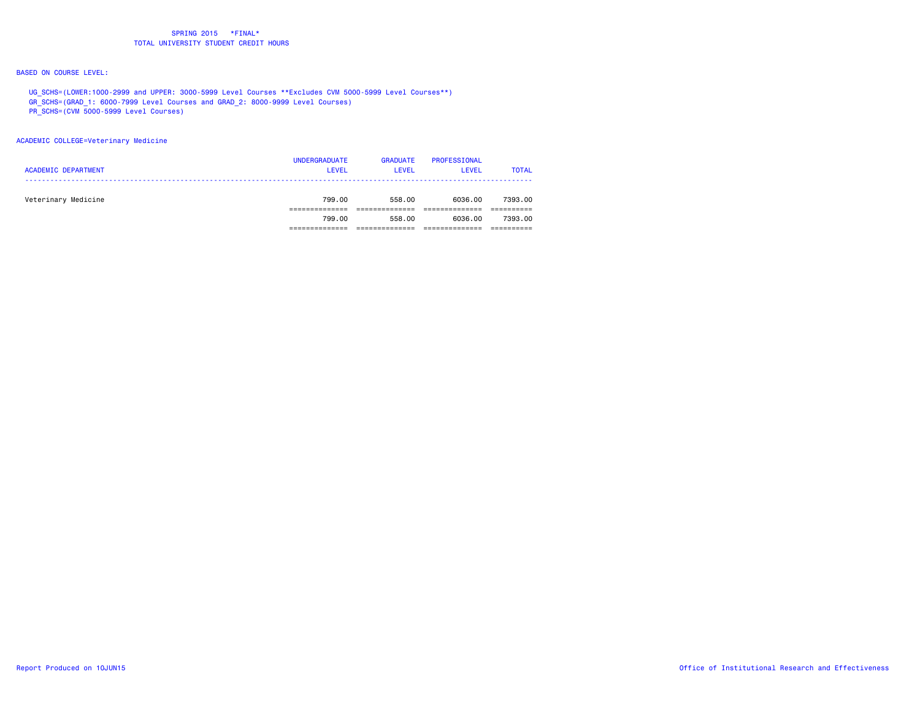SPRING 2015 *FINAL*
TOTAL UNIVERSITY STUDENT CREDIT HOURS

BASED ON COURSE LEVEL:

UG_SCHS=(LOWER:1000-2999 and UPPER: 3000-5999 Level Courses **Excludes CVM 5000-5999 Level Courses**)
GR_SCHS=(GRAD_1: 6000-7999 Level Courses and GRAD_2: 8000-9999 Level Courses)
PR_SCHS=(CVM 5000-5999 Level Courses)

ACADEMIC COLLEGE=Veterinary Medicine

| ACADEMIC DEPARTMENT | UNDERGRADUATE LEVEL | GRADUATE LEVEL | PROFESSIONAL LEVEL | TOTAL |
|---|---|---|---|---|
| Veterinary Medicine | 799.00 | 558.00 | 6036.00 | 7393.00 |
| | 799.00 | 558.00 | 6036.00 | 7393.00 |

Report Produced on 10JUN15

Office of Institutional Research and Effectiveness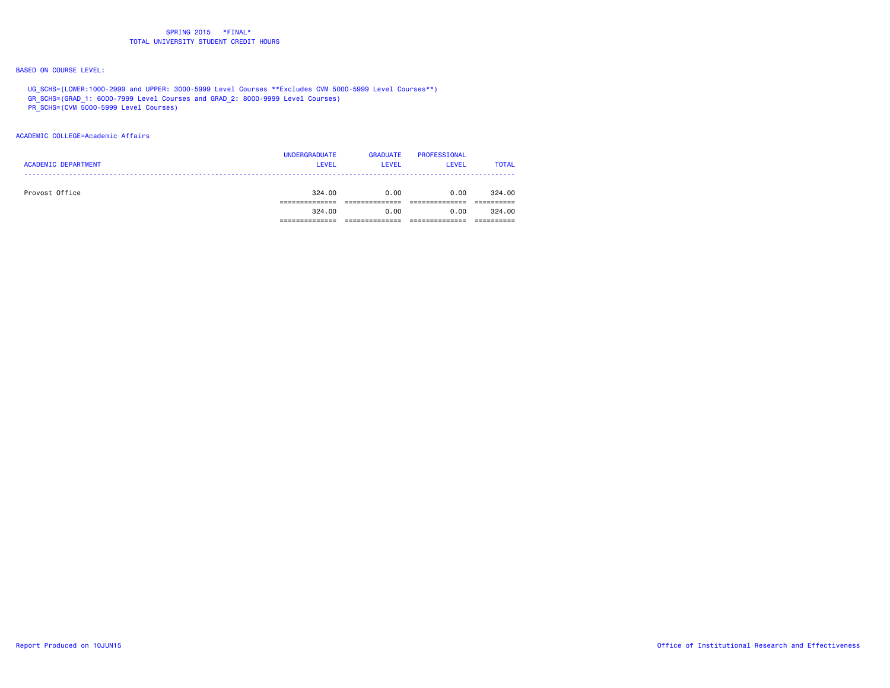SPRING 2015 *FINAL*
TOTAL UNIVERSITY STUDENT CREDIT HOURS

BASED ON COURSE LEVEL:

UG_SCHS=(LOWER:1000-2999 and UPPER: 3000-5999 Level Courses **Excludes CVM 5000-5999 Level Courses**)
GR_SCHS=(GRAD_1: 6000-7999 Level Courses and GRAD_2: 8000-9999 Level Courses)
PR_SCHS=(CVM 5000-5999 Level Courses)

ACADEMIC COLLEGE=Academic Affairs

| ACADEMIC DEPARTMENT | UNDERGRADUATE LEVEL | GRADUATE LEVEL | PROFESSIONAL LEVEL | TOTAL |
|---|---|---|---|---|
| Provost Office | 324.00 | 0.00 | 0.00 | 324.00 |
| | 324.00 | 0.00 | 0.00 | 324.00 |

Report Produced on 10JUN15

Office of Institutional Research and Effectiveness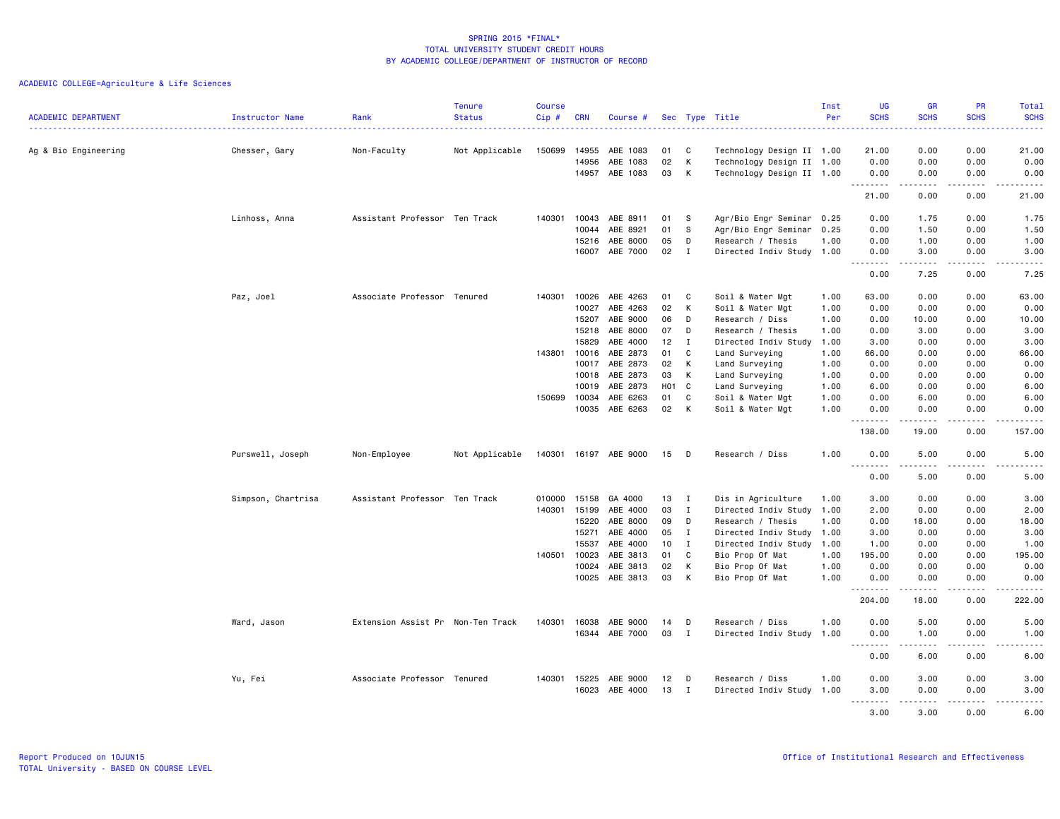SPRING 2015 *FINAL*
TOTAL UNIVERSITY STUDENT CREDIT HOURS
BY ACADEMIC COLLEGE/DEPARTMENT OF INSTRUCTOR OF RECORD

ACADEMIC COLLEGE=Agriculture & Life Sciences

| ACADEMIC DEPARTMENT | Instructor Name | Rank | Tenure Status | Course Cip # | CRN | Course # | Sec | Type | Title | Inst Per | UG SCHS | GR SCHS | PR SCHS | Total SCHS |
|---|---|---|---|---|---|---|---|---|---|---|---|---|---|---|
| Ag & Bio Engineering | Chesser, Gary | Non-Faculty | Not Applicable | 150699 | 14955 | ABE 1083 | 01 | C | Technology Design II | 1.00 | 21.00 | 0.00 | 0.00 | 21.00 |
| | | | | | 14956 | ABE 1083 | 02 | K | Technology Design II | 1.00 | 0.00 | 0.00 | 0.00 | 0.00 |
| | | | | | 14957 | ABE 1083 | 03 | K | Technology Design II | 1.00 | 0.00 | 0.00 | 0.00 | 0.00 |
| | | | | | | | | | | | 21.00 | 0.00 | 0.00 | 21.00 |
| | Linhoss, Anna | Assistant Professor | Ten Track | 140301 | 10043 | ABE 8911 | 01 | S | Agr/Bio Engr Seminar | 0.25 | 0.00 | 1.75 | 0.00 | 1.75 |
| | | | | | 10044 | ABE 8921 | 01 | S | Agr/Bio Engr Seminar | 0.25 | 0.00 | 1.50 | 0.00 | 1.50 |
| | | | | | 15216 | ABE 8000 | 05 | D | Research / Thesis | 1.00 | 0.00 | 1.00 | 0.00 | 1.00 |
| | | | | | 16007 | ABE 7000 | 02 | I | Directed Indiv Study | 1.00 | 0.00 | 3.00 | 0.00 | 3.00 |
| | | | | | | | | | | | 0.00 | 7.25 | 0.00 | 7.25 |
| | Paz, Joel | Associate Professor | Tenured | 140301 | 10026 | ABE 4263 | 01 | C | Soil & Water Mgt | 1.00 | 63.00 | 0.00 | 0.00 | 63.00 |
| | | | | | 10027 | ABE 4263 | 02 | K | Soil & Water Mgt | 1.00 | 0.00 | 0.00 | 0.00 | 0.00 |
| | | | | | 15207 | ABE 9000 | 06 | D | Research / Diss | 1.00 | 0.00 | 10.00 | 0.00 | 10.00 |
| | | | | | 15218 | ABE 8000 | 07 | D | Research / Thesis | 1.00 | 0.00 | 3.00 | 0.00 | 3.00 |
| | | | | | 15829 | ABE 4000 | 12 | I | Directed Indiv Study | 1.00 | 3.00 | 0.00 | 0.00 | 3.00 |
| | | | | 143801 | 10016 | ABE 2873 | 01 | C | Land Surveying | 1.00 | 66.00 | 0.00 | 0.00 | 66.00 |
| | | | | | 10017 | ABE 2873 | 02 | K | Land Surveying | 1.00 | 0.00 | 0.00 | 0.00 | 0.00 |
| | | | | | 10018 | ABE 2873 | 03 | K | Land Surveying | 1.00 | 0.00 | 0.00 | 0.00 | 0.00 |
| | | | | | 10019 | ABE 2873 | H01 | C | Land Surveying | 1.00 | 6.00 | 0.00 | 0.00 | 6.00 |
| | | | | 150699 | 10034 | ABE 6263 | 01 | C | Soil & Water Mgt | 1.00 | 0.00 | 6.00 | 0.00 | 6.00 |
| | | | | | 10035 | ABE 6263 | 02 | K | Soil & Water Mgt | 1.00 | 0.00 | 0.00 | 0.00 | 0.00 |
| | | | | | | | | | | | 138.00 | 19.00 | 0.00 | 157.00 |
| | Purswell, Joseph | Non-Employee | Not Applicable | 140301 | 16197 | ABE 9000 | 15 | D | Research / Diss | 1.00 | 0.00 | 5.00 | 0.00 | 5.00 |
| | | | | | | | | | | | 0.00 | 5.00 | 0.00 | 5.00 |
| | Simpson, Chartrisa | Assistant Professor | Ten Track | 010000 | 15158 | GA 4000 | 13 | I | Dis in Agriculture | 1.00 | 3.00 | 0.00 | 0.00 | 3.00 |
| | | | | 140301 | 15199 | ABE 4000 | 03 | I | Directed Indiv Study | 1.00 | 2.00 | 0.00 | 0.00 | 2.00 |
| | | | | | 15220 | ABE 8000 | 09 | D | Research / Thesis | 1.00 | 0.00 | 18.00 | 0.00 | 18.00 |
| | | | | | 15271 | ABE 4000 | 05 | I | Directed Indiv Study | 1.00 | 3.00 | 0.00 | 0.00 | 3.00 |
| | | | | | 15537 | ABE 4000 | 10 | I | Directed Indiv Study | 1.00 | 1.00 | 0.00 | 0.00 | 1.00 |
| | | | | 140501 | 10023 | ABE 3813 | 01 | C | Bio Prop Of Mat | 1.00 | 195.00 | 0.00 | 0.00 | 195.00 |
| | | | | | 10024 | ABE 3813 | 02 | K | Bio Prop Of Mat | 1.00 | 0.00 | 0.00 | 0.00 | 0.00 |
| | | | | | 10025 | ABE 3813 | 03 | K | Bio Prop Of Mat | 1.00 | 0.00 | 0.00 | 0.00 | 0.00 |
| | | | | | | | | | | | 204.00 | 18.00 | 0.00 | 222.00 |
| | Ward, Jason | Extension Assist Pr | Non-Ten Track | 140301 | 16038 | ABE 9000 | 14 | D | Research / Diss | 1.00 | 0.00 | 5.00 | 0.00 | 5.00 |
| | | | | | 16344 | ABE 7000 | 03 | I | Directed Indiv Study | 1.00 | 0.00 | 1.00 | 0.00 | 1.00 |
| | | | | | | | | | | | 0.00 | 6.00 | 0.00 | 6.00 |
| | Yu, Fei | Associate Professor | Tenured | 140301 | 15225 | ABE 9000 | 12 | D | Research / Diss | 1.00 | 0.00 | 3.00 | 0.00 | 3.00 |
| | | | | | 16023 | ABE 4000 | 13 | I | Directed Indiv Study | 1.00 | 3.00 | 0.00 | 0.00 | 3.00 |
| | | | | | | | | | | | 3.00 | 3.00 | 0.00 | 6.00 |

Report Produced on 10JUN15
TOTAL University - BASED ON COURSE LEVEL

Office of Institutional Research and Effectiveness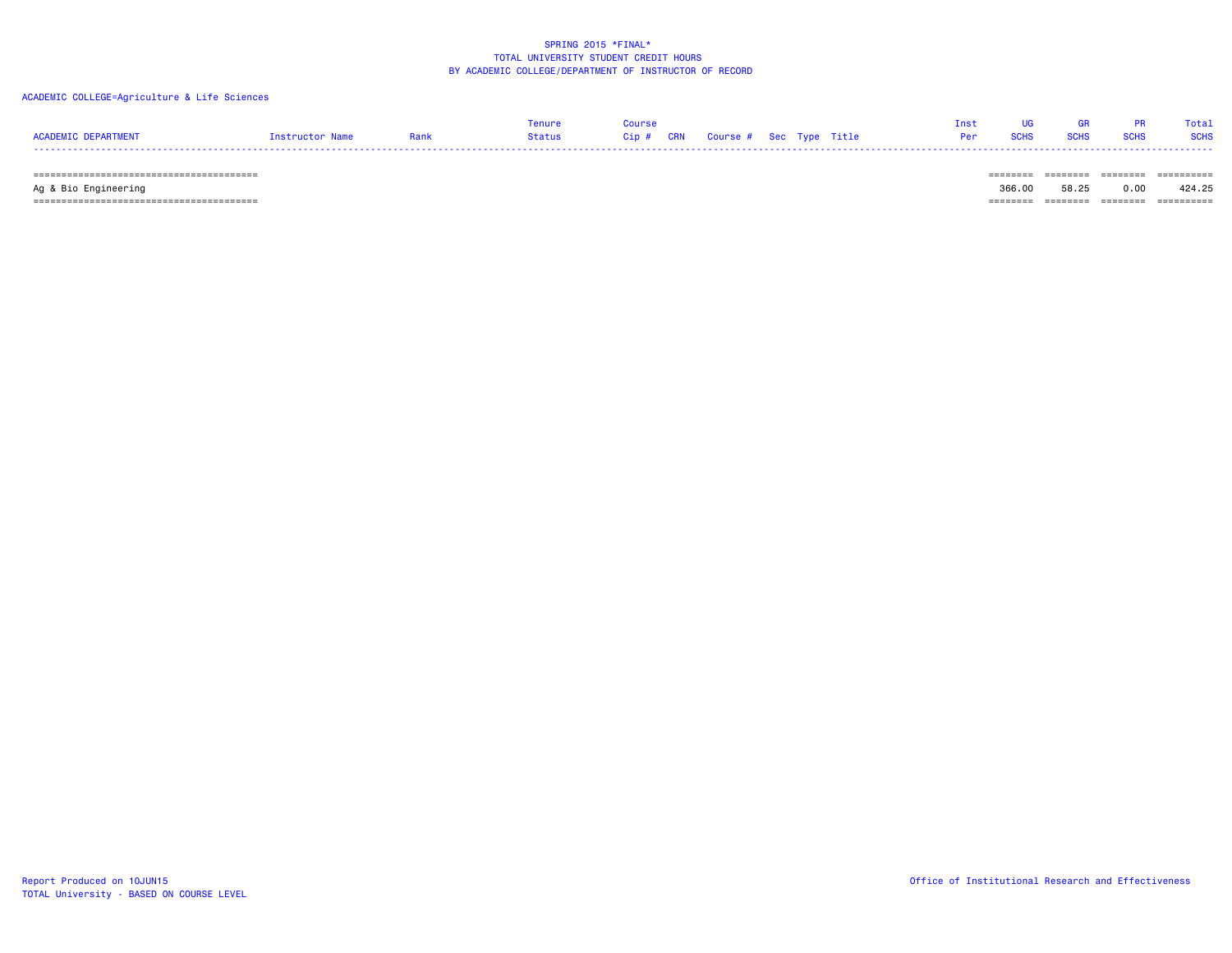SPRING 2015 *FINAL*
TOTAL UNIVERSITY STUDENT CREDIT HOURS
BY ACADEMIC COLLEGE/DEPARTMENT OF INSTRUCTOR OF RECORD

ACADEMIC COLLEGE=Agriculture & Life Sciences

| ACADEMIC DEPARTMENT | Instructor Name | Rank | Tenure Status | Course Cip # | CRN | Course # | Sec | Type | Title | Inst Per | UG SCHS | GR SCHS | PR SCHS | Total SCHS |
|---|---|---|---|---|---|---|---|---|---|---|---|---|---|---|
| Ag & Bio Engineering | | | | | | | | | | | 366.00 | 58.25 | 0.00 | 424.25 |

Report Produced on 10JUN15
TOTAL University - BASED ON COURSE LEVEL

Office of Institutional Research and Effectiveness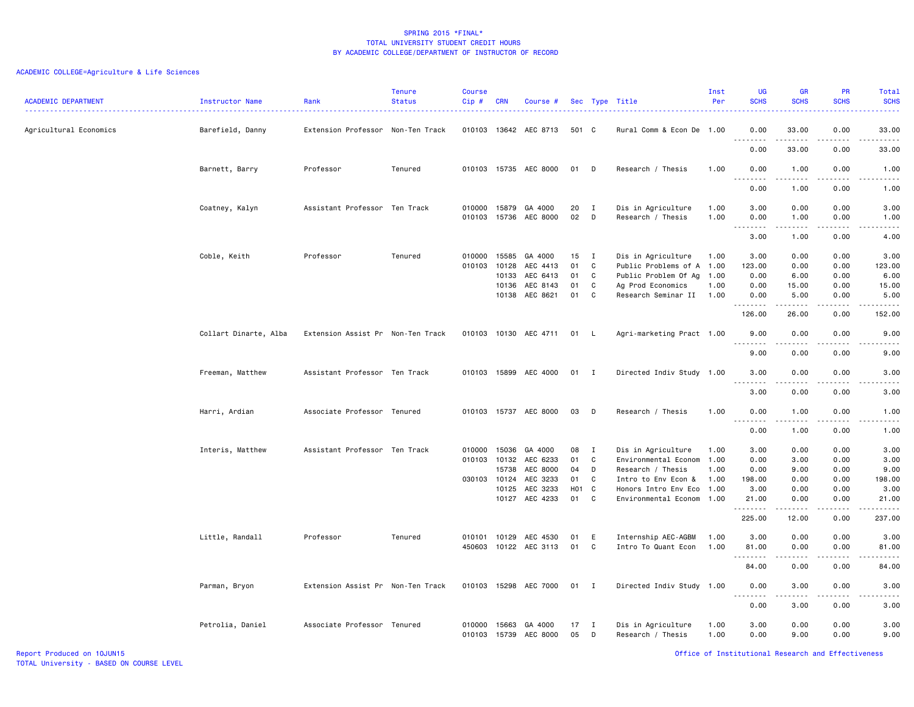# SPRING 2015 *FINAL*
## TOTAL UNIVERSITY STUDENT CREDIT HOURS
### BY ACADEMIC COLLEGE/DEPARTMENT OF INSTRUCTOR OF RECORD

ACADEMIC COLLEGE=Agriculture & Life Sciences

| ACADEMIC DEPARTMENT | Instructor Name | Rank | Tenure Status | Course Cip # | CRN | Course # | Sec | Type | Title | Inst Per | UG SCHS | GR SCHS | PR SCHS | Total SCHS |
|---|---|---|---|---|---|---|---|---|---|---|---|---|---|---|
| Agricultural Economics | Barefield, Danny | Extension Professor | Non-Ten Track | 010103 | 13642 | AEC 8713 | 501 | C | Rural Comm & Econ De | 1.00 | 0.00 | 33.00 | 0.00 | 33.00 |
| | | | | | | | | | | | 0.00 | 33.00 | 0.00 | 33.00 |
| | Barnett, Barry | Professor | Tenured | 010103 | 15735 | AEC 8000 | 01 | D | Research / Thesis | 1.00 | 0.00 | 1.00 | 0.00 | 1.00 |
| | | | | | | | | | | | 0.00 | 1.00 | 0.00 | 1.00 |
| | Coatney, Kalyn | Assistant Professor | Ten Track | 010000 | 15879 | GA 4000 | 20 | I | Dis in Agriculture | 1.00 | 3.00 | 0.00 | 0.00 | 3.00 |
| | | | | 010103 | 15736 | AEC 8000 | 02 | D | Research / Thesis | 1.00 | 0.00 | 1.00 | 0.00 | 1.00 |
| | | | | | | | | | | | 3.00 | 1.00 | 0.00 | 4.00 |
| | Coble, Keith | Professor | Tenured | 010000 | 15585 | GA 4000 | 15 | I | Dis in Agriculture | 1.00 | 3.00 | 0.00 | 0.00 | 3.00 |
| | | | | 010103 | 10128 | AEC 4413 | 01 | C | Public Problems of A | 1.00 | 123.00 | 0.00 | 0.00 | 123.00 |
| | | | | | 10133 | AEC 6413 | 01 | C | Public Problem Of Ag | 1.00 | 0.00 | 6.00 | 0.00 | 6.00 |
| | | | | | 10136 | AEC 8143 | 01 | C | Ag Prod Economics | 1.00 | 0.00 | 15.00 | 0.00 | 15.00 |
| | | | | | 10138 | AEC 8621 | 01 | C | Research Seminar II | 1.00 | 0.00 | 5.00 | 0.00 | 5.00 |
| | | | | | | | | | | | 126.00 | 26.00 | 0.00 | 152.00 |
| | Collart Dinarte, Alba | Extension Assist Pr | Non-Ten Track | 010103 | 10130 | AEC 4711 | 01 | L | Agri-marketing Pract | 1.00 | 9.00 | 0.00 | 0.00 | 9.00 |
| | | | | | | | | | | | 9.00 | 0.00 | 0.00 | 9.00 |
| | Freeman, Matthew | Assistant Professor | Ten Track | 010103 | 15899 | AEC 4000 | 01 | I | Directed Indiv Study | 1.00 | 3.00 | 0.00 | 0.00 | 3.00 |
| | | | | | | | | | | | 3.00 | 0.00 | 0.00 | 3.00 |
| | Harri, Ardian | Associate Professor | Tenured | 010103 | 15737 | AEC 8000 | 03 | D | Research / Thesis | 1.00 | 0.00 | 1.00 | 0.00 | 1.00 |
| | | | | | | | | | | | 0.00 | 1.00 | 0.00 | 1.00 |
| | Interis, Matthew | Assistant Professor | Ten Track | 010000 | 15036 | GA 4000 | 08 | I | Dis in Agriculture | 1.00 | 3.00 | 0.00 | 0.00 | 3.00 |
| | | | | 010103 | 10132 | AEC 6233 | 01 | C | Environmental Econom | 1.00 | 0.00 | 3.00 | 0.00 | 3.00 |
| | | | | | 15738 | AEC 8000 | 04 | D | Research / Thesis | 1.00 | 0.00 | 9.00 | 0.00 | 9.00 |
| | | | | 030103 | 10124 | AEC 3233 | 01 | C | Intro to Env Econ & | 1.00 | 198.00 | 0.00 | 0.00 | 198.00 |
| | | | | | 10125 | AEC 3233 | H01 | C | Honors Intro Env Eco | 1.00 | 3.00 | 0.00 | 0.00 | 3.00 |
| | | | | | 10127 | AEC 4233 | 01 | C | Environmental Econom | 1.00 | 21.00 | 0.00 | 0.00 | 21.00 |
| | | | | | | | | | | | 225.00 | 12.00 | 0.00 | 237.00 |
| | Little, Randall | Professor | Tenured | 010101 | 10129 | AEC 4530 | 01 | E | Internship AEC-AGBM | 1.00 | 3.00 | 0.00 | 0.00 | 3.00 |
| | | | | 450603 | 10122 | AEC 3113 | 01 | C | Intro To Quant Econ | 1.00 | 81.00 | 0.00 | 0.00 | 81.00 |
| | | | | | | | | | | | 84.00 | 0.00 | 0.00 | 84.00 |
| | Parman, Bryon | Extension Assist Pr | Non-Ten Track | 010103 | 15298 | AEC 7000 | 01 | I | Directed Indiv Study | 1.00 | 0.00 | 3.00 | 0.00 | 3.00 |
| | | | | | | | | | | | 0.00 | 3.00 | 0.00 | 3.00 |
| | Petrolia, Daniel | Associate Professor | Tenured | 010000 | 15663 | GA 4000 | 17 | I | Dis in Agriculture | 1.00 | 3.00 | 0.00 | 0.00 | 3.00 |
| | | | | 010103 | 15739 | AEC 8000 | 05 | D | Research / Thesis | 1.00 | 0.00 | 9.00 | 0.00 | 9.00 |

Report Produced on 10JUN15
TOTAL University - BASED ON COURSE LEVEL

Office of Institutional Research and Effectiveness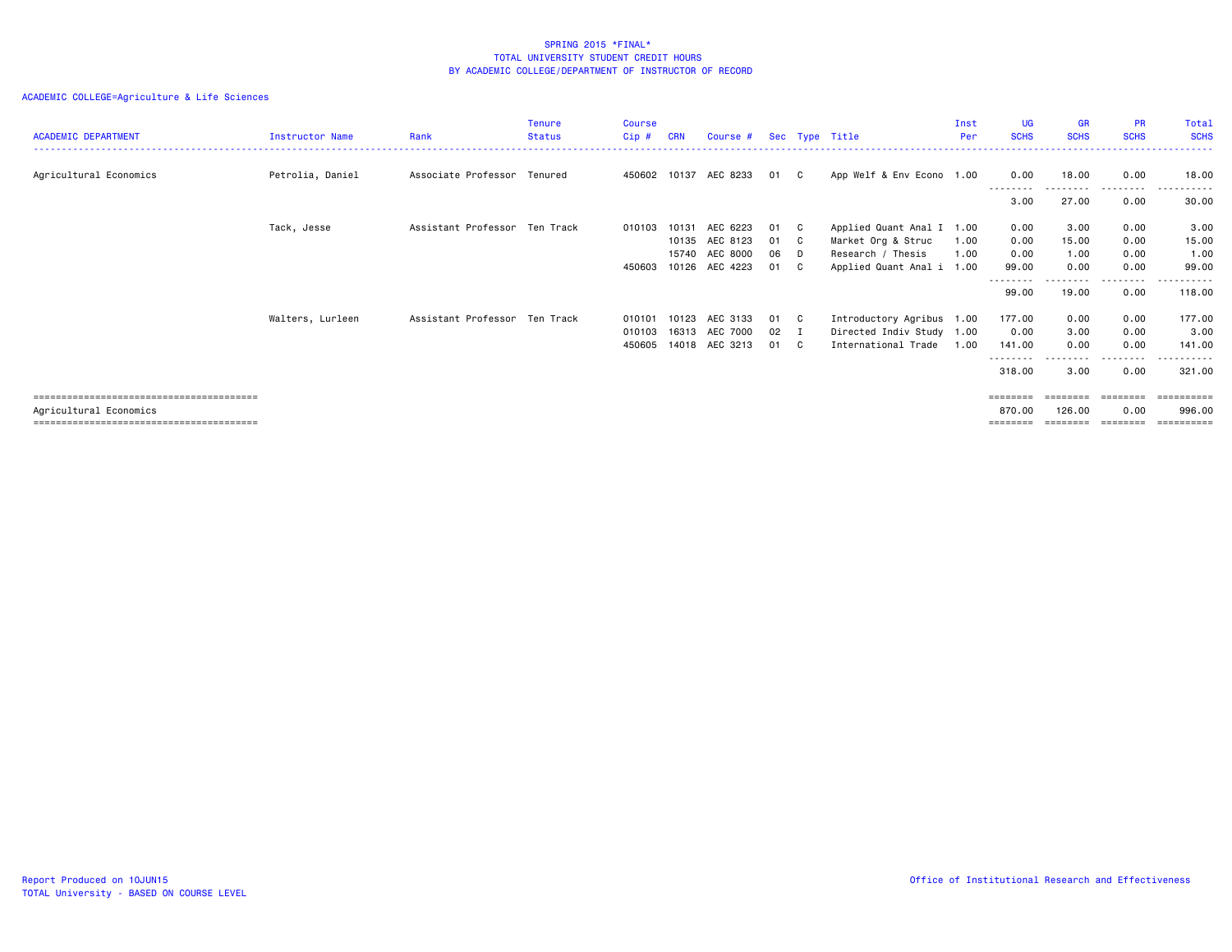SPRING 2015 *FINAL*
TOTAL UNIVERSITY STUDENT CREDIT HOURS
BY ACADEMIC COLLEGE/DEPARTMENT OF INSTRUCTOR OF RECORD

ACADEMIC COLLEGE=Agriculture & Life Sciences

| ACADEMIC DEPARTMENT | Instructor Name | Rank | Tenure Status | Course Cip # | CRN | Course # | Sec | Type | Title | Inst Per | UG SCHS | GR SCHS | PR SCHS | Total SCHS |
|---|---|---|---|---|---|---|---|---|---|---|---|---|---|---|
| Agricultural Economics | Petrolia, Daniel | Associate Professor | Tenured | 450602 | 10137 | AEC 8233 | 01 | C | App Welf & Env Econo | 1.00 | 0.00 | 18.00 | 0.00 | 18.00 |
| | | | | | | | | | | | 3.00 | 27.00 | 0.00 | 30.00 |
| | Tack, Jesse | Assistant Professor | Ten Track | 010103 | 10131 | AEC 6223 | 01 | C | Applied Quant Anal I | 1.00 | 0.00 | 3.00 | 0.00 | 3.00 |
| | | | | | 10135 | AEC 8123 | 01 | C | Market Org & Struc | 1.00 | 0.00 | 15.00 | 0.00 | 15.00 |
| | | | | | 15740 | AEC 8000 | 06 | D | Research / Thesis | 1.00 | 0.00 | 1.00 | 0.00 | 1.00 |
| | | | | 450603 | 10126 | AEC 4223 | 01 | C | Applied Quant Anal i | 1.00 | 99.00 | 0.00 | 0.00 | 99.00 |
| | | | | | | | | | | | 99.00 | 19.00 | 0.00 | 118.00 |
| | Walters, Lurleen | Assistant Professor | Ten Track | 010101 | 10123 | AEC 3133 | 01 | C | Introductory Agribus | 1.00 | 177.00 | 0.00 | 0.00 | 177.00 |
| | | | | 010103 | 16313 | AEC 7000 | 02 | I | Directed Indiv Study | 1.00 | 0.00 | 3.00 | 0.00 | 3.00 |
| | | | | 450605 | 14018 | AEC 3213 | 01 | C | International Trade | 1.00 | 141.00 | 0.00 | 0.00 | 141.00 |
| | | | | | | | | | | | 318.00 | 3.00 | 0.00 | 321.00 |
| Agricultural Economics | | | | | | | | | | | 870.00 | 126.00 | 0.00 | 996.00 |

Report Produced on 10JUN15
TOTAL University - BASED ON COURSE LEVEL

Office of Institutional Research and Effectiveness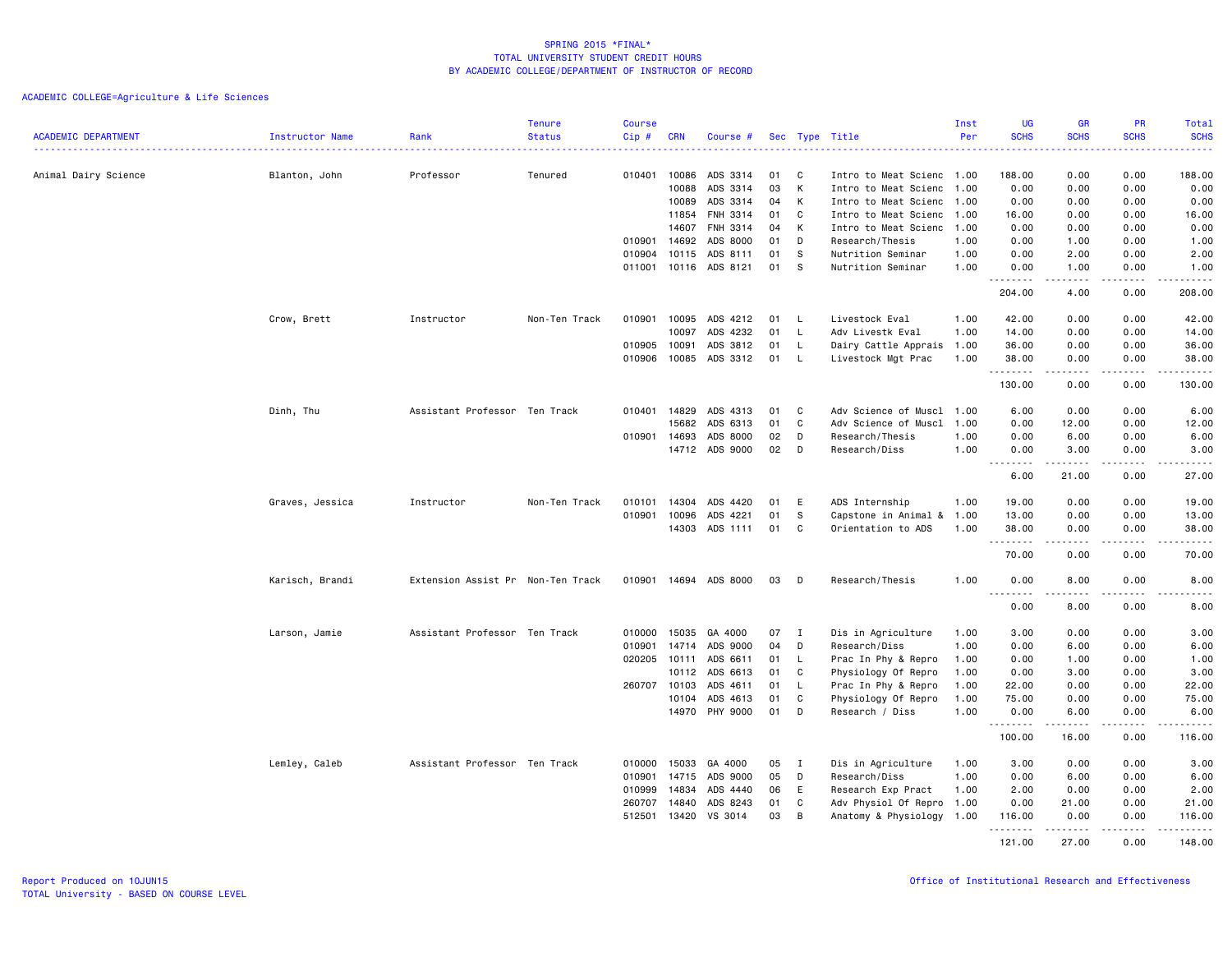SPRING 2015 *FINAL*
TOTAL UNIVERSITY STUDENT CREDIT HOURS
BY ACADEMIC COLLEGE/DEPARTMENT OF INSTRUCTOR OF RECORD

ACADEMIC COLLEGE=Agriculture & Life Sciences

| ACADEMIC DEPARTMENT | Instructor Name | Rank | Tenure Status | Course Cip # | CRN | Course # | Sec | Type | Title | Inst Per | UG SCHS | GR SCHS | PR SCHS | Total SCHS |
|---|---|---|---|---|---|---|---|---|---|---|---|---|---|---|
| Animal Dairy Science | Blanton, John | Professor | Tenured | 010401 | 10086 | ADS 3314 | 01 | C | Intro to Meat Scienc | 1.00 | 188.00 | 0.00 | 0.00 | 188.00 |
| | | | | | 10088 | ADS 3314 | 03 | K | Intro to Meat Scienc | 1.00 | 0.00 | 0.00 | 0.00 | 0.00 |
| | | | | | 10089 | ADS 3314 | 04 | K | Intro to Meat Scienc | 1.00 | 0.00 | 0.00 | 0.00 | 0.00 |
| | | | | | 11854 | FNH 3314 | 01 | C | Intro to Meat Scienc | 1.00 | 16.00 | 0.00 | 0.00 | 16.00 |
| | | | | | 14607 | FNH 3314 | 04 | K | Intro to Meat Scienc | 1.00 | 0.00 | 0.00 | 0.00 | 0.00 |
| | | | | 010901 | 14692 | ADS 8000 | 01 | D | Research/Thesis | 1.00 | 0.00 | 1.00 | 0.00 | 1.00 |
| | | | | 010904 | 10115 | ADS 8111 | 01 | S | Nutrition Seminar | 1.00 | 0.00 | 2.00 | 0.00 | 2.00 |
| | | | | 011001 | 10116 | ADS 8121 | 01 | S | Nutrition Seminar | 1.00 | 0.00 | 1.00 | 0.00 | 1.00 |
| | | | | | | | | | | | 204.00 | 4.00 | 0.00 | 208.00 |
| | Crow, Brett | Instructor | Non-Ten Track | 010901 | 10095 | ADS 4212 | 01 | L | Livestock Eval | 1.00 | 42.00 | 0.00 | 0.00 | 42.00 |
| | | | | | 10097 | ADS 4232 | 01 | L | Adv Livestk Eval | 1.00 | 14.00 | 0.00 | 0.00 | 14.00 |
| | | | | 010905 | 10091 | ADS 3812 | 01 | L | Dairy Cattle Apprais | 1.00 | 36.00 | 0.00 | 0.00 | 36.00 |
| | | | | 010906 | 10085 | ADS 3312 | 01 | L | Livestock Mgt Prac | 1.00 | 38.00 | 0.00 | 0.00 | 38.00 |
| | | | | | | | | | | | 130.00 | 0.00 | 0.00 | 130.00 |
| | Dinh, Thu | Assistant Professor | Ten Track | 010401 | 14829 | ADS 4313 | 01 | C | Adv Science of Muscl | 1.00 | 6.00 | 0.00 | 0.00 | 6.00 |
| | | | | | 15682 | ADS 6313 | 01 | C | Adv Science of Muscl | 1.00 | 0.00 | 12.00 | 0.00 | 12.00 |
| | | | | 010901 | 14693 | ADS 8000 | 02 | D | Research/Thesis | 1.00 | 0.00 | 6.00 | 0.00 | 6.00 |
| | | | | | 14712 | ADS 9000 | 02 | D | Research/Diss | 1.00 | 0.00 | 3.00 | 0.00 | 3.00 |
| | | | | | | | | | | | 6.00 | 21.00 | 0.00 | 27.00 |
| | Graves, Jessica | Instructor | Non-Ten Track | 010101 | 14304 | ADS 4420 | 01 | E | ADS Internship | 1.00 | 19.00 | 0.00 | 0.00 | 19.00 |
| | | | | 010901 | 10096 | ADS 4221 | 01 | S | Capstone in Animal & | 1.00 | 13.00 | 0.00 | 0.00 | 13.00 |
| | | | | | 14303 | ADS 1111 | 01 | C | Orientation to ADS | 1.00 | 38.00 | 0.00 | 0.00 | 38.00 |
| | | | | | | | | | | | 70.00 | 0.00 | 0.00 | 70.00 |
| | Karisch, Brandi | Extension Assist Pr | Non-Ten Track | 010901 | 14694 | ADS 8000 | 03 | D | Research/Thesis | 1.00 | 0.00 | 8.00 | 0.00 | 8.00 |
| | | | | | | | | | | | 0.00 | 8.00 | 0.00 | 8.00 |
| | Larson, Jamie | Assistant Professor | Ten Track | 010000 | 15035 | GA 4000 | 07 | I | Dis in Agriculture | 1.00 | 3.00 | 0.00 | 0.00 | 3.00 |
| | | | | 010901 | 14714 | ADS 9000 | 04 | D | Research/Diss | 1.00 | 0.00 | 6.00 | 0.00 | 6.00 |
| | | | | 020205 | 10111 | ADS 6611 | 01 | L | Prac In Phy & Repro | 1.00 | 0.00 | 1.00 | 0.00 | 1.00 |
| | | | | | 10112 | ADS 6613 | 01 | C | Physiology Of Repro | 1.00 | 0.00 | 3.00 | 0.00 | 3.00 |
| | | | | 260707 | 10103 | ADS 4611 | 01 | L | Prac In Phy & Repro | 1.00 | 22.00 | 0.00 | 0.00 | 22.00 |
| | | | | | 10104 | ADS 4613 | 01 | C | Physiology Of Repro | 1.00 | 75.00 | 0.00 | 0.00 | 75.00 |
| | | | | | 14970 | PHY 9000 | 01 | D | Research / Diss | 1.00 | 0.00 | 6.00 | 0.00 | 6.00 |
| | | | | | | | | | | | 100.00 | 16.00 | 0.00 | 116.00 |
| | Lemley, Caleb | Assistant Professor | Ten Track | 010000 | 15033 | GA 4000 | 05 | I | Dis in Agriculture | 1.00 | 3.00 | 0.00 | 0.00 | 3.00 |
| | | | | 010901 | 14715 | ADS 9000 | 05 | D | Research/Diss | 1.00 | 0.00 | 6.00 | 0.00 | 6.00 |
| | | | | 010999 | 14834 | ADS 4440 | 06 | E | Research Exp Pract | 1.00 | 2.00 | 0.00 | 0.00 | 2.00 |
| | | | | 260707 | 14840 | ADS 8243 | 01 | C | Adv Physiol Of Repro | 1.00 | 0.00 | 21.00 | 0.00 | 21.00 |
| | | | | 512501 | 13420 | VS 3014 | 03 | B | Anatomy & Physiology | 1.00 | 116.00 | 0.00 | 0.00 | 116.00 |
| | | | | | | | | | | | 121.00 | 27.00 | 0.00 | 148.00 |

Report Produced on 10JUN15
TOTAL University - BASED ON COURSE LEVEL

Office of Institutional Research and Effectiveness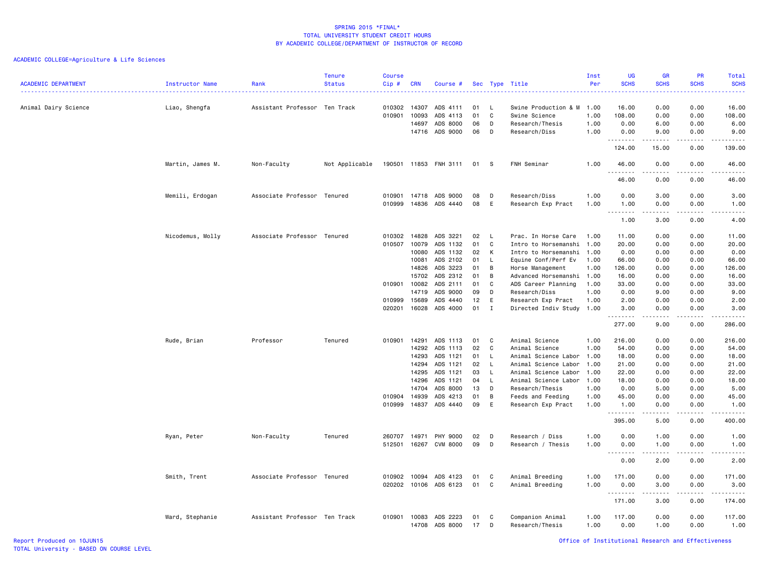SPRING 2015 *FINAL*
TOTAL UNIVERSITY STUDENT CREDIT HOURS
BY ACADEMIC COLLEGE/DEPARTMENT OF INSTRUCTOR OF RECORD

ACADEMIC COLLEGE=Agriculture & Life Sciences

| ACADEMIC DEPARTMENT | Instructor Name | Rank | Tenure Status | Course Cip # | CRN | Course # | Sec | Type | Title | Inst Per | UG SCHS | GR SCHS | PR SCHS | Total SCHS |
|---|---|---|---|---|---|---|---|---|---|---|---|---|---|---|
| Animal Dairy Science | Liao, Shengfa | Assistant Professor | Ten Track | 010302 | 14307 | ADS 4111 | 01 | L | Swine Production & M | 1.00 | 16.00 | 0.00 | 0.00 | 16.00 |
| | | | | 010901 | 10093 | ADS 4113 | 01 | C | Swine Science | 1.00 | 108.00 | 0.00 | 0.00 | 108.00 |
| | | | | | 14697 | ADS 8000 | 06 | D | Research/Thesis | 1.00 | 0.00 | 6.00 | 0.00 | 6.00 |
| | | | | | 14716 | ADS 9000 | 06 | D | Research/Diss | 1.00 | 0.00 | 9.00 | 0.00 | 9.00 |
| | | | | | | | | | | | 124.00 | 15.00 | 0.00 | 139.00 |
| | Martin, James M. | Non-Faculty | Not Applicable | 190501 | 11853 | FNH 3111 | 01 | S | FNH Seminar | 1.00 | 46.00 | 0.00 | 0.00 | 46.00 |
| | | | | | | | | | | | 46.00 | 0.00 | 0.00 | 46.00 |
| | Memili, Erdogan | Associate Professor | Tenured | 010901 | 14718 | ADS 9000 | 08 | D | Research/Diss | 1.00 | 0.00 | 3.00 | 0.00 | 3.00 |
| | | | | 010999 | 14836 | ADS 4440 | 08 | E | Research Exp Pract | 1.00 | 1.00 | 0.00 | 0.00 | 1.00 |
| | | | | | | | | | | | 1.00 | 3.00 | 0.00 | 4.00 |
| | Nicodemus, Molly | Associate Professor | Tenured | 010302 | 14828 | ADS 3221 | 02 | L | Prac. In Horse Care | 1.00 | 11.00 | 0.00 | 0.00 | 11.00 |
| | | | | 010507 | 10079 | ADS 1132 | 01 | C | Intro to Horsemanshi | 1.00 | 20.00 | 0.00 | 0.00 | 20.00 |
| | | | | | 10080 | ADS 1132 | 02 | K | Intro to Horsemanshi | 1.00 | 0.00 | 0.00 | 0.00 | 0.00 |
| | | | | | 10081 | ADS 2102 | 01 | L | Equine Conf/Perf Ev | 1.00 | 66.00 | 0.00 | 0.00 | 66.00 |
| | | | | | 14826 | ADS 3223 | 01 | B | Horse Management | 1.00 | 126.00 | 0.00 | 0.00 | 126.00 |
| | | | | | 15702 | ADS 2312 | 01 | B | Advanced Horsemanshi | 1.00 | 16.00 | 0.00 | 0.00 | 16.00 |
| | | | | 010901 | 10082 | ADS 2111 | 01 | C | ADS Career Planning | 1.00 | 33.00 | 0.00 | 0.00 | 33.00 |
| | | | | | 14719 | ADS 9000 | 09 | D | Research/Diss | 1.00 | 0.00 | 9.00 | 0.00 | 9.00 |
| | | | | 010999 | 15689 | ADS 4440 | 12 | E | Research Exp Pract | 1.00 | 2.00 | 0.00 | 0.00 | 2.00 |
| | | | | 020201 | 16028 | ADS 4000 | 01 | I | Directed Indiv Study | 1.00 | 3.00 | 0.00 | 0.00 | 3.00 |
| | | | | | | | | | | | 277.00 | 9.00 | 0.00 | 286.00 |
| | Rude, Brian | Professor | Tenured | 010901 | 14291 | ADS 1113 | 01 | C | Animal Science | 1.00 | 216.00 | 0.00 | 0.00 | 216.00 |
| | | | | | 14292 | ADS 1113 | 02 | C | Animal Science | 1.00 | 54.00 | 0.00 | 0.00 | 54.00 |
| | | | | | 14293 | ADS 1121 | 01 | L | Animal Science Labor | 1.00 | 18.00 | 0.00 | 0.00 | 18.00 |
| | | | | | 14294 | ADS 1121 | 02 | L | Animal Science Labor | 1.00 | 21.00 | 0.00 | 0.00 | 21.00 |
| | | | | | 14295 | ADS 1121 | 03 | L | Animal Science Labor | 1.00 | 22.00 | 0.00 | 0.00 | 22.00 |
| | | | | | 14296 | ADS 1121 | 04 | L | Animal Science Labor | 1.00 | 18.00 | 0.00 | 0.00 | 18.00 |
| | | | | | 14704 | ADS 8000 | 13 | D | Research/Thesis | 1.00 | 0.00 | 5.00 | 0.00 | 5.00 |
| | | | | 010904 | 14939 | ADS 4213 | 01 | B | Feeds and Feeding | 1.00 | 45.00 | 0.00 | 0.00 | 45.00 |
| | | | | 010999 | 14837 | ADS 4440 | 09 | E | Research Exp Pract | 1.00 | 1.00 | 0.00 | 0.00 | 1.00 |
| | | | | | | | | | | | 395.00 | 5.00 | 0.00 | 400.00 |
| | Ryan, Peter | Non-Faculty | Tenured | 260707 | 14971 | PHY 9000 | 02 | D | Research / Diss | 1.00 | 0.00 | 1.00 | 0.00 | 1.00 |
| | | | | 512501 | 16267 | CVM 8000 | 09 | D | Research / Thesis | 1.00 | 0.00 | 1.00 | 0.00 | 1.00 |
| | | | | | | | | | | | 0.00 | 2.00 | 0.00 | 2.00 |
| | Smith, Trent | Associate Professor | Tenured | 010902 | 10094 | ADS 4123 | 01 | C | Animal Breeding | 1.00 | 171.00 | 0.00 | 0.00 | 171.00 |
| | | | | 020202 | 10106 | ADS 6123 | 01 | C | Animal Breeding | 1.00 | 0.00 | 3.00 | 0.00 | 3.00 |
| | | | | | | | | | | | 171.00 | 3.00 | 0.00 | 174.00 |
| | Ward, Stephanie | Assistant Professor | Ten Track | 010901 | 10083 | ADS 2223 | 01 | C | Companion Animal | 1.00 | 117.00 | 0.00 | 0.00 | 117.00 |
| | | | | | 14708 | ADS 8000 | 17 | D | Research/Thesis | 1.00 | 0.00 | 1.00 | 0.00 | 1.00 |

Report Produced on 10JUN15
TOTAL University - BASED ON COURSE LEVEL
Office of Institutional Research and Effectiveness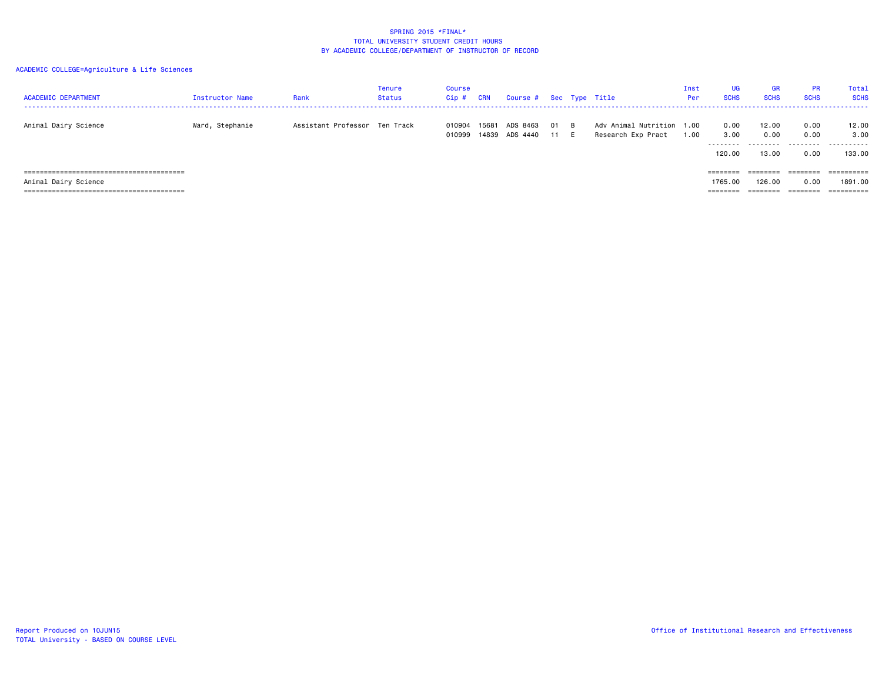SPRING 2015 *FINAL*
TOTAL UNIVERSITY STUDENT CREDIT HOURS
BY ACADEMIC COLLEGE/DEPARTMENT OF INSTRUCTOR OF RECORD

ACADEMIC COLLEGE=Agriculture & Life Sciences

| ACADEMIC DEPARTMENT | Instructor Name | Rank | Tenure Status | Course Cip # | CRN | Course # | Sec | Type | Title | Inst Per | UG SCHS | GR SCHS | PR SCHS | Total SCHS |
|---|---|---|---|---|---|---|---|---|---|---|---|---|---|---|
| Animal Dairy Science | Ward, Stephanie | Assistant Professor | Ten Track | 010904 | 15681 | ADS 8463 | 01 | B | Adv Animal Nutrition | 1.00 | 0.00 | 12.00 | 0.00 | 12.00 |
| | | | | 010999 | 14839 | ADS 4440 | 11 | E | Research Exp Pract | 1.00 | 3.00 | 0.00 | 0.00 | 3.00 |
| | | | | | | | | | | | 120.00 | 13.00 | 0.00 | 133.00 |
| Animal Dairy Science | | | | | | | | | | | 1765.00 | 126.00 | 0.00 | 1891.00 |

Report Produced on 10JUN15
TOTAL University - BASED ON COURSE LEVEL

Office of Institutional Research and Effectiveness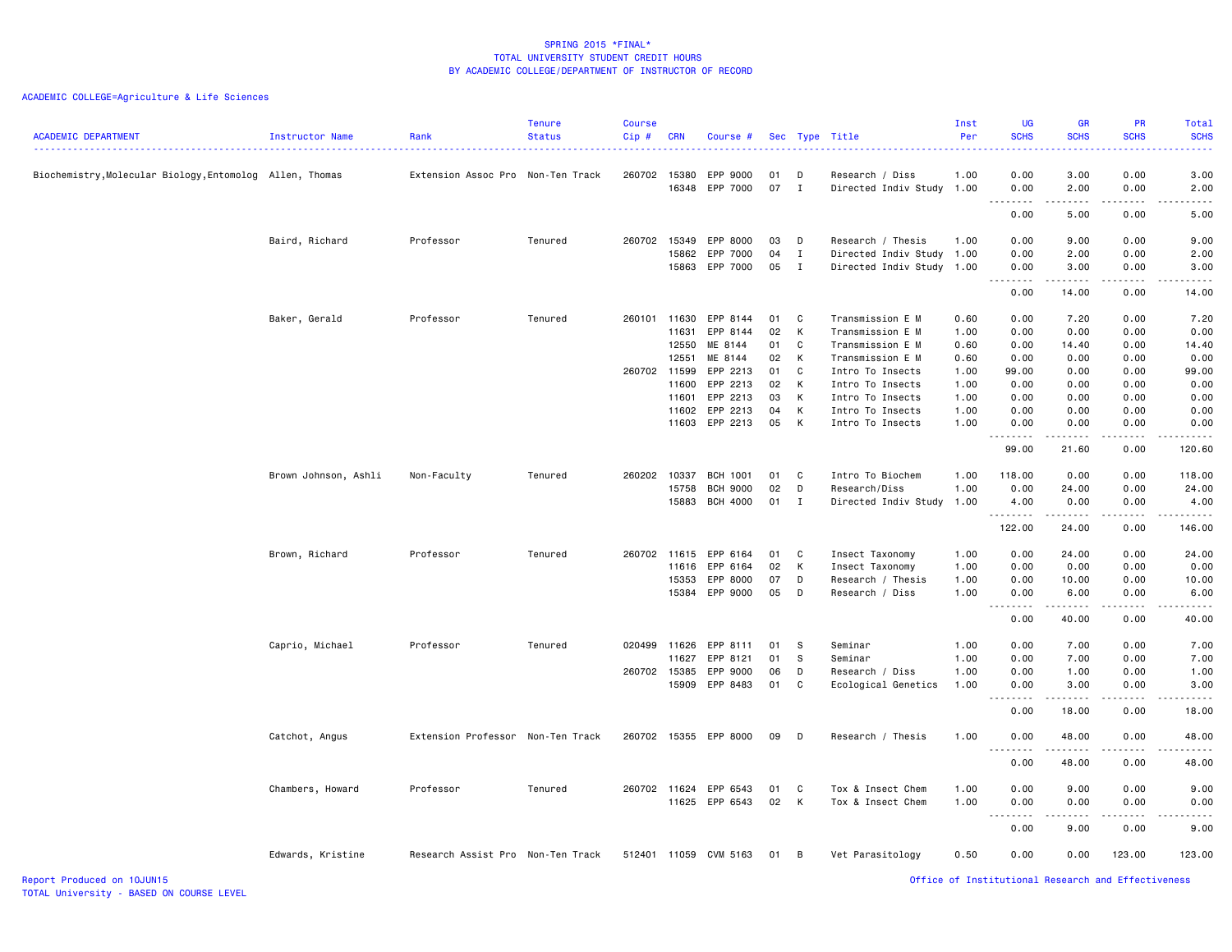SPRING 2015 *FINAL*
TOTAL UNIVERSITY STUDENT CREDIT HOURS
BY ACADEMIC COLLEGE/DEPARTMENT OF INSTRUCTOR OF RECORD

ACADEMIC COLLEGE=Agriculture & Life Sciences

| ACADEMIC DEPARTMENT | Instructor Name | Rank | Tenure Status | Course Cip # | CRN | Course # | Sec | Type | Title | Inst Per | UG SCHS | GR SCHS | PR SCHS | Total SCHS |
|---|---|---|---|---|---|---|---|---|---|---|---|---|---|---|
| Biochemistry,Molecular Biology,Entomolog | Allen, Thomas | Extension Assoc Pro | Non-Ten Track | 260702 | 15380 | EPP 9000 | 01 | D | Research / Diss | 1.00 | 0.00 | 3.00 | 0.00 | 3.00 |
| | | | | | 16348 | EPP 7000 | 07 | I | Directed Indiv Study | 1.00 | 0.00 | 2.00 | 0.00 | 2.00 |
| | | | | | | | | | | | 0.00 | 5.00 | 0.00 | 5.00 |
| | Baird, Richard | Professor | Tenured | 260702 | 15349 | EPP 8000 | 03 | D | Research / Thesis | 1.00 | 0.00 | 9.00 | 0.00 | 9.00 |
| | | | | | 15862 | EPP 7000 | 04 | I | Directed Indiv Study | 1.00 | 0.00 | 2.00 | 0.00 | 2.00 |
| | | | | | 15863 | EPP 7000 | 05 | I | Directed Indiv Study | 1.00 | 0.00 | 3.00 | 0.00 | 3.00 |
| | | | | | | | | | | | 0.00 | 14.00 | 0.00 | 14.00 |
| | Baker, Gerald | Professor | Tenured | 260101 | 11630 | EPP 8144 | 01 | C | Transmission E M | 0.60 | 0.00 | 7.20 | 0.00 | 7.20 |
| | | | | | 11631 | EPP 8144 | 02 | K | Transmission E M | 1.00 | 0.00 | 0.00 | 0.00 | 0.00 |
| | | | | | 12550 | ME 8144 | 01 | C | Transmission E M | 0.60 | 0.00 | 14.40 | 0.00 | 14.40 |
| | | | | | 12551 | ME 8144 | 02 | K | Transmission E M | 0.60 | 0.00 | 0.00 | 0.00 | 0.00 |
| | | | | 260702 | 11599 | EPP 2213 | 01 | C | Intro To Insects | 1.00 | 99.00 | 0.00 | 0.00 | 99.00 |
| | | | | | 11600 | EPP 2213 | 02 | K | Intro To Insects | 1.00 | 0.00 | 0.00 | 0.00 | 0.00 |
| | | | | | 11601 | EPP 2213 | 03 | K | Intro To Insects | 1.00 | 0.00 | 0.00 | 0.00 | 0.00 |
| | | | | | 11602 | EPP 2213 | 04 | K | Intro To Insects | 1.00 | 0.00 | 0.00 | 0.00 | 0.00 |
| | | | | | 11603 | EPP 2213 | 05 | K | Intro To Insects | 1.00 | 0.00 | 0.00 | 0.00 | 0.00 |
| | | | | | | | | | | | 99.00 | 21.60 | 0.00 | 120.60 |
| | Brown Johnson, Ashli | Non-Faculty | Tenured | 260202 | 10337 | BCH 1001 | 01 | C | Intro To Biochem | 1.00 | 118.00 | 0.00 | 0.00 | 118.00 |
| | | | | | 15758 | BCH 9000 | 02 | D | Research/Diss | 1.00 | 0.00 | 24.00 | 0.00 | 24.00 |
| | | | | | 15883 | BCH 4000 | 01 | I | Directed Indiv Study | 1.00 | 4.00 | 0.00 | 0.00 | 4.00 |
| | | | | | | | | | | | 122.00 | 24.00 | 0.00 | 146.00 |
| | Brown, Richard | Professor | Tenured | 260702 | 11615 | EPP 6164 | 01 | C | Insect Taxonomy | 1.00 | 0.00 | 24.00 | 0.00 | 24.00 |
| | | | | | 11616 | EPP 6164 | 02 | K | Insect Taxonomy | 1.00 | 0.00 | 0.00 | 0.00 | 0.00 |
| | | | | | 15353 | EPP 8000 | 07 | D | Research / Thesis | 1.00 | 0.00 | 10.00 | 0.00 | 10.00 |
| | | | | | 15384 | EPP 9000 | 05 | D | Research / Diss | 1.00 | 0.00 | 6.00 | 0.00 | 6.00 |
| | | | | | | | | | | | 0.00 | 40.00 | 0.00 | 40.00 |
| | Caprio, Michael | Professor | Tenured | 020499 | 11626 | EPP 8111 | 01 | S | Seminar | 1.00 | 0.00 | 7.00 | 0.00 | 7.00 |
| | | | | | 11627 | EPP 8121 | 01 | S | Seminar | 1.00 | 0.00 | 7.00 | 0.00 | 7.00 |
| | | | | 260702 | 15385 | EPP 9000 | 06 | D | Research / Diss | 1.00 | 0.00 | 1.00 | 0.00 | 1.00 |
| | | | | | 15909 | EPP 8483 | 01 | C | Ecological Genetics | 1.00 | 0.00 | 3.00 | 0.00 | 3.00 |
| | | | | | | | | | | | 0.00 | 18.00 | 0.00 | 18.00 |
| | Catchot, Angus | Extension Professor | Non-Ten Track | 260702 | 15355 | EPP 8000 | 09 | D | Research / Thesis | 1.00 | 0.00 | 48.00 | 0.00 | 48.00 |
| | | | | | | | | | | | 0.00 | 48.00 | 0.00 | 48.00 |
| | Chambers, Howard | Professor | Tenured | 260702 | 11624 | EPP 6543 | 01 | C | Tox & Insect Chem | 1.00 | 0.00 | 9.00 | 0.00 | 9.00 |
| | | | | | 11625 | EPP 6543 | 02 | K | Tox & Insect Chem | 1.00 | 0.00 | 0.00 | 0.00 | 0.00 |
| | | | | | | | | | | | 0.00 | 9.00 | 0.00 | 9.00 |
| | Edwards, Kristine | Research Assist Pro | Non-Ten Track | 512401 | 11059 | CVM 5163 | 01 | B | Vet Parasitology | 0.50 | 0.00 | 0.00 | 123.00 | 123.00 |

Report Produced on 10JUN15
TOTAL University - BASED ON COURSE LEVEL

Office of Institutional Research and Effectiveness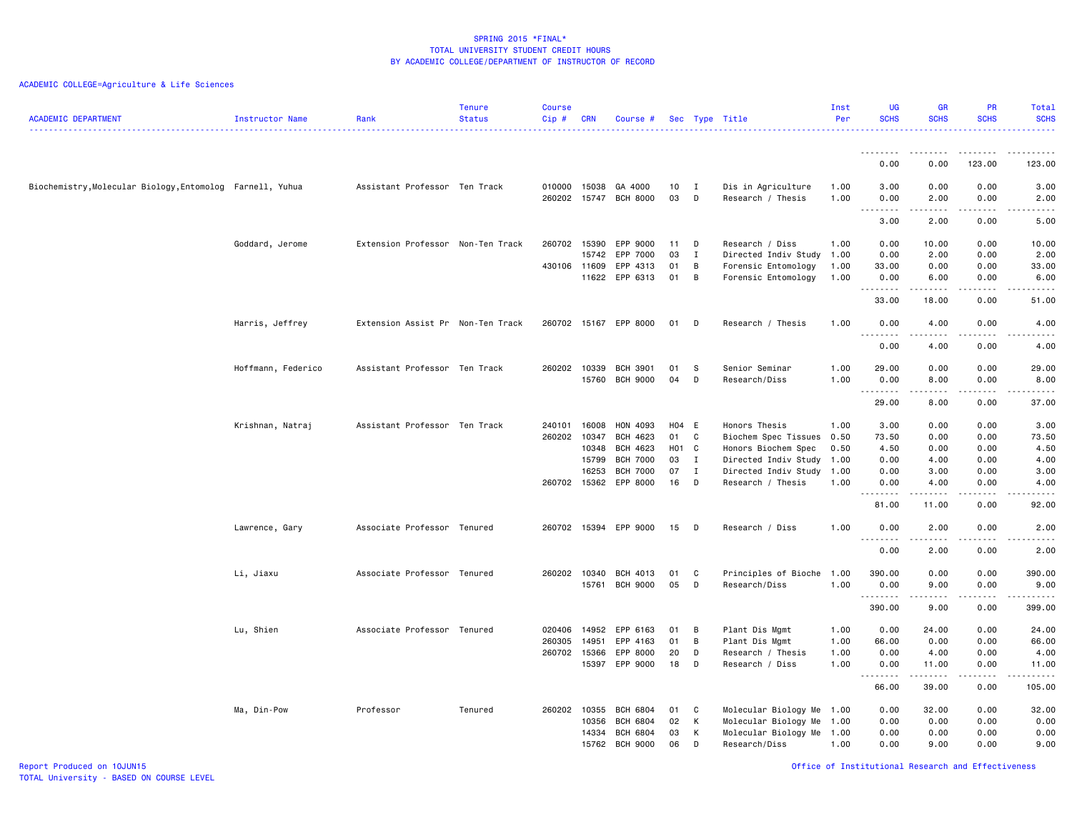SPRING 2015 *FINAL*
TOTAL UNIVERSITY STUDENT CREDIT HOURS
BY ACADEMIC COLLEGE/DEPARTMENT OF INSTRUCTOR OF RECORD

ACADEMIC COLLEGE=Agriculture & Life Sciences

| ACADEMIC DEPARTMENT | Instructor Name | Rank | Tenure Status | Course Cip # | CRN | Course # | Sec | Type | Title | Inst Per | UG SCHS | GR SCHS | PR SCHS | Total SCHS |
|---|---|---|---|---|---|---|---|---|---|---|---|---|---|---|
| | | | | | | | | | | | 0.00 | 0.00 | 123.00 | 123.00 |
| Biochemistry,Molecular Biology,Entomolog | Farnell, Yuhua | Assistant Professor | Ten Track | 010000 | 15038 | GA 4000 | 10 | I | Dis in Agriculture | 1.00 | 3.00 | 0.00 | 0.00 | 3.00 |
| | | | | 260202 | 15747 | BCH 8000 | 03 | D | Research / Thesis | 1.00 | 0.00 | 2.00 | 0.00 | 2.00 |
| | | | | | | | | | | | 3.00 | 2.00 | 0.00 | 5.00 |
| | Goddard, Jerome | Extension Professor | Non-Ten Track | 260702 | 15390 | EPP 9000 | 11 | D | Research / Diss | 1.00 | 0.00 | 10.00 | 0.00 | 10.00 |
| | | | | | 15742 | EPP 7000 | 03 | I | Directed Indiv Study | 1.00 | 0.00 | 2.00 | 0.00 | 2.00 |
| | | | | 430106 | 11609 | EPP 4313 | 01 | B | Forensic Entomology | 1.00 | 33.00 | 0.00 | 0.00 | 33.00 |
| | | | | | 11622 | EPP 6313 | 01 | B | Forensic Entomology | 1.00 | 0.00 | 6.00 | 0.00 | 6.00 |
| | | | | | | | | | | | 33.00 | 18.00 | 0.00 | 51.00 |
| | Harris, Jeffrey | Extension Assist Pr | Non-Ten Track | 260702 | 15167 | EPP 8000 | 01 | D | Research / Thesis | 1.00 | 0.00 | 4.00 | 0.00 | 4.00 |
| | | | | | | | | | | | 0.00 | 4.00 | 0.00 | 4.00 |
| | Hoffmann, Federico | Assistant Professor | Ten Track | 260202 | 10339 | BCH 3901 | 01 | S | Senior Seminar | 1.00 | 29.00 | 0.00 | 0.00 | 29.00 |
| | | | | | 15760 | BCH 9000 | 04 | D | Research/Diss | 1.00 | 0.00 | 8.00 | 0.00 | 8.00 |
| | | | | | | | | | | | 29.00 | 8.00 | 0.00 | 37.00 |
| | Krishnan, Natraj | Assistant Professor | Ten Track | 240101 | 16008 | HON 4093 | H04 | E | Honors Thesis | 1.00 | 3.00 | 0.00 | 0.00 | 3.00 |
| | | | | 260202 | 10347 | BCH 4623 | 01 | C | Biochem Spec Tissues | 0.50 | 73.50 | 0.00 | 0.00 | 73.50 |
| | | | | | 10348 | BCH 4623 | H01 | C | Honors Biochem Spec | 0.50 | 4.50 | 0.00 | 0.00 | 4.50 |
| | | | | | 15799 | BCH 7000 | 03 | I | Directed Indiv Study | 1.00 | 0.00 | 4.00 | 0.00 | 4.00 |
| | | | | | 16253 | BCH 7000 | 07 | I | Directed Indiv Study | 1.00 | 0.00 | 3.00 | 0.00 | 3.00 |
| | | | | 260702 | 15362 | EPP 8000 | 16 | D | Research / Thesis | 1.00 | 0.00 | 4.00 | 0.00 | 4.00 |
| | | | | | | | | | | | 81.00 | 11.00 | 0.00 | 92.00 |
| | Lawrence, Gary | Associate Professor | Tenured | 260702 | 15394 | EPP 9000 | 15 | D | Research / Diss | 1.00 | 0.00 | 2.00 | 0.00 | 2.00 |
| | | | | | | | | | | | 0.00 | 2.00 | 0.00 | 2.00 |
| | Li, Jiaxu | Associate Professor | Tenured | 260202 | 10340 | BCH 4013 | 01 | C | Principles of Bioche | 1.00 | 390.00 | 0.00 | 0.00 | 390.00 |
| | | | | | 15761 | BCH 9000 | 05 | D | Research/Diss | 1.00 | 0.00 | 9.00 | 0.00 | 9.00 |
| | | | | | | | | | | | 390.00 | 9.00 | 0.00 | 399.00 |
| | Lu, Shien | Associate Professor | Tenured | 020406 | 14952 | EPP 6163 | 01 | B | Plant Dis Mgmt | 1.00 | 0.00 | 24.00 | 0.00 | 24.00 |
| | | | | 260305 | 14951 | EPP 4163 | 01 | B | Plant Dis Mgmt | 1.00 | 66.00 | 0.00 | 0.00 | 66.00 |
| | | | | 260702 | 15366 | EPP 8000 | 20 | D | Research / Thesis | 1.00 | 0.00 | 4.00 | 0.00 | 4.00 |
| | | | | | 15397 | EPP 9000 | 18 | D | Research / Diss | 1.00 | 0.00 | 11.00 | 0.00 | 11.00 |
| | | | | | | | | | | | 66.00 | 39.00 | 0.00 | 105.00 |
| | Ma, Din-Pow | Professor | Tenured | 260202 | 10355 | BCH 6804 | 01 | C | Molecular Biology Me | 1.00 | 0.00 | 32.00 | 0.00 | 32.00 |
| | | | | | 10356 | BCH 6804 | 02 | K | Molecular Biology Me | 1.00 | 0.00 | 0.00 | 0.00 | 0.00 |
| | | | | | 14334 | BCH 6804 | 03 | K | Molecular Biology Me | 1.00 | 0.00 | 0.00 | 0.00 | 0.00 |
| | | | | | 15762 | BCH 9000 | 06 | D | Research/Diss | 1.00 | 0.00 | 9.00 | 0.00 | 9.00 |

Report Produced on 10JUN15
TOTAL University - BASED ON COURSE LEVEL

Office of Institutional Research and Effectiveness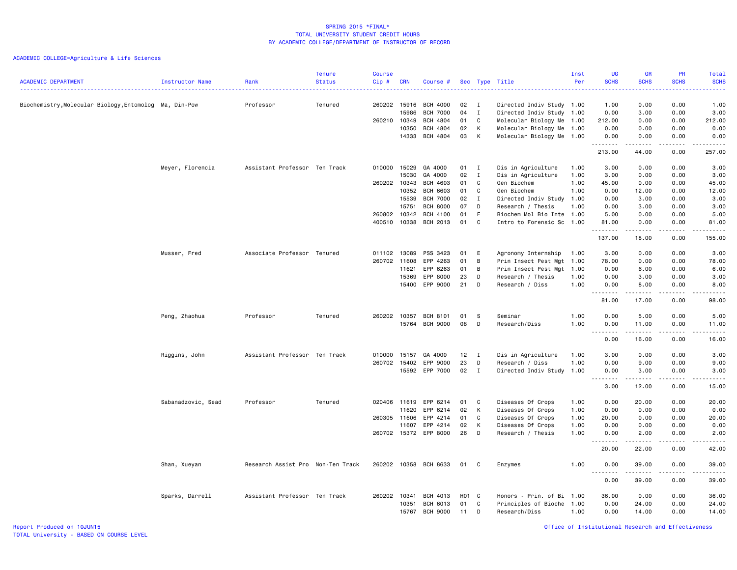SPRING 2015 *FINAL*
TOTAL UNIVERSITY STUDENT CREDIT HOURS
BY ACADEMIC COLLEGE/DEPARTMENT OF INSTRUCTOR OF RECORD

ACADEMIC COLLEGE=Agriculture & Life Sciences

| ACADEMIC DEPARTMENT | Instructor Name | Rank | Tenure Status | Course Cip # | CRN | Course # | Sec | Type | Title | Inst Per | UG SCHS | GR SCHS | PR SCHS | Total SCHS |
|---|---|---|---|---|---|---|---|---|---|---|---|---|---|---|
| Biochemistry,Molecular Biology,Entomolog | Ma, Din-Pow | Professor | Tenured | 260202 | 15916 | BCH 4000 | 02 | I | Directed Indiv Study | 1.00 | 1.00 | 0.00 | 0.00 | 1.00 |
| | | | | | 15986 | BCH 7000 | 04 | I | Directed Indiv Study | 1.00 | 0.00 | 3.00 | 0.00 | 3.00 |
| | | | | 260210 | 10349 | BCH 4804 | 01 | C | Molecular Biology Me | 1.00 | 212.00 | 0.00 | 0.00 | 212.00 |
| | | | | | 10350 | BCH 4804 | 02 | K | Molecular Biology Me | 1.00 | 0.00 | 0.00 | 0.00 | 0.00 |
| | | | | | 14333 | BCH 4804 | 03 | K | Molecular Biology Me | 1.00 | 0.00 | 0.00 | 0.00 | 0.00 |
| | | | | | | | | | | | 213.00 | 44.00 | 0.00 | 257.00 |
| | Meyer, Florencia | Assistant Professor | Ten Track | 010000 | 15029 | GA 4000 | 01 | I | Dis in Agriculture | 1.00 | 3.00 | 0.00 | 0.00 | 3.00 |
| | | | | | 15030 | GA 4000 | 02 | I | Dis in Agriculture | 1.00 | 3.00 | 0.00 | 0.00 | 3.00 |
| | | | | 260202 | 10343 | BCH 4603 | 01 | C | Gen Biochem | 1.00 | 45.00 | 0.00 | 0.00 | 45.00 |
| | | | | | 10352 | BCH 6603 | 01 | C | Gen Biochem | 1.00 | 0.00 | 12.00 | 0.00 | 12.00 |
| | | | | | 15539 | BCH 7000 | 02 | I | Directed Indiv Study | 1.00 | 0.00 | 3.00 | 0.00 | 3.00 |
| | | | | | 15751 | BCH 8000 | 07 | D | Research / Thesis | 1.00 | 0.00 | 3.00 | 0.00 | 3.00 |
| | | | | 260802 | 10342 | BCH 4100 | 01 | F | Biochem Mol Bio Inte | 1.00 | 5.00 | 0.00 | 0.00 | 5.00 |
| | | | | 400510 | 10338 | BCH 2013 | 01 | C | Intro to Forensic Sc | 1.00 | 81.00 | 0.00 | 0.00 | 81.00 |
| | | | | | | | | | | | 137.00 | 18.00 | 0.00 | 155.00 |
| | Musser, Fred | Associate Professor | Tenured | 011102 | 13089 | PSS 3423 | 01 | E | Agronomy Internship | 1.00 | 3.00 | 0.00 | 0.00 | 3.00 |
| | | | | 260702 | 11608 | EPP 4263 | 01 | B | Prin Insect Pest Mgt | 1.00 | 78.00 | 0.00 | 0.00 | 78.00 |
| | | | | | 11621 | EPP 6263 | 01 | B | Prin Insect Pest Mgt | 1.00 | 0.00 | 6.00 | 0.00 | 6.00 |
| | | | | | 15369 | EPP 8000 | 23 | D | Research / Thesis | 1.00 | 0.00 | 3.00 | 0.00 | 3.00 |
| | | | | | 15400 | EPP 9000 | 21 | D | Research / Diss | 1.00 | 0.00 | 8.00 | 0.00 | 8.00 |
| | | | | | | | | | | | 81.00 | 17.00 | 0.00 | 98.00 |
| | Peng, Zhaohua | Professor | Tenured | 260202 | 10357 | BCH 8101 | 01 | S | Seminar | 1.00 | 0.00 | 5.00 | 0.00 | 5.00 |
| | | | | | 15764 | BCH 9000 | 08 | D | Research/Diss | 1.00 | 0.00 | 11.00 | 0.00 | 11.00 |
| | | | | | | | | | | | 0.00 | 16.00 | 0.00 | 16.00 |
| | Riggins, John | Assistant Professor | Ten Track | 010000 | 15157 | GA 4000 | 12 | I | Dis in Agriculture | 1.00 | 3.00 | 0.00 | 0.00 | 3.00 |
| | | | | 260702 | 15402 | EPP 9000 | 23 | D | Research / Diss | 1.00 | 0.00 | 9.00 | 0.00 | 9.00 |
| | | | | | 15592 | EPP 7000 | 02 | I | Directed Indiv Study | 1.00 | 0.00 | 3.00 | 0.00 | 3.00 |
| | | | | | | | | | | | 3.00 | 12.00 | 0.00 | 15.00 |
| | Sabanadzovic, Sead | Professor | Tenured | 020406 | 11619 | EPP 6214 | 01 | C | Diseases Of Crops | 1.00 | 0.00 | 20.00 | 0.00 | 20.00 |
| | | | | | 11620 | EPP 6214 | 02 | K | Diseases Of Crops | 1.00 | 0.00 | 0.00 | 0.00 | 0.00 |
| | | | | 260305 | 11606 | EPP 4214 | 01 | C | Diseases Of Crops | 1.00 | 20.00 | 0.00 | 0.00 | 20.00 |
| | | | | | 11607 | EPP 4214 | 02 | K | Diseases Of Crops | 1.00 | 0.00 | 0.00 | 0.00 | 0.00 |
| | | | | 260702 | 15372 | EPP 8000 | 26 | D | Research / Thesis | 1.00 | 0.00 | 2.00 | 0.00 | 2.00 |
| | | | | | | | | | | | 20.00 | 22.00 | 0.00 | 42.00 |
| | Shan, Xueyan | Research Assist Pro | Non-Ten Track | 260202 | 10358 | BCH 8633 | 01 | C | Enzymes | 1.00 | 0.00 | 39.00 | 0.00 | 39.00 |
| | | | | | | | | | | | 0.00 | 39.00 | 0.00 | 39.00 |
| | Sparks, Darrell | Assistant Professor | Ten Track | 260202 | 10341 | BCH 4013 | H01 | C | Honors - Prin. of Bi | 1.00 | 36.00 | 0.00 | 0.00 | 36.00 |
| | | | | | 10351 | BCH 6013 | 01 | C | Principles of Bioche | 1.00 | 0.00 | 24.00 | 0.00 | 24.00 |
| | | | | | 15767 | BCH 9000 | 11 | D | Research/Diss | 1.00 | 0.00 | 14.00 | 0.00 | 14.00 |

Report Produced on 10JUN15
TOTAL University - BASED ON COURSE LEVEL
Office of Institutional Research and Effectiveness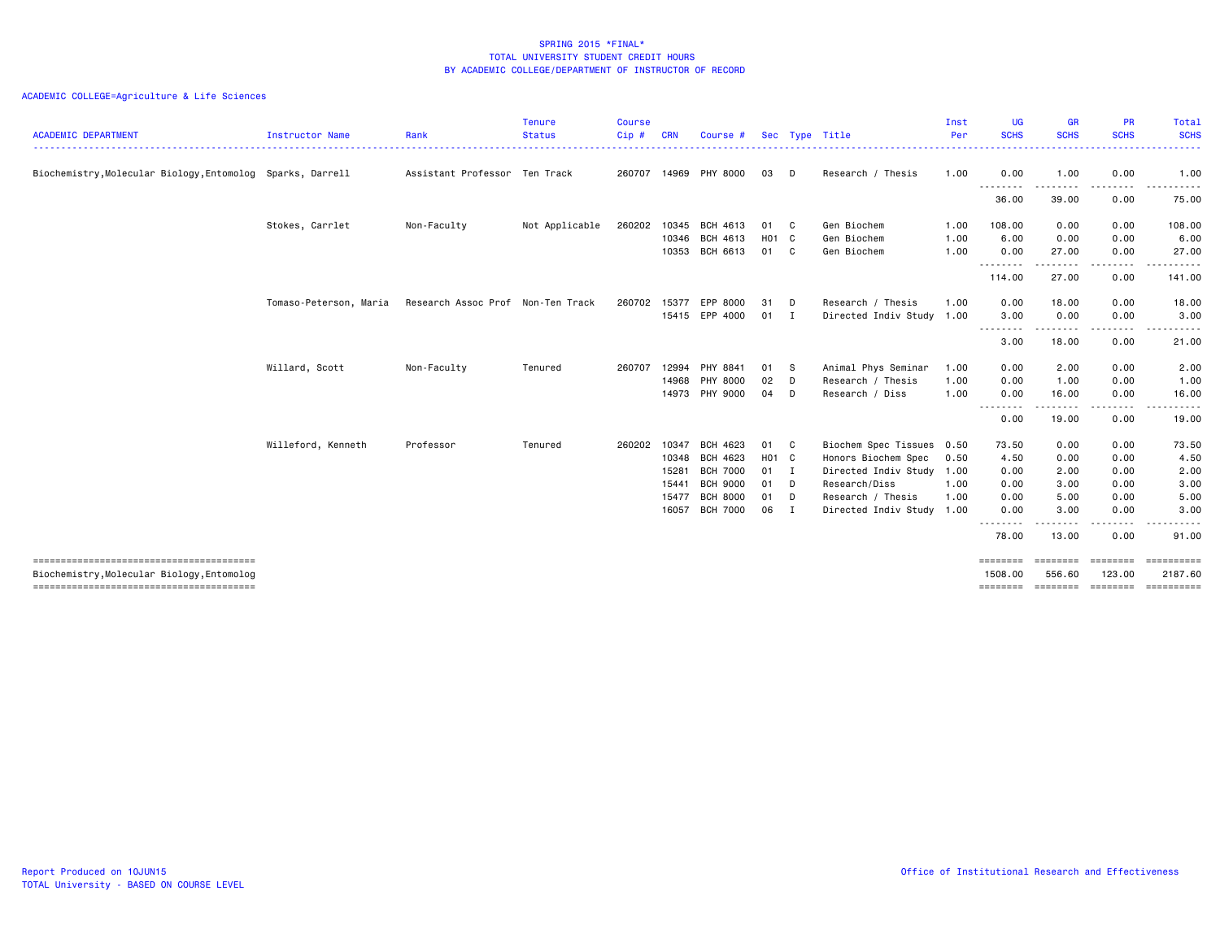SPRING 2015 *FINAL*
TOTAL UNIVERSITY STUDENT CREDIT HOURS
BY ACADEMIC COLLEGE/DEPARTMENT OF INSTRUCTOR OF RECORD

ACADEMIC COLLEGE=Agriculture & Life Sciences

| ACADEMIC DEPARTMENT | Instructor Name | Rank | Tenure Status | Course Cip # | CRN | Course # | Sec | Type | Title | Inst Per | UG SCHS | GR SCHS | PR SCHS | Total SCHS |
|---|---|---|---|---|---|---|---|---|---|---|---|---|---|---|
| Biochemistry,Molecular Biology,Entomolog | Sparks, Darrell | Assistant Professor | Ten Track | 260707 | 14969 | PHY 8000 | 03 | D | Research / Thesis | 1.00 | 0.00 | 1.00 | 0.00 | 1.00 |
| | | | | | | | | | | | 36.00 | 39.00 | 0.00 | 75.00 |
| | Stokes, Carrlet | Non-Faculty | Not Applicable | 260202 | 10345 | BCH 4613 | 01 | C | Gen Biochem | 1.00 | 108.00 | 0.00 | 0.00 | 108.00 |
| | | | | | 10346 | BCH 4613 | H01 | C | Gen Biochem | 1.00 | 6.00 | 0.00 | 0.00 | 6.00 |
| | | | | | 10353 | BCH 6613 | 01 | C | Gen Biochem | 1.00 | 0.00 | 27.00 | 0.00 | 27.00 |
| | | | | | | | | | | | 114.00 | 27.00 | 0.00 | 141.00 |
| | Tomaso-Peterson, Maria | Research Assoc Prof | Non-Ten Track | 260702 | 15377 | EPP 8000 | 31 | D | Research / Thesis | 1.00 | 0.00 | 18.00 | 0.00 | 18.00 |
| | | | | | 15415 | EPP 4000 | 01 | I | Directed Indiv Study | 1.00 | 3.00 | 0.00 | 0.00 | 3.00 |
| | | | | | | | | | | | 3.00 | 18.00 | 0.00 | 21.00 |
| | Willard, Scott | Non-Faculty | Tenured | 260707 | 12994 | PHY 8841 | 01 | S | Animal Phys Seminar | 1.00 | 0.00 | 2.00 | 0.00 | 2.00 |
| | | | | | 14968 | PHY 8000 | 02 | D | Research / Thesis | 1.00 | 0.00 | 1.00 | 0.00 | 1.00 |
| | | | | | 14973 | PHY 9000 | 04 | D | Research / Diss | 1.00 | 0.00 | 16.00 | 0.00 | 16.00 |
| | | | | | | | | | | | 0.00 | 19.00 | 0.00 | 19.00 |
| | Willeford, Kenneth | Professor | Tenured | 260202 | 10347 | BCH 4623 | 01 | C | Biochem Spec Tissues | 0.50 | 73.50 | 0.00 | 0.00 | 73.50 |
| | | | | | 10348 | BCH 4623 | H01 | C | Honors Biochem Spec | 0.50 | 4.50 | 0.00 | 0.00 | 4.50 |
| | | | | | 15281 | BCH 7000 | 01 | I | Directed Indiv Study | 1.00 | 0.00 | 2.00 | 0.00 | 2.00 |
| | | | | | 15441 | BCH 9000 | 01 | D | Research/Diss | 1.00 | 0.00 | 3.00 | 0.00 | 3.00 |
| | | | | | 15477 | BCH 8000 | 01 | D | Research / Thesis | 1.00 | 0.00 | 5.00 | 0.00 | 5.00 |
| | | | | | 16057 | BCH 7000 | 06 | I | Directed Indiv Study | 1.00 | 0.00 | 3.00 | 0.00 | 3.00 |
| | | | | | | | | | | | 78.00 | 13.00 | 0.00 | 91.00 |
| Biochemistry,Molecular Biology,Entomolog | | | | | | | | | | | 1508.00 | 556.60 | 123.00 | 2187.60 |

Report Produced on 10JUN15
TOTAL University - BASED ON COURSE LEVEL

Office of Institutional Research and Effectiveness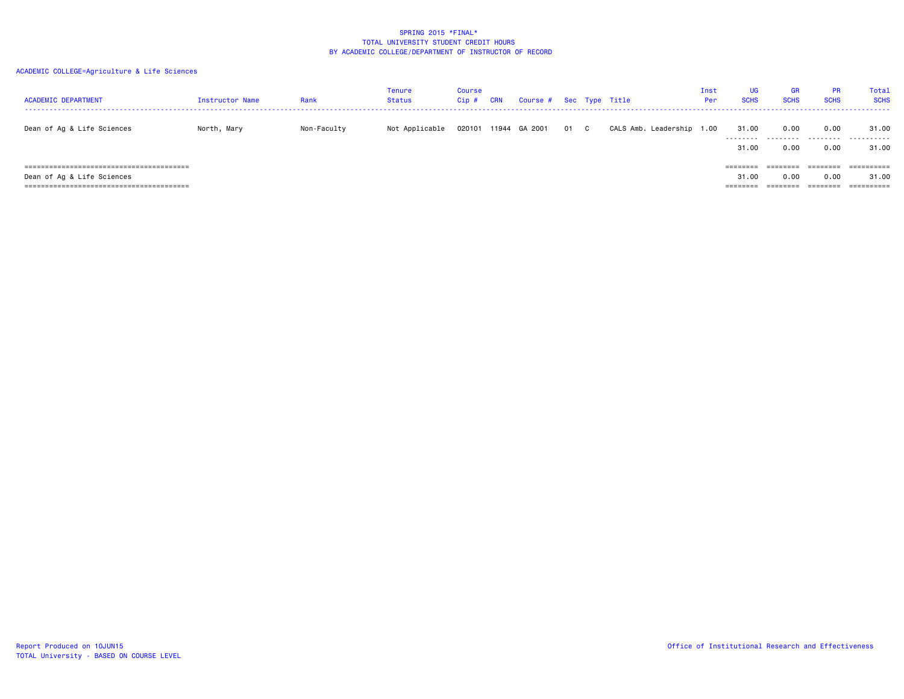# SPRING 2015 *FINAL*
## TOTAL UNIVERSITY STUDENT CREDIT HOURS
## BY ACADEMIC COLLEGE/DEPARTMENT OF INSTRUCTOR OF RECORD

ACADEMIC COLLEGE=Agriculture & Life Sciences

| ACADEMIC DEPARTMENT | Instructor Name | Rank | Tenure Status | Course Cip # | CRN | Course # | Sec | Type | Title | Inst Per | UG SCHS | GR SCHS | PR SCHS | Total SCHS |
|---|---|---|---|---|---|---|---|---|---|---|---|---|---|---|
| Dean of Ag & Life Sciences | North, Mary | Non-Faculty | Not Applicable | 020101 | 11944 | GA 2001 | 01 | C | CALS Amb. Leadership | 1.00 | 31.00 | 0.00 | 0.00 | 31.00 |
| | | | | | | | | | | | 31.00 | 0.00 | 0.00 | 31.00 |
| Dean of Ag & Life Sciences | | | | | | | | | | | 31.00 | 0.00 | 0.00 | 31.00 |

Report Produced on 10JUN15
TOTAL University - BASED ON COURSE LEVEL

Office of Institutional Research and Effectiveness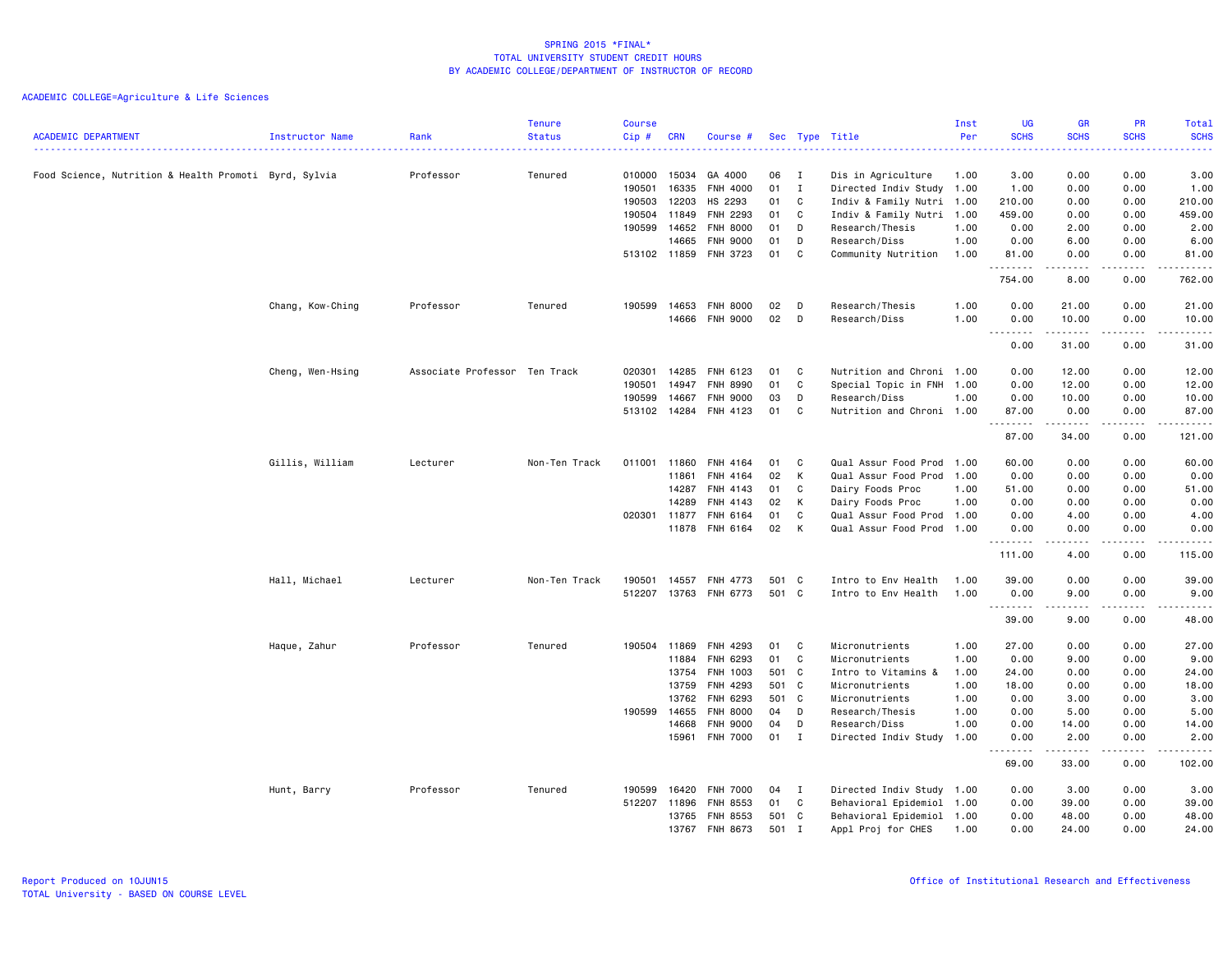SPRING 2015 *FINAL*
TOTAL UNIVERSITY STUDENT CREDIT HOURS
BY ACADEMIC COLLEGE/DEPARTMENT OF INSTRUCTOR OF RECORD

ACADEMIC COLLEGE=Agriculture & Life Sciences

| ACADEMIC DEPARTMENT | Instructor Name | Rank | Tenure Status | Course Cip # | CRN | Course # | Sec | Type | Title | Inst Per | UG SCHS | GR SCHS | PR SCHS | Total SCHS |
|---|---|---|---|---|---|---|---|---|---|---|---|---|---|---|
| Food Science, Nutrition & Health Promoti | Byrd, Sylvia | Professor | Tenured | 010000 | 15034 | GA 4000 | 06 | I | Dis in Agriculture | 1.00 | 3.00 | 0.00 | 0.00 | 3.00 |
| | | | | 190501 | 16335 | FNH 4000 | 01 | I | Directed Indiv Study | 1.00 | 1.00 | 0.00 | 0.00 | 1.00 |
| | | | | 190503 | 12203 | HS 2293 | 01 | C | Indiv & Family Nutri | 1.00 | 210.00 | 0.00 | 0.00 | 210.00 |
| | | | | 190504 | 11849 | FNH 2293 | 01 | C | Indiv & Family Nutri | 1.00 | 459.00 | 0.00 | 0.00 | 459.00 |
| | | | | 190599 | 14652 | FNH 8000 | 01 | D | Research/Thesis | 1.00 | 0.00 | 2.00 | 0.00 | 2.00 |
| | | | | | 14665 | FNH 9000 | 01 | D | Research/Diss | 1.00 | 0.00 | 6.00 | 0.00 | 6.00 |
| | | | | 513102 | 11859 | FNH 3723 | 01 | C | Community Nutrition | 1.00 | 81.00 | 0.00 | 0.00 | 81.00 |
| | | | | | | | | | | | 754.00 | 8.00 | 0.00 | 762.00 |
| | Chang, Kow-Ching | Professor | Tenured | 190599 | 14653 | FNH 8000 | 02 | D | Research/Thesis | 1.00 | 0.00 | 21.00 | 0.00 | 21.00 |
| | | | | | 14666 | FNH 9000 | 02 | D | Research/Diss | 1.00 | 0.00 | 10.00 | 0.00 | 10.00 |
| | | | | | | | | | | | 0.00 | 31.00 | 0.00 | 31.00 |
| | Cheng, Wen-Hsing | Associate Professor | Ten Track | 020301 | 14285 | FNH 6123 | 01 | C | Nutrition and Chroni | 1.00 | 0.00 | 12.00 | 0.00 | 12.00 |
| | | | | 190501 | 14947 | FNH 8990 | 01 | C | Special Topic in FNH | 1.00 | 0.00 | 12.00 | 0.00 | 12.00 |
| | | | | 190599 | 14667 | FNH 9000 | 03 | D | Research/Diss | 1.00 | 0.00 | 10.00 | 0.00 | 10.00 |
| | | | | 513102 | 14284 | FNH 4123 | 01 | C | Nutrition and Chroni | 1.00 | 87.00 | 0.00 | 0.00 | 87.00 |
| | | | | | | | | | | | 87.00 | 34.00 | 0.00 | 121.00 |
| | Gillis, William | Lecturer | Non-Ten Track | 011001 | 11860 | FNH 4164 | 01 | C | Qual Assur Food Prod | 1.00 | 60.00 | 0.00 | 0.00 | 60.00 |
| | | | | | 11861 | FNH 4164 | 02 | K | Qual Assur Food Prod | 1.00 | 0.00 | 0.00 | 0.00 | 0.00 |
| | | | | | 14287 | FNH 4143 | 01 | C | Dairy Foods Proc | 1.00 | 51.00 | 0.00 | 0.00 | 51.00 |
| | | | | | 14289 | FNH 4143 | 02 | K | Dairy Foods Proc | 1.00 | 0.00 | 0.00 | 0.00 | 0.00 |
| | | | | 020301 | 11877 | FNH 6164 | 01 | C | Qual Assur Food Prod | 1.00 | 0.00 | 4.00 | 0.00 | 4.00 |
| | | | | | 11878 | FNH 6164 | 02 | K | Qual Assur Food Prod | 1.00 | 0.00 | 0.00 | 0.00 | 0.00 |
| | | | | | | | | | | | 111.00 | 4.00 | 0.00 | 115.00 |
| | Hall, Michael | Lecturer | Non-Ten Track | 190501 | 14557 | FNH 4773 | 501 | C | Intro to Env Health | 1.00 | 39.00 | 0.00 | 0.00 | 39.00 |
| | | | | 512207 | 13763 | FNH 6773 | 501 | C | Intro to Env Health | 1.00 | 0.00 | 9.00 | 0.00 | 9.00 |
| | | | | | | | | | | | 39.00 | 9.00 | 0.00 | 48.00 |
| | Haque, Zahur | Professor | Tenured | 190504 | 11869 | FNH 4293 | 01 | C | Micronutrients | 1.00 | 27.00 | 0.00 | 0.00 | 27.00 |
| | | | | | 11884 | FNH 6293 | 01 | C | Micronutrients | 1.00 | 0.00 | 9.00 | 0.00 | 9.00 |
| | | | | | 13754 | FNH 1003 | 501 | C | Intro to Vitamins & | 1.00 | 24.00 | 0.00 | 0.00 | 24.00 |
| | | | | | 13759 | FNH 4293 | 501 | C | Micronutrients | 1.00 | 18.00 | 0.00 | 0.00 | 18.00 |
| | | | | | 13762 | FNH 6293 | 501 | C | Micronutrients | 1.00 | 0.00 | 3.00 | 0.00 | 3.00 |
| | | | | 190599 | 14655 | FNH 8000 | 04 | D | Research/Thesis | 1.00 | 0.00 | 5.00 | 0.00 | 5.00 |
| | | | | | 14668 | FNH 9000 | 04 | D | Research/Diss | 1.00 | 0.00 | 14.00 | 0.00 | 14.00 |
| | | | | | 15961 | FNH 7000 | 01 | I | Directed Indiv Study | 1.00 | 0.00 | 2.00 | 0.00 | 2.00 |
| | | | | | | | | | | | 69.00 | 33.00 | 0.00 | 102.00 |
| | Hunt, Barry | Professor | Tenured | 190599 | 16420 | FNH 7000 | 04 | I | Directed Indiv Study | 1.00 | 0.00 | 3.00 | 0.00 | 3.00 |
| | | | | 512207 | 11896 | FNH 8553 | 01 | C | Behavioral Epidemiol | 1.00 | 0.00 | 39.00 | 0.00 | 39.00 |
| | | | | | 13765 | FNH 8553 | 501 | C | Behavioral Epidemiol | 1.00 | 0.00 | 48.00 | 0.00 | 48.00 |
| | | | | | 13767 | FNH 8673 | 501 | I | Appl Proj for CHES | 1.00 | 0.00 | 24.00 | 0.00 | 24.00 |

Report Produced on 10JUN15
TOTAL University - BASED ON COURSE LEVEL

Office of Institutional Research and Effectiveness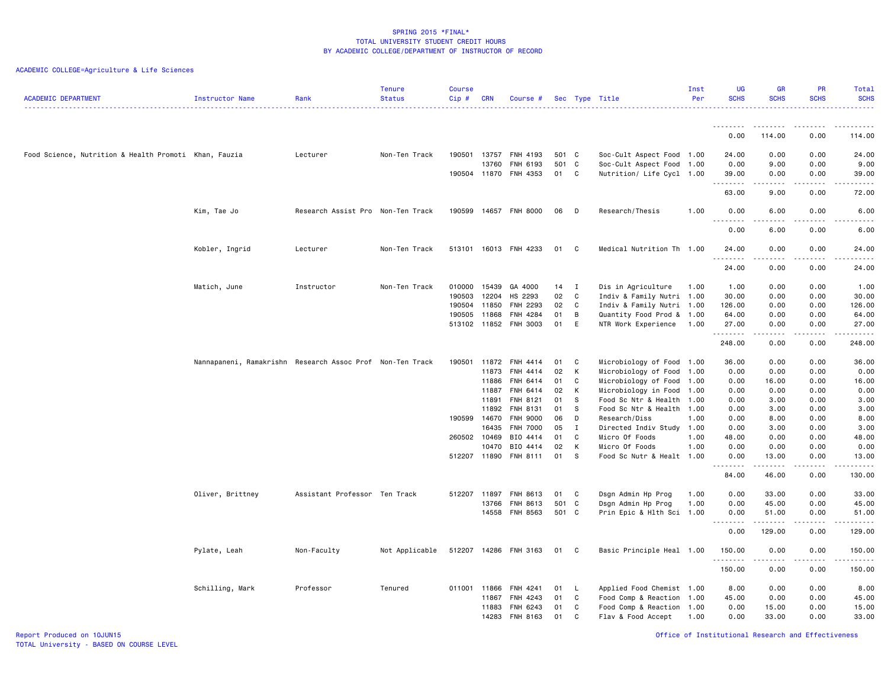SPRING 2015 *FINAL*
TOTAL UNIVERSITY STUDENT CREDIT HOURS
BY ACADEMIC COLLEGE/DEPARTMENT OF INSTRUCTOR OF RECORD

ACADEMIC COLLEGE=Agriculture & Life Sciences

| ACADEMIC DEPARTMENT | Instructor Name | Rank | Tenure Status | Course Cip # | CRN | Course # | Sec | Type | Title | Inst Per | UG SCHS | GR SCHS | PR SCHS | Total SCHS |
|---|---|---|---|---|---|---|---|---|---|---|---|---|---|---|
| | | | | | | | | | | | 0.00 | 114.00 | 0.00 | 114.00 |
| Food Science, Nutrition & Health Promoti | Khan, Fauzia | Lecturer | Non-Ten Track | 190501 | 13757 | FNH 4193 | 501 | C | Soc-Cult Aspect Food | 1.00 | 24.00 | 0.00 | 0.00 | 24.00 |
| | | | | | 13760 | FNH 6193 | 501 | C | Soc-Cult Aspect Food | 1.00 | 0.00 | 9.00 | 0.00 | 9.00 |
| | | | | 190504 | 11870 | FNH 4353 | 01 | C | Nutrition/ Life Cycl | 1.00 | 39.00 | 0.00 | 0.00 | 39.00 |
| | | | | | | | | | | | 63.00 | 9.00 | 0.00 | 72.00 |
| | Kim, Tae Jo | Research Assist Pro | Non-Ten Track | 190599 | 14657 | FNH 8000 | 06 | D | Research/Thesis | 1.00 | 0.00 | 6.00 | 0.00 | 6.00 |
| | | | | | | | | | | | 0.00 | 6.00 | 0.00 | 6.00 |
| | Kobler, Ingrid | Lecturer | Non-Ten Track | 513101 | 16013 | FNH 4233 | 01 | C | Medical Nutrition Th | 1.00 | 24.00 | 0.00 | 0.00 | 24.00 |
| | | | | | | | | | | | 24.00 | 0.00 | 0.00 | 24.00 |
| | Matich, June | Instructor | Non-Ten Track | 010000 | 15439 | GA 4000 | 14 | I | Dis in Agriculture | 1.00 | 1.00 | 0.00 | 0.00 | 1.00 |
| | | | | 190503 | 12204 | HS 2293 | 02 | C | Indiv & Family Nutri | 1.00 | 30.00 | 0.00 | 0.00 | 30.00 |
| | | | | 190504 | 11850 | FNH 2293 | 02 | C | Indiv & Family Nutri | 1.00 | 126.00 | 0.00 | 0.00 | 126.00 |
| | | | | 190505 | 11868 | FNH 4284 | 01 | B | Quantity Food Prod & | 1.00 | 64.00 | 0.00 | 0.00 | 64.00 |
| | | | | 513102 | 11852 | FNH 3003 | 01 | E | NTR Work Experience | 1.00 | 27.00 | 0.00 | 0.00 | 27.00 |
| | | | | | | | | | | | 248.00 | 0.00 | 0.00 | 248.00 |
| | Nannapaneni, Ramakrishn | Research Assoc Prof | Non-Ten Track | 190501 | 11872 | FNH 4414 | 01 | C | Microbiology of Food | 1.00 | 36.00 | 0.00 | 0.00 | 36.00 |
| | | | | | 11873 | FNH 4414 | 02 | K | Microbiology of Food | 1.00 | 0.00 | 0.00 | 0.00 | 0.00 |
| | | | | | 11886 | FNH 6414 | 01 | C | Microbiology of Food | 1.00 | 0.00 | 16.00 | 0.00 | 16.00 |
| | | | | | 11887 | FNH 6414 | 02 | K | Microbiology in Food | 1.00 | 0.00 | 0.00 | 0.00 | 0.00 |
| | | | | | 11891 | FNH 8121 | 01 | S | Food Sc Ntr & Health | 1.00 | 0.00 | 3.00 | 0.00 | 3.00 |
| | | | | | 11892 | FNH 8131 | 01 | S | Food Sc Ntr & Health | 1.00 | 0.00 | 3.00 | 0.00 | 3.00 |
| | | | | 190599 | 14670 | FNH 9000 | 06 | D | Research/Diss | 1.00 | 0.00 | 8.00 | 0.00 | 8.00 |
| | | | | | 16435 | FNH 7000 | 05 | I | Directed Indiv Study | 1.00 | 0.00 | 3.00 | 0.00 | 3.00 |
| | | | | 260502 | 10469 | BIO 4414 | 01 | C | Micro Of Foods | 1.00 | 48.00 | 0.00 | 0.00 | 48.00 |
| | | | | | 10470 | BIO 4414 | 02 | K | Micro Of Foods | 1.00 | 0.00 | 0.00 | 0.00 | 0.00 |
| | | | | 512207 | 11890 | FNH 8111 | 01 | S | Food Sc Nutr & Healt | 1.00 | 0.00 | 13.00 | 0.00 | 13.00 |
| | | | | | | | | | | | 84.00 | 46.00 | 0.00 | 130.00 |
| | Oliver, Brittney | Assistant Professor | Ten Track | 512207 | 11897 | FNH 8613 | 01 | C | Dsgn Admin Hp Prog | 1.00 | 0.00 | 33.00 | 0.00 | 33.00 |
| | | | | | 13766 | FNH 8613 | 501 | C | Dsgn Admin Hp Prog | 1.00 | 0.00 | 45.00 | 0.00 | 45.00 |
| | | | | | 14558 | FNH 8563 | 501 | C | Prin Epic & Hlth Sci | 1.00 | 0.00 | 51.00 | 0.00 | 51.00 |
| | | | | | | | | | | | 0.00 | 129.00 | 0.00 | 129.00 |
| | Pylate, Leah | Non-Faculty | Not Applicable | 512207 | 14286 | FNH 3163 | 01 | C | Basic Principle Heal | 1.00 | 150.00 | 0.00 | 0.00 | 150.00 |
| | | | | | | | | | | | 150.00 | 0.00 | 0.00 | 150.00 |
| | Schilling, Mark | Professor | Tenured | 011001 | 11866 | FNH 4241 | 01 | L | Applied Food Chemist | 1.00 | 8.00 | 0.00 | 0.00 | 8.00 |
| | | | | | 11867 | FNH 4243 | 01 | C | Food Comp & Reaction | 1.00 | 45.00 | 0.00 | 0.00 | 45.00 |
| | | | | | 11883 | FNH 6243 | 01 | C | Food Comp & Reaction | 1.00 | 0.00 | 15.00 | 0.00 | 15.00 |
| | | | | | 14283 | FNH 8163 | 01 | C | Flav & Food Accept | 1.00 | 0.00 | 33.00 | 0.00 | 33.00 |

Report Produced on 10JUN15
TOTAL University - BASED ON COURSE LEVEL

Office of Institutional Research and Effectiveness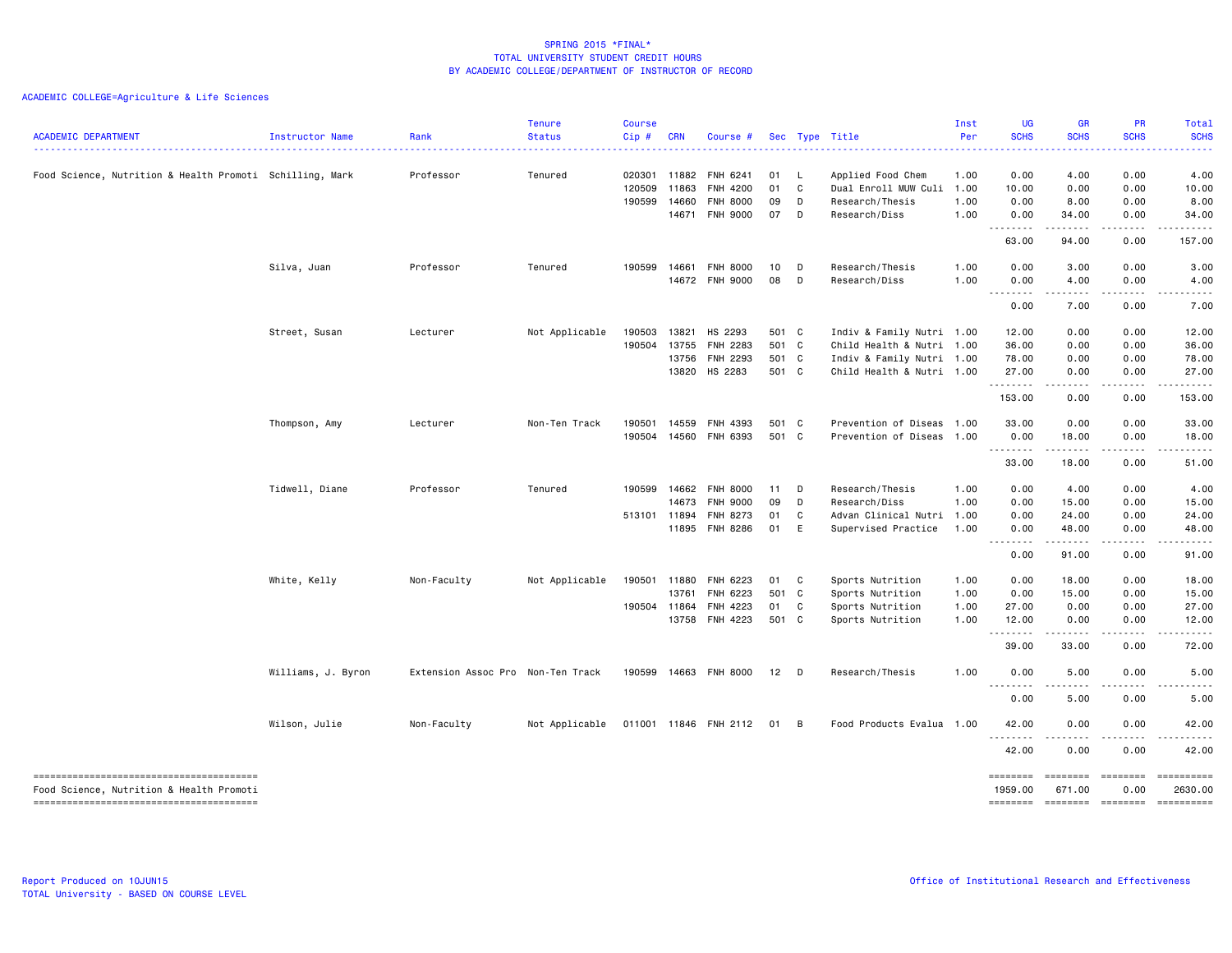SPRING 2015 *FINAL*
TOTAL UNIVERSITY STUDENT CREDIT HOURS
BY ACADEMIC COLLEGE/DEPARTMENT OF INSTRUCTOR OF RECORD

ACADEMIC COLLEGE=Agriculture & Life Sciences

| ACADEMIC DEPARTMENT | Instructor Name | Rank | Tenure Status | Course Cip # | CRN | Course # | Sec | Type | Title | Inst Per | UG SCHS | GR SCHS | PR SCHS | Total SCHS |
|---|---|---|---|---|---|---|---|---|---|---|---|---|---|---|
| Food Science, Nutrition & Health Promoti | Schilling, Mark | Professor | Tenured | 020301 | 11882 | FNH 6241 | 01 | L | Applied Food Chem | 1.00 | 0.00 | 4.00 | 0.00 | 4.00 |
| | | | | 120509 | 11863 | FNH 4200 | 01 | C | Dual Enroll MUW Culi | 1.00 | 10.00 | 0.00 | 0.00 | 10.00 |
| | | | | 190599 | 14660 | FNH 8000 | 09 | D | Research/Thesis | 1.00 | 0.00 | 8.00 | 0.00 | 8.00 |
| | | | | | 14671 | FNH 9000 | 07 | D | Research/Diss | 1.00 | 0.00 | 34.00 | 0.00 | 34.00 |
| | | | | | | | | | | | 63.00 | 94.00 | 0.00 | 157.00 |
| | Silva, Juan | Professor | Tenured | 190599 | 14661 | FNH 8000 | 10 | D | Research/Thesis | 1.00 | 0.00 | 3.00 | 0.00 | 3.00 |
| | | | | | 14672 | FNH 9000 | 08 | D | Research/Diss | 1.00 | 0.00 | 4.00 | 0.00 | 4.00 |
| | | | | | | | | | | | 0.00 | 7.00 | 0.00 | 7.00 |
| | Street, Susan | Lecturer | Not Applicable | 190503 | 13821 | HS 2293 | 501 | C | Indiv & Family Nutri | 1.00 | 12.00 | 0.00 | 0.00 | 12.00 |
| | | | | 190504 | 13755 | FNH 2283 | 501 | C | Child Health & Nutri | 1.00 | 36.00 | 0.00 | 0.00 | 36.00 |
| | | | | | 13756 | FNH 2293 | 501 | C | Indiv & Family Nutri | 1.00 | 78.00 | 0.00 | 0.00 | 78.00 |
| | | | | | 13820 | HS 2283 | 501 | C | Child Health & Nutri | 1.00 | 27.00 | 0.00 | 0.00 | 27.00 |
| | | | | | | | | | | | 153.00 | 0.00 | 0.00 | 153.00 |
| | Thompson, Amy | Lecturer | Non-Ten Track | 190501 | 14559 | FNH 4393 | 501 | C | Prevention of Diseas | 1.00 | 33.00 | 0.00 | 0.00 | 33.00 |
| | | | | 190504 | 14560 | FNH 6393 | 501 | C | Prevention of Diseas | 1.00 | 0.00 | 18.00 | 0.00 | 18.00 |
| | | | | | | | | | | | 33.00 | 18.00 | 0.00 | 51.00 |
| | Tidwell, Diane | Professor | Tenured | 190599 | 14662 | FNH 8000 | 11 | D | Research/Thesis | 1.00 | 0.00 | 4.00 | 0.00 | 4.00 |
| | | | | | 14673 | FNH 9000 | 09 | D | Research/Diss | 1.00 | 0.00 | 15.00 | 0.00 | 15.00 |
| | | | | 513101 | 11894 | FNH 8273 | 01 | C | Advan Clinical Nutri | 1.00 | 0.00 | 24.00 | 0.00 | 24.00 |
| | | | | | 11895 | FNH 8286 | 01 | E | Supervised Practice | 1.00 | 0.00 | 48.00 | 0.00 | 48.00 |
| | | | | | | | | | | | 0.00 | 91.00 | 0.00 | 91.00 |
| | White, Kelly | Non-Faculty | Not Applicable | 190501 | 11880 | FNH 6223 | 01 | C | Sports Nutrition | 1.00 | 0.00 | 18.00 | 0.00 | 18.00 |
| | | | | | 13761 | FNH 6223 | 501 | C | Sports Nutrition | 1.00 | 0.00 | 15.00 | 0.00 | 15.00 |
| | | | | 190504 | 11864 | FNH 4223 | 01 | C | Sports Nutrition | 1.00 | 27.00 | 0.00 | 0.00 | 27.00 |
| | | | | | 13758 | FNH 4223 | 501 | C | Sports Nutrition | 1.00 | 12.00 | 0.00 | 0.00 | 12.00 |
| | | | | | | | | | | | 39.00 | 33.00 | 0.00 | 72.00 |
| | Williams, J. Byron | Extension Assoc Pro | Non-Ten Track | 190599 | 14663 | FNH 8000 | 12 | D | Research/Thesis | 1.00 | 0.00 | 5.00 | 0.00 | 5.00 |
| | | | | | | | | | | | 0.00 | 5.00 | 0.00 | 5.00 |
| | Wilson, Julie | Non-Faculty | Not Applicable | 011001 | 11846 | FNH 2112 | 01 | B | Food Products Evalua | 1.00 | 42.00 | 0.00 | 0.00 | 42.00 |
| | | | | | | | | | | | 42.00 | 0.00 | 0.00 | 42.00 |
| Food Science, Nutrition & Health Promoti | | | | | | | | | | | 1959.00 | 671.00 | 0.00 | 2630.00 |

Report Produced on 10JUN15
TOTAL University - BASED ON COURSE LEVEL

Office of Institutional Research and Effectiveness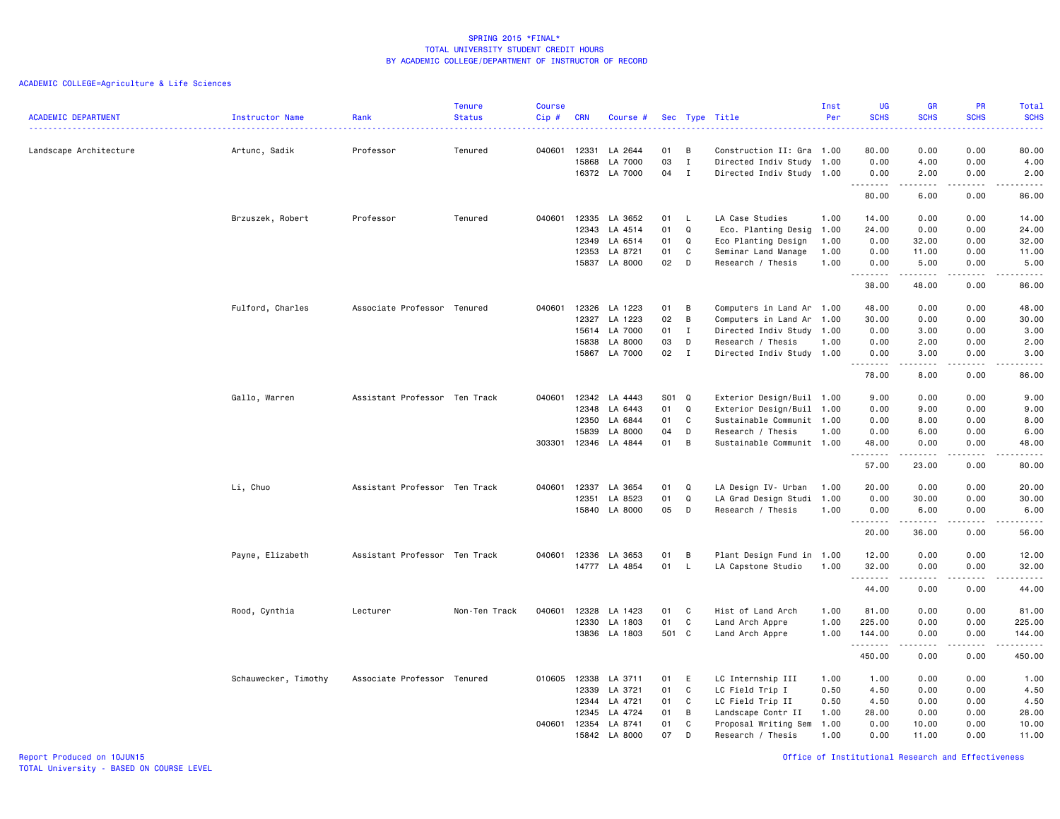SPRING 2015 *FINAL*
TOTAL UNIVERSITY STUDENT CREDIT HOURS
BY ACADEMIC COLLEGE/DEPARTMENT OF INSTRUCTOR OF RECORD

ACADEMIC COLLEGE=Agriculture & Life Sciences

| ACADEMIC DEPARTMENT | Instructor Name | Rank | Tenure Status | Course Cip # | CRN | Course # | Sec | Type | Title | Inst Per | UG SCHS | GR SCHS | PR SCHS | Total SCHS |
|---|---|---|---|---|---|---|---|---|---|---|---|---|---|---|
| Landscape Architecture | Artunc, Sadik | Professor | Tenured | 040601 | 12331 | LA 2644 | 01 | B | Construction II: Gra | 1.00 | 80.00 | 0.00 | 0.00 | 80.00 |
| | | | | | 15868 | LA 7000 | 03 | I | Directed Indiv Study | 1.00 | 0.00 | 4.00 | 0.00 | 4.00 |
| | | | | | 16372 | LA 7000 | 04 | I | Directed Indiv Study | 1.00 | 0.00 | 2.00 | 0.00 | 2.00 |
| | | | | | | | | | | | 80.00 | 6.00 | 0.00 | 86.00 |
| | Brzuszek, Robert | Professor | Tenured | 040601 | 12335 | LA 3652 | 01 | L | LA Case Studies | 1.00 | 14.00 | 0.00 | 0.00 | 14.00 |
| | | | | | 12343 | LA 4514 | 01 | Q | Eco. Planting Desig | 1.00 | 24.00 | 0.00 | 0.00 | 24.00 |
| | | | | | 12349 | LA 6514 | 01 | Q | Eco Planting Design | 1.00 | 0.00 | 32.00 | 0.00 | 32.00 |
| | | | | | 12353 | LA 8721 | 01 | C | Seminar Land Manage | 1.00 | 0.00 | 11.00 | 0.00 | 11.00 |
| | | | | | 15837 | LA 8000 | 02 | D | Research / Thesis | 1.00 | 0.00 | 5.00 | 0.00 | 5.00 |
| | | | | | | | | | | | 38.00 | 48.00 | 0.00 | 86.00 |
| | Fulford, Charles | Associate Professor | Tenured | 040601 | 12326 | LA 1223 | 01 | B | Computers in Land Ar | 1.00 | 48.00 | 0.00 | 0.00 | 48.00 |
| | | | | | 12327 | LA 1223 | 02 | B | Computers in Land Ar | 1.00 | 30.00 | 0.00 | 0.00 | 30.00 |
| | | | | | 15614 | LA 7000 | 01 | I | Directed Indiv Study | 1.00 | 0.00 | 3.00 | 0.00 | 3.00 |
| | | | | | 15838 | LA 8000 | 03 | D | Research / Thesis | 1.00 | 0.00 | 2.00 | 0.00 | 2.00 |
| | | | | | 15867 | LA 7000 | 02 | I | Directed Indiv Study | 1.00 | 0.00 | 3.00 | 0.00 | 3.00 |
| | | | | | | | | | | | 78.00 | 8.00 | 0.00 | 86.00 |
| | Gallo, Warren | Assistant Professor | Ten Track | 040601 | 12342 | LA 4443 | S01 | Q | Exterior Design/Buil | 1.00 | 9.00 | 0.00 | 0.00 | 9.00 |
| | | | | | 12348 | LA 6443 | 01 | Q | Exterior Design/Buil | 1.00 | 0.00 | 9.00 | 0.00 | 9.00 |
| | | | | | 12350 | LA 6844 | 01 | C | Sustainable Communit | 1.00 | 0.00 | 8.00 | 0.00 | 8.00 |
| | | | | | 15839 | LA 8000 | 04 | D | Research / Thesis | 1.00 | 0.00 | 6.00 | 0.00 | 6.00 |
| | | | | 303301 | 12346 | LA 4844 | 01 | B | Sustainable Communit | 1.00 | 48.00 | 0.00 | 0.00 | 48.00 |
| | | | | | | | | | | | 57.00 | 23.00 | 0.00 | 80.00 |
| | Li, Chuo | Assistant Professor | Ten Track | 040601 | 12337 | LA 3654 | 01 | Q | LA Design IV- Urban | 1.00 | 20.00 | 0.00 | 0.00 | 20.00 |
| | | | | | 12351 | LA 8523 | 01 | Q | LA Grad Design Studi | 1.00 | 0.00 | 30.00 | 0.00 | 30.00 |
| | | | | | 15840 | LA 8000 | 05 | D | Research / Thesis | 1.00 | 0.00 | 6.00 | 0.00 | 6.00 |
| | | | | | | | | | | | 20.00 | 36.00 | 0.00 | 56.00 |
| | Payne, Elizabeth | Assistant Professor | Ten Track | 040601 | 12336 | LA 3653 | 01 | B | Plant Design Fund in | 1.00 | 12.00 | 0.00 | 0.00 | 12.00 |
| | | | | | 14777 | LA 4854 | 01 | L | LA Capstone Studio | 1.00 | 32.00 | 0.00 | 0.00 | 32.00 |
| | | | | | | | | | | | 44.00 | 0.00 | 0.00 | 44.00 |
| | Rood, Cynthia | Lecturer | Non-Ten Track | 040601 | 12328 | LA 1423 | 01 | C | Hist of Land Arch | 1.00 | 81.00 | 0.00 | 0.00 | 81.00 |
| | | | | | 12330 | LA 1803 | 01 | C | Land Arch Appre | 1.00 | 225.00 | 0.00 | 0.00 | 225.00 |
| | | | | | 13836 | LA 1803 | 501 | C | Land Arch Appre | 1.00 | 144.00 | 0.00 | 0.00 | 144.00 |
| | | | | | | | | | | | 450.00 | 0.00 | 0.00 | 450.00 |
| | Schauwecker, Timothy | Associate Professor | Tenured | 010605 | 12338 | LA 3711 | 01 | E | LC Internship III | 1.00 | 1.00 | 0.00 | 0.00 | 1.00 |
| | | | | | 12339 | LA 3721 | 01 | C | LC Field Trip I | 0.50 | 4.50 | 0.00 | 0.00 | 4.50 |
| | | | | | 12344 | LA 4721 | 01 | C | LC Field Trip II | 0.50 | 4.50 | 0.00 | 0.00 | 4.50 |
| | | | | | 12345 | LA 4724 | 01 | B | Landscape Contr II | 1.00 | 28.00 | 0.00 | 0.00 | 28.00 |
| | | | | 040601 | 12354 | LA 8741 | 01 | C | Proposal Writing Sem | 1.00 | 0.00 | 10.00 | 0.00 | 10.00 |
| | | | | | 15842 | LA 8000 | 07 | D | Research / Thesis | 1.00 | 0.00 | 11.00 | 0.00 | 11.00 |

Report Produced on 10JUN15
TOTAL University - BASED ON COURSE LEVEL

Office of Institutional Research and Effectiveness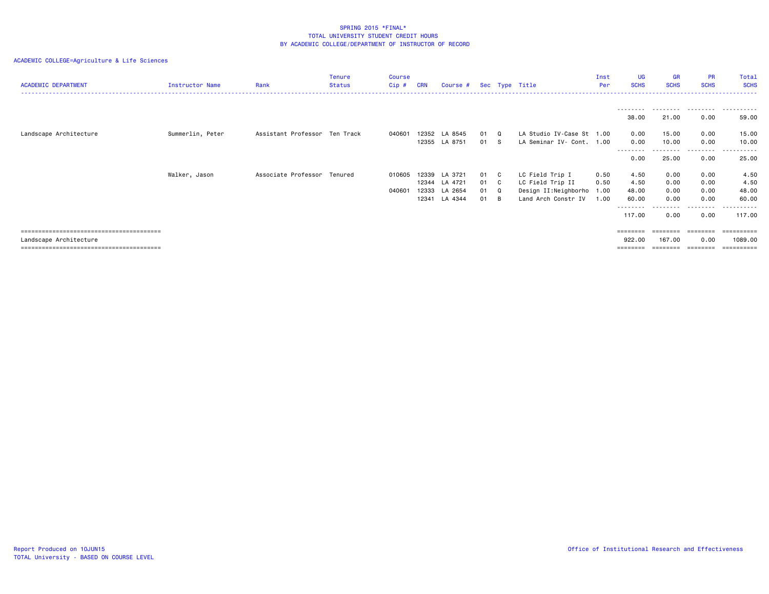SPRING 2015 *FINAL*
TOTAL UNIVERSITY STUDENT CREDIT HOURS
BY ACADEMIC COLLEGE/DEPARTMENT OF INSTRUCTOR OF RECORD

ACADEMIC COLLEGE=Agriculture & Life Sciences

| ACADEMIC DEPARTMENT | Instructor Name | Rank | Tenure Status | Course Cip # | CRN | Course # | Sec | Type | Title | Inst Per | UG SCHS | GR SCHS | PR SCHS | Total SCHS |
|---|---|---|---|---|---|---|---|---|---|---|---|---|---|---|
| | | | | | | | | | | | 38.00 | 21.00 | 0.00 | 59.00 |
| Landscape Architecture | Summerlin, Peter | Assistant Professor | Ten Track | 040601 | 12352 | LA 8545 | 01 | Q | LA Studio IV-Case St | 1.00 | 0.00 | 15.00 | 0.00 | 15.00 |
| | | | | | 12355 | LA 8751 | 01 | S | LA Seminar IV- Cont. | 1.00 | 0.00 | 10.00 | 0.00 | 10.00 |
| | | | | | | | | | | | 0.00 | 25.00 | 0.00 | 25.00 |
| | Walker, Jason | Associate Professor | Tenured | 010605 | 12339 | LA 3721 | 01 | C | LC Field Trip I | 0.50 | 4.50 | 0.00 | 0.00 | 4.50 |
| | | | | | 12344 | LA 4721 | 01 | C | LC Field Trip II | 0.50 | 4.50 | 0.00 | 0.00 | 4.50 |
| | | | | 040601 | 12333 | LA 2654 | 01 | Q | Design II:Neighborho | 1.00 | 48.00 | 0.00 | 0.00 | 48.00 |
| | | | | | 12341 | LA 4344 | 01 | B | Land Arch Constr IV | 1.00 | 60.00 | 0.00 | 0.00 | 60.00 |
| | | | | | | | | | | | 117.00 | 0.00 | 0.00 | 117.00 |
| Landscape Architecture | | | | | | | | | | | 922.00 | 167.00 | 0.00 | 1089.00 |

Report Produced on 10JUN15
TOTAL University - BASED ON COURSE LEVEL
Office of Institutional Research and Effectiveness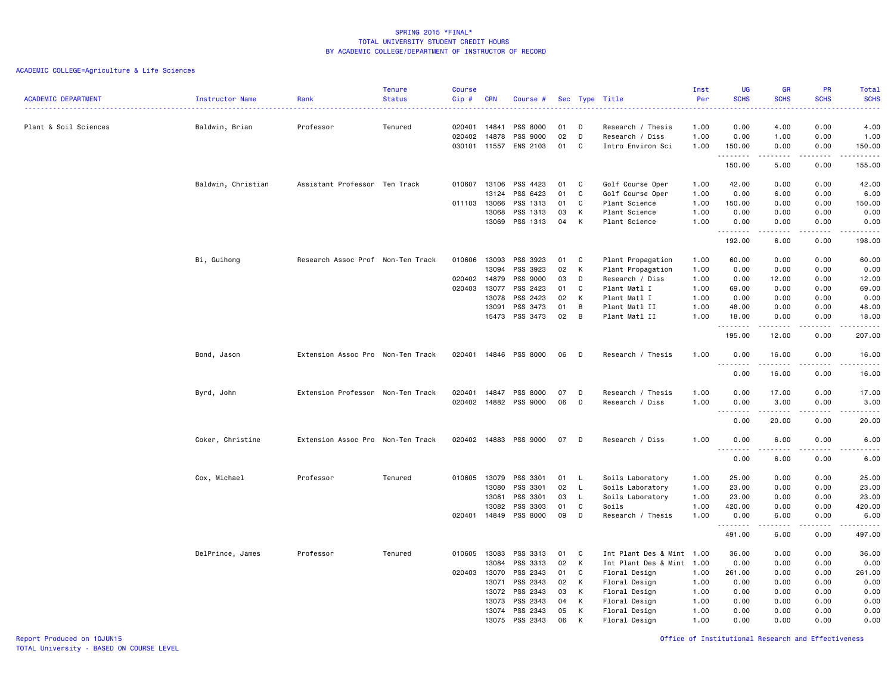SPRING 2015 *FINAL*
TOTAL UNIVERSITY STUDENT CREDIT HOURS
BY ACADEMIC COLLEGE/DEPARTMENT OF INSTRUCTOR OF RECORD

ACADEMIC COLLEGE=Agriculture & Life Sciences

| ACADEMIC DEPARTMENT | Instructor Name | Rank | Tenure Status | Course Cip # | CRN | Course # | Sec | Type | Title | Inst Per | UG SCHS | GR SCHS | PR SCHS | Total SCHS |
|---|---|---|---|---|---|---|---|---|---|---|---|---|---|---|
| Plant & Soil Sciences | Baldwin, Brian | Professor | Tenured | 020401 | 14841 | PSS 8000 | 01 | D | Research / Thesis | 1.00 | 0.00 | 4.00 | 0.00 | 4.00 |
| | | | | 020402 | 14878 | PSS 9000 | 02 | D | Research / Diss | 1.00 | 0.00 | 1.00 | 0.00 | 1.00 |
| | | | | 030101 | 11557 | ENS 2103 | 01 | C | Intro Environ Sci | 1.00 | 150.00 | 0.00 | 0.00 | 150.00 |
| | | | | | | | | | | | 150.00 | 5.00 | 0.00 | 155.00 |
| | Baldwin, Christian | Assistant Professor | Ten Track | 010607 | 13106 | PSS 4423 | 01 | C | Golf Course Oper | 1.00 | 42.00 | 0.00 | 0.00 | 42.00 |
| | | | | | 13124 | PSS 6423 | 01 | C | Golf Course Oper | 1.00 | 0.00 | 6.00 | 0.00 | 6.00 |
| | | | | 011103 | 13066 | PSS 1313 | 01 | C | Plant Science | 1.00 | 150.00 | 0.00 | 0.00 | 150.00 |
| | | | | | 13068 | PSS 1313 | 03 | K | Plant Science | 1.00 | 0.00 | 0.00 | 0.00 | 0.00 |
| | | | | | 13069 | PSS 1313 | 04 | K | Plant Science | 1.00 | 0.00 | 0.00 | 0.00 | 0.00 |
| | | | | | | | | | | | 192.00 | 6.00 | 0.00 | 198.00 |
| | Bi, Guihong | Research Assoc Prof | Non-Ten Track | 010606 | 13093 | PSS 3923 | 01 | C | Plant Propagation | 1.00 | 60.00 | 0.00 | 0.00 | 60.00 |
| | | | | | 13094 | PSS 3923 | 02 | K | Plant Propagation | 1.00 | 0.00 | 0.00 | 0.00 | 0.00 |
| | | | | 020402 | 14879 | PSS 9000 | 03 | D | Research / Diss | 1.00 | 0.00 | 12.00 | 0.00 | 12.00 |
| | | | | 020403 | 13077 | PSS 2423 | 01 | C | Plant Matl I | 1.00 | 69.00 | 0.00 | 0.00 | 69.00 |
| | | | | | 13078 | PSS 2423 | 02 | K | Plant Matl I | 1.00 | 0.00 | 0.00 | 0.00 | 0.00 |
| | | | | | 13091 | PSS 3473 | 01 | B | Plant Matl II | 1.00 | 48.00 | 0.00 | 0.00 | 48.00 |
| | | | | | 15473 | PSS 3473 | 02 | B | Plant Matl II | 1.00 | 18.00 | 0.00 | 0.00 | 18.00 |
| | | | | | | | | | | | 195.00 | 12.00 | 0.00 | 207.00 |
| | Bond, Jason | Extension Assoc Pro | Non-Ten Track | 020401 | 14846 | PSS 8000 | 06 | D | Research / Thesis | 1.00 | 0.00 | 16.00 | 0.00 | 16.00 |
| | | | | | | | | | | | 0.00 | 16.00 | 0.00 | 16.00 |
| | Byrd, John | Extension Professor | Non-Ten Track | 020401 | 14847 | PSS 8000 | 07 | D | Research / Thesis | 1.00 | 0.00 | 17.00 | 0.00 | 17.00 |
| | | | | 020402 | 14882 | PSS 9000 | 06 | D | Research / Diss | 1.00 | 0.00 | 3.00 | 0.00 | 3.00 |
| | | | | | | | | | | | 0.00 | 20.00 | 0.00 | 20.00 |
| | Coker, Christine | Extension Assoc Pro | Non-Ten Track | 020402 | 14883 | PSS 9000 | 07 | D | Research / Diss | 1.00 | 0.00 | 6.00 | 0.00 | 6.00 |
| | | | | | | | | | | | 0.00 | 6.00 | 0.00 | 6.00 |
| | Cox, Michael | Professor | Tenured | 010605 | 13079 | PSS 3301 | 01 | L | Soils Laboratory | 1.00 | 25.00 | 0.00 | 0.00 | 25.00 |
| | | | | | 13080 | PSS 3301 | 02 | L | Soils Laboratory | 1.00 | 23.00 | 0.00 | 0.00 | 23.00 |
| | | | | | 13081 | PSS 3301 | 03 | L | Soils Laboratory | 1.00 | 23.00 | 0.00 | 0.00 | 23.00 |
| | | | | | 13082 | PSS 3303 | 01 | C | Soils | 1.00 | 420.00 | 0.00 | 0.00 | 420.00 |
| | | | | 020401 | 14849 | PSS 8000 | 09 | D | Research / Thesis | 1.00 | 0.00 | 6.00 | 0.00 | 6.00 |
| | | | | | | | | | | | 491.00 | 6.00 | 0.00 | 497.00 |
| | DelPrince, James | Professor | Tenured | 010605 | 13083 | PSS 3313 | 01 | C | Int Plant Des & Mint | 1.00 | 36.00 | 0.00 | 0.00 | 36.00 |
| | | | | | 13084 | PSS 3313 | 02 | K | Int Plant Des & Mint | 1.00 | 0.00 | 0.00 | 0.00 | 0.00 |
| | | | | 020403 | 13070 | PSS 2343 | 01 | C | Floral Design | 1.00 | 261.00 | 0.00 | 0.00 | 261.00 |
| | | | | | 13071 | PSS 2343 | 02 | K | Floral Design | 1.00 | 0.00 | 0.00 | 0.00 | 0.00 |
| | | | | | 13072 | PSS 2343 | 03 | K | Floral Design | 1.00 | 0.00 | 0.00 | 0.00 | 0.00 |
| | | | | | 13073 | PSS 2343 | 04 | K | Floral Design | 1.00 | 0.00 | 0.00 | 0.00 | 0.00 |
| | | | | | 13074 | PSS 2343 | 05 | K | Floral Design | 1.00 | 0.00 | 0.00 | 0.00 | 0.00 |
| | | | | | 13075 | PSS 2343 | 06 | K | Floral Design | 1.00 | 0.00 | 0.00 | 0.00 | 0.00 |

Report Produced on 10JUN15
TOTAL University - BASED ON COURSE LEVEL

Office of Institutional Research and Effectiveness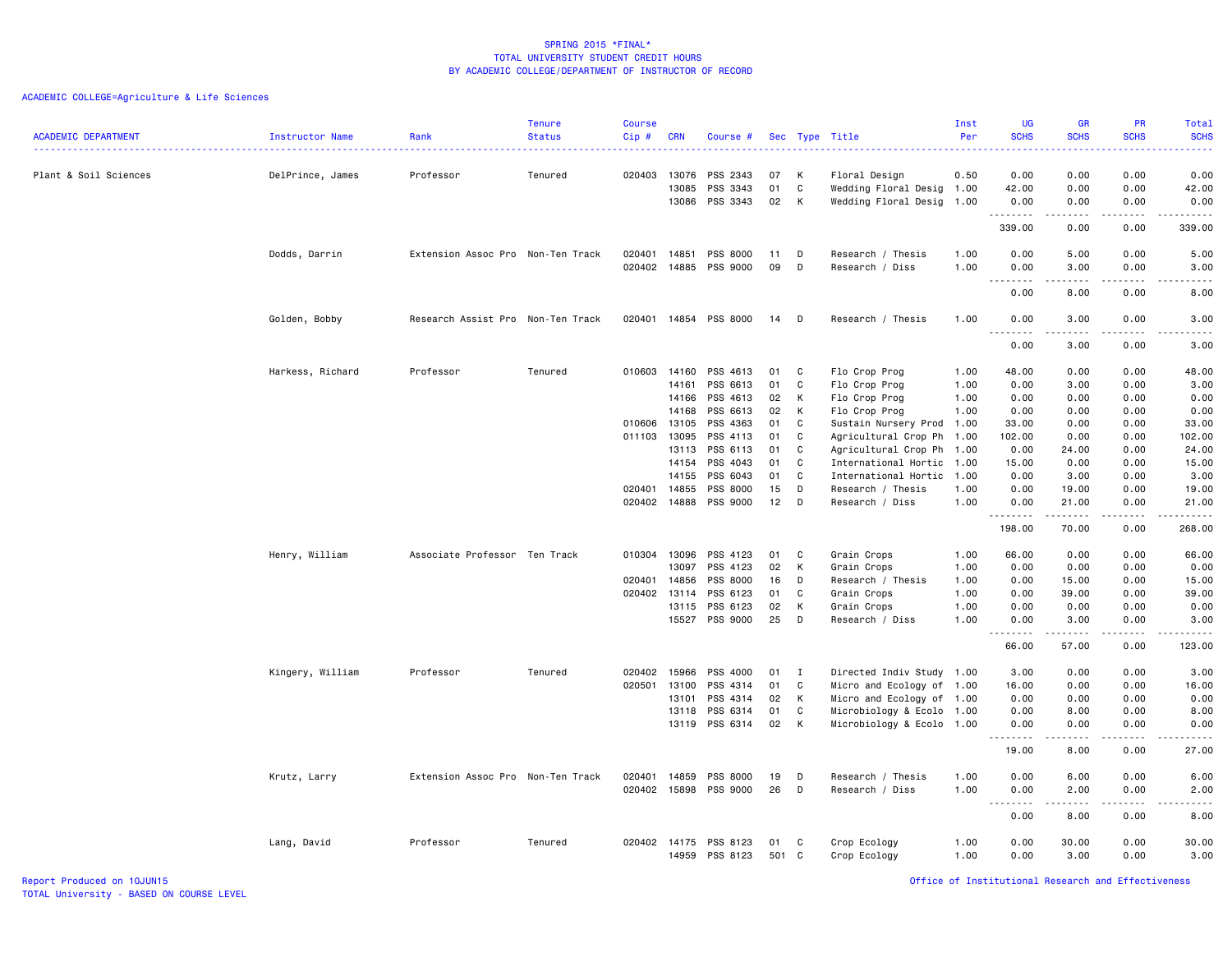SPRING 2015 *FINAL*
TOTAL UNIVERSITY STUDENT CREDIT HOURS
BY ACADEMIC COLLEGE/DEPARTMENT OF INSTRUCTOR OF RECORD

ACADEMIC COLLEGE=Agriculture & Life Sciences

| ACADEMIC DEPARTMENT | Instructor Name | Rank | Tenure Status | Course Cip # | CRN | Course # | Sec | Type | Title | Inst Per | UG SCHS | GR SCHS | PR SCHS | Total SCHS |
|---|---|---|---|---|---|---|---|---|---|---|---|---|---|---|
| Plant & Soil Sciences | DelPrince, James | Professor | Tenured | 020403 | 13076 | PSS 2343 | 07 | K | Floral Design | 0.50 | 0.00 | 0.00 | 0.00 | 0.00 |
| | | | | | 13085 | PSS 3343 | 01 | C | Wedding Floral Desig | 1.00 | 42.00 | 0.00 | 0.00 | 42.00 |
| | | | | | 13086 | PSS 3343 | 02 | K | Wedding Floral Desig | 1.00 | 0.00 | 0.00 | 0.00 | 0.00 |
| | | | | | | | | | | | 339.00 | 0.00 | 0.00 | 339.00 |
| | Dodds, Darrin | Extension Assoc Pro | Non-Ten Track | 020401 | 14851 | PSS 8000 | 11 | D | Research / Thesis | 1.00 | 0.00 | 5.00 | 0.00 | 5.00 |
| | | | | 020402 | 14885 | PSS 9000 | 09 | D | Research / Diss | 1.00 | 0.00 | 3.00 | 0.00 | 3.00 |
| | | | | | | | | | | | 0.00 | 8.00 | 0.00 | 8.00 |
| | Golden, Bobby | Research Assist Pro | Non-Ten Track | 020401 | 14854 | PSS 8000 | 14 | D | Research / Thesis | 1.00 | 0.00 | 3.00 | 0.00 | 3.00 |
| | | | | | | | | | | | 0.00 | 3.00 | 0.00 | 3.00 |
| | Harkess, Richard | Professor | Tenured | 010603 | 14160 | PSS 4613 | 01 | C | Flo Crop Prog | 1.00 | 48.00 | 0.00 | 0.00 | 48.00 |
| | | | | | 14161 | PSS 6613 | 01 | C | Flo Crop Prog | 1.00 | 0.00 | 3.00 | 0.00 | 3.00 |
| | | | | | 14166 | PSS 4613 | 02 | K | Flo Crop Prog | 1.00 | 0.00 | 0.00 | 0.00 | 0.00 |
| | | | | | 14168 | PSS 6613 | 02 | K | Flo Crop Prog | 1.00 | 0.00 | 0.00 | 0.00 | 0.00 |
| | | | | 010606 | 13105 | PSS 4363 | 01 | C | Sustain Nursery Prod | 1.00 | 33.00 | 0.00 | 0.00 | 33.00 |
| | | | | 011103 | 13095 | PSS 4113 | 01 | C | Agricultural Crop Ph | 1.00 | 102.00 | 0.00 | 0.00 | 102.00 |
| | | | | | 13113 | PSS 6113 | 01 | C | Agricultural Crop Ph | 1.00 | 0.00 | 24.00 | 0.00 | 24.00 |
| | | | | | 14154 | PSS 4043 | 01 | C | International Hortic | 1.00 | 15.00 | 0.00 | 0.00 | 15.00 |
| | | | | | 14155 | PSS 6043 | 01 | C | International Hortic | 1.00 | 0.00 | 3.00 | 0.00 | 3.00 |
| | | | | 020401 | 14855 | PSS 8000 | 15 | D | Research / Thesis | 1.00 | 0.00 | 19.00 | 0.00 | 19.00 |
| | | | | 020402 | 14888 | PSS 9000 | 12 | D | Research / Diss | 1.00 | 0.00 | 21.00 | 0.00 | 21.00 |
| | | | | | | | | | | | 198.00 | 70.00 | 0.00 | 268.00 |
| | Henry, William | Associate Professor | Ten Track | 010304 | 13096 | PSS 4123 | 01 | C | Grain Crops | 1.00 | 66.00 | 0.00 | 0.00 | 66.00 |
| | | | | | 13097 | PSS 4123 | 02 | K | Grain Crops | 1.00 | 0.00 | 0.00 | 0.00 | 0.00 |
| | | | | 020401 | 14856 | PSS 8000 | 16 | D | Research / Thesis | 1.00 | 0.00 | 15.00 | 0.00 | 15.00 |
| | | | | 020402 | 13114 | PSS 6123 | 01 | C | Grain Crops | 1.00 | 0.00 | 39.00 | 0.00 | 39.00 |
| | | | | | 13115 | PSS 6123 | 02 | K | Grain Crops | 1.00 | 0.00 | 0.00 | 0.00 | 0.00 |
| | | | | | 15527 | PSS 9000 | 25 | D | Research / Diss | 1.00 | 0.00 | 3.00 | 0.00 | 3.00 |
| | | | | | | | | | | | 66.00 | 57.00 | 0.00 | 123.00 |
| | Kingery, William | Professor | Tenured | 020402 | 15966 | PSS 4000 | 01 | I | Directed Indiv Study | 1.00 | 3.00 | 0.00 | 0.00 | 3.00 |
| | | | | 020501 | 13100 | PSS 4314 | 01 | C | Micro and Ecology of | 1.00 | 16.00 | 0.00 | 0.00 | 16.00 |
| | | | | | 13101 | PSS 4314 | 02 | K | Micro and Ecology of | 1.00 | 0.00 | 0.00 | 0.00 | 0.00 |
| | | | | | 13118 | PSS 6314 | 01 | C | Microbiology & Ecolo | 1.00 | 0.00 | 8.00 | 0.00 | 8.00 |
| | | | | | 13119 | PSS 6314 | 02 | K | Microbiology & Ecolo | 1.00 | 0.00 | 0.00 | 0.00 | 0.00 |
| | | | | | | | | | | | 19.00 | 8.00 | 0.00 | 27.00 |
| | Krutz, Larry | Extension Assoc Pro | Non-Ten Track | 020401 | 14859 | PSS 8000 | 19 | D | Research / Thesis | 1.00 | 0.00 | 6.00 | 0.00 | 6.00 |
| | | | | 020402 | 15898 | PSS 9000 | 26 | D | Research / Diss | 1.00 | 0.00 | 2.00 | 0.00 | 2.00 |
| | | | | | | | | | | | 0.00 | 8.00 | 0.00 | 8.00 |
| | Lang, David | Professor | Tenured | 020402 | 14175 | PSS 8123 | 01 | C | Crop Ecology | 1.00 | 0.00 | 30.00 | 0.00 | 30.00 |
| | | | | | 14959 | PSS 8123 | 501 | C | Crop Ecology | 1.00 | 0.00 | 3.00 | 0.00 | 3.00 |

Report Produced on 10JUN15
TOTAL University - BASED ON COURSE LEVEL
Office of Institutional Research and Effectiveness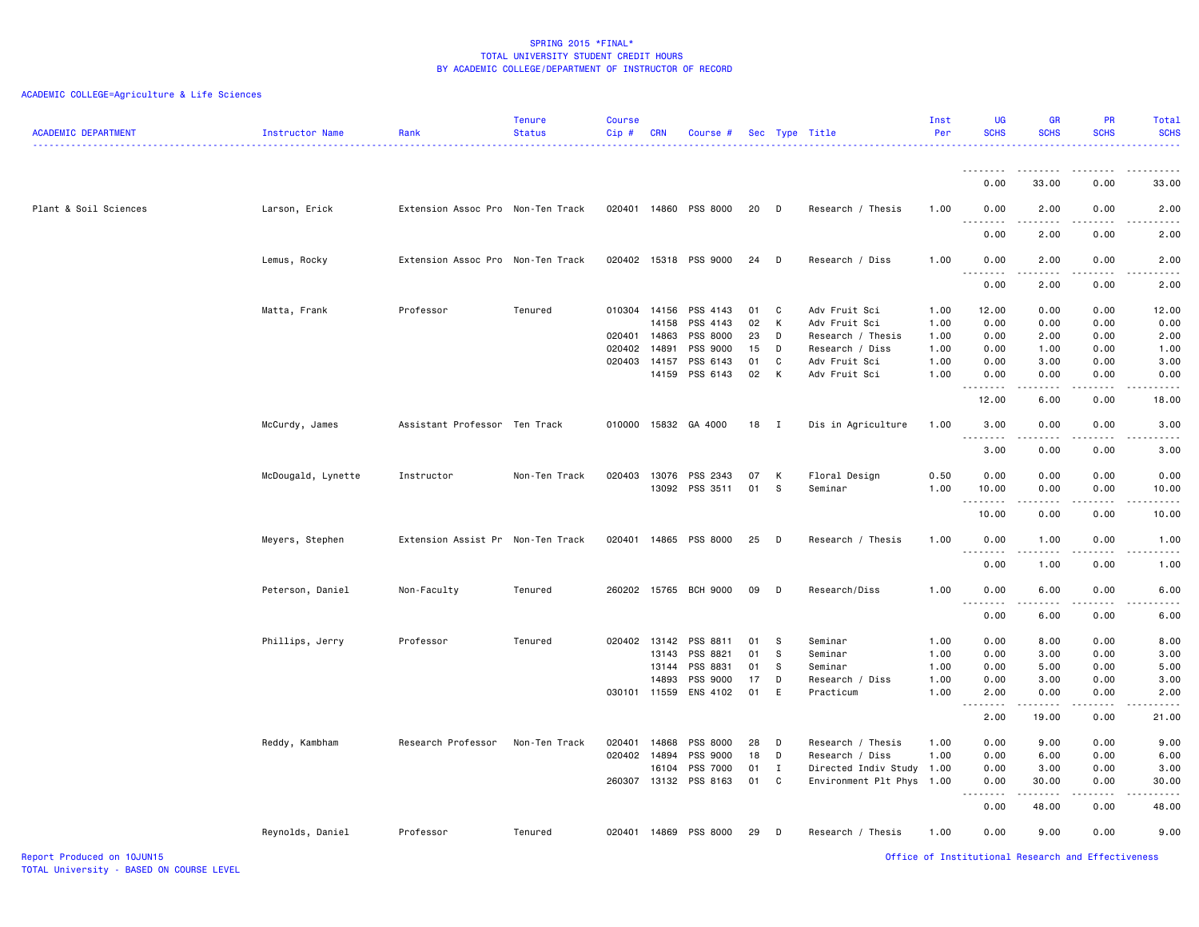SPRING 2015 *FINAL*
TOTAL UNIVERSITY STUDENT CREDIT HOURS
BY ACADEMIC COLLEGE/DEPARTMENT OF INSTRUCTOR OF RECORD

ACADEMIC COLLEGE=Agriculture & Life Sciences

| ACADEMIC DEPARTMENT | Instructor Name | Rank | Tenure Status | Course Cip # | CRN | Course # | Sec | Type | Title | Inst Per | UG SCHS | GR SCHS | PR SCHS | Total SCHS |
|---|---|---|---|---|---|---|---|---|---|---|---|---|---|---|
| | | | | | | | | | | | 0.00 | 33.00 | 0.00 | 33.00 |
| Plant & Soil Sciences | Larson, Erick | Extension Assoc Pro | Non-Ten Track | 020401 | 14860 | PSS 8000 | 20 | D | Research / Thesis | 1.00 | 0.00 | 2.00 | 0.00 | 2.00 |
| | | | | | | | | | | | 0.00 | 2.00 | 0.00 | 2.00 |
| | Lemus, Rocky | Extension Assoc Pro | Non-Ten Track | 020402 | 15318 | PSS 9000 | 24 | D | Research / Diss | 1.00 | 0.00 | 2.00 | 0.00 | 2.00 |
| | | | | | | | | | | | 0.00 | 2.00 | 0.00 | 2.00 |
| | Matta, Frank | Professor | Tenured | 010304 | 14156 | PSS 4143 | 01 | C | Adv Fruit Sci | 1.00 | 12.00 | 0.00 | 0.00 | 12.00 |
| | | | | | 14158 | PSS 4143 | 02 | K | Adv Fruit Sci | 1.00 | 0.00 | 0.00 | 0.00 | 0.00 |
| | | | | 020401 | 14863 | PSS 8000 | 23 | D | Research / Thesis | 1.00 | 0.00 | 2.00 | 0.00 | 2.00 |
| | | | | 020402 | 14891 | PSS 9000 | 15 | D | Research / Diss | 1.00 | 0.00 | 1.00 | 0.00 | 1.00 |
| | | | | 020403 | 14157 | PSS 6143 | 01 | C | Adv Fruit Sci | 1.00 | 0.00 | 3.00 | 0.00 | 3.00 |
| | | | | | 14159 | PSS 6143 | 02 | K | Adv Fruit Sci | 1.00 | 0.00 | 0.00 | 0.00 | 0.00 |
| | | | | | | | | | | | 12.00 | 6.00 | 0.00 | 18.00 |
| | McCurdy, James | Assistant Professor | Ten Track | 010000 | 15832 | GA 4000 | 18 | I | Dis in Agriculture | 1.00 | 3.00 | 0.00 | 0.00 | 3.00 |
| | | | | | | | | | | | 3.00 | 0.00 | 0.00 | 3.00 |
| | McDougald, Lynette | Instructor | Non-Ten Track | 020403 | 13076 | PSS 2343 | 07 | K | Floral Design | 0.50 | 0.00 | 0.00 | 0.00 | 0.00 |
| | | | | | 13092 | PSS 3511 | 01 | S | Seminar | 1.00 | 10.00 | 0.00 | 0.00 | 10.00 |
| | | | | | | | | | | | 10.00 | 0.00 | 0.00 | 10.00 |
| | Meyers, Stephen | Extension Assist Pr | Non-Ten Track | 020401 | 14865 | PSS 8000 | 25 | D | Research / Thesis | 1.00 | 0.00 | 1.00 | 0.00 | 1.00 |
| | | | | | | | | | | | 0.00 | 1.00 | 0.00 | 1.00 |
| | Peterson, Daniel | Non-Faculty | Tenured | 260202 | 15765 | BCH 9000 | 09 | D | Research/Diss | 1.00 | 0.00 | 6.00 | 0.00 | 6.00 |
| | | | | | | | | | | | 0.00 | 6.00 | 0.00 | 6.00 |
| | Phillips, Jerry | Professor | Tenured | 020402 | 13142 | PSS 8811 | 01 | S | Seminar | 1.00 | 0.00 | 8.00 | 0.00 | 8.00 |
| | | | | | 13143 | PSS 8821 | 01 | S | Seminar | 1.00 | 0.00 | 3.00 | 0.00 | 3.00 |
| | | | | | 13144 | PSS 8831 | 01 | S | Seminar | 1.00 | 0.00 | 5.00 | 0.00 | 5.00 |
| | | | | | 14893 | PSS 9000 | 17 | D | Research / Diss | 1.00 | 0.00 | 3.00 | 0.00 | 3.00 |
| | | | | 030101 | 11559 | ENS 4102 | 01 | E | Practicum | 1.00 | 2.00 | 0.00 | 0.00 | 2.00 |
| | | | | | | | | | | | 2.00 | 19.00 | 0.00 | 21.00 |
| | Reddy, Kambham | Research Professor | Non-Ten Track | 020401 | 14868 | PSS 8000 | 28 | D | Research / Thesis | 1.00 | 0.00 | 9.00 | 0.00 | 9.00 |
| | | | | 020402 | 14894 | PSS 9000 | 18 | D | Research / Diss | 1.00 | 0.00 | 6.00 | 0.00 | 6.00 |
| | | | | | 16104 | PSS 7000 | 01 | I | Directed Indiv Study | 1.00 | 0.00 | 3.00 | 0.00 | 3.00 |
| | | | | 260307 | 13132 | PSS 8163 | 01 | C | Environment Plt Phys | 1.00 | 0.00 | 30.00 | 0.00 | 30.00 |
| | | | | | | | | | | | 0.00 | 48.00 | 0.00 | 48.00 |
| | Reynolds, Daniel | Professor | Tenured | 020401 | 14869 | PSS 8000 | 29 | D | Research / Thesis | 1.00 | 0.00 | 9.00 | 0.00 | 9.00 |

Report Produced on 10JUN15
TOTAL University - BASED ON COURSE LEVEL
Office of Institutional Research and Effectiveness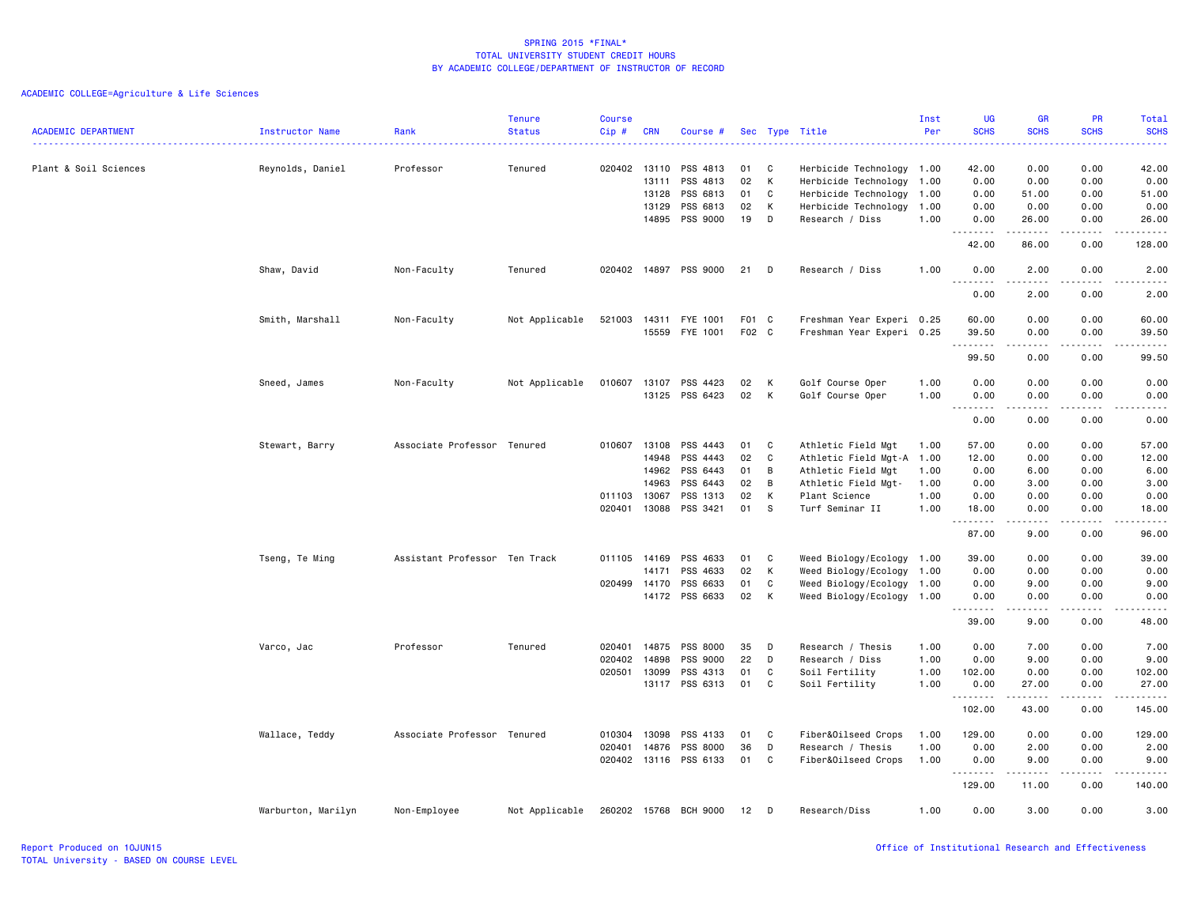SPRING 2015 *FINAL*
TOTAL UNIVERSITY STUDENT CREDIT HOURS
BY ACADEMIC COLLEGE/DEPARTMENT OF INSTRUCTOR OF RECORD

ACADEMIC COLLEGE=Agriculture & Life Sciences

| ACADEMIC DEPARTMENT | Instructor Name | Rank | Tenure Status | Course Cip # | CRN | Course # | Sec | Type | Title | Inst Per | UG SCHS | GR SCHS | PR SCHS | Total SCHS |
|---|---|---|---|---|---|---|---|---|---|---|---|---|---|---|
| Plant & Soil Sciences | Reynolds, Daniel | Professor | Tenured | 020402 | 13110 | PSS 4813 | 01 | C | Herbicide Technology | 1.00 | 42.00 | 0.00 | 0.00 | 42.00 |
| | | | | | 13111 | PSS 4813 | 02 | K | Herbicide Technology | 1.00 | 0.00 | 0.00 | 0.00 | 0.00 |
| | | | | | 13128 | PSS 6813 | 01 | C | Herbicide Technology | 1.00 | 0.00 | 51.00 | 0.00 | 51.00 |
| | | | | | 13129 | PSS 6813 | 02 | K | Herbicide Technology | 1.00 | 0.00 | 0.00 | 0.00 | 0.00 |
| | | | | | 14895 | PSS 9000 | 19 | D | Research / Diss | 1.00 | 0.00 | 26.00 | 0.00 | 26.00 |
| | | | | | | | | | | | 42.00 | 86.00 | 0.00 | 128.00 |
| | Shaw, David | Non-Faculty | Tenured | 020402 | 14897 | PSS 9000 | 21 | D | Research / Diss | 1.00 | 0.00 | 2.00 | 0.00 | 2.00 |
| | | | | | | | | | | | 0.00 | 2.00 | 0.00 | 2.00 |
| | Smith, Marshall | Non-Faculty | Not Applicable | 521003 | 14311 | FYE 1001 | F01 | C | Freshman Year Experi | 0.25 | 60.00 | 0.00 | 0.00 | 60.00 |
| | | | | | 15559 | FYE 1001 | F02 | C | Freshman Year Experi | 0.25 | 39.50 | 0.00 | 0.00 | 39.50 |
| | | | | | | | | | | | 99.50 | 0.00 | 0.00 | 99.50 |
| | Sneed, James | Non-Faculty | Not Applicable | 010607 | 13107 | PSS 4423 | 02 | K | Golf Course Oper | 1.00 | 0.00 | 0.00 | 0.00 | 0.00 |
| | | | | | 13125 | PSS 6423 | 02 | K | Golf Course Oper | 1.00 | 0.00 | 0.00 | 0.00 | 0.00 |
| | | | | | | | | | | | 0.00 | 0.00 | 0.00 | 0.00 |
| | Stewart, Barry | Associate Professor | Tenured | 010607 | 13108 | PSS 4443 | 01 | C | Athletic Field Mgt | 1.00 | 57.00 | 0.00 | 0.00 | 57.00 |
| | | | | | 14948 | PSS 4443 | 02 | C | Athletic Field Mgt-A | 1.00 | 12.00 | 0.00 | 0.00 | 12.00 |
| | | | | | 14962 | PSS 6443 | 01 | B | Athletic Field Mgt | 1.00 | 0.00 | 6.00 | 0.00 | 6.00 |
| | | | | | 14963 | PSS 6443 | 02 | B | Athletic Field Mgt- | 1.00 | 0.00 | 3.00 | 0.00 | 3.00 |
| | | | | 011103 | 13067 | PSS 1313 | 02 | K | Plant Science | 1.00 | 0.00 | 0.00 | 0.00 | 0.00 |
| | | | | 020401 | 13088 | PSS 3421 | 01 | S | Turf Seminar II | 1.00 | 18.00 | 0.00 | 0.00 | 18.00 |
| | | | | | | | | | | | 87.00 | 9.00 | 0.00 | 96.00 |
| | Tseng, Te Ming | Assistant Professor | Ten Track | 011105 | 14169 | PSS 4633 | 01 | C | Weed Biology/Ecology | 1.00 | 39.00 | 0.00 | 0.00 | 39.00 |
| | | | | | 14171 | PSS 4633 | 02 | K | Weed Biology/Ecology | 1.00 | 0.00 | 0.00 | 0.00 | 0.00 |
| | | | | 020499 | 14170 | PSS 6633 | 01 | C | Weed Biology/Ecology | 1.00 | 0.00 | 9.00 | 0.00 | 9.00 |
| | | | | | 14172 | PSS 6633 | 02 | K | Weed Biology/Ecology | 1.00 | 0.00 | 0.00 | 0.00 | 0.00 |
| | | | | | | | | | | | 39.00 | 9.00 | 0.00 | 48.00 |
| | Varco, Jac | Professor | Tenured | 020401 | 14875 | PSS 8000 | 35 | D | Research / Thesis | 1.00 | 0.00 | 7.00 | 0.00 | 7.00 |
| | | | | 020402 | 14898 | PSS 9000 | 22 | D | Research / Diss | 1.00 | 0.00 | 9.00 | 0.00 | 9.00 |
| | | | | 020501 | 13099 | PSS 4313 | 01 | C | Soil Fertility | 1.00 | 102.00 | 0.00 | 0.00 | 102.00 |
| | | | | | 13117 | PSS 6313 | 01 | C | Soil Fertility | 1.00 | 0.00 | 27.00 | 0.00 | 27.00 |
| | | | | | | | | | | | 102.00 | 43.00 | 0.00 | 145.00 |
| | Wallace, Teddy | Associate Professor | Tenured | 010304 | 13098 | PSS 4133 | 01 | C | Fiber&Oilseed Crops | 1.00 | 129.00 | 0.00 | 0.00 | 129.00 |
| | | | | 020401 | 14876 | PSS 8000 | 36 | D | Research / Thesis | 1.00 | 0.00 | 2.00 | 0.00 | 2.00 |
| | | | | 020402 | 13116 | PSS 6133 | 01 | C | Fiber&Oilseed Crops | 1.00 | 0.00 | 9.00 | 0.00 | 9.00 |
| | | | | | | | | | | | 129.00 | 11.00 | 0.00 | 140.00 |
| | Warburton, Marilyn | Non-Employee | Not Applicable | 260202 | 15768 | BCH 9000 | 12 | D | Research/Diss | 1.00 | 0.00 | 3.00 | 0.00 | 3.00 |

Report Produced on 10JUN15
TOTAL University - BASED ON COURSE LEVEL

Office of Institutional Research and Effectiveness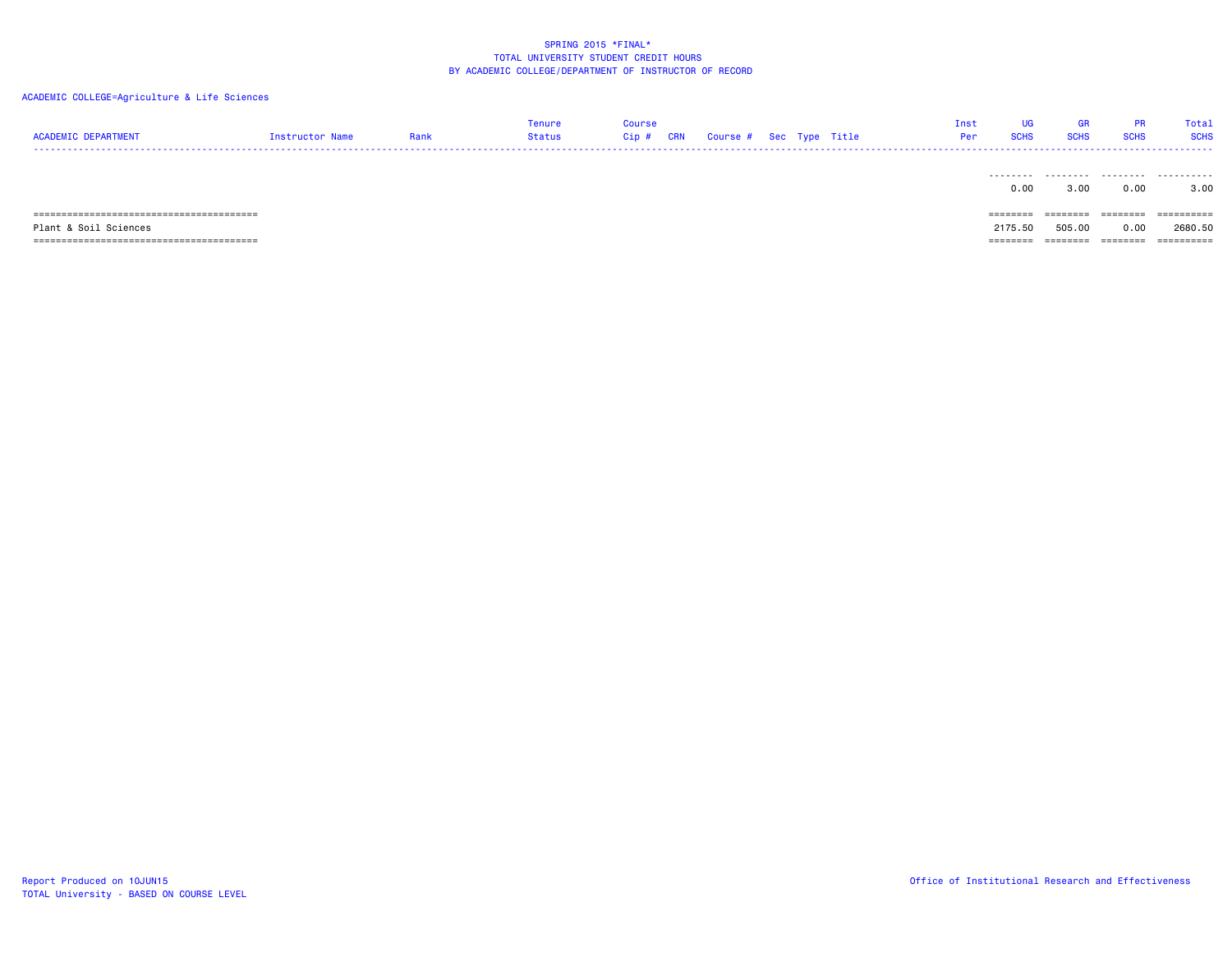SPRING 2015 *FINAL*
TOTAL UNIVERSITY STUDENT CREDIT HOURS
BY ACADEMIC COLLEGE/DEPARTMENT OF INSTRUCTOR OF RECORD

ACADEMIC COLLEGE=Agriculture & Life Sciences

| ACADEMIC DEPARTMENT | Instructor Name | Rank | Tenure Status | Course Cip # | CRN | Course # | Sec | Type | Title | Inst Per | UG SCHS | GR SCHS | PR SCHS | Total SCHS |
|---|---|---|---|---|---|---|---|---|---|---|---|---|---|---|
| | | | | | | | | | | | 0.00 | 3.00 | 0.00 | 3.00 |
| Plant & Soil Sciences | | | | | | | | | | | 2175.50 | 505.00 | 0.00 | 2680.50 |

Report Produced on 10JUN15
TOTAL University - BASED ON COURSE LEVEL

Office of Institutional Research and Effectiveness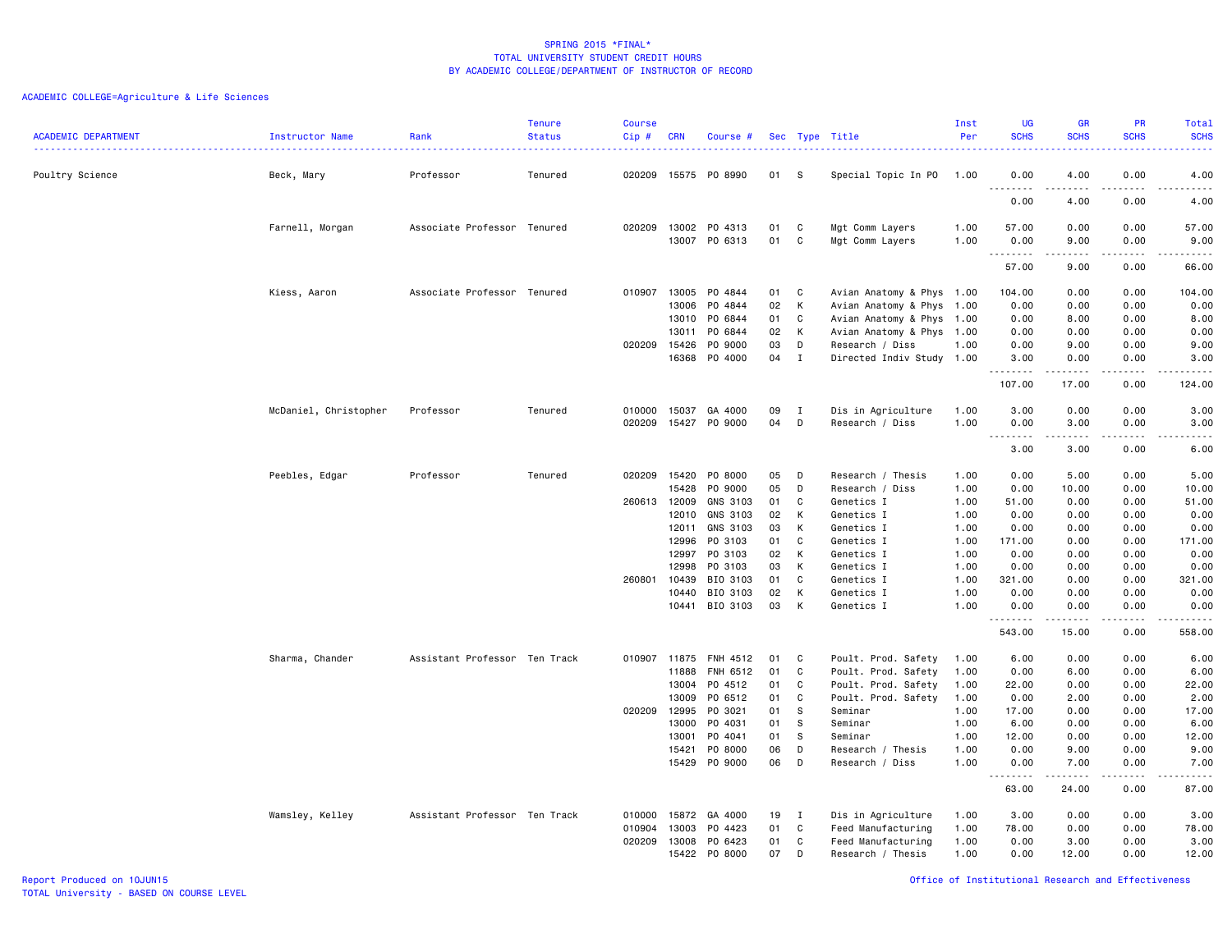SPRING 2015 *FINAL*
TOTAL UNIVERSITY STUDENT CREDIT HOURS
BY ACADEMIC COLLEGE/DEPARTMENT OF INSTRUCTOR OF RECORD

ACADEMIC COLLEGE=Agriculture & Life Sciences

| ACADEMIC DEPARTMENT | Instructor Name | Rank | Tenure Status | Course Cip # | CRN | Course # | Sec | Type | Title | Inst Per | UG SCHS | GR SCHS | PR SCHS | Total SCHS |
|---|---|---|---|---|---|---|---|---|---|---|---|---|---|---|
| Poultry Science | Beck, Mary | Professor | Tenured | 020209 | 15575 | PO 8990 | 01 | S | Special Topic In PO | 1.00 | 0.00 | 4.00 | 0.00 | 4.00 |
| | | | | | | | | | | | 0.00 | 4.00 | 0.00 | 4.00 |
| | Farnell, Morgan | Associate Professor | Tenured | 020209 | 13002 | PO 4313 | 01 | C | Mgt Comm Layers | 1.00 | 57.00 | 0.00 | 0.00 | 57.00 |
| | | | | | 13007 | PO 6313 | 01 | C | Mgt Comm Layers | 1.00 | 0.00 | 9.00 | 0.00 | 9.00 |
| | | | | | | | | | | | 57.00 | 9.00 | 0.00 | 66.00 |
| | Kiess, Aaron | Associate Professor | Tenured | 010907 | 13005 | PO 4844 | 01 | C | Avian Anatomy & Phys | 1.00 | 104.00 | 0.00 | 0.00 | 104.00 |
| | | | | | 13006 | PO 4844 | 02 | K | Avian Anatomy & Phys | 1.00 | 0.00 | 0.00 | 0.00 | 0.00 |
| | | | | | 13010 | PO 6844 | 01 | C | Avian Anatomy & Phys | 1.00 | 0.00 | 8.00 | 0.00 | 8.00 |
| | | | | | 13011 | PO 6844 | 02 | K | Avian Anatomy & Phys | 1.00 | 0.00 | 0.00 | 0.00 | 0.00 |
| | | | | 020209 | 15426 | PO 9000 | 03 | D | Research / Diss | 1.00 | 0.00 | 9.00 | 0.00 | 9.00 |
| | | | | | 16368 | PO 4000 | 04 | I | Directed Indiv Study | 1.00 | 3.00 | 0.00 | 0.00 | 3.00 |
| | | | | | | | | | | | 107.00 | 17.00 | 0.00 | 124.00 |
| | McDaniel, Christopher | Professor | Tenured | 010000 | 15037 | GA 4000 | 09 | I | Dis in Agriculture | 1.00 | 3.00 | 0.00 | 0.00 | 3.00 |
| | | | | 020209 | 15427 | PO 9000 | 04 | D | Research / Diss | 1.00 | 0.00 | 3.00 | 0.00 | 3.00 |
| | | | | | | | | | | | 3.00 | 3.00 | 0.00 | 6.00 |
| | Peebles, Edgar | Professor | Tenured | 020209 | 15420 | PO 8000 | 05 | D | Research / Thesis | 1.00 | 0.00 | 5.00 | 0.00 | 5.00 |
| | | | | | 15428 | PO 9000 | 05 | D | Research / Diss | 1.00 | 0.00 | 10.00 | 0.00 | 10.00 |
| | | | | 260613 | 12009 | GNS 3103 | 01 | C | Genetics I | 1.00 | 51.00 | 0.00 | 0.00 | 51.00 |
| | | | | | 12010 | GNS 3103 | 02 | K | Genetics I | 1.00 | 0.00 | 0.00 | 0.00 | 0.00 |
| | | | | | 12011 | GNS 3103 | 03 | K | Genetics I | 1.00 | 0.00 | 0.00 | 0.00 | 0.00 |
| | | | | | 12996 | PO 3103 | 01 | C | Genetics I | 1.00 | 171.00 | 0.00 | 0.00 | 171.00 |
| | | | | | 12997 | PO 3103 | 02 | K | Genetics I | 1.00 | 0.00 | 0.00 | 0.00 | 0.00 |
| | | | | | 12998 | PO 3103 | 03 | K | Genetics I | 1.00 | 0.00 | 0.00 | 0.00 | 0.00 |
| | | | | 260801 | 10439 | BIO 3103 | 01 | C | Genetics I | 1.00 | 321.00 | 0.00 | 0.00 | 321.00 |
| | | | | | 10440 | BIO 3103 | 02 | K | Genetics I | 1.00 | 0.00 | 0.00 | 0.00 | 0.00 |
| | | | | | 10441 | BIO 3103 | 03 | K | Genetics I | 1.00 | 0.00 | 0.00 | 0.00 | 0.00 |
| | | | | | | | | | | | 543.00 | 15.00 | 0.00 | 558.00 |
| | Sharma, Chander | Assistant Professor | Ten Track | 010907 | 11875 | FNH 4512 | 01 | C | Poult. Prod. Safety | 1.00 | 6.00 | 0.00 | 0.00 | 6.00 |
| | | | | | 11888 | FNH 6512 | 01 | C | Poult. Prod. Safety | 1.00 | 0.00 | 6.00 | 0.00 | 6.00 |
| | | | | | 13004 | PO 4512 | 01 | C | Poult. Prod. Safety | 1.00 | 22.00 | 0.00 | 0.00 | 22.00 |
| | | | | | 13009 | PO 6512 | 01 | C | Poult. Prod. Safety | 1.00 | 0.00 | 2.00 | 0.00 | 2.00 |
| | | | | 020209 | 12995 | PO 3021 | 01 | S | Seminar | 1.00 | 17.00 | 0.00 | 0.00 | 17.00 |
| | | | | | 13000 | PO 4031 | 01 | S | Seminar | 1.00 | 6.00 | 0.00 | 0.00 | 6.00 |
| | | | | | 13001 | PO 4041 | 01 | S | Seminar | 1.00 | 12.00 | 0.00 | 0.00 | 12.00 |
| | | | | | 15421 | PO 8000 | 06 | D | Research / Thesis | 1.00 | 0.00 | 9.00 | 0.00 | 9.00 |
| | | | | | 15429 | PO 9000 | 06 | D | Research / Diss | 1.00 | 0.00 | 7.00 | 0.00 | 7.00 |
| | | | | | | | | | | | 63.00 | 24.00 | 0.00 | 87.00 |
| | Wamsley, Kelley | Assistant Professor | Ten Track | 010000 | 15872 | GA 4000 | 19 | I | Dis in Agriculture | 1.00 | 3.00 | 0.00 | 0.00 | 3.00 |
| | | | | 010904 | 13003 | PO 4423 | 01 | C | Feed Manufacturing | 1.00 | 78.00 | 0.00 | 0.00 | 78.00 |
| | | | | 020209 | 13008 | PO 6423 | 01 | C | Feed Manufacturing | 1.00 | 0.00 | 3.00 | 0.00 | 3.00 |
| | | | | | 15422 | PO 8000 | 07 | D | Research / Thesis | 1.00 | 0.00 | 12.00 | 0.00 | 12.00 |

Report Produced on 10JUN15
TOTAL University - BASED ON COURSE LEVEL

Office of Institutional Research and Effectiveness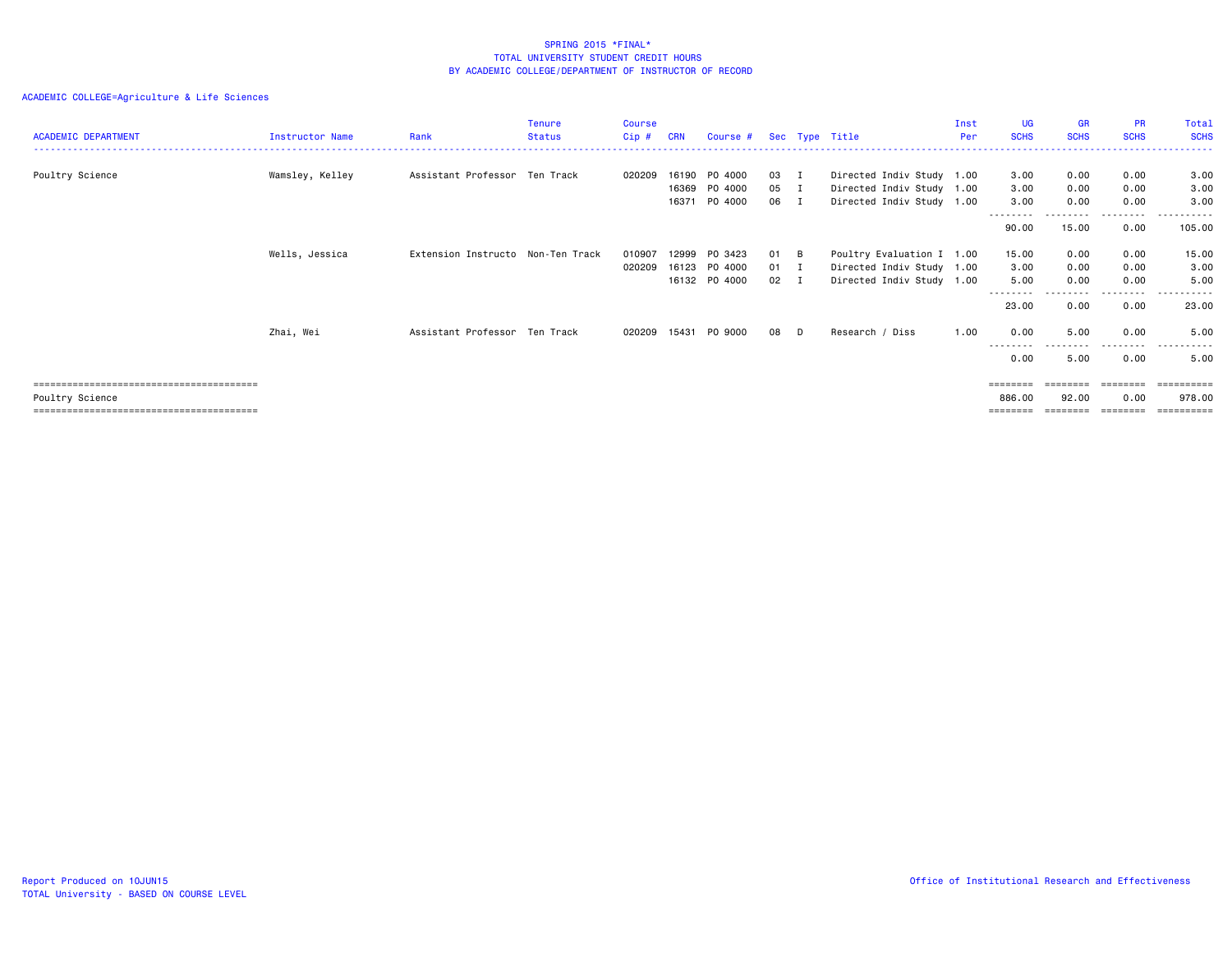SPRING 2015 *FINAL*
TOTAL UNIVERSITY STUDENT CREDIT HOURS
BY ACADEMIC COLLEGE/DEPARTMENT OF INSTRUCTOR OF RECORD

ACADEMIC COLLEGE=Agriculture & Life Sciences

| ACADEMIC DEPARTMENT | Instructor Name | Rank | Tenure Status | Course Cip # | CRN | Course # | Sec | Type | Title | Inst Per | UG SCHS | GR SCHS | PR SCHS | Total SCHS |
|---|---|---|---|---|---|---|---|---|---|---|---|---|---|---|
| Poultry Science | Wamsley, Kelley | Assistant Professor | Ten Track | 020209 | 16190 | PO 4000 | 03 | I | Directed Indiv Study | 1.00 | 3.00 | 0.00 | 0.00 | 3.00 |
| | | | | | 16369 | PO 4000 | 05 | I | Directed Indiv Study | 1.00 | 3.00 | 0.00 | 0.00 | 3.00 |
| | | | | | 16371 | PO 4000 | 06 | I | Directed Indiv Study | 1.00 | 3.00 | 0.00 | 0.00 | 3.00 |
| | | | | | | | | | | | 90.00 | 15.00 | 0.00 | 105.00 |
| | Wells, Jessica | Extension Instructo | Non-Ten Track | 010907 | 12999 | PO 3423 | 01 | B | Poultry Evaluation I | 1.00 | 15.00 | 0.00 | 0.00 | 15.00 |
| | | | | 020209 | 16123 | PO 4000 | 01 | I | Directed Indiv Study | 1.00 | 3.00 | 0.00 | 0.00 | 3.00 |
| | | | | | 16132 | PO 4000 | 02 | I | Directed Indiv Study | 1.00 | 5.00 | 0.00 | 0.00 | 5.00 |
| | | | | | | | | | | | 23.00 | 0.00 | 0.00 | 23.00 |
| | Zhai, Wei | Assistant Professor | Ten Track | 020209 | 15431 | PO 9000 | 08 | D | Research / Diss | 1.00 | 0.00 | 5.00 | 0.00 | 5.00 |
| | | | | | | | | | | | 0.00 | 5.00 | 0.00 | 5.00 |
| Poultry Science | | | | | | | | | | | 886.00 | 92.00 | 0.00 | 978.00 |

Report Produced on 10JUN15
TOTAL University - BASED ON COURSE LEVEL

Office of Institutional Research and Effectiveness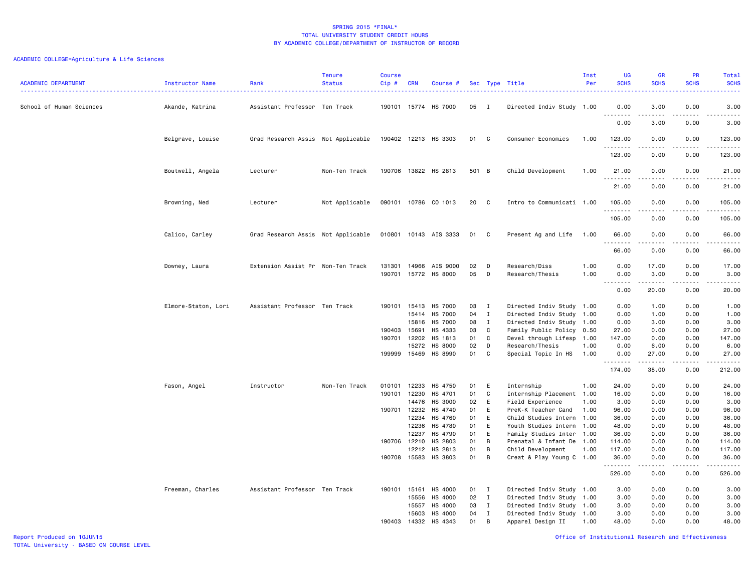SPRING 2015 *FINAL*
TOTAL UNIVERSITY STUDENT CREDIT HOURS
BY ACADEMIC COLLEGE/DEPARTMENT OF INSTRUCTOR OF RECORD

ACADEMIC COLLEGE=Agriculture & Life Sciences

| ACADEMIC DEPARTMENT | Instructor Name | Rank | Tenure Status | Course Cip # | CRN | Course # | Sec | Type | Title | Inst Per | UG SCHS | GR SCHS | PR SCHS | Total SCHS |
|---|---|---|---|---|---|---|---|---|---|---|---|---|---|---|
| School of Human Sciences | Akande, Katrina | Assistant Professor | Ten Track | 190101 | 15774 | HS 7000 | 05 | I | Directed Indiv Study | 1.00 | 0.00 | 3.00 | 0.00 | 3.00 |
| | | | | | | | | | | | 0.00 | 3.00 | 0.00 | 3.00 |
| | Belgrave, Louise | Grad Research Assis | Not Applicable | 190402 | 12213 | HS 3303 | 01 | C | Consumer Economics | 1.00 | 123.00 | 0.00 | 0.00 | 123.00 |
| | | | | | | | | | | | 123.00 | 0.00 | 0.00 | 123.00 |
| | Boutwell, Angela | Lecturer | Non-Ten Track | 190706 | 13822 | HS 2813 | 501 | B | Child Development | 1.00 | 21.00 | 0.00 | 0.00 | 21.00 |
| | | | | | | | | | | | 21.00 | 0.00 | 0.00 | 21.00 |
| | Browning, Ned | Lecturer | Not Applicable | 090101 | 10786 | CO 1013 | 20 | C | Intro to Communicati | 1.00 | 105.00 | 0.00 | 0.00 | 105.00 |
| | | | | | | | | | | | 105.00 | 0.00 | 0.00 | 105.00 |
| | Calico, Carley | Grad Research Assis | Not Applicable | 010801 | 10143 | AIS 3333 | 01 | C | Present Ag and Life | 1.00 | 66.00 | 0.00 | 0.00 | 66.00 |
| | | | | | | | | | | | 66.00 | 0.00 | 0.00 | 66.00 |
| | Downey, Laura | Extension Assist Pr | Non-Ten Track | 131301 | 14966 | AIS 9000 | 02 | D | Research/Diss | 1.00 | 0.00 | 17.00 | 0.00 | 17.00 |
| | | | | 190701 | 15772 | HS 8000 | 05 | D | Research/Thesis | 1.00 | 0.00 | 3.00 | 0.00 | 3.00 |
| | | | | | | | | | | | 0.00 | 20.00 | 0.00 | 20.00 |
| | Elmore-Staton, Lori | Assistant Professor | Ten Track | 190101 | 15413 | HS 7000 | 03 | I | Directed Indiv Study | 1.00 | 0.00 | 1.00 | 0.00 | 1.00 |
| | | | | | 15414 | HS 7000 | 04 | I | Directed Indiv Study | 1.00 | 0.00 | 1.00 | 0.00 | 1.00 |
| | | | | | 15816 | HS 7000 | 08 | I | Directed Indiv Study | 1.00 | 0.00 | 3.00 | 0.00 | 3.00 |
| | | | | 190403 | 15691 | HS 4333 | 03 | C | Family Public Policy | 0.50 | 27.00 | 0.00 | 0.00 | 27.00 |
| | | | | 190701 | 12202 | HS 1813 | 01 | C | Devel through Lifesp | 1.00 | 147.00 | 0.00 | 0.00 | 147.00 |
| | | | | | 15272 | HS 8000 | 02 | D | Research/Thesis | 1.00 | 0.00 | 6.00 | 0.00 | 6.00 |
| | | | | 199999 | 15469 | HS 8990 | 01 | C | Special Topic In HS | 1.00 | 0.00 | 27.00 | 0.00 | 27.00 |
| | | | | | | | | | | | 174.00 | 38.00 | 0.00 | 212.00 |
| | Fason, Angel | Instructor | Non-Ten Track | 010101 | 12233 | HS 4750 | 01 | E | Internship | 1.00 | 24.00 | 0.00 | 0.00 | 24.00 |
| | | | | 190101 | 12230 | HS 4701 | 01 | C | Internship Placement | 1.00 | 16.00 | 0.00 | 0.00 | 16.00 |
| | | | | | 14476 | HS 3000 | 02 | E | Field Experience | 1.00 | 3.00 | 0.00 | 0.00 | 3.00 |
| | | | | 190701 | 12232 | HS 4740 | 01 | E | PreK-K Teacher Cand | 1.00 | 96.00 | 0.00 | 0.00 | 96.00 |
| | | | | | 12234 | HS 4760 | 01 | E | Child Studies Intern | 1.00 | 36.00 | 0.00 | 0.00 | 36.00 |
| | | | | | 12236 | HS 4780 | 01 | E | Youth Studies Intern | 1.00 | 48.00 | 0.00 | 0.00 | 48.00 |
| | | | | | 12237 | HS 4790 | 01 | E | Family Studies Inter | 1.00 | 36.00 | 0.00 | 0.00 | 36.00 |
| | | | | 190706 | 12210 | HS 2803 | 01 | B | Prenatal & Infant De | 1.00 | 114.00 | 0.00 | 0.00 | 114.00 |
| | | | | | 12212 | HS 2813 | 01 | B | Child Development | 1.00 | 117.00 | 0.00 | 0.00 | 117.00 |
| | | | | 190708 | 15583 | HS 3803 | 01 | B | Creat & Play Young C | 1.00 | 36.00 | 0.00 | 0.00 | 36.00 |
| | | | | | | | | | | | 526.00 | 0.00 | 0.00 | 526.00 |
| | Freeman, Charles | Assistant Professor | Ten Track | 190101 | 15161 | HS 4000 | 01 | I | Directed Indiv Study | 1.00 | 3.00 | 0.00 | 0.00 | 3.00 |
| | | | | | 15556 | HS 4000 | 02 | I | Directed Indiv Study | 1.00 | 3.00 | 0.00 | 0.00 | 3.00 |
| | | | | | 15557 | HS 4000 | 03 | I | Directed Indiv Study | 1.00 | 3.00 | 0.00 | 0.00 | 3.00 |
| | | | | | 15603 | HS 4000 | 04 | I | Directed Indiv Study | 1.00 | 3.00 | 0.00 | 0.00 | 3.00 |
| | | | | 190403 | 14332 | HS 4343 | 01 | B | Apparel Design II | 1.00 | 48.00 | 0.00 | 0.00 | 48.00 |

Report Produced on 10JUN15
TOTAL University - BASED ON COURSE LEVEL

Office of Institutional Research and Effectiveness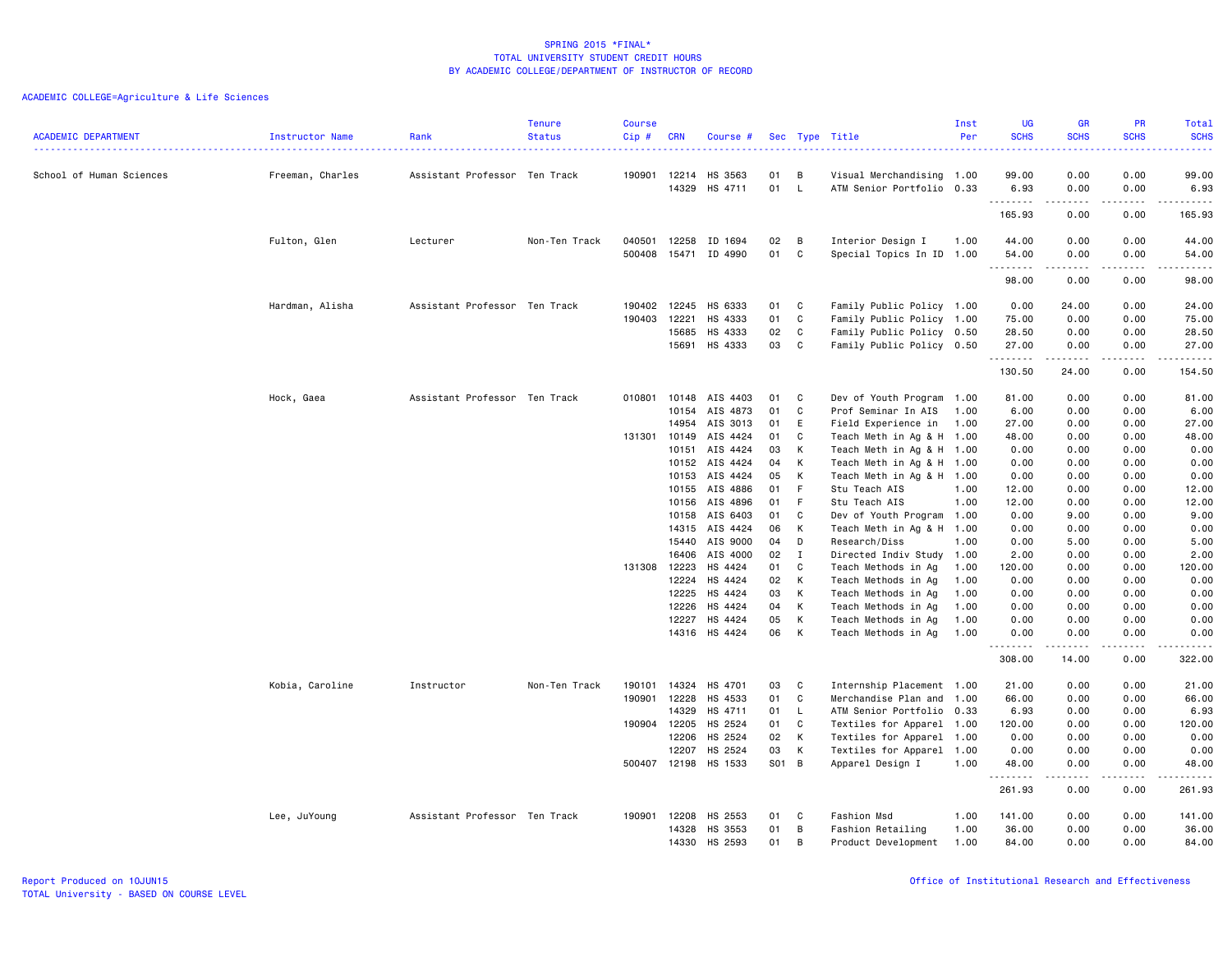SPRING 2015 *FINAL*
TOTAL UNIVERSITY STUDENT CREDIT HOURS
BY ACADEMIC COLLEGE/DEPARTMENT OF INSTRUCTOR OF RECORD

ACADEMIC COLLEGE=Agriculture & Life Sciences

| ACADEMIC DEPARTMENT | Instructor Name | Rank | Tenure Status | Course Cip # | CRN | Course # | Sec | Type | Title | Inst Per | UG SCHS | GR SCHS | PR SCHS | Total SCHS |
|---|---|---|---|---|---|---|---|---|---|---|---|---|---|---|
| School of Human Sciences | Freeman, Charles | Assistant Professor | Ten Track | 190901 | 12214 | HS 3563 | 01 | B | Visual Merchandising | 1.00 | 99.00 | 0.00 | 0.00 | 99.00 |
| | | | | | 14329 | HS 4711 | 01 | L | ATM Senior Portfolio | 0.33 | 6.93 | 0.00 | 0.00 | 6.93 |
| | | | | | | | | | | | 165.93 | 0.00 | 0.00 | 165.93 |
| | Fulton, Glen | Lecturer | Non-Ten Track | 040501 | 12258 | ID 1694 | 02 | B | Interior Design I | 1.00 | 44.00 | 0.00 | 0.00 | 44.00 |
| | | | | 500408 | 15471 | ID 4990 | 01 | C | Special Topics In ID | 1.00 | 54.00 | 0.00 | 0.00 | 54.00 |
| | | | | | | | | | | | 98.00 | 0.00 | 0.00 | 98.00 |
| | Hardman, Alisha | Assistant Professor | Ten Track | 190402 | 12245 | HS 6333 | 01 | C | Family Public Policy | 1.00 | 0.00 | 24.00 | 0.00 | 24.00 |
| | | | | 190403 | 12221 | HS 4333 | 01 | C | Family Public Policy | 1.00 | 75.00 | 0.00 | 0.00 | 75.00 |
| | | | | | 15685 | HS 4333 | 02 | C | Family Public Policy | 0.50 | 28.50 | 0.00 | 0.00 | 28.50 |
| | | | | | 15691 | HS 4333 | 03 | C | Family Public Policy | 0.50 | 27.00 | 0.00 | 0.00 | 27.00 |
| | | | | | | | | | | | 130.50 | 24.00 | 0.00 | 154.50 |
| | Hock, Gaea | Assistant Professor | Ten Track | 010801 | 10148 | AIS 4403 | 01 | C | Dev of Youth Program | 1.00 | 81.00 | 0.00 | 0.00 | 81.00 |
| | | | | | 10154 | AIS 4873 | 01 | C | Prof Seminar In AIS | 1.00 | 6.00 | 0.00 | 0.00 | 6.00 |
| | | | | | 14954 | AIS 3013 | 01 | E | Field Experience in | 1.00 | 27.00 | 0.00 | 0.00 | 27.00 |
| | | | | 131301 | 10149 | AIS 4424 | 01 | C | Teach Meth in Ag & H | 1.00 | 48.00 | 0.00 | 0.00 | 48.00 |
| | | | | | 10151 | AIS 4424 | 03 | K | Teach Meth in Ag & H | 1.00 | 0.00 | 0.00 | 0.00 | 0.00 |
| | | | | | 10152 | AIS 4424 | 04 | K | Teach Meth in Ag & H | 1.00 | 0.00 | 0.00 | 0.00 | 0.00 |
| | | | | | 10153 | AIS 4424 | 05 | K | Teach Meth in Ag & H | 1.00 | 0.00 | 0.00 | 0.00 | 0.00 |
| | | | | | 10155 | AIS 4886 | 01 | F | Stu Teach AIS | 1.00 | 12.00 | 0.00 | 0.00 | 12.00 |
| | | | | | 10156 | AIS 4896 | 01 | F | Stu Teach AIS | 1.00 | 12.00 | 0.00 | 0.00 | 12.00 |
| | | | | | 10158 | AIS 6403 | 01 | C | Dev of Youth Program | 1.00 | 0.00 | 9.00 | 0.00 | 9.00 |
| | | | | | 14315 | AIS 4424 | 06 | K | Teach Meth in Ag & H | 1.00 | 0.00 | 0.00 | 0.00 | 0.00 |
| | | | | | 15440 | AIS 9000 | 04 | D | Research/Diss | 1.00 | 0.00 | 5.00 | 0.00 | 5.00 |
| | | | | | 16406 | AIS 4000 | 02 | I | Directed Indiv Study | 1.00 | 2.00 | 0.00 | 0.00 | 2.00 |
| | | | | 131308 | 12223 | HS 4424 | 01 | C | Teach Methods in Ag | 1.00 | 120.00 | 0.00 | 0.00 | 120.00 |
| | | | | | 12224 | HS 4424 | 02 | K | Teach Methods in Ag | 1.00 | 0.00 | 0.00 | 0.00 | 0.00 |
| | | | | | 12225 | HS 4424 | 03 | K | Teach Methods in Ag | 1.00 | 0.00 | 0.00 | 0.00 | 0.00 |
| | | | | | 12226 | HS 4424 | 04 | K | Teach Methods in Ag | 1.00 | 0.00 | 0.00 | 0.00 | 0.00 |
| | | | | | 12227 | HS 4424 | 05 | K | Teach Methods in Ag | 1.00 | 0.00 | 0.00 | 0.00 | 0.00 |
| | | | | | 14316 | HS 4424 | 06 | K | Teach Methods in Ag | 1.00 | 0.00 | 0.00 | 0.00 | 0.00 |
| | | | | | | | | | | | 308.00 | 14.00 | 0.00 | 322.00 |
| | Kobia, Caroline | Instructor | Non-Ten Track | 190101 | 14324 | HS 4701 | 03 | C | Internship Placement | 1.00 | 21.00 | 0.00 | 0.00 | 21.00 |
| | | | | 190901 | 12228 | HS 4533 | 01 | C | Merchandise Plan and | 1.00 | 66.00 | 0.00 | 0.00 | 66.00 |
| | | | | | 14329 | HS 4711 | 01 | L | ATM Senior Portfolio | 0.33 | 6.93 | 0.00 | 0.00 | 6.93 |
| | | | | 190904 | 12205 | HS 2524 | 01 | C | Textiles for Apparel | 1.00 | 120.00 | 0.00 | 0.00 | 120.00 |
| | | | | | 12206 | HS 2524 | 02 | K | Textiles for Apparel | 1.00 | 0.00 | 0.00 | 0.00 | 0.00 |
| | | | | | 12207 | HS 2524 | 03 | K | Textiles for Apparel | 1.00 | 0.00 | 0.00 | 0.00 | 0.00 |
| | | | | 500407 | 12198 | HS 1533 | S01 | B | Apparel Design I | 1.00 | 48.00 | 0.00 | 0.00 | 48.00 |
| | | | | | | | | | | | 261.93 | 0.00 | 0.00 | 261.93 |
| | Lee, JuYoung | Assistant Professor | Ten Track | 190901 | 12208 | HS 2553 | 01 | C | Fashion Msd | 1.00 | 141.00 | 0.00 | 0.00 | 141.00 |
| | | | | | 14328 | HS 3553 | 01 | B | Fashion Retailing | 1.00 | 36.00 | 0.00 | 0.00 | 36.00 |
| | | | | | 14330 | HS 2593 | 01 | B | Product Development | 1.00 | 84.00 | 0.00 | 0.00 | 84.00 |

Report Produced on 10JUN15
TOTAL University - BASED ON COURSE LEVEL

Office of Institutional Research and Effectiveness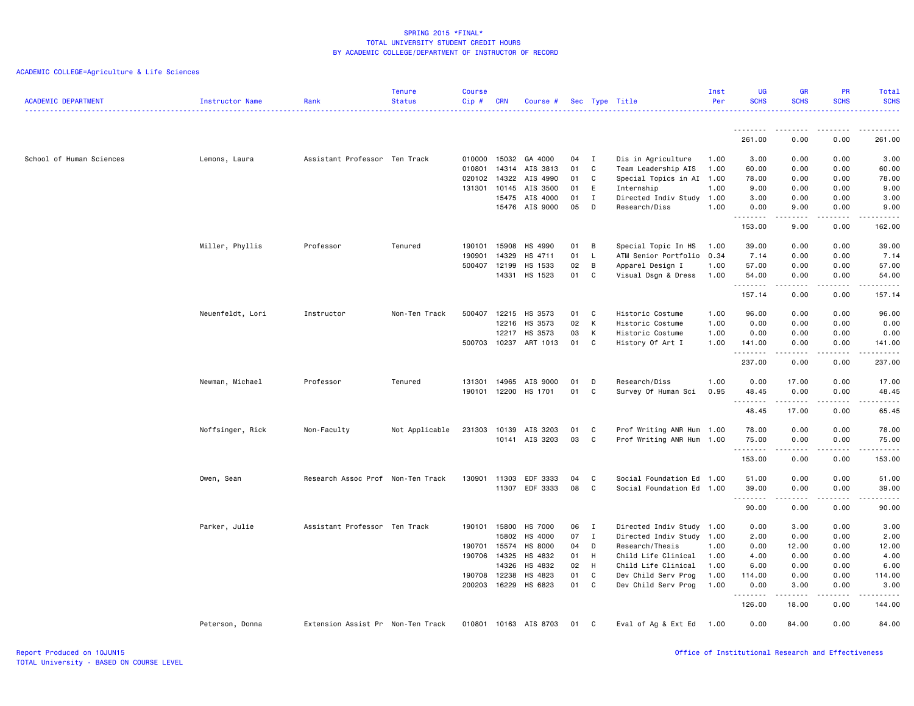SPRING 2015 *FINAL*
TOTAL UNIVERSITY STUDENT CREDIT HOURS
BY ACADEMIC COLLEGE/DEPARTMENT OF INSTRUCTOR OF RECORD

ACADEMIC COLLEGE=Agriculture & Life Sciences

| ACADEMIC DEPARTMENT | Instructor Name | Rank | Tenure Status | Course Cip # | CRN | Course # | Sec | Type | Title | Inst Per | UG SCHS | GR SCHS | PR SCHS | Total SCHS |
|---|---|---|---|---|---|---|---|---|---|---|---|---|---|---|
| | | | | | | | | | | | 261.00 | 0.00 | 0.00 | 261.00 |
| School of Human Sciences | Lemons, Laura | Assistant Professor | Ten Track | 010000 | 15032 | GA 4000 | 04 | I | Dis in Agriculture | 1.00 | 3.00 | 0.00 | 0.00 | 3.00 |
| | | | | 010801 | 14314 | AIS 3813 | 01 | C | Team Leadership AIS | 1.00 | 60.00 | 0.00 | 0.00 | 60.00 |
| | | | | 020102 | 14322 | AIS 4990 | 01 | C | Special Topics in AI | 1.00 | 78.00 | 0.00 | 0.00 | 78.00 |
| | | | | 131301 | 10145 | AIS 3500 | 01 | E | Internship | 1.00 | 9.00 | 0.00 | 0.00 | 9.00 |
| | | | | | 15475 | AIS 4000 | 01 | I | Directed Indiv Study | 1.00 | 3.00 | 0.00 | 0.00 | 3.00 |
| | | | | | 15476 | AIS 9000 | 05 | D | Research/Diss | 1.00 | 0.00 | 9.00 | 0.00 | 9.00 |
| | | | | | | | | | | | 153.00 | 9.00 | 0.00 | 162.00 |
| | Miller, Phyllis | Professor | Tenured | 190101 | 15908 | HS 4990 | 01 | B | Special Topic In HS | 1.00 | 39.00 | 0.00 | 0.00 | 39.00 |
| | | | | 190901 | 14329 | HS 4711 | 01 | L | ATM Senior Portfolio | 0.34 | 7.14 | 0.00 | 0.00 | 7.14 |
| | | | | 500407 | 12199 | HS 1533 | 02 | B | Apparel Design I | 1.00 | 57.00 | 0.00 | 0.00 | 57.00 |
| | | | | | 14331 | HS 1523 | 01 | C | Visual Dsgn & Dress | 1.00 | 54.00 | 0.00 | 0.00 | 54.00 |
| | | | | | | | | | | | 157.14 | 0.00 | 0.00 | 157.14 |
| | Neuenfeldt, Lori | Instructor | Non-Ten Track | 500407 | 12215 | HS 3573 | 01 | C | Historic Costume | 1.00 | 96.00 | 0.00 | 0.00 | 96.00 |
| | | | | | 12216 | HS 3573 | 02 | K | Historic Costume | 1.00 | 0.00 | 0.00 | 0.00 | 0.00 |
| | | | | | 12217 | HS 3573 | 03 | K | Historic Costume | 1.00 | 0.00 | 0.00 | 0.00 | 0.00 |
| | | | | 500703 | 10237 | ART 1013 | 01 | C | History Of Art I | 1.00 | 141.00 | 0.00 | 0.00 | 141.00 |
| | | | | | | | | | | | 237.00 | 0.00 | 0.00 | 237.00 |
| | Newman, Michael | Professor | Tenured | 131301 | 14965 | AIS 9000 | 01 | D | Research/Diss | 1.00 | 0.00 | 17.00 | 0.00 | 17.00 |
| | | | | 190101 | 12200 | HS 1701 | 01 | C | Survey Of Human Sci | 0.95 | 48.45 | 0.00 | 0.00 | 48.45 |
| | | | | | | | | | | | 48.45 | 17.00 | 0.00 | 65.45 |
| | Noffsinger, Rick | Non-Faculty | Not Applicable | 231303 | 10139 | AIS 3203 | 01 | C | Prof Writing ANR Hum | 1.00 | 78.00 | 0.00 | 0.00 | 78.00 |
| | | | | | 10141 | AIS 3203 | 03 | C | Prof Writing ANR Hum | 1.00 | 75.00 | 0.00 | 0.00 | 75.00 |
| | | | | | | | | | | | 153.00 | 0.00 | 0.00 | 153.00 |
| | Owen, Sean | Research Assoc Prof | Non-Ten Track | 130901 | 11303 | EDF 3333 | 04 | C | Social Foundation Ed | 1.00 | 51.00 | 0.00 | 0.00 | 51.00 |
| | | | | | 11307 | EDF 3333 | 08 | C | Social Foundation Ed | 1.00 | 39.00 | 0.00 | 0.00 | 39.00 |
| | | | | | | | | | | | 90.00 | 0.00 | 0.00 | 90.00 |
| | Parker, Julie | Assistant Professor | Ten Track | 190101 | 15800 | HS 7000 | 06 | I | Directed Indiv Study | 1.00 | 0.00 | 3.00 | 0.00 | 3.00 |
| | | | | | 15802 | HS 4000 | 07 | I | Directed Indiv Study | 1.00 | 2.00 | 0.00 | 0.00 | 2.00 |
| | | | | 190701 | 15574 | HS 8000 | 04 | D | Research/Thesis | 1.00 | 0.00 | 12.00 | 0.00 | 12.00 |
| | | | | 190706 | 14325 | HS 4832 | 01 | H | Child Life Clinical | 1.00 | 4.00 | 0.00 | 0.00 | 4.00 |
| | | | | | 14326 | HS 4832 | 02 | H | Child Life Clinical | 1.00 | 6.00 | 0.00 | 0.00 | 6.00 |
| | | | | 190708 | 12238 | HS 4823 | 01 | C | Dev Child Serv Prog | 1.00 | 114.00 | 0.00 | 0.00 | 114.00 |
| | | | | 200203 | 16229 | HS 6823 | 01 | C | Dev Child Serv Prog | 1.00 | 0.00 | 3.00 | 0.00 | 3.00 |
| | | | | | | | | | | | 126.00 | 18.00 | 0.00 | 144.00 |
| | Peterson, Donna | Extension Assist Pr | Non-Ten Track | 010801 | 10163 | AIS 8703 | 01 | C | Eval of Ag & Ext Ed | 1.00 | 0.00 | 84.00 | 0.00 | 84.00 |

Report Produced on 10JUN15
TOTAL University - BASED ON COURSE LEVEL

Office of Institutional Research and Effectiveness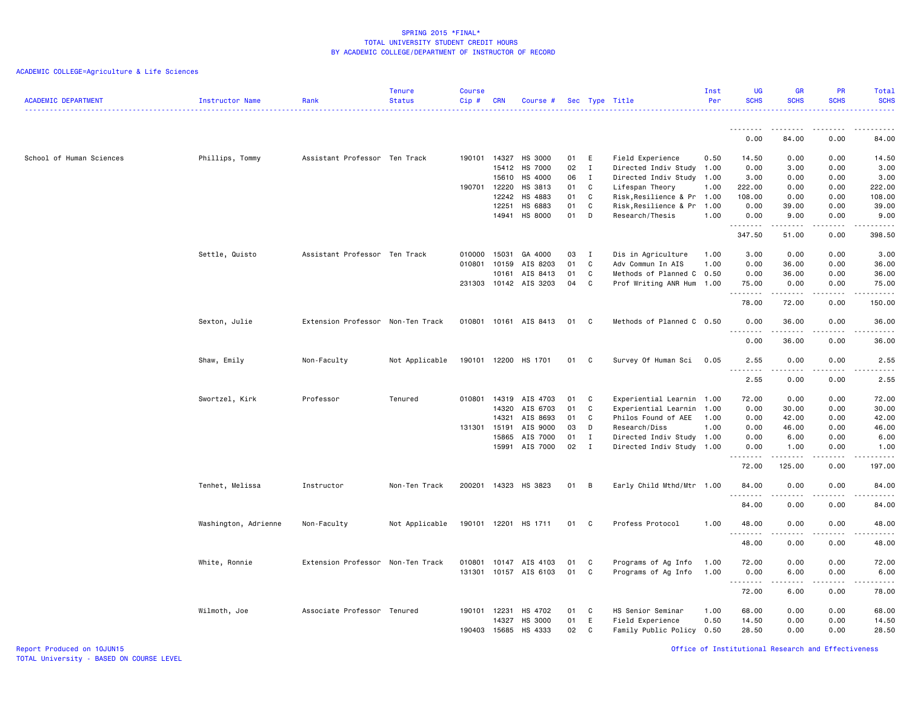## SPRING 2015 *FINAL*
## TOTAL UNIVERSITY STUDENT CREDIT HOURS
## BY ACADEMIC COLLEGE/DEPARTMENT OF INSTRUCTOR OF RECORD

ACADEMIC COLLEGE=Agriculture & Life Sciences

| ACADEMIC DEPARTMENT | Instructor Name | Rank | Tenure Status | Course Cip # | CRN | Course # | Sec | Type | Title | Inst Per | UG SCHS | GR SCHS | PR SCHS | Total SCHS |
|---|---|---|---|---|---|---|---|---|---|---|---|---|---|---|
| | | | | | | | | | | | 0.00 | 84.00 | 0.00 | 84.00 |
| School of Human Sciences | Phillips, Tommy | Assistant Professor | Ten Track | 190101 | 14327 | HS 3000 | 01 | E | Field Experience | 0.50 | 14.50 | 0.00 | 0.00 | 14.50 |
| | | | | | 15412 | HS 7000 | 02 | I | Directed Indiv Study | 1.00 | 0.00 | 3.00 | 0.00 | 3.00 |
| | | | | | 15610 | HS 4000 | 06 | I | Directed Indiv Study | 1.00 | 3.00 | 0.00 | 0.00 | 3.00 |
| | | | | 190701 | 12220 | HS 3813 | 01 | C | Lifespan Theory | 1.00 | 222.00 | 0.00 | 0.00 | 222.00 |
| | | | | | 12242 | HS 4883 | 01 | C | Risk,Resilience & Pr | 1.00 | 108.00 | 0.00 | 0.00 | 108.00 |
| | | | | | 12251 | HS 6883 | 01 | C | Risk,Resilience & Pr | 1.00 | 0.00 | 39.00 | 0.00 | 39.00 |
| | | | | | 14941 | HS 8000 | 01 | D | Research/Thesis | 1.00 | 0.00 | 9.00 | 0.00 | 9.00 |
| | | | | | | | | | | | 347.50 | 51.00 | 0.00 | 398.50 |
| | Settle, Quisto | Assistant Professor | Ten Track | 010000 | 15031 | GA 4000 | 03 | I | Dis in Agriculture | 1.00 | 3.00 | 0.00 | 0.00 | 3.00 |
| | | | | 010801 | 10159 | AIS 8203 | 01 | C | Adv Commun In AIS | 1.00 | 0.00 | 36.00 | 0.00 | 36.00 |
| | | | | | 10161 | AIS 8413 | 01 | C | Methods of Planned C | 0.50 | 0.00 | 36.00 | 0.00 | 36.00 |
| | | | | 231303 | 10142 | AIS 3203 | 04 | C | Prof Writing ANR Hum | 1.00 | 75.00 | 0.00 | 0.00 | 75.00 |
| | | | | | | | | | | | 78.00 | 72.00 | 0.00 | 150.00 |
| | Sexton, Julie | Extension Professor | Non-Ten Track | 010801 | 10161 | AIS 8413 | 01 | C | Methods of Planned C | 0.50 | 0.00 | 36.00 | 0.00 | 36.00 |
| | | | | | | | | | | | 0.00 | 36.00 | 0.00 | 36.00 |
| | Shaw, Emily | Non-Faculty | Not Applicable | 190101 | 12200 | HS 1701 | 01 | C | Survey Of Human Sci | 0.05 | 2.55 | 0.00 | 0.00 | 2.55 |
| | | | | | | | | | | | 2.55 | 0.00 | 0.00 | 2.55 |
| | Swortzel, Kirk | Professor | Tenured | 010801 | 14319 | AIS 4703 | 01 | C | Experiential Learnin | 1.00 | 72.00 | 0.00 | 0.00 | 72.00 |
| | | | | | 14320 | AIS 6703 | 01 | C | Experiential Learnin | 1.00 | 0.00 | 30.00 | 0.00 | 30.00 |
| | | | | | 14321 | AIS 8693 | 01 | C | Philos Found of AEE | 1.00 | 0.00 | 42.00 | 0.00 | 42.00 |
| | | | | 131301 | 15191 | AIS 9000 | 03 | D | Research/Diss | 1.00 | 0.00 | 46.00 | 0.00 | 46.00 |
| | | | | | 15865 | AIS 7000 | 01 | I | Directed Indiv Study | 1.00 | 0.00 | 6.00 | 0.00 | 6.00 |
| | | | | | 15991 | AIS 7000 | 02 | I | Directed Indiv Study | 1.00 | 0.00 | 1.00 | 0.00 | 1.00 |
| | | | | | | | | | | | 72.00 | 125.00 | 0.00 | 197.00 |
| | Tenhet, Melissa | Instructor | Non-Ten Track | 200201 | 14323 | HS 3823 | 01 | B | Early Child Mthd/Mtr | 1.00 | 84.00 | 0.00 | 0.00 | 84.00 |
| | | | | | | | | | | | 84.00 | 0.00 | 0.00 | 84.00 |
| | Washington, Adrienne | Non-Faculty | Not Applicable | 190101 | 12201 | HS 1711 | 01 | C | Profess Protocol | 1.00 | 48.00 | 0.00 | 0.00 | 48.00 |
| | | | | | | | | | | | 48.00 | 0.00 | 0.00 | 48.00 |
| | White, Ronnie | Extension Professor | Non-Ten Track | 010801 | 10147 | AIS 4103 | 01 | C | Programs of Ag Info | 1.00 | 72.00 | 0.00 | 0.00 | 72.00 |
| | | | | 131301 | 10157 | AIS 6103 | 01 | C | Programs of Ag Info | 1.00 | 0.00 | 6.00 | 0.00 | 6.00 |
| | | | | | | | | | | | 72.00 | 6.00 | 0.00 | 78.00 |
| | Wilmoth, Joe | Associate Professor | Tenured | 190101 | 12231 | HS 4702 | 01 | C | HS Senior Seminar | 1.00 | 68.00 | 0.00 | 0.00 | 68.00 |
| | | | | | 14327 | HS 3000 | 01 | E | Field Experience | 0.50 | 14.50 | 0.00 | 0.00 | 14.50 |
| | | | | 190403 | 15685 | HS 4333 | 02 | C | Family Public Policy | 0.50 | 28.50 | 0.00 | 0.00 | 28.50 |

Report Produced on 10JUN15
TOTAL University - BASED ON COURSE LEVEL

Office of Institutional Research and Effectiveness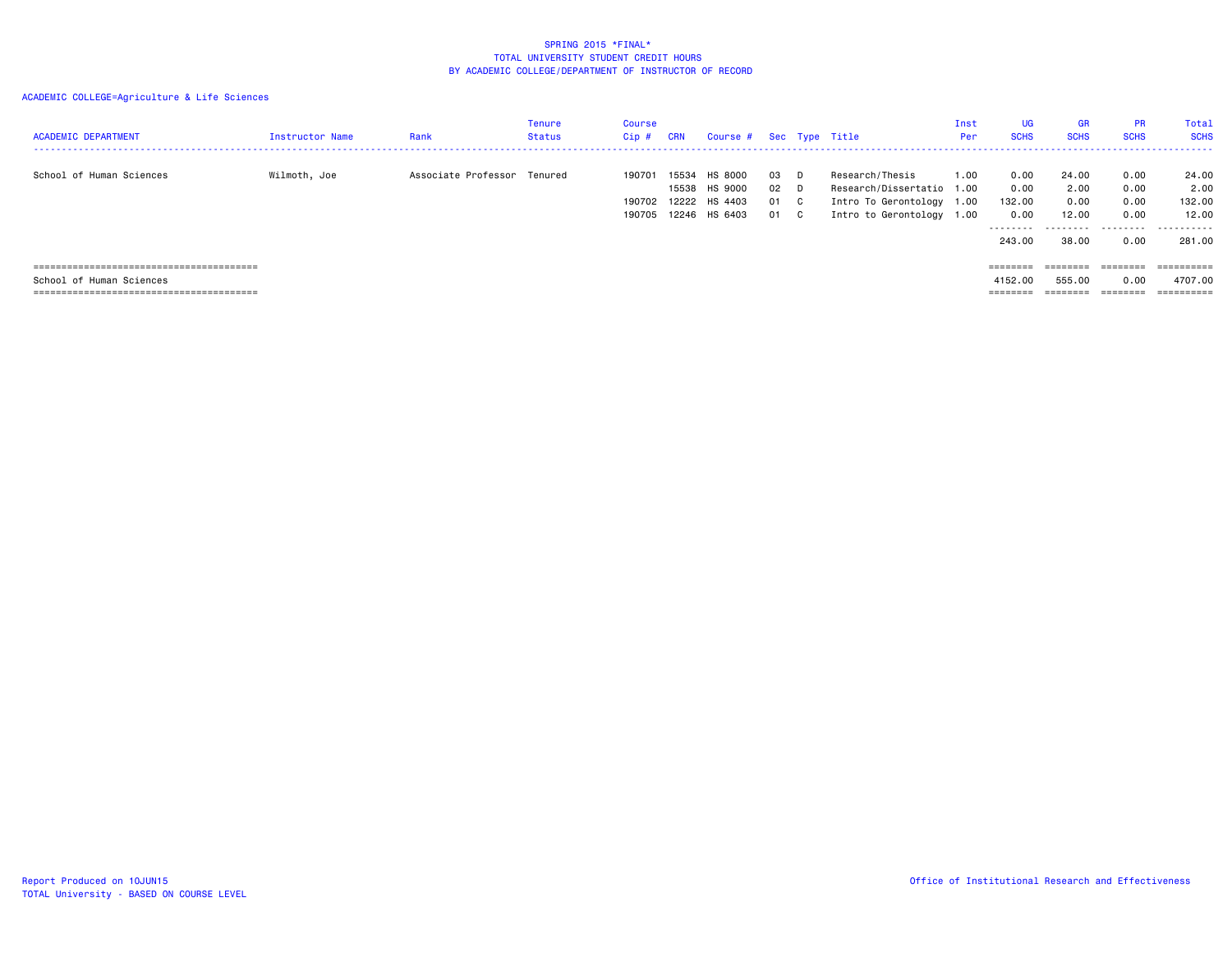SPRING 2015 *FINAL*
TOTAL UNIVERSITY STUDENT CREDIT HOURS
BY ACADEMIC COLLEGE/DEPARTMENT OF INSTRUCTOR OF RECORD

ACADEMIC COLLEGE=Agriculture & Life Sciences

| ACADEMIC DEPARTMENT | Instructor Name | Rank | Tenure Status | Course Cip # | CRN | Course # | Sec | Type | Title | Inst Per | UG SCHS | GR SCHS | PR SCHS | Total SCHS |
|---|---|---|---|---|---|---|---|---|---|---|---|---|---|---|
| School of Human Sciences | Wilmoth, Joe | Associate Professor | Tenured | 190701 | 15534 | HS 8000 | 03 | D | Research/Thesis | 1.00 | 0.00 | 24.00 | 0.00 | 24.00 |
| | | | | | 15538 | HS 9000 | 02 | D | Research/Dissertatio | 1.00 | 0.00 | 2.00 | 0.00 | 2.00 |
| | | | | 190702 | 12222 | HS 4403 | 01 | C | Intro To Gerontology | 1.00 | 132.00 | 0.00 | 0.00 | 132.00 |
| | | | | 190705 | 12246 | HS 6403 | 01 | C | Intro to Gerontology | 1.00 | 0.00 | 12.00 | 0.00 | 12.00 |
| | | | | | | | | | | | 243.00 | 38.00 | 0.00 | 281.00 |
| School of Human Sciences | | | | | | | | | | | 4152.00 | 555.00 | 0.00 | 4707.00 |

Report Produced on 10JUN15
TOTAL University - BASED ON COURSE LEVEL

Office of Institutional Research and Effectiveness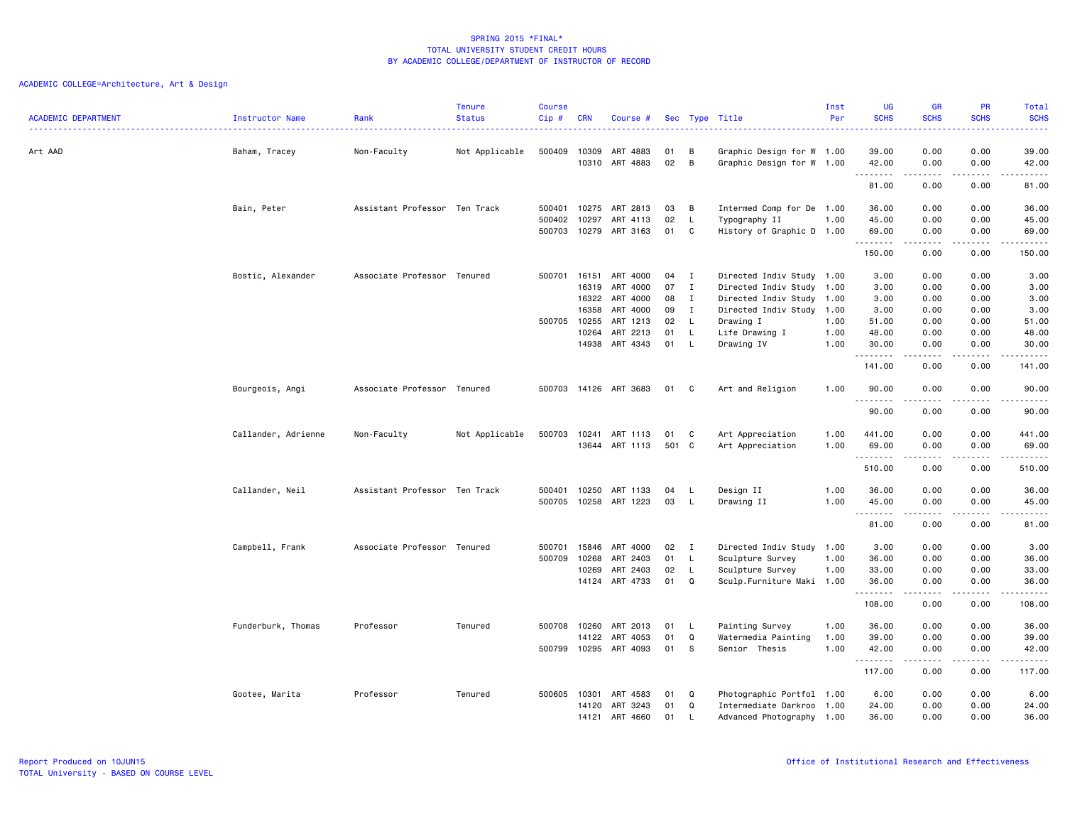SPRING 2015 *FINAL*
TOTAL UNIVERSITY STUDENT CREDIT HOURS
BY ACADEMIC COLLEGE/DEPARTMENT OF INSTRUCTOR OF RECORD

ACADEMIC COLLEGE=Architecture, Art & Design

| ACADEMIC DEPARTMENT | Instructor Name | Rank | Tenure Status | Course Cip # | CRN | Course # | Sec | Type | Title | Inst Per | UG SCHS | GR SCHS | PR SCHS | Total SCHS |
|---|---|---|---|---|---|---|---|---|---|---|---|---|---|---|
| Art AAD | Baham, Tracey | Non-Faculty | Not Applicable | 500409 | 10309 | ART 4883 | 01 | B | Graphic Design for W | 1.00 | 39.00 | 0.00 | 0.00 | 39.00 |
| | | | | | 10310 | ART 4883 | 02 | B | Graphic Design for W | 1.00 | 42.00 | 0.00 | 0.00 | 42.00 |
| | | | | | | | | | | | 81.00 | 0.00 | 0.00 | 81.00 |
| | Bain, Peter | Assistant Professor | Ten Track | 500401 | 10275 | ART 2813 | 03 | B | Intermed Comp for De | 1.00 | 36.00 | 0.00 | 0.00 | 36.00 |
| | | | | 500402 | 10297 | ART 4113 | 02 | L | Typography II | 1.00 | 45.00 | 0.00 | 0.00 | 45.00 |
| | | | | 500703 | 10279 | ART 3163 | 01 | C | History of Graphic D | 1.00 | 69.00 | 0.00 | 0.00 | 69.00 |
| | | | | | | | | | | | 150.00 | 0.00 | 0.00 | 150.00 |
| | Bostic, Alexander | Associate Professor | Tenured | 500701 | 16151 | ART 4000 | 04 | I | Directed Indiv Study | 1.00 | 3.00 | 0.00 | 0.00 | 3.00 |
| | | | | | 16319 | ART 4000 | 07 | I | Directed Indiv Study | 1.00 | 3.00 | 0.00 | 0.00 | 3.00 |
| | | | | | 16322 | ART 4000 | 08 | I | Directed Indiv Study | 1.00 | 3.00 | 0.00 | 0.00 | 3.00 |
| | | | | | 16358 | ART 4000 | 09 | I | Directed Indiv Study | 1.00 | 3.00 | 0.00 | 0.00 | 3.00 |
| | | | | 500705 | 10255 | ART 1213 | 02 | L | Drawing I | 1.00 | 51.00 | 0.00 | 0.00 | 51.00 |
| | | | | | 10264 | ART 2213 | 01 | L | Life Drawing I | 1.00 | 48.00 | 0.00 | 0.00 | 48.00 |
| | | | | | 14938 | ART 4343 | 01 | L | Drawing IV | 1.00 | 30.00 | 0.00 | 0.00 | 30.00 |
| | | | | | | | | | | | 141.00 | 0.00 | 0.00 | 141.00 |
| | Bourgeois, Angi | Associate Professor | Tenured | 500703 | 14126 | ART 3683 | 01 | C | Art and Religion | 1.00 | 90.00 | 0.00 | 0.00 | 90.00 |
| | | | | | | | | | | | 90.00 | 0.00 | 0.00 | 90.00 |
| | Callander, Adrienne | Non-Faculty | Not Applicable | 500703 | 10241 | ART 1113 | 01 | C | Art Appreciation | 1.00 | 441.00 | 0.00 | 0.00 | 441.00 |
| | | | | | 13644 | ART 1113 | 501 | C | Art Appreciation | 1.00 | 69.00 | 0.00 | 0.00 | 69.00 |
| | | | | | | | | | | | 510.00 | 0.00 | 0.00 | 510.00 |
| | Callander, Neil | Assistant Professor | Ten Track | 500401 | 10250 | ART 1133 | 04 | L | Design II | 1.00 | 36.00 | 0.00 | 0.00 | 36.00 |
| | | | | 500705 | 10258 | ART 1223 | 03 | L | Drawing II | 1.00 | 45.00 | 0.00 | 0.00 | 45.00 |
| | | | | | | | | | | | 81.00 | 0.00 | 0.00 | 81.00 |
| | Campbell, Frank | Associate Professor | Tenured | 500701 | 15846 | ART 4000 | 02 | I | Directed Indiv Study | 1.00 | 3.00 | 0.00 | 0.00 | 3.00 |
| | | | | 500709 | 10268 | ART 2403 | 01 | L | Sculpture Survey | 1.00 | 36.00 | 0.00 | 0.00 | 36.00 |
| | | | | | 10269 | ART 2403 | 02 | L | Sculpture Survey | 1.00 | 33.00 | 0.00 | 0.00 | 33.00 |
| | | | | | 14124 | ART 4733 | 01 | Q | Sculp.Furniture Maki | 1.00 | 36.00 | 0.00 | 0.00 | 36.00 |
| | | | | | | | | | | | 108.00 | 0.00 | 0.00 | 108.00 |
| | Funderburk, Thomas | Professor | Tenured | 500708 | 10260 | ART 2013 | 01 | L | Painting Survey | 1.00 | 36.00 | 0.00 | 0.00 | 36.00 |
| | | | | | 14122 | ART 4053 | 01 | Q | Watermedia Painting | 1.00 | 39.00 | 0.00 | 0.00 | 39.00 |
| | | | | 500799 | 10295 | ART 4093 | 01 | S | Senior Thesis | 1.00 | 42.00 | 0.00 | 0.00 | 42.00 |
| | | | | | | | | | | | 117.00 | 0.00 | 0.00 | 117.00 |
| | Gootee, Marita | Professor | Tenured | 500605 | 10301 | ART 4583 | 01 | Q | Photographic Portfol | 1.00 | 6.00 | 0.00 | 0.00 | 6.00 |
| | | | | | 14120 | ART 3243 | 01 | Q | Intermediate Darkroo | 1.00 | 24.00 | 0.00 | 0.00 | 24.00 |
| | | | | | 14121 | ART 4660 | 01 | L | Advanced Photography | 1.00 | 36.00 | 0.00 | 0.00 | 36.00 |

Report Produced on 10JUN15
TOTAL University - BASED ON COURSE LEVEL

Office of Institutional Research and Effectiveness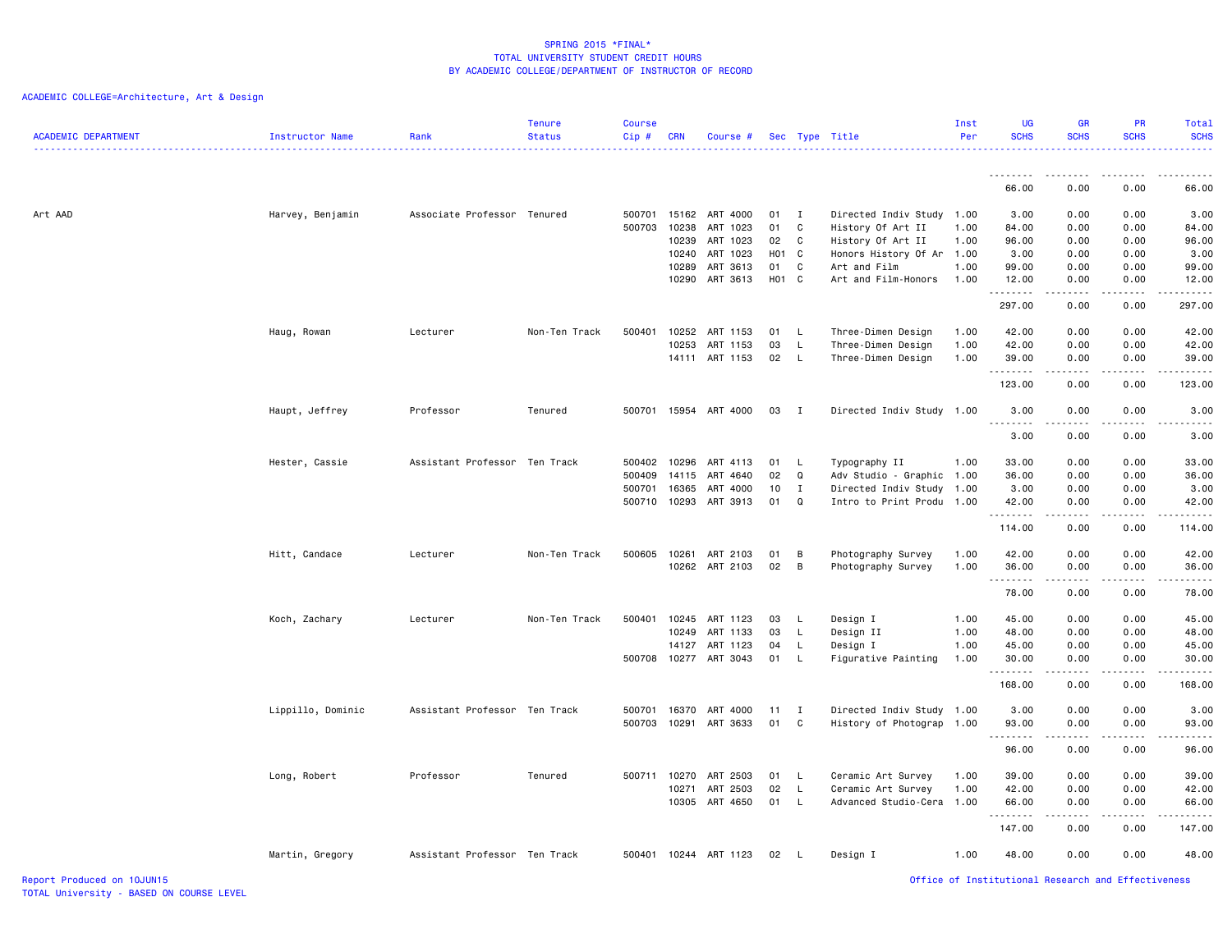SPRING 2015 *FINAL*
TOTAL UNIVERSITY STUDENT CREDIT HOURS
BY ACADEMIC COLLEGE/DEPARTMENT OF INSTRUCTOR OF RECORD

ACADEMIC COLLEGE=Architecture, Art & Design

| ACADEMIC DEPARTMENT | Instructor Name | Rank | Tenure Status | Course Cip # | CRN | Course # | Sec | Type | Title | Inst Per | UG SCHS | GR SCHS | PR SCHS | Total SCHS |
|---|---|---|---|---|---|---|---|---|---|---|---|---|---|---|
| | | | | | | | | | | | 66.00 | 0.00 | 0.00 | 66.00 |
| Art AAD | Harvey, Benjamin | Associate Professor | Tenured | 500701 | 15162 | ART 4000 | 01 | I | Directed Indiv Study | 1.00 | 3.00 | 0.00 | 0.00 | 3.00 |
| | | | | 500703 | 10238 | ART 1023 | 01 | C | History Of Art II | 1.00 | 84.00 | 0.00 | 0.00 | 84.00 |
| | | | | | 10239 | ART 1023 | 02 | C | History Of Art II | 1.00 | 96.00 | 0.00 | 0.00 | 96.00 |
| | | | | | 10240 | ART 1023 | H01 | C | Honors History Of Ar | 1.00 | 3.00 | 0.00 | 0.00 | 3.00 |
| | | | | | 10289 | ART 3613 | 01 | C | Art and Film | 1.00 | 99.00 | 0.00 | 0.00 | 99.00 |
| | | | | | 10290 | ART 3613 | H01 | C | Art and Film-Honors | 1.00 | 12.00 | 0.00 | 0.00 | 12.00 |
| | | | | | | | | | | | 297.00 | 0.00 | 0.00 | 297.00 |
| | Haug, Rowan | Lecturer | Non-Ten Track | 500401 | 10252 | ART 1153 | 01 | L | Three-Dimen Design | 1.00 | 42.00 | 0.00 | 0.00 | 42.00 |
| | | | | | 10253 | ART 1153 | 03 | L | Three-Dimen Design | 1.00 | 42.00 | 0.00 | 0.00 | 42.00 |
| | | | | | 14111 | ART 1153 | 02 | L | Three-Dimen Design | 1.00 | 39.00 | 0.00 | 0.00 | 39.00 |
| | | | | | | | | | | | 123.00 | 0.00 | 0.00 | 123.00 |
| | Haupt, Jeffrey | Professor | Tenured | 500701 | 15954 | ART 4000 | 03 | I | Directed Indiv Study | 1.00 | 3.00 | 0.00 | 0.00 | 3.00 |
| | | | | | | | | | | | 3.00 | 0.00 | 0.00 | 3.00 |
| | Hester, Cassie | Assistant Professor | Ten Track | 500402 | 10296 | ART 4113 | 01 | L | Typography II | 1.00 | 33.00 | 0.00 | 0.00 | 33.00 |
| | | | | 500409 | 14115 | ART 4640 | 02 | Q | Adv Studio - Graphic | 1.00 | 36.00 | 0.00 | 0.00 | 36.00 |
| | | | | 500701 | 16365 | ART 4000 | 10 | I | Directed Indiv Study | 1.00 | 3.00 | 0.00 | 0.00 | 3.00 |
| | | | | 500710 | 10293 | ART 3913 | 01 | Q | Intro to Print Produ | 1.00 | 42.00 | 0.00 | 0.00 | 42.00 |
| | | | | | | | | | | | 114.00 | 0.00 | 0.00 | 114.00 |
| | Hitt, Candace | Lecturer | Non-Ten Track | 500605 | 10261 | ART 2103 | 01 | B | Photography Survey | 1.00 | 42.00 | 0.00 | 0.00 | 42.00 |
| | | | | | 10262 | ART 2103 | 02 | B | Photography Survey | 1.00 | 36.00 | 0.00 | 0.00 | 36.00 |
| | | | | | | | | | | | 78.00 | 0.00 | 0.00 | 78.00 |
| | Koch, Zachary | Lecturer | Non-Ten Track | 500401 | 10245 | ART 1123 | 03 | L | Design I | 1.00 | 45.00 | 0.00 | 0.00 | 45.00 |
| | | | | | 10249 | ART 1133 | 03 | L | Design II | 1.00 | 48.00 | 0.00 | 0.00 | 48.00 |
| | | | | | 14127 | ART 1123 | 04 | L | Design I | 1.00 | 45.00 | 0.00 | 0.00 | 45.00 |
| | | | | 500708 | 10277 | ART 3043 | 01 | L | Figurative Painting | 1.00 | 30.00 | 0.00 | 0.00 | 30.00 |
| | | | | | | | | | | | 168.00 | 0.00 | 0.00 | 168.00 |
| | Lippillo, Dominic | Assistant Professor | Ten Track | 500701 | 16370 | ART 4000 | 11 | I | Directed Indiv Study | 1.00 | 3.00 | 0.00 | 0.00 | 3.00 |
| | | | | 500703 | 10291 | ART 3633 | 01 | C | History of Photograp | 1.00 | 93.00 | 0.00 | 0.00 | 93.00 |
| | | | | | | | | | | | 96.00 | 0.00 | 0.00 | 96.00 |
| | Long, Robert | Professor | Tenured | 500711 | 10270 | ART 2503 | 01 | L | Ceramic Art Survey | 1.00 | 39.00 | 0.00 | 0.00 | 39.00 |
| | | | | | 10271 | ART 2503 | 02 | L | Ceramic Art Survey | 1.00 | 42.00 | 0.00 | 0.00 | 42.00 |
| | | | | | 10305 | ART 4650 | 01 | L | Advanced Studio-Cera | 1.00 | 66.00 | 0.00 | 0.00 | 66.00 |
| | | | | | | | | | | | 147.00 | 0.00 | 0.00 | 147.00 |
| | Martin, Gregory | Assistant Professor | Ten Track | 500401 | 10244 | ART 1123 | 02 | L | Design I | 1.00 | 48.00 | 0.00 | 0.00 | 48.00 |

Report Produced on 10JUN15
TOTAL University - BASED ON COURSE LEVEL
Office of Institutional Research and Effectiveness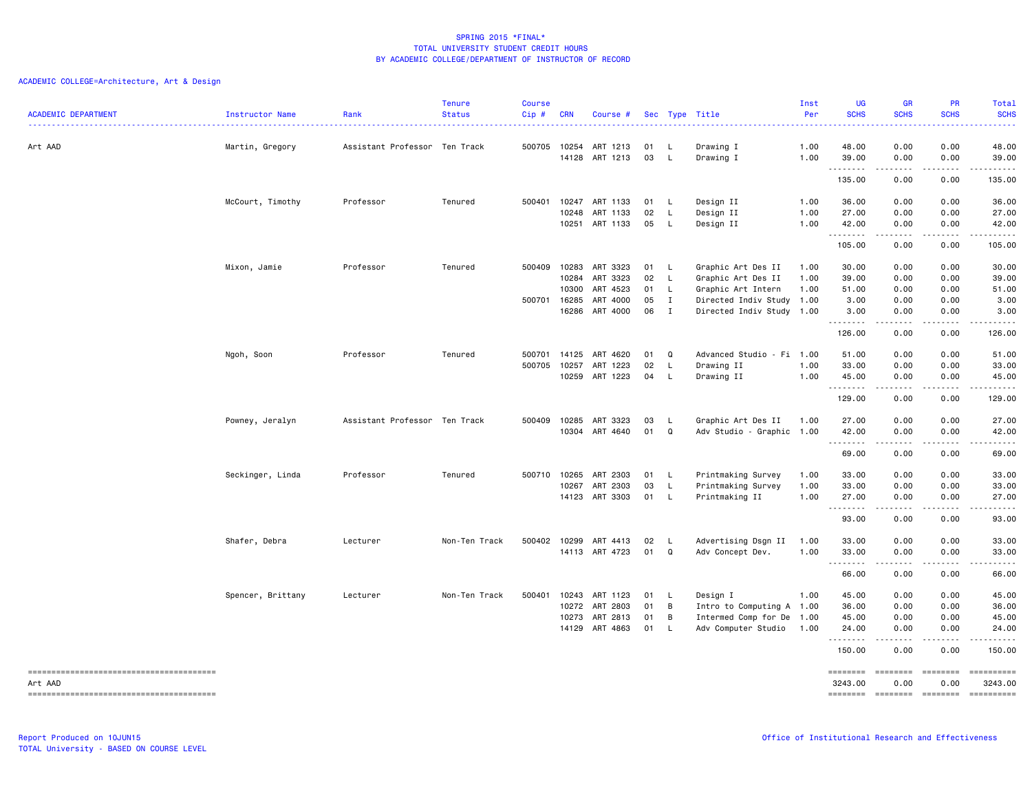SPRING 2015 *FINAL*
TOTAL UNIVERSITY STUDENT CREDIT HOURS
BY ACADEMIC COLLEGE/DEPARTMENT OF INSTRUCTOR OF RECORD

ACADEMIC COLLEGE=Architecture, Art & Design

| ACADEMIC DEPARTMENT | Instructor Name | Rank | Tenure Status | Course Cip # | CRN | Course # | Sec | Type | Title | Inst Per | UG SCHS | GR SCHS | PR SCHS | Total SCHS |
|---|---|---|---|---|---|---|---|---|---|---|---|---|---|---|
| Art AAD | Martin, Gregory | Assistant Professor | Ten Track | 500705 | 10254 | ART 1213 | 01 | L | Drawing I | 1.00 | 48.00 | 0.00 | 0.00 | 48.00 |
| | | | | | 14128 | ART 1213 | 03 | L | Drawing I | 1.00 | 39.00 | 0.00 | 0.00 | 39.00 |
| | | | | | | | | | | | 135.00 | 0.00 | 0.00 | 135.00 |
| | McCourt, Timothy | Professor | Tenured | 500401 | 10247 | ART 1133 | 01 | L | Design II | 1.00 | 36.00 | 0.00 | 0.00 | 36.00 |
| | | | | | 10248 | ART 1133 | 02 | L | Design II | 1.00 | 27.00 | 0.00 | 0.00 | 27.00 |
| | | | | | 10251 | ART 1133 | 05 | L | Design II | 1.00 | 42.00 | 0.00 | 0.00 | 42.00 |
| | | | | | | | | | | | 105.00 | 0.00 | 0.00 | 105.00 |
| | Mixon, Jamie | Professor | Tenured | 500409 | 10283 | ART 3323 | 01 | L | Graphic Art Des II | 1.00 | 30.00 | 0.00 | 0.00 | 30.00 |
| | | | | | 10284 | ART 3323 | 02 | L | Graphic Art Des II | 1.00 | 39.00 | 0.00 | 0.00 | 39.00 |
| | | | | | 10300 | ART 4523 | 01 | L | Graphic Art Intern | 1.00 | 51.00 | 0.00 | 0.00 | 51.00 |
| | | | | 500701 | 16285 | ART 4000 | 05 | I | Directed Indiv Study | 1.00 | 3.00 | 0.00 | 0.00 | 3.00 |
| | | | | | 16286 | ART 4000 | 06 | I | Directed Indiv Study | 1.00 | 3.00 | 0.00 | 0.00 | 3.00 |
| | | | | | | | | | | | 126.00 | 0.00 | 0.00 | 126.00 |
| | Ngoh, Soon | Professor | Tenured | 500701 | 14125 | ART 4620 | 01 | Q | Advanced Studio - Fi | 1.00 | 51.00 | 0.00 | 0.00 | 51.00 |
| | | | | 500705 | 10257 | ART 1223 | 02 | L | Drawing II | 1.00 | 33.00 | 0.00 | 0.00 | 33.00 |
| | | | | | 10259 | ART 1223 | 04 | L | Drawing II | 1.00 | 45.00 | 0.00 | 0.00 | 45.00 |
| | | | | | | | | | | | 129.00 | 0.00 | 0.00 | 129.00 |
| | Powney, Jeralyn | Assistant Professor | Ten Track | 500409 | 10285 | ART 3323 | 03 | L | Graphic Art Des II | 1.00 | 27.00 | 0.00 | 0.00 | 27.00 |
| | | | | | 10304 | ART 4640 | 01 | Q | Adv Studio - Graphic | 1.00 | 42.00 | 0.00 | 0.00 | 42.00 |
| | | | | | | | | | | | 69.00 | 0.00 | 0.00 | 69.00 |
| | Seckinger, Linda | Professor | Tenured | 500710 | 10265 | ART 2303 | 01 | L | Printmaking Survey | 1.00 | 33.00 | 0.00 | 0.00 | 33.00 |
| | | | | | 10267 | ART 2303 | 03 | L | Printmaking Survey | 1.00 | 33.00 | 0.00 | 0.00 | 33.00 |
| | | | | | 14123 | ART 3303 | 01 | L | Printmaking II | 1.00 | 27.00 | 0.00 | 0.00 | 27.00 |
| | | | | | | | | | | | 93.00 | 0.00 | 0.00 | 93.00 |
| | Shafer, Debra | Lecturer | Non-Ten Track | 500402 | 10299 | ART 4413 | 02 | L | Advertising Dsgn II | 1.00 | 33.00 | 0.00 | 0.00 | 33.00 |
| | | | | | 14113 | ART 4723 | 01 | Q | Adv Concept Dev. | 1.00 | 33.00 | 0.00 | 0.00 | 33.00 |
| | | | | | | | | | | | 66.00 | 0.00 | 0.00 | 66.00 |
| | Spencer, Brittany | Lecturer | Non-Ten Track | 500401 | 10243 | ART 1123 | 01 | L | Design I | 1.00 | 45.00 | 0.00 | 0.00 | 45.00 |
| | | | | | 10272 | ART 2803 | 01 | B | Intro to Computing A | 1.00 | 36.00 | 0.00 | 0.00 | 36.00 |
| | | | | | 10273 | ART 2813 | 01 | B | Intermed Comp for De | 1.00 | 45.00 | 0.00 | 0.00 | 45.00 |
| | | | | | 14129 | ART 4863 | 01 | L | Adv Computer Studio | 1.00 | 24.00 | 0.00 | 0.00 | 24.00 |
| | | | | | | | | | | | 150.00 | 0.00 | 0.00 | 150.00 |
| Art AAD | | | | | | | | | | | 3243.00 | 0.00 | 0.00 | 3243.00 |

Report Produced on 10JUN15
TOTAL University - BASED ON COURSE LEVEL

Office of Institutional Research and Effectiveness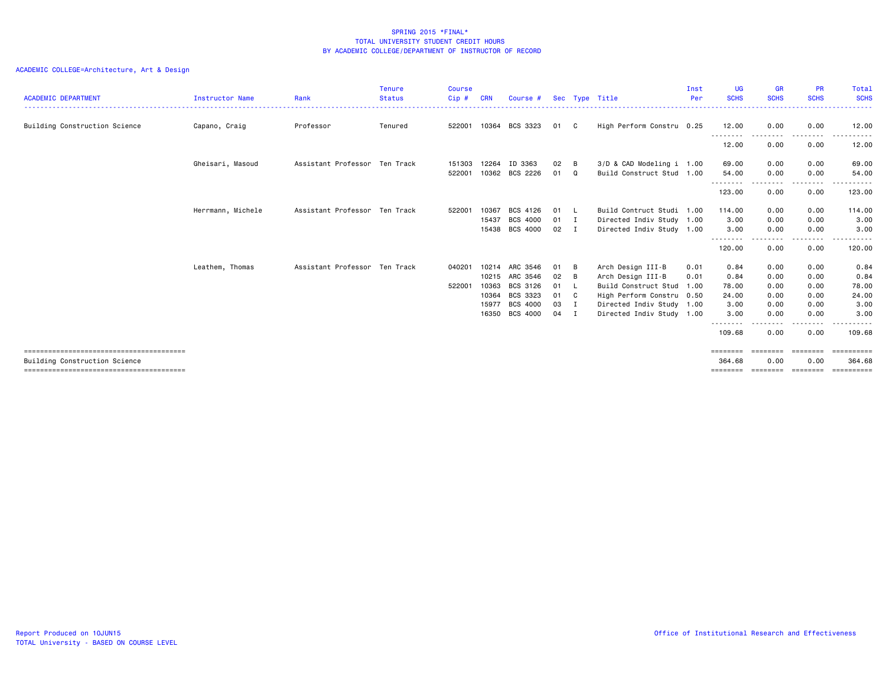SPRING 2015 *FINAL*
TOTAL UNIVERSITY STUDENT CREDIT HOURS
BY ACADEMIC COLLEGE/DEPARTMENT OF INSTRUCTOR OF RECORD

ACADEMIC COLLEGE=Architecture, Art & Design

| ACADEMIC DEPARTMENT | Instructor Name | Rank | Tenure Status | Course Cip # | CRN | Course # | Sec | Type | Title | Inst Per | UG SCHS | GR SCHS | PR SCHS | Total SCHS |
|---|---|---|---|---|---|---|---|---|---|---|---|---|---|---|
| Building Construction Science | Capano, Craig | Professor | Tenured | 522001 | 10364 | BCS 3323 | 01 | C | High Perform Constru | 0.25 | 12.00 | 0.00 | 0.00 | 12.00 |
| | | | | | | | | | | | 12.00 | 0.00 | 0.00 | 12.00 |
| | Gheisari, Masoud | Assistant Professor | Ten Track | 151303 | 12264 | ID 3363 | 02 | B | 3/D & CAD Modeling i | 1.00 | 69.00 | 0.00 | 0.00 | 69.00 |
| | | | | 522001 | 10362 | BCS 2226 | 01 | Q | Build Construct Stud | 1.00 | 54.00 | 0.00 | 0.00 | 54.00 |
| | | | | | | | | | | | 123.00 | 0.00 | 0.00 | 123.00 |
| | Herrmann, Michele | Assistant Professor | Ten Track | 522001 | 10367 | BCS 4126 | 01 | L | Build Contruct Studi | 1.00 | 114.00 | 0.00 | 0.00 | 114.00 |
| | | | | | 15437 | BCS 4000 | 01 | I | Directed Indiv Study | 1.00 | 3.00 | 0.00 | 0.00 | 3.00 |
| | | | | | 15438 | BCS 4000 | 02 | I | Directed Indiv Study | 1.00 | 3.00 | 0.00 | 0.00 | 3.00 |
| | | | | | | | | | | | 120.00 | 0.00 | 0.00 | 120.00 |
| | Leathem, Thomas | Assistant Professor | Ten Track | 040201 | 10214 | ARC 3546 | 01 | B | Arch Design III-B | 0.01 | 0.84 | 0.00 | 0.00 | 0.84 |
| | | | | | 10215 | ARC 3546 | 02 | B | Arch Design III-B | 0.01 | 0.84 | 0.00 | 0.00 | 0.84 |
| | | | | 522001 | 10363 | BCS 3126 | 01 | L | Build Construct Stud | 1.00 | 78.00 | 0.00 | 0.00 | 78.00 |
| | | | | | 10364 | BCS 3323 | 01 | C | High Perform Constru | 0.50 | 24.00 | 0.00 | 0.00 | 24.00 |
| | | | | | 15977 | BCS 4000 | 03 | I | Directed Indiv Study | 1.00 | 3.00 | 0.00 | 0.00 | 3.00 |
| | | | | | 16350 | BCS 4000 | 04 | I | Directed Indiv Study | 1.00 | 3.00 | 0.00 | 0.00 | 3.00 |
| | | | | | | | | | | | 109.68 | 0.00 | 0.00 | 109.68 |
| Building Construction Science | | | | | | | | | | | 364.68 | 0.00 | 0.00 | 364.68 |

Report Produced on 10JUN15
TOTAL University - BASED ON COURSE LEVEL

Office of Institutional Research and Effectiveness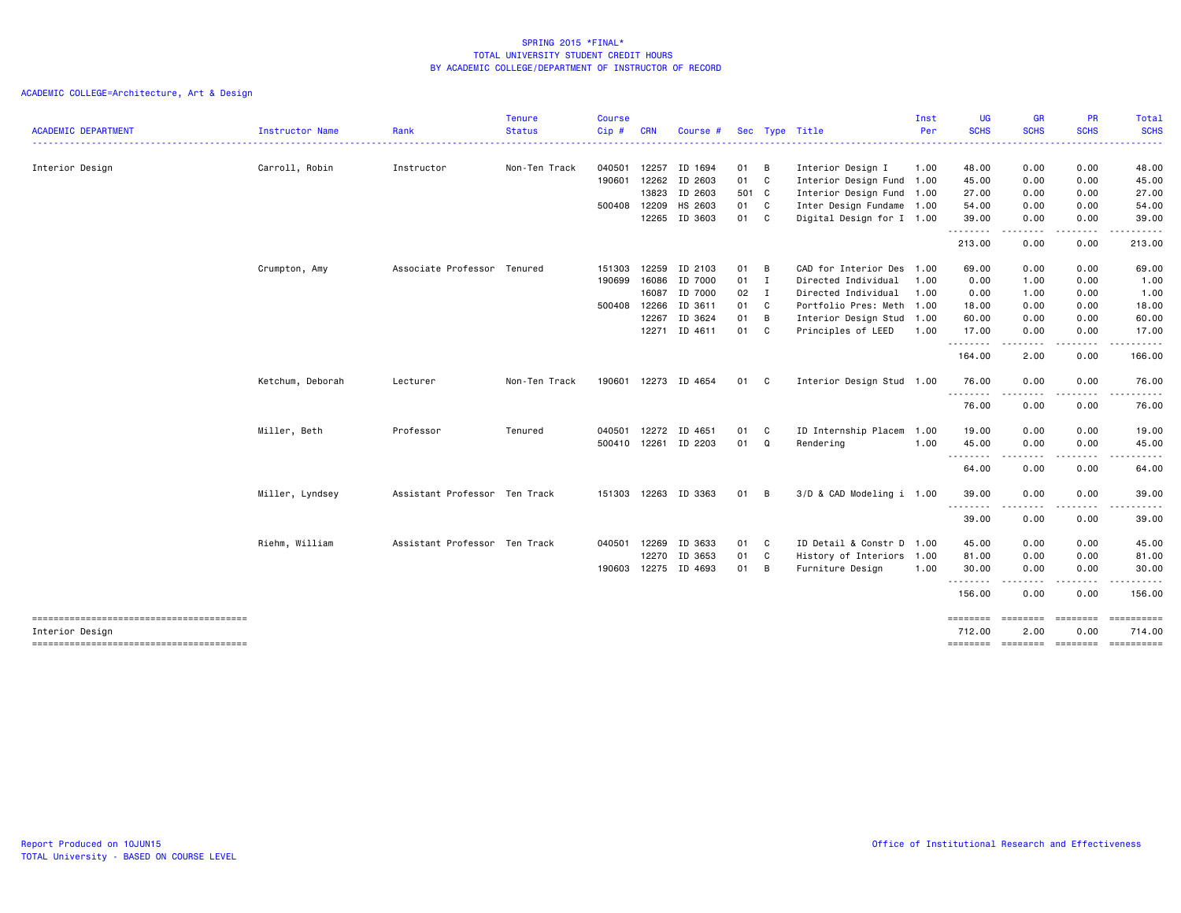SPRING 2015 *FINAL*
TOTAL UNIVERSITY STUDENT CREDIT HOURS
BY ACADEMIC COLLEGE/DEPARTMENT OF INSTRUCTOR OF RECORD

ACADEMIC COLLEGE=Architecture, Art & Design

| ACADEMIC DEPARTMENT | Instructor Name | Rank | Tenure Status | Course Cip # | CRN | Course # | Sec | Type | Title | Inst Per | UG SCHS | GR SCHS | PR SCHS | Total SCHS |
|---|---|---|---|---|---|---|---|---|---|---|---|---|---|---|
| Interior Design | Carroll, Robin | Instructor | Non-Ten Track | 040501 | 12257 | ID 1694 | 01 | B | Interior Design I | 1.00 | 48.00 | 0.00 | 0.00 | 48.00 |
| | | | | 190601 | 12262 | ID 2603 | 01 | C | Interior Design Fund | 1.00 | 45.00 | 0.00 | 0.00 | 45.00 |
| | | | | | 13823 | ID 2603 | 501 | C | Interior Design Fund | 1.00 | 27.00 | 0.00 | 0.00 | 27.00 |
| | | | | 500408 | 12209 | HS 2603 | 01 | C | Inter Design Fundame | 1.00 | 54.00 | 0.00 | 0.00 | 54.00 |
| | | | | | 12265 | ID 3603 | 01 | C | Digital Design for I | 1.00 | 39.00 | 0.00 | 0.00 | 39.00 |
| | | | | | | | | | | | 213.00 | 0.00 | 0.00 | 213.00 |
| | Crumpton, Amy | Associate Professor | Tenured | 151303 | 12259 | ID 2103 | 01 | B | CAD for Interior Des | 1.00 | 69.00 | 0.00 | 0.00 | 69.00 |
| | | | | 190699 | 16086 | ID 7000 | 01 | I | Directed Individual | 1.00 | 0.00 | 1.00 | 0.00 | 1.00 |
| | | | | | 16087 | ID 7000 | 02 | I | Directed Individual | 1.00 | 0.00 | 1.00 | 0.00 | 1.00 |
| | | | | 500408 | 12266 | ID 3611 | 01 | C | Portfolio Pres: Meth | 1.00 | 18.00 | 0.00 | 0.00 | 18.00 |
| | | | | | 12267 | ID 3624 | 01 | B | Interior Design Stud | 1.00 | 60.00 | 0.00 | 0.00 | 60.00 |
| | | | | | 12271 | ID 4611 | 01 | C | Principles of LEED | 1.00 | 17.00 | 0.00 | 0.00 | 17.00 |
| | | | | | | | | | | | 164.00 | 2.00 | 0.00 | 166.00 |
| | Ketchum, Deborah | Lecturer | Non-Ten Track | 190601 | 12273 | ID 4654 | 01 | C | Interior Design Stud | 1.00 | 76.00 | 0.00 | 0.00 | 76.00 |
| | | | | | | | | | | | 76.00 | 0.00 | 0.00 | 76.00 |
| | Miller, Beth | Professor | Tenured | 040501 | 12272 | ID 4651 | 01 | C | ID Internship Placem | 1.00 | 19.00 | 0.00 | 0.00 | 19.00 |
| | | | | 500410 | 12261 | ID 2203 | 01 | Q | Rendering | 1.00 | 45.00 | 0.00 | 0.00 | 45.00 |
| | | | | | | | | | | | 64.00 | 0.00 | 0.00 | 64.00 |
| | Miller, Lyndsey | Assistant Professor | Ten Track | 151303 | 12263 | ID 3363 | 01 | B | 3/D & CAD Modeling i | 1.00 | 39.00 | 0.00 | 0.00 | 39.00 |
| | | | | | | | | | | | 39.00 | 0.00 | 0.00 | 39.00 |
| | Riehm, William | Assistant Professor | Ten Track | 040501 | 12269 | ID 3633 | 01 | C | ID Detail & Constr D | 1.00 | 45.00 | 0.00 | 0.00 | 45.00 |
| | | | | | 12270 | ID 3653 | 01 | C | History of Interiors | 1.00 | 81.00 | 0.00 | 0.00 | 81.00 |
| | | | | 190603 | 12275 | ID 4693 | 01 | B | Furniture Design | 1.00 | 30.00 | 0.00 | 0.00 | 30.00 |
| | | | | | | | | | | | 156.00 | 0.00 | 0.00 | 156.00 |
| Interior Design | | | | | | | | | | | 712.00 | 2.00 | 0.00 | 714.00 |

Report Produced on 10JUN15
TOTAL University - BASED ON COURSE LEVEL

Office of Institutional Research and Effectiveness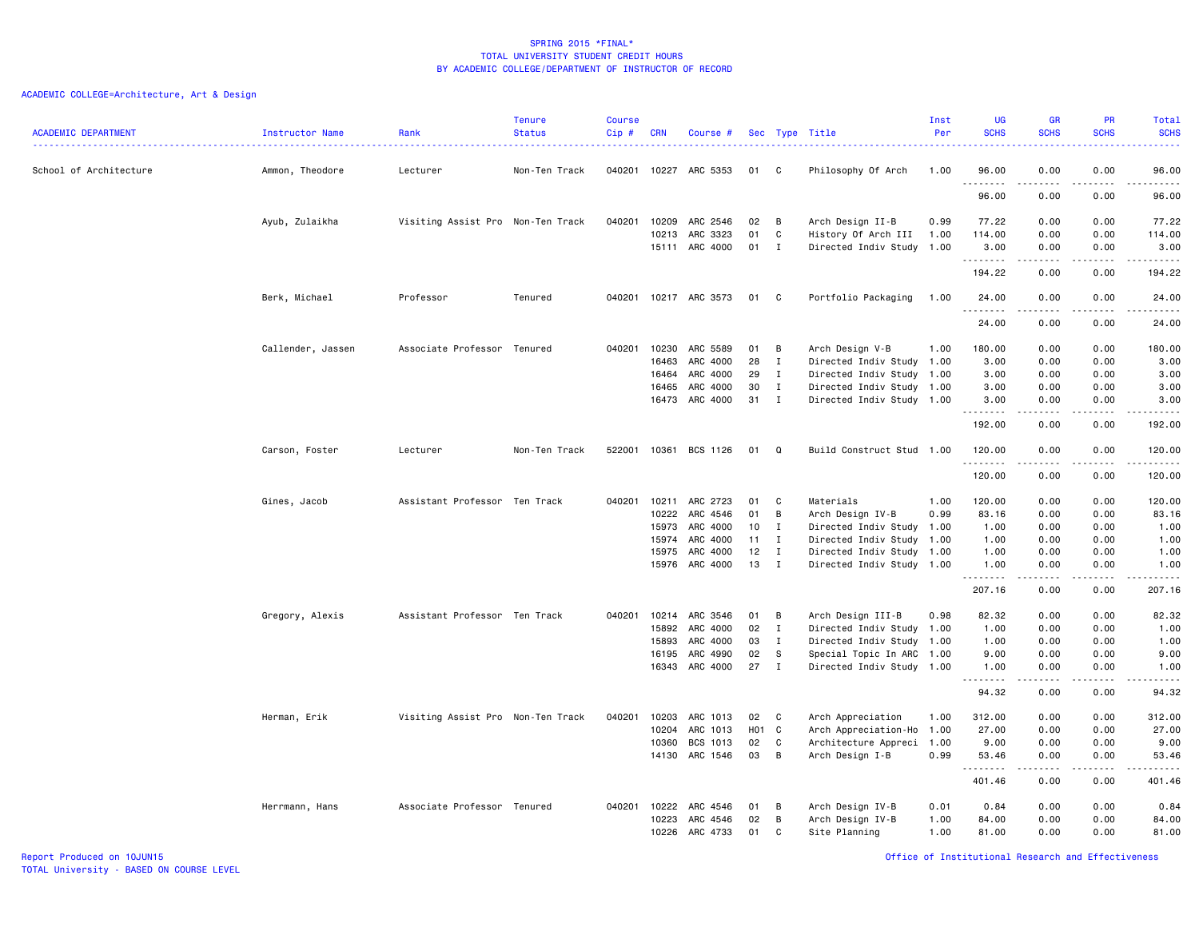SPRING 2015 *FINAL*
TOTAL UNIVERSITY STUDENT CREDIT HOURS
BY ACADEMIC COLLEGE/DEPARTMENT OF INSTRUCTOR OF RECORD

ACADEMIC COLLEGE=Architecture, Art & Design

| ACADEMIC DEPARTMENT | Instructor Name | Rank | Tenure Status | Course Cip # | CRN | Course # | Sec | Type | Title | Inst Per | UG SCHS | GR SCHS | PR SCHS | Total SCHS |
|---|---|---|---|---|---|---|---|---|---|---|---|---|---|---|
| School of Architecture | Ammon, Theodore | Lecturer | Non-Ten Track | 040201 | 10227 | ARC 5353 | 01 | C | Philosophy Of Arch | 1.00 | 96.00 | 0.00 | 0.00 | 96.00 |
| | | | | | | | | | | | 96.00 | 0.00 | 0.00 | 96.00 |
| | Ayub, Zulaikha | Visiting Assist Pro | Non-Ten Track | 040201 | 10209 | ARC 2546 | 02 | B | Arch Design II-B | 0.99 | 77.22 | 0.00 | 0.00 | 77.22 |
| | | | | | 10213 | ARC 3323 | 01 | C | History Of Arch III | 1.00 | 114.00 | 0.00 | 0.00 | 114.00 |
| | | | | | 15111 | ARC 4000 | 01 | I | Directed Indiv Study | 1.00 | 3.00 | 0.00 | 0.00 | 3.00 |
| | | | | | | | | | | | 194.22 | 0.00 | 0.00 | 194.22 |
| | Berk, Michael | Professor | Tenured | 040201 | 10217 | ARC 3573 | 01 | C | Portfolio Packaging | 1.00 | 24.00 | 0.00 | 0.00 | 24.00 |
| | | | | | | | | | | | 24.00 | 0.00 | 0.00 | 24.00 |
| | Callender, Jassen | Associate Professor | Tenured | 040201 | 10230 | ARC 5589 | 01 | B | Arch Design V-B | 1.00 | 180.00 | 0.00 | 0.00 | 180.00 |
| | | | | | 16463 | ARC 4000 | 28 | I | Directed Indiv Study | 1.00 | 3.00 | 0.00 | 0.00 | 3.00 |
| | | | | | 16464 | ARC 4000 | 29 | I | Directed Indiv Study | 1.00 | 3.00 | 0.00 | 0.00 | 3.00 |
| | | | | | 16465 | ARC 4000 | 30 | I | Directed Indiv Study | 1.00 | 3.00 | 0.00 | 0.00 | 3.00 |
| | | | | | 16473 | ARC 4000 | 31 | I | Directed Indiv Study | 1.00 | 3.00 | 0.00 | 0.00 | 3.00 |
| | | | | | | | | | | | 192.00 | 0.00 | 0.00 | 192.00 |
| | Carson, Foster | Lecturer | Non-Ten Track | 522001 | 10361 | BCS 1126 | 01 | Q | Build Construct Stud | 1.00 | 120.00 | 0.00 | 0.00 | 120.00 |
| | | | | | | | | | | | 120.00 | 0.00 | 0.00 | 120.00 |
| | Gines, Jacob | Assistant Professor | Ten Track | 040201 | 10211 | ARC 2723 | 01 | C | Materials | 1.00 | 120.00 | 0.00 | 0.00 | 120.00 |
| | | | | | 10222 | ARC 4546 | 01 | B | Arch Design IV-B | 0.99 | 83.16 | 0.00 | 0.00 | 83.16 |
| | | | | | 15973 | ARC 4000 | 10 | I | Directed Indiv Study | 1.00 | 1.00 | 0.00 | 0.00 | 1.00 |
| | | | | | 15974 | ARC 4000 | 11 | I | Directed Indiv Study | 1.00 | 1.00 | 0.00 | 0.00 | 1.00 |
| | | | | | 15975 | ARC 4000 | 12 | I | Directed Indiv Study | 1.00 | 1.00 | 0.00 | 0.00 | 1.00 |
| | | | | | 15976 | ARC 4000 | 13 | I | Directed Indiv Study | 1.00 | 1.00 | 0.00 | 0.00 | 1.00 |
| | | | | | | | | | | | 207.16 | 0.00 | 0.00 | 207.16 |
| | Gregory, Alexis | Assistant Professor | Ten Track | 040201 | 10214 | ARC 3546 | 01 | B | Arch Design III-B | 0.98 | 82.32 | 0.00 | 0.00 | 82.32 |
| | | | | | 15892 | ARC 4000 | 02 | I | Directed Indiv Study | 1.00 | 1.00 | 0.00 | 0.00 | 1.00 |
| | | | | | 15893 | ARC 4000 | 03 | I | Directed Indiv Study | 1.00 | 1.00 | 0.00 | 0.00 | 1.00 |
| | | | | | 16195 | ARC 4990 | 02 | S | Special Topic In ARC | 1.00 | 9.00 | 0.00 | 0.00 | 9.00 |
| | | | | | 16343 | ARC 4000 | 27 | I | Directed Indiv Study | 1.00 | 1.00 | 0.00 | 0.00 | 1.00 |
| | | | | | | | | | | | 94.32 | 0.00 | 0.00 | 94.32 |
| | Herman, Erik | Visiting Assist Pro | Non-Ten Track | 040201 | 10203 | ARC 1013 | 02 | C | Arch Appreciation | 1.00 | 312.00 | 0.00 | 0.00 | 312.00 |
| | | | | | 10204 | ARC 1013 | H01 | C | Arch Appreciation-Ho | 1.00 | 27.00 | 0.00 | 0.00 | 27.00 |
| | | | | | 10360 | BCS 1013 | 02 | C | Architecture Appreci | 1.00 | 9.00 | 0.00 | 0.00 | 9.00 |
| | | | | | 14130 | ARC 1546 | 03 | B | Arch Design I-B | 0.99 | 53.46 | 0.00 | 0.00 | 53.46 |
| | | | | | | | | | | | 401.46 | 0.00 | 0.00 | 401.46 |
| | Herrmann, Hans | Associate Professor | Tenured | 040201 | 10222 | ARC 4546 | 01 | B | Arch Design IV-B | 0.01 | 0.84 | 0.00 | 0.00 | 0.84 |
| | | | | | 10223 | ARC 4546 | 02 | B | Arch Design IV-B | 1.00 | 84.00 | 0.00 | 0.00 | 84.00 |
| | | | | | 10226 | ARC 4733 | 01 | C | Site Planning | 1.00 | 81.00 | 0.00 | 0.00 | 81.00 |

Report Produced on 10JUN15
TOTAL University - BASED ON COURSE LEVEL

Office of Institutional Research and Effectiveness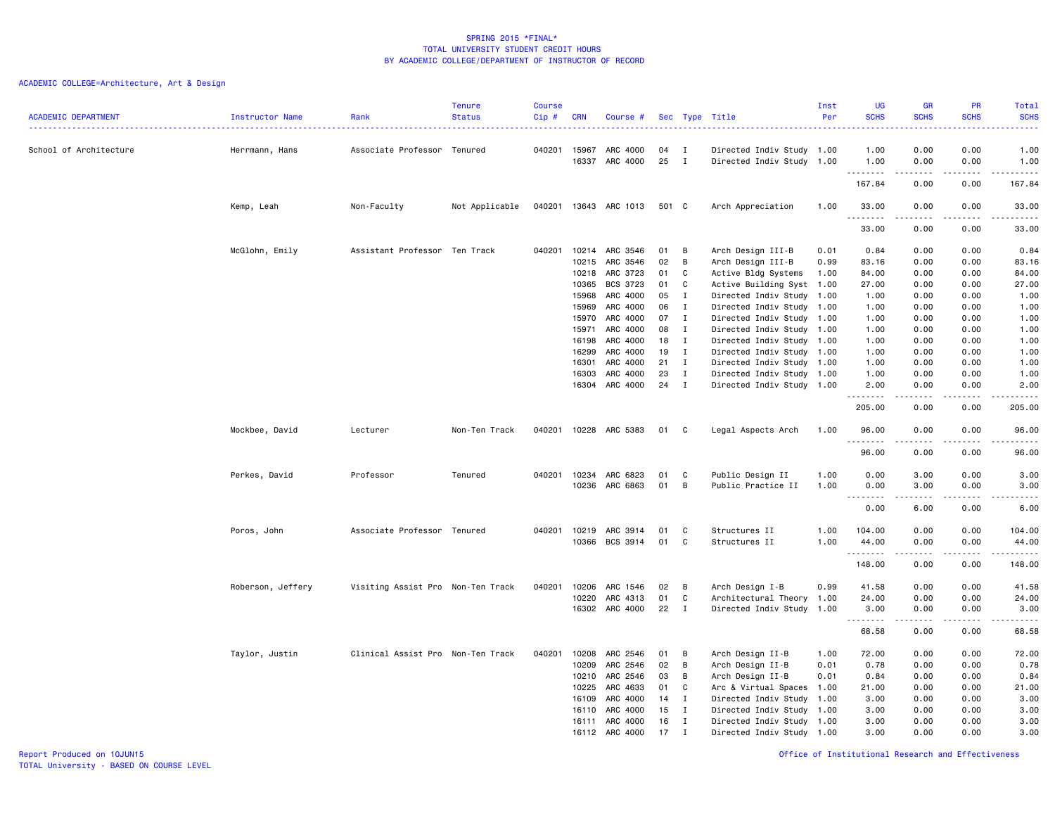SPRING 2015 *FINAL*
TOTAL UNIVERSITY STUDENT CREDIT HOURS
BY ACADEMIC COLLEGE/DEPARTMENT OF INSTRUCTOR OF RECORD

ACADEMIC COLLEGE=Architecture, Art & Design

| ACADEMIC DEPARTMENT | Instructor Name | Rank | Tenure Status | Course Cip # | CRN | Course # | Sec | Type | Title | Inst Per | UG SCHS | GR SCHS | PR SCHS | Total SCHS |
|---|---|---|---|---|---|---|---|---|---|---|---|---|---|---|
| School of Architecture | Herrmann, Hans | Associate Professor | Tenured | 040201 | 15967 | ARC 4000 | 04 | I | Directed Indiv Study | 1.00 | 1.00 | 0.00 | 0.00 | 1.00 |
| | | | | | 16337 | ARC 4000 | 25 | I | Directed Indiv Study | 1.00 | 1.00 | 0.00 | 0.00 | 1.00 |
| | | | | | | | | | | | 167.84 | 0.00 | 0.00 | 167.84 |
| | Kemp, Leah | Non-Faculty | Not Applicable | 040201 | 13643 | ARC 1013 | 501 | C | Arch Appreciation | 1.00 | 33.00 | 0.00 | 0.00 | 33.00 |
| | | | | | | | | | | | 33.00 | 0.00 | 0.00 | 33.00 |
| | McGlohn, Emily | Assistant Professor | Ten Track | 040201 | 10214 | ARC 3546 | 01 | B | Arch Design III-B | 0.01 | 0.84 | 0.00 | 0.00 | 0.84 |
| | | | | | 10215 | ARC 3546 | 02 | B | Arch Design III-B | 0.99 | 83.16 | 0.00 | 0.00 | 83.16 |
| | | | | | 10218 | ARC 3723 | 01 | C | Active Bldg Systems | 1.00 | 84.00 | 0.00 | 0.00 | 84.00 |
| | | | | | 10365 | BCS 3723 | 01 | C | Active Building Syst | 1.00 | 27.00 | 0.00 | 0.00 | 27.00 |
| | | | | | 15968 | ARC 4000 | 05 | I | Directed Indiv Study | 1.00 | 1.00 | 0.00 | 0.00 | 1.00 |
| | | | | | 15969 | ARC 4000 | 06 | I | Directed Indiv Study | 1.00 | 1.00 | 0.00 | 0.00 | 1.00 |
| | | | | | 15970 | ARC 4000 | 07 | I | Directed Indiv Study | 1.00 | 1.00 | 0.00 | 0.00 | 1.00 |
| | | | | | 15971 | ARC 4000 | 08 | I | Directed Indiv Study | 1.00 | 1.00 | 0.00 | 0.00 | 1.00 |
| | | | | | 16198 | ARC 4000 | 18 | I | Directed Indiv Study | 1.00 | 1.00 | 0.00 | 0.00 | 1.00 |
| | | | | | 16299 | ARC 4000 | 19 | I | Directed Indiv Study | 1.00 | 1.00 | 0.00 | 0.00 | 1.00 |
| | | | | | 16301 | ARC 4000 | 21 | I | Directed Indiv Study | 1.00 | 1.00 | 0.00 | 0.00 | 1.00 |
| | | | | | 16303 | ARC 4000 | 23 | I | Directed Indiv Study | 1.00 | 1.00 | 0.00 | 0.00 | 1.00 |
| | | | | | 16304 | ARC 4000 | 24 | I | Directed Indiv Study | 1.00 | 2.00 | 0.00 | 0.00 | 2.00 |
| | | | | | | | | | | | 205.00 | 0.00 | 0.00 | 205.00 |
| | Mockbee, David | Lecturer | Non-Ten Track | 040201 | 10228 | ARC 5383 | 01 | C | Legal Aspects Arch | 1.00 | 96.00 | 0.00 | 0.00 | 96.00 |
| | | | | | | | | | | | 96.00 | 0.00 | 0.00 | 96.00 |
| | Perkes, David | Professor | Tenured | 040201 | 10234 | ARC 6823 | 01 | C | Public Design II | 1.00 | 0.00 | 3.00 | 0.00 | 3.00 |
| | | | | | 10236 | ARC 6863 | 01 | B | Public Practice II | 1.00 | 0.00 | 3.00 | 0.00 | 3.00 |
| | | | | | | | | | | | 0.00 | 6.00 | 0.00 | 6.00 |
| | Poros, John | Associate Professor | Tenured | 040201 | 10219 | ARC 3914 | 01 | C | Structures II | 1.00 | 104.00 | 0.00 | 0.00 | 104.00 |
| | | | | | 10366 | BCS 3914 | 01 | C | Structures II | 1.00 | 44.00 | 0.00 | 0.00 | 44.00 |
| | | | | | | | | | | | 148.00 | 0.00 | 0.00 | 148.00 |
| | Roberson, Jeffery | Visiting Assist Pro | Non-Ten Track | 040201 | 10206 | ARC 1546 | 02 | B | Arch Design I-B | 0.99 | 41.58 | 0.00 | 0.00 | 41.58 |
| | | | | | 10220 | ARC 4313 | 01 | C | Architectural Theory | 1.00 | 24.00 | 0.00 | 0.00 | 24.00 |
| | | | | | 16302 | ARC 4000 | 22 | I | Directed Indiv Study | 1.00 | 3.00 | 0.00 | 0.00 | 3.00 |
| | | | | | | | | | | | 68.58 | 0.00 | 0.00 | 68.58 |
| | Taylor, Justin | Clinical Assist Pro | Non-Ten Track | 040201 | 10208 | ARC 2546 | 01 | B | Arch Design II-B | 1.00 | 72.00 | 0.00 | 0.00 | 72.00 |
| | | | | | 10209 | ARC 2546 | 02 | B | Arch Design II-B | 0.01 | 0.78 | 0.00 | 0.00 | 0.78 |
| | | | | | 10210 | ARC 2546 | 03 | B | Arch Design II-B | 0.01 | 0.84 | 0.00 | 0.00 | 0.84 |
| | | | | | 10225 | ARC 4633 | 01 | C | Arc & Virtual Spaces | 1.00 | 21.00 | 0.00 | 0.00 | 21.00 |
| | | | | | 16109 | ARC 4000 | 14 | I | Directed Indiv Study | 1.00 | 3.00 | 0.00 | 0.00 | 3.00 |
| | | | | | 16110 | ARC 4000 | 15 | I | Directed Indiv Study | 1.00 | 3.00 | 0.00 | 0.00 | 3.00 |
| | | | | | 16111 | ARC 4000 | 16 | I | Directed Indiv Study | 1.00 | 3.00 | 0.00 | 0.00 | 3.00 |
| | | | | | 16112 | ARC 4000 | 17 | I | Directed Indiv Study | 1.00 | 3.00 | 0.00 | 0.00 | 3.00 |

Report Produced on 10JUN15
TOTAL University - BASED ON COURSE LEVEL

Office of Institutional Research and Effectiveness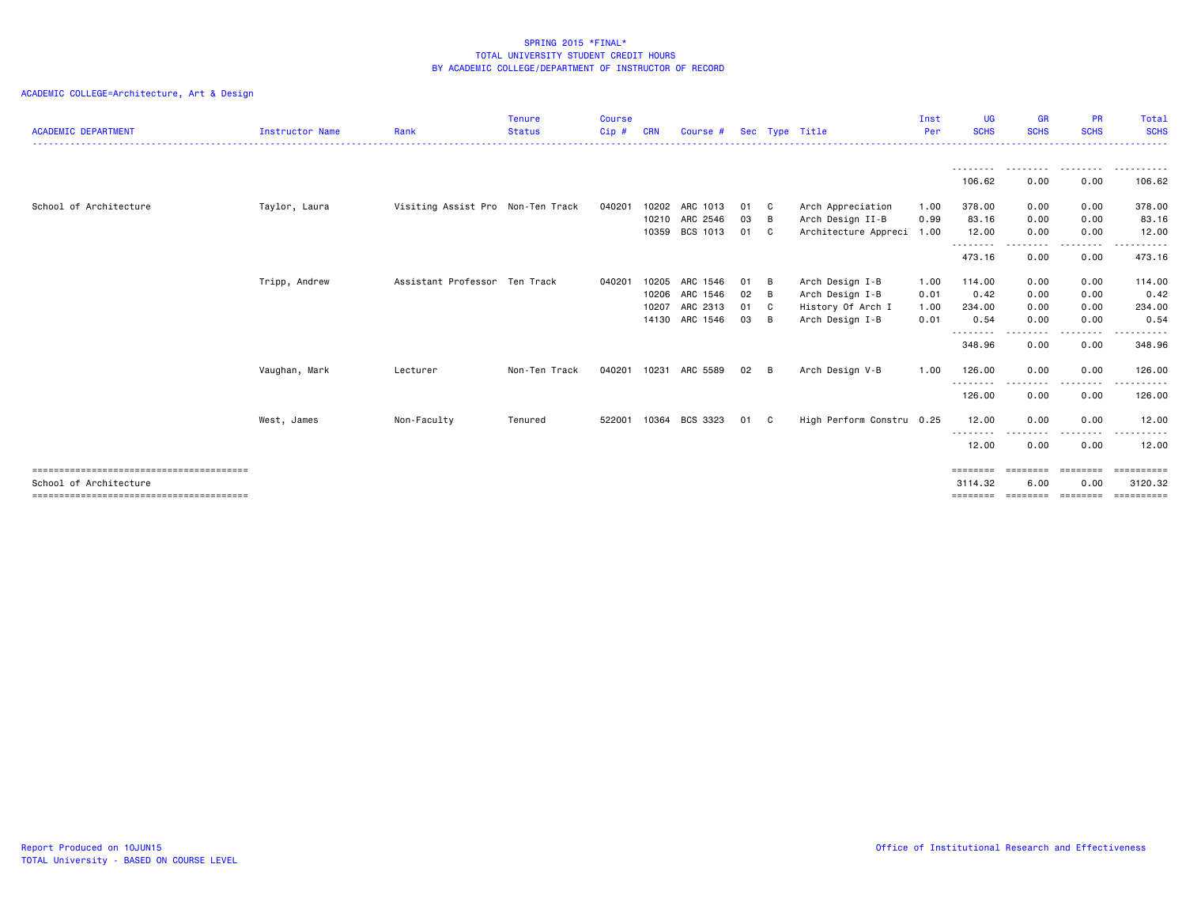# SPRING 2015 *FINAL*
## TOTAL UNIVERSITY STUDENT CREDIT HOURS
## BY ACADEMIC COLLEGE/DEPARTMENT OF INSTRUCTOR OF RECORD

ACADEMIC COLLEGE=Architecture, Art & Design

| ACADEMIC DEPARTMENT | Instructor Name | Rank | Tenure Status | Course Cip # | CRN | Course # | Sec | Type | Title | Inst Per | UG SCHS | GR SCHS | PR SCHS | Total SCHS |
|---|---|---|---|---|---|---|---|---|---|---|---|---|---|---|
| | | | | | | | | | | | 106.62 | 0.00 | 0.00 | 106.62 |
| School of Architecture | Taylor, Laura | Visiting Assist Pro | Non-Ten Track | 040201 | 10202 | ARC 1013 | 01 | C | Arch Appreciation | 1.00 | 378.00 | 0.00 | 0.00 | 378.00 |
| | | | | | 10210 | ARC 2546 | 03 | B | Arch Design II-B | 0.99 | 83.16 | 0.00 | 0.00 | 83.16 |
| | | | | | 10359 | BCS 1013 | 01 | C | Architecture Appreci | 1.00 | 12.00 | 0.00 | 0.00 | 12.00 |
| | | | | | | | | | | | 473.16 | 0.00 | 0.00 | 473.16 |
| | Tripp, Andrew | Assistant Professor | Ten Track | 040201 | 10205 | ARC 1546 | 01 | B | Arch Design I-B | 1.00 | 114.00 | 0.00 | 0.00 | 114.00 |
| | | | | | 10206 | ARC 1546 | 02 | B | Arch Design I-B | 0.01 | 0.42 | 0.00 | 0.00 | 0.42 |
| | | | | | 10207 | ARC 2313 | 01 | C | History Of Arch I | 1.00 | 234.00 | 0.00 | 0.00 | 234.00 |
| | | | | | 14130 | ARC 1546 | 03 | B | Arch Design I-B | 0.01 | 0.54 | 0.00 | 0.00 | 0.54 |
| | | | | | | | | | | | 348.96 | 0.00 | 0.00 | 348.96 |
| | Vaughan, Mark | Lecturer | Non-Ten Track | 040201 | 10231 | ARC 5589 | 02 | B | Arch Design V-B | 1.00 | 126.00 | 0.00 | 0.00 | 126.00 |
| | | | | | | | | | | | 126.00 | 0.00 | 0.00 | 126.00 |
| | West, James | Non-Faculty | Tenured | 522001 | 10364 | BCS 3323 | 01 | C | High Perform Constru | 0.25 | 12.00 | 0.00 | 0.00 | 12.00 |
| | | | | | | | | | | | 12.00 | 0.00 | 0.00 | 12.00 |
| School of Architecture | | | | | | | | | | | 3114.32 | 6.00 | 0.00 | 3120.32 |

Report Produced on 10JUN15
TOTAL University - BASED ON COURSE LEVEL

Office of Institutional Research and Effectiveness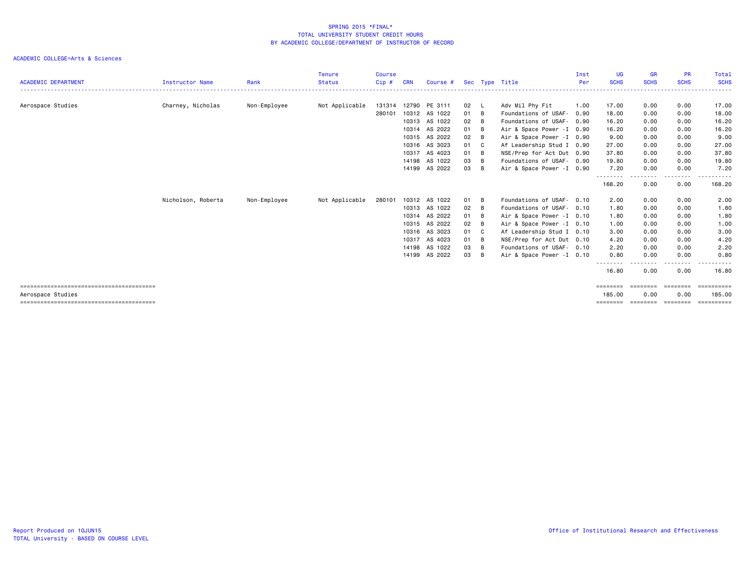SPRING 2015 *FINAL*
TOTAL UNIVERSITY STUDENT CREDIT HOURS
BY ACADEMIC COLLEGE/DEPARTMENT OF INSTRUCTOR OF RECORD

ACADEMIC COLLEGE=Arts & Sciences

| ACADEMIC DEPARTMENT | Instructor Name | Rank | Tenure Status | Course Cip # | CRN | Course # | Sec | Type | Title | Inst Per | UG SCHS | GR SCHS | PR SCHS | Total SCHS |
|---|---|---|---|---|---|---|---|---|---|---|---|---|---|---|
| Aerospace Studies | Charney, Nicholas | Non-Employee | Not Applicable | 131314 | 12790 | PE 3111 | 02 | L | Adv Mil Phy Fit | 1.00 | 17.00 | 0.00 | 0.00 | 17.00 |
| | | | | 280101 | 10312 | AS 1022 | 01 | B | Foundations of USAF- | 0.90 | 18.00 | 0.00 | 0.00 | 18.00 |
| | | | | | 10313 | AS 1022 | 02 | B | Foundations of USAF- | 0.90 | 16.20 | 0.00 | 0.00 | 16.20 |
| | | | | | 10314 | AS 2022 | 01 | B | Air & Space Power -I | 0.90 | 16.20 | 0.00 | 0.00 | 16.20 |
| | | | | | 10315 | AS 2022 | 02 | B | Air & Space Power -I | 0.90 | 9.00 | 0.00 | 0.00 | 9.00 |
| | | | | | 10316 | AS 3023 | 01 | C | Af Leadership Stud I | 0.90 | 27.00 | 0.00 | 0.00 | 27.00 |
| | | | | | 10317 | AS 4023 | 01 | B | NSE/Prep for Act Dut | 0.90 | 37.80 | 0.00 | 0.00 | 37.80 |
| | | | | | 14198 | AS 1022 | 03 | B | Foundations of USAF- | 0.90 | 19.80 | 0.00 | 0.00 | 19.80 |
| | | | | | 14199 | AS 2022 | 03 | B | Air & Space Power -I | 0.90 | 7.20 | 0.00 | 0.00 | 7.20 |
| | | | | | | | | | | | 168.20 | 0.00 | 0.00 | 168.20 |
| | Nicholson, Roberta | Non-Employee | Not Applicable | 280101 | 10312 | AS 1022 | 01 | B | Foundations of USAF- | 0.10 | 2.00 | 0.00 | 0.00 | 2.00 |
| | | | | | 10313 | AS 1022 | 02 | B | Foundations of USAF- | 0.10 | 1.80 | 0.00 | 0.00 | 1.80 |
| | | | | | 10314 | AS 2022 | 01 | B | Air & Space Power -I | 0.10 | 1.80 | 0.00 | 0.00 | 1.80 |
| | | | | | 10315 | AS 2022 | 02 | B | Air & Space Power -I | 0.10 | 1.00 | 0.00 | 0.00 | 1.00 |
| | | | | | 10316 | AS 3023 | 01 | C | Af Leadership Stud I | 0.10 | 3.00 | 0.00 | 0.00 | 3.00 |
| | | | | | 10317 | AS 4023 | 01 | B | NSE/Prep for Act Dut | 0.10 | 4.20 | 0.00 | 0.00 | 4.20 |
| | | | | | 14198 | AS 1022 | 03 | B | Foundations of USAF- | 0.10 | 2.20 | 0.00 | 0.00 | 2.20 |
| | | | | | 14199 | AS 2022 | 03 | B | Air & Space Power -I | 0.10 | 0.80 | 0.00 | 0.00 | 0.80 |
| | | | | | | | | | | | 16.80 | 0.00 | 0.00 | 16.80 |
| Aerospace Studies | | | | | | | | | | | 185.00 | 0.00 | 0.00 | 185.00 |

Report Produced on 10JUN15
TOTAL University - BASED ON COURSE LEVEL

Office of Institutional Research and Effectiveness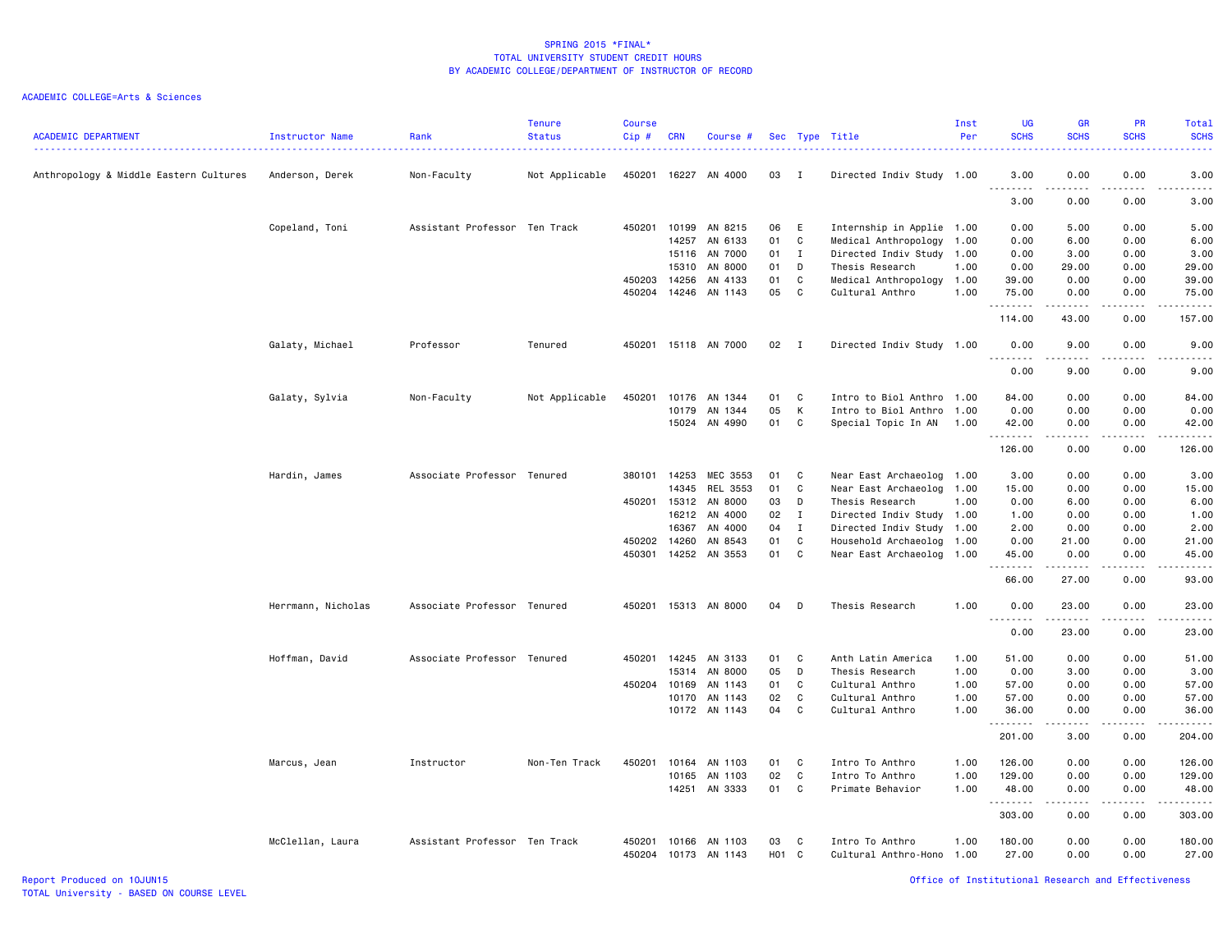# SPRING 2015 *FINAL*
## TOTAL UNIVERSITY STUDENT CREDIT HOURS
## BY ACADEMIC COLLEGE/DEPARTMENT OF INSTRUCTOR OF RECORD

ACADEMIC COLLEGE=Arts & Sciences

| ACADEMIC DEPARTMENT | Instructor Name | Rank | Tenure Status | Course Cip # | CRN | Course # | Sec | Type | Title | Inst Per | UG SCHS | GR SCHS | PR SCHS | Total SCHS |
|---|---|---|---|---|---|---|---|---|---|---|---|---|---|---|
| Anthropology & Middle Eastern Cultures | Anderson, Derek | Non-Faculty | Not Applicable | 450201 | 16227 | AN 4000 | 03 | I | Directed Indiv Study | 1.00 | 3.00 | 0.00 | 0.00 | 3.00 |
| | | | | | | | | | | | 3.00 | 0.00 | 0.00 | 3.00 |
| | Copeland, Toni | Assistant Professor | Ten Track | 450201 | 10199 | AN 8215 | 06 | E | Internship in Applie | 1.00 | 0.00 | 5.00 | 0.00 | 5.00 |
| | | | | | 14257 | AN 6133 | 01 | C | Medical Anthropology | 1.00 | 0.00 | 6.00 | 0.00 | 6.00 |
| | | | | | 15116 | AN 7000 | 01 | I | Directed Indiv Study | 1.00 | 0.00 | 3.00 | 0.00 | 3.00 |
| | | | | | 15310 | AN 8000 | 01 | D | Thesis Research | 1.00 | 0.00 | 29.00 | 0.00 | 29.00 |
| | | | | 450203 | 14256 | AN 4133 | 01 | C | Medical Anthropology | 1.00 | 39.00 | 0.00 | 0.00 | 39.00 |
| | | | | 450204 | 14246 | AN 1143 | 05 | C | Cultural Anthro | 1.00 | 75.00 | 0.00 | 0.00 | 75.00 |
| | | | | | | | | | | | 114.00 | 43.00 | 0.00 | 157.00 |
| | Galaty, Michael | Professor | Tenured | 450201 | 15118 | AN 7000 | 02 | I | Directed Indiv Study | 1.00 | 0.00 | 9.00 | 0.00 | 9.00 |
| | | | | | | | | | | | 0.00 | 9.00 | 0.00 | 9.00 |
| | Galaty, Sylvia | Non-Faculty | Not Applicable | 450201 | 10176 | AN 1344 | 01 | C | Intro to Biol Anthro | 1.00 | 84.00 | 0.00 | 0.00 | 84.00 |
| | | | | | 10179 | AN 1344 | 05 | K | Intro to Biol Anthro | 1.00 | 0.00 | 0.00 | 0.00 | 0.00 |
| | | | | | 15024 | AN 4990 | 01 | C | Special Topic In AN | 1.00 | 42.00 | 0.00 | 0.00 | 42.00 |
| | | | | | | | | | | | 126.00 | 0.00 | 0.00 | 126.00 |
| | Hardin, James | Associate Professor | Tenured | 380101 | 14253 | MEC 3553 | 01 | C | Near East Archaeolog | 1.00 | 3.00 | 0.00 | 0.00 | 3.00 |
| | | | | | 14345 | REL 3553 | 01 | C | Near East Archaeolog | 1.00 | 15.00 | 0.00 | 0.00 | 15.00 |
| | | | | 450201 | 15312 | AN 8000 | 03 | D | Thesis Research | 1.00 | 0.00 | 6.00 | 0.00 | 6.00 |
| | | | | | 16212 | AN 4000 | 02 | I | Directed Indiv Study | 1.00 | 1.00 | 0.00 | 0.00 | 1.00 |
| | | | | | 16367 | AN 4000 | 04 | I | Directed Indiv Study | 1.00 | 2.00 | 0.00 | 0.00 | 2.00 |
| | | | | 450202 | 14260 | AN 8543 | 01 | C | Household Archaeolog | 1.00 | 0.00 | 21.00 | 0.00 | 21.00 |
| | | | | 450301 | 14252 | AN 3553 | 01 | C | Near East Archaeolog | 1.00 | 45.00 | 0.00 | 0.00 | 45.00 |
| | | | | | | | | | | | 66.00 | 27.00 | 0.00 | 93.00 |
| | Herrmann, Nicholas | Associate Professor | Tenured | 450201 | 15313 | AN 8000 | 04 | D | Thesis Research | 1.00 | 0.00 | 23.00 | 0.00 | 23.00 |
| | | | | | | | | | | | 0.00 | 23.00 | 0.00 | 23.00 |
| | Hoffman, David | Associate Professor | Tenured | 450201 | 14245 | AN 3133 | 01 | C | Anth Latin America | 1.00 | 51.00 | 0.00 | 0.00 | 51.00 |
| | | | | | 15314 | AN 8000 | 05 | D | Thesis Research | 1.00 | 0.00 | 3.00 | 0.00 | 3.00 |
| | | | | 450204 | 10169 | AN 1143 | 01 | C | Cultural Anthro | 1.00 | 57.00 | 0.00 | 0.00 | 57.00 |
| | | | | | 10170 | AN 1143 | 02 | C | Cultural Anthro | 1.00 | 57.00 | 0.00 | 0.00 | 57.00 |
| | | | | | 10172 | AN 1143 | 04 | C | Cultural Anthro | 1.00 | 36.00 | 0.00 | 0.00 | 36.00 |
| | | | | | | | | | | | 201.00 | 3.00 | 0.00 | 204.00 |
| | Marcus, Jean | Instructor | Non-Ten Track | 450201 | 10164 | AN 1103 | 01 | C | Intro To Anthro | 1.00 | 126.00 | 0.00 | 0.00 | 126.00 |
| | | | | | 10165 | AN 1103 | 02 | C | Intro To Anthro | 1.00 | 129.00 | 0.00 | 0.00 | 129.00 |
| | | | | | 14251 | AN 3333 | 01 | C | Primate Behavior | 1.00 | 48.00 | 0.00 | 0.00 | 48.00 |
| | | | | | | | | | | | 303.00 | 0.00 | 0.00 | 303.00 |
| | McClellan, Laura | Assistant Professor | Ten Track | 450201 | 10166 | AN 1103 | 03 | C | Intro To Anthro | 1.00 | 180.00 | 0.00 | 0.00 | 180.00 |
| | | | | 450204 | 10173 | AN 1143 | H01 | C | Cultural Anthro-Hono | 1.00 | 27.00 | 0.00 | 0.00 | 27.00 |

Report Produced on 10JUN15
TOTAL University - BASED ON COURSE LEVEL

Office of Institutional Research and Effectiveness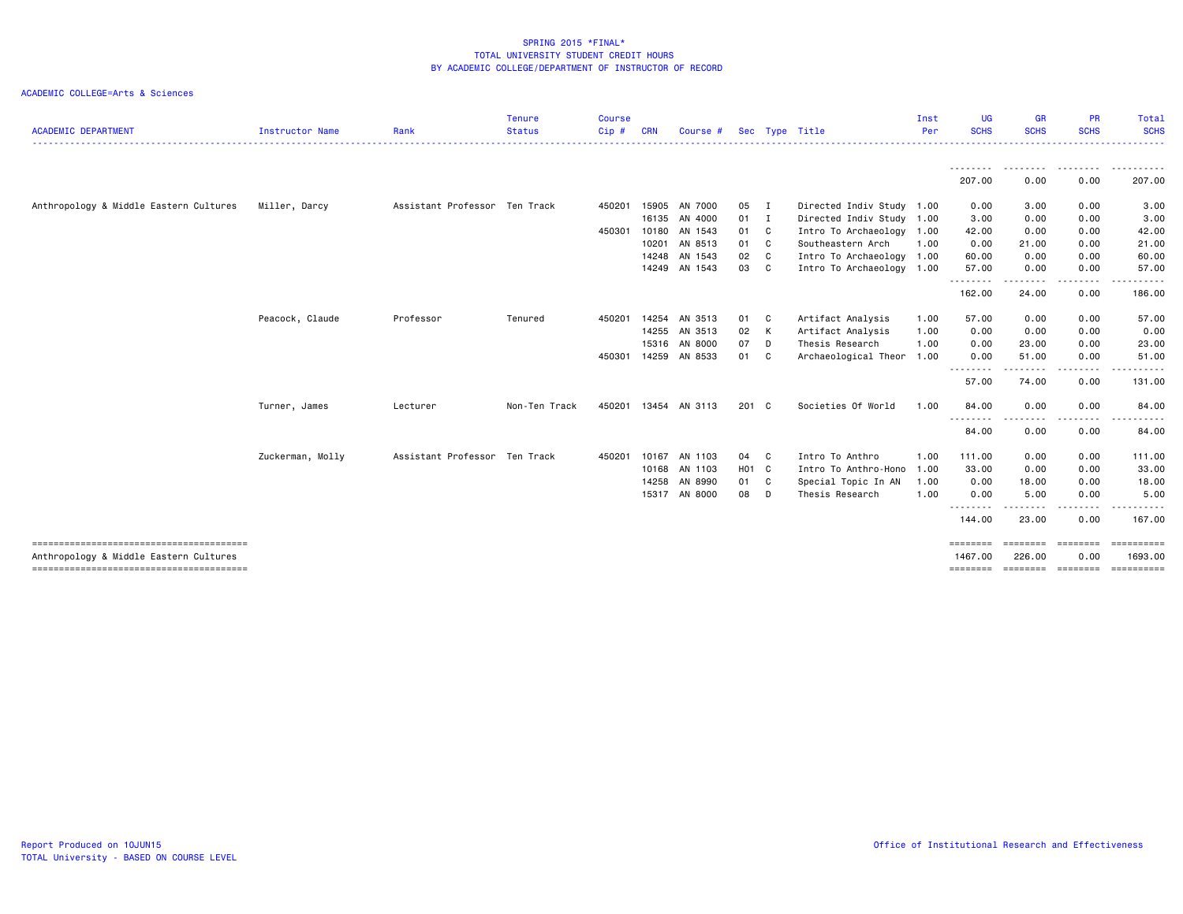SPRING 2015 *FINAL*
TOTAL UNIVERSITY STUDENT CREDIT HOURS
BY ACADEMIC COLLEGE/DEPARTMENT OF INSTRUCTOR OF RECORD

ACADEMIC COLLEGE=Arts & Sciences

| ACADEMIC DEPARTMENT | Instructor Name | Rank | Tenure Status | Course Cip # | CRN | Course # | Sec | Type | Title | Inst Per | UG SCHS | GR SCHS | PR SCHS | Total SCHS |
|---|---|---|---|---|---|---|---|---|---|---|---|---|---|---|
| | | | | | | | | | | | 207.00 | 0.00 | 0.00 | 207.00 |
| Anthropology & Middle Eastern Cultures | Miller, Darcy | Assistant Professor | Ten Track | 450201 | 15905 | AN 7000 | 05 | I | Directed Indiv Study | 1.00 | 0.00 | 3.00 | 0.00 | 3.00 |
| | | | | | 16135 | AN 4000 | 01 | I | Directed Indiv Study | 1.00 | 3.00 | 0.00 | 0.00 | 3.00 |
| | | | | 450301 | 10180 | AN 1543 | 01 | C | Intro To Archaeology | 1.00 | 42.00 | 0.00 | 0.00 | 42.00 |
| | | | | | 10201 | AN 8513 | 01 | C | Southeastern Arch | 1.00 | 0.00 | 21.00 | 0.00 | 21.00 |
| | | | | | 14248 | AN 1543 | 02 | C | Intro To Archaeology | 1.00 | 60.00 | 0.00 | 0.00 | 60.00 |
| | | | | | 14249 | AN 1543 | 03 | C | Intro To Archaeology | 1.00 | 57.00 | 0.00 | 0.00 | 57.00 |
| | | | | | | | | | | | 162.00 | 24.00 | 0.00 | 186.00 |
| | Peacock, Claude | Professor | Tenured | 450201 | 14254 | AN 3513 | 01 | C | Artifact Analysis | 1.00 | 57.00 | 0.00 | 0.00 | 57.00 |
| | | | | | 14255 | AN 3513 | 02 | K | Artifact Analysis | 1.00 | 0.00 | 0.00 | 0.00 | 0.00 |
| | | | | | 15316 | AN 8000 | 07 | D | Thesis Research | 1.00 | 0.00 | 23.00 | 0.00 | 23.00 |
| | | | | 450301 | 14259 | AN 8533 | 01 | C | Archaeological Theor | 1.00 | 0.00 | 51.00 | 0.00 | 51.00 |
| | | | | | | | | | | | 57.00 | 74.00 | 0.00 | 131.00 |
| | Turner, James | Lecturer | Non-Ten Track | 450201 | 13454 | AN 3113 | 201 | C | Societies Of World | 1.00 | 84.00 | 0.00 | 0.00 | 84.00 |
| | | | | | | | | | | | 84.00 | 0.00 | 0.00 | 84.00 |
| | Zuckerman, Molly | Assistant Professor | Ten Track | 450201 | 10167 | AN 1103 | 04 | C | Intro To Anthro | 1.00 | 111.00 | 0.00 | 0.00 | 111.00 |
| | | | | | 10168 | AN 1103 | H01 | C | Intro To Anthro-Hono | 1.00 | 33.00 | 0.00 | 0.00 | 33.00 |
| | | | | | 14258 | AN 8990 | 01 | C | Special Topic In AN | 1.00 | 0.00 | 18.00 | 0.00 | 18.00 |
| | | | | | 15317 | AN 8000 | 08 | D | Thesis Research | 1.00 | 0.00 | 5.00 | 0.00 | 5.00 |
| | | | | | | | | | | | 144.00 | 23.00 | 0.00 | 167.00 |
| Anthropology & Middle Eastern Cultures | | | | | | | | | | | 1467.00 | 226.00 | 0.00 | 1693.00 |

Report Produced on 10JUN15
TOTAL University - BASED ON COURSE LEVEL

Office of Institutional Research and Effectiveness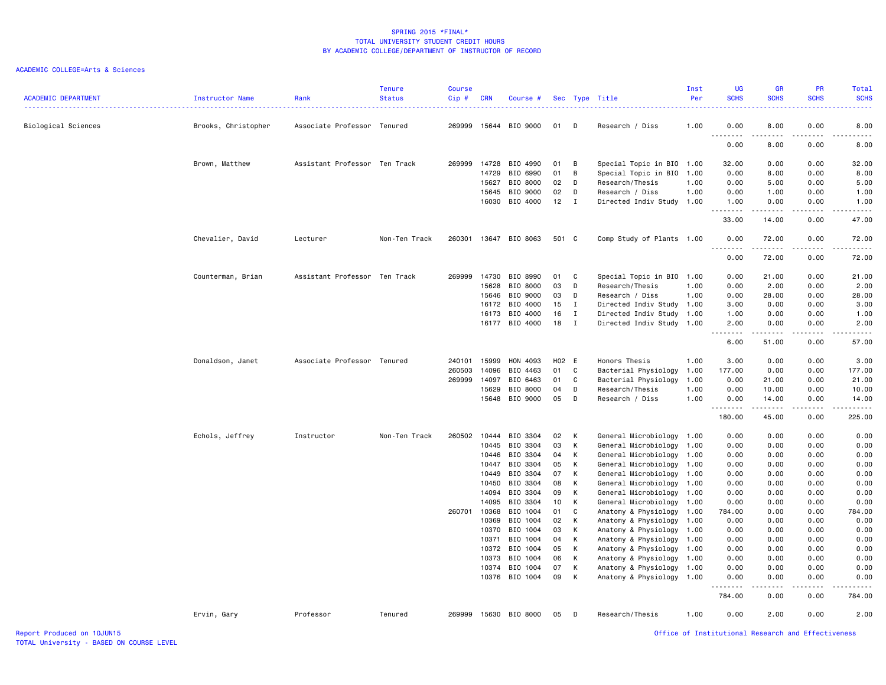SPRING 2015 *FINAL*
TOTAL UNIVERSITY STUDENT CREDIT HOURS
BY ACADEMIC COLLEGE/DEPARTMENT OF INSTRUCTOR OF RECORD

ACADEMIC COLLEGE=Arts & Sciences

| ACADEMIC DEPARTMENT | Instructor Name | Rank | Tenure Status | Course Cip # | CRN | Course # | Sec | Type | Title | Inst Per | UG SCHS | GR SCHS | PR SCHS | Total SCHS |
|---|---|---|---|---|---|---|---|---|---|---|---|---|---|---|
| Biological Sciences | Brooks, Christopher | Associate Professor | Tenured | 269999 | 15644 | BIO 9000 | 01 | D | Research / Diss | 1.00 | 0.00 | 8.00 | 0.00 | 8.00 |
| | | | | | | | | | | | 0.00 | 8.00 | 0.00 | 8.00 |
| | Brown, Matthew | Assistant Professor | Ten Track | 269999 | 14728 | BIO 4990 | 01 | B | Special Topic in BIO | 1.00 | 32.00 | 0.00 | 0.00 | 32.00 |
| | | | | | 14729 | BIO 6990 | 01 | B | Special Topic in BIO | 1.00 | 0.00 | 8.00 | 0.00 | 8.00 |
| | | | | | 15627 | BIO 8000 | 02 | D | Research/Thesis | 1.00 | 0.00 | 5.00 | 0.00 | 5.00 |
| | | | | | 15645 | BIO 9000 | 02 | D | Research / Diss | 1.00 | 0.00 | 1.00 | 0.00 | 1.00 |
| | | | | | 16030 | BIO 4000 | 12 | I | Directed Indiv Study | 1.00 | 1.00 | 0.00 | 0.00 | 1.00 |
| | | | | | | | | | | | 33.00 | 14.00 | 0.00 | 47.00 |
| | Chevalier, David | Lecturer | Non-Ten Track | 260301 | 13647 | BIO 8063 | 501 | C | Comp Study of Plants | 1.00 | 0.00 | 72.00 | 0.00 | 72.00 |
| | | | | | | | | | | | 0.00 | 72.00 | 0.00 | 72.00 |
| | Counterman, Brian | Assistant Professor | Ten Track | 269999 | 14730 | BIO 8990 | 01 | C | Special Topic in BIO | 1.00 | 0.00 | 21.00 | 0.00 | 21.00 |
| | | | | | 15628 | BIO 8000 | 03 | D | Research/Thesis | 1.00 | 0.00 | 2.00 | 0.00 | 2.00 |
| | | | | | 15646 | BIO 9000 | 03 | D | Research / Diss | 1.00 | 0.00 | 28.00 | 0.00 | 28.00 |
| | | | | | 16172 | BIO 4000 | 15 | I | Directed Indiv Study | 1.00 | 3.00 | 0.00 | 0.00 | 3.00 |
| | | | | | 16173 | BIO 4000 | 16 | I | Directed Indiv Study | 1.00 | 1.00 | 0.00 | 0.00 | 1.00 |
| | | | | | 16177 | BIO 4000 | 18 | I | Directed Indiv Study | 1.00 | 2.00 | 0.00 | 0.00 | 2.00 |
| | | | | | | | | | | | 6.00 | 51.00 | 0.00 | 57.00 |
| | Donaldson, Janet | Associate Professor | Tenured | 240101 | 15999 | HON 4093 | H02 | E | Honors Thesis | 1.00 | 3.00 | 0.00 | 0.00 | 3.00 |
| | | | | 260503 | 14096 | BIO 4463 | 01 | C | Bacterial Physiology | 1.00 | 177.00 | 0.00 | 0.00 | 177.00 |
| | | | | 269999 | 14097 | BIO 6463 | 01 | C | Bacterial Physiology | 1.00 | 0.00 | 21.00 | 0.00 | 21.00 |
| | | | | | 15629 | BIO 8000 | 04 | D | Research/Thesis | 1.00 | 0.00 | 10.00 | 0.00 | 10.00 |
| | | | | | 15648 | BIO 9000 | 05 | D | Research / Diss | 1.00 | 0.00 | 14.00 | 0.00 | 14.00 |
| | | | | | | | | | | | 180.00 | 45.00 | 0.00 | 225.00 |
| | Echols, Jeffrey | Instructor | Non-Ten Track | 260502 | 10444 | BIO 3304 | 02 | K | General Microbiology | 1.00 | 0.00 | 0.00 | 0.00 | 0.00 |
| | | | | | 10445 | BIO 3304 | 03 | K | General Microbiology | 1.00 | 0.00 | 0.00 | 0.00 | 0.00 |
| | | | | | 10446 | BIO 3304 | 04 | K | General Microbiology | 1.00 | 0.00 | 0.00 | 0.00 | 0.00 |
| | | | | | 10447 | BIO 3304 | 05 | K | General Microbiology | 1.00 | 0.00 | 0.00 | 0.00 | 0.00 |
| | | | | | 10449 | BIO 3304 | 07 | K | General Microbiology | 1.00 | 0.00 | 0.00 | 0.00 | 0.00 |
| | | | | | 10450 | BIO 3304 | 08 | K | General Microbiology | 1.00 | 0.00 | 0.00 | 0.00 | 0.00 |
| | | | | | 14094 | BIO 3304 | 09 | K | General Microbiology | 1.00 | 0.00 | 0.00 | 0.00 | 0.00 |
| | | | | | 14095 | BIO 3304 | 10 | K | General Microbiology | 1.00 | 0.00 | 0.00 | 0.00 | 0.00 |
| | | | | 260701 | 10368 | BIO 1004 | 01 | C | Anatomy & Physiology | 1.00 | 784.00 | 0.00 | 0.00 | 784.00 |
| | | | | | 10369 | BIO 1004 | 02 | K | Anatomy & Physiology | 1.00 | 0.00 | 0.00 | 0.00 | 0.00 |
| | | | | | 10370 | BIO 1004 | 03 | K | Anatomy & Physiology | 1.00 | 0.00 | 0.00 | 0.00 | 0.00 |
| | | | | | 10371 | BIO 1004 | 04 | K | Anatomy & Physiology | 1.00 | 0.00 | 0.00 | 0.00 | 0.00 |
| | | | | | 10372 | BIO 1004 | 05 | K | Anatomy & Physiology | 1.00 | 0.00 | 0.00 | 0.00 | 0.00 |
| | | | | | 10373 | BIO 1004 | 06 | K | Anatomy & Physiology | 1.00 | 0.00 | 0.00 | 0.00 | 0.00 |
| | | | | | 10374 | BIO 1004 | 07 | K | Anatomy & Physiology | 1.00 | 0.00 | 0.00 | 0.00 | 0.00 |
| | | | | | 10376 | BIO 1004 | 09 | K | Anatomy & Physiology | 1.00 | 0.00 | 0.00 | 0.00 | 0.00 |
| | | | | | | | | | | | 784.00 | 0.00 | 0.00 | 784.00 |
| | Ervin, Gary | Professor | Tenured | 269999 | 15630 | BIO 8000 | 05 | D | Research/Thesis | 1.00 | 0.00 | 2.00 | 0.00 | 2.00 |

Report Produced on 10JUN15
TOTAL University - BASED ON COURSE LEVEL
Office of Institutional Research and Effectiveness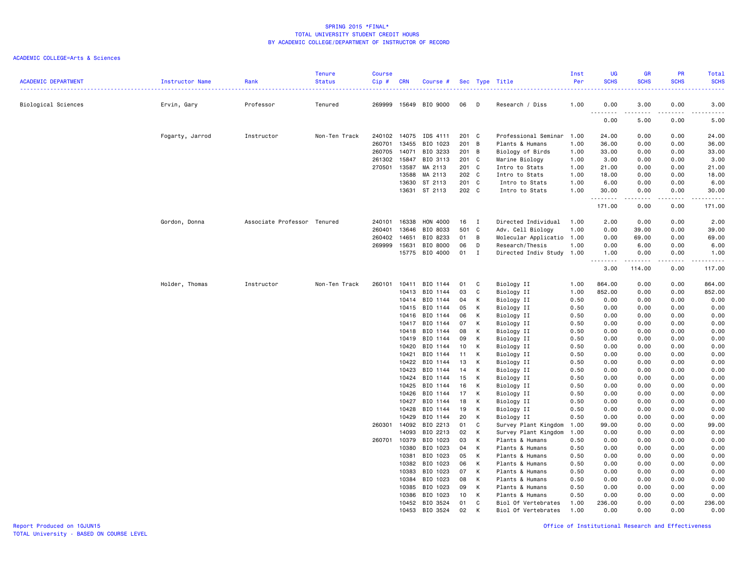SPRING 2015 *FINAL*
TOTAL UNIVERSITY STUDENT CREDIT HOURS
BY ACADEMIC COLLEGE/DEPARTMENT OF INSTRUCTOR OF RECORD

ACADEMIC COLLEGE=Arts & Sciences

| ACADEMIC DEPARTMENT | Instructor Name | Rank | Tenure Status | Course Cip # | CRN | Course # | Sec | Type | Title | Inst Per | UG SCHS | GR SCHS | PR SCHS | Total SCHS |
|---|---|---|---|---|---|---|---|---|---|---|---|---|---|---|
| Biological Sciences | Ervin, Gary | Professor | Tenured | 269999 | 15649 | BIO 9000 | 06 | D | Research / Diss | 1.00 | 0.00 | 3.00 | 0.00 | 3.00 |
| | | | | | | | | | | | 0.00 | 5.00 | 0.00 | 5.00 |
| | Fogarty, Jarrod | Instructor | Non-Ten Track | 240102 | 14075 | IDS 4111 | 201 | C | Professional Seminar | 1.00 | 24.00 | 0.00 | 0.00 | 24.00 |
| | | | | 260701 | 13455 | BIO 1023 | 201 | B | Plants & Humans | 1.00 | 36.00 | 0.00 | 0.00 | 36.00 |
| | | | | 260705 | 14071 | BIO 3233 | 201 | B | Biology of Birds | 1.00 | 33.00 | 0.00 | 0.00 | 33.00 |
| | | | | 261302 | 15847 | BIO 3113 | 201 | C | Marine Biology | 1.00 | 3.00 | 0.00 | 0.00 | 3.00 |
| | | | | 270501 | 13587 | MA 2113 | 201 | C | Intro to Stats | 1.00 | 21.00 | 0.00 | 0.00 | 21.00 |
| | | | | | 13588 | MA 2113 | 202 | C | Intro to Stats | 1.00 | 18.00 | 0.00 | 0.00 | 18.00 |
| | | | | | 13630 | ST 2113 | 201 | C | Intro to Stats | 1.00 | 6.00 | 0.00 | 0.00 | 6.00 |
| | | | | | 13631 | ST 2113 | 202 | C | Intro to Stats | 1.00 | 30.00 | 0.00 | 0.00 | 30.00 |
| | | | | | | | | | | | 171.00 | 0.00 | 0.00 | 171.00 |
| | Gordon, Donna | Associate Professor | Tenured | 240101 | 16338 | HON 4000 | 16 | I | Directed Individual | 1.00 | 2.00 | 0.00 | 0.00 | 2.00 |
| | | | | 260401 | 13646 | BIO 8033 | 501 | C | Adv. Cell Biology | 1.00 | 0.00 | 39.00 | 0.00 | 39.00 |
| | | | | 260402 | 14651 | BIO 8233 | 01 | B | Molecular Applicatio | 1.00 | 0.00 | 69.00 | 0.00 | 69.00 |
| | | | | 269999 | 15631 | BIO 8000 | 06 | D | Research/Thesis | 1.00 | 0.00 | 6.00 | 0.00 | 6.00 |
| | | | | | 15775 | BIO 4000 | 01 | I | Directed Indiv Study | 1.00 | 1.00 | 0.00 | 0.00 | 1.00 |
| | | | | | | | | | | | 3.00 | 114.00 | 0.00 | 117.00 |
| | Holder, Thomas | Instructor | Non-Ten Track | 260101 | 10411 | BIO 1144 | 01 | C | Biology II | 1.00 | 864.00 | 0.00 | 0.00 | 864.00 |
| | | | | | 10413 | BIO 1144 | 03 | C | Biology II | 1.00 | 852.00 | 0.00 | 0.00 | 852.00 |
| | | | | | 10414 | BIO 1144 | 04 | K | Biology II | 0.50 | 0.00 | 0.00 | 0.00 | 0.00 |
| | | | | | 10415 | BIO 1144 | 05 | K | Biology II | 0.50 | 0.00 | 0.00 | 0.00 | 0.00 |
| | | | | | 10416 | BIO 1144 | 06 | K | Biology II | 0.50 | 0.00 | 0.00 | 0.00 | 0.00 |
| | | | | | 10417 | BIO 1144 | 07 | K | Biology II | 0.50 | 0.00 | 0.00 | 0.00 | 0.00 |
| | | | | | 10418 | BIO 1144 | 08 | K | Biology II | 0.50 | 0.00 | 0.00 | 0.00 | 0.00 |
| | | | | | 10419 | BIO 1144 | 09 | K | Biology II | 0.50 | 0.00 | 0.00 | 0.00 | 0.00 |
| | | | | | 10420 | BIO 1144 | 10 | K | Biology II | 0.50 | 0.00 | 0.00 | 0.00 | 0.00 |
| | | | | | 10421 | BIO 1144 | 11 | K | Biology II | 0.50 | 0.00 | 0.00 | 0.00 | 0.00 |
| | | | | | 10422 | BIO 1144 | 13 | K | Biology II | 0.50 | 0.00 | 0.00 | 0.00 | 0.00 |
| | | | | | 10423 | BIO 1144 | 14 | K | Biology II | 0.50 | 0.00 | 0.00 | 0.00 | 0.00 |
| | | | | | 10424 | BIO 1144 | 15 | K | Biology II | 0.50 | 0.00 | 0.00 | 0.00 | 0.00 |
| | | | | | 10425 | BIO 1144 | 16 | K | Biology II | 0.50 | 0.00 | 0.00 | 0.00 | 0.00 |
| | | | | | 10426 | BIO 1144 | 17 | K | Biology II | 0.50 | 0.00 | 0.00 | 0.00 | 0.00 |
| | | | | | 10427 | BIO 1144 | 18 | K | Biology II | 0.50 | 0.00 | 0.00 | 0.00 | 0.00 |
| | | | | | 10428 | BIO 1144 | 19 | K | Biology II | 0.50 | 0.00 | 0.00 | 0.00 | 0.00 |
| | | | | | 10429 | BIO 1144 | 20 | K | Biology II | 0.50 | 0.00 | 0.00 | 0.00 | 0.00 |
| | | | | 260301 | 14092 | BIO 2213 | 01 | C | Survey Plant Kingdom | 1.00 | 99.00 | 0.00 | 0.00 | 99.00 |
| | | | | | 14093 | BIO 2213 | 02 | K | Survey Plant Kingdom | 1.00 | 0.00 | 0.00 | 0.00 | 0.00 |
| | | | | 260701 | 10379 | BIO 1023 | 03 | K | Plants & Humans | 0.50 | 0.00 | 0.00 | 0.00 | 0.00 |
| | | | | | 10380 | BIO 1023 | 04 | K | Plants & Humans | 0.50 | 0.00 | 0.00 | 0.00 | 0.00 |
| | | | | | 10381 | BIO 1023 | 05 | K | Plants & Humans | 0.50 | 0.00 | 0.00 | 0.00 | 0.00 |
| | | | | | 10382 | BIO 1023 | 06 | K | Plants & Humans | 0.50 | 0.00 | 0.00 | 0.00 | 0.00 |
| | | | | | 10383 | BIO 1023 | 07 | K | Plants & Humans | 0.50 | 0.00 | 0.00 | 0.00 | 0.00 |
| | | | | | 10384 | BIO 1023 | 08 | K | Plants & Humans | 0.50 | 0.00 | 0.00 | 0.00 | 0.00 |
| | | | | | 10385 | BIO 1023 | 09 | K | Plants & Humans | 0.50 | 0.00 | 0.00 | 0.00 | 0.00 |
| | | | | | 10386 | BIO 1023 | 10 | K | Plants & Humans | 0.50 | 0.00 | 0.00 | 0.00 | 0.00 |
| | | | | | 10452 | BIO 3524 | 01 | C | Biol Of Vertebrates | 1.00 | 236.00 | 0.00 | 0.00 | 236.00 |
| | | | | | 10453 | BIO 3524 | 02 | K | Biol Of Vertebrates | 1.00 | 0.00 | 0.00 | 0.00 | 0.00 |

Report Produced on 10JUN15
TOTAL University - BASED ON COURSE LEVEL

Office of Institutional Research and Effectiveness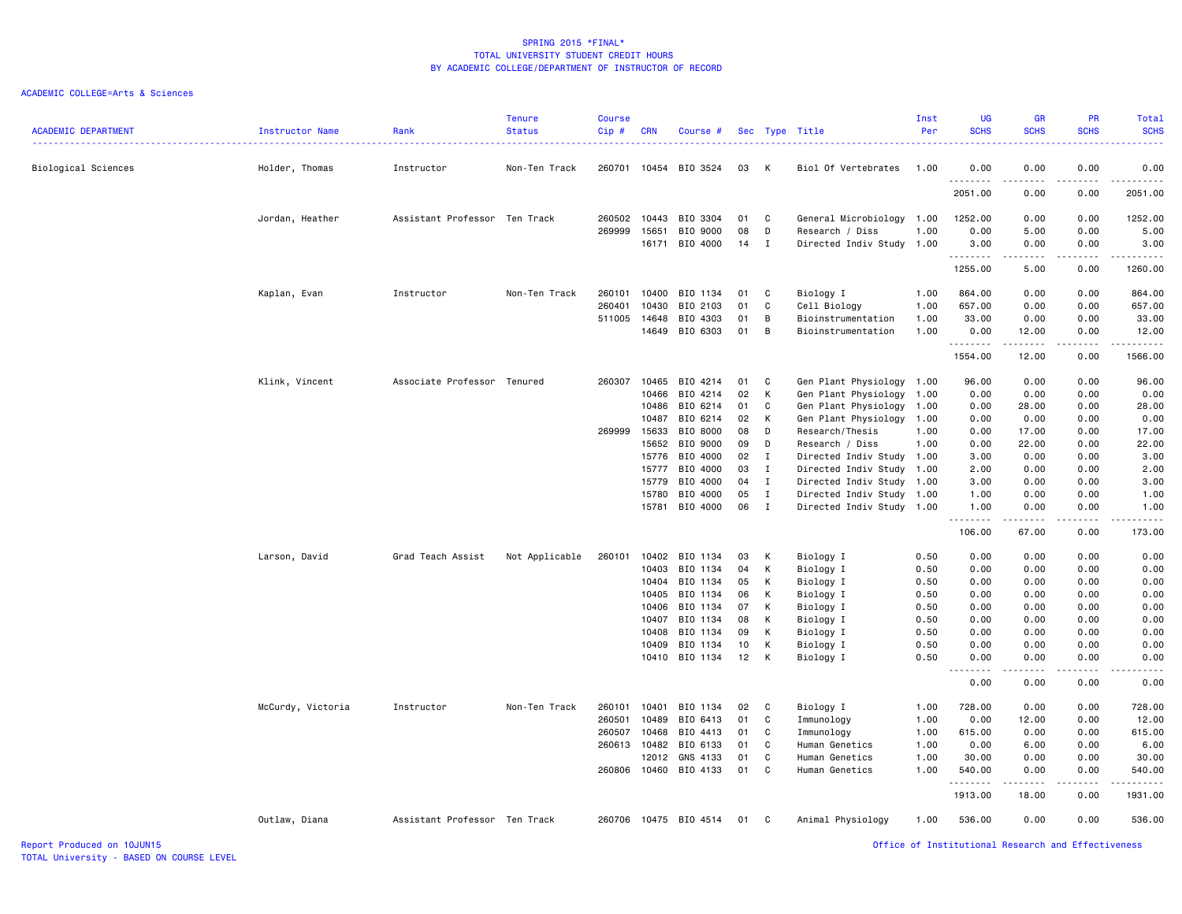SPRING 2015 *FINAL*
TOTAL UNIVERSITY STUDENT CREDIT HOURS
BY ACADEMIC COLLEGE/DEPARTMENT OF INSTRUCTOR OF RECORD

ACADEMIC COLLEGE=Arts & Sciences

| ACADEMIC DEPARTMENT | Instructor Name | Rank | Tenure Status | Course Cip # | CRN | Course # | Sec | Type | Title | Inst Per | UG SCHS | GR SCHS | PR SCHS | Total SCHS |
|---|---|---|---|---|---|---|---|---|---|---|---|---|---|---|
| Biological Sciences | Holder, Thomas | Instructor | Non-Ten Track | 260701 | 10454 | BIO 3524 | 03 | K | Biol Of Vertebrates | 1.00 | 0.00 | 0.00 | 0.00 | 0.00 |
| | | | | | | | | | | | 2051.00 | 0.00 | 0.00 | 2051.00 |
| | Jordan, Heather | Assistant Professor | Ten Track | 260502 | 10443 | BIO 3304 | 01 | C | General Microbiology | 1.00 | 1252.00 | 0.00 | 0.00 | 1252.00 |
| | | | | 269999 | 15651 | BIO 9000 | 08 | D | Research / Diss | 1.00 | 0.00 | 5.00 | 0.00 | 5.00 |
| | | | | | 16171 | BIO 4000 | 14 | I | Directed Indiv Study | 1.00 | 3.00 | 0.00 | 0.00 | 3.00 |
| | | | | | | | | | | | 1255.00 | 5.00 | 0.00 | 1260.00 |
| | Kaplan, Evan | Instructor | Non-Ten Track | 260101 | 10400 | BIO 1134 | 01 | C | Biology I | 1.00 | 864.00 | 0.00 | 0.00 | 864.00 |
| | | | | 260401 | 10430 | BIO 2103 | 01 | C | Cell Biology | 1.00 | 657.00 | 0.00 | 0.00 | 657.00 |
| | | | | 511005 | 14648 | BIO 4303 | 01 | B | Bioinstrumentation | 1.00 | 33.00 | 0.00 | 0.00 | 33.00 |
| | | | | | 14649 | BIO 6303 | 01 | B | Bioinstrumentation | 1.00 | 0.00 | 12.00 | 0.00 | 12.00 |
| | | | | | | | | | | | 1554.00 | 12.00 | 0.00 | 1566.00 |
| | Klink, Vincent | Associate Professor | Tenured | 260307 | 10465 | BIO 4214 | 01 | C | Gen Plant Physiology | 1.00 | 96.00 | 0.00 | 0.00 | 96.00 |
| | | | | | 10466 | BIO 4214 | 02 | K | Gen Plant Physiology | 1.00 | 0.00 | 0.00 | 0.00 | 0.00 |
| | | | | | 10486 | BIO 6214 | 01 | C | Gen Plant Physiology | 1.00 | 0.00 | 28.00 | 0.00 | 28.00 |
| | | | | | 10487 | BIO 6214 | 02 | K | Gen Plant Physiology | 1.00 | 0.00 | 0.00 | 0.00 | 0.00 |
| | | | | 269999 | 15633 | BIO 8000 | 08 | D | Research/Thesis | 1.00 | 0.00 | 17.00 | 0.00 | 17.00 |
| | | | | | 15652 | BIO 9000 | 09 | D | Research / Diss | 1.00 | 0.00 | 22.00 | 0.00 | 22.00 |
| | | | | | 15776 | BIO 4000 | 02 | I | Directed Indiv Study | 1.00 | 3.00 | 0.00 | 0.00 | 3.00 |
| | | | | | 15777 | BIO 4000 | 03 | I | Directed Indiv Study | 1.00 | 2.00 | 0.00 | 0.00 | 2.00 |
| | | | | | 15779 | BIO 4000 | 04 | I | Directed Indiv Study | 1.00 | 3.00 | 0.00 | 0.00 | 3.00 |
| | | | | | 15780 | BIO 4000 | 05 | I | Directed Indiv Study | 1.00 | 1.00 | 0.00 | 0.00 | 1.00 |
| | | | | | 15781 | BIO 4000 | 06 | I | Directed Indiv Study | 1.00 | 1.00 | 0.00 | 0.00 | 1.00 |
| | | | | | | | | | | | 106.00 | 67.00 | 0.00 | 173.00 |
| | Larson, David | Grad Teach Assist | Not Applicable | 260101 | 10402 | BIO 1134 | 03 | K | Biology I | 0.50 | 0.00 | 0.00 | 0.00 | 0.00 |
| | | | | | 10403 | BIO 1134 | 04 | K | Biology I | 0.50 | 0.00 | 0.00 | 0.00 | 0.00 |
| | | | | | 10404 | BIO 1134 | 05 | K | Biology I | 0.50 | 0.00 | 0.00 | 0.00 | 0.00 |
| | | | | | 10405 | BIO 1134 | 06 | K | Biology I | 0.50 | 0.00 | 0.00 | 0.00 | 0.00 |
| | | | | | 10406 | BIO 1134 | 07 | K | Biology I | 0.50 | 0.00 | 0.00 | 0.00 | 0.00 |
| | | | | | 10407 | BIO 1134 | 08 | K | Biology I | 0.50 | 0.00 | 0.00 | 0.00 | 0.00 |
| | | | | | 10408 | BIO 1134 | 09 | K | Biology I | 0.50 | 0.00 | 0.00 | 0.00 | 0.00 |
| | | | | | 10409 | BIO 1134 | 10 | K | Biology I | 0.50 | 0.00 | 0.00 | 0.00 | 0.00 |
| | | | | | 10410 | BIO 1134 | 12 | K | Biology I | 0.50 | 0.00 | 0.00 | 0.00 | 0.00 |
| | | | | | | | | | | | 0.00 | 0.00 | 0.00 | 0.00 |
| | McCurdy, Victoria | Instructor | Non-Ten Track | 260101 | 10401 | BIO 1134 | 02 | C | Biology I | 1.00 | 728.00 | 0.00 | 0.00 | 728.00 |
| | | | | 260501 | 10489 | BIO 6413 | 01 | C | Immunology | 1.00 | 0.00 | 12.00 | 0.00 | 12.00 |
| | | | | 260507 | 10468 | BIO 4413 | 01 | C | Immunology | 1.00 | 615.00 | 0.00 | 0.00 | 615.00 |
| | | | | 260613 | 10482 | BIO 6133 | 01 | C | Human Genetics | 1.00 | 0.00 | 6.00 | 0.00 | 6.00 |
| | | | | | 12012 | GNS 4133 | 01 | C | Human Genetics | 1.00 | 30.00 | 0.00 | 0.00 | 30.00 |
| | | | | 260806 | 10460 | BIO 4133 | 01 | C | Human Genetics | 1.00 | 540.00 | 0.00 | 0.00 | 540.00 |
| | | | | | | | | | | | 1913.00 | 18.00 | 0.00 | 1931.00 |
| | Outlaw, Diana | Assistant Professor | Ten Track | 260706 | 10475 | BIO 4514 | 01 | C | Animal Physiology | 1.00 | 536.00 | 0.00 | 0.00 | 536.00 |

Report Produced on 10JUN15
TOTAL University - BASED ON COURSE LEVEL
Office of Institutional Research and Effectiveness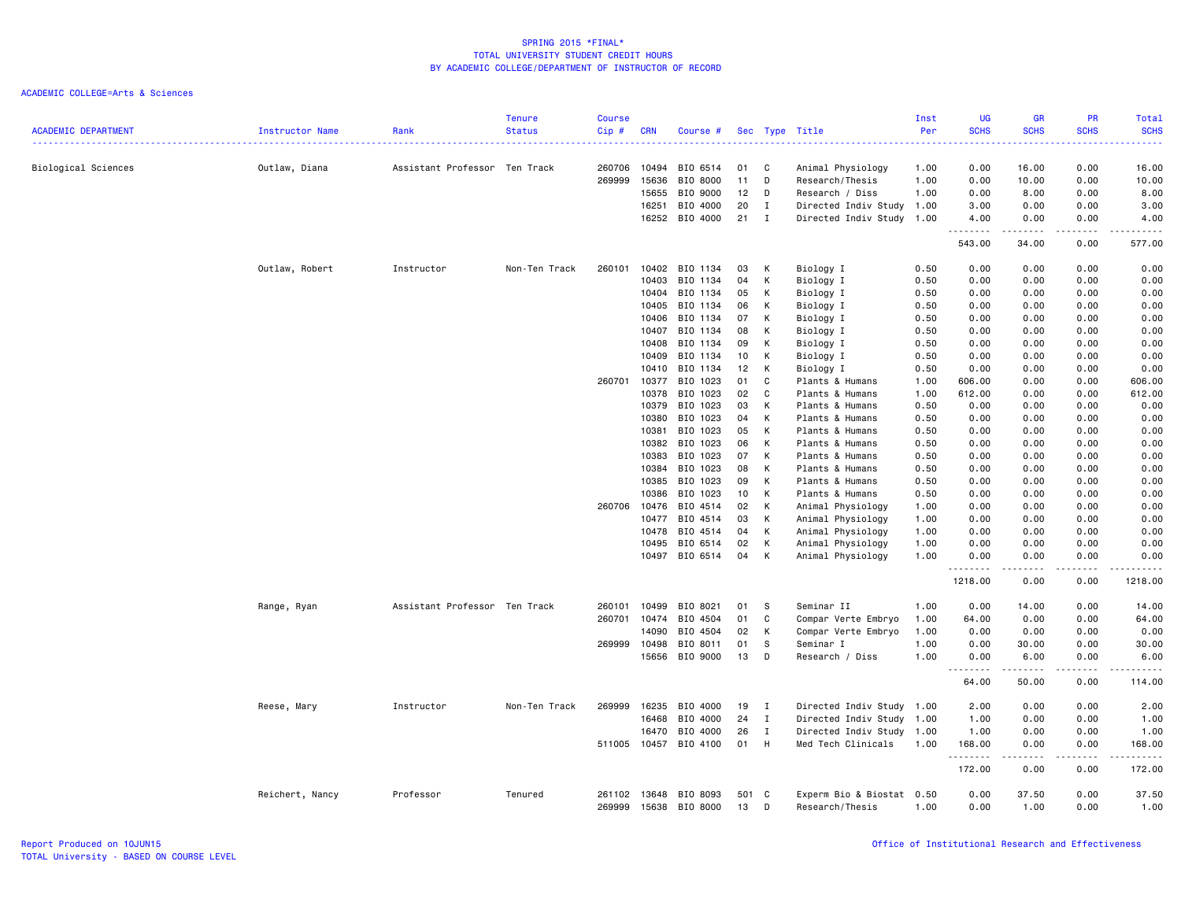SPRING 2015 *FINAL*
TOTAL UNIVERSITY STUDENT CREDIT HOURS
BY ACADEMIC COLLEGE/DEPARTMENT OF INSTRUCTOR OF RECORD

ACADEMIC COLLEGE=Arts & Sciences

| ACADEMIC DEPARTMENT | Instructor Name | Rank | Tenure Status | Course Cip # | CRN | Course # | Sec | Type | Title | Inst Per | UG SCHS | GR SCHS | PR SCHS | Total SCHS |
|---|---|---|---|---|---|---|---|---|---|---|---|---|---|---|
| Biological Sciences | Outlaw, Diana | Assistant Professor | Ten Track | 260706 | 10494 | BIO 6514 | 01 | C | Animal Physiology | 1.00 | 0.00 | 16.00 | 0.00 | 16.00 |
| | | | | 269999 | 15636 | BIO 8000 | 11 | D | Research/Thesis | 1.00 | 0.00 | 10.00 | 0.00 | 10.00 |
| | | | | | 15655 | BIO 9000 | 12 | D | Research / Diss | 1.00 | 0.00 | 8.00 | 0.00 | 8.00 |
| | | | | | 16251 | BIO 4000 | 20 | I | Directed Indiv Study | 1.00 | 3.00 | 0.00 | 0.00 | 3.00 |
| | | | | | 16252 | BIO 4000 | 21 | I | Directed Indiv Study | 1.00 | 4.00 | 0.00 | 0.00 | 4.00 |
| | | | | | | | | | | | 543.00 | 34.00 | 0.00 | 577.00 |
| | Outlaw, Robert | Instructor | Non-Ten Track | 260101 | 10402 | BIO 1134 | 03 | K | Biology I | 0.50 | 0.00 | 0.00 | 0.00 | 0.00 |
| | | | | | 10403 | BIO 1134 | 04 | K | Biology I | 0.50 | 0.00 | 0.00 | 0.00 | 0.00 |
| | | | | | 10404 | BIO 1134 | 05 | K | Biology I | 0.50 | 0.00 | 0.00 | 0.00 | 0.00 |
| | | | | | 10405 | BIO 1134 | 06 | K | Biology I | 0.50 | 0.00 | 0.00 | 0.00 | 0.00 |
| | | | | | 10406 | BIO 1134 | 07 | K | Biology I | 0.50 | 0.00 | 0.00 | 0.00 | 0.00 |
| | | | | | 10407 | BIO 1134 | 08 | K | Biology I | 0.50 | 0.00 | 0.00 | 0.00 | 0.00 |
| | | | | | 10408 | BIO 1134 | 09 | K | Biology I | 0.50 | 0.00 | 0.00 | 0.00 | 0.00 |
| | | | | | 10409 | BIO 1134 | 10 | K | Biology I | 0.50 | 0.00 | 0.00 | 0.00 | 0.00 |
| | | | | | 10410 | BIO 1134 | 12 | K | Biology I | 0.50 | 0.00 | 0.00 | 0.00 | 0.00 |
| | | | | 260701 | 10377 | BIO 1023 | 01 | C | Plants & Humans | 1.00 | 606.00 | 0.00 | 0.00 | 606.00 |
| | | | | | 10378 | BIO 1023 | 02 | C | Plants & Humans | 1.00 | 612.00 | 0.00 | 0.00 | 612.00 |
| | | | | | 10379 | BIO 1023 | 03 | K | Plants & Humans | 0.50 | 0.00 | 0.00 | 0.00 | 0.00 |
| | | | | | 10380 | BIO 1023 | 04 | K | Plants & Humans | 0.50 | 0.00 | 0.00 | 0.00 | 0.00 |
| | | | | | 10381 | BIO 1023 | 05 | K | Plants & Humans | 0.50 | 0.00 | 0.00 | 0.00 | 0.00 |
| | | | | | 10382 | BIO 1023 | 06 | K | Plants & Humans | 0.50 | 0.00 | 0.00 | 0.00 | 0.00 |
| | | | | | 10383 | BIO 1023 | 07 | K | Plants & Humans | 0.50 | 0.00 | 0.00 | 0.00 | 0.00 |
| | | | | | 10384 | BIO 1023 | 08 | K | Plants & Humans | 0.50 | 0.00 | 0.00 | 0.00 | 0.00 |
| | | | | | 10385 | BIO 1023 | 09 | K | Plants & Humans | 0.50 | 0.00 | 0.00 | 0.00 | 0.00 |
| | | | | | 10386 | BIO 1023 | 10 | K | Plants & Humans | 0.50 | 0.00 | 0.00 | 0.00 | 0.00 |
| | | | | 260706 | 10476 | BIO 4514 | 02 | K | Animal Physiology | 1.00 | 0.00 | 0.00 | 0.00 | 0.00 |
| | | | | | 10477 | BIO 4514 | 03 | K | Animal Physiology | 1.00 | 0.00 | 0.00 | 0.00 | 0.00 |
| | | | | | 10478 | BIO 4514 | 04 | K | Animal Physiology | 1.00 | 0.00 | 0.00 | 0.00 | 0.00 |
| | | | | | 10495 | BIO 6514 | 02 | K | Animal Physiology | 1.00 | 0.00 | 0.00 | 0.00 | 0.00 |
| | | | | | 10497 | BIO 6514 | 04 | K | Animal Physiology | 1.00 | 0.00 | 0.00 | 0.00 | 0.00 |
| | | | | | | | | | | | 1218.00 | 0.00 | 0.00 | 1218.00 |
| | Range, Ryan | Assistant Professor | Ten Track | 260101 | 10499 | BIO 8021 | 01 | S | Seminar II | 1.00 | 0.00 | 14.00 | 0.00 | 14.00 |
| | | | | 260701 | 10474 | BIO 4504 | 01 | C | Compar Verte Embryo | 1.00 | 64.00 | 0.00 | 0.00 | 64.00 |
| | | | | | 14090 | BIO 4504 | 02 | K | Compar Verte Embryo | 1.00 | 0.00 | 0.00 | 0.00 | 0.00 |
| | | | | 269999 | 10498 | BIO 8011 | 01 | S | Seminar I | 1.00 | 0.00 | 30.00 | 0.00 | 30.00 |
| | | | | | 15656 | BIO 9000 | 13 | D | Research / Diss | 1.00 | 0.00 | 6.00 | 0.00 | 6.00 |
| | | | | | | | | | | | 64.00 | 50.00 | 0.00 | 114.00 |
| | Reese, Mary | Instructor | Non-Ten Track | 269999 | 16235 | BIO 4000 | 19 | I | Directed Indiv Study | 1.00 | 2.00 | 0.00 | 0.00 | 2.00 |
| | | | | | 16468 | BIO 4000 | 24 | I | Directed Indiv Study | 1.00 | 1.00 | 0.00 | 0.00 | 1.00 |
| | | | | | 16470 | BIO 4000 | 26 | I | Directed Indiv Study | 1.00 | 1.00 | 0.00 | 0.00 | 1.00 |
| | | | | 511005 | 10457 | BIO 4100 | 01 | H | Med Tech Clinicals | 1.00 | 168.00 | 0.00 | 0.00 | 168.00 |
| | | | | | | | | | | | 172.00 | 0.00 | 0.00 | 172.00 |
| | Reichert, Nancy | Professor | Tenured | 261102 | 13648 | BIO 8093 | 501 | C | Experm Bio & Biostat | 0.50 | 0.00 | 37.50 | 0.00 | 37.50 |
| | | | | 269999 | 15638 | BIO 8000 | 13 | D | Research/Thesis | 1.00 | 0.00 | 1.00 | 0.00 | 1.00 |

Report Produced on 10JUN15
TOTAL University - BASED ON COURSE LEVEL
Office of Institutional Research and Effectiveness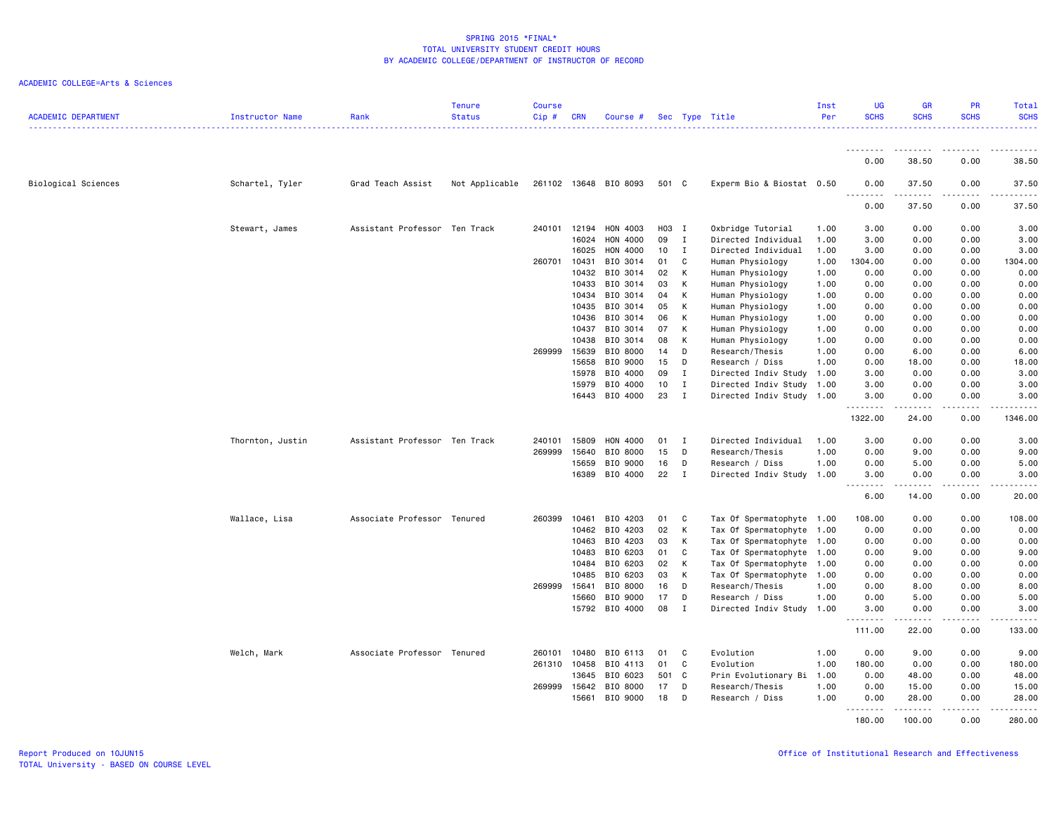SPRING 2015 *FINAL*
TOTAL UNIVERSITY STUDENT CREDIT HOURS
BY ACADEMIC COLLEGE/DEPARTMENT OF INSTRUCTOR OF RECORD

ACADEMIC COLLEGE=Arts & Sciences

| ACADEMIC DEPARTMENT | Instructor Name | Rank | Tenure Status | Course Cip # | CRN | Course # | Sec | Type | Title | Inst Per | UG SCHS | GR SCHS | PR SCHS | Total SCHS |
|---|---|---|---|---|---|---|---|---|---|---|---|---|---|---|
| | | | | | | | | | | | 0.00 | 38.50 | 0.00 | 38.50 |
| Biological Sciences | Schartel, Tyler | Grad Teach Assist | Not Applicable | 261102 | 13648 | BIO 8093 | 501 | C | Experm Bio & Biostat | 0.50 | 0.00 | 37.50 | 0.00 | 37.50 |
| | | | | | | | | | | | 0.00 | 37.50 | 0.00 | 37.50 |
| | Stewart, James | Assistant Professor | Ten Track | 240101 | 12194 | HON 4003 | H03 | I | Oxbridge Tutorial | 1.00 | 3.00 | 0.00 | 0.00 | 3.00 |
| | | | | | 16024 | HON 4000 | 09 | I | Directed Individual | 1.00 | 3.00 | 0.00 | 0.00 | 3.00 |
| | | | | | 16025 | HON 4000 | 10 | I | Directed Individual | 1.00 | 3.00 | 0.00 | 0.00 | 3.00 |
| | | | | 260701 | 10431 | BIO 3014 | 01 | C | Human Physiology | 1.00 | 1304.00 | 0.00 | 0.00 | 1304.00 |
| | | | | | 10432 | BIO 3014 | 02 | K | Human Physiology | 1.00 | 0.00 | 0.00 | 0.00 | 0.00 |
| | | | | | 10433 | BIO 3014 | 03 | K | Human Physiology | 1.00 | 0.00 | 0.00 | 0.00 | 0.00 |
| | | | | | 10434 | BIO 3014 | 04 | K | Human Physiology | 1.00 | 0.00 | 0.00 | 0.00 | 0.00 |
| | | | | | 10435 | BIO 3014 | 05 | K | Human Physiology | 1.00 | 0.00 | 0.00 | 0.00 | 0.00 |
| | | | | | 10436 | BIO 3014 | 06 | K | Human Physiology | 1.00 | 0.00 | 0.00 | 0.00 | 0.00 |
| | | | | | 10437 | BIO 3014 | 07 | K | Human Physiology | 1.00 | 0.00 | 0.00 | 0.00 | 0.00 |
| | | | | | 10438 | BIO 3014 | 08 | K | Human Physiology | 1.00 | 0.00 | 0.00 | 0.00 | 0.00 |
| | | | | 269999 | 15639 | BIO 8000 | 14 | D | Research/Thesis | 1.00 | 0.00 | 6.00 | 0.00 | 6.00 |
| | | | | | 15658 | BIO 9000 | 15 | D | Research / Diss | 1.00 | 0.00 | 18.00 | 0.00 | 18.00 |
| | | | | | 15978 | BIO 4000 | 09 | I | Directed Indiv Study | 1.00 | 3.00 | 0.00 | 0.00 | 3.00 |
| | | | | | 15979 | BIO 4000 | 10 | I | Directed Indiv Study | 1.00 | 3.00 | 0.00 | 0.00 | 3.00 |
| | | | | | 16443 | BIO 4000 | 23 | I | Directed Indiv Study | 1.00 | 3.00 | 0.00 | 0.00 | 3.00 |
| | | | | | | | | | | | 1322.00 | 24.00 | 0.00 | 1346.00 |
| | Thornton, Justin | Assistant Professor | Ten Track | 240101 | 15809 | HON 4000 | 01 | I | Directed Individual | 1.00 | 3.00 | 0.00 | 0.00 | 3.00 |
| | | | | 269999 | 15640 | BIO 8000 | 15 | D | Research/Thesis | 1.00 | 0.00 | 9.00 | 0.00 | 9.00 |
| | | | | | 15659 | BIO 9000 | 16 | D | Research / Diss | 1.00 | 0.00 | 5.00 | 0.00 | 5.00 |
| | | | | | 16389 | BIO 4000 | 22 | I | Directed Indiv Study | 1.00 | 3.00 | 0.00 | 0.00 | 3.00 |
| | | | | | | | | | | | 6.00 | 14.00 | 0.00 | 20.00 |
| | Wallace, Lisa | Associate Professor | Tenured | 260399 | 10461 | BIO 4203 | 01 | C | Tax Of Spermatophyte | 1.00 | 108.00 | 0.00 | 0.00 | 108.00 |
| | | | | | 10462 | BIO 4203 | 02 | K | Tax Of Spermatophyte | 1.00 | 0.00 | 0.00 | 0.00 | 0.00 |
| | | | | | 10463 | BIO 4203 | 03 | K | Tax Of Spermatophyte | 1.00 | 0.00 | 0.00 | 0.00 | 0.00 |
| | | | | | 10483 | BIO 6203 | 01 | C | Tax Of Spermatophyte | 1.00 | 0.00 | 9.00 | 0.00 | 9.00 |
| | | | | | 10484 | BIO 6203 | 02 | K | Tax Of Spermatophyte | 1.00 | 0.00 | 0.00 | 0.00 | 0.00 |
| | | | | | 10485 | BIO 6203 | 03 | K | Tax Of Spermatophyte | 1.00 | 0.00 | 0.00 | 0.00 | 0.00 |
| | | | | 269999 | 15641 | BIO 8000 | 16 | D | Research/Thesis | 1.00 | 0.00 | 8.00 | 0.00 | 8.00 |
| | | | | | 15660 | BIO 9000 | 17 | D | Research / Diss | 1.00 | 0.00 | 5.00 | 0.00 | 5.00 |
| | | | | | 15792 | BIO 4000 | 08 | I | Directed Indiv Study | 1.00 | 3.00 | 0.00 | 0.00 | 3.00 |
| | | | | | | | | | | | 111.00 | 22.00 | 0.00 | 133.00 |
| | Welch, Mark | Associate Professor | Tenured | 260101 | 10480 | BIO 6113 | 01 | C | Evolution | 1.00 | 0.00 | 9.00 | 0.00 | 9.00 |
| | | | | 261310 | 10458 | BIO 4113 | 01 | C | Evolution | 1.00 | 180.00 | 0.00 | 0.00 | 180.00 |
| | | | | | 13645 | BIO 6023 | 501 | C | Prin Evolutionary Bi | 1.00 | 0.00 | 48.00 | 0.00 | 48.00 |
| | | | | 269999 | 15642 | BIO 8000 | 17 | D | Research/Thesis | 1.00 | 0.00 | 15.00 | 0.00 | 15.00 |
| | | | | | 15661 | BIO 9000 | 18 | D | Research / Diss | 1.00 | 0.00 | 28.00 | 0.00 | 28.00 |
| | | | | | | | | | | | 180.00 | 100.00 | 0.00 | 280.00 |

Report Produced on 10JUN15
TOTAL University - BASED ON COURSE LEVEL
Office of Institutional Research and Effectiveness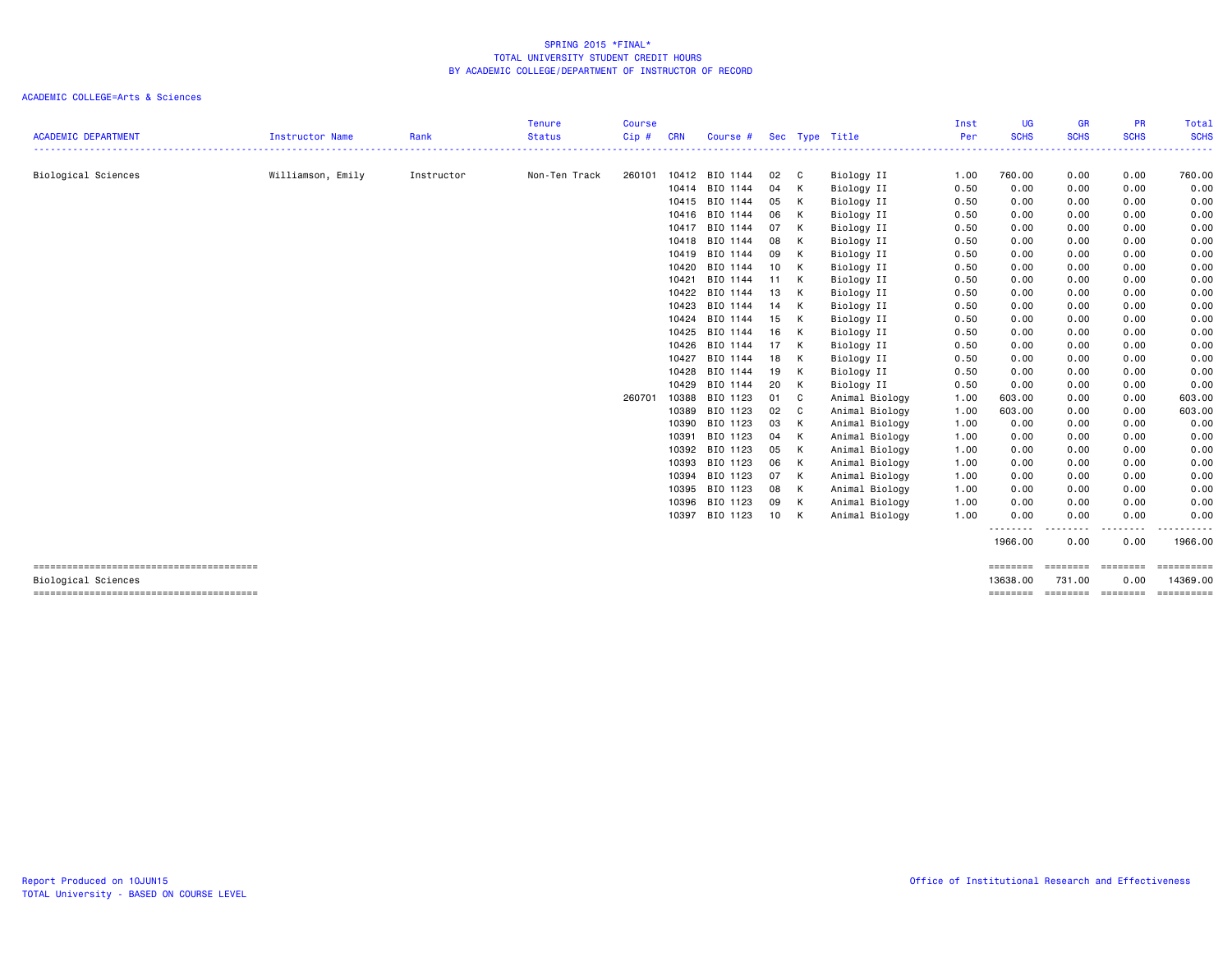# SPRING 2015 *FINAL*
## TOTAL UNIVERSITY STUDENT CREDIT HOURS
## BY ACADEMIC COLLEGE/DEPARTMENT OF INSTRUCTOR OF RECORD

ACADEMIC COLLEGE=Arts & Sciences

| ACADEMIC DEPARTMENT | Instructor Name | Rank | Tenure Status | Course Cip # | CRN | Course # | Sec | Type | Title | Inst Per | UG SCHS | GR SCHS | PR SCHS | Total SCHS |
|---|---|---|---|---|---|---|---|---|---|---|---|---|---|---|
| Biological Sciences | Williamson, Emily | Instructor | Non-Ten Track | 260101 | 10412 | BIO 1144 | 02 | C | Biology II | 1.00 | 760.00 | 0.00 | 0.00 | 760.00 |
| | | | | | 10414 | BIO 1144 | 04 | K | Biology II | 0.50 | 0.00 | 0.00 | 0.00 | 0.00 |
| | | | | | 10415 | BIO 1144 | 05 | K | Biology II | 0.50 | 0.00 | 0.00 | 0.00 | 0.00 |
| | | | | | 10416 | BIO 1144 | 06 | K | Biology II | 0.50 | 0.00 | 0.00 | 0.00 | 0.00 |
| | | | | | 10417 | BIO 1144 | 07 | K | Biology II | 0.50 | 0.00 | 0.00 | 0.00 | 0.00 |
| | | | | | 10418 | BIO 1144 | 08 | K | Biology II | 0.50 | 0.00 | 0.00 | 0.00 | 0.00 |
| | | | | | 10419 | BIO 1144 | 09 | K | Biology II | 0.50 | 0.00 | 0.00 | 0.00 | 0.00 |
| | | | | | 10420 | BIO 1144 | 10 | K | Biology II | 0.50 | 0.00 | 0.00 | 0.00 | 0.00 |
| | | | | | 10421 | BIO 1144 | 11 | K | Biology II | 0.50 | 0.00 | 0.00 | 0.00 | 0.00 |
| | | | | | 10422 | BIO 1144 | 13 | K | Biology II | 0.50 | 0.00 | 0.00 | 0.00 | 0.00 |
| | | | | | 10423 | BIO 1144 | 14 | K | Biology II | 0.50 | 0.00 | 0.00 | 0.00 | 0.00 |
| | | | | | 10424 | BIO 1144 | 15 | K | Biology II | 0.50 | 0.00 | 0.00 | 0.00 | 0.00 |
| | | | | | 10425 | BIO 1144 | 16 | K | Biology II | 0.50 | 0.00 | 0.00 | 0.00 | 0.00 |
| | | | | | 10426 | BIO 1144 | 17 | K | Biology II | 0.50 | 0.00 | 0.00 | 0.00 | 0.00 |
| | | | | | 10427 | BIO 1144 | 18 | K | Biology II | 0.50 | 0.00 | 0.00 | 0.00 | 0.00 |
| | | | | | 10428 | BIO 1144 | 19 | K | Biology II | 0.50 | 0.00 | 0.00 | 0.00 | 0.00 |
| | | | | | 10429 | BIO 1144 | 20 | K | Biology II | 0.50 | 0.00 | 0.00 | 0.00 | 0.00 |
| | | | | 260701 | 10388 | BIO 1123 | 01 | C | Animal Biology | 1.00 | 603.00 | 0.00 | 0.00 | 603.00 |
| | | | | | 10389 | BIO 1123 | 02 | C | Animal Biology | 1.00 | 603.00 | 0.00 | 0.00 | 603.00 |
| | | | | | 10390 | BIO 1123 | 03 | K | Animal Biology | 1.00 | 0.00 | 0.00 | 0.00 | 0.00 |
| | | | | | 10391 | BIO 1123 | 04 | K | Animal Biology | 1.00 | 0.00 | 0.00 | 0.00 | 0.00 |
| | | | | | 10392 | BIO 1123 | 05 | K | Animal Biology | 1.00 | 0.00 | 0.00 | 0.00 | 0.00 |
| | | | | | 10393 | BIO 1123 | 06 | K | Animal Biology | 1.00 | 0.00 | 0.00 | 0.00 | 0.00 |
| | | | | | 10394 | BIO 1123 | 07 | K | Animal Biology | 1.00 | 0.00 | 0.00 | 0.00 | 0.00 |
| | | | | | 10395 | BIO 1123 | 08 | K | Animal Biology | 1.00 | 0.00 | 0.00 | 0.00 | 0.00 |
| | | | | | 10396 | BIO 1123 | 09 | K | Animal Biology | 1.00 | 0.00 | 0.00 | 0.00 | 0.00 |
| | | | | | 10397 | BIO 1123 | 10 | K | Animal Biology | 1.00 | 0.00 | 0.00 | 0.00 | 0.00 |
| | | | | | | | | | | | 1966.00 | 0.00 | 0.00 | 1966.00 |
| Biological Sciences | | | | | | | | | | | 13638.00 | 731.00 | 0.00 | 14369.00 |

Report Produced on 10JUN15
TOTAL University - BASED ON COURSE LEVEL

Office of Institutional Research and Effectiveness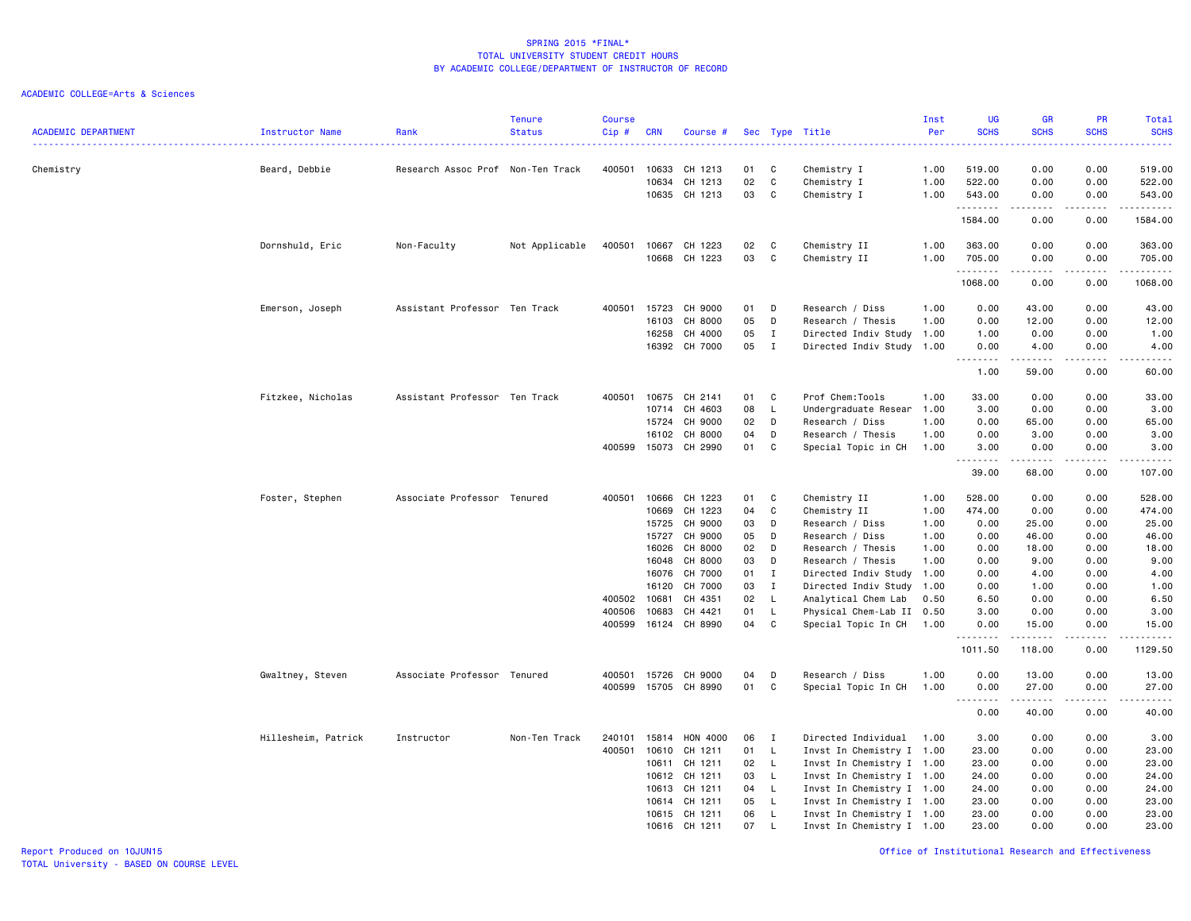SPRING 2015 *FINAL*
TOTAL UNIVERSITY STUDENT CREDIT HOURS
BY ACADEMIC COLLEGE/DEPARTMENT OF INSTRUCTOR OF RECORD

ACADEMIC COLLEGE=Arts & Sciences

| ACADEMIC DEPARTMENT | Instructor Name | Rank | Tenure Status | Course Cip # | CRN | Course # | Sec | Type | Title | Inst Per | UG SCHS | GR SCHS | PR SCHS | Total SCHS |
|---|---|---|---|---|---|---|---|---|---|---|---|---|---|---|
| Chemistry | Beard, Debbie | Research Assoc Prof | Non-Ten Track | 400501 | 10633 | CH 1213 | 01 | C | Chemistry I | 1.00 | 519.00 | 0.00 | 0.00 | 519.00 |
| | | | | | 10634 | CH 1213 | 02 | C | Chemistry I | 1.00 | 522.00 | 0.00 | 0.00 | 522.00 |
| | | | | | 10635 | CH 1213 | 03 | C | Chemistry I | 1.00 | 543.00 | 0.00 | 0.00 | 543.00 |
| | | | | | | | | | | | 1584.00 | 0.00 | 0.00 | 1584.00 |
| | Dornshuld, Eric | Non-Faculty | Not Applicable | 400501 | 10667 | CH 1223 | 02 | C | Chemistry II | 1.00 | 363.00 | 0.00 | 0.00 | 363.00 |
| | | | | | 10668 | CH 1223 | 03 | C | Chemistry II | 1.00 | 705.00 | 0.00 | 0.00 | 705.00 |
| | | | | | | | | | | | 1068.00 | 0.00 | 0.00 | 1068.00 |
| | Emerson, Joseph | Assistant Professor | Ten Track | 400501 | 15723 | CH 9000 | 01 | D | Research / Diss | 1.00 | 0.00 | 43.00 | 0.00 | 43.00 |
| | | | | | 16103 | CH 8000 | 05 | D | Research / Thesis | 1.00 | 0.00 | 12.00 | 0.00 | 12.00 |
| | | | | | 16258 | CH 4000 | 05 | I | Directed Indiv Study | 1.00 | 1.00 | 0.00 | 0.00 | 1.00 |
| | | | | | 16392 | CH 7000 | 05 | I | Directed Indiv Study | 1.00 | 0.00 | 4.00 | 0.00 | 4.00 |
| | | | | | | | | | | | 1.00 | 59.00 | 0.00 | 60.00 |
| | Fitzkee, Nicholas | Assistant Professor | Ten Track | 400501 | 10675 | CH 2141 | 01 | C | Prof Chem:Tools | 1.00 | 33.00 | 0.00 | 0.00 | 33.00 |
| | | | | | 10714 | CH 4603 | 08 | L | Undergraduate Resear | 1.00 | 3.00 | 0.00 | 0.00 | 3.00 |
| | | | | | 15724 | CH 9000 | 02 | D | Research / Diss | 1.00 | 0.00 | 65.00 | 0.00 | 65.00 |
| | | | | | 16102 | CH 8000 | 04 | D | Research / Thesis | 1.00 | 0.00 | 3.00 | 0.00 | 3.00 |
| | | | | 400599 | 15073 | CH 2990 | 01 | C | Special Topic in CH | 1.00 | 3.00 | 0.00 | 0.00 | 3.00 |
| | | | | | | | | | | | 39.00 | 68.00 | 0.00 | 107.00 |
| | Foster, Stephen | Associate Professor | Tenured | 400501 | 10666 | CH 1223 | 01 | C | Chemistry II | 1.00 | 528.00 | 0.00 | 0.00 | 528.00 |
| | | | | | 10669 | CH 1223 | 04 | C | Chemistry II | 1.00 | 474.00 | 0.00 | 0.00 | 474.00 |
| | | | | | 15725 | CH 9000 | 03 | D | Research / Diss | 1.00 | 0.00 | 25.00 | 0.00 | 25.00 |
| | | | | | 15727 | CH 9000 | 05 | D | Research / Diss | 1.00 | 0.00 | 46.00 | 0.00 | 46.00 |
| | | | | | 16026 | CH 8000 | 02 | D | Research / Thesis | 1.00 | 0.00 | 18.00 | 0.00 | 18.00 |
| | | | | | 16048 | CH 8000 | 03 | D | Research / Thesis | 1.00 | 0.00 | 9.00 | 0.00 | 9.00 |
| | | | | | 16076 | CH 7000 | 01 | I | Directed Indiv Study | 1.00 | 0.00 | 4.00 | 0.00 | 4.00 |
| | | | | | 16120 | CH 7000 | 03 | I | Directed Indiv Study | 1.00 | 0.00 | 1.00 | 0.00 | 1.00 |
| | | | | 400502 | 10681 | CH 4351 | 02 | L | Analytical Chem Lab | 0.50 | 6.50 | 0.00 | 0.00 | 6.50 |
| | | | | 400506 | 10683 | CH 4421 | 01 | L | Physical Chem-Lab II | 0.50 | 3.00 | 0.00 | 0.00 | 3.00 |
| | | | | 400599 | 16124 | CH 8990 | 04 | C | Special Topic In CH | 1.00 | 0.00 | 15.00 | 0.00 | 15.00 |
| | | | | | | | | | | | 1011.50 | 118.00 | 0.00 | 1129.50 |
| | Gwaltney, Steven | Associate Professor | Tenured | 400501 | 15726 | CH 9000 | 04 | D | Research / Diss | 1.00 | 0.00 | 13.00 | 0.00 | 13.00 |
| | | | | 400599 | 15705 | CH 8990 | 01 | C | Special Topic In CH | 1.00 | 0.00 | 27.00 | 0.00 | 27.00 |
| | | | | | | | | | | | 0.00 | 40.00 | 0.00 | 40.00 |
| | Hillesheim, Patrick | Instructor | Non-Ten Track | 240101 | 15814 | HON 4000 | 06 | I | Directed Individual | 1.00 | 3.00 | 0.00 | 0.00 | 3.00 |
| | | | | 400501 | 10610 | CH 1211 | 01 | L | Invst In Chemistry I | 1.00 | 23.00 | 0.00 | 0.00 | 23.00 |
| | | | | | 10611 | CH 1211 | 02 | L | Invst In Chemistry I | 1.00 | 23.00 | 0.00 | 0.00 | 23.00 |
| | | | | | 10612 | CH 1211 | 03 | L | Invst In Chemistry I | 1.00 | 24.00 | 0.00 | 0.00 | 24.00 |
| | | | | | 10613 | CH 1211 | 04 | L | Invst In Chemistry I | 1.00 | 24.00 | 0.00 | 0.00 | 24.00 |
| | | | | | 10614 | CH 1211 | 05 | L | Invst In Chemistry I | 1.00 | 23.00 | 0.00 | 0.00 | 23.00 |
| | | | | | 10615 | CH 1211 | 06 | L | Invst In Chemistry I | 1.00 | 23.00 | 0.00 | 0.00 | 23.00 |
| | | | | | 10616 | CH 1211 | 07 | L | Invst In Chemistry I | 1.00 | 23.00 | 0.00 | 0.00 | 23.00 |

Report Produced on 10JUN15
TOTAL University - BASED ON COURSE LEVEL

Office of Institutional Research and Effectiveness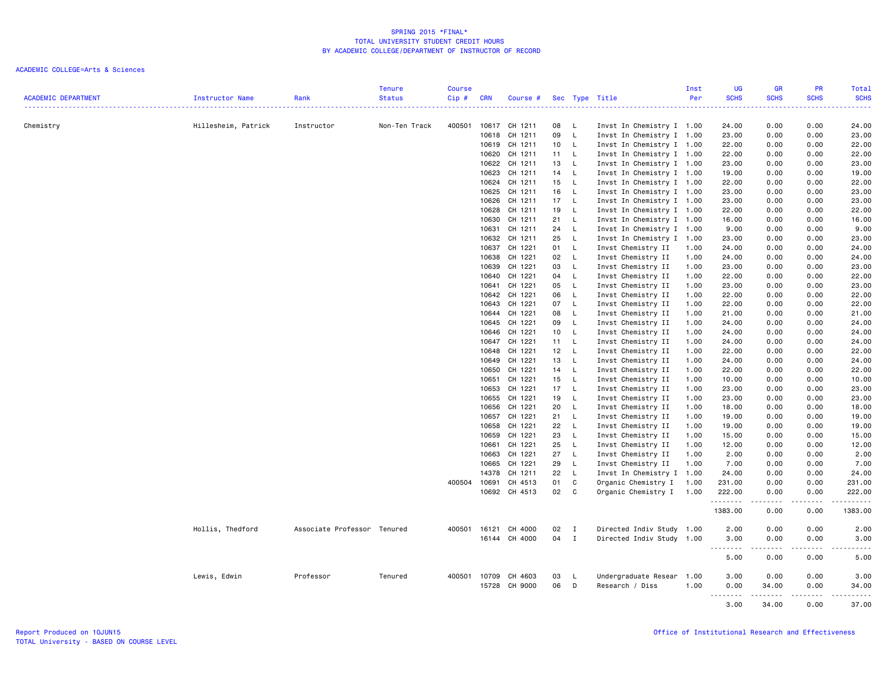# SPRING 2015 *FINAL*
## TOTAL UNIVERSITY STUDENT CREDIT HOURS
## BY ACADEMIC COLLEGE/DEPARTMENT OF INSTRUCTOR OF RECORD

ACADEMIC COLLEGE=Arts & Sciences

| ACADEMIC DEPARTMENT | Instructor Name | Rank | Tenure Status | Course Cip # | CRN | Course # | Sec | Type | Title | Inst Per | UG SCHS | GR SCHS | PR SCHS | Total SCHS |
|---|---|---|---|---|---|---|---|---|---|---|---|---|---|---|
| Chemistry | Hillesheim, Patrick | Instructor | Non-Ten Track | 400501 | 10617 | CH 1211 | 08 | L | Invst In Chemistry I | 1.00 | 24.00 | 0.00 | 0.00 | 24.00 |
| | | | | | 10618 | CH 1211 | 09 | L | Invst In Chemistry I | 1.00 | 23.00 | 0.00 | 0.00 | 23.00 |
| | | | | | 10619 | CH 1211 | 10 | L | Invst In Chemistry I | 1.00 | 22.00 | 0.00 | 0.00 | 22.00 |
| | | | | | 10620 | CH 1211 | 11 | L | Invst In Chemistry I | 1.00 | 22.00 | 0.00 | 0.00 | 22.00 |
| | | | | | 10622 | CH 1211 | 13 | L | Invst In Chemistry I | 1.00 | 23.00 | 0.00 | 0.00 | 23.00 |
| | | | | | 10623 | CH 1211 | 14 | L | Invst In Chemistry I | 1.00 | 19.00 | 0.00 | 0.00 | 19.00 |
| | | | | | 10624 | CH 1211 | 15 | L | Invst In Chemistry I | 1.00 | 22.00 | 0.00 | 0.00 | 22.00 |
| | | | | | 10625 | CH 1211 | 16 | L | Invst In Chemistry I | 1.00 | 23.00 | 0.00 | 0.00 | 23.00 |
| | | | | | 10626 | CH 1211 | 17 | L | Invst In Chemistry I | 1.00 | 23.00 | 0.00 | 0.00 | 23.00 |
| | | | | | 10628 | CH 1211 | 19 | L | Invst In Chemistry I | 1.00 | 22.00 | 0.00 | 0.00 | 22.00 |
| | | | | | 10630 | CH 1211 | 21 | L | Invst In Chemistry I | 1.00 | 16.00 | 0.00 | 0.00 | 16.00 |
| | | | | | 10631 | CH 1211 | 24 | L | Invst In Chemistry I | 1.00 | 9.00 | 0.00 | 0.00 | 9.00 |
| | | | | | 10632 | CH 1211 | 25 | L | Invst In Chemistry I | 1.00 | 23.00 | 0.00 | 0.00 | 23.00 |
| | | | | | 10637 | CH 1221 | 01 | L | Invst Chemistry II | 1.00 | 24.00 | 0.00 | 0.00 | 24.00 |
| | | | | | 10638 | CH 1221 | 02 | L | Invst Chemistry II | 1.00 | 24.00 | 0.00 | 0.00 | 24.00 |
| | | | | | 10639 | CH 1221 | 03 | L | Invst Chemistry II | 1.00 | 23.00 | 0.00 | 0.00 | 23.00 |
| | | | | | 10640 | CH 1221 | 04 | L | Invst Chemistry II | 1.00 | 22.00 | 0.00 | 0.00 | 22.00 |
| | | | | | 10641 | CH 1221 | 05 | L | Invst Chemistry II | 1.00 | 23.00 | 0.00 | 0.00 | 23.00 |
| | | | | | 10642 | CH 1221 | 06 | L | Invst Chemistry II | 1.00 | 22.00 | 0.00 | 0.00 | 22.00 |
| | | | | | 10643 | CH 1221 | 07 | L | Invst Chemistry II | 1.00 | 22.00 | 0.00 | 0.00 | 22.00 |
| | | | | | 10644 | CH 1221 | 08 | L | Invst Chemistry II | 1.00 | 21.00 | 0.00 | 0.00 | 21.00 |
| | | | | | 10645 | CH 1221 | 09 | L | Invst Chemistry II | 1.00 | 24.00 | 0.00 | 0.00 | 24.00 |
| | | | | | 10646 | CH 1221 | 10 | L | Invst Chemistry II | 1.00 | 24.00 | 0.00 | 0.00 | 24.00 |
| | | | | | 10647 | CH 1221 | 11 | L | Invst Chemistry II | 1.00 | 24.00 | 0.00 | 0.00 | 24.00 |
| | | | | | 10648 | CH 1221 | 12 | L | Invst Chemistry II | 1.00 | 22.00 | 0.00 | 0.00 | 22.00 |
| | | | | | 10649 | CH 1221 | 13 | L | Invst Chemistry II | 1.00 | 24.00 | 0.00 | 0.00 | 24.00 |
| | | | | | 10650 | CH 1221 | 14 | L | Invst Chemistry II | 1.00 | 22.00 | 0.00 | 0.00 | 22.00 |
| | | | | | 10651 | CH 1221 | 15 | L | Invst Chemistry II | 1.00 | 10.00 | 0.00 | 0.00 | 10.00 |
| | | | | | 10653 | CH 1221 | 17 | L | Invst Chemistry II | 1.00 | 23.00 | 0.00 | 0.00 | 23.00 |
| | | | | | 10655 | CH 1221 | 19 | L | Invst Chemistry II | 1.00 | 23.00 | 0.00 | 0.00 | 23.00 |
| | | | | | 10656 | CH 1221 | 20 | L | Invst Chemistry II | 1.00 | 18.00 | 0.00 | 0.00 | 18.00 |
| | | | | | 10657 | CH 1221 | 21 | L | Invst Chemistry II | 1.00 | 19.00 | 0.00 | 0.00 | 19.00 |
| | | | | | 10658 | CH 1221 | 22 | L | Invst Chemistry II | 1.00 | 19.00 | 0.00 | 0.00 | 19.00 |
| | | | | | 10659 | CH 1221 | 23 | L | Invst Chemistry II | 1.00 | 15.00 | 0.00 | 0.00 | 15.00 |
| | | | | | 10661 | CH 1221 | 25 | L | Invst Chemistry II | 1.00 | 12.00 | 0.00 | 0.00 | 12.00 |
| | | | | | 10663 | CH 1221 | 27 | L | Invst Chemistry II | 1.00 | 2.00 | 0.00 | 0.00 | 2.00 |
| | | | | | 10665 | CH 1221 | 29 | L | Invst Chemistry II | 1.00 | 7.00 | 0.00 | 0.00 | 7.00 |
| | | | | | 14378 | CH 1211 | 22 | L | Invst In Chemistry I | 1.00 | 24.00 | 0.00 | 0.00 | 24.00 |
| | | | | 400504 | 10691 | CH 4513 | 01 | C | Organic Chemistry I | 1.00 | 231.00 | 0.00 | 0.00 | 231.00 |
| | | | | | 10692 | CH 4513 | 02 | C | Organic Chemistry I | 1.00 | 222.00 | 0.00 | 0.00 | 222.00 |
| | | | | | | | | | | | 1383.00 | 0.00 | 0.00 | 1383.00 |
| | Hollis, Thedford | Associate Professor | Tenured | 400501 | 16121 | CH 4000 | 02 | I | Directed Indiv Study | 1.00 | 2.00 | 0.00 | 0.00 | 2.00 |
| | | | | | 16144 | CH 4000 | 04 | I | Directed Indiv Study | 1.00 | 3.00 | 0.00 | 0.00 | 3.00 |
| | | | | | | | | | | | 5.00 | 0.00 | 0.00 | 5.00 |
| | Lewis, Edwin | Professor | Tenured | 400501 | 10709 | CH 4603 | 03 | L | Undergraduate Resear | 1.00 | 3.00 | 0.00 | 0.00 | 3.00 |
| | | | | | 15728 | CH 9000 | 06 | D | Research / Diss | 1.00 | 0.00 | 34.00 | 0.00 | 34.00 |
| | | | | | | | | | | | 3.00 | 34.00 | 0.00 | 37.00 |

Report Produced on 10JUN15
TOTAL University - BASED ON COURSE LEVEL

Office of Institutional Research and Effectiveness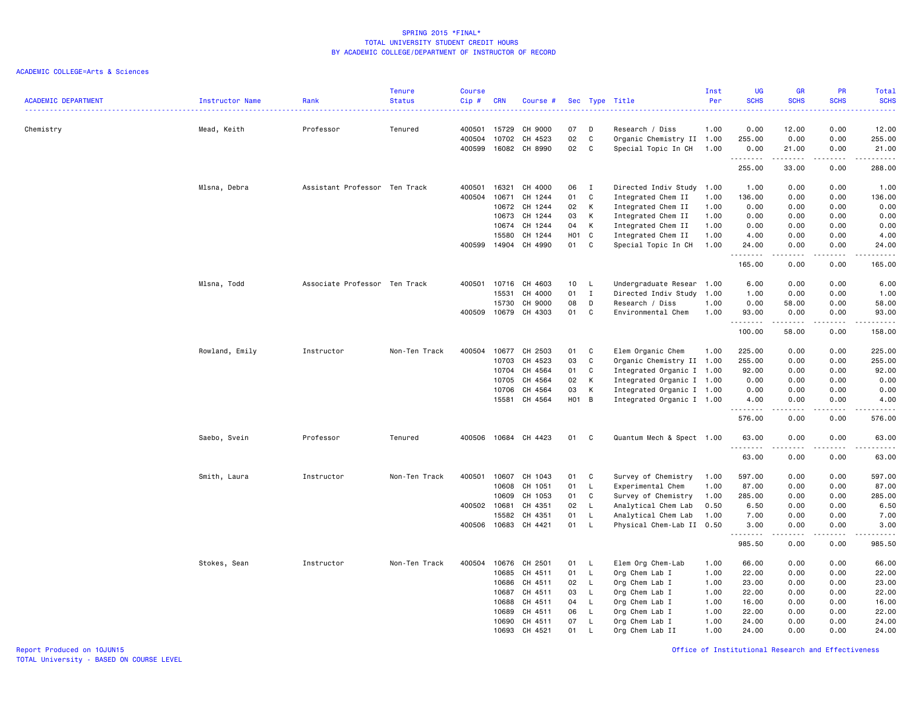SPRING 2015 *FINAL*
TOTAL UNIVERSITY STUDENT CREDIT HOURS
BY ACADEMIC COLLEGE/DEPARTMENT OF INSTRUCTOR OF RECORD

ACADEMIC COLLEGE=Arts & Sciences

| ACADEMIC DEPARTMENT | Instructor Name | Rank | Tenure Status | Course Cip # | CRN | Course # | Sec | Type | Title | Inst Per | UG SCHS | GR SCHS | PR SCHS | Total SCHS |
|---|---|---|---|---|---|---|---|---|---|---|---|---|---|---|
| Chemistry | Mead, Keith | Professor | Tenured | 400501 | 15729 | CH 9000 | 07 | D | Research / Diss | 1.00 | 0.00 | 12.00 | 0.00 | 12.00 |
| | | | | 400504 | 10702 | CH 4523 | 02 | C | Organic Chemistry II | 1.00 | 255.00 | 0.00 | 0.00 | 255.00 |
| | | | | 400599 | 16082 | CH 8990 | 02 | C | Special Topic In CH | 1.00 | 0.00 | 21.00 | 0.00 | 21.00 |
| | | | | | | | | | | | 255.00 | 33.00 | 0.00 | 288.00 |
| | Mlsna, Debra | Assistant Professor | Ten Track | 400501 | 16321 | CH 4000 | 06 | I | Directed Indiv Study | 1.00 | 1.00 | 0.00 | 0.00 | 1.00 |
| | | | | 400504 | 10671 | CH 1244 | 01 | C | Integrated Chem II | 1.00 | 136.00 | 0.00 | 0.00 | 136.00 |
| | | | | | 10672 | CH 1244 | 02 | K | Integrated Chem II | 1.00 | 0.00 | 0.00 | 0.00 | 0.00 |
| | | | | | 10673 | CH 1244 | 03 | K | Integrated Chem II | 1.00 | 0.00 | 0.00 | 0.00 | 0.00 |
| | | | | | 10674 | CH 1244 | 04 | K | Integrated Chem II | 1.00 | 0.00 | 0.00 | 0.00 | 0.00 |
| | | | | | 15580 | CH 1244 | H01 | C | Integrated Chem II | 1.00 | 4.00 | 0.00 | 0.00 | 4.00 |
| | | | | 400599 | 14904 | CH 4990 | 01 | C | Special Topic In CH | 1.00 | 24.00 | 0.00 | 0.00 | 24.00 |
| | | | | | | | | | | | 165.00 | 0.00 | 0.00 | 165.00 |
| | Mlsna, Todd | Associate Professor | Ten Track | 400501 | 10716 | CH 4603 | 10 | L | Undergraduate Resear | 1.00 | 6.00 | 0.00 | 0.00 | 6.00 |
| | | | | | 15531 | CH 4000 | 01 | I | Directed Indiv Study | 1.00 | 1.00 | 0.00 | 0.00 | 1.00 |
| | | | | | 15730 | CH 9000 | 08 | D | Research / Diss | 1.00 | 0.00 | 58.00 | 0.00 | 58.00 |
| | | | | 400509 | 10679 | CH 4303 | 01 | C | Environmental Chem | 1.00 | 93.00 | 0.00 | 0.00 | 93.00 |
| | | | | | | | | | | | 100.00 | 58.00 | 0.00 | 158.00 |
| | Rowland, Emily | Instructor | Non-Ten Track | 400504 | 10677 | CH 2503 | 01 | C | Elem Organic Chem | 1.00 | 225.00 | 0.00 | 0.00 | 225.00 |
| | | | | | 10703 | CH 4523 | 03 | C | Organic Chemistry II | 1.00 | 255.00 | 0.00 | 0.00 | 255.00 |
| | | | | | 10704 | CH 4564 | 01 | C | Integrated Organic I | 1.00 | 92.00 | 0.00 | 0.00 | 92.00 |
| | | | | | 10705 | CH 4564 | 02 | K | Integrated Organic I | 1.00 | 0.00 | 0.00 | 0.00 | 0.00 |
| | | | | | 10706 | CH 4564 | 03 | K | Integrated Organic I | 1.00 | 0.00 | 0.00 | 0.00 | 0.00 |
| | | | | | 15581 | CH 4564 | H01 | B | Integrated Organic I | 1.00 | 4.00 | 0.00 | 0.00 | 4.00 |
| | | | | | | | | | | | 576.00 | 0.00 | 0.00 | 576.00 |
| | Saebo, Svein | Professor | Tenured | 400506 | 10684 | CH 4423 | 01 | C | Quantum Mech & Spect | 1.00 | 63.00 | 0.00 | 0.00 | 63.00 |
| | | | | | | | | | | | 63.00 | 0.00 | 0.00 | 63.00 |
| | Smith, Laura | Instructor | Non-Ten Track | 400501 | 10607 | CH 1043 | 01 | C | Survey of Chemistry | 1.00 | 597.00 | 0.00 | 0.00 | 597.00 |
| | | | | | 10608 | CH 1051 | 01 | L | Experimental Chem | 1.00 | 87.00 | 0.00 | 0.00 | 87.00 |
| | | | | | 10609 | CH 1053 | 01 | C | Survey of Chemistry | 1.00 | 285.00 | 0.00 | 0.00 | 285.00 |
| | | | | 400502 | 10681 | CH 4351 | 02 | L | Analytical Chem Lab | 0.50 | 6.50 | 0.00 | 0.00 | 6.50 |
| | | | | | 15582 | CH 4351 | 01 | L | Analytical Chem Lab | 1.00 | 7.00 | 0.00 | 0.00 | 7.00 |
| | | | | 400506 | 10683 | CH 4421 | 01 | L | Physical Chem-Lab II | 0.50 | 3.00 | 0.00 | 0.00 | 3.00 |
| | | | | | | | | | | | 985.50 | 0.00 | 0.00 | 985.50 |
| | Stokes, Sean | Instructor | Non-Ten Track | 400504 | 10676 | CH 2501 | 01 | L | Elem Org Chem-Lab | 1.00 | 66.00 | 0.00 | 0.00 | 66.00 |
| | | | | | 10685 | CH 4511 | 01 | L | Org Chem Lab I | 1.00 | 22.00 | 0.00 | 0.00 | 22.00 |
| | | | | | 10686 | CH 4511 | 02 | L | Org Chem Lab I | 1.00 | 23.00 | 0.00 | 0.00 | 23.00 |
| | | | | | 10687 | CH 4511 | 03 | L | Org Chem Lab I | 1.00 | 22.00 | 0.00 | 0.00 | 22.00 |
| | | | | | 10688 | CH 4511 | 04 | L | Org Chem Lab I | 1.00 | 16.00 | 0.00 | 0.00 | 16.00 |
| | | | | | 10689 | CH 4511 | 06 | L | Org Chem Lab I | 1.00 | 22.00 | 0.00 | 0.00 | 22.00 |
| | | | | | 10690 | CH 4511 | 07 | L | Org Chem Lab I | 1.00 | 24.00 | 0.00 | 0.00 | 24.00 |
| | | | | | 10693 | CH 4521 | 01 | L | Org Chem Lab II | 1.00 | 24.00 | 0.00 | 0.00 | 24.00 |

Report Produced on 10JUN15
TOTAL University - BASED ON COURSE LEVEL

Office of Institutional Research and Effectiveness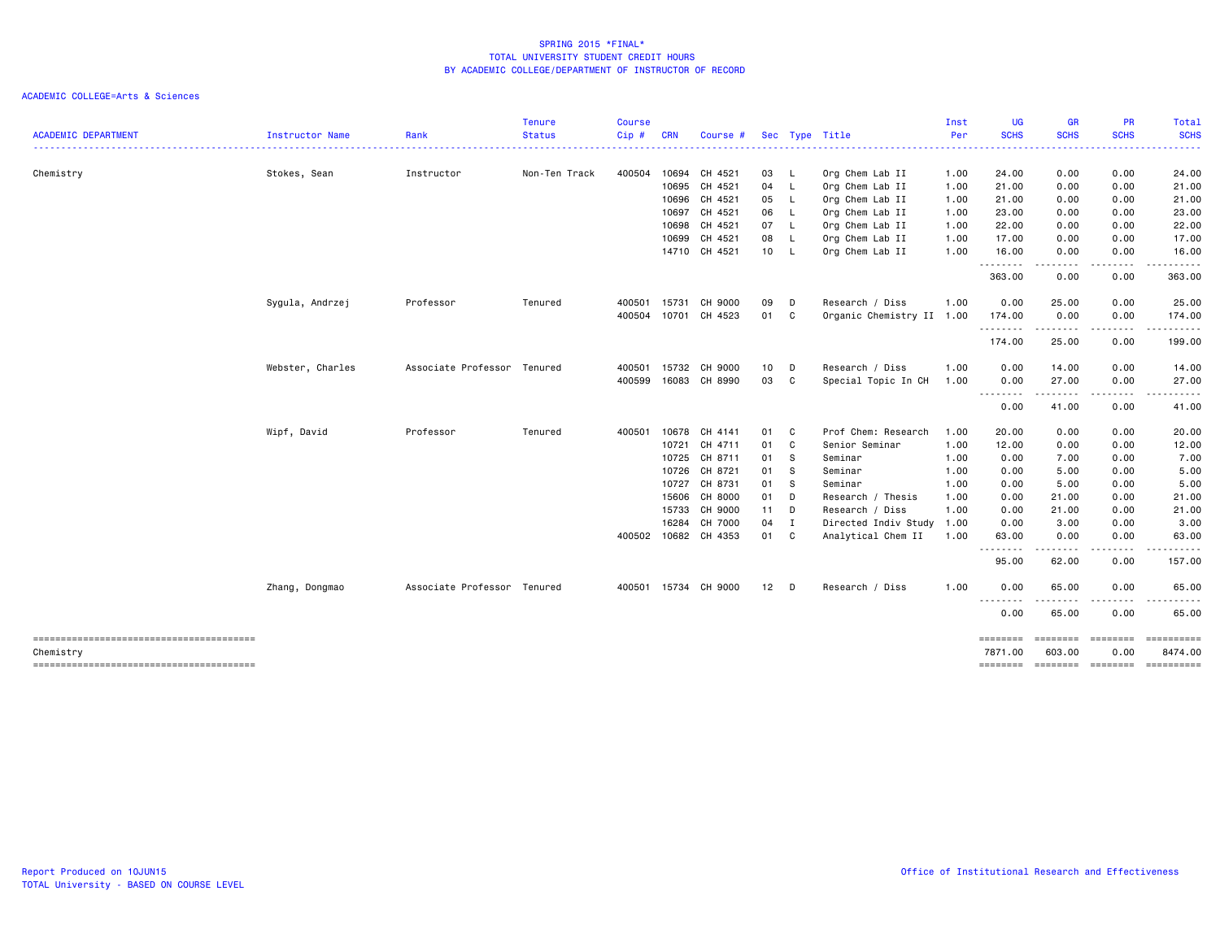SPRING 2015 *FINAL*
TOTAL UNIVERSITY STUDENT CREDIT HOURS
BY ACADEMIC COLLEGE/DEPARTMENT OF INSTRUCTOR OF RECORD

ACADEMIC COLLEGE=Arts & Sciences

| ACADEMIC DEPARTMENT | Instructor Name | Rank | Tenure Status | Course Cip # | CRN | Course # | Sec | Type | Title | Inst Per | UG SCHS | GR SCHS | PR SCHS | Total SCHS |
|---|---|---|---|---|---|---|---|---|---|---|---|---|---|---|
| Chemistry | Stokes, Sean | Instructor | Non-Ten Track | 400504 | 10694 | CH 4521 | 03 | L | Org Chem Lab II | 1.00 | 24.00 | 0.00 | 0.00 | 24.00 |
| | | | | | 10695 | CH 4521 | 04 | L | Org Chem Lab II | 1.00 | 21.00 | 0.00 | 0.00 | 21.00 |
| | | | | | 10696 | CH 4521 | 05 | L | Org Chem Lab II | 1.00 | 21.00 | 0.00 | 0.00 | 21.00 |
| | | | | | 10697 | CH 4521 | 06 | L | Org Chem Lab II | 1.00 | 23.00 | 0.00 | 0.00 | 23.00 |
| | | | | | 10698 | CH 4521 | 07 | L | Org Chem Lab II | 1.00 | 22.00 | 0.00 | 0.00 | 22.00 |
| | | | | | 10699 | CH 4521 | 08 | L | Org Chem Lab II | 1.00 | 17.00 | 0.00 | 0.00 | 17.00 |
| | | | | | 14710 | CH 4521 | 10 | L | Org Chem Lab II | 1.00 | 16.00 | 0.00 | 0.00 | 16.00 |
| | | | | | | | | | | | 363.00 | 0.00 | 0.00 | 363.00 |
| | Sygula, Andrzej | Professor | Tenured | 400501 | 15731 | CH 9000 | 09 | D | Research / Diss | 1.00 | 0.00 | 25.00 | 0.00 | 25.00 |
| | | | | 400504 | 10701 | CH 4523 | 01 | C | Organic Chemistry II | 1.00 | 174.00 | 0.00 | 0.00 | 174.00 |
| | | | | | | | | | | | 174.00 | 25.00 | 0.00 | 199.00 |
| | Webster, Charles | Associate Professor | Tenured | 400501 | 15732 | CH 9000 | 10 | D | Research / Diss | 1.00 | 0.00 | 14.00 | 0.00 | 14.00 |
| | | | | 400599 | 16083 | CH 8990 | 03 | C | Special Topic In CH | 1.00 | 0.00 | 27.00 | 0.00 | 27.00 |
| | | | | | | | | | | | 0.00 | 41.00 | 0.00 | 41.00 |
| | Wipf, David | Professor | Tenured | 400501 | 10678 | CH 4141 | 01 | C | Prof Chem: Research | 1.00 | 20.00 | 0.00 | 0.00 | 20.00 |
| | | | | | 10721 | CH 4711 | 01 | C | Senior Seminar | 1.00 | 12.00 | 0.00 | 0.00 | 12.00 |
| | | | | | 10725 | CH 8711 | 01 | S | Seminar | 1.00 | 0.00 | 7.00 | 0.00 | 7.00 |
| | | | | | 10726 | CH 8721 | 01 | S | Seminar | 1.00 | 0.00 | 5.00 | 0.00 | 5.00 |
| | | | | | 10727 | CH 8731 | 01 | S | Seminar | 1.00 | 0.00 | 5.00 | 0.00 | 5.00 |
| | | | | | 15606 | CH 8000 | 01 | D | Research / Thesis | 1.00 | 0.00 | 21.00 | 0.00 | 21.00 |
| | | | | | 15733 | CH 9000 | 11 | D | Research / Diss | 1.00 | 0.00 | 21.00 | 0.00 | 21.00 |
| | | | | | 16284 | CH 7000 | 04 | I | Directed Indiv Study | 1.00 | 0.00 | 3.00 | 0.00 | 3.00 |
| | | | | 400502 | 10682 | CH 4353 | 01 | C | Analytical Chem II | 1.00 | 63.00 | 0.00 | 0.00 | 63.00 |
| | | | | | | | | | | | 95.00 | 62.00 | 0.00 | 157.00 |
| | Zhang, Dongmao | Associate Professor | Tenured | 400501 | 15734 | CH 9000 | 12 | D | Research / Diss | 1.00 | 0.00 | 65.00 | 0.00 | 65.00 |
| | | | | | | | | | | | 0.00 | 65.00 | 0.00 | 65.00 |
| Chemistry | | | | | | | | | | | 7871.00 | 603.00 | 0.00 | 8474.00 |

Report Produced on 10JUN15
TOTAL University - BASED ON COURSE LEVEL

Office of Institutional Research and Effectiveness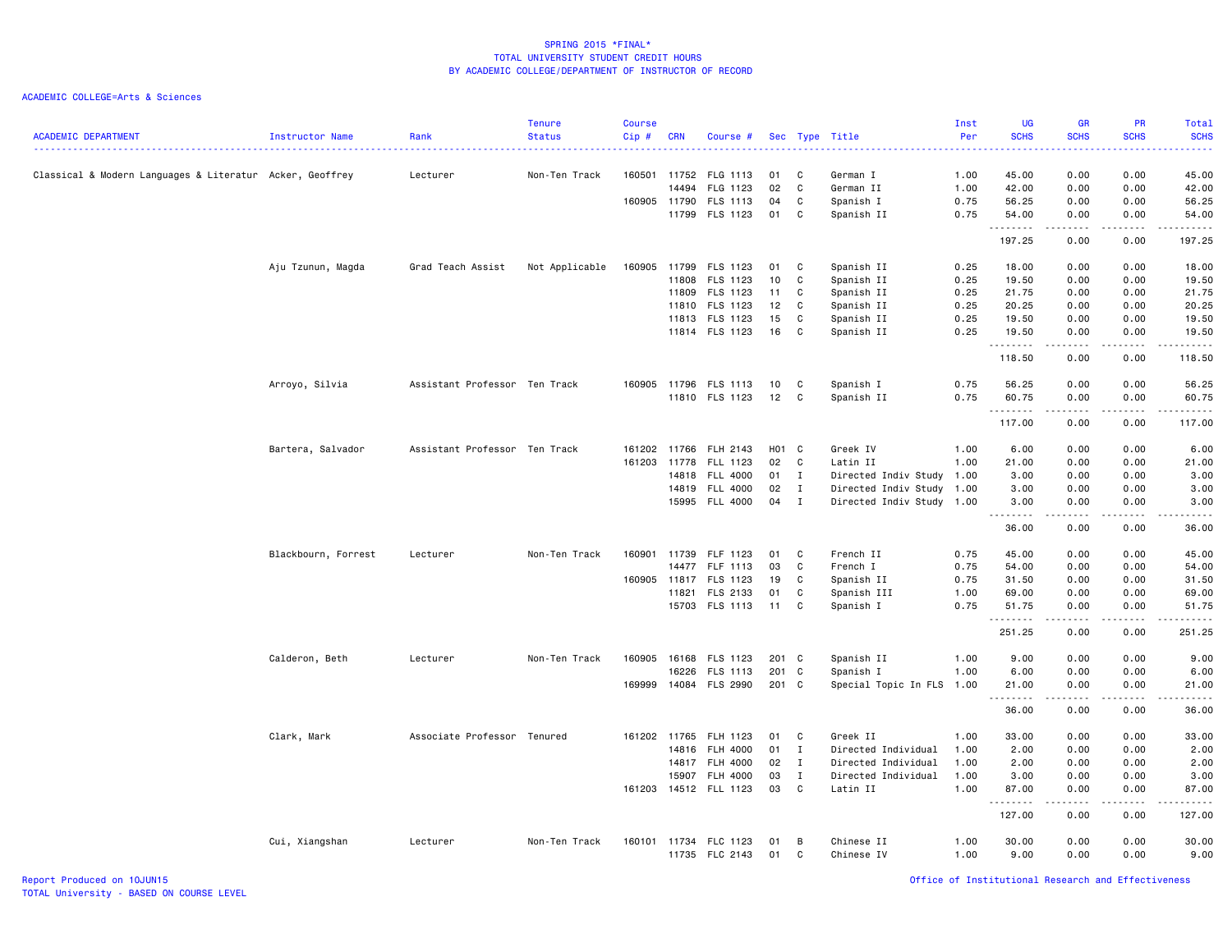# SPRING 2015 *FINAL*
## TOTAL UNIVERSITY STUDENT CREDIT HOURS
## BY ACADEMIC COLLEGE/DEPARTMENT OF INSTRUCTOR OF RECORD

ACADEMIC COLLEGE=Arts & Sciences

| ACADEMIC DEPARTMENT | Instructor Name | Rank | Tenure Status | Course Cip # | CRN | Course # | Sec | Type | Title | Inst Per | UG SCHS | GR SCHS | PR SCHS | Total SCHS |
|---|---|---|---|---|---|---|---|---|---|---|---|---|---|---|
| Classical & Modern Languages & Literatur | Acker, Geoffrey | Lecturer | Non-Ten Track | 160501 | 11752 | FLG 1113 | 01 | C | German I | 1.00 | 45.00 | 0.00 | 0.00 | 45.00 |
| | | | | | 14494 | FLG 1123 | 02 | C | German II | 1.00 | 42.00 | 0.00 | 0.00 | 42.00 |
| | | | | 160905 | 11790 | FLS 1113 | 04 | C | Spanish I | 0.75 | 56.25 | 0.00 | 0.00 | 56.25 |
| | | | | | 11799 | FLS 1123 | 01 | C | Spanish II | 0.75 | 54.00 | 0.00 | 0.00 | 54.00 |
| | | | | | | | | | | | 197.25 | 0.00 | 0.00 | 197.25 |
| | Aju Tzunun, Magda | Grad Teach Assist | Not Applicable | 160905 | 11799 | FLS 1123 | 01 | C | Spanish II | 0.25 | 18.00 | 0.00 | 0.00 | 18.00 |
| | | | | | 11808 | FLS 1123 | 10 | C | Spanish II | 0.25 | 19.50 | 0.00 | 0.00 | 19.50 |
| | | | | | 11809 | FLS 1123 | 11 | C | Spanish II | 0.25 | 21.75 | 0.00 | 0.00 | 21.75 |
| | | | | | 11810 | FLS 1123 | 12 | C | Spanish II | 0.25 | 20.25 | 0.00 | 0.00 | 20.25 |
| | | | | | 11813 | FLS 1123 | 15 | C | Spanish II | 0.25 | 19.50 | 0.00 | 0.00 | 19.50 |
| | | | | | 11814 | FLS 1123 | 16 | C | Spanish II | 0.25 | 19.50 | 0.00 | 0.00 | 19.50 |
| | | | | | | | | | | | 118.50 | 0.00 | 0.00 | 118.50 |
| | Arroyo, Silvia | Assistant Professor | Ten Track | 160905 | 11796 | FLS 1113 | 10 | C | Spanish I | 0.75 | 56.25 | 0.00 | 0.00 | 56.25 |
| | | | | | 11810 | FLS 1123 | 12 | C | Spanish II | 0.75 | 60.75 | 0.00 | 0.00 | 60.75 |
| | | | | | | | | | | | 117.00 | 0.00 | 0.00 | 117.00 |
| | Bartera, Salvador | Assistant Professor | Ten Track | 161202 | 11766 | FLH 2143 | H01 | C | Greek IV | 1.00 | 6.00 | 0.00 | 0.00 | 6.00 |
| | | | | 161203 | 11778 | FLL 1123 | 02 | C | Latin II | 1.00 | 21.00 | 0.00 | 0.00 | 21.00 |
| | | | | | 14818 | FLL 4000 | 01 | I | Directed Indiv Study | 1.00 | 3.00 | 0.00 | 0.00 | 3.00 |
| | | | | | 14819 | FLL 4000 | 02 | I | Directed Indiv Study | 1.00 | 3.00 | 0.00 | 0.00 | 3.00 |
| | | | | | 15995 | FLL 4000 | 04 | I | Directed Indiv Study | 1.00 | 3.00 | 0.00 | 0.00 | 3.00 |
| | | | | | | | | | | | 36.00 | 0.00 | 0.00 | 36.00 |
| | Blackbourn, Forrest | Lecturer | Non-Ten Track | 160901 | 11739 | FLF 1123 | 01 | C | French II | 0.75 | 45.00 | 0.00 | 0.00 | 45.00 |
| | | | | | 14477 | FLF 1113 | 03 | C | French I | 0.75 | 54.00 | 0.00 | 0.00 | 54.00 |
| | | | | 160905 | 11817 | FLS 1123 | 19 | C | Spanish II | 0.75 | 31.50 | 0.00 | 0.00 | 31.50 |
| | | | | | 11821 | FLS 2133 | 01 | C | Spanish III | 1.00 | 69.00 | 0.00 | 0.00 | 69.00 |
| | | | | | 15703 | FLS 1113 | 11 | C | Spanish I | 0.75 | 51.75 | 0.00 | 0.00 | 51.75 |
| | | | | | | | | | | | 251.25 | 0.00 | 0.00 | 251.25 |
| | Calderon, Beth | Lecturer | Non-Ten Track | 160905 | 16168 | FLS 1123 | 201 | C | Spanish II | 1.00 | 9.00 | 0.00 | 0.00 | 9.00 |
| | | | | | 16226 | FLS 1113 | 201 | C | Spanish I | 1.00 | 6.00 | 0.00 | 0.00 | 6.00 |
| | | | | 169999 | 14084 | FLS 2990 | 201 | C | Special Topic In FLS | 1.00 | 21.00 | 0.00 | 0.00 | 21.00 |
| | | | | | | | | | | | 36.00 | 0.00 | 0.00 | 36.00 |
| | Clark, Mark | Associate Professor | Tenured | 161202 | 11765 | FLH 1123 | 01 | C | Greek II | 1.00 | 33.00 | 0.00 | 0.00 | 33.00 |
| | | | | | 14816 | FLH 4000 | 01 | I | Directed Individual | 1.00 | 2.00 | 0.00 | 0.00 | 2.00 |
| | | | | | 14817 | FLH 4000 | 02 | I | Directed Individual | 1.00 | 2.00 | 0.00 | 0.00 | 2.00 |
| | | | | | 15907 | FLH 4000 | 03 | I | Directed Individual | 1.00 | 3.00 | 0.00 | 0.00 | 3.00 |
| | | | | 161203 | 14512 | FLL 1123 | 03 | C | Latin II | 1.00 | 87.00 | 0.00 | 0.00 | 87.00 |
| | | | | | | | | | | | 127.00 | 0.00 | 0.00 | 127.00 |
| | Cui, Xiangshan | Lecturer | Non-Ten Track | 160101 | 11734 | FLC 1123 | 01 | B | Chinese II | 1.00 | 30.00 | 0.00 | 0.00 | 30.00 |
| | | | | | 11735 | FLC 2143 | 01 | C | Chinese IV | 1.00 | 9.00 | 0.00 | 0.00 | 9.00 |

Report Produced on 10JUN15
TOTAL University - BASED ON COURSE LEVEL

Office of Institutional Research and Effectiveness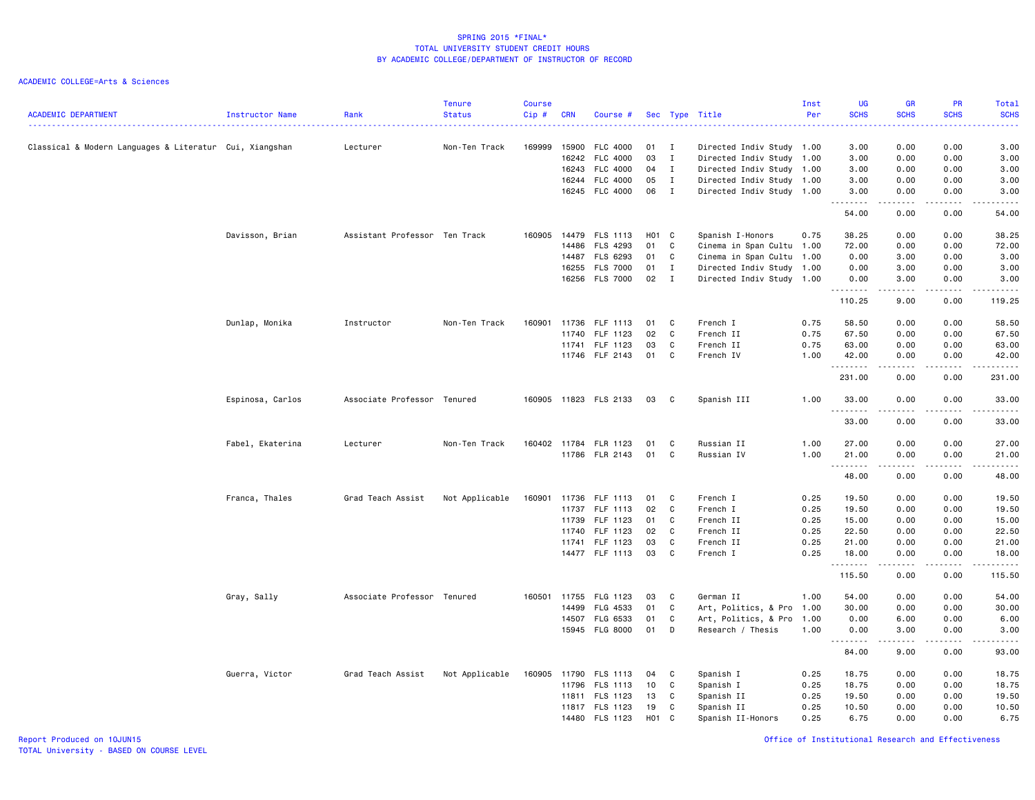SPRING 2015 *FINAL*
TOTAL UNIVERSITY STUDENT CREDIT HOURS
BY ACADEMIC COLLEGE/DEPARTMENT OF INSTRUCTOR OF RECORD

ACADEMIC COLLEGE=Arts & Sciences

| ACADEMIC DEPARTMENT | Instructor Name | Rank | Tenure Status | Course Cip # | CRN | Course # | Sec | Type | Title | Inst Per | UG SCHS | GR SCHS | PR SCHS | Total SCHS |
|---|---|---|---|---|---|---|---|---|---|---|---|---|---|---|
| Classical & Modern Languages & Literatur | Cui, Xiangshan | Lecturer | Non-Ten Track | 169999 | 15900 | FLC 4000 | 01 | I | Directed Indiv Study | 1.00 | 3.00 | 0.00 | 0.00 | 3.00 |
| | | | | | 16242 | FLC 4000 | 03 | I | Directed Indiv Study | 1.00 | 3.00 | 0.00 | 0.00 | 3.00 |
| | | | | | 16243 | FLC 4000 | 04 | I | Directed Indiv Study | 1.00 | 3.00 | 0.00 | 0.00 | 3.00 |
| | | | | | 16244 | FLC 4000 | 05 | I | Directed Indiv Study | 1.00 | 3.00 | 0.00 | 0.00 | 3.00 |
| | | | | | 16245 | FLC 4000 | 06 | I | Directed Indiv Study | 1.00 | 3.00 | 0.00 | 0.00 | 3.00 |
| | | | | | | | | | | | 54.00 | 0.00 | 0.00 | 54.00 |
| | Davisson, Brian | Assistant Professor | Ten Track | 160905 | 14479 | FLS 1113 | H01 | C | Spanish I-Honors | 0.75 | 38.25 | 0.00 | 0.00 | 38.25 |
| | | | | | 14486 | FLS 4293 | 01 | C | Cinema in Span Cultu | 1.00 | 72.00 | 0.00 | 0.00 | 72.00 |
| | | | | | 14487 | FLS 6293 | 01 | C | Cinema in Span Cultu | 1.00 | 0.00 | 3.00 | 0.00 | 3.00 |
| | | | | | 16255 | FLS 7000 | 01 | I | Directed Indiv Study | 1.00 | 0.00 | 3.00 | 0.00 | 3.00 |
| | | | | | 16256 | FLS 7000 | 02 | I | Directed Indiv Study | 1.00 | 0.00 | 3.00 | 0.00 | 3.00 |
| | | | | | | | | | | | 110.25 | 9.00 | 0.00 | 119.25 |
| | Dunlap, Monika | Instructor | Non-Ten Track | 160901 | 11736 | FLF 1113 | 01 | C | French I | 0.75 | 58.50 | 0.00 | 0.00 | 58.50 |
| | | | | | 11740 | FLF 1123 | 02 | C | French II | 0.75 | 67.50 | 0.00 | 0.00 | 67.50 |
| | | | | | 11741 | FLF 1123 | 03 | C | French II | 0.75 | 63.00 | 0.00 | 0.00 | 63.00 |
| | | | | | 11746 | FLF 2143 | 01 | C | French IV | 1.00 | 42.00 | 0.00 | 0.00 | 42.00 |
| | | | | | | | | | | | 231.00 | 0.00 | 0.00 | 231.00 |
| | Espinosa, Carlos | Associate Professor | Tenured | 160905 | 11823 | FLS 2133 | 03 | C | Spanish III | 1.00 | 33.00 | 0.00 | 0.00 | 33.00 |
| | | | | | | | | | | | 33.00 | 0.00 | 0.00 | 33.00 |
| | Fabel, Ekaterina | Lecturer | Non-Ten Track | 160402 | 11784 | FLR 1123 | 01 | C | Russian II | 1.00 | 27.00 | 0.00 | 0.00 | 27.00 |
| | | | | | 11786 | FLR 2143 | 01 | C | Russian IV | 1.00 | 21.00 | 0.00 | 0.00 | 21.00 |
| | | | | | | | | | | | 48.00 | 0.00 | 0.00 | 48.00 |
| | Franca, Thales | Grad Teach Assist | Not Applicable | 160901 | 11736 | FLF 1113 | 01 | C | French I | 0.25 | 19.50 | 0.00 | 0.00 | 19.50 |
| | | | | | 11737 | FLF 1113 | 02 | C | French I | 0.25 | 19.50 | 0.00 | 0.00 | 19.50 |
| | | | | | 11739 | FLF 1123 | 01 | C | French II | 0.25 | 15.00 | 0.00 | 0.00 | 15.00 |
| | | | | | 11740 | FLF 1123 | 02 | C | French II | 0.25 | 22.50 | 0.00 | 0.00 | 22.50 |
| | | | | | 11741 | FLF 1123 | 03 | C | French II | 0.25 | 21.00 | 0.00 | 0.00 | 21.00 |
| | | | | | 14477 | FLF 1113 | 03 | C | French I | 0.25 | 18.00 | 0.00 | 0.00 | 18.00 |
| | | | | | | | | | | | 115.50 | 0.00 | 0.00 | 115.50 |
| | Gray, Sally | Associate Professor | Tenured | 160501 | 11755 | FLG 1123 | 03 | C | German II | 1.00 | 54.00 | 0.00 | 0.00 | 54.00 |
| | | | | | 14499 | FLG 4533 | 01 | C | Art, Politics, & Pro | 1.00 | 30.00 | 0.00 | 0.00 | 30.00 |
| | | | | | 14507 | FLG 6533 | 01 | C | Art, Politics, & Pro | 1.00 | 0.00 | 6.00 | 0.00 | 6.00 |
| | | | | | 15945 | FLG 8000 | 01 | D | Research / Thesis | 1.00 | 0.00 | 3.00 | 0.00 | 3.00 |
| | | | | | | | | | | | 84.00 | 9.00 | 0.00 | 93.00 |
| | Guerra, Victor | Grad Teach Assist | Not Applicable | 160905 | 11790 | FLS 1113 | 04 | C | Spanish I | 0.25 | 18.75 | 0.00 | 0.00 | 18.75 |
| | | | | | 11796 | FLS 1113 | 10 | C | Spanish I | 0.25 | 18.75 | 0.00 | 0.00 | 18.75 |
| | | | | | 11811 | FLS 1123 | 13 | C | Spanish II | 0.25 | 19.50 | 0.00 | 0.00 | 19.50 |
| | | | | | 11817 | FLS 1123 | 19 | C | Spanish II | 0.25 | 10.50 | 0.00 | 0.00 | 10.50 |
| | | | | | 14480 | FLS 1123 | H01 | C | Spanish II-Honors | 0.25 | 6.75 | 0.00 | 0.00 | 6.75 |

Report Produced on 10JUN15
TOTAL University - BASED ON COURSE LEVEL

Office of Institutional Research and Effectiveness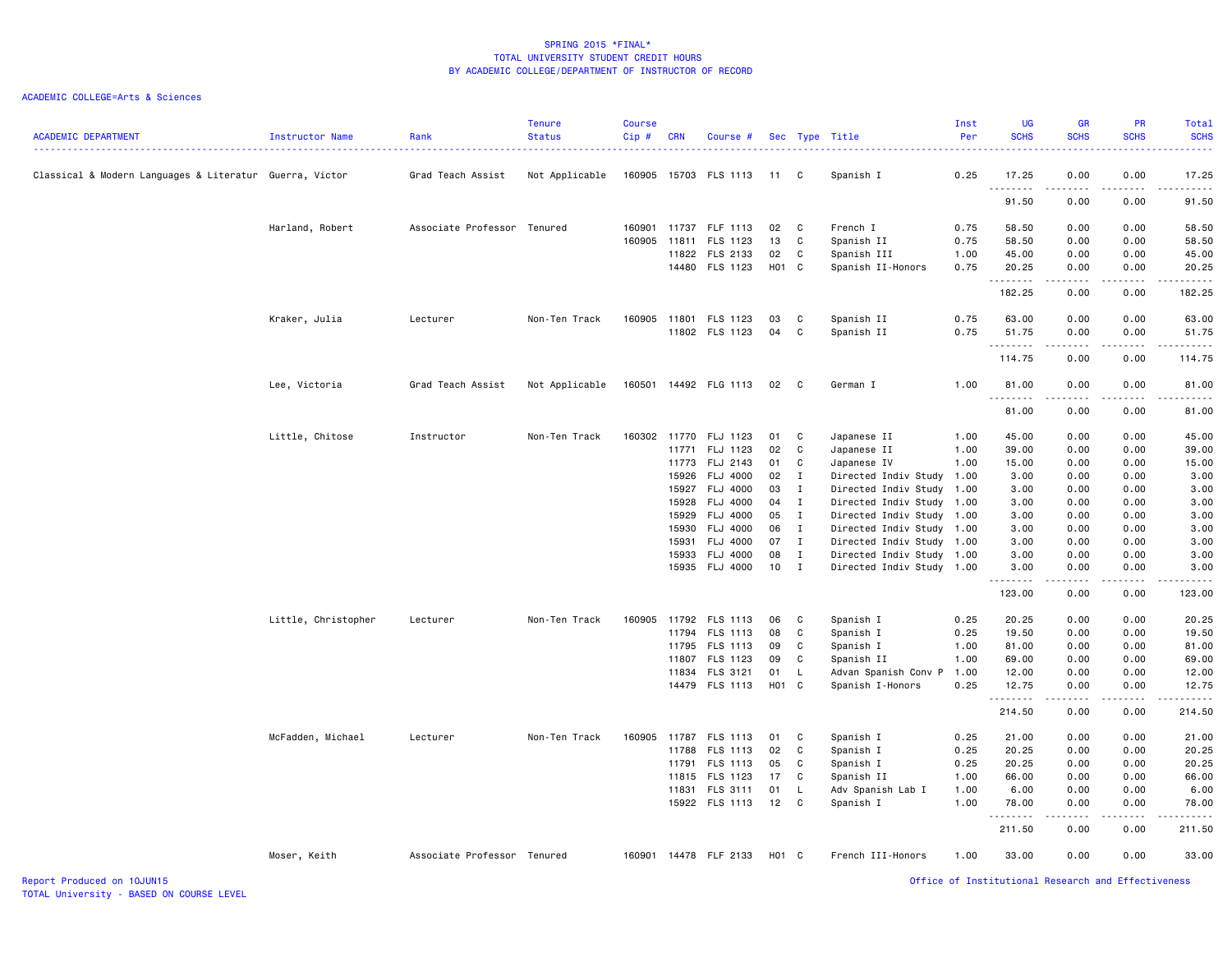# SPRING 2015 *FINAL*
## TOTAL UNIVERSITY STUDENT CREDIT HOURS
### BY ACADEMIC COLLEGE/DEPARTMENT OF INSTRUCTOR OF RECORD

ACADEMIC COLLEGE=Arts & Sciences

| ACADEMIC DEPARTMENT | Instructor Name | Rank | Tenure Status | Course Cip # | CRN | Course # | Sec | Type | Title | Inst Per | UG SCHS | GR SCHS | PR SCHS | Total SCHS |
|---|---|---|---|---|---|---|---|---|---|---|---|---|---|---|
| Classical & Modern Languages & Literatur | Guerra, Victor | Grad Teach Assist | Not Applicable | 160905 | 15703 | FLS 1113 | 11 | C | Spanish I | 0.25 | 17.25 | 0.00 | 0.00 | 17.25 |
| | | | | | | | | | | | 91.50 | 0.00 | 0.00 | 91.50 |
| | Harland, Robert | Associate Professor | Tenured | 160901 | 11737 | FLF 1113 | 02 | C | French I | 0.75 | 58.50 | 0.00 | 0.00 | 58.50 |
| | | | | 160905 | 11811 | FLS 1123 | 13 | C | Spanish II | 0.75 | 58.50 | 0.00 | 0.00 | 58.50 |
| | | | | | 11822 | FLS 2133 | 02 | C | Spanish III | 1.00 | 45.00 | 0.00 | 0.00 | 45.00 |
| | | | | | 14480 | FLS 1123 | H01 | C | Spanish II-Honors | 0.75 | 20.25 | 0.00 | 0.00 | 20.25 |
| | | | | | | | | | | | 182.25 | 0.00 | 0.00 | 182.25 |
| | Kraker, Julia | Lecturer | Non-Ten Track | 160905 | 11801 | FLS 1123 | 03 | C | Spanish II | 0.75 | 63.00 | 0.00 | 0.00 | 63.00 |
| | | | | | 11802 | FLS 1123 | 04 | C | Spanish II | 0.75 | 51.75 | 0.00 | 0.00 | 51.75 |
| | | | | | | | | | | | 114.75 | 0.00 | 0.00 | 114.75 |
| | Lee, Victoria | Grad Teach Assist | Not Applicable | 160501 | 14492 | FLG 1113 | 02 | C | German I | 1.00 | 81.00 | 0.00 | 0.00 | 81.00 |
| | | | | | | | | | | | 81.00 | 0.00 | 0.00 | 81.00 |
| | Little, Chitose | Instructor | Non-Ten Track | 160302 | 11770 | FLJ 1123 | 01 | C | Japanese II | 1.00 | 45.00 | 0.00 | 0.00 | 45.00 |
| | | | | | 11771 | FLJ 1123 | 02 | C | Japanese II | 1.00 | 39.00 | 0.00 | 0.00 | 39.00 |
| | | | | | 11773 | FLJ 2143 | 01 | C | Japanese IV | 1.00 | 15.00 | 0.00 | 0.00 | 15.00 |
| | | | | | 15926 | FLJ 4000 | 02 | I | Directed Indiv Study | 1.00 | 3.00 | 0.00 | 0.00 | 3.00 |
| | | | | | 15927 | FLJ 4000 | 03 | I | Directed Indiv Study | 1.00 | 3.00 | 0.00 | 0.00 | 3.00 |
| | | | | | 15928 | FLJ 4000 | 04 | I | Directed Indiv Study | 1.00 | 3.00 | 0.00 | 0.00 | 3.00 |
| | | | | | 15929 | FLJ 4000 | 05 | I | Directed Indiv Study | 1.00 | 3.00 | 0.00 | 0.00 | 3.00 |
| | | | | | 15930 | FLJ 4000 | 06 | I | Directed Indiv Study | 1.00 | 3.00 | 0.00 | 0.00 | 3.00 |
| | | | | | 15931 | FLJ 4000 | 07 | I | Directed Indiv Study | 1.00 | 3.00 | 0.00 | 0.00 | 3.00 |
| | | | | | 15933 | FLJ 4000 | 08 | I | Directed Indiv Study | 1.00 | 3.00 | 0.00 | 0.00 | 3.00 |
| | | | | | 15935 | FLJ 4000 | 10 | I | Directed Indiv Study | 1.00 | 3.00 | 0.00 | 0.00 | 3.00 |
| | | | | | | | | | | | 123.00 | 0.00 | 0.00 | 123.00 |
| | Little, Christopher | Lecturer | Non-Ten Track | 160905 | 11792 | FLS 1113 | 06 | C | Spanish I | 0.25 | 20.25 | 0.00 | 0.00 | 20.25 |
| | | | | | 11794 | FLS 1113 | 08 | C | Spanish I | 0.25 | 19.50 | 0.00 | 0.00 | 19.50 |
| | | | | | 11795 | FLS 1113 | 09 | C | Spanish I | 1.00 | 81.00 | 0.00 | 0.00 | 81.00 |
| | | | | | 11807 | FLS 1123 | 09 | C | Spanish II | 1.00 | 69.00 | 0.00 | 0.00 | 69.00 |
| | | | | | 11834 | FLS 3121 | 01 | L | Advan Spanish Conv P | 1.00 | 12.00 | 0.00 | 0.00 | 12.00 |
| | | | | | 14479 | FLS 1113 | H01 | C | Spanish I-Honors | 0.25 | 12.75 | 0.00 | 0.00 | 12.75 |
| | | | | | | | | | | | 214.50 | 0.00 | 0.00 | 214.50 |
| | McFadden, Michael | Lecturer | Non-Ten Track | 160905 | 11787 | FLS 1113 | 01 | C | Spanish I | 0.25 | 21.00 | 0.00 | 0.00 | 21.00 |
| | | | | | 11788 | FLS 1113 | 02 | C | Spanish I | 0.25 | 20.25 | 0.00 | 0.00 | 20.25 |
| | | | | | 11791 | FLS 1113 | 05 | C | Spanish I | 0.25 | 20.25 | 0.00 | 0.00 | 20.25 |
| | | | | | 11815 | FLS 1123 | 17 | C | Spanish II | 1.00 | 66.00 | 0.00 | 0.00 | 66.00 |
| | | | | | 11831 | FLS 3111 | 01 | L | Adv Spanish Lab I | 1.00 | 6.00 | 0.00 | 0.00 | 6.00 |
| | | | | | 15922 | FLS 1113 | 12 | C | Spanish I | 1.00 | 78.00 | 0.00 | 0.00 | 78.00 |
| | | | | | | | | | | | 211.50 | 0.00 | 0.00 | 211.50 |
| | Moser, Keith | Associate Professor | Tenured | 160901 | 14478 | FLF 2133 | H01 | C | French III-Honors | 1.00 | 33.00 | 0.00 | 0.00 | 33.00 |

Report Produced on 10JUN15
TOTAL University - BASED ON COURSE LEVEL
Office of Institutional Research and Effectiveness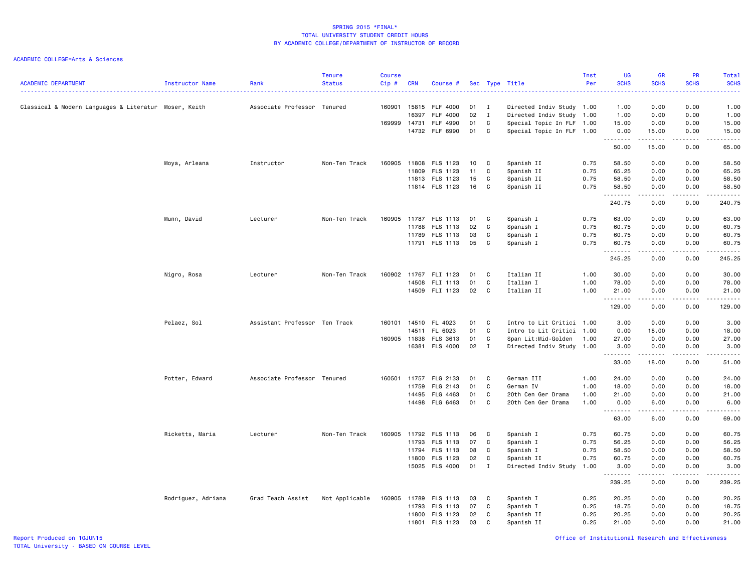SPRING 2015 *FINAL*
TOTAL UNIVERSITY STUDENT CREDIT HOURS
BY ACADEMIC COLLEGE/DEPARTMENT OF INSTRUCTOR OF RECORD

ACADEMIC COLLEGE=Arts & Sciences

| ACADEMIC DEPARTMENT | Instructor Name | Rank | Tenure Status | Course Cip # | CRN | Course # | Sec | Type | Title | Inst Per | UG SCHS | GR SCHS | PR SCHS | Total SCHS |
|---|---|---|---|---|---|---|---|---|---|---|---|---|---|---|
| Classical & Modern Languages & Literatur | Moser, Keith | Associate Professor | Tenured | 160901 | 15815 | FLF 4000 | 01 | I | Directed Indiv Study | 1.00 | 1.00 | 0.00 | 0.00 | 1.00 |
| | | | | | 16397 | FLF 4000 | 02 | I | Directed Indiv Study | 1.00 | 1.00 | 0.00 | 0.00 | 1.00 |
| | | | | 169999 | 14731 | FLF 4990 | 01 | C | Special Topic In FLF | 1.00 | 15.00 | 0.00 | 0.00 | 15.00 |
| | | | | | 14732 | FLF 6990 | 01 | C | Special Topic In FLF | 1.00 | 0.00 | 15.00 | 0.00 | 15.00 |
| | | | | | | | | | | | 50.00 | 15.00 | 0.00 | 65.00 |
| | Moya, Arleana | Instructor | Non-Ten Track | 160905 | 11808 | FLS 1123 | 10 | C | Spanish II | 0.75 | 58.50 | 0.00 | 0.00 | 58.50 |
| | | | | | 11809 | FLS 1123 | 11 | C | Spanish II | 0.75 | 65.25 | 0.00 | 0.00 | 65.25 |
| | | | | | 11813 | FLS 1123 | 15 | C | Spanish II | 0.75 | 58.50 | 0.00 | 0.00 | 58.50 |
| | | | | | 11814 | FLS 1123 | 16 | C | Spanish II | 0.75 | 58.50 | 0.00 | 0.00 | 58.50 |
| | | | | | | | | | | | 240.75 | 0.00 | 0.00 | 240.75 |
| | Munn, David | Lecturer | Non-Ten Track | 160905 | 11787 | FLS 1113 | 01 | C | Spanish I | 0.75 | 63.00 | 0.00 | 0.00 | 63.00 |
| | | | | | 11788 | FLS 1113 | 02 | C | Spanish I | 0.75 | 60.75 | 0.00 | 0.00 | 60.75 |
| | | | | | 11789 | FLS 1113 | 03 | C | Spanish I | 0.75 | 60.75 | 0.00 | 0.00 | 60.75 |
| | | | | | 11791 | FLS 1113 | 05 | C | Spanish I | 0.75 | 60.75 | 0.00 | 0.00 | 60.75 |
| | | | | | | | | | | | 245.25 | 0.00 | 0.00 | 245.25 |
| | Nigro, Rosa | Lecturer | Non-Ten Track | 160902 | 11767 | FLI 1123 | 01 | C | Italian II | 1.00 | 30.00 | 0.00 | 0.00 | 30.00 |
| | | | | | 14508 | FLI 1113 | 01 | C | Italian I | 1.00 | 78.00 | 0.00 | 0.00 | 78.00 |
| | | | | | 14509 | FLI 1123 | 02 | C | Italian II | 1.00 | 21.00 | 0.00 | 0.00 | 21.00 |
| | | | | | | | | | | | 129.00 | 0.00 | 0.00 | 129.00 |
| | Pelaez, Sol | Assistant Professor | Ten Track | 160101 | 14510 | FL 4023 | 01 | C | Intro to Lit Critici | 1.00 | 3.00 | 0.00 | 0.00 | 3.00 |
| | | | | | 14511 | FL 6023 | 01 | C | Intro to Lit Critici | 1.00 | 0.00 | 18.00 | 0.00 | 18.00 |
| | | | | 160905 | 11838 | FLS 3613 | 01 | C | Span Lit:Mid-Golden | 1.00 | 27.00 | 0.00 | 0.00 | 27.00 |
| | | | | | 16381 | FLS 4000 | 02 | I | Directed Indiv Study | 1.00 | 3.00 | 0.00 | 0.00 | 3.00 |
| | | | | | | | | | | | 33.00 | 18.00 | 0.00 | 51.00 |
| | Potter, Edward | Associate Professor | Tenured | 160501 | 11757 | FLG 2133 | 01 | C | German III | 1.00 | 24.00 | 0.00 | 0.00 | 24.00 |
| | | | | | 11759 | FLG 2143 | 01 | C | German IV | 1.00 | 18.00 | 0.00 | 0.00 | 18.00 |
| | | | | | 14495 | FLG 4463 | 01 | C | 20th Cen Ger Drama | 1.00 | 21.00 | 0.00 | 0.00 | 21.00 |
| | | | | | 14498 | FLG 6463 | 01 | C | 20th Cen Ger Drama | 1.00 | 0.00 | 6.00 | 0.00 | 6.00 |
| | | | | | | | | | | | 63.00 | 6.00 | 0.00 | 69.00 |
| | Ricketts, Maria | Lecturer | Non-Ten Track | 160905 | 11792 | FLS 1113 | 06 | C | Spanish I | 0.75 | 60.75 | 0.00 | 0.00 | 60.75 |
| | | | | | 11793 | FLS 1113 | 07 | C | Spanish I | 0.75 | 56.25 | 0.00 | 0.00 | 56.25 |
| | | | | | 11794 | FLS 1113 | 08 | C | Spanish I | 0.75 | 58.50 | 0.00 | 0.00 | 58.50 |
| | | | | | 11800 | FLS 1123 | 02 | C | Spanish II | 0.75 | 60.75 | 0.00 | 0.00 | 60.75 |
| | | | | | 15025 | FLS 4000 | 01 | I | Directed Indiv Study | 1.00 | 3.00 | 0.00 | 0.00 | 3.00 |
| | | | | | | | | | | | 239.25 | 0.00 | 0.00 | 239.25 |
| | Rodriguez, Adriana | Grad Teach Assist | Not Applicable | 160905 | 11789 | FLS 1113 | 03 | C | Spanish I | 0.25 | 20.25 | 0.00 | 0.00 | 20.25 |
| | | | | | 11793 | FLS 1113 | 07 | C | Spanish I | 0.25 | 18.75 | 0.00 | 0.00 | 18.75 |
| | | | | | 11800 | FLS 1123 | 02 | C | Spanish II | 0.25 | 20.25 | 0.00 | 0.00 | 20.25 |
| | | | | | 11801 | FLS 1123 | 03 | C | Spanish II | 0.25 | 21.00 | 0.00 | 0.00 | 21.00 |

Report Produced on 10JUN15
TOTAL University - BASED ON COURSE LEVEL

Office of Institutional Research and Effectiveness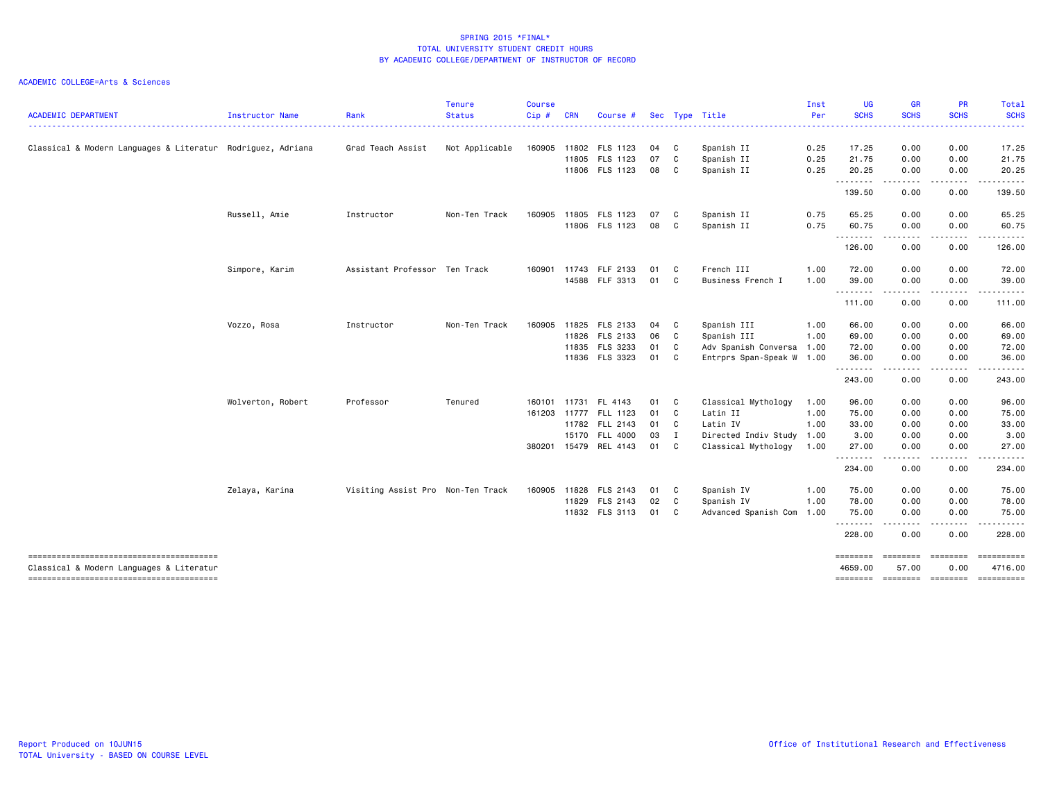SPRING 2015 *FINAL*
TOTAL UNIVERSITY STUDENT CREDIT HOURS
BY ACADEMIC COLLEGE/DEPARTMENT OF INSTRUCTOR OF RECORD

ACADEMIC COLLEGE=Arts & Sciences

| ACADEMIC DEPARTMENT | Instructor Name | Rank | Tenure Status | Course Cip # | CRN | Course # | Sec | Type | Title | Inst Per | UG SCHS | GR SCHS | PR SCHS | Total SCHS |
|---|---|---|---|---|---|---|---|---|---|---|---|---|---|---|
| Classical & Modern Languages & Literatur | Rodriguez, Adriana | Grad Teach Assist | Not Applicable | 160905 | 11802 | FLS 1123 | 04 | C | Spanish II | 0.25 | 17.25 | 0.00 | 0.00 | 17.25 |
| | | | | | 11805 | FLS 1123 | 07 | C | Spanish II | 0.25 | 21.75 | 0.00 | 0.00 | 21.75 |
| | | | | | 11806 | FLS 1123 | 08 | C | Spanish II | 0.25 | 20.25 | 0.00 | 0.00 | 20.25 |
| | | | | | | | | | | | 139.50 | 0.00 | 0.00 | 139.50 |
| | Russell, Amie | Instructor | Non-Ten Track | 160905 | 11805 | FLS 1123 | 07 | C | Spanish II | 0.75 | 65.25 | 0.00 | 0.00 | 65.25 |
| | | | | | 11806 | FLS 1123 | 08 | C | Spanish II | 0.75 | 60.75 | 0.00 | 0.00 | 60.75 |
| | | | | | | | | | | | 126.00 | 0.00 | 0.00 | 126.00 |
| | Simpore, Karim | Assistant Professor | Ten Track | 160901 | 11743 | FLF 2133 | 01 | C | French III | 1.00 | 72.00 | 0.00 | 0.00 | 72.00 |
| | | | | | 14588 | FLF 3313 | 01 | C | Business French I | 1.00 | 39.00 | 0.00 | 0.00 | 39.00 |
| | | | | | | | | | | | 111.00 | 0.00 | 0.00 | 111.00 |
| | Vozzo, Rosa | Instructor | Non-Ten Track | 160905 | 11825 | FLS 2133 | 04 | C | Spanish III | 1.00 | 66.00 | 0.00 | 0.00 | 66.00 |
| | | | | | 11826 | FLS 2133 | 06 | C | Spanish III | 1.00 | 69.00 | 0.00 | 0.00 | 69.00 |
| | | | | | 11835 | FLS 3233 | 01 | C | Adv Spanish Conversa | 1.00 | 72.00 | 0.00 | 0.00 | 72.00 |
| | | | | | 11836 | FLS 3323 | 01 | C | Entrprs Span-Speak W | 1.00 | 36.00 | 0.00 | 0.00 | 36.00 |
| | | | | | | | | | | | 243.00 | 0.00 | 0.00 | 243.00 |
| | Wolverton, Robert | Professor | Tenured | 160101 | 11731 | FL 4143 | 01 | C | Classical Mythology | 1.00 | 96.00 | 0.00 | 0.00 | 96.00 |
| | | | | 161203 | 11777 | FLL 1123 | 01 | C | Latin II | 1.00 | 75.00 | 0.00 | 0.00 | 75.00 |
| | | | | | 11782 | FLL 2143 | 01 | C | Latin IV | 1.00 | 33.00 | 0.00 | 0.00 | 33.00 |
| | | | | | 15170 | FLL 4000 | 03 | I | Directed Indiv Study | 1.00 | 3.00 | 0.00 | 0.00 | 3.00 |
| | | | | 380201 | 15479 | REL 4143 | 01 | C | Classical Mythology | 1.00 | 27.00 | 0.00 | 0.00 | 27.00 |
| | | | | | | | | | | | 234.00 | 0.00 | 0.00 | 234.00 |
| | Zelaya, Karina | Visiting Assist Pro | Non-Ten Track | 160905 | 11828 | FLS 2143 | 01 | C | Spanish IV | 1.00 | 75.00 | 0.00 | 0.00 | 75.00 |
| | | | | | 11829 | FLS 2143 | 02 | C | Spanish IV | 1.00 | 78.00 | 0.00 | 0.00 | 78.00 |
| | | | | | 11832 | FLS 3113 | 01 | C | Advanced Spanish Com | 1.00 | 75.00 | 0.00 | 0.00 | 75.00 |
| | | | | | | | | | | | 228.00 | 0.00 | 0.00 | 228.00 |
| Classical & Modern Languages & Literatur | | | | | | | | | | | 4659.00 | 57.00 | 0.00 | 4716.00 |

Report Produced on 10JUN15
TOTAL University - BASED ON COURSE LEVEL

Office of Institutional Research and Effectiveness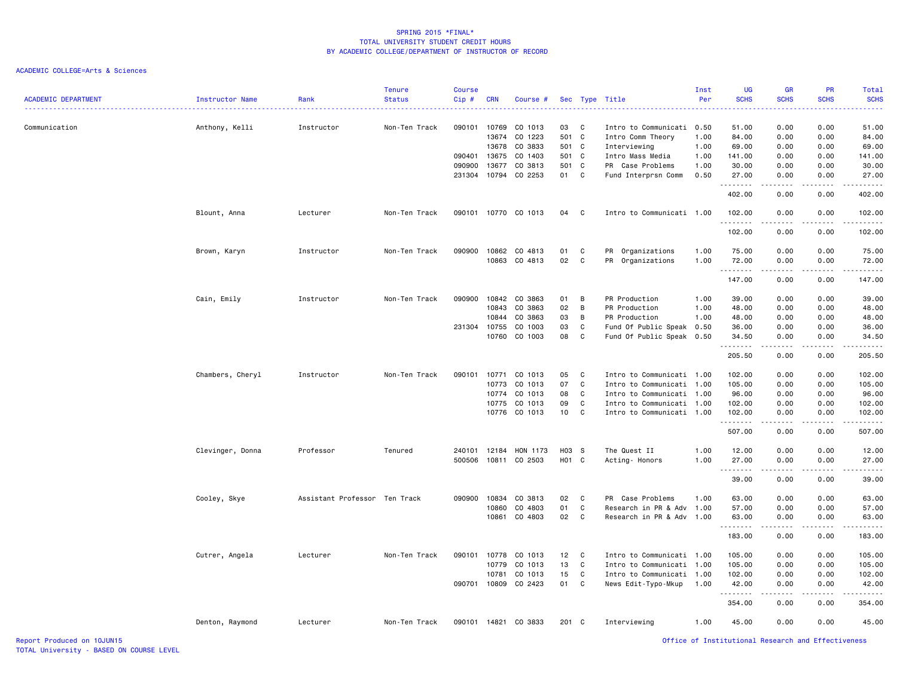# SPRING 2015 *FINAL*
## TOTAL UNIVERSITY STUDENT CREDIT HOURS
## BY ACADEMIC COLLEGE/DEPARTMENT OF INSTRUCTOR OF RECORD

ACADEMIC COLLEGE=Arts & Sciences

| ACADEMIC DEPARTMENT | Instructor Name | Rank | Tenure Status | Course Cip # | CRN | Course # | Sec | Type | Title | Inst Per | UG SCHS | GR SCHS | PR SCHS | Total SCHS |
|---|---|---|---|---|---|---|---|---|---|---|---|---|---|---|
| Communication | Anthony, Kelli | Instructor | Non-Ten Track | 090101 | 10769 | CO 1013 | 03 | C | Intro to Communicati | 0.50 | 51.00 | 0.00 | 0.00 | 51.00 |
| | | | | | 13674 | CO 1223 | 501 | C | Intro Comm Theory | 1.00 | 84.00 | 0.00 | 0.00 | 84.00 |
| | | | | | 13678 | CO 3833 | 501 | C | Interviewing | 1.00 | 69.00 | 0.00 | 0.00 | 69.00 |
| | | | | 090401 | 13675 | CO 1403 | 501 | C | Intro Mass Media | 1.00 | 141.00 | 0.00 | 0.00 | 141.00 |
| | | | | 090900 | 13677 | CO 3813 | 501 | C | PR Case Problems | 1.00 | 30.00 | 0.00 | 0.00 | 30.00 |
| | | | | 231304 | 10794 | CO 2253 | 01 | C | Fund Interprsn Comm | 0.50 | 27.00 | 0.00 | 0.00 | 27.00 |
| | | | | | | | | | | | 402.00 | 0.00 | 0.00 | 402.00 |
| | Blount, Anna | Lecturer | Non-Ten Track | 090101 | 10770 | CO 1013 | 04 | C | Intro to Communicati | 1.00 | 102.00 | 0.00 | 0.00 | 102.00 |
| | | | | | | | | | | | 102.00 | 0.00 | 0.00 | 102.00 |
| | Brown, Karyn | Instructor | Non-Ten Track | 090900 | 10862 | CO 4813 | 01 | C | PR Organizations | 1.00 | 75.00 | 0.00 | 0.00 | 75.00 |
| | | | | | 10863 | CO 4813 | 02 | C | PR Organizations | 1.00 | 72.00 | 0.00 | 0.00 | 72.00 |
| | | | | | | | | | | | 147.00 | 0.00 | 0.00 | 147.00 |
| | Cain, Emily | Instructor | Non-Ten Track | 090900 | 10842 | CO 3863 | 01 | B | PR Production | 1.00 | 39.00 | 0.00 | 0.00 | 39.00 |
| | | | | | 10843 | CO 3863 | 02 | B | PR Production | 1.00 | 48.00 | 0.00 | 0.00 | 48.00 |
| | | | | | 10844 | CO 3863 | 03 | B | PR Production | 1.00 | 48.00 | 0.00 | 0.00 | 48.00 |
| | | | | 231304 | 10755 | CO 1003 | 03 | C | Fund Of Public Speak | 0.50 | 36.00 | 0.00 | 0.00 | 36.00 |
| | | | | | 10760 | CO 1003 | 08 | C | Fund Of Public Speak | 0.50 | 34.50 | 0.00 | 0.00 | 34.50 |
| | | | | | | | | | | | 205.50 | 0.00 | 0.00 | 205.50 |
| | Chambers, Cheryl | Instructor | Non-Ten Track | 090101 | 10771 | CO 1013 | 05 | C | Intro to Communicati | 1.00 | 102.00 | 0.00 | 0.00 | 102.00 |
| | | | | | 10773 | CO 1013 | 07 | C | Intro to Communicati | 1.00 | 105.00 | 0.00 | 0.00 | 105.00 |
| | | | | | 10774 | CO 1013 | 08 | C | Intro to Communicati | 1.00 | 96.00 | 0.00 | 0.00 | 96.00 |
| | | | | | 10775 | CO 1013 | 09 | C | Intro to Communicati | 1.00 | 102.00 | 0.00 | 0.00 | 102.00 |
| | | | | | 10776 | CO 1013 | 10 | C | Intro to Communicati | 1.00 | 102.00 | 0.00 | 0.00 | 102.00 |
| | | | | | | | | | | | 507.00 | 0.00 | 0.00 | 507.00 |
| | Clevinger, Donna | Professor | Tenured | 240101 | 12184 | HON 1173 | H03 | S | The Quest II | 1.00 | 12.00 | 0.00 | 0.00 | 12.00 |
| | | | | 500506 | 10811 | CO 2503 | H01 | C | Acting- Honors | 1.00 | 27.00 | 0.00 | 0.00 | 27.00 |
| | | | | | | | | | | | 39.00 | 0.00 | 0.00 | 39.00 |
| | Cooley, Skye | Assistant Professor | Ten Track | 090900 | 10834 | CO 3813 | 02 | C | PR Case Problems | 1.00 | 63.00 | 0.00 | 0.00 | 63.00 |
| | | | | | 10860 | CO 4803 | 01 | C | Research in PR & Adv | 1.00 | 57.00 | 0.00 | 0.00 | 57.00 |
| | | | | | 10861 | CO 4803 | 02 | C | Research in PR & Adv | 1.00 | 63.00 | 0.00 | 0.00 | 63.00 |
| | | | | | | | | | | | 183.00 | 0.00 | 0.00 | 183.00 |
| | Cutrer, Angela | Lecturer | Non-Ten Track | 090101 | 10778 | CO 1013 | 12 | C | Intro to Communicati | 1.00 | 105.00 | 0.00 | 0.00 | 105.00 |
| | | | | | 10779 | CO 1013 | 13 | C | Intro to Communicati | 1.00 | 105.00 | 0.00 | 0.00 | 105.00 |
| | | | | | 10781 | CO 1013 | 15 | C | Intro to Communicati | 1.00 | 102.00 | 0.00 | 0.00 | 102.00 |
| | | | | 090701 | 10809 | CO 2423 | 01 | C | News Edit-Typo-Mkup | 1.00 | 42.00 | 0.00 | 0.00 | 42.00 |
| | | | | | | | | | | | 354.00 | 0.00 | 0.00 | 354.00 |
| | Denton, Raymond | Lecturer | Non-Ten Track | 090101 | 14821 | CO 3833 | 201 | C | Interviewing | 1.00 | 45.00 | 0.00 | 0.00 | 45.00 |

Report Produced on 10JUN15
TOTAL University - BASED ON COURSE LEVEL

Office of Institutional Research and Effectiveness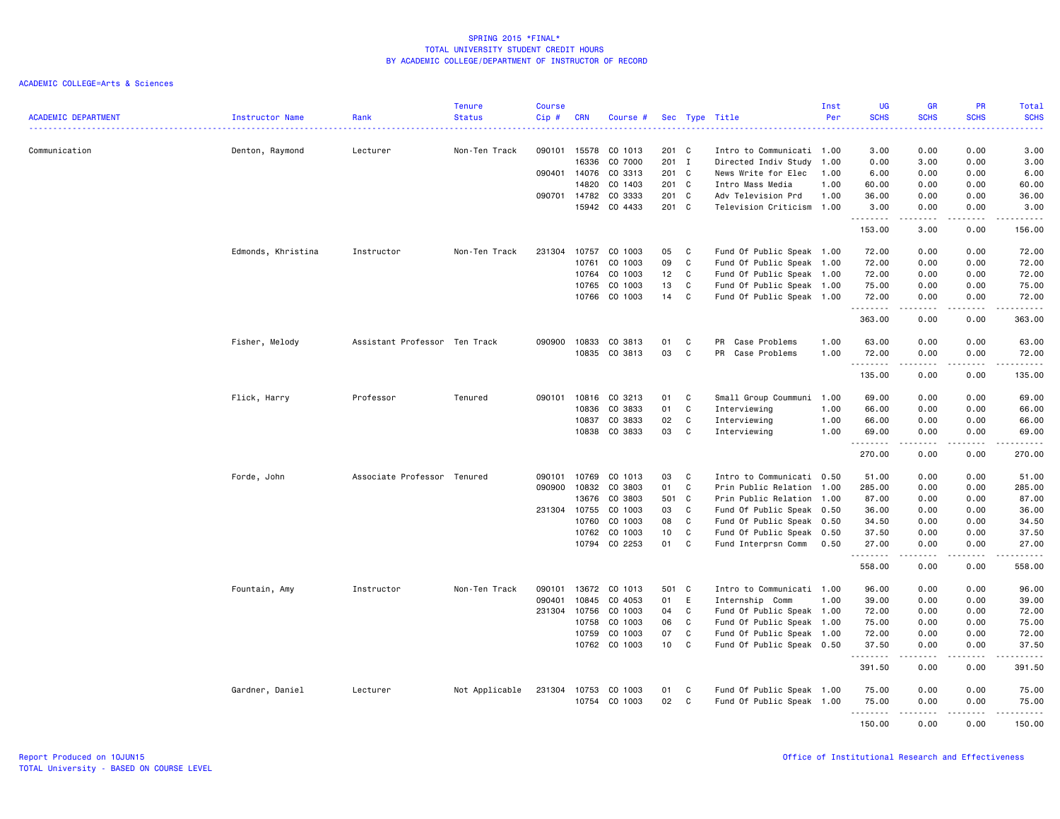SPRING 2015 *FINAL*
TOTAL UNIVERSITY STUDENT CREDIT HOURS
BY ACADEMIC COLLEGE/DEPARTMENT OF INSTRUCTOR OF RECORD

ACADEMIC COLLEGE=Arts & Sciences

| ACADEMIC DEPARTMENT | Instructor Name | Rank | Tenure Status | Course Cip # | CRN | Course # | Sec | Type | Title | Inst Per | UG SCHS | GR SCHS | PR SCHS | Total SCHS |
|---|---|---|---|---|---|---|---|---|---|---|---|---|---|---|
| Communication | Denton, Raymond | Lecturer | Non-Ten Track | 090101 | 15578 | CO 1013 | 201 | C | Intro to Communicati | 1.00 | 3.00 | 0.00 | 0.00 | 3.00 |
| | | | | | 16336 | CO 7000 | 201 | I | Directed Indiv Study | 1.00 | 0.00 | 3.00 | 0.00 | 3.00 |
| | | | | 090401 | 14076 | CO 3313 | 201 | C | News Write for Elec | 1.00 | 6.00 | 0.00 | 0.00 | 6.00 |
| | | | | | 14820 | CO 1403 | 201 | C | Intro Mass Media | 1.00 | 60.00 | 0.00 | 0.00 | 60.00 |
| | | | | 090701 | 14782 | CO 3333 | 201 | C | Adv Television Prd | 1.00 | 36.00 | 0.00 | 0.00 | 36.00 |
| | | | | | 15942 | CO 4433 | 201 | C | Television Criticism | 1.00 | 3.00 | 0.00 | 0.00 | 3.00 |
| | | | | | | | | | | | 153.00 | 3.00 | 0.00 | 156.00 |
| | Edmonds, Khristina | Instructor | Non-Ten Track | 231304 | 10757 | CO 1003 | 05 | C | Fund Of Public Speak | 1.00 | 72.00 | 0.00 | 0.00 | 72.00 |
| | | | | | 10761 | CO 1003 | 09 | C | Fund Of Public Speak | 1.00 | 72.00 | 0.00 | 0.00 | 72.00 |
| | | | | | 10764 | CO 1003 | 12 | C | Fund Of Public Speak | 1.00 | 72.00 | 0.00 | 0.00 | 72.00 |
| | | | | | 10765 | CO 1003 | 13 | C | Fund Of Public Speak | 1.00 | 75.00 | 0.00 | 0.00 | 75.00 |
| | | | | | 10766 | CO 1003 | 14 | C | Fund Of Public Speak | 1.00 | 72.00 | 0.00 | 0.00 | 72.00 |
| | | | | | | | | | | | 363.00 | 0.00 | 0.00 | 363.00 |
| | Fisher, Melody | Assistant Professor | Ten Track | 090900 | 10833 | CO 3813 | 01 | C | PR Case Problems | 1.00 | 63.00 | 0.00 | 0.00 | 63.00 |
| | | | | | 10835 | CO 3813 | 03 | C | PR Case Problems | 1.00 | 72.00 | 0.00 | 0.00 | 72.00 |
| | | | | | | | | | | | 135.00 | 0.00 | 0.00 | 135.00 |
| | Flick, Harry | Professor | Tenured | 090101 | 10816 | CO 3213 | 01 | C | Small Group Coummuni | 1.00 | 69.00 | 0.00 | 0.00 | 69.00 |
| | | | | | 10836 | CO 3833 | 01 | C | Interviewing | 1.00 | 66.00 | 0.00 | 0.00 | 66.00 |
| | | | | | 10837 | CO 3833 | 02 | C | Interviewing | 1.00 | 66.00 | 0.00 | 0.00 | 66.00 |
| | | | | | 10838 | CO 3833 | 03 | C | Interviewing | 1.00 | 69.00 | 0.00 | 0.00 | 69.00 |
| | | | | | | | | | | | 270.00 | 0.00 | 0.00 | 270.00 |
| | Forde, John | Associate Professor | Tenured | 090101 | 10769 | CO 1013 | 03 | C | Intro to Communicati | 0.50 | 51.00 | 0.00 | 0.00 | 51.00 |
| | | | | 090900 | 10832 | CO 3803 | 01 | C | Prin Public Relation | 1.00 | 285.00 | 0.00 | 0.00 | 285.00 |
| | | | | | 13676 | CO 3803 | 501 | C | Prin Public Relation | 1.00 | 87.00 | 0.00 | 0.00 | 87.00 |
| | | | | 231304 | 10755 | CO 1003 | 03 | C | Fund Of Public Speak | 0.50 | 36.00 | 0.00 | 0.00 | 36.00 |
| | | | | | 10760 | CO 1003 | 08 | C | Fund Of Public Speak | 0.50 | 34.50 | 0.00 | 0.00 | 34.50 |
| | | | | | 10762 | CO 1003 | 10 | C | Fund Of Public Speak | 0.50 | 37.50 | 0.00 | 0.00 | 37.50 |
| | | | | | 10794 | CO 2253 | 01 | C | Fund Interprsn Comm | 0.50 | 27.00 | 0.00 | 0.00 | 27.00 |
| | | | | | | | | | | | 558.00 | 0.00 | 0.00 | 558.00 |
| | Fountain, Amy | Instructor | Non-Ten Track | 090101 | 13672 | CO 1013 | 501 | C | Intro to Communicati | 1.00 | 96.00 | 0.00 | 0.00 | 96.00 |
| | | | | 090401 | 10845 | CO 4053 | 01 | E | Internship Comm | 1.00 | 39.00 | 0.00 | 0.00 | 39.00 |
| | | | | 231304 | 10756 | CO 1003 | 04 | C | Fund Of Public Speak | 1.00 | 72.00 | 0.00 | 0.00 | 72.00 |
| | | | | | 10758 | CO 1003 | 06 | C | Fund Of Public Speak | 1.00 | 75.00 | 0.00 | 0.00 | 75.00 |
| | | | | | 10759 | CO 1003 | 07 | C | Fund Of Public Speak | 1.00 | 72.00 | 0.00 | 0.00 | 72.00 |
| | | | | | 10762 | CO 1003 | 10 | C | Fund Of Public Speak | 0.50 | 37.50 | 0.00 | 0.00 | 37.50 |
| | | | | | | | | | | | 391.50 | 0.00 | 0.00 | 391.50 |
| | Gardner, Daniel | Lecturer | Not Applicable | 231304 | 10753 | CO 1003 | 01 | C | Fund Of Public Speak | 1.00 | 75.00 | 0.00 | 0.00 | 75.00 |
| | | | | | 10754 | CO 1003 | 02 | C | Fund Of Public Speak | 1.00 | 75.00 | 0.00 | 0.00 | 75.00 |
| | | | | | | | | | | | 150.00 | 0.00 | 0.00 | 150.00 |

Report Produced on 10JUN15
TOTAL University - BASED ON COURSE LEVEL

Office of Institutional Research and Effectiveness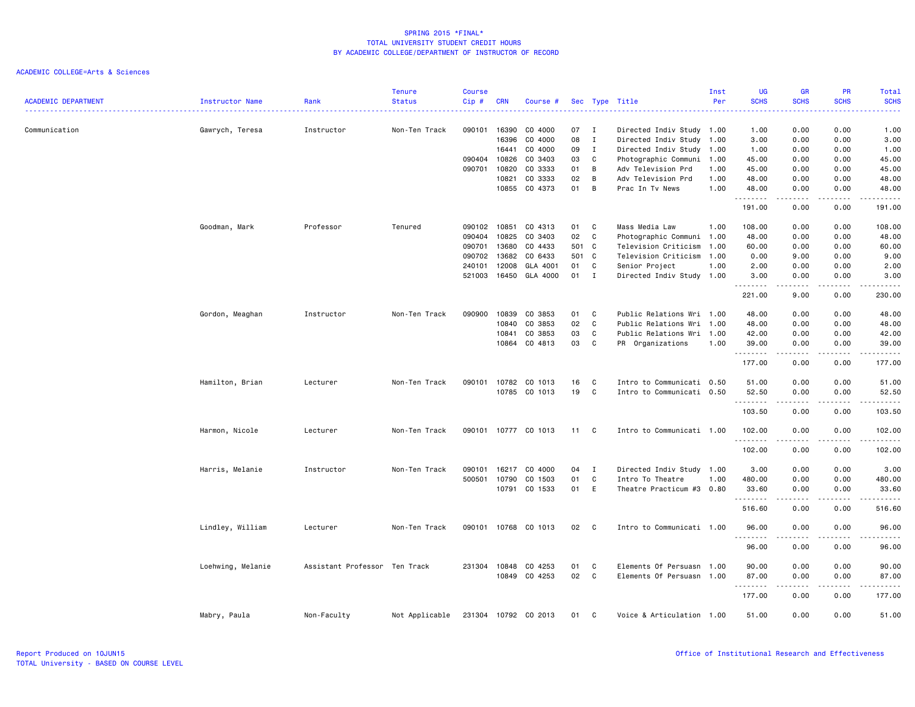SPRING 2015 *FINAL*
TOTAL UNIVERSITY STUDENT CREDIT HOURS
BY ACADEMIC COLLEGE/DEPARTMENT OF INSTRUCTOR OF RECORD

ACADEMIC COLLEGE=Arts & Sciences

| ACADEMIC DEPARTMENT | Instructor Name | Rank | Tenure Status | Course Cip # | CRN | Course # | Sec | Type | Title | Inst Per | UG SCHS | GR SCHS | PR SCHS | Total SCHS |
|---|---|---|---|---|---|---|---|---|---|---|---|---|---|---|
| Communication | Gawrych, Teresa | Instructor | Non-Ten Track | 090101 | 16390 | CO 4000 | 07 | I | Directed Indiv Study | 1.00 | 1.00 | 0.00 | 0.00 | 1.00 |
| | | | | | 16396 | CO 4000 | 08 | I | Directed Indiv Study | 1.00 | 3.00 | 0.00 | 0.00 | 3.00 |
| | | | | | 16441 | CO 4000 | 09 | I | Directed Indiv Study | 1.00 | 1.00 | 0.00 | 0.00 | 1.00 |
| | | | | 090404 | 10826 | CO 3403 | 03 | C | Photographic Communi | 1.00 | 45.00 | 0.00 | 0.00 | 45.00 |
| | | | | 090701 | 10820 | CO 3333 | 01 | B | Adv Television Prd | 1.00 | 45.00 | 0.00 | 0.00 | 45.00 |
| | | | | | 10821 | CO 3333 | 02 | B | Adv Television Prd | 1.00 | 48.00 | 0.00 | 0.00 | 48.00 |
| | | | | | 10855 | CO 4373 | 01 | B | Prac In Tv News | 1.00 | 48.00 | 0.00 | 0.00 | 48.00 |
| | | | | | | | | | | | 191.00 | 0.00 | 0.00 | 191.00 |
| | Goodman, Mark | Professor | Tenured | 090102 | 10851 | CO 4313 | 01 | C | Mass Media Law | 1.00 | 108.00 | 0.00 | 0.00 | 108.00 |
| | | | | 090404 | 10825 | CO 3403 | 02 | C | Photographic Communi | 1.00 | 48.00 | 0.00 | 0.00 | 48.00 |
| | | | | 090701 | 13680 | CO 4433 | 501 | C | Television Criticism | 1.00 | 60.00 | 0.00 | 0.00 | 60.00 |
| | | | | 090702 | 13682 | CO 6433 | 501 | C | Television Criticism | 1.00 | 0.00 | 9.00 | 0.00 | 9.00 |
| | | | | 240101 | 12008 | GLA 4001 | 01 | C | Senior Project | 1.00 | 2.00 | 0.00 | 0.00 | 2.00 |
| | | | | 521003 | 16450 | GLA 4000 | 01 | I | Directed Indiv Study | 1.00 | 3.00 | 0.00 | 0.00 | 3.00 |
| | | | | | | | | | | | 221.00 | 9.00 | 0.00 | 230.00 |
| | Gordon, Meaghan | Instructor | Non-Ten Track | 090900 | 10839 | CO 3853 | 01 | C | Public Relations Wri | 1.00 | 48.00 | 0.00 | 0.00 | 48.00 |
| | | | | | 10840 | CO 3853 | 02 | C | Public Relations Wri | 1.00 | 48.00 | 0.00 | 0.00 | 48.00 |
| | | | | | 10841 | CO 3853 | 03 | C | Public Relations Wri | 1.00 | 42.00 | 0.00 | 0.00 | 42.00 |
| | | | | | 10864 | CO 4813 | 03 | C | PR Organizations | 1.00 | 39.00 | 0.00 | 0.00 | 39.00 |
| | | | | | | | | | | | 177.00 | 0.00 | 0.00 | 177.00 |
| | Hamilton, Brian | Lecturer | Non-Ten Track | 090101 | 10782 | CO 1013 | 16 | C | Intro to Communicati | 0.50 | 51.00 | 0.00 | 0.00 | 51.00 |
| | | | | | 10785 | CO 1013 | 19 | C | Intro to Communicati | 0.50 | 52.50 | 0.00 | 0.00 | 52.50 |
| | | | | | | | | | | | 103.50 | 0.00 | 0.00 | 103.50 |
| | Harmon, Nicole | Lecturer | Non-Ten Track | 090101 | 10777 | CO 1013 | 11 | C | Intro to Communicati | 1.00 | 102.00 | 0.00 | 0.00 | 102.00 |
| | | | | | | | | | | | 102.00 | 0.00 | 0.00 | 102.00 |
| | Harris, Melanie | Instructor | Non-Ten Track | 090101 | 16217 | CO 4000 | 04 | I | Directed Indiv Study | 1.00 | 3.00 | 0.00 | 0.00 | 3.00 |
| | | | | 500501 | 10790 | CO 1503 | 01 | C | Intro To Theatre | 1.00 | 480.00 | 0.00 | 0.00 | 480.00 |
| | | | | | 10791 | CO 1533 | 01 | E | Theatre Practicum #3 | 0.80 | 33.60 | 0.00 | 0.00 | 33.60 |
| | | | | | | | | | | | 516.60 | 0.00 | 0.00 | 516.60 |
| | Lindley, William | Lecturer | Non-Ten Track | 090101 | 10768 | CO 1013 | 02 | C | Intro to Communicati | 1.00 | 96.00 | 0.00 | 0.00 | 96.00 |
| | | | | | | | | | | | 96.00 | 0.00 | 0.00 | 96.00 |
| | Loehwing, Melanie | Assistant Professor | Ten Track | 231304 | 10848 | CO 4253 | 01 | C | Elements Of Persuasn | 1.00 | 90.00 | 0.00 | 0.00 | 90.00 |
| | | | | | 10849 | CO 4253 | 02 | C | Elements Of Persuasn | 1.00 | 87.00 | 0.00 | 0.00 | 87.00 |
| | | | | | | | | | | | 177.00 | 0.00 | 0.00 | 177.00 |
| | Mabry, Paula | Non-Faculty | Not Applicable | 231304 | 10792 | CO 2013 | 01 | C | Voice & Articulation | 1.00 | 51.00 | 0.00 | 0.00 | 51.00 |

Report Produced on 10JUN15
TOTAL University - BASED ON COURSE LEVEL

Office of Institutional Research and Effectiveness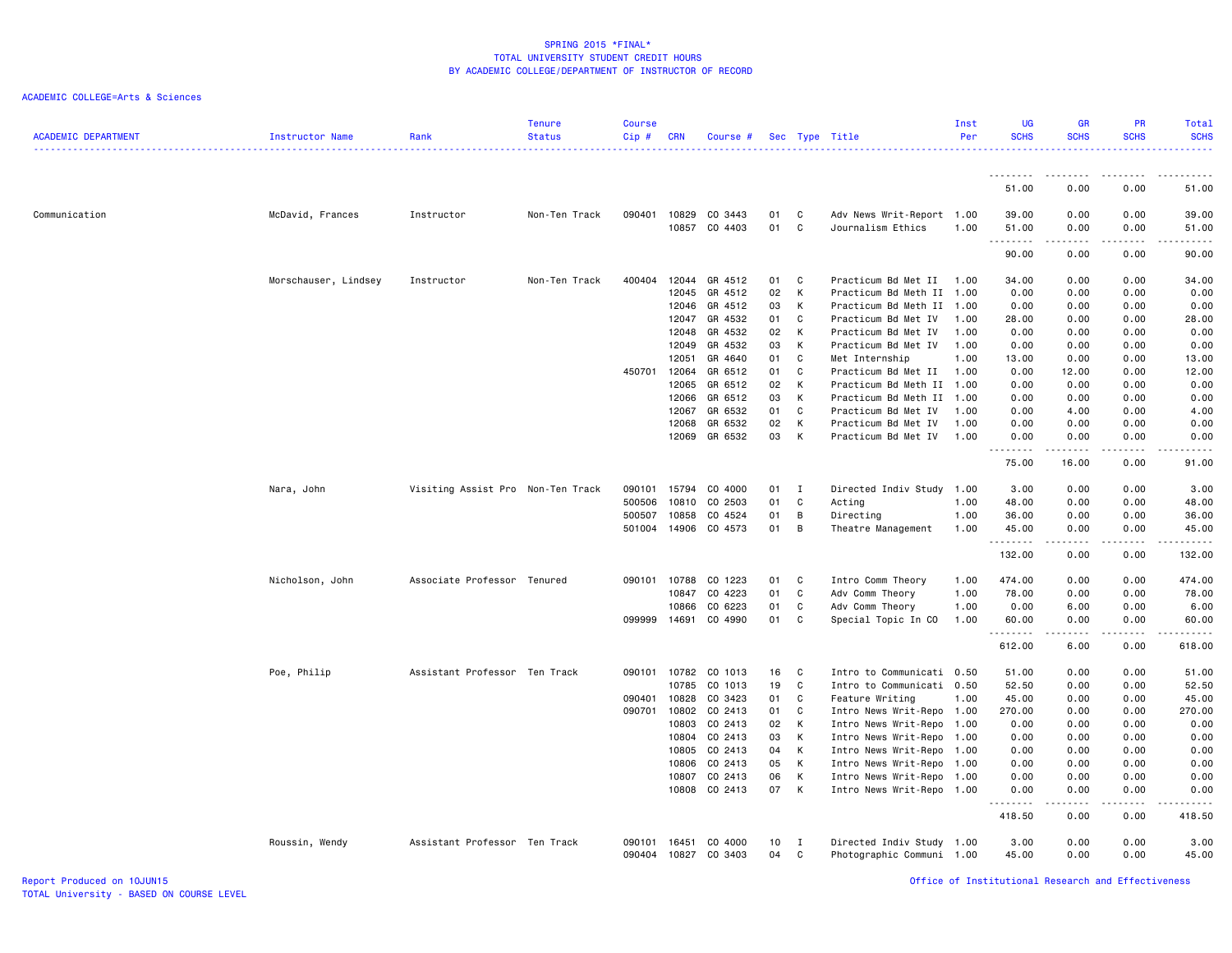SPRING 2015 *FINAL*
TOTAL UNIVERSITY STUDENT CREDIT HOURS
BY ACADEMIC COLLEGE/DEPARTMENT OF INSTRUCTOR OF RECORD

ACADEMIC COLLEGE=Arts & Sciences

| ACADEMIC DEPARTMENT | Instructor Name | Rank | Tenure Status | Course Cip # | CRN | Course # | Sec | Type | Title | Inst Per | UG SCHS | GR SCHS | PR SCHS | Total SCHS |
|---|---|---|---|---|---|---|---|---|---|---|---|---|---|---|
| | | | | | | | | | | | 51.00 | 0.00 | 0.00 | 51.00 |
| Communication | McDavid, Frances | Instructor | Non-Ten Track | 090401 | 10829 | CO 3443 | 01 | C | Adv News Writ-Report | 1.00 | 39.00 | 0.00 | 0.00 | 39.00 |
| | | | | | 10857 | CO 4403 | 01 | C | Journalism Ethics | 1.00 | 51.00 | 0.00 | 0.00 | 51.00 |
| | | | | | | | | | | | 90.00 | 0.00 | 0.00 | 90.00 |
| | Morschauser, Lindsey | Instructor | Non-Ten Track | 400404 | 12044 | GR 4512 | 01 | C | Practicum Bd Met II | 1.00 | 34.00 | 0.00 | 0.00 | 34.00 |
| | | | | | 12045 | GR 4512 | 02 | K | Practicum Bd Meth II | 1.00 | 0.00 | 0.00 | 0.00 | 0.00 |
| | | | | | 12046 | GR 4512 | 03 | K | Practicum Bd Meth II | 1.00 | 0.00 | 0.00 | 0.00 | 0.00 |
| | | | | | 12047 | GR 4532 | 01 | C | Practicum Bd Met IV | 1.00 | 28.00 | 0.00 | 0.00 | 28.00 |
| | | | | | 12048 | GR 4532 | 02 | K | Practicum Bd Met IV | 1.00 | 0.00 | 0.00 | 0.00 | 0.00 |
| | | | | | 12049 | GR 4532 | 03 | K | Practicum Bd Met IV | 1.00 | 0.00 | 0.00 | 0.00 | 0.00 |
| | | | | | 12051 | GR 4640 | 01 | C | Met Internship | 1.00 | 13.00 | 0.00 | 0.00 | 13.00 |
| | | | | 450701 | 12064 | GR 6512 | 01 | C | Practicum Bd Met II | 1.00 | 0.00 | 12.00 | 0.00 | 12.00 |
| | | | | | 12065 | GR 6512 | 02 | K | Practicum Bd Meth II | 1.00 | 0.00 | 0.00 | 0.00 | 0.00 |
| | | | | | 12066 | GR 6512 | 03 | K | Practicum Bd Meth II | 1.00 | 0.00 | 0.00 | 0.00 | 0.00 |
| | | | | | 12067 | GR 6532 | 01 | C | Practicum Bd Met IV | 1.00 | 0.00 | 4.00 | 0.00 | 4.00 |
| | | | | | 12068 | GR 6532 | 02 | K | Practicum Bd Met IV | 1.00 | 0.00 | 0.00 | 0.00 | 0.00 |
| | | | | | 12069 | GR 6532 | 03 | K | Practicum Bd Met IV | 1.00 | 0.00 | 0.00 | 0.00 | 0.00 |
| | | | | | | | | | | | 75.00 | 16.00 | 0.00 | 91.00 |
| | Nara, John | Visiting Assist Pro | Non-Ten Track | 090101 | 15794 | CO 4000 | 01 | I | Directed Indiv Study | 1.00 | 3.00 | 0.00 | 0.00 | 3.00 |
| | | | | 500506 | 10810 | CO 2503 | 01 | C | Acting | 1.00 | 48.00 | 0.00 | 0.00 | 48.00 |
| | | | | 500507 | 10858 | CO 4524 | 01 | B | Directing | 1.00 | 36.00 | 0.00 | 0.00 | 36.00 |
| | | | | 501004 | 14906 | CO 4573 | 01 | B | Theatre Management | 1.00 | 45.00 | 0.00 | 0.00 | 45.00 |
| | | | | | | | | | | | 132.00 | 0.00 | 0.00 | 132.00 |
| | Nicholson, John | Associate Professor | Tenured | 090101 | 10788 | CO 1223 | 01 | C | Intro Comm Theory | 1.00 | 474.00 | 0.00 | 0.00 | 474.00 |
| | | | | | 10847 | CO 4223 | 01 | C | Adv Comm Theory | 1.00 | 78.00 | 0.00 | 0.00 | 78.00 |
| | | | | | 10866 | CO 6223 | 01 | C | Adv Comm Theory | 1.00 | 0.00 | 6.00 | 0.00 | 6.00 |
| | | | | 099999 | 14691 | CO 4990 | 01 | C | Special Topic In CO | 1.00 | 60.00 | 0.00 | 0.00 | 60.00 |
| | | | | | | | | | | | 612.00 | 6.00 | 0.00 | 618.00 |
| | Poe, Philip | Assistant Professor | Ten Track | 090101 | 10782 | CO 1013 | 16 | C | Intro to Communicati | 0.50 | 51.00 | 0.00 | 0.00 | 51.00 |
| | | | | | 10785 | CO 1013 | 19 | C | Intro to Communicati | 0.50 | 52.50 | 0.00 | 0.00 | 52.50 |
| | | | | 090401 | 10828 | CO 3423 | 01 | C | Feature Writing | 1.00 | 45.00 | 0.00 | 0.00 | 45.00 |
| | | | | 090701 | 10802 | CO 2413 | 01 | C | Intro News Writ-Repo | 1.00 | 270.00 | 0.00 | 0.00 | 270.00 |
| | | | | | 10803 | CO 2413 | 02 | K | Intro News Writ-Repo | 1.00 | 0.00 | 0.00 | 0.00 | 0.00 |
| | | | | | 10804 | CO 2413 | 03 | K | Intro News Writ-Repo | 1.00 | 0.00 | 0.00 | 0.00 | 0.00 |
| | | | | | 10805 | CO 2413 | 04 | K | Intro News Writ-Repo | 1.00 | 0.00 | 0.00 | 0.00 | 0.00 |
| | | | | | 10806 | CO 2413 | 05 | K | Intro News Writ-Repo | 1.00 | 0.00 | 0.00 | 0.00 | 0.00 |
| | | | | | 10807 | CO 2413 | 06 | K | Intro News Writ-Repo | 1.00 | 0.00 | 0.00 | 0.00 | 0.00 |
| | | | | | 10808 | CO 2413 | 07 | K | Intro News Writ-Repo | 1.00 | 0.00 | 0.00 | 0.00 | 0.00 |
| | | | | | | | | | | | 418.50 | 0.00 | 0.00 | 418.50 |
| | Roussin, Wendy | Assistant Professor | Ten Track | 090101 | 16451 | CO 4000 | 10 | I | Directed Indiv Study | 1.00 | 3.00 | 0.00 | 0.00 | 3.00 |
| | | | | 090404 | 10827 | CO 3403 | 04 | C | Photographic Communi | 1.00 | 45.00 | 0.00 | 0.00 | 45.00 |

Report Produced on 10JUN15
TOTAL University - BASED ON COURSE LEVEL
Office of Institutional Research and Effectiveness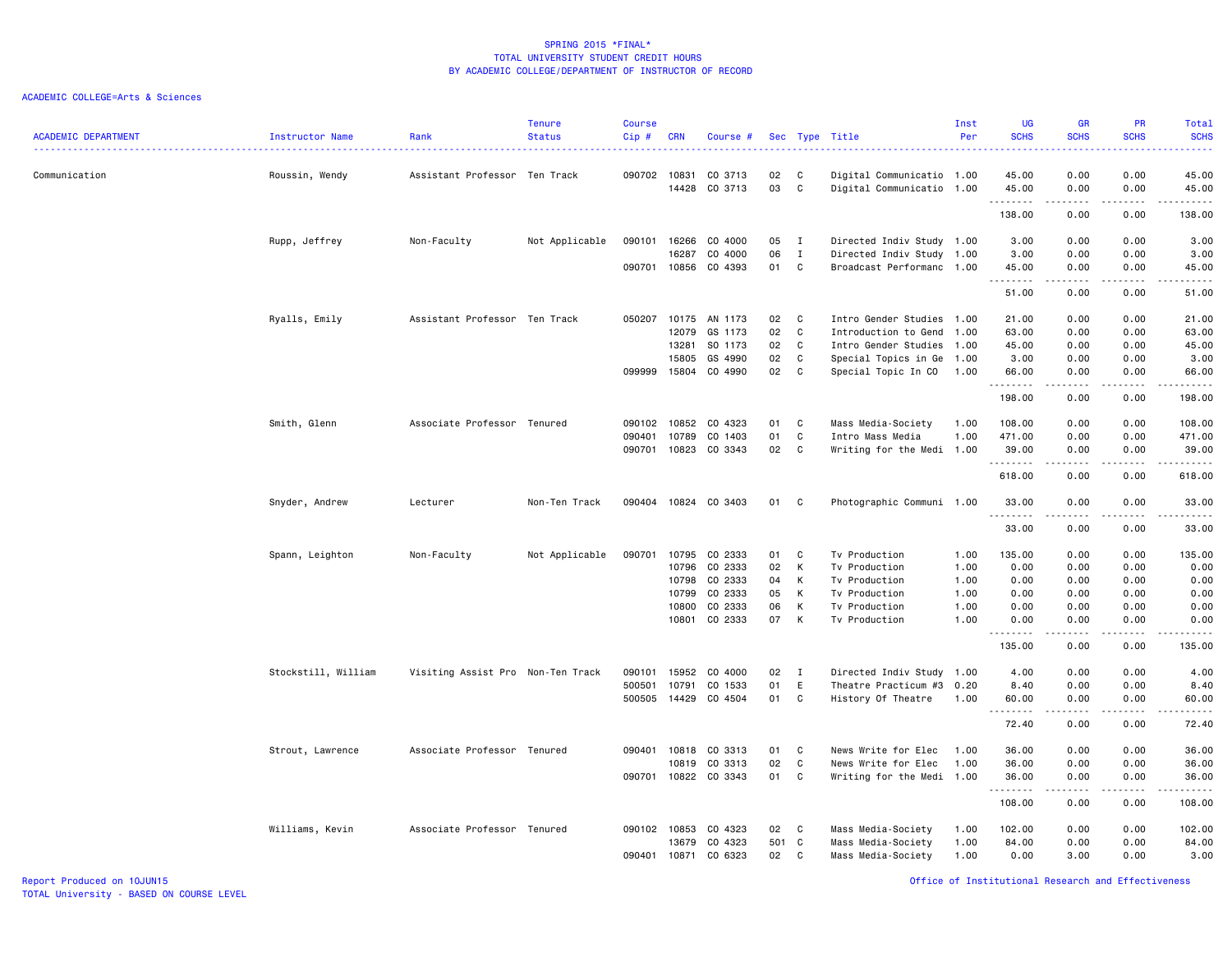SPRING 2015 *FINAL*
TOTAL UNIVERSITY STUDENT CREDIT HOURS
BY ACADEMIC COLLEGE/DEPARTMENT OF INSTRUCTOR OF RECORD

ACADEMIC COLLEGE=Arts & Sciences

| ACADEMIC DEPARTMENT | Instructor Name | Rank | Tenure Status | Course Cip # | CRN | Course # | Sec | Type | Title | Inst Per | UG SCHS | GR SCHS | PR SCHS | Total SCHS |
|---|---|---|---|---|---|---|---|---|---|---|---|---|---|---|
| Communication | Roussin, Wendy | Assistant Professor | Ten Track | 090702 | 10831 | CO 3713 | 02 | C | Digital Communicatio | 1.00 | 45.00 | 0.00 | 0.00 | 45.00 |
| | | | | | 14428 | CO 3713 | 03 | C | Digital Communicatio | 1.00 | 45.00 | 0.00 | 0.00 | 45.00 |
| | | | | | | | | | | | 138.00 | 0.00 | 0.00 | 138.00 |
| | Rupp, Jeffrey | Non-Faculty | Not Applicable | 090101 | 16266 | CO 4000 | 05 | I | Directed Indiv Study | 1.00 | 3.00 | 0.00 | 0.00 | 3.00 |
| | | | | | 16287 | CO 4000 | 06 | I | Directed Indiv Study | 1.00 | 3.00 | 0.00 | 0.00 | 3.00 |
| | | | | 090701 | 10856 | CO 4393 | 01 | C | Broadcast Performanc | 1.00 | 45.00 | 0.00 | 0.00 | 45.00 |
| | | | | | | | | | | | 51.00 | 0.00 | 0.00 | 51.00 |
| | Ryalls, Emily | Assistant Professor | Ten Track | 050207 | 10175 | AN 1173 | 02 | C | Intro Gender Studies | 1.00 | 21.00 | 0.00 | 0.00 | 21.00 |
| | | | | | 12079 | GS 1173 | 02 | C | Introduction to Gend | 1.00 | 63.00 | 0.00 | 0.00 | 63.00 |
| | | | | | 13281 | SO 1173 | 02 | C | Intro Gender Studies | 1.00 | 45.00 | 0.00 | 0.00 | 45.00 |
| | | | | | 15805 | GS 4990 | 02 | C | Special Topics in Ge | 1.00 | 3.00 | 0.00 | 0.00 | 3.00 |
| | | | | 099999 | 15804 | CO 4990 | 02 | C | Special Topic In CO | 1.00 | 66.00 | 0.00 | 0.00 | 66.00 |
| | | | | | | | | | | | 198.00 | 0.00 | 0.00 | 198.00 |
| | Smith, Glenn | Associate Professor | Tenured | 090102 | 10852 | CO 4323 | 01 | C | Mass Media-Society | 1.00 | 108.00 | 0.00 | 0.00 | 108.00 |
| | | | | 090401 | 10789 | CO 1403 | 01 | C | Intro Mass Media | 1.00 | 471.00 | 0.00 | 0.00 | 471.00 |
| | | | | 090701 | 10823 | CO 3343 | 02 | C | Writing for the Medi | 1.00 | 39.00 | 0.00 | 0.00 | 39.00 |
| | | | | | | | | | | | 618.00 | 0.00 | 0.00 | 618.00 |
| | Snyder, Andrew | Lecturer | Non-Ten Track | 090404 | 10824 | CO 3403 | 01 | C | Photographic Communi | 1.00 | 33.00 | 0.00 | 0.00 | 33.00 |
| | | | | | | | | | | | 33.00 | 0.00 | 0.00 | 33.00 |
| | Spann, Leighton | Non-Faculty | Not Applicable | 090701 | 10795 | CO 2333 | 01 | C | Tv Production | 1.00 | 135.00 | 0.00 | 0.00 | 135.00 |
| | | | | | 10796 | CO 2333 | 02 | K | Tv Production | 1.00 | 0.00 | 0.00 | 0.00 | 0.00 |
| | | | | | 10798 | CO 2333 | 04 | K | Tv Production | 1.00 | 0.00 | 0.00 | 0.00 | 0.00 |
| | | | | | 10799 | CO 2333 | 05 | K | Tv Production | 1.00 | 0.00 | 0.00 | 0.00 | 0.00 |
| | | | | | 10800 | CO 2333 | 06 | K | Tv Production | 1.00 | 0.00 | 0.00 | 0.00 | 0.00 |
| | | | | | 10801 | CO 2333 | 07 | K | Tv Production | 1.00 | 0.00 | 0.00 | 0.00 | 0.00 |
| | | | | | | | | | | | 135.00 | 0.00 | 0.00 | 135.00 |
| | Stockstill, William | Visiting Assist Pro | Non-Ten Track | 090101 | 15952 | CO 4000 | 02 | I | Directed Indiv Study | 1.00 | 4.00 | 0.00 | 0.00 | 4.00 |
| | | | | 500501 | 10791 | CO 1533 | 01 | E | Theatre Practicum #3 | 0.20 | 8.40 | 0.00 | 0.00 | 8.40 |
| | | | | 500505 | 14429 | CO 4504 | 01 | C | History Of Theatre | 1.00 | 60.00 | 0.00 | 0.00 | 60.00 |
| | | | | | | | | | | | 72.40 | 0.00 | 0.00 | 72.40 |
| | Strout, Lawrence | Associate Professor | Tenured | 090401 | 10818 | CO 3313 | 01 | C | News Write for Elec | 1.00 | 36.00 | 0.00 | 0.00 | 36.00 |
| | | | | | 10819 | CO 3313 | 02 | C | News Write for Elec | 1.00 | 36.00 | 0.00 | 0.00 | 36.00 |
| | | | | 090701 | 10822 | CO 3343 | 01 | C | Writing for the Medi | 1.00 | 36.00 | 0.00 | 0.00 | 36.00 |
| | | | | | | | | | | | 108.00 | 0.00 | 0.00 | 108.00 |
| | Williams, Kevin | Associate Professor | Tenured | 090102 | 10853 | CO 4323 | 02 | C | Mass Media-Society | 1.00 | 102.00 | 0.00 | 0.00 | 102.00 |
| | | | | | 13679 | CO 4323 | 501 | C | Mass Media-Society | 1.00 | 84.00 | 0.00 | 0.00 | 84.00 |
| | | | | 090401 | 10871 | CO 6323 | 02 | C | Mass Media-Society | 1.00 | 0.00 | 3.00 | 0.00 | 3.00 |

Report Produced on 10JUN15
TOTAL University - BASED ON COURSE LEVEL

Office of Institutional Research and Effectiveness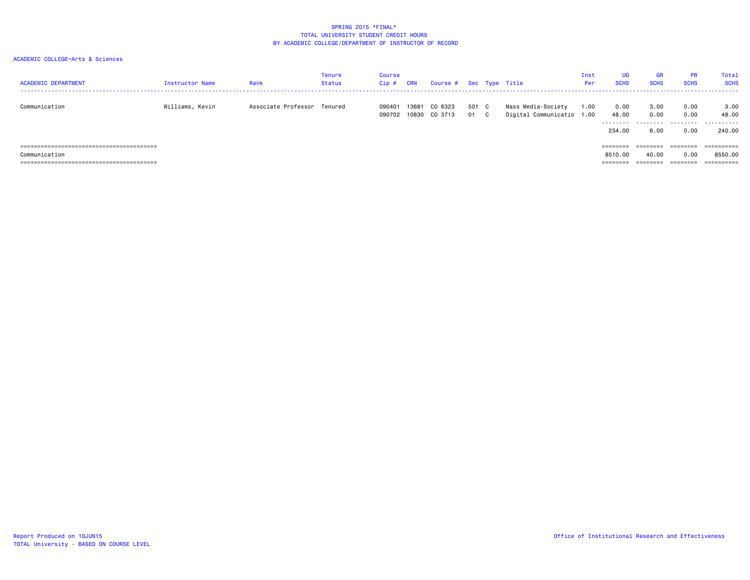SPRING 2015 *FINAL*
TOTAL UNIVERSITY STUDENT CREDIT HOURS
BY ACADEMIC COLLEGE/DEPARTMENT OF INSTRUCTOR OF RECORD

ACADEMIC COLLEGE=Arts & Sciences

| ACADEMIC DEPARTMENT | Instructor Name | Rank | Tenure Status | Course Cip # | CRN | Course # | Sec | Type | Title | Inst Per | UG SCHS | GR SCHS | PR SCHS | Total SCHS |
|---|---|---|---|---|---|---|---|---|---|---|---|---|---|---|
| Communication | Williams, Kevin | Associate Professor | Tenured | 090401 | 13681 | CO 6323 | 501 | C | Mass Media-Society | 1.00 | 0.00 | 3.00 | 0.00 | 3.00 |
| | | | | 090702 | 10830 | CO 3713 | 01 | C | Digital Communicatio | 1.00 | 48.00 | 0.00 | 0.00 | 48.00 |
| | | | | | | | | | | | 234.00 | 6.00 | 0.00 | 240.00 |
| Communication | | | | | | | | | | | 8510.00 | 40.00 | 0.00 | 8550.00 |

Report Produced on 10JUN15
TOTAL University - BASED ON COURSE LEVEL

Office of Institutional Research and Effectiveness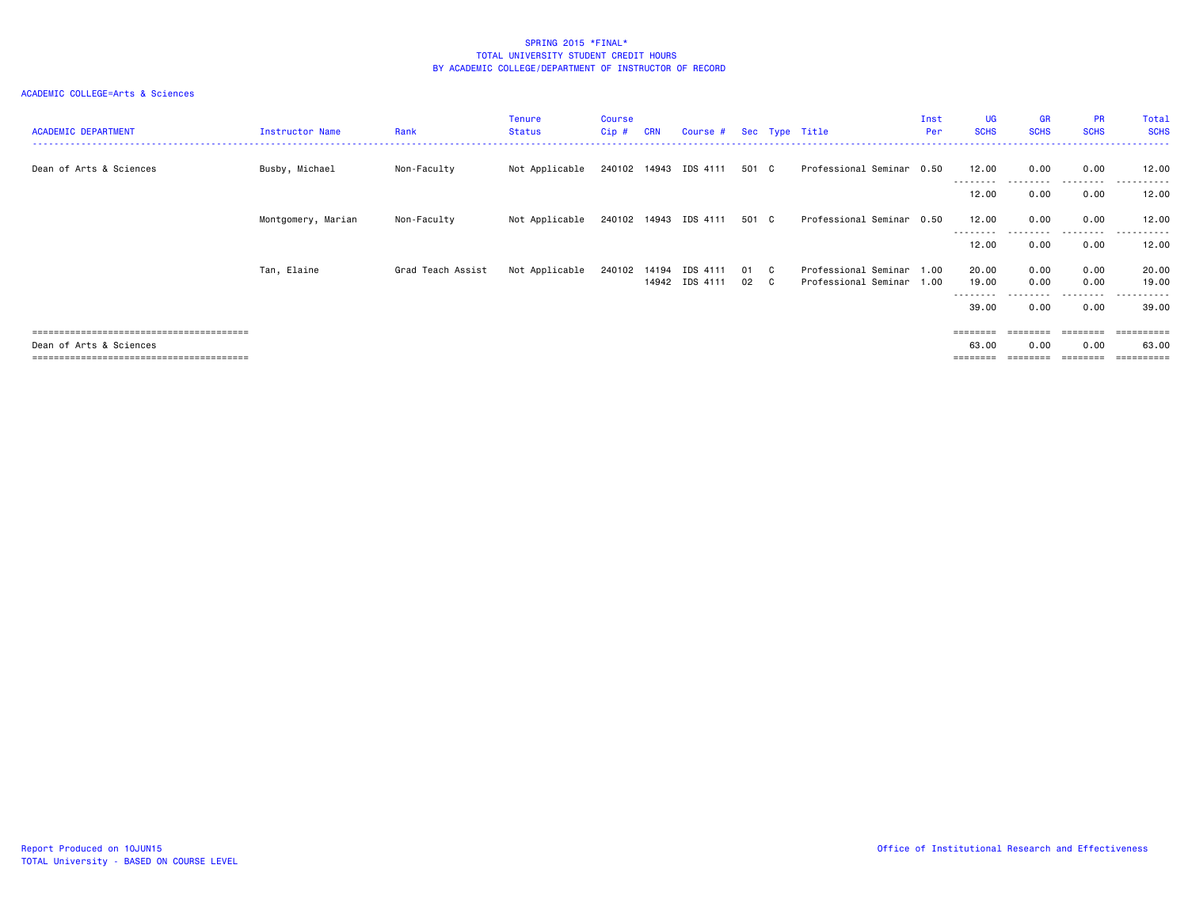# SPRING 2015 *FINAL*
## TOTAL UNIVERSITY STUDENT CREDIT HOURS
## BY ACADEMIC COLLEGE/DEPARTMENT OF INSTRUCTOR OF RECORD

ACADEMIC COLLEGE=Arts & Sciences

| ACADEMIC DEPARTMENT | Instructor Name | Rank | Tenure Status | Course Cip # | CRN | Course # | Sec | Type | Title | Inst Per | UG SCHS | GR SCHS | PR SCHS | Total SCHS |
|---|---|---|---|---|---|---|---|---|---|---|---|---|---|---|
| Dean of Arts & Sciences | Busby, Michael | Non-Faculty | Not Applicable | 240102 | 14943 | IDS 4111 | 501 | C | Professional Seminar | 0.50 | 12.00 | 0.00 | 0.00 | 12.00 |
| | | | | | | | | | | | 12.00 | 0.00 | 0.00 | 12.00 |
| | Montgomery, Marian | Non-Faculty | Not Applicable | 240102 | 14943 | IDS 4111 | 501 | C | Professional Seminar | 0.50 | 12.00 | 0.00 | 0.00 | 12.00 |
| | | | | | | | | | | | 12.00 | 0.00 | 0.00 | 12.00 |
| | Tan, Elaine | Grad Teach Assist | Not Applicable | 240102 | 14194 | IDS 4111 | 01 | C | Professional Seminar | 1.00 | 20.00 | 0.00 | 0.00 | 20.00 |
| | | | | | 14942 | IDS 4111 | 02 | C | Professional Seminar | 1.00 | 19.00 | 0.00 | 0.00 | 19.00 |
| | | | | | | | | | | | 39.00 | 0.00 | 0.00 | 39.00 |
| Dean of Arts & Sciences | | | | | | | | | | | 63.00 | 0.00 | 0.00 | 63.00 |

Report Produced on 10JUN15
TOTAL University - BASED ON COURSE LEVEL

Office of Institutional Research and Effectiveness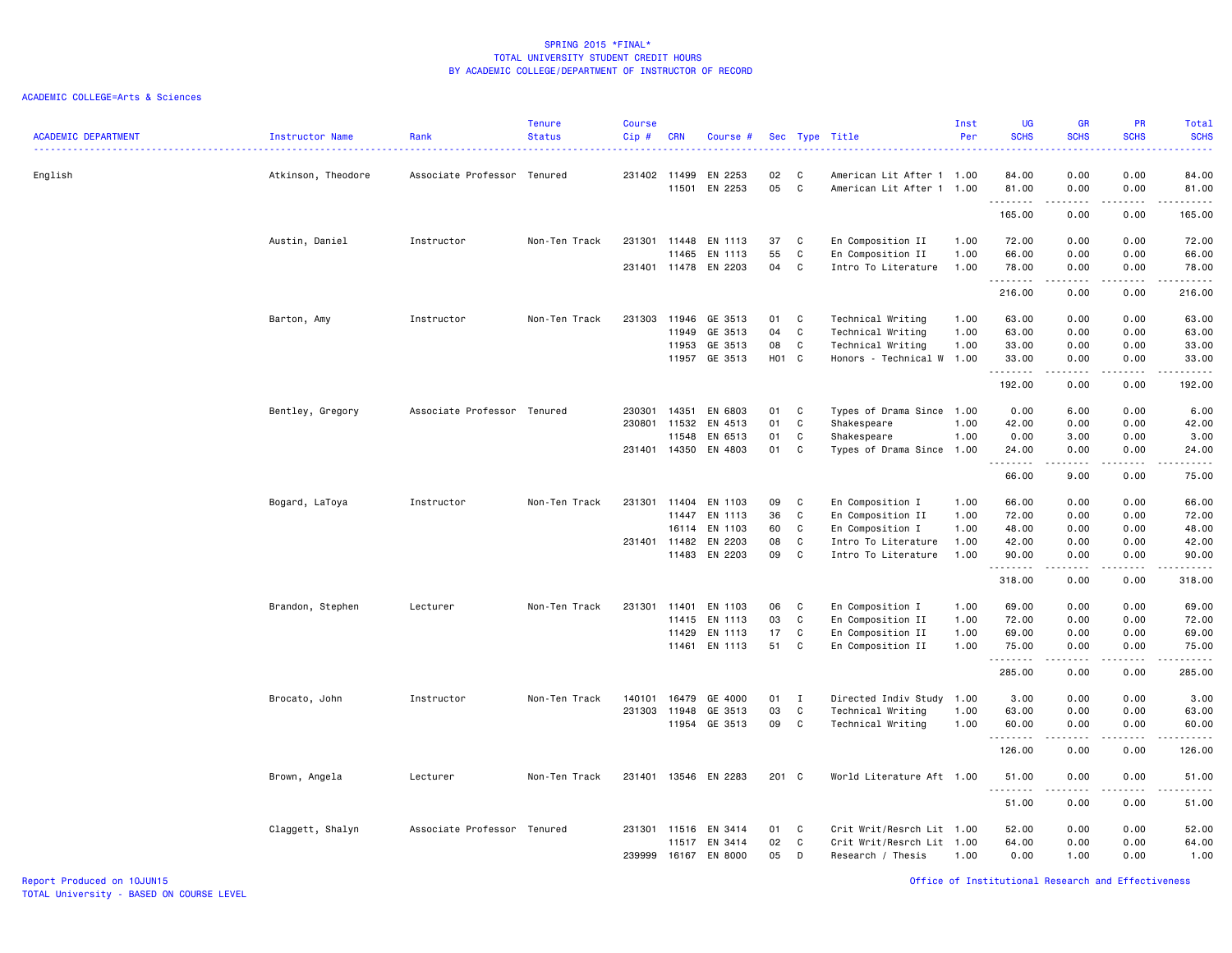# SPRING 2015 *FINAL*
## TOTAL UNIVERSITY STUDENT CREDIT HOURS
## BY ACADEMIC COLLEGE/DEPARTMENT OF INSTRUCTOR OF RECORD

ACADEMIC COLLEGE=Arts & Sciences

| ACADEMIC DEPARTMENT | Instructor Name | Rank | Tenure Status | Course Cip # | CRN | Course # | Sec | Type | Title | Inst Per | UG SCHS | GR SCHS | PR SCHS | Total SCHS |
|---|---|---|---|---|---|---|---|---|---|---|---|---|---|---|
| English | Atkinson, Theodore | Associate Professor | Tenured | 231402 | 11499 | EN 2253 | 02 | C | American Lit After 1 | 1.00 | 84.00 | 0.00 | 0.00 | 84.00 |
| | | | | | 11501 | EN 2253 | 05 | C | American Lit After 1 | 1.00 | 81.00 | 0.00 | 0.00 | 81.00 |
| | | | | | | | | | | | 165.00 | 0.00 | 0.00 | 165.00 |
| | Austin, Daniel | Instructor | Non-Ten Track | 231301 | 11448 | EN 1113 | 37 | C | En Composition II | 1.00 | 72.00 | 0.00 | 0.00 | 72.00 |
| | | | | | 11465 | EN 1113 | 55 | C | En Composition II | 1.00 | 66.00 | 0.00 | 0.00 | 66.00 |
| | | | | 231401 | 11478 | EN 2203 | 04 | C | Intro To Literature | 1.00 | 78.00 | 0.00 | 0.00 | 78.00 |
| | | | | | | | | | | | 216.00 | 0.00 | 0.00 | 216.00 |
| | Barton, Amy | Instructor | Non-Ten Track | 231303 | 11946 | GE 3513 | 01 | C | Technical Writing | 1.00 | 63.00 | 0.00 | 0.00 | 63.00 |
| | | | | | 11949 | GE 3513 | 04 | C | Technical Writing | 1.00 | 63.00 | 0.00 | 0.00 | 63.00 |
| | | | | | 11953 | GE 3513 | 08 | C | Technical Writing | 1.00 | 33.00 | 0.00 | 0.00 | 33.00 |
| | | | | | 11957 | GE 3513 | H01 | C | Honors - Technical W | 1.00 | 33.00 | 0.00 | 0.00 | 33.00 |
| | | | | | | | | | | | 192.00 | 0.00 | 0.00 | 192.00 |
| | Bentley, Gregory | Associate Professor | Tenured | 230301 | 14351 | EN 6803 | 01 | C | Types of Drama Since | 1.00 | 0.00 | 6.00 | 0.00 | 6.00 |
| | | | | 230801 | 11532 | EN 4513 | 01 | C | Shakespeare | 1.00 | 42.00 | 0.00 | 0.00 | 42.00 |
| | | | | | 11548 | EN 6513 | 01 | C | Shakespeare | 1.00 | 0.00 | 3.00 | 0.00 | 3.00 |
| | | | | 231401 | 14350 | EN 4803 | 01 | C | Types of Drama Since | 1.00 | 24.00 | 0.00 | 0.00 | 24.00 |
| | | | | | | | | | | | 66.00 | 9.00 | 0.00 | 75.00 |
| | Bogard, LaToya | Instructor | Non-Ten Track | 231301 | 11404 | EN 1103 | 09 | C | En Composition I | 1.00 | 66.00 | 0.00 | 0.00 | 66.00 |
| | | | | | 11447 | EN 1113 | 36 | C | En Composition II | 1.00 | 72.00 | 0.00 | 0.00 | 72.00 |
| | | | | | 16114 | EN 1103 | 60 | C | En Composition I | 1.00 | 48.00 | 0.00 | 0.00 | 48.00 |
| | | | | 231401 | 11482 | EN 2203 | 08 | C | Intro To Literature | 1.00 | 42.00 | 0.00 | 0.00 | 42.00 |
| | | | | | 11483 | EN 2203 | 09 | C | Intro To Literature | 1.00 | 90.00 | 0.00 | 0.00 | 90.00 |
| | | | | | | | | | | | 318.00 | 0.00 | 0.00 | 318.00 |
| | Brandon, Stephen | Lecturer | Non-Ten Track | 231301 | 11401 | EN 1103 | 06 | C | En Composition I | 1.00 | 69.00 | 0.00 | 0.00 | 69.00 |
| | | | | | 11415 | EN 1113 | 03 | C | En Composition II | 1.00 | 72.00 | 0.00 | 0.00 | 72.00 |
| | | | | | 11429 | EN 1113 | 17 | C | En Composition II | 1.00 | 69.00 | 0.00 | 0.00 | 69.00 |
| | | | | | 11461 | EN 1113 | 51 | C | En Composition II | 1.00 | 75.00 | 0.00 | 0.00 | 75.00 |
| | | | | | | | | | | | 285.00 | 0.00 | 0.00 | 285.00 |
| | Brocato, John | Instructor | Non-Ten Track | 140101 | 16479 | GE 4000 | 01 | I | Directed Indiv Study | 1.00 | 3.00 | 0.00 | 0.00 | 3.00 |
| | | | | 231303 | 11948 | GE 3513 | 03 | C | Technical Writing | 1.00 | 63.00 | 0.00 | 0.00 | 63.00 |
| | | | | | 11954 | GE 3513 | 09 | C | Technical Writing | 1.00 | 60.00 | 0.00 | 0.00 | 60.00 |
| | | | | | | | | | | | 126.00 | 0.00 | 0.00 | 126.00 |
| | Brown, Angela | Lecturer | Non-Ten Track | 231401 | 13546 | EN 2283 | 201 | C | World Literature Aft | 1.00 | 51.00 | 0.00 | 0.00 | 51.00 |
| | | | | | | | | | | | 51.00 | 0.00 | 0.00 | 51.00 |
| | Claggett, Shalyn | Associate Professor | Tenured | 231301 | 11516 | EN 3414 | 01 | C | Crit Writ/Resrch Lit | 1.00 | 52.00 | 0.00 | 0.00 | 52.00 |
| | | | | | 11517 | EN 3414 | 02 | C | Crit Writ/Resrch Lit | 1.00 | 64.00 | 0.00 | 0.00 | 64.00 |
| | | | | 239999 | 16167 | EN 8000 | 05 | D | Research / Thesis | 1.00 | 0.00 | 1.00 | 0.00 | 1.00 |

Report Produced on 10JUN15
TOTAL University - BASED ON COURSE LEVEL

Office of Institutional Research and Effectiveness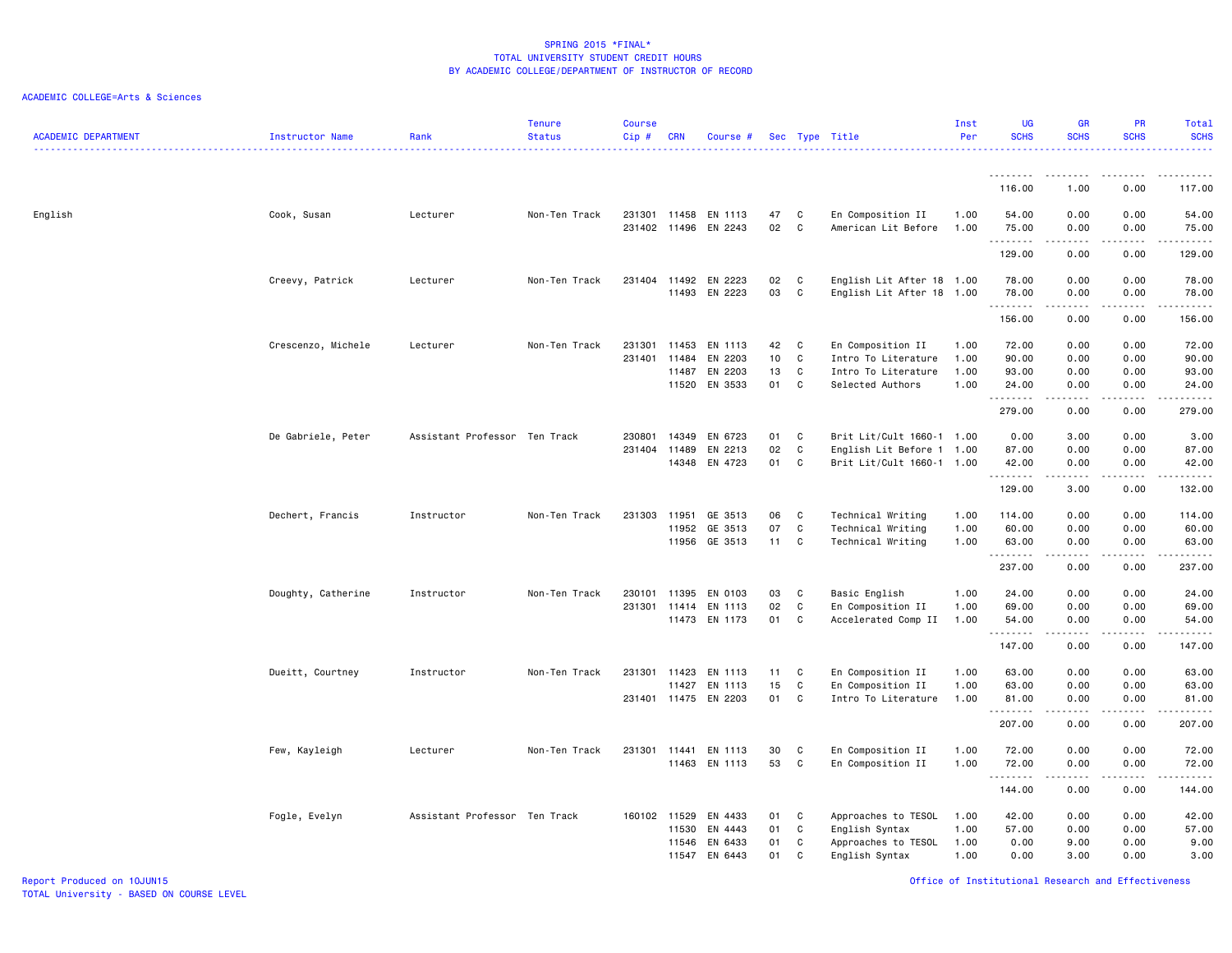SPRING 2015 *FINAL*
TOTAL UNIVERSITY STUDENT CREDIT HOURS
BY ACADEMIC COLLEGE/DEPARTMENT OF INSTRUCTOR OF RECORD

ACADEMIC COLLEGE=Arts & Sciences

| ACADEMIC DEPARTMENT | Instructor Name | Rank | Tenure Status | Course Cip # | CRN | Course # | Sec | Type | Title | Inst Per | UG SCHS | GR SCHS | PR SCHS | Total SCHS |
|---|---|---|---|---|---|---|---|---|---|---|---|---|---|---|
| | | | | | | | | | | | 116.00 | 1.00 | 0.00 | 117.00 |
| English | Cook, Susan | Lecturer | Non-Ten Track | 231301 | 11458 | EN 1113 | 47 | C | En Composition II | 1.00 | 54.00 | 0.00 | 0.00 | 54.00 |
| | | | | 231402 | 11496 | EN 2243 | 02 | C | American Lit Before | 1.00 | 75.00 | 0.00 | 0.00 | 75.00 |
| | | | | | | | | | | | 129.00 | 0.00 | 0.00 | 129.00 |
| | Creevy, Patrick | Lecturer | Non-Ten Track | 231404 | 11492 | EN 2223 | 02 | C | English Lit After 18 | 1.00 | 78.00 | 0.00 | 0.00 | 78.00 |
| | | | | | 11493 | EN 2223 | 03 | C | English Lit After 18 | 1.00 | 78.00 | 0.00 | 0.00 | 78.00 |
| | | | | | | | | | | | 156.00 | 0.00 | 0.00 | 156.00 |
| | Crescenzo, Michele | Lecturer | Non-Ten Track | 231301 | 11453 | EN 1113 | 42 | C | En Composition II | 1.00 | 72.00 | 0.00 | 0.00 | 72.00 |
| | | | | 231401 | 11484 | EN 2203 | 10 | C | Intro To Literature | 1.00 | 90.00 | 0.00 | 0.00 | 90.00 |
| | | | | | 11487 | EN 2203 | 13 | C | Intro To Literature | 1.00 | 93.00 | 0.00 | 0.00 | 93.00 |
| | | | | | 11520 | EN 3533 | 01 | C | Selected Authors | 1.00 | 24.00 | 0.00 | 0.00 | 24.00 |
| | | | | | | | | | | | 279.00 | 0.00 | 0.00 | 279.00 |
| | De Gabriele, Peter | Assistant Professor | Ten Track | 230801 | 14349 | EN 6723 | 01 | C | Brit Lit/Cult 1660-1 | 1.00 | 0.00 | 3.00 | 0.00 | 3.00 |
| | | | | 231404 | 11489 | EN 2213 | 02 | C | English Lit Before 1 | 1.00 | 87.00 | 0.00 | 0.00 | 87.00 |
| | | | | | 14348 | EN 4723 | 01 | C | Brit Lit/Cult 1660-1 | 1.00 | 42.00 | 0.00 | 0.00 | 42.00 |
| | | | | | | | | | | | 129.00 | 3.00 | 0.00 | 132.00 |
| | Dechert, Francis | Instructor | Non-Ten Track | 231303 | 11951 | GE 3513 | 06 | C | Technical Writing | 1.00 | 114.00 | 0.00 | 0.00 | 114.00 |
| | | | | | 11952 | GE 3513 | 07 | C | Technical Writing | 1.00 | 60.00 | 0.00 | 0.00 | 60.00 |
| | | | | | 11956 | GE 3513 | 11 | C | Technical Writing | 1.00 | 63.00 | 0.00 | 0.00 | 63.00 |
| | | | | | | | | | | | 237.00 | 0.00 | 0.00 | 237.00 |
| | Doughty, Catherine | Instructor | Non-Ten Track | 230101 | 11395 | EN 0103 | 03 | C | Basic English | 1.00 | 24.00 | 0.00 | 0.00 | 24.00 |
| | | | | 231301 | 11414 | EN 1113 | 02 | C | En Composition II | 1.00 | 69.00 | 0.00 | 0.00 | 69.00 |
| | | | | | 11473 | EN 1173 | 01 | C | Accelerated Comp II | 1.00 | 54.00 | 0.00 | 0.00 | 54.00 |
| | | | | | | | | | | | 147.00 | 0.00 | 0.00 | 147.00 |
| | Dueitt, Courtney | Instructor | Non-Ten Track | 231301 | 11423 | EN 1113 | 11 | C | En Composition II | 1.00 | 63.00 | 0.00 | 0.00 | 63.00 |
| | | | | | 11427 | EN 1113 | 15 | C | En Composition II | 1.00 | 63.00 | 0.00 | 0.00 | 63.00 |
| | | | | 231401 | 11475 | EN 2203 | 01 | C | Intro To Literature | 1.00 | 81.00 | 0.00 | 0.00 | 81.00 |
| | | | | | | | | | | | 207.00 | 0.00 | 0.00 | 207.00 |
| | Few, Kayleigh | Lecturer | Non-Ten Track | 231301 | 11441 | EN 1113 | 30 | C | En Composition II | 1.00 | 72.00 | 0.00 | 0.00 | 72.00 |
| | | | | | 11463 | EN 1113 | 53 | C | En Composition II | 1.00 | 72.00 | 0.00 | 0.00 | 72.00 |
| | | | | | | | | | | | 144.00 | 0.00 | 0.00 | 144.00 |
| | Fogle, Evelyn | Assistant Professor | Ten Track | 160102 | 11529 | EN 4433 | 01 | C | Approaches to TESOL | 1.00 | 42.00 | 0.00 | 0.00 | 42.00 |
| | | | | | 11530 | EN 4443 | 01 | C | English Syntax | 1.00 | 57.00 | 0.00 | 0.00 | 57.00 |
| | | | | | 11546 | EN 6433 | 01 | C | Approaches to TESOL | 1.00 | 0.00 | 9.00 | 0.00 | 9.00 |
| | | | | | 11547 | EN 6443 | 01 | C | English Syntax | 1.00 | 0.00 | 3.00 | 0.00 | 3.00 |

Report Produced on 10JUN15
TOTAL University - BASED ON COURSE LEVEL

Office of Institutional Research and Effectiveness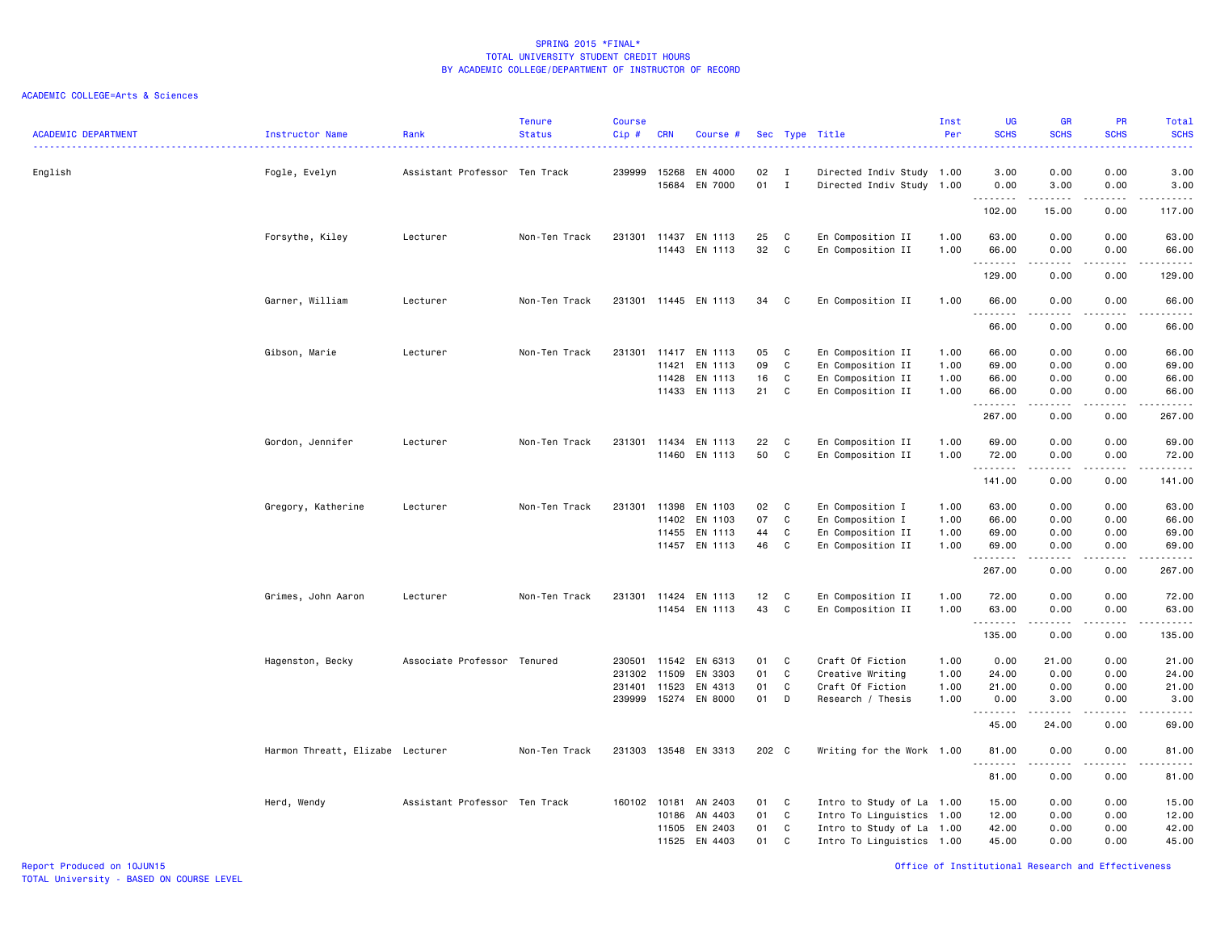SPRING 2015 *FINAL*
TOTAL UNIVERSITY STUDENT CREDIT HOURS
BY ACADEMIC COLLEGE/DEPARTMENT OF INSTRUCTOR OF RECORD

ACADEMIC COLLEGE=Arts & Sciences

| ACADEMIC DEPARTMENT | Instructor Name | Rank | Tenure Status | Course Cip # | CRN | Course # | Sec | Type | Title | Inst Per | UG SCHS | GR SCHS | PR SCHS | Total SCHS |
|---|---|---|---|---|---|---|---|---|---|---|---|---|---|---|
| English | Fogle, Evelyn | Assistant Professor | Ten Track | 239999 | 15268 | EN 4000 | 02 | I | Directed Indiv Study | 1.00 | 3.00 | 0.00 | 0.00 | 3.00 |
| | | | | | 15684 | EN 7000 | 01 | I | Directed Indiv Study | 1.00 | 0.00 | 3.00 | 0.00 | 3.00 |
| | | | | | | | | | | | 102.00 | 15.00 | 0.00 | 117.00 |
| | Forsythe, Kiley | Lecturer | Non-Ten Track | 231301 | 11437 | EN 1113 | 25 | C | En Composition II | 1.00 | 63.00 | 0.00 | 0.00 | 63.00 |
| | | | | | 11443 | EN 1113 | 32 | C | En Composition II | 1.00 | 66.00 | 0.00 | 0.00 | 66.00 |
| | | | | | | | | | | | 129.00 | 0.00 | 0.00 | 129.00 |
| | Garner, William | Lecturer | Non-Ten Track | 231301 | 11445 | EN 1113 | 34 | C | En Composition II | 1.00 | 66.00 | 0.00 | 0.00 | 66.00 |
| | | | | | | | | | | | 66.00 | 0.00 | 0.00 | 66.00 |
| | Gibson, Marie | Lecturer | Non-Ten Track | 231301 | 11417 | EN 1113 | 05 | C | En Composition II | 1.00 | 66.00 | 0.00 | 0.00 | 66.00 |
| | | | | | 11421 | EN 1113 | 09 | C | En Composition II | 1.00 | 69.00 | 0.00 | 0.00 | 69.00 |
| | | | | | 11428 | EN 1113 | 16 | C | En Composition II | 1.00 | 66.00 | 0.00 | 0.00 | 66.00 |
| | | | | | 11433 | EN 1113 | 21 | C | En Composition II | 1.00 | 66.00 | 0.00 | 0.00 | 66.00 |
| | | | | | | | | | | | 267.00 | 0.00 | 0.00 | 267.00 |
| | Gordon, Jennifer | Lecturer | Non-Ten Track | 231301 | 11434 | EN 1113 | 22 | C | En Composition II | 1.00 | 69.00 | 0.00 | 0.00 | 69.00 |
| | | | | | 11460 | EN 1113 | 50 | C | En Composition II | 1.00 | 72.00 | 0.00 | 0.00 | 72.00 |
| | | | | | | | | | | | 141.00 | 0.00 | 0.00 | 141.00 |
| | Gregory, Katherine | Lecturer | Non-Ten Track | 231301 | 11398 | EN 1103 | 02 | C | En Composition I | 1.00 | 63.00 | 0.00 | 0.00 | 63.00 |
| | | | | | 11402 | EN 1103 | 07 | C | En Composition I | 1.00 | 66.00 | 0.00 | 0.00 | 66.00 |
| | | | | | 11455 | EN 1113 | 44 | C | En Composition II | 1.00 | 69.00 | 0.00 | 0.00 | 69.00 |
| | | | | | 11457 | EN 1113 | 46 | C | En Composition II | 1.00 | 69.00 | 0.00 | 0.00 | 69.00 |
| | | | | | | | | | | | 267.00 | 0.00 | 0.00 | 267.00 |
| | Grimes, John Aaron | Lecturer | Non-Ten Track | 231301 | 11424 | EN 1113 | 12 | C | En Composition II | 1.00 | 72.00 | 0.00 | 0.00 | 72.00 |
| | | | | | 11454 | EN 1113 | 43 | C | En Composition II | 1.00 | 63.00 | 0.00 | 0.00 | 63.00 |
| | | | | | | | | | | | 135.00 | 0.00 | 0.00 | 135.00 |
| | Hagenston, Becky | Associate Professor | Tenured | 230501 | 11542 | EN 6313 | 01 | C | Craft Of Fiction | 1.00 | 0.00 | 21.00 | 0.00 | 21.00 |
| | | | | 231302 | 11509 | EN 3303 | 01 | C | Creative Writing | 1.00 | 24.00 | 0.00 | 0.00 | 24.00 |
| | | | | 231401 | 11523 | EN 4313 | 01 | C | Craft Of Fiction | 1.00 | 21.00 | 0.00 | 0.00 | 21.00 |
| | | | | 239999 | 15274 | EN 8000 | 01 | D | Research / Thesis | 1.00 | 0.00 | 3.00 | 0.00 | 3.00 |
| | | | | | | | | | | | 45.00 | 24.00 | 0.00 | 69.00 |
| | Harmon Threatt, Elizabe | Lecturer | Non-Ten Track | 231303 | 13548 | EN 3313 | 202 | C | Writing for the Work | 1.00 | 81.00 | 0.00 | 0.00 | 81.00 |
| | | | | | | | | | | | 81.00 | 0.00 | 0.00 | 81.00 |
| | Herd, Wendy | Assistant Professor | Ten Track | 160102 | 10181 | AN 2403 | 01 | C | Intro to Study of La | 1.00 | 15.00 | 0.00 | 0.00 | 15.00 |
| | | | | | 10186 | AN 4403 | 01 | C | Intro To Linguistics | 1.00 | 12.00 | 0.00 | 0.00 | 12.00 |
| | | | | | 11505 | EN 2403 | 01 | C | Intro to Study of La | 1.00 | 42.00 | 0.00 | 0.00 | 42.00 |
| | | | | | 11525 | EN 4403 | 01 | C | Intro To Linguistics | 1.00 | 45.00 | 0.00 | 0.00 | 45.00 |

Report Produced on 10JUN15
TOTAL University - BASED ON COURSE LEVEL

Office of Institutional Research and Effectiveness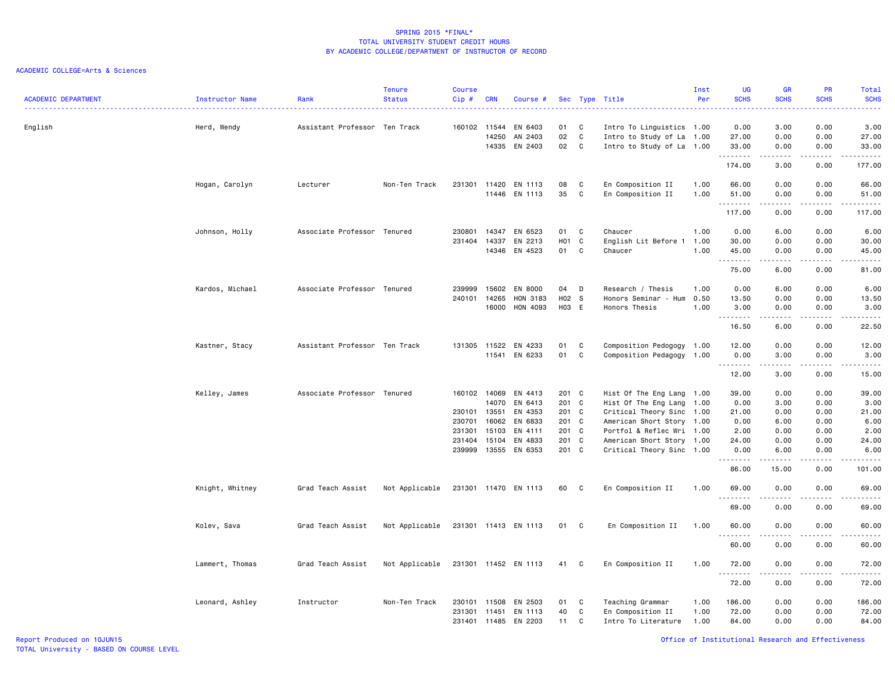SPRING 2015 *FINAL*
TOTAL UNIVERSITY STUDENT CREDIT HOURS
BY ACADEMIC COLLEGE/DEPARTMENT OF INSTRUCTOR OF RECORD

ACADEMIC COLLEGE=Arts & Sciences

| ACADEMIC DEPARTMENT | Instructor Name | Rank | Tenure Status | Course Cip # | CRN | Course # | Sec | Type | Title | Inst Per | UG SCHS | GR SCHS | PR SCHS | Total SCHS |
|---|---|---|---|---|---|---|---|---|---|---|---|---|---|---|
| English | Herd, Wendy | Assistant Professor | Ten Track | 160102 | 11544 | EN 6403 | 01 | C | Intro To Linguistics | 1.00 | 0.00 | 3.00 | 0.00 | 3.00 |
| | | | | | 14250 | AN 2403 | 02 | C | Intro to Study of La | 1.00 | 27.00 | 0.00 | 0.00 | 27.00 |
| | | | | | 14335 | EN 2403 | 02 | C | Intro to Study of La | 1.00 | 33.00 | 0.00 | 0.00 | 33.00 |
| | | | | | | | | | | | 174.00 | 3.00 | 0.00 | 177.00 |
| | Hogan, Carolyn | Lecturer | Non-Ten Track | 231301 | 11420 | EN 1113 | 08 | C | En Composition II | 1.00 | 66.00 | 0.00 | 0.00 | 66.00 |
| | | | | | 11446 | EN 1113 | 35 | C | En Composition II | 1.00 | 51.00 | 0.00 | 0.00 | 51.00 |
| | | | | | | | | | | | 117.00 | 0.00 | 0.00 | 117.00 |
| | Johnson, Holly | Associate Professor | Tenured | 230801 | 14347 | EN 6523 | 01 | C | Chaucer | 1.00 | 0.00 | 6.00 | 0.00 | 6.00 |
| | | | | 231404 | 14337 | EN 2213 | H01 | C | English Lit Before 1 | 1.00 | 30.00 | 0.00 | 0.00 | 30.00 |
| | | | | | 14346 | EN 4523 | 01 | C | Chaucer | 1.00 | 45.00 | 0.00 | 0.00 | 45.00 |
| | | | | | | | | | | | 75.00 | 6.00 | 0.00 | 81.00 |
| | Kardos, Michael | Associate Professor | Tenured | 239999 | 15602 | EN 8000 | 04 | D | Research / Thesis | 1.00 | 0.00 | 6.00 | 0.00 | 6.00 |
| | | | | 240101 | 14265 | HON 3183 | H02 | S | Honors Seminar - Hum | 0.50 | 13.50 | 0.00 | 0.00 | 13.50 |
| | | | | | 16000 | HON 4093 | H03 | E | Honors Thesis | 1.00 | 3.00 | 0.00 | 0.00 | 3.00 |
| | | | | | | | | | | | 16.50 | 6.00 | 0.00 | 22.50 |
| | Kastner, Stacy | Assistant Professor | Ten Track | 131305 | 11522 | EN 4233 | 01 | C | Composition Pedogogy | 1.00 | 12.00 | 0.00 | 0.00 | 12.00 |
| | | | | | 11541 | EN 6233 | 01 | C | Composition Pedagogy | 1.00 | 0.00 | 3.00 | 0.00 | 3.00 |
| | | | | | | | | | | | 12.00 | 3.00 | 0.00 | 15.00 |
| | Kelley, James | Associate Professor | Tenured | 160102 | 14069 | EN 4413 | 201 | C | Hist Of The Eng Lang | 1.00 | 39.00 | 0.00 | 0.00 | 39.00 |
| | | | | | 14070 | EN 6413 | 201 | C | Hist Of The Eng Lang | 1.00 | 0.00 | 3.00 | 0.00 | 3.00 |
| | | | | 230101 | 13551 | EN 4353 | 201 | C | Critical Theory Sinc | 1.00 | 21.00 | 0.00 | 0.00 | 21.00 |
| | | | | 230701 | 16062 | EN 6833 | 201 | C | American Short Story | 1.00 | 0.00 | 6.00 | 0.00 | 6.00 |
| | | | | 231301 | 15103 | EN 4111 | 201 | C | Portfol & Reflec Wri | 1.00 | 2.00 | 0.00 | 0.00 | 2.00 |
| | | | | 231404 | 15104 | EN 4833 | 201 | C | American Short Story | 1.00 | 24.00 | 0.00 | 0.00 | 24.00 |
| | | | | 239999 | 13555 | EN 6353 | 201 | C | Critical Theory Sinc | 1.00 | 0.00 | 6.00 | 0.00 | 6.00 |
| | | | | | | | | | | | 86.00 | 15.00 | 0.00 | 101.00 |
| | Knight, Whitney | Grad Teach Assist | Not Applicable | 231301 | 11470 | EN 1113 | 60 | C | En Composition II | 1.00 | 69.00 | 0.00 | 0.00 | 69.00 |
| | | | | | | | | | | | 69.00 | 0.00 | 0.00 | 69.00 |
| | Kolev, Sava | Grad Teach Assist | Not Applicable | 231301 | 11413 | EN 1113 | 01 | C | En Composition II | 1.00 | 60.00 | 0.00 | 0.00 | 60.00 |
| | | | | | | | | | | | 60.00 | 0.00 | 0.00 | 60.00 |
| | Lammert, Thomas | Grad Teach Assist | Not Applicable | 231301 | 11452 | EN 1113 | 41 | C | En Composition II | 1.00 | 72.00 | 0.00 | 0.00 | 72.00 |
| | | | | | | | | | | | 72.00 | 0.00 | 0.00 | 72.00 |
| | Leonard, Ashley | Instructor | Non-Ten Track | 230101 | 11508 | EN 2503 | 01 | C | Teaching Grammar | 1.00 | 186.00 | 0.00 | 0.00 | 186.00 |
| | | | | 231301 | 11451 | EN 1113 | 40 | C | En Composition II | 1.00 | 72.00 | 0.00 | 0.00 | 72.00 |
| | | | | 231401 | 11485 | EN 2203 | 11 | C | Intro To Literature | 1.00 | 84.00 | 0.00 | 0.00 | 84.00 |

Report Produced on 10JUN15
TOTAL University - BASED ON COURSE LEVEL

Office of Institutional Research and Effectiveness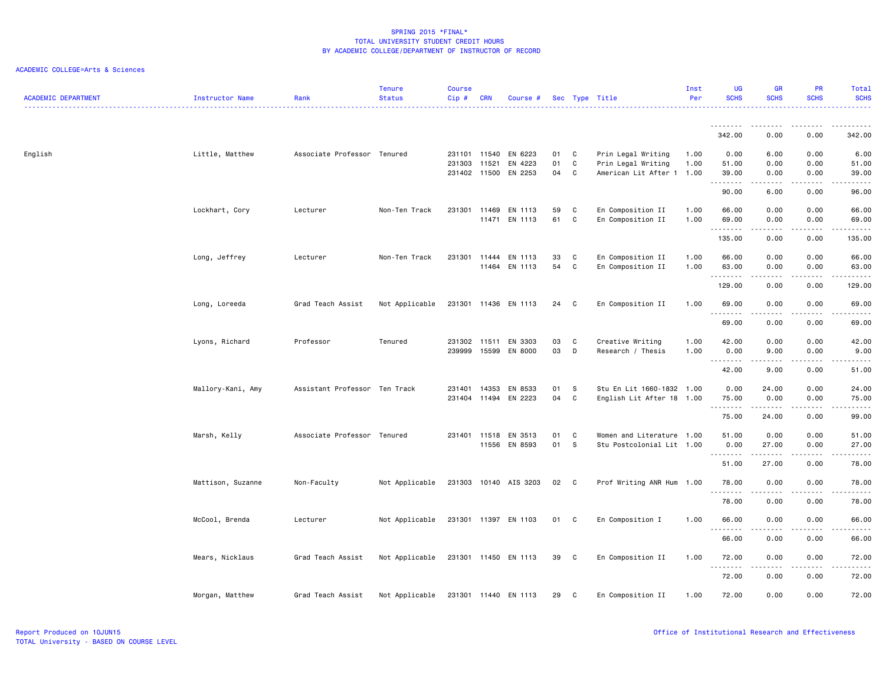SPRING 2015 *FINAL*
TOTAL UNIVERSITY STUDENT CREDIT HOURS
BY ACADEMIC COLLEGE/DEPARTMENT OF INSTRUCTOR OF RECORD

ACADEMIC COLLEGE=Arts & Sciences

| ACADEMIC DEPARTMENT | Instructor Name | Rank | Tenure Status | Course Cip # | CRN | Course # | Sec | Type | Title | Inst Per | UG SCHS | GR SCHS | PR SCHS | Total SCHS |
|---|---|---|---|---|---|---|---|---|---|---|---|---|---|---|
| | | | | | | | | | | | 342.00 | 0.00 | 0.00 | 342.00 |
| English | Little, Matthew | Associate Professor | Tenured | 231101 | 11540 | EN 6223 | 01 | C | Prin Legal Writing | 1.00 | 0.00 | 6.00 | 0.00 | 6.00 |
| | | | | 231303 | 11521 | EN 4223 | 01 | C | Prin Legal Writing | 1.00 | 51.00 | 0.00 | 0.00 | 51.00 |
| | | | | 231402 | 11500 | EN 2253 | 04 | C | American Lit After 1 | 1.00 | 39.00 | 0.00 | 0.00 | 39.00 |
| | | | | | | | | | | | 90.00 | 6.00 | 0.00 | 96.00 |
| | Lockhart, Cory | Lecturer | Non-Ten Track | 231301 | 11469 | EN 1113 | 59 | C | En Composition II | 1.00 | 66.00 | 0.00 | 0.00 | 66.00 |
| | | | | | 11471 | EN 1113 | 61 | C | En Composition II | 1.00 | 69.00 | 0.00 | 0.00 | 69.00 |
| | | | | | | | | | | | 135.00 | 0.00 | 0.00 | 135.00 |
| | Long, Jeffrey | Lecturer | Non-Ten Track | 231301 | 11444 | EN 1113 | 33 | C | En Composition II | 1.00 | 66.00 | 0.00 | 0.00 | 66.00 |
| | | | | | 11464 | EN 1113 | 54 | C | En Composition II | 1.00 | 63.00 | 0.00 | 0.00 | 63.00 |
| | | | | | | | | | | | 129.00 | 0.00 | 0.00 | 129.00 |
| | Long, Loreeda | Grad Teach Assist | Not Applicable | 231301 | 11436 | EN 1113 | 24 | C | En Composition II | 1.00 | 69.00 | 0.00 | 0.00 | 69.00 |
| | | | | | | | | | | | 69.00 | 0.00 | 0.00 | 69.00 |
| | Lyons, Richard | Professor | Tenured | 231302 | 11511 | EN 3303 | 03 | C | Creative Writing | 1.00 | 42.00 | 0.00 | 0.00 | 42.00 |
| | | | | 239999 | 15599 | EN 8000 | 03 | D | Research / Thesis | 1.00 | 0.00 | 9.00 | 0.00 | 9.00 |
| | | | | | | | | | | | 42.00 | 9.00 | 0.00 | 51.00 |
| | Mallory-Kani, Amy | Assistant Professor | Ten Track | 231401 | 14353 | EN 8533 | 01 | S | Stu En Lit 1660-1832 | 1.00 | 0.00 | 24.00 | 0.00 | 24.00 |
| | | | | 231404 | 11494 | EN 2223 | 04 | C | English Lit After 18 | 1.00 | 75.00 | 0.00 | 0.00 | 75.00 |
| | | | | | | | | | | | 75.00 | 24.00 | 0.00 | 99.00 |
| | Marsh, Kelly | Associate Professor | Tenured | 231401 | 11518 | EN 3513 | 01 | C | Women and Literature | 1.00 | 51.00 | 0.00 | 0.00 | 51.00 |
| | | | | | 11556 | EN 8593 | 01 | S | Stu Postcolonial Lit | 1.00 | 0.00 | 27.00 | 0.00 | 27.00 |
| | | | | | | | | | | | 51.00 | 27.00 | 0.00 | 78.00 |
| | Mattison, Suzanne | Non-Faculty | Not Applicable | 231303 | 10140 | AIS 3203 | 02 | C | Prof Writing ANR Hum | 1.00 | 78.00 | 0.00 | 0.00 | 78.00 |
| | | | | | | | | | | | 78.00 | 0.00 | 0.00 | 78.00 |
| | McCool, Brenda | Lecturer | Not Applicable | 231301 | 11397 | EN 1103 | 01 | C | En Composition I | 1.00 | 66.00 | 0.00 | 0.00 | 66.00 |
| | | | | | | | | | | | 66.00 | 0.00 | 0.00 | 66.00 |
| | Mears, Nicklaus | Grad Teach Assist | Not Applicable | 231301 | 11450 | EN 1113 | 39 | C | En Composition II | 1.00 | 72.00 | 0.00 | 0.00 | 72.00 |
| | | | | | | | | | | | 72.00 | 0.00 | 0.00 | 72.00 |
| | Morgan, Matthew | Grad Teach Assist | Not Applicable | 231301 | 11440 | EN 1113 | 29 | C | En Composition II | 1.00 | 72.00 | 0.00 | 0.00 | 72.00 |

Report Produced on 10JUN15
TOTAL University - BASED ON COURSE LEVEL

Office of Institutional Research and Effectiveness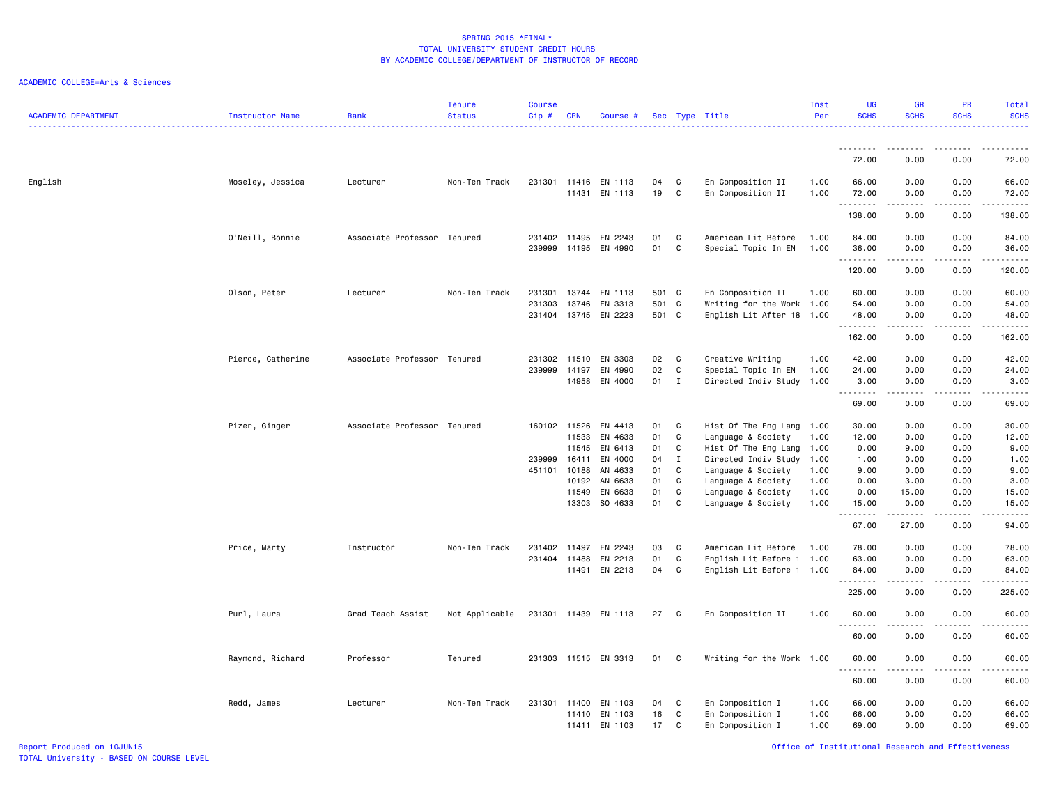SPRING 2015 *FINAL*
TOTAL UNIVERSITY STUDENT CREDIT HOURS
BY ACADEMIC COLLEGE/DEPARTMENT OF INSTRUCTOR OF RECORD

ACADEMIC COLLEGE=Arts & Sciences

| ACADEMIC DEPARTMENT | Instructor Name | Rank | Tenure Status | Course Cip # | CRN | Course # | Sec | Type | Title | Inst Per | UG SCHS | GR SCHS | PR SCHS | Total SCHS |
|---|---|---|---|---|---|---|---|---|---|---|---|---|---|---|
| | | | | | | | | | | | 72.00 | 0.00 | 0.00 | 72.00 |
| English | Moseley, Jessica | Lecturer | Non-Ten Track | 231301 | 11416 | EN 1113 | 04 | C | En Composition II | 1.00 | 66.00 | 0.00 | 0.00 | 66.00 |
| | | | | | 11431 | EN 1113 | 19 | C | En Composition II | 1.00 | 72.00 | 0.00 | 0.00 | 72.00 |
| | | | | | | | | | | | 138.00 | 0.00 | 0.00 | 138.00 |
| | O'Neill, Bonnie | Associate Professor | Tenured | 231402 | 11495 | EN 2243 | 01 | C | American Lit Before | 1.00 | 84.00 | 0.00 | 0.00 | 84.00 |
| | | | | 239999 | 14195 | EN 4990 | 01 | C | Special Topic In EN | 1.00 | 36.00 | 0.00 | 0.00 | 36.00 |
| | | | | | | | | | | | 120.00 | 0.00 | 0.00 | 120.00 |
| | Olson, Peter | Lecturer | Non-Ten Track | 231301 | 13744 | EN 1113 | 501 | C | En Composition II | 1.00 | 60.00 | 0.00 | 0.00 | 60.00 |
| | | | | 231303 | 13746 | EN 3313 | 501 | C | Writing for the Work | 1.00 | 54.00 | 0.00 | 0.00 | 54.00 |
| | | | | 231404 | 13745 | EN 2223 | 501 | C | English Lit After 18 | 1.00 | 48.00 | 0.00 | 0.00 | 48.00 |
| | | | | | | | | | | | 162.00 | 0.00 | 0.00 | 162.00 |
| | Pierce, Catherine | Associate Professor | Tenured | 231302 | 11510 | EN 3303 | 02 | C | Creative Writing | 1.00 | 42.00 | 0.00 | 0.00 | 42.00 |
| | | | | 239999 | 14197 | EN 4990 | 02 | C | Special Topic In EN | 1.00 | 24.00 | 0.00 | 0.00 | 24.00 |
| | | | | | 14958 | EN 4000 | 01 | I | Directed Indiv Study | 1.00 | 3.00 | 0.00 | 0.00 | 3.00 |
| | | | | | | | | | | | 69.00 | 0.00 | 0.00 | 69.00 |
| | Pizer, Ginger | Associate Professor | Tenured | 160102 | 11526 | EN 4413 | 01 | C | Hist Of The Eng Lang | 1.00 | 30.00 | 0.00 | 0.00 | 30.00 |
| | | | | | 11533 | EN 4633 | 01 | C | Language & Society | 1.00 | 12.00 | 0.00 | 0.00 | 12.00 |
| | | | | | 11545 | EN 6413 | 01 | C | Hist Of The Eng Lang | 1.00 | 0.00 | 9.00 | 0.00 | 9.00 |
| | | | | 239999 | 16411 | EN 4000 | 04 | I | Directed Indiv Study | 1.00 | 1.00 | 0.00 | 0.00 | 1.00 |
| | | | | 451101 | 10188 | AN 4633 | 01 | C | Language & Society | 1.00 | 9.00 | 0.00 | 0.00 | 9.00 |
| | | | | | 10192 | AN 6633 | 01 | C | Language & Society | 1.00 | 0.00 | 3.00 | 0.00 | 3.00 |
| | | | | | 11549 | EN 6633 | 01 | C | Language & Society | 1.00 | 0.00 | 15.00 | 0.00 | 15.00 |
| | | | | | 13303 | SO 4633 | 01 | C | Language & Society | 1.00 | 15.00 | 0.00 | 0.00 | 15.00 |
| | | | | | | | | | | | 67.00 | 27.00 | 0.00 | 94.00 |
| | Price, Marty | Instructor | Non-Ten Track | 231402 | 11497 | EN 2243 | 03 | C | American Lit Before | 1.00 | 78.00 | 0.00 | 0.00 | 78.00 |
| | | | | 231404 | 11488 | EN 2213 | 01 | C | English Lit Before 1 | 1.00 | 63.00 | 0.00 | 0.00 | 63.00 |
| | | | | | 11491 | EN 2213 | 04 | C | English Lit Before 1 | 1.00 | 84.00 | 0.00 | 0.00 | 84.00 |
| | | | | | | | | | | | 225.00 | 0.00 | 0.00 | 225.00 |
| | Purl, Laura | Grad Teach Assist | Not Applicable | 231301 | 11439 | EN 1113 | 27 | C | En Composition II | 1.00 | 60.00 | 0.00 | 0.00 | 60.00 |
| | | | | | | | | | | | 60.00 | 0.00 | 0.00 | 60.00 |
| | Raymond, Richard | Professor | Tenured | 231303 | 11515 | EN 3313 | 01 | C | Writing for the Work | 1.00 | 60.00 | 0.00 | 0.00 | 60.00 |
| | | | | | | | | | | | 60.00 | 0.00 | 0.00 | 60.00 |
| | Redd, James | Lecturer | Non-Ten Track | 231301 | 11400 | EN 1103 | 04 | C | En Composition I | 1.00 | 66.00 | 0.00 | 0.00 | 66.00 |
| | | | | | 11410 | EN 1103 | 16 | C | En Composition I | 1.00 | 66.00 | 0.00 | 0.00 | 66.00 |
| | | | | | 11411 | EN 1103 | 17 | C | En Composition I | 1.00 | 69.00 | 0.00 | 0.00 | 69.00 |

Report Produced on 10JUN15
TOTAL University - BASED ON COURSE LEVEL
Office of Institutional Research and Effectiveness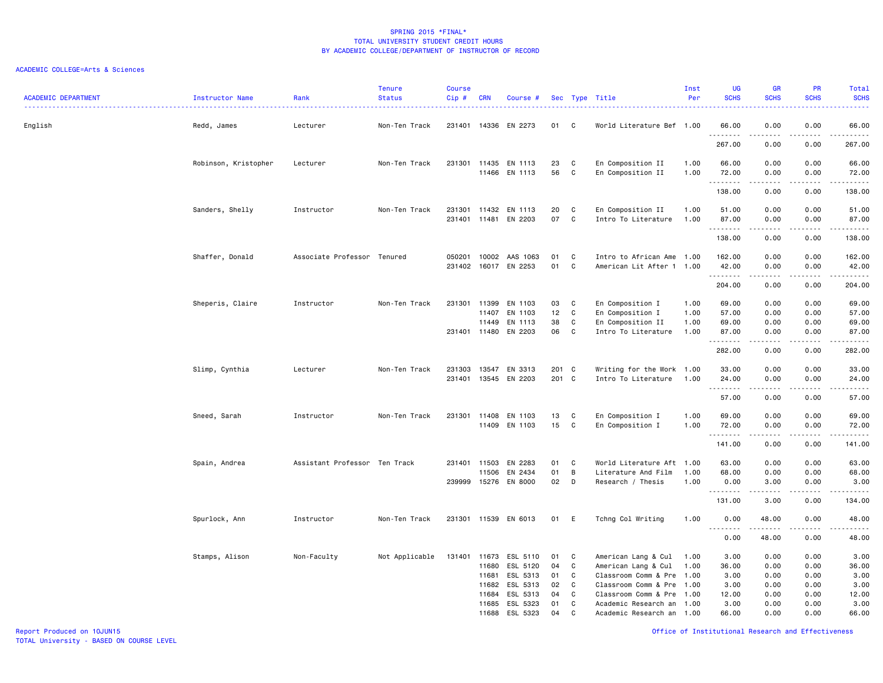SPRING 2015 *FINAL*
TOTAL UNIVERSITY STUDENT CREDIT HOURS
BY ACADEMIC COLLEGE/DEPARTMENT OF INSTRUCTOR OF RECORD

ACADEMIC COLLEGE=Arts & Sciences

| ACADEMIC DEPARTMENT | Instructor Name | Rank | Tenure Status | Course Cip # | CRN | Course # | Sec | Type | Title | Inst Per | UG SCHS | GR SCHS | PR SCHS | Total SCHS |
|---|---|---|---|---|---|---|---|---|---|---|---|---|---|---|
| English | Redd, James | Lecturer | Non-Ten Track | 231401 | 14336 | EN 2273 | 01 | C | World Literature Bef | 1.00 | 66.00 | 0.00 | 0.00 | 66.00 |
| | | | | | | | | | | | 267.00 | 0.00 | 0.00 | 267.00 |
| | Robinson, Kristopher | Lecturer | Non-Ten Track | 231301 | 11435 | EN 1113 | 23 | C | En Composition II | 1.00 | 66.00 | 0.00 | 0.00 | 66.00 |
| | | | | | 11466 | EN 1113 | 56 | C | En Composition II | 1.00 | 72.00 | 0.00 | 0.00 | 72.00 |
| | | | | | | | | | | | 138.00 | 0.00 | 0.00 | 138.00 |
| | Sanders, Shelly | Instructor | Non-Ten Track | 231301 | 11432 | EN 1113 | 20 | C | En Composition II | 1.00 | 51.00 | 0.00 | 0.00 | 51.00 |
| | | | | 231401 | 11481 | EN 2203 | 07 | C | Intro To Literature | 1.00 | 87.00 | 0.00 | 0.00 | 87.00 |
| | | | | | | | | | | | 138.00 | 0.00 | 0.00 | 138.00 |
| | Shaffer, Donald | Associate Professor | Tenured | 050201 | 10002 | AAS 1063 | 01 | C | Intro to African Ame | 1.00 | 162.00 | 0.00 | 0.00 | 162.00 |
| | | | | 231402 | 16017 | EN 2253 | 01 | C | American Lit After 1 | 1.00 | 42.00 | 0.00 | 0.00 | 42.00 |
| | | | | | | | | | | | 204.00 | 0.00 | 0.00 | 204.00 |
| | Sheperis, Claire | Instructor | Non-Ten Track | 231301 | 11399 | EN 1103 | 03 | C | En Composition I | 1.00 | 69.00 | 0.00 | 0.00 | 69.00 |
| | | | | | 11407 | EN 1103 | 12 | C | En Composition I | 1.00 | 57.00 | 0.00 | 0.00 | 57.00 |
| | | | | | 11449 | EN 1113 | 38 | C | En Composition II | 1.00 | 69.00 | 0.00 | 0.00 | 69.00 |
| | | | | 231401 | 11480 | EN 2203 | 06 | C | Intro To Literature | 1.00 | 87.00 | 0.00 | 0.00 | 87.00 |
| | | | | | | | | | | | 282.00 | 0.00 | 0.00 | 282.00 |
| | Slimp, Cynthia | Lecturer | Non-Ten Track | 231303 | 13547 | EN 3313 | 201 | C | Writing for the Work | 1.00 | 33.00 | 0.00 | 0.00 | 33.00 |
| | | | | 231401 | 13545 | EN 2203 | 201 | C | Intro To Literature | 1.00 | 24.00 | 0.00 | 0.00 | 24.00 |
| | | | | | | | | | | | 57.00 | 0.00 | 0.00 | 57.00 |
| | Sneed, Sarah | Instructor | Non-Ten Track | 231301 | 11408 | EN 1103 | 13 | C | En Composition I | 1.00 | 69.00 | 0.00 | 0.00 | 69.00 |
| | | | | | 11409 | EN 1103 | 15 | C | En Composition I | 1.00 | 72.00 | 0.00 | 0.00 | 72.00 |
| | | | | | | | | | | | 141.00 | 0.00 | 0.00 | 141.00 |
| | Spain, Andrea | Assistant Professor | Ten Track | 231401 | 11503 | EN 2283 | 01 | C | World Literature Aft | 1.00 | 63.00 | 0.00 | 0.00 | 63.00 |
| | | | | | 11506 | EN 2434 | 01 | B | Literature And Film | 1.00 | 68.00 | 0.00 | 0.00 | 68.00 |
| | | | | 239999 | 15276 | EN 8000 | 02 | D | Research / Thesis | 1.00 | 0.00 | 3.00 | 0.00 | 3.00 |
| | | | | | | | | | | | 131.00 | 3.00 | 0.00 | 134.00 |
| | Spurlock, Ann | Instructor | Non-Ten Track | 231301 | 11539 | EN 6013 | 01 | E | Tchng Col Writing | 1.00 | 0.00 | 48.00 | 0.00 | 48.00 |
| | | | | | | | | | | | 0.00 | 48.00 | 0.00 | 48.00 |
| | Stamps, Alison | Non-Faculty | Not Applicable | 131401 | 11673 | ESL 5110 | 01 | C | American Lang & Cul | 1.00 | 3.00 | 0.00 | 0.00 | 3.00 |
| | | | | | 11680 | ESL 5120 | 04 | C | American Lang & Cul | 1.00 | 36.00 | 0.00 | 0.00 | 36.00 |
| | | | | | 11681 | ESL 5313 | 01 | C | Classroom Comm & Pre | 1.00 | 3.00 | 0.00 | 0.00 | 3.00 |
| | | | | | 11682 | ESL 5313 | 02 | C | Classroom Comm & Pre | 1.00 | 3.00 | 0.00 | 0.00 | 3.00 |
| | | | | | 11684 | ESL 5313 | 04 | C | Classroom Comm & Pre | 1.00 | 12.00 | 0.00 | 0.00 | 12.00 |
| | | | | | 11685 | ESL 5323 | 01 | C | Academic Research an | 1.00 | 3.00 | 0.00 | 0.00 | 3.00 |
| | | | | | 11688 | ESL 5323 | 04 | C | Academic Research an | 1.00 | 66.00 | 0.00 | 0.00 | 66.00 |

Report Produced on 10JUN15
TOTAL University - BASED ON COURSE LEVEL

Office of Institutional Research and Effectiveness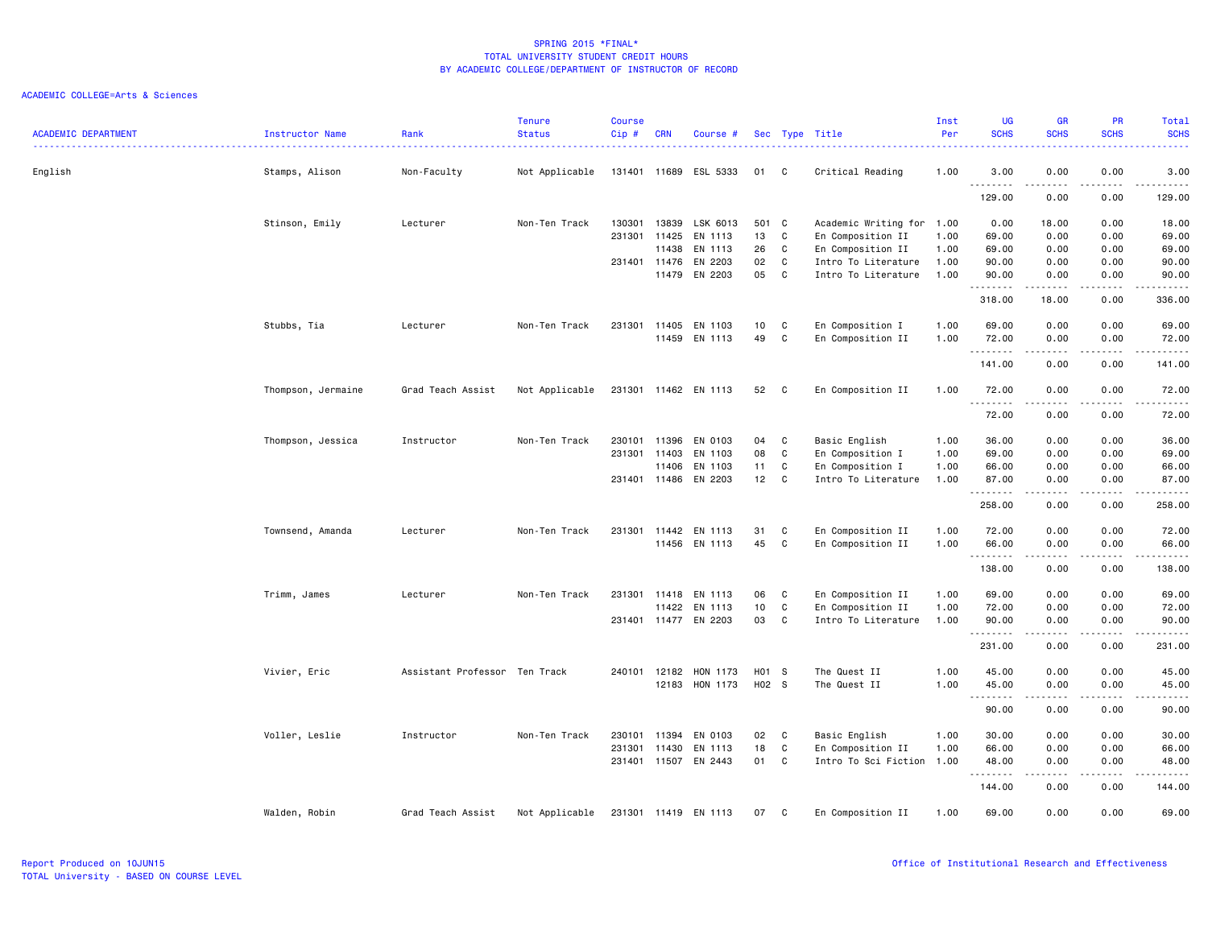# SPRING 2015 *FINAL*
## TOTAL UNIVERSITY STUDENT CREDIT HOURS
## BY ACADEMIC COLLEGE/DEPARTMENT OF INSTRUCTOR OF RECORD

ACADEMIC COLLEGE=Arts & Sciences

| ACADEMIC DEPARTMENT | Instructor Name | Rank | Tenure Status | Course Cip # | CRN | Course # | Sec | Type | Title | Inst Per | UG SCHS | GR SCHS | PR SCHS | Total SCHS |
|---|---|---|---|---|---|---|---|---|---|---|---|---|---|---|
| English | Stamps, Alison | Non-Faculty | Not Applicable | 131401 | 11689 | ESL 5333 | 01 | C | Critical Reading | 1.00 | 3.00 | 0.00 | 0.00 | 3.00 |
| | | | | | | | | | | | 129.00 | 0.00 | 0.00 | 129.00 |
| | Stinson, Emily | Lecturer | Non-Ten Track | 130301 | 13839 | LSK 6013 | 501 | C | Academic Writing for | 1.00 | 0.00 | 18.00 | 0.00 | 18.00 |
| | | | | 231301 | 11425 | EN 1113 | 13 | C | En Composition II | 1.00 | 69.00 | 0.00 | 0.00 | 69.00 |
| | | | | | 11438 | EN 1113 | 26 | C | En Composition II | 1.00 | 69.00 | 0.00 | 0.00 | 69.00 |
| | | | | 231401 | 11476 | EN 2203 | 02 | C | Intro To Literature | 1.00 | 90.00 | 0.00 | 0.00 | 90.00 |
| | | | | | 11479 | EN 2203 | 05 | C | Intro To Literature | 1.00 | 90.00 | 0.00 | 0.00 | 90.00 |
| | | | | | | | | | | | 318.00 | 18.00 | 0.00 | 336.00 |
| | Stubbs, Tia | Lecturer | Non-Ten Track | 231301 | 11405 | EN 1103 | 10 | C | En Composition I | 1.00 | 69.00 | 0.00 | 0.00 | 69.00 |
| | | | | | 11459 | EN 1113 | 49 | C | En Composition II | 1.00 | 72.00 | 0.00 | 0.00 | 72.00 |
| | | | | | | | | | | | 141.00 | 0.00 | 0.00 | 141.00 |
| | Thompson, Jermaine | Grad Teach Assist | Not Applicable | 231301 | 11462 | EN 1113 | 52 | C | En Composition II | 1.00 | 72.00 | 0.00 | 0.00 | 72.00 |
| | | | | | | | | | | | 72.00 | 0.00 | 0.00 | 72.00 |
| | Thompson, Jessica | Instructor | Non-Ten Track | 230101 | 11396 | EN 0103 | 04 | C | Basic English | 1.00 | 36.00 | 0.00 | 0.00 | 36.00 |
| | | | | 231301 | 11403 | EN 1103 | 08 | C | En Composition I | 1.00 | 69.00 | 0.00 | 0.00 | 69.00 |
| | | | | | 11406 | EN 1103 | 11 | C | En Composition I | 1.00 | 66.00 | 0.00 | 0.00 | 66.00 |
| | | | | 231401 | 11486 | EN 2203 | 12 | C | Intro To Literature | 1.00 | 87.00 | 0.00 | 0.00 | 87.00 |
| | | | | | | | | | | | 258.00 | 0.00 | 0.00 | 258.00 |
| | Townsend, Amanda | Lecturer | Non-Ten Track | 231301 | 11442 | EN 1113 | 31 | C | En Composition II | 1.00 | 72.00 | 0.00 | 0.00 | 72.00 |
| | | | | | 11456 | EN 1113 | 45 | C | En Composition II | 1.00 | 66.00 | 0.00 | 0.00 | 66.00 |
| | | | | | | | | | | | 138.00 | 0.00 | 0.00 | 138.00 |
| | Trimm, James | Lecturer | Non-Ten Track | 231301 | 11418 | EN 1113 | 06 | C | En Composition II | 1.00 | 69.00 | 0.00 | 0.00 | 69.00 |
| | | | | | 11422 | EN 1113 | 10 | C | En Composition II | 1.00 | 72.00 | 0.00 | 0.00 | 72.00 |
| | | | | 231401 | 11477 | EN 2203 | 03 | C | Intro To Literature | 1.00 | 90.00 | 0.00 | 0.00 | 90.00 |
| | | | | | | | | | | | 231.00 | 0.00 | 0.00 | 231.00 |
| | Vivier, Eric | Assistant Professor | Ten Track | 240101 | 12182 | HON 1173 | H01 | S | The Quest II | 1.00 | 45.00 | 0.00 | 0.00 | 45.00 |
| | | | | | 12183 | HON 1173 | H02 | S | The Quest II | 1.00 | 45.00 | 0.00 | 0.00 | 45.00 |
| | | | | | | | | | | | 90.00 | 0.00 | 0.00 | 90.00 |
| | Voller, Leslie | Instructor | Non-Ten Track | 230101 | 11394 | EN 0103 | 02 | C | Basic English | 1.00 | 30.00 | 0.00 | 0.00 | 30.00 |
| | | | | 231301 | 11430 | EN 1113 | 18 | C | En Composition II | 1.00 | 66.00 | 0.00 | 0.00 | 66.00 |
| | | | | 231401 | 11507 | EN 2443 | 01 | C | Intro To Sci Fiction | 1.00 | 48.00 | 0.00 | 0.00 | 48.00 |
| | | | | | | | | | | | 144.00 | 0.00 | 0.00 | 144.00 |
| | Walden, Robin | Grad Teach Assist | Not Applicable | 231301 | 11419 | EN 1113 | 07 | C | En Composition II | 1.00 | 69.00 | 0.00 | 0.00 | 69.00 |

Report Produced on 10JUN15
TOTAL University - BASED ON COURSE LEVEL

Office of Institutional Research and Effectiveness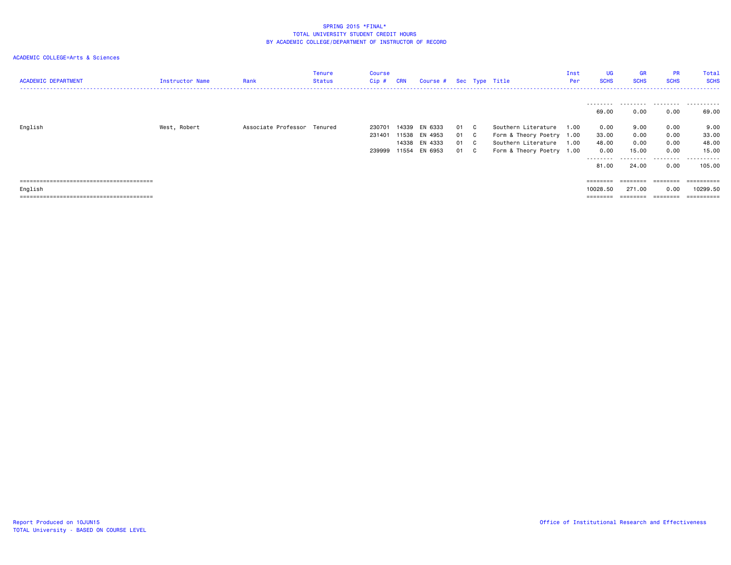SPRING 2015 *FINAL*
TOTAL UNIVERSITY STUDENT CREDIT HOURS
BY ACADEMIC COLLEGE/DEPARTMENT OF INSTRUCTOR OF RECORD

ACADEMIC COLLEGE=Arts & Sciences

| ACADEMIC DEPARTMENT | Instructor Name | Rank | Tenure Status | Course Cip # | CRN | Course # | Sec | Type | Title | Inst Per | UG SCHS | GR SCHS | PR SCHS | Total SCHS |
|---|---|---|---|---|---|---|---|---|---|---|---|---|---|---|
| | | | | | | | | | | | 69.00 | 0.00 | 0.00 | 69.00 |
| English | West, Robert | Associate Professor | Tenured | 230701 | 14339 | EN 6333 | 01 | C | Southern Literature | 1.00 | 0.00 | 9.00 | 0.00 | 9.00 |
| | | | | 231401 | 11538 | EN 4953 | 01 | C | Form & Theory Poetry | 1.00 | 33.00 | 0.00 | 0.00 | 33.00 |
| | | | | | 14338 | EN 4333 | 01 | C | Southern Literature | 1.00 | 48.00 | 0.00 | 0.00 | 48.00 |
| | | | | 239999 | 11554 | EN 6953 | 01 | C | Form & Theory Poetry | 1.00 | 0.00 | 15.00 | 0.00 | 15.00 |
| | | | | | | | | | | | 81.00 | 24.00 | 0.00 | 105.00 |
| English | | | | | | | | | | | 10028.50 | 271.00 | 0.00 | 10299.50 |

Report Produced on 10JUN15
TOTAL University - BASED ON COURSE LEVEL

Office of Institutional Research and Effectiveness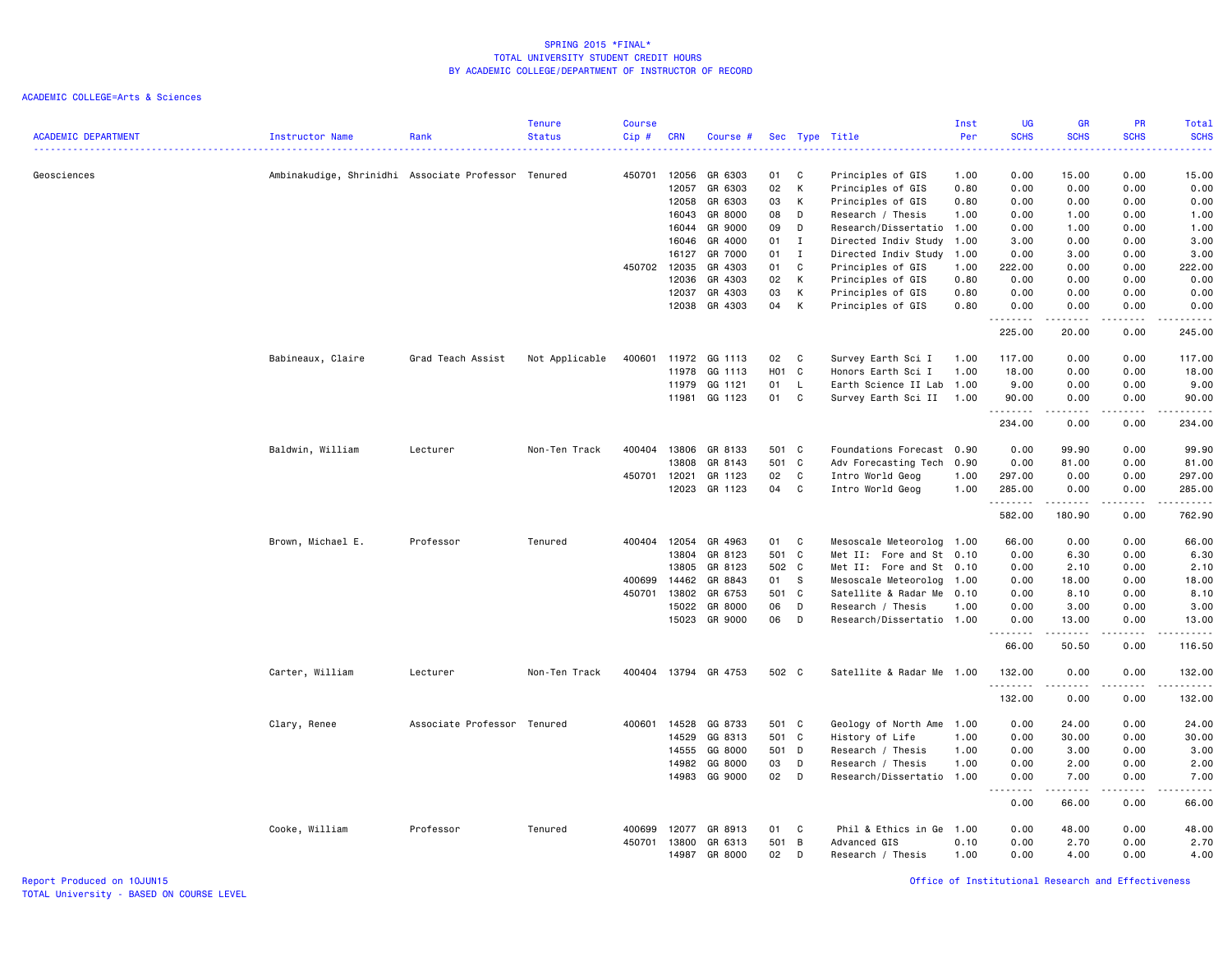# SPRING 2015 *FINAL*
## TOTAL UNIVERSITY STUDENT CREDIT HOURS
### BY ACADEMIC COLLEGE/DEPARTMENT OF INSTRUCTOR OF RECORD

ACADEMIC COLLEGE=Arts & Sciences

| ACADEMIC DEPARTMENT | Instructor Name | Rank | Tenure Status | Course Cip # | CRN | Course # | Sec | Type | Title | Inst Per | UG SCHS | GR SCHS | PR SCHS | Total SCHS |
|---|---|---|---|---|---|---|---|---|---|---|---|---|---|---|
| Geosciences | Ambinakudige, Shrinidhi | Associate Professor | Tenured | 450701 | 12056 | GR 6303 | 01 | C | Principles of GIS | 1.00 | 0.00 | 15.00 | 0.00 | 15.00 |
| | | | | | 12057 | GR 6303 | 02 | K | Principles of GIS | 0.80 | 0.00 | 0.00 | 0.00 | 0.00 |
| | | | | | 12058 | GR 6303 | 03 | K | Principles of GIS | 0.80 | 0.00 | 0.00 | 0.00 | 0.00 |
| | | | | | 16043 | GR 8000 | 08 | D | Research / Thesis | 1.00 | 0.00 | 1.00 | 0.00 | 1.00 |
| | | | | | 16044 | GR 9000 | 09 | D | Research/Dissertatio | 1.00 | 0.00 | 1.00 | 0.00 | 1.00 |
| | | | | | 16046 | GR 4000 | 01 | I | Directed Indiv Study | 1.00 | 3.00 | 0.00 | 0.00 | 3.00 |
| | | | | | 16127 | GR 7000 | 01 | I | Directed Indiv Study | 1.00 | 0.00 | 3.00 | 0.00 | 3.00 |
| | | | | 450702 | 12035 | GR 4303 | 01 | C | Principles of GIS | 1.00 | 222.00 | 0.00 | 0.00 | 222.00 |
| | | | | | 12036 | GR 4303 | 02 | K | Principles of GIS | 0.80 | 0.00 | 0.00 | 0.00 | 0.00 |
| | | | | | 12037 | GR 4303 | 03 | K | Principles of GIS | 0.80 | 0.00 | 0.00 | 0.00 | 0.00 |
| | | | | | 12038 | GR 4303 | 04 | K | Principles of GIS | 0.80 | 0.00 | 0.00 | 0.00 | 0.00 |
| | | | | | | | | | | | 225.00 | 20.00 | 0.00 | 245.00 |
| | Babineaux, Claire | Grad Teach Assist | Not Applicable | 400601 | 11972 | GG 1113 | 02 | C | Survey Earth Sci I | 1.00 | 117.00 | 0.00 | 0.00 | 117.00 |
| | | | | | 11978 | GG 1113 | H01 | C | Honors Earth Sci I | 1.00 | 18.00 | 0.00 | 0.00 | 18.00 |
| | | | | | 11979 | GG 1121 | 01 | L | Earth Science II Lab | 1.00 | 9.00 | 0.00 | 0.00 | 9.00 |
| | | | | | 11981 | GG 1123 | 01 | C | Survey Earth Sci II | 1.00 | 90.00 | 0.00 | 0.00 | 90.00 |
| | | | | | | | | | | | 234.00 | 0.00 | 0.00 | 234.00 |
| | Baldwin, William | Lecturer | Non-Ten Track | 400404 | 13806 | GR 8133 | 501 | C | Foundations Forecast | 0.90 | 0.00 | 99.90 | 0.00 | 99.90 |
| | | | | | 13808 | GR 8143 | 501 | C | Adv Forecasting Tech | 0.90 | 0.00 | 81.00 | 0.00 | 81.00 |
| | | | | 450701 | 12021 | GR 1123 | 02 | C | Intro World Geog | 1.00 | 297.00 | 0.00 | 0.00 | 297.00 |
| | | | | | 12023 | GR 1123 | 04 | C | Intro World Geog | 1.00 | 285.00 | 0.00 | 0.00 | 285.00 |
| | | | | | | | | | | | 582.00 | 180.90 | 0.00 | 762.90 |
| | Brown, Michael E. | Professor | Tenured | 400404 | 12054 | GR 4963 | 01 | C | Mesoscale Meteorolog | 1.00 | 66.00 | 0.00 | 0.00 | 66.00 |
| | | | | | 13804 | GR 8123 | 501 | C | Met II: Fore and St | 0.10 | 0.00 | 6.30 | 0.00 | 6.30 |
| | | | | | 13805 | GR 8123 | 502 | C | Met II: Fore and St | 0.10 | 0.00 | 2.10 | 0.00 | 2.10 |
| | | | | 400699 | 14462 | GR 8843 | 01 | S | Mesoscale Meteorolog | 1.00 | 0.00 | 18.00 | 0.00 | 18.00 |
| | | | | 450701 | 13802 | GR 6753 | 501 | C | Satellite & Radar Me | 0.10 | 0.00 | 8.10 | 0.00 | 8.10 |
| | | | | | 15022 | GR 8000 | 06 | D | Research / Thesis | 1.00 | 0.00 | 3.00 | 0.00 | 3.00 |
| | | | | | 15023 | GR 9000 | 06 | D | Research/Dissertatio | 1.00 | 0.00 | 13.00 | 0.00 | 13.00 |
| | | | | | | | | | | | 66.00 | 50.50 | 0.00 | 116.50 |
| | Carter, William | Lecturer | Non-Ten Track | 400404 | 13794 | GR 4753 | 502 | C | Satellite & Radar Me | 1.00 | 132.00 | 0.00 | 0.00 | 132.00 |
| | | | | | | | | | | | 132.00 | 0.00 | 0.00 | 132.00 |
| | Clary, Renee | Associate Professor | Tenured | 400601 | 14528 | GG 8733 | 501 | C | Geology of North Ame | 1.00 | 0.00 | 24.00 | 0.00 | 24.00 |
| | | | | | 14529 | GG 8313 | 501 | C | History of Life | 1.00 | 0.00 | 30.00 | 0.00 | 30.00 |
| | | | | | 14555 | GG 8000 | 501 | D | Research / Thesis | 1.00 | 0.00 | 3.00 | 0.00 | 3.00 |
| | | | | | 14982 | GG 8000 | 03 | D | Research / Thesis | 1.00 | 0.00 | 2.00 | 0.00 | 2.00 |
| | | | | | 14983 | GG 9000 | 02 | D | Research/Dissertatio | 1.00 | 0.00 | 7.00 | 0.00 | 7.00 |
| | | | | | | | | | | | 0.00 | 66.00 | 0.00 | 66.00 |
| | Cooke, William | Professor | Tenured | 400699 | 12077 | GR 8913 | 01 | C | Phil & Ethics in Ge | 1.00 | 0.00 | 48.00 | 0.00 | 48.00 |
| | | | | 450701 | 13800 | GR 6313 | 501 | B | Advanced GIS | 0.10 | 0.00 | 2.70 | 0.00 | 2.70 |
| | | | | | 14987 | GR 8000 | 02 | D | Research / Thesis | 1.00 | 0.00 | 4.00 | 0.00 | 4.00 |

Report Produced on 10JUN15
TOTAL University - BASED ON COURSE LEVEL

Office of Institutional Research and Effectiveness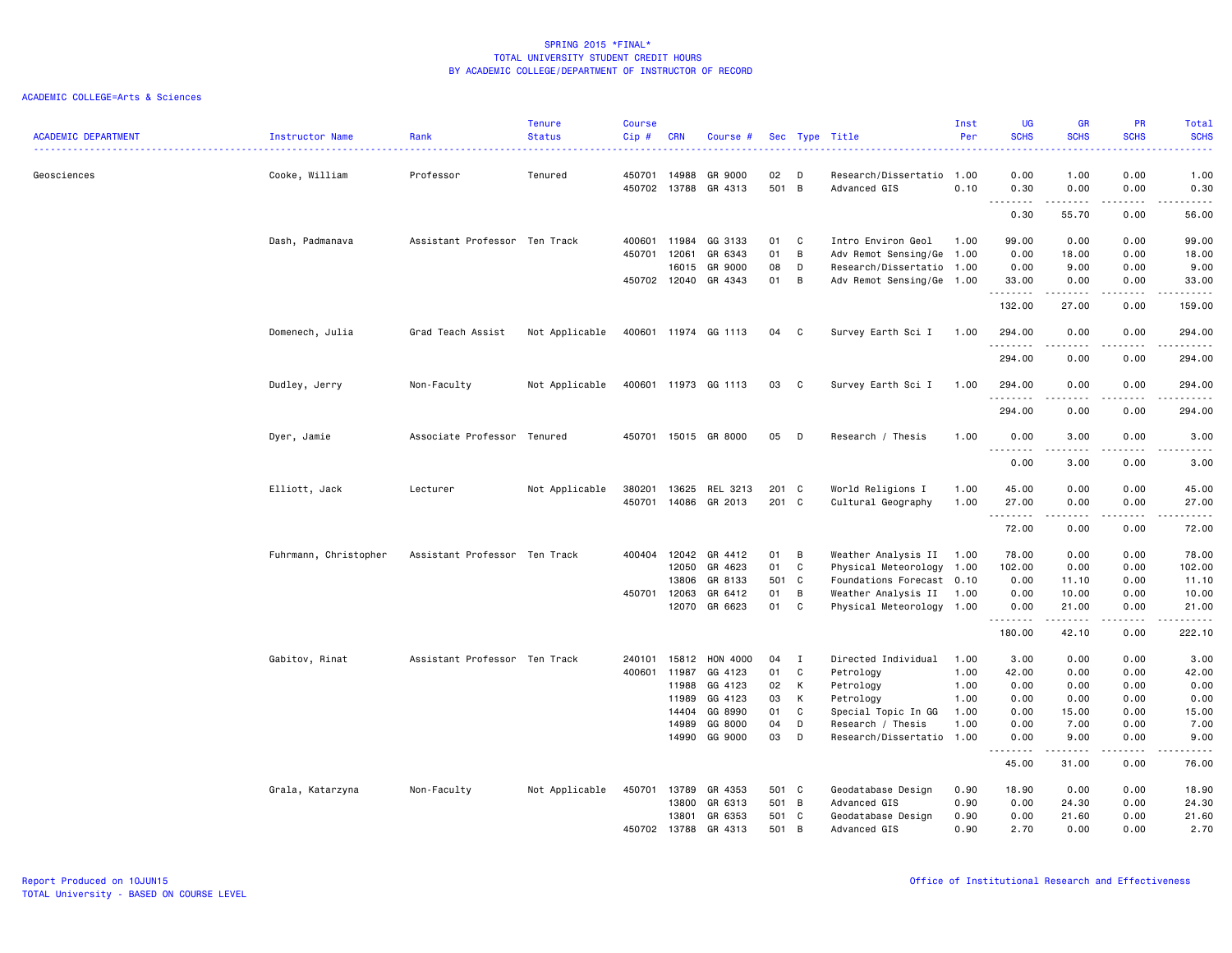SPRING 2015 *FINAL*
TOTAL UNIVERSITY STUDENT CREDIT HOURS
BY ACADEMIC COLLEGE/DEPARTMENT OF INSTRUCTOR OF RECORD

ACADEMIC COLLEGE=Arts & Sciences

| ACADEMIC DEPARTMENT | Instructor Name | Rank | Tenure Status | Course Cip # | CRN | Course # | Sec | Type | Title | Inst Per | UG SCHS | GR SCHS | PR SCHS | Total SCHS |
|---|---|---|---|---|---|---|---|---|---|---|---|---|---|---|
| Geosciences | Cooke, William | Professor | Tenured | 450701 | 14988 | GR 9000 | 02 | D | Research/Dissertatio | 1.00 | 0.00 | 1.00 | 0.00 | 1.00 |
| | | | | 450702 | 13788 | GR 4313 | 501 | B | Advanced GIS | 0.10 | 0.30 | 0.00 | 0.00 | 0.30 |
| | | | | | | | | | | | 0.30 | 55.70 | 0.00 | 56.00 |
| | Dash, Padmanava | Assistant Professor | Ten Track | 400601 | 11984 | GG 3133 | 01 | C | Intro Environ Geol | 1.00 | 99.00 | 0.00 | 0.00 | 99.00 |
| | | | | 450701 | 12061 | GR 6343 | 01 | B | Adv Remot Sensing/Ge | 1.00 | 0.00 | 18.00 | 0.00 | 18.00 |
| | | | | | 16015 | GR 9000 | 08 | D | Research/Dissertatio | 1.00 | 0.00 | 9.00 | 0.00 | 9.00 |
| | | | | 450702 | 12040 | GR 4343 | 01 | B | Adv Remot Sensing/Ge | 1.00 | 33.00 | 0.00 | 0.00 | 33.00 |
| | | | | | | | | | | | 132.00 | 27.00 | 0.00 | 159.00 |
| | Domenech, Julia | Grad Teach Assist | Not Applicable | 400601 | 11974 | GG 1113 | 04 | C | Survey Earth Sci I | 1.00 | 294.00 | 0.00 | 0.00 | 294.00 |
| | | | | | | | | | | | 294.00 | 0.00 | 0.00 | 294.00 |
| | Dudley, Jerry | Non-Faculty | Not Applicable | 400601 | 11973 | GG 1113 | 03 | C | Survey Earth Sci I | 1.00 | 294.00 | 0.00 | 0.00 | 294.00 |
| | | | | | | | | | | | 294.00 | 0.00 | 0.00 | 294.00 |
| | Dyer, Jamie | Associate Professor | Tenured | 450701 | 15015 | GR 8000 | 05 | D | Research / Thesis | 1.00 | 0.00 | 3.00 | 0.00 | 3.00 |
| | | | | | | | | | | | 0.00 | 3.00 | 0.00 | 3.00 |
| | Elliott, Jack | Lecturer | Not Applicable | 380201 | 13625 | REL 3213 | 201 | C | World Religions I | 1.00 | 45.00 | 0.00 | 0.00 | 45.00 |
| | | | | 450701 | 14086 | GR 2013 | 201 | C | Cultural Geography | 1.00 | 27.00 | 0.00 | 0.00 | 27.00 |
| | | | | | | | | | | | 72.00 | 0.00 | 0.00 | 72.00 |
| | Fuhrmann, Christopher | Assistant Professor | Ten Track | 400404 | 12042 | GR 4412 | 01 | B | Weather Analysis II | 1.00 | 78.00 | 0.00 | 0.00 | 78.00 |
| | | | | | 12050 | GR 4623 | 01 | C | Physical Meteorology | 1.00 | 102.00 | 0.00 | 0.00 | 102.00 |
| | | | | | 13806 | GR 8133 | 501 | C | Foundations Forecast | 0.10 | 0.00 | 11.10 | 0.00 | 11.10 |
| | | | | 450701 | 12063 | GR 6412 | 01 | B | Weather Analysis II | 1.00 | 0.00 | 10.00 | 0.00 | 10.00 |
| | | | | | 12070 | GR 6623 | 01 | C | Physical Meteorology | 1.00 | 0.00 | 21.00 | 0.00 | 21.00 |
| | | | | | | | | | | | 180.00 | 42.10 | 0.00 | 222.10 |
| | Gabitov, Rinat | Assistant Professor | Ten Track | 240101 | 15812 | HON 4000 | 04 | I | Directed Individual | 1.00 | 3.00 | 0.00 | 0.00 | 3.00 |
| | | | | 400601 | 11987 | GG 4123 | 01 | C | Petrology | 1.00 | 42.00 | 0.00 | 0.00 | 42.00 |
| | | | | | 11988 | GG 4123 | 02 | K | Petrology | 1.00 | 0.00 | 0.00 | 0.00 | 0.00 |
| | | | | | 11989 | GG 4123 | 03 | K | Petrology | 1.00 | 0.00 | 0.00 | 0.00 | 0.00 |
| | | | | | 14404 | GG 8990 | 01 | C | Special Topic In GG | 1.00 | 0.00 | 15.00 | 0.00 | 15.00 |
| | | | | | 14989 | GG 8000 | 04 | D | Research / Thesis | 1.00 | 0.00 | 7.00 | 0.00 | 7.00 |
| | | | | | 14990 | GG 9000 | 03 | D | Research/Dissertatio | 1.00 | 0.00 | 9.00 | 0.00 | 9.00 |
| | | | | | | | | | | | 45.00 | 31.00 | 0.00 | 76.00 |
| | Grala, Katarzyna | Non-Faculty | Not Applicable | 450701 | 13789 | GR 4353 | 501 | C | Geodatabase Design | 0.90 | 18.90 | 0.00 | 0.00 | 18.90 |
| | | | | | 13800 | GR 6313 | 501 | B | Advanced GIS | 0.90 | 0.00 | 24.30 | 0.00 | 24.30 |
| | | | | | 13801 | GR 6353 | 501 | C | Geodatabase Design | 0.90 | 0.00 | 21.60 | 0.00 | 21.60 |
| | | | | 450702 | 13788 | GR 4313 | 501 | B | Advanced GIS | 0.90 | 2.70 | 0.00 | 0.00 | 2.70 |

Report Produced on 10JUN15
TOTAL University - BASED ON COURSE LEVEL

Office of Institutional Research and Effectiveness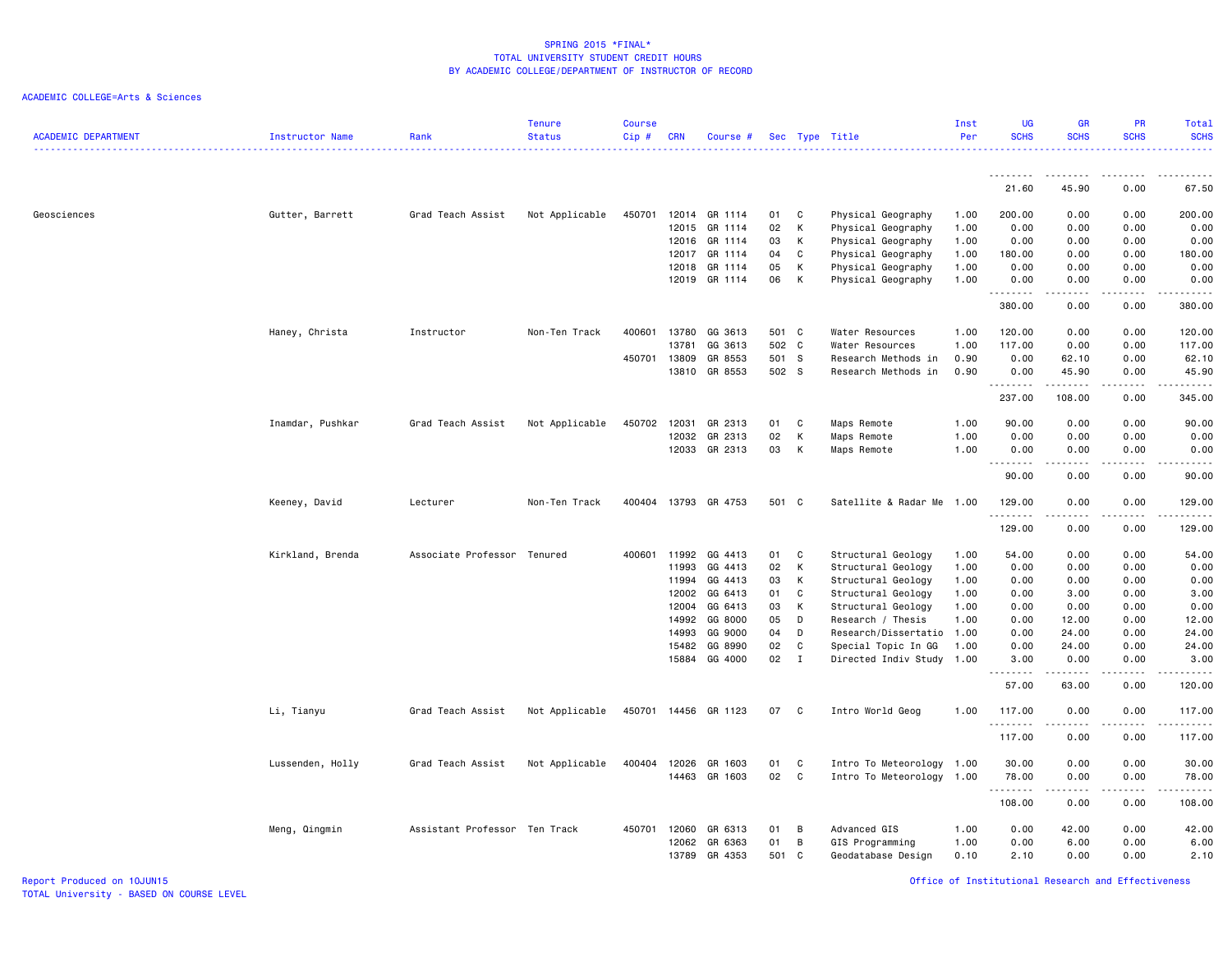SPRING 2015 *FINAL*
TOTAL UNIVERSITY STUDENT CREDIT HOURS
BY ACADEMIC COLLEGE/DEPARTMENT OF INSTRUCTOR OF RECORD

ACADEMIC COLLEGE=Arts & Sciences

| ACADEMIC DEPARTMENT | Instructor Name | Rank | Tenure Status | Course Cip # | CRN | Course # | Sec | Type | Title | Inst Per | UG SCHS | GR SCHS | PR SCHS | Total SCHS |
|---|---|---|---|---|---|---|---|---|---|---|---|---|---|---|
| | | | | | | | | | | | 21.60 | 45.90 | 0.00 | 67.50 |
| Geosciences | Gutter, Barrett | Grad Teach Assist | Not Applicable | 450701 | 12014 | GR 1114 | 01 | C | Physical Geography | 1.00 | 200.00 | 0.00 | 0.00 | 200.00 |
| | | | | | 12015 | GR 1114 | 02 | K | Physical Geography | 1.00 | 0.00 | 0.00 | 0.00 | 0.00 |
| | | | | | 12016 | GR 1114 | 03 | K | Physical Geography | 1.00 | 0.00 | 0.00 | 0.00 | 0.00 |
| | | | | | 12017 | GR 1114 | 04 | C | Physical Geography | 1.00 | 180.00 | 0.00 | 0.00 | 180.00 |
| | | | | | 12018 | GR 1114 | 05 | K | Physical Geography | 1.00 | 0.00 | 0.00 | 0.00 | 0.00 |
| | | | | | 12019 | GR 1114 | 06 | K | Physical Geography | 1.00 | 0.00 | 0.00 | 0.00 | 0.00 |
| | | | | | | | | | | | 380.00 | 0.00 | 0.00 | 380.00 |
| | Haney, Christa | Instructor | Non-Ten Track | 400601 | 13780 | GG 3613 | 501 | C | Water Resources | 1.00 | 120.00 | 0.00 | 0.00 | 120.00 |
| | | | | | 13781 | GG 3613 | 502 | C | Water Resources | 1.00 | 117.00 | 0.00 | 0.00 | 117.00 |
| | | | | 450701 | 13809 | GR 8553 | 501 | S | Research Methods in | 0.90 | 0.00 | 62.10 | 0.00 | 62.10 |
| | | | | | 13810 | GR 8553 | 502 | S | Research Methods in | 0.90 | 0.00 | 45.90 | 0.00 | 45.90 |
| | | | | | | | | | | | 237.00 | 108.00 | 0.00 | 345.00 |
| | Inamdar, Pushkar | Grad Teach Assist | Not Applicable | 450702 | 12031 | GR 2313 | 01 | C | Maps Remote | 1.00 | 90.00 | 0.00 | 0.00 | 90.00 |
| | | | | | 12032 | GR 2313 | 02 | K | Maps Remote | 1.00 | 0.00 | 0.00 | 0.00 | 0.00 |
| | | | | | 12033 | GR 2313 | 03 | K | Maps Remote | 1.00 | 0.00 | 0.00 | 0.00 | 0.00 |
| | | | | | | | | | | | 90.00 | 0.00 | 0.00 | 90.00 |
| | Keeney, David | Lecturer | Non-Ten Track | 400404 | 13793 | GR 4753 | 501 | C | Satellite & Radar Me | 1.00 | 129.00 | 0.00 | 0.00 | 129.00 |
| | | | | | | | | | | | 129.00 | 0.00 | 0.00 | 129.00 |
| | Kirkland, Brenda | Associate Professor | Tenured | 400601 | 11992 | GG 4413 | 01 | C | Structural Geology | 1.00 | 54.00 | 0.00 | 0.00 | 54.00 |
| | | | | | 11993 | GG 4413 | 02 | K | Structural Geology | 1.00 | 0.00 | 0.00 | 0.00 | 0.00 |
| | | | | | 11994 | GG 4413 | 03 | K | Structural Geology | 1.00 | 0.00 | 0.00 | 0.00 | 0.00 |
| | | | | | 12002 | GG 6413 | 01 | C | Structural Geology | 1.00 | 0.00 | 3.00 | 0.00 | 3.00 |
| | | | | | 12004 | GG 6413 | 03 | K | Structural Geology | 1.00 | 0.00 | 0.00 | 0.00 | 0.00 |
| | | | | | 14992 | GG 8000 | 05 | D | Research / Thesis | 1.00 | 0.00 | 12.00 | 0.00 | 12.00 |
| | | | | | 14993 | GG 9000 | 04 | D | Research/Dissertatio | 1.00 | 0.00 | 24.00 | 0.00 | 24.00 |
| | | | | | 15482 | GG 8990 | 02 | C | Special Topic In GG | 1.00 | 0.00 | 24.00 | 0.00 | 24.00 |
| | | | | | 15884 | GG 4000 | 02 | I | Directed Indiv Study | 1.00 | 3.00 | 0.00 | 0.00 | 3.00 |
| | | | | | | | | | | | 57.00 | 63.00 | 0.00 | 120.00 |
| | Li, Tianyu | Grad Teach Assist | Not Applicable | 450701 | 14456 | GR 1123 | 07 | C | Intro World Geog | 1.00 | 117.00 | 0.00 | 0.00 | 117.00 |
| | | | | | | | | | | | 117.00 | 0.00 | 0.00 | 117.00 |
| | Lussenden, Holly | Grad Teach Assist | Not Applicable | 400404 | 12026 | GR 1603 | 01 | C | Intro To Meteorology | 1.00 | 30.00 | 0.00 | 0.00 | 30.00 |
| | | | | | 14463 | GR 1603 | 02 | C | Intro To Meteorology | 1.00 | 78.00 | 0.00 | 0.00 | 78.00 |
| | | | | | | | | | | | 108.00 | 0.00 | 0.00 | 108.00 |
| | Meng, Qingmin | Assistant Professor | Ten Track | 450701 | 12060 | GR 6313 | 01 | B | Advanced GIS | 1.00 | 0.00 | 42.00 | 0.00 | 42.00 |
| | | | | | 12062 | GR 6363 | 01 | B | GIS Programming | 1.00 | 0.00 | 6.00 | 0.00 | 6.00 |
| | | | | | 13789 | GR 4353 | 501 | C | Geodatabase Design | 0.10 | 2.10 | 0.00 | 0.00 | 2.10 |

Report Produced on 10JUN15
TOTAL University - BASED ON COURSE LEVEL
Office of Institutional Research and Effectiveness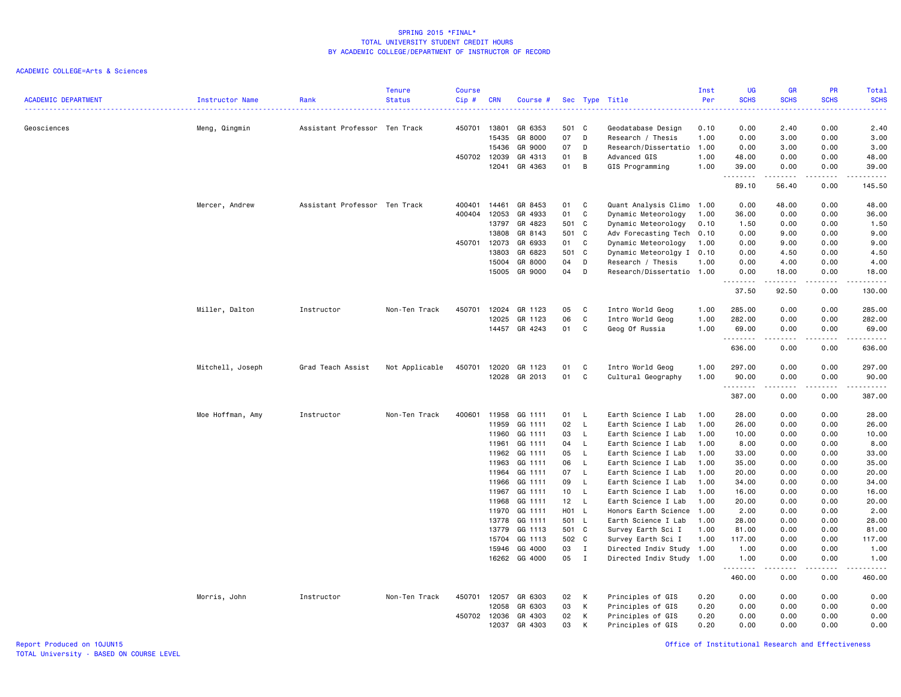SPRING 2015 *FINAL*
TOTAL UNIVERSITY STUDENT CREDIT HOURS
BY ACADEMIC COLLEGE/DEPARTMENT OF INSTRUCTOR OF RECORD

ACADEMIC COLLEGE=Arts & Sciences

| ACADEMIC DEPARTMENT | Instructor Name | Rank | Tenure Status | Course Cip # | CRN | Course # | Sec | Type | Title | Inst Per | UG SCHS | GR SCHS | PR SCHS | Total SCHS |
|---|---|---|---|---|---|---|---|---|---|---|---|---|---|---|
| Geosciences | Meng, Qingmin | Assistant Professor | Ten Track | 450701 | 13801 | GR 6353 | 501 | C | Geodatabase Design | 0.10 | 0.00 | 2.40 | 0.00 | 2.40 |
| | | | | | 15435 | GR 8000 | 07 | D | Research / Thesis | 1.00 | 0.00 | 3.00 | 0.00 | 3.00 |
| | | | | | 15436 | GR 9000 | 07 | D | Research/Dissertatio | 1.00 | 0.00 | 3.00 | 0.00 | 3.00 |
| | | | | 450702 | 12039 | GR 4313 | 01 | B | Advanced GIS | 1.00 | 48.00 | 0.00 | 0.00 | 48.00 |
| | | | | | 12041 | GR 4363 | 01 | B | GIS Programming | 1.00 | 39.00 | 0.00 | 0.00 | 39.00 |
| | | | | | | | | | | | 89.10 | 56.40 | 0.00 | 145.50 |
| | Mercer, Andrew | Assistant Professor | Ten Track | 400401 | 14461 | GR 8453 | 01 | C | Quant Analysis Climo | 1.00 | 0.00 | 48.00 | 0.00 | 48.00 |
| | | | | 400404 | 12053 | GR 4933 | 01 | C | Dynamic Meteorology | 1.00 | 36.00 | 0.00 | 0.00 | 36.00 |
| | | | | | 13797 | GR 4823 | 501 | C | Dynamic Meteorology | 0.10 | 1.50 | 0.00 | 0.00 | 1.50 |
| | | | | | 13808 | GR 8143 | 501 | C | Adv Forecasting Tech | 0.10 | 0.00 | 9.00 | 0.00 | 9.00 |
| | | | | 450701 | 12073 | GR 6933 | 01 | C | Dynamic Meteorology | 1.00 | 0.00 | 9.00 | 0.00 | 9.00 |
| | | | | | 13803 | GR 6823 | 501 | C | Dynamic Meteorolgy I | 0.10 | 0.00 | 4.50 | 0.00 | 4.50 |
| | | | | | 15004 | GR 8000 | 04 | D | Research / Thesis | 1.00 | 0.00 | 4.00 | 0.00 | 4.00 |
| | | | | | 15005 | GR 9000 | 04 | D | Research/Dissertatio | 1.00 | 0.00 | 18.00 | 0.00 | 18.00 |
| | | | | | | | | | | | 37.50 | 92.50 | 0.00 | 130.00 |
| | Miller, Dalton | Instructor | Non-Ten Track | 450701 | 12024 | GR 1123 | 05 | C | Intro World Geog | 1.00 | 285.00 | 0.00 | 0.00 | 285.00 |
| | | | | | 12025 | GR 1123 | 06 | C | Intro World Geog | 1.00 | 282.00 | 0.00 | 0.00 | 282.00 |
| | | | | | 14457 | GR 4243 | 01 | C | Geog Of Russia | 1.00 | 69.00 | 0.00 | 0.00 | 69.00 |
| | | | | | | | | | | | 636.00 | 0.00 | 0.00 | 636.00 |
| | Mitchell, Joseph | Grad Teach Assist | Not Applicable | 450701 | 12020 | GR 1123 | 01 | C | Intro World Geog | 1.00 | 297.00 | 0.00 | 0.00 | 297.00 |
| | | | | | 12028 | GR 2013 | 01 | C | Cultural Geography | 1.00 | 90.00 | 0.00 | 0.00 | 90.00 |
| | | | | | | | | | | | 387.00 | 0.00 | 0.00 | 387.00 |
| | Moe Hoffman, Amy | Instructor | Non-Ten Track | 400601 | 11958 | GG 1111 | 01 | L | Earth Science I Lab | 1.00 | 28.00 | 0.00 | 0.00 | 28.00 |
| | | | | | 11959 | GG 1111 | 02 | L | Earth Science I Lab | 1.00 | 26.00 | 0.00 | 0.00 | 26.00 |
| | | | | | 11960 | GG 1111 | 03 | L | Earth Science I Lab | 1.00 | 10.00 | 0.00 | 0.00 | 10.00 |
| | | | | | 11961 | GG 1111 | 04 | L | Earth Science I Lab | 1.00 | 8.00 | 0.00 | 0.00 | 8.00 |
| | | | | | 11962 | GG 1111 | 05 | L | Earth Science I Lab | 1.00 | 33.00 | 0.00 | 0.00 | 33.00 |
| | | | | | 11963 | GG 1111 | 06 | L | Earth Science I Lab | 1.00 | 35.00 | 0.00 | 0.00 | 35.00 |
| | | | | | 11964 | GG 1111 | 07 | L | Earth Science I Lab | 1.00 | 20.00 | 0.00 | 0.00 | 20.00 |
| | | | | | 11966 | GG 1111 | 09 | L | Earth Science I Lab | 1.00 | 34.00 | 0.00 | 0.00 | 34.00 |
| | | | | | 11967 | GG 1111 | 10 | L | Earth Science I Lab | 1.00 | 16.00 | 0.00 | 0.00 | 16.00 |
| | | | | | 11968 | GG 1111 | 12 | L | Earth Science I Lab | 1.00 | 20.00 | 0.00 | 0.00 | 20.00 |
| | | | | | 11970 | GG 1111 | H01 | L | Honors Earth Science | 1.00 | 2.00 | 0.00 | 0.00 | 2.00 |
| | | | | | 13778 | GG 1111 | 501 | L | Earth Science I Lab | 1.00 | 28.00 | 0.00 | 0.00 | 28.00 |
| | | | | | 13779 | GG 1113 | 501 | C | Survey Earth Sci I | 1.00 | 81.00 | 0.00 | 0.00 | 81.00 |
| | | | | | 15704 | GG 1113 | 502 | C | Survey Earth Sci I | 1.00 | 117.00 | 0.00 | 0.00 | 117.00 |
| | | | | | 15946 | GG 4000 | 03 | I | Directed Indiv Study | 1.00 | 1.00 | 0.00 | 0.00 | 1.00 |
| | | | | | 16262 | GG 4000 | 05 | I | Directed Indiv Study | 1.00 | 1.00 | 0.00 | 0.00 | 1.00 |
| | | | | | | | | | | | 460.00 | 0.00 | 0.00 | 460.00 |
| | Morris, John | Instructor | Non-Ten Track | 450701 | 12057 | GR 6303 | 02 | K | Principles of GIS | 0.20 | 0.00 | 0.00 | 0.00 | 0.00 |
| | | | | | 12058 | GR 6303 | 03 | K | Principles of GIS | 0.20 | 0.00 | 0.00 | 0.00 | 0.00 |
| | | | | 450702 | 12036 | GR 4303 | 02 | K | Principles of GIS | 0.20 | 0.00 | 0.00 | 0.00 | 0.00 |
| | | | | | 12037 | GR 4303 | 03 | K | Principles of GIS | 0.20 | 0.00 | 0.00 | 0.00 | 0.00 |

Report Produced on 10JUN15
TOTAL University - BASED ON COURSE LEVEL
Office of Institutional Research and Effectiveness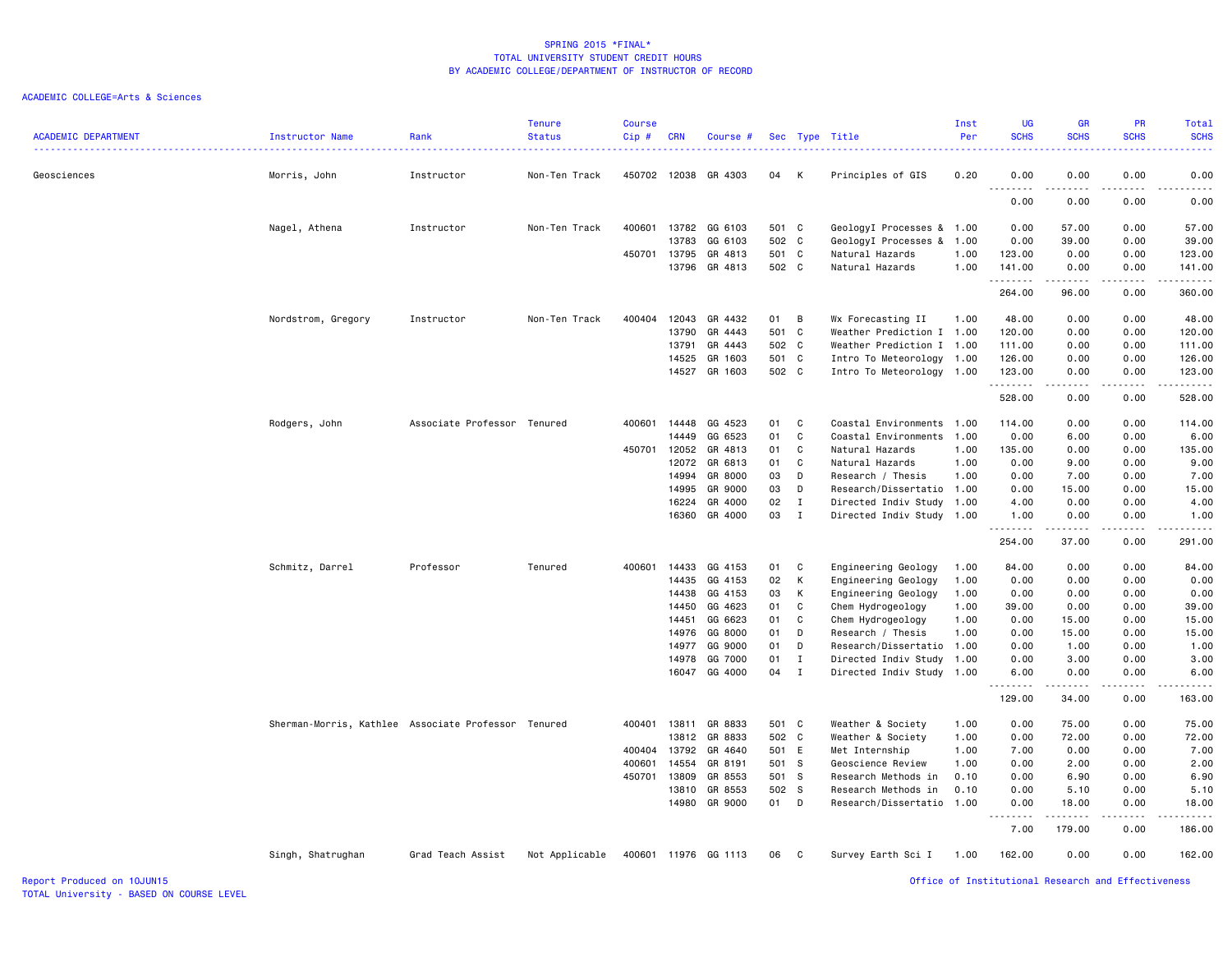SPRING 2015 *FINAL*
TOTAL UNIVERSITY STUDENT CREDIT HOURS
BY ACADEMIC COLLEGE/DEPARTMENT OF INSTRUCTOR OF RECORD

ACADEMIC COLLEGE=Arts & Sciences

| ACADEMIC DEPARTMENT | Instructor Name | Rank | Tenure Status | Course Cip # | CRN | Course # | Sec | Type | Title | Inst Per | UG SCHS | GR SCHS | PR SCHS | Total SCHS |
|---|---|---|---|---|---|---|---|---|---|---|---|---|---|---|
| Geosciences | Morris, John | Instructor | Non-Ten Track | 450702 | 12038 | GR 4303 | 04 | K | Principles of GIS | 0.20 | 0.00 | 0.00 | 0.00 | 0.00 |
| | | | | | | | | | | | 0.00 | 0.00 | 0.00 | 0.00 |
| | Nagel, Athena | Instructor | Non-Ten Track | 400601 | 13782 | GG 6103 | 501 | C | GeologyI Processes & | 1.00 | 0.00 | 57.00 | 0.00 | 57.00 |
| | | | | | 13783 | GG 6103 | 502 | C | GeologyI Processes & | 1.00 | 0.00 | 39.00 | 0.00 | 39.00 |
| | | | | 450701 | 13795 | GR 4813 | 501 | C | Natural Hazards | 1.00 | 123.00 | 0.00 | 0.00 | 123.00 |
| | | | | | 13796 | GR 4813 | 502 | C | Natural Hazards | 1.00 | 141.00 | 0.00 | 0.00 | 141.00 |
| | | | | | | | | | | | 264.00 | 96.00 | 0.00 | 360.00 |
| | Nordstrom, Gregory | Instructor | Non-Ten Track | 400404 | 12043 | GR 4432 | 01 | B | Wx Forecasting II | 1.00 | 48.00 | 0.00 | 0.00 | 48.00 |
| | | | | | 13790 | GR 4443 | 501 | C | Weather Prediction I | 1.00 | 120.00 | 0.00 | 0.00 | 120.00 |
| | | | | | 13791 | GR 4443 | 502 | C | Weather Prediction I | 1.00 | 111.00 | 0.00 | 0.00 | 111.00 |
| | | | | | 14525 | GR 1603 | 501 | C | Intro To Meteorology | 1.00 | 126.00 | 0.00 | 0.00 | 126.00 |
| | | | | | 14527 | GR 1603 | 502 | C | Intro To Meteorology | 1.00 | 123.00 | 0.00 | 0.00 | 123.00 |
| | | | | | | | | | | | 528.00 | 0.00 | 0.00 | 528.00 |
| | Rodgers, John | Associate Professor | Tenured | 400601 | 14448 | GG 4523 | 01 | C | Coastal Environments | 1.00 | 114.00 | 0.00 | 0.00 | 114.00 |
| | | | | | 14449 | GG 6523 | 01 | C | Coastal Environments | 1.00 | 0.00 | 6.00 | 0.00 | 6.00 |
| | | | | 450701 | 12052 | GR 4813 | 01 | C | Natural Hazards | 1.00 | 135.00 | 0.00 | 0.00 | 135.00 |
| | | | | | 12072 | GR 6813 | 01 | C | Natural Hazards | 1.00 | 0.00 | 9.00 | 0.00 | 9.00 |
| | | | | | 14994 | GR 8000 | 03 | D | Research / Thesis | 1.00 | 0.00 | 7.00 | 0.00 | 7.00 |
| | | | | | 14995 | GR 9000 | 03 | D | Research/Dissertatio | 1.00 | 0.00 | 15.00 | 0.00 | 15.00 |
| | | | | | 16224 | GR 4000 | 02 | I | Directed Indiv Study | 1.00 | 4.00 | 0.00 | 0.00 | 4.00 |
| | | | | | 16360 | GR 4000 | 03 | I | Directed Indiv Study | 1.00 | 1.00 | 0.00 | 0.00 | 1.00 |
| | | | | | | | | | | | 254.00 | 37.00 | 0.00 | 291.00 |
| | Schmitz, Darrel | Professor | Tenured | 400601 | 14433 | GG 4153 | 01 | C | Engineering Geology | 1.00 | 84.00 | 0.00 | 0.00 | 84.00 |
| | | | | | 14435 | GG 4153 | 02 | K | Engineering Geology | 1.00 | 0.00 | 0.00 | 0.00 | 0.00 |
| | | | | | 14438 | GG 4153 | 03 | K | Engineering Geology | 1.00 | 0.00 | 0.00 | 0.00 | 0.00 |
| | | | | | 14450 | GG 4623 | 01 | C | Chem Hydrogeology | 1.00 | 39.00 | 0.00 | 0.00 | 39.00 |
| | | | | | 14451 | GG 6623 | 01 | C | Chem Hydrogeology | 1.00 | 0.00 | 15.00 | 0.00 | 15.00 |
| | | | | | 14976 | GG 8000 | 01 | D | Research / Thesis | 1.00 | 0.00 | 15.00 | 0.00 | 15.00 |
| | | | | | 14977 | GG 9000 | 01 | D | Research/Dissertatio | 1.00 | 0.00 | 1.00 | 0.00 | 1.00 |
| | | | | | 14978 | GG 7000 | 01 | I | Directed Indiv Study | 1.00 | 0.00 | 3.00 | 0.00 | 3.00 |
| | | | | | 16047 | GG 4000 | 04 | I | Directed Indiv Study | 1.00 | 6.00 | 0.00 | 0.00 | 6.00 |
| | | | | | | | | | | | 129.00 | 34.00 | 0.00 | 163.00 |
| | Sherman-Morris, Kathlee | Associate Professor | Tenured | 400401 | 13811 | GR 8833 | 501 | C | Weather & Society | 1.00 | 0.00 | 75.00 | 0.00 | 75.00 |
| | | | | | 13812 | GR 8833 | 502 | C | Weather & Society | 1.00 | 0.00 | 72.00 | 0.00 | 72.00 |
| | | | | 400404 | 13792 | GR 4640 | 501 | E | Met Internship | 1.00 | 7.00 | 0.00 | 0.00 | 7.00 |
| | | | | 400601 | 14554 | GR 8191 | 501 | S | Geoscience Review | 1.00 | 0.00 | 2.00 | 0.00 | 2.00 |
| | | | | 450701 | 13809 | GR 8553 | 501 | S | Research Methods in | 0.10 | 0.00 | 6.90 | 0.00 | 6.90 |
| | | | | | 13810 | GR 8553 | 502 | S | Research Methods in | 0.10 | 0.00 | 5.10 | 0.00 | 5.10 |
| | | | | | 14980 | GR 9000 | 01 | D | Research/Dissertatio | 1.00 | 0.00 | 18.00 | 0.00 | 18.00 |
| | | | | | | | | | | | 7.00 | 179.00 | 0.00 | 186.00 |
| | Singh, Shatrughan | Grad Teach Assist | Not Applicable | 400601 | 11976 | GG 1113 | 06 | C | Survey Earth Sci I | 1.00 | 162.00 | 0.00 | 0.00 | 162.00 |

Report Produced on 10JUN15
TOTAL University - BASED ON COURSE LEVEL
Office of Institutional Research and Effectiveness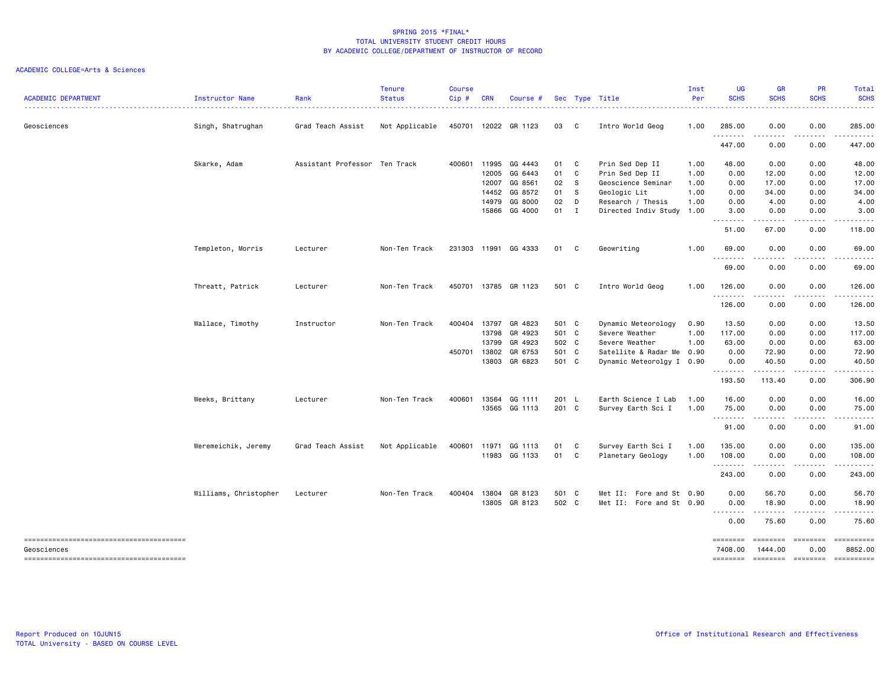# SPRING 2015 *FINAL*
## TOTAL UNIVERSITY STUDENT CREDIT HOURS
### BY ACADEMIC COLLEGE/DEPARTMENT OF INSTRUCTOR OF RECORD

ACADEMIC COLLEGE=Arts & Sciences

| ACADEMIC DEPARTMENT | Instructor Name | Rank | Tenure Status | Course Cip # | CRN | Course # | Sec | Type | Title | Inst Per | UG SCHS | GR SCHS | PR SCHS | Total SCHS |
|---|---|---|---|---|---|---|---|---|---|---|---|---|---|---|
| Geosciences | Singh, Shatrughan | Grad Teach Assist | Not Applicable | 450701 | 12022 | GR 1123 | 03 | C | Intro World Geog | 1.00 | 285.00 | 0.00 | 0.00 | 285.00 |
| | | | | | | | | | | | 447.00 | 0.00 | 0.00 | 447.00 |
| | Skarke, Adam | Assistant Professor | Ten Track | 400601 | 11995 | GG 4443 | 01 | C | Prin Sed Dep II | 1.00 | 48.00 | 0.00 | 0.00 | 48.00 |
| | | | | | 12005 | GG 6443 | 01 | C | Prin Sed Dep II | 1.00 | 0.00 | 12.00 | 0.00 | 12.00 |
| | | | | | 12007 | GG 8561 | 02 | S | Geoscience Seminar | 1.00 | 0.00 | 17.00 | 0.00 | 17.00 |
| | | | | | 14452 | GG 8572 | 01 | S | Geologic Lit | 1.00 | 0.00 | 34.00 | 0.00 | 34.00 |
| | | | | | 14979 | GG 8000 | 02 | D | Research / Thesis | 1.00 | 0.00 | 4.00 | 0.00 | 4.00 |
| | | | | | 15866 | GG 4000 | 01 | I | Directed Indiv Study | 1.00 | 3.00 | 0.00 | 0.00 | 3.00 |
| | | | | | | | | | | | 51.00 | 67.00 | 0.00 | 118.00 |
| | Templeton, Morris | Lecturer | Non-Ten Track | 231303 | 11991 | GG 4333 | 01 | C | Geowriting | 1.00 | 69.00 | 0.00 | 0.00 | 69.00 |
| | | | | | | | | | | | 69.00 | 0.00 | 0.00 | 69.00 |
| | Threatt, Patrick | Lecturer | Non-Ten Track | 450701 | 13785 | GR 1123 | 501 | C | Intro World Geog | 1.00 | 126.00 | 0.00 | 0.00 | 126.00 |
| | | | | | | | | | | | 126.00 | 0.00 | 0.00 | 126.00 |
| | Wallace, Timothy | Instructor | Non-Ten Track | 400404 | 13797 | GR 4823 | 501 | C | Dynamic Meteorology | 0.90 | 13.50 | 0.00 | 0.00 | 13.50 |
| | | | | | 13798 | GR 4923 | 501 | C | Severe Weather | 1.00 | 117.00 | 0.00 | 0.00 | 117.00 |
| | | | | | 13799 | GR 4923 | 502 | C | Severe Weather | 1.00 | 63.00 | 0.00 | 0.00 | 63.00 |
| | | | | 450701 | 13802 | GR 6753 | 501 | C | Satellite & Radar Me | 0.90 | 0.00 | 72.90 | 0.00 | 72.90 |
| | | | | | 13803 | GR 6823 | 501 | C | Dynamic Meteorolgy I | 0.90 | 0.00 | 40.50 | 0.00 | 40.50 |
| | | | | | | | | | | | 193.50 | 113.40 | 0.00 | 306.90 |
| | Weeks, Brittany | Lecturer | Non-Ten Track | 400601 | 13564 | GG 1111 | 201 | L | Earth Science I Lab | 1.00 | 16.00 | 0.00 | 0.00 | 16.00 |
| | | | | | 13565 | GG 1113 | 201 | C | Survey Earth Sci I | 1.00 | 75.00 | 0.00 | 0.00 | 75.00 |
| | | | | | | | | | | | 91.00 | 0.00 | 0.00 | 91.00 |
| | Weremeichik, Jeremy | Grad Teach Assist | Not Applicable | 400601 | 11971 | GG 1113 | 01 | C | Survey Earth Sci I | 1.00 | 135.00 | 0.00 | 0.00 | 135.00 |
| | | | | | 11983 | GG 1133 | 01 | C | Planetary Geology | 1.00 | 108.00 | 0.00 | 0.00 | 108.00 |
| | | | | | | | | | | | 243.00 | 0.00 | 0.00 | 243.00 |
| | Williams, Christopher | Lecturer | Non-Ten Track | 400404 | 13804 | GR 8123 | 501 | C | Met II: Fore and St | 0.90 | 0.00 | 56.70 | 0.00 | 56.70 |
| | | | | | 13805 | GR 8123 | 502 | C | Met II: Fore and St | 0.90 | 0.00 | 18.90 | 0.00 | 18.90 |
| | | | | | | | | | | | 0.00 | 75.60 | 0.00 | 75.60 |
| Geosciences | | | | | | | | | | | 7408.00 | 1444.00 | 0.00 | 8852.00 |

Report Produced on 10JUN15
TOTAL University - BASED ON COURSE LEVEL

Office of Institutional Research and Effectiveness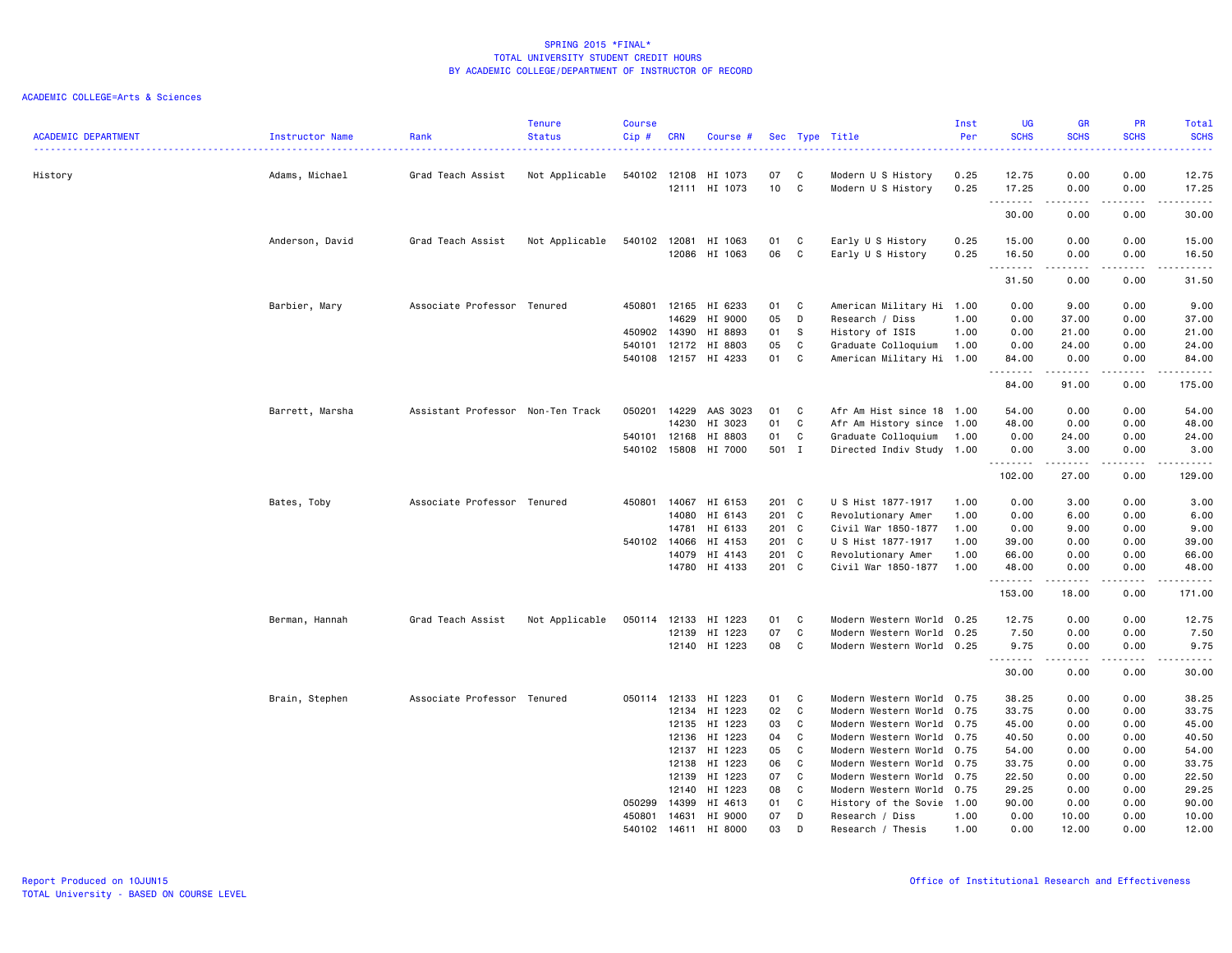SPRING 2015 *FINAL*
TOTAL UNIVERSITY STUDENT CREDIT HOURS
BY ACADEMIC COLLEGE/DEPARTMENT OF INSTRUCTOR OF RECORD

ACADEMIC COLLEGE=Arts & Sciences

| ACADEMIC DEPARTMENT | Instructor Name | Rank | Tenure Status | Course Cip # | CRN | Course # | Sec | Type | Title | Inst Per | UG SCHS | GR SCHS | PR SCHS | Total SCHS |
|---|---|---|---|---|---|---|---|---|---|---|---|---|---|---|
| History | Adams, Michael | Grad Teach Assist | Not Applicable | 540102 | 12108 | HI 1073 | 07 | C | Modern U S History | 0.25 | 12.75 | 0.00 | 0.00 | 12.75 |
| | | | | | 12111 | HI 1073 | 10 | C | Modern U S History | 0.25 | 17.25 | 0.00 | 0.00 | 17.25 |
| | | | | | | | | | | | 30.00 | 0.00 | 0.00 | 30.00 |
| | Anderson, David | Grad Teach Assist | Not Applicable | 540102 | 12081 | HI 1063 | 01 | C | Early U S History | 0.25 | 15.00 | 0.00 | 0.00 | 15.00 |
| | | | | | 12086 | HI 1063 | 06 | C | Early U S History | 0.25 | 16.50 | 0.00 | 0.00 | 16.50 |
| | | | | | | | | | | | 31.50 | 0.00 | 0.00 | 31.50 |
| | Barbier, Mary | Associate Professor | Tenured | 450801 | 12165 | HI 6233 | 01 | C | American Military Hi | 1.00 | 0.00 | 9.00 | 0.00 | 9.00 |
| | | | | | 14629 | HI 9000 | 05 | D | Research / Diss | 1.00 | 0.00 | 37.00 | 0.00 | 37.00 |
| | | | | 450902 | 14390 | HI 8893 | 01 | S | History of ISIS | 1.00 | 0.00 | 21.00 | 0.00 | 21.00 |
| | | | | 540101 | 12172 | HI 8803 | 05 | C | Graduate Colloquium | 1.00 | 0.00 | 24.00 | 0.00 | 24.00 |
| | | | | 540108 | 12157 | HI 4233 | 01 | C | American Military Hi | 1.00 | 84.00 | 0.00 | 0.00 | 84.00 |
| | | | | | | | | | | | 84.00 | 91.00 | 0.00 | 175.00 |
| | Barrett, Marsha | Assistant Professor | Non-Ten Track | 050201 | 14229 | AAS 3023 | 01 | C | Afr Am Hist since 18 | 1.00 | 54.00 | 0.00 | 0.00 | 54.00 |
| | | | | | 14230 | HI 3023 | 01 | C | Afr Am History since | 1.00 | 48.00 | 0.00 | 0.00 | 48.00 |
| | | | | 540101 | 12168 | HI 8803 | 01 | C | Graduate Colloquium | 1.00 | 0.00 | 24.00 | 0.00 | 24.00 |
| | | | | 540102 | 15808 | HI 7000 | 501 | I | Directed Indiv Study | 1.00 | 0.00 | 3.00 | 0.00 | 3.00 |
| | | | | | | | | | | | 102.00 | 27.00 | 0.00 | 129.00 |
| | Bates, Toby | Associate Professor | Tenured | 450801 | 14067 | HI 6153 | 201 | C | U S Hist 1877-1917 | 1.00 | 0.00 | 3.00 | 0.00 | 3.00 |
| | | | | | 14080 | HI 6143 | 201 | C | Revolutionary Amer | 1.00 | 0.00 | 6.00 | 0.00 | 6.00 |
| | | | | | 14781 | HI 6133 | 201 | C | Civil War 1850-1877 | 1.00 | 0.00 | 9.00 | 0.00 | 9.00 |
| | | | | 540102 | 14066 | HI 4153 | 201 | C | U S Hist 1877-1917 | 1.00 | 39.00 | 0.00 | 0.00 | 39.00 |
| | | | | | 14079 | HI 4143 | 201 | C | Revolutionary Amer | 1.00 | 66.00 | 0.00 | 0.00 | 66.00 |
| | | | | | 14780 | HI 4133 | 201 | C | Civil War 1850-1877 | 1.00 | 48.00 | 0.00 | 0.00 | 48.00 |
| | | | | | | | | | | | 153.00 | 18.00 | 0.00 | 171.00 |
| | Berman, Hannah | Grad Teach Assist | Not Applicable | 050114 | 12133 | HI 1223 | 01 | C | Modern Western World | 0.25 | 12.75 | 0.00 | 0.00 | 12.75 |
| | | | | | 12139 | HI 1223 | 07 | C | Modern Western World | 0.25 | 7.50 | 0.00 | 0.00 | 7.50 |
| | | | | | 12140 | HI 1223 | 08 | C | Modern Western World | 0.25 | 9.75 | 0.00 | 0.00 | 9.75 |
| | | | | | | | | | | | 30.00 | 0.00 | 0.00 | 30.00 |
| | Brain, Stephen | Associate Professor | Tenured | 050114 | 12133 | HI 1223 | 01 | C | Modern Western World | 0.75 | 38.25 | 0.00 | 0.00 | 38.25 |
| | | | | | 12134 | HI 1223 | 02 | C | Modern Western World | 0.75 | 33.75 | 0.00 | 0.00 | 33.75 |
| | | | | | 12135 | HI 1223 | 03 | C | Modern Western World | 0.75 | 45.00 | 0.00 | 0.00 | 45.00 |
| | | | | | 12136 | HI 1223 | 04 | C | Modern Western World | 0.75 | 40.50 | 0.00 | 0.00 | 40.50 |
| | | | | | 12137 | HI 1223 | 05 | C | Modern Western World | 0.75 | 54.00 | 0.00 | 0.00 | 54.00 |
| | | | | | 12138 | HI 1223 | 06 | C | Modern Western World | 0.75 | 33.75 | 0.00 | 0.00 | 33.75 |
| | | | | | 12139 | HI 1223 | 07 | C | Modern Western World | 0.75 | 22.50 | 0.00 | 0.00 | 22.50 |
| | | | | | 12140 | HI 1223 | 08 | C | Modern Western World | 0.75 | 29.25 | 0.00 | 0.00 | 29.25 |
| | | | | 050299 | 14399 | HI 4613 | 01 | C | History of the Sovie | 1.00 | 90.00 | 0.00 | 0.00 | 90.00 |
| | | | | 450801 | 14631 | HI 9000 | 07 | D | Research / Diss | 1.00 | 0.00 | 10.00 | 0.00 | 10.00 |
| | | | | 540102 | 14611 | HI 8000 | 03 | D | Research / Thesis | 1.00 | 0.00 | 12.00 | 0.00 | 12.00 |

Report Produced on 10JUN15
TOTAL University - BASED ON COURSE LEVEL

Office of Institutional Research and Effectiveness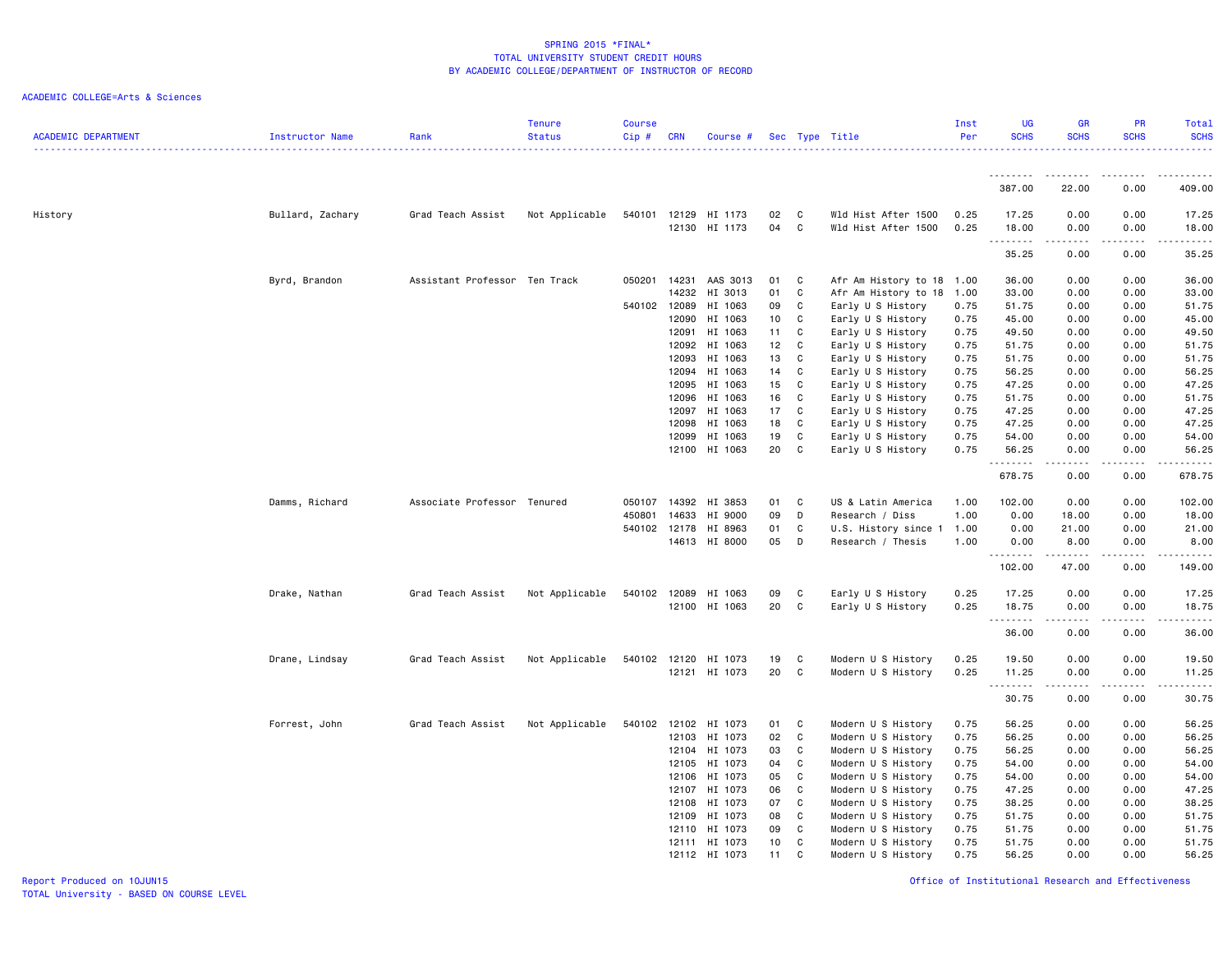SPRING 2015 *FINAL*
TOTAL UNIVERSITY STUDENT CREDIT HOURS
BY ACADEMIC COLLEGE/DEPARTMENT OF INSTRUCTOR OF RECORD

ACADEMIC COLLEGE=Arts & Sciences

| ACADEMIC DEPARTMENT | Instructor Name | Rank | Tenure Status | Course Cip # | CRN | Course # | Sec | Type | Title | Inst Per | UG SCHS | GR SCHS | PR SCHS | Total SCHS |
|---|---|---|---|---|---|---|---|---|---|---|---|---|---|---|
| | | | | | | | | | | | 387.00 | 22.00 | 0.00 | 409.00 |
| History | Bullard, Zachary | Grad Teach Assist | Not Applicable | 540101 | 12129 | HI 1173 | 02 | C | Wld Hist After 1500 | 0.25 | 17.25 | 0.00 | 0.00 | 17.25 |
| | | | | | 12130 | HI 1173 | 04 | C | Wld Hist After 1500 | 0.25 | 18.00 | 0.00 | 0.00 | 18.00 |
| | | | | | | | | | | | 35.25 | 0.00 | 0.00 | 35.25 |
| | Byrd, Brandon | Assistant Professor | Ten Track | 050201 | 14231 | AAS 3013 | 01 | C | Afr Am History to 18 | 1.00 | 36.00 | 0.00 | 0.00 | 36.00 |
| | | | | | 14232 | HI 3013 | 01 | C | Afr Am History to 18 | 1.00 | 33.00 | 0.00 | 0.00 | 33.00 |
| | | | | 540102 | 12089 | HI 1063 | 09 | C | Early U S History | 0.75 | 51.75 | 0.00 | 0.00 | 51.75 |
| | | | | | 12090 | HI 1063 | 10 | C | Early U S History | 0.75 | 45.00 | 0.00 | 0.00 | 45.00 |
| | | | | | 12091 | HI 1063 | 11 | C | Early U S History | 0.75 | 49.50 | 0.00 | 0.00 | 49.50 |
| | | | | | 12092 | HI 1063 | 12 | C | Early U S History | 0.75 | 51.75 | 0.00 | 0.00 | 51.75 |
| | | | | | 12093 | HI 1063 | 13 | C | Early U S History | 0.75 | 51.75 | 0.00 | 0.00 | 51.75 |
| | | | | | 12094 | HI 1063 | 14 | C | Early U S History | 0.75 | 56.25 | 0.00 | 0.00 | 56.25 |
| | | | | | 12095 | HI 1063 | 15 | C | Early U S History | 0.75 | 47.25 | 0.00 | 0.00 | 47.25 |
| | | | | | 12096 | HI 1063 | 16 | C | Early U S History | 0.75 | 51.75 | 0.00 | 0.00 | 51.75 |
| | | | | | 12097 | HI 1063 | 17 | C | Early U S History | 0.75 | 47.25 | 0.00 | 0.00 | 47.25 |
| | | | | | 12098 | HI 1063 | 18 | C | Early U S History | 0.75 | 47.25 | 0.00 | 0.00 | 47.25 |
| | | | | | 12099 | HI 1063 | 19 | C | Early U S History | 0.75 | 54.00 | 0.00 | 0.00 | 54.00 |
| | | | | | 12100 | HI 1063 | 20 | C | Early U S History | 0.75 | 56.25 | 0.00 | 0.00 | 56.25 |
| | | | | | | | | | | | 678.75 | 0.00 | 0.00 | 678.75 |
| | Damms, Richard | Associate Professor | Tenured | 050107 | 14392 | HI 3853 | 01 | C | US & Latin America | 1.00 | 102.00 | 0.00 | 0.00 | 102.00 |
| | | | | 450801 | 14633 | HI 9000 | 09 | D | Research / Diss | 1.00 | 0.00 | 18.00 | 0.00 | 18.00 |
| | | | | 540102 | 12178 | HI 8963 | 01 | C | U.S. History since 1 | 1.00 | 0.00 | 21.00 | 0.00 | 21.00 |
| | | | | | 14613 | HI 8000 | 05 | D | Research / Thesis | 1.00 | 0.00 | 8.00 | 0.00 | 8.00 |
| | | | | | | | | | | | 102.00 | 47.00 | 0.00 | 149.00 |
| | Drake, Nathan | Grad Teach Assist | Not Applicable | 540102 | 12089 | HI 1063 | 09 | C | Early U S History | 0.25 | 17.25 | 0.00 | 0.00 | 17.25 |
| | | | | | 12100 | HI 1063 | 20 | C | Early U S History | 0.25 | 18.75 | 0.00 | 0.00 | 18.75 |
| | | | | | | | | | | | 36.00 | 0.00 | 0.00 | 36.00 |
| | Drane, Lindsay | Grad Teach Assist | Not Applicable | 540102 | 12120 | HI 1073 | 19 | C | Modern U S History | 0.25 | 19.50 | 0.00 | 0.00 | 19.50 |
| | | | | | 12121 | HI 1073 | 20 | C | Modern U S History | 0.25 | 11.25 | 0.00 | 0.00 | 11.25 |
| | | | | | | | | | | | 30.75 | 0.00 | 0.00 | 30.75 |
| | Forrest, John | Grad Teach Assist | Not Applicable | 540102 | 12102 | HI 1073 | 01 | C | Modern U S History | 0.75 | 56.25 | 0.00 | 0.00 | 56.25 |
| | | | | | 12103 | HI 1073 | 02 | C | Modern U S History | 0.75 | 56.25 | 0.00 | 0.00 | 56.25 |
| | | | | | 12104 | HI 1073 | 03 | C | Modern U S History | 0.75 | 56.25 | 0.00 | 0.00 | 56.25 |
| | | | | | 12105 | HI 1073 | 04 | C | Modern U S History | 0.75 | 54.00 | 0.00 | 0.00 | 54.00 |
| | | | | | 12106 | HI 1073 | 05 | C | Modern U S History | 0.75 | 54.00 | 0.00 | 0.00 | 54.00 |
| | | | | | 12107 | HI 1073 | 06 | C | Modern U S History | 0.75 | 47.25 | 0.00 | 0.00 | 47.25 |
| | | | | | 12108 | HI 1073 | 07 | C | Modern U S History | 0.75 | 38.25 | 0.00 | 0.00 | 38.25 |
| | | | | | 12109 | HI 1073 | 08 | C | Modern U S History | 0.75 | 51.75 | 0.00 | 0.00 | 51.75 |
| | | | | | 12110 | HI 1073 | 09 | C | Modern U S History | 0.75 | 51.75 | 0.00 | 0.00 | 51.75 |
| | | | | | 12111 | HI 1073 | 10 | C | Modern U S History | 0.75 | 51.75 | 0.00 | 0.00 | 51.75 |
| | | | | | 12112 | HI 1073 | 11 | C | Modern U S History | 0.75 | 56.25 | 0.00 | 0.00 | 56.25 |

Report Produced on 10JUN15
TOTAL University - BASED ON COURSE LEVEL

Office of Institutional Research and Effectiveness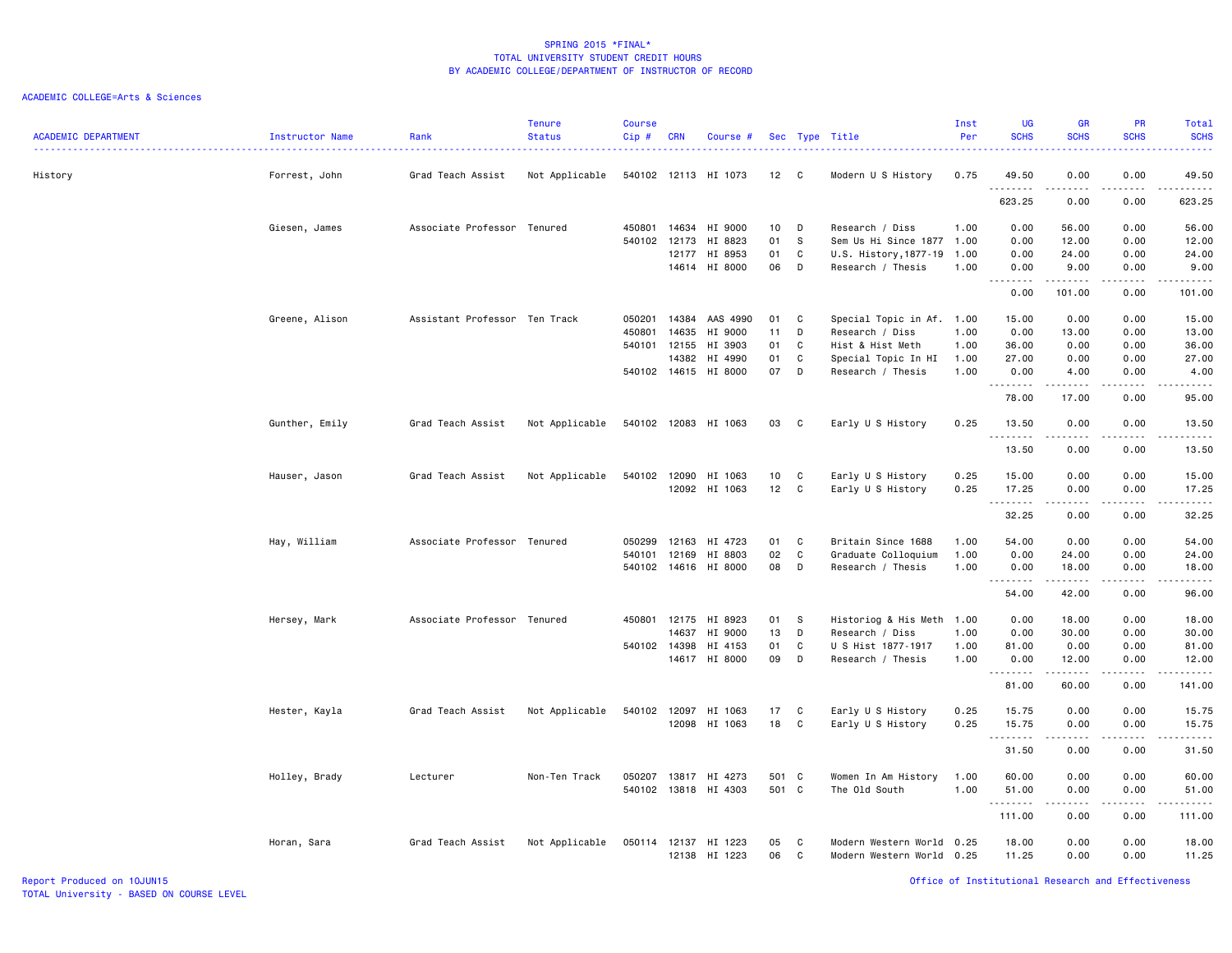# SPRING 2015 *FINAL*
## TOTAL UNIVERSITY STUDENT CREDIT HOURS
### BY ACADEMIC COLLEGE/DEPARTMENT OF INSTRUCTOR OF RECORD

ACADEMIC COLLEGE=Arts & Sciences

| ACADEMIC DEPARTMENT | Instructor Name | Rank | Tenure Status | Course Cip # | CRN | Course # | Sec | Type | Title | Inst Per | UG SCHS | GR SCHS | PR SCHS | Total SCHS |
|---|---|---|---|---|---|---|---|---|---|---|---|---|---|---|
| History | Forrest, John | Grad Teach Assist | Not Applicable | 540102 | 12113 | HI 1073 | 12 | C | Modern U S History | 0.75 | 49.50 | 0.00 | 0.00 | 49.50 |
| | | | | | | | | | | | 623.25 | 0.00 | 0.00 | 623.25 |
| | Giesen, James | Associate Professor | Tenured | 450801 | 14634 | HI 9000 | 10 | D | Research / Diss | 1.00 | 0.00 | 56.00 | 0.00 | 56.00 |
| | | | | 540102 | 12173 | HI 8823 | 01 | S | Sem Us Hi Since 1877 | 1.00 | 0.00 | 12.00 | 0.00 | 12.00 |
| | | | | | 12177 | HI 8953 | 01 | C | U.S. History,1877-19 | 1.00 | 0.00 | 24.00 | 0.00 | 24.00 |
| | | | | | 14614 | HI 8000 | 06 | D | Research / Thesis | 1.00 | 0.00 | 9.00 | 0.00 | 9.00 |
| | | | | | | | | | | | 0.00 | 101.00 | 0.00 | 101.00 |
| | Greene, Alison | Assistant Professor | Ten Track | 050201 | 14384 | AAS 4990 | 01 | C | Special Topic in Af. | 1.00 | 15.00 | 0.00 | 0.00 | 15.00 |
| | | | | 450801 | 14635 | HI 9000 | 11 | D | Research / Diss | 1.00 | 0.00 | 13.00 | 0.00 | 13.00 |
| | | | | 540101 | 12155 | HI 3903 | 01 | C | Hist & Hist Meth | 1.00 | 36.00 | 0.00 | 0.00 | 36.00 |
| | | | | | 14382 | HI 4990 | 01 | C | Special Topic In HI | 1.00 | 27.00 | 0.00 | 0.00 | 27.00 |
| | | | | 540102 | 14615 | HI 8000 | 07 | D | Research / Thesis | 1.00 | 0.00 | 4.00 | 0.00 | 4.00 |
| | | | | | | | | | | | 78.00 | 17.00 | 0.00 | 95.00 |
| | Gunther, Emily | Grad Teach Assist | Not Applicable | 540102 | 12083 | HI 1063 | 03 | C | Early U S History | 0.25 | 13.50 | 0.00 | 0.00 | 13.50 |
| | | | | | | | | | | | 13.50 | 0.00 | 0.00 | 13.50 |
| | Hauser, Jason | Grad Teach Assist | Not Applicable | 540102 | 12090 | HI 1063 | 10 | C | Early U S History | 0.25 | 15.00 | 0.00 | 0.00 | 15.00 |
| | | | | | 12092 | HI 1063 | 12 | C | Early U S History | 0.25 | 17.25 | 0.00 | 0.00 | 17.25 |
| | | | | | | | | | | | 32.25 | 0.00 | 0.00 | 32.25 |
| | Hay, William | Associate Professor | Tenured | 050299 | 12163 | HI 4723 | 01 | C | Britain Since 1688 | 1.00 | 54.00 | 0.00 | 0.00 | 54.00 |
| | | | | 540101 | 12169 | HI 8803 | 02 | C | Graduate Colloquium | 1.00 | 0.00 | 24.00 | 0.00 | 24.00 |
| | | | | 540102 | 14616 | HI 8000 | 08 | D | Research / Thesis | 1.00 | 0.00 | 18.00 | 0.00 | 18.00 |
| | | | | | | | | | | | 54.00 | 42.00 | 0.00 | 96.00 |
| | Hersey, Mark | Associate Professor | Tenured | 450801 | 12175 | HI 8923 | 01 | S | Historiog & His Meth | 1.00 | 0.00 | 18.00 | 0.00 | 18.00 |
| | | | | | 14637 | HI 9000 | 13 | D | Research / Diss | 1.00 | 0.00 | 30.00 | 0.00 | 30.00 |
| | | | | 540102 | 14398 | HI 4153 | 01 | C | U S Hist 1877-1917 | 1.00 | 81.00 | 0.00 | 0.00 | 81.00 |
| | | | | | 14617 | HI 8000 | 09 | D | Research / Thesis | 1.00 | 0.00 | 12.00 | 0.00 | 12.00 |
| | | | | | | | | | | | 81.00 | 60.00 | 0.00 | 141.00 |
| | Hester, Kayla | Grad Teach Assist | Not Applicable | 540102 | 12097 | HI 1063 | 17 | C | Early U S History | 0.25 | 15.75 | 0.00 | 0.00 | 15.75 |
| | | | | | 12098 | HI 1063 | 18 | C | Early U S History | 0.25 | 15.75 | 0.00 | 0.00 | 15.75 |
| | | | | | | | | | | | 31.50 | 0.00 | 0.00 | 31.50 |
| | Holley, Brady | Lecturer | Non-Ten Track | 050207 | 13817 | HI 4273 | 501 | C | Women In Am History | 1.00 | 60.00 | 0.00 | 0.00 | 60.00 |
| | | | | 540102 | 13818 | HI 4303 | 501 | C | The Old South | 1.00 | 51.00 | 0.00 | 0.00 | 51.00 |
| | | | | | | | | | | | 111.00 | 0.00 | 0.00 | 111.00 |
| | Horan, Sara | Grad Teach Assist | Not Applicable | 050114 | 12137 | HI 1223 | 05 | C | Modern Western World | 0.25 | 18.00 | 0.00 | 0.00 | 18.00 |
| | | | | | 12138 | HI 1223 | 06 | C | Modern Western World | 0.25 | 11.25 | 0.00 | 0.00 | 11.25 |

Report Produced on 10JUN15
TOTAL University - BASED ON COURSE LEVEL

Office of Institutional Research and Effectiveness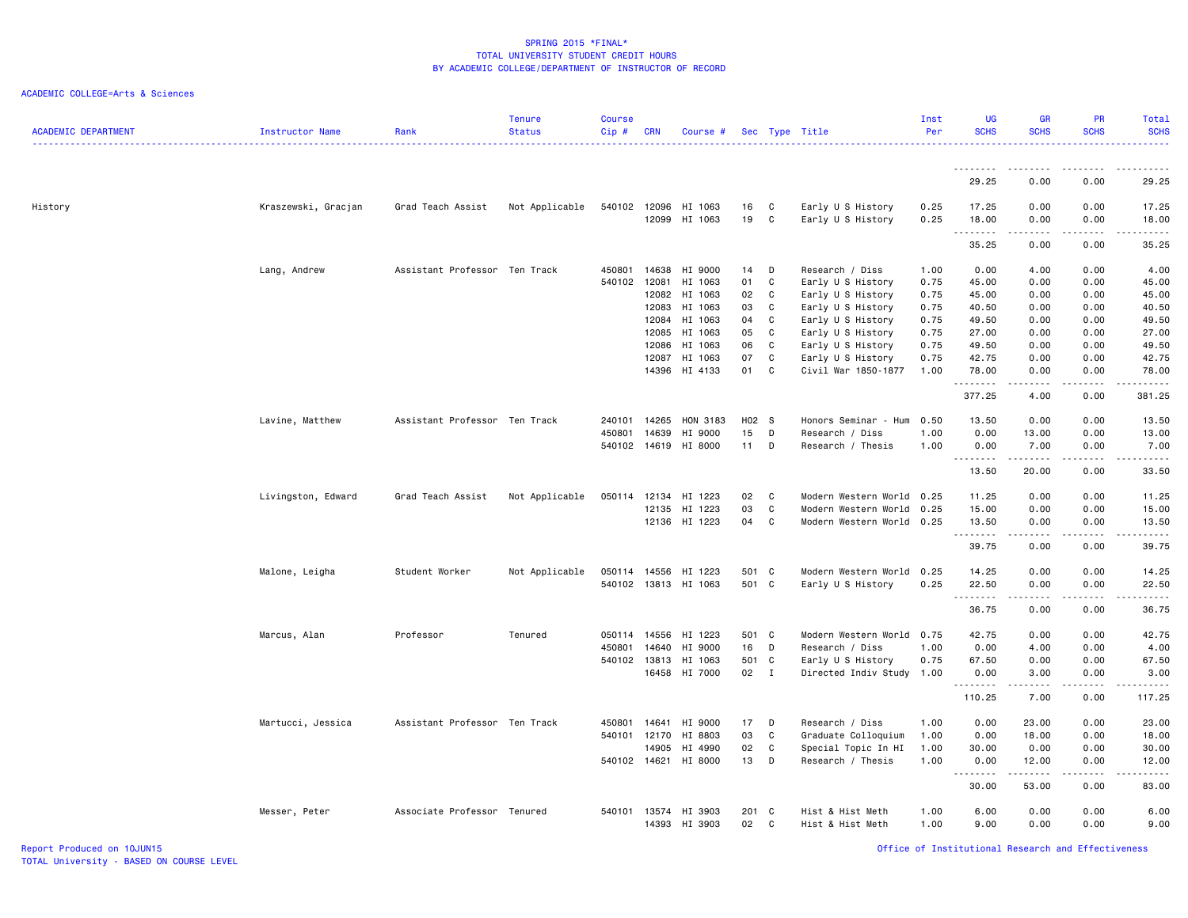SPRING 2015 *FINAL*
TOTAL UNIVERSITY STUDENT CREDIT HOURS
BY ACADEMIC COLLEGE/DEPARTMENT OF INSTRUCTOR OF RECORD

ACADEMIC COLLEGE=Arts & Sciences

| ACADEMIC DEPARTMENT | Instructor Name | Rank | Tenure Status | Course Cip # | CRN | Course # | Sec | Type | Title | Inst Per | UG SCHS | GR SCHS | PR SCHS | Total SCHS |
|---|---|---|---|---|---|---|---|---|---|---|---|---|---|---|
| | | | | | | | | | | | 29.25 | 0.00 | 0.00 | 29.25 |
| History | Kraszewski, Gracjan | Grad Teach Assist | Not Applicable | 540102 | 12096 | HI 1063 | 16 | C | Early U S History | 0.25 | 17.25 | 0.00 | 0.00 | 17.25 |
| | | | | | 12099 | HI 1063 | 19 | C | Early U S History | 0.25 | 18.00 | 0.00 | 0.00 | 18.00 |
| | | | | | | | | | | | 35.25 | 0.00 | 0.00 | 35.25 |
| | Lang, Andrew | Assistant Professor | Ten Track | 450801 | 14638 | HI 9000 | 14 | D | Research / Diss | 1.00 | 0.00 | 4.00 | 0.00 | 4.00 |
| | | | | 540102 | 12081 | HI 1063 | 01 | C | Early U S History | 0.75 | 45.00 | 0.00 | 0.00 | 45.00 |
| | | | | | 12082 | HI 1063 | 02 | C | Early U S History | 0.75 | 45.00 | 0.00 | 0.00 | 45.00 |
| | | | | | 12083 | HI 1063 | 03 | C | Early U S History | 0.75 | 40.50 | 0.00 | 0.00 | 40.50 |
| | | | | | 12084 | HI 1063 | 04 | C | Early U S History | 0.75 | 49.50 | 0.00 | 0.00 | 49.50 |
| | | | | | 12085 | HI 1063 | 05 | C | Early U S History | 0.75 | 27.00 | 0.00 | 0.00 | 27.00 |
| | | | | | 12086 | HI 1063 | 06 | C | Early U S History | 0.75 | 49.50 | 0.00 | 0.00 | 49.50 |
| | | | | | 12087 | HI 1063 | 07 | C | Early U S History | 0.75 | 42.75 | 0.00 | 0.00 | 42.75 |
| | | | | | 14396 | HI 4133 | 01 | C | Civil War 1850-1877 | 1.00 | 78.00 | 0.00 | 0.00 | 78.00 |
| | | | | | | | | | | | 377.25 | 4.00 | 0.00 | 381.25 |
| | Lavine, Matthew | Assistant Professor | Ten Track | 240101 | 14265 | HON 3183 | H02 | S | Honors Seminar - Hum | 0.50 | 13.50 | 0.00 | 0.00 | 13.50 |
| | | | | 450801 | 14639 | HI 9000 | 15 | D | Research / Diss | 1.00 | 0.00 | 13.00 | 0.00 | 13.00 |
| | | | | 540102 | 14619 | HI 8000 | 11 | D | Research / Thesis | 1.00 | 0.00 | 7.00 | 0.00 | 7.00 |
| | | | | | | | | | | | 13.50 | 20.00 | 0.00 | 33.50 |
| | Livingston, Edward | Grad Teach Assist | Not Applicable | 050114 | 12134 | HI 1223 | 02 | C | Modern Western World | 0.25 | 11.25 | 0.00 | 0.00 | 11.25 |
| | | | | | 12135 | HI 1223 | 03 | C | Modern Western World | 0.25 | 15.00 | 0.00 | 0.00 | 15.00 |
| | | | | | 12136 | HI 1223 | 04 | C | Modern Western World | 0.25 | 13.50 | 0.00 | 0.00 | 13.50 |
| | | | | | | | | | | | 39.75 | 0.00 | 0.00 | 39.75 |
| | Malone, Leigha | Student Worker | Not Applicable | 050114 | 14556 | HI 1223 | 501 | C | Modern Western World | 0.25 | 14.25 | 0.00 | 0.00 | 14.25 |
| | | | | 540102 | 13813 | HI 1063 | 501 | C | Early U S History | 0.25 | 22.50 | 0.00 | 0.00 | 22.50 |
| | | | | | | | | | | | 36.75 | 0.00 | 0.00 | 36.75 |
| | Marcus, Alan | Professor | Tenured | 050114 | 14556 | HI 1223 | 501 | C | Modern Western World | 0.75 | 42.75 | 0.00 | 0.00 | 42.75 |
| | | | | 450801 | 14640 | HI 9000 | 16 | D | Research / Diss | 1.00 | 0.00 | 4.00 | 0.00 | 4.00 |
| | | | | 540102 | 13813 | HI 1063 | 501 | C | Early U S History | 0.75 | 67.50 | 0.00 | 0.00 | 67.50 |
| | | | | | 16458 | HI 7000 | 02 | I | Directed Indiv Study | 1.00 | 0.00 | 3.00 | 0.00 | 3.00 |
| | | | | | | | | | | | 110.25 | 7.00 | 0.00 | 117.25 |
| | Martucci, Jessica | Assistant Professor | Ten Track | 450801 | 14641 | HI 9000 | 17 | D | Research / Diss | 1.00 | 0.00 | 23.00 | 0.00 | 23.00 |
| | | | | 540101 | 12170 | HI 8803 | 03 | C | Graduate Colloquium | 1.00 | 0.00 | 18.00 | 0.00 | 18.00 |
| | | | | | 14905 | HI 4990 | 02 | C | Special Topic In HI | 1.00 | 30.00 | 0.00 | 0.00 | 30.00 |
| | | | | 540102 | 14621 | HI 8000 | 13 | D | Research / Thesis | 1.00 | 0.00 | 12.00 | 0.00 | 12.00 |
| | | | | | | | | | | | 30.00 | 53.00 | 0.00 | 83.00 |
| | Messer, Peter | Associate Professor | Tenured | 540101 | 13574 | HI 3903 | 201 | C | Hist & Hist Meth | 1.00 | 6.00 | 0.00 | 0.00 | 6.00 |
| | | | | | 14393 | HI 3903 | 02 | C | Hist & Hist Meth | 1.00 | 9.00 | 0.00 | 0.00 | 9.00 |

Report Produced on 10JUN15
TOTAL University - BASED ON COURSE LEVEL

Office of Institutional Research and Effectiveness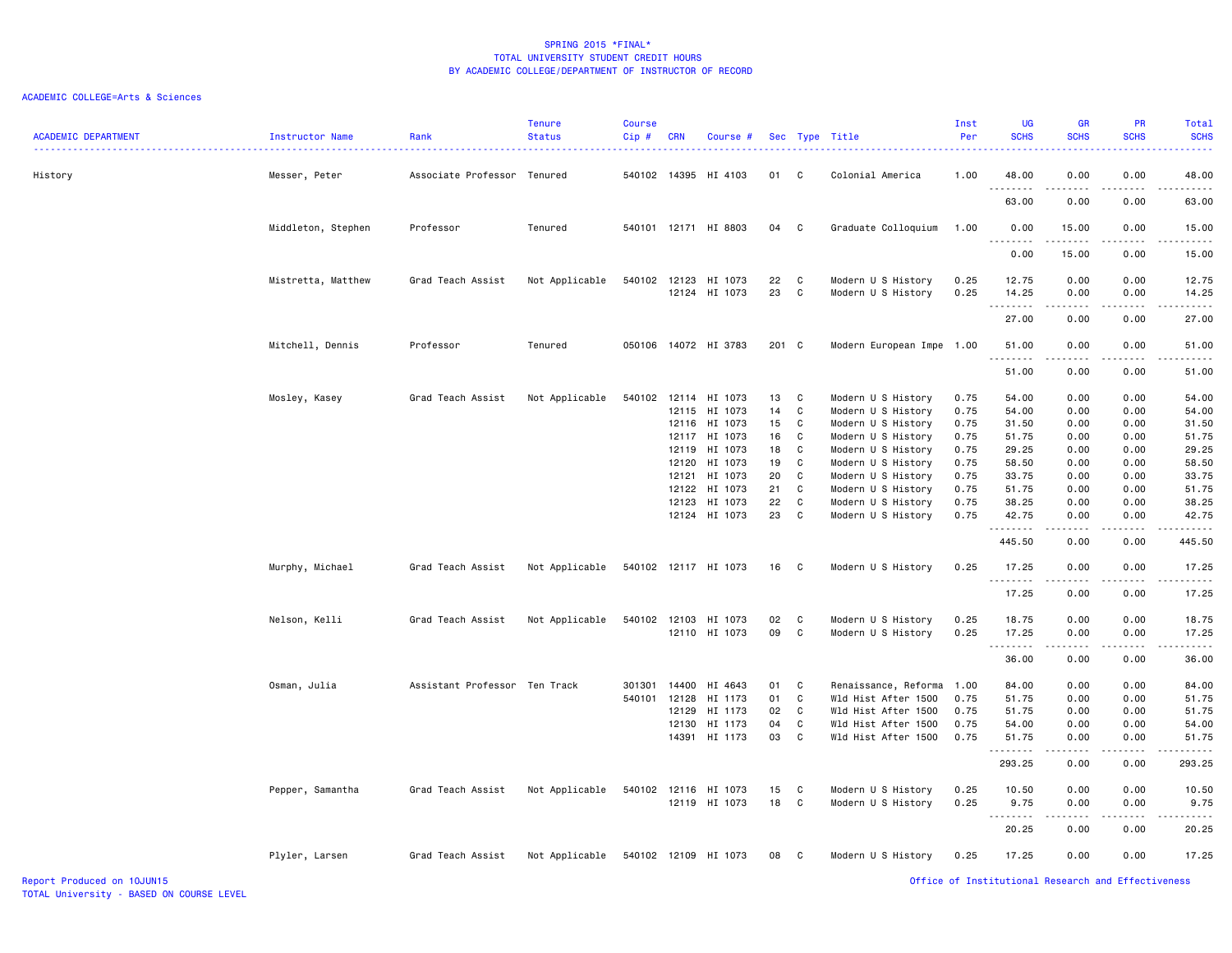# SPRING 2015 *FINAL*
## TOTAL UNIVERSITY STUDENT CREDIT HOURS
## BY ACADEMIC COLLEGE/DEPARTMENT OF INSTRUCTOR OF RECORD

ACADEMIC COLLEGE=Arts & Sciences

| ACADEMIC DEPARTMENT | Instructor Name | Rank | Tenure Status | Course Cip # | CRN | Course # | Sec | Type | Title | Inst Per | UG SCHS | GR SCHS | PR SCHS | Total SCHS |
|---|---|---|---|---|---|---|---|---|---|---|---|---|---|---|
| History | Messer, Peter | Associate Professor | Tenured | 540102 | 14395 | HI 4103 | 01 | C | Colonial America | 1.00 | 48.00 | 0.00 | 0.00 | 48.00 |
| | | | | | | | | | | | 63.00 | 0.00 | 0.00 | 63.00 |
| | Middleton, Stephen | Professor | Tenured | 540101 | 12171 | HI 8803 | 04 | C | Graduate Colloquium | 1.00 | 0.00 | 15.00 | 0.00 | 15.00 |
| | | | | | | | | | | | 0.00 | 15.00 | 0.00 | 15.00 |
| | Mistretta, Matthew | Grad Teach Assist | Not Applicable | 540102 | 12123 | HI 1073 | 22 | C | Modern U S History | 0.25 | 12.75 | 0.00 | 0.00 | 12.75 |
| | | | | | 12124 | HI 1073 | 23 | C | Modern U S History | 0.25 | 14.25 | 0.00 | 0.00 | 14.25 |
| | | | | | | | | | | | 27.00 | 0.00 | 0.00 | 27.00 |
| | Mitchell, Dennis | Professor | Tenured | 050106 | 14072 | HI 3783 | 201 | C | Modern European Impe | 1.00 | 51.00 | 0.00 | 0.00 | 51.00 |
| | | | | | | | | | | | 51.00 | 0.00 | 0.00 | 51.00 |
| | Mosley, Kasey | Grad Teach Assist | Not Applicable | 540102 | 12114 | HI 1073 | 13 | C | Modern U S History | 0.75 | 54.00 | 0.00 | 0.00 | 54.00 |
| | | | | | 12115 | HI 1073 | 14 | C | Modern U S History | 0.75 | 54.00 | 0.00 | 0.00 | 54.00 |
| | | | | | 12116 | HI 1073 | 15 | C | Modern U S History | 0.75 | 31.50 | 0.00 | 0.00 | 31.50 |
| | | | | | 12117 | HI 1073 | 16 | C | Modern U S History | 0.75 | 51.75 | 0.00 | 0.00 | 51.75 |
| | | | | | 12119 | HI 1073 | 18 | C | Modern U S History | 0.75 | 29.25 | 0.00 | 0.00 | 29.25 |
| | | | | | 12120 | HI 1073 | 19 | C | Modern U S History | 0.75 | 58.50 | 0.00 | 0.00 | 58.50 |
| | | | | | 12121 | HI 1073 | 20 | C | Modern U S History | 0.75 | 33.75 | 0.00 | 0.00 | 33.75 |
| | | | | | 12122 | HI 1073 | 21 | C | Modern U S History | 0.75 | 51.75 | 0.00 | 0.00 | 51.75 |
| | | | | | 12123 | HI 1073 | 22 | C | Modern U S History | 0.75 | 38.25 | 0.00 | 0.00 | 38.25 |
| | | | | | 12124 | HI 1073 | 23 | C | Modern U S History | 0.75 | 42.75 | 0.00 | 0.00 | 42.75 |
| | | | | | | | | | | | 445.50 | 0.00 | 0.00 | 445.50 |
| | Murphy, Michael | Grad Teach Assist | Not Applicable | 540102 | 12117 | HI 1073 | 16 | C | Modern U S History | 0.25 | 17.25 | 0.00 | 0.00 | 17.25 |
| | | | | | | | | | | | 17.25 | 0.00 | 0.00 | 17.25 |
| | Nelson, Kelli | Grad Teach Assist | Not Applicable | 540102 | 12103 | HI 1073 | 02 | C | Modern U S History | 0.25 | 18.75 | 0.00 | 0.00 | 18.75 |
| | | | | | 12110 | HI 1073 | 09 | C | Modern U S History | 0.25 | 17.25 | 0.00 | 0.00 | 17.25 |
| | | | | | | | | | | | 36.00 | 0.00 | 0.00 | 36.00 |
| | Osman, Julia | Assistant Professor | Ten Track | 301301 | 14400 | HI 4643 | 01 | C | Renaissance, Reforma | 1.00 | 84.00 | 0.00 | 0.00 | 84.00 |
| | | | | 540101 | 12128 | HI 1173 | 01 | C | Wld Hist After 1500 | 0.75 | 51.75 | 0.00 | 0.00 | 51.75 |
| | | | | | 12129 | HI 1173 | 02 | C | Wld Hist After 1500 | 0.75 | 51.75 | 0.00 | 0.00 | 51.75 |
| | | | | | 12130 | HI 1173 | 04 | C | Wld Hist After 1500 | 0.75 | 54.00 | 0.00 | 0.00 | 54.00 |
| | | | | | 14391 | HI 1173 | 03 | C | Wld Hist After 1500 | 0.75 | 51.75 | 0.00 | 0.00 | 51.75 |
| | | | | | | | | | | | 293.25 | 0.00 | 0.00 | 293.25 |
| | Pepper, Samantha | Grad Teach Assist | Not Applicable | 540102 | 12116 | HI 1073 | 15 | C | Modern U S History | 0.25 | 10.50 | 0.00 | 0.00 | 10.50 |
| | | | | | 12119 | HI 1073 | 18 | C | Modern U S History | 0.25 | 9.75 | 0.00 | 0.00 | 9.75 |
| | | | | | | | | | | | 20.25 | 0.00 | 0.00 | 20.25 |
| | Plyler, Larsen | Grad Teach Assist | Not Applicable | 540102 | 12109 | HI 1073 | 08 | C | Modern U S History | 0.25 | 17.25 | 0.00 | 0.00 | 17.25 |

Report Produced on 10JUN15
TOTAL University - BASED ON COURSE LEVEL
Office of Institutional Research and Effectiveness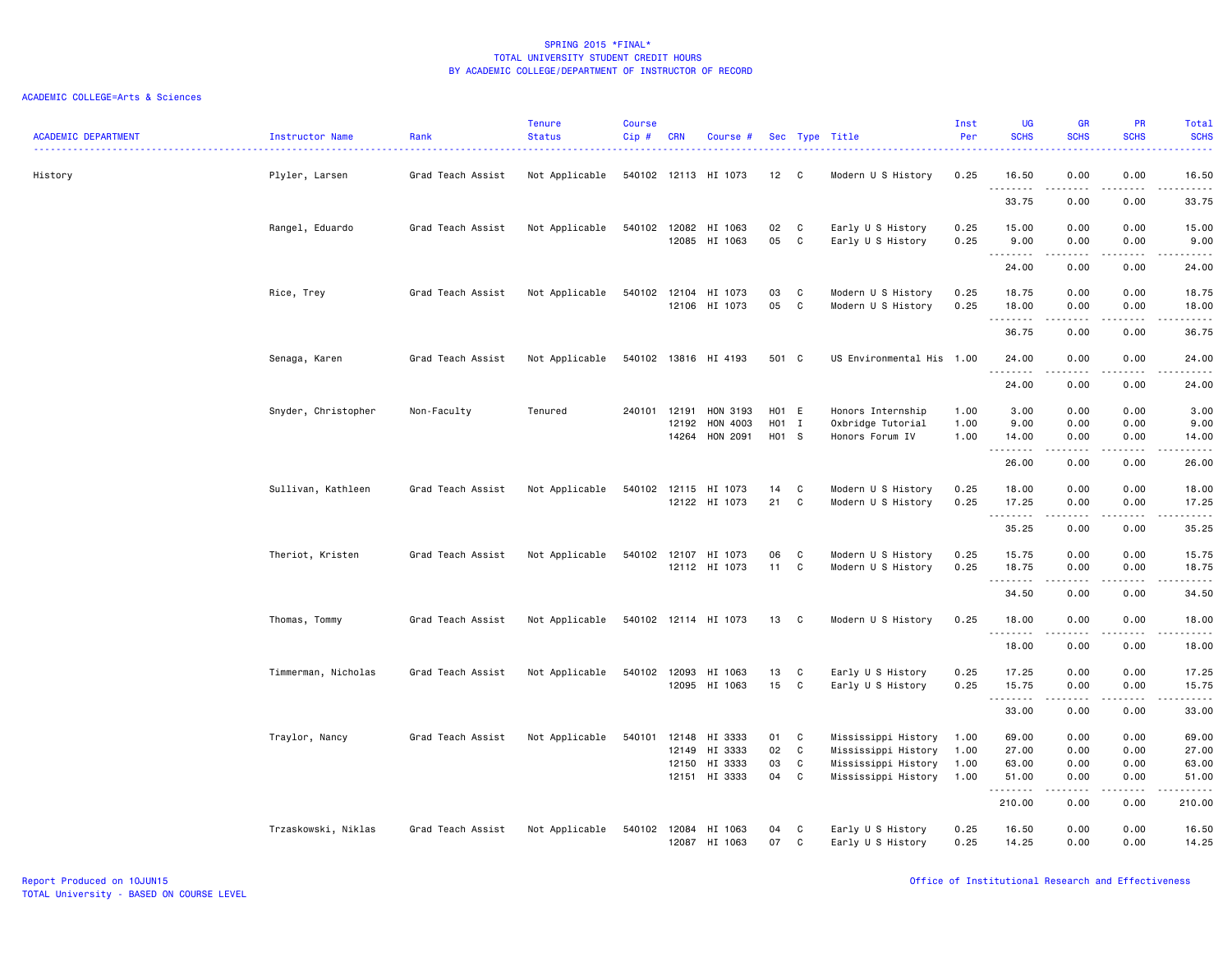SPRING 2015 *FINAL*
TOTAL UNIVERSITY STUDENT CREDIT HOURS
BY ACADEMIC COLLEGE/DEPARTMENT OF INSTRUCTOR OF RECORD

ACADEMIC COLLEGE=Arts & Sciences

| ACADEMIC DEPARTMENT | Instructor Name | Rank | Tenure Status | Course Cip # | CRN | Course # | Sec | Type | Title | Inst Per | UG SCHS | GR SCHS | PR SCHS | Total SCHS |
|---|---|---|---|---|---|---|---|---|---|---|---|---|---|---|
| History | Plyler, Larsen | Grad Teach Assist | Not Applicable | 540102 | 12113 | HI 1073 | 12 | C | Modern U S History | 0.25 | 16.50 | 0.00 | 0.00 | 16.50 |
| | | | | | | | | | | | 33.75 | 0.00 | 0.00 | 33.75 |
| | Rangel, Eduardo | Grad Teach Assist | Not Applicable | 540102 | 12082 | HI 1063 | 02 | C | Early U S History | 0.25 | 15.00 | 0.00 | 0.00 | 15.00 |
| | | | | | 12085 | HI 1063 | 05 | C | Early U S History | 0.25 | 9.00 | 0.00 | 0.00 | 9.00 |
| | | | | | | | | | | | 24.00 | 0.00 | 0.00 | 24.00 |
| | Rice, Trey | Grad Teach Assist | Not Applicable | 540102 | 12104 | HI 1073 | 03 | C | Modern U S History | 0.25 | 18.75 | 0.00 | 0.00 | 18.75 |
| | | | | | 12106 | HI 1073 | 05 | C | Modern U S History | 0.25 | 18.00 | 0.00 | 0.00 | 18.00 |
| | | | | | | | | | | | 36.75 | 0.00 | 0.00 | 36.75 |
| | Senaga, Karen | Grad Teach Assist | Not Applicable | 540102 | 13816 | HI 4193 | 501 | C | US Environmental His | 1.00 | 24.00 | 0.00 | 0.00 | 24.00 |
| | | | | | | | | | | | 24.00 | 0.00 | 0.00 | 24.00 |
| | Snyder, Christopher | Non-Faculty | Tenured | 240101 | 12191 | HON 3193 | H01 | E | Honors Internship | 1.00 | 3.00 | 0.00 | 0.00 | 3.00 |
| | | | | | 12192 | HON 4003 | H01 | I | Oxbridge Tutorial | 1.00 | 9.00 | 0.00 | 0.00 | 9.00 |
| | | | | | 14264 | HON 2091 | H01 | S | Honors Forum IV | 1.00 | 14.00 | 0.00 | 0.00 | 14.00 |
| | | | | | | | | | | | 26.00 | 0.00 | 0.00 | 26.00 |
| | Sullivan, Kathleen | Grad Teach Assist | Not Applicable | 540102 | 12115 | HI 1073 | 14 | C | Modern U S History | 0.25 | 18.00 | 0.00 | 0.00 | 18.00 |
| | | | | | 12122 | HI 1073 | 21 | C | Modern U S History | 0.25 | 17.25 | 0.00 | 0.00 | 17.25 |
| | | | | | | | | | | | 35.25 | 0.00 | 0.00 | 35.25 |
| | Theriot, Kristen | Grad Teach Assist | Not Applicable | 540102 | 12107 | HI 1073 | 06 | C | Modern U S History | 0.25 | 15.75 | 0.00 | 0.00 | 15.75 |
| | | | | | 12112 | HI 1073 | 11 | C | Modern U S History | 0.25 | 18.75 | 0.00 | 0.00 | 18.75 |
| | | | | | | | | | | | 34.50 | 0.00 | 0.00 | 34.50 |
| | Thomas, Tommy | Grad Teach Assist | Not Applicable | 540102 | 12114 | HI 1073 | 13 | C | Modern U S History | 0.25 | 18.00 | 0.00 | 0.00 | 18.00 |
| | | | | | | | | | | | 18.00 | 0.00 | 0.00 | 18.00 |
| | Timmerman, Nicholas | Grad Teach Assist | Not Applicable | 540102 | 12093 | HI 1063 | 13 | C | Early U S History | 0.25 | 17.25 | 0.00 | 0.00 | 17.25 |
| | | | | | 12095 | HI 1063 | 15 | C | Early U S History | 0.25 | 15.75 | 0.00 | 0.00 | 15.75 |
| | | | | | | | | | | | 33.00 | 0.00 | 0.00 | 33.00 |
| | Traylor, Nancy | Grad Teach Assist | Not Applicable | 540101 | 12148 | HI 3333 | 01 | C | Mississippi History | 1.00 | 69.00 | 0.00 | 0.00 | 69.00 |
| | | | | | 12149 | HI 3333 | 02 | C | Mississippi History | 1.00 | 27.00 | 0.00 | 0.00 | 27.00 |
| | | | | | 12150 | HI 3333 | 03 | C | Mississippi History | 1.00 | 63.00 | 0.00 | 0.00 | 63.00 |
| | | | | | 12151 | HI 3333 | 04 | C | Mississippi History | 1.00 | 51.00 | 0.00 | 0.00 | 51.00 |
| | | | | | | | | | | | 210.00 | 0.00 | 0.00 | 210.00 |
| | Trzaskowski, Niklas | Grad Teach Assist | Not Applicable | 540102 | 12084 | HI 1063 | 04 | C | Early U S History | 0.25 | 16.50 | 0.00 | 0.00 | 16.50 |
| | | | | | 12087 | HI 1063 | 07 | C | Early U S History | 0.25 | 14.25 | 0.00 | 0.00 | 14.25 |

Report Produced on 10JUN15
TOTAL University - BASED ON COURSE LEVEL

Office of Institutional Research and Effectiveness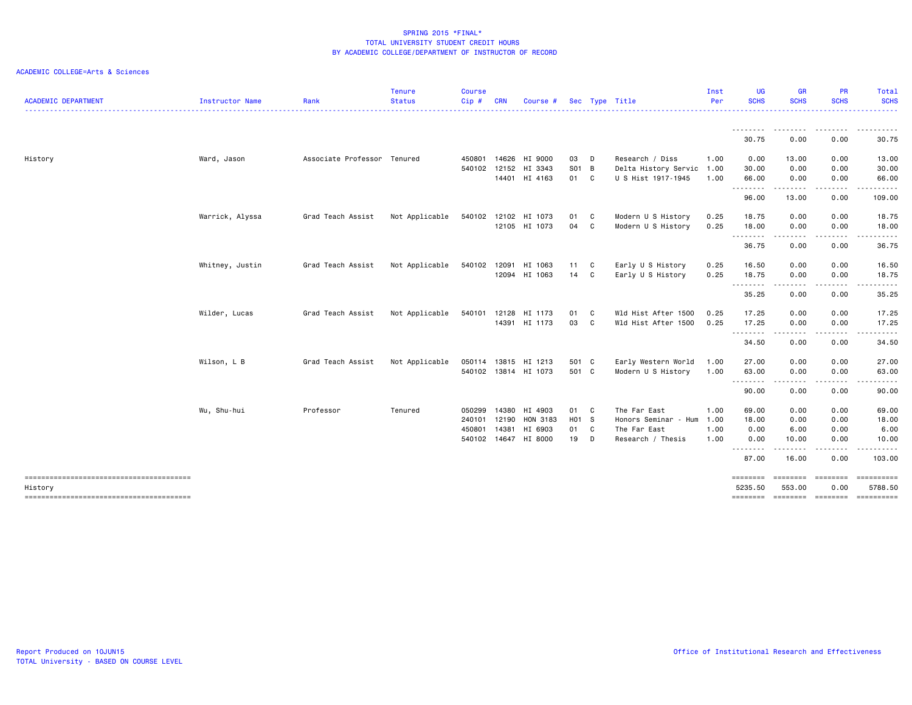SPRING 2015 *FINAL*
TOTAL UNIVERSITY STUDENT CREDIT HOURS
BY ACADEMIC COLLEGE/DEPARTMENT OF INSTRUCTOR OF RECORD

ACADEMIC COLLEGE=Arts & Sciences

| ACADEMIC DEPARTMENT | Instructor Name | Rank | Tenure Status | Course Cip # | CRN | Course # | Sec | Type | Title | Inst Per | UG SCHS | GR SCHS | PR SCHS | Total SCHS |
|---|---|---|---|---|---|---|---|---|---|---|---|---|---|---|
| | | | | | | | | | | | 30.75 | 0.00 | 0.00 | 30.75 |
| History | Ward, Jason | Associate Professor | Tenured | 450801 | 14626 | HI 9000 | 03 | D | Research / Diss | 1.00 | 0.00 | 13.00 | 0.00 | 13.00 |
| | | | | 540102 | 12152 | HI 3343 | S01 | B | Delta History Servic | 1.00 | 30.00 | 0.00 | 0.00 | 30.00 |
| | | | | | 14401 | HI 4163 | 01 | C | U S Hist 1917-1945 | 1.00 | 66.00 | 0.00 | 0.00 | 66.00 |
| | | | | | | | | | | | 96.00 | 13.00 | 0.00 | 109.00 |
| | Warrick, Alyssa | Grad Teach Assist | Not Applicable | 540102 | 12102 | HI 1073 | 01 | C | Modern U S History | 0.25 | 18.75 | 0.00 | 0.00 | 18.75 |
| | | | | | 12105 | HI 1073 | 04 | C | Modern U S History | 0.25 | 18.00 | 0.00 | 0.00 | 18.00 |
| | | | | | | | | | | | 36.75 | 0.00 | 0.00 | 36.75 |
| | Whitney, Justin | Grad Teach Assist | Not Applicable | 540102 | 12091 | HI 1063 | 11 | C | Early U S History | 0.25 | 16.50 | 0.00 | 0.00 | 16.50 |
| | | | | | 12094 | HI 1063 | 14 | C | Early U S History | 0.25 | 18.75 | 0.00 | 0.00 | 18.75 |
| | | | | | | | | | | | 35.25 | 0.00 | 0.00 | 35.25 |
| | Wilder, Lucas | Grad Teach Assist | Not Applicable | 540101 | 12128 | HI 1173 | 01 | C | Wld Hist After 1500 | 0.25 | 17.25 | 0.00 | 0.00 | 17.25 |
| | | | | | 14391 | HI 1173 | 03 | C | Wld Hist After 1500 | 0.25 | 17.25 | 0.00 | 0.00 | 17.25 |
| | | | | | | | | | | | 34.50 | 0.00 | 0.00 | 34.50 |
| | Wilson, L B | Grad Teach Assist | Not Applicable | 050114 | 13815 | HI 1213 | 501 | C | Early Western World | 1.00 | 27.00 | 0.00 | 0.00 | 27.00 |
| | | | | 540102 | 13814 | HI 1073 | 501 | C | Modern U S History | 1.00 | 63.00 | 0.00 | 0.00 | 63.00 |
| | | | | | | | | | | | 90.00 | 0.00 | 0.00 | 90.00 |
| | Wu, Shu-hui | Professor | Tenured | 050299 | 14380 | HI 4903 | 01 | C | The Far East | 1.00 | 69.00 | 0.00 | 0.00 | 69.00 |
| | | | | 240101 | 12190 | HON 3183 | H01 | S | Honors Seminar - Hum | 1.00 | 18.00 | 0.00 | 0.00 | 18.00 |
| | | | | 450801 | 14381 | HI 6903 | 01 | C | The Far East | 1.00 | 0.00 | 6.00 | 0.00 | 6.00 |
| | | | | 540102 | 14647 | HI 8000 | 19 | D | Research / Thesis | 1.00 | 0.00 | 10.00 | 0.00 | 10.00 |
| | | | | | | | | | | | 87.00 | 16.00 | 0.00 | 103.00 |
| History | | | | | | | | | | | 5235.50 | 553.00 | 0.00 | 5788.50 |

Report Produced on 10JUN15
TOTAL University - BASED ON COURSE LEVEL

Office of Institutional Research and Effectiveness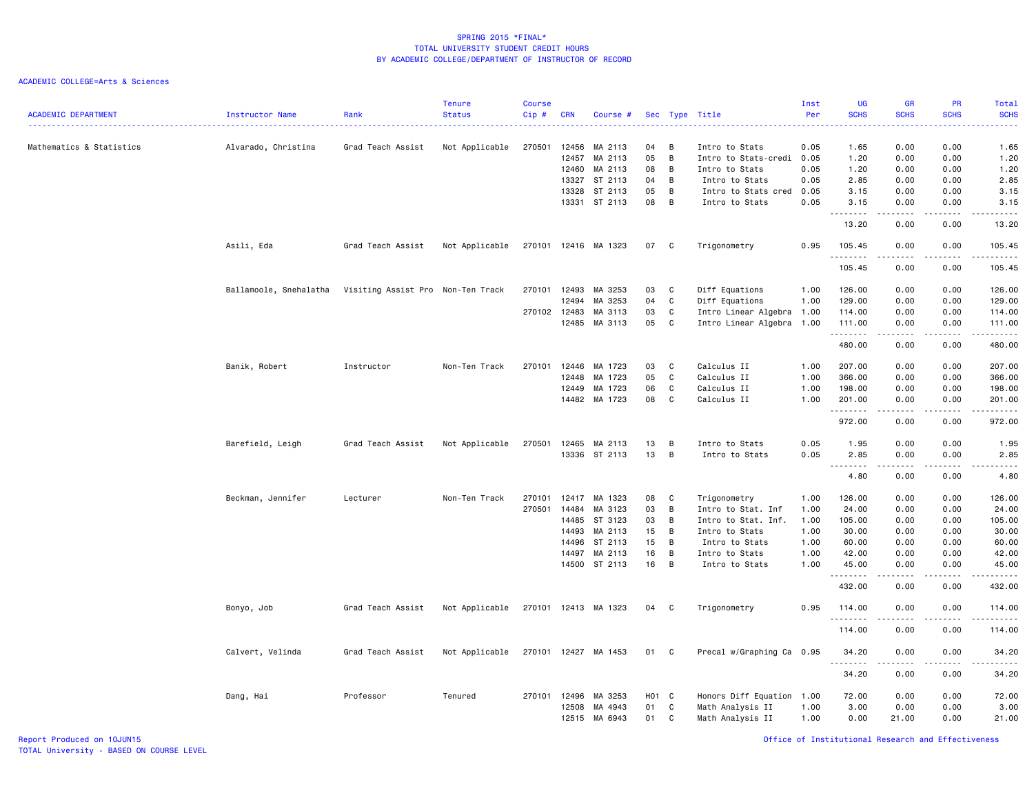SPRING 2015 *FINAL*
TOTAL UNIVERSITY STUDENT CREDIT HOURS
BY ACADEMIC COLLEGE/DEPARTMENT OF INSTRUCTOR OF RECORD

ACADEMIC COLLEGE=Arts & Sciences

| ACADEMIC DEPARTMENT | Instructor Name | Rank | Tenure Status | Course Cip # | CRN | Course # | Sec | Type | Title | Inst Per | UG SCHS | GR SCHS | PR SCHS | Total SCHS |
|---|---|---|---|---|---|---|---|---|---|---|---|---|---|---|
| Mathematics & Statistics | Alvarado, Christina | Grad Teach Assist | Not Applicable | 270501 | 12456 | MA 2113 | 04 | B | Intro to Stats | 0.05 | 1.65 | 0.00 | 0.00 | 1.65 |
| | | | | | 12457 | MA 2113 | 05 | B | Intro to Stats-credi | 0.05 | 1.20 | 0.00 | 0.00 | 1.20 |
| | | | | | 12460 | MA 2113 | 08 | B | Intro to Stats | 0.05 | 1.20 | 0.00 | 0.00 | 1.20 |
| | | | | | 13327 | ST 2113 | 04 | B | Intro to Stats | 0.05 | 2.85 | 0.00 | 0.00 | 2.85 |
| | | | | | 13328 | ST 2113 | 05 | B | Intro to Stats cred | 0.05 | 3.15 | 0.00 | 0.00 | 3.15 |
| | | | | | 13331 | ST 2113 | 08 | B | Intro to Stats | 0.05 | 3.15 | 0.00 | 0.00 | 3.15 |
| | | | | | | | | | | | 13.20 | 0.00 | 0.00 | 13.20 |
| | Asili, Eda | Grad Teach Assist | Not Applicable | 270101 | 12416 | MA 1323 | 07 | C | Trigonometry | 0.95 | 105.45 | 0.00 | 0.00 | 105.45 |
| | | | | | | | | | | | 105.45 | 0.00 | 0.00 | 105.45 |
| | Ballamoole, Snehalatha | Visiting Assist Pro | Non-Ten Track | 270101 | 12493 | MA 3253 | 03 | C | Diff Equations | 1.00 | 126.00 | 0.00 | 0.00 | 126.00 |
| | | | | | 12494 | MA 3253 | 04 | C | Diff Equations | 1.00 | 129.00 | 0.00 | 0.00 | 129.00 |
| | | | | 270102 | 12483 | MA 3113 | 03 | C | Intro Linear Algebra | 1.00 | 114.00 | 0.00 | 0.00 | 114.00 |
| | | | | | 12485 | MA 3113 | 05 | C | Intro Linear Algebra | 1.00 | 111.00 | 0.00 | 0.00 | 111.00 |
| | | | | | | | | | | | 480.00 | 0.00 | 0.00 | 480.00 |
| | Banik, Robert | Instructor | Non-Ten Track | 270101 | 12446 | MA 1723 | 03 | C | Calculus II | 1.00 | 207.00 | 0.00 | 0.00 | 207.00 |
| | | | | | 12448 | MA 1723 | 05 | C | Calculus II | 1.00 | 366.00 | 0.00 | 0.00 | 366.00 |
| | | | | | 12449 | MA 1723 | 06 | C | Calculus II | 1.00 | 198.00 | 0.00 | 0.00 | 198.00 |
| | | | | | 14482 | MA 1723 | 08 | C | Calculus II | 1.00 | 201.00 | 0.00 | 0.00 | 201.00 |
| | | | | | | | | | | | 972.00 | 0.00 | 0.00 | 972.00 |
| | Barefield, Leigh | Grad Teach Assist | Not Applicable | 270501 | 12465 | MA 2113 | 13 | B | Intro to Stats | 0.05 | 1.95 | 0.00 | 0.00 | 1.95 |
| | | | | | 13336 | ST 2113 | 13 | B | Intro to Stats | 0.05 | 2.85 | 0.00 | 0.00 | 2.85 |
| | | | | | | | | | | | 4.80 | 0.00 | 0.00 | 4.80 |
| | Beckman, Jennifer | Lecturer | Non-Ten Track | 270101 | 12417 | MA 1323 | 08 | C | Trigonometry | 1.00 | 126.00 | 0.00 | 0.00 | 126.00 |
| | | | | 270501 | 14484 | MA 3123 | 03 | B | Intro to Stat. Inf | 1.00 | 24.00 | 0.00 | 0.00 | 24.00 |
| | | | | | 14485 | ST 3123 | 03 | B | Intro to Stat. Inf. | 1.00 | 105.00 | 0.00 | 0.00 | 105.00 |
| | | | | | 14493 | MA 2113 | 15 | B | Intro to Stats | 1.00 | 30.00 | 0.00 | 0.00 | 30.00 |
| | | | | | 14496 | ST 2113 | 15 | B | Intro to Stats | 1.00 | 60.00 | 0.00 | 0.00 | 60.00 |
| | | | | | 14497 | MA 2113 | 16 | B | Intro to Stats | 1.00 | 42.00 | 0.00 | 0.00 | 42.00 |
| | | | | | 14500 | ST 2113 | 16 | B | Intro to Stats | 1.00 | 45.00 | 0.00 | 0.00 | 45.00 |
| | | | | | | | | | | | 432.00 | 0.00 | 0.00 | 432.00 |
| | Bonyo, Job | Grad Teach Assist | Not Applicable | 270101 | 12413 | MA 1323 | 04 | C | Trigonometry | 0.95 | 114.00 | 0.00 | 0.00 | 114.00 |
| | | | | | | | | | | | 114.00 | 0.00 | 0.00 | 114.00 |
| | Calvert, Velinda | Grad Teach Assist | Not Applicable | 270101 | 12427 | MA 1453 | 01 | C | Precal w/Graphing Ca | 0.95 | 34.20 | 0.00 | 0.00 | 34.20 |
| | | | | | | | | | | | 34.20 | 0.00 | 0.00 | 34.20 |
| | Dang, Hai | Professor | Tenured | 270101 | 12496 | MA 3253 | H01 | C | Honors Diff Equation | 1.00 | 72.00 | 0.00 | 0.00 | 72.00 |
| | | | | | 12508 | MA 4943 | 01 | C | Math Analysis II | 1.00 | 3.00 | 0.00 | 0.00 | 3.00 |
| | | | | | 12515 | MA 6943 | 01 | C | Math Analysis II | 1.00 | 0.00 | 21.00 | 0.00 | 21.00 |

Report Produced on 10JUN15
TOTAL University - BASED ON COURSE LEVEL

Office of Institutional Research and Effectiveness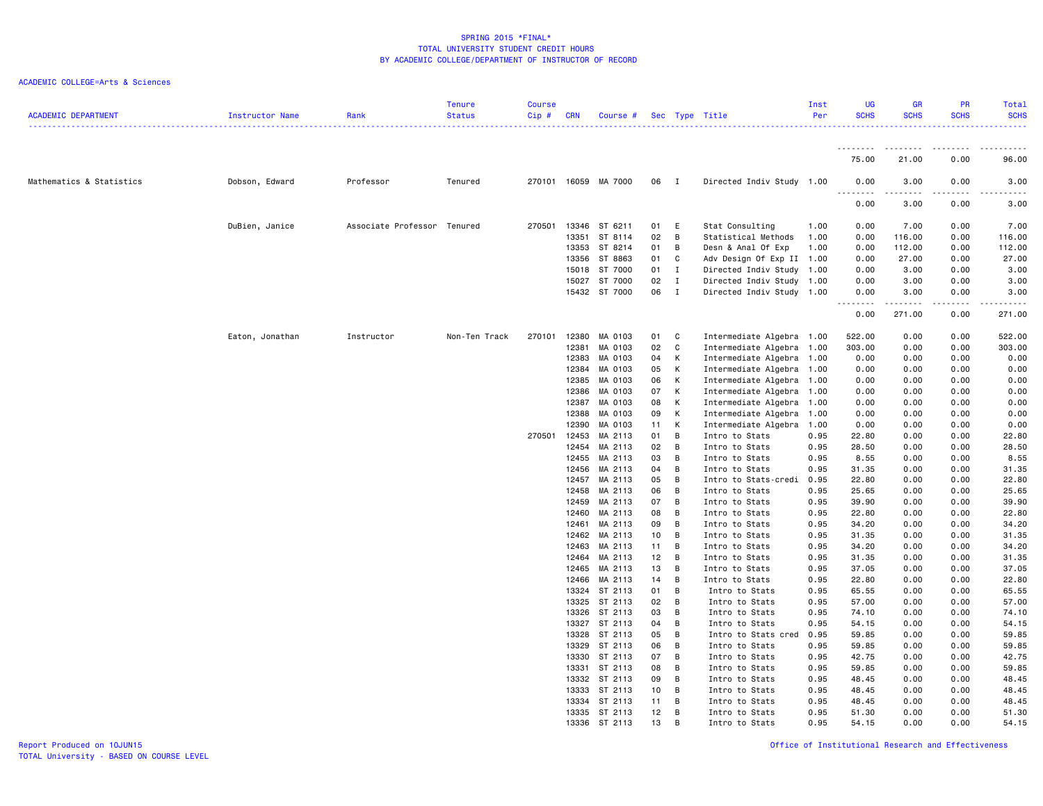SPRING 2015 *FINAL*
TOTAL UNIVERSITY STUDENT CREDIT HOURS
BY ACADEMIC COLLEGE/DEPARTMENT OF INSTRUCTOR OF RECORD

ACADEMIC COLLEGE=Arts & Sciences

| ACADEMIC DEPARTMENT | Instructor Name | Rank | Tenure Status | Course Cip # | CRN | Course # | Sec | Type | Title | Inst Per | UG SCHS | GR SCHS | PR SCHS | Total SCHS |
|---|---|---|---|---|---|---|---|---|---|---|---|---|---|---|
| | | | | | | | | | | | 75.00 | 21.00 | 0.00 | 96.00 |
| Mathematics & Statistics | Dobson, Edward | Professor | Tenured | 270101 | 16059 | MA 7000 | 06 | I | Directed Indiv Study | 1.00 | 0.00 | 3.00 | 0.00 | 3.00 |
| | | | | | | | | | | | 0.00 | 3.00 | 0.00 | 3.00 |
| | DuBien, Janice | Associate Professor | Tenured | 270501 | 13346 | ST 6211 | 01 | E | Stat Consulting | 1.00 | 0.00 | 7.00 | 0.00 | 7.00 |
| | | | | | 13351 | ST 8114 | 02 | B | Statistical Methods | 1.00 | 0.00 | 116.00 | 0.00 | 116.00 |
| | | | | | 13353 | ST 8214 | 01 | B | Desn & Anal Of Exp | 1.00 | 0.00 | 112.00 | 0.00 | 112.00 |
| | | | | | 13356 | ST 8863 | 01 | C | Adv Design Of Exp II | 1.00 | 0.00 | 27.00 | 0.00 | 27.00 |
| | | | | | 15018 | ST 7000 | 01 | I | Directed Indiv Study | 1.00 | 0.00 | 3.00 | 0.00 | 3.00 |
| | | | | | 15027 | ST 7000 | 02 | I | Directed Indiv Study | 1.00 | 0.00 | 3.00 | 0.00 | 3.00 |
| | | | | | 15432 | ST 7000 | 06 | I | Directed Indiv Study | 1.00 | 0.00 | 3.00 | 0.00 | 3.00 |
| | | | | | | | | | | | 0.00 | 271.00 | 0.00 | 271.00 |
| | Eaton, Jonathan | Instructor | Non-Ten Track | 270101 | 12380 | MA 0103 | 01 | C | Intermediate Algebra | 1.00 | 522.00 | 0.00 | 0.00 | 522.00 |
| | | | | | 12381 | MA 0103 | 02 | C | Intermediate Algebra | 1.00 | 303.00 | 0.00 | 0.00 | 303.00 |
| | | | | | 12383 | MA 0103 | 04 | K | Intermediate Algebra | 1.00 | 0.00 | 0.00 | 0.00 | 0.00 |
| | | | | | 12384 | MA 0103 | 05 | K | Intermediate Algebra | 1.00 | 0.00 | 0.00 | 0.00 | 0.00 |
| | | | | | 12385 | MA 0103 | 06 | K | Intermediate Algebra | 1.00 | 0.00 | 0.00 | 0.00 | 0.00 |
| | | | | | 12386 | MA 0103 | 07 | K | Intermediate Algebra | 1.00 | 0.00 | 0.00 | 0.00 | 0.00 |
| | | | | | 12387 | MA 0103 | 08 | K | Intermediate Algebra | 1.00 | 0.00 | 0.00 | 0.00 | 0.00 |
| | | | | | 12388 | MA 0103 | 09 | K | Intermediate Algebra | 1.00 | 0.00 | 0.00 | 0.00 | 0.00 |
| | | | | | 12390 | MA 0103 | 11 | K | Intermediate Algebra | 1.00 | 0.00 | 0.00 | 0.00 | 0.00 |
| | | | | 270501 | 12453 | MA 2113 | 01 | B | Intro to Stats | 0.95 | 22.80 | 0.00 | 0.00 | 22.80 |
| | | | | | 12454 | MA 2113 | 02 | B | Intro to Stats | 0.95 | 28.50 | 0.00 | 0.00 | 28.50 |
| | | | | | 12455 | MA 2113 | 03 | B | Intro to Stats | 0.95 | 8.55 | 0.00 | 0.00 | 8.55 |
| | | | | | 12456 | MA 2113 | 04 | B | Intro to Stats | 0.95 | 31.35 | 0.00 | 0.00 | 31.35 |
| | | | | | 12457 | MA 2113 | 05 | B | Intro to Stats-credi | 0.95 | 22.80 | 0.00 | 0.00 | 22.80 |
| | | | | | 12458 | MA 2113 | 06 | B | Intro to Stats | 0.95 | 25.65 | 0.00 | 0.00 | 25.65 |
| | | | | | 12459 | MA 2113 | 07 | B | Intro to Stats | 0.95 | 39.90 | 0.00 | 0.00 | 39.90 |
| | | | | | 12460 | MA 2113 | 08 | B | Intro to Stats | 0.95 | 22.80 | 0.00 | 0.00 | 22.80 |
| | | | | | 12461 | MA 2113 | 09 | B | Intro to Stats | 0.95 | 34.20 | 0.00 | 0.00 | 34.20 |
| | | | | | 12462 | MA 2113 | 10 | B | Intro to Stats | 0.95 | 31.35 | 0.00 | 0.00 | 31.35 |
| | | | | | 12463 | MA 2113 | 11 | B | Intro to Stats | 0.95 | 34.20 | 0.00 | 0.00 | 34.20 |
| | | | | | 12464 | MA 2113 | 12 | B | Intro to Stats | 0.95 | 31.35 | 0.00 | 0.00 | 31.35 |
| | | | | | 12465 | MA 2113 | 13 | B | Intro to Stats | 0.95 | 37.05 | 0.00 | 0.00 | 37.05 |
| | | | | | 12466 | MA 2113 | 14 | B | Intro to Stats | 0.95 | 22.80 | 0.00 | 0.00 | 22.80 |
| | | | | | 13324 | ST 2113 | 01 | B | Intro to Stats | 0.95 | 65.55 | 0.00 | 0.00 | 65.55 |
| | | | | | 13325 | ST 2113 | 02 | B | Intro to Stats | 0.95 | 57.00 | 0.00 | 0.00 | 57.00 |
| | | | | | 13326 | ST 2113 | 03 | B | Intro to Stats | 0.95 | 74.10 | 0.00 | 0.00 | 74.10 |
| | | | | | 13327 | ST 2113 | 04 | B | Intro to Stats | 0.95 | 54.15 | 0.00 | 0.00 | 54.15 |
| | | | | | 13328 | ST 2113 | 05 | B | Intro to Stats cred | 0.95 | 59.85 | 0.00 | 0.00 | 59.85 |
| | | | | | 13329 | ST 2113 | 06 | B | Intro to Stats | 0.95 | 59.85 | 0.00 | 0.00 | 59.85 |
| | | | | | 13330 | ST 2113 | 07 | B | Intro to Stats | 0.95 | 42.75 | 0.00 | 0.00 | 42.75 |
| | | | | | 13331 | ST 2113 | 08 | B | Intro to Stats | 0.95 | 59.85 | 0.00 | 0.00 | 59.85 |
| | | | | | 13332 | ST 2113 | 09 | B | Intro to Stats | 0.95 | 48.45 | 0.00 | 0.00 | 48.45 |
| | | | | | 13333 | ST 2113 | 10 | B | Intro to Stats | 0.95 | 48.45 | 0.00 | 0.00 | 48.45 |
| | | | | | 13334 | ST 2113 | 11 | B | Intro to Stats | 0.95 | 48.45 | 0.00 | 0.00 | 48.45 |
| | | | | | 13335 | ST 2113 | 12 | B | Intro to Stats | 0.95 | 51.30 | 0.00 | 0.00 | 51.30 |
| | | | | | 13336 | ST 2113 | 13 | B | Intro to Stats | 0.95 | 54.15 | 0.00 | 0.00 | 54.15 |

Report Produced on 10JUN15
TOTAL University - BASED ON COURSE LEVEL

Office of Institutional Research and Effectiveness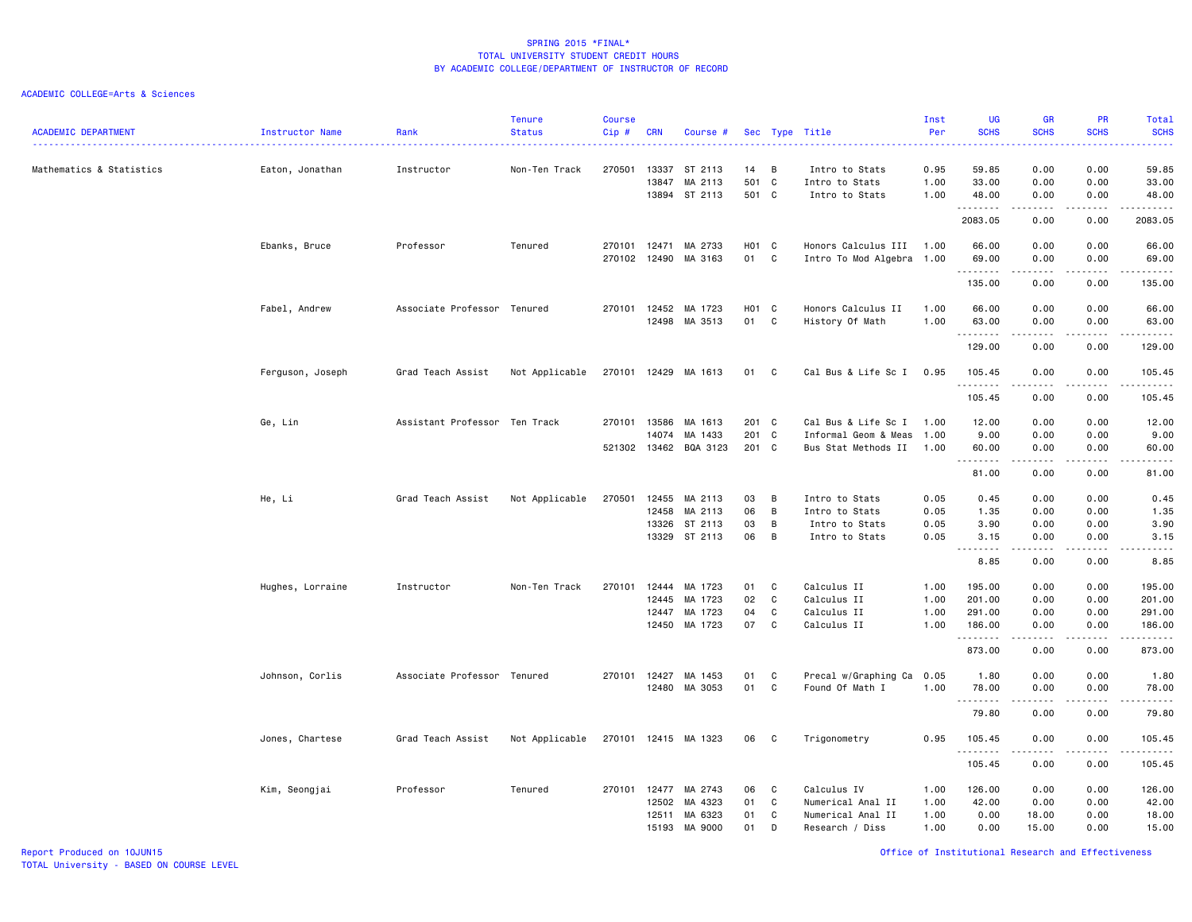# SPRING 2015 *FINAL*
## TOTAL UNIVERSITY STUDENT CREDIT HOURS
## BY ACADEMIC COLLEGE/DEPARTMENT OF INSTRUCTOR OF RECORD

ACADEMIC COLLEGE=Arts & Sciences

| ACADEMIC DEPARTMENT | Instructor Name | Rank | Tenure Status | Course Cip # | CRN | Course # | Sec | Type | Title | Inst Per | UG SCHS | GR SCHS | PR SCHS | Total SCHS |
|---|---|---|---|---|---|---|---|---|---|---|---|---|---|---|
| Mathematics & Statistics | Eaton, Jonathan | Instructor | Non-Ten Track | 270501 | 13337 | ST 2113 | 14 | B | Intro to Stats | 0.95 | 59.85 | 0.00 | 0.00 | 59.85 |
| | | | | | 13847 | MA 2113 | 501 | C | Intro to Stats | 1.00 | 33.00 | 0.00 | 0.00 | 33.00 |
| | | | | | 13894 | ST 2113 | 501 | C | Intro to Stats | 1.00 | 48.00 | 0.00 | 0.00 | 48.00 |
| | | | | | | | | | | | 2083.05 | 0.00 | 0.00 | 2083.05 |
| | Ebanks, Bruce | Professor | Tenured | 270101 | 12471 | MA 2733 | H01 | C | Honors Calculus III | 1.00 | 66.00 | 0.00 | 0.00 | 66.00 |
| | | | | 270102 | 12490 | MA 3163 | 01 | C | Intro To Mod Algebra | 1.00 | 69.00 | 0.00 | 0.00 | 69.00 |
| | | | | | | | | | | | 135.00 | 0.00 | 0.00 | 135.00 |
| | Fabel, Andrew | Associate Professor | Tenured | 270101 | 12452 | MA 1723 | H01 | C | Honors Calculus II | 1.00 | 66.00 | 0.00 | 0.00 | 66.00 |
| | | | | | 12498 | MA 3513 | 01 | C | History Of Math | 1.00 | 63.00 | 0.00 | 0.00 | 63.00 |
| | | | | | | | | | | | 129.00 | 0.00 | 0.00 | 129.00 |
| | Ferguson, Joseph | Grad Teach Assist | Not Applicable | 270101 | 12429 | MA 1613 | 01 | C | Cal Bus & Life Sc I | 0.95 | 105.45 | 0.00 | 0.00 | 105.45 |
| | | | | | | | | | | | 105.45 | 0.00 | 0.00 | 105.45 |
| | Ge, Lin | Assistant Professor | Ten Track | 270101 | 13586 | MA 1613 | 201 | C | Cal Bus & Life Sc I | 1.00 | 12.00 | 0.00 | 0.00 | 12.00 |
| | | | | | 14074 | MA 1433 | 201 | C | Informal Geom & Meas | 1.00 | 9.00 | 0.00 | 0.00 | 9.00 |
| | | | | 521302 | 13462 | BQA 3123 | 201 | C | Bus Stat Methods II | 1.00 | 60.00 | 0.00 | 0.00 | 60.00 |
| | | | | | | | | | | | 81.00 | 0.00 | 0.00 | 81.00 |
| | He, Li | Grad Teach Assist | Not Applicable | 270501 | 12455 | MA 2113 | 03 | B | Intro to Stats | 0.05 | 0.45 | 0.00 | 0.00 | 0.45 |
| | | | | | 12458 | MA 2113 | 06 | B | Intro to Stats | 0.05 | 1.35 | 0.00 | 0.00 | 1.35 |
| | | | | | 13326 | ST 2113 | 03 | B | Intro to Stats | 0.05 | 3.90 | 0.00 | 0.00 | 3.90 |
| | | | | | 13329 | ST 2113 | 06 | B | Intro to Stats | 0.05 | 3.15 | 0.00 | 0.00 | 3.15 |
| | | | | | | | | | | | 8.85 | 0.00 | 0.00 | 8.85 |
| | Hughes, Lorraine | Instructor | Non-Ten Track | 270101 | 12444 | MA 1723 | 01 | C | Calculus II | 1.00 | 195.00 | 0.00 | 0.00 | 195.00 |
| | | | | | 12445 | MA 1723 | 02 | C | Calculus II | 1.00 | 201.00 | 0.00 | 0.00 | 201.00 |
| | | | | | 12447 | MA 1723 | 04 | C | Calculus II | 1.00 | 291.00 | 0.00 | 0.00 | 291.00 |
| | | | | | 12450 | MA 1723 | 07 | C | Calculus II | 1.00 | 186.00 | 0.00 | 0.00 | 186.00 |
| | | | | | | | | | | | 873.00 | 0.00 | 0.00 | 873.00 |
| | Johnson, Corlis | Associate Professor | Tenured | 270101 | 12427 | MA 1453 | 01 | C | Precal w/Graphing Ca | 0.05 | 1.80 | 0.00 | 0.00 | 1.80 |
| | | | | | 12480 | MA 3053 | 01 | C | Found Of Math I | 1.00 | 78.00 | 0.00 | 0.00 | 78.00 |
| | | | | | | | | | | | 79.80 | 0.00 | 0.00 | 79.80 |
| | Jones, Chartese | Grad Teach Assist | Not Applicable | 270101 | 12415 | MA 1323 | 06 | C | Trigonometry | 0.95 | 105.45 | 0.00 | 0.00 | 105.45 |
| | | | | | | | | | | | 105.45 | 0.00 | 0.00 | 105.45 |
| | Kim, Seongjai | Professor | Tenured | 270101 | 12477 | MA 2743 | 06 | C | Calculus IV | 1.00 | 126.00 | 0.00 | 0.00 | 126.00 |
| | | | | | 12502 | MA 4323 | 01 | C | Numerical Anal II | 1.00 | 42.00 | 0.00 | 0.00 | 42.00 |
| | | | | | 12511 | MA 6323 | 01 | C | Numerical Anal II | 1.00 | 0.00 | 18.00 | 0.00 | 18.00 |
| | | | | | 15193 | MA 9000 | 01 | D | Research / Diss | 1.00 | 0.00 | 15.00 | 0.00 | 15.00 |

Report Produced on 10JUN15
TOTAL University - BASED ON COURSE LEVEL

Office of Institutional Research and Effectiveness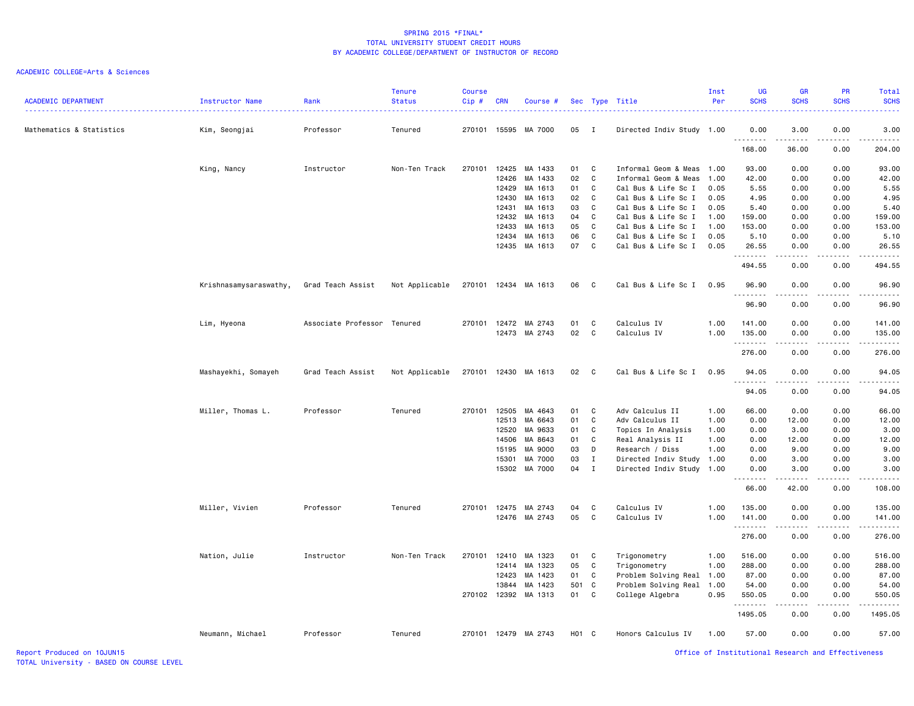SPRING 2015 *FINAL*
TOTAL UNIVERSITY STUDENT CREDIT HOURS
BY ACADEMIC COLLEGE/DEPARTMENT OF INSTRUCTOR OF RECORD

ACADEMIC COLLEGE=Arts & Sciences

| ACADEMIC DEPARTMENT | Instructor Name | Rank | Tenure Status | Course Cip # | CRN | Course # | Sec | Type | Title | Inst Per | UG SCHS | GR SCHS | PR SCHS | Total SCHS |
|---|---|---|---|---|---|---|---|---|---|---|---|---|---|---|
| Mathematics & Statistics | Kim, Seongjai | Professor | Tenured | 270101 | 15595 | MA 7000 | 05 | I | Directed Indiv Study | 1.00 | 0.00 | 3.00 | 0.00 | 3.00 |
| | | | | | | | | | | | 168.00 | 36.00 | 0.00 | 204.00 |
| | King, Nancy | Instructor | Non-Ten Track | 270101 | 12425 | MA 1433 | 01 | C | Informal Geom & Meas | 1.00 | 93.00 | 0.00 | 0.00 | 93.00 |
| | | | | | 12426 | MA 1433 | 02 | C | Informal Geom & Meas | 1.00 | 42.00 | 0.00 | 0.00 | 42.00 |
| | | | | | 12429 | MA 1613 | 01 | C | Cal Bus & Life Sc I | 0.05 | 5.55 | 0.00 | 0.00 | 5.55 |
| | | | | | 12430 | MA 1613 | 02 | C | Cal Bus & Life Sc I | 0.05 | 4.95 | 0.00 | 0.00 | 4.95 |
| | | | | | 12431 | MA 1613 | 03 | C | Cal Bus & Life Sc I | 0.05 | 5.40 | 0.00 | 0.00 | 5.40 |
| | | | | | 12432 | MA 1613 | 04 | C | Cal Bus & Life Sc I | 1.00 | 159.00 | 0.00 | 0.00 | 159.00 |
| | | | | | 12433 | MA 1613 | 05 | C | Cal Bus & Life Sc I | 1.00 | 153.00 | 0.00 | 0.00 | 153.00 |
| | | | | | 12434 | MA 1613 | 06 | C | Cal Bus & Life Sc I | 0.05 | 5.10 | 0.00 | 0.00 | 5.10 |
| | | | | | 12435 | MA 1613 | 07 | C | Cal Bus & Life Sc I | 0.05 | 26.55 | 0.00 | 0.00 | 26.55 |
| | | | | | | | | | | | 494.55 | 0.00 | 0.00 | 494.55 |
| | Krishnasamysaraswathy, | Grad Teach Assist | Not Applicable | 270101 | 12434 | MA 1613 | 06 | C | Cal Bus & Life Sc I | 0.95 | 96.90 | 0.00 | 0.00 | 96.90 |
| | | | | | | | | | | | 96.90 | 0.00 | 0.00 | 96.90 |
| | Lim, Hyeona | Associate Professor | Tenured | 270101 | 12472 | MA 2743 | 01 | C | Calculus IV | 1.00 | 141.00 | 0.00 | 0.00 | 141.00 |
| | | | | | 12473 | MA 2743 | 02 | C | Calculus IV | 1.00 | 135.00 | 0.00 | 0.00 | 135.00 |
| | | | | | | | | | | | 276.00 | 0.00 | 0.00 | 276.00 |
| | Mashayekhi, Somayeh | Grad Teach Assist | Not Applicable | 270101 | 12430 | MA 1613 | 02 | C | Cal Bus & Life Sc I | 0.95 | 94.05 | 0.00 | 0.00 | 94.05 |
| | | | | | | | | | | | 94.05 | 0.00 | 0.00 | 94.05 |
| | Miller, Thomas L. | Professor | Tenured | 270101 | 12505 | MA 4643 | 01 | C | Adv Calculus II | 1.00 | 66.00 | 0.00 | 0.00 | 66.00 |
| | | | | | 12513 | MA 6643 | 01 | C | Adv Calculus II | 1.00 | 0.00 | 12.00 | 0.00 | 12.00 |
| | | | | | 12520 | MA 9633 | 01 | C | Topics In Analysis | 1.00 | 0.00 | 3.00 | 0.00 | 3.00 |
| | | | | | 14506 | MA 8643 | 01 | C | Real Analysis II | 1.00 | 0.00 | 12.00 | 0.00 | 12.00 |
| | | | | | 15195 | MA 9000 | 03 | D | Research / Diss | 1.00 | 0.00 | 9.00 | 0.00 | 9.00 |
| | | | | | 15301 | MA 7000 | 03 | I | Directed Indiv Study | 1.00 | 0.00 | 3.00 | 0.00 | 3.00 |
| | | | | | 15302 | MA 7000 | 04 | I | Directed Indiv Study | 1.00 | 0.00 | 3.00 | 0.00 | 3.00 |
| | | | | | | | | | | | 66.00 | 42.00 | 0.00 | 108.00 |
| | Miller, Vivien | Professor | Tenured | 270101 | 12475 | MA 2743 | 04 | C | Calculus IV | 1.00 | 135.00 | 0.00 | 0.00 | 135.00 |
| | | | | | 12476 | MA 2743 | 05 | C | Calculus IV | 1.00 | 141.00 | 0.00 | 0.00 | 141.00 |
| | | | | | | | | | | | 276.00 | 0.00 | 0.00 | 276.00 |
| | Nation, Julie | Instructor | Non-Ten Track | 270101 | 12410 | MA 1323 | 01 | C | Trigonometry | 1.00 | 516.00 | 0.00 | 0.00 | 516.00 |
| | | | | | 12414 | MA 1323 | 05 | C | Trigonometry | 1.00 | 288.00 | 0.00 | 0.00 | 288.00 |
| | | | | | 12423 | MA 1423 | 01 | C | Problem Solving Real | 1.00 | 87.00 | 0.00 | 0.00 | 87.00 |
| | | | | | 13844 | MA 1423 | 501 | C | Problem Solving Real | 1.00 | 54.00 | 0.00 | 0.00 | 54.00 |
| | | | | 270102 | 12392 | MA 1313 | 01 | C | College Algebra | 0.95 | 550.05 | 0.00 | 0.00 | 550.05 |
| | | | | | | | | | | | 1495.05 | 0.00 | 0.00 | 1495.05 |
| | Neumann, Michael | Professor | Tenured | 270101 | 12479 | MA 2743 | H01 | C | Honors Calculus IV | 1.00 | 57.00 | 0.00 | 0.00 | 57.00 |

Report Produced on 10JUN15
TOTAL University - BASED ON COURSE LEVEL

Office of Institutional Research and Effectiveness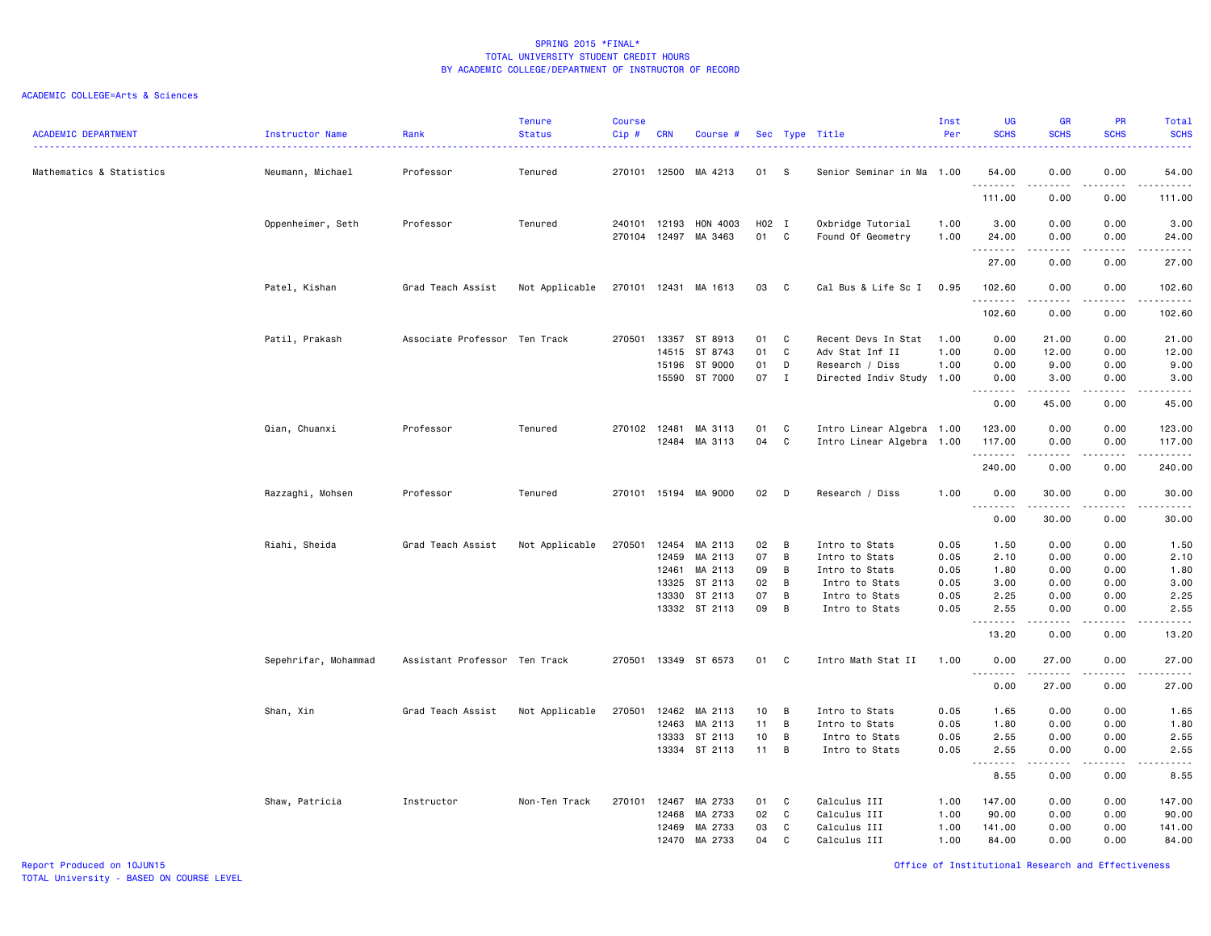# SPRING 2015 *FINAL*
## TOTAL UNIVERSITY STUDENT CREDIT HOURS
## BY ACADEMIC COLLEGE/DEPARTMENT OF INSTRUCTOR OF RECORD

ACADEMIC COLLEGE=Arts & Sciences

| ACADEMIC DEPARTMENT | Instructor Name | Rank | Tenure Status | Course Cip # | CRN | Course # | Sec | Type | Title | Inst Per | UG SCHS | GR SCHS | PR SCHS | Total SCHS |
|---|---|---|---|---|---|---|---|---|---|---|---|---|---|---|
| Mathematics & Statistics | Neumann, Michael | Professor | Tenured | 270101 | 12500 | MA 4213 | 01 | S | Senior Seminar in Ma | 1.00 | 54.00 | 0.00 | 0.00 | 54.00 |
| | | | | | | | | | | | 111.00 | 0.00 | 0.00 | 111.00 |
| | Oppenheimer, Seth | Professor | Tenured | 240101 | 12193 | HON 4003 | H02 | I | Oxbridge Tutorial | 1.00 | 3.00 | 0.00 | 0.00 | 3.00 |
| | | | | 270104 | 12497 | MA 3463 | 01 | C | Found Of Geometry | 1.00 | 24.00 | 0.00 | 0.00 | 24.00 |
| | | | | | | | | | | | 27.00 | 0.00 | 0.00 | 27.00 |
| | Patel, Kishan | Grad Teach Assist | Not Applicable | 270101 | 12431 | MA 1613 | 03 | C | Cal Bus & Life Sc I | 0.95 | 102.60 | 0.00 | 0.00 | 102.60 |
| | | | | | | | | | | | 102.60 | 0.00 | 0.00 | 102.60 |
| | Patil, Prakash | Associate Professor | Ten Track | 270501 | 13357 | ST 8913 | 01 | C | Recent Devs In Stat | 1.00 | 0.00 | 21.00 | 0.00 | 21.00 |
| | | | | | 14515 | ST 8743 | 01 | C | Adv Stat Inf II | 1.00 | 0.00 | 12.00 | 0.00 | 12.00 |
| | | | | | 15196 | ST 9000 | 01 | D | Research / Diss | 1.00 | 0.00 | 9.00 | 0.00 | 9.00 |
| | | | | | 15590 | ST 7000 | 07 | I | Directed Indiv Study | 1.00 | 0.00 | 3.00 | 0.00 | 3.00 |
| | | | | | | | | | | | 0.00 | 45.00 | 0.00 | 45.00 |
| | Qian, Chuanxi | Professor | Tenured | 270102 | 12481 | MA 3113 | 01 | C | Intro Linear Algebra | 1.00 | 123.00 | 0.00 | 0.00 | 123.00 |
| | | | | | 12484 | MA 3113 | 04 | C | Intro Linear Algebra | 1.00 | 117.00 | 0.00 | 0.00 | 117.00 |
| | | | | | | | | | | | 240.00 | 0.00 | 0.00 | 240.00 |
| | Razzaghi, Mohsen | Professor | Tenured | 270101 | 15194 | MA 9000 | 02 | D | Research / Diss | 1.00 | 0.00 | 30.00 | 0.00 | 30.00 |
| | | | | | | | | | | | 0.00 | 30.00 | 0.00 | 30.00 |
| | Riahi, Sheida | Grad Teach Assist | Not Applicable | 270501 | 12454 | MA 2113 | 02 | B | Intro to Stats | 0.05 | 1.50 | 0.00 | 0.00 | 1.50 |
| | | | | | 12459 | MA 2113 | 07 | B | Intro to Stats | 0.05 | 2.10 | 0.00 | 0.00 | 2.10 |
| | | | | | 12461 | MA 2113 | 09 | B | Intro to Stats | 0.05 | 1.80 | 0.00 | 0.00 | 1.80 |
| | | | | | 13325 | ST 2113 | 02 | B | Intro to Stats | 0.05 | 3.00 | 0.00 | 0.00 | 3.00 |
| | | | | | 13330 | ST 2113 | 07 | B | Intro to Stats | 0.05 | 2.25 | 0.00 | 0.00 | 2.25 |
| | | | | | 13332 | ST 2113 | 09 | B | Intro to Stats | 0.05 | 2.55 | 0.00 | 0.00 | 2.55 |
| | | | | | | | | | | | 13.20 | 0.00 | 0.00 | 13.20 |
| | Sepehrifar, Mohammad | Assistant Professor | Ten Track | 270501 | 13349 | ST 6573 | 01 | C | Intro Math Stat II | 1.00 | 0.00 | 27.00 | 0.00 | 27.00 |
| | | | | | | | | | | | 0.00 | 27.00 | 0.00 | 27.00 |
| | Shan, Xin | Grad Teach Assist | Not Applicable | 270501 | 12462 | MA 2113 | 10 | B | Intro to Stats | 0.05 | 1.65 | 0.00 | 0.00 | 1.65 |
| | | | | | 12463 | MA 2113 | 11 | B | Intro to Stats | 0.05 | 1.80 | 0.00 | 0.00 | 1.80 |
| | | | | | 13333 | ST 2113 | 10 | B | Intro to Stats | 0.05 | 2.55 | 0.00 | 0.00 | 2.55 |
| | | | | | 13334 | ST 2113 | 11 | B | Intro to Stats | 0.05 | 2.55 | 0.00 | 0.00 | 2.55 |
| | | | | | | | | | | | 8.55 | 0.00 | 0.00 | 8.55 |
| | Shaw, Patricia | Instructor | Non-Ten Track | 270101 | 12467 | MA 2733 | 01 | C | Calculus III | 1.00 | 147.00 | 0.00 | 0.00 | 147.00 |
| | | | | | 12468 | MA 2733 | 02 | C | Calculus III | 1.00 | 90.00 | 0.00 | 0.00 | 90.00 |
| | | | | | 12469 | MA 2733 | 03 | C | Calculus III | 1.00 | 141.00 | 0.00 | 0.00 | 141.00 |
| | | | | | 12470 | MA 2733 | 04 | C | Calculus III | 1.00 | 84.00 | 0.00 | 0.00 | 84.00 |

Report Produced on 10JUN15
TOTAL University - BASED ON COURSE LEVEL

Office of Institutional Research and Effectiveness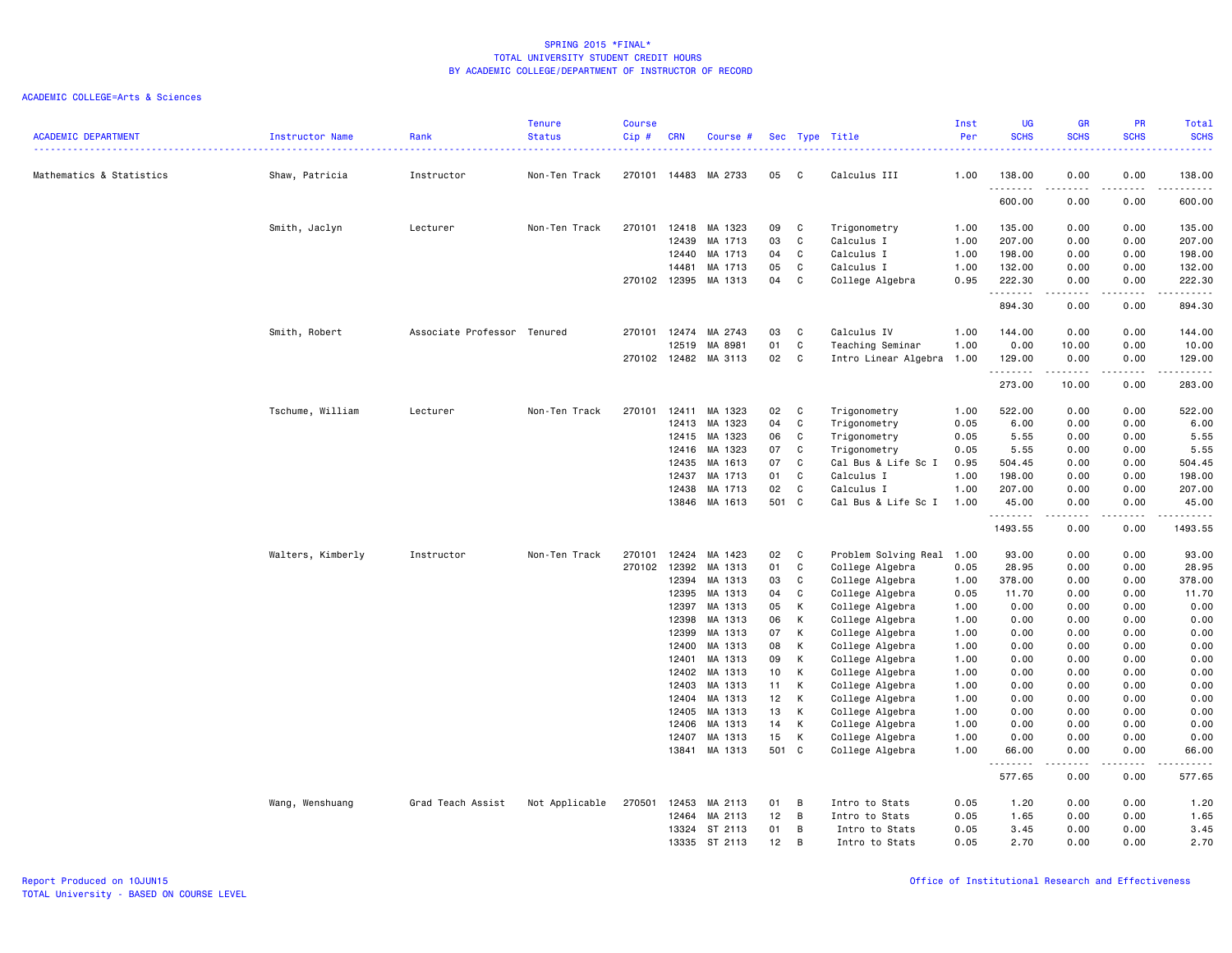SPRING 2015 *FINAL*
TOTAL UNIVERSITY STUDENT CREDIT HOURS
BY ACADEMIC COLLEGE/DEPARTMENT OF INSTRUCTOR OF RECORD

ACADEMIC COLLEGE=Arts & Sciences

| ACADEMIC DEPARTMENT | Instructor Name | Rank | Tenure Status | Course Cip # | CRN | Course # | Sec | Type | Title | Inst Per | UG SCHS | GR SCHS | PR SCHS | Total SCHS |
|---|---|---|---|---|---|---|---|---|---|---|---|---|---|---|
| Mathematics & Statistics | Shaw, Patricia | Instructor | Non-Ten Track | 270101 | 14483 | MA 2733 | 05 | C | Calculus III | 1.00 | 138.00 | 0.00 | 0.00 | 138.00 |
| | | | | | | | | | | | 600.00 | 0.00 | 0.00 | 600.00 |
| | Smith, Jaclyn | Lecturer | Non-Ten Track | 270101 | 12418 | MA 1323 | 09 | C | Trigonometry | 1.00 | 135.00 | 0.00 | 0.00 | 135.00 |
| | | | | | 12439 | MA 1713 | 03 | C | Calculus I | 1.00 | 207.00 | 0.00 | 0.00 | 207.00 |
| | | | | | 12440 | MA 1713 | 04 | C | Calculus I | 1.00 | 198.00 | 0.00 | 0.00 | 198.00 |
| | | | | | 14481 | MA 1713 | 05 | C | Calculus I | 1.00 | 132.00 | 0.00 | 0.00 | 132.00 |
| | | | | 270102 | 12395 | MA 1313 | 04 | C | College Algebra | 0.95 | 222.30 | 0.00 | 0.00 | 222.30 |
| | | | | | | | | | | | 894.30 | 0.00 | 0.00 | 894.30 |
| | Smith, Robert | Associate Professor | Tenured | 270101 | 12474 | MA 2743 | 03 | C | Calculus IV | 1.00 | 144.00 | 0.00 | 0.00 | 144.00 |
| | | | | | 12519 | MA 8981 | 01 | C | Teaching Seminar | 1.00 | 0.00 | 10.00 | 0.00 | 10.00 |
| | | | | 270102 | 12482 | MA 3113 | 02 | C | Intro Linear Algebra | 1.00 | 129.00 | 0.00 | 0.00 | 129.00 |
| | | | | | | | | | | | 273.00 | 10.00 | 0.00 | 283.00 |
| | Tschume, William | Lecturer | Non-Ten Track | 270101 | 12411 | MA 1323 | 02 | C | Trigonometry | 1.00 | 522.00 | 0.00 | 0.00 | 522.00 |
| | | | | | 12413 | MA 1323 | 04 | C | Trigonometry | 0.05 | 6.00 | 0.00 | 0.00 | 6.00 |
| | | | | | 12415 | MA 1323 | 06 | C | Trigonometry | 0.05 | 5.55 | 0.00 | 0.00 | 5.55 |
| | | | | | 12416 | MA 1323 | 07 | C | Trigonometry | 0.05 | 5.55 | 0.00 | 0.00 | 5.55 |
| | | | | | 12435 | MA 1613 | 07 | C | Cal Bus & Life Sc I | 0.95 | 504.45 | 0.00 | 0.00 | 504.45 |
| | | | | | 12437 | MA 1713 | 01 | C | Calculus I | 1.00 | 198.00 | 0.00 | 0.00 | 198.00 |
| | | | | | 12438 | MA 1713 | 02 | C | Calculus I | 1.00 | 207.00 | 0.00 | 0.00 | 207.00 |
| | | | | | 13846 | MA 1613 | 501 | C | Cal Bus & Life Sc I | 1.00 | 45.00 | 0.00 | 0.00 | 45.00 |
| | | | | | | | | | | | 1493.55 | 0.00 | 0.00 | 1493.55 |
| | Walters, Kimberly | Instructor | Non-Ten Track | 270101 | 12424 | MA 1423 | 02 | C | Problem Solving Real | 1.00 | 93.00 | 0.00 | 0.00 | 93.00 |
| | | | | 270102 | 12392 | MA 1313 | 01 | C | College Algebra | 0.05 | 28.95 | 0.00 | 0.00 | 28.95 |
| | | | | | 12394 | MA 1313 | 03 | C | College Algebra | 1.00 | 378.00 | 0.00 | 0.00 | 378.00 |
| | | | | | 12395 | MA 1313 | 04 | C | College Algebra | 0.05 | 11.70 | 0.00 | 0.00 | 11.70 |
| | | | | | 12397 | MA 1313 | 05 | K | College Algebra | 1.00 | 0.00 | 0.00 | 0.00 | 0.00 |
| | | | | | 12398 | MA 1313 | 06 | K | College Algebra | 1.00 | 0.00 | 0.00 | 0.00 | 0.00 |
| | | | | | 12399 | MA 1313 | 07 | K | College Algebra | 1.00 | 0.00 | 0.00 | 0.00 | 0.00 |
| | | | | | 12400 | MA 1313 | 08 | K | College Algebra | 1.00 | 0.00 | 0.00 | 0.00 | 0.00 |
| | | | | | 12401 | MA 1313 | 09 | K | College Algebra | 1.00 | 0.00 | 0.00 | 0.00 | 0.00 |
| | | | | | 12402 | MA 1313 | 10 | K | College Algebra | 1.00 | 0.00 | 0.00 | 0.00 | 0.00 |
| | | | | | 12403 | MA 1313 | 11 | K | College Algebra | 1.00 | 0.00 | 0.00 | 0.00 | 0.00 |
| | | | | | 12404 | MA 1313 | 12 | K | College Algebra | 1.00 | 0.00 | 0.00 | 0.00 | 0.00 |
| | | | | | 12405 | MA 1313 | 13 | K | College Algebra | 1.00 | 0.00 | 0.00 | 0.00 | 0.00 |
| | | | | | 12406 | MA 1313 | 14 | K | College Algebra | 1.00 | 0.00 | 0.00 | 0.00 | 0.00 |
| | | | | | 12407 | MA 1313 | 15 | K | College Algebra | 1.00 | 0.00 | 0.00 | 0.00 | 0.00 |
| | | | | | 13841 | MA 1313 | 501 | C | College Algebra | 1.00 | 66.00 | 0.00 | 0.00 | 66.00 |
| | | | | | | | | | | | 577.65 | 0.00 | 0.00 | 577.65 |
| | Wang, Wenshuang | Grad Teach Assist | Not Applicable | 270501 | 12453 | MA 2113 | 01 | B | Intro to Stats | 0.05 | 1.20 | 0.00 | 0.00 | 1.20 |
| | | | | | 12464 | MA 2113 | 12 | B | Intro to Stats | 0.05 | 1.65 | 0.00 | 0.00 | 1.65 |
| | | | | | 13324 | ST 2113 | 01 | B | Intro to Stats | 0.05 | 3.45 | 0.00 | 0.00 | 3.45 |
| | | | | | 13335 | ST 2113 | 12 | B | Intro to Stats | 0.05 | 2.70 | 0.00 | 0.00 | 2.70 |

Report Produced on 10JUN15
TOTAL University - BASED ON COURSE LEVEL

Office of Institutional Research and Effectiveness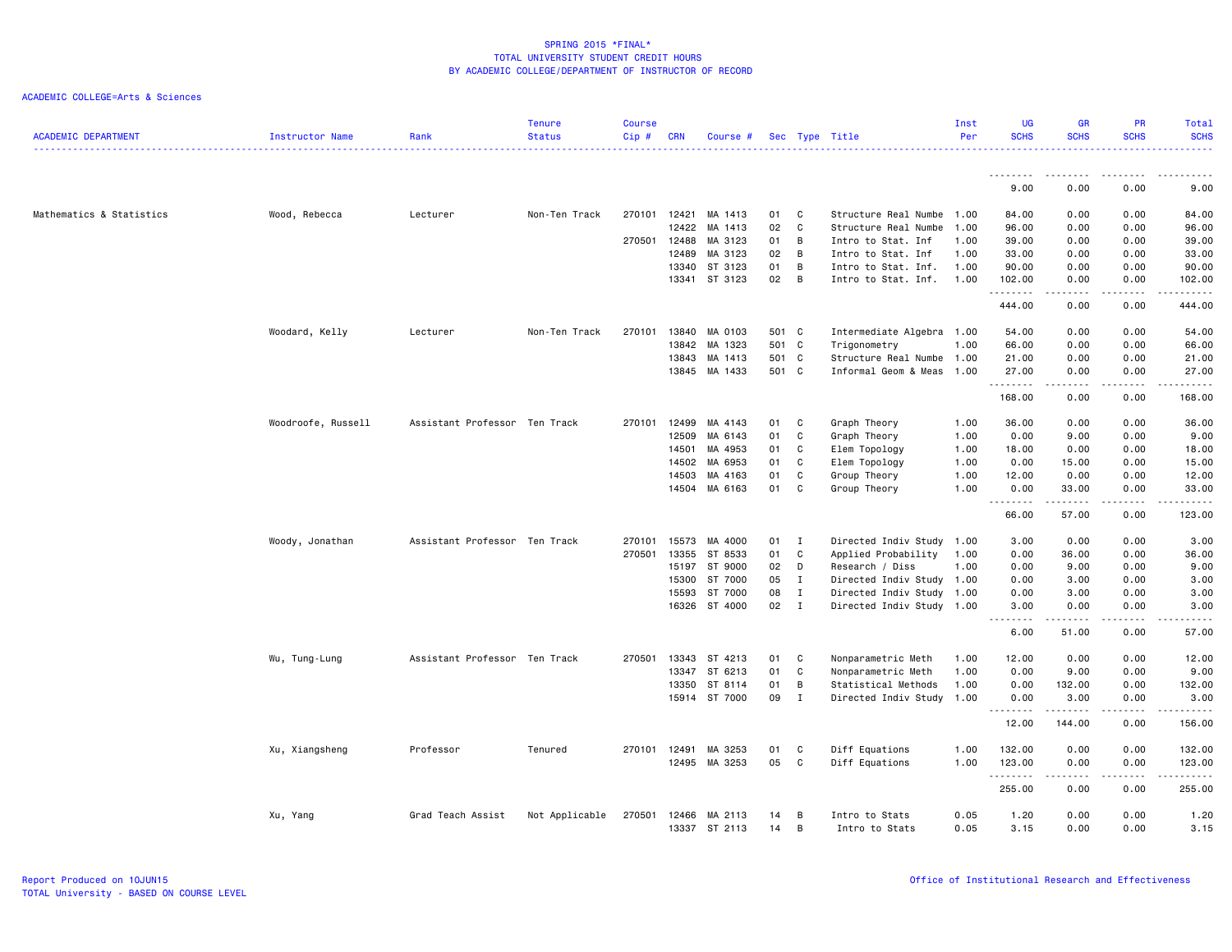SPRING 2015 *FINAL*
TOTAL UNIVERSITY STUDENT CREDIT HOURS
BY ACADEMIC COLLEGE/DEPARTMENT OF INSTRUCTOR OF RECORD

ACADEMIC COLLEGE=Arts & Sciences

| ACADEMIC DEPARTMENT | Instructor Name | Rank | Tenure Status | Course Cip # | CRN | Course # | Sec | Type | Title | Inst Per | UG SCHS | GR SCHS | PR SCHS | Total SCHS |
|---|---|---|---|---|---|---|---|---|---|---|---|---|---|---|
| | | | | | | | | | | | 9.00 | 0.00 | 0.00 | 9.00 |
| Mathematics & Statistics | Wood, Rebecca | Lecturer | Non-Ten Track | 270101 | 12421 | MA 1413 | 01 | C | Structure Real Numbe | 1.00 | 84.00 | 0.00 | 0.00 | 84.00 |
| | | | | | 12422 | MA 1413 | 02 | C | Structure Real Numbe | 1.00 | 96.00 | 0.00 | 0.00 | 96.00 |
| | | | | 270501 | 12488 | MA 3123 | 01 | B | Intro to Stat. Inf | 1.00 | 39.00 | 0.00 | 0.00 | 39.00 |
| | | | | | 12489 | MA 3123 | 02 | B | Intro to Stat. Inf | 1.00 | 33.00 | 0.00 | 0.00 | 33.00 |
| | | | | | 13340 | ST 3123 | 01 | B | Intro to Stat. Inf. | 1.00 | 90.00 | 0.00 | 0.00 | 90.00 |
| | | | | | 13341 | ST 3123 | 02 | B | Intro to Stat. Inf. | 1.00 | 102.00 | 0.00 | 0.00 | 102.00 |
| | | | | | | | | | | | 444.00 | 0.00 | 0.00 | 444.00 |
| | Woodard, Kelly | Lecturer | Non-Ten Track | 270101 | 13840 | MA 0103 | 501 | C | Intermediate Algebra | 1.00 | 54.00 | 0.00 | 0.00 | 54.00 |
| | | | | | 13842 | MA 1323 | 501 | C | Trigonometry | 1.00 | 66.00 | 0.00 | 0.00 | 66.00 |
| | | | | | 13843 | MA 1413 | 501 | C | Structure Real Numbe | 1.00 | 21.00 | 0.00 | 0.00 | 21.00 |
| | | | | | 13845 | MA 1433 | 501 | C | Informal Geom & Meas | 1.00 | 27.00 | 0.00 | 0.00 | 27.00 |
| | | | | | | | | | | | 168.00 | 0.00 | 0.00 | 168.00 |
| | Woodroofe, Russell | Assistant Professor | Ten Track | 270101 | 12499 | MA 4143 | 01 | C | Graph Theory | 1.00 | 36.00 | 0.00 | 0.00 | 36.00 |
| | | | | | 12509 | MA 6143 | 01 | C | Graph Theory | 1.00 | 0.00 | 9.00 | 0.00 | 9.00 |
| | | | | | 14501 | MA 4953 | 01 | C | Elem Topology | 1.00 | 18.00 | 0.00 | 0.00 | 18.00 |
| | | | | | 14502 | MA 6953 | 01 | C | Elem Topology | 1.00 | 0.00 | 15.00 | 0.00 | 15.00 |
| | | | | | 14503 | MA 4163 | 01 | C | Group Theory | 1.00 | 12.00 | 0.00 | 0.00 | 12.00 |
| | | | | | 14504 | MA 6163 | 01 | C | Group Theory | 1.00 | 0.00 | 33.00 | 0.00 | 33.00 |
| | | | | | | | | | | | 66.00 | 57.00 | 0.00 | 123.00 |
| | Woody, Jonathan | Assistant Professor | Ten Track | 270101 | 15573 | MA 4000 | 01 | I | Directed Indiv Study | 1.00 | 3.00 | 0.00 | 0.00 | 3.00 |
| | | | | 270501 | 13355 | ST 8533 | 01 | C | Applied Probability | 1.00 | 0.00 | 36.00 | 0.00 | 36.00 |
| | | | | | 15197 | ST 9000 | 02 | D | Research / Diss | 1.00 | 0.00 | 9.00 | 0.00 | 9.00 |
| | | | | | 15300 | ST 7000 | 05 | I | Directed Indiv Study | 1.00 | 0.00 | 3.00 | 0.00 | 3.00 |
| | | | | | 15593 | ST 7000 | 08 | I | Directed Indiv Study | 1.00 | 0.00 | 3.00 | 0.00 | 3.00 |
| | | | | | 16326 | ST 4000 | 02 | I | Directed Indiv Study | 1.00 | 3.00 | 0.00 | 0.00 | 3.00 |
| | | | | | | | | | | | 6.00 | 51.00 | 0.00 | 57.00 |
| | Wu, Tung-Lung | Assistant Professor | Ten Track | 270501 | 13343 | ST 4213 | 01 | C | Nonparametric Meth | 1.00 | 12.00 | 0.00 | 0.00 | 12.00 |
| | | | | | 13347 | ST 6213 | 01 | C | Nonparametric Meth | 1.00 | 0.00 | 9.00 | 0.00 | 9.00 |
| | | | | | 13350 | ST 8114 | 01 | B | Statistical Methods | 1.00 | 0.00 | 132.00 | 0.00 | 132.00 |
| | | | | | 15914 | ST 7000 | 09 | I | Directed Indiv Study | 1.00 | 0.00 | 3.00 | 0.00 | 3.00 |
| | | | | | | | | | | | 12.00 | 144.00 | 0.00 | 156.00 |
| | Xu, Xiangsheng | Professor | Tenured | 270101 | 12491 | MA 3253 | 01 | C | Diff Equations | 1.00 | 132.00 | 0.00 | 0.00 | 132.00 |
| | | | | | 12495 | MA 3253 | 05 | C | Diff Equations | 1.00 | 123.00 | 0.00 | 0.00 | 123.00 |
| | | | | | | | | | | | 255.00 | 0.00 | 0.00 | 255.00 |
| | Xu, Yang | Grad Teach Assist | Not Applicable | 270501 | 12466 | MA 2113 | 14 | B | Intro to Stats | 0.05 | 1.20 | 0.00 | 0.00 | 1.20 |
| | | | | | 13337 | ST 2113 | 14 | B | Intro to Stats | 0.05 | 3.15 | 0.00 | 0.00 | 3.15 |

Report Produced on 10JUN15
TOTAL University - BASED ON COURSE LEVEL

Office of Institutional Research and Effectiveness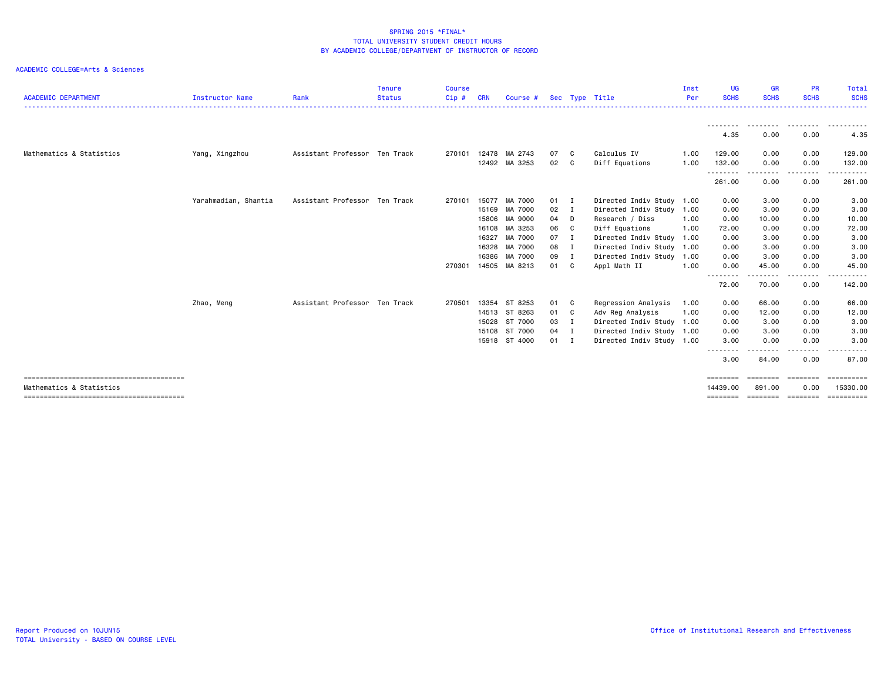SPRING 2015 *FINAL*
TOTAL UNIVERSITY STUDENT CREDIT HOURS
BY ACADEMIC COLLEGE/DEPARTMENT OF INSTRUCTOR OF RECORD

ACADEMIC COLLEGE=Arts & Sciences

| ACADEMIC DEPARTMENT | Instructor Name | Rank | Tenure Status | Course Cip # | CRN | Course # | Sec | Type | Title | Inst Per | UG SCHS | GR SCHS | PR SCHS | Total SCHS |
|---|---|---|---|---|---|---|---|---|---|---|---|---|---|---|
| | | | | | | | | | | | 4.35 | 0.00 | 0.00 | 4.35 |
| Mathematics & Statistics | Yang, Xingzhou | Assistant Professor | Ten Track | 270101 | 12478 | MA 2743 | 07 | C | Calculus IV | 1.00 | 129.00 | 0.00 | 0.00 | 129.00 |
| | | | | | 12492 | MA 3253 | 02 | C | Diff Equations | 1.00 | 132.00 | 0.00 | 0.00 | 132.00 |
| | | | | | | | | | | | 261.00 | 0.00 | 0.00 | 261.00 |
| | Yarahmadian, Shantia | Assistant Professor | Ten Track | 270101 | 15077 | MA 7000 | 01 | I | Directed Indiv Study | 1.00 | 0.00 | 3.00 | 0.00 | 3.00 |
| | | | | | 15169 | MA 7000 | 02 | I | Directed Indiv Study | 1.00 | 0.00 | 3.00 | 0.00 | 3.00 |
| | | | | | 15806 | MA 9000 | 04 | D | Research / Diss | 1.00 | 0.00 | 10.00 | 0.00 | 10.00 |
| | | | | | 16108 | MA 3253 | 06 | C | Diff Equations | 1.00 | 72.00 | 0.00 | 0.00 | 72.00 |
| | | | | | 16327 | MA 7000 | 07 | I | Directed Indiv Study | 1.00 | 0.00 | 3.00 | 0.00 | 3.00 |
| | | | | | 16328 | MA 7000 | 08 | I | Directed Indiv Study | 1.00 | 0.00 | 3.00 | 0.00 | 3.00 |
| | | | | | 16386 | MA 7000 | 09 | I | Directed Indiv Study | 1.00 | 0.00 | 3.00 | 0.00 | 3.00 |
| | | | | 270301 | 14505 | MA 8213 | 01 | C | Appl Math II | 1.00 | 0.00 | 45.00 | 0.00 | 45.00 |
| | | | | | | | | | | | 72.00 | 70.00 | 0.00 | 142.00 |
| | Zhao, Meng | Assistant Professor | Ten Track | 270501 | 13354 | ST 8253 | 01 | C | Regression Analysis | 1.00 | 0.00 | 66.00 | 0.00 | 66.00 |
| | | | | | 14513 | ST 8263 | 01 | C | Adv Reg Analysis | 1.00 | 0.00 | 12.00 | 0.00 | 12.00 |
| | | | | | 15028 | ST 7000 | 03 | I | Directed Indiv Study | 1.00 | 0.00 | 3.00 | 0.00 | 3.00 |
| | | | | | 15108 | ST 7000 | 04 | I | Directed Indiv Study | 1.00 | 0.00 | 3.00 | 0.00 | 3.00 |
| | | | | | 15918 | ST 4000 | 01 | I | Directed Indiv Study | 1.00 | 3.00 | 0.00 | 0.00 | 3.00 |
| | | | | | | | | | | | 3.00 | 84.00 | 0.00 | 87.00 |
| Mathematics & Statistics | | | | | | | | | | | 14439.00 | 891.00 | 0.00 | 15330.00 |

Report Produced on 10JUN15
TOTAL University - BASED ON COURSE LEVEL

Office of Institutional Research and Effectiveness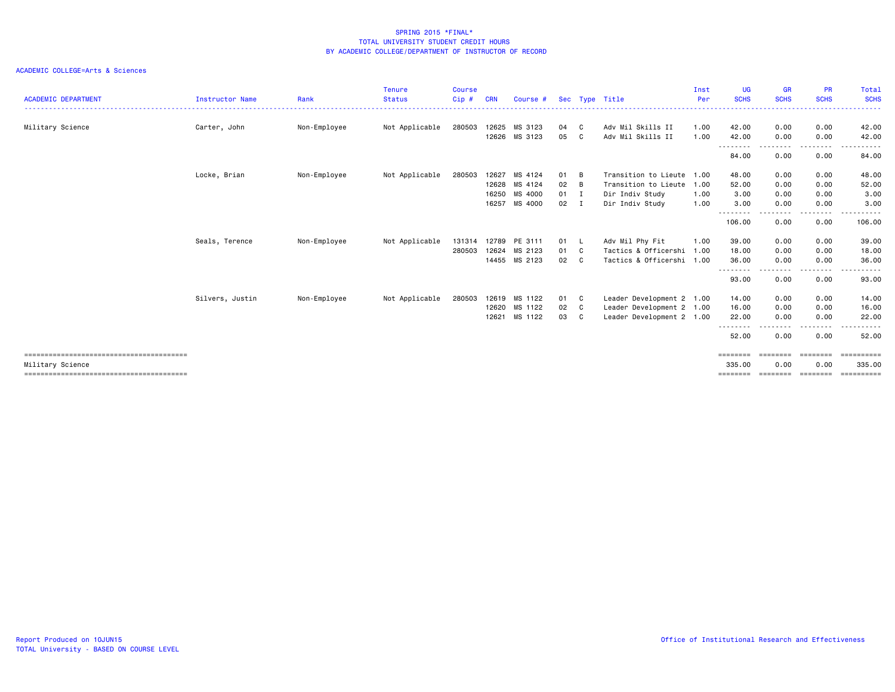# SPRING 2015 *FINAL*
## TOTAL UNIVERSITY STUDENT CREDIT HOURS
## BY ACADEMIC COLLEGE/DEPARTMENT OF INSTRUCTOR OF RECORD

ACADEMIC COLLEGE=Arts & Sciences

| ACADEMIC DEPARTMENT | Instructor Name | Rank | Tenure Status | Course Cip # | CRN | Course # | Sec | Type | Title | Inst Per | UG SCHS | GR SCHS | PR SCHS | Total SCHS |
|---|---|---|---|---|---|---|---|---|---|---|---|---|---|---|
| Military Science | Carter, John | Non-Employee | Not Applicable | 280503 | 12625 | MS 3123 | 04 | C | Adv Mil Skills II | 1.00 | 42.00 | 0.00 | 0.00 | 42.00 |
| | | | | | 12626 | MS 3123 | 05 | C | Adv Mil Skills II | 1.00 | 42.00 | 0.00 | 0.00 | 42.00 |
| | | | | | | | | | | | 84.00 | 0.00 | 0.00 | 84.00 |
| | Locke, Brian | Non-Employee | Not Applicable | 280503 | 12627 | MS 4124 | 01 | B | Transition to Lieute | 1.00 | 48.00 | 0.00 | 0.00 | 48.00 |
| | | | | | 12628 | MS 4124 | 02 | B | Transition to Lieute | 1.00 | 52.00 | 0.00 | 0.00 | 52.00 |
| | | | | | 16250 | MS 4000 | 01 | I | Dir Indiv Study | 1.00 | 3.00 | 0.00 | 0.00 | 3.00 |
| | | | | | 16257 | MS 4000 | 02 | I | Dir Indiv Study | 1.00 | 3.00 | 0.00 | 0.00 | 3.00 |
| | | | | | | | | | | | 106.00 | 0.00 | 0.00 | 106.00 |
| | Seals, Terence | Non-Employee | Not Applicable | 131314 | 12789 | PE 3111 | 01 | L | Adv Mil Phy Fit | 1.00 | 39.00 | 0.00 | 0.00 | 39.00 |
| | | | | 280503 | 12624 | MS 2123 | 01 | C | Tactics & Officershi | 1.00 | 18.00 | 0.00 | 0.00 | 18.00 |
| | | | | | 14455 | MS 2123 | 02 | C | Tactics & Officershi | 1.00 | 36.00 | 0.00 | 0.00 | 36.00 |
| | | | | | | | | | | | 93.00 | 0.00 | 0.00 | 93.00 |
| | Silvers, Justin | Non-Employee | Not Applicable | 280503 | 12619 | MS 1122 | 01 | C | Leader Development 2 | 1.00 | 14.00 | 0.00 | 0.00 | 14.00 |
| | | | | | 12620 | MS 1122 | 02 | C | Leader Development 2 | 1.00 | 16.00 | 0.00 | 0.00 | 16.00 |
| | | | | | 12621 | MS 1122 | 03 | C | Leader Development 2 | 1.00 | 22.00 | 0.00 | 0.00 | 22.00 |
| | | | | | | | | | | | 52.00 | 0.00 | 0.00 | 52.00 |
| Military Science | | | | | | | | | | | 335.00 | 0.00 | 0.00 | 335.00 |

Report Produced on 10JUN15
TOTAL University - BASED ON COURSE LEVEL

Office of Institutional Research and Effectiveness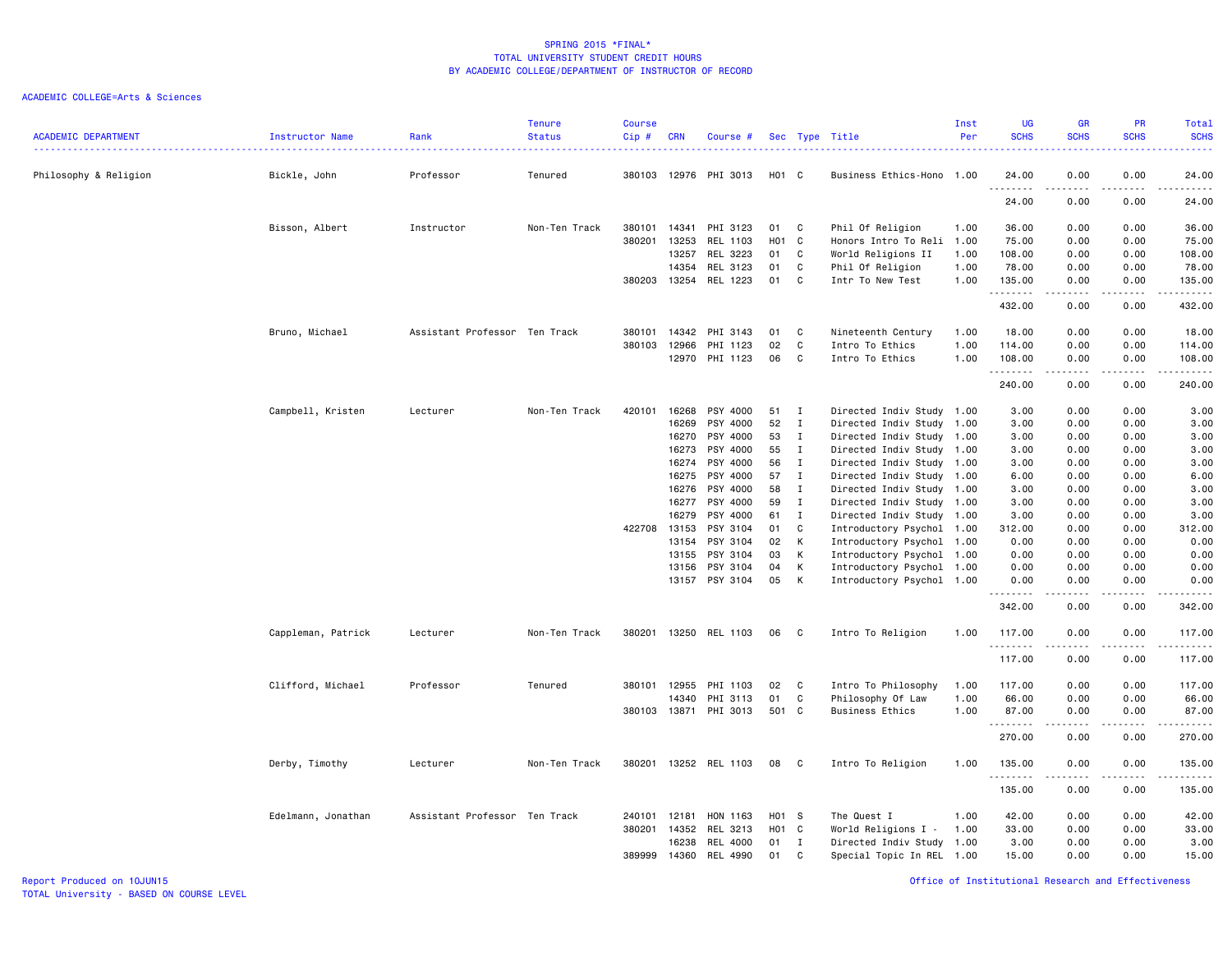SPRING 2015 *FINAL*
TOTAL UNIVERSITY STUDENT CREDIT HOURS
BY ACADEMIC COLLEGE/DEPARTMENT OF INSTRUCTOR OF RECORD

ACADEMIC COLLEGE=Arts & Sciences

| ACADEMIC DEPARTMENT | Instructor Name | Rank | Tenure Status | Course Cip # | CRN | Course # | Sec | Type | Title | Inst Per | UG SCHS | GR SCHS | PR SCHS | Total SCHS |
|---|---|---|---|---|---|---|---|---|---|---|---|---|---|---|
| Philosophy & Religion | Bickle, John | Professor | Tenured | 380103 | 12976 | PHI 3013 | H01 | C | Business Ethics-Hono | 1.00 | 24.00 | 0.00 | 0.00 | 24.00 |
| | | | | | | | | | | | 24.00 | 0.00 | 0.00 | 24.00 |
| | Bisson, Albert | Instructor | Non-Ten Track | 380101 | 14341 | PHI 3123 | 01 | C | Phil Of Religion | 1.00 | 36.00 | 0.00 | 0.00 | 36.00 |
| | | | | 380201 | 13253 | REL 1103 | H01 | C | Honors Intro To Reli | 1.00 | 75.00 | 0.00 | 0.00 | 75.00 |
| | | | | | 13257 | REL 3223 | 01 | C | World Religions II | 1.00 | 108.00 | 0.00 | 0.00 | 108.00 |
| | | | | | 14354 | REL 3123 | 01 | C | Phil Of Religion | 1.00 | 78.00 | 0.00 | 0.00 | 78.00 |
| | | | | 380203 | 13254 | REL 1223 | 01 | C | Intr To New Test | 1.00 | 135.00 | 0.00 | 0.00 | 135.00 |
| | | | | | | | | | | | 432.00 | 0.00 | 0.00 | 432.00 |
| | Bruno, Michael | Assistant Professor | Ten Track | 380101 | 14342 | PHI 3143 | 01 | C | Nineteenth Century | 1.00 | 18.00 | 0.00 | 0.00 | 18.00 |
| | | | | 380103 | 12966 | PHI 1123 | 02 | C | Intro To Ethics | 1.00 | 114.00 | 0.00 | 0.00 | 114.00 |
| | | | | | 12970 | PHI 1123 | 06 | C | Intro To Ethics | 1.00 | 108.00 | 0.00 | 0.00 | 108.00 |
| | | | | | | | | | | | 240.00 | 0.00 | 0.00 | 240.00 |
| | Campbell, Kristen | Lecturer | Non-Ten Track | 420101 | 16268 | PSY 4000 | 51 | I | Directed Indiv Study | 1.00 | 3.00 | 0.00 | 0.00 | 3.00 |
| | | | | | 16269 | PSY 4000 | 52 | I | Directed Indiv Study | 1.00 | 3.00 | 0.00 | 0.00 | 3.00 |
| | | | | | 16270 | PSY 4000 | 53 | I | Directed Indiv Study | 1.00 | 3.00 | 0.00 | 0.00 | 3.00 |
| | | | | | 16273 | PSY 4000 | 55 | I | Directed Indiv Study | 1.00 | 3.00 | 0.00 | 0.00 | 3.00 |
| | | | | | 16274 | PSY 4000 | 56 | I | Directed Indiv Study | 1.00 | 3.00 | 0.00 | 0.00 | 3.00 |
| | | | | | 16275 | PSY 4000 | 57 | I | Directed Indiv Study | 1.00 | 6.00 | 0.00 | 0.00 | 6.00 |
| | | | | | 16276 | PSY 4000 | 58 | I | Directed Indiv Study | 1.00 | 3.00 | 0.00 | 0.00 | 3.00 |
| | | | | | 16277 | PSY 4000 | 59 | I | Directed Indiv Study | 1.00 | 3.00 | 0.00 | 0.00 | 3.00 |
| | | | | | 16279 | PSY 4000 | 61 | I | Directed Indiv Study | 1.00 | 3.00 | 0.00 | 0.00 | 3.00 |
| | | | | 422708 | 13153 | PSY 3104 | 01 | C | Introductory Psychol | 1.00 | 312.00 | 0.00 | 0.00 | 312.00 |
| | | | | | 13154 | PSY 3104 | 02 | K | Introductory Psychol | 1.00 | 0.00 | 0.00 | 0.00 | 0.00 |
| | | | | | 13155 | PSY 3104 | 03 | K | Introductory Psychol | 1.00 | 0.00 | 0.00 | 0.00 | 0.00 |
| | | | | | 13156 | PSY 3104 | 04 | K | Introductory Psychol | 1.00 | 0.00 | 0.00 | 0.00 | 0.00 |
| | | | | | 13157 | PSY 3104 | 05 | K | Introductory Psychol | 1.00 | 0.00 | 0.00 | 0.00 | 0.00 |
| | | | | | | | | | | | 342.00 | 0.00 | 0.00 | 342.00 |
| | Cappleman, Patrick | Lecturer | Non-Ten Track | 380201 | 13250 | REL 1103 | 06 | C | Intro To Religion | 1.00 | 117.00 | 0.00 | 0.00 | 117.00 |
| | | | | | | | | | | | 117.00 | 0.00 | 0.00 | 117.00 |
| | Clifford, Michael | Professor | Tenured | 380101 | 12955 | PHI 1103 | 02 | C | Intro To Philosophy | 1.00 | 117.00 | 0.00 | 0.00 | 117.00 |
| | | | | | 14340 | PHI 3113 | 01 | C | Philosophy Of Law | 1.00 | 66.00 | 0.00 | 0.00 | 66.00 |
| | | | | 380103 | 13871 | PHI 3013 | 501 | C | Business Ethics | 1.00 | 87.00 | 0.00 | 0.00 | 87.00 |
| | | | | | | | | | | | 270.00 | 0.00 | 0.00 | 270.00 |
| | Derby, Timothy | Lecturer | Non-Ten Track | 380201 | 13252 | REL 1103 | 08 | C | Intro To Religion | 1.00 | 135.00 | 0.00 | 0.00 | 135.00 |
| | | | | | | | | | | | 135.00 | 0.00 | 0.00 | 135.00 |
| | Edelmann, Jonathan | Assistant Professor | Ten Track | 240101 | 12181 | HON 1163 | H01 | S | The Quest I | 1.00 | 42.00 | 0.00 | 0.00 | 42.00 |
| | | | | 380201 | 14352 | REL 3213 | H01 | C | World Religions I - | 1.00 | 33.00 | 0.00 | 0.00 | 33.00 |
| | | | | | 16238 | REL 4000 | 01 | I | Directed Indiv Study | 1.00 | 3.00 | 0.00 | 0.00 | 3.00 |
| | | | | 389999 | 14360 | REL 4990 | 01 | C | Special Topic In REL | 1.00 | 15.00 | 0.00 | 0.00 | 15.00 |

Report Produced on 10JUN15
TOTAL University - BASED ON COURSE LEVEL

Office of Institutional Research and Effectiveness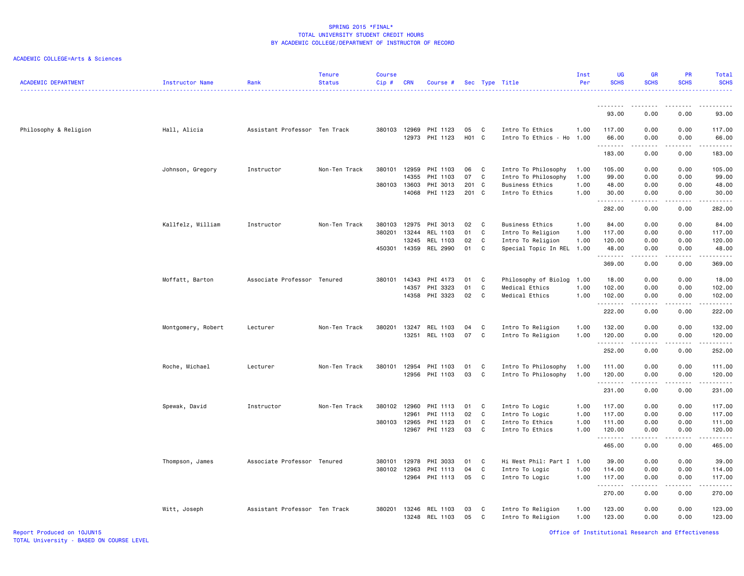ACADEMIC COLLEGE=Arts & Sciences

| ACADEMIC DEPARTMENT | Instructor Name | Rank | Tenure Status | Course Cip # | CRN | Course # | Sec | Type | Title | Inst Per | UG SCHS | GR SCHS | PR SCHS | Total SCHS |
|---|---|---|---|---|---|---|---|---|---|---|---|---|---|---|
| | | | | | | | | | | | 93.00 | 0.00 | 0.00 | 93.00 |
| Philosophy & Religion | Hall, Alicia | Assistant Professor | Ten Track | 380103 | 12969 | PHI 1123 | 05 | C | Intro To Ethics | 1.00 | 117.00 | 0.00 | 0.00 | 117.00 |
| | | | | | 12973 | PHI 1123 | H01 | C | Intro To Ethics - Ho | 1.00 | 66.00 | 0.00 | 0.00 | 66.00 |
| | | | | | | | | | | | 183.00 | 0.00 | 0.00 | 183.00 |
| | Johnson, Gregory | Instructor | Non-Ten Track | 380101 | 12959 | PHI 1103 | 06 | C | Intro To Philosophy | 1.00 | 105.00 | 0.00 | 0.00 | 105.00 |
| | | | | | 14355 | PHI 1103 | 07 | C | Intro To Philosophy | 1.00 | 99.00 | 0.00 | 0.00 | 99.00 |
| | | | | 380103 | 13603 | PHI 3013 | 201 | C | Business Ethics | 1.00 | 48.00 | 0.00 | 0.00 | 48.00 |
| | | | | | 14068 | PHI 1123 | 201 | C | Intro To Ethics | 1.00 | 30.00 | 0.00 | 0.00 | 30.00 |
| | | | | | | | | | | | 282.00 | 0.00 | 0.00 | 282.00 |
| | Kallfelz, William | Instructor | Non-Ten Track | 380103 | 12975 | PHI 3013 | 02 | C | Business Ethics | 1.00 | 84.00 | 0.00 | 0.00 | 84.00 |
| | | | | 380201 | 13244 | REL 1103 | 01 | C | Intro To Religion | 1.00 | 117.00 | 0.00 | 0.00 | 117.00 |
| | | | | | 13245 | REL 1103 | 02 | C | Intro To Religion | 1.00 | 120.00 | 0.00 | 0.00 | 120.00 |
| | | | | 450301 | 14359 | REL 2990 | 01 | C | Special Topic In REL | 1.00 | 48.00 | 0.00 | 0.00 | 48.00 |
| | | | | | | | | | | | 369.00 | 0.00 | 0.00 | 369.00 |
| | Moffatt, Barton | Associate Professor | Tenured | 380101 | 14343 | PHI 4173 | 01 | C | Philosophy of Biolog | 1.00 | 18.00 | 0.00 | 0.00 | 18.00 |
| | | | | | 14357 | PHI 3323 | 01 | C | Medical Ethics | 1.00 | 102.00 | 0.00 | 0.00 | 102.00 |
| | | | | | 14358 | PHI 3323 | 02 | C | Medical Ethics | 1.00 | 102.00 | 0.00 | 0.00 | 102.00 |
| | | | | | | | | | | | 222.00 | 0.00 | 0.00 | 222.00 |
| | Montgomery, Robert | Lecturer | Non-Ten Track | 380201 | 13247 | REL 1103 | 04 | C | Intro To Religion | 1.00 | 132.00 | 0.00 | 0.00 | 132.00 |
| | | | | | 13251 | REL 1103 | 07 | C | Intro To Religion | 1.00 | 120.00 | 0.00 | 0.00 | 120.00 |
| | | | | | | | | | | | 252.00 | 0.00 | 0.00 | 252.00 |
| | Roche, Michael | Lecturer | Non-Ten Track | 380101 | 12954 | PHI 1103 | 01 | C | Intro To Philosophy | 1.00 | 111.00 | 0.00 | 0.00 | 111.00 |
| | | | | | 12956 | PHI 1103 | 03 | C | Intro To Philosophy | 1.00 | 120.00 | 0.00 | 0.00 | 120.00 |
| | | | | | | | | | | | 231.00 | 0.00 | 0.00 | 231.00 |
| | Spewak, David | Instructor | Non-Ten Track | 380102 | 12960 | PHI 1113 | 01 | C | Intro To Logic | 1.00 | 117.00 | 0.00 | 0.00 | 117.00 |
| | | | | | 12961 | PHI 1113 | 02 | C | Intro To Logic | 1.00 | 117.00 | 0.00 | 0.00 | 117.00 |
| | | | | 380103 | 12965 | PHI 1123 | 01 | C | Intro To Ethics | 1.00 | 111.00 | 0.00 | 0.00 | 111.00 |
| | | | | | 12967 | PHI 1123 | 03 | C | Intro To Ethics | 1.00 | 120.00 | 0.00 | 0.00 | 120.00 |
| | | | | | | | | | | | 465.00 | 0.00 | 0.00 | 465.00 |
| | Thompson, James | Associate Professor | Tenured | 380101 | 12978 | PHI 3033 | 01 | C | Hi West Phil: Part I | 1.00 | 39.00 | 0.00 | 0.00 | 39.00 |
| | | | | 380102 | 12963 | PHI 1113 | 04 | C | Intro To Logic | 1.00 | 114.00 | 0.00 | 0.00 | 114.00 |
| | | | | | 12964 | PHI 1113 | 05 | C | Intro To Logic | 1.00 | 117.00 | 0.00 | 0.00 | 117.00 |
| | | | | | | | | | | | 270.00 | 0.00 | 0.00 | 270.00 |
| | Witt, Joseph | Assistant Professor | Ten Track | 380201 | 13246 | REL 1103 | 03 | C | Intro To Religion | 1.00 | 123.00 | 0.00 | 0.00 | 123.00 |
| | | | | | 13248 | REL 1103 | 05 | C | Intro To Religion | 1.00 | 123.00 | 0.00 | 0.00 | 123.00 |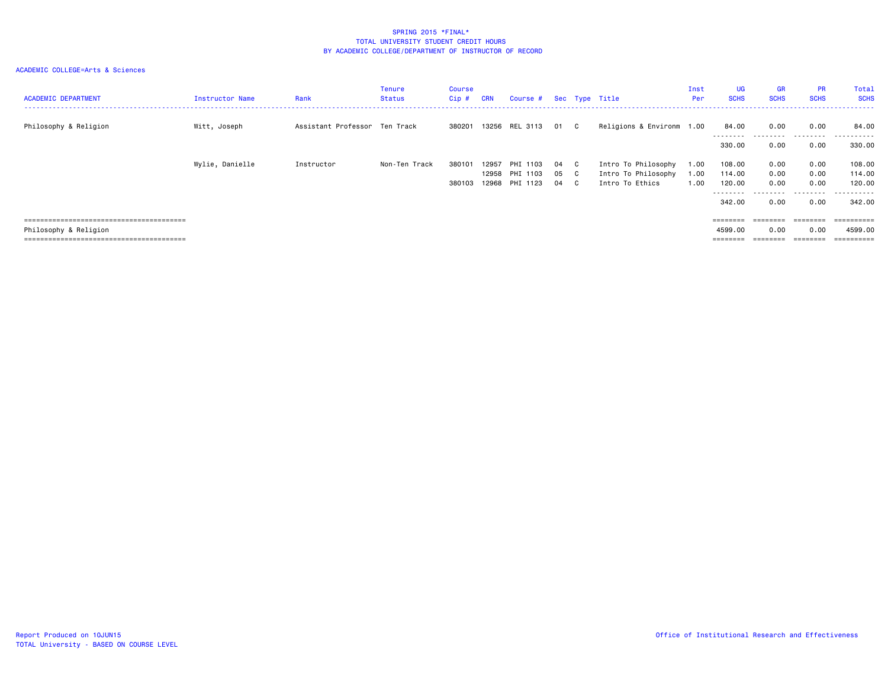SPRING 2015 *FINAL*
TOTAL UNIVERSITY STUDENT CREDIT HOURS
BY ACADEMIC COLLEGE/DEPARTMENT OF INSTRUCTOR OF RECORD

ACADEMIC COLLEGE=Arts & Sciences

| ACADEMIC DEPARTMENT | Instructor Name | Rank | Tenure Status | Course Cip # | CRN | Course # | Sec | Type | Title | Inst Per | UG SCHS | GR SCHS | PR SCHS | Total SCHS |
|---|---|---|---|---|---|---|---|---|---|---|---|---|---|---|
| Philosophy & Religion | Witt, Joseph | Assistant Professor | Ten Track | 380201 | 13256 | REL 3113 | 01 | C | Religions & Environm | 1.00 | 84.00 | 0.00 | 0.00 | 84.00 |
| | | | | | | | | | | | 330.00 | 0.00 | 0.00 | 330.00 |
| | Wylie, Danielle | Instructor | Non-Ten Track | 380101 | 12957 | PHI 1103 | 04 | C | Intro To Philosophy | 1.00 | 108.00 | 0.00 | 0.00 | 108.00 |
| | | | | | 12958 | PHI 1103 | 05 | C | Intro To Philosophy | 1.00 | 114.00 | 0.00 | 0.00 | 114.00 |
| | | | | 380103 | 12968 | PHI 1123 | 04 | C | Intro To Ethics | 1.00 | 120.00 | 0.00 | 0.00 | 120.00 |
| | | | | | | | | | | | 342.00 | 0.00 | 0.00 | 342.00 |
| Philosophy & Religion | | | | | | | | | | | 4599.00 | 0.00 | 0.00 | 4599.00 |

Report Produced on 10JUN15
TOTAL University - BASED ON COURSE LEVEL

Office of Institutional Research and Effectiveness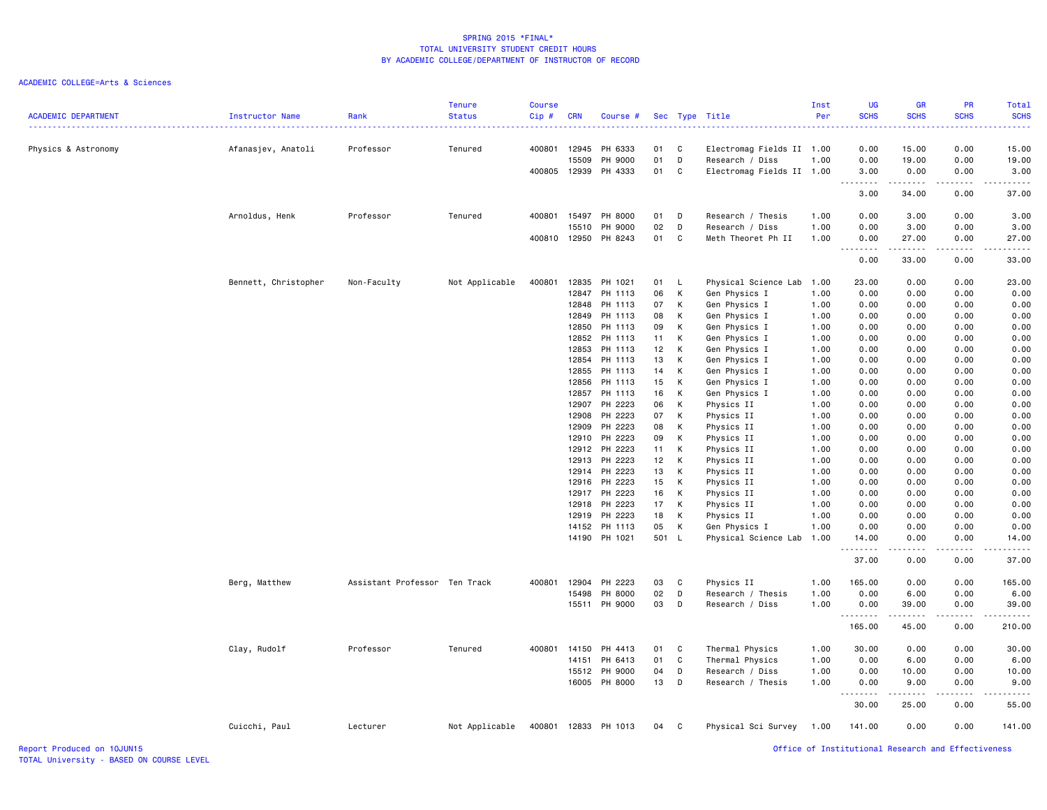SPRING 2015 *FINAL*
TOTAL UNIVERSITY STUDENT CREDIT HOURS
BY ACADEMIC COLLEGE/DEPARTMENT OF INSTRUCTOR OF RECORD

ACADEMIC COLLEGE=Arts & Sciences

| ACADEMIC DEPARTMENT | Instructor Name | Rank | Tenure Status | Course Cip # | CRN | Course # | Sec | Type | Title | Inst Per | UG SCHS | GR SCHS | PR SCHS | Total SCHS |
|---|---|---|---|---|---|---|---|---|---|---|---|---|---|---|
| Physics & Astronomy | Afanasjev, Anatoli | Professor | Tenured | 400801 | 12945 | PH 6333 | 01 | C | Electromag Fields II | 1.00 | 0.00 | 15.00 | 0.00 | 15.00 |
| | | | | | 15509 | PH 9000 | 01 | D | Research / Diss | 1.00 | 0.00 | 19.00 | 0.00 | 19.00 |
| | | | | 400805 | 12939 | PH 4333 | 01 | C | Electromag Fields II | 1.00 | 3.00 | 0.00 | 0.00 | 3.00 |
| | | | | | | | | | | | 3.00 | 34.00 | 0.00 | 37.00 |
| | Arnoldus, Henk | Professor | Tenured | 400801 | 15497 | PH 8000 | 01 | D | Research / Thesis | 1.00 | 0.00 | 3.00 | 0.00 | 3.00 |
| | | | | | 15510 | PH 9000 | 02 | D | Research / Diss | 1.00 | 0.00 | 3.00 | 0.00 | 3.00 |
| | | | | 400810 | 12950 | PH 8243 | 01 | C | Meth Theoret Ph II | 1.00 | 0.00 | 27.00 | 0.00 | 27.00 |
| | | | | | | | | | | | 0.00 | 33.00 | 0.00 | 33.00 |
| | Bennett, Christopher | Non-Faculty | Not Applicable | 400801 | 12835 | PH 1021 | 01 | L | Physical Science Lab | 1.00 | 23.00 | 0.00 | 0.00 | 23.00 |
| | | | | | 12847 | PH 1113 | 06 | K | Gen Physics I | 1.00 | 0.00 | 0.00 | 0.00 | 0.00 |
| | | | | | 12848 | PH 1113 | 07 | K | Gen Physics I | 1.00 | 0.00 | 0.00 | 0.00 | 0.00 |
| | | | | | 12849 | PH 1113 | 08 | K | Gen Physics I | 1.00 | 0.00 | 0.00 | 0.00 | 0.00 |
| | | | | | 12850 | PH 1113 | 09 | K | Gen Physics I | 1.00 | 0.00 | 0.00 | 0.00 | 0.00 |
| | | | | | 12852 | PH 1113 | 11 | K | Gen Physics I | 1.00 | 0.00 | 0.00 | 0.00 | 0.00 |
| | | | | | 12853 | PH 1113 | 12 | K | Gen Physics I | 1.00 | 0.00 | 0.00 | 0.00 | 0.00 |
| | | | | | 12854 | PH 1113 | 13 | K | Gen Physics I | 1.00 | 0.00 | 0.00 | 0.00 | 0.00 |
| | | | | | 12855 | PH 1113 | 14 | K | Gen Physics I | 1.00 | 0.00 | 0.00 | 0.00 | 0.00 |
| | | | | | 12856 | PH 1113 | 15 | K | Gen Physics I | 1.00 | 0.00 | 0.00 | 0.00 | 0.00 |
| | | | | | 12857 | PH 1113 | 16 | K | Gen Physics I | 1.00 | 0.00 | 0.00 | 0.00 | 0.00 |
| | | | | | 12907 | PH 2223 | 06 | K | Physics II | 1.00 | 0.00 | 0.00 | 0.00 | 0.00 |
| | | | | | 12908 | PH 2223 | 07 | K | Physics II | 1.00 | 0.00 | 0.00 | 0.00 | 0.00 |
| | | | | | 12909 | PH 2223 | 08 | K | Physics II | 1.00 | 0.00 | 0.00 | 0.00 | 0.00 |
| | | | | | 12910 | PH 2223 | 09 | K | Physics II | 1.00 | 0.00 | 0.00 | 0.00 | 0.00 |
| | | | | | 12912 | PH 2223 | 11 | K | Physics II | 1.00 | 0.00 | 0.00 | 0.00 | 0.00 |
| | | | | | 12913 | PH 2223 | 12 | K | Physics II | 1.00 | 0.00 | 0.00 | 0.00 | 0.00 |
| | | | | | 12914 | PH 2223 | 13 | K | Physics II | 1.00 | 0.00 | 0.00 | 0.00 | 0.00 |
| | | | | | 12916 | PH 2223 | 15 | K | Physics II | 1.00 | 0.00 | 0.00 | 0.00 | 0.00 |
| | | | | | 12917 | PH 2223 | 16 | K | Physics II | 1.00 | 0.00 | 0.00 | 0.00 | 0.00 |
| | | | | | 12918 | PH 2223 | 17 | K | Physics II | 1.00 | 0.00 | 0.00 | 0.00 | 0.00 |
| | | | | | 12919 | PH 2223 | 18 | K | Physics II | 1.00 | 0.00 | 0.00 | 0.00 | 0.00 |
| | | | | | 14152 | PH 1113 | 05 | K | Gen Physics I | 1.00 | 0.00 | 0.00 | 0.00 | 0.00 |
| | | | | | 14190 | PH 1021 | 501 | L | Physical Science Lab | 1.00 | 14.00 | 0.00 | 0.00 | 14.00 |
| | | | | | | | | | | | 37.00 | 0.00 | 0.00 | 37.00 |
| | Berg, Matthew | Assistant Professor | Ten Track | 400801 | 12904 | PH 2223 | 03 | C | Physics II | 1.00 | 165.00 | 0.00 | 0.00 | 165.00 |
| | | | | | 15498 | PH 8000 | 02 | D | Research / Thesis | 1.00 | 0.00 | 6.00 | 0.00 | 6.00 |
| | | | | | 15511 | PH 9000 | 03 | D | Research / Diss | 1.00 | 0.00 | 39.00 | 0.00 | 39.00 |
| | | | | | | | | | | | 165.00 | 45.00 | 0.00 | 210.00 |
| | Clay, Rudolf | Professor | Tenured | 400801 | 14150 | PH 4413 | 01 | C | Thermal Physics | 1.00 | 30.00 | 0.00 | 0.00 | 30.00 |
| | | | | | 14151 | PH 6413 | 01 | C | Thermal Physics | 1.00 | 0.00 | 6.00 | 0.00 | 6.00 |
| | | | | | 15512 | PH 9000 | 04 | D | Research / Diss | 1.00 | 0.00 | 10.00 | 0.00 | 10.00 |
| | | | | | 16005 | PH 8000 | 13 | D | Research / Thesis | 1.00 | 0.00 | 9.00 | 0.00 | 9.00 |
| | | | | | | | | | | | 30.00 | 25.00 | 0.00 | 55.00 |
| | Cuicchi, Paul | Lecturer | Not Applicable | 400801 | 12833 | PH 1013 | 04 | C | Physical Sci Survey | 1.00 | 141.00 | 0.00 | 0.00 | 141.00 |

Report Produced on 10JUN15
TOTAL University - BASED ON COURSE LEVEL
Office of Institutional Research and Effectiveness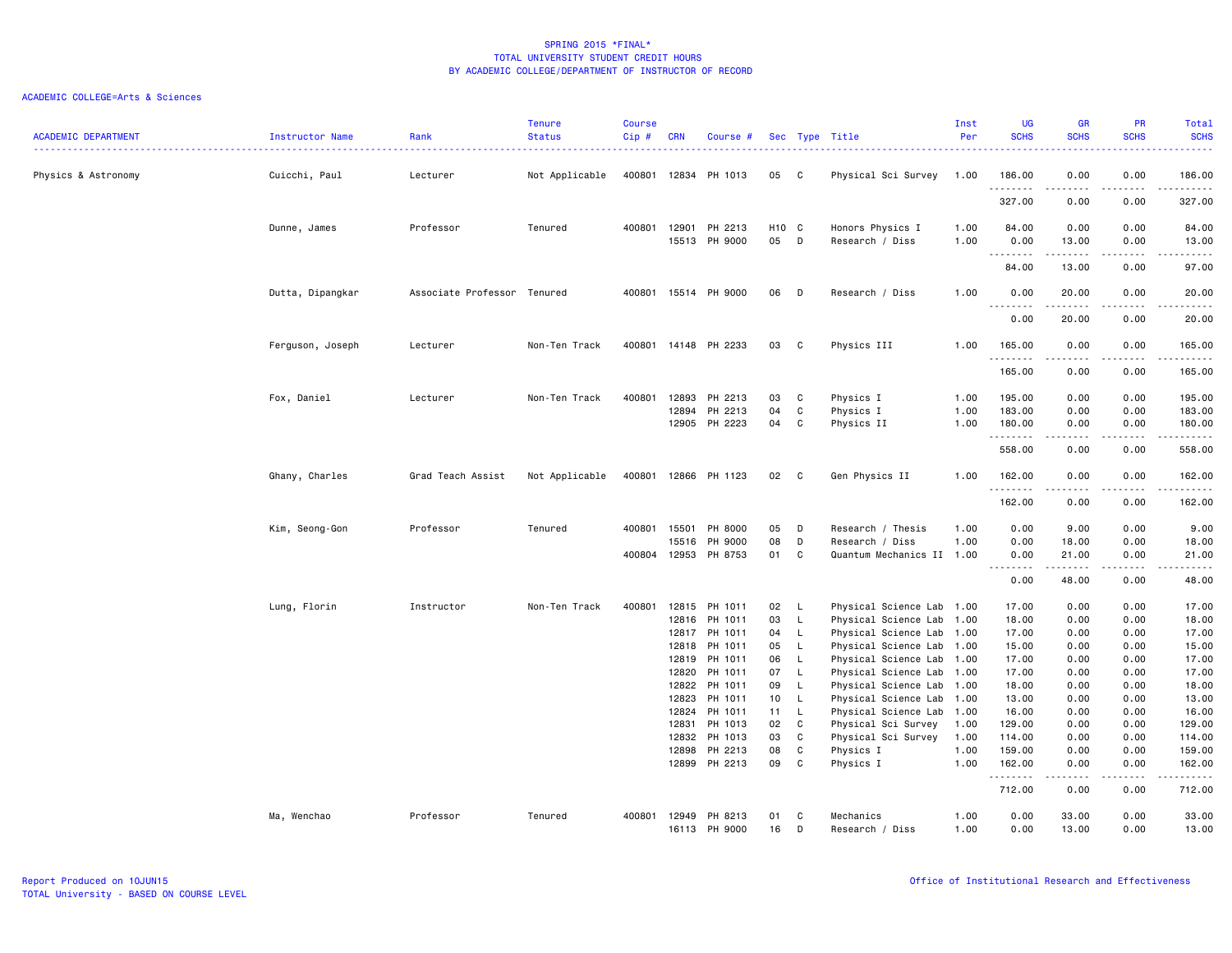# SPRING 2015 *FINAL*
## TOTAL UNIVERSITY STUDENT CREDIT HOURS
## BY ACADEMIC COLLEGE/DEPARTMENT OF INSTRUCTOR OF RECORD

ACADEMIC COLLEGE=Arts & Sciences

| ACADEMIC DEPARTMENT | Instructor Name | Rank | Tenure Status | Course Cip # | CRN | Course # | Sec | Type | Title | Inst Per | UG SCHS | GR SCHS | PR SCHS | Total SCHS |
|---|---|---|---|---|---|---|---|---|---|---|---|---|---|---|
| Physics & Astronomy | Cuicchi, Paul | Lecturer | Not Applicable | 400801 | 12834 | PH 1013 | 05 | C | Physical Sci Survey | 1.00 | 186.00 | 0.00 | 0.00 | 186.00 |
| | | | | | | | | | | | 327.00 | 0.00 | 0.00 | 327.00 |
| | Dunne, James | Professor | Tenured | 400801 | 12901 | PH 2213 | H10 | C | Honors Physics I | 1.00 | 84.00 | 0.00 | 0.00 | 84.00 |
| | | | | | 15513 | PH 9000 | 05 | D | Research / Diss | 1.00 | 0.00 | 13.00 | 0.00 | 13.00 |
| | | | | | | | | | | | 84.00 | 13.00 | 0.00 | 97.00 |
| | Dutta, Dipangkar | Associate Professor | Tenured | 400801 | 15514 | PH 9000 | 06 | D | Research / Diss | 1.00 | 0.00 | 20.00 | 0.00 | 20.00 |
| | | | | | | | | | | | 0.00 | 20.00 | 0.00 | 20.00 |
| | Ferguson, Joseph | Lecturer | Non-Ten Track | 400801 | 14148 | PH 2233 | 03 | C | Physics III | 1.00 | 165.00 | 0.00 | 0.00 | 165.00 |
| | | | | | | | | | | | 165.00 | 0.00 | 0.00 | 165.00 |
| | Fox, Daniel | Lecturer | Non-Ten Track | 400801 | 12893 | PH 2213 | 03 | C | Physics I | 1.00 | 195.00 | 0.00 | 0.00 | 195.00 |
| | | | | | 12894 | PH 2213 | 04 | C | Physics I | 1.00 | 183.00 | 0.00 | 0.00 | 183.00 |
| | | | | | 12905 | PH 2223 | 04 | C | Physics II | 1.00 | 180.00 | 0.00 | 0.00 | 180.00 |
| | | | | | | | | | | | 558.00 | 0.00 | 0.00 | 558.00 |
| | Ghany, Charles | Grad Teach Assist | Not Applicable | 400801 | 12866 | PH 1123 | 02 | C | Gen Physics II | 1.00 | 162.00 | 0.00 | 0.00 | 162.00 |
| | | | | | | | | | | | 162.00 | 0.00 | 0.00 | 162.00 |
| | Kim, Seong-Gon | Professor | Tenured | 400801 | 15501 | PH 8000 | 05 | D | Research / Thesis | 1.00 | 0.00 | 9.00 | 0.00 | 9.00 |
| | | | | | 15516 | PH 9000 | 08 | D | Research / Diss | 1.00 | 0.00 | 18.00 | 0.00 | 18.00 |
| | | | | 400804 | 12953 | PH 8753 | 01 | C | Quantum Mechanics II | 1.00 | 0.00 | 21.00 | 0.00 | 21.00 |
| | | | | | | | | | | | 0.00 | 48.00 | 0.00 | 48.00 |
| | Lung, Florin | Instructor | Non-Ten Track | 400801 | 12815 | PH 1011 | 02 | L | Physical Science Lab | 1.00 | 17.00 | 0.00 | 0.00 | 17.00 |
| | | | | | 12816 | PH 1011 | 03 | L | Physical Science Lab | 1.00 | 18.00 | 0.00 | 0.00 | 18.00 |
| | | | | | 12817 | PH 1011 | 04 | L | Physical Science Lab | 1.00 | 17.00 | 0.00 | 0.00 | 17.00 |
| | | | | | 12818 | PH 1011 | 05 | L | Physical Science Lab | 1.00 | 15.00 | 0.00 | 0.00 | 15.00 |
| | | | | | 12819 | PH 1011 | 06 | L | Physical Science Lab | 1.00 | 17.00 | 0.00 | 0.00 | 17.00 |
| | | | | | 12820 | PH 1011 | 07 | L | Physical Science Lab | 1.00 | 17.00 | 0.00 | 0.00 | 17.00 |
| | | | | | 12822 | PH 1011 | 09 | L | Physical Science Lab | 1.00 | 18.00 | 0.00 | 0.00 | 18.00 |
| | | | | | 12823 | PH 1011 | 10 | L | Physical Science Lab | 1.00 | 13.00 | 0.00 | 0.00 | 13.00 |
| | | | | | 12824 | PH 1011 | 11 | L | Physical Science Lab | 1.00 | 16.00 | 0.00 | 0.00 | 16.00 |
| | | | | | 12831 | PH 1013 | 02 | C | Physical Sci Survey | 1.00 | 129.00 | 0.00 | 0.00 | 129.00 |
| | | | | | 12832 | PH 1013 | 03 | C | Physical Sci Survey | 1.00 | 114.00 | 0.00 | 0.00 | 114.00 |
| | | | | | 12898 | PH 2213 | 08 | C | Physics I | 1.00 | 159.00 | 0.00 | 0.00 | 159.00 |
| | | | | | 12899 | PH 2213 | 09 | C | Physics I | 1.00 | 162.00 | 0.00 | 0.00 | 162.00 |
| | | | | | | | | | | | 712.00 | 0.00 | 0.00 | 712.00 |
| | Ma, Wenchao | Professor | Tenured | 400801 | 12949 | PH 8213 | 01 | C | Mechanics | 1.00 | 0.00 | 33.00 | 0.00 | 33.00 |
| | | | | | 16113 | PH 9000 | 16 | D | Research / Diss | 1.00 | 0.00 | 13.00 | 0.00 | 13.00 |

Report Produced on 10JUN15
TOTAL University - BASED ON COURSE LEVEL

Office of Institutional Research and Effectiveness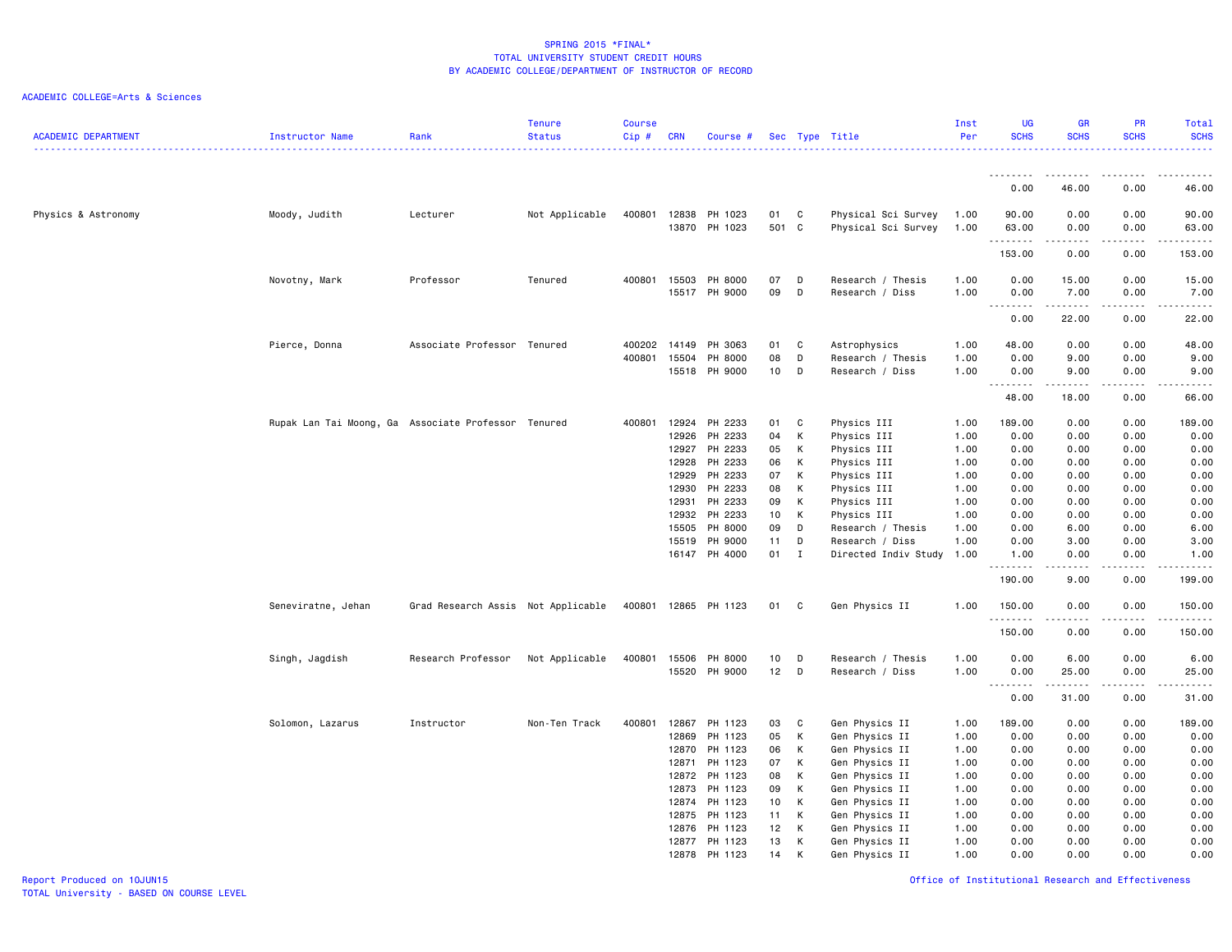SPRING 2015 *FINAL*
TOTAL UNIVERSITY STUDENT CREDIT HOURS
BY ACADEMIC COLLEGE/DEPARTMENT OF INSTRUCTOR OF RECORD

ACADEMIC COLLEGE=Arts & Sciences

| ACADEMIC DEPARTMENT | Instructor Name | Rank | Tenure Status | Course Cip # | CRN | Course # | Sec | Type | Title | Inst Per | UG SCHS | GR SCHS | PR SCHS | Total SCHS |
|---|---|---|---|---|---|---|---|---|---|---|---|---|---|---|
| | | | | | | | | | | | 0.00 | 46.00 | 0.00 | 46.00 |
| Physics & Astronomy | Moody, Judith | Lecturer | Not Applicable | 400801 | 12838 | PH 1023 | 01 | C | Physical Sci Survey | 1.00 | 90.00 | 0.00 | 0.00 | 90.00 |
| | | | | | 13870 | PH 1023 | 501 | C | Physical Sci Survey | 1.00 | 63.00 | 0.00 | 0.00 | 63.00 |
| | | | | | | | | | | | 153.00 | 0.00 | 0.00 | 153.00 |
| | Novotny, Mark | Professor | Tenured | 400801 | 15503 | PH 8000 | 07 | D | Research / Thesis | 1.00 | 0.00 | 15.00 | 0.00 | 15.00 |
| | | | | | 15517 | PH 9000 | 09 | D | Research / Diss | 1.00 | 0.00 | 7.00 | 0.00 | 7.00 |
| | | | | | | | | | | | 0.00 | 22.00 | 0.00 | 22.00 |
| | Pierce, Donna | Associate Professor | Tenured | 400202 | 14149 | PH 3063 | 01 | C | Astrophysics | 1.00 | 48.00 | 0.00 | 0.00 | 48.00 |
| | | | | 400801 | 15504 | PH 8000 | 08 | D | Research / Thesis | 1.00 | 0.00 | 9.00 | 0.00 | 9.00 |
| | | | | | 15518 | PH 9000 | 10 | D | Research / Diss | 1.00 | 0.00 | 9.00 | 0.00 | 9.00 |
| | | | | | | | | | | | 48.00 | 18.00 | 0.00 | 66.00 |
| | Rupak Lan Tai Moong, Ga | Associate Professor | Tenured | 400801 | 12924 | PH 2233 | 01 | C | Physics III | 1.00 | 189.00 | 0.00 | 0.00 | 189.00 |
| | | | | | 12926 | PH 2233 | 04 | K | Physics III | 1.00 | 0.00 | 0.00 | 0.00 | 0.00 |
| | | | | | 12927 | PH 2233 | 05 | K | Physics III | 1.00 | 0.00 | 0.00 | 0.00 | 0.00 |
| | | | | | 12928 | PH 2233 | 06 | K | Physics III | 1.00 | 0.00 | 0.00 | 0.00 | 0.00 |
| | | | | | 12929 | PH 2233 | 07 | K | Physics III | 1.00 | 0.00 | 0.00 | 0.00 | 0.00 |
| | | | | | 12930 | PH 2233 | 08 | K | Physics III | 1.00 | 0.00 | 0.00 | 0.00 | 0.00 |
| | | | | | 12931 | PH 2233 | 09 | K | Physics III | 1.00 | 0.00 | 0.00 | 0.00 | 0.00 |
| | | | | | 12932 | PH 2233 | 10 | K | Physics III | 1.00 | 0.00 | 0.00 | 0.00 | 0.00 |
| | | | | | 15505 | PH 8000 | 09 | D | Research / Thesis | 1.00 | 0.00 | 6.00 | 0.00 | 6.00 |
| | | | | | 15519 | PH 9000 | 11 | D | Research / Diss | 1.00 | 0.00 | 3.00 | 0.00 | 3.00 |
| | | | | | 16147 | PH 4000 | 01 | I | Directed Indiv Study | 1.00 | 1.00 | 0.00 | 0.00 | 1.00 |
| | | | | | | | | | | | 190.00 | 9.00 | 0.00 | 199.00 |
| | Seneviratne, Jehan | Grad Research Assis | Not Applicable | 400801 | 12865 | PH 1123 | 01 | C | Gen Physics II | 1.00 | 150.00 | 0.00 | 0.00 | 150.00 |
| | | | | | | | | | | | 150.00 | 0.00 | 0.00 | 150.00 |
| | Singh, Jagdish | Research Professor | Not Applicable | 400801 | 15506 | PH 8000 | 10 | D | Research / Thesis | 1.00 | 0.00 | 6.00 | 0.00 | 6.00 |
| | | | | | 15520 | PH 9000 | 12 | D | Research / Diss | 1.00 | 0.00 | 25.00 | 0.00 | 25.00 |
| | | | | | | | | | | | 0.00 | 31.00 | 0.00 | 31.00 |
| | Solomon, Lazarus | Instructor | Non-Ten Track | 400801 | 12867 | PH 1123 | 03 | C | Gen Physics II | 1.00 | 189.00 | 0.00 | 0.00 | 189.00 |
| | | | | | 12869 | PH 1123 | 05 | K | Gen Physics II | 1.00 | 0.00 | 0.00 | 0.00 | 0.00 |
| | | | | | 12870 | PH 1123 | 06 | K | Gen Physics II | 1.00 | 0.00 | 0.00 | 0.00 | 0.00 |
| | | | | | 12871 | PH 1123 | 07 | K | Gen Physics II | 1.00 | 0.00 | 0.00 | 0.00 | 0.00 |
| | | | | | 12872 | PH 1123 | 08 | K | Gen Physics II | 1.00 | 0.00 | 0.00 | 0.00 | 0.00 |
| | | | | | 12873 | PH 1123 | 09 | K | Gen Physics II | 1.00 | 0.00 | 0.00 | 0.00 | 0.00 |
| | | | | | 12874 | PH 1123 | 10 | K | Gen Physics II | 1.00 | 0.00 | 0.00 | 0.00 | 0.00 |
| | | | | | 12875 | PH 1123 | 11 | K | Gen Physics II | 1.00 | 0.00 | 0.00 | 0.00 | 0.00 |
| | | | | | 12876 | PH 1123 | 12 | K | Gen Physics II | 1.00 | 0.00 | 0.00 | 0.00 | 0.00 |
| | | | | | 12877 | PH 1123 | 13 | K | Gen Physics II | 1.00 | 0.00 | 0.00 | 0.00 | 0.00 |
| | | | | | 12878 | PH 1123 | 14 | K | Gen Physics II | 1.00 | 0.00 | 0.00 | 0.00 | 0.00 |

Report Produced on 10JUN15
TOTAL University - BASED ON COURSE LEVEL

Office of Institutional Research and Effectiveness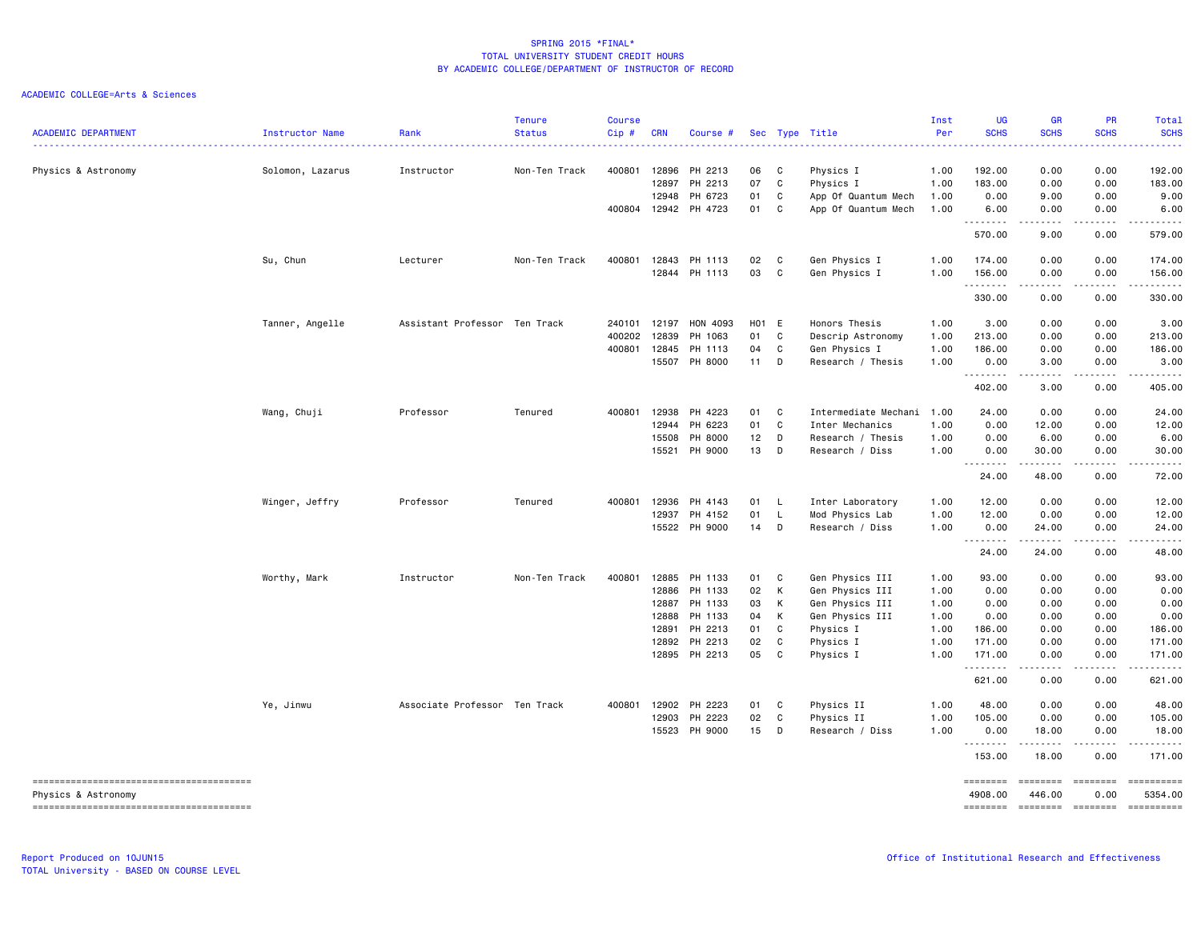SPRING 2015 *FINAL*
TOTAL UNIVERSITY STUDENT CREDIT HOURS
BY ACADEMIC COLLEGE/DEPARTMENT OF INSTRUCTOR OF RECORD

ACADEMIC COLLEGE=Arts & Sciences

| ACADEMIC DEPARTMENT | Instructor Name | Rank | Tenure Status | Course Cip # | CRN | Course # | Sec | Type | Title | Inst Per | UG SCHS | GR SCHS | PR SCHS | Total SCHS |
|---|---|---|---|---|---|---|---|---|---|---|---|---|---|---|
| Physics & Astronomy | Solomon, Lazarus | Instructor | Non-Ten Track | 400801 | 12896 | PH 2213 | 06 | C | Physics I | 1.00 | 192.00 | 0.00 | 0.00 | 192.00 |
| | | | | | 12897 | PH 2213 | 07 | C | Physics I | 1.00 | 183.00 | 0.00 | 0.00 | 183.00 |
| | | | | | 12948 | PH 6723 | 01 | C | App Of Quantum Mech | 1.00 | 0.00 | 9.00 | 0.00 | 9.00 |
| | | | | 400804 | 12942 | PH 4723 | 01 | C | App Of Quantum Mech | 1.00 | 6.00 | 0.00 | 0.00 | 6.00 |
| | | | | | | | | | | | 570.00 | 9.00 | 0.00 | 579.00 |
| | Su, Chun | Lecturer | Non-Ten Track | 400801 | 12843 | PH 1113 | 02 | C | Gen Physics I | 1.00 | 174.00 | 0.00 | 0.00 | 174.00 |
| | | | | | 12844 | PH 1113 | 03 | C | Gen Physics I | 1.00 | 156.00 | 0.00 | 0.00 | 156.00 |
| | | | | | | | | | | | 330.00 | 0.00 | 0.00 | 330.00 |
| | Tanner, Angelle | Assistant Professor | Ten Track | 240101 | 12197 | HON 4093 | H01 | E | Honors Thesis | 1.00 | 3.00 | 0.00 | 0.00 | 3.00 |
| | | | | 400202 | 12839 | PH 1063 | 01 | C | Descrip Astronomy | 1.00 | 213.00 | 0.00 | 0.00 | 213.00 |
| | | | | 400801 | 12845 | PH 1113 | 04 | C | Gen Physics I | 1.00 | 186.00 | 0.00 | 0.00 | 186.00 |
| | | | | | 15507 | PH 8000 | 11 | D | Research / Thesis | 1.00 | 0.00 | 3.00 | 0.00 | 3.00 |
| | | | | | | | | | | | 402.00 | 3.00 | 0.00 | 405.00 |
| | Wang, Chuji | Professor | Tenured | 400801 | 12938 | PH 4223 | 01 | C | Intermediate Mechani | 1.00 | 24.00 | 0.00 | 0.00 | 24.00 |
| | | | | | 12944 | PH 6223 | 01 | C | Inter Mechanics | 1.00 | 0.00 | 12.00 | 0.00 | 12.00 |
| | | | | | 15508 | PH 8000 | 12 | D | Research / Thesis | 1.00 | 0.00 | 6.00 | 0.00 | 6.00 |
| | | | | | 15521 | PH 9000 | 13 | D | Research / Diss | 1.00 | 0.00 | 30.00 | 0.00 | 30.00 |
| | | | | | | | | | | | 24.00 | 48.00 | 0.00 | 72.00 |
| | Winger, Jeffry | Professor | Tenured | 400801 | 12936 | PH 4143 | 01 | L | Inter Laboratory | 1.00 | 12.00 | 0.00 | 0.00 | 12.00 |
| | | | | | 12937 | PH 4152 | 01 | L | Mod Physics Lab | 1.00 | 12.00 | 0.00 | 0.00 | 12.00 |
| | | | | | 15522 | PH 9000 | 14 | D | Research / Diss | 1.00 | 0.00 | 24.00 | 0.00 | 24.00 |
| | | | | | | | | | | | 24.00 | 24.00 | 0.00 | 48.00 |
| | Worthy, Mark | Instructor | Non-Ten Track | 400801 | 12885 | PH 1133 | 01 | C | Gen Physics III | 1.00 | 93.00 | 0.00 | 0.00 | 93.00 |
| | | | | | 12886 | PH 1133 | 02 | K | Gen Physics III | 1.00 | 0.00 | 0.00 | 0.00 | 0.00 |
| | | | | | 12887 | PH 1133 | 03 | K | Gen Physics III | 1.00 | 0.00 | 0.00 | 0.00 | 0.00 |
| | | | | | 12888 | PH 1133 | 04 | K | Gen Physics III | 1.00 | 0.00 | 0.00 | 0.00 | 0.00 |
| | | | | | 12891 | PH 2213 | 01 | C | Physics I | 1.00 | 186.00 | 0.00 | 0.00 | 186.00 |
| | | | | | 12892 | PH 2213 | 02 | C | Physics I | 1.00 | 171.00 | 0.00 | 0.00 | 171.00 |
| | | | | | 12895 | PH 2213 | 05 | C | Physics I | 1.00 | 171.00 | 0.00 | 0.00 | 171.00 |
| | | | | | | | | | | | 621.00 | 0.00 | 0.00 | 621.00 |
| | Ye, Jinwu | Associate Professor | Ten Track | 400801 | 12902 | PH 2223 | 01 | C | Physics II | 1.00 | 48.00 | 0.00 | 0.00 | 48.00 |
| | | | | | 12903 | PH 2223 | 02 | C | Physics II | 1.00 | 105.00 | 0.00 | 0.00 | 105.00 |
| | | | | | 15523 | PH 9000 | 15 | D | Research / Diss | 1.00 | 0.00 | 18.00 | 0.00 | 18.00 |
| | | | | | | | | | | | 153.00 | 18.00 | 0.00 | 171.00 |
| Physics & Astronomy | | | | | | | | | | | 4908.00 | 446.00 | 0.00 | 5354.00 |

Report Produced on 10JUN15
TOTAL University - BASED ON COURSE LEVEL

Office of Institutional Research and Effectiveness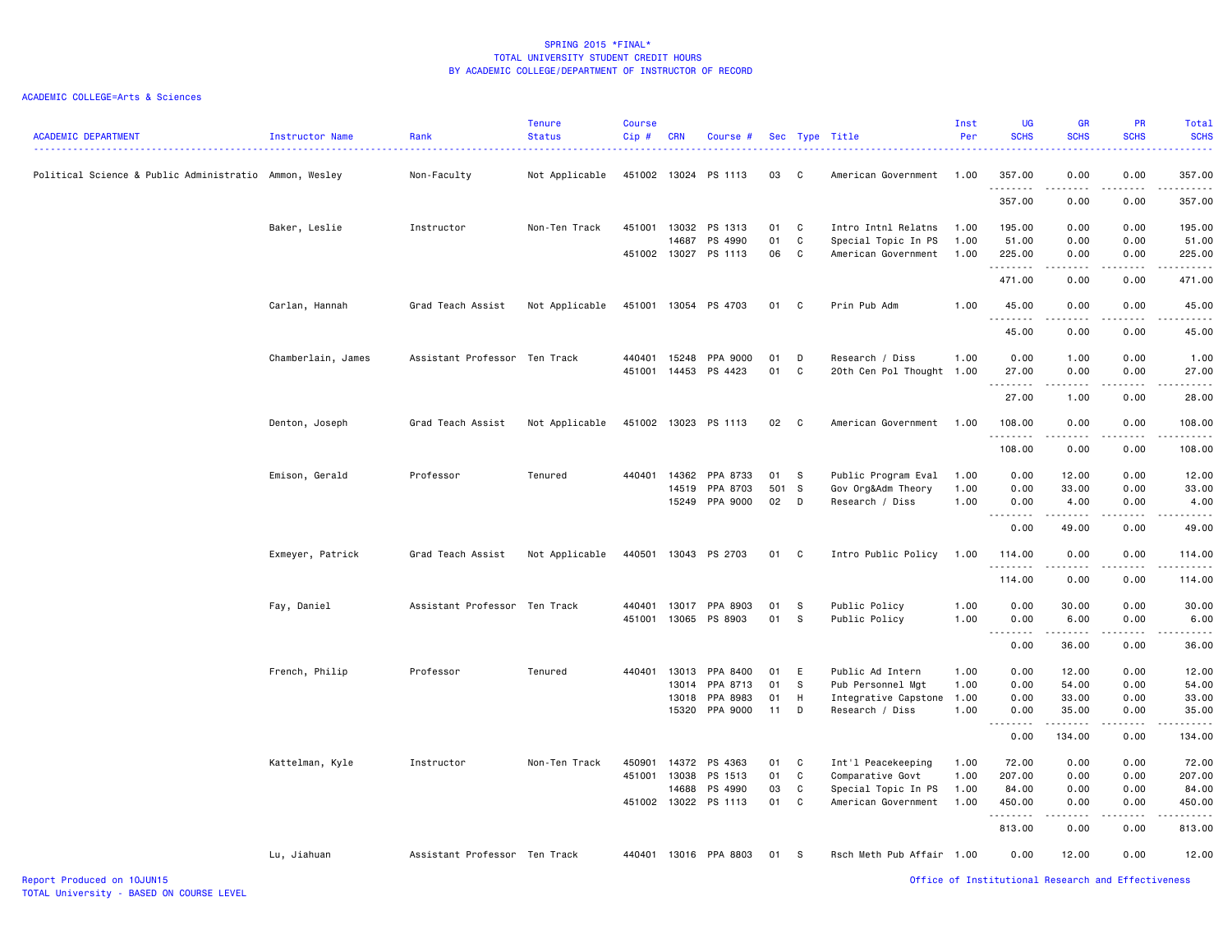SPRING 2015 *FINAL*
TOTAL UNIVERSITY STUDENT CREDIT HOURS
BY ACADEMIC COLLEGE/DEPARTMENT OF INSTRUCTOR OF RECORD

ACADEMIC COLLEGE=Arts & Sciences

| ACADEMIC DEPARTMENT | Instructor Name | Rank | Tenure Status | Course Cip # | CRN | Course # | Sec | Type | Title | Inst Per | UG SCHS | GR SCHS | PR SCHS | Total SCHS |
|---|---|---|---|---|---|---|---|---|---|---|---|---|---|---|
| Political Science & Public Administratio | Ammon, Wesley | Non-Faculty | Not Applicable | 451002 | 13024 | PS 1113 | 03 | C | American Government | 1.00 | 357.00 | 0.00 | 0.00 | 357.00 |
| | | | | | | | | | | | 357.00 | 0.00 | 0.00 | 357.00 |
| | Baker, Leslie | Instructor | Non-Ten Track | 451001 | 13032 | PS 1313 | 01 | C | Intro Intnl Relatns | 1.00 | 195.00 | 0.00 | 0.00 | 195.00 |
| | | | | | 14687 | PS 4990 | 01 | C | Special Topic In PS | 1.00 | 51.00 | 0.00 | 0.00 | 51.00 |
| | | | | 451002 | 13027 | PS 1113 | 06 | C | American Government | 1.00 | 225.00 | 0.00 | 0.00 | 225.00 |
| | | | | | | | | | | | 471.00 | 0.00 | 0.00 | 471.00 |
| | Carlan, Hannah | Grad Teach Assist | Not Applicable | 451001 | 13054 | PS 4703 | 01 | C | Prin Pub Adm | 1.00 | 45.00 | 0.00 | 0.00 | 45.00 |
| | | | | | | | | | | | 45.00 | 0.00 | 0.00 | 45.00 |
| | Chamberlain, James | Assistant Professor | Ten Track | 440401 | 15248 | PPA 9000 | 01 | D | Research / Diss | 1.00 | 0.00 | 1.00 | 0.00 | 1.00 |
| | | | | 451001 | 14453 | PS 4423 | 01 | C | 20th Cen Pol Thought | 1.00 | 27.00 | 0.00 | 0.00 | 27.00 |
| | | | | | | | | | | | 27.00 | 1.00 | 0.00 | 28.00 |
| | Denton, Joseph | Grad Teach Assist | Not Applicable | 451002 | 13023 | PS 1113 | 02 | C | American Government | 1.00 | 108.00 | 0.00 | 0.00 | 108.00 |
| | | | | | | | | | | | 108.00 | 0.00 | 0.00 | 108.00 |
| | Emison, Gerald | Professor | Tenured | 440401 | 14362 | PPA 8733 | 01 | S | Public Program Eval | 1.00 | 0.00 | 12.00 | 0.00 | 12.00 |
| | | | | | 14519 | PPA 8703 | 501 | S | Gov Org&Adm Theory | 1.00 | 0.00 | 33.00 | 0.00 | 33.00 |
| | | | | | 15249 | PPA 9000 | 02 | D | Research / Diss | 1.00 | 0.00 | 4.00 | 0.00 | 4.00 |
| | | | | | | | | | | | 0.00 | 49.00 | 0.00 | 49.00 |
| | Exmeyer, Patrick | Grad Teach Assist | Not Applicable | 440501 | 13043 | PS 2703 | 01 | C | Intro Public Policy | 1.00 | 114.00 | 0.00 | 0.00 | 114.00 |
| | | | | | | | | | | | 114.00 | 0.00 | 0.00 | 114.00 |
| | Fay, Daniel | Assistant Professor | Ten Track | 440401 | 13017 | PPA 8903 | 01 | S | Public Policy | 1.00 | 0.00 | 30.00 | 0.00 | 30.00 |
| | | | | 451001 | 13065 | PS 8903 | 01 | S | Public Policy | 1.00 | 0.00 | 6.00 | 0.00 | 6.00 |
| | | | | | | | | | | | 0.00 | 36.00 | 0.00 | 36.00 |
| | French, Philip | Professor | Tenured | 440401 | 13013 | PPA 8400 | 01 | E | Public Ad Intern | 1.00 | 0.00 | 12.00 | 0.00 | 12.00 |
| | | | | | 13014 | PPA 8713 | 01 | S | Pub Personnel Mgt | 1.00 | 0.00 | 54.00 | 0.00 | 54.00 |
| | | | | | 13018 | PPA 8983 | 01 | H | Integrative Capstone | 1.00 | 0.00 | 33.00 | 0.00 | 33.00 |
| | | | | | 15320 | PPA 9000 | 11 | D | Research / Diss | 1.00 | 0.00 | 35.00 | 0.00 | 35.00 |
| | | | | | | | | | | | 0.00 | 134.00 | 0.00 | 134.00 |
| | Kattelman, Kyle | Instructor | Non-Ten Track | 450901 | 14372 | PS 4363 | 01 | C | Int'l Peacekeeping | 1.00 | 72.00 | 0.00 | 0.00 | 72.00 |
| | | | | 451001 | 13038 | PS 1513 | 01 | C | Comparative Govt | 1.00 | 207.00 | 0.00 | 0.00 | 207.00 |
| | | | | | 14688 | PS 4990 | 03 | C | Special Topic In PS | 1.00 | 84.00 | 0.00 | 0.00 | 84.00 |
| | | | | 451002 | 13022 | PS 1113 | 01 | C | American Government | 1.00 | 450.00 | 0.00 | 0.00 | 450.00 |
| | | | | | | | | | | | 813.00 | 0.00 | 0.00 | 813.00 |
| | Lu, Jiahuan | Assistant Professor | Ten Track | 440401 | 13016 | PPA 8803 | 01 | S | Rsch Meth Pub Affair | 1.00 | 0.00 | 12.00 | 0.00 | 12.00 |

Report Produced on 10JUN15
TOTAL University - BASED ON COURSE LEVEL

Office of Institutional Research and Effectiveness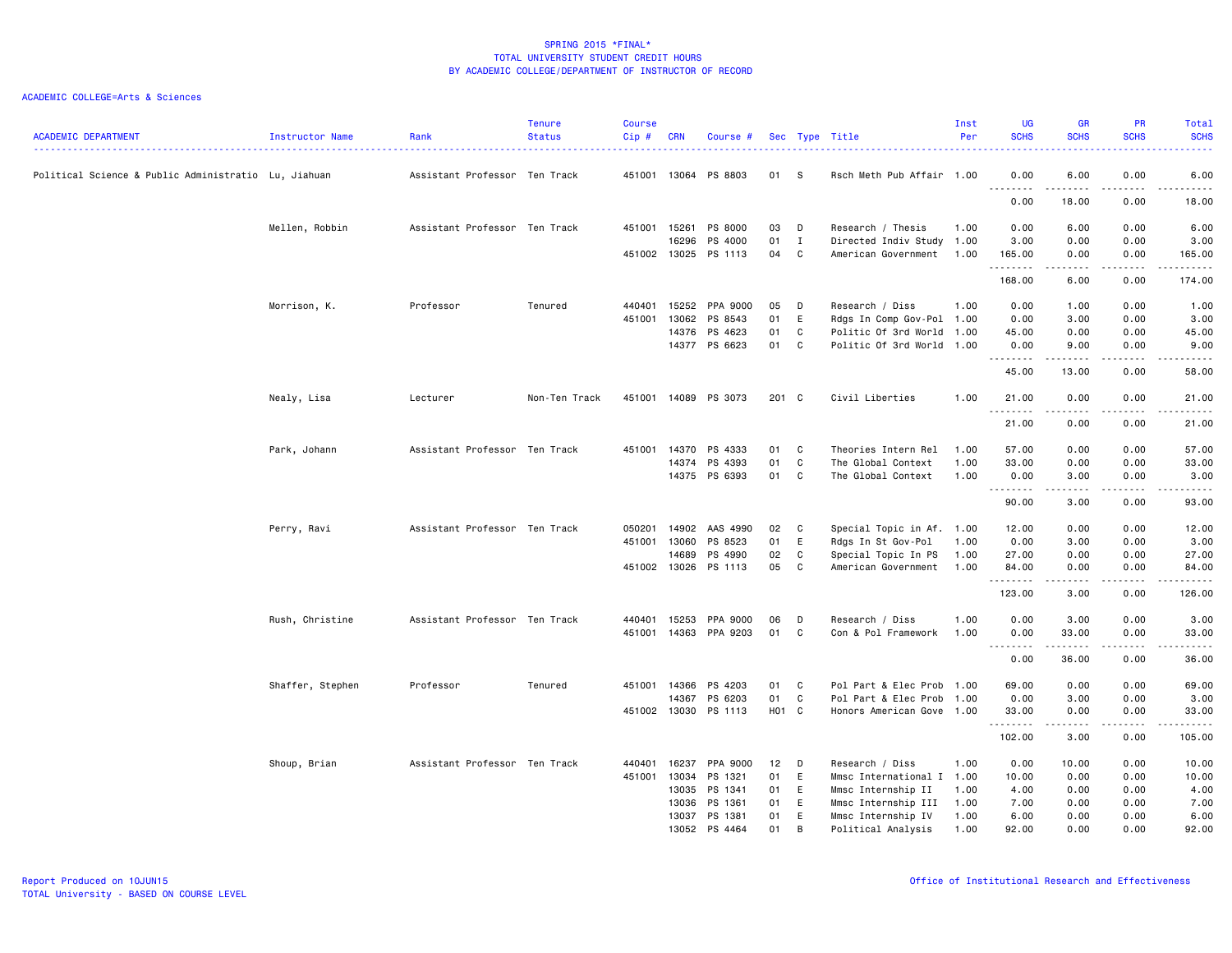SPRING 2015 *FINAL*
TOTAL UNIVERSITY STUDENT CREDIT HOURS
BY ACADEMIC COLLEGE/DEPARTMENT OF INSTRUCTOR OF RECORD

ACADEMIC COLLEGE=Arts & Sciences

| ACADEMIC DEPARTMENT | Instructor Name | Rank | Tenure Status | Course Cip # | CRN | Course # | Sec | Type | Title | Inst Per | UG SCHS | GR SCHS | PR SCHS | Total SCHS |
|---|---|---|---|---|---|---|---|---|---|---|---|---|---|---|
| Political Science & Public Administratio | Lu, Jiahuan | Assistant Professor | Ten Track | 451001 | 13064 | PS 8803 | 01 | S | Rsch Meth Pub Affair | 1.00 | 0.00 | 6.00 | 0.00 | 6.00 |
| | | | | | | | | | | | 0.00 | 18.00 | 0.00 | 18.00 |
| | Mellen, Robbin | Assistant Professor | Ten Track | 451001 | 15261 | PS 8000 | 03 | D | Research / Thesis | 1.00 | 0.00 | 6.00 | 0.00 | 6.00 |
| | | | | | 16296 | PS 4000 | 01 | I | Directed Indiv Study | 1.00 | 3.00 | 0.00 | 0.00 | 3.00 |
| | | | | 451002 | 13025 | PS 1113 | 04 | C | American Government | 1.00 | 165.00 | 0.00 | 0.00 | 165.00 |
| | | | | | | | | | | | 168.00 | 6.00 | 0.00 | 174.00 |
| | Morrison, K. | Professor | Tenured | 440401 | 15252 | PPA 9000 | 05 | D | Research / Diss | 1.00 | 0.00 | 1.00 | 0.00 | 1.00 |
| | | | | 451001 | 13062 | PS 8543 | 01 | E | Rdgs In Comp Gov-Pol | 1.00 | 0.00 | 3.00 | 0.00 | 3.00 |
| | | | | | 14376 | PS 4623 | 01 | C | Politic Of 3rd World | 1.00 | 45.00 | 0.00 | 0.00 | 45.00 |
| | | | | | 14377 | PS 6623 | 01 | C | Politic Of 3rd World | 1.00 | 0.00 | 9.00 | 0.00 | 9.00 |
| | | | | | | | | | | | 45.00 | 13.00 | 0.00 | 58.00 |
| | Nealy, Lisa | Lecturer | Non-Ten Track | 451001 | 14089 | PS 3073 | 201 | C | Civil Liberties | 1.00 | 21.00 | 0.00 | 0.00 | 21.00 |
| | | | | | | | | | | | 21.00 | 0.00 | 0.00 | 21.00 |
| | Park, Johann | Assistant Professor | Ten Track | 451001 | 14370 | PS 4333 | 01 | C | Theories Intern Rel | 1.00 | 57.00 | 0.00 | 0.00 | 57.00 |
| | | | | | 14374 | PS 4393 | 01 | C | The Global Context | 1.00 | 33.00 | 0.00 | 0.00 | 33.00 |
| | | | | | 14375 | PS 6393 | 01 | C | The Global Context | 1.00 | 0.00 | 3.00 | 0.00 | 3.00 |
| | | | | | | | | | | | 90.00 | 3.00 | 0.00 | 93.00 |
| | Perry, Ravi | Assistant Professor | Ten Track | 050201 | 14902 | AAS 4990 | 02 | C | Special Topic in Af. | 1.00 | 12.00 | 0.00 | 0.00 | 12.00 |
| | | | | 451001 | 13060 | PS 8523 | 01 | E | Rdgs In St Gov-Pol | 1.00 | 0.00 | 3.00 | 0.00 | 3.00 |
| | | | | | 14689 | PS 4990 | 02 | C | Special Topic In PS | 1.00 | 27.00 | 0.00 | 0.00 | 27.00 |
| | | | | 451002 | 13026 | PS 1113 | 05 | C | American Government | 1.00 | 84.00 | 0.00 | 0.00 | 84.00 |
| | | | | | | | | | | | 123.00 | 3.00 | 0.00 | 126.00 |
| | Rush, Christine | Assistant Professor | Ten Track | 440401 | 15253 | PPA 9000 | 06 | D | Research / Diss | 1.00 | 0.00 | 3.00 | 0.00 | 3.00 |
| | | | | 451001 | 14363 | PPA 9203 | 01 | C | Con & Pol Framework | 1.00 | 0.00 | 33.00 | 0.00 | 33.00 |
| | | | | | | | | | | | 0.00 | 36.00 | 0.00 | 36.00 |
| | Shaffer, Stephen | Professor | Tenured | 451001 | 14366 | PS 4203 | 01 | C | Pol Part & Elec Prob | 1.00 | 69.00 | 0.00 | 0.00 | 69.00 |
| | | | | | 14367 | PS 6203 | 01 | C | Pol Part & Elec Prob | 1.00 | 0.00 | 3.00 | 0.00 | 3.00 |
| | | | | 451002 | 13030 | PS 1113 | H01 | C | Honors American Gove | 1.00 | 33.00 | 0.00 | 0.00 | 33.00 |
| | | | | | | | | | | | 102.00 | 3.00 | 0.00 | 105.00 |
| | Shoup, Brian | Assistant Professor | Ten Track | 440401 | 16237 | PPA 9000 | 12 | D | Research / Diss | 1.00 | 0.00 | 10.00 | 0.00 | 10.00 |
| | | | | 451001 | 13034 | PS 1321 | 01 | E | Mmsc International I | 1.00 | 10.00 | 0.00 | 0.00 | 10.00 |
| | | | | | 13035 | PS 1341 | 01 | E | Mmsc Internship II | 1.00 | 4.00 | 0.00 | 0.00 | 4.00 |
| | | | | | 13036 | PS 1361 | 01 | E | Mmsc Internship III | 1.00 | 7.00 | 0.00 | 0.00 | 7.00 |
| | | | | | 13037 | PS 1381 | 01 | E | Mmsc Internship IV | 1.00 | 6.00 | 0.00 | 0.00 | 6.00 |
| | | | | | 13052 | PS 4464 | 01 | B | Political Analysis | 1.00 | 92.00 | 0.00 | 0.00 | 92.00 |

Report Produced on 10JUN15
TOTAL University - BASED ON COURSE LEVEL

Office of Institutional Research and Effectiveness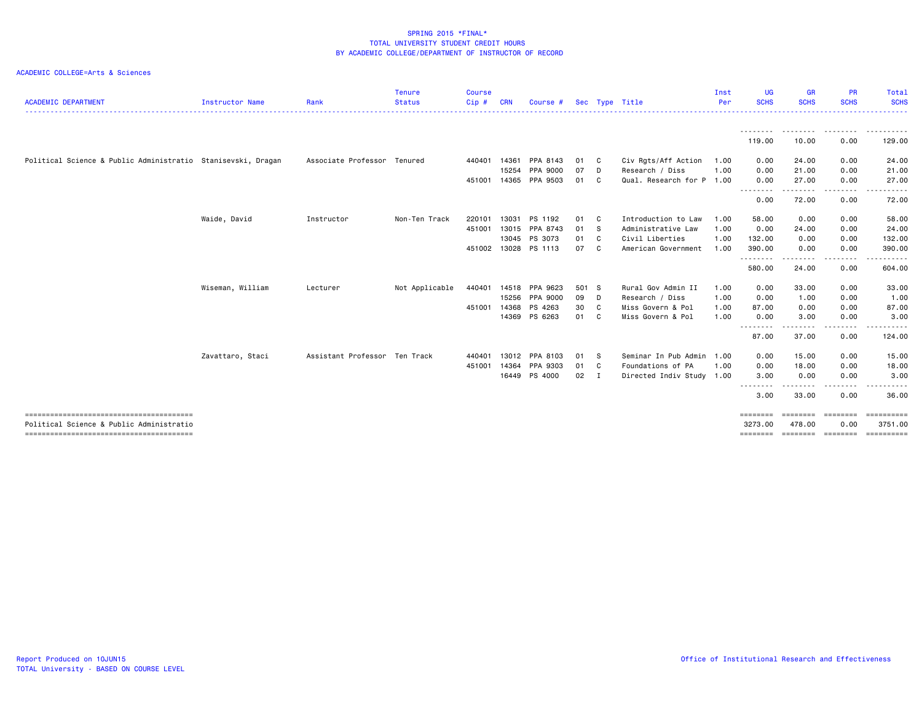SPRING 2015 *FINAL*
TOTAL UNIVERSITY STUDENT CREDIT HOURS
BY ACADEMIC COLLEGE/DEPARTMENT OF INSTRUCTOR OF RECORD

ACADEMIC COLLEGE=Arts & Sciences

| ACADEMIC DEPARTMENT | Instructor Name | Rank | Tenure Status | Course Cip # | CRN | Course # | Sec | Type | Title | Inst Per | UG SCHS | GR SCHS | PR SCHS | Total SCHS |
|---|---|---|---|---|---|---|---|---|---|---|---|---|---|---|
| | | | | | | | | | | | 119.00 | 10.00 | 0.00 | 129.00 |
| Political Science & Public Administratio | Stanisevski, Dragan | Associate Professor | Tenured | 440401 | 14361 | PPA 8143 | 01 | C | Civ Rgts/Aff Action | 1.00 | 0.00 | 24.00 | 0.00 | 24.00 |
| | | | | | 15254 | PPA 9000 | 07 | D | Research / Diss | 1.00 | 0.00 | 21.00 | 0.00 | 21.00 |
| | | | | 451001 | 14365 | PPA 9503 | 01 | C | Qual. Research for P | 1.00 | 0.00 | 27.00 | 0.00 | 27.00 |
| | | | | | | | | | | | 0.00 | 72.00 | 0.00 | 72.00 |
| | Waide, David | Instructor | Non-Ten Track | 220101 | 13031 | PS 1192 | 01 | C | Introduction to Law | 1.00 | 58.00 | 0.00 | 0.00 | 58.00 |
| | | | | 451001 | 13015 | PPA 8743 | 01 | S | Administrative Law | 1.00 | 0.00 | 24.00 | 0.00 | 24.00 |
| | | | | | 13045 | PS 3073 | 01 | C | Civil Liberties | 1.00 | 132.00 | 0.00 | 0.00 | 132.00 |
| | | | | 451002 | 13028 | PS 1113 | 07 | C | American Government | 1.00 | 390.00 | 0.00 | 0.00 | 390.00 |
| | | | | | | | | | | | 580.00 | 24.00 | 0.00 | 604.00 |
| | Wiseman, William | Lecturer | Not Applicable | 440401 | 14518 | PPA 9623 | 501 | S | Rural Gov Admin II | 1.00 | 0.00 | 33.00 | 0.00 | 33.00 |
| | | | | | 15256 | PPA 9000 | 09 | D | Research / Diss | 1.00 | 0.00 | 1.00 | 0.00 | 1.00 |
| | | | | 451001 | 14368 | PS 4263 | 30 | C | Miss Govern & Pol | 1.00 | 87.00 | 0.00 | 0.00 | 87.00 |
| | | | | | 14369 | PS 6263 | 01 | C | Miss Govern & Pol | 1.00 | 0.00 | 3.00 | 0.00 | 3.00 |
| | | | | | | | | | | | 87.00 | 37.00 | 0.00 | 124.00 |
| | Zavattaro, Staci | Assistant Professor | Ten Track | 440401 | 13012 | PPA 8103 | 01 | S | Seminar In Pub Admin | 1.00 | 0.00 | 15.00 | 0.00 | 15.00 |
| | | | | 451001 | 14364 | PPA 9303 | 01 | C | Foundations of PA | 1.00 | 0.00 | 18.00 | 0.00 | 18.00 |
| | | | | | 16449 | PS 4000 | 02 | I | Directed Indiv Study | 1.00 | 3.00 | 0.00 | 0.00 | 3.00 |
| | | | | | | | | | | | 3.00 | 33.00 | 0.00 | 36.00 |
| Political Science & Public Administratio | | | | | | | | | | | 3273.00 | 478.00 | 0.00 | 3751.00 |

Report Produced on 10JUN15
TOTAL University - BASED ON COURSE LEVEL

Office of Institutional Research and Effectiveness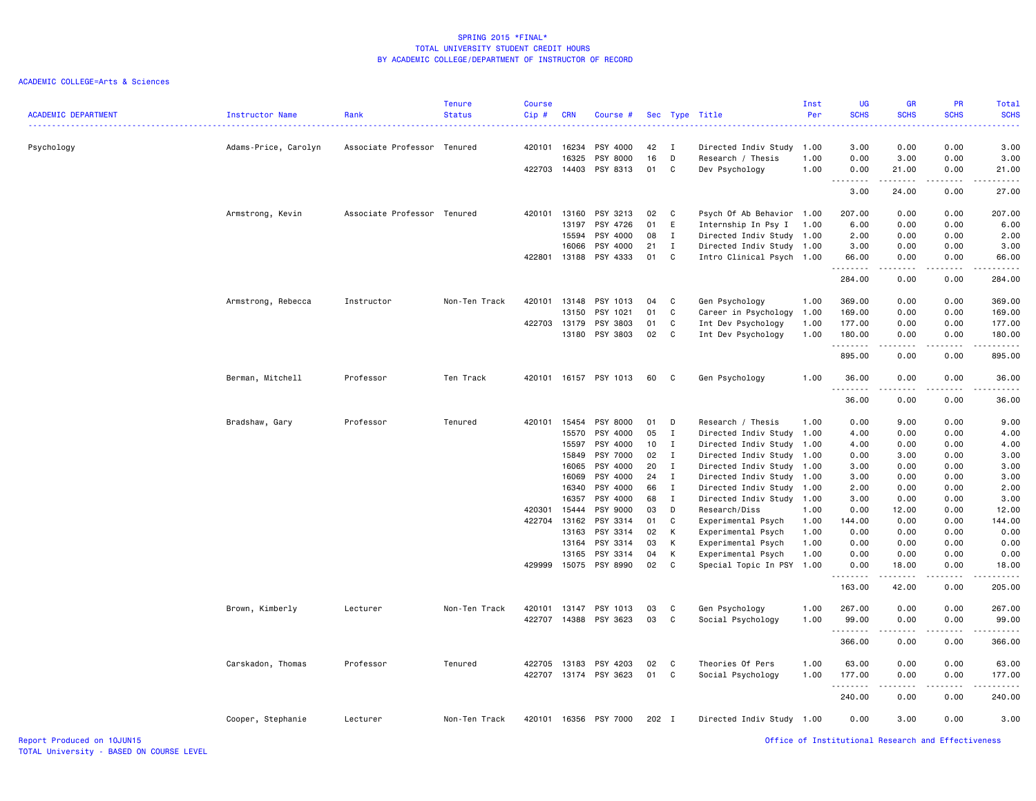# SPRING 2015 *FINAL*
# TOTAL UNIVERSITY STUDENT CREDIT HOURS
# BY ACADEMIC COLLEGE/DEPARTMENT OF INSTRUCTOR OF RECORD

ACADEMIC COLLEGE=Arts & Sciences

| ACADEMIC DEPARTMENT | Instructor Name | Rank | Tenure Status | Course Cip # | CRN | Course # | Sec | Type | Title | Inst Per | UG SCHS | GR SCHS | PR SCHS | Total SCHS |
|---|---|---|---|---|---|---|---|---|---|---|---|---|---|---|
| Psychology | Adams-Price, Carolyn | Associate Professor | Tenured | 420101 | 16234 | PSY 4000 | 42 | I | Directed Indiv Study | 1.00 | 3.00 | 0.00 | 0.00 | 3.00 |
| | | | | | 16325 | PSY 8000 | 16 | D | Research / Thesis | 1.00 | 0.00 | 3.00 | 0.00 | 3.00 |
| | | | | 422703 | 14403 | PSY 8313 | 01 | C | Dev Psychology | 1.00 | 0.00 | 21.00 | 0.00 | 21.00 |
| | | | | | | | | | | | 3.00 | 24.00 | 0.00 | 27.00 |
| | Armstrong, Kevin | Associate Professor | Tenured | 420101 | 13160 | PSY 3213 | 02 | C | Psych Of Ab Behavior | 1.00 | 207.00 | 0.00 | 0.00 | 207.00 |
| | | | | | 13197 | PSY 4726 | 01 | E | Internship In Psy I | 1.00 | 6.00 | 0.00 | 0.00 | 6.00 |
| | | | | | 15594 | PSY 4000 | 08 | I | Directed Indiv Study | 1.00 | 2.00 | 0.00 | 0.00 | 2.00 |
| | | | | | 16066 | PSY 4000 | 21 | I | Directed Indiv Study | 1.00 | 3.00 | 0.00 | 0.00 | 3.00 |
| | | | | 422801 | 13188 | PSY 4333 | 01 | C | Intro Clinical Psych | 1.00 | 66.00 | 0.00 | 0.00 | 66.00 |
| | | | | | | | | | | | 284.00 | 0.00 | 0.00 | 284.00 |
| | Armstrong, Rebecca | Instructor | Non-Ten Track | 420101 | 13148 | PSY 1013 | 04 | C | Gen Psychology | 1.00 | 369.00 | 0.00 | 0.00 | 369.00 |
| | | | | | 13150 | PSY 1021 | 01 | C | Career in Psychology | 1.00 | 169.00 | 0.00 | 0.00 | 169.00 |
| | | | | 422703 | 13179 | PSY 3803 | 01 | C | Int Dev Psychology | 1.00 | 177.00 | 0.00 | 0.00 | 177.00 |
| | | | | | 13180 | PSY 3803 | 02 | C | Int Dev Psychology | 1.00 | 180.00 | 0.00 | 0.00 | 180.00 |
| | | | | | | | | | | | 895.00 | 0.00 | 0.00 | 895.00 |
| | Berman, Mitchell | Professor | Ten Track | 420101 | 16157 | PSY 1013 | 60 | C | Gen Psychology | 1.00 | 36.00 | 0.00 | 0.00 | 36.00 |
| | | | | | | | | | | | 36.00 | 0.00 | 0.00 | 36.00 |
| | Bradshaw, Gary | Professor | Tenured | 420101 | 15454 | PSY 8000 | 01 | D | Research / Thesis | 1.00 | 0.00 | 9.00 | 0.00 | 9.00 |
| | | | | | 15570 | PSY 4000 | 05 | I | Directed Indiv Study | 1.00 | 4.00 | 0.00 | 0.00 | 4.00 |
| | | | | | 15597 | PSY 4000 | 10 | I | Directed Indiv Study | 1.00 | 4.00 | 0.00 | 0.00 | 4.00 |
| | | | | | 15849 | PSY 7000 | 02 | I | Directed Indiv Study | 1.00 | 0.00 | 3.00 | 0.00 | 3.00 |
| | | | | | 16065 | PSY 4000 | 20 | I | Directed Indiv Study | 1.00 | 3.00 | 0.00 | 0.00 | 3.00 |
| | | | | | 16069 | PSY 4000 | 24 | I | Directed Indiv Study | 1.00 | 3.00 | 0.00 | 0.00 | 3.00 |
| | | | | | 16340 | PSY 4000 | 66 | I | Directed Indiv Study | 1.00 | 2.00 | 0.00 | 0.00 | 2.00 |
| | | | | | 16357 | PSY 4000 | 68 | I | Directed Indiv Study | 1.00 | 3.00 | 0.00 | 0.00 | 3.00 |
| | | | | 420301 | 15444 | PSY 9000 | 03 | D | Research/Diss | 1.00 | 0.00 | 12.00 | 0.00 | 12.00 |
| | | | | 422704 | 13162 | PSY 3314 | 01 | C | Experimental Psych | 1.00 | 144.00 | 0.00 | 0.00 | 144.00 |
| | | | | | 13163 | PSY 3314 | 02 | K | Experimental Psych | 1.00 | 0.00 | 0.00 | 0.00 | 0.00 |
| | | | | | 13164 | PSY 3314 | 03 | K | Experimental Psych | 1.00 | 0.00 | 0.00 | 0.00 | 0.00 |
| | | | | | 13165 | PSY 3314 | 04 | K | Experimental Psych | 1.00 | 0.00 | 0.00 | 0.00 | 0.00 |
| | | | | 429999 | 15075 | PSY 8990 | 02 | C | Special Topic In PSY | 1.00 | 0.00 | 18.00 | 0.00 | 18.00 |
| | | | | | | | | | | | 163.00 | 42.00 | 0.00 | 205.00 |
| | Brown, Kimberly | Lecturer | Non-Ten Track | 420101 | 13147 | PSY 1013 | 03 | C | Gen Psychology | 1.00 | 267.00 | 0.00 | 0.00 | 267.00 |
| | | | | 422707 | 14388 | PSY 3623 | 03 | C | Social Psychology | 1.00 | 99.00 | 0.00 | 0.00 | 99.00 |
| | | | | | | | | | | | 366.00 | 0.00 | 0.00 | 366.00 |
| | Carskadon, Thomas | Professor | Tenured | 422705 | 13183 | PSY 4203 | 02 | C | Theories Of Pers | 1.00 | 63.00 | 0.00 | 0.00 | 63.00 |
| | | | | 422707 | 13174 | PSY 3623 | 01 | C | Social Psychology | 1.00 | 177.00 | 0.00 | 0.00 | 177.00 |
| | | | | | | | | | | | 240.00 | 0.00 | 0.00 | 240.00 |
| | Cooper, Stephanie | Lecturer | Non-Ten Track | 420101 | 16356 | PSY 7000 | 202 | I | Directed Indiv Study | 1.00 | 0.00 | 3.00 | 0.00 | 3.00 |

Report Produced on 10JUN15
TOTAL University - BASED ON COURSE LEVEL

Office of Institutional Research and Effectiveness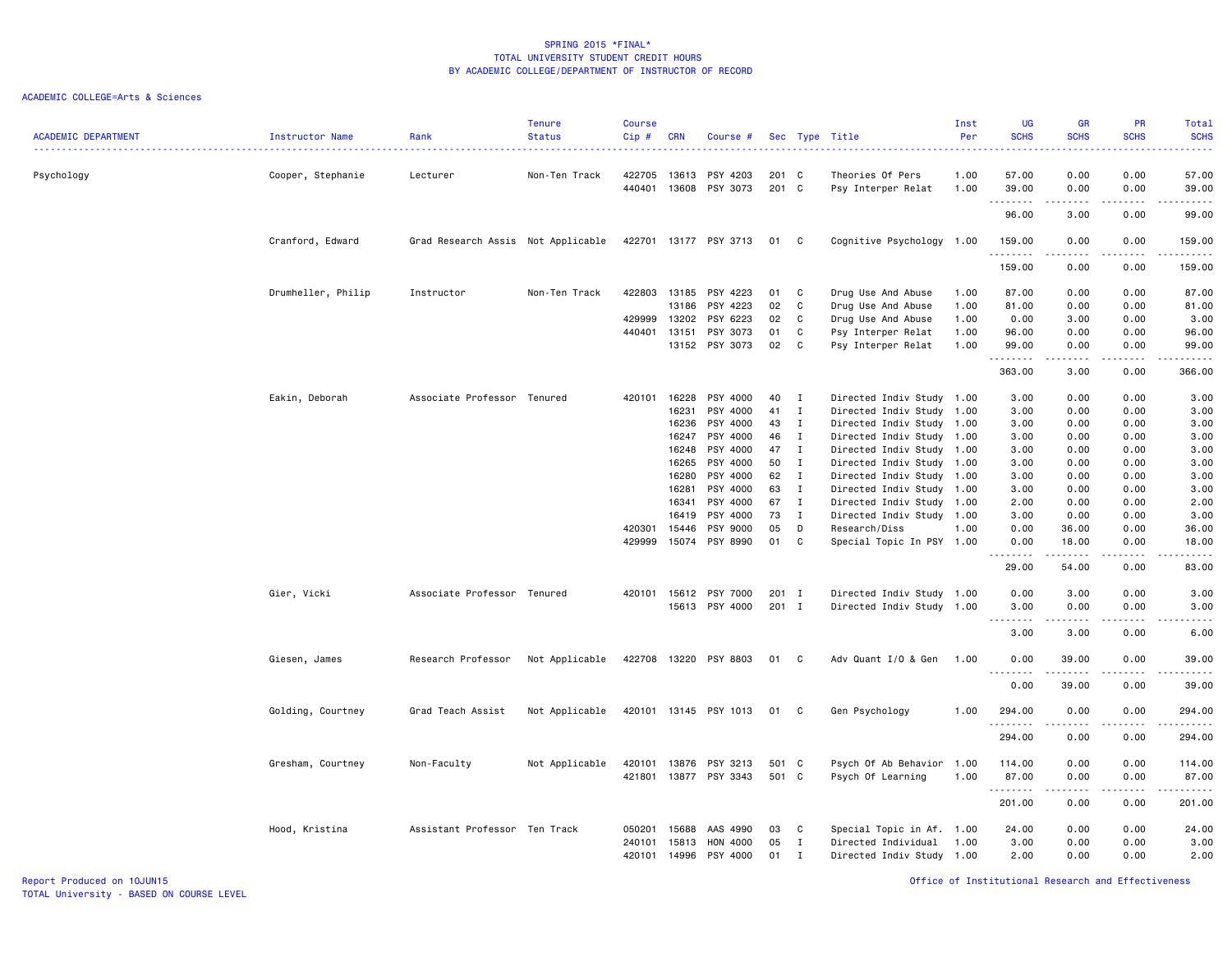# SPRING 2015 *FINAL*
## TOTAL UNIVERSITY STUDENT CREDIT HOURS
## BY ACADEMIC COLLEGE/DEPARTMENT OF INSTRUCTOR OF RECORD

ACADEMIC COLLEGE=Arts & Sciences

| ACADEMIC DEPARTMENT | Instructor Name | Rank | Tenure Status | Course Cip # | CRN | Course # | Sec | Type | Title | Inst Per | UG SCHS | GR SCHS | PR SCHS | Total SCHS |
|---|---|---|---|---|---|---|---|---|---|---|---|---|---|---|
| Psychology | Cooper, Stephanie | Lecturer | Non-Ten Track | 422705 | 13613 | PSY 4203 | 201 | C | Theories Of Pers | 1.00 | 57.00 | 0.00 | 0.00 | 57.00 |
| | | | | 440401 | 13608 | PSY 3073 | 201 | C | Psy Interper Relat | 1.00 | 39.00 | 0.00 | 0.00 | 39.00 |
| | | | | | | | | | | | 96.00 | 3.00 | 0.00 | 99.00 |
| | Cranford, Edward | Grad Research Assis | Not Applicable | 422701 | 13177 | PSY 3713 | 01 | C | Cognitive Psychology | 1.00 | 159.00 | 0.00 | 0.00 | 159.00 |
| | | | | | | | | | | | 159.00 | 0.00 | 0.00 | 159.00 |
| | Drumheller, Philip | Instructor | Non-Ten Track | 422803 | 13185 | PSY 4223 | 01 | C | Drug Use And Abuse | 1.00 | 87.00 | 0.00 | 0.00 | 87.00 |
| | | | | | 13186 | PSY 4223 | 02 | C | Drug Use And Abuse | 1.00 | 81.00 | 0.00 | 0.00 | 81.00 |
| | | | | 429999 | 13202 | PSY 6223 | 02 | C | Drug Use And Abuse | 1.00 | 0.00 | 3.00 | 0.00 | 3.00 |
| | | | | 440401 | 13151 | PSY 3073 | 01 | C | Psy Interper Relat | 1.00 | 96.00 | 0.00 | 0.00 | 96.00 |
| | | | | | 13152 | PSY 3073 | 02 | C | Psy Interper Relat | 1.00 | 99.00 | 0.00 | 0.00 | 99.00 |
| | | | | | | | | | | | 363.00 | 3.00 | 0.00 | 366.00 |
| | Eakin, Deborah | Associate Professor | Tenured | 420101 | 16228 | PSY 4000 | 40 | I | Directed Indiv Study | 1.00 | 3.00 | 0.00 | 0.00 | 3.00 |
| | | | | | 16231 | PSY 4000 | 41 | I | Directed Indiv Study | 1.00 | 3.00 | 0.00 | 0.00 | 3.00 |
| | | | | | 16236 | PSY 4000 | 43 | I | Directed Indiv Study | 1.00 | 3.00 | 0.00 | 0.00 | 3.00 |
| | | | | | 16247 | PSY 4000 | 46 | I | Directed Indiv Study | 1.00 | 3.00 | 0.00 | 0.00 | 3.00 |
| | | | | | 16248 | PSY 4000 | 47 | I | Directed Indiv Study | 1.00 | 3.00 | 0.00 | 0.00 | 3.00 |
| | | | | | 16265 | PSY 4000 | 50 | I | Directed Indiv Study | 1.00 | 3.00 | 0.00 | 0.00 | 3.00 |
| | | | | | 16280 | PSY 4000 | 62 | I | Directed Indiv Study | 1.00 | 3.00 | 0.00 | 0.00 | 3.00 |
| | | | | | 16281 | PSY 4000 | 63 | I | Directed Indiv Study | 1.00 | 3.00 | 0.00 | 0.00 | 3.00 |
| | | | | | 16341 | PSY 4000 | 67 | I | Directed Indiv Study | 1.00 | 2.00 | 0.00 | 0.00 | 2.00 |
| | | | | | 16419 | PSY 4000 | 73 | I | Directed Indiv Study | 1.00 | 3.00 | 0.00 | 0.00 | 3.00 |
| | | | | 420301 | 15446 | PSY 9000 | 05 | D | Research/Diss | 1.00 | 0.00 | 36.00 | 0.00 | 36.00 |
| | | | | 429999 | 15074 | PSY 8990 | 01 | C | Special Topic In PSY | 1.00 | 0.00 | 18.00 | 0.00 | 18.00 |
| | | | | | | | | | | | 29.00 | 54.00 | 0.00 | 83.00 |
| | Gier, Vicki | Associate Professor | Tenured | 420101 | 15612 | PSY 7000 | 201 | I | Directed Indiv Study | 1.00 | 0.00 | 3.00 | 0.00 | 3.00 |
| | | | | | 15613 | PSY 4000 | 201 | I | Directed Indiv Study | 1.00 | 3.00 | 0.00 | 0.00 | 3.00 |
| | | | | | | | | | | | 3.00 | 3.00 | 0.00 | 6.00 |
| | Giesen, James | Research Professor | Not Applicable | 422708 | 13220 | PSY 8803 | 01 | C | Adv Quant I/O & Gen | 1.00 | 0.00 | 39.00 | 0.00 | 39.00 |
| | | | | | | | | | | | 0.00 | 39.00 | 0.00 | 39.00 |
| | Golding, Courtney | Grad Teach Assist | Not Applicable | 420101 | 13145 | PSY 1013 | 01 | C | Gen Psychology | 1.00 | 294.00 | 0.00 | 0.00 | 294.00 |
| | | | | | | | | | | | 294.00 | 0.00 | 0.00 | 294.00 |
| | Gresham, Courtney | Non-Faculty | Not Applicable | 420101 | 13876 | PSY 3213 | 501 | C | Psych Of Ab Behavior | 1.00 | 114.00 | 0.00 | 0.00 | 114.00 |
| | | | | 421801 | 13877 | PSY 3343 | 501 | C | Psych Of Learning | 1.00 | 87.00 | 0.00 | 0.00 | 87.00 |
| | | | | | | | | | | | 201.00 | 0.00 | 0.00 | 201.00 |
| | Hood, Kristina | Assistant Professor | Ten Track | 050201 | 15688 | AAS 4990 | 03 | C | Special Topic in Af. | 1.00 | 24.00 | 0.00 | 0.00 | 24.00 |
| | | | | 240101 | 15813 | HON 4000 | 05 | I | Directed Individual | 1.00 | 3.00 | 0.00 | 0.00 | 3.00 |
| | | | | 420101 | 14996 | PSY 4000 | 01 | I | Directed Indiv Study | 1.00 | 2.00 | 0.00 | 0.00 | 2.00 |

Report Produced on 10JUN15
TOTAL University - BASED ON COURSE LEVEL

Office of Institutional Research and Effectiveness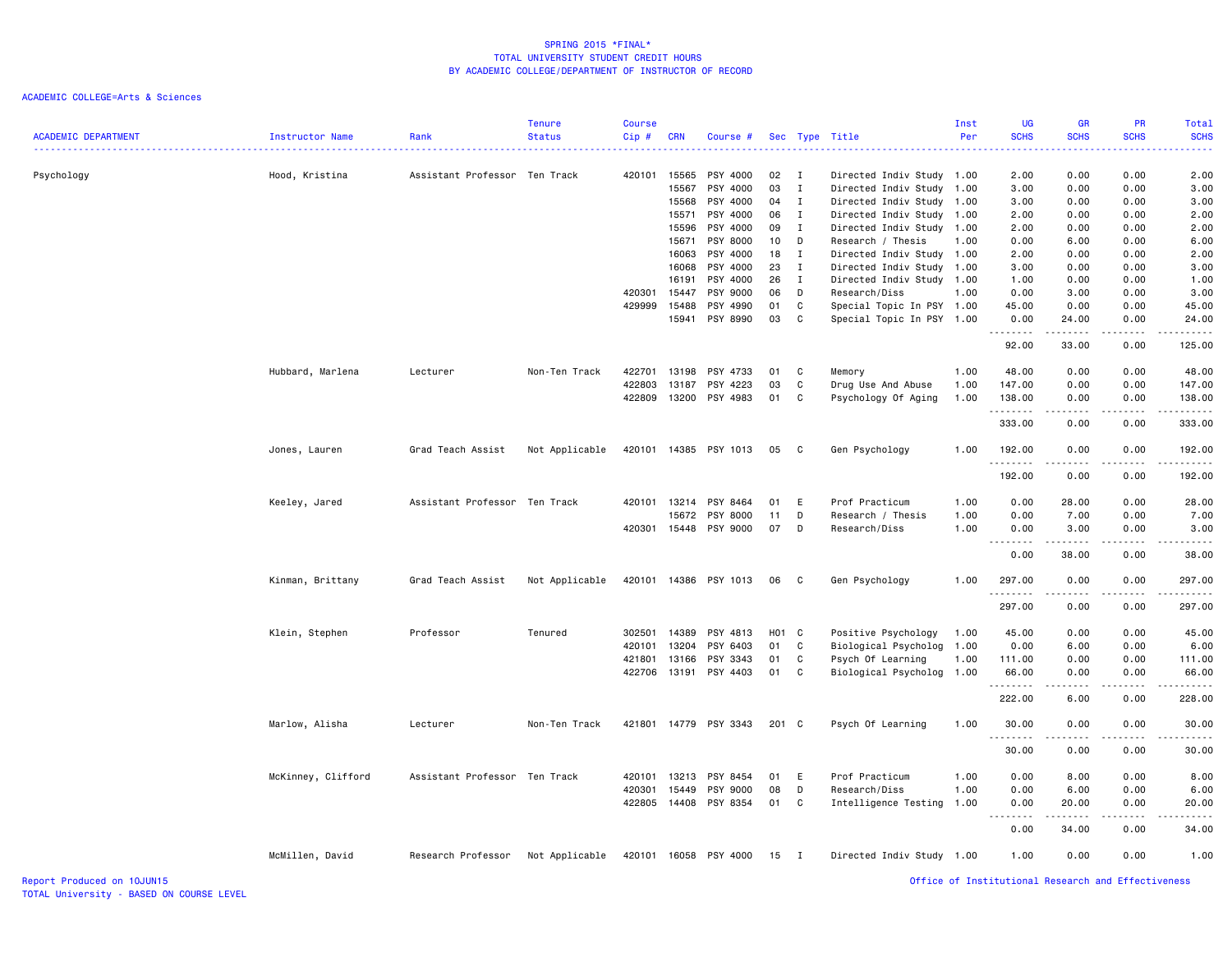# SPRING 2015 *FINAL*
## TOTAL UNIVERSITY STUDENT CREDIT HOURS
## BY ACADEMIC COLLEGE/DEPARTMENT OF INSTRUCTOR OF RECORD

ACADEMIC COLLEGE=Arts & Sciences

| ACADEMIC DEPARTMENT | Instructor Name | Rank | Tenure Status | Course Cip # | CRN | Course # | Sec | Type | Title | Inst Per | UG SCHS | GR SCHS | PR SCHS | Total SCHS |
|---|---|---|---|---|---|---|---|---|---|---|---|---|---|---|
| Psychology | Hood, Kristina | Assistant Professor | Ten Track | 420101 | 15565 | PSY 4000 | 02 | I | Directed Indiv Study | 1.00 | 2.00 | 0.00 | 0.00 | 2.00 |
| | | | | | 15567 | PSY 4000 | 03 | I | Directed Indiv Study | 1.00 | 3.00 | 0.00 | 0.00 | 3.00 |
| | | | | | 15568 | PSY 4000 | 04 | I | Directed Indiv Study | 1.00 | 3.00 | 0.00 | 0.00 | 3.00 |
| | | | | | 15571 | PSY 4000 | 06 | I | Directed Indiv Study | 1.00 | 2.00 | 0.00 | 0.00 | 2.00 |
| | | | | | 15596 | PSY 4000 | 09 | I | Directed Indiv Study | 1.00 | 2.00 | 0.00 | 0.00 | 2.00 |
| | | | | | 15671 | PSY 8000 | 10 | D | Research / Thesis | 1.00 | 0.00 | 6.00 | 0.00 | 6.00 |
| | | | | | 16063 | PSY 4000 | 18 | I | Directed Indiv Study | 1.00 | 2.00 | 0.00 | 0.00 | 2.00 |
| | | | | | 16068 | PSY 4000 | 23 | I | Directed Indiv Study | 1.00 | 3.00 | 0.00 | 0.00 | 3.00 |
| | | | | | 16191 | PSY 4000 | 26 | I | Directed Indiv Study | 1.00 | 1.00 | 0.00 | 0.00 | 1.00 |
| | | | | 420301 | 15447 | PSY 9000 | 06 | D | Research/Diss | 1.00 | 0.00 | 3.00 | 0.00 | 3.00 |
| | | | | 429999 | 15488 | PSY 4990 | 01 | C | Special Topic In PSY | 1.00 | 45.00 | 0.00 | 0.00 | 45.00 |
| | | | | | 15941 | PSY 8990 | 03 | C | Special Topic In PSY | 1.00 | 0.00 | 24.00 | 0.00 | 24.00 |
| | | | | | | | | | | | 92.00 | 33.00 | 0.00 | 125.00 |
| | Hubbard, Marlena | Lecturer | Non-Ten Track | 422701 | 13198 | PSY 4733 | 01 | C | Memory | 1.00 | 48.00 | 0.00 | 0.00 | 48.00 |
| | | | | 422803 | 13187 | PSY 4223 | 03 | C | Drug Use And Abuse | 1.00 | 147.00 | 0.00 | 0.00 | 147.00 |
| | | | | 422809 | 13200 | PSY 4983 | 01 | C | Psychology Of Aging | 1.00 | 138.00 | 0.00 | 0.00 | 138.00 |
| | | | | | | | | | | | 333.00 | 0.00 | 0.00 | 333.00 |
| | Jones, Lauren | Grad Teach Assist | Not Applicable | 420101 | 14385 | PSY 1013 | 05 | C | Gen Psychology | 1.00 | 192.00 | 0.00 | 0.00 | 192.00 |
| | | | | | | | | | | | 192.00 | 0.00 | 0.00 | 192.00 |
| | Keeley, Jared | Assistant Professor | Ten Track | 420101 | 13214 | PSY 8464 | 01 | E | Prof Practicum | 1.00 | 0.00 | 28.00 | 0.00 | 28.00 |
| | | | | | 15672 | PSY 8000 | 11 | D | Research / Thesis | 1.00 | 0.00 | 7.00 | 0.00 | 7.00 |
| | | | | 420301 | 15448 | PSY 9000 | 07 | D | Research/Diss | 1.00 | 0.00 | 3.00 | 0.00 | 3.00 |
| | | | | | | | | | | | 0.00 | 38.00 | 0.00 | 38.00 |
| | Kinman, Brittany | Grad Teach Assist | Not Applicable | 420101 | 14386 | PSY 1013 | 06 | C | Gen Psychology | 1.00 | 297.00 | 0.00 | 0.00 | 297.00 |
| | | | | | | | | | | | 297.00 | 0.00 | 0.00 | 297.00 |
| | Klein, Stephen | Professor | Tenured | 302501 | 14389 | PSY 4813 | H01 | C | Positive Psychology | 1.00 | 45.00 | 0.00 | 0.00 | 45.00 |
| | | | | 420101 | 13204 | PSY 6403 | 01 | C | Biological Psycholog | 1.00 | 0.00 | 6.00 | 0.00 | 6.00 |
| | | | | 421801 | 13166 | PSY 3343 | 01 | C | Psych Of Learning | 1.00 | 111.00 | 0.00 | 0.00 | 111.00 |
| | | | | 422706 | 13191 | PSY 4403 | 01 | C | Biological Psycholog | 1.00 | 66.00 | 0.00 | 0.00 | 66.00 |
| | | | | | | | | | | | 222.00 | 6.00 | 0.00 | 228.00 |
| | Marlow, Alisha | Lecturer | Non-Ten Track | 421801 | 14779 | PSY 3343 | 201 | C | Psych Of Learning | 1.00 | 30.00 | 0.00 | 0.00 | 30.00 |
| | | | | | | | | | | | 30.00 | 0.00 | 0.00 | 30.00 |
| | McKinney, Clifford | Assistant Professor | Ten Track | 420101 | 13213 | PSY 8454 | 01 | E | Prof Practicum | 1.00 | 0.00 | 8.00 | 0.00 | 8.00 |
| | | | | 420301 | 15449 | PSY 9000 | 08 | D | Research/Diss | 1.00 | 0.00 | 6.00 | 0.00 | 6.00 |
| | | | | 422805 | 14408 | PSY 8354 | 01 | C | Intelligence Testing | 1.00 | 0.00 | 20.00 | 0.00 | 20.00 |
| | | | | | | | | | | | 0.00 | 34.00 | 0.00 | 34.00 |
| | McMillen, David | Research Professor | Not Applicable | 420101 | 16058 | PSY 4000 | 15 | I | Directed Indiv Study | 1.00 | 1.00 | 0.00 | 0.00 | 1.00 |

Report Produced on 10JUN15
TOTAL University - BASED ON COURSE LEVEL

Office of Institutional Research and Effectiveness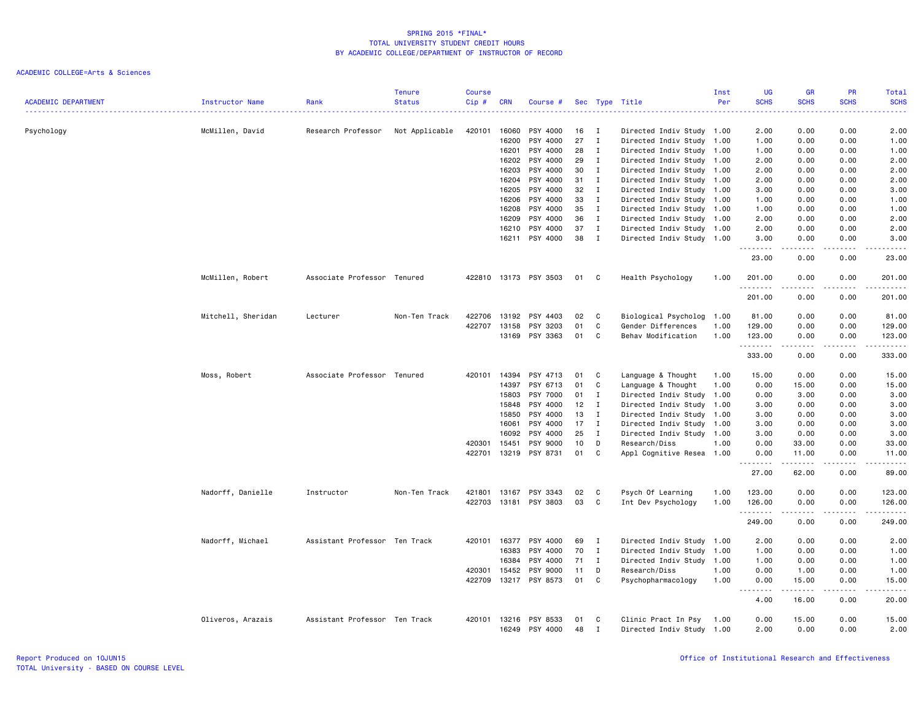SPRING 2015 *FINAL*
TOTAL UNIVERSITY STUDENT CREDIT HOURS
BY ACADEMIC COLLEGE/DEPARTMENT OF INSTRUCTOR OF RECORD

ACADEMIC COLLEGE=Arts & Sciences

| ACADEMIC DEPARTMENT | Instructor Name | Rank | Tenure Status | Course Cip # | CRN | Course # | Sec | Type | Title | Inst Per | UG SCHS | GR SCHS | PR SCHS | Total SCHS |
|---|---|---|---|---|---|---|---|---|---|---|---|---|---|---|
| Psychology | McMillen, David | Research Professor | Not Applicable | 420101 | 16060 | PSY 4000 | 16 | I | Directed Indiv Study | 1.00 | 2.00 | 0.00 | 0.00 | 2.00 |
| | | | | | 16200 | PSY 4000 | 27 | I | Directed Indiv Study | 1.00 | 1.00 | 0.00 | 0.00 | 1.00 |
| | | | | | 16201 | PSY 4000 | 28 | I | Directed Indiv Study | 1.00 | 1.00 | 0.00 | 0.00 | 1.00 |
| | | | | | 16202 | PSY 4000 | 29 | I | Directed Indiv Study | 1.00 | 2.00 | 0.00 | 0.00 | 2.00 |
| | | | | | 16203 | PSY 4000 | 30 | I | Directed Indiv Study | 1.00 | 2.00 | 0.00 | 0.00 | 2.00 |
| | | | | | 16204 | PSY 4000 | 31 | I | Directed Indiv Study | 1.00 | 2.00 | 0.00 | 0.00 | 2.00 |
| | | | | | 16205 | PSY 4000 | 32 | I | Directed Indiv Study | 1.00 | 3.00 | 0.00 | 0.00 | 3.00 |
| | | | | | 16206 | PSY 4000 | 33 | I | Directed Indiv Study | 1.00 | 1.00 | 0.00 | 0.00 | 1.00 |
| | | | | | 16208 | PSY 4000 | 35 | I | Directed Indiv Study | 1.00 | 1.00 | 0.00 | 0.00 | 1.00 |
| | | | | | 16209 | PSY 4000 | 36 | I | Directed Indiv Study | 1.00 | 2.00 | 0.00 | 0.00 | 2.00 |
| | | | | | 16210 | PSY 4000 | 37 | I | Directed Indiv Study | 1.00 | 2.00 | 0.00 | 0.00 | 2.00 |
| | | | | | 16211 | PSY 4000 | 38 | I | Directed Indiv Study | 1.00 | 3.00 | 0.00 | 0.00 | 3.00 |
| | | | | | | | | | | | 23.00 | 0.00 | 0.00 | 23.00 |
| | McMillen, Robert | Associate Professor | Tenured | 422810 | 13173 | PSY 3503 | 01 | C | Health Psychology | 1.00 | 201.00 | 0.00 | 0.00 | 201.00 |
| | | | | | | | | | | | 201.00 | 0.00 | 0.00 | 201.00 |
| | Mitchell, Sheridan | Lecturer | Non-Ten Track | 422706 | 13192 | PSY 4403 | 02 | C | Biological Psycholog | 1.00 | 81.00 | 0.00 | 0.00 | 81.00 |
| | | | | 422707 | 13158 | PSY 3203 | 01 | C | Gender Differences | 1.00 | 129.00 | 0.00 | 0.00 | 129.00 |
| | | | | | 13169 | PSY 3363 | 01 | C | Behav Modification | 1.00 | 123.00 | 0.00 | 0.00 | 123.00 |
| | | | | | | | | | | | 333.00 | 0.00 | 0.00 | 333.00 |
| | Moss, Robert | Associate Professor | Tenured | 420101 | 14394 | PSY 4713 | 01 | C | Language & Thought | 1.00 | 15.00 | 0.00 | 0.00 | 15.00 |
| | | | | | 14397 | PSY 6713 | 01 | C | Language & Thought | 1.00 | 0.00 | 15.00 | 0.00 | 15.00 |
| | | | | | 15803 | PSY 7000 | 01 | I | Directed Indiv Study | 1.00 | 0.00 | 3.00 | 0.00 | 3.00 |
| | | | | | 15848 | PSY 4000 | 12 | I | Directed Indiv Study | 1.00 | 3.00 | 0.00 | 0.00 | 3.00 |
| | | | | | 15850 | PSY 4000 | 13 | I | Directed Indiv Study | 1.00 | 3.00 | 0.00 | 0.00 | 3.00 |
| | | | | | 16061 | PSY 4000 | 17 | I | Directed Indiv Study | 1.00 | 3.00 | 0.00 | 0.00 | 3.00 |
| | | | | | 16092 | PSY 4000 | 25 | I | Directed Indiv Study | 1.00 | 3.00 | 0.00 | 0.00 | 3.00 |
| | | | | 420301 | 15451 | PSY 9000 | 10 | D | Research/Diss | 1.00 | 0.00 | 33.00 | 0.00 | 33.00 |
| | | | | 422701 | 13219 | PSY 8731 | 01 | C | Appl Cognitive Resea | 1.00 | 0.00 | 11.00 | 0.00 | 11.00 |
| | | | | | | | | | | | 27.00 | 62.00 | 0.00 | 89.00 |
| | Nadorff, Danielle | Instructor | Non-Ten Track | 421801 | 13167 | PSY 3343 | 02 | C | Psych Of Learning | 1.00 | 123.00 | 0.00 | 0.00 | 123.00 |
| | | | | 422703 | 13181 | PSY 3803 | 03 | C | Int Dev Psychology | 1.00 | 126.00 | 0.00 | 0.00 | 126.00 |
| | | | | | | | | | | | 249.00 | 0.00 | 0.00 | 249.00 |
| | Nadorff, Michael | Assistant Professor | Ten Track | 420101 | 16377 | PSY 4000 | 69 | I | Directed Indiv Study | 1.00 | 2.00 | 0.00 | 0.00 | 2.00 |
| | | | | | 16383 | PSY 4000 | 70 | I | Directed Indiv Study | 1.00 | 1.00 | 0.00 | 0.00 | 1.00 |
| | | | | | 16384 | PSY 4000 | 71 | I | Directed Indiv Study | 1.00 | 1.00 | 0.00 | 0.00 | 1.00 |
| | | | | 420301 | 15452 | PSY 9000 | 11 | D | Research/Diss | 1.00 | 0.00 | 1.00 | 0.00 | 1.00 |
| | | | | 422709 | 13217 | PSY 8573 | 01 | C | Psychopharmacology | 1.00 | 0.00 | 15.00 | 0.00 | 15.00 |
| | | | | | | | | | | | 4.00 | 16.00 | 0.00 | 20.00 |
| | Oliveros, Arazais | Assistant Professor | Ten Track | 420101 | 13216 | PSY 8533 | 01 | C | Clinic Pract In Psy | 1.00 | 0.00 | 15.00 | 0.00 | 15.00 |
| | | | | | 16249 | PSY 4000 | 48 | I | Directed Indiv Study | 1.00 | 2.00 | 0.00 | 0.00 | 2.00 |

Report Produced on 10JUN15
TOTAL University - BASED ON COURSE LEVEL

Office of Institutional Research and Effectiveness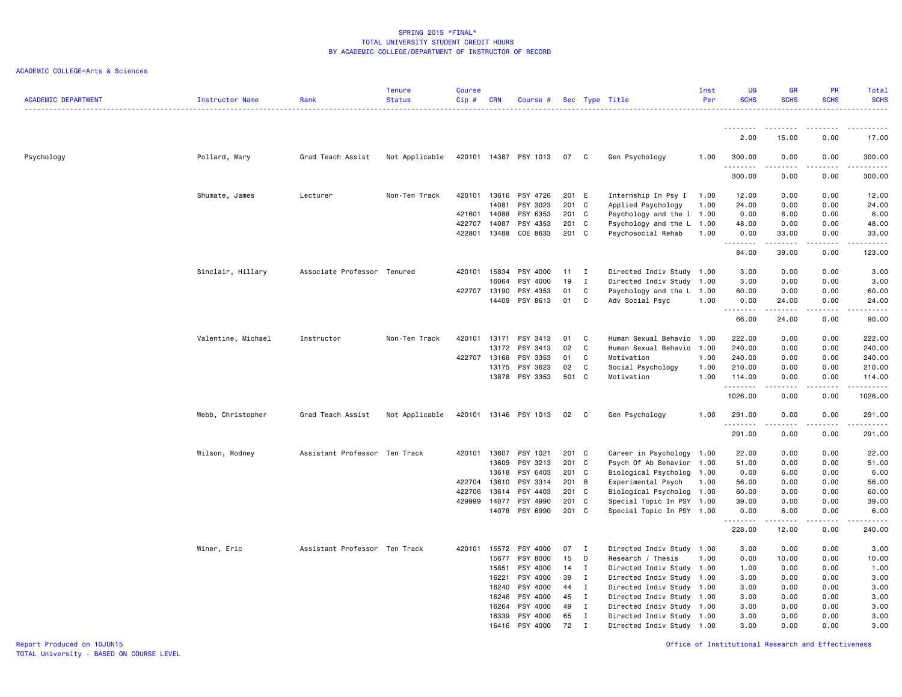SPRING 2015 *FINAL*
TOTAL UNIVERSITY STUDENT CREDIT HOURS
BY ACADEMIC COLLEGE/DEPARTMENT OF INSTRUCTOR OF RECORD

ACADEMIC COLLEGE=Arts & Sciences

| ACADEMIC DEPARTMENT | Instructor Name | Rank | Tenure Status | Course Cip # | CRN | Course # | Sec | Type | Title | Inst Per | UG SCHS | GR SCHS | PR SCHS | Total SCHS |
|---|---|---|---|---|---|---|---|---|---|---|---|---|---|---|
| | | | | | | | | | | | 2.00 | 15.00 | 0.00 | 17.00 |
| Psychology | Pollard, Mary | Grad Teach Assist | Not Applicable | 420101 | 14387 | PSY 1013 | 07 | C | Gen Psychology | 1.00 | 300.00 | 0.00 | 0.00 | 300.00 |
| | | | | | | | | | | | 300.00 | 0.00 | 0.00 | 300.00 |
| | Shumate, James | Lecturer | Non-Ten Track | 420101 | 13616 | PSY 4726 | 201 | E | Internship In Psy I | 1.00 | 12.00 | 0.00 | 0.00 | 12.00 |
| | | | | | 14081 | PSY 3023 | 201 | C | Applied Psychology | 1.00 | 24.00 | 0.00 | 0.00 | 24.00 |
| | | | | 421601 | 14088 | PSY 6353 | 201 | C | Psychology and the l | 1.00 | 0.00 | 6.00 | 0.00 | 6.00 |
| | | | | 422707 | 14087 | PSY 4353 | 201 | C | Psychology and the L | 1.00 | 48.00 | 0.00 | 0.00 | 48.00 |
| | | | | 422801 | 13488 | COE 8633 | 201 | C | Psychosocial Rehab | 1.00 | 0.00 | 33.00 | 0.00 | 33.00 |
| | | | | | | | | | | | 84.00 | 39.00 | 0.00 | 123.00 |
| | Sinclair, Hillary | Associate Professor | Tenured | 420101 | 15834 | PSY 4000 | 11 | I | Directed Indiv Study | 1.00 | 3.00 | 0.00 | 0.00 | 3.00 |
| | | | | | 16064 | PSY 4000 | 19 | I | Directed Indiv Study | 1.00 | 3.00 | 0.00 | 0.00 | 3.00 |
| | | | | 422707 | 13190 | PSY 4353 | 01 | C | Psychology and the L | 1.00 | 60.00 | 0.00 | 0.00 | 60.00 |
| | | | | | 14409 | PSY 8613 | 01 | C | Adv Social Psyc | 1.00 | 0.00 | 24.00 | 0.00 | 24.00 |
| | | | | | | | | | | | 66.00 | 24.00 | 0.00 | 90.00 |
| | Valentine, Michael | Instructor | Non-Ten Track | 420101 | 13171 | PSY 3413 | 01 | C | Human Sexual Behavio | 1.00 | 222.00 | 0.00 | 0.00 | 222.00 |
| | | | | | 13172 | PSY 3413 | 02 | C | Human Sexual Behavio | 1.00 | 240.00 | 0.00 | 0.00 | 240.00 |
| | | | | | 13168 | PSY 3353 | 01 | C | Motivation | 1.00 | 240.00 | 0.00 | 0.00 | 240.00 |
| | | | | 422707 | 13175 | PSY 3623 | 02 | C | Social Psychology | 1.00 | 210.00 | 0.00 | 0.00 | 210.00 |
| | | | | | 13878 | PSY 3353 | 501 | C | Motivation | 1.00 | 114.00 | 0.00 | 0.00 | 114.00 |
| | | | | | | | | | | | 1026.00 | 0.00 | 0.00 | 1026.00 |
| | Webb, Christopher | Grad Teach Assist | Not Applicable | 420101 | 13146 | PSY 1013 | 02 | C | Gen Psychology | 1.00 | 291.00 | 0.00 | 0.00 | 291.00 |
| | | | | | | | | | | | 291.00 | 0.00 | 0.00 | 291.00 |
| | Wilson, Rodney | Assistant Professor | Ten Track | 420101 | 13607 | PSY 1021 | 201 | C | Career in Psychology | 1.00 | 22.00 | 0.00 | 0.00 | 22.00 |
| | | | | | 13609 | PSY 3213 | 201 | C | Psych Of Ab Behavior | 1.00 | 51.00 | 0.00 | 0.00 | 51.00 |
| | | | | | 13618 | PSY 6403 | 201 | C | Biological Psycholog | 1.00 | 0.00 | 6.00 | 0.00 | 6.00 |
| | | | | 422704 | 13610 | PSY 3314 | 201 | B | Experimental Psych | 1.00 | 56.00 | 0.00 | 0.00 | 56.00 |
| | | | | 422706 | 13614 | PSY 4403 | 201 | C | Biological Psycholog | 1.00 | 60.00 | 0.00 | 0.00 | 60.00 |
| | | | | 429999 | 14077 | PSY 4990 | 201 | C | Special Topic In PSY | 1.00 | 39.00 | 0.00 | 0.00 | 39.00 |
| | | | | | 14078 | PSY 6990 | 201 | C | Special Topic In PSY | 1.00 | 0.00 | 6.00 | 0.00 | 6.00 |
| | | | | | | | | | | | 228.00 | 12.00 | 0.00 | 240.00 |
| | Winer, Eric | Assistant Professor | Ten Track | 420101 | 15572 | PSY 4000 | 07 | I | Directed Indiv Study | 1.00 | 3.00 | 0.00 | 0.00 | 3.00 |
| | | | | | 15677 | PSY 8000 | 15 | D | Research / Thesis | 1.00 | 0.00 | 10.00 | 0.00 | 10.00 |
| | | | | | 15851 | PSY 4000 | 14 | I | Directed Indiv Study | 1.00 | 1.00 | 0.00 | 0.00 | 1.00 |
| | | | | | 16221 | PSY 4000 | 39 | I | Directed Indiv Study | 1.00 | 3.00 | 0.00 | 0.00 | 3.00 |
| | | | | | 16240 | PSY 4000 | 44 | I | Directed Indiv Study | 1.00 | 3.00 | 0.00 | 0.00 | 3.00 |
| | | | | | 16246 | PSY 4000 | 45 | I | Directed Indiv Study | 1.00 | 3.00 | 0.00 | 0.00 | 3.00 |
| | | | | | 16264 | PSY 4000 | 49 | I | Directed Indiv Study | 1.00 | 3.00 | 0.00 | 0.00 | 3.00 |
| | | | | | 16339 | PSY 4000 | 65 | I | Directed Indiv Study | 1.00 | 3.00 | 0.00 | 0.00 | 3.00 |
| | | | | | 16416 | PSY 4000 | 72 | I | Directed Indiv Study | 1.00 | 3.00 | 0.00 | 0.00 | 3.00 |

Report Produced on 10JUN15
TOTAL University - BASED ON COURSE LEVEL

Office of Institutional Research and Effectiveness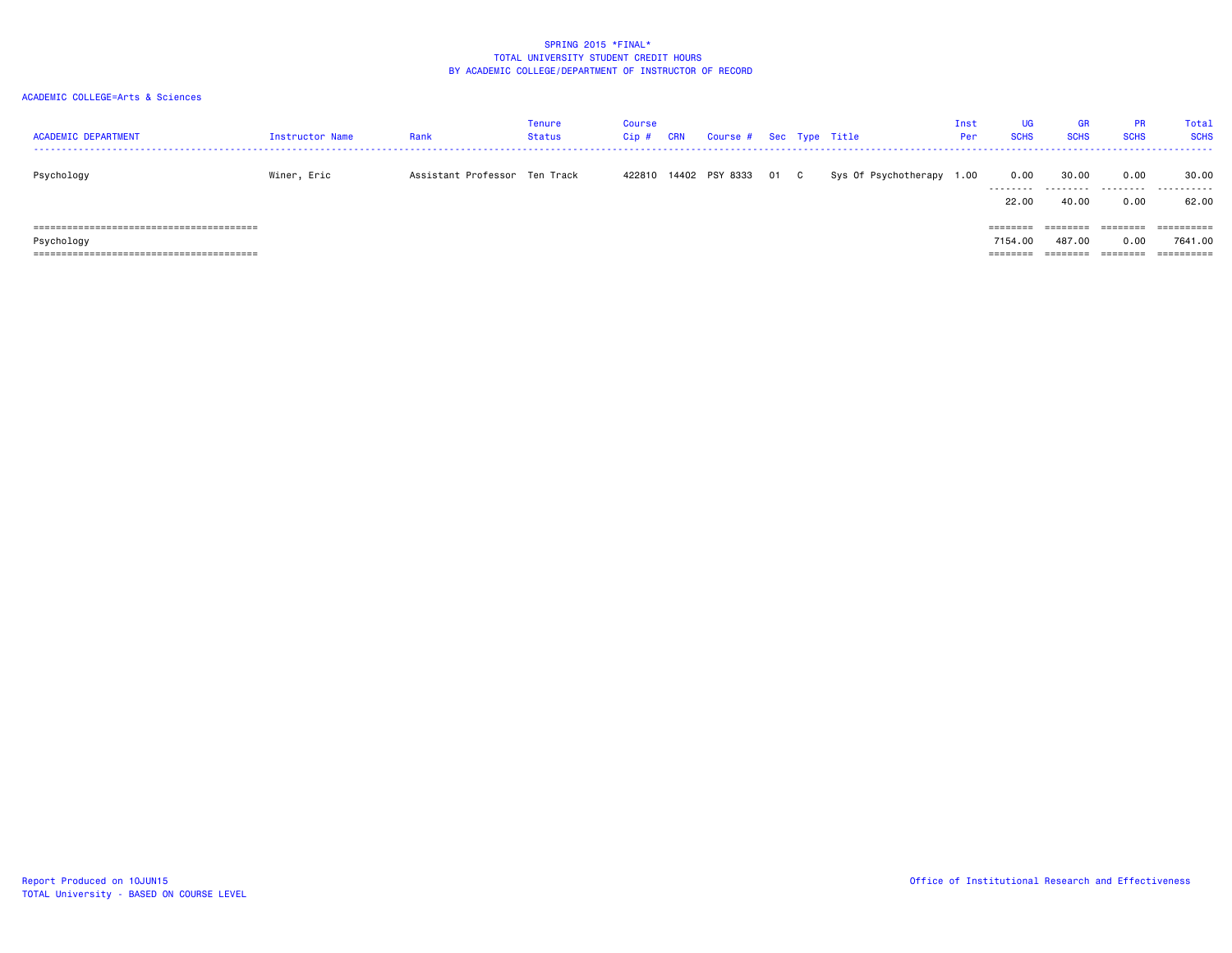SPRING 2015 *FINAL*
TOTAL UNIVERSITY STUDENT CREDIT HOURS
BY ACADEMIC COLLEGE/DEPARTMENT OF INSTRUCTOR OF RECORD

ACADEMIC COLLEGE=Arts & Sciences

| ACADEMIC DEPARTMENT | Instructor Name | Rank | Tenure Status | Course Cip # | CRN | Course # | Sec | Type | Title | Inst Per | UG SCHS | GR SCHS | PR SCHS | Total SCHS |
|---|---|---|---|---|---|---|---|---|---|---|---|---|---|---|
| Psychology | Winer, Eric | Assistant Professor | Ten Track | 422810 | 14402 | PSY 8333 | 01 | C | Sys Of Psychotherapy | 1.00 | 0.00 | 30.00 | 0.00 | 30.00 |
| | | | | | | | | | | | 22.00 | 40.00 | 0.00 | 62.00 |
| Psychology | | | | | | | | | | | 7154.00 | 487.00 | 0.00 | 7641.00 |

Report Produced on 10JUN15
TOTAL University - BASED ON COURSE LEVEL

Office of Institutional Research and Effectiveness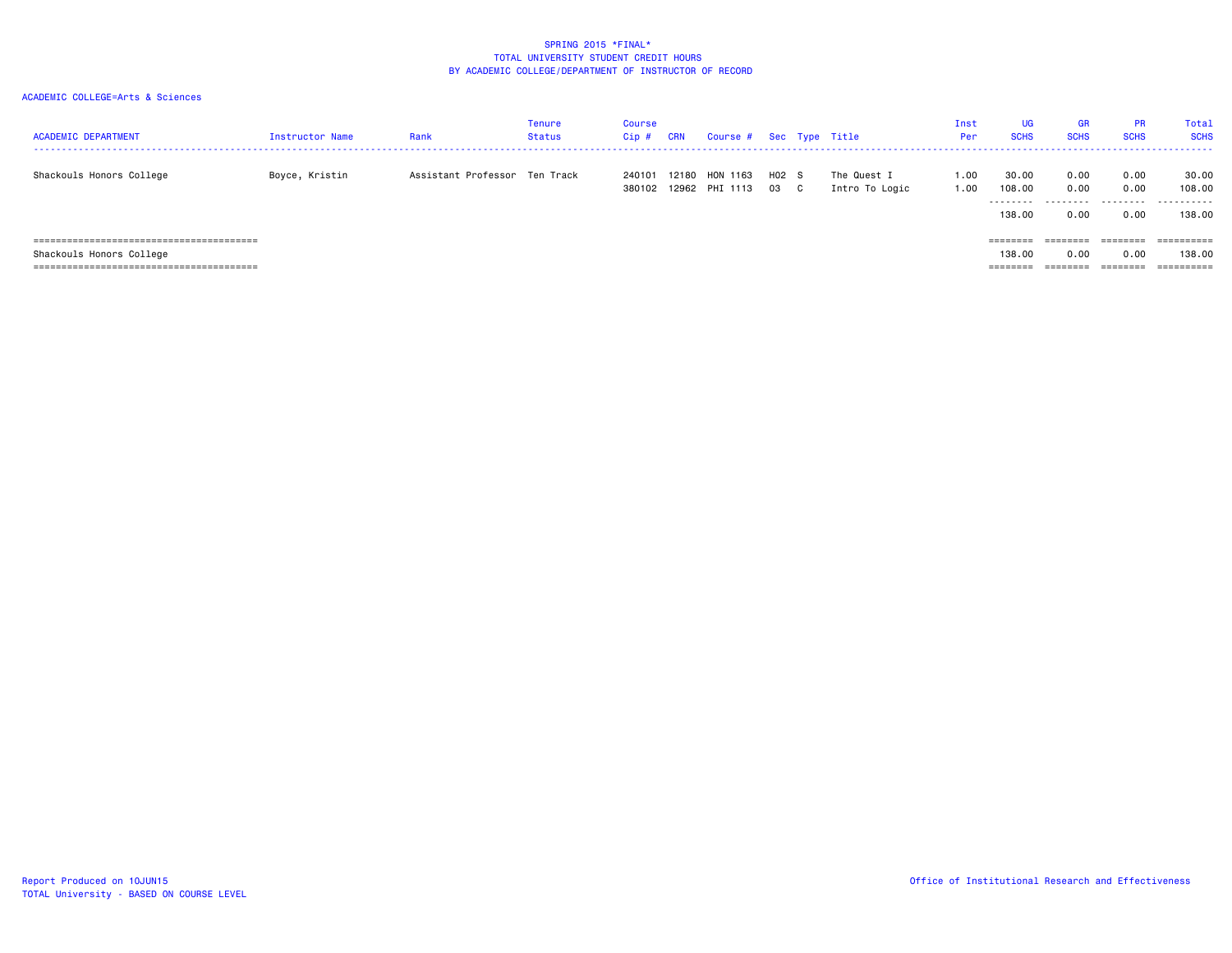SPRING 2015 *FINAL*
TOTAL UNIVERSITY STUDENT CREDIT HOURS
BY ACADEMIC COLLEGE/DEPARTMENT OF INSTRUCTOR OF RECORD

ACADEMIC COLLEGE=Arts & Sciences

| ACADEMIC DEPARTMENT | Instructor Name | Rank | Tenure Status | Course Cip # | CRN | Course # | Sec | Type | Title | Inst Per | UG SCHS | GR SCHS | PR SCHS | Total SCHS |
|---|---|---|---|---|---|---|---|---|---|---|---|---|---|---|
| Shackouls Honors College | Boyce, Kristin | Assistant Professor | Ten Track | 240101 | 12180 | HON 1163 | H02 | S | The Quest I | 1.00 | 30.00 | 0.00 | 0.00 | 30.00 |
| | | | | 380102 | 12962 | PHI 1113 | 03 | C | Intro To Logic | 1.00 | 108.00 | 0.00 | 0.00 | 108.00 |
| | | | | | | | | | | | 138.00 | 0.00 | 0.00 | 138.00 |
| Shackouls Honors College | | | | | | | | | | | 138.00 | 0.00 | 0.00 | 138.00 |

Report Produced on 10JUN15
TOTAL University - BASED ON COURSE LEVEL

Office of Institutional Research and Effectiveness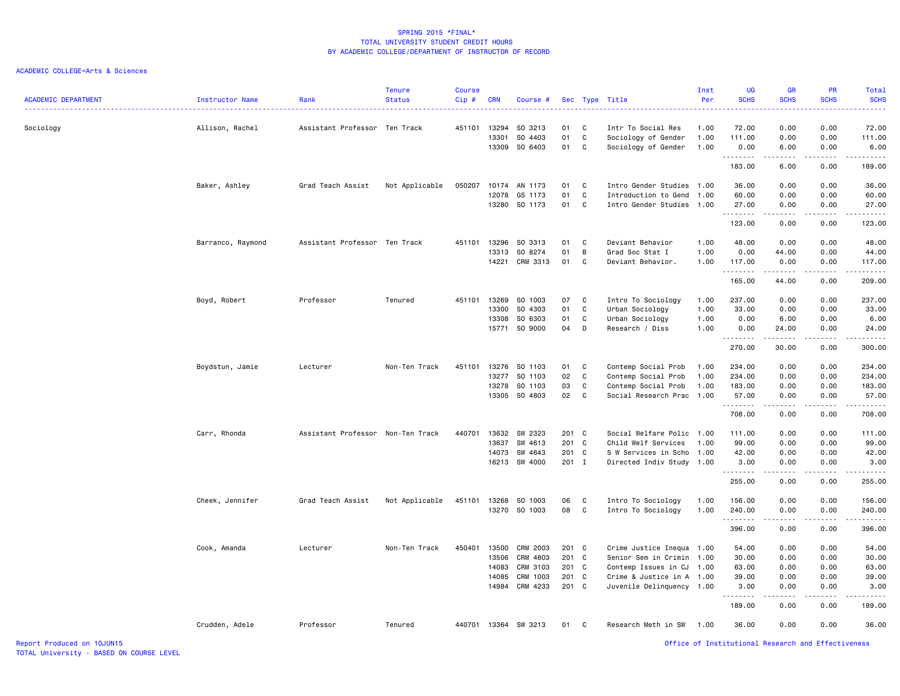SPRING 2015 *FINAL*
TOTAL UNIVERSITY STUDENT CREDIT HOURS
BY ACADEMIC COLLEGE/DEPARTMENT OF INSTRUCTOR OF RECORD

ACADEMIC COLLEGE=Arts & Sciences

| ACADEMIC DEPARTMENT | Instructor Name | Rank | Tenure Status | Course Cip # | CRN | Course # | Sec | Type | Title | Inst Per | UG SCHS | GR SCHS | PR SCHS | Total SCHS |
|---|---|---|---|---|---|---|---|---|---|---|---|---|---|---|
| Sociology | Allison, Rachel | Assistant Professor | Ten Track | 451101 | 13294 | SO 3213 | 01 | C | Intr To Social Res | 1.00 | 72.00 | 0.00 | 0.00 | 72.00 |
| | | | | | 13301 | SO 4403 | 01 | C | Sociology of Gender | 1.00 | 111.00 | 0.00 | 0.00 | 111.00 |
| | | | | | 13309 | SO 6403 | 01 | C | Sociology of Gender | 1.00 | 0.00 | 6.00 | 0.00 | 6.00 |
| | | | | | | | | | | | 183.00 | 6.00 | 0.00 | 189.00 |
| | Baker, Ashley | Grad Teach Assist | Not Applicable | 050207 | 10174 | AN 1173 | 01 | C | Intro Gender Studies | 1.00 | 36.00 | 0.00 | 0.00 | 36.00 |
| | | | | | 12078 | GS 1173 | 01 | C | Introduction to Gend | 1.00 | 60.00 | 0.00 | 0.00 | 60.00 |
| | | | | | 13280 | SO 1173 | 01 | C | Intro Gender Studies | 1.00 | 27.00 | 0.00 | 0.00 | 27.00 |
| | | | | | | | | | | | 123.00 | 0.00 | 0.00 | 123.00 |
| | Barranco, Raymond | Assistant Professor | Ten Track | 451101 | 13296 | SO 3313 | 01 | C | Deviant Behavior | 1.00 | 48.00 | 0.00 | 0.00 | 48.00 |
| | | | | | 13313 | SO 8274 | 01 | B | Grad Soc Stat I | 1.00 | 0.00 | 44.00 | 0.00 | 44.00 |
| | | | | | 14221 | CRM 3313 | 01 | C | Deviant Behavior. | 1.00 | 117.00 | 0.00 | 0.00 | 117.00 |
| | | | | | | | | | | | 165.00 | 44.00 | 0.00 | 209.00 |
| | Boyd, Robert | Professor | Tenured | 451101 | 13269 | SO 1003 | 07 | C | Intro To Sociology | 1.00 | 237.00 | 0.00 | 0.00 | 237.00 |
| | | | | | 13300 | SO 4303 | 01 | C | Urban Sociology | 1.00 | 33.00 | 0.00 | 0.00 | 33.00 |
| | | | | | 13308 | SO 6303 | 01 | C | Urban Sociology | 1.00 | 0.00 | 6.00 | 0.00 | 6.00 |
| | | | | | 15771 | SO 9000 | 04 | D | Research / Diss | 1.00 | 0.00 | 24.00 | 0.00 | 24.00 |
| | | | | | | | | | | | 270.00 | 30.00 | 0.00 | 300.00 |
| | Boydstun, Jamie | Lecturer | Non-Ten Track | 451101 | 13276 | SO 1103 | 01 | C | Contemp Social Prob | 1.00 | 234.00 | 0.00 | 0.00 | 234.00 |
| | | | | | 13277 | SO 1103 | 02 | C | Contemp Social Prob | 1.00 | 234.00 | 0.00 | 0.00 | 234.00 |
| | | | | | 13278 | SO 1103 | 03 | C | Contemp Social Prob | 1.00 | 183.00 | 0.00 | 0.00 | 183.00 |
| | | | | | 13305 | SO 4803 | 02 | C | Social Research Prac | 1.00 | 57.00 | 0.00 | 0.00 | 57.00 |
| | | | | | | | | | | | 708.00 | 0.00 | 0.00 | 708.00 |
| | Carr, Rhonda | Assistant Professor | Non-Ten Track | 440701 | 13632 | SW 2323 | 201 | C | Social Welfare Polic | 1.00 | 111.00 | 0.00 | 0.00 | 111.00 |
| | | | | | 13637 | SW 4613 | 201 | C | Child Welf Services | 1.00 | 99.00 | 0.00 | 0.00 | 99.00 |
| | | | | | 14073 | SW 4643 | 201 | C | S W Services in Scho | 1.00 | 42.00 | 0.00 | 0.00 | 42.00 |
| | | | | | 16213 | SW 4000 | 201 | I | Directed Indiv Study | 1.00 | 3.00 | 0.00 | 0.00 | 3.00 |
| | | | | | | | | | | | 255.00 | 0.00 | 0.00 | 255.00 |
| | Cheek, Jennifer | Grad Teach Assist | Not Applicable | 451101 | 13268 | SO 1003 | 06 | C | Intro To Sociology | 1.00 | 156.00 | 0.00 | 0.00 | 156.00 |
| | | | | | 13270 | SO 1003 | 08 | C | Intro To Sociology | 1.00 | 240.00 | 0.00 | 0.00 | 240.00 |
| | | | | | | | | | | | 396.00 | 0.00 | 0.00 | 396.00 |
| | Cook, Amanda | Lecturer | Non-Ten Track | 450401 | 13500 | CRM 2003 | 201 | C | Crime Justice Inequa | 1.00 | 54.00 | 0.00 | 0.00 | 54.00 |
| | | | | | 13506 | CRM 4803 | 201 | C | Senior Sem in Crimin | 1.00 | 30.00 | 0.00 | 0.00 | 30.00 |
| | | | | | 14083 | CRM 3103 | 201 | C | Contemp Issues in CJ | 1.00 | 63.00 | 0.00 | 0.00 | 63.00 |
| | | | | | 14085 | CRM 1003 | 201 | C | Crime & Justice in A | 1.00 | 39.00 | 0.00 | 0.00 | 39.00 |
| | | | | | 14984 | CRM 4233 | 201 | C | Juvenile Delinquency | 1.00 | 3.00 | 0.00 | 0.00 | 3.00 |
| | | | | | | | | | | | 189.00 | 0.00 | 0.00 | 189.00 |
| | Crudden, Adele | Professor | Tenured | 440701 | 13364 | SW 3213 | 01 | C | Research Meth in SW | 1.00 | 36.00 | 0.00 | 0.00 | 36.00 |

Report Produced on 10JUN15
TOTAL University - BASED ON COURSE LEVEL

Office of Institutional Research and Effectiveness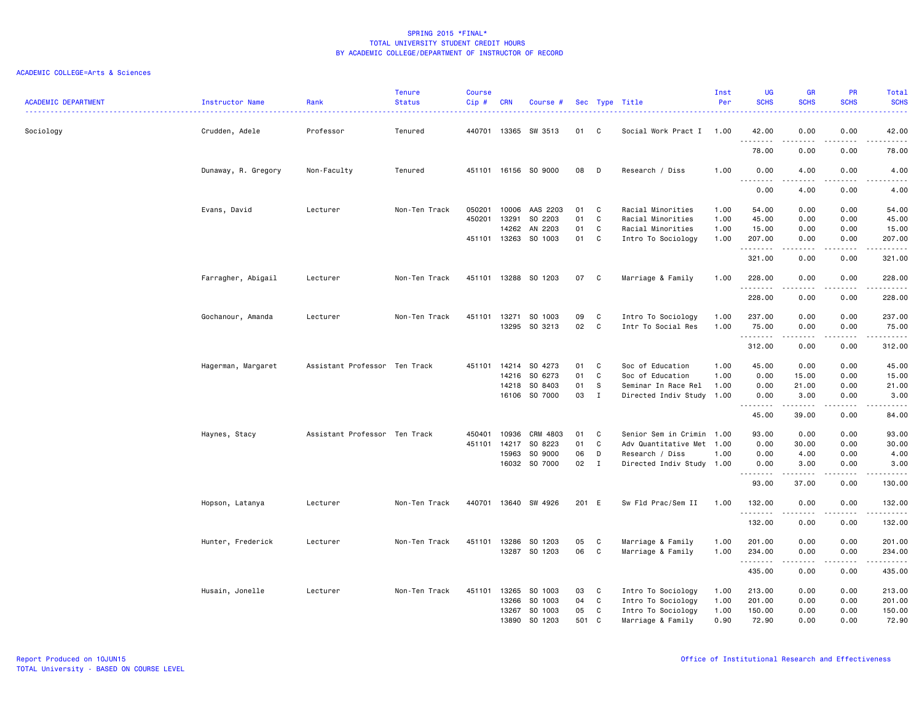SPRING 2015 *FINAL*
TOTAL UNIVERSITY STUDENT CREDIT HOURS
BY ACADEMIC COLLEGE/DEPARTMENT OF INSTRUCTOR OF RECORD

ACADEMIC COLLEGE=Arts & Sciences

| ACADEMIC DEPARTMENT | Instructor Name | Rank | Tenure Status | Course Cip # | CRN | Course # | Sec | Type | Title | Inst Per | UG SCHS | GR SCHS | PR SCHS | Total SCHS |
|---|---|---|---|---|---|---|---|---|---|---|---|---|---|---|
| Sociology | Crudden, Adele | Professor | Tenured | 440701 | 13365 | SW 3513 | 01 | C | Social Work Pract I | 1.00 | 42.00 | 0.00 | 0.00 | 42.00 |
| | | | | | | | | | | | 78.00 | 0.00 | 0.00 | 78.00 |
| | Dunaway, R. Gregory | Non-Faculty | Tenured | 451101 | 16156 | SO 9000 | 08 | D | Research / Diss | 1.00 | 0.00 | 4.00 | 0.00 | 4.00 |
| | | | | | | | | | | | 0.00 | 4.00 | 0.00 | 4.00 |
| | Evans, David | Lecturer | Non-Ten Track | 050201 | 10006 | AAS 2203 | 01 | C | Racial Minorities | 1.00 | 54.00 | 0.00 | 0.00 | 54.00 |
| | | | | 450201 | 13291 | SO 2203 | 01 | C | Racial Minorities | 1.00 | 45.00 | 0.00 | 0.00 | 45.00 |
| | | | | | 14262 | AN 2203 | 01 | C | Racial Minorities | 1.00 | 15.00 | 0.00 | 0.00 | 15.00 |
| | | | | 451101 | 13263 | SO 1003 | 01 | C | Intro To Sociology | 1.00 | 207.00 | 0.00 | 0.00 | 207.00 |
| | | | | | | | | | | | 321.00 | 0.00 | 0.00 | 321.00 |
| | Farragher, Abigail | Lecturer | Non-Ten Track | 451101 | 13288 | SO 1203 | 07 | C | Marriage & Family | 1.00 | 228.00 | 0.00 | 0.00 | 228.00 |
| | | | | | | | | | | | 228.00 | 0.00 | 0.00 | 228.00 |
| | Gochanour, Amanda | Lecturer | Non-Ten Track | 451101 | 13271 | SO 1003 | 09 | C | Intro To Sociology | 1.00 | 237.00 | 0.00 | 0.00 | 237.00 |
| | | | | | 13295 | SO 3213 | 02 | C | Intr To Social Res | 1.00 | 75.00 | 0.00 | 0.00 | 75.00 |
| | | | | | | | | | | | 312.00 | 0.00 | 0.00 | 312.00 |
| | Hagerman, Margaret | Assistant Professor | Ten Track | 451101 | 14214 | SO 4273 | 01 | C | Soc of Education | 1.00 | 45.00 | 0.00 | 0.00 | 45.00 |
| | | | | | 14216 | SO 6273 | 01 | C | Soc of Education | 1.00 | 0.00 | 15.00 | 0.00 | 15.00 |
| | | | | | 14218 | SO 8403 | 01 | S | Seminar In Race Rel | 1.00 | 0.00 | 21.00 | 0.00 | 21.00 |
| | | | | | 16106 | SO 7000 | 03 | I | Directed Indiv Study | 1.00 | 0.00 | 3.00 | 0.00 | 3.00 |
| | | | | | | | | | | | 45.00 | 39.00 | 0.00 | 84.00 |
| | Haynes, Stacy | Assistant Professor | Ten Track | 450401 | 10936 | CRM 4803 | 01 | C | Senior Sem in Crimin | 1.00 | 93.00 | 0.00 | 0.00 | 93.00 |
| | | | | 451101 | 14217 | SO 8223 | 01 | C | Adv Quantitative Met | 1.00 | 0.00 | 30.00 | 0.00 | 30.00 |
| | | | | | 15963 | SO 9000 | 06 | D | Research / Diss | 1.00 | 0.00 | 4.00 | 0.00 | 4.00 |
| | | | | | 16032 | SO 7000 | 02 | I | Directed Indiv Study | 1.00 | 0.00 | 3.00 | 0.00 | 3.00 |
| | | | | | | | | | | | 93.00 | 37.00 | 0.00 | 130.00 |
| | Hopson, Latanya | Lecturer | Non-Ten Track | 440701 | 13640 | SW 4926 | 201 | E | Sw Fld Prac/Sem II | 1.00 | 132.00 | 0.00 | 0.00 | 132.00 |
| | | | | | | | | | | | 132.00 | 0.00 | 0.00 | 132.00 |
| | Hunter, Frederick | Lecturer | Non-Ten Track | 451101 | 13286 | SO 1203 | 05 | C | Marriage & Family | 1.00 | 201.00 | 0.00 | 0.00 | 201.00 |
| | | | | | 13287 | SO 1203 | 06 | C | Marriage & Family | 1.00 | 234.00 | 0.00 | 0.00 | 234.00 |
| | | | | | | | | | | | 435.00 | 0.00 | 0.00 | 435.00 |
| | Husain, Jonelle | Lecturer | Non-Ten Track | 451101 | 13265 | SO 1003 | 03 | C | Intro To Sociology | 1.00 | 213.00 | 0.00 | 0.00 | 213.00 |
| | | | | | 13266 | SO 1003 | 04 | C | Intro To Sociology | 1.00 | 201.00 | 0.00 | 0.00 | 201.00 |
| | | | | | 13267 | SO 1003 | 05 | C | Intro To Sociology | 1.00 | 150.00 | 0.00 | 0.00 | 150.00 |
| | | | | | 13890 | SO 1203 | 501 | C | Marriage & Family | 0.90 | 72.90 | 0.00 | 0.00 | 72.90 |

Report Produced on 10JUN15
TOTAL University - BASED ON COURSE LEVEL

Office of Institutional Research and Effectiveness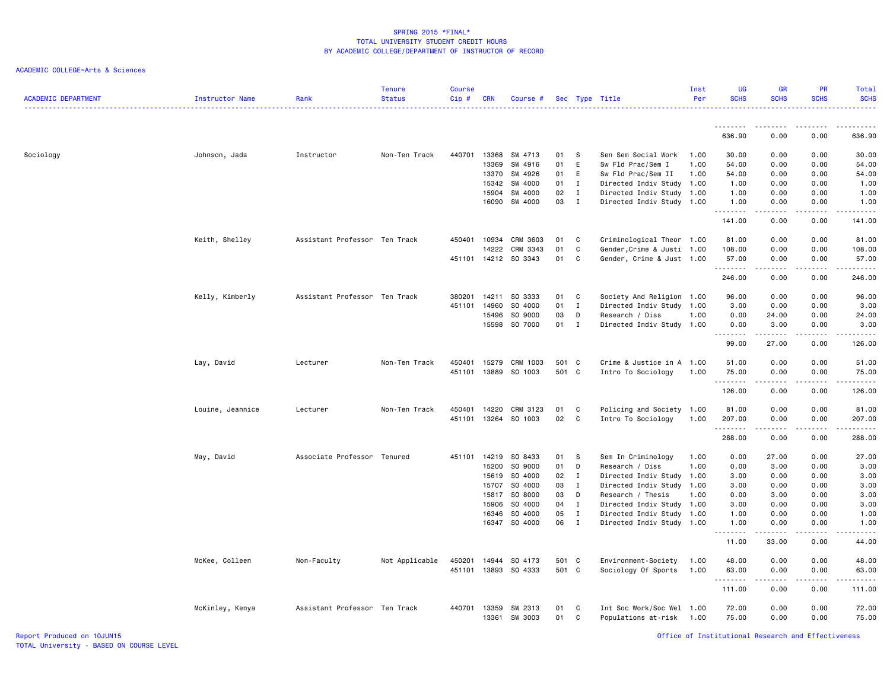SPRING 2015 *FINAL*
TOTAL UNIVERSITY STUDENT CREDIT HOURS
BY ACADEMIC COLLEGE/DEPARTMENT OF INSTRUCTOR OF RECORD

ACADEMIC COLLEGE=Arts & Sciences

| ACADEMIC DEPARTMENT | Instructor Name | Rank | Tenure Status | Course Cip # | CRN | Course # | Sec | Type | Title | Inst Per | UG SCHS | GR SCHS | PR SCHS | Total SCHS |
|---|---|---|---|---|---|---|---|---|---|---|---|---|---|---|
| | | | | | | | | | | | 636.90 | 0.00 | 0.00 | 636.90 |
| Sociology | Johnson, Jada | Instructor | Non-Ten Track | 440701 | 13368 | SW 4713 | 01 | S | Sen Sem Social Work | 1.00 | 30.00 | 0.00 | 0.00 | 30.00 |
| | | | | | 13369 | SW 4916 | 01 | E | Sw Fld Prac/Sem I | 1.00 | 54.00 | 0.00 | 0.00 | 54.00 |
| | | | | | 13370 | SW 4926 | 01 | E | Sw Fld Prac/Sem II | 1.00 | 54.00 | 0.00 | 0.00 | 54.00 |
| | | | | | 15342 | SW 4000 | 01 | I | Directed Indiv Study | 1.00 | 1.00 | 0.00 | 0.00 | 1.00 |
| | | | | | 15904 | SW 4000 | 02 | I | Directed Indiv Study | 1.00 | 1.00 | 0.00 | 0.00 | 1.00 |
| | | | | | 16090 | SW 4000 | 03 | I | Directed Indiv Study | 1.00 | 1.00 | 0.00 | 0.00 | 1.00 |
| | | | | | | | | | | | 141.00 | 0.00 | 0.00 | 141.00 |
| | Keith, Shelley | Assistant Professor | Ten Track | 450401 | 10934 | CRM 3603 | 01 | C | Criminological Theor | 1.00 | 81.00 | 0.00 | 0.00 | 81.00 |
| | | | | | 14222 | CRM 3343 | 01 | C | Gender,Crime & Justi | 1.00 | 108.00 | 0.00 | 0.00 | 108.00 |
| | | | | 451101 | 14212 | SO 3343 | 01 | C | Gender, Crime & Just | 1.00 | 57.00 | 0.00 | 0.00 | 57.00 |
| | | | | | | | | | | | 246.00 | 0.00 | 0.00 | 246.00 |
| | Kelly, Kimberly | Assistant Professor | Ten Track | 380201 | 14211 | SO 3333 | 01 | C | Society And Religion | 1.00 | 96.00 | 0.00 | 0.00 | 96.00 |
| | | | | 451101 | 14960 | SO 4000 | 01 | I | Directed Indiv Study | 1.00 | 3.00 | 0.00 | 0.00 | 3.00 |
| | | | | | 15496 | SO 9000 | 03 | D | Research / Diss | 1.00 | 0.00 | 24.00 | 0.00 | 24.00 |
| | | | | | 15598 | SO 7000 | 01 | I | Directed Indiv Study | 1.00 | 0.00 | 3.00 | 0.00 | 3.00 |
| | | | | | | | | | | | 99.00 | 27.00 | 0.00 | 126.00 |
| | Lay, David | Lecturer | Non-Ten Track | 450401 | 15279 | CRM 1003 | 501 | C | Crime & Justice in A | 1.00 | 51.00 | 0.00 | 0.00 | 51.00 |
| | | | | 451101 | 13889 | SO 1003 | 501 | C | Intro To Sociology | 1.00 | 75.00 | 0.00 | 0.00 | 75.00 |
| | | | | | | | | | | | 126.00 | 0.00 | 0.00 | 126.00 |
| | Louine, Jeannice | Lecturer | Non-Ten Track | 450401 | 14220 | CRM 3123 | 01 | C | Policing and Society | 1.00 | 81.00 | 0.00 | 0.00 | 81.00 |
| | | | | 451101 | 13264 | SO 1003 | 02 | C | Intro To Sociology | 1.00 | 207.00 | 0.00 | 0.00 | 207.00 |
| | | | | | | | | | | | 288.00 | 0.00 | 0.00 | 288.00 |
| | May, David | Associate Professor | Tenured | 451101 | 14219 | SO 8433 | 01 | S | Sem In Criminology | 1.00 | 0.00 | 27.00 | 0.00 | 27.00 |
| | | | | | 15200 | SO 9000 | 01 | D | Research / Diss | 1.00 | 0.00 | 3.00 | 0.00 | 3.00 |
| | | | | | 15619 | SO 4000 | 02 | I | Directed Indiv Study | 1.00 | 3.00 | 0.00 | 0.00 | 3.00 |
| | | | | | 15707 | SO 4000 | 03 | I | Directed Indiv Study | 1.00 | 3.00 | 0.00 | 0.00 | 3.00 |
| | | | | | 15817 | SO 8000 | 03 | D | Research / Thesis | 1.00 | 0.00 | 3.00 | 0.00 | 3.00 |
| | | | | | 15906 | SO 4000 | 04 | I | Directed Indiv Study | 1.00 | 3.00 | 0.00 | 0.00 | 3.00 |
| | | | | | 16346 | SO 4000 | 05 | I | Directed Indiv Study | 1.00 | 1.00 | 0.00 | 0.00 | 1.00 |
| | | | | | 16347 | SO 4000 | 06 | I | Directed Indiv Study | 1.00 | 1.00 | 0.00 | 0.00 | 1.00 |
| | | | | | | | | | | | 11.00 | 33.00 | 0.00 | 44.00 |
| | McKee, Colleen | Non-Faculty | Not Applicable | 450201 | 14944 | SO 4173 | 501 | C | Environment-Society | 1.00 | 48.00 | 0.00 | 0.00 | 48.00 |
| | | | | 451101 | 13893 | SO 4333 | 501 | C | Sociology Of Sports | 1.00 | 63.00 | 0.00 | 0.00 | 63.00 |
| | | | | | | | | | | | 111.00 | 0.00 | 0.00 | 111.00 |
| | McKinley, Kenya | Assistant Professor | Ten Track | 440701 | 13359 | SW 2313 | 01 | C | Int Soc Work/Soc Wel | 1.00 | 72.00 | 0.00 | 0.00 | 72.00 |
| | | | | | 13361 | SW 3003 | 01 | C | Populations at-risk | 1.00 | 75.00 | 0.00 | 0.00 | 75.00 |

Report Produced on 10JUN15
TOTAL University - BASED ON COURSE LEVEL

Office of Institutional Research and Effectiveness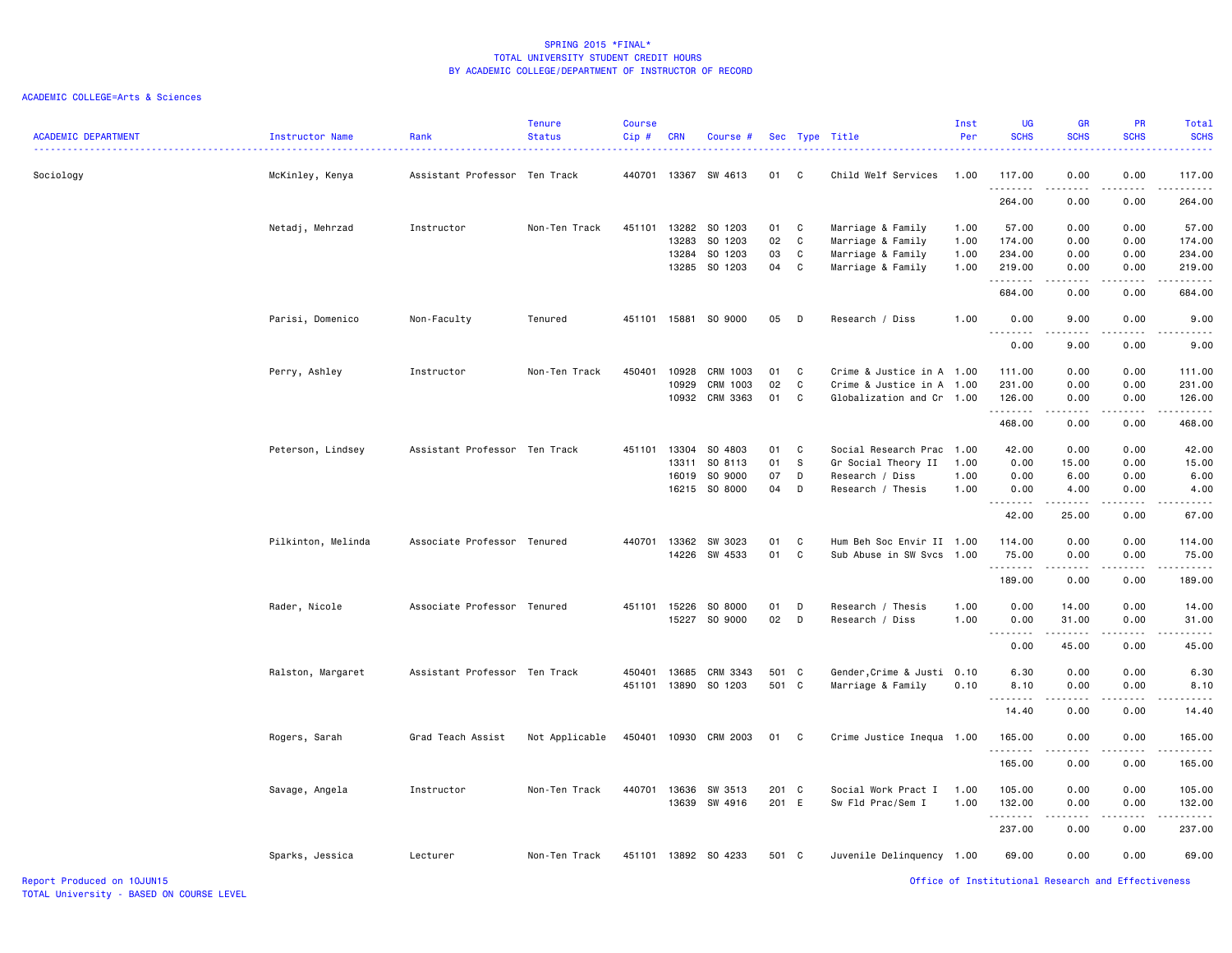SPRING 2015 *FINAL*
TOTAL UNIVERSITY STUDENT CREDIT HOURS
BY ACADEMIC COLLEGE/DEPARTMENT OF INSTRUCTOR OF RECORD

ACADEMIC COLLEGE=Arts & Sciences

| ACADEMIC DEPARTMENT | Instructor Name | Rank | Tenure Status | Course Cip # | CRN | Course # | Sec | Type | Title | Inst Per | UG SCHS | GR SCHS | PR SCHS | Total SCHS |
|---|---|---|---|---|---|---|---|---|---|---|---|---|---|---|
| Sociology | McKinley, Kenya | Assistant Professor | Ten Track | 440701 | 13367 | SW 4613 | 01 | C | Child Welf Services | 1.00 | 117.00 | 0.00 | 0.00 | 117.00 |
| | | | | | | | | | | | 264.00 | 0.00 | 0.00 | 264.00 |
| | Netadj, Mehrzad | Instructor | Non-Ten Track | 451101 | 13282 | SO 1203 | 01 | C | Marriage & Family | 1.00 | 57.00 | 0.00 | 0.00 | 57.00 |
| | | | | | 13283 | SO 1203 | 02 | C | Marriage & Family | 1.00 | 174.00 | 0.00 | 0.00 | 174.00 |
| | | | | | 13284 | SO 1203 | 03 | C | Marriage & Family | 1.00 | 234.00 | 0.00 | 0.00 | 234.00 |
| | | | | | 13285 | SO 1203 | 04 | C | Marriage & Family | 1.00 | 219.00 | 0.00 | 0.00 | 219.00 |
| | | | | | | | | | | | 684.00 | 0.00 | 0.00 | 684.00 |
| | Parisi, Domenico | Non-Faculty | Tenured | 451101 | 15881 | SO 9000 | 05 | D | Research / Diss | 1.00 | 0.00 | 9.00 | 0.00 | 9.00 |
| | | | | | | | | | | | 0.00 | 9.00 | 0.00 | 9.00 |
| | Perry, Ashley | Instructor | Non-Ten Track | 450401 | 10928 | CRM 1003 | 01 | C | Crime & Justice in A | 1.00 | 111.00 | 0.00 | 0.00 | 111.00 |
| | | | | | 10929 | CRM 1003 | 02 | C | Crime & Justice in A | 1.00 | 231.00 | 0.00 | 0.00 | 231.00 |
| | | | | | 10932 | CRM 3363 | 01 | C | Globalization and Cr | 1.00 | 126.00 | 0.00 | 0.00 | 126.00 |
| | | | | | | | | | | | 468.00 | 0.00 | 0.00 | 468.00 |
| | Peterson, Lindsey | Assistant Professor | Ten Track | 451101 | 13304 | SO 4803 | 01 | C | Social Research Prac | 1.00 | 42.00 | 0.00 | 0.00 | 42.00 |
| | | | | | 13311 | SO 8113 | 01 | S | Gr Social Theory II | 1.00 | 0.00 | 15.00 | 0.00 | 15.00 |
| | | | | | 16019 | SO 9000 | 07 | D | Research / Diss | 1.00 | 0.00 | 6.00 | 0.00 | 6.00 |
| | | | | | 16215 | SO 8000 | 04 | D | Research / Thesis | 1.00 | 0.00 | 4.00 | 0.00 | 4.00 |
| | | | | | | | | | | | 42.00 | 25.00 | 0.00 | 67.00 |
| | Pilkinton, Melinda | Associate Professor | Tenured | 440701 | 13362 | SW 3023 | 01 | C | Hum Beh Soc Envir II | 1.00 | 114.00 | 0.00 | 0.00 | 114.00 |
| | | | | | 14226 | SW 4533 | 01 | C | Sub Abuse in SW Svcs | 1.00 | 75.00 | 0.00 | 0.00 | 75.00 |
| | | | | | | | | | | | 189.00 | 0.00 | 0.00 | 189.00 |
| | Rader, Nicole | Associate Professor | Tenured | 451101 | 15226 | SO 8000 | 01 | D | Research / Thesis | 1.00 | 0.00 | 14.00 | 0.00 | 14.00 |
| | | | | | 15227 | SO 9000 | 02 | D | Research / Diss | 1.00 | 0.00 | 31.00 | 0.00 | 31.00 |
| | | | | | | | | | | | 0.00 | 45.00 | 0.00 | 45.00 |
| | Ralston, Margaret | Assistant Professor | Ten Track | 450401 | 13685 | CRM 3343 | 501 | C | Gender,Crime & Justi | 0.10 | 6.30 | 0.00 | 0.00 | 6.30 |
| | | | | 451101 | 13890 | SO 1203 | 501 | C | Marriage & Family | 0.10 | 8.10 | 0.00 | 0.00 | 8.10 |
| | | | | | | | | | | | 14.40 | 0.00 | 0.00 | 14.40 |
| | Rogers, Sarah | Grad Teach Assist | Not Applicable | 450401 | 10930 | CRM 2003 | 01 | C | Crime Justice Inequa | 1.00 | 165.00 | 0.00 | 0.00 | 165.00 |
| | | | | | | | | | | | 165.00 | 0.00 | 0.00 | 165.00 |
| | Savage, Angela | Instructor | Non-Ten Track | 440701 | 13636 | SW 3513 | 201 | C | Social Work Pract I | 1.00 | 105.00 | 0.00 | 0.00 | 105.00 |
| | | | | | 13639 | SW 4916 | 201 | E | Sw Fld Prac/Sem I | 1.00 | 132.00 | 0.00 | 0.00 | 132.00 |
| | | | | | | | | | | | 237.00 | 0.00 | 0.00 | 237.00 |
| | Sparks, Jessica | Lecturer | Non-Ten Track | 451101 | 13892 | SO 4233 | 501 | C | Juvenile Delinquency | 1.00 | 69.00 | 0.00 | 0.00 | 69.00 |

Report Produced on 10JUN15
TOTAL University - BASED ON COURSE LEVEL

Office of Institutional Research and Effectiveness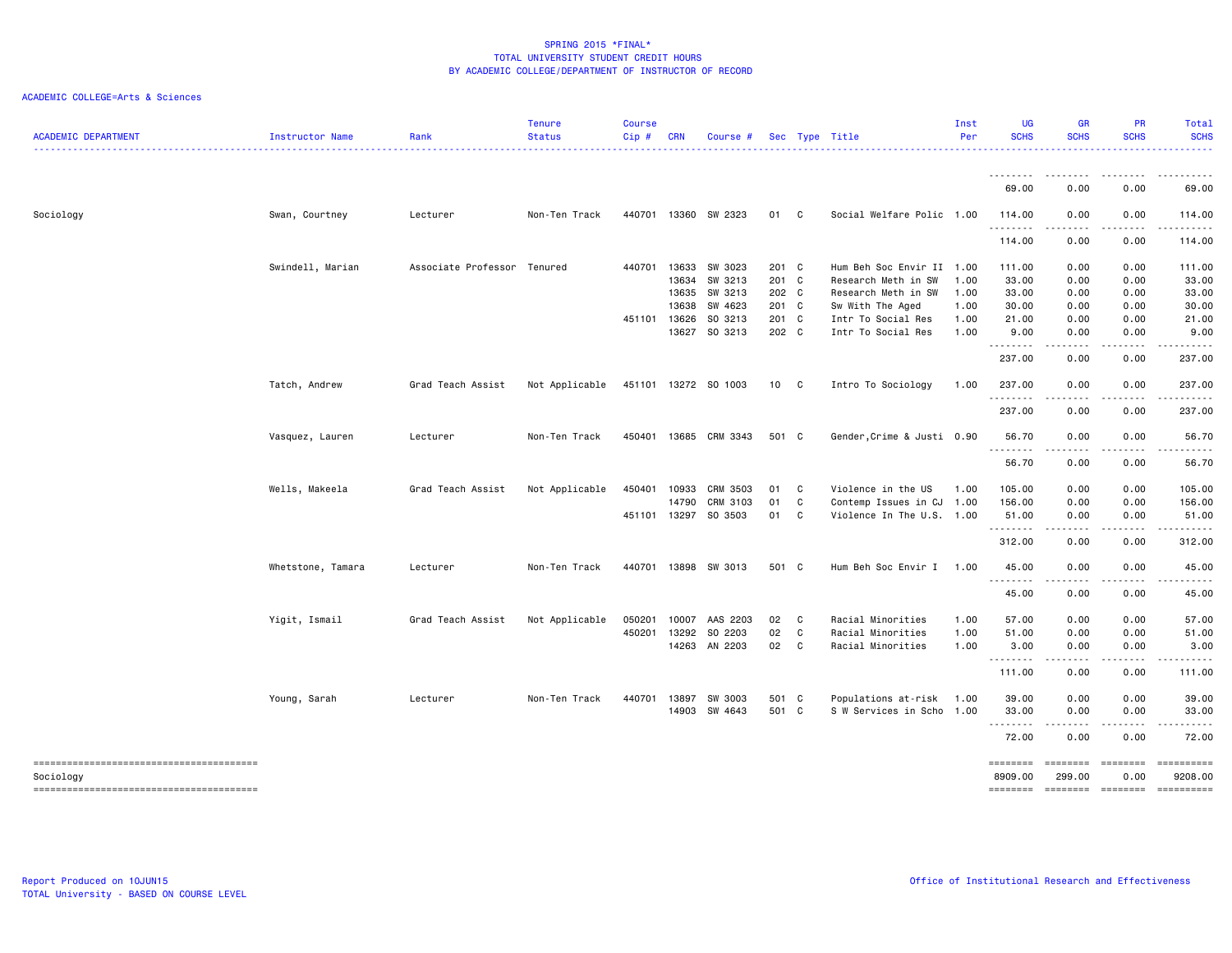SPRING 2015 *FINAL*
TOTAL UNIVERSITY STUDENT CREDIT HOURS
BY ACADEMIC COLLEGE/DEPARTMENT OF INSTRUCTOR OF RECORD

ACADEMIC COLLEGE=Arts & Sciences

| ACADEMIC DEPARTMENT | Instructor Name | Rank | Tenure Status | Course Cip # | CRN | Course # | Sec | Type | Title | Inst Per | UG SCHS | GR SCHS | PR SCHS | Total SCHS |
|---|---|---|---|---|---|---|---|---|---|---|---|---|---|---|
| | | | | | | | | | | | 69.00 | 0.00 | 0.00 | 69.00 |
| Sociology | Swan, Courtney | Lecturer | Non-Ten Track | 440701 | 13360 | SW 2323 | 01 | C | Social Welfare Polic | 1.00 | 114.00 | 0.00 | 0.00 | 114.00 |
| | | | | | | | | | | | 114.00 | 0.00 | 0.00 | 114.00 |
| | Swindell, Marian | Associate Professor | Tenured | 440701 | 13633 | SW 3023 | 201 | C | Hum Beh Soc Envir II | 1.00 | 111.00 | 0.00 | 0.00 | 111.00 |
| | | | | | 13634 | SW 3213 | 201 | C | Research Meth in SW | 1.00 | 33.00 | 0.00 | 0.00 | 33.00 |
| | | | | | 13635 | SW 3213 | 202 | C | Research Meth in SW | 1.00 | 33.00 | 0.00 | 0.00 | 33.00 |
| | | | | | 13638 | SW 4623 | 201 | C | Sw With The Aged | 1.00 | 30.00 | 0.00 | 0.00 | 30.00 |
| | | | | 451101 | 13626 | SO 3213 | 201 | C | Intr To Social Res | 1.00 | 21.00 | 0.00 | 0.00 | 21.00 |
| | | | | | 13627 | SO 3213 | 202 | C | Intr To Social Res | 1.00 | 9.00 | 0.00 | 0.00 | 9.00 |
| | | | | | | | | | | | 237.00 | 0.00 | 0.00 | 237.00 |
| | Tatch, Andrew | Grad Teach Assist | Not Applicable | 451101 | 13272 | SO 1003 | 10 | C | Intro To Sociology | 1.00 | 237.00 | 0.00 | 0.00 | 237.00 |
| | | | | | | | | | | | 237.00 | 0.00 | 0.00 | 237.00 |
| | Vasquez, Lauren | Lecturer | Non-Ten Track | 450401 | 13685 | CRM 3343 | 501 | C | Gender,Crime & Justi | 0.90 | 56.70 | 0.00 | 0.00 | 56.70 |
| | | | | | | | | | | | 56.70 | 0.00 | 0.00 | 56.70 |
| | Wells, Makeela | Grad Teach Assist | Not Applicable | 450401 | 10933 | CRM 3503 | 01 | C | Violence in the US | 1.00 | 105.00 | 0.00 | 0.00 | 105.00 |
| | | | | | 14790 | CRM 3103 | 01 | C | Contemp Issues in CJ | 1.00 | 156.00 | 0.00 | 0.00 | 156.00 |
| | | | | 451101 | 13297 | SO 3503 | 01 | C | Violence In The U.S. | 1.00 | 51.00 | 0.00 | 0.00 | 51.00 |
| | | | | | | | | | | | 312.00 | 0.00 | 0.00 | 312.00 |
| | Whetstone, Tamara | Lecturer | Non-Ten Track | 440701 | 13898 | SW 3013 | 501 | C | Hum Beh Soc Envir I | 1.00 | 45.00 | 0.00 | 0.00 | 45.00 |
| | | | | | | | | | | | 45.00 | 0.00 | 0.00 | 45.00 |
| | Yigit, Ismail | Grad Teach Assist | Not Applicable | 050201 | 10007 | AAS 2203 | 02 | C | Racial Minorities | 1.00 | 57.00 | 0.00 | 0.00 | 57.00 |
| | | | | 450201 | 13292 | SO 2203 | 02 | C | Racial Minorities | 1.00 | 51.00 | 0.00 | 0.00 | 51.00 |
| | | | | | 14263 | AN 2203 | 02 | C | Racial Minorities | 1.00 | 3.00 | 0.00 | 0.00 | 3.00 |
| | | | | | | | | | | | 111.00 | 0.00 | 0.00 | 111.00 |
| | Young, Sarah | Lecturer | Non-Ten Track | 440701 | 13897 | SW 3003 | 501 | C | Populations at-risk | 1.00 | 39.00 | 0.00 | 0.00 | 39.00 |
| | | | | | 14903 | SW 4643 | 501 | C | S W Services in Scho | 1.00 | 33.00 | 0.00 | 0.00 | 33.00 |
| | | | | | | | | | | | 72.00 | 0.00 | 0.00 | 72.00 |
| Sociology | | | | | | | | | | | 8909.00 | 299.00 | 0.00 | 9208.00 |

Report Produced on 10JUN15
TOTAL University - BASED ON COURSE LEVEL

Office of Institutional Research and Effectiveness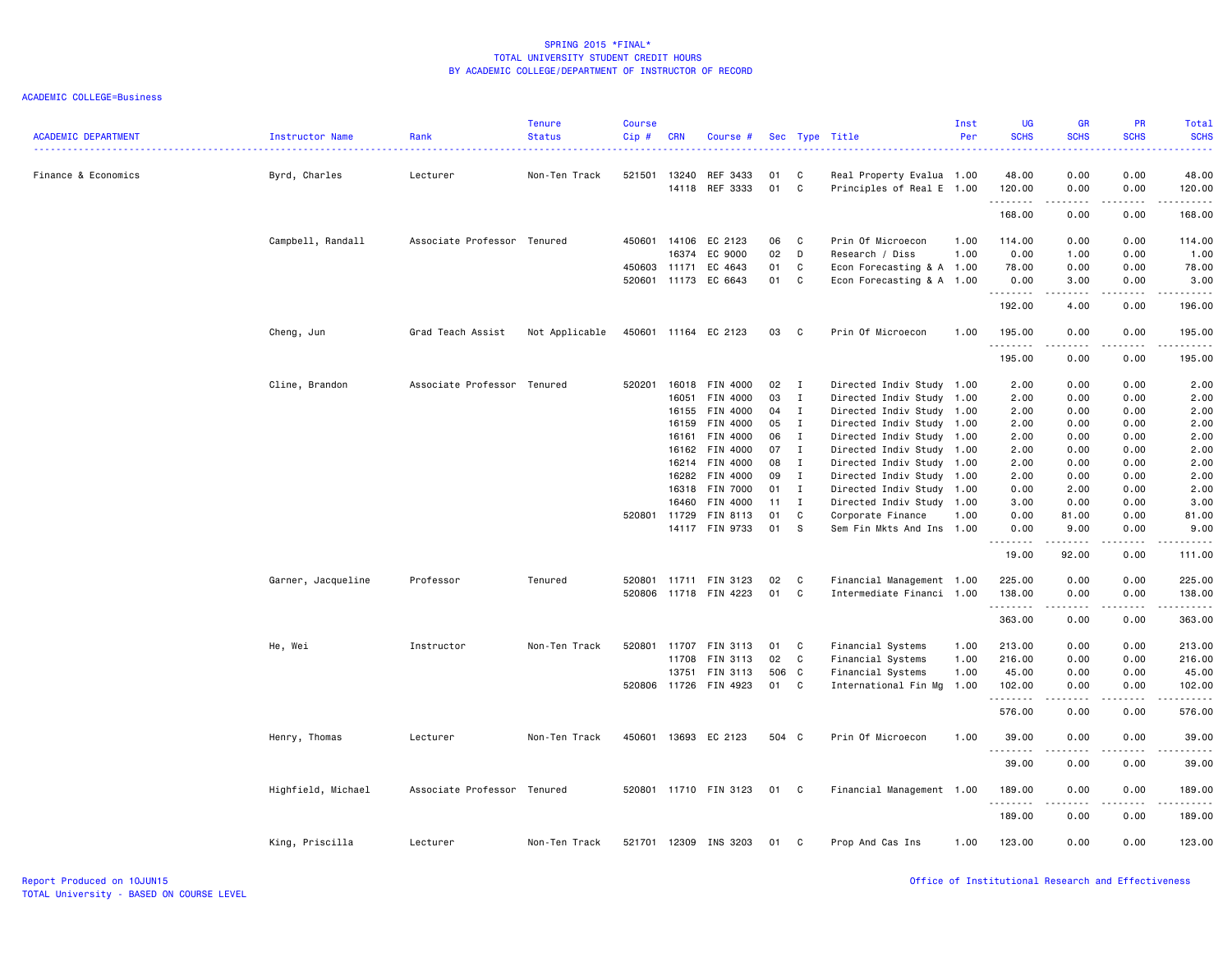SPRING 2015 *FINAL*
TOTAL UNIVERSITY STUDENT CREDIT HOURS
BY ACADEMIC COLLEGE/DEPARTMENT OF INSTRUCTOR OF RECORD

ACADEMIC COLLEGE=Business

| ACADEMIC DEPARTMENT | Instructor Name | Rank | Tenure Status | Course Cip # | CRN | Course # | Sec | Type | Title | Inst Per | UG SCHS | GR SCHS | PR SCHS | Total SCHS |
|---|---|---|---|---|---|---|---|---|---|---|---|---|---|---|
| Finance & Economics | Byrd, Charles | Lecturer | Non-Ten Track | 521501 | 13240 | REF 3433 | 01 | C | Real Property Evalua | 1.00 | 48.00 | 0.00 | 0.00 | 48.00 |
| | | | | | 14118 | REF 3333 | 01 | C | Principles of Real E | 1.00 | 120.00 | 0.00 | 0.00 | 120.00 |
| | | | | | | | | | | | 168.00 | 0.00 | 0.00 | 168.00 |
| | Campbell, Randall | Associate Professor | Tenured | 450601 | 14106 | EC 2123 | 06 | C | Prin Of Microecon | 1.00 | 114.00 | 0.00 | 0.00 | 114.00 |
| | | | | | 16374 | EC 9000 | 02 | D | Research / Diss | 1.00 | 0.00 | 1.00 | 0.00 | 1.00 |
| | | | | 450603 | 11171 | EC 4643 | 01 | C | Econ Forecasting & A | 1.00 | 78.00 | 0.00 | 0.00 | 78.00 |
| | | | | 520601 | 11173 | EC 6643 | 01 | C | Econ Forecasting & A | 1.00 | 0.00 | 3.00 | 0.00 | 3.00 |
| | | | | | | | | | | | 192.00 | 4.00 | 0.00 | 196.00 |
| | Cheng, Jun | Grad Teach Assist | Not Applicable | 450601 | 11164 | EC 2123 | 03 | C | Prin Of Microecon | 1.00 | 195.00 | 0.00 | 0.00 | 195.00 |
| | | | | | | | | | | | 195.00 | 0.00 | 0.00 | 195.00 |
| | Cline, Brandon | Associate Professor | Tenured | 520201 | 16018 | FIN 4000 | 02 | I | Directed Indiv Study | 1.00 | 2.00 | 0.00 | 0.00 | 2.00 |
| | | | | | 16051 | FIN 4000 | 03 | I | Directed Indiv Study | 1.00 | 2.00 | 0.00 | 0.00 | 2.00 |
| | | | | | 16155 | FIN 4000 | 04 | I | Directed Indiv Study | 1.00 | 2.00 | 0.00 | 0.00 | 2.00 |
| | | | | | 16159 | FIN 4000 | 05 | I | Directed Indiv Study | 1.00 | 2.00 | 0.00 | 0.00 | 2.00 |
| | | | | | 16161 | FIN 4000 | 06 | I | Directed Indiv Study | 1.00 | 2.00 | 0.00 | 0.00 | 2.00 |
| | | | | | 16162 | FIN 4000 | 07 | I | Directed Indiv Study | 1.00 | 2.00 | 0.00 | 0.00 | 2.00 |
| | | | | | 16214 | FIN 4000 | 08 | I | Directed Indiv Study | 1.00 | 2.00 | 0.00 | 0.00 | 2.00 |
| | | | | | 16282 | FIN 4000 | 09 | I | Directed Indiv Study | 1.00 | 2.00 | 0.00 | 0.00 | 2.00 |
| | | | | | 16318 | FIN 7000 | 01 | I | Directed Indiv Study | 1.00 | 0.00 | 2.00 | 0.00 | 2.00 |
| | | | | | 16460 | FIN 4000 | 11 | I | Directed Indiv Study | 1.00 | 3.00 | 0.00 | 0.00 | 3.00 |
| | | | | 520801 | 11729 | FIN 8113 | 01 | C | Corporate Finance | 1.00 | 0.00 | 81.00 | 0.00 | 81.00 |
| | | | | | 14117 | FIN 9733 | 01 | S | Sem Fin Mkts And Ins | 1.00 | 0.00 | 9.00 | 0.00 | 9.00 |
| | | | | | | | | | | | 19.00 | 92.00 | 0.00 | 111.00 |
| | Garner, Jacqueline | Professor | Tenured | 520801 | 11711 | FIN 3123 | 02 | C | Financial Management | 1.00 | 225.00 | 0.00 | 0.00 | 225.00 |
| | | | | 520806 | 11718 | FIN 4223 | 01 | C | Intermediate Financi | 1.00 | 138.00 | 0.00 | 0.00 | 138.00 |
| | | | | | | | | | | | 363.00 | 0.00 | 0.00 | 363.00 |
| | He, Wei | Instructor | Non-Ten Track | 520801 | 11707 | FIN 3113 | 01 | C | Financial Systems | 1.00 | 213.00 | 0.00 | 0.00 | 213.00 |
| | | | | | 11708 | FIN 3113 | 02 | C | Financial Systems | 1.00 | 216.00 | 0.00 | 0.00 | 216.00 |
| | | | | | 13751 | FIN 3113 | 506 | C | Financial Systems | 1.00 | 45.00 | 0.00 | 0.00 | 45.00 |
| | | | | 520806 | 11726 | FIN 4923 | 01 | C | International Fin Mg | 1.00 | 102.00 | 0.00 | 0.00 | 102.00 |
| | | | | | | | | | | | 576.00 | 0.00 | 0.00 | 576.00 |
| | Henry, Thomas | Lecturer | Non-Ten Track | 450601 | 13693 | EC 2123 | 504 | C | Prin Of Microecon | 1.00 | 39.00 | 0.00 | 0.00 | 39.00 |
| | | | | | | | | | | | 39.00 | 0.00 | 0.00 | 39.00 |
| | Highfield, Michael | Associate Professor | Tenured | 520801 | 11710 | FIN 3123 | 01 | C | Financial Management | 1.00 | 189.00 | 0.00 | 0.00 | 189.00 |
| | | | | | | | | | | | 189.00 | 0.00 | 0.00 | 189.00 |
| | King, Priscilla | Lecturer | Non-Ten Track | 521701 | 12309 | INS 3203 | 01 | C | Prop And Cas Ins | 1.00 | 123.00 | 0.00 | 0.00 | 123.00 |

Report Produced on 10JUN15
TOTAL University - BASED ON COURSE LEVEL

Office of Institutional Research and Effectiveness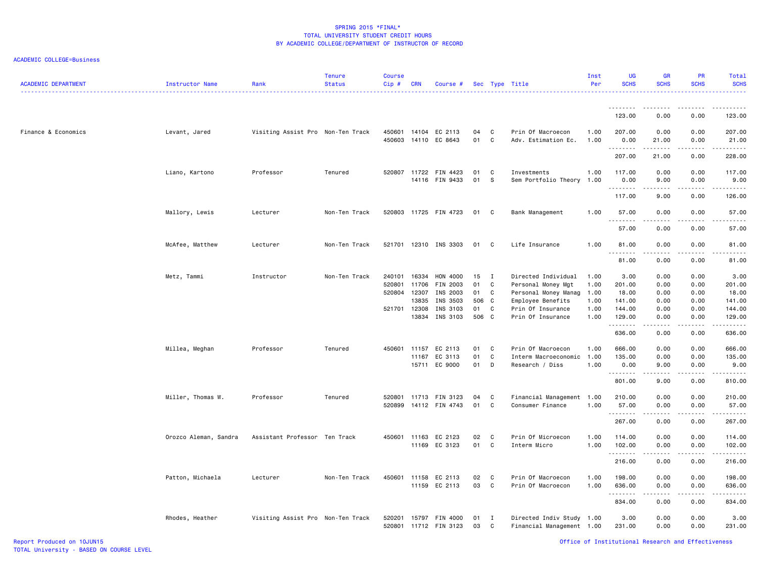SPRING 2015 *FINAL*
TOTAL UNIVERSITY STUDENT CREDIT HOURS
BY ACADEMIC COLLEGE/DEPARTMENT OF INSTRUCTOR OF RECORD

ACADEMIC COLLEGE=Business

| ACADEMIC DEPARTMENT | Instructor Name | Rank | Tenure Status | Course Cip # | CRN | Course # | Sec | Type | Title | Inst Per | UG SCHS | GR SCHS | PR SCHS | Total SCHS |
|---|---|---|---|---|---|---|---|---|---|---|---|---|---|---|
| | | | | | | | | | | | 123.00 | 0.00 | 0.00 | 123.00 |
| Finance & Economics | Levant, Jared | Visiting Assist Pro | Non-Ten Track | 450601 | 14104 | EC 2113 | 04 | C | Prin Of Macroecon | 1.00 | 207.00 | 0.00 | 0.00 | 207.00 |
| | | | | 450603 | 14110 | EC 8643 | 01 | C | Adv. Estimation Ec. | 1.00 | 0.00 | 21.00 | 0.00 | 21.00 |
| | | | | | | | | | | | 207.00 | 21.00 | 0.00 | 228.00 |
| | Liano, Kartono | Professor | Tenured | 520807 | 11722 | FIN 4423 | 01 | C | Investments | 1.00 | 117.00 | 0.00 | 0.00 | 117.00 |
| | | | | | 14116 | FIN 9433 | 01 | S | Sem Portfolio Theory | 1.00 | 0.00 | 9.00 | 0.00 | 9.00 |
| | | | | | | | | | | | 117.00 | 9.00 | 0.00 | 126.00 |
| | Mallory, Lewis | Lecturer | Non-Ten Track | 520803 | 11725 | FIN 4723 | 01 | C | Bank Management | 1.00 | 57.00 | 0.00 | 0.00 | 57.00 |
| | | | | | | | | | | | 57.00 | 0.00 | 0.00 | 57.00 |
| | McAfee, Matthew | Lecturer | Non-Ten Track | 521701 | 12310 | INS 3303 | 01 | C | Life Insurance | 1.00 | 81.00 | 0.00 | 0.00 | 81.00 |
| | | | | | | | | | | | 81.00 | 0.00 | 0.00 | 81.00 |
| | Metz, Tammi | Instructor | Non-Ten Track | 240101 | 16334 | HON 4000 | 15 | I | Directed Individual | 1.00 | 3.00 | 0.00 | 0.00 | 3.00 |
| | | | | 520801 | 11706 | FIN 2003 | 01 | C | Personal Money Mgt | 1.00 | 201.00 | 0.00 | 0.00 | 201.00 |
| | | | | 520804 | 12307 | INS 2003 | 01 | C | Personal Money Manag | 1.00 | 18.00 | 0.00 | 0.00 | 18.00 |
| | | | | | 13835 | INS 3503 | 506 | C | Employee Benefits | 1.00 | 141.00 | 0.00 | 0.00 | 141.00 |
| | | | | 521701 | 12308 | INS 3103 | 01 | C | Prin Of Insurance | 1.00 | 144.00 | 0.00 | 0.00 | 144.00 |
| | | | | | 13834 | INS 3103 | 506 | C | Prin Of Insurance | 1.00 | 129.00 | 0.00 | 0.00 | 129.00 |
| | | | | | | | | | | | 636.00 | 0.00 | 0.00 | 636.00 |
| | Millea, Meghan | Professor | Tenured | 450601 | 11157 | EC 2113 | 01 | C | Prin Of Macroecon | 1.00 | 666.00 | 0.00 | 0.00 | 666.00 |
| | | | | | 11167 | EC 3113 | 01 | C | Interm Macroeconomic | 1.00 | 135.00 | 0.00 | 0.00 | 135.00 |
| | | | | | 15711 | EC 9000 | 01 | D | Research / Diss | 1.00 | 0.00 | 9.00 | 0.00 | 9.00 |
| | | | | | | | | | | | 801.00 | 9.00 | 0.00 | 810.00 |
| | Miller, Thomas W. | Professor | Tenured | 520801 | 11713 | FIN 3123 | 04 | C | Financial Management | 1.00 | 210.00 | 0.00 | 0.00 | 210.00 |
| | | | | 520899 | 14112 | FIN 4743 | 01 | C | Consumer Finance | 1.00 | 57.00 | 0.00 | 0.00 | 57.00 |
| | | | | | | | | | | | 267.00 | 0.00 | 0.00 | 267.00 |
| | Orozco Aleman, Sandra | Assistant Professor | Ten Track | 450601 | 11163 | EC 2123 | 02 | C | Prin Of Microecon | 1.00 | 114.00 | 0.00 | 0.00 | 114.00 |
| | | | | | 11169 | EC 3123 | 01 | C | Interm Micro | 1.00 | 102.00 | 0.00 | 0.00 | 102.00 |
| | | | | | | | | | | | 216.00 | 0.00 | 0.00 | 216.00 |
| | Patton, Michaela | Lecturer | Non-Ten Track | 450601 | 11158 | EC 2113 | 02 | C | Prin Of Macroecon | 1.00 | 198.00 | 0.00 | 0.00 | 198.00 |
| | | | | | 11159 | EC 2113 | 03 | C | Prin Of Macroecon | 1.00 | 636.00 | 0.00 | 0.00 | 636.00 |
| | | | | | | | | | | | 834.00 | 0.00 | 0.00 | 834.00 |
| | Rhodes, Heather | Visiting Assist Pro | Non-Ten Track | 520201 | 15797 | FIN 4000 | 01 | I | Directed Indiv Study | 1.00 | 3.00 | 0.00 | 0.00 | 3.00 |
| | | | | 520801 | 11712 | FIN 3123 | 03 | C | Financial Management | 1.00 | 231.00 | 0.00 | 0.00 | 231.00 |

Report Produced on 10JUN15
TOTAL University - BASED ON COURSE LEVEL
Office of Institutional Research and Effectiveness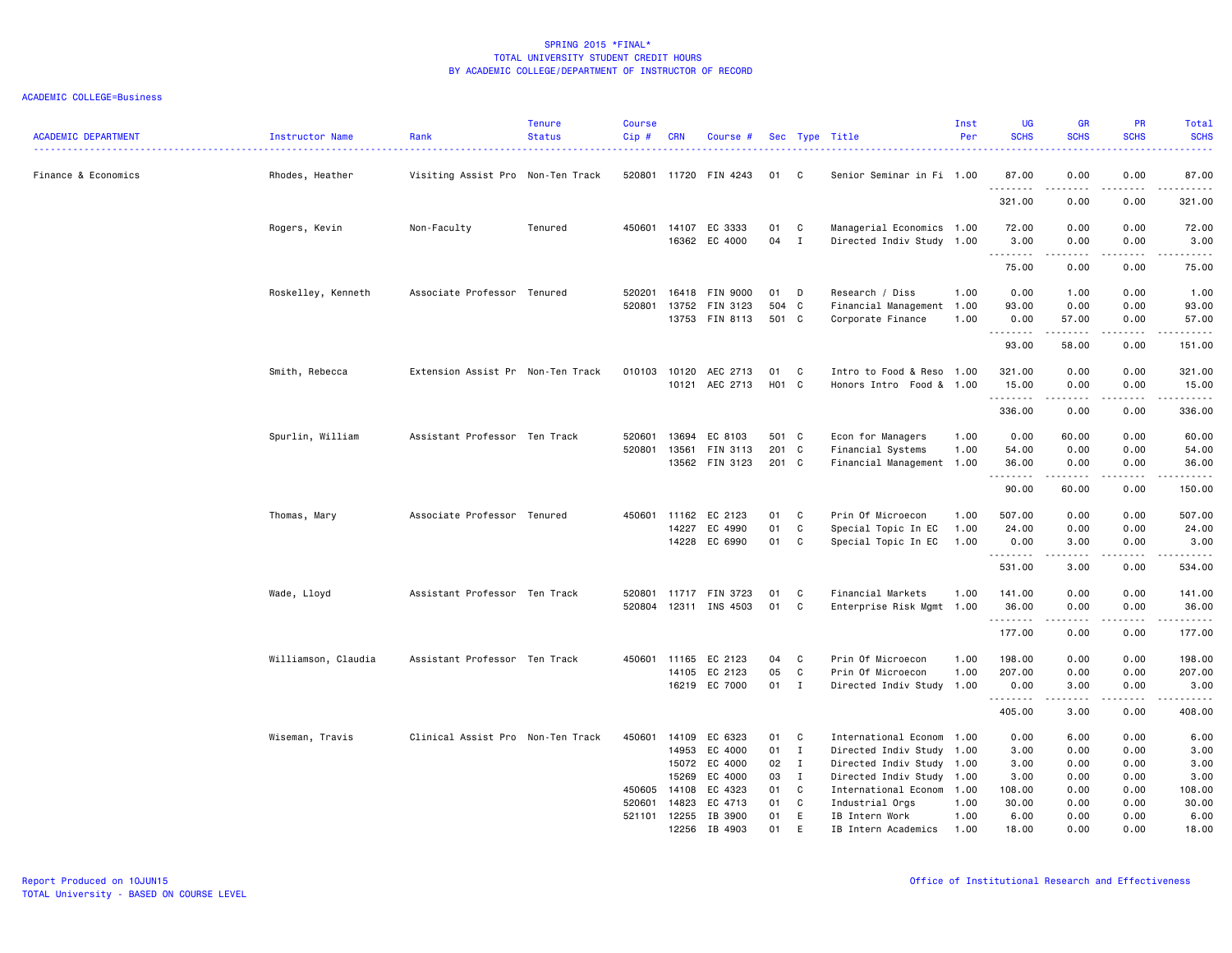SPRING 2015 *FINAL*
TOTAL UNIVERSITY STUDENT CREDIT HOURS
BY ACADEMIC COLLEGE/DEPARTMENT OF INSTRUCTOR OF RECORD

ACADEMIC COLLEGE=Business

| ACADEMIC DEPARTMENT | Instructor Name | Rank | Tenure Status | Course Cip # | CRN | Course # | Sec | Type | Title | Inst Per | UG SCHS | GR SCHS | PR SCHS | Total SCHS |
|---|---|---|---|---|---|---|---|---|---|---|---|---|---|---|
| Finance & Economics | Rhodes, Heather | Visiting Assist Pro | Non-Ten Track | 520801 | 11720 | FIN 4243 | 01 | C | Senior Seminar in Fi | 1.00 | 87.00 | 0.00 | 0.00 | 87.00 |
| | | | | | | | | | | | 321.00 | 0.00 | 0.00 | 321.00 |
| | Rogers, Kevin | Non-Faculty | Tenured | 450601 | 14107 | EC 3333 | 01 | C | Managerial Economics | 1.00 | 72.00 | 0.00 | 0.00 | 72.00 |
| | | | | | 16362 | EC 4000 | 04 | I | Directed Indiv Study | 1.00 | 3.00 | 0.00 | 0.00 | 3.00 |
| | | | | | | | | | | | 75.00 | 0.00 | 0.00 | 75.00 |
| | Roskelley, Kenneth | Associate Professor | Tenured | 520201 | 16418 | FIN 9000 | 01 | D | Research / Diss | 1.00 | 0.00 | 1.00 | 0.00 | 1.00 |
| | | | | 520801 | 13752 | FIN 3123 | 504 | C | Financial Management | 1.00 | 93.00 | 0.00 | 0.00 | 93.00 |
| | | | | | 13753 | FIN 8113 | 501 | C | Corporate Finance | 1.00 | 0.00 | 57.00 | 0.00 | 57.00 |
| | | | | | | | | | | | 93.00 | 58.00 | 0.00 | 151.00 |
| | Smith, Rebecca | Extension Assist Pr | Non-Ten Track | 010103 | 10120 | AEC 2713 | 01 | C | Intro to Food & Reso | 1.00 | 321.00 | 0.00 | 0.00 | 321.00 |
| | | | | | 10121 | AEC 2713 | H01 | C | Honors Intro Food & | 1.00 | 15.00 | 0.00 | 0.00 | 15.00 |
| | | | | | | | | | | | 336.00 | 0.00 | 0.00 | 336.00 |
| | Spurlin, William | Assistant Professor | Ten Track | 520601 | 13694 | EC 8103 | 501 | C | Econ for Managers | 1.00 | 0.00 | 60.00 | 0.00 | 60.00 |
| | | | | 520801 | 13561 | FIN 3113 | 201 | C | Financial Systems | 1.00 | 54.00 | 0.00 | 0.00 | 54.00 |
| | | | | | 13562 | FIN 3123 | 201 | C | Financial Management | 1.00 | 36.00 | 0.00 | 0.00 | 36.00 |
| | | | | | | | | | | | 90.00 | 60.00 | 0.00 | 150.00 |
| | Thomas, Mary | Associate Professor | Tenured | 450601 | 11162 | EC 2123 | 01 | C | Prin Of Microecon | 1.00 | 507.00 | 0.00 | 0.00 | 507.00 |
| | | | | | 14227 | EC 4990 | 01 | C | Special Topic In EC | 1.00 | 24.00 | 0.00 | 0.00 | 24.00 |
| | | | | | 14228 | EC 6990 | 01 | C | Special Topic In EC | 1.00 | 0.00 | 3.00 | 0.00 | 3.00 |
| | | | | | | | | | | | 531.00 | 3.00 | 0.00 | 534.00 |
| | Wade, Lloyd | Assistant Professor | Ten Track | 520801 | 11717 | FIN 3723 | 01 | C | Financial Markets | 1.00 | 141.00 | 0.00 | 0.00 | 141.00 |
| | | | | 520804 | 12311 | INS 4503 | 01 | C | Enterprise Risk Mgmt | 1.00 | 36.00 | 0.00 | 0.00 | 36.00 |
| | | | | | | | | | | | 177.00 | 0.00 | 0.00 | 177.00 |
| | Williamson, Claudia | Assistant Professor | Ten Track | 450601 | 11165 | EC 2123 | 04 | C | Prin Of Microecon | 1.00 | 198.00 | 0.00 | 0.00 | 198.00 |
| | | | | | 14105 | EC 2123 | 05 | C | Prin Of Microecon | 1.00 | 207.00 | 0.00 | 0.00 | 207.00 |
| | | | | | 16219 | EC 7000 | 01 | I | Directed Indiv Study | 1.00 | 0.00 | 3.00 | 0.00 | 3.00 |
| | | | | | | | | | | | 405.00 | 3.00 | 0.00 | 408.00 |
| | Wiseman, Travis | Clinical Assist Pro | Non-Ten Track | 450601 | 14109 | EC 6323 | 01 | C | International Econom | 1.00 | 0.00 | 6.00 | 0.00 | 6.00 |
| | | | | | 14953 | EC 4000 | 01 | I | Directed Indiv Study | 1.00 | 3.00 | 0.00 | 0.00 | 3.00 |
| | | | | | 15072 | EC 4000 | 02 | I | Directed Indiv Study | 1.00 | 3.00 | 0.00 | 0.00 | 3.00 |
| | | | | | 15269 | EC 4000 | 03 | I | Directed Indiv Study | 1.00 | 3.00 | 0.00 | 0.00 | 3.00 |
| | | | | 450605 | 14108 | EC 4323 | 01 | C | International Econom | 1.00 | 108.00 | 0.00 | 0.00 | 108.00 |
| | | | | 520601 | 14823 | EC 4713 | 01 | C | Industrial Orgs | 1.00 | 30.00 | 0.00 | 0.00 | 30.00 |
| | | | | 521101 | 12255 | IB 3900 | 01 | E | IB Intern Work | 1.00 | 6.00 | 0.00 | 0.00 | 6.00 |
| | | | | | 12256 | IB 4903 | 01 | E | IB Intern Academics | 1.00 | 18.00 | 0.00 | 0.00 | 18.00 |

Report Produced on 10JUN15
TOTAL University - BASED ON COURSE LEVEL

Office of Institutional Research and Effectiveness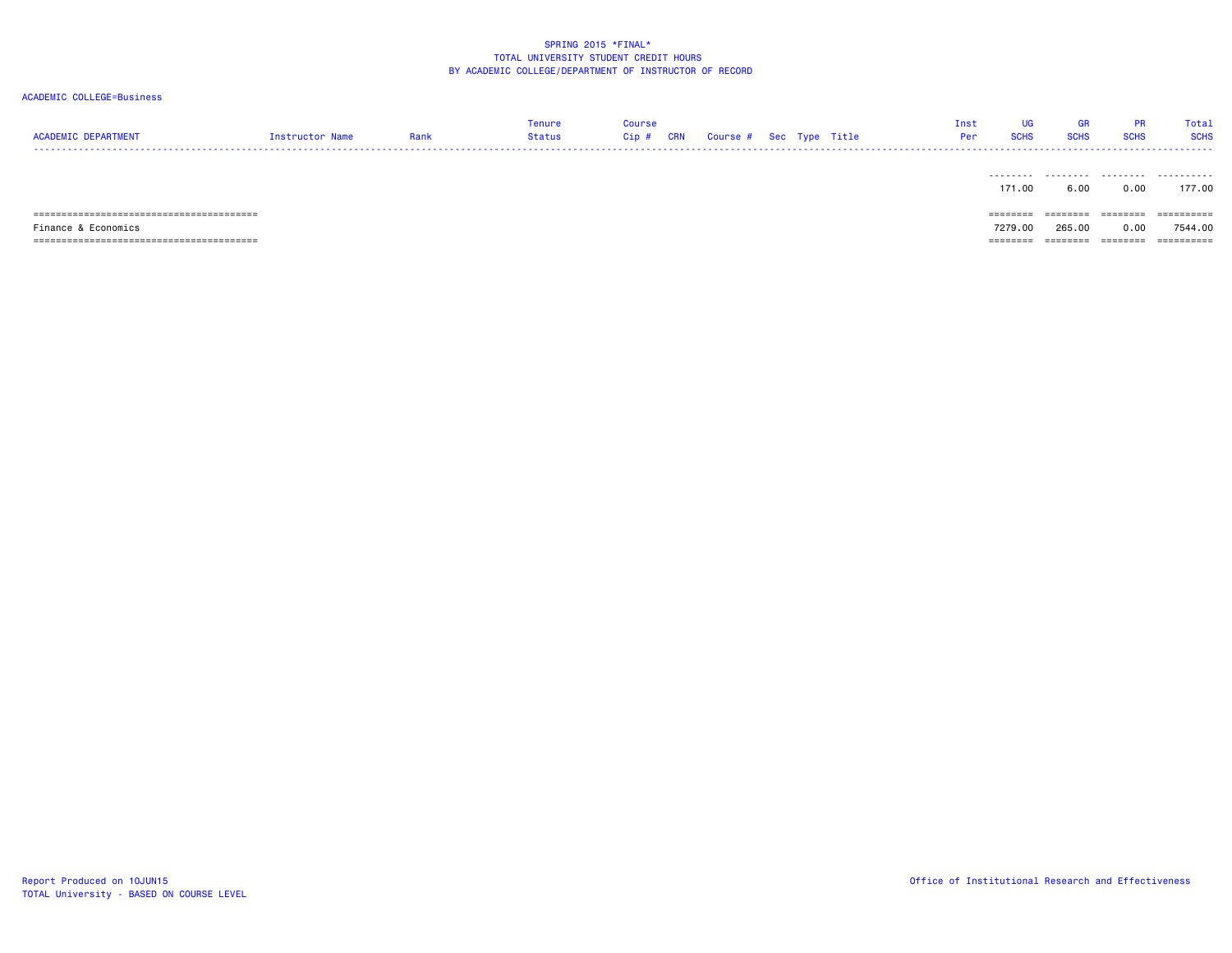SPRING 2015 *FINAL*
TOTAL UNIVERSITY STUDENT CREDIT HOURS
BY ACADEMIC COLLEGE/DEPARTMENT OF INSTRUCTOR OF RECORD

ACADEMIC COLLEGE=Business

| ACADEMIC DEPARTMENT | Instructor Name | Rank | Tenure Status | Course Cip # | CRN | Course # | Sec | Type | Title | Inst Per | UG SCHS | GR SCHS | PR SCHS | Total SCHS |
|---|---|---|---|---|---|---|---|---|---|---|---|---|---|---|
| | | | | | | | | | | | 171.00 | 6.00 | 0.00 | 177.00 |
| Finance & Economics | | | | | | | | | | | 7279.00 | 265.00 | 0.00 | 7544.00 |

Report Produced on 10JUN15
TOTAL University - BASED ON COURSE LEVEL

Office of Institutional Research and Effectiveness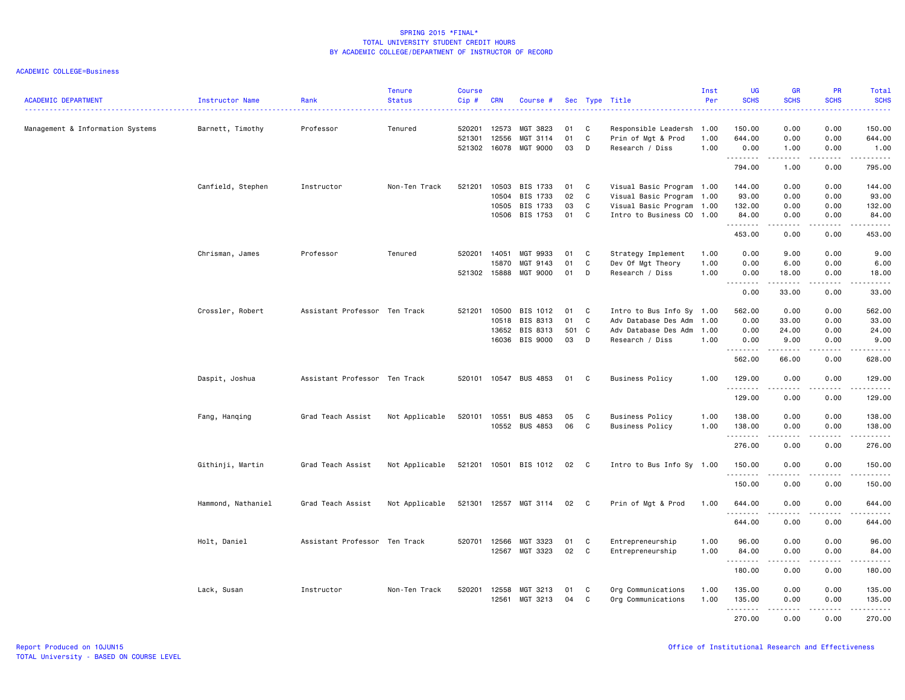SPRING 2015 *FINAL*
TOTAL UNIVERSITY STUDENT CREDIT HOURS
BY ACADEMIC COLLEGE/DEPARTMENT OF INSTRUCTOR OF RECORD

ACADEMIC COLLEGE=Business

| ACADEMIC DEPARTMENT | Instructor Name | Rank | Tenure Status | Course Cip # | CRN | Course # | Sec | Type | Title | Inst Per | UG SCHS | GR SCHS | PR SCHS | Total SCHS |
|---|---|---|---|---|---|---|---|---|---|---|---|---|---|---|
| Management & Information Systems | Barnett, Timothy | Professor | Tenured | 520201 | 12573 | MGT 3823 | 01 | C | Responsible Leadersh | 1.00 | 150.00 | 0.00 | 0.00 | 150.00 |
| | | | | 521301 | 12556 | MGT 3114 | 01 | C | Prin of Mgt & Prod | 1.00 | 644.00 | 0.00 | 0.00 | 644.00 |
| | | | | 521302 | 16078 | MGT 9000 | 03 | D | Research / Diss | 1.00 | 0.00 | 1.00 | 0.00 | 1.00 |
| | | | | | | | | | | | 794.00 | 1.00 | 0.00 | 795.00 |
| | Canfield, Stephen | Instructor | Non-Ten Track | 521201 | 10503 | BIS 1733 | 01 | C | Visual Basic Program | 1.00 | 144.00 | 0.00 | 0.00 | 144.00 |
| | | | | | 10504 | BIS 1733 | 02 | C | Visual Basic Program | 1.00 | 93.00 | 0.00 | 0.00 | 93.00 |
| | | | | | 10505 | BIS 1733 | 03 | C | Visual Basic Program | 1.00 | 132.00 | 0.00 | 0.00 | 132.00 |
| | | | | | 10506 | BIS 1753 | 01 | C | Intro to Business CO | 1.00 | 84.00 | 0.00 | 0.00 | 84.00 |
| | | | | | | | | | | | 453.00 | 0.00 | 0.00 | 453.00 |
| | Chrisman, James | Professor | Tenured | 520201 | 14051 | MGT 9933 | 01 | C | Strategy Implement | 1.00 | 0.00 | 9.00 | 0.00 | 9.00 |
| | | | | | 15870 | MGT 9143 | 01 | C | Dev Of Mgt Theory | 1.00 | 0.00 | 6.00 | 0.00 | 6.00 |
| | | | | 521302 | 15888 | MGT 9000 | 01 | D | Research / Diss | 1.00 | 0.00 | 18.00 | 0.00 | 18.00 |
| | | | | | | | | | | | 0.00 | 33.00 | 0.00 | 33.00 |
| | Crossler, Robert | Assistant Professor | Ten Track | 521201 | 10500 | BIS 1012 | 01 | C | Intro to Bus Info Sy | 1.00 | 562.00 | 0.00 | 0.00 | 562.00 |
| | | | | | 10518 | BIS 8313 | 01 | C | Adv Database Des Adm | 1.00 | 0.00 | 33.00 | 0.00 | 33.00 |
| | | | | | 13652 | BIS 8313 | 501 | C | Adv Database Des Adm | 1.00 | 0.00 | 24.00 | 0.00 | 24.00 |
| | | | | | 16036 | BIS 9000 | 03 | D | Research / Diss | 1.00 | 0.00 | 9.00 | 0.00 | 9.00 |
| | | | | | | | | | | | 562.00 | 66.00 | 0.00 | 628.00 |
| | Daspit, Joshua | Assistant Professor | Ten Track | 520101 | 10547 | BUS 4853 | 01 | C | Business Policy | 1.00 | 129.00 | 0.00 | 0.00 | 129.00 |
| | | | | | | | | | | | 129.00 | 0.00 | 0.00 | 129.00 |
| | Fang, Hanqing | Grad Teach Assist | Not Applicable | 520101 | 10551 | BUS 4853 | 05 | C | Business Policy | 1.00 | 138.00 | 0.00 | 0.00 | 138.00 |
| | | | | | 10552 | BUS 4853 | 06 | C | Business Policy | 1.00 | 138.00 | 0.00 | 0.00 | 138.00 |
| | | | | | | | | | | | 276.00 | 0.00 | 0.00 | 276.00 |
| | Githinji, Martin | Grad Teach Assist | Not Applicable | 521201 | 10501 | BIS 1012 | 02 | C | Intro to Bus Info Sy | 1.00 | 150.00 | 0.00 | 0.00 | 150.00 |
| | | | | | | | | | | | 150.00 | 0.00 | 0.00 | 150.00 |
| | Hammond, Nathaniel | Grad Teach Assist | Not Applicable | 521301 | 12557 | MGT 3114 | 02 | C | Prin of Mgt & Prod | 1.00 | 644.00 | 0.00 | 0.00 | 644.00 |
| | | | | | | | | | | | 644.00 | 0.00 | 0.00 | 644.00 |
| | Holt, Daniel | Assistant Professor | Ten Track | 520701 | 12566 | MGT 3323 | 01 | C | Entrepreneurship | 1.00 | 96.00 | 0.00 | 0.00 | 96.00 |
| | | | | | 12567 | MGT 3323 | 02 | C | Entrepreneurship | 1.00 | 84.00 | 0.00 | 0.00 | 84.00 |
| | | | | | | | | | | | 180.00 | 0.00 | 0.00 | 180.00 |
| | Lack, Susan | Instructor | Non-Ten Track | 520201 | 12558 | MGT 3213 | 01 | C | Org Communications | 1.00 | 135.00 | 0.00 | 0.00 | 135.00 |
| | | | | | 12561 | MGT 3213 | 04 | C | Org Communications | 1.00 | 135.00 | 0.00 | 0.00 | 135.00 |
| | | | | | | | | | | | 270.00 | 0.00 | 0.00 | 270.00 |

Report Produced on 10JUN15
TOTAL University - BASED ON COURSE LEVEL

Office of Institutional Research and Effectiveness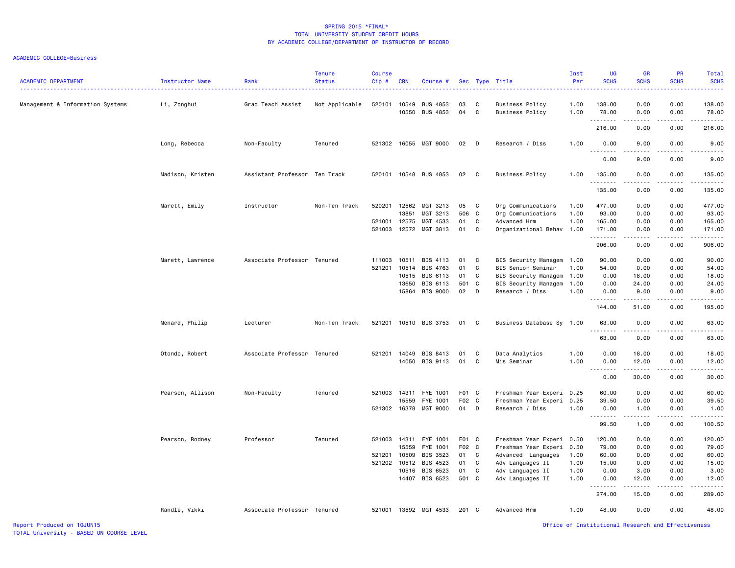SPRING 2015 *FINAL*
TOTAL UNIVERSITY STUDENT CREDIT HOURS
BY ACADEMIC COLLEGE/DEPARTMENT OF INSTRUCTOR OF RECORD

ACADEMIC COLLEGE=Business

| ACADEMIC DEPARTMENT | Instructor Name | Rank | Tenure Status | Course Cip # | CRN | Course # | Sec | Type | Title | Inst Per | UG SCHS | GR SCHS | PR SCHS | Total SCHS |
|---|---|---|---|---|---|---|---|---|---|---|---|---|---|---|
| Management & Information Systems | Li, Zonghui | Grad Teach Assist | Not Applicable | 520101 | 10549 | BUS 4853 | 03 | C | Business Policy | 1.00 | 138.00 | 0.00 | 0.00 | 138.00 |
| | | | | | 10550 | BUS 4853 | 04 | C | Business Policy | 1.00 | 78.00 | 0.00 | 0.00 | 78.00 |
| | | | | | | | | | | | 216.00 | 0.00 | 0.00 | 216.00 |
| | Long, Rebecca | Non-Faculty | Tenured | 521302 | 16055 | MGT 9000 | 02 | D | Research / Diss | 1.00 | 0.00 | 9.00 | 0.00 | 9.00 |
| | | | | | | | | | | | 0.00 | 9.00 | 0.00 | 9.00 |
| | Madison, Kristen | Assistant Professor | Ten Track | 520101 | 10548 | BUS 4853 | 02 | C | Business Policy | 1.00 | 135.00 | 0.00 | 0.00 | 135.00 |
| | | | | | | | | | | | 135.00 | 0.00 | 0.00 | 135.00 |
| | Marett, Emily | Instructor | Non-Ten Track | 520201 | 12562 | MGT 3213 | 05 | C | Org Communications | 1.00 | 477.00 | 0.00 | 0.00 | 477.00 |
| | | | | | 13851 | MGT 3213 | 506 | C | Org Communications | 1.00 | 93.00 | 0.00 | 0.00 | 93.00 |
| | | | | 521001 | 12575 | MGT 4533 | 01 | C | Advanced Hrm | 1.00 | 165.00 | 0.00 | 0.00 | 165.00 |
| | | | | 521003 | 12572 | MGT 3813 | 01 | C | Organizational Behav | 1.00 | 171.00 | 0.00 | 0.00 | 171.00 |
| | | | | | | | | | | | 906.00 | 0.00 | 0.00 | 906.00 |
| | Marett, Lawrence | Associate Professor | Tenured | 111003 | 10511 | BIS 4113 | 01 | C | BIS Security Managem | 1.00 | 90.00 | 0.00 | 0.00 | 90.00 |
| | | | | 521201 | 10514 | BIS 4763 | 01 | C | BIS Senior Seminar | 1.00 | 54.00 | 0.00 | 0.00 | 54.00 |
| | | | | | 10515 | BIS 6113 | 01 | C | BIS Security Managem | 1.00 | 0.00 | 18.00 | 0.00 | 18.00 |
| | | | | | 13650 | BIS 6113 | 501 | C | BIS Security Managem | 1.00 | 0.00 | 24.00 | 0.00 | 24.00 |
| | | | | | 15864 | BIS 9000 | 02 | D | Research / Diss | 1.00 | 0.00 | 9.00 | 0.00 | 9.00 |
| | | | | | | | | | | | 144.00 | 51.00 | 0.00 | 195.00 |
| | Menard, Philip | Lecturer | Non-Ten Track | 521201 | 10510 | BIS 3753 | 01 | C | Business Database Sy | 1.00 | 63.00 | 0.00 | 0.00 | 63.00 |
| | | | | | | | | | | | 63.00 | 0.00 | 0.00 | 63.00 |
| | Otondo, Robert | Associate Professor | Tenured | 521201 | 14049 | BIS 8413 | 01 | C | Data Analytics | 1.00 | 0.00 | 18.00 | 0.00 | 18.00 |
| | | | | | 14050 | BIS 9113 | 01 | C | Mis Seminar | 1.00 | 0.00 | 12.00 | 0.00 | 12.00 |
| | | | | | | | | | | | 0.00 | 30.00 | 0.00 | 30.00 |
| | Pearson, Allison | Non-Faculty | Tenured | 521003 | 14311 | FYE 1001 | F01 | C | Freshman Year Experi | 0.25 | 60.00 | 0.00 | 0.00 | 60.00 |
| | | | | | 15559 | FYE 1001 | F02 | C | Freshman Year Experi | 0.25 | 39.50 | 0.00 | 0.00 | 39.50 |
| | | | | 521302 | 16378 | MGT 9000 | 04 | D | Research / Diss | 1.00 | 0.00 | 1.00 | 0.00 | 1.00 |
| | | | | | | | | | | | 99.50 | 1.00 | 0.00 | 100.50 |
| | Pearson, Rodney | Professor | Tenured | 521003 | 14311 | FYE 1001 | F01 | C | Freshman Year Experi | 0.50 | 120.00 | 0.00 | 0.00 | 120.00 |
| | | | | | 15559 | FYE 1001 | F02 | C | Freshman Year Experi | 0.50 | 79.00 | 0.00 | 0.00 | 79.00 |
| | | | | 521201 | 10509 | BIS 3523 | 01 | C | Advanced Languages | 1.00 | 60.00 | 0.00 | 0.00 | 60.00 |
| | | | | 521202 | 10512 | BIS 4523 | 01 | C | Adv Languages II | 1.00 | 15.00 | 0.00 | 0.00 | 15.00 |
| | | | | | 10516 | BIS 6523 | 01 | C | Adv Languages II | 1.00 | 0.00 | 3.00 | 0.00 | 3.00 |
| | | | | | 14407 | BIS 6523 | 501 | C | Adv Languages II | 1.00 | 0.00 | 12.00 | 0.00 | 12.00 |
| | | | | | | | | | | | 274.00 | 15.00 | 0.00 | 289.00 |
| | Randle, Vikki | Associate Professor | Tenured | 521001 | 13592 | MGT 4533 | 201 | C | Advanced Hrm | 1.00 | 48.00 | 0.00 | 0.00 | 48.00 |

Report Produced on 10JUN15
TOTAL University - BASED ON COURSE LEVEL
Office of Institutional Research and Effectiveness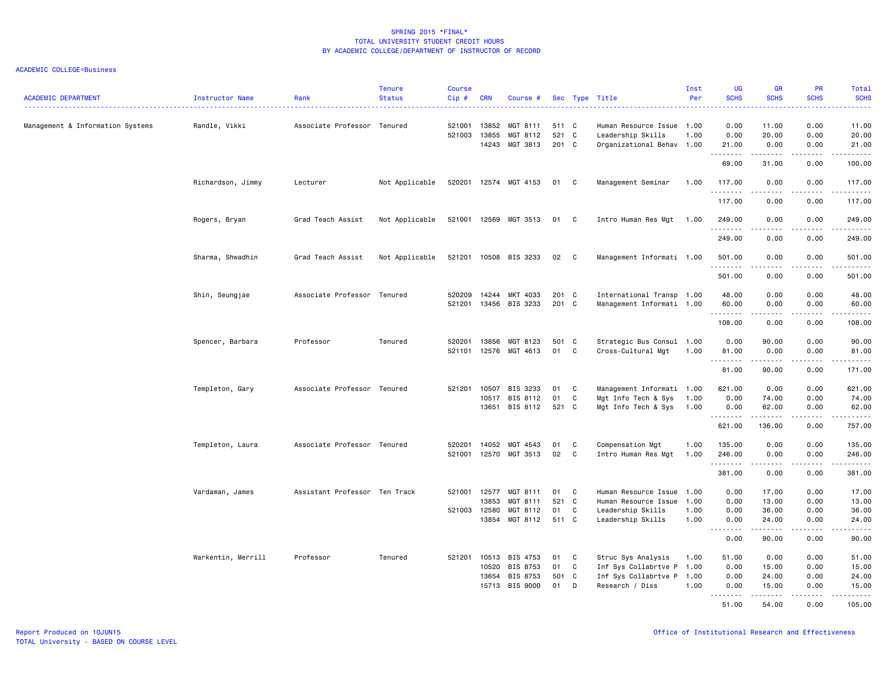SPRING 2015 *FINAL*
TOTAL UNIVERSITY STUDENT CREDIT HOURS
BY ACADEMIC COLLEGE/DEPARTMENT OF INSTRUCTOR OF RECORD

ACADEMIC COLLEGE=Business

| ACADEMIC DEPARTMENT | Instructor Name | Rank | Tenure Status | Course Cip # | CRN | Course # | Sec | Type | Title | Inst Per | UG SCHS | GR SCHS | PR SCHS | Total SCHS |
|---|---|---|---|---|---|---|---|---|---|---|---|---|---|---|
| Management & Information Systems | Randle, Vikki | Associate Professor | Tenured | 521001 | 13852 | MGT 8111 | 511 | C | Human Resource Issue | 1.00 | 0.00 | 11.00 | 0.00 | 11.00 |
| | | | | 521003 | 13855 | MGT 8112 | 521 | C | Leadership Skills | 1.00 | 0.00 | 20.00 | 0.00 | 20.00 |
| | | | | | 14243 | MGT 3813 | 201 | C | Organizational Behav | 1.00 | 21.00 | 0.00 | 0.00 | 21.00 |
| | | | | | | | | | | | 69.00 | 31.00 | 0.00 | 100.00 |
| | Richardson, Jimmy | Lecturer | Not Applicable | 520201 | 12574 | MGT 4153 | 01 | C | Management Seminar | 1.00 | 117.00 | 0.00 | 0.00 | 117.00 |
| | | | | | | | | | | | 117.00 | 0.00 | 0.00 | 117.00 |
| | Rogers, Bryan | Grad Teach Assist | Not Applicable | 521001 | 12569 | MGT 3513 | 01 | C | Intro Human Res Mgt | 1.00 | 249.00 | 0.00 | 0.00 | 249.00 |
| | | | | | | | | | | | 249.00 | 0.00 | 0.00 | 249.00 |
| | Sharma, Shwadhin | Grad Teach Assist | Not Applicable | 521201 | 10508 | BIS 3233 | 02 | C | Management Informati | 1.00 | 501.00 | 0.00 | 0.00 | 501.00 |
| | | | | | | | | | | | 501.00 | 0.00 | 0.00 | 501.00 |
| | Shin, Seungjae | Associate Professor | Tenured | 520209 | 14244 | MKT 4033 | 201 | C | International Transp | 1.00 | 48.00 | 0.00 | 0.00 | 48.00 |
| | | | | 521201 | 13456 | BIS 3233 | 201 | C | Management Informati | 1.00 | 60.00 | 0.00 | 0.00 | 60.00 |
| | | | | | | | | | | | 108.00 | 0.00 | 0.00 | 108.00 |
| | Spencer, Barbara | Professor | Tenured | 520201 | 13856 | MGT 8123 | 501 | C | Strategic Bus Consul | 1.00 | 0.00 | 90.00 | 0.00 | 90.00 |
| | | | | 521101 | 12576 | MGT 4613 | 01 | C | Cross-Cultural Mgt | 1.00 | 81.00 | 0.00 | 0.00 | 81.00 |
| | | | | | | | | | | | 81.00 | 90.00 | 0.00 | 171.00 |
| | Templeton, Gary | Associate Professor | Tenured | 521201 | 10507 | BIS 3233 | 01 | C | Management Informati | 1.00 | 621.00 | 0.00 | 0.00 | 621.00 |
| | | | | | 10517 | BIS 8112 | 01 | C | Mgt Info Tech & Sys | 1.00 | 0.00 | 74.00 | 0.00 | 74.00 |
| | | | | | 13651 | BIS 8112 | 521 | C | Mgt Info Tech & Sys | 1.00 | 0.00 | 62.00 | 0.00 | 62.00 |
| | | | | | | | | | | | 621.00 | 136.00 | 0.00 | 757.00 |
| | Templeton, Laura | Associate Professor | Tenured | 520201 | 14052 | MGT 4543 | 01 | C | Compensation Mgt | 1.00 | 135.00 | 0.00 | 0.00 | 135.00 |
| | | | | 521001 | 12570 | MGT 3513 | 02 | C | Intro Human Res Mgt | 1.00 | 246.00 | 0.00 | 0.00 | 246.00 |
| | | | | | | | | | | | 381.00 | 0.00 | 0.00 | 381.00 |
| | Vardaman, James | Assistant Professor | Ten Track | 521001 | 12577 | MGT 8111 | 01 | C | Human Resource Issue | 1.00 | 0.00 | 17.00 | 0.00 | 17.00 |
| | | | | | 13853 | MGT 8111 | 521 | C | Human Resource Issue | 1.00 | 0.00 | 13.00 | 0.00 | 13.00 |
| | | | | 521003 | 12580 | MGT 8112 | 01 | C | Leadership Skills | 1.00 | 0.00 | 36.00 | 0.00 | 36.00 |
| | | | | | 13854 | MGT 8112 | 511 | C | Leadership Skills | 1.00 | 0.00 | 24.00 | 0.00 | 24.00 |
| | | | | | | | | | | | 0.00 | 90.00 | 0.00 | 90.00 |
| | Warkentin, Merrill | Professor | Tenured | 521201 | 10513 | BIS 4753 | 01 | C | Struc Sys Analysis | 1.00 | 51.00 | 0.00 | 0.00 | 51.00 |
| | | | | | 10520 | BIS 8753 | 01 | C | Inf Sys Collabrtve P | 1.00 | 0.00 | 15.00 | 0.00 | 15.00 |
| | | | | | 13654 | BIS 8753 | 501 | C | Inf Sys Collabrtve P | 1.00 | 0.00 | 24.00 | 0.00 | 24.00 |
| | | | | | 15713 | BIS 9000 | 01 | D | Research / Diss | 1.00 | 0.00 | 15.00 | 0.00 | 15.00 |
| | | | | | | | | | | | 51.00 | 54.00 | 0.00 | 105.00 |

Report Produced on 10JUN15
TOTAL University - BASED ON COURSE LEVEL

Office of Institutional Research and Effectiveness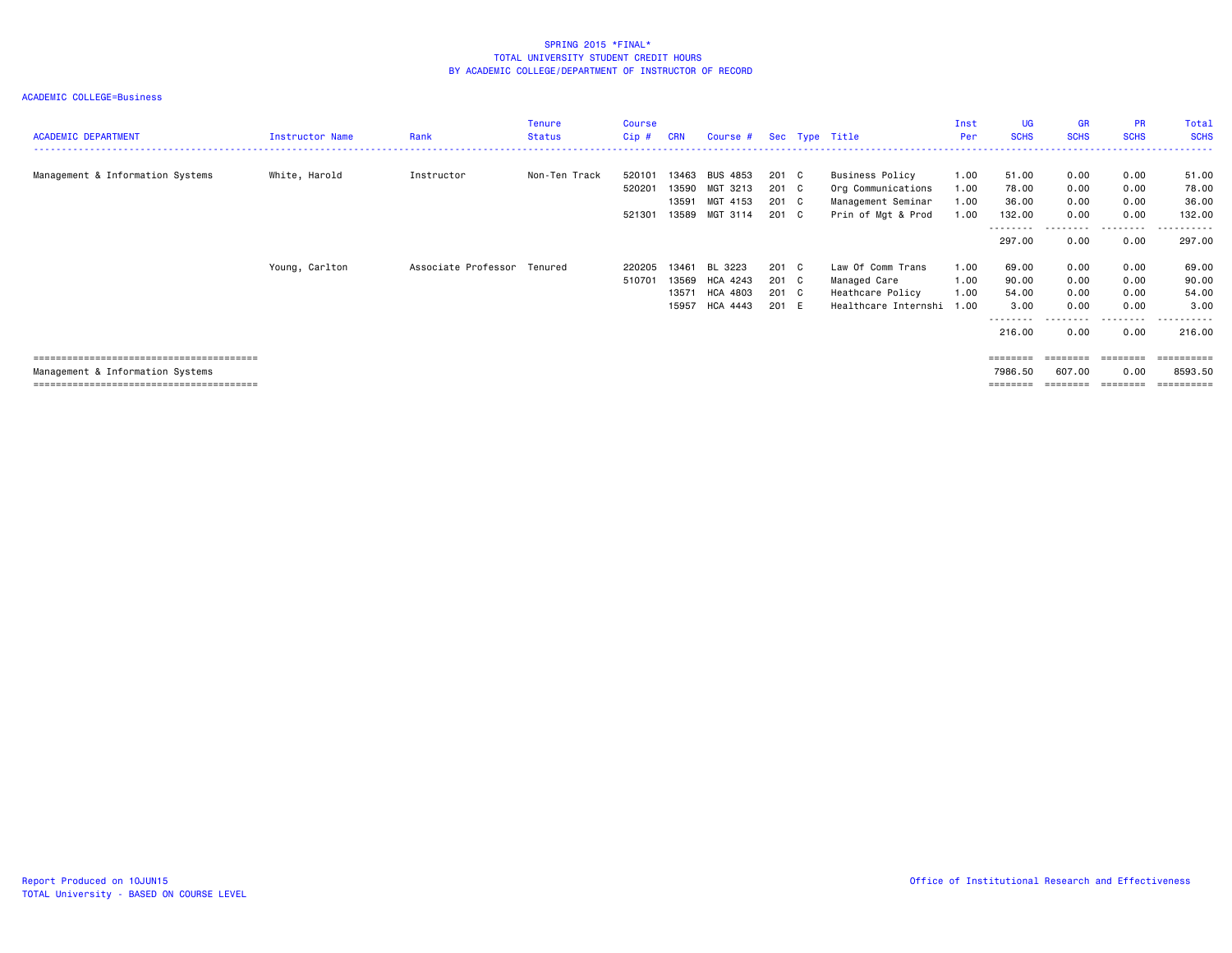SPRING 2015 *FINAL*
TOTAL UNIVERSITY STUDENT CREDIT HOURS
BY ACADEMIC COLLEGE/DEPARTMENT OF INSTRUCTOR OF RECORD

ACADEMIC COLLEGE=Business

| ACADEMIC DEPARTMENT | Instructor Name | Rank | Tenure Status | Course Cip # | CRN | Course # | Sec | Type | Title | Inst Per | UG SCHS | GR SCHS | PR SCHS | Total SCHS |
|---|---|---|---|---|---|---|---|---|---|---|---|---|---|---|
| Management & Information Systems | White, Harold | Instructor | Non-Ten Track | 520101 | 13463 | BUS 4853 | 201 | C | Business Policy | 1.00 | 51.00 | 0.00 | 0.00 | 51.00 |
| | | | | 520201 | 13590 | MGT 3213 | 201 | C | Org Communications | 1.00 | 78.00 | 0.00 | 0.00 | 78.00 |
| | | | | | 13591 | MGT 4153 | 201 | C | Management Seminar | 1.00 | 36.00 | 0.00 | 0.00 | 36.00 |
| | | | | 521301 | 13589 | MGT 3114 | 201 | C | Prin of Mgt & Prod | 1.00 | 132.00 | 0.00 | 0.00 | 132.00 |
| | | | | | | | | | | | 297.00 | 0.00 | 0.00 | 297.00 |
| | Young, Carlton | Associate Professor | Tenured | 220205 | 13461 | BL 3223 | 201 | C | Law Of Comm Trans | 1.00 | 69.00 | 0.00 | 0.00 | 69.00 |
| | | | | 510701 | 13569 | HCA 4243 | 201 | C | Managed Care | 1.00 | 90.00 | 0.00 | 0.00 | 90.00 |
| | | | | | 13571 | HCA 4803 | 201 | C | Heathcare Policy | 1.00 | 54.00 | 0.00 | 0.00 | 54.00 |
| | | | | | 15957 | HCA 4443 | 201 | E | Healthcare Internshi | 1.00 | 3.00 | 0.00 | 0.00 | 3.00 |
| | | | | | | | | | | | 216.00 | 0.00 | 0.00 | 216.00 |
| Management & Information Systems | | | | | | | | | | | 7986.50 | 607.00 | 0.00 | 8593.50 |

Report Produced on 10JUN15
TOTAL University - BASED ON COURSE LEVEL

Office of Institutional Research and Effectiveness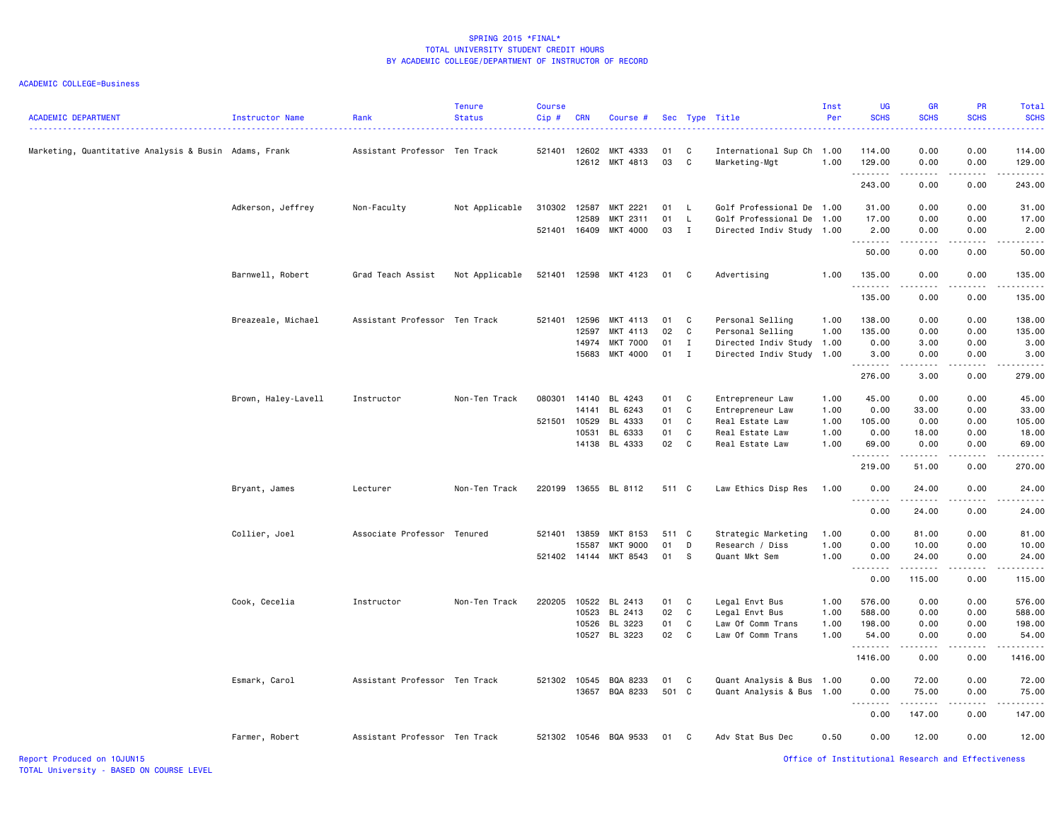SPRING 2015 *FINAL*
TOTAL UNIVERSITY STUDENT CREDIT HOURS
BY ACADEMIC COLLEGE/DEPARTMENT OF INSTRUCTOR OF RECORD

ACADEMIC COLLEGE=Business

| ACADEMIC DEPARTMENT | Instructor Name | Rank | Tenure Status | Course Cip # | CRN | Course # | Sec | Type | Title | Inst Per | UG SCHS | GR SCHS | PR SCHS | Total SCHS |
|---|---|---|---|---|---|---|---|---|---|---|---|---|---|---|
| Marketing, Quantitative Analysis & Busin | Adams, Frank | Assistant Professor | Ten Track | 521401 | 12602 | MKT 4333 | 01 | C | International Sup Ch | 1.00 | 114.00 | 0.00 | 0.00 | 114.00 |
| | | | | | 12612 | MKT 4813 | 03 | C | Marketing-Mgt | 1.00 | 129.00 | 0.00 | 0.00 | 129.00 |
| | | | | | | | | | | | 243.00 | 0.00 | 0.00 | 243.00 |
| | Adkerson, Jeffrey | Non-Faculty | Not Applicable | 310302 | 12587 | MKT 2221 | 01 | L | Golf Professional De | 1.00 | 31.00 | 0.00 | 0.00 | 31.00 |
| | | | | | 12589 | MKT 2311 | 01 | L | Golf Professional De | 1.00 | 17.00 | 0.00 | 0.00 | 17.00 |
| | | | | 521401 | 16409 | MKT 4000 | 03 | I | Directed Indiv Study | 1.00 | 2.00 | 0.00 | 0.00 | 2.00 |
| | | | | | | | | | | | 50.00 | 0.00 | 0.00 | 50.00 |
| | Barnwell, Robert | Grad Teach Assist | Not Applicable | 521401 | 12598 | MKT 4123 | 01 | C | Advertising | 1.00 | 135.00 | 0.00 | 0.00 | 135.00 |
| | | | | | | | | | | | 135.00 | 0.00 | 0.00 | 135.00 |
| | Breazeale, Michael | Assistant Professor | Ten Track | 521401 | 12596 | MKT 4113 | 01 | C | Personal Selling | 1.00 | 138.00 | 0.00 | 0.00 | 138.00 |
| | | | | | 12597 | MKT 4113 | 02 | C | Personal Selling | 1.00 | 135.00 | 0.00 | 0.00 | 135.00 |
| | | | | | 14974 | MKT 7000 | 01 | I | Directed Indiv Study | 1.00 | 0.00 | 3.00 | 0.00 | 3.00 |
| | | | | | 15683 | MKT 4000 | 01 | I | Directed Indiv Study | 1.00 | 3.00 | 0.00 | 0.00 | 3.00 |
| | | | | | | | | | | | 276.00 | 3.00 | 0.00 | 279.00 |
| | Brown, Haley-Lavell | Instructor | Non-Ten Track | 080301 | 14140 | BL 4243 | 01 | C | Entrepreneur Law | 1.00 | 45.00 | 0.00 | 0.00 | 45.00 |
| | | | | | 14141 | BL 6243 | 01 | C | Entrepreneur Law | 1.00 | 0.00 | 33.00 | 0.00 | 33.00 |
| | | | | 521501 | 10529 | BL 4333 | 01 | C | Real Estate Law | 1.00 | 105.00 | 0.00 | 0.00 | 105.00 |
| | | | | | 10531 | BL 6333 | 01 | C | Real Estate Law | 1.00 | 0.00 | 18.00 | 0.00 | 18.00 |
| | | | | | 14138 | BL 4333 | 02 | C | Real Estate Law | 1.00 | 69.00 | 0.00 | 0.00 | 69.00 |
| | | | | | | | | | | | 219.00 | 51.00 | 0.00 | 270.00 |
| | Bryant, James | Lecturer | Non-Ten Track | 220199 | 13655 | BL 8112 | 511 | C | Law Ethics Disp Res | 1.00 | 0.00 | 24.00 | 0.00 | 24.00 |
| | | | | | | | | | | | 0.00 | 24.00 | 0.00 | 24.00 |
| | Collier, Joel | Associate Professor | Tenured | 521401 | 13859 | MKT 8153 | 511 | C | Strategic Marketing | 1.00 | 0.00 | 81.00 | 0.00 | 81.00 |
| | | | | | 15587 | MKT 9000 | 01 | D | Research / Diss | 1.00 | 0.00 | 10.00 | 0.00 | 10.00 |
| | | | | 521402 | 14144 | MKT 8543 | 01 | S | Quant Mkt Sem | 1.00 | 0.00 | 24.00 | 0.00 | 24.00 |
| | | | | | | | | | | | 0.00 | 115.00 | 0.00 | 115.00 |
| | Cook, Cecelia | Instructor | Non-Ten Track | 220205 | 10522 | BL 2413 | 01 | C | Legal Envt Bus | 1.00 | 576.00 | 0.00 | 0.00 | 576.00 |
| | | | | | 10523 | BL 2413 | 02 | C | Legal Envt Bus | 1.00 | 588.00 | 0.00 | 0.00 | 588.00 |
| | | | | | 10526 | BL 3223 | 01 | C | Law Of Comm Trans | 1.00 | 198.00 | 0.00 | 0.00 | 198.00 |
| | | | | | 10527 | BL 3223 | 02 | C | Law Of Comm Trans | 1.00 | 54.00 | 0.00 | 0.00 | 54.00 |
| | | | | | | | | | | | 1416.00 | 0.00 | 0.00 | 1416.00 |
| | Esmark, Carol | Assistant Professor | Ten Track | 521302 | 10545 | BQA 8233 | 01 | C | Quant Analysis & Bus | 1.00 | 0.00 | 72.00 | 0.00 | 72.00 |
| | | | | | 13657 | BQA 8233 | 501 | C | Quant Analysis & Bus | 1.00 | 0.00 | 75.00 | 0.00 | 75.00 |
| | | | | | | | | | | | 0.00 | 147.00 | 0.00 | 147.00 |
| | Farmer, Robert | Assistant Professor | Ten Track | 521302 | 10546 | BQA 9533 | 01 | C | Adv Stat Bus Dec | 0.50 | 0.00 | 12.00 | 0.00 | 12.00 |

Report Produced on 10JUN15
TOTAL University - BASED ON COURSE LEVEL

Office of Institutional Research and Effectiveness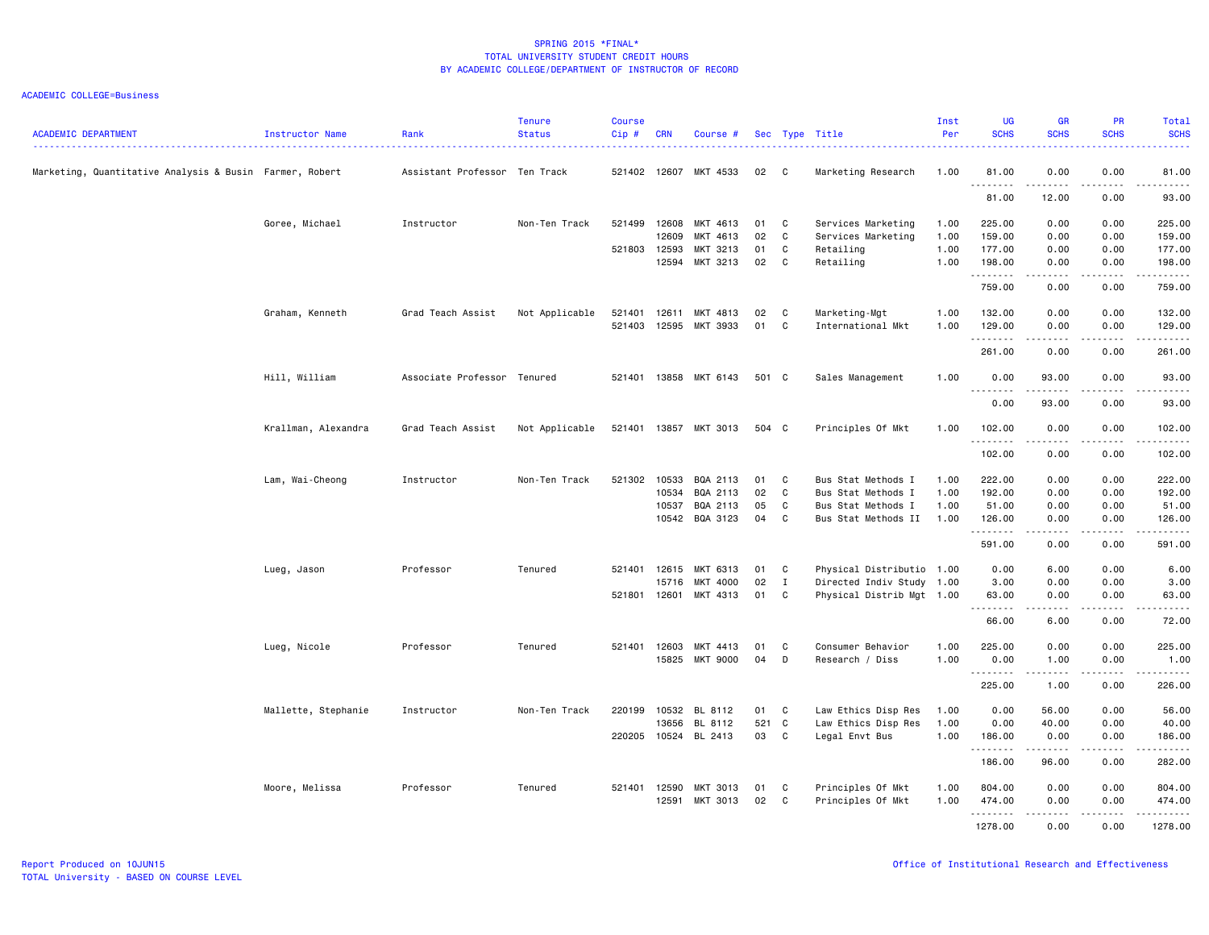SPRING 2015 *FINAL*
TOTAL UNIVERSITY STUDENT CREDIT HOURS
BY ACADEMIC COLLEGE/DEPARTMENT OF INSTRUCTOR OF RECORD

ACADEMIC COLLEGE=Business

| ACADEMIC DEPARTMENT | Instructor Name | Rank | Tenure Status | Course Cip # | CRN | Course # | Sec | Type | Title | Inst Per | UG SCHS | GR SCHS | PR SCHS | Total SCHS |
|---|---|---|---|---|---|---|---|---|---|---|---|---|---|---|
| Marketing, Quantitative Analysis & Busin | Farmer, Robert | Assistant Professor | Ten Track | 521402 | 12607 | MKT 4533 | 02 | C | Marketing Research | 1.00 | 81.00 | 0.00 | 0.00 | 81.00 |
| | | | | | | | | | | | 81.00 | 12.00 | 0.00 | 93.00 |
| | Goree, Michael | Instructor | Non-Ten Track | 521499 | 12608 | MKT 4613 | 01 | C | Services Marketing | 1.00 | 225.00 | 0.00 | 0.00 | 225.00 |
| | | | | | 12609 | MKT 4613 | 02 | C | Services Marketing | 1.00 | 159.00 | 0.00 | 0.00 | 159.00 |
| | | | | 521803 | 12593 | MKT 3213 | 01 | C | Retailing | 1.00 | 177.00 | 0.00 | 0.00 | 177.00 |
| | | | | | 12594 | MKT 3213 | 02 | C | Retailing | 1.00 | 198.00 | 0.00 | 0.00 | 198.00 |
| | | | | | | | | | | | 759.00 | 0.00 | 0.00 | 759.00 |
| | Graham, Kenneth | Grad Teach Assist | Not Applicable | 521401 | 12611 | MKT 4813 | 02 | C | Marketing-Mgt | 1.00 | 132.00 | 0.00 | 0.00 | 132.00 |
| | | | | 521403 | 12595 | MKT 3933 | 01 | C | International Mkt | 1.00 | 129.00 | 0.00 | 0.00 | 129.00 |
| | | | | | | | | | | | 261.00 | 0.00 | 0.00 | 261.00 |
| | Hill, William | Associate Professor | Tenured | 521401 | 13858 | MKT 6143 | 501 | C | Sales Management | 1.00 | 0.00 | 93.00 | 0.00 | 93.00 |
| | | | | | | | | | | | 0.00 | 93.00 | 0.00 | 93.00 |
| | Krallman, Alexandra | Grad Teach Assist | Not Applicable | 521401 | 13857 | MKT 3013 | 504 | C | Principles Of Mkt | 1.00 | 102.00 | 0.00 | 0.00 | 102.00 |
| | | | | | | | | | | | 102.00 | 0.00 | 0.00 | 102.00 |
| | Lam, Wai-Cheong | Instructor | Non-Ten Track | 521302 | 10533 | BQA 2113 | 01 | C | Bus Stat Methods I | 1.00 | 222.00 | 0.00 | 0.00 | 222.00 |
| | | | | | 10534 | BQA 2113 | 02 | C | Bus Stat Methods I | 1.00 | 192.00 | 0.00 | 0.00 | 192.00 |
| | | | | | 10537 | BQA 2113 | 05 | C | Bus Stat Methods I | 1.00 | 51.00 | 0.00 | 0.00 | 51.00 |
| | | | | | 10542 | BQA 3123 | 04 | C | Bus Stat Methods II | 1.00 | 126.00 | 0.00 | 0.00 | 126.00 |
| | | | | | | | | | | | 591.00 | 0.00 | 0.00 | 591.00 |
| | Lueg, Jason | Professor | Tenured | 521401 | 12615 | MKT 6313 | 01 | C | Physical Distributio | 1.00 | 0.00 | 6.00 | 0.00 | 6.00 |
| | | | | | 15716 | MKT 4000 | 02 | I | Directed Indiv Study | 1.00 | 3.00 | 0.00 | 0.00 | 3.00 |
| | | | | 521801 | 12601 | MKT 4313 | 01 | C | Physical Distrib Mgt | 1.00 | 63.00 | 0.00 | 0.00 | 63.00 |
| | | | | | | | | | | | 66.00 | 6.00 | 0.00 | 72.00 |
| | Lueg, Nicole | Professor | Tenured | 521401 | 12603 | MKT 4413 | 01 | C | Consumer Behavior | 1.00 | 225.00 | 0.00 | 0.00 | 225.00 |
| | | | | | 15825 | MKT 9000 | 04 | D | Research / Diss | 1.00 | 0.00 | 1.00 | 0.00 | 1.00 |
| | | | | | | | | | | | 225.00 | 1.00 | 0.00 | 226.00 |
| | Mallette, Stephanie | Instructor | Non-Ten Track | 220199 | 10532 | BL 8112 | 01 | C | Law Ethics Disp Res | 1.00 | 0.00 | 56.00 | 0.00 | 56.00 |
| | | | | | 13656 | BL 8112 | 521 | C | Law Ethics Disp Res | 1.00 | 0.00 | 40.00 | 0.00 | 40.00 |
| | | | | 220205 | 10524 | BL 2413 | 03 | C | Legal Envt Bus | 1.00 | 186.00 | 0.00 | 0.00 | 186.00 |
| | | | | | | | | | | | 186.00 | 96.00 | 0.00 | 282.00 |
| | Moore, Melissa | Professor | Tenured | 521401 | 12590 | MKT 3013 | 01 | C | Principles Of Mkt | 1.00 | 804.00 | 0.00 | 0.00 | 804.00 |
| | | | | | 12591 | MKT 3013 | 02 | C | Principles Of Mkt | 1.00 | 474.00 | 0.00 | 0.00 | 474.00 |
| | | | | | | | | | | | 1278.00 | 0.00 | 0.00 | 1278.00 |

Report Produced on 10JUN15
TOTAL University - BASED ON COURSE LEVEL

Office of Institutional Research and Effectiveness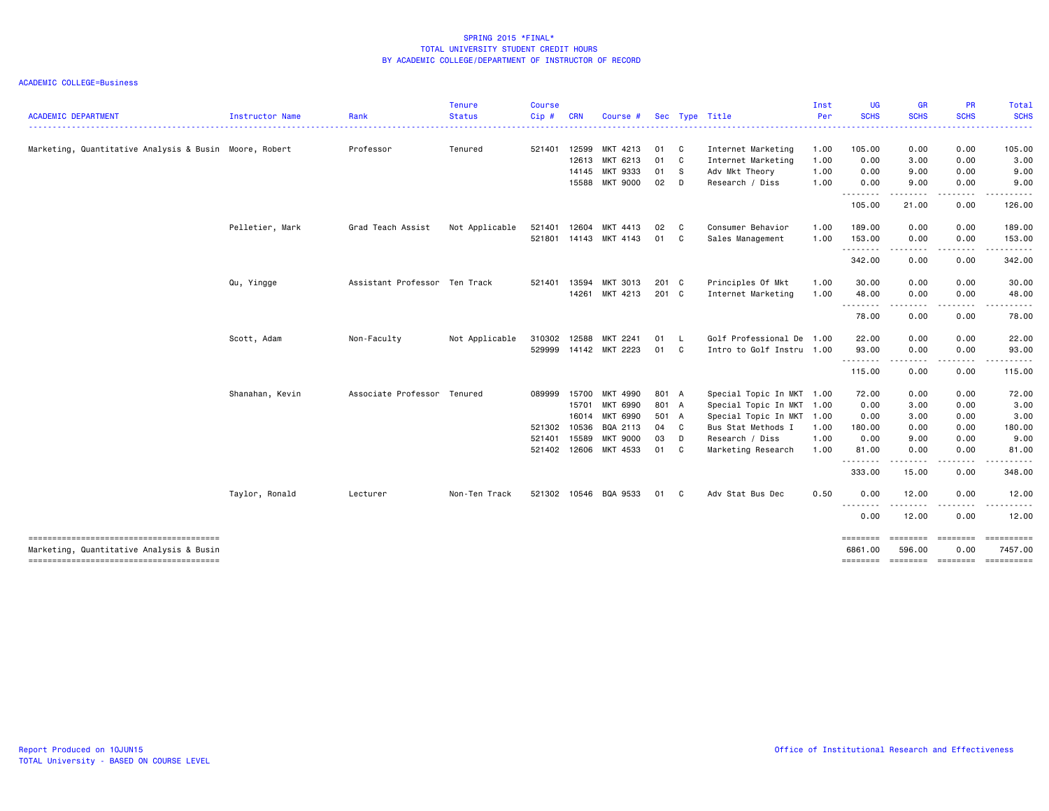SPRING 2015 *FINAL*
TOTAL UNIVERSITY STUDENT CREDIT HOURS
BY ACADEMIC COLLEGE/DEPARTMENT OF INSTRUCTOR OF RECORD

ACADEMIC COLLEGE=Business

| ACADEMIC DEPARTMENT | Instructor Name | Rank | Tenure Status | Course Cip # | CRN | Course # | Sec | Type | Title | Inst Per | UG SCHS | GR SCHS | PR SCHS | Total SCHS |
|---|---|---|---|---|---|---|---|---|---|---|---|---|---|---|
| Marketing, Quantitative Analysis & Busin | Moore, Robert | Professor | Tenured | 521401 | 12599 | MKT 4213 | 01 | C | Internet Marketing | 1.00 | 105.00 | 0.00 | 0.00 | 105.00 |
| | | | | | 12613 | MKT 6213 | 01 | C | Internet Marketing | 1.00 | 0.00 | 3.00 | 0.00 | 3.00 |
| | | | | | 14145 | MKT 9333 | 01 | S | Adv Mkt Theory | 1.00 | 0.00 | 9.00 | 0.00 | 9.00 |
| | | | | | 15588 | MKT 9000 | 02 | D | Research / Diss | 1.00 | 0.00 | 9.00 | 0.00 | 9.00 |
| | | | | | | | | | | | 105.00 | 21.00 | 0.00 | 126.00 |
| | Pelletier, Mark | Grad Teach Assist | Not Applicable | 521401 | 12604 | MKT 4413 | 02 | C | Consumer Behavior | 1.00 | 189.00 | 0.00 | 0.00 | 189.00 |
| | | | | 521801 | 14143 | MKT 4143 | 01 | C | Sales Management | 1.00 | 153.00 | 0.00 | 0.00 | 153.00 |
| | | | | | | | | | | | 342.00 | 0.00 | 0.00 | 342.00 |
| | Qu, Yingge | Assistant Professor | Ten Track | 521401 | 13594 | MKT 3013 | 201 | C | Principles Of Mkt | 1.00 | 30.00 | 0.00 | 0.00 | 30.00 |
| | | | | | 14261 | MKT 4213 | 201 | C | Internet Marketing | 1.00 | 48.00 | 0.00 | 0.00 | 48.00 |
| | | | | | | | | | | | 78.00 | 0.00 | 0.00 | 78.00 |
| | Scott, Adam | Non-Faculty | Not Applicable | 310302 | 12588 | MKT 2241 | 01 | L | Golf Professional De | 1.00 | 22.00 | 0.00 | 0.00 | 22.00 |
| | | | | 529999 | 14142 | MKT 2223 | 01 | C | Intro to Golf Instru | 1.00 | 93.00 | 0.00 | 0.00 | 93.00 |
| | | | | | | | | | | | 115.00 | 0.00 | 0.00 | 115.00 |
| | Shanahan, Kevin | Associate Professor | Tenured | 089999 | 15700 | MKT 4990 | 801 | A | Special Topic In MKT | 1.00 | 72.00 | 0.00 | 0.00 | 72.00 |
| | | | | | 15701 | MKT 6990 | 801 | A | Special Topic In MKT | 1.00 | 0.00 | 3.00 | 0.00 | 3.00 |
| | | | | | 16014 | MKT 6990 | 501 | A | Special Topic In MKT | 1.00 | 0.00 | 3.00 | 0.00 | 3.00 |
| | | | | 521302 | 10536 | BQA 2113 | 04 | C | Bus Stat Methods I | 1.00 | 180.00 | 0.00 | 0.00 | 180.00 |
| | | | | 521401 | 15589 | MKT 9000 | 03 | D | Research / Diss | 1.00 | 0.00 | 9.00 | 0.00 | 9.00 |
| | | | | 521402 | 12606 | MKT 4533 | 01 | C | Marketing Research | 1.00 | 81.00 | 0.00 | 0.00 | 81.00 |
| | | | | | | | | | | | 333.00 | 15.00 | 0.00 | 348.00 |
| | Taylor, Ronald | Lecturer | Non-Ten Track | 521302 | 10546 | BQA 9533 | 01 | C | Adv Stat Bus Dec | 0.50 | 0.00 | 12.00 | 0.00 | 12.00 |
| | | | | | | | | | | | 0.00 | 12.00 | 0.00 | 12.00 |
| Marketing, Quantitative Analysis & Busin | | | | | | | | | | | 6861.00 | 596.00 | 0.00 | 7457.00 |

Report Produced on 10JUN15
TOTAL University - BASED ON COURSE LEVEL

Office of Institutional Research and Effectiveness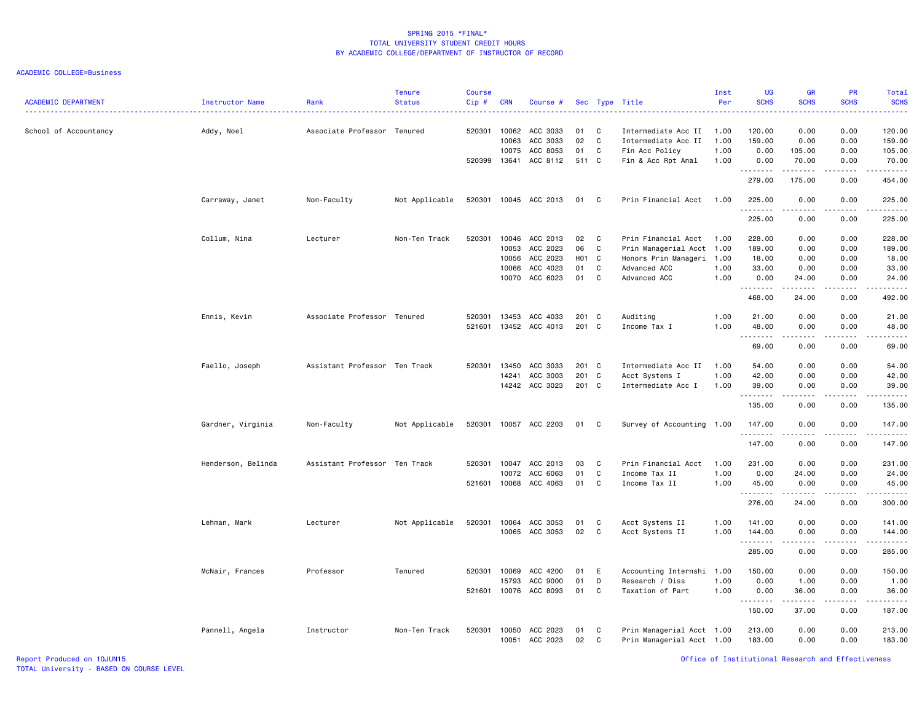SPRING 2015 *FINAL*
TOTAL UNIVERSITY STUDENT CREDIT HOURS
BY ACADEMIC COLLEGE/DEPARTMENT OF INSTRUCTOR OF RECORD

ACADEMIC COLLEGE=Business

| ACADEMIC DEPARTMENT | Instructor Name | Rank | Tenure Status | Course Cip # | CRN | Course # | Sec | Type | Title | Inst Per | UG SCHS | GR SCHS | PR SCHS | Total SCHS |
|---|---|---|---|---|---|---|---|---|---|---|---|---|---|---|
| School of Accountancy | Addy, Noel | Associate Professor | Tenured | 520301 | 10062 | ACC 3033 | 01 | C | Intermediate Acc II | 1.00 | 120.00 | 0.00 | 0.00 | 120.00 |
| | | | | | 10063 | ACC 3033 | 02 | C | Intermediate Acc II | 1.00 | 159.00 | 0.00 | 0.00 | 159.00 |
| | | | | | 10075 | ACC 8053 | 01 | C | Fin Acc Policy | 1.00 | 0.00 | 105.00 | 0.00 | 105.00 |
| | | | | 520399 | 13641 | ACC 8112 | 511 | C | Fin & Acc Rpt Anal | 1.00 | 0.00 | 70.00 | 0.00 | 70.00 |
| | | | | | | | | | | | 279.00 | 175.00 | 0.00 | 454.00 |
| | Carraway, Janet | Non-Faculty | Not Applicable | 520301 | 10045 | ACC 2013 | 01 | C | Prin Financial Acct | 1.00 | 225.00 | 0.00 | 0.00 | 225.00 |
| | | | | | | | | | | | 225.00 | 0.00 | 0.00 | 225.00 |
| | Collum, Nina | Lecturer | Non-Ten Track | 520301 | 10046 | ACC 2013 | 02 | C | Prin Financial Acct | 1.00 | 228.00 | 0.00 | 0.00 | 228.00 |
| | | | | | 10053 | ACC 2023 | 06 | C | Prin Managerial Acct | 1.00 | 189.00 | 0.00 | 0.00 | 189.00 |
| | | | | | 10056 | ACC 2023 | H01 | C | Honors Prin Manageri | 1.00 | 18.00 | 0.00 | 0.00 | 18.00 |
| | | | | | 10066 | ACC 4023 | 01 | C | Advanced ACC | 1.00 | 33.00 | 0.00 | 0.00 | 33.00 |
| | | | | | 10070 | ACC 6023 | 01 | C | Advanced ACC | 1.00 | 0.00 | 24.00 | 0.00 | 24.00 |
| | | | | | | | | | | | 468.00 | 24.00 | 0.00 | 492.00 |
| | Ennis, Kevin | Associate Professor | Tenured | 520301 | 13453 | ACC 4033 | 201 | C | Auditing | 1.00 | 21.00 | 0.00 | 0.00 | 21.00 |
| | | | | 521601 | 13452 | ACC 4013 | 201 | C | Income Tax I | 1.00 | 48.00 | 0.00 | 0.00 | 48.00 |
| | | | | | | | | | | | 69.00 | 0.00 | 0.00 | 69.00 |
| | Faello, Joseph | Assistant Professor | Ten Track | 520301 | 13450 | ACC 3033 | 201 | C | Intermediate Acc II | 1.00 | 54.00 | 0.00 | 0.00 | 54.00 |
| | | | | | 14241 | ACC 3003 | 201 | C | Acct Systems I | 1.00 | 42.00 | 0.00 | 0.00 | 42.00 |
| | | | | | 14242 | ACC 3023 | 201 | C | Intermediate Acc I | 1.00 | 39.00 | 0.00 | 0.00 | 39.00 |
| | | | | | | | | | | | 135.00 | 0.00 | 0.00 | 135.00 |
| | Gardner, Virginia | Non-Faculty | Not Applicable | 520301 | 10057 | ACC 2203 | 01 | C | Survey of Accounting | 1.00 | 147.00 | 0.00 | 0.00 | 147.00 |
| | | | | | | | | | | | 147.00 | 0.00 | 0.00 | 147.00 |
| | Henderson, Belinda | Assistant Professor | Ten Track | 520301 | 10047 | ACC 2013 | 03 | C | Prin Financial Acct | 1.00 | 231.00 | 0.00 | 0.00 | 231.00 |
| | | | | | 10072 | ACC 6063 | 01 | C | Income Tax II | 1.00 | 0.00 | 24.00 | 0.00 | 24.00 |
| | | | | 521601 | 10068 | ACC 4063 | 01 | C | Income Tax II | 1.00 | 45.00 | 0.00 | 0.00 | 45.00 |
| | | | | | | | | | | | 276.00 | 24.00 | 0.00 | 300.00 |
| | Lehman, Mark | Lecturer | Not Applicable | 520301 | 10064 | ACC 3053 | 01 | C | Acct Systems II | 1.00 | 141.00 | 0.00 | 0.00 | 141.00 |
| | | | | | 10065 | ACC 3053 | 02 | C | Acct Systems II | 1.00 | 144.00 | 0.00 | 0.00 | 144.00 |
| | | | | | | | | | | | 285.00 | 0.00 | 0.00 | 285.00 |
| | McNair, Frances | Professor | Tenured | 520301 | 10069 | ACC 4200 | 01 | E | Accounting Internshi | 1.00 | 150.00 | 0.00 | 0.00 | 150.00 |
| | | | | | 15793 | ACC 9000 | 01 | D | Research / Diss | 1.00 | 0.00 | 1.00 | 0.00 | 1.00 |
| | | | | 521601 | 10076 | ACC 8093 | 01 | C | Taxation of Part | 1.00 | 0.00 | 36.00 | 0.00 | 36.00 |
| | | | | | | | | | | | 150.00 | 37.00 | 0.00 | 187.00 |
| | Pannell, Angela | Instructor | Non-Ten Track | 520301 | 10050 | ACC 2023 | 01 | C | Prin Managerial Acct | 1.00 | 213.00 | 0.00 | 0.00 | 213.00 |
| | | | | | 10051 | ACC 2023 | 02 | C | Prin Managerial Acct | 1.00 | 183.00 | 0.00 | 0.00 | 183.00 |

Report Produced on 10JUN15
TOTAL University - BASED ON COURSE LEVEL

Office of Institutional Research and Effectiveness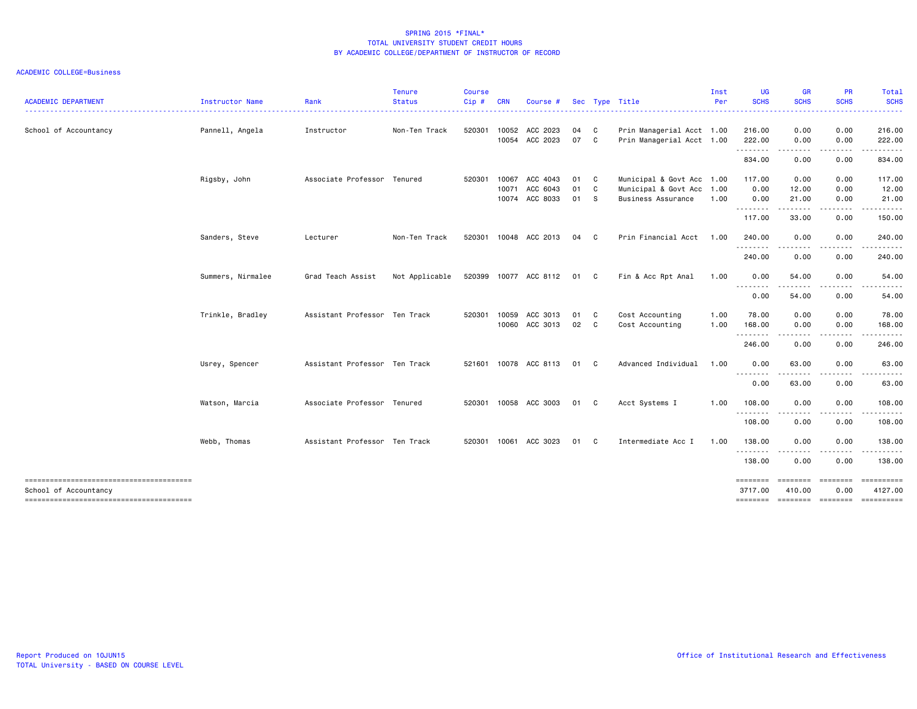SPRING 2015 *FINAL*
TOTAL UNIVERSITY STUDENT CREDIT HOURS
BY ACADEMIC COLLEGE/DEPARTMENT OF INSTRUCTOR OF RECORD

ACADEMIC COLLEGE=Business

| ACADEMIC DEPARTMENT | Instructor Name | Rank | Tenure Status | Course Cip # | CRN | Course # | Sec | Type | Title | Inst Per | UG SCHS | GR SCHS | PR SCHS | Total SCHS |
|---|---|---|---|---|---|---|---|---|---|---|---|---|---|---|
| School of Accountancy | Pannell, Angela | Instructor | Non-Ten Track | 520301 | 10052 | ACC 2023 | 04 | C | Prin Managerial Acct | 1.00 | 216.00 | 0.00 | 0.00 | 216.00 |
| | | | | | 10054 | ACC 2023 | 07 | C | Prin Managerial Acct | 1.00 | 222.00 | 0.00 | 0.00 | 222.00 |
| | | | | | | | | | | | 834.00 | 0.00 | 0.00 | 834.00 |
| | Rigsby, John | Associate Professor | Tenured | 520301 | 10067 | ACC 4043 | 01 | C | Municipal & Govt Acc | 1.00 | 117.00 | 0.00 | 0.00 | 117.00 |
| | | | | | 10071 | ACC 6043 | 01 | C | Municipal & Govt Acc | 1.00 | 0.00 | 12.00 | 0.00 | 12.00 |
| | | | | | 10074 | ACC 8033 | 01 | S | Business Assurance | 1.00 | 0.00 | 21.00 | 0.00 | 21.00 |
| | | | | | | | | | | | 117.00 | 33.00 | 0.00 | 150.00 |
| | Sanders, Steve | Lecturer | Non-Ten Track | 520301 | 10048 | ACC 2013 | 04 | C | Prin Financial Acct | 1.00 | 240.00 | 0.00 | 0.00 | 240.00 |
| | | | | | | | | | | | 240.00 | 0.00 | 0.00 | 240.00 |
| | Summers, Nirmalee | Grad Teach Assist | Not Applicable | 520399 | 10077 | ACC 8112 | 01 | C | Fin & Acc Rpt Anal | 1.00 | 0.00 | 54.00 | 0.00 | 54.00 |
| | | | | | | | | | | | 0.00 | 54.00 | 0.00 | 54.00 |
| | Trinkle, Bradley | Assistant Professor | Ten Track | 520301 | 10059 | ACC 3013 | 01 | C | Cost Accounting | 1.00 | 78.00 | 0.00 | 0.00 | 78.00 |
| | | | | | 10060 | ACC 3013 | 02 | C | Cost Accounting | 1.00 | 168.00 | 0.00 | 0.00 | 168.00 |
| | | | | | | | | | | | 246.00 | 0.00 | 0.00 | 246.00 |
| | Usrey, Spencer | Assistant Professor | Ten Track | 521601 | 10078 | ACC 8113 | 01 | C | Advanced Individual | 1.00 | 0.00 | 63.00 | 0.00 | 63.00 |
| | | | | | | | | | | | 0.00 | 63.00 | 0.00 | 63.00 |
| | Watson, Marcia | Associate Professor | Tenured | 520301 | 10058 | ACC 3003 | 01 | C | Acct Systems I | 1.00 | 108.00 | 0.00 | 0.00 | 108.00 |
| | | | | | | | | | | | 108.00 | 0.00 | 0.00 | 108.00 |
| | Webb, Thomas | Assistant Professor | Ten Track | 520301 | 10061 | ACC 3023 | 01 | C | Intermediate Acc I | 1.00 | 138.00 | 0.00 | 0.00 | 138.00 |
| | | | | | | | | | | | 138.00 | 0.00 | 0.00 | 138.00 |
| School of Accountancy | | | | | | | | | | | 3717.00 | 410.00 | 0.00 | 4127.00 |

Report Produced on 10JUN15
TOTAL University - BASED ON COURSE LEVEL

Office of Institutional Research and Effectiveness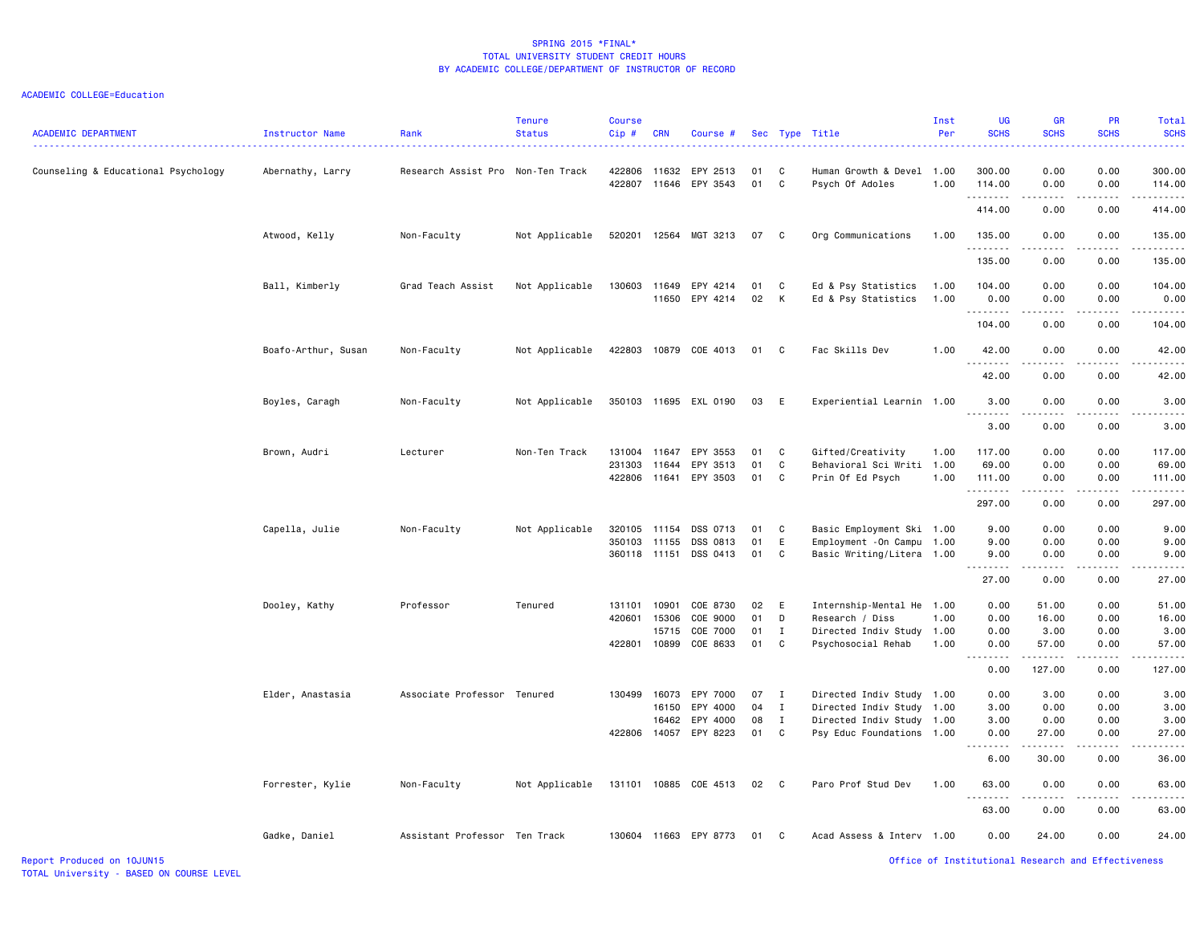SPRING 2015 *FINAL*
TOTAL UNIVERSITY STUDENT CREDIT HOURS
BY ACADEMIC COLLEGE/DEPARTMENT OF INSTRUCTOR OF RECORD

ACADEMIC COLLEGE=Education

| ACADEMIC DEPARTMENT | Instructor Name | Rank | Tenure Status | Course Cip # | CRN | Course # | Sec | Type | Title | Inst Per | UG SCHS | GR SCHS | PR SCHS | Total SCHS |
|---|---|---|---|---|---|---|---|---|---|---|---|---|---|---|
| Counseling & Educational Psychology | Abernathy, Larry | Research Assist Pro | Non-Ten Track | 422806 | 11632 | EPY 2513 | 01 | C | Human Growth & Devel | 1.00 | 300.00 | 0.00 | 0.00 | 300.00 |
| | | | | 422807 | 11646 | EPY 3543 | 01 | C | Psych Of Adoles | 1.00 | 114.00 | 0.00 | 0.00 | 114.00 |
| | | | | | | | | | | | 414.00 | 0.00 | 0.00 | 414.00 |
| | Atwood, Kelly | Non-Faculty | Not Applicable | 520201 | 12564 | MGT 3213 | 07 | C | Org Communications | 1.00 | 135.00 | 0.00 | 0.00 | 135.00 |
| | | | | | | | | | | | 135.00 | 0.00 | 0.00 | 135.00 |
| | Ball, Kimberly | Grad Teach Assist | Not Applicable | 130603 | 11649 | EPY 4214 | 01 | C | Ed & Psy Statistics | 1.00 | 104.00 | 0.00 | 0.00 | 104.00 |
| | | | | | 11650 | EPY 4214 | 02 | K | Ed & Psy Statistics | 1.00 | 0.00 | 0.00 | 0.00 | 0.00 |
| | | | | | | | | | | | 104.00 | 0.00 | 0.00 | 104.00 |
| | Boafo-Arthur, Susan | Non-Faculty | Not Applicable | 422803 | 10879 | COE 4013 | 01 | C | Fac Skills Dev | 1.00 | 42.00 | 0.00 | 0.00 | 42.00 |
| | | | | | | | | | | | 42.00 | 0.00 | 0.00 | 42.00 |
| | Boyles, Caragh | Non-Faculty | Not Applicable | 350103 | 11695 | EXL 0190 | 03 | E | Experiential Learnin | 1.00 | 3.00 | 0.00 | 0.00 | 3.00 |
| | | | | | | | | | | | 3.00 | 0.00 | 0.00 | 3.00 |
| | Brown, Audri | Lecturer | Non-Ten Track | 131004 | 11647 | EPY 3553 | 01 | C | Gifted/Creativity | 1.00 | 117.00 | 0.00 | 0.00 | 117.00 |
| | | | | 231303 | 11644 | EPY 3513 | 01 | C | Behavioral Sci Writi | 1.00 | 69.00 | 0.00 | 0.00 | 69.00 |
| | | | | 422806 | 11641 | EPY 3503 | 01 | C | Prin Of Ed Psych | 1.00 | 111.00 | 0.00 | 0.00 | 111.00 |
| | | | | | | | | | | | 297.00 | 0.00 | 0.00 | 297.00 |
| | Capella, Julie | Non-Faculty | Not Applicable | 320105 | 11154 | DSS 0713 | 01 | C | Basic Employment Ski | 1.00 | 9.00 | 0.00 | 0.00 | 9.00 |
| | | | | 350103 | 11155 | DSS 0813 | 01 | E | Employment -On Campu | 1.00 | 9.00 | 0.00 | 0.00 | 9.00 |
| | | | | 360118 | 11151 | DSS 0413 | 01 | C | Basic Writing/Litera | 1.00 | 9.00 | 0.00 | 0.00 | 9.00 |
| | | | | | | | | | | | 27.00 | 0.00 | 0.00 | 27.00 |
| | Dooley, Kathy | Professor | Tenured | 131101 | 10901 | COE 8730 | 02 | E | Internship-Mental He | 1.00 | 0.00 | 51.00 | 0.00 | 51.00 |
| | | | | 420601 | 15306 | COE 9000 | 01 | D | Research / Diss | 1.00 | 0.00 | 16.00 | 0.00 | 16.00 |
| | | | | | 15715 | COE 7000 | 01 | I | Directed Indiv Study | 1.00 | 0.00 | 3.00 | 0.00 | 3.00 |
| | | | | 422801 | 10899 | COE 8633 | 01 | C | Psychosocial Rehab | 1.00 | 0.00 | 57.00 | 0.00 | 57.00 |
| | | | | | | | | | | | 0.00 | 127.00 | 0.00 | 127.00 |
| | Elder, Anastasia | Associate Professor | Tenured | 130499 | 16073 | EPY 7000 | 07 | I | Directed Indiv Study | 1.00 | 0.00 | 3.00 | 0.00 | 3.00 |
| | | | | | 16150 | EPY 4000 | 04 | I | Directed Indiv Study | 1.00 | 3.00 | 0.00 | 0.00 | 3.00 |
| | | | | | 16462 | EPY 4000 | 08 | I | Directed Indiv Study | 1.00 | 3.00 | 0.00 | 0.00 | 3.00 |
| | | | | 422806 | 14057 | EPY 8223 | 01 | C | Psy Educ Foundations | 1.00 | 0.00 | 27.00 | 0.00 | 27.00 |
| | | | | | | | | | | | 6.00 | 30.00 | 0.00 | 36.00 |
| | Forrester, Kylie | Non-Faculty | Not Applicable | 131101 | 10885 | COE 4513 | 02 | C | Paro Prof Stud Dev | 1.00 | 63.00 | 0.00 | 0.00 | 63.00 |
| | | | | | | | | | | | 63.00 | 0.00 | 0.00 | 63.00 |
| | Gadke, Daniel | Assistant Professor | Ten Track | 130604 | 11663 | EPY 8773 | 01 | C | Acad Assess & Interv | 1.00 | 0.00 | 24.00 | 0.00 | 24.00 |

Report Produced on 10JUN15
TOTAL University - BASED ON COURSE LEVEL

Office of Institutional Research and Effectiveness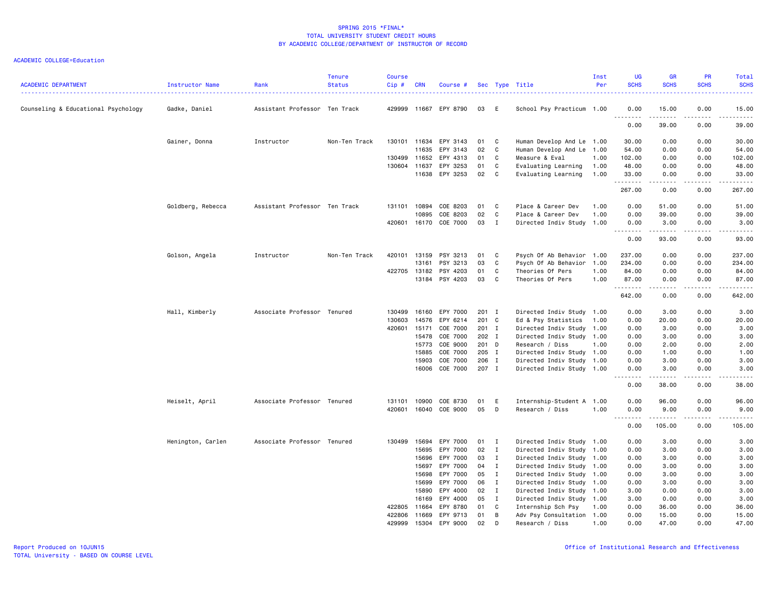SPRING 2015 *FINAL*
TOTAL UNIVERSITY STUDENT CREDIT HOURS
BY ACADEMIC COLLEGE/DEPARTMENT OF INSTRUCTOR OF RECORD

ACADEMIC COLLEGE=Education

| ACADEMIC DEPARTMENT | Instructor Name | Rank | Tenure Status | Course Cip # | CRN | Course # | Sec | Type | Title | Inst Per | UG SCHS | GR SCHS | PR SCHS | Total SCHS |
|---|---|---|---|---|---|---|---|---|---|---|---|---|---|---|
| Counseling & Educational Psychology | Gadke, Daniel | Assistant Professor | Ten Track | 429999 | 11667 | EPY 8790 | 03 | E | School Psy Practicum | 1.00 | 0.00 | 15.00 | 0.00 | 15.00 |
| | | | | | | | | | | | 0.00 | 39.00 | 0.00 | 39.00 |
| | Gainer, Donna | Instructor | Non-Ten Track | 130101 | 11634 | EPY 3143 | 01 | C | Human Develop And Le | 1.00 | 30.00 | 0.00 | 0.00 | 30.00 |
| | | | | | 11635 | EPY 3143 | 02 | C | Human Develop And Le | 1.00 | 54.00 | 0.00 | 0.00 | 54.00 |
| | | | | 130499 | 11652 | EPY 4313 | 01 | C | Measure & Eval | 1.00 | 102.00 | 0.00 | 0.00 | 102.00 |
| | | | | 130604 | 11637 | EPY 3253 | 01 | C | Evaluating Learning | 1.00 | 48.00 | 0.00 | 0.00 | 48.00 |
| | | | | | 11638 | EPY 3253 | 02 | C | Evaluating Learning | 1.00 | 33.00 | 0.00 | 0.00 | 33.00 |
| | | | | | | | | | | | 267.00 | 0.00 | 0.00 | 267.00 |
| | Goldberg, Rebecca | Assistant Professor | Ten Track | 131101 | 10894 | COE 8203 | 01 | C | Place & Career Dev | 1.00 | 0.00 | 51.00 | 0.00 | 51.00 |
| | | | | | 10895 | COE 8203 | 02 | C | Place & Career Dev | 1.00 | 0.00 | 39.00 | 0.00 | 39.00 |
| | | | | 420601 | 16170 | COE 7000 | 03 | I | Directed Indiv Study | 1.00 | 0.00 | 3.00 | 0.00 | 3.00 |
| | | | | | | | | | | | 0.00 | 93.00 | 0.00 | 93.00 |
| | Golson, Angela | Instructor | Non-Ten Track | 420101 | 13159 | PSY 3213 | 01 | C | Psych Of Ab Behavior | 1.00 | 237.00 | 0.00 | 0.00 | 237.00 |
| | | | | | 13161 | PSY 3213 | 03 | C | Psych Of Ab Behavior | 1.00 | 234.00 | 0.00 | 0.00 | 234.00 |
| | | | | 422705 | 13182 | PSY 4203 | 01 | C | Theories Of Pers | 1.00 | 84.00 | 0.00 | 0.00 | 84.00 |
| | | | | | 13184 | PSY 4203 | 03 | C | Theories Of Pers | 1.00 | 87.00 | 0.00 | 0.00 | 87.00 |
| | | | | | | | | | | | 642.00 | 0.00 | 0.00 | 642.00 |
| | Hall, Kimberly | Associate Professor | Tenured | 130499 | 16160 | EPY 7000 | 201 | I | Directed Indiv Study | 1.00 | 0.00 | 3.00 | 0.00 | 3.00 |
| | | | | 130603 | 14576 | EPY 6214 | 201 | C | Ed & Psy Statistics | 1.00 | 0.00 | 20.00 | 0.00 | 20.00 |
| | | | | 420601 | 15171 | COE 7000 | 201 | I | Directed Indiv Study | 1.00 | 0.00 | 3.00 | 0.00 | 3.00 |
| | | | | | 15478 | COE 7000 | 202 | I | Directed Indiv Study | 1.00 | 0.00 | 3.00 | 0.00 | 3.00 |
| | | | | | 15773 | COE 9000 | 201 | D | Research / Diss | 1.00 | 0.00 | 2.00 | 0.00 | 2.00 |
| | | | | | 15885 | COE 7000 | 205 | I | Directed Indiv Study | 1.00 | 0.00 | 1.00 | 0.00 | 1.00 |
| | | | | | 15903 | COE 7000 | 206 | I | Directed Indiv Study | 1.00 | 0.00 | 3.00 | 0.00 | 3.00 |
| | | | | | 16006 | COE 7000 | 207 | I | Directed Indiv Study | 1.00 | 0.00 | 3.00 | 0.00 | 3.00 |
| | | | | | | | | | | | 0.00 | 38.00 | 0.00 | 38.00 |
| | Heiselt, April | Associate Professor | Tenured | 131101 | 10900 | COE 8730 | 01 | E | Internship-Student A | 1.00 | 0.00 | 96.00 | 0.00 | 96.00 |
| | | | | 420601 | 16040 | COE 9000 | 05 | D | Research / Diss | 1.00 | 0.00 | 9.00 | 0.00 | 9.00 |
| | | | | | | | | | | | 0.00 | 105.00 | 0.00 | 105.00 |
| | Henington, Carlen | Associate Professor | Tenured | 130499 | 15694 | EPY 7000 | 01 | I | Directed Indiv Study | 1.00 | 0.00 | 3.00 | 0.00 | 3.00 |
| | | | | | 15695 | EPY 7000 | 02 | I | Directed Indiv Study | 1.00 | 0.00 | 3.00 | 0.00 | 3.00 |
| | | | | | 15696 | EPY 7000 | 03 | I | Directed Indiv Study | 1.00 | 0.00 | 3.00 | 0.00 | 3.00 |
| | | | | | 15697 | EPY 7000 | 04 | I | Directed Indiv Study | 1.00 | 0.00 | 3.00 | 0.00 | 3.00 |
| | | | | | 15698 | EPY 7000 | 05 | I | Directed Indiv Study | 1.00 | 0.00 | 3.00 | 0.00 | 3.00 |
| | | | | | 15699 | EPY 7000 | 06 | I | Directed Indiv Study | 1.00 | 0.00 | 3.00 | 0.00 | 3.00 |
| | | | | | 15890 | EPY 4000 | 02 | I | Directed Indiv Study | 1.00 | 3.00 | 0.00 | 0.00 | 3.00 |
| | | | | | 16169 | EPY 4000 | 05 | I | Directed Indiv Study | 1.00 | 3.00 | 0.00 | 0.00 | 3.00 |
| | | | | 422805 | 11664 | EPY 8780 | 01 | C | Internship Sch Psy | 1.00 | 0.00 | 36.00 | 0.00 | 36.00 |
| | | | | 422806 | 11669 | EPY 9713 | 01 | B | Adv Psy Consultation | 1.00 | 0.00 | 15.00 | 0.00 | 15.00 |
| | | | | 429999 | 15304 | EPY 9000 | 02 | D | Research / Diss | 1.00 | 0.00 | 47.00 | 0.00 | 47.00 |

Report Produced on 10JUN15
TOTAL University - BASED ON COURSE LEVEL
Office of Institutional Research and Effectiveness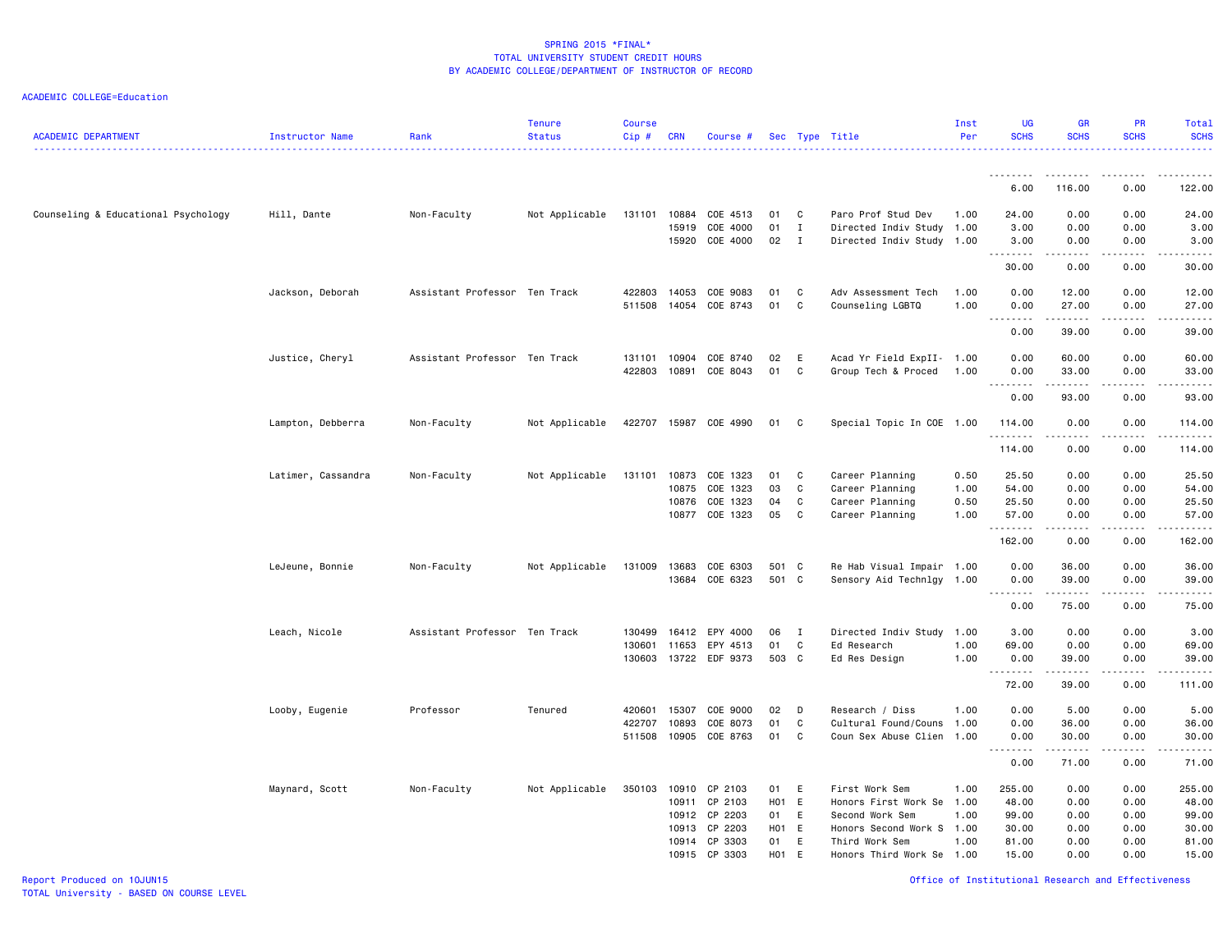SPRING 2015 *FINAL*
TOTAL UNIVERSITY STUDENT CREDIT HOURS
BY ACADEMIC COLLEGE/DEPARTMENT OF INSTRUCTOR OF RECORD

ACADEMIC COLLEGE=Education

| ACADEMIC DEPARTMENT | Instructor Name | Rank | Tenure Status | Course Cip # | CRN | Course # | Sec | Type | Title | Inst Per | UG SCHS | GR SCHS | PR SCHS | Total SCHS |
|---|---|---|---|---|---|---|---|---|---|---|---|---|---|---|
| | | | | | | | | | | | 6.00 | 116.00 | 0.00 | 122.00 |
| Counseling & Educational Psychology | Hill, Dante | Non-Faculty | Not Applicable | 131101 | 10884 | COE 4513 | 01 | C | Paro Prof Stud Dev | 1.00 | 24.00 | 0.00 | 0.00 | 24.00 |
| | | | | | 15919 | COE 4000 | 01 | I | Directed Indiv Study | 1.00 | 3.00 | 0.00 | 0.00 | 3.00 |
| | | | | | 15920 | COE 4000 | 02 | I | Directed Indiv Study | 1.00 | 3.00 | 0.00 | 0.00 | 3.00 |
| | | | | | | | | | | | 30.00 | 0.00 | 0.00 | 30.00 |
| | Jackson, Deborah | Assistant Professor | Ten Track | 422803 | 14053 | COE 9083 | 01 | C | Adv Assessment Tech | 1.00 | 0.00 | 12.00 | 0.00 | 12.00 |
| | | | | 511508 | 14054 | COE 8743 | 01 | C | Counseling LGBTQ | 1.00 | 0.00 | 27.00 | 0.00 | 27.00 |
| | | | | | | | | | | | 0.00 | 39.00 | 0.00 | 39.00 |
| | Justice, Cheryl | Assistant Professor | Ten Track | 131101 | 10904 | COE 8740 | 02 | E | Acad Yr Field ExpII- | 1.00 | 0.00 | 60.00 | 0.00 | 60.00 |
| | | | | 422803 | 10891 | COE 8043 | 01 | C | Group Tech & Proced | 1.00 | 0.00 | 33.00 | 0.00 | 33.00 |
| | | | | | | | | | | | 0.00 | 93.00 | 0.00 | 93.00 |
| | Lampton, Debberra | Non-Faculty | Not Applicable | 422707 | 15987 | COE 4990 | 01 | C | Special Topic In COE | 1.00 | 114.00 | 0.00 | 0.00 | 114.00 |
| | | | | | | | | | | | 114.00 | 0.00 | 0.00 | 114.00 |
| | Latimer, Cassandra | Non-Faculty | Not Applicable | 131101 | 10873 | COE 1323 | 01 | C | Career Planning | 0.50 | 25.50 | 0.00 | 0.00 | 25.50 |
| | | | | | 10875 | COE 1323 | 03 | C | Career Planning | 1.00 | 54.00 | 0.00 | 0.00 | 54.00 |
| | | | | | 10876 | COE 1323 | 04 | C | Career Planning | 0.50 | 25.50 | 0.00 | 0.00 | 25.50 |
| | | | | | 10877 | COE 1323 | 05 | C | Career Planning | 1.00 | 57.00 | 0.00 | 0.00 | 57.00 |
| | | | | | | | | | | | 162.00 | 0.00 | 0.00 | 162.00 |
| | LeJeune, Bonnie | Non-Faculty | Not Applicable | 131009 | 13683 | COE 6303 | 501 | C | Re Hab Visual Impair | 1.00 | 0.00 | 36.00 | 0.00 | 36.00 |
| | | | | | 13684 | COE 6323 | 501 | C | Sensory Aid Technlgy | 1.00 | 0.00 | 39.00 | 0.00 | 39.00 |
| | | | | | | | | | | | 0.00 | 75.00 | 0.00 | 75.00 |
| | Leach, Nicole | Assistant Professor | Ten Track | 130499 | 16412 | EPY 4000 | 06 | I | Directed Indiv Study | 1.00 | 3.00 | 0.00 | 0.00 | 3.00 |
| | | | | 130601 | 11653 | EPY 4513 | 01 | C | Ed Research | 1.00 | 69.00 | 0.00 | 0.00 | 69.00 |
| | | | | 130603 | 13722 | EDF 9373 | 503 | C | Ed Res Design | 1.00 | 0.00 | 39.00 | 0.00 | 39.00 |
| | | | | | | | | | | | 72.00 | 39.00 | 0.00 | 111.00 |
| | Looby, Eugenie | Professor | Tenured | 420601 | 15307 | COE 9000 | 02 | D | Research / Diss | 1.00 | 0.00 | 5.00 | 0.00 | 5.00 |
| | | | | 422707 | 10893 | COE 8073 | 01 | C | Cultural Found/Couns | 1.00 | 0.00 | 36.00 | 0.00 | 36.00 |
| | | | | 511508 | 10905 | COE 8763 | 01 | C | Coun Sex Abuse Clien | 1.00 | 0.00 | 30.00 | 0.00 | 30.00 |
| | | | | | | | | | | | 0.00 | 71.00 | 0.00 | 71.00 |
| | Maynard, Scott | Non-Faculty | Not Applicable | 350103 | 10910 | CP 2103 | 01 | E | First Work Sem | 1.00 | 255.00 | 0.00 | 0.00 | 255.00 |
| | | | | | 10911 | CP 2103 | H01 | E | Honors First Work Se | 1.00 | 48.00 | 0.00 | 0.00 | 48.00 |
| | | | | | 10912 | CP 2203 | 01 | E | Second Work Sem | 1.00 | 99.00 | 0.00 | 0.00 | 99.00 |
| | | | | | 10913 | CP 2203 | H01 | E | Honors Second Work S | 1.00 | 30.00 | 0.00 | 0.00 | 30.00 |
| | | | | | 10914 | CP 3303 | 01 | E | Third Work Sem | 1.00 | 81.00 | 0.00 | 0.00 | 81.00 |
| | | | | | 10915 | CP 3303 | H01 | E | Honors Third Work Se | 1.00 | 15.00 | 0.00 | 0.00 | 15.00 |

Report Produced on 10JUN15
TOTAL University - BASED ON COURSE LEVEL

Office of Institutional Research and Effectiveness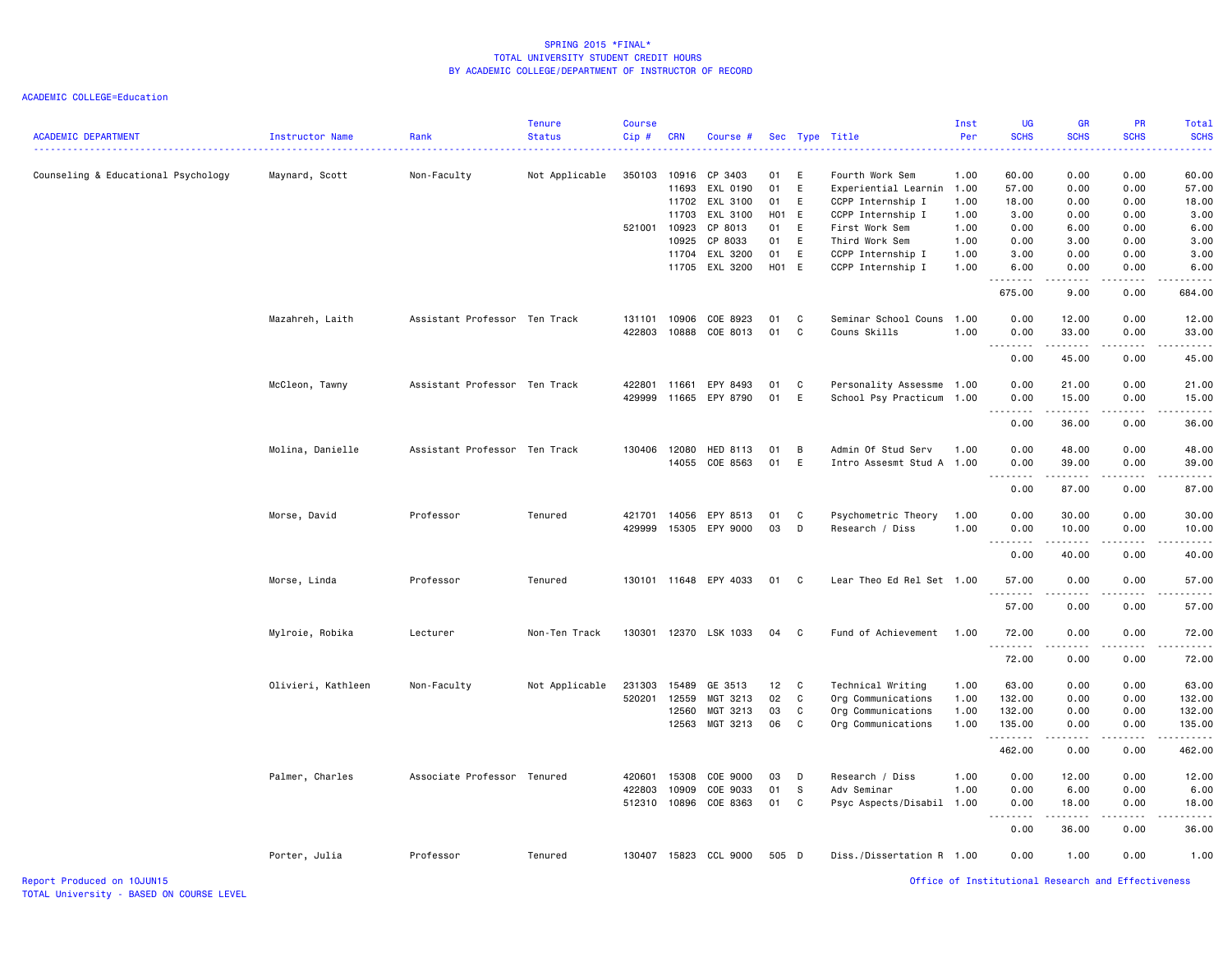# SPRING 2015 *FINAL*
## TOTAL UNIVERSITY STUDENT CREDIT HOURS
## BY ACADEMIC COLLEGE/DEPARTMENT OF INSTRUCTOR OF RECORD

ACADEMIC COLLEGE=Education

| ACADEMIC DEPARTMENT | Instructor Name | Rank | Tenure Status | Course Cip # | CRN | Course # | Sec | Type | Title | Inst Per | UG SCHS | GR SCHS | PR SCHS | Total SCHS |
|---|---|---|---|---|---|---|---|---|---|---|---|---|---|---|
| Counseling & Educational Psychology | Maynard, Scott | Non-Faculty | Not Applicable | 350103 | 10916 | CP 3403 | 01 | E | Fourth Work Sem | 1.00 | 60.00 | 0.00 | 0.00 | 60.00 |
| | | | | | 11693 | EXL 0190 | 01 | E | Experiential Learnin | 1.00 | 57.00 | 0.00 | 0.00 | 57.00 |
| | | | | | 11702 | EXL 3100 | 01 | E | CCPP Internship I | 1.00 | 18.00 | 0.00 | 0.00 | 18.00 |
| | | | | | 11703 | EXL 3100 | H01 | E | CCPP Internship I | 1.00 | 3.00 | 0.00 | 0.00 | 3.00 |
| | | | | 521001 | 10923 | CP 8013 | 01 | E | First Work Sem | 1.00 | 0.00 | 6.00 | 0.00 | 6.00 |
| | | | | | 10925 | CP 8033 | 01 | E | Third Work Sem | 1.00 | 0.00 | 3.00 | 0.00 | 3.00 |
| | | | | | 11704 | EXL 3200 | 01 | E | CCPP Internship I | 1.00 | 3.00 | 0.00 | 0.00 | 3.00 |
| | | | | | 11705 | EXL 3200 | H01 | E | CCPP Internship I | 1.00 | 6.00 | 0.00 | 0.00 | 6.00 |
| | | | | | | | | | | | 675.00 | 9.00 | 0.00 | 684.00 |
| | Mazahreh, Laith | Assistant Professor | Ten Track | 131101 | 10906 | COE 8923 | 01 | C | Seminar School Couns | 1.00 | 0.00 | 12.00 | 0.00 | 12.00 |
| | | | | 422803 | 10888 | COE 8013 | 01 | C | Couns Skills | 1.00 | 0.00 | 33.00 | 0.00 | 33.00 |
| | | | | | | | | | | | 0.00 | 45.00 | 0.00 | 45.00 |
| | McCleon, Tawny | Assistant Professor | Ten Track | 422801 | 11661 | EPY 8493 | 01 | C | Personality Assessme | 1.00 | 0.00 | 21.00 | 0.00 | 21.00 |
| | | | | 429999 | 11665 | EPY 8790 | 01 | E | School Psy Practicum | 1.00 | 0.00 | 15.00 | 0.00 | 15.00 |
| | | | | | | | | | | | 0.00 | 36.00 | 0.00 | 36.00 |
| | Molina, Danielle | Assistant Professor | Ten Track | 130406 | 12080 | HED 8113 | 01 | B | Admin Of Stud Serv | 1.00 | 0.00 | 48.00 | 0.00 | 48.00 |
| | | | | | 14055 | COE 8563 | 01 | E | Intro Assesmt Stud A | 1.00 | 0.00 | 39.00 | 0.00 | 39.00 |
| | | | | | | | | | | | 0.00 | 87.00 | 0.00 | 87.00 |
| | Morse, David | Professor | Tenured | 421701 | 14056 | EPY 8513 | 01 | C | Psychometric Theory | 1.00 | 0.00 | 30.00 | 0.00 | 30.00 |
| | | | | 429999 | 15305 | EPY 9000 | 03 | D | Research / Diss | 1.00 | 0.00 | 10.00 | 0.00 | 10.00 |
| | | | | | | | | | | | 0.00 | 40.00 | 0.00 | 40.00 |
| | Morse, Linda | Professor | Tenured | 130101 | 11648 | EPY 4033 | 01 | C | Lear Theo Ed Rel Set | 1.00 | 57.00 | 0.00 | 0.00 | 57.00 |
| | | | | | | | | | | | 57.00 | 0.00 | 0.00 | 57.00 |
| | Mylroie, Robika | Lecturer | Non-Ten Track | 130301 | 12370 | LSK 1033 | 04 | C | Fund of Achievement | 1.00 | 72.00 | 0.00 | 0.00 | 72.00 |
| | | | | | | | | | | | 72.00 | 0.00 | 0.00 | 72.00 |
| | Olivieri, Kathleen | Non-Faculty | Not Applicable | 231303 | 15489 | GE 3513 | 12 | C | Technical Writing | 1.00 | 63.00 | 0.00 | 0.00 | 63.00 |
| | | | | 520201 | 12559 | MGT 3213 | 02 | C | Org Communications | 1.00 | 132.00 | 0.00 | 0.00 | 132.00 |
| | | | | | 12560 | MGT 3213 | 03 | C | Org Communications | 1.00 | 132.00 | 0.00 | 0.00 | 132.00 |
| | | | | | 12563 | MGT 3213 | 06 | C | Org Communications | 1.00 | 135.00 | 0.00 | 0.00 | 135.00 |
| | | | | | | | | | | | 462.00 | 0.00 | 0.00 | 462.00 |
| | Palmer, Charles | Associate Professor | Tenured | 420601 | 15308 | COE 9000 | 03 | D | Research / Diss | 1.00 | 0.00 | 12.00 | 0.00 | 12.00 |
| | | | | 422803 | 10909 | COE 9033 | 01 | S | Adv Seminar | 1.00 | 0.00 | 6.00 | 0.00 | 6.00 |
| | | | | 512310 | 10896 | COE 8363 | 01 | C | Psyc Aspects/Disabil | 1.00 | 0.00 | 18.00 | 0.00 | 18.00 |
| | | | | | | | | | | | 0.00 | 36.00 | 0.00 | 36.00 |
| | Porter, Julia | Professor | Tenured | 130407 | 15823 | CCL 9000 | 505 | D | Diss./Dissertation R | 1.00 | 0.00 | 1.00 | 0.00 | 1.00 |

Report Produced on 10JUN15
TOTAL University - BASED ON COURSE LEVEL

Office of Institutional Research and Effectiveness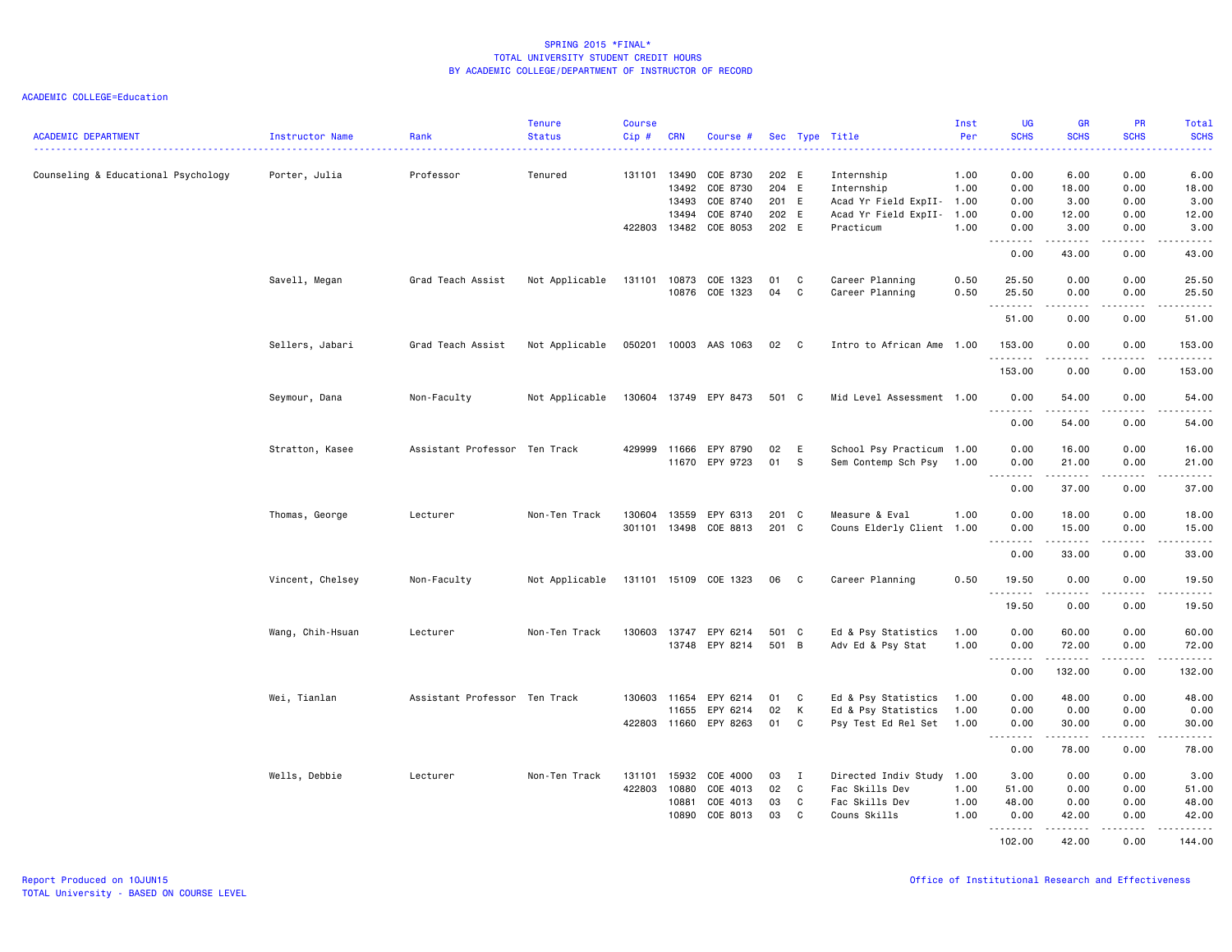SPRING 2015 *FINAL*
TOTAL UNIVERSITY STUDENT CREDIT HOURS
BY ACADEMIC COLLEGE/DEPARTMENT OF INSTRUCTOR OF RECORD

ACADEMIC COLLEGE=Education

| ACADEMIC DEPARTMENT | Instructor Name | Rank | Tenure Status | Course Cip # | CRN | Course # | Sec | Type | Title | Inst Per | UG SCHS | GR SCHS | PR SCHS | Total SCHS |
|---|---|---|---|---|---|---|---|---|---|---|---|---|---|---|
| Counseling & Educational Psychology | Porter, Julia | Professor | Tenured | 131101 | 13490 | COE 8730 | 202 | E | Internship | 1.00 | 0.00 | 6.00 | 0.00 | 6.00 |
| | | | | | 13492 | COE 8730 | 204 | E | Internship | 1.00 | 0.00 | 18.00 | 0.00 | 18.00 |
| | | | | | 13493 | COE 8740 | 201 | E | Acad Yr Field ExpII- | 1.00 | 0.00 | 3.00 | 0.00 | 3.00 |
| | | | | | 13494 | COE 8740 | 202 | E | Acad Yr Field ExpII- | 1.00 | 0.00 | 12.00 | 0.00 | 12.00 |
| | | | | 422803 | 13482 | COE 8053 | 202 | E | Practicum | 1.00 | 0.00 | 3.00 | 0.00 | 3.00 |
| | | | | | | | | | | | 0.00 | 43.00 | 0.00 | 43.00 |
| | Savell, Megan | Grad Teach Assist | Not Applicable | 131101 | 10873 | COE 1323 | 01 | C | Career Planning | 0.50 | 25.50 | 0.00 | 0.00 | 25.50 |
| | | | | | 10876 | COE 1323 | 04 | C | Career Planning | 0.50 | 25.50 | 0.00 | 0.00 | 25.50 |
| | | | | | | | | | | | 51.00 | 0.00 | 0.00 | 51.00 |
| | Sellers, Jabari | Grad Teach Assist | Not Applicable | 050201 | 10003 | AAS 1063 | 02 | C | Intro to African Ame | 1.00 | 153.00 | 0.00 | 0.00 | 153.00 |
| | | | | | | | | | | | 153.00 | 0.00 | 0.00 | 153.00 |
| | Seymour, Dana | Non-Faculty | Not Applicable | 130604 | 13749 | EPY 8473 | 501 | C | Mid Level Assessment | 1.00 | 0.00 | 54.00 | 0.00 | 54.00 |
| | | | | | | | | | | | 0.00 | 54.00 | 0.00 | 54.00 |
| | Stratton, Kasee | Assistant Professor | Ten Track | 429999 | 11666 | EPY 8790 | 02 | E | School Psy Practicum | 1.00 | 0.00 | 16.00 | 0.00 | 16.00 |
| | | | | | 11670 | EPY 9723 | 01 | S | Sem Contemp Sch Psy | 1.00 | 0.00 | 21.00 | 0.00 | 21.00 |
| | | | | | | | | | | | 0.00 | 37.00 | 0.00 | 37.00 |
| | Thomas, George | Lecturer | Non-Ten Track | 130604 | 13559 | EPY 6313 | 201 | C | Measure & Eval | 1.00 | 0.00 | 18.00 | 0.00 | 18.00 |
| | | | | 301101 | 13498 | COE 8813 | 201 | C | Couns Elderly Client | 1.00 | 0.00 | 15.00 | 0.00 | 15.00 |
| | | | | | | | | | | | 0.00 | 33.00 | 0.00 | 33.00 |
| | Vincent, Chelsey | Non-Faculty | Not Applicable | 131101 | 15109 | COE 1323 | 06 | C | Career Planning | 0.50 | 19.50 | 0.00 | 0.00 | 19.50 |
| | | | | | | | | | | | 19.50 | 0.00 | 0.00 | 19.50 |
| | Wang, Chih-Hsuan | Lecturer | Non-Ten Track | 130603 | 13747 | EPY 6214 | 501 | C | Ed & Psy Statistics | 1.00 | 0.00 | 60.00 | 0.00 | 60.00 |
| | | | | | 13748 | EPY 8214 | 501 | B | Adv Ed & Psy Stat | 1.00 | 0.00 | 72.00 | 0.00 | 72.00 |
| | | | | | | | | | | | 0.00 | 132.00 | 0.00 | 132.00 |
| | Wei, Tianlan | Assistant Professor | Ten Track | 130603 | 11654 | EPY 6214 | 01 | C | Ed & Psy Statistics | 1.00 | 0.00 | 48.00 | 0.00 | 48.00 |
| | | | | | 11655 | EPY 6214 | 02 | K | Ed & Psy Statistics | 1.00 | 0.00 | 0.00 | 0.00 | 0.00 |
| | | | | 422803 | 11660 | EPY 8263 | 01 | C | Psy Test Ed Rel Set | 1.00 | 0.00 | 30.00 | 0.00 | 30.00 |
| | | | | | | | | | | | 0.00 | 78.00 | 0.00 | 78.00 |
| | Wells, Debbie | Lecturer | Non-Ten Track | 131101 | 15932 | COE 4000 | 03 | I | Directed Indiv Study | 1.00 | 3.00 | 0.00 | 0.00 | 3.00 |
| | | | | 422803 | 10880 | COE 4013 | 02 | C | Fac Skills Dev | 1.00 | 51.00 | 0.00 | 0.00 | 51.00 |
| | | | | | 10881 | COE 4013 | 03 | C | Fac Skills Dev | 1.00 | 48.00 | 0.00 | 0.00 | 48.00 |
| | | | | | 10890 | COE 8013 | 03 | C | Couns Skills | 1.00 | 0.00 | 42.00 | 0.00 | 42.00 |
| | | | | | | | | | | | 102.00 | 42.00 | 0.00 | 144.00 |

Report Produced on 10JUN15
TOTAL University - BASED ON COURSE LEVEL

Office of Institutional Research and Effectiveness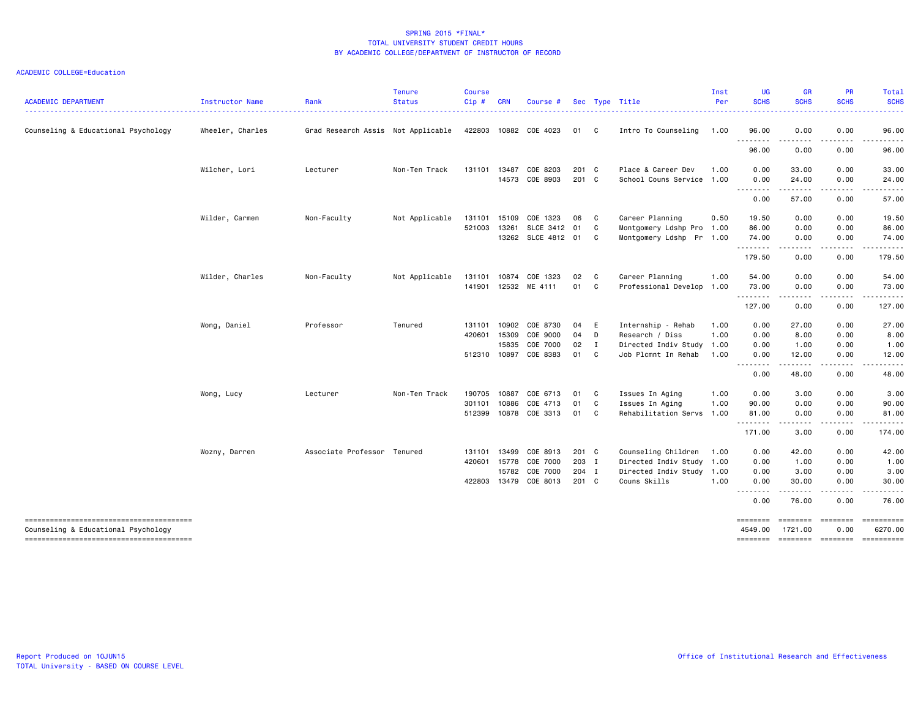# SPRING 2015 *FINAL*
## TOTAL UNIVERSITY STUDENT CREDIT HOURS
## BY ACADEMIC COLLEGE/DEPARTMENT OF INSTRUCTOR OF RECORD

ACADEMIC COLLEGE=Education

| ACADEMIC DEPARTMENT | Instructor Name | Rank | Tenure Status | Course Cip # | CRN | Course # | Sec | Type | Title | Inst Per | UG SCHS | GR SCHS | PR SCHS | Total SCHS |
|---|---|---|---|---|---|---|---|---|---|---|---|---|---|---|
| Counseling & Educational Psychology | Wheeler, Charles | Grad Research Assis | Not Applicable | 422803 | 10882 | COE 4023 | 01 | C | Intro To Counseling | 1.00 | 96.00 | 0.00 | 0.00 | 96.00 |
| | | | | | | | | | | | 96.00 | 0.00 | 0.00 | 96.00 |
| | Wilcher, Lori | Lecturer | Non-Ten Track | 131101 | 13487 | COE 8203 | 201 | C | Place & Career Dev | 1.00 | 0.00 | 33.00 | 0.00 | 33.00 |
| | | | | | 14573 | COE 8903 | 201 | C | School Couns Service | 1.00 | 0.00 | 24.00 | 0.00 | 24.00 |
| | | | | | | | | | | | 0.00 | 57.00 | 0.00 | 57.00 |
| | Wilder, Carmen | Non-Faculty | Not Applicable | 131101 | 15109 | COE 1323 | 06 | C | Career Planning | 0.50 | 19.50 | 0.00 | 0.00 | 19.50 |
| | | | | 521003 | 13261 | SLCE 3412 | 01 | C | Montgomery Ldshp Pro | 1.00 | 86.00 | 0.00 | 0.00 | 86.00 |
| | | | | | 13262 | SLCE 4812 | 01 | C | Montgomery Ldshp Pr | 1.00 | 74.00 | 0.00 | 0.00 | 74.00 |
| | | | | | | | | | | | 179.50 | 0.00 | 0.00 | 179.50 |
| | Wilder, Charles | Non-Faculty | Not Applicable | 131101 | 10874 | COE 1323 | 02 | C | Career Planning | 1.00 | 54.00 | 0.00 | 0.00 | 54.00 |
| | | | | 141901 | 12532 | ME 4111 | 01 | C | Professional Develop | 1.00 | 73.00 | 0.00 | 0.00 | 73.00 |
| | | | | | | | | | | | 127.00 | 0.00 | 0.00 | 127.00 |
| | Wong, Daniel | Professor | Tenured | 131101 | 10902 | COE 8730 | 04 | E | Internship - Rehab | 1.00 | 0.00 | 27.00 | 0.00 | 27.00 |
| | | | | 420601 | 15309 | COE 9000 | 04 | D | Research / Diss | 1.00 | 0.00 | 8.00 | 0.00 | 8.00 |
| | | | | | 15835 | COE 7000 | 02 | I | Directed Indiv Study | 1.00 | 0.00 | 1.00 | 0.00 | 1.00 |
| | | | | 512310 | 10897 | COE 8383 | 01 | C | Job Plcmnt In Rehab | 1.00 | 0.00 | 12.00 | 0.00 | 12.00 |
| | | | | | | | | | | | 0.00 | 48.00 | 0.00 | 48.00 |
| | Wong, Lucy | Lecturer | Non-Ten Track | 190705 | 10887 | COE 6713 | 01 | C | Issues In Aging | 1.00 | 0.00 | 3.00 | 0.00 | 3.00 |
| | | | | 301101 | 10886 | COE 4713 | 01 | C | Issues In Aging | 1.00 | 90.00 | 0.00 | 0.00 | 90.00 |
| | | | | 512399 | 10878 | COE 3313 | 01 | C | Rehabilitation Servs | 1.00 | 81.00 | 0.00 | 0.00 | 81.00 |
| | | | | | | | | | | | 171.00 | 3.00 | 0.00 | 174.00 |
| | Wozny, Darren | Associate Professor | Tenured | 131101 | 13499 | COE 8913 | 201 | C | Counseling Children | 1.00 | 0.00 | 42.00 | 0.00 | 42.00 |
| | | | | 420601 | 15778 | COE 7000 | 203 | I | Directed Indiv Study | 1.00 | 0.00 | 1.00 | 0.00 | 1.00 |
| | | | | | 15782 | COE 7000 | 204 | I | Directed Indiv Study | 1.00 | 0.00 | 3.00 | 0.00 | 3.00 |
| | | | | 422803 | 13479 | COE 8013 | 201 | C | Couns Skills | 1.00 | 0.00 | 30.00 | 0.00 | 30.00 |
| | | | | | | | | | | | 0.00 | 76.00 | 0.00 | 76.00 |
| Counseling & Educational Psychology | | | | | | | | | | | 4549.00 | 1721.00 | 0.00 | 6270.00 |

Report Produced on 10JUN15
TOTAL University - BASED ON COURSE LEVEL

Office of Institutional Research and Effectiveness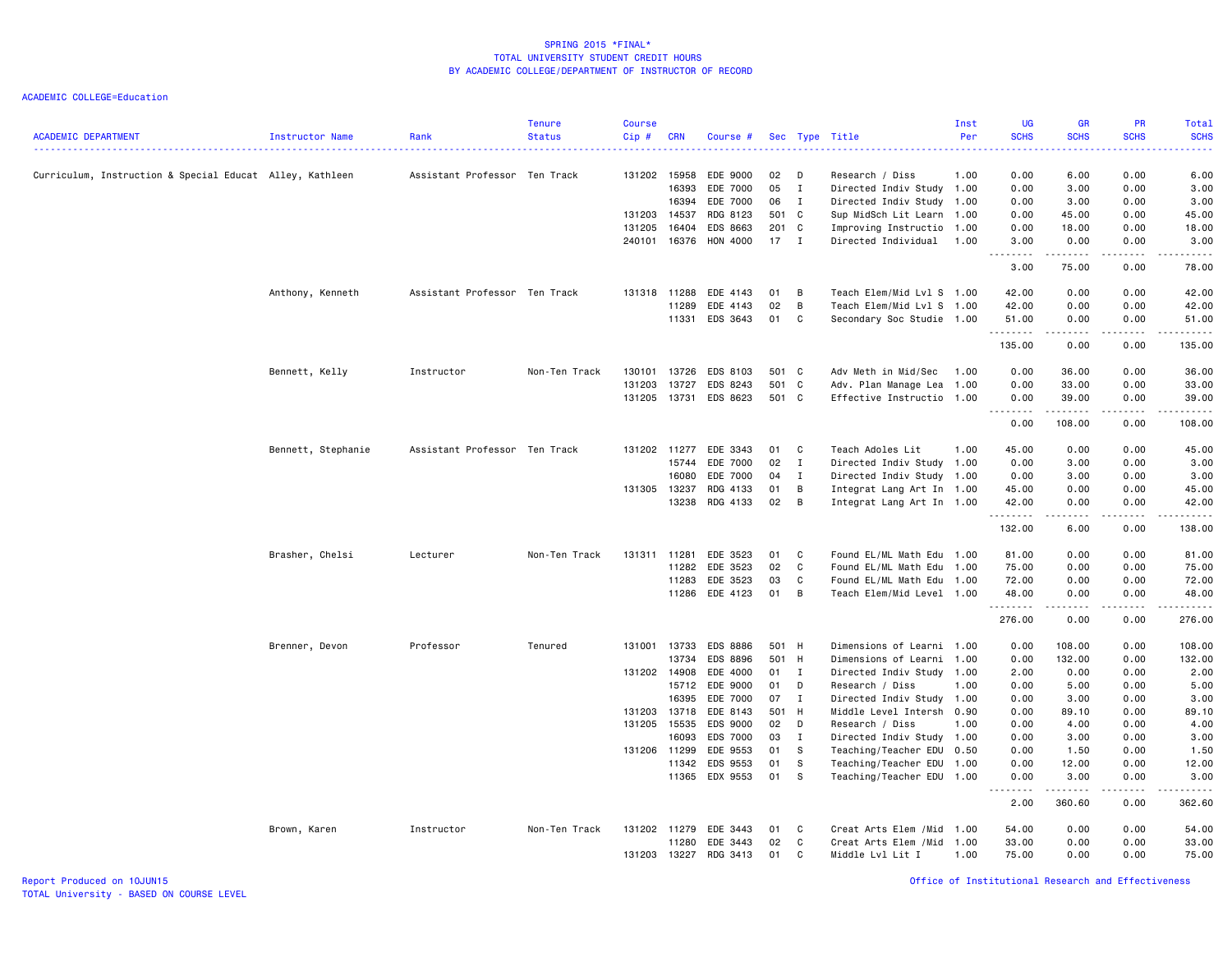SPRING 2015 *FINAL*
TOTAL UNIVERSITY STUDENT CREDIT HOURS
BY ACADEMIC COLLEGE/DEPARTMENT OF INSTRUCTOR OF RECORD

ACADEMIC COLLEGE=Education

| ACADEMIC DEPARTMENT | Instructor Name | Rank | Tenure Status | Course Cip # | CRN | Course # | Sec | Type | Title | Inst Per | UG SCHS | GR SCHS | PR SCHS | Total SCHS |
|---|---|---|---|---|---|---|---|---|---|---|---|---|---|---|
| Curriculum, Instruction & Special Educat | Alley, Kathleen | Assistant Professor | Ten Track | 131202 | 15958 | EDE 9000 | 02 | D | Research / Diss | 1.00 | 0.00 | 6.00 | 0.00 | 6.00 |
| | | | | | 16393 | EDE 7000 | 05 | I | Directed Indiv Study | 1.00 | 0.00 | 3.00 | 0.00 | 3.00 |
| | | | | | 16394 | EDE 7000 | 06 | I | Directed Indiv Study | 1.00 | 0.00 | 3.00 | 0.00 | 3.00 |
| | | | | 131203 | 14537 | RDG 8123 | 501 | C | Sup MidSch Lit Learn | 1.00 | 0.00 | 45.00 | 0.00 | 45.00 |
| | | | | 131205 | 16404 | EDS 8663 | 201 | C | Improving Instructio | 1.00 | 0.00 | 18.00 | 0.00 | 18.00 |
| | | | | 240101 | 16376 | HON 4000 | 17 | I | Directed Individual | 1.00 | 3.00 | 0.00 | 0.00 | 3.00 |
| | | | | | | | | | | | 3.00 | 75.00 | 0.00 | 78.00 |
| | Anthony, Kenneth | Assistant Professor | Ten Track | 131318 | 11288 | EDE 4143 | 01 | B | Teach Elem/Mid Lvl S | 1.00 | 42.00 | 0.00 | 0.00 | 42.00 |
| | | | | | 11289 | EDE 4143 | 02 | B | Teach Elem/Mid Lvl S | 1.00 | 42.00 | 0.00 | 0.00 | 42.00 |
| | | | | | 11331 | EDS 3643 | 01 | C | Secondary Soc Studie | 1.00 | 51.00 | 0.00 | 0.00 | 51.00 |
| | | | | | | | | | | | 135.00 | 0.00 | 0.00 | 135.00 |
| | Bennett, Kelly | Instructor | Non-Ten Track | 130101 | 13726 | EDS 8103 | 501 | C | Adv Meth in Mid/Sec | 1.00 | 0.00 | 36.00 | 0.00 | 36.00 |
| | | | | 131203 | 13727 | EDS 8243 | 501 | C | Adv. Plan Manage Lea | 1.00 | 0.00 | 33.00 | 0.00 | 33.00 |
| | | | | 131205 | 13731 | EDS 8623 | 501 | C | Effective Instructio | 1.00 | 0.00 | 39.00 | 0.00 | 39.00 |
| | | | | | | | | | | | 0.00 | 108.00 | 0.00 | 108.00 |
| | Bennett, Stephanie | Assistant Professor | Ten Track | 131202 | 11277 | EDE 3343 | 01 | C | Teach Adoles Lit | 1.00 | 45.00 | 0.00 | 0.00 | 45.00 |
| | | | | | 15744 | EDE 7000 | 02 | I | Directed Indiv Study | 1.00 | 0.00 | 3.00 | 0.00 | 3.00 |
| | | | | | 16080 | EDE 7000 | 04 | I | Directed Indiv Study | 1.00 | 0.00 | 3.00 | 0.00 | 3.00 |
| | | | | 131305 | 13237 | RDG 4133 | 01 | B | Integrat Lang Art In | 1.00 | 45.00 | 0.00 | 0.00 | 45.00 |
| | | | | | 13238 | RDG 4133 | 02 | B | Integrat Lang Art In | 1.00 | 42.00 | 0.00 | 0.00 | 42.00 |
| | | | | | | | | | | | 132.00 | 6.00 | 0.00 | 138.00 |
| | Brasher, Chelsi | Lecturer | Non-Ten Track | 131311 | 11281 | EDE 3523 | 01 | C | Found EL/ML Math Edu | 1.00 | 81.00 | 0.00 | 0.00 | 81.00 |
| | | | | | 11282 | EDE 3523 | 02 | C | Found EL/ML Math Edu | 1.00 | 75.00 | 0.00 | 0.00 | 75.00 |
| | | | | | 11283 | EDE 3523 | 03 | C | Found EL/ML Math Edu | 1.00 | 72.00 | 0.00 | 0.00 | 72.00 |
| | | | | | 11286 | EDE 4123 | 01 | B | Teach Elem/Mid Level | 1.00 | 48.00 | 0.00 | 0.00 | 48.00 |
| | | | | | | | | | | | 276.00 | 0.00 | 0.00 | 276.00 |
| | Brenner, Devon | Professor | Tenured | 131001 | 13733 | EDS 8886 | 501 | H | Dimensions of Learni | 1.00 | 0.00 | 108.00 | 0.00 | 108.00 |
| | | | | | 13734 | EDS 8896 | 501 | H | Dimensions of Learni | 1.00 | 0.00 | 132.00 | 0.00 | 132.00 |
| | | | | 131202 | 14908 | EDE 4000 | 01 | I | Directed Indiv Study | 1.00 | 2.00 | 0.00 | 0.00 | 2.00 |
| | | | | | 15712 | EDE 9000 | 01 | D | Research / Diss | 1.00 | 0.00 | 5.00 | 0.00 | 5.00 |
| | | | | | 16395 | EDE 7000 | 07 | I | Directed Indiv Study | 1.00 | 0.00 | 3.00 | 0.00 | 3.00 |
| | | | | 131203 | 13718 | EDE 8143 | 501 | H | Middle Level Intersh | 0.90 | 0.00 | 89.10 | 0.00 | 89.10 |
| | | | | 131205 | 15535 | EDS 9000 | 02 | D | Research / Diss | 1.00 | 0.00 | 4.00 | 0.00 | 4.00 |
| | | | | | 16093 | EDS 7000 | 03 | I | Directed Indiv Study | 1.00 | 0.00 | 3.00 | 0.00 | 3.00 |
| | | | | 131206 | 11299 | EDE 9553 | 01 | S | Teaching/Teacher EDU | 0.50 | 0.00 | 1.50 | 0.00 | 1.50 |
| | | | | | 11342 | EDS 9553 | 01 | S | Teaching/Teacher EDU | 1.00 | 0.00 | 12.00 | 0.00 | 12.00 |
| | | | | | 11365 | EDX 9553 | 01 | S | Teaching/Teacher EDU | 1.00 | 0.00 | 3.00 | 0.00 | 3.00 |
| | | | | | | | | | | | 2.00 | 360.60 | 0.00 | 362.60 |
| | Brown, Karen | Instructor | Non-Ten Track | 131202 | 11279 | EDE 3443 | 01 | C | Creat Arts Elem /Mid | 1.00 | 54.00 | 0.00 | 0.00 | 54.00 |
| | | | | | 11280 | EDE 3443 | 02 | C | Creat Arts Elem /Mid | 1.00 | 33.00 | 0.00 | 0.00 | 33.00 |
| | | | | 131203 | 13227 | RDG 3413 | 01 | C | Middle Lvl Lit I | 1.00 | 75.00 | 0.00 | 0.00 | 75.00 |

Report Produced on 10JUN15
TOTAL University - BASED ON COURSE LEVEL

Office of Institutional Research and Effectiveness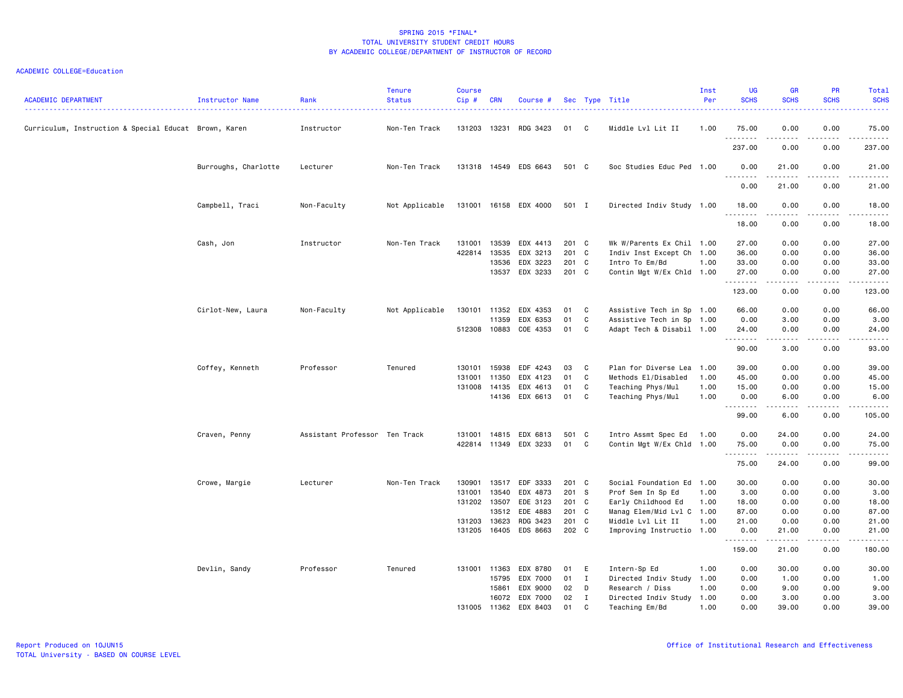SPRING 2015 *FINAL*
TOTAL UNIVERSITY STUDENT CREDIT HOURS
BY ACADEMIC COLLEGE/DEPARTMENT OF INSTRUCTOR OF RECORD

ACADEMIC COLLEGE=Education

| ACADEMIC DEPARTMENT | Instructor Name | Rank | Tenure Status | Course Cip # | CRN | Course # | Sec | Type | Title | Inst Per | UG SCHS | GR SCHS | PR SCHS | Total SCHS |
|---|---|---|---|---|---|---|---|---|---|---|---|---|---|---|
| Curriculum, Instruction & Special Educat | Brown, Karen | Instructor | Non-Ten Track | 131203 | 13231 | RDG 3423 | 01 | C | Middle Lvl Lit II | 1.00 | 75.00 | 0.00 | 0.00 | 75.00 |
| | | | | | | | | | | | 237.00 | 0.00 | 0.00 | 237.00 |
| | Burroughs, Charlotte | Lecturer | Non-Ten Track | 131318 | 14549 | EDS 6643 | 501 | C | Soc Studies Educ Ped | 1.00 | 0.00 | 21.00 | 0.00 | 21.00 |
| | | | | | | | | | | | 0.00 | 21.00 | 0.00 | 21.00 |
| | Campbell, Traci | Non-Faculty | Not Applicable | 131001 | 16158 | EDX 4000 | 501 | I | Directed Indiv Study | 1.00 | 18.00 | 0.00 | 0.00 | 18.00 |
| | | | | | | | | | | | 18.00 | 0.00 | 0.00 | 18.00 |
| | Cash, Jon | Instructor | Non-Ten Track | 131001 | 13539 | EDX 4413 | 201 | C | Wk W/Parents Ex Chil | 1.00 | 27.00 | 0.00 | 0.00 | 27.00 |
| | | | | 422814 | 13535 | EDX 3213 | 201 | C | Indiv Inst Except Ch | 1.00 | 36.00 | 0.00 | 0.00 | 36.00 |
| | | | | | 13536 | EDX 3223 | 201 | C | Intro To Em/Bd | 1.00 | 33.00 | 0.00 | 0.00 | 33.00 |
| | | | | | 13537 | EDX 3233 | 201 | C | Contin Mgt W/Ex Chld | 1.00 | 27.00 | 0.00 | 0.00 | 27.00 |
| | | | | | | | | | | | 123.00 | 0.00 | 0.00 | 123.00 |
| | Cirlot-New, Laura | Non-Faculty | Not Applicable | 130101 | 11352 | EDX 4353 | 01 | C | Assistive Tech in Sp | 1.00 | 66.00 | 0.00 | 0.00 | 66.00 |
| | | | | | 11359 | EDX 6353 | 01 | C | Assistive Tech in Sp | 1.00 | 0.00 | 3.00 | 0.00 | 3.00 |
| | | | | 512308 | 10883 | COE 4353 | 01 | C | Adapt Tech & Disabil | 1.00 | 24.00 | 0.00 | 0.00 | 24.00 |
| | | | | | | | | | | | 90.00 | 3.00 | 0.00 | 93.00 |
| | Coffey, Kenneth | Professor | Tenured | 130101 | 15938 | EDF 4243 | 03 | C | Plan for Diverse Lea | 1.00 | 39.00 | 0.00 | 0.00 | 39.00 |
| | | | | 131001 | 11350 | EDX 4123 | 01 | C | Methods El/Disabled | 1.00 | 45.00 | 0.00 | 0.00 | 45.00 |
| | | | | 131008 | 14135 | EDX 4613 | 01 | C | Teaching Phys/Mul | 1.00 | 15.00 | 0.00 | 0.00 | 15.00 |
| | | | | | 14136 | EDX 6613 | 01 | C | Teaching Phys/Mul | 1.00 | 0.00 | 6.00 | 0.00 | 6.00 |
| | | | | | | | | | | | 99.00 | 6.00 | 0.00 | 105.00 |
| | Craven, Penny | Assistant Professor | Ten Track | 131001 | 14815 | EDX 6813 | 501 | C | Intro Assmt Spec Ed | 1.00 | 0.00 | 24.00 | 0.00 | 24.00 |
| | | | | 422814 | 11349 | EDX 3233 | 01 | C | Contin Mgt W/Ex Chld | 1.00 | 75.00 | 0.00 | 0.00 | 75.00 |
| | | | | | | | | | | | 75.00 | 24.00 | 0.00 | 99.00 |
| | Crowe, Margie | Lecturer | Non-Ten Track | 130901 | 13517 | EDF 3333 | 201 | C | Social Foundation Ed | 1.00 | 30.00 | 0.00 | 0.00 | 30.00 |
| | | | | 131001 | 13540 | EDX 4873 | 201 | S | Prof Sem In Sp Ed | 1.00 | 3.00 | 0.00 | 0.00 | 3.00 |
| | | | | 131202 | 13507 | EDE 3123 | 201 | C | Early Childhood Ed | 1.00 | 18.00 | 0.00 | 0.00 | 18.00 |
| | | | | | 13512 | EDE 4883 | 201 | C | Manag Elem/Mid Lvl C | 1.00 | 87.00 | 0.00 | 0.00 | 87.00 |
| | | | | 131203 | 13623 | RDG 3423 | 201 | C | Middle Lvl Lit II | 1.00 | 21.00 | 0.00 | 0.00 | 21.00 |
| | | | | 131205 | 16405 | EDS 8663 | 202 | C | Improving Instructio | 1.00 | 0.00 | 21.00 | 0.00 | 21.00 |
| | | | | | | | | | | | 159.00 | 21.00 | 0.00 | 180.00 |
| | Devlin, Sandy | Professor | Tenured | 131001 | 11363 | EDX 8780 | 01 | E | Intern-Sp Ed | 1.00 | 0.00 | 30.00 | 0.00 | 30.00 |
| | | | | | 15795 | EDX 7000 | 01 | I | Directed Indiv Study | 1.00 | 0.00 | 1.00 | 0.00 | 1.00 |
| | | | | | 15861 | EDX 9000 | 02 | D | Research / Diss | 1.00 | 0.00 | 9.00 | 0.00 | 9.00 |
| | | | | | 16072 | EDX 7000 | 02 | I | Directed Indiv Study | 1.00 | 0.00 | 3.00 | 0.00 | 3.00 |
| | | | | 131005 | 11362 | EDX 8403 | 01 | C | Teaching Em/Bd | 1.00 | 0.00 | 39.00 | 0.00 | 39.00 |

Report Produced on 10JUN15
TOTAL University - BASED ON COURSE LEVEL
Office of Institutional Research and Effectiveness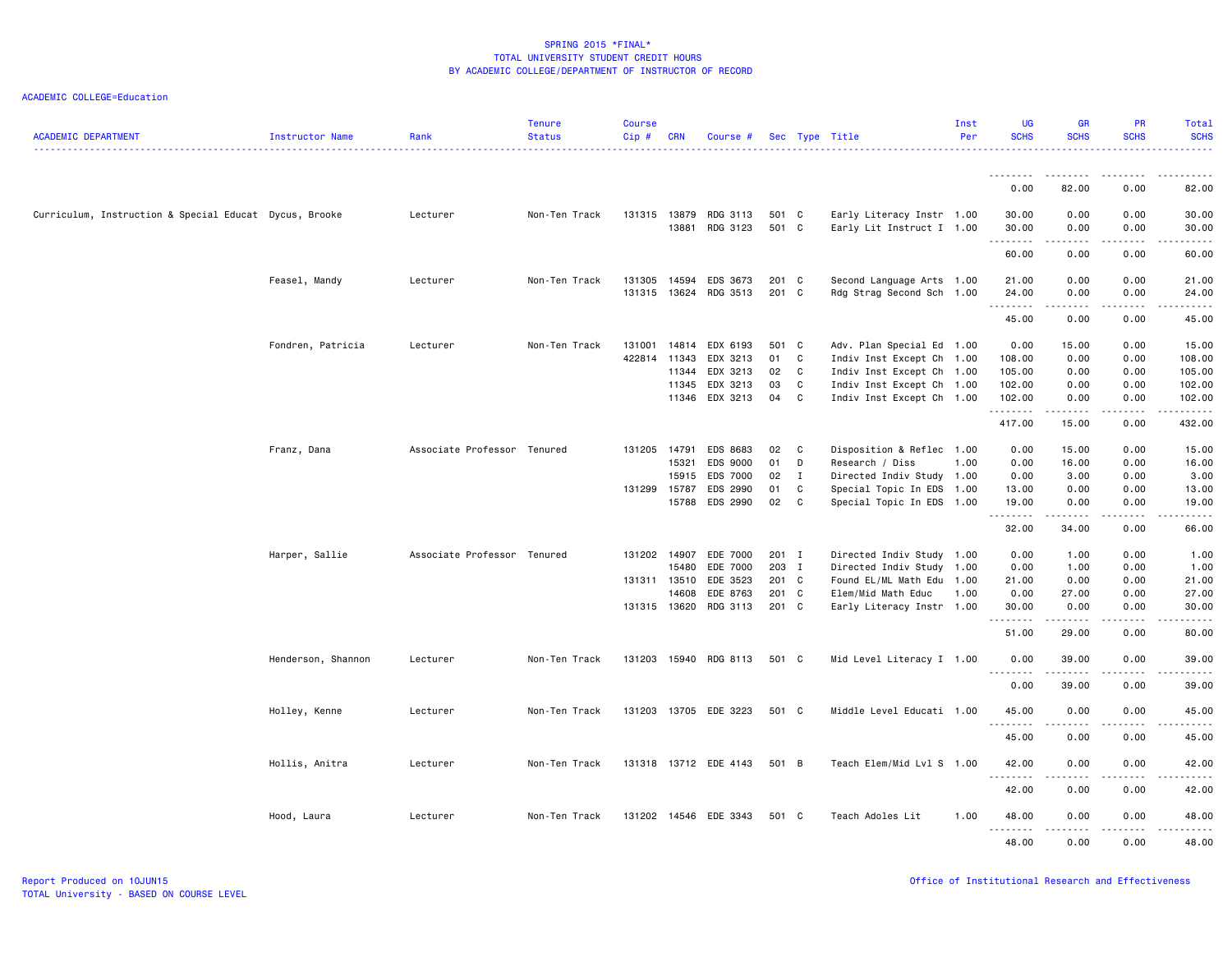SPRING 2015 *FINAL*
TOTAL UNIVERSITY STUDENT CREDIT HOURS
BY ACADEMIC COLLEGE/DEPARTMENT OF INSTRUCTOR OF RECORD

ACADEMIC COLLEGE=Education

| ACADEMIC DEPARTMENT | Instructor Name | Rank | Tenure Status | Course Cip # | CRN | Course # | Sec | Type | Title | Inst Per | UG SCHS | GR SCHS | PR SCHS | Total SCHS |
|---|---|---|---|---|---|---|---|---|---|---|---|---|---|---|
| | | | | | | | | | | | 0.00 | 82.00 | 0.00 | 82.00 |
| Curriculum, Instruction & Special Educat | Dycus, Brooke | Lecturer | Non-Ten Track | 131315 | 13879 | RDG 3113 | 501 | C | Early Literacy Instr | 1.00 | 30.00 | 0.00 | 0.00 | 30.00 |
| | | | | | 13881 | RDG 3123 | 501 | C | Early Lit Instruct I | 1.00 | 30.00 | 0.00 | 0.00 | 30.00 |
| | | | | | | | | | | | 60.00 | 0.00 | 0.00 | 60.00 |
| | Feasel, Mandy | Lecturer | Non-Ten Track | 131305 | 14594 | EDS 3673 | 201 | C | Second Language Arts | 1.00 | 21.00 | 0.00 | 0.00 | 21.00 |
| | | | | 131315 | 13624 | RDG 3513 | 201 | C | Rdg Strag Second Sch | 1.00 | 24.00 | 0.00 | 0.00 | 24.00 |
| | | | | | | | | | | | 45.00 | 0.00 | 0.00 | 45.00 |
| | Fondren, Patricia | Lecturer | Non-Ten Track | 131001 | 14814 | EDX 6193 | 501 | C | Adv. Plan Special Ed | 1.00 | 0.00 | 15.00 | 0.00 | 15.00 |
| | | | | 422814 | 11343 | EDX 3213 | 01 | C | Indiv Inst Except Ch | 1.00 | 108.00 | 0.00 | 0.00 | 108.00 |
| | | | | | 11344 | EDX 3213 | 02 | C | Indiv Inst Except Ch | 1.00 | 105.00 | 0.00 | 0.00 | 105.00 |
| | | | | | 11345 | EDX 3213 | 03 | C | Indiv Inst Except Ch | 1.00 | 102.00 | 0.00 | 0.00 | 102.00 |
| | | | | | 11346 | EDX 3213 | 04 | C | Indiv Inst Except Ch | 1.00 | 102.00 | 0.00 | 0.00 | 102.00 |
| | | | | | | | | | | | 417.00 | 15.00 | 0.00 | 432.00 |
| | Franz, Dana | Associate Professor | Tenured | 131205 | 14791 | EDS 8683 | 02 | C | Disposition & Reflec | 1.00 | 0.00 | 15.00 | 0.00 | 15.00 |
| | | | | | 15321 | EDS 9000 | 01 | D | Research / Diss | 1.00 | 0.00 | 16.00 | 0.00 | 16.00 |
| | | | | | 15915 | EDS 7000 | 02 | I | Directed Indiv Study | 1.00 | 0.00 | 3.00 | 0.00 | 3.00 |
| | | | | 131299 | 15787 | EDS 2990 | 01 | C | Special Topic In EDS | 1.00 | 13.00 | 0.00 | 0.00 | 13.00 |
| | | | | | 15788 | EDS 2990 | 02 | C | Special Topic In EDS | 1.00 | 19.00 | 0.00 | 0.00 | 19.00 |
| | | | | | | | | | | | 32.00 | 34.00 | 0.00 | 66.00 |
| | Harper, Sallie | Associate Professor | Tenured | 131202 | 14907 | EDE 7000 | 201 | I | Directed Indiv Study | 1.00 | 0.00 | 1.00 | 0.00 | 1.00 |
| | | | | | 15480 | EDE 7000 | 203 | I | Directed Indiv Study | 1.00 | 0.00 | 1.00 | 0.00 | 1.00 |
| | | | | 131311 | 13510 | EDE 3523 | 201 | C | Found EL/ML Math Edu | 1.00 | 21.00 | 0.00 | 0.00 | 21.00 |
| | | | | | 14608 | EDE 8763 | 201 | C | Elem/Mid Math Educ | 1.00 | 0.00 | 27.00 | 0.00 | 27.00 |
| | | | | 131315 | 13620 | RDG 3113 | 201 | C | Early Literacy Instr | 1.00 | 30.00 | 0.00 | 0.00 | 30.00 |
| | | | | | | | | | | | 51.00 | 29.00 | 0.00 | 80.00 |
| | Henderson, Shannon | Lecturer | Non-Ten Track | 131203 | 15940 | RDG 8113 | 501 | C | Mid Level Literacy I | 1.00 | 0.00 | 39.00 | 0.00 | 39.00 |
| | | | | | | | | | | | 0.00 | 39.00 | 0.00 | 39.00 |
| | Holley, Kenne | Lecturer | Non-Ten Track | 131203 | 13705 | EDE 3223 | 501 | C | Middle Level Educati | 1.00 | 45.00 | 0.00 | 0.00 | 45.00 |
| | | | | | | | | | | | 45.00 | 0.00 | 0.00 | 45.00 |
| | Hollis, Anitra | Lecturer | Non-Ten Track | 131318 | 13712 | EDE 4143 | 501 | B | Teach Elem/Mid Lvl S | 1.00 | 42.00 | 0.00 | 0.00 | 42.00 |
| | | | | | | | | | | | 42.00 | 0.00 | 0.00 | 42.00 |
| | Hood, Laura | Lecturer | Non-Ten Track | 131202 | 14546 | EDE 3343 | 501 | C | Teach Adoles Lit | 1.00 | 48.00 | 0.00 | 0.00 | 48.00 |
| | | | | | | | | | | | 48.00 | 0.00 | 0.00 | 48.00 |

Report Produced on 10JUN15
TOTAL University - BASED ON COURSE LEVEL

Office of Institutional Research and Effectiveness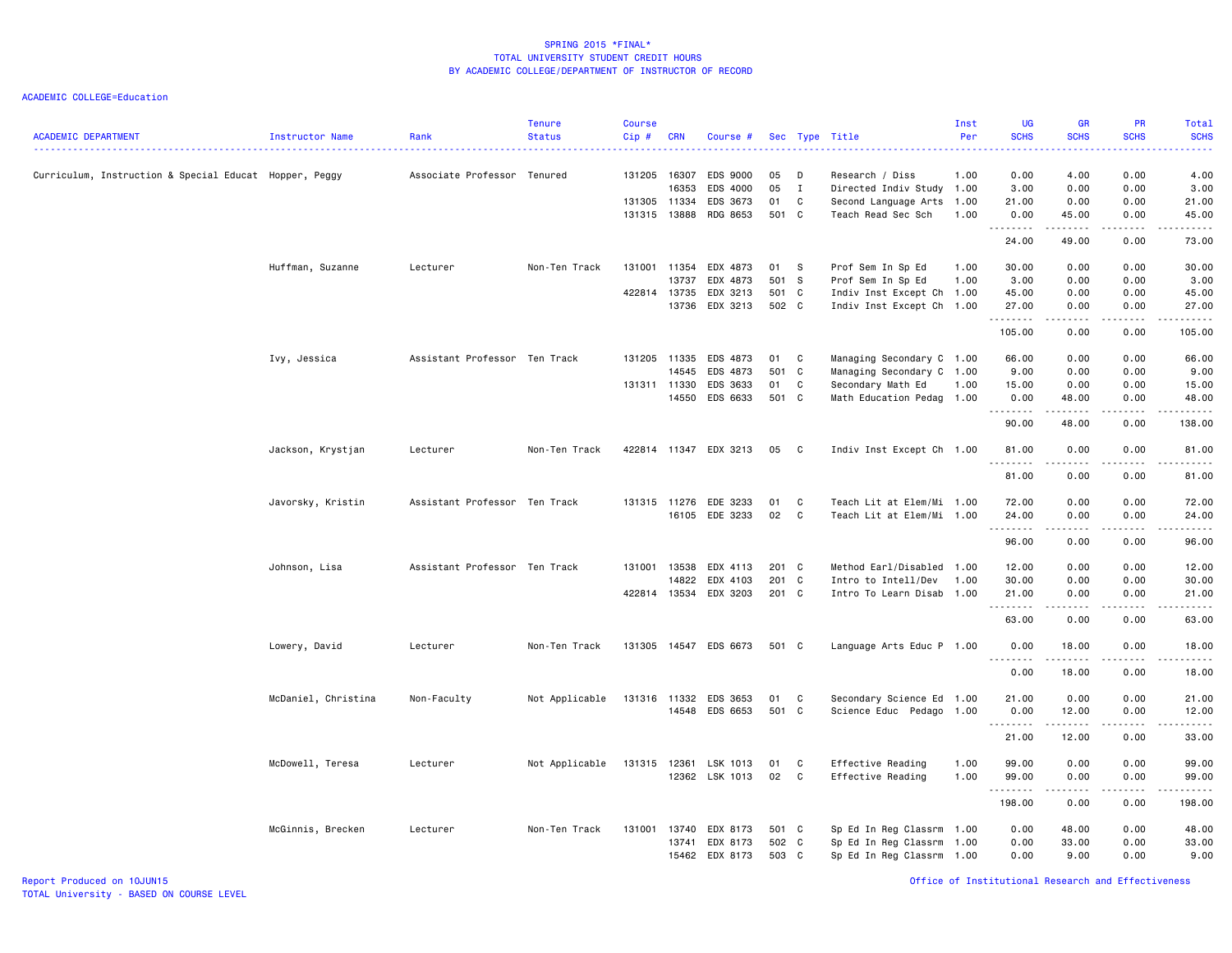SPRING 2015 *FINAL*
TOTAL UNIVERSITY STUDENT CREDIT HOURS
BY ACADEMIC COLLEGE/DEPARTMENT OF INSTRUCTOR OF RECORD

ACADEMIC COLLEGE=Education

| ACADEMIC DEPARTMENT | Instructor Name | Rank | Tenure Status | Course Cip # | CRN | Course # | Sec | Type | Title | Inst Per | UG SCHS | GR SCHS | PR SCHS | Total SCHS |
|---|---|---|---|---|---|---|---|---|---|---|---|---|---|---|
| Curriculum, Instruction & Special Educat | Hopper, Peggy | Associate Professor | Tenured | 131205 | 16307 | EDS 9000 | 05 | D | Research / Diss | 1.00 | 0.00 | 4.00 | 0.00 | 4.00 |
| | | | | | 16353 | EDS 4000 | 05 | I | Directed Indiv Study | 1.00 | 3.00 | 0.00 | 0.00 | 3.00 |
| | | | | 131305 | 11334 | EDS 3673 | 01 | C | Second Language Arts | 1.00 | 21.00 | 0.00 | 0.00 | 21.00 |
| | | | | 131315 | 13888 | RDG 8653 | 501 | C | Teach Read Sec Sch | 1.00 | 0.00 | 45.00 | 0.00 | 45.00 |
| | | | | | | | | | | | 24.00 | 49.00 | 0.00 | 73.00 |
| | Huffman, Suzanne | Lecturer | Non-Ten Track | 131001 | 11354 | EDX 4873 | 01 | S | Prof Sem In Sp Ed | 1.00 | 30.00 | 0.00 | 0.00 | 30.00 |
| | | | | | 13737 | EDX 4873 | 501 | S | Prof Sem In Sp Ed | 1.00 | 3.00 | 0.00 | 0.00 | 3.00 |
| | | | | 422814 | 13735 | EDX 3213 | 501 | C | Indiv Inst Except Ch | 1.00 | 45.00 | 0.00 | 0.00 | 45.00 |
| | | | | | 13736 | EDX 3213 | 502 | C | Indiv Inst Except Ch | 1.00 | 27.00 | 0.00 | 0.00 | 27.00 |
| | | | | | | | | | | | 105.00 | 0.00 | 0.00 | 105.00 |
| | Ivy, Jessica | Assistant Professor | Ten Track | 131205 | 11335 | EDS 4873 | 01 | C | Managing Secondary C | 1.00 | 66.00 | 0.00 | 0.00 | 66.00 |
| | | | | | 14545 | EDS 4873 | 501 | C | Managing Secondary C | 1.00 | 9.00 | 0.00 | 0.00 | 9.00 |
| | | | | 131311 | 11330 | EDS 3633 | 01 | C | Secondary Math Ed | 1.00 | 15.00 | 0.00 | 0.00 | 15.00 |
| | | | | | 14550 | EDS 6633 | 501 | C | Math Education Pedag | 1.00 | 0.00 | 48.00 | 0.00 | 48.00 |
| | | | | | | | | | | | 90.00 | 48.00 | 0.00 | 138.00 |
| | Jackson, Krystjan | Lecturer | Non-Ten Track | 422814 | 11347 | EDX 3213 | 05 | C | Indiv Inst Except Ch | 1.00 | 81.00 | 0.00 | 0.00 | 81.00 |
| | | | | | | | | | | | 81.00 | 0.00 | 0.00 | 81.00 |
| | Javorsky, Kristin | Assistant Professor | Ten Track | 131315 | 11276 | EDE 3233 | 01 | C | Teach Lit at Elem/Mi | 1.00 | 72.00 | 0.00 | 0.00 | 72.00 |
| | | | | | 16105 | EDE 3233 | 02 | C | Teach Lit at Elem/Mi | 1.00 | 24.00 | 0.00 | 0.00 | 24.00 |
| | | | | | | | | | | | 96.00 | 0.00 | 0.00 | 96.00 |
| | Johnson, Lisa | Assistant Professor | Ten Track | 131001 | 13538 | EDX 4113 | 201 | C | Method Earl/Disabled | 1.00 | 12.00 | 0.00 | 0.00 | 12.00 |
| | | | | | 14822 | EDX 4103 | 201 | C | Intro to Intell/Dev | 1.00 | 30.00 | 0.00 | 0.00 | 30.00 |
| | | | | 422814 | 13534 | EDX 3203 | 201 | C | Intro To Learn Disab | 1.00 | 21.00 | 0.00 | 0.00 | 21.00 |
| | | | | | | | | | | | 63.00 | 0.00 | 0.00 | 63.00 |
| | Lowery, David | Lecturer | Non-Ten Track | 131305 | 14547 | EDS 6673 | 501 | C | Language Arts Educ P | 1.00 | 0.00 | 18.00 | 0.00 | 18.00 |
| | | | | | | | | | | | 0.00 | 18.00 | 0.00 | 18.00 |
| | McDaniel, Christina | Non-Faculty | Not Applicable | 131316 | 11332 | EDS 3653 | 01 | C | Secondary Science Ed | 1.00 | 21.00 | 0.00 | 0.00 | 21.00 |
| | | | | | 14548 | EDS 6653 | 501 | C | Science Educ Pedago | 1.00 | 0.00 | 12.00 | 0.00 | 12.00 |
| | | | | | | | | | | | 21.00 | 12.00 | 0.00 | 33.00 |
| | McDowell, Teresa | Lecturer | Not Applicable | 131315 | 12361 | LSK 1013 | 01 | C | Effective Reading | 1.00 | 99.00 | 0.00 | 0.00 | 99.00 |
| | | | | | 12362 | LSK 1013 | 02 | C | Effective Reading | 1.00 | 99.00 | 0.00 | 0.00 | 99.00 |
| | | | | | | | | | | | 198.00 | 0.00 | 0.00 | 198.00 |
| | McGinnis, Brecken | Lecturer | Non-Ten Track | 131001 | 13740 | EDX 8173 | 501 | C | Sp Ed In Reg Classrm | 1.00 | 0.00 | 48.00 | 0.00 | 48.00 |
| | | | | | 13741 | EDX 8173 | 502 | C | Sp Ed In Reg Classrm | 1.00 | 0.00 | 33.00 | 0.00 | 33.00 |
| | | | | | 15462 | EDX 8173 | 503 | C | Sp Ed In Reg Classrm | 1.00 | 0.00 | 9.00 | 0.00 | 9.00 |

Report Produced on 10JUN15
TOTAL University - BASED ON COURSE LEVEL

Office of Institutional Research and Effectiveness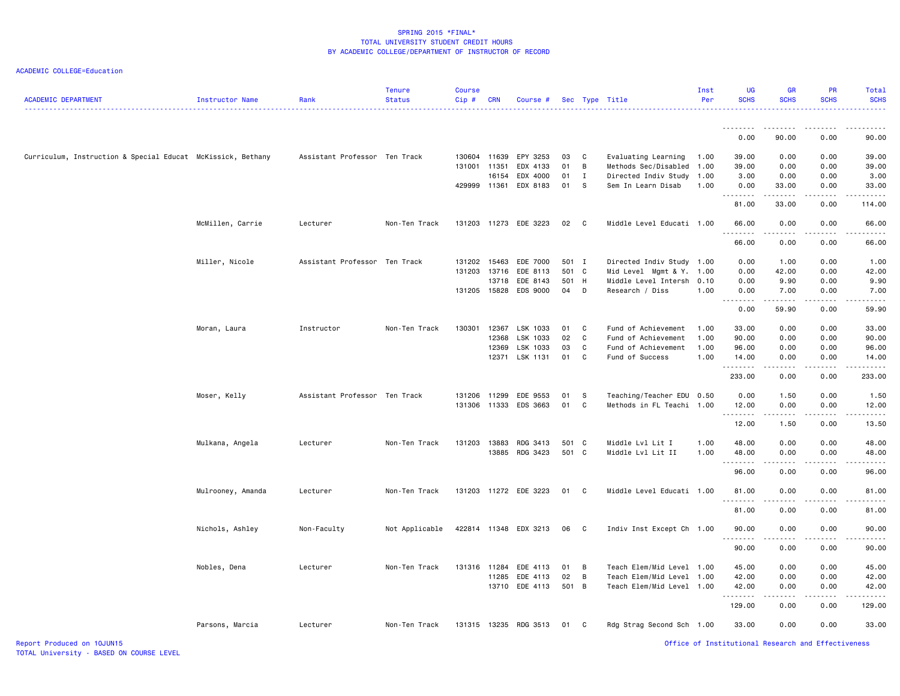## SPRING 2015 *FINAL*
## TOTAL UNIVERSITY STUDENT CREDIT HOURS
## BY ACADEMIC COLLEGE/DEPARTMENT OF INSTRUCTOR OF RECORD

ACADEMIC COLLEGE=Education

| ACADEMIC DEPARTMENT | Instructor Name | Rank | Tenure Status | Course Cip # | CRN | Course # | Sec | Type | Title | Inst Per | UG SCHS | GR SCHS | PR SCHS | Total SCHS |
|---|---|---|---|---|---|---|---|---|---|---|---|---|---|---|
| | | | | | | | | | | | 0.00 | 90.00 | 0.00 | 90.00 |
| Curriculum, Instruction & Special Educat | McKissick, Bethany | Assistant Professor | Ten Track | 130604 | 11639 | EPY 3253 | 03 | C | Evaluating Learning | 1.00 | 39.00 | 0.00 | 0.00 | 39.00 |
| | | | | 131001 | 11351 | EDX 4133 | 01 | B | Methods Sec/Disabled | 1.00 | 39.00 | 0.00 | 0.00 | 39.00 |
| | | | | | 16154 | EDX 4000 | 01 | I | Directed Indiv Study | 1.00 | 3.00 | 0.00 | 0.00 | 3.00 |
| | | | | 429999 | 11361 | EDX 8183 | 01 | S | Sem In Learn Disab | 1.00 | 0.00 | 33.00 | 0.00 | 33.00 |
| | | | | | | | | | | | 81.00 | 33.00 | 0.00 | 114.00 |
| | McMillen, Carrie | Lecturer | Non-Ten Track | 131203 | 11273 | EDE 3223 | 02 | C | Middle Level Educati | 1.00 | 66.00 | 0.00 | 0.00 | 66.00 |
| | | | | | | | | | | | 66.00 | 0.00 | 0.00 | 66.00 |
| | Miller, Nicole | Assistant Professor | Ten Track | 131202 | 15463 | EDE 7000 | 501 | I | Directed Indiv Study | 1.00 | 0.00 | 1.00 | 0.00 | 1.00 |
| | | | | 131203 | 13716 | EDE 8113 | 501 | C | Mid Level Mgmt & Y. | 1.00 | 0.00 | 42.00 | 0.00 | 42.00 |
| | | | | | 13718 | EDE 8143 | 501 | H | Middle Level Intersh | 0.10 | 0.00 | 9.90 | 0.00 | 9.90 |
| | | | | 131205 | 15828 | EDS 9000 | 04 | D | Research / Diss | 1.00 | 0.00 | 7.00 | 0.00 | 7.00 |
| | | | | | | | | | | | 0.00 | 59.90 | 0.00 | 59.90 |
| | Moran, Laura | Instructor | Non-Ten Track | 130301 | 12367 | LSK 1033 | 01 | C | Fund of Achievement | 1.00 | 33.00 | 0.00 | 0.00 | 33.00 |
| | | | | | 12368 | LSK 1033 | 02 | C | Fund of Achievement | 1.00 | 90.00 | 0.00 | 0.00 | 90.00 |
| | | | | | 12369 | LSK 1033 | 03 | C | Fund of Achievement | 1.00 | 96.00 | 0.00 | 0.00 | 96.00 |
| | | | | | 12371 | LSK 1131 | 01 | C | Fund of Success | 1.00 | 14.00 | 0.00 | 0.00 | 14.00 |
| | | | | | | | | | | | 233.00 | 0.00 | 0.00 | 233.00 |
| | Moser, Kelly | Assistant Professor | Ten Track | 131206 | 11299 | EDE 9553 | 01 | S | Teaching/Teacher EDU | 0.50 | 0.00 | 1.50 | 0.00 | 1.50 |
| | | | | 131306 | 11333 | EDS 3663 | 01 | C | Methods in FL Teachi | 1.00 | 12.00 | 0.00 | 0.00 | 12.00 |
| | | | | | | | | | | | 12.00 | 1.50 | 0.00 | 13.50 |
| | Mulkana, Angela | Lecturer | Non-Ten Track | 131203 | 13883 | RDG 3413 | 501 | C | Middle Lvl Lit I | 1.00 | 48.00 | 0.00 | 0.00 | 48.00 |
| | | | | | 13885 | RDG 3423 | 501 | C | Middle Lvl Lit II | 1.00 | 48.00 | 0.00 | 0.00 | 48.00 |
| | | | | | | | | | | | 96.00 | 0.00 | 0.00 | 96.00 |
| | Mulrooney, Amanda | Lecturer | Non-Ten Track | 131203 | 11272 | EDE 3223 | 01 | C | Middle Level Educati | 1.00 | 81.00 | 0.00 | 0.00 | 81.00 |
| | | | | | | | | | | | 81.00 | 0.00 | 0.00 | 81.00 |
| | Nichols, Ashley | Non-Faculty | Not Applicable | 422814 | 11348 | EDX 3213 | 06 | C | Indiv Inst Except Ch | 1.00 | 90.00 | 0.00 | 0.00 | 90.00 |
| | | | | | | | | | | | 90.00 | 0.00 | 0.00 | 90.00 |
| | Nobles, Dena | Lecturer | Non-Ten Track | 131316 | 11284 | EDE 4113 | 01 | B | Teach Elem/Mid Level | 1.00 | 45.00 | 0.00 | 0.00 | 45.00 |
| | | | | | 11285 | EDE 4113 | 02 | B | Teach Elem/Mid Level | 1.00 | 42.00 | 0.00 | 0.00 | 42.00 |
| | | | | | 13710 | EDE 4113 | 501 | B | Teach Elem/Mid Level | 1.00 | 42.00 | 0.00 | 0.00 | 42.00 |
| | | | | | | | | | | | 129.00 | 0.00 | 0.00 | 129.00 |
| | Parsons, Marcia | Lecturer | Non-Ten Track | 131315 | 13235 | RDG 3513 | 01 | C | Rdg Strag Second Sch | 1.00 | 33.00 | 0.00 | 0.00 | 33.00 |

Report Produced on 10JUN15
TOTAL University - BASED ON COURSE LEVEL

Office of Institutional Research and Effectiveness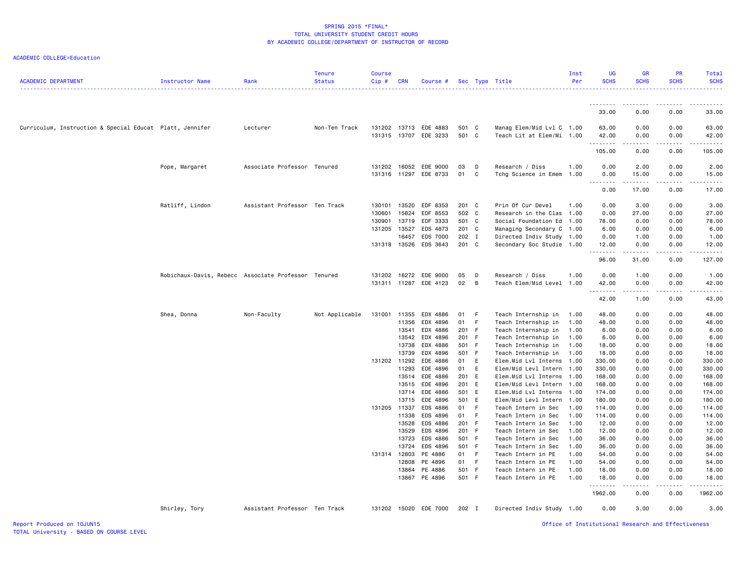SPRING 2015 *FINAL*
TOTAL UNIVERSITY STUDENT CREDIT HOURS
BY ACADEMIC COLLEGE/DEPARTMENT OF INSTRUCTOR OF RECORD

ACADEMIC COLLEGE=Education

| ACADEMIC DEPARTMENT | Instructor Name | Rank | Tenure Status | Course Cip # | CRN | Course # | Sec | Type | Title | Inst Per | UG SCHS | GR SCHS | PR SCHS | Total SCHS |
|---|---|---|---|---|---|---|---|---|---|---|---|---|---|---|
| | | | | | | | | | | | 33.00 | 0.00 | 0.00 | 33.00 |
| Curriculum, Instruction & Special Educat | Platt, Jennifer | Lecturer | Non-Ten Track | 131202 | 13713 | EDE 4883 | 501 | C | Manag Elem/Mid Lvl C | 1.00 | 63.00 | 0.00 | 0.00 | 63.00 |
| | | | | 131315 | 13707 | EDE 3233 | 501 | C | Teach Lit at Elem/Mi | 1.00 | 42.00 | 0.00 | 0.00 | 42.00 |
| | | | | | | | | | | | 105.00 | 0.00 | 0.00 | 105.00 |
| | Pope, Margaret | Associate Professor | Tenured | 131202 | 16052 | EDE 9000 | 03 | D | Research / Diss | 1.00 | 0.00 | 2.00 | 0.00 | 2.00 |
| | | | | 131316 | 11297 | EDE 8733 | 01 | C | Tchg Science in Emem | 1.00 | 0.00 | 15.00 | 0.00 | 15.00 |
| | | | | | | | | | | | 0.00 | 17.00 | 0.00 | 17.00 |
| | Ratliff, Lindon | Assistant Professor | Ten Track | 130101 | 13520 | EDF 8353 | 201 | C | Prin Of Cur Devel | 1.00 | 0.00 | 3.00 | 0.00 | 3.00 |
| | | | | 130601 | 15824 | EDF 8553 | 502 | C | Research in the Clas | 1.00 | 0.00 | 27.00 | 0.00 | 27.00 |
| | | | | 130901 | 13719 | EDF 3333 | 501 | C | Social Foundation Ed | 1.00 | 78.00 | 0.00 | 0.00 | 78.00 |
| | | | | 131205 | 13527 | EDS 4873 | 201 | C | Managing Secondary C | 1.00 | 6.00 | 0.00 | 0.00 | 6.00 |
| | | | | | 16457 | EDS 7000 | 202 | I | Directed Indiv Study | 1.00 | 0.00 | 1.00 | 0.00 | 1.00 |
| | | | | 131318 | 13526 | EDS 3643 | 201 | C | Secondary Soc Studie | 1.00 | 12.00 | 0.00 | 0.00 | 12.00 |
| | | | | | | | | | | | 96.00 | 31.00 | 0.00 | 127.00 |
| | Robichaux-Davis, Rebecc | Associate Professor | Tenured | 131202 | 16272 | EDE 9000 | 05 | D | Research / Diss | 1.00 | 0.00 | 1.00 | 0.00 | 1.00 |
| | | | | 131311 | 11287 | EDE 4123 | 02 | B | Teach Elem/Mid Level | 1.00 | 42.00 | 0.00 | 0.00 | 42.00 |
| | | | | | | | | | | | 42.00 | 1.00 | 0.00 | 43.00 |
| | Shea, Donna | Non-Faculty | Not Applicable | 131001 | 11355 | EDX 4886 | 01 | F | Teach Internship in | 1.00 | 48.00 | 0.00 | 0.00 | 48.00 |
| | | | | | 11356 | EDX 4896 | 01 | F | Teach Internship in | 1.00 | 48.00 | 0.00 | 0.00 | 48.00 |
| | | | | | 13541 | EDX 4886 | 201 | F | Teach Internship in | 1.00 | 6.00 | 0.00 | 0.00 | 6.00 |
| | | | | | 13542 | EDX 4896 | 201 | F | Teach Internship in | 1.00 | 6.00 | 0.00 | 0.00 | 6.00 |
| | | | | | 13738 | EDX 4886 | 501 | F | Teach Internship in | 1.00 | 18.00 | 0.00 | 0.00 | 18.00 |
| | | | | | 13739 | EDX 4896 | 501 | F | Teach Internship in | 1.00 | 18.00 | 0.00 | 0.00 | 18.00 |
| | | | | 131202 | 11292 | EDE 4886 | 01 | E | Elem.Mid Lvl Interns | 1.00 | 330.00 | 0.00 | 0.00 | 330.00 |
| | | | | | 11293 | EDE 4896 | 01 | E | Elem/Mid Levl Intern | 1.00 | 330.00 | 0.00 | 0.00 | 330.00 |
| | | | | | 13514 | EDE 4886 | 201 | E | Elem.Mid Lvl Interns | 1.00 | 168.00 | 0.00 | 0.00 | 168.00 |
| | | | | | 13515 | EDE 4896 | 201 | E | Elem/Mid Levl Intern | 1.00 | 168.00 | 0.00 | 0.00 | 168.00 |
| | | | | | 13714 | EDE 4886 | 501 | E | Elem.Mid Lvl Interns | 1.00 | 174.00 | 0.00 | 0.00 | 174.00 |
| | | | | | 13715 | EDE 4896 | 501 | E | Elem/Mid Levl Intern | 1.00 | 180.00 | 0.00 | 0.00 | 180.00 |
| | | | | 131205 | 11337 | EDS 4886 | 01 | F | Teach Intern in Sec | 1.00 | 114.00 | 0.00 | 0.00 | 114.00 |
| | | | | | 11338 | EDS 4896 | 01 | F | Teach Intern in Sec | 1.00 | 114.00 | 0.00 | 0.00 | 114.00 |
| | | | | | 13528 | EDS 4886 | 201 | F | Teach Intern in Sec | 1.00 | 12.00 | 0.00 | 0.00 | 12.00 |
| | | | | | 13529 | EDS 4896 | 201 | F | Teach Intern in Sec | 1.00 | 12.00 | 0.00 | 0.00 | 12.00 |
| | | | | | 13723 | EDS 4886 | 501 | F | Teach Intern in Sec | 1.00 | 36.00 | 0.00 | 0.00 | 36.00 |
| | | | | | 13724 | EDS 4896 | 501 | F | Teach Intern in Sec | 1.00 | 36.00 | 0.00 | 0.00 | 36.00 |
| | | | | 131314 | 12803 | PE 4886 | 01 | F | Teach Intern in PE | 1.00 | 54.00 | 0.00 | 0.00 | 54.00 |
| | | | | | 12808 | PE 4896 | 01 | F | Teach Intern in PE | 1.00 | 54.00 | 0.00 | 0.00 | 54.00 |
| | | | | | 13864 | PE 4886 | 501 | F | Teach Intern in PE | 1.00 | 18.00 | 0.00 | 0.00 | 18.00 |
| | | | | | 13867 | PE 4896 | 501 | F | Teach Intern in PE | 1.00 | 18.00 | 0.00 | 0.00 | 18.00 |
| | | | | | | | | | | | 1962.00 | 0.00 | 0.00 | 1962.00 |
| | Shirley, Tory | Assistant Professor | Ten Track | 131202 | 15020 | EDE 7000 | 202 | I | Directed Indiv Study | 1.00 | 0.00 | 3.00 | 0.00 | 3.00 |

Report Produced on 10JUN15
TOTAL University - BASED ON COURSE LEVEL

Office of Institutional Research and Effectiveness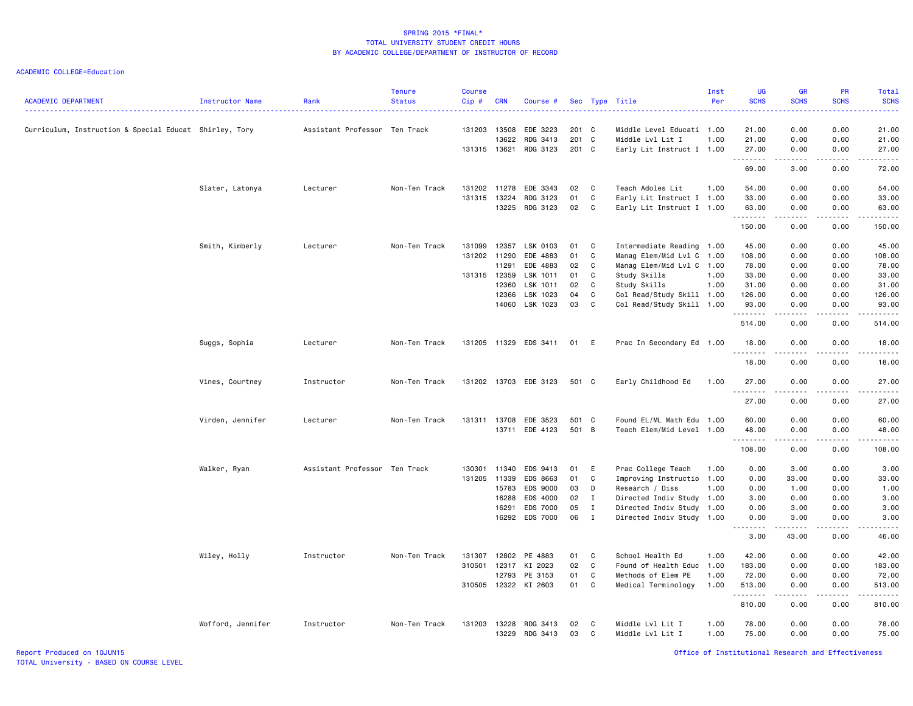SPRING 2015 *FINAL*
TOTAL UNIVERSITY STUDENT CREDIT HOURS
BY ACADEMIC COLLEGE/DEPARTMENT OF INSTRUCTOR OF RECORD

ACADEMIC COLLEGE=Education

| ACADEMIC DEPARTMENT | Instructor Name | Rank | Tenure Status | Course Cip # | CRN | Course # | Sec | Type | Title | Inst Per | UG SCHS | GR SCHS | PR SCHS | Total SCHS |
|---|---|---|---|---|---|---|---|---|---|---|---|---|---|---|
| Curriculum, Instruction & Special Educat | Shirley, Tory | Assistant Professor | Ten Track | 131203 | 13508 | EDE 3223 | 201 | C | Middle Level Educati | 1.00 | 21.00 | 0.00 | 0.00 | 21.00 |
| | | | | | 13622 | RDG 3413 | 201 | C | Middle Lvl Lit I | 1.00 | 21.00 | 0.00 | 0.00 | 21.00 |
| | | | | 131315 | 13621 | RDG 3123 | 201 | C | Early Lit Instruct I | 1.00 | 27.00 | 0.00 | 0.00 | 27.00 |
| | | | | | | | | | | | 69.00 | 3.00 | 0.00 | 72.00 |
| | Slater, Latonya | Lecturer | Non-Ten Track | 131202 | 11278 | EDE 3343 | 02 | C | Teach Adoles Lit | 1.00 | 54.00 | 0.00 | 0.00 | 54.00 |
| | | | | 131315 | 13224 | RDG 3123 | 01 | C | Early Lit Instruct I | 1.00 | 33.00 | 0.00 | 0.00 | 33.00 |
| | | | | | 13225 | RDG 3123 | 02 | C | Early Lit Instruct I | 1.00 | 63.00 | 0.00 | 0.00 | 63.00 |
| | | | | | | | | | | | 150.00 | 0.00 | 0.00 | 150.00 |
| | Smith, Kimberly | Lecturer | Non-Ten Track | 131099 | 12357 | LSK 0103 | 01 | C | Intermediate Reading | 1.00 | 45.00 | 0.00 | 0.00 | 45.00 |
| | | | | 131202 | 11290 | EDE 4883 | 01 | C | Manag Elem/Mid Lvl C | 1.00 | 108.00 | 0.00 | 0.00 | 108.00 |
| | | | | | 11291 | EDE 4883 | 02 | C | Manag Elem/Mid Lvl C | 1.00 | 78.00 | 0.00 | 0.00 | 78.00 |
| | | | | 131315 | 12359 | LSK 1011 | 01 | C | Study Skills | 1.00 | 33.00 | 0.00 | 0.00 | 33.00 |
| | | | | | 12360 | LSK 1011 | 02 | C | Study Skills | 1.00 | 31.00 | 0.00 | 0.00 | 31.00 |
| | | | | | 12366 | LSK 1023 | 04 | C | Col Read/Study Skill | 1.00 | 126.00 | 0.00 | 0.00 | 126.00 |
| | | | | | 14060 | LSK 1023 | 03 | C | Col Read/Study Skill | 1.00 | 93.00 | 0.00 | 0.00 | 93.00 |
| | | | | | | | | | | | 514.00 | 0.00 | 0.00 | 514.00 |
| | Suggs, Sophia | Lecturer | Non-Ten Track | 131205 | 11329 | EDS 3411 | 01 | E | Prac In Secondary Ed | 1.00 | 18.00 | 0.00 | 0.00 | 18.00 |
| | | | | | | | | | | | 18.00 | 0.00 | 0.00 | 18.00 |
| | Vines, Courtney | Instructor | Non-Ten Track | 131202 | 13703 | EDE 3123 | 501 | C | Early Childhood Ed | 1.00 | 27.00 | 0.00 | 0.00 | 27.00 |
| | | | | | | | | | | | 27.00 | 0.00 | 0.00 | 27.00 |
| | Virden, Jennifer | Lecturer | Non-Ten Track | 131311 | 13708 | EDE 3523 | 501 | C | Found EL/ML Math Edu | 1.00 | 60.00 | 0.00 | 0.00 | 60.00 |
| | | | | | 13711 | EDE 4123 | 501 | B | Teach Elem/Mid Level | 1.00 | 48.00 | 0.00 | 0.00 | 48.00 |
| | | | | | | | | | | | 108.00 | 0.00 | 0.00 | 108.00 |
| | Walker, Ryan | Assistant Professor | Ten Track | 130301 | 11340 | EDS 9413 | 01 | E | Prac College Teach | 1.00 | 0.00 | 3.00 | 0.00 | 3.00 |
| | | | | 131205 | 11339 | EDS 8663 | 01 | C | Improving Instructio | 1.00 | 0.00 | 33.00 | 0.00 | 33.00 |
| | | | | | 15783 | EDS 9000 | 03 | D | Research / Diss | 1.00 | 0.00 | 1.00 | 0.00 | 1.00 |
| | | | | | 16288 | EDS 4000 | 02 | I | Directed Indiv Study | 1.00 | 3.00 | 0.00 | 0.00 | 3.00 |
| | | | | | 16291 | EDS 7000 | 05 | I | Directed Indiv Study | 1.00 | 0.00 | 3.00 | 0.00 | 3.00 |
| | | | | | 16292 | EDS 7000 | 06 | I | Directed Indiv Study | 1.00 | 0.00 | 3.00 | 0.00 | 3.00 |
| | | | | | | | | | | | 3.00 | 43.00 | 0.00 | 46.00 |
| | Wiley, Holly | Instructor | Non-Ten Track | 131307 | 12802 | PE 4883 | 01 | C | School Health Ed | 1.00 | 42.00 | 0.00 | 0.00 | 42.00 |
| | | | | 310501 | 12317 | KI 2023 | 02 | C | Found of Health Educ | 1.00 | 183.00 | 0.00 | 0.00 | 183.00 |
| | | | | | 12793 | PE 3153 | 01 | C | Methods of Elem PE | 1.00 | 72.00 | 0.00 | 0.00 | 72.00 |
| | | | | 310505 | 12322 | KI 2603 | 01 | C | Medical Terminology | 1.00 | 513.00 | 0.00 | 0.00 | 513.00 |
| | | | | | | | | | | | 810.00 | 0.00 | 0.00 | 810.00 |
| | Wofford, Jennifer | Instructor | Non-Ten Track | 131203 | 13228 | RDG 3413 | 02 | C | Middle Lvl Lit I | 1.00 | 78.00 | 0.00 | 0.00 | 78.00 |
| | | | | | 13229 | RDG 3413 | 03 | C | Middle Lvl Lit I | 1.00 | 75.00 | 0.00 | 0.00 | 75.00 |

Report Produced on 10JUN15
TOTAL University - BASED ON COURSE LEVEL

Office of Institutional Research and Effectiveness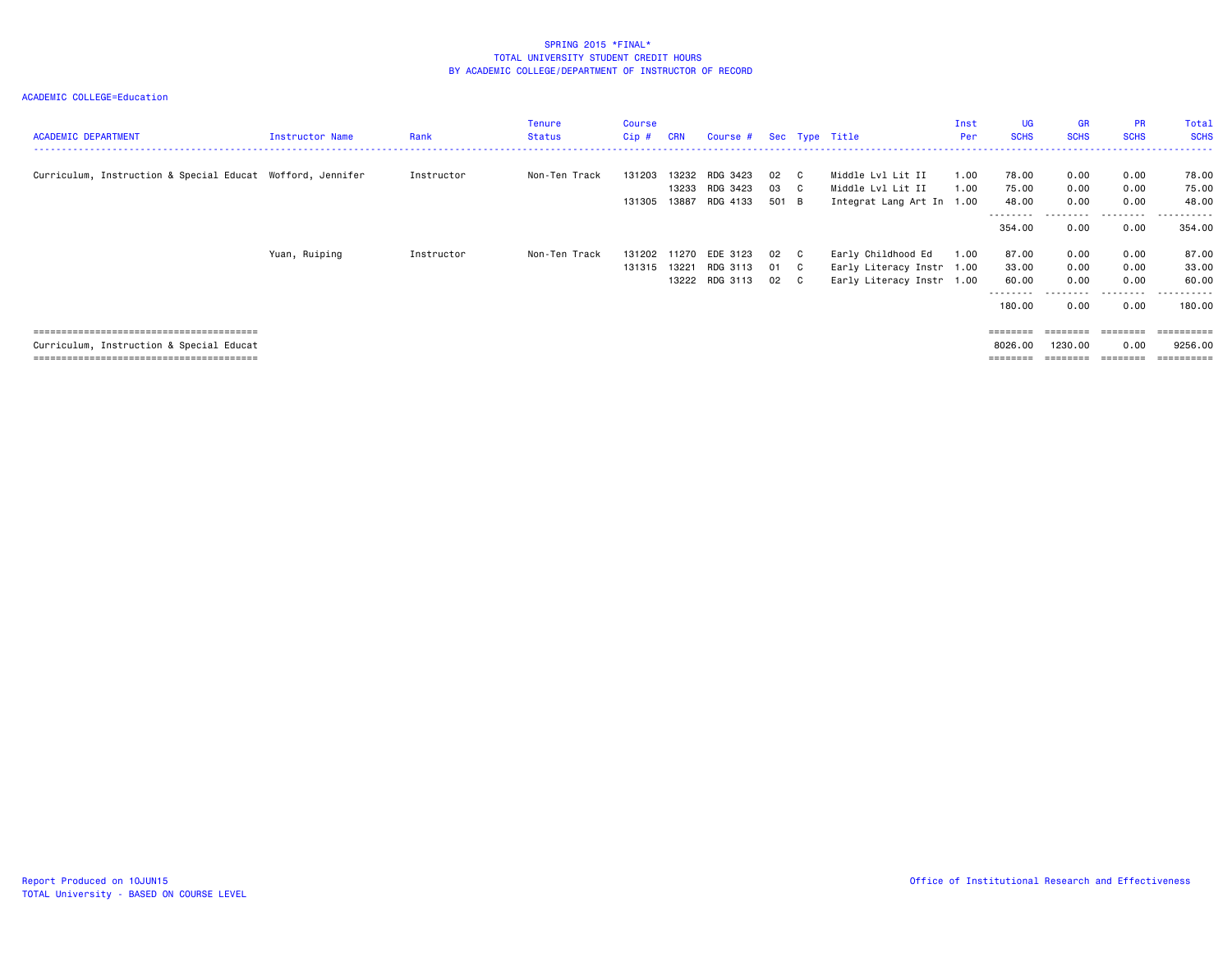SPRING 2015 *FINAL*
TOTAL UNIVERSITY STUDENT CREDIT HOURS
BY ACADEMIC COLLEGE/DEPARTMENT OF INSTRUCTOR OF RECORD

ACADEMIC COLLEGE=Education

| ACADEMIC DEPARTMENT | Instructor Name | Rank | Tenure Status | Course Cip # | CRN | Course # | Sec | Type | Title | Inst Per | UG SCHS | GR SCHS | PR SCHS | Total SCHS |
|---|---|---|---|---|---|---|---|---|---|---|---|---|---|---|
| Curriculum, Instruction & Special Educat | Wofford, Jennifer | Instructor | Non-Ten Track | 131203 | 13232 | RDG 3423 | 02 | C | Middle Lvl Lit II | 1.00 | 78.00 | 0.00 | 0.00 | 78.00 |
| | | | | | 13233 | RDG 3423 | 03 | C | Middle Lvl Lit II | 1.00 | 75.00 | 0.00 | 0.00 | 75.00 |
| | | | | 131305 | 13887 | RDG 4133 | 501 | B | Integrat Lang Art In | 1.00 | 48.00 | 0.00 | 0.00 | 48.00 |
| | | | | | | | | | | | 354.00 | 0.00 | 0.00 | 354.00 |
| | Yuan, Ruiping | Instructor | Non-Ten Track | 131202 | 11270 | EDE 3123 | 02 | C | Early Childhood Ed | 1.00 | 87.00 | 0.00 | 0.00 | 87.00 |
| | | | | 131315 | 13221 | RDG 3113 | 01 | C | Early Literacy Instr | 1.00 | 33.00 | 0.00 | 0.00 | 33.00 |
| | | | | | 13222 | RDG 3113 | 02 | C | Early Literacy Instr | 1.00 | 60.00 | 0.00 | 0.00 | 60.00 |
| | | | | | | | | | | | 180.00 | 0.00 | 0.00 | 180.00 |
| Curriculum, Instruction & Special Educat | | | | | | | | | | | 8026.00 | 1230.00 | 0.00 | 9256.00 |

Report Produced on 10JUN15
TOTAL University - BASED ON COURSE LEVEL

Office of Institutional Research and Effectiveness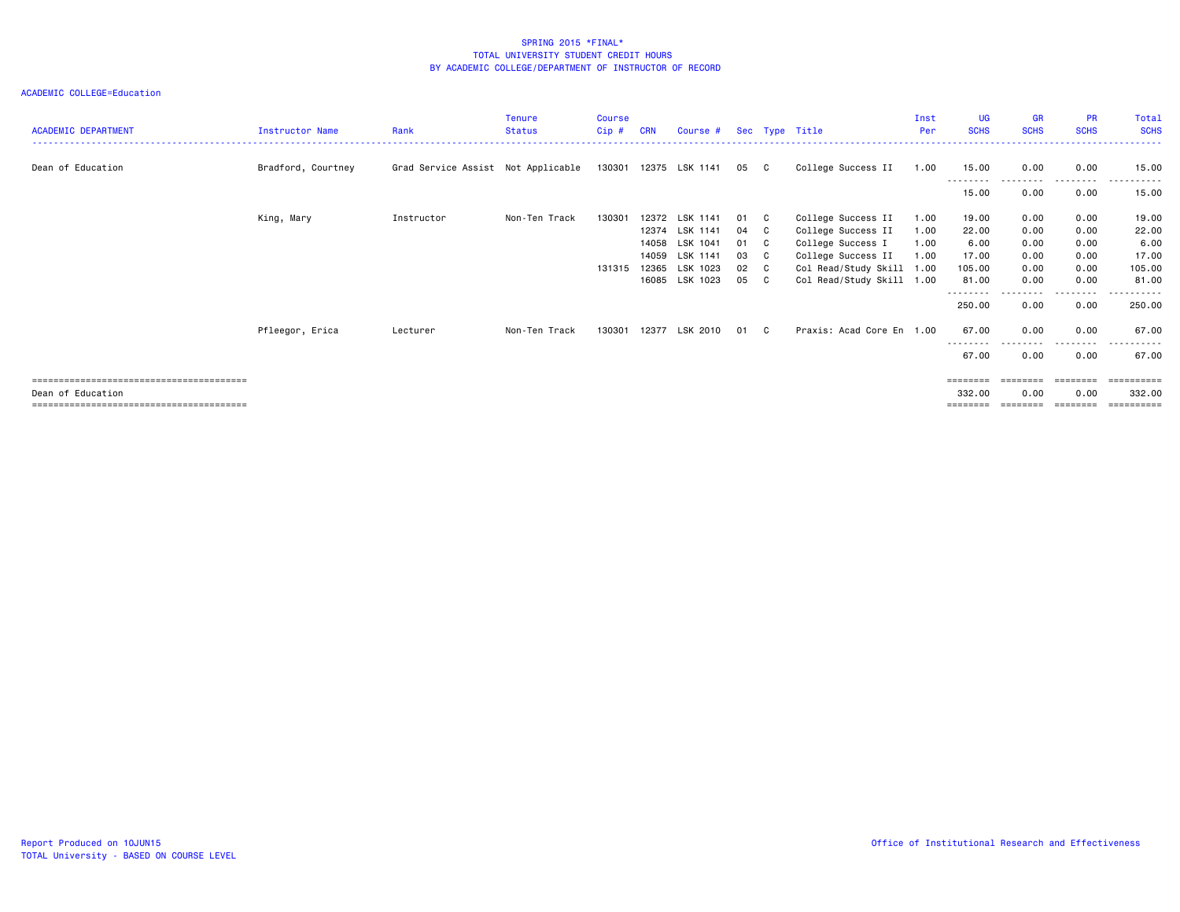SPRING 2015 *FINAL*
TOTAL UNIVERSITY STUDENT CREDIT HOURS
BY ACADEMIC COLLEGE/DEPARTMENT OF INSTRUCTOR OF RECORD

ACADEMIC COLLEGE=Education

| ACADEMIC DEPARTMENT | Instructor Name | Rank | Tenure Status | Course Cip # | CRN | Course # | Sec | Type | Title | Inst Per | UG SCHS | GR SCHS | PR SCHS | Total SCHS |
|---|---|---|---|---|---|---|---|---|---|---|---|---|---|---|
| Dean of Education | Bradford, Courtney | Grad Service Assist | Not Applicable | 130301 | 12375 | LSK 1141 | 05 | C | College Success II | 1.00 | 15.00 | 0.00 | 0.00 | 15.00 |
| | | | | | | | | | | | 15.00 | 0.00 | 0.00 | 15.00 |
| | King, Mary | Instructor | Non-Ten Track | 130301 | 12372 | LSK 1141 | 01 | C | College Success II | 1.00 | 19.00 | 0.00 | 0.00 | 19.00 |
| | | | | | 12374 | LSK 1141 | 04 | C | College Success II | 1.00 | 22.00 | 0.00 | 0.00 | 22.00 |
| | | | | | 14058 | LSK 1041 | 01 | C | College Success I | 1.00 | 6.00 | 0.00 | 0.00 | 6.00 |
| | | | | | 14059 | LSK 1141 | 03 | C | College Success II | 1.00 | 17.00 | 0.00 | 0.00 | 17.00 |
| | | | | 131315 | 12365 | LSK 1023 | 02 | C | Col Read/Study Skill | 1.00 | 105.00 | 0.00 | 0.00 | 105.00 |
| | | | | | 16085 | LSK 1023 | 05 | C | Col Read/Study Skill | 1.00 | 81.00 | 0.00 | 0.00 | 81.00 |
| | | | | | | | | | | | 250.00 | 0.00 | 0.00 | 250.00 |
| | Pfleegor, Erica | Lecturer | Non-Ten Track | 130301 | 12377 | LSK 2010 | 01 | C | Praxis: Acad Core En | 1.00 | 67.00 | 0.00 | 0.00 | 67.00 |
| | | | | | | | | | | | 67.00 | 0.00 | 0.00 | 67.00 |
| Dean of Education | | | | | | | | | | | 332.00 | 0.00 | 0.00 | 332.00 |

Report Produced on 10JUN15
TOTAL University - BASED ON COURSE LEVEL

Office of Institutional Research and Effectiveness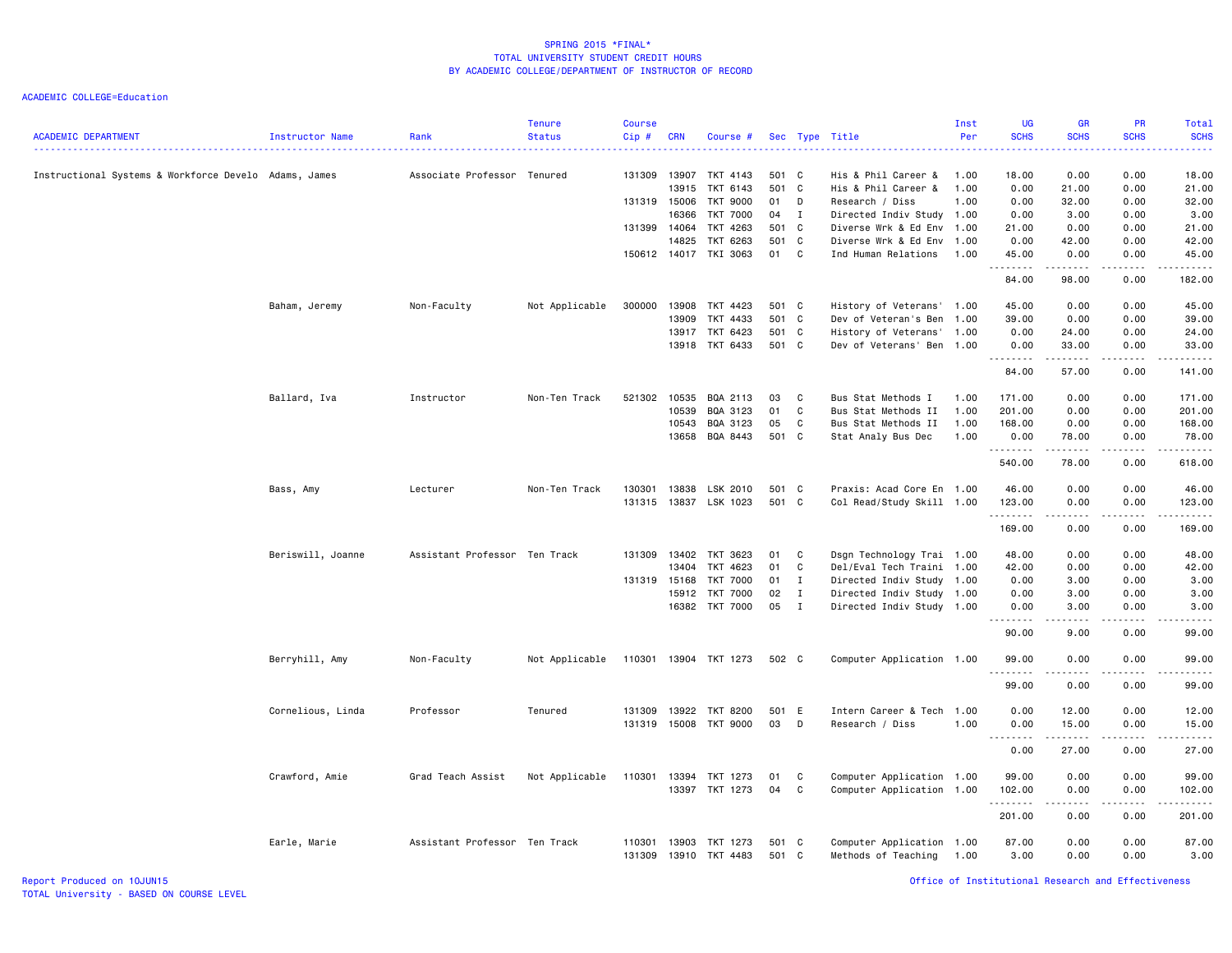SPRING 2015 *FINAL*
TOTAL UNIVERSITY STUDENT CREDIT HOURS
BY ACADEMIC COLLEGE/DEPARTMENT OF INSTRUCTOR OF RECORD

ACADEMIC COLLEGE=Education

| ACADEMIC DEPARTMENT | Instructor Name | Rank | Tenure Status | Course Cip # | CRN | Course # | Sec | Type | Title | Inst Per | UG SCHS | GR SCHS | PR SCHS | Total SCHS |
|---|---|---|---|---|---|---|---|---|---|---|---|---|---|---|
| Instructional Systems & Workforce Develo | Adams, James | Associate Professor | Tenured | 131309 | 13907 | TKT 4143 | 501 | C | His & Phil Career & | 1.00 | 18.00 | 0.00 | 0.00 | 18.00 |
| | | | | | 13915 | TKT 6143 | 501 | C | His & Phil Career & | 1.00 | 0.00 | 21.00 | 0.00 | 21.00 |
| | | | | 131319 | 15006 | TKT 9000 | 01 | D | Research / Diss | 1.00 | 0.00 | 32.00 | 0.00 | 32.00 |
| | | | | | 16366 | TKT 7000 | 04 | I | Directed Indiv Study | 1.00 | 0.00 | 3.00 | 0.00 | 3.00 |
| | | | | 131399 | 14064 | TKT 4263 | 501 | C | Diverse Wrk & Ed Env | 1.00 | 21.00 | 0.00 | 0.00 | 21.00 |
| | | | | | 14825 | TKT 6263 | 501 | C | Diverse Wrk & Ed Env | 1.00 | 0.00 | 42.00 | 0.00 | 42.00 |
| | | | | 150612 | 14017 | TKI 3063 | 01 | C | Ind Human Relations | 1.00 | 45.00 | 0.00 | 0.00 | 45.00 |
| | | | | | | | | | | | 84.00 | 98.00 | 0.00 | 182.00 |
| | Baham, Jeremy | Non-Faculty | Not Applicable | 300000 | 13908 | TKT 4423 | 501 | C | History of Veterans' | 1.00 | 45.00 | 0.00 | 0.00 | 45.00 |
| | | | | | 13909 | TKT 4433 | 501 | C | Dev of Veteran's Ben | 1.00 | 39.00 | 0.00 | 0.00 | 39.00 |
| | | | | | 13917 | TKT 6423 | 501 | C | History of Veterans' | 1.00 | 0.00 | 24.00 | 0.00 | 24.00 |
| | | | | | 13918 | TKT 6433 | 501 | C | Dev of Veterans' Ben | 1.00 | 0.00 | 33.00 | 0.00 | 33.00 |
| | | | | | | | | | | | 84.00 | 57.00 | 0.00 | 141.00 |
| | Ballard, Iva | Instructor | Non-Ten Track | 521302 | 10535 | BQA 2113 | 03 | C | Bus Stat Methods I | 1.00 | 171.00 | 0.00 | 0.00 | 171.00 |
| | | | | | 10539 | BQA 3123 | 01 | C | Bus Stat Methods II | 1.00 | 201.00 | 0.00 | 0.00 | 201.00 |
| | | | | | 10543 | BQA 3123 | 05 | C | Bus Stat Methods II | 1.00 | 168.00 | 0.00 | 0.00 | 168.00 |
| | | | | | 13658 | BQA 8443 | 501 | C | Stat Analy Bus Dec | 1.00 | 0.00 | 78.00 | 0.00 | 78.00 |
| | | | | | | | | | | | 540.00 | 78.00 | 0.00 | 618.00 |
| | Bass, Amy | Lecturer | Non-Ten Track | 130301 | 13838 | LSK 2010 | 501 | C | Praxis: Acad Core En | 1.00 | 46.00 | 0.00 | 0.00 | 46.00 |
| | | | | 131315 | 13837 | LSK 1023 | 501 | C | Col Read/Study Skill | 1.00 | 123.00 | 0.00 | 0.00 | 123.00 |
| | | | | | | | | | | | 169.00 | 0.00 | 0.00 | 169.00 |
| | Beriswill, Joanne | Assistant Professor | Ten Track | 131309 | 13402 | TKT 3623 | 01 | C | Dsgn Technology Trai | 1.00 | 48.00 | 0.00 | 0.00 | 48.00 |
| | | | | | 13404 | TKT 4623 | 01 | C | Del/Eval Tech Traini | 1.00 | 42.00 | 0.00 | 0.00 | 42.00 |
| | | | | 131319 | 15168 | TKT 7000 | 01 | I | Directed Indiv Study | 1.00 | 0.00 | 3.00 | 0.00 | 3.00 |
| | | | | | 15912 | TKT 7000 | 02 | I | Directed Indiv Study | 1.00 | 0.00 | 3.00 | 0.00 | 3.00 |
| | | | | | 16382 | TKT 7000 | 05 | I | Directed Indiv Study | 1.00 | 0.00 | 3.00 | 0.00 | 3.00 |
| | | | | | | | | | | | 90.00 | 9.00 | 0.00 | 99.00 |
| | Berryhill, Amy | Non-Faculty | Not Applicable | 110301 | 13904 | TKT 1273 | 502 | C | Computer Application | 1.00 | 99.00 | 0.00 | 0.00 | 99.00 |
| | | | | | | | | | | | 99.00 | 0.00 | 0.00 | 99.00 |
| | Cornelious, Linda | Professor | Tenured | 131309 | 13922 | TKT 8200 | 501 | E | Intern Career & Tech | 1.00 | 0.00 | 12.00 | 0.00 | 12.00 |
| | | | | 131319 | 15008 | TKT 9000 | 03 | D | Research / Diss | 1.00 | 0.00 | 15.00 | 0.00 | 15.00 |
| | | | | | | | | | | | 0.00 | 27.00 | 0.00 | 27.00 |
| | Crawford, Amie | Grad Teach Assist | Not Applicable | 110301 | 13394 | TKT 1273 | 01 | C | Computer Application | 1.00 | 99.00 | 0.00 | 0.00 | 99.00 |
| | | | | | 13397 | TKT 1273 | 04 | C | Computer Application | 1.00 | 102.00 | 0.00 | 0.00 | 102.00 |
| | | | | | | | | | | | 201.00 | 0.00 | 0.00 | 201.00 |
| | Earle, Marie | Assistant Professor | Ten Track | 110301 | 13903 | TKT 1273 | 501 | C | Computer Application | 1.00 | 87.00 | 0.00 | 0.00 | 87.00 |
| | | | | 131309 | 13910 | TKT 4483 | 501 | C | Methods of Teaching | 1.00 | 3.00 | 0.00 | 0.00 | 3.00 |

Report Produced on 10JUN15
TOTAL University - BASED ON COURSE LEVEL
Office of Institutional Research and Effectiveness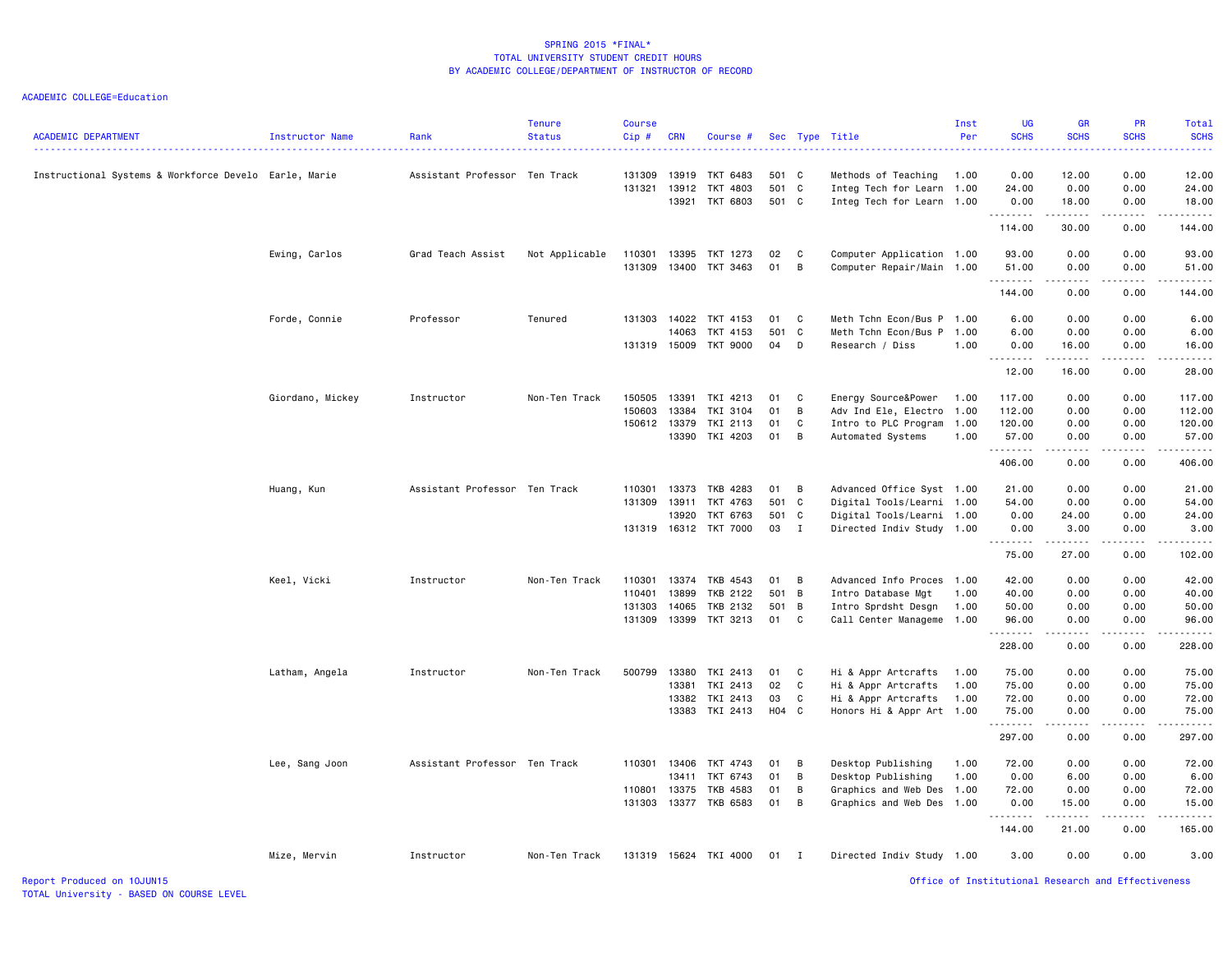SPRING 2015 *FINAL*
TOTAL UNIVERSITY STUDENT CREDIT HOURS
BY ACADEMIC COLLEGE/DEPARTMENT OF INSTRUCTOR OF RECORD

ACADEMIC COLLEGE=Education

| ACADEMIC DEPARTMENT | Instructor Name | Rank | Tenure Status | Course Cip # | CRN | Course # | Sec | Type | Title | Inst Per | UG SCHS | GR SCHS | PR SCHS | Total SCHS |
|---|---|---|---|---|---|---|---|---|---|---|---|---|---|---|
| Instructional Systems & Workforce Develo | Earle, Marie | Assistant Professor | Ten Track | 131309 | 13919 | TKT 6483 | 501 | C | Methods of Teaching | 1.00 | 0.00 | 12.00 | 0.00 | 12.00 |
| | | | | 131321 | 13912 | TKT 4803 | 501 | C | Integ Tech for Learn | 1.00 | 24.00 | 0.00 | 0.00 | 24.00 |
| | | | | | 13921 | TKT 6803 | 501 | C | Integ Tech for Learn | 1.00 | 0.00 | 18.00 | 0.00 | 18.00 |
| | | | | | | | | | | | 114.00 | 30.00 | 0.00 | 144.00 |
| | Ewing, Carlos | Grad Teach Assist | Not Applicable | 110301 | 13395 | TKT 1273 | 02 | C | Computer Application | 1.00 | 93.00 | 0.00 | 0.00 | 93.00 |
| | | | | 131309 | 13400 | TKT 3463 | 01 | B | Computer Repair/Main | 1.00 | 51.00 | 0.00 | 0.00 | 51.00 |
| | | | | | | | | | | | 144.00 | 0.00 | 0.00 | 144.00 |
| | Forde, Connie | Professor | Tenured | 131303 | 14022 | TKT 4153 | 01 | C | Meth Tchn Econ/Bus P | 1.00 | 6.00 | 0.00 | 0.00 | 6.00 |
| | | | | | 14063 | TKT 4153 | 501 | C | Meth Tchn Econ/Bus P | 1.00 | 6.00 | 0.00 | 0.00 | 6.00 |
| | | | | 131319 | 15009 | TKT 9000 | 04 | D | Research / Diss | 1.00 | 0.00 | 16.00 | 0.00 | 16.00 |
| | | | | | | | | | | | 12.00 | 16.00 | 0.00 | 28.00 |
| | Giordano, Mickey | Instructor | Non-Ten Track | 150505 | 13391 | TKI 4213 | 01 | C | Energy Source&Power | 1.00 | 117.00 | 0.00 | 0.00 | 117.00 |
| | | | | 150603 | 13384 | TKI 3104 | 01 | B | Adv Ind Ele, Electro | 1.00 | 112.00 | 0.00 | 0.00 | 112.00 |
| | | | | 150612 | 13379 | TKI 2113 | 01 | C | Intro to PLC Program | 1.00 | 120.00 | 0.00 | 0.00 | 120.00 |
| | | | | | 13390 | TKI 4203 | 01 | B | Automated Systems | 1.00 | 57.00 | 0.00 | 0.00 | 57.00 |
| | | | | | | | | | | | 406.00 | 0.00 | 0.00 | 406.00 |
| | Huang, Kun | Assistant Professor | Ten Track | 110301 | 13373 | TKB 4283 | 01 | B | Advanced Office Syst | 1.00 | 21.00 | 0.00 | 0.00 | 21.00 |
| | | | | 131309 | 13911 | TKT 4763 | 501 | C | Digital Tools/Learni | 1.00 | 54.00 | 0.00 | 0.00 | 54.00 |
| | | | | | 13920 | TKT 6763 | 501 | C | Digital Tools/Learni | 1.00 | 0.00 | 24.00 | 0.00 | 24.00 |
| | | | | 131319 | 16312 | TKT 7000 | 03 | I | Directed Indiv Study | 1.00 | 0.00 | 3.00 | 0.00 | 3.00 |
| | | | | | | | | | | | 75.00 | 27.00 | 0.00 | 102.00 |
| | Keel, Vicki | Instructor | Non-Ten Track | 110301 | 13374 | TKB 4543 | 01 | B | Advanced Info Proces | 1.00 | 42.00 | 0.00 | 0.00 | 42.00 |
| | | | | 110401 | 13899 | TKB 2122 | 501 | B | Intro Database Mgt | 1.00 | 40.00 | 0.00 | 0.00 | 40.00 |
| | | | | 131303 | 14065 | TKB 2132 | 501 | B | Intro Sprdsht Desgn | 1.00 | 50.00 | 0.00 | 0.00 | 50.00 |
| | | | | 131309 | 13399 | TKT 3213 | 01 | C | Call Center Manageme | 1.00 | 96.00 | 0.00 | 0.00 | 96.00 |
| | | | | | | | | | | | 228.00 | 0.00 | 0.00 | 228.00 |
| | Latham, Angela | Instructor | Non-Ten Track | 500799 | 13380 | TKI 2413 | 01 | C | Hi & Appr Artcrafts | 1.00 | 75.00 | 0.00 | 0.00 | 75.00 |
| | | | | | 13381 | TKI 2413 | 02 | C | Hi & Appr Artcrafts | 1.00 | 75.00 | 0.00 | 0.00 | 75.00 |
| | | | | | 13382 | TKI 2413 | 03 | C | Hi & Appr Artcrafts | 1.00 | 72.00 | 0.00 | 0.00 | 72.00 |
| | | | | | 13383 | TKI 2413 | H04 | C | Honors Hi & Appr Art | 1.00 | 75.00 | 0.00 | 0.00 | 75.00 |
| | | | | | | | | | | | 297.00 | 0.00 | 0.00 | 297.00 |
| | Lee, Sang Joon | Assistant Professor | Ten Track | 110301 | 13406 | TKT 4743 | 01 | B | Desktop Publishing | 1.00 | 72.00 | 0.00 | 0.00 | 72.00 |
| | | | | | 13411 | TKT 6743 | 01 | B | Desktop Publishing | 1.00 | 0.00 | 6.00 | 0.00 | 6.00 |
| | | | | 110801 | 13375 | TKB 4583 | 01 | B | Graphics and Web Des | 1.00 | 72.00 | 0.00 | 0.00 | 72.00 |
| | | | | 131303 | 13377 | TKB 6583 | 01 | B | Graphics and Web Des | 1.00 | 0.00 | 15.00 | 0.00 | 15.00 |
| | | | | | | | | | | | 144.00 | 21.00 | 0.00 | 165.00 |
| | Mize, Mervin | Instructor | Non-Ten Track | 131319 | 15624 | TKI 4000 | 01 | I | Directed Indiv Study | 1.00 | 3.00 | 0.00 | 0.00 | 3.00 |

Report Produced on 10JUN15
TOTAL University - BASED ON COURSE LEVEL

Office of Institutional Research and Effectiveness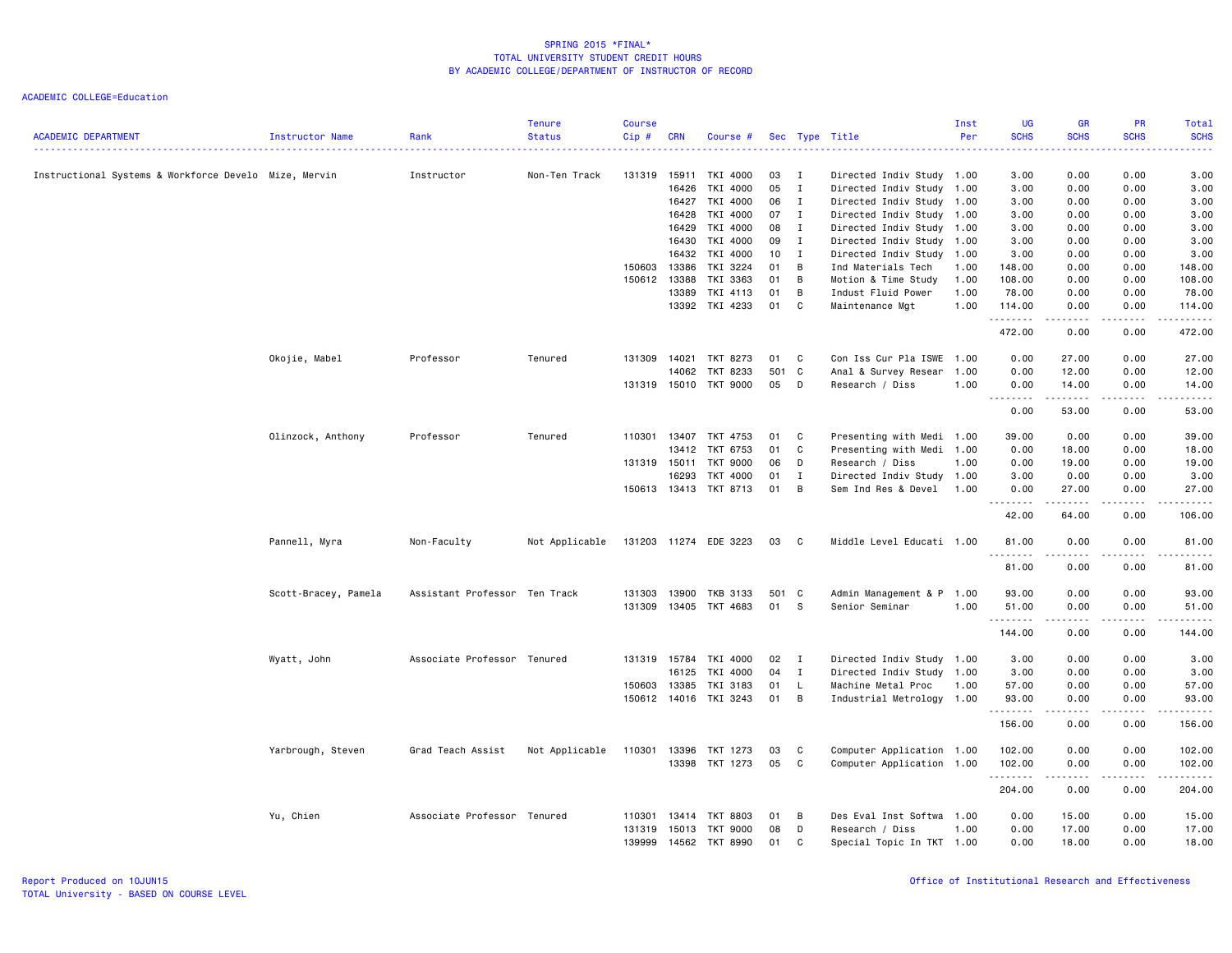SPRING 2015 *FINAL*
TOTAL UNIVERSITY STUDENT CREDIT HOURS
BY ACADEMIC COLLEGE/DEPARTMENT OF INSTRUCTOR OF RECORD

ACADEMIC COLLEGE=Education

| ACADEMIC DEPARTMENT | Instructor Name | Rank | Tenure Status | Course Cip # | CRN | Course # | Sec | Type | Title | Inst Per | UG SCHS | GR SCHS | PR SCHS | Total SCHS |
|---|---|---|---|---|---|---|---|---|---|---|---|---|---|---|
| Instructional Systems & Workforce Develo | Mize, Mervin | Instructor | Non-Ten Track | 131319 | 15911 | TKI 4000 | 03 | I | Directed Indiv Study | 1.00 | 3.00 | 0.00 | 0.00 | 3.00 |
| | | | | | 16426 | TKI 4000 | 05 | I | Directed Indiv Study | 1.00 | 3.00 | 0.00 | 0.00 | 3.00 |
| | | | | | 16427 | TKI 4000 | 06 | I | Directed Indiv Study | 1.00 | 3.00 | 0.00 | 0.00 | 3.00 |
| | | | | | 16428 | TKI 4000 | 07 | I | Directed Indiv Study | 1.00 | 3.00 | 0.00 | 0.00 | 3.00 |
| | | | | | 16429 | TKI 4000 | 08 | I | Directed Indiv Study | 1.00 | 3.00 | 0.00 | 0.00 | 3.00 |
| | | | | | 16430 | TKI 4000 | 09 | I | Directed Indiv Study | 1.00 | 3.00 | 0.00 | 0.00 | 3.00 |
| | | | | | 16432 | TKI 4000 | 10 | I | Directed Indiv Study | 1.00 | 3.00 | 0.00 | 0.00 | 3.00 |
| | | | | 150603 | 13386 | TKI 3224 | 01 | B | Ind Materials Tech | 1.00 | 148.00 | 0.00 | 0.00 | 148.00 |
| | | | | 150612 | 13388 | TKI 3363 | 01 | B | Motion & Time Study | 1.00 | 108.00 | 0.00 | 0.00 | 108.00 |
| | | | | | 13389 | TKI 4113 | 01 | B | Indust Fluid Power | 1.00 | 78.00 | 0.00 | 0.00 | 78.00 |
| | | | | | 13392 | TKI 4233 | 01 | C | Maintenance Mgt | 1.00 | 114.00 | 0.00 | 0.00 | 114.00 |
| | | | | | | | | | | | 472.00 | 0.00 | 0.00 | 472.00 |
| | Okojie, Mabel | Professor | Tenured | 131309 | 14021 | TKT 8273 | 01 | C | Con Iss Cur Pla ISWE | 1.00 | 0.00 | 27.00 | 0.00 | 27.00 |
| | | | | | 14062 | TKT 8233 | 501 | C | Anal & Survey Resear | 1.00 | 0.00 | 12.00 | 0.00 | 12.00 |
| | | | | 131319 | 15010 | TKT 9000 | 05 | D | Research / Diss | 1.00 | 0.00 | 14.00 | 0.00 | 14.00 |
| | | | | | | | | | | | 0.00 | 53.00 | 0.00 | 53.00 |
| | Olinzock, Anthony | Professor | Tenured | 110301 | 13407 | TKT 4753 | 01 | C | Presenting with Medi | 1.00 | 39.00 | 0.00 | 0.00 | 39.00 |
| | | | | | 13412 | TKT 6753 | 01 | C | Presenting with Medi | 1.00 | 0.00 | 18.00 | 0.00 | 18.00 |
| | | | | 131319 | 15011 | TKT 9000 | 06 | D | Research / Diss | 1.00 | 0.00 | 19.00 | 0.00 | 19.00 |
| | | | | | 16293 | TKT 4000 | 01 | I | Directed Indiv Study | 1.00 | 3.00 | 0.00 | 0.00 | 3.00 |
| | | | | 150613 | 13413 | TKT 8713 | 01 | B | Sem Ind Res & Devel | 1.00 | 0.00 | 27.00 | 0.00 | 27.00 |
| | | | | | | | | | | | 42.00 | 64.00 | 0.00 | 106.00 |
| | Pannell, Myra | Non-Faculty | Not Applicable | 131203 | 11274 | EDE 3223 | 03 | C | Middle Level Educati | 1.00 | 81.00 | 0.00 | 0.00 | 81.00 |
| | | | | | | | | | | | 81.00 | 0.00 | 0.00 | 81.00 |
| | Scott-Bracey, Pamela | Assistant Professor | Ten Track | 131303 | 13900 | TKB 3133 | 501 | C | Admin Management & P | 1.00 | 93.00 | 0.00 | 0.00 | 93.00 |
| | | | | 131309 | 13405 | TKT 4683 | 01 | S | Senior Seminar | 1.00 | 51.00 | 0.00 | 0.00 | 51.00 |
| | | | | | | | | | | | 144.00 | 0.00 | 0.00 | 144.00 |
| | Wyatt, John | Associate Professor | Tenured | 131319 | 15784 | TKI 4000 | 02 | I | Directed Indiv Study | 1.00 | 3.00 | 0.00 | 0.00 | 3.00 |
| | | | | | 16125 | TKI 4000 | 04 | I | Directed Indiv Study | 1.00 | 3.00 | 0.00 | 0.00 | 3.00 |
| | | | | 150603 | 13385 | TKI 3183 | 01 | L | Machine Metal Proc | 1.00 | 57.00 | 0.00 | 0.00 | 57.00 |
| | | | | 150612 | 14016 | TKI 3243 | 01 | B | Industrial Metrology | 1.00 | 93.00 | 0.00 | 0.00 | 93.00 |
| | | | | | | | | | | | 156.00 | 0.00 | 0.00 | 156.00 |
| | Yarbrough, Steven | Grad Teach Assist | Not Applicable | 110301 | 13396 | TKT 1273 | 03 | C | Computer Application | 1.00 | 102.00 | 0.00 | 0.00 | 102.00 |
| | | | | | 13398 | TKT 1273 | 05 | C | Computer Application | 1.00 | 102.00 | 0.00 | 0.00 | 102.00 |
| | | | | | | | | | | | 204.00 | 0.00 | 0.00 | 204.00 |
| | Yu, Chien | Associate Professor | Tenured | 110301 | 13414 | TKT 8803 | 01 | B | Des Eval Inst Softwa | 1.00 | 0.00 | 15.00 | 0.00 | 15.00 |
| | | | | 131319 | 15013 | TKT 9000 | 08 | D | Research / Diss | 1.00 | 0.00 | 17.00 | 0.00 | 17.00 |
| | | | | 139999 | 14562 | TKT 8990 | 01 | C | Special Topic In TKT | 1.00 | 0.00 | 18.00 | 0.00 | 18.00 |

Report Produced on 10JUN15
TOTAL University - BASED ON COURSE LEVEL

Office of Institutional Research and Effectiveness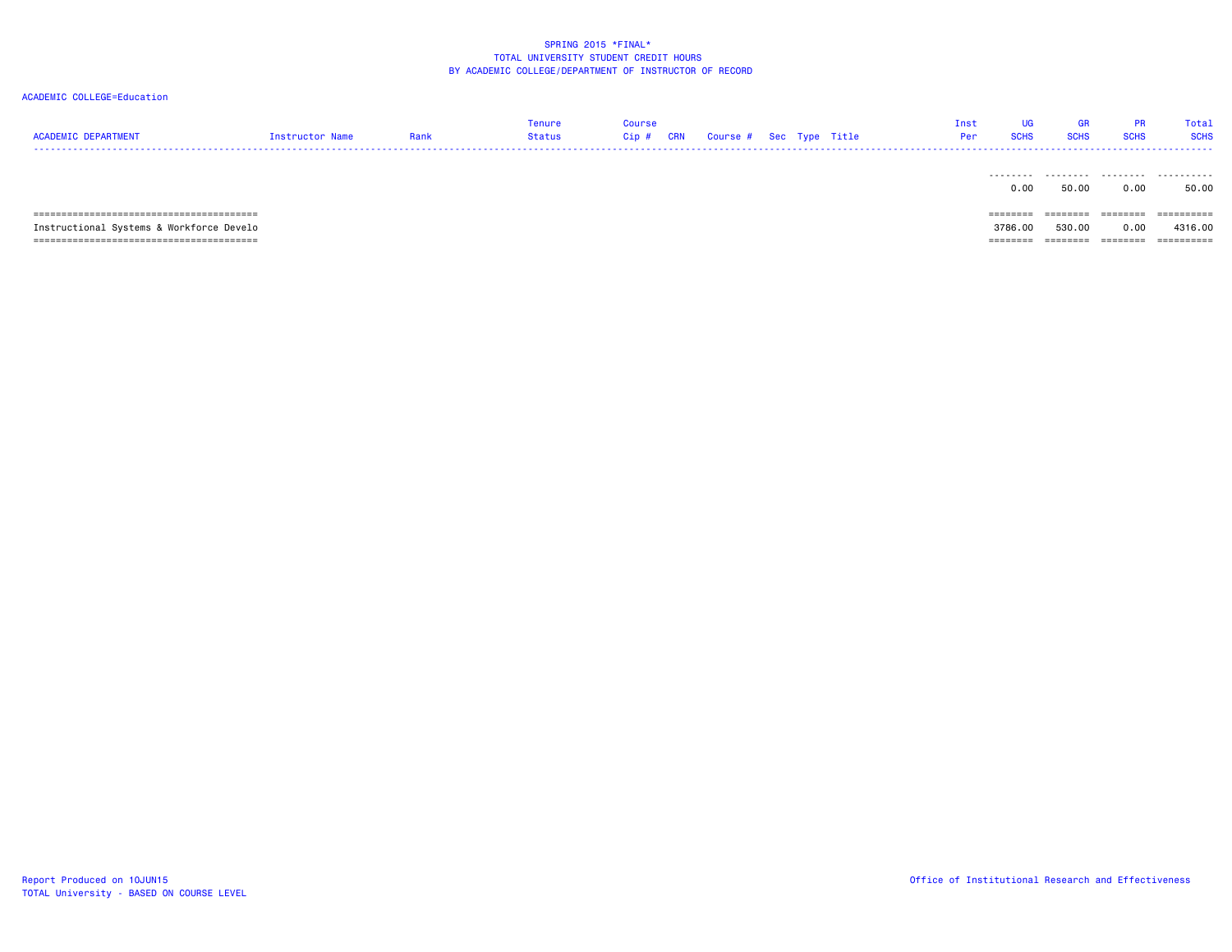SPRING 2015 *FINAL*
TOTAL UNIVERSITY STUDENT CREDIT HOURS
BY ACADEMIC COLLEGE/DEPARTMENT OF INSTRUCTOR OF RECORD

ACADEMIC COLLEGE=Education

| ACADEMIC DEPARTMENT | Instructor Name | Rank | Tenure Status | Course Cip # | CRN | Course # | Sec | Type | Title | Inst Per | UG SCHS | GR SCHS | PR SCHS | Total SCHS |
|---|---|---|---|---|---|---|---|---|---|---|---|---|---|---|
| | | | | | | | | | | | 0.00 | 50.00 | 0.00 | 50.00 |
| Instructional Systems & Workforce Develo | | | | | | | | | | | 3786.00 | 530.00 | 0.00 | 4316.00 |

Report Produced on 10JUN15
TOTAL University - BASED ON COURSE LEVEL

Office of Institutional Research and Effectiveness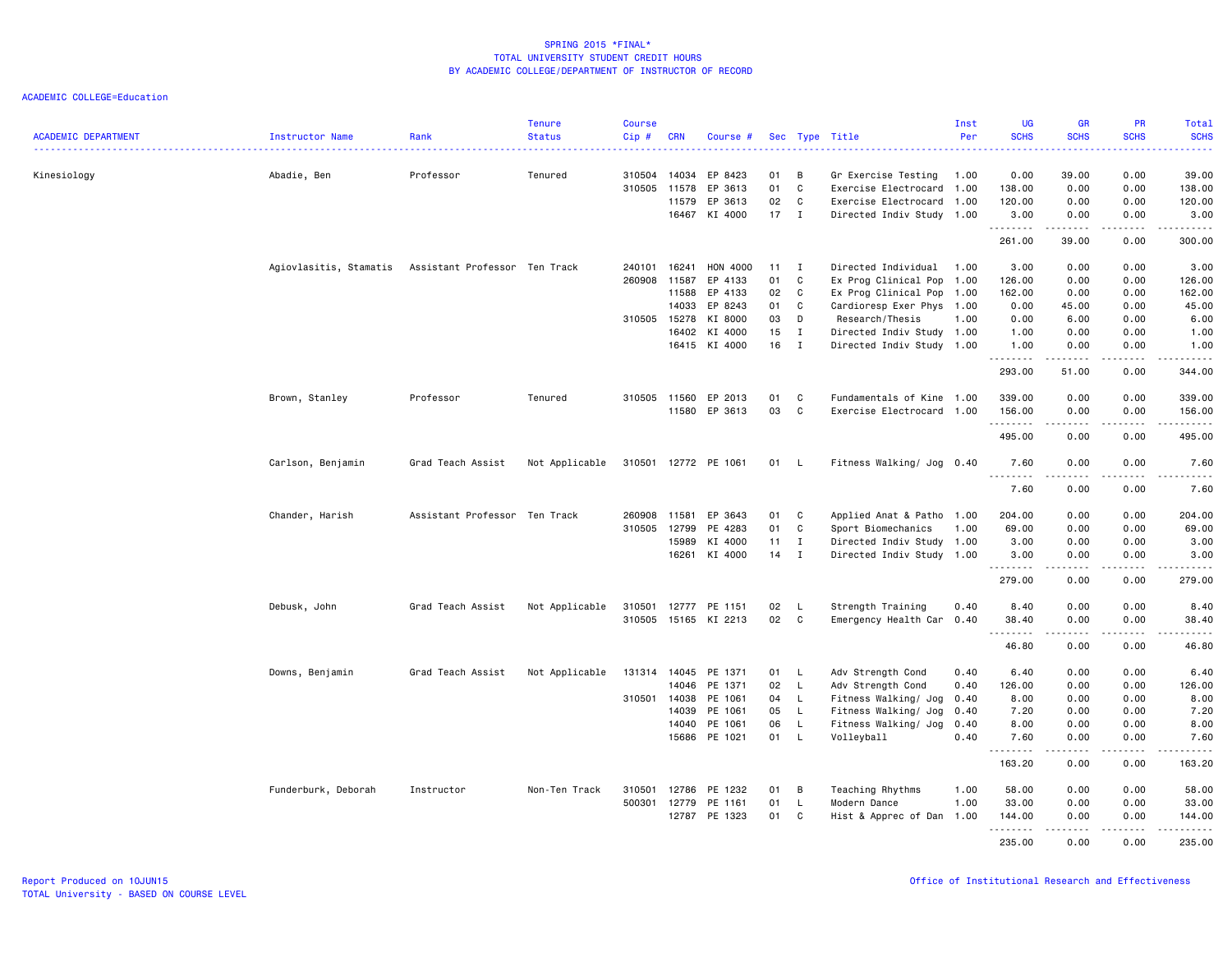SPRING 2015 *FINAL*
TOTAL UNIVERSITY STUDENT CREDIT HOURS
BY ACADEMIC COLLEGE/DEPARTMENT OF INSTRUCTOR OF RECORD

ACADEMIC COLLEGE=Education

| ACADEMIC DEPARTMENT | Instructor Name | Rank | Tenure Status | Course Cip # | CRN | Course # | Sec | Type | Title | Inst Per | UG SCHS | GR SCHS | PR SCHS | Total SCHS |
|---|---|---|---|---|---|---|---|---|---|---|---|---|---|---|
| Kinesiology | Abadie, Ben | Professor | Tenured | 310504 | 14034 | EP 8423 | 01 | B | Gr Exercise Testing | 1.00 | 0.00 | 39.00 | 0.00 | 39.00 |
| | | | | 310505 | 11578 | EP 3613 | 01 | C | Exercise Electrocard | 1.00 | 138.00 | 0.00 | 0.00 | 138.00 |
| | | | | | 11579 | EP 3613 | 02 | C | Exercise Electrocard | 1.00 | 120.00 | 0.00 | 0.00 | 120.00 |
| | | | | | 16467 | KI 4000 | 17 | I | Directed Indiv Study | 1.00 | 3.00 | 0.00 | 0.00 | 3.00 |
| | | | | | | | | | | | 261.00 | 39.00 | 0.00 | 300.00 |
| | Agiovlasitis, Stamatis | Assistant Professor | Ten Track | 240101 | 16241 | HON 4000 | 11 | I | Directed Individual | 1.00 | 3.00 | 0.00 | 0.00 | 3.00 |
| | | | | 260908 | 11587 | EP 4133 | 01 | C | Ex Prog Clinical Pop | 1.00 | 126.00 | 0.00 | 0.00 | 126.00 |
| | | | | | 11588 | EP 4133 | 02 | C | Ex Prog Clinical Pop | 1.00 | 162.00 | 0.00 | 0.00 | 162.00 |
| | | | | | 14033 | EP 8243 | 01 | C | Cardioresp Exer Phys | 1.00 | 0.00 | 45.00 | 0.00 | 45.00 |
| | | | | 310505 | 15278 | KI 8000 | 03 | D | Research/Thesis | 1.00 | 0.00 | 6.00 | 0.00 | 6.00 |
| | | | | | 16402 | KI 4000 | 15 | I | Directed Indiv Study | 1.00 | 1.00 | 0.00 | 0.00 | 1.00 |
| | | | | | 16415 | KI 4000 | 16 | I | Directed Indiv Study | 1.00 | 1.00 | 0.00 | 0.00 | 1.00 |
| | | | | | | | | | | | 293.00 | 51.00 | 0.00 | 344.00 |
| | Brown, Stanley | Professor | Tenured | 310505 | 11560 | EP 2013 | 01 | C | Fundamentals of Kine | 1.00 | 339.00 | 0.00 | 0.00 | 339.00 |
| | | | | | 11580 | EP 3613 | 03 | C | Exercise Electrocard | 1.00 | 156.00 | 0.00 | 0.00 | 156.00 |
| | | | | | | | | | | | 495.00 | 0.00 | 0.00 | 495.00 |
| | Carlson, Benjamin | Grad Teach Assist | Not Applicable | 310501 | 12772 | PE 1061 | 01 | L | Fitness Walking/ Jog | 0.40 | 7.60 | 0.00 | 0.00 | 7.60 |
| | | | | | | | | | | | 7.60 | 0.00 | 0.00 | 7.60 |
| | Chander, Harish | Assistant Professor | Ten Track | 260908 | 11581 | EP 3643 | 01 | C | Applied Anat & Patho | 1.00 | 204.00 | 0.00 | 0.00 | 204.00 |
| | | | | 310505 | 12799 | PE 4283 | 01 | C | Sport Biomechanics | 1.00 | 69.00 | 0.00 | 0.00 | 69.00 |
| | | | | | 15989 | KI 4000 | 11 | I | Directed Indiv Study | 1.00 | 3.00 | 0.00 | 0.00 | 3.00 |
| | | | | | 16261 | KI 4000 | 14 | I | Directed Indiv Study | 1.00 | 3.00 | 0.00 | 0.00 | 3.00 |
| | | | | | | | | | | | 279.00 | 0.00 | 0.00 | 279.00 |
| | Debusk, John | Grad Teach Assist | Not Applicable | 310501 | 12777 | PE 1151 | 02 | L | Strength Training | 0.40 | 8.40 | 0.00 | 0.00 | 8.40 |
| | | | | 310505 | 15165 | KI 2213 | 02 | C | Emergency Health Car | 0.40 | 38.40 | 0.00 | 0.00 | 38.40 |
| | | | | | | | | | | | 46.80 | 0.00 | 0.00 | 46.80 |
| | Downs, Benjamin | Grad Teach Assist | Not Applicable | 131314 | 14045 | PE 1371 | 01 | L | Adv Strength Cond | 0.40 | 6.40 | 0.00 | 0.00 | 6.40 |
| | | | | | 14046 | PE 1371 | 02 | L | Adv Strength Cond | 0.40 | 126.00 | 0.00 | 0.00 | 126.00 |
| | | | | 310501 | 14038 | PE 1061 | 04 | L | Fitness Walking/ Jog | 0.40 | 8.00 | 0.00 | 0.00 | 8.00 |
| | | | | | 14039 | PE 1061 | 05 | L | Fitness Walking/ Jog | 0.40 | 7.20 | 0.00 | 0.00 | 7.20 |
| | | | | | 14040 | PE 1061 | 06 | L | Fitness Walking/ Jog | 0.40 | 8.00 | 0.00 | 0.00 | 8.00 |
| | | | | | 15686 | PE 1021 | 01 | L | Volleyball | 0.40 | 7.60 | 0.00 | 0.00 | 7.60 |
| | | | | | | | | | | | 163.20 | 0.00 | 0.00 | 163.20 |
| | Funderburk, Deborah | Instructor | Non-Ten Track | 310501 | 12786 | PE 1232 | 01 | B | Teaching Rhythms | 1.00 | 58.00 | 0.00 | 0.00 | 58.00 |
| | | | | 500301 | 12779 | PE 1161 | 01 | L | Modern Dance | 1.00 | 33.00 | 0.00 | 0.00 | 33.00 |
| | | | | | 12787 | PE 1323 | 01 | C | Hist & Apprec of Dan | 1.00 | 144.00 | 0.00 | 0.00 | 144.00 |
| | | | | | | | | | | | 235.00 | 0.00 | 0.00 | 235.00 |

Report Produced on 10JUN15
TOTAL University - BASED ON COURSE LEVEL

Office of Institutional Research and Effectiveness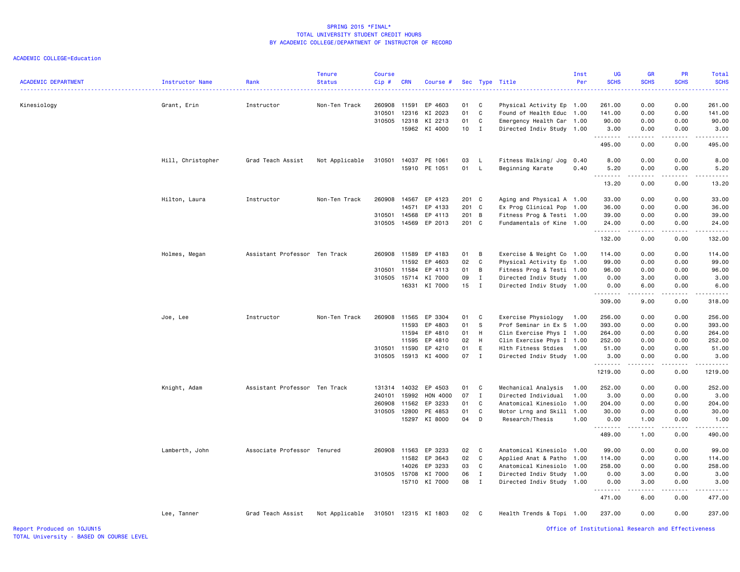SPRING 2015 *FINAL*
TOTAL UNIVERSITY STUDENT CREDIT HOURS
BY ACADEMIC COLLEGE/DEPARTMENT OF INSTRUCTOR OF RECORD

ACADEMIC COLLEGE=Education

| ACADEMIC DEPARTMENT | Instructor Name | Rank | Tenure Status | Course Cip # | CRN | Course # | Sec | Type | Title | Inst Per | UG SCHS | GR SCHS | PR SCHS | Total SCHS |
|---|---|---|---|---|---|---|---|---|---|---|---|---|---|---|
| Kinesiology | Grant, Erin | Instructor | Non-Ten Track | 260908 | 11591 | EP 4603 | 01 | C | Physical Activity Ep | 1.00 | 261.00 | 0.00 | 0.00 | 261.00 |
| | | | | 310501 | 12316 | KI 2023 | 01 | C | Found of Health Educ | 1.00 | 141.00 | 0.00 | 0.00 | 141.00 |
| | | | | 310505 | 12318 | KI 2213 | 01 | C | Emergency Health Car | 1.00 | 90.00 | 0.00 | 0.00 | 90.00 |
| | | | | | 15962 | KI 4000 | 10 | I | Directed Indiv Study | 1.00 | 3.00 | 0.00 | 0.00 | 3.00 |
| | | | | | | | | | | | 495.00 | 0.00 | 0.00 | 495.00 |
| | Hill, Christopher | Grad Teach Assist | Not Applicable | 310501 | 14037 | PE 1061 | 03 | L | Fitness Walking/ Jog | 0.40 | 8.00 | 0.00 | 0.00 | 8.00 |
| | | | | | 15910 | PE 1051 | 01 | L | Beginning Karate | 0.40 | 5.20 | 0.00 | 0.00 | 5.20 |
| | | | | | | | | | | | 13.20 | 0.00 | 0.00 | 13.20 |
| | Hilton, Laura | Instructor | Non-Ten Track | 260908 | 14567 | EP 4123 | 201 | C | Aging and Physical A | 1.00 | 33.00 | 0.00 | 0.00 | 33.00 |
| | | | | | 14571 | EP 4133 | 201 | C | Ex Prog Clinical Pop | 1.00 | 36.00 | 0.00 | 0.00 | 36.00 |
| | | | | 310501 | 14568 | EP 4113 | 201 | B | Fitness Prog & Testi | 1.00 | 39.00 | 0.00 | 0.00 | 39.00 |
| | | | | 310505 | 14569 | EP 2013 | 201 | C | Fundamentals of Kine | 1.00 | 24.00 | 0.00 | 0.00 | 24.00 |
| | | | | | | | | | | | 132.00 | 0.00 | 0.00 | 132.00 |
| | Holmes, Megan | Assistant Professor | Ten Track | 260908 | 11589 | EP 4183 | 01 | B | Exercise & Weight Co | 1.00 | 114.00 | 0.00 | 0.00 | 114.00 |
| | | | | | 11592 | EP 4603 | 02 | C | Physical Activity Ep | 1.00 | 99.00 | 0.00 | 0.00 | 99.00 |
| | | | | 310501 | 11584 | EP 4113 | 01 | B | Fitness Prog & Testi | 1.00 | 96.00 | 0.00 | 0.00 | 96.00 |
| | | | | 310505 | 15714 | KI 7000 | 09 | I | Directed Indiv Study | 1.00 | 0.00 | 3.00 | 0.00 | 3.00 |
| | | | | | 16331 | KI 7000 | 15 | I | Directed Indiv Study | 1.00 | 0.00 | 6.00 | 0.00 | 6.00 |
| | | | | | | | | | | | 309.00 | 9.00 | 0.00 | 318.00 |
| | Joe, Lee | Instructor | Non-Ten Track | 260908 | 11565 | EP 3304 | 01 | C | Exercise Physiology | 1.00 | 256.00 | 0.00 | 0.00 | 256.00 |
| | | | | | 11593 | EP 4803 | 01 | S | Prof Seminar in Ex S | 1.00 | 393.00 | 0.00 | 0.00 | 393.00 |
| | | | | | 11594 | EP 4810 | 01 | H | Clin Exercise Phys I | 1.00 | 264.00 | 0.00 | 0.00 | 264.00 |
| | | | | | 11595 | EP 4810 | 02 | H | Clin Exercise Phys I | 1.00 | 252.00 | 0.00 | 0.00 | 252.00 |
| | | | | 310501 | 11590 | EP 4210 | 01 | E | Hlth Fitness Stdies | 1.00 | 51.00 | 0.00 | 0.00 | 51.00 |
| | | | | 310505 | 15913 | KI 4000 | 07 | I | Directed Indiv Study | 1.00 | 3.00 | 0.00 | 0.00 | 3.00 |
| | | | | | | | | | | | 1219.00 | 0.00 | 0.00 | 1219.00 |
| | Knight, Adam | Assistant Professor | Ten Track | 131314 | 14032 | EP 4503 | 01 | C | Mechanical Analysis | 1.00 | 252.00 | 0.00 | 0.00 | 252.00 |
| | | | | 240101 | 15992 | HON 4000 | 07 | I | Directed Individual | 1.00 | 3.00 | 0.00 | 0.00 | 3.00 |
| | | | | 260908 | 11562 | EP 3233 | 01 | C | Anatomical Kinesiolo | 1.00 | 204.00 | 0.00 | 0.00 | 204.00 |
| | | | | 310505 | 12800 | PE 4853 | 01 | C | Motor Lrng and Skill | 1.00 | 30.00 | 0.00 | 0.00 | 30.00 |
| | | | | | 15297 | KI 8000 | 04 | D | Research/Thesis | 1.00 | 0.00 | 1.00 | 0.00 | 1.00 |
| | | | | | | | | | | | 489.00 | 1.00 | 0.00 | 490.00 |
| | Lamberth, John | Associate Professor | Tenured | 260908 | 11563 | EP 3233 | 02 | C | Anatomical Kinesiolo | 1.00 | 99.00 | 0.00 | 0.00 | 99.00 |
| | | | | | 11582 | EP 3643 | 02 | C | Applied Anat & Patho | 1.00 | 114.00 | 0.00 | 0.00 | 114.00 |
| | | | | | 14026 | EP 3233 | 03 | C | Anatomical Kinesiolo | 1.00 | 258.00 | 0.00 | 0.00 | 258.00 |
| | | | | 310505 | 15708 | KI 7000 | 06 | I | Directed Indiv Study | 1.00 | 0.00 | 3.00 | 0.00 | 3.00 |
| | | | | | 15710 | KI 7000 | 08 | I | Directed Indiv Study | 1.00 | 0.00 | 3.00 | 0.00 | 3.00 |
| | | | | | | | | | | | 471.00 | 6.00 | 0.00 | 477.00 |
| | Lee, Tanner | Grad Teach Assist | Not Applicable | 310501 | 12315 | KI 1803 | 02 | C | Health Trends & Topi | 1.00 | 237.00 | 0.00 | 0.00 | 237.00 |

Report Produced on 10JUN15
TOTAL University - BASED ON COURSE LEVEL
Office of Institutional Research and Effectiveness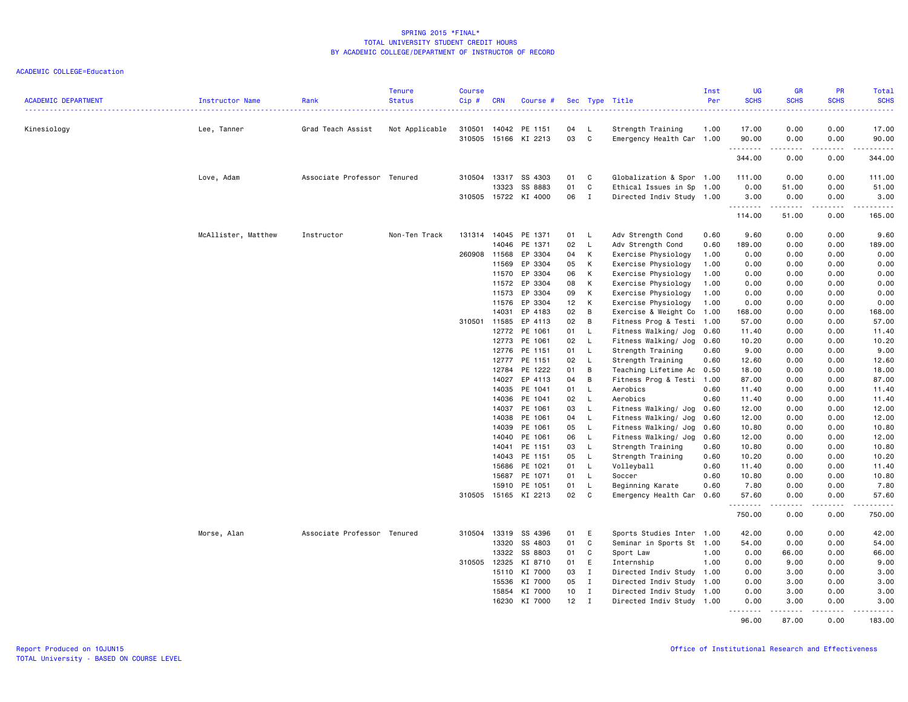SPRING 2015 *FINAL*
TOTAL UNIVERSITY STUDENT CREDIT HOURS
BY ACADEMIC COLLEGE/DEPARTMENT OF INSTRUCTOR OF RECORD

ACADEMIC COLLEGE=Education

| ACADEMIC DEPARTMENT | Instructor Name | Rank | Tenure Status | Course Cip # | CRN | Course # | Sec | Type | Title | Inst Per | UG SCHS | GR SCHS | PR SCHS | Total SCHS |
|---|---|---|---|---|---|---|---|---|---|---|---|---|---|---|
| Kinesiology | Lee, Tanner | Grad Teach Assist | Not Applicable | 310501 | 14042 | PE 1151 | 04 | L | Strength Training | 1.00 | 17.00 | 0.00 | 0.00 | 17.00 |
| | | | | 310505 | 15166 | KI 2213 | 03 | C | Emergency Health Car | 1.00 | 90.00 | 0.00 | 0.00 | 90.00 |
| | | | | | | | | | | | 344.00 | 0.00 | 0.00 | 344.00 |
| | Love, Adam | Associate Professor | Tenured | 310504 | 13317 | SS 4303 | 01 | C | Globalization & Spor | 1.00 | 111.00 | 0.00 | 0.00 | 111.00 |
| | | | | | 13323 | SS 8883 | 01 | C | Ethical Issues in Sp | 1.00 | 0.00 | 51.00 | 0.00 | 51.00 |
| | | | | 310505 | 15722 | KI 4000 | 06 | I | Directed Indiv Study | 1.00 | 3.00 | 0.00 | 0.00 | 3.00 |
| | | | | | | | | | | | 114.00 | 51.00 | 0.00 | 165.00 |
| | McAllister, Matthew | Instructor | Non-Ten Track | 131314 | 14045 | PE 1371 | 01 | L | Adv Strength Cond | 0.60 | 9.60 | 0.00 | 0.00 | 9.60 |
| | | | | | 14046 | PE 1371 | 02 | L | Adv Strength Cond | 0.60 | 189.00 | 0.00 | 0.00 | 189.00 |
| | | | | 260908 | 11568 | EP 3304 | 04 | K | Exercise Physiology | 1.00 | 0.00 | 0.00 | 0.00 | 0.00 |
| | | | | | 11569 | EP 3304 | 05 | K | Exercise Physiology | 1.00 | 0.00 | 0.00 | 0.00 | 0.00 |
| | | | | | 11570 | EP 3304 | 06 | K | Exercise Physiology | 1.00 | 0.00 | 0.00 | 0.00 | 0.00 |
| | | | | | 11572 | EP 3304 | 08 | K | Exercise Physiology | 1.00 | 0.00 | 0.00 | 0.00 | 0.00 |
| | | | | | 11573 | EP 3304 | 09 | K | Exercise Physiology | 1.00 | 0.00 | 0.00 | 0.00 | 0.00 |
| | | | | | 11576 | EP 3304 | 12 | K | Exercise Physiology | 1.00 | 0.00 | 0.00 | 0.00 | 0.00 |
| | | | | | 14031 | EP 4183 | 02 | B | Exercise & Weight Co | 1.00 | 168.00 | 0.00 | 0.00 | 168.00 |
| | | | | 310501 | 11585 | EP 4113 | 02 | B | Fitness Prog & Testi | 1.00 | 57.00 | 0.00 | 0.00 | 57.00 |
| | | | | | 12772 | PE 1061 | 01 | L | Fitness Walking/ Jog | 0.60 | 11.40 | 0.00 | 0.00 | 11.40 |
| | | | | | 12773 | PE 1061 | 02 | L | Fitness Walking/ Jog | 0.60 | 10.20 | 0.00 | 0.00 | 10.20 |
| | | | | | 12776 | PE 1151 | 01 | L | Strength Training | 0.60 | 9.00 | 0.00 | 0.00 | 9.00 |
| | | | | | 12777 | PE 1151 | 02 | L | Strength Training | 0.60 | 12.60 | 0.00 | 0.00 | 12.60 |
| | | | | | 12784 | PE 1222 | 01 | B | Teaching Lifetime Ac | 0.50 | 18.00 | 0.00 | 0.00 | 18.00 |
| | | | | | 14027 | EP 4113 | 04 | B | Fitness Prog & Testi | 1.00 | 87.00 | 0.00 | 0.00 | 87.00 |
| | | | | | 14035 | PE 1041 | 01 | L | Aerobics | 0.60 | 11.40 | 0.00 | 0.00 | 11.40 |
| | | | | | 14036 | PE 1041 | 02 | L | Aerobics | 0.60 | 11.40 | 0.00 | 0.00 | 11.40 |
| | | | | | 14037 | PE 1061 | 03 | L | Fitness Walking/ Jog | 0.60 | 12.00 | 0.00 | 0.00 | 12.00 |
| | | | | | 14038 | PE 1061 | 04 | L | Fitness Walking/ Jog | 0.60 | 12.00 | 0.00 | 0.00 | 12.00 |
| | | | | | 14039 | PE 1061 | 05 | L | Fitness Walking/ Jog | 0.60 | 10.80 | 0.00 | 0.00 | 10.80 |
| | | | | | 14040 | PE 1061 | 06 | L | Fitness Walking/ Jog | 0.60 | 12.00 | 0.00 | 0.00 | 12.00 |
| | | | | | 14041 | PE 1151 | 03 | L | Strength Training | 0.60 | 10.80 | 0.00 | 0.00 | 10.80 |
| | | | | | 14043 | PE 1151 | 05 | L | Strength Training | 0.60 | 10.20 | 0.00 | 0.00 | 10.20 |
| | | | | | 15686 | PE 1021 | 01 | L | Volleyball | 0.60 | 11.40 | 0.00 | 0.00 | 11.40 |
| | | | | | 15687 | PE 1071 | 01 | L | Soccer | 0.60 | 10.80 | 0.00 | 0.00 | 10.80 |
| | | | | | 15910 | PE 1051 | 01 | L | Beginning Karate | 0.60 | 7.80 | 0.00 | 0.00 | 7.80 |
| | | | | 310505 | 15165 | KI 2213 | 02 | C | Emergency Health Car | 0.60 | 57.60 | 0.00 | 0.00 | 57.60 |
| | | | | | | | | | | | 750.00 | 0.00 | 0.00 | 750.00 |
| | Morse, Alan | Associate Professor | Tenured | 310504 | 13319 | SS 4396 | 01 | E | Sports Studies Inter | 1.00 | 42.00 | 0.00 | 0.00 | 42.00 |
| | | | | | 13320 | SS 4803 | 01 | C | Seminar in Sports St | 1.00 | 54.00 | 0.00 | 0.00 | 54.00 |
| | | | | | 13322 | SS 8803 | 01 | C | Sport Law | 1.00 | 0.00 | 66.00 | 0.00 | 66.00 |
| | | | | 310505 | 12325 | KI 8710 | 01 | E | Internship | 1.00 | 0.00 | 9.00 | 0.00 | 9.00 |
| | | | | | 15110 | KI 7000 | 03 | I | Directed Indiv Study | 1.00 | 0.00 | 3.00 | 0.00 | 3.00 |
| | | | | | 15536 | KI 7000 | 05 | I | Directed Indiv Study | 1.00 | 0.00 | 3.00 | 0.00 | 3.00 |
| | | | | | 15854 | KI 7000 | 10 | I | Directed Indiv Study | 1.00 | 0.00 | 3.00 | 0.00 | 3.00 |
| | | | | | 16230 | KI 7000 | 12 | I | Directed Indiv Study | 1.00 | 0.00 | 3.00 | 0.00 | 3.00 |
| | | | | | | | | | | | 96.00 | 87.00 | 0.00 | 183.00 |

Report Produced on 10JUN15
TOTAL University - BASED ON COURSE LEVEL

Office of Institutional Research and Effectiveness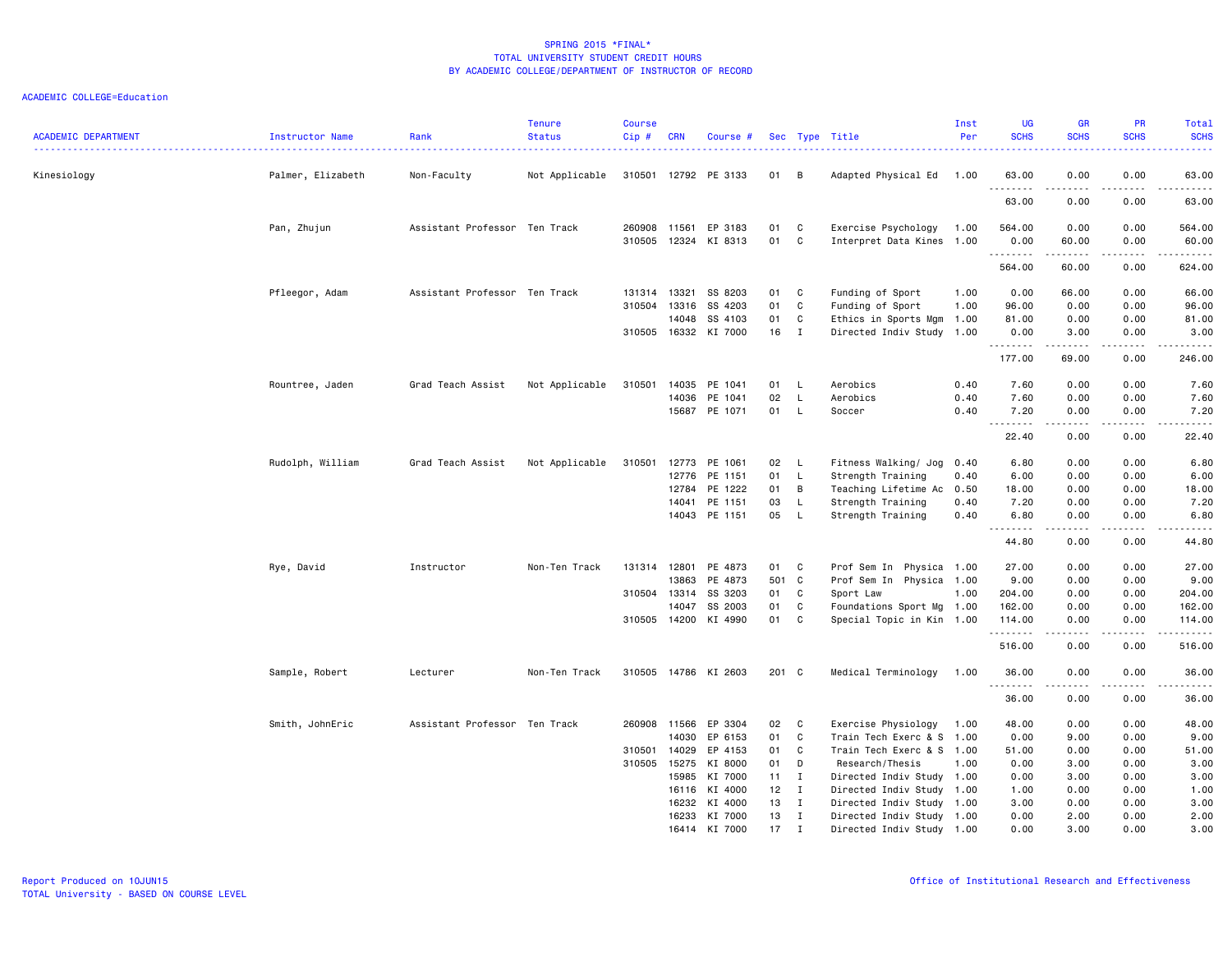SPRING 2015 *FINAL*
TOTAL UNIVERSITY STUDENT CREDIT HOURS
BY ACADEMIC COLLEGE/DEPARTMENT OF INSTRUCTOR OF RECORD

ACADEMIC COLLEGE=Education

| ACADEMIC DEPARTMENT | Instructor Name | Rank | Tenure Status | Course Cip # | CRN | Course # | Sec | Type | Title | Inst Per | UG SCHS | GR SCHS | PR SCHS | Total SCHS |
|---|---|---|---|---|---|---|---|---|---|---|---|---|---|---|
| Kinesiology | Palmer, Elizabeth | Non-Faculty | Not Applicable | 310501 | 12792 | PE 3133 | 01 | B | Adapted Physical Ed | 1.00 | 63.00 | 0.00 | 0.00 | 63.00 |
| | | | | | | | | | | | 63.00 | 0.00 | 0.00 | 63.00 |
| | Pan, Zhujun | Assistant Professor | Ten Track | 260908 | 11561 | EP 3183 | 01 | C | Exercise Psychology | 1.00 | 564.00 | 0.00 | 0.00 | 564.00 |
| | | | | 310505 | 12324 | KI 8313 | 01 | C | Interpret Data Kines | 1.00 | 0.00 | 60.00 | 0.00 | 60.00 |
| | | | | | | | | | | | 564.00 | 60.00 | 0.00 | 624.00 |
| | Pfleegor, Adam | Assistant Professor | Ten Track | 131314 | 13321 | SS 8203 | 01 | C | Funding of Sport | 1.00 | 0.00 | 66.00 | 0.00 | 66.00 |
| | | | | 310504 | 13316 | SS 4203 | 01 | C | Funding of Sport | 1.00 | 96.00 | 0.00 | 0.00 | 96.00 |
| | | | | | 14048 | SS 4103 | 01 | C | Ethics in Sports Mgm | 1.00 | 81.00 | 0.00 | 0.00 | 81.00 |
| | | | | 310505 | 16332 | KI 7000 | 16 | I | Directed Indiv Study | 1.00 | 0.00 | 3.00 | 0.00 | 3.00 |
| | | | | | | | | | | | 177.00 | 69.00 | 0.00 | 246.00 |
| | Rountree, Jaden | Grad Teach Assist | Not Applicable | 310501 | 14035 | PE 1041 | 01 | L | Aerobics | 0.40 | 7.60 | 0.00 | 0.00 | 7.60 |
| | | | | | 14036 | PE 1041 | 02 | L | Aerobics | 0.40 | 7.60 | 0.00 | 0.00 | 7.60 |
| | | | | | 15687 | PE 1071 | 01 | L | Soccer | 0.40 | 7.20 | 0.00 | 0.00 | 7.20 |
| | | | | | | | | | | | 22.40 | 0.00 | 0.00 | 22.40 |
| | Rudolph, William | Grad Teach Assist | Not Applicable | 310501 | 12773 | PE 1061 | 02 | L | Fitness Walking/ Jog | 0.40 | 6.80 | 0.00 | 0.00 | 6.80 |
| | | | | | 12776 | PE 1151 | 01 | L | Strength Training | 0.40 | 6.00 | 0.00 | 0.00 | 6.00 |
| | | | | | 12784 | PE 1222 | 01 | B | Teaching Lifetime Ac | 0.50 | 18.00 | 0.00 | 0.00 | 18.00 |
| | | | | | 14041 | PE 1151 | 03 | L | Strength Training | 0.40 | 7.20 | 0.00 | 0.00 | 7.20 |
| | | | | | 14043 | PE 1151 | 05 | L | Strength Training | 0.40 | 6.80 | 0.00 | 0.00 | 6.80 |
| | | | | | | | | | | | 44.80 | 0.00 | 0.00 | 44.80 |
| | Rye, David | Instructor | Non-Ten Track | 131314 | 12801 | PE 4873 | 01 | C | Prof Sem In Physica | 1.00 | 27.00 | 0.00 | 0.00 | 27.00 |
| | | | | | 13863 | PE 4873 | 501 | C | Prof Sem In Physica | 1.00 | 9.00 | 0.00 | 0.00 | 9.00 |
| | | | | 310504 | 13314 | SS 3203 | 01 | C | Sport Law | 1.00 | 204.00 | 0.00 | 0.00 | 204.00 |
| | | | | | 14047 | SS 2003 | 01 | C | Foundations Sport Mg | 1.00 | 162.00 | 0.00 | 0.00 | 162.00 |
| | | | | 310505 | 14200 | KI 4990 | 01 | C | Special Topic in Kin | 1.00 | 114.00 | 0.00 | 0.00 | 114.00 |
| | | | | | | | | | | | 516.00 | 0.00 | 0.00 | 516.00 |
| | Sample, Robert | Lecturer | Non-Ten Track | 310505 | 14786 | KI 2603 | 201 | C | Medical Terminology | 1.00 | 36.00 | 0.00 | 0.00 | 36.00 |
| | | | | | | | | | | | 36.00 | 0.00 | 0.00 | 36.00 |
| | Smith, JohnEric | Assistant Professor | Ten Track | 260908 | 11566 | EP 3304 | 02 | C | Exercise Physiology | 1.00 | 48.00 | 0.00 | 0.00 | 48.00 |
| | | | | | 14030 | EP 6153 | 01 | C | Train Tech Exerc & S | 1.00 | 0.00 | 9.00 | 0.00 | 9.00 |
| | | | | 310501 | 14029 | EP 4153 | 01 | C | Train Tech Exerc & S | 1.00 | 51.00 | 0.00 | 0.00 | 51.00 |
| | | | | 310505 | 15275 | KI 8000 | 01 | D | Research/Thesis | 1.00 | 0.00 | 3.00 | 0.00 | 3.00 |
| | | | | | 15985 | KI 7000 | 11 | I | Directed Indiv Study | 1.00 | 0.00 | 3.00 | 0.00 | 3.00 |
| | | | | | 16116 | KI 4000 | 12 | I | Directed Indiv Study | 1.00 | 1.00 | 0.00 | 0.00 | 1.00 |
| | | | | | 16232 | KI 4000 | 13 | I | Directed Indiv Study | 1.00 | 3.00 | 0.00 | 0.00 | 3.00 |
| | | | | | 16233 | KI 7000 | 13 | I | Directed Indiv Study | 1.00 | 0.00 | 2.00 | 0.00 | 2.00 |
| | | | | | 16414 | KI 7000 | 17 | I | Directed Indiv Study | 1.00 | 0.00 | 3.00 | 0.00 | 3.00 |

Report Produced on 10JUN15
TOTAL University - BASED ON COURSE LEVEL

Office of Institutional Research and Effectiveness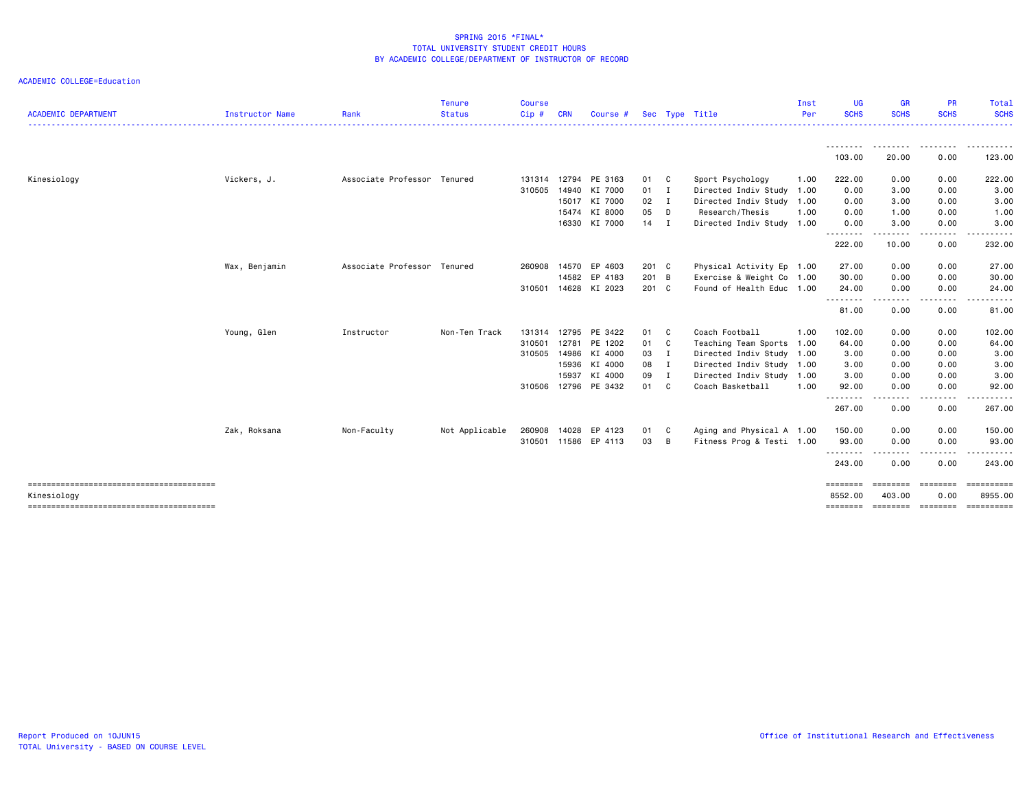SPRING 2015 *FINAL*
TOTAL UNIVERSITY STUDENT CREDIT HOURS
BY ACADEMIC COLLEGE/DEPARTMENT OF INSTRUCTOR OF RECORD

ACADEMIC COLLEGE=Education

| ACADEMIC DEPARTMENT | Instructor Name | Rank | Tenure Status | Course Cip # | CRN | Course # | Sec | Type | Title | Inst Per | UG SCHS | GR SCHS | PR SCHS | Total SCHS |
|---|---|---|---|---|---|---|---|---|---|---|---|---|---|---|
| | | | | | | | | | | | 103.00 | 20.00 | 0.00 | 123.00 |
| Kinesiology | Vickers, J. | Associate Professor | Tenured | 131314 | 12794 | PE 3163 | 01 | C | Sport Psychology | 1.00 | 222.00 | 0.00 | 0.00 | 222.00 |
| | | | | 310505 | 14940 | KI 7000 | 01 | I | Directed Indiv Study | 1.00 | 0.00 | 3.00 | 0.00 | 3.00 |
| | | | | | 15017 | KI 7000 | 02 | I | Directed Indiv Study | 1.00 | 0.00 | 3.00 | 0.00 | 3.00 |
| | | | | | 15474 | KI 8000 | 05 | D | Research/Thesis | 1.00 | 0.00 | 1.00 | 0.00 | 1.00 |
| | | | | | 16330 | KI 7000 | 14 | I | Directed Indiv Study | 1.00 | 0.00 | 3.00 | 0.00 | 3.00 |
| | | | | | | | | | | | 222.00 | 10.00 | 0.00 | 232.00 |
| | Wax, Benjamin | Associate Professor | Tenured | 260908 | 14570 | EP 4603 | 201 | C | Physical Activity Ep | 1.00 | 27.00 | 0.00 | 0.00 | 27.00 |
| | | | | | 14582 | EP 4183 | 201 | B | Exercise & Weight Co | 1.00 | 30.00 | 0.00 | 0.00 | 30.00 |
| | | | | 310501 | 14628 | KI 2023 | 201 | C | Found of Health Educ | 1.00 | 24.00 | 0.00 | 0.00 | 24.00 |
| | | | | | | | | | | | 81.00 | 0.00 | 0.00 | 81.00 |
| | Young, Glen | Instructor | Non-Ten Track | 131314 | 12795 | PE 3422 | 01 | C | Coach Football | 1.00 | 102.00 | 0.00 | 0.00 | 102.00 |
| | | | | 310501 | 12781 | PE 1202 | 01 | C | Teaching Team Sports | 1.00 | 64.00 | 0.00 | 0.00 | 64.00 |
| | | | | 310505 | 14986 | KI 4000 | 03 | I | Directed Indiv Study | 1.00 | 3.00 | 0.00 | 0.00 | 3.00 |
| | | | | | 15936 | KI 4000 | 08 | I | Directed Indiv Study | 1.00 | 3.00 | 0.00 | 0.00 | 3.00 |
| | | | | | 15937 | KI 4000 | 09 | I | Directed Indiv Study | 1.00 | 3.00 | 0.00 | 0.00 | 3.00 |
| | | | | 310506 | 12796 | PE 3432 | 01 | C | Coach Basketball | 1.00 | 92.00 | 0.00 | 0.00 | 92.00 |
| | | | | | | | | | | | 267.00 | 0.00 | 0.00 | 267.00 |
| | Zak, Roksana | Non-Faculty | Not Applicable | 260908 | 14028 | EP 4123 | 01 | C | Aging and Physical A | 1.00 | 150.00 | 0.00 | 0.00 | 150.00 |
| | | | | 310501 | 11586 | EP 4113 | 03 | B | Fitness Prog & Testi | 1.00 | 93.00 | 0.00 | 0.00 | 93.00 |
| | | | | | | | | | | | 243.00 | 0.00 | 0.00 | 243.00 |
| Kinesiology | | | | | | | | | | | 8552.00 | 403.00 | 0.00 | 8955.00 |

Report Produced on 10JUN15
TOTAL University - BASED ON COURSE LEVEL

Office of Institutional Research and Effectiveness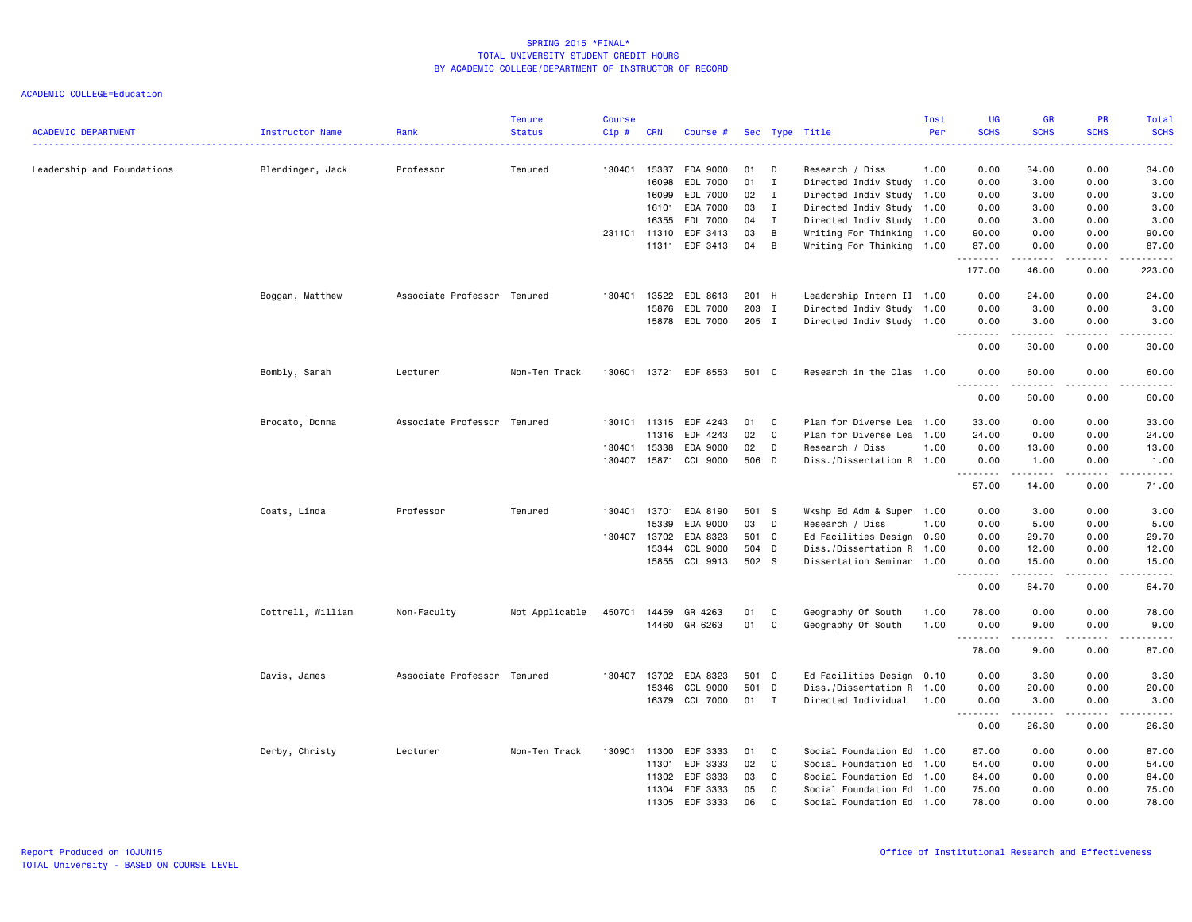SPRING 2015 *FINAL*
TOTAL UNIVERSITY STUDENT CREDIT HOURS
BY ACADEMIC COLLEGE/DEPARTMENT OF INSTRUCTOR OF RECORD

ACADEMIC COLLEGE=Education

| ACADEMIC DEPARTMENT | Instructor Name | Rank | Tenure Status | Course Cip # | CRN | Course # | Sec | Type | Title | Inst Per | UG SCHS | GR SCHS | PR SCHS | Total SCHS |
|---|---|---|---|---|---|---|---|---|---|---|---|---|---|---|
| Leadership and Foundations | Blendinger, Jack | Professor | Tenured | 130401 | 15337 | EDA 9000 | 01 | D | Research / Diss | 1.00 | 0.00 | 34.00 | 0.00 | 34.00 |
| | | | | | 16098 | EDL 7000 | 01 | I | Directed Indiv Study | 1.00 | 0.00 | 3.00 | 0.00 | 3.00 |
| | | | | | 16099 | EDL 7000 | 02 | I | Directed Indiv Study | 1.00 | 0.00 | 3.00 | 0.00 | 3.00 |
| | | | | | 16101 | EDA 7000 | 03 | I | Directed Indiv Study | 1.00 | 0.00 | 3.00 | 0.00 | 3.00 |
| | | | | | 16355 | EDL 7000 | 04 | I | Directed Indiv Study | 1.00 | 0.00 | 3.00 | 0.00 | 3.00 |
| | | | | 231101 | 11310 | EDF 3413 | 03 | B | Writing For Thinking | 1.00 | 90.00 | 0.00 | 0.00 | 90.00 |
| | | | | | 11311 | EDF 3413 | 04 | B | Writing For Thinking | 1.00 | 87.00 | 0.00 | 0.00 | 87.00 |
| | | | | | | | | | | | 177.00 | 46.00 | 0.00 | 223.00 |
| | Boggan, Matthew | Associate Professor | Tenured | 130401 | 13522 | EDL 8613 | 201 | H | Leadership Intern II | 1.00 | 0.00 | 24.00 | 0.00 | 24.00 |
| | | | | | 15876 | EDL 7000 | 203 | I | Directed Indiv Study | 1.00 | 0.00 | 3.00 | 0.00 | 3.00 |
| | | | | | 15878 | EDL 7000 | 205 | I | Directed Indiv Study | 1.00 | 0.00 | 3.00 | 0.00 | 3.00 |
| | | | | | | | | | | | 0.00 | 30.00 | 0.00 | 30.00 |
| | Bombly, Sarah | Lecturer | Non-Ten Track | 130601 | 13721 | EDF 8553 | 501 | C | Research in the Clas | 1.00 | 0.00 | 60.00 | 0.00 | 60.00 |
| | | | | | | | | | | | 0.00 | 60.00 | 0.00 | 60.00 |
| | Brocato, Donna | Associate Professor | Tenured | 130101 | 11315 | EDF 4243 | 01 | C | Plan for Diverse Lea | 1.00 | 33.00 | 0.00 | 0.00 | 33.00 |
| | | | | | 11316 | EDF 4243 | 02 | C | Plan for Diverse Lea | 1.00 | 24.00 | 0.00 | 0.00 | 24.00 |
| | | | | 130401 | 15338 | EDA 9000 | 02 | D | Research / Diss | 1.00 | 0.00 | 13.00 | 0.00 | 13.00 |
| | | | | 130407 | 15871 | CCL 9000 | 506 | D | Diss./Dissertation R | 1.00 | 0.00 | 1.00 | 0.00 | 1.00 |
| | | | | | | | | | | | 57.00 | 14.00 | 0.00 | 71.00 |
| | Coats, Linda | Professor | Tenured | 130401 | 13701 | EDA 8190 | 501 | S | Wkshp Ed Adm & Super | 1.00 | 0.00 | 3.00 | 0.00 | 3.00 |
| | | | | | 15339 | EDA 9000 | 03 | D | Research / Diss | 1.00 | 0.00 | 5.00 | 0.00 | 5.00 |
| | | | | 130407 | 13702 | EDA 8323 | 501 | C | Ed Facilities Design | 0.90 | 0.00 | 29.70 | 0.00 | 29.70 |
| | | | | | 15344 | CCL 9000 | 504 | D | Diss./Dissertation R | 1.00 | 0.00 | 12.00 | 0.00 | 12.00 |
| | | | | | 15855 | CCL 9913 | 502 | S | Dissertation Seminar | 1.00 | 0.00 | 15.00 | 0.00 | 15.00 |
| | | | | | | | | | | | 0.00 | 64.70 | 0.00 | 64.70 |
| | Cottrell, William | Non-Faculty | Not Applicable | 450701 | 14459 | GR 4263 | 01 | C | Geography Of South | 1.00 | 78.00 | 0.00 | 0.00 | 78.00 |
| | | | | | 14460 | GR 6263 | 01 | C | Geography Of South | 1.00 | 0.00 | 9.00 | 0.00 | 9.00 |
| | | | | | | | | | | | 78.00 | 9.00 | 0.00 | 87.00 |
| | Davis, James | Associate Professor | Tenured | 130407 | 13702 | EDA 8323 | 501 | C | Ed Facilities Design | 0.10 | 0.00 | 3.30 | 0.00 | 3.30 |
| | | | | | 15346 | CCL 9000 | 501 | D | Diss./Dissertation R | 1.00 | 0.00 | 20.00 | 0.00 | 20.00 |
| | | | | | 16379 | CCL 7000 | 01 | I | Directed Individual | 1.00 | 0.00 | 3.00 | 0.00 | 3.00 |
| | | | | | | | | | | | 0.00 | 26.30 | 0.00 | 26.30 |
| | Derby, Christy | Lecturer | Non-Ten Track | 130901 | 11300 | EDF 3333 | 01 | C | Social Foundation Ed | 1.00 | 87.00 | 0.00 | 0.00 | 87.00 |
| | | | | | 11301 | EDF 3333 | 02 | C | Social Foundation Ed | 1.00 | 54.00 | 0.00 | 0.00 | 54.00 |
| | | | | | 11302 | EDF 3333 | 03 | C | Social Foundation Ed | 1.00 | 84.00 | 0.00 | 0.00 | 84.00 |
| | | | | | 11304 | EDF 3333 | 05 | C | Social Foundation Ed | 1.00 | 75.00 | 0.00 | 0.00 | 75.00 |
| | | | | | 11305 | EDF 3333 | 06 | C | Social Foundation Ed | 1.00 | 78.00 | 0.00 | 0.00 | 78.00 |

Report Produced on 10JUN15
TOTAL University - BASED ON COURSE LEVEL
Office of Institutional Research and Effectiveness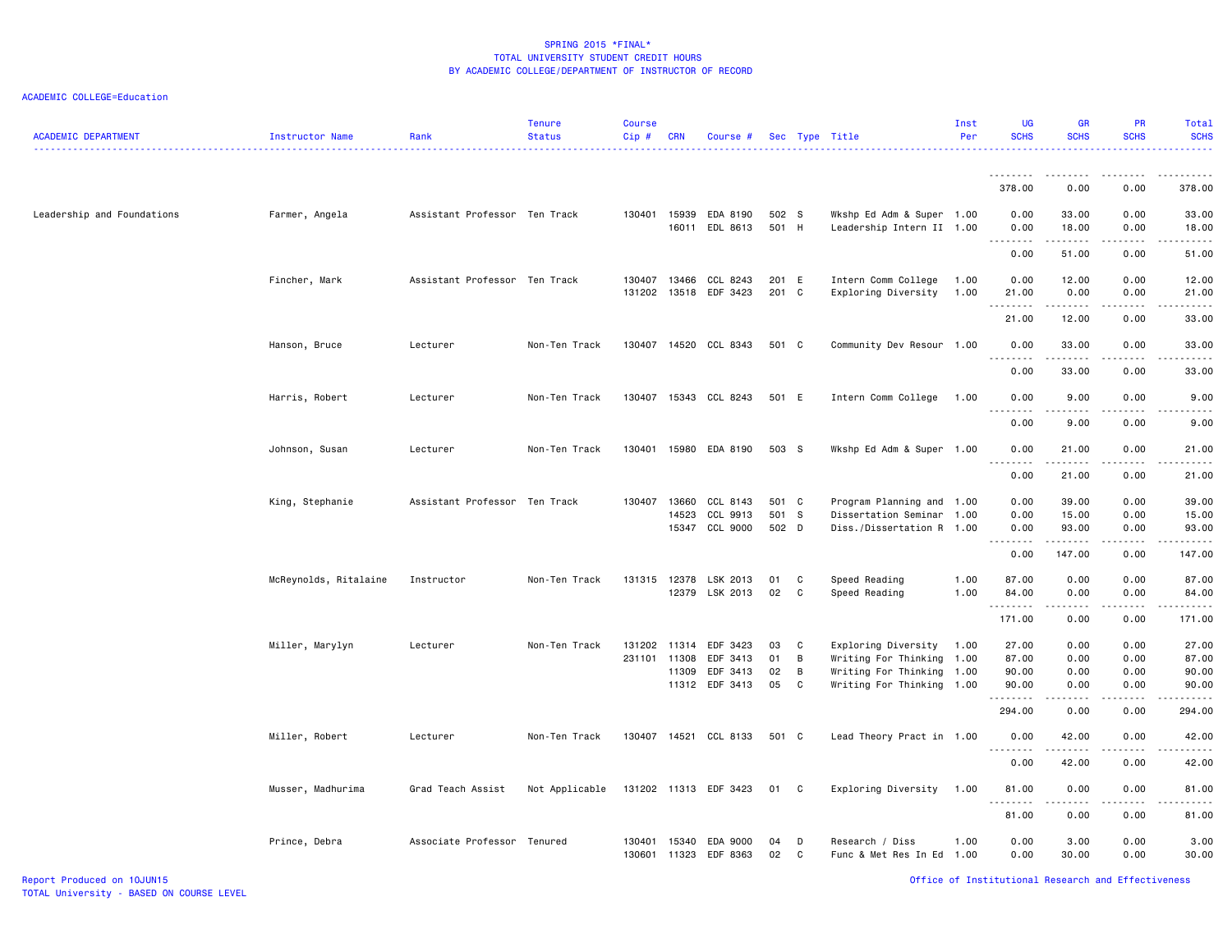SPRING 2015 *FINAL*
TOTAL UNIVERSITY STUDENT CREDIT HOURS
BY ACADEMIC COLLEGE/DEPARTMENT OF INSTRUCTOR OF RECORD

ACADEMIC COLLEGE=Education

| ACADEMIC DEPARTMENT | Instructor Name | Rank | Tenure Status | Course Cip # | CRN | Course # | Sec | Type | Title | Inst Per | UG SCHS | GR SCHS | PR SCHS | Total SCHS |
|---|---|---|---|---|---|---|---|---|---|---|---|---|---|---|
| | | | | | | | | | | | 378.00 | 0.00 | 0.00 | 378.00 |
| Leadership and Foundations | Farmer, Angela | Assistant Professor | Ten Track | 130401 | 15939 | EDA 8190 | 502 | S | Wkshp Ed Adm & Super | 1.00 | 0.00 | 33.00 | 0.00 | 33.00 |
| | | | | | 16011 | EDL 8613 | 501 | H | Leadership Intern II | 1.00 | 0.00 | 18.00 | 0.00 | 18.00 |
| | | | | | | | | | | | 0.00 | 51.00 | 0.00 | 51.00 |
| | Fincher, Mark | Assistant Professor | Ten Track | 130407 | 13466 | CCL 8243 | 201 | E | Intern Comm College | 1.00 | 0.00 | 12.00 | 0.00 | 12.00 |
| | | | | 131202 | 13518 | EDF 3423 | 201 | C | Exploring Diversity | 1.00 | 21.00 | 0.00 | 0.00 | 21.00 |
| | | | | | | | | | | | 21.00 | 12.00 | 0.00 | 33.00 |
| | Hanson, Bruce | Lecturer | Non-Ten Track | 130407 | 14520 | CCL 8343 | 501 | C | Community Dev Resour | 1.00 | 0.00 | 33.00 | 0.00 | 33.00 |
| | | | | | | | | | | | 0.00 | 33.00 | 0.00 | 33.00 |
| | Harris, Robert | Lecturer | Non-Ten Track | 130407 | 15343 | CCL 8243 | 501 | E | Intern Comm College | 1.00 | 0.00 | 9.00 | 0.00 | 9.00 |
| | | | | | | | | | | | 0.00 | 9.00 | 0.00 | 9.00 |
| | Johnson, Susan | Lecturer | Non-Ten Track | 130401 | 15980 | EDA 8190 | 503 | S | Wkshp Ed Adm & Super | 1.00 | 0.00 | 21.00 | 0.00 | 21.00 |
| | | | | | | | | | | | 0.00 | 21.00 | 0.00 | 21.00 |
| | King, Stephanie | Assistant Professor | Ten Track | 130407 | 13660 | CCL 8143 | 501 | C | Program Planning and | 1.00 | 0.00 | 39.00 | 0.00 | 39.00 |
| | | | | | 14523 | CCL 9913 | 501 | S | Dissertation Seminar | 1.00 | 0.00 | 15.00 | 0.00 | 15.00 |
| | | | | | 15347 | CCL 9000 | 502 | D | Diss./Dissertation R | 1.00 | 0.00 | 93.00 | 0.00 | 93.00 |
| | | | | | | | | | | | 0.00 | 147.00 | 0.00 | 147.00 |
| | McReynolds, Ritalaine | Instructor | Non-Ten Track | 131315 | 12378 | LSK 2013 | 01 | C | Speed Reading | 1.00 | 87.00 | 0.00 | 0.00 | 87.00 |
| | | | | | 12379 | LSK 2013 | 02 | C | Speed Reading | 1.00 | 84.00 | 0.00 | 0.00 | 84.00 |
| | | | | | | | | | | | 171.00 | 0.00 | 0.00 | 171.00 |
| | Miller, Marylyn | Lecturer | Non-Ten Track | 131202 | 11314 | EDF 3423 | 03 | C | Exploring Diversity | 1.00 | 27.00 | 0.00 | 0.00 | 27.00 |
| | | | | 231101 | 11308 | EDF 3413 | 01 | B | Writing For Thinking | 1.00 | 87.00 | 0.00 | 0.00 | 87.00 |
| | | | | | 11309 | EDF 3413 | 02 | B | Writing For Thinking | 1.00 | 90.00 | 0.00 | 0.00 | 90.00 |
| | | | | | 11312 | EDF 3413 | 05 | C | Writing For Thinking | 1.00 | 90.00 | 0.00 | 0.00 | 90.00 |
| | | | | | | | | | | | 294.00 | 0.00 | 0.00 | 294.00 |
| | Miller, Robert | Lecturer | Non-Ten Track | 130407 | 14521 | CCL 8133 | 501 | C | Lead Theory Pract in | 1.00 | 0.00 | 42.00 | 0.00 | 42.00 |
| | | | | | | | | | | | 0.00 | 42.00 | 0.00 | 42.00 |
| | Musser, Madhurima | Grad Teach Assist | Not Applicable | 131202 | 11313 | EDF 3423 | 01 | C | Exploring Diversity | 1.00 | 81.00 | 0.00 | 0.00 | 81.00 |
| | | | | | | | | | | | 81.00 | 0.00 | 0.00 | 81.00 |
| | Prince, Debra | Associate Professor | Tenured | 130401 | 15340 | EDA 9000 | 04 | D | Research / Diss | 1.00 | 0.00 | 3.00 | 0.00 | 3.00 |
| | | | | 130601 | 11323 | EDF 8363 | 02 | C | Func & Met Res In Ed | 1.00 | 0.00 | 30.00 | 0.00 | 30.00 |

Report Produced on 10JUN15
TOTAL University - BASED ON COURSE LEVEL

Office of Institutional Research and Effectiveness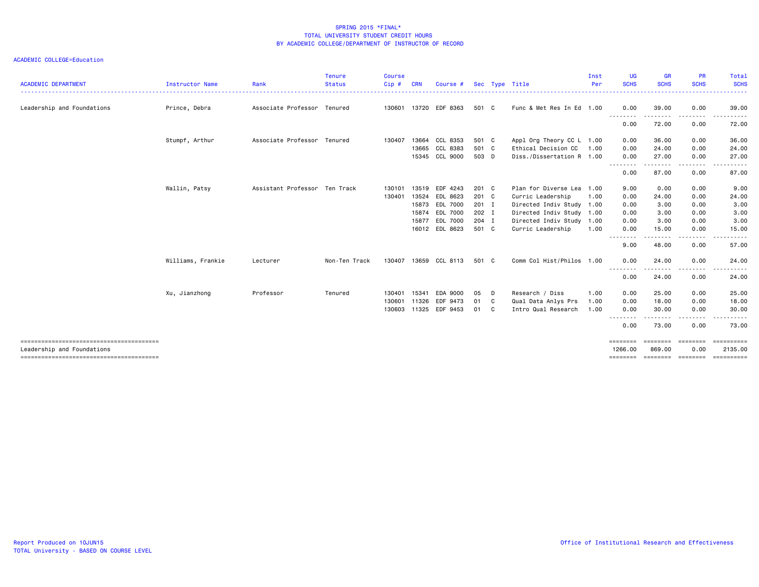SPRING 2015 *FINAL*
TOTAL UNIVERSITY STUDENT CREDIT HOURS
BY ACADEMIC COLLEGE/DEPARTMENT OF INSTRUCTOR OF RECORD

ACADEMIC COLLEGE=Education

| ACADEMIC DEPARTMENT | Instructor Name | Rank | Tenure Status | Course Cip # | CRN | Course # | Sec | Type | Title | Inst Per | UG SCHS | GR SCHS | PR SCHS | Total SCHS |
|---|---|---|---|---|---|---|---|---|---|---|---|---|---|---|
| Leadership and Foundations | Prince, Debra | Associate Professor | Tenured | 130601 | 13720 | EDF 8363 | 501 | C | Func & Met Res In Ed | 1.00 | 0.00 | 39.00 | 0.00 | 39.00 |
| | | | | | | | | | | | 0.00 | 72.00 | 0.00 | 72.00 |
| | Stumpf, Arthur | Associate Professor | Tenured | 130407 | 13664 | CCL 8353 | 501 | C | Appl Org Theory CC L | 1.00 | 0.00 | 36.00 | 0.00 | 36.00 |
| | | | | | 13665 | CCL 8383 | 501 | C | Ethical Decision CC | 1.00 | 0.00 | 24.00 | 0.00 | 24.00 |
| | | | | | 15345 | CCL 9000 | 503 | D | Diss./Dissertation R | 1.00 | 0.00 | 27.00 | 0.00 | 27.00 |
| | | | | | | | | | | | 0.00 | 87.00 | 0.00 | 87.00 |
| | Wallin, Patsy | Assistant Professor | Ten Track | 130101 | 13519 | EDF 4243 | 201 | C | Plan for Diverse Lea | 1.00 | 9.00 | 0.00 | 0.00 | 9.00 |
| | | | | 130401 | 13524 | EDL 8623 | 201 | C | Curric Leadership | 1.00 | 0.00 | 24.00 | 0.00 | 24.00 |
| | | | | | 15873 | EDL 7000 | 201 | I | Directed Indiv Study | 1.00 | 0.00 | 3.00 | 0.00 | 3.00 |
| | | | | | 15874 | EDL 7000 | 202 | I | Directed Indiv Study | 1.00 | 0.00 | 3.00 | 0.00 | 3.00 |
| | | | | | 15877 | EDL 7000 | 204 | I | Directed Indiv Study | 1.00 | 0.00 | 3.00 | 0.00 | 3.00 |
| | | | | | 16012 | EDL 8623 | 501 | C | Curric Leadership | 1.00 | 0.00 | 15.00 | 0.00 | 15.00 |
| | | | | | | | | | | | 9.00 | 48.00 | 0.00 | 57.00 |
| | Williams, Frankie | Lecturer | Non-Ten Track | 130407 | 13659 | CCL 8113 | 501 | C | Comm Col Hist/Philos | 1.00 | 0.00 | 24.00 | 0.00 | 24.00 |
| | | | | | | | | | | | 0.00 | 24.00 | 0.00 | 24.00 |
| | Xu, Jianzhong | Professor | Tenured | 130401 | 15341 | EDA 9000 | 05 | D | Research / Diss | 1.00 | 0.00 | 25.00 | 0.00 | 25.00 |
| | | | | 130601 | 11326 | EDF 9473 | 01 | C | Qual Data Anlys Prs | 1.00 | 0.00 | 18.00 | 0.00 | 18.00 |
| | | | | 130603 | 11325 | EDF 9453 | 01 | C | Intro Qual Research | 1.00 | 0.00 | 30.00 | 0.00 | 30.00 |
| | | | | | | | | | | | 0.00 | 73.00 | 0.00 | 73.00 |
| Leadership and Foundations | | | | | | | | | | | 1266.00 | 869.00 | 0.00 | 2135.00 |

Report Produced on 10JUN15
TOTAL University - BASED ON COURSE LEVEL

Office of Institutional Research and Effectiveness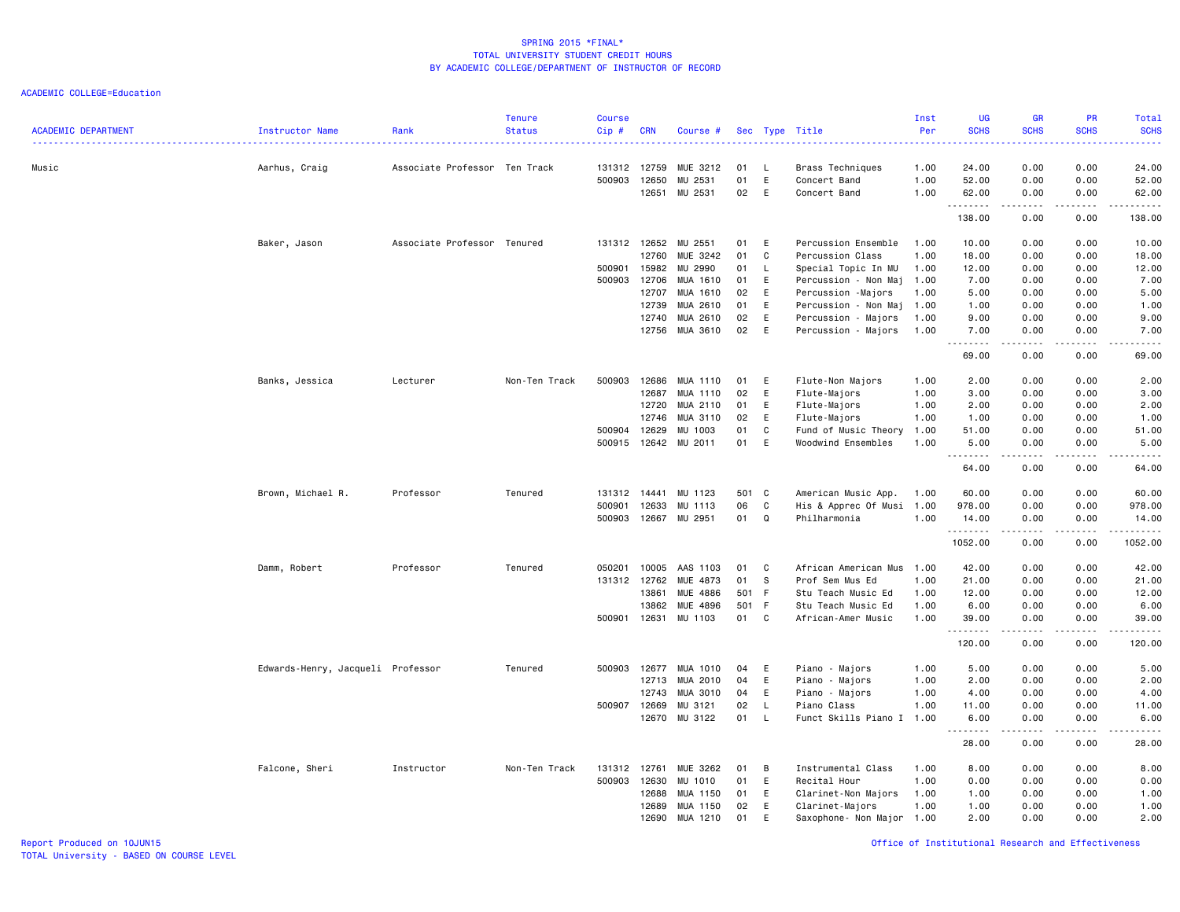SPRING 2015 *FINAL*
TOTAL UNIVERSITY STUDENT CREDIT HOURS
BY ACADEMIC COLLEGE/DEPARTMENT OF INSTRUCTOR OF RECORD

ACADEMIC COLLEGE=Education

| ACADEMIC DEPARTMENT | Instructor Name | Rank | Tenure Status | Course Cip # | CRN | Course # | Sec | Type | Title | Inst Per | UG SCHS | GR SCHS | PR SCHS | Total SCHS |
|---|---|---|---|---|---|---|---|---|---|---|---|---|---|---|
| Music | Aarhus, Craig | Associate Professor | Ten Track | 131312 | 12759 | MUE 3212 | 01 | L | Brass Techniques | 1.00 | 24.00 | 0.00 | 0.00 | 24.00 |
| | | | | 500903 | 12650 | MU 2531 | 01 | E | Concert Band | 1.00 | 52.00 | 0.00 | 0.00 | 52.00 |
| | | | | | 12651 | MU 2531 | 02 | E | Concert Band | 1.00 | 62.00 | 0.00 | 0.00 | 62.00 |
| | | | | | | | | | | | 138.00 | 0.00 | 0.00 | 138.00 |
| | Baker, Jason | Associate Professor | Tenured | 131312 | 12652 | MU 2551 | 01 | E | Percussion Ensemble | 1.00 | 10.00 | 0.00 | 0.00 | 10.00 |
| | | | | | 12760 | MUE 3242 | 01 | C | Percussion Class | 1.00 | 18.00 | 0.00 | 0.00 | 18.00 |
| | | | | 500901 | 15982 | MU 2990 | 01 | L | Special Topic In MU | 1.00 | 12.00 | 0.00 | 0.00 | 12.00 |
| | | | | 500903 | 12706 | MUA 1610 | 01 | E | Percussion - Non Maj | 1.00 | 7.00 | 0.00 | 0.00 | 7.00 |
| | | | | | 12707 | MUA 1610 | 02 | E | Percussion -Majors | 1.00 | 5.00 | 0.00 | 0.00 | 5.00 |
| | | | | | 12739 | MUA 2610 | 01 | E | Percussion - Non Maj | 1.00 | 1.00 | 0.00 | 0.00 | 1.00 |
| | | | | | 12740 | MUA 2610 | 02 | E | Percussion - Majors | 1.00 | 9.00 | 0.00 | 0.00 | 9.00 |
| | | | | | 12756 | MUA 3610 | 02 | E | Percussion - Majors | 1.00 | 7.00 | 0.00 | 0.00 | 7.00 |
| | | | | | | | | | | | 69.00 | 0.00 | 0.00 | 69.00 |
| | Banks, Jessica | Lecturer | Non-Ten Track | 500903 | 12686 | MUA 1110 | 01 | E | Flute-Non Majors | 1.00 | 2.00 | 0.00 | 0.00 | 2.00 |
| | | | | | 12687 | MUA 1110 | 02 | E | Flute-Majors | 1.00 | 3.00 | 0.00 | 0.00 | 3.00 |
| | | | | | 12720 | MUA 2110 | 01 | E | Flute-Majors | 1.00 | 2.00 | 0.00 | 0.00 | 2.00 |
| | | | | | 12746 | MUA 3110 | 02 | E | Flute-Majors | 1.00 | 1.00 | 0.00 | 0.00 | 1.00 |
| | | | | 500904 | 12629 | MU 1003 | 01 | C | Fund of Music Theory | 1.00 | 51.00 | 0.00 | 0.00 | 51.00 |
| | | | | 500915 | 12642 | MU 2011 | 01 | E | Woodwind Ensembles | 1.00 | 5.00 | 0.00 | 0.00 | 5.00 |
| | | | | | | | | | | | 64.00 | 0.00 | 0.00 | 64.00 |
| | Brown, Michael R. | Professor | Tenured | 131312 | 14441 | MU 1123 | 501 | C | American Music App. | 1.00 | 60.00 | 0.00 | 0.00 | 60.00 |
| | | | | 500901 | 12633 | MU 1113 | 06 | C | His & Apprec Of Musi | 1.00 | 978.00 | 0.00 | 0.00 | 978.00 |
| | | | | 500903 | 12667 | MU 2951 | 01 | Q | Philharmonia | 1.00 | 14.00 | 0.00 | 0.00 | 14.00 |
| | | | | | | | | | | | 1052.00 | 0.00 | 0.00 | 1052.00 |
| | Damm, Robert | Professor | Tenured | 050201 | 10005 | AAS 1103 | 01 | C | African American Mus | 1.00 | 42.00 | 0.00 | 0.00 | 42.00 |
| | | | | 131312 | 12762 | MUE 4873 | 01 | S | Prof Sem Mus Ed | 1.00 | 21.00 | 0.00 | 0.00 | 21.00 |
| | | | | | 13861 | MUE 4886 | 501 | F | Stu Teach Music Ed | 1.00 | 12.00 | 0.00 | 0.00 | 12.00 |
| | | | | | 13862 | MUE 4896 | 501 | F | Stu Teach Music Ed | 1.00 | 6.00 | 0.00 | 0.00 | 6.00 |
| | | | | 500901 | 12631 | MU 1103 | 01 | C | African-Amer Music | 1.00 | 39.00 | 0.00 | 0.00 | 39.00 |
| | | | | | | | | | | | 120.00 | 0.00 | 0.00 | 120.00 |
| | Edwards-Henry, Jacqueli | Professor | Tenured | 500903 | 12677 | MUA 1010 | 04 | E | Piano - Majors | 1.00 | 5.00 | 0.00 | 0.00 | 5.00 |
| | | | | | 12713 | MUA 2010 | 04 | E | Piano - Majors | 1.00 | 2.00 | 0.00 | 0.00 | 2.00 |
| | | | | | 12743 | MUA 3010 | 04 | E | Piano - Majors | 1.00 | 4.00 | 0.00 | 0.00 | 4.00 |
| | | | | 500907 | 12669 | MU 3121 | 02 | L | Piano Class | 1.00 | 11.00 | 0.00 | 0.00 | 11.00 |
| | | | | | 12670 | MU 3122 | 01 | L | Funct Skills Piano I | 1.00 | 6.00 | 0.00 | 0.00 | 6.00 |
| | | | | | | | | | | | 28.00 | 0.00 | 0.00 | 28.00 |
| | Falcone, Sheri | Instructor | Non-Ten Track | 131312 | 12761 | MUE 3262 | 01 | B | Instrumental Class | 1.00 | 8.00 | 0.00 | 0.00 | 8.00 |
| | | | | 500903 | 12630 | MU 1010 | 01 | E | Recital Hour | 1.00 | 0.00 | 0.00 | 0.00 | 0.00 |
| | | | | | 12688 | MUA 1150 | 01 | E | Clarinet-Non Majors | 1.00 | 1.00 | 0.00 | 0.00 | 1.00 |
| | | | | | 12689 | MUA 1150 | 02 | E | Clarinet-Majors | 1.00 | 1.00 | 0.00 | 0.00 | 1.00 |
| | | | | | 12690 | MUA 1210 | 01 | E | Saxophone- Non Major | 1.00 | 2.00 | 0.00 | 0.00 | 2.00 |

Report Produced on 10JUN15
TOTAL University - BASED ON COURSE LEVEL

Office of Institutional Research and Effectiveness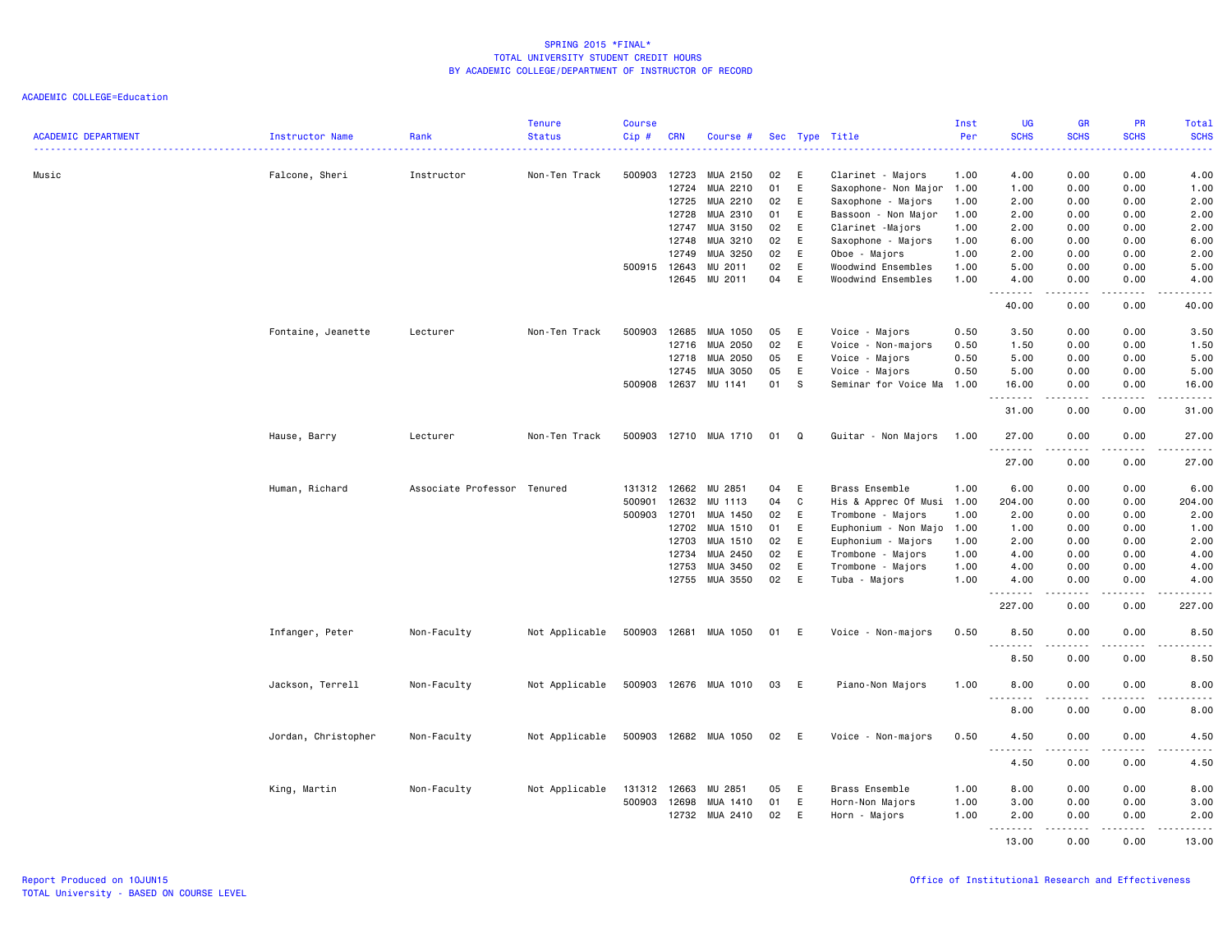SPRING 2015 *FINAL*
TOTAL UNIVERSITY STUDENT CREDIT HOURS
BY ACADEMIC COLLEGE/DEPARTMENT OF INSTRUCTOR OF RECORD

ACADEMIC COLLEGE=Education

| ACADEMIC DEPARTMENT | Instructor Name | Rank | Tenure Status | Course Cip # | CRN | Course # | Sec | Type | Title | Inst Per | UG SCHS | GR SCHS | PR SCHS | Total SCHS |
|---|---|---|---|---|---|---|---|---|---|---|---|---|---|---|
| Music | Falcone, Sheri | Instructor | Non-Ten Track | 500903 | 12723 | MUA 2150 | 02 | E | Clarinet - Majors | 1.00 | 4.00 | 0.00 | 0.00 | 4.00 |
| | | | | | 12724 | MUA 2210 | 01 | E | Saxophone- Non Major | 1.00 | 1.00 | 0.00 | 0.00 | 1.00 |
| | | | | | 12725 | MUA 2210 | 02 | E | Saxophone - Majors | 1.00 | 2.00 | 0.00 | 0.00 | 2.00 |
| | | | | | 12728 | MUA 2310 | 01 | E | Bassoon - Non Major | 1.00 | 2.00 | 0.00 | 0.00 | 2.00 |
| | | | | | 12747 | MUA 3150 | 02 | E | Clarinet -Majors | 1.00 | 2.00 | 0.00 | 0.00 | 2.00 |
| | | | | | 12748 | MUA 3210 | 02 | E | Saxophone - Majors | 1.00 | 6.00 | 0.00 | 0.00 | 6.00 |
| | | | | | 12749 | MUA 3250 | 02 | E | Oboe - Majors | 1.00 | 2.00 | 0.00 | 0.00 | 2.00 |
| | | | | 500915 | 12643 | MU 2011 | 02 | E | Woodwind Ensembles | 1.00 | 5.00 | 0.00 | 0.00 | 5.00 |
| | | | | | 12645 | MU 2011 | 04 | E | Woodwind Ensembles | 1.00 | 4.00 | 0.00 | 0.00 | 4.00 |
| | | | | | | | | | | | 40.00 | 0.00 | 0.00 | 40.00 |
| | Fontaine, Jeanette | Lecturer | Non-Ten Track | 500903 | 12685 | MUA 1050 | 05 | E | Voice - Majors | 0.50 | 3.50 | 0.00 | 0.00 | 3.50 |
| | | | | | 12716 | MUA 2050 | 02 | E | Voice - Non-majors | 0.50 | 1.50 | 0.00 | 0.00 | 1.50 |
| | | | | | 12718 | MUA 2050 | 05 | E | Voice - Majors | 0.50 | 5.00 | 0.00 | 0.00 | 5.00 |
| | | | | | 12745 | MUA 3050 | 05 | E | Voice - Majors | 0.50 | 5.00 | 0.00 | 0.00 | 5.00 |
| | | | | 500908 | 12637 | MU 1141 | 01 | S | Seminar for Voice Ma | 1.00 | 16.00 | 0.00 | 0.00 | 16.00 |
| | | | | | | | | | | | 31.00 | 0.00 | 0.00 | 31.00 |
| | Hause, Barry | Lecturer | Non-Ten Track | 500903 | 12710 | MUA 1710 | 01 | Q | Guitar - Non Majors | 1.00 | 27.00 | 0.00 | 0.00 | 27.00 |
| | | | | | | | | | | | 27.00 | 0.00 | 0.00 | 27.00 |
| | Human, Richard | Associate Professor | Tenured | 131312 | 12662 | MU 2851 | 04 | E | Brass Ensemble | 1.00 | 6.00 | 0.00 | 0.00 | 6.00 |
| | | | | 500901 | 12632 | MU 1113 | 04 | C | His & Apprec Of Musi | 1.00 | 204.00 | 0.00 | 0.00 | 204.00 |
| | | | | 500903 | 12701 | MUA 1450 | 02 | E | Trombone - Majors | 1.00 | 2.00 | 0.00 | 0.00 | 2.00 |
| | | | | | 12702 | MUA 1510 | 01 | E | Euphonium - Non Majo | 1.00 | 1.00 | 0.00 | 0.00 | 1.00 |
| | | | | | 12703 | MUA 1510 | 02 | E | Euphonium - Majors | 1.00 | 2.00 | 0.00 | 0.00 | 2.00 |
| | | | | | 12734 | MUA 2450 | 02 | E | Trombone - Majors | 1.00 | 4.00 | 0.00 | 0.00 | 4.00 |
| | | | | | 12753 | MUA 3450 | 02 | E | Trombone - Majors | 1.00 | 4.00 | 0.00 | 0.00 | 4.00 |
| | | | | | 12755 | MUA 3550 | 02 | E | Tuba - Majors | 1.00 | 4.00 | 0.00 | 0.00 | 4.00 |
| | | | | | | | | | | | 227.00 | 0.00 | 0.00 | 227.00 |
| | Infanger, Peter | Non-Faculty | Not Applicable | 500903 | 12681 | MUA 1050 | 01 | E | Voice - Non-majors | 0.50 | 8.50 | 0.00 | 0.00 | 8.50 |
| | | | | | | | | | | | 8.50 | 0.00 | 0.00 | 8.50 |
| | Jackson, Terrell | Non-Faculty | Not Applicable | 500903 | 12676 | MUA 1010 | 03 | E | Piano-Non Majors | 1.00 | 8.00 | 0.00 | 0.00 | 8.00 |
| | | | | | | | | | | | 8.00 | 0.00 | 0.00 | 8.00 |
| | Jordan, Christopher | Non-Faculty | Not Applicable | 500903 | 12682 | MUA 1050 | 02 | E | Voice - Non-majors | 0.50 | 4.50 | 0.00 | 0.00 | 4.50 |
| | | | | | | | | | | | 4.50 | 0.00 | 0.00 | 4.50 |
| | King, Martin | Non-Faculty | Not Applicable | 131312 | 12663 | MU 2851 | 05 | E | Brass Ensemble | 1.00 | 8.00 | 0.00 | 0.00 | 8.00 |
| | | | | 500903 | 12698 | MUA 1410 | 01 | E | Horn-Non Majors | 1.00 | 3.00 | 0.00 | 0.00 | 3.00 |
| | | | | | 12732 | MUA 2410 | 02 | E | Horn - Majors | 1.00 | 2.00 | 0.00 | 0.00 | 2.00 |
| | | | | | | | | | | | 13.00 | 0.00 | 0.00 | 13.00 |

Report Produced on 10JUN15
TOTAL University - BASED ON COURSE LEVEL

Office of Institutional Research and Effectiveness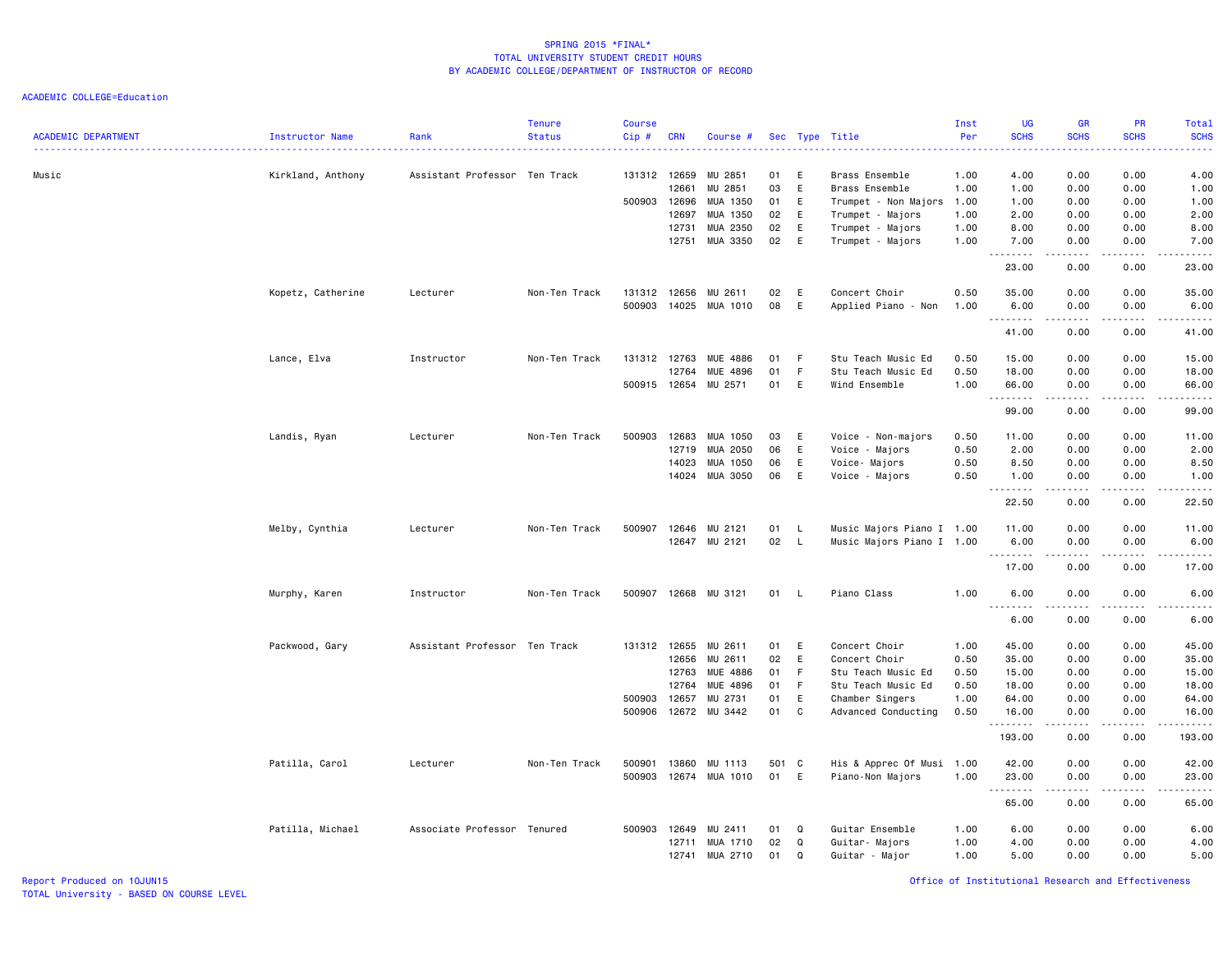SPRING 2015 *FINAL*
TOTAL UNIVERSITY STUDENT CREDIT HOURS
BY ACADEMIC COLLEGE/DEPARTMENT OF INSTRUCTOR OF RECORD

ACADEMIC COLLEGE=Education

| ACADEMIC DEPARTMENT | Instructor Name | Rank | Tenure Status | Course Cip # | CRN | Course # | Sec | Type | Title | Inst Per | UG SCHS | GR SCHS | PR SCHS | Total SCHS |
|---|---|---|---|---|---|---|---|---|---|---|---|---|---|---|
| Music | Kirkland, Anthony | Assistant Professor | Ten Track | 131312 | 12659 | MU 2851 | 01 | E | Brass Ensemble | 1.00 | 4.00 | 0.00 | 0.00 | 4.00 |
| | | | | | 12661 | MU 2851 | 03 | E | Brass Ensemble | 1.00 | 1.00 | 0.00 | 0.00 | 1.00 |
| | | | | 500903 | 12696 | MUA 1350 | 01 | E | Trumpet - Non Majors | 1.00 | 1.00 | 0.00 | 0.00 | 1.00 |
| | | | | | 12697 | MUA 1350 | 02 | E | Trumpet - Majors | 1.00 | 2.00 | 0.00 | 0.00 | 2.00 |
| | | | | | 12731 | MUA 2350 | 02 | E | Trumpet - Majors | 1.00 | 8.00 | 0.00 | 0.00 | 8.00 |
| | | | | | 12751 | MUA 3350 | 02 | E | Trumpet - Majors | 1.00 | 7.00 | 0.00 | 0.00 | 7.00 |
| | | | | | | | | | | | 23.00 | 0.00 | 0.00 | 23.00 |
| | Kopetz, Catherine | Lecturer | Non-Ten Track | 131312 | 12656 | MU 2611 | 02 | E | Concert Choir | 0.50 | 35.00 | 0.00 | 0.00 | 35.00 |
| | | | | 500903 | 14025 | MUA 1010 | 08 | E | Applied Piano - Non | 1.00 | 6.00 | 0.00 | 0.00 | 6.00 |
| | | | | | | | | | | | 41.00 | 0.00 | 0.00 | 41.00 |
| | Lance, Elva | Instructor | Non-Ten Track | 131312 | 12763 | MUE 4886 | 01 | F | Stu Teach Music Ed | 0.50 | 15.00 | 0.00 | 0.00 | 15.00 |
| | | | | | 12764 | MUE 4896 | 01 | F | Stu Teach Music Ed | 0.50 | 18.00 | 0.00 | 0.00 | 18.00 |
| | | | | 500915 | 12654 | MU 2571 | 01 | E | Wind Ensemble | 1.00 | 66.00 | 0.00 | 0.00 | 66.00 |
| | | | | | | | | | | | 99.00 | 0.00 | 0.00 | 99.00 |
| | Landis, Ryan | Lecturer | Non-Ten Track | 500903 | 12683 | MUA 1050 | 03 | E | Voice - Non-majors | 0.50 | 11.00 | 0.00 | 0.00 | 11.00 |
| | | | | | 12719 | MUA 2050 | 06 | E | Voice - Majors | 0.50 | 2.00 | 0.00 | 0.00 | 2.00 |
| | | | | | 14023 | MUA 1050 | 06 | E | Voice- Majors | 0.50 | 8.50 | 0.00 | 0.00 | 8.50 |
| | | | | | 14024 | MUA 3050 | 06 | E | Voice - Majors | 0.50 | 1.00 | 0.00 | 0.00 | 1.00 |
| | | | | | | | | | | | 22.50 | 0.00 | 0.00 | 22.50 |
| | Melby, Cynthia | Lecturer | Non-Ten Track | 500907 | 12646 | MU 2121 | 01 | L | Music Majors Piano I | 1.00 | 11.00 | 0.00 | 0.00 | 11.00 |
| | | | | | 12647 | MU 2121 | 02 | L | Music Majors Piano I | 1.00 | 6.00 | 0.00 | 0.00 | 6.00 |
| | | | | | | | | | | | 17.00 | 0.00 | 0.00 | 17.00 |
| | Murphy, Karen | Instructor | Non-Ten Track | 500907 | 12668 | MU 3121 | 01 | L | Piano Class | 1.00 | 6.00 | 0.00 | 0.00 | 6.00 |
| | | | | | | | | | | | 6.00 | 0.00 | 0.00 | 6.00 |
| | Packwood, Gary | Assistant Professor | Ten Track | 131312 | 12655 | MU 2611 | 01 | E | Concert Choir | 1.00 | 45.00 | 0.00 | 0.00 | 45.00 |
| | | | | | 12656 | MU 2611 | 02 | E | Concert Choir | 0.50 | 35.00 | 0.00 | 0.00 | 35.00 |
| | | | | | 12763 | MUE 4886 | 01 | F | Stu Teach Music Ed | 0.50 | 15.00 | 0.00 | 0.00 | 15.00 |
| | | | | | 12764 | MUE 4896 | 01 | F | Stu Teach Music Ed | 0.50 | 18.00 | 0.00 | 0.00 | 18.00 |
| | | | | 500903 | 12657 | MU 2731 | 01 | E | Chamber Singers | 1.00 | 64.00 | 0.00 | 0.00 | 64.00 |
| | | | | 500906 | 12672 | MU 3442 | 01 | C | Advanced Conducting | 0.50 | 16.00 | 0.00 | 0.00 | 16.00 |
| | | | | | | | | | | | 193.00 | 0.00 | 0.00 | 193.00 |
| | Patilla, Carol | Lecturer | Non-Ten Track | 500901 | 13860 | MU 1113 | 501 | C | His & Apprec Of Musi | 1.00 | 42.00 | 0.00 | 0.00 | 42.00 |
| | | | | 500903 | 12674 | MUA 1010 | 01 | E | Piano-Non Majors | 1.00 | 23.00 | 0.00 | 0.00 | 23.00 |
| | | | | | | | | | | | 65.00 | 0.00 | 0.00 | 65.00 |
| | Patilla, Michael | Associate Professor | Tenured | 500903 | 12649 | MU 2411 | 01 | Q | Guitar Ensemble | 1.00 | 6.00 | 0.00 | 0.00 | 6.00 |
| | | | | | 12711 | MUA 1710 | 02 | Q | Guitar- Majors | 1.00 | 4.00 | 0.00 | 0.00 | 4.00 |
| | | | | | 12741 | MUA 2710 | 01 | Q | Guitar - Major | 1.00 | 5.00 | 0.00 | 0.00 | 5.00 |

Report Produced on 10JUN15
TOTAL University - BASED ON COURSE LEVEL

Office of Institutional Research and Effectiveness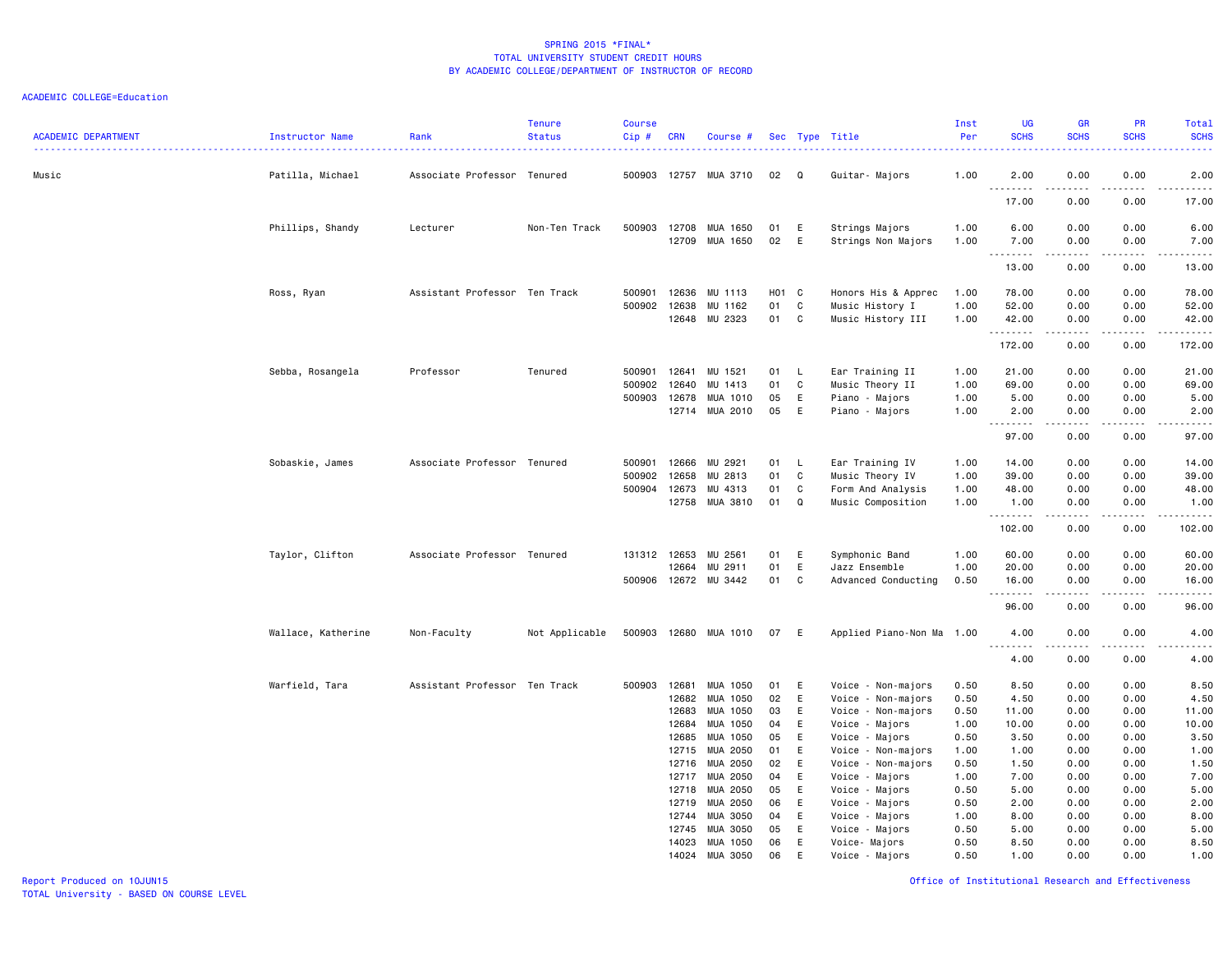SPRING 2015 *FINAL*
TOTAL UNIVERSITY STUDENT CREDIT HOURS
BY ACADEMIC COLLEGE/DEPARTMENT OF INSTRUCTOR OF RECORD

ACADEMIC COLLEGE=Education

| ACADEMIC DEPARTMENT | Instructor Name | Rank | Tenure Status | Course Cip # | CRN | Course # | Sec | Type | Title | Inst Per | UG SCHS | GR SCHS | PR SCHS | Total SCHS |
|---|---|---|---|---|---|---|---|---|---|---|---|---|---|---|
| Music | Patilla, Michael | Associate Professor | Tenured | 500903 | 12757 | MUA 3710 | 02 | Q | Guitar- Majors | 1.00 | 2.00 | 0.00 | 0.00 | 2.00 |
| | | | | | | | | | | | 17.00 | 0.00 | 0.00 | 17.00 |
| | Phillips, Shandy | Lecturer | Non-Ten Track | 500903 | 12708 | MUA 1650 | 01 | E | Strings Majors | 1.00 | 6.00 | 0.00 | 0.00 | 6.00 |
| | | | | | 12709 | MUA 1650 | 02 | E | Strings Non Majors | 1.00 | 7.00 | 0.00 | 0.00 | 7.00 |
| | | | | | | | | | | | 13.00 | 0.00 | 0.00 | 13.00 |
| | Ross, Ryan | Assistant Professor | Ten Track | 500901 | 12636 | MU 1113 | H01 | C | Honors His & Apprec | 1.00 | 78.00 | 0.00 | 0.00 | 78.00 |
| | | | | 500902 | 12638 | MU 1162 | 01 | C | Music History I | 1.00 | 52.00 | 0.00 | 0.00 | 52.00 |
| | | | | | 12648 | MU 2323 | 01 | C | Music History III | 1.00 | 42.00 | 0.00 | 0.00 | 42.00 |
| | | | | | | | | | | | 172.00 | 0.00 | 0.00 | 172.00 |
| | Sebba, Rosangela | Professor | Tenured | 500901 | 12641 | MU 1521 | 01 | L | Ear Training II | 1.00 | 21.00 | 0.00 | 0.00 | 21.00 |
| | | | | 500902 | 12640 | MU 1413 | 01 | C | Music Theory II | 1.00 | 69.00 | 0.00 | 0.00 | 69.00 |
| | | | | 500903 | 12678 | MUA 1010 | 05 | E | Piano - Majors | 1.00 | 5.00 | 0.00 | 0.00 | 5.00 |
| | | | | | 12714 | MUA 2010 | 05 | E | Piano - Majors | 1.00 | 2.00 | 0.00 | 0.00 | 2.00 |
| | | | | | | | | | | | 97.00 | 0.00 | 0.00 | 97.00 |
| | Sobaskie, James | Associate Professor | Tenured | 500901 | 12666 | MU 2921 | 01 | L | Ear Training IV | 1.00 | 14.00 | 0.00 | 0.00 | 14.00 |
| | | | | 500902 | 12658 | MU 2813 | 01 | C | Music Theory IV | 1.00 | 39.00 | 0.00 | 0.00 | 39.00 |
| | | | | 500904 | 12673 | MU 4313 | 01 | C | Form And Analysis | 1.00 | 48.00 | 0.00 | 0.00 | 48.00 |
| | | | | | 12758 | MUA 3810 | 01 | Q | Music Composition | 1.00 | 1.00 | 0.00 | 0.00 | 1.00 |
| | | | | | | | | | | | 102.00 | 0.00 | 0.00 | 102.00 |
| | Taylor, Clifton | Associate Professor | Tenured | 131312 | 12653 | MU 2561 | 01 | E | Symphonic Band | 1.00 | 60.00 | 0.00 | 0.00 | 60.00 |
| | | | | | 12664 | MU 2911 | 01 | E | Jazz Ensemble | 1.00 | 20.00 | 0.00 | 0.00 | 20.00 |
| | | | | 500906 | 12672 | MU 3442 | 01 | C | Advanced Conducting | 0.50 | 16.00 | 0.00 | 0.00 | 16.00 |
| | | | | | | | | | | | 96.00 | 0.00 | 0.00 | 96.00 |
| | Wallace, Katherine | Non-Faculty | Not Applicable | 500903 | 12680 | MUA 1010 | 07 | E | Applied Piano-Non Ma | 1.00 | 4.00 | 0.00 | 0.00 | 4.00 |
| | | | | | | | | | | | 4.00 | 0.00 | 0.00 | 4.00 |
| | Warfield, Tara | Assistant Professor | Ten Track | 500903 | 12681 | MUA 1050 | 01 | E | Voice - Non-majors | 0.50 | 8.50 | 0.00 | 0.00 | 8.50 |
| | | | | | 12682 | MUA 1050 | 02 | E | Voice - Non-majors | 0.50 | 4.50 | 0.00 | 0.00 | 4.50 |
| | | | | | 12683 | MUA 1050 | 03 | E | Voice - Non-majors | 0.50 | 11.00 | 0.00 | 0.00 | 11.00 |
| | | | | | 12684 | MUA 1050 | 04 | E | Voice - Majors | 1.00 | 10.00 | 0.00 | 0.00 | 10.00 |
| | | | | | 12685 | MUA 1050 | 05 | E | Voice - Majors | 0.50 | 3.50 | 0.00 | 0.00 | 3.50 |
| | | | | | 12715 | MUA 2050 | 01 | E | Voice - Non-majors | 1.00 | 1.00 | 0.00 | 0.00 | 1.00 |
| | | | | | 12716 | MUA 2050 | 02 | E | Voice - Non-majors | 0.50 | 1.50 | 0.00 | 0.00 | 1.50 |
| | | | | | 12717 | MUA 2050 | 04 | E | Voice - Majors | 1.00 | 7.00 | 0.00 | 0.00 | 7.00 |
| | | | | | 12718 | MUA 2050 | 05 | E | Voice - Majors | 0.50 | 5.00 | 0.00 | 0.00 | 5.00 |
| | | | | | 12719 | MUA 2050 | 06 | E | Voice - Majors | 0.50 | 2.00 | 0.00 | 0.00 | 2.00 |
| | | | | | 12744 | MUA 3050 | 04 | E | Voice - Majors | 1.00 | 8.00 | 0.00 | 0.00 | 8.00 |
| | | | | | 12745 | MUA 3050 | 05 | E | Voice - Majors | 0.50 | 5.00 | 0.00 | 0.00 | 5.00 |
| | | | | | 14023 | MUA 1050 | 06 | E | Voice- Majors | 0.50 | 8.50 | 0.00 | 0.00 | 8.50 |
| | | | | | 14024 | MUA 3050 | 06 | E | Voice - Majors | 0.50 | 1.00 | 0.00 | 0.00 | 1.00 |

Report Produced on 10JUN15
TOTAL University - BASED ON COURSE LEVEL

Office of Institutional Research and Effectiveness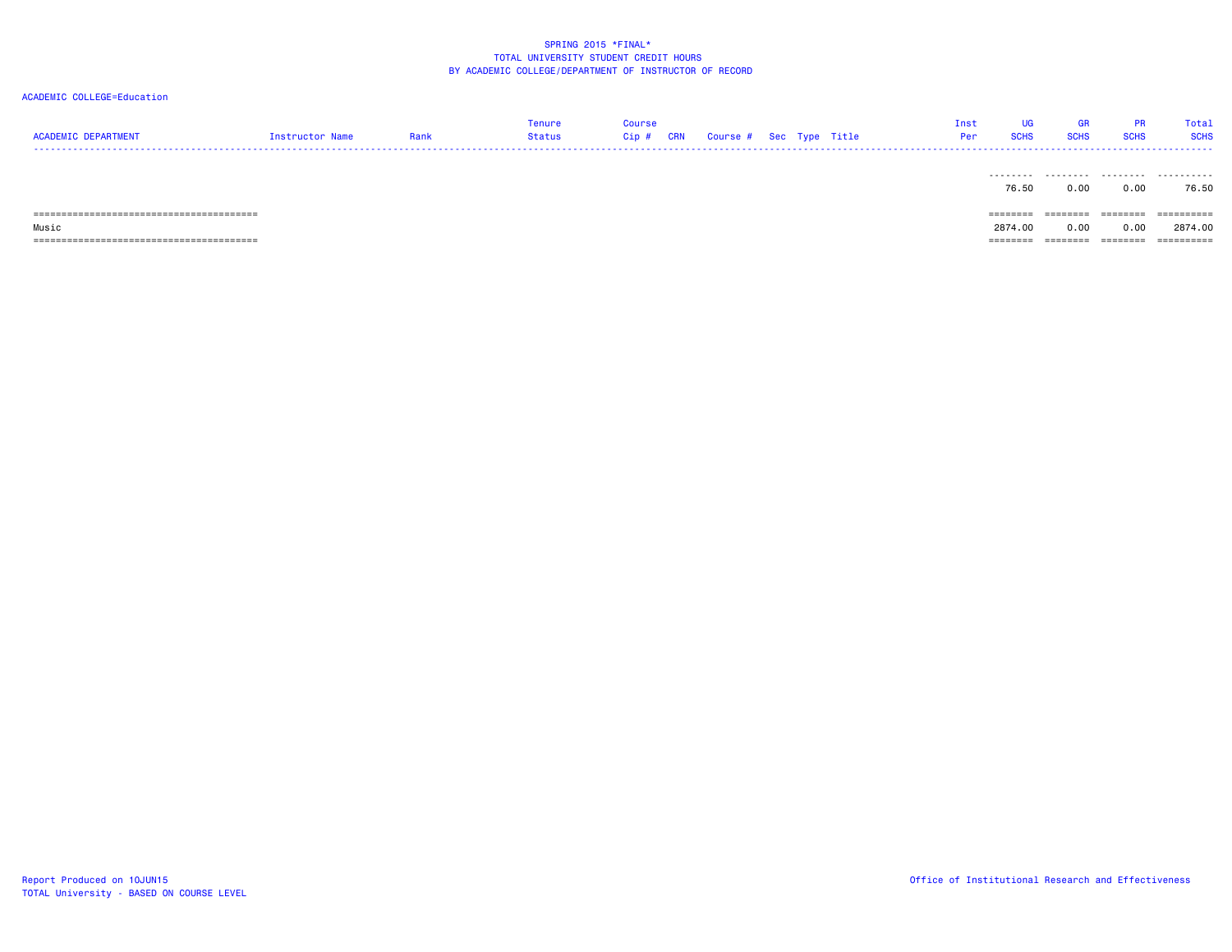SPRING 2015 *FINAL*
TOTAL UNIVERSITY STUDENT CREDIT HOURS
BY ACADEMIC COLLEGE/DEPARTMENT OF INSTRUCTOR OF RECORD

ACADEMIC COLLEGE=Education

| ACADEMIC DEPARTMENT | Instructor Name | Rank | Tenure Status | Course Cip # | CRN | Course # | Sec | Type | Title | Inst Per | UG SCHS | GR SCHS | PR SCHS | Total SCHS |
|---|---|---|---|---|---|---|---|---|---|---|---|---|---|---|
| | | | | | | | | | | | 76.50 | 0.00 | 0.00 | 76.50 |
| Music | | | | | | | | | | | 2874.00 | 0.00 | 0.00 | 2874.00 |

Report Produced on 10JUN15
TOTAL University - BASED ON COURSE LEVEL

Office of Institutional Research and Effectiveness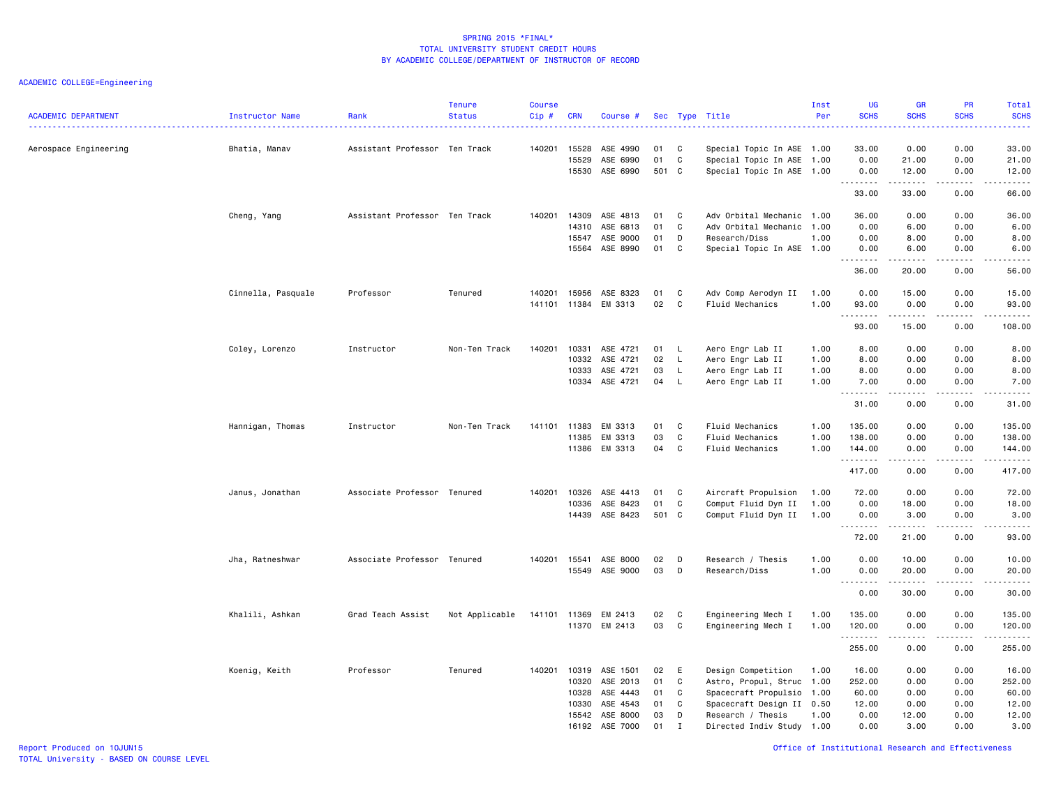# SPRING 2015 *FINAL*
## TOTAL UNIVERSITY STUDENT CREDIT HOURS
## BY ACADEMIC COLLEGE/DEPARTMENT OF INSTRUCTOR OF RECORD

ACADEMIC COLLEGE=Engineering

| ACADEMIC DEPARTMENT | Instructor Name | Rank | Tenure Status | Course Cip # | CRN | Course # | Sec | Type | Title | Inst Per | UG SCHS | GR SCHS | PR SCHS | Total SCHS |
|---|---|---|---|---|---|---|---|---|---|---|---|---|---|---|
| Aerospace Engineering | Bhatia, Manav | Assistant Professor | Ten Track | 140201 | 15528 | ASE 4990 | 01 | C | Special Topic In ASE | 1.00 | 33.00 | 0.00 | 0.00 | 33.00 |
| | | | | | 15529 | ASE 6990 | 01 | C | Special Topic In ASE | 1.00 | 0.00 | 21.00 | 0.00 | 21.00 |
| | | | | | 15530 | ASE 6990 | 501 | C | Special Topic In ASE | 1.00 | 0.00 | 12.00 | 0.00 | 12.00 |
| | | | | | | | | | | | 33.00 | 33.00 | 0.00 | 66.00 |
| | Cheng, Yang | Assistant Professor | Ten Track | 140201 | 14309 | ASE 4813 | 01 | C | Adv Orbital Mechanic | 1.00 | 36.00 | 0.00 | 0.00 | 36.00 |
| | | | | | 14310 | ASE 6813 | 01 | C | Adv Orbital Mechanic | 1.00 | 0.00 | 6.00 | 0.00 | 6.00 |
| | | | | | 15547 | ASE 9000 | 01 | D | Research/Diss | 1.00 | 0.00 | 8.00 | 0.00 | 8.00 |
| | | | | | 15564 | ASE 8990 | 01 | C | Special Topic In ASE | 1.00 | 0.00 | 6.00 | 0.00 | 6.00 |
| | | | | | | | | | | | 36.00 | 20.00 | 0.00 | 56.00 |
| | Cinnella, Pasquale | Professor | Tenured | 140201 | 15956 | ASE 8323 | 01 | C | Adv Comp Aerodyn II | 1.00 | 0.00 | 15.00 | 0.00 | 15.00 |
| | | | | 141101 | 11384 | EM 3313 | 02 | C | Fluid Mechanics | 1.00 | 93.00 | 0.00 | 0.00 | 93.00 |
| | | | | | | | | | | | 93.00 | 15.00 | 0.00 | 108.00 |
| | Coley, Lorenzo | Instructor | Non-Ten Track | 140201 | 10331 | ASE 4721 | 01 | L | Aero Engr Lab II | 1.00 | 8.00 | 0.00 | 0.00 | 8.00 |
| | | | | | 10332 | ASE 4721 | 02 | L | Aero Engr Lab II | 1.00 | 8.00 | 0.00 | 0.00 | 8.00 |
| | | | | | 10333 | ASE 4721 | 03 | L | Aero Engr Lab II | 1.00 | 8.00 | 0.00 | 0.00 | 8.00 |
| | | | | | 10334 | ASE 4721 | 04 | L | Aero Engr Lab II | 1.00 | 7.00 | 0.00 | 0.00 | 7.00 |
| | | | | | | | | | | | 31.00 | 0.00 | 0.00 | 31.00 |
| | Hannigan, Thomas | Instructor | Non-Ten Track | 141101 | 11383 | EM 3313 | 01 | C | Fluid Mechanics | 1.00 | 135.00 | 0.00 | 0.00 | 135.00 |
| | | | | | 11385 | EM 3313 | 03 | C | Fluid Mechanics | 1.00 | 138.00 | 0.00 | 0.00 | 138.00 |
| | | | | | 11386 | EM 3313 | 04 | C | Fluid Mechanics | 1.00 | 144.00 | 0.00 | 0.00 | 144.00 |
| | | | | | | | | | | | 417.00 | 0.00 | 0.00 | 417.00 |
| | Janus, Jonathan | Associate Professor | Tenured | 140201 | 10326 | ASE 4413 | 01 | C | Aircraft Propulsion | 1.00 | 72.00 | 0.00 | 0.00 | 72.00 |
| | | | | | 10336 | ASE 8423 | 01 | C | Comput Fluid Dyn II | 1.00 | 0.00 | 18.00 | 0.00 | 18.00 |
| | | | | | 14439 | ASE 8423 | 501 | C | Comput Fluid Dyn II | 1.00 | 0.00 | 3.00 | 0.00 | 3.00 |
| | | | | | | | | | | | 72.00 | 21.00 | 0.00 | 93.00 |
| | Jha, Ratneshwar | Associate Professor | Tenured | 140201 | 15541 | ASE 8000 | 02 | D | Research / Thesis | 1.00 | 0.00 | 10.00 | 0.00 | 10.00 |
| | | | | | 15549 | ASE 9000 | 03 | D | Research/Diss | 1.00 | 0.00 | 20.00 | 0.00 | 20.00 |
| | | | | | | | | | | | 0.00 | 30.00 | 0.00 | 30.00 |
| | Khalili, Ashkan | Grad Teach Assist | Not Applicable | 141101 | 11369 | EM 2413 | 02 | C | Engineering Mech I | 1.00 | 135.00 | 0.00 | 0.00 | 135.00 |
| | | | | | 11370 | EM 2413 | 03 | C | Engineering Mech I | 1.00 | 120.00 | 0.00 | 0.00 | 120.00 |
| | | | | | | | | | | | 255.00 | 0.00 | 0.00 | 255.00 |
| | Koenig, Keith | Professor | Tenured | 140201 | 10319 | ASE 1501 | 02 | E | Design Competition | 1.00 | 16.00 | 0.00 | 0.00 | 16.00 |
| | | | | | 10320 | ASE 2013 | 01 | C | Astro, Propul, Struc | 1.00 | 252.00 | 0.00 | 0.00 | 252.00 |
| | | | | | 10328 | ASE 4443 | 01 | C | Spacecraft Propulsio | 1.00 | 60.00 | 0.00 | 0.00 | 60.00 |
| | | | | | 10330 | ASE 4543 | 01 | C | Spacecraft Design II | 0.50 | 12.00 | 0.00 | 0.00 | 12.00 |
| | | | | | 15542 | ASE 8000 | 03 | D | Research / Thesis | 1.00 | 0.00 | 12.00 | 0.00 | 12.00 |
| | | | | | 16192 | ASE 7000 | 01 | I | Directed Indiv Study | 1.00 | 0.00 | 3.00 | 0.00 | 3.00 |

Report Produced on 10JUN15
TOTAL University - BASED ON COURSE LEVEL

Office of Institutional Research and Effectiveness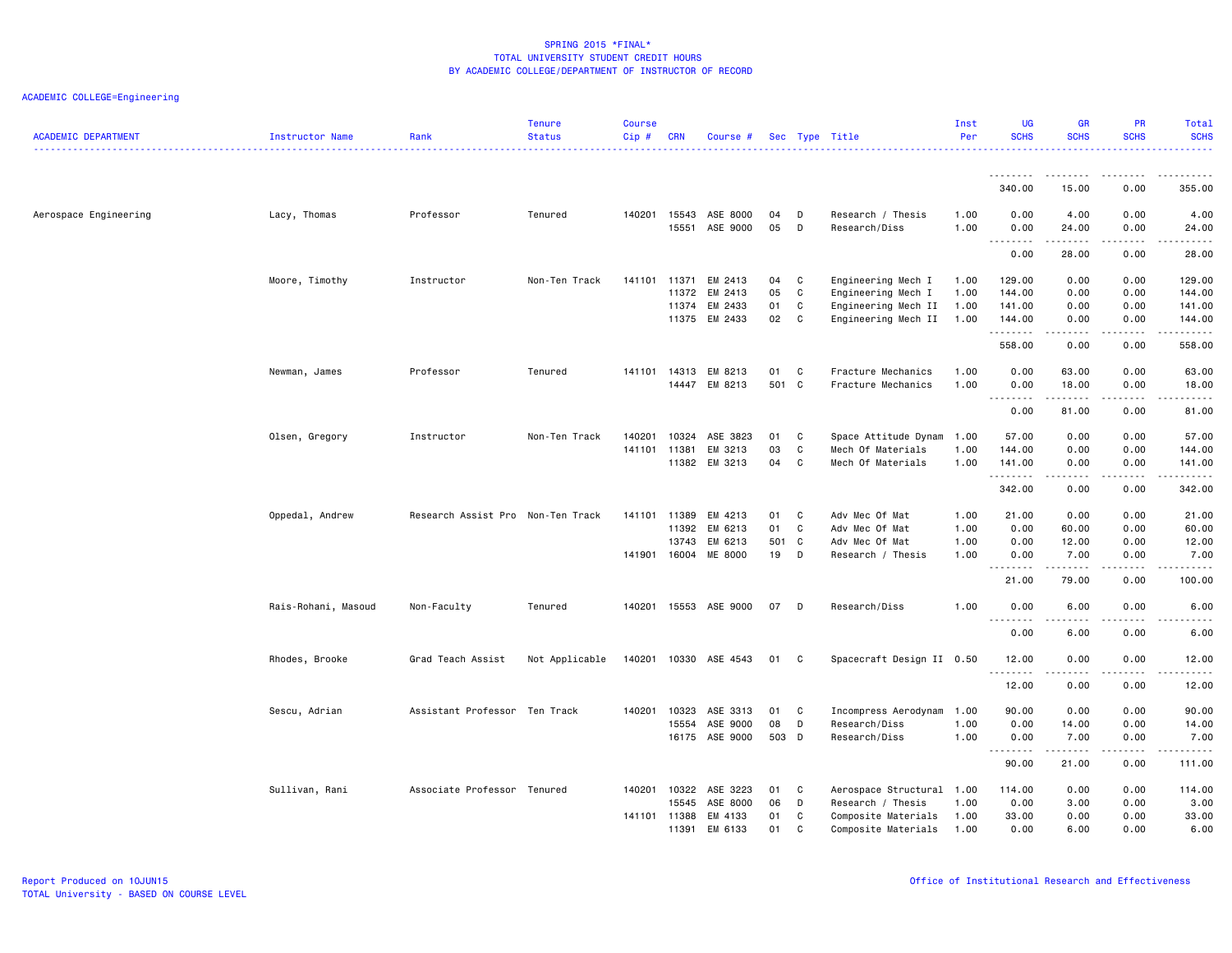SPRING 2015 *FINAL*
TOTAL UNIVERSITY STUDENT CREDIT HOURS
BY ACADEMIC COLLEGE/DEPARTMENT OF INSTRUCTOR OF RECORD

ACADEMIC COLLEGE=Engineering

| ACADEMIC DEPARTMENT | Instructor Name | Rank | Tenure Status | Course Cip # | CRN | Course # | Sec | Type | Title | Inst Per | UG SCHS | GR SCHS | PR SCHS | Total SCHS |
|---|---|---|---|---|---|---|---|---|---|---|---|---|---|---|
| | | | | | | | | | | | 340.00 | 15.00 | 0.00 | 355.00 |
| Aerospace Engineering | Lacy, Thomas | Professor | Tenured | 140201 | 15543 | ASE 8000 | 04 | D | Research / Thesis | 1.00 | 0.00 | 4.00 | 0.00 | 4.00 |
| | | | | | 15551 | ASE 9000 | 05 | D | Research/Diss | 1.00 | 0.00 | 24.00 | 0.00 | 24.00 |
| | | | | | | | | | | | 0.00 | 28.00 | 0.00 | 28.00 |
| | Moore, Timothy | Instructor | Non-Ten Track | 141101 | 11371 | EM 2413 | 04 | C | Engineering Mech I | 1.00 | 129.00 | 0.00 | 0.00 | 129.00 |
| | | | | | 11372 | EM 2413 | 05 | C | Engineering Mech I | 1.00 | 144.00 | 0.00 | 0.00 | 144.00 |
| | | | | | 11374 | EM 2433 | 01 | C | Engineering Mech II | 1.00 | 141.00 | 0.00 | 0.00 | 141.00 |
| | | | | | 11375 | EM 2433 | 02 | C | Engineering Mech II | 1.00 | 144.00 | 0.00 | 0.00 | 144.00 |
| | | | | | | | | | | | 558.00 | 0.00 | 0.00 | 558.00 |
| | Newman, James | Professor | Tenured | 141101 | 14313 | EM 8213 | 01 | C | Fracture Mechanics | 1.00 | 0.00 | 63.00 | 0.00 | 63.00 |
| | | | | | 14447 | EM 8213 | 501 | C | Fracture Mechanics | 1.00 | 0.00 | 18.00 | 0.00 | 18.00 |
| | | | | | | | | | | | 0.00 | 81.00 | 0.00 | 81.00 |
| | Olsen, Gregory | Instructor | Non-Ten Track | 140201 | 10324 | ASE 3823 | 01 | C | Space Attitude Dynam | 1.00 | 57.00 | 0.00 | 0.00 | 57.00 |
| | | | | 141101 | 11381 | EM 3213 | 03 | C | Mech Of Materials | 1.00 | 144.00 | 0.00 | 0.00 | 144.00 |
| | | | | | 11382 | EM 3213 | 04 | C | Mech Of Materials | 1.00 | 141.00 | 0.00 | 0.00 | 141.00 |
| | | | | | | | | | | | 342.00 | 0.00 | 0.00 | 342.00 |
| | Oppedal, Andrew | Research Assist Pro | Non-Ten Track | 141101 | 11389 | EM 4213 | 01 | C | Adv Mec Of Mat | 1.00 | 21.00 | 0.00 | 0.00 | 21.00 |
| | | | | | 11392 | EM 6213 | 01 | C | Adv Mec Of Mat | 1.00 | 0.00 | 60.00 | 0.00 | 60.00 |
| | | | | | 13743 | EM 6213 | 501 | C | Adv Mec Of Mat | 1.00 | 0.00 | 12.00 | 0.00 | 12.00 |
| | | | | 141901 | 16004 | ME 8000 | 19 | D | Research / Thesis | 1.00 | 0.00 | 7.00 | 0.00 | 7.00 |
| | | | | | | | | | | | 21.00 | 79.00 | 0.00 | 100.00 |
| | Rais-Rohani, Masoud | Non-Faculty | Tenured | 140201 | 15553 | ASE 9000 | 07 | D | Research/Diss | 1.00 | 0.00 | 6.00 | 0.00 | 6.00 |
| | | | | | | | | | | | 0.00 | 6.00 | 0.00 | 6.00 |
| | Rhodes, Brooke | Grad Teach Assist | Not Applicable | 140201 | 10330 | ASE 4543 | 01 | C | Spacecraft Design II | 0.50 | 12.00 | 0.00 | 0.00 | 12.00 |
| | | | | | | | | | | | 12.00 | 0.00 | 0.00 | 12.00 |
| | Sescu, Adrian | Assistant Professor | Ten Track | 140201 | 10323 | ASE 3313 | 01 | C | Incompress Aerodynam | 1.00 | 90.00 | 0.00 | 0.00 | 90.00 |
| | | | | | 15554 | ASE 9000 | 08 | D | Research/Diss | 1.00 | 0.00 | 14.00 | 0.00 | 14.00 |
| | | | | | 16175 | ASE 9000 | 503 | D | Research/Diss | 1.00 | 0.00 | 7.00 | 0.00 | 7.00 |
| | | | | | | | | | | | 90.00 | 21.00 | 0.00 | 111.00 |
| | Sullivan, Rani | Associate Professor | Tenured | 140201 | 10322 | ASE 3223 | 01 | C | Aerospace Structural | 1.00 | 114.00 | 0.00 | 0.00 | 114.00 |
| | | | | | 15545 | ASE 8000 | 06 | D | Research / Thesis | 1.00 | 0.00 | 3.00 | 0.00 | 3.00 |
| | | | | 141101 | 11388 | EM 4133 | 01 | C | Composite Materials | 1.00 | 33.00 | 0.00 | 0.00 | 33.00 |
| | | | | | 11391 | EM 6133 | 01 | C | Composite Materials | 1.00 | 0.00 | 6.00 | 0.00 | 6.00 |

Report Produced on 10JUN15
TOTAL University - BASED ON COURSE LEVEL

Office of Institutional Research and Effectiveness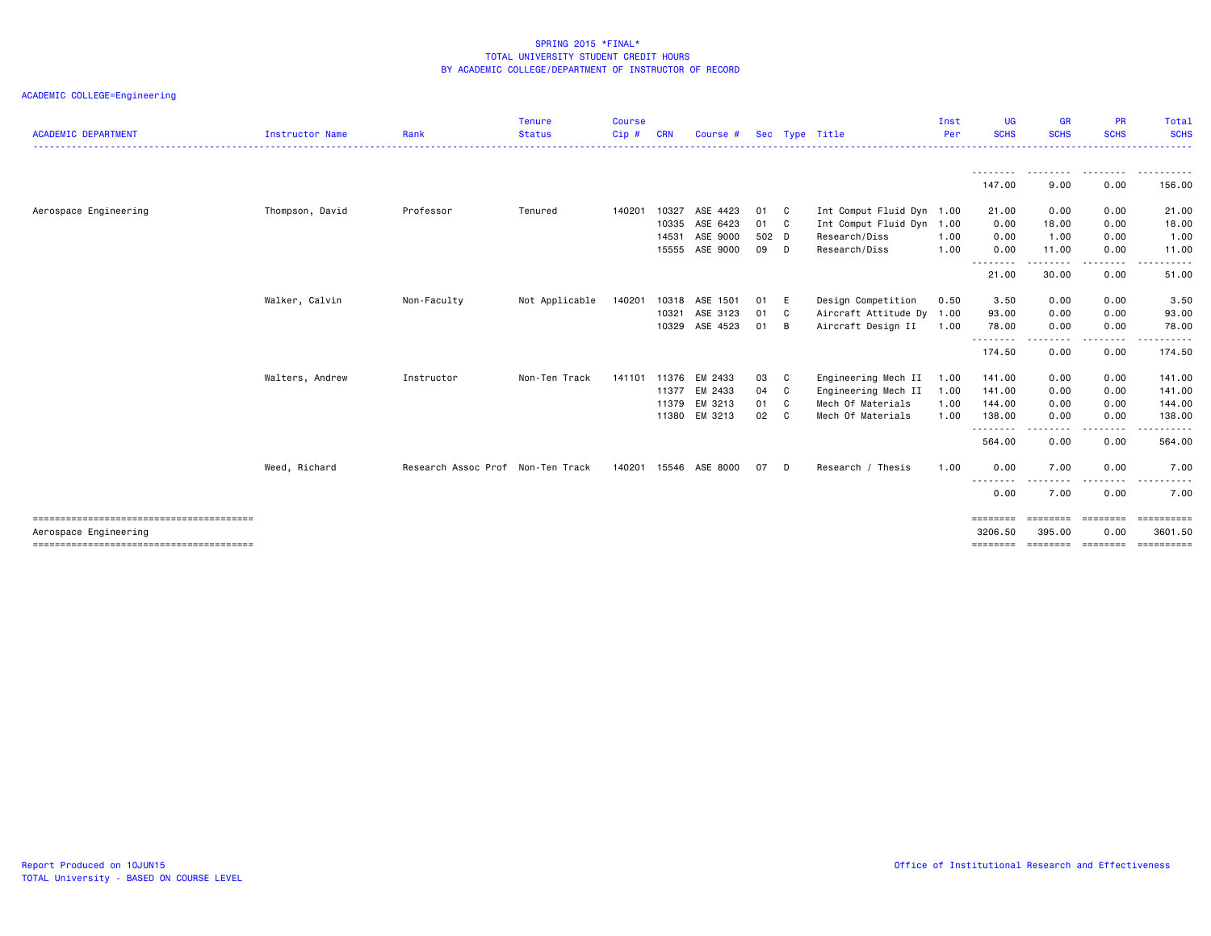SPRING 2015 *FINAL*
TOTAL UNIVERSITY STUDENT CREDIT HOURS
BY ACADEMIC COLLEGE/DEPARTMENT OF INSTRUCTOR OF RECORD

ACADEMIC COLLEGE=Engineering

| ACADEMIC DEPARTMENT | Instructor Name | Rank | Tenure Status | Course Cip # | CRN | Course # | Sec | Type | Title | Inst Per | UG SCHS | GR SCHS | PR SCHS | Total SCHS |
|---|---|---|---|---|---|---|---|---|---|---|---|---|---|---|
| | | | | | | | | | | | 147.00 | 9.00 | 0.00 | 156.00 |
| Aerospace Engineering | Thompson, David | Professor | Tenured | 140201 | 10327 | ASE 4423 | 01 | C | Int Comput Fluid Dyn | 1.00 | 21.00 | 0.00 | 0.00 | 21.00 |
| | | | | | 10335 | ASE 6423 | 01 | C | Int Comput Fluid Dyn | 1.00 | 0.00 | 18.00 | 0.00 | 18.00 |
| | | | | | 14531 | ASE 9000 | 502 | D | Research/Diss | 1.00 | 0.00 | 1.00 | 0.00 | 1.00 |
| | | | | | 15555 | ASE 9000 | 09 | D | Research/Diss | 1.00 | 0.00 | 11.00 | 0.00 | 11.00 |
| | | | | | | | | | | | 21.00 | 30.00 | 0.00 | 51.00 |
| | Walker, Calvin | Non-Faculty | Not Applicable | 140201 | 10318 | ASE 1501 | 01 | E | Design Competition | 0.50 | 3.50 | 0.00 | 0.00 | 3.50 |
| | | | | | 10321 | ASE 3123 | 01 | C | Aircraft Attitude Dy | 1.00 | 93.00 | 0.00 | 0.00 | 93.00 |
| | | | | | 10329 | ASE 4523 | 01 | B | Aircraft Design II | 1.00 | 78.00 | 0.00 | 0.00 | 78.00 |
| | | | | | | | | | | | 174.50 | 0.00 | 0.00 | 174.50 |
| | Walters, Andrew | Instructor | Non-Ten Track | 141101 | 11376 | EM 2433 | 03 | C | Engineering Mech II | 1.00 | 141.00 | 0.00 | 0.00 | 141.00 |
| | | | | | 11377 | EM 2433 | 04 | C | Engineering Mech II | 1.00 | 141.00 | 0.00 | 0.00 | 141.00 |
| | | | | | 11379 | EM 3213 | 01 | C | Mech Of Materials | 1.00 | 144.00 | 0.00 | 0.00 | 144.00 |
| | | | | | 11380 | EM 3213 | 02 | C | Mech Of Materials | 1.00 | 138.00 | 0.00 | 0.00 | 138.00 |
| | | | | | | | | | | | 564.00 | 0.00 | 0.00 | 564.00 |
| | Weed, Richard | Research Assoc Prof | Non-Ten Track | 140201 | 15546 | ASE 8000 | 07 | D | Research / Thesis | 1.00 | 0.00 | 7.00 | 0.00 | 7.00 |
| | | | | | | | | | | | 0.00 | 7.00 | 0.00 | 7.00 |
| Aerospace Engineering | | | | | | | | | | | 3206.50 | 395.00 | 0.00 | 3601.50 |

Report Produced on 10JUN15
TOTAL University - BASED ON COURSE LEVEL

Office of Institutional Research and Effectiveness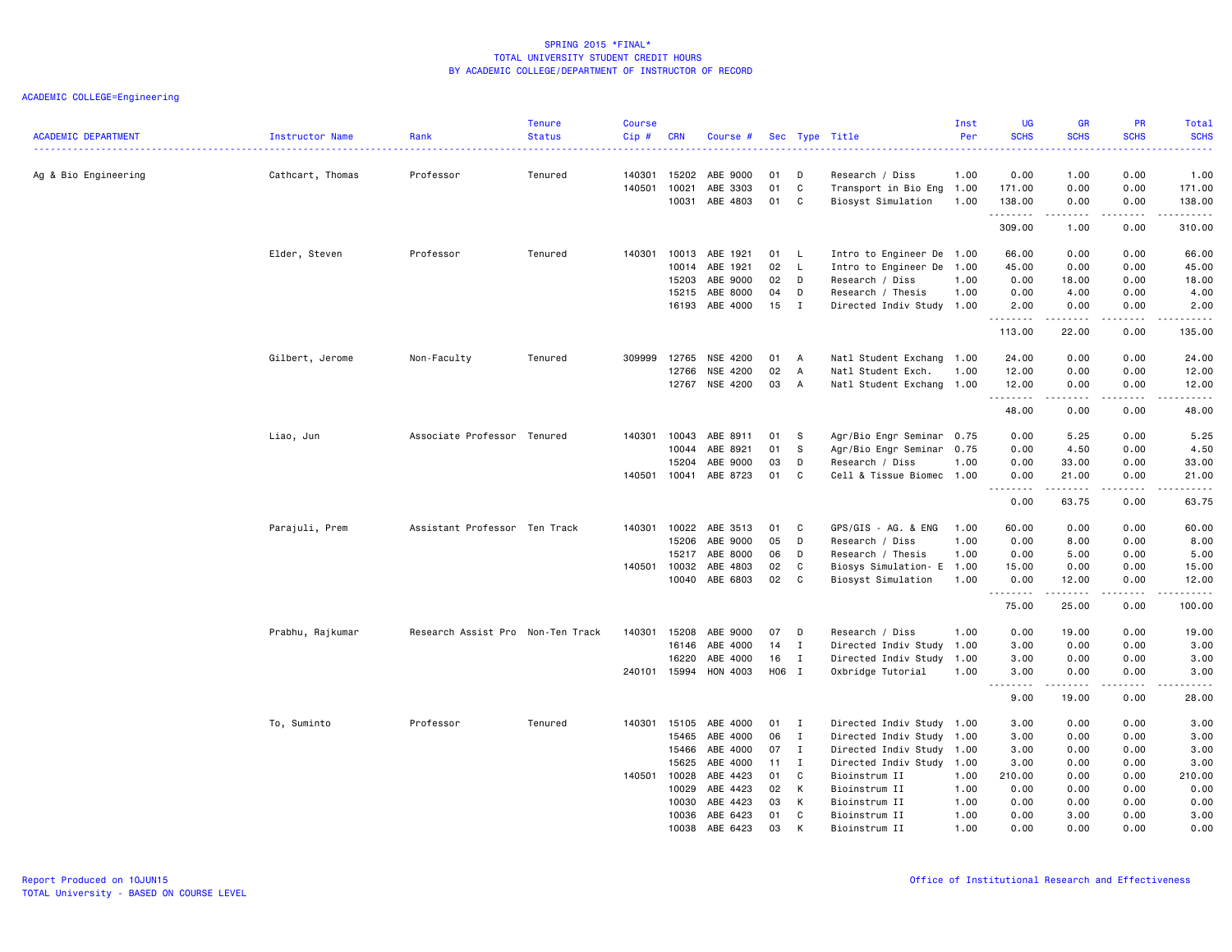SPRING 2015 *FINAL*
TOTAL UNIVERSITY STUDENT CREDIT HOURS
BY ACADEMIC COLLEGE/DEPARTMENT OF INSTRUCTOR OF RECORD

ACADEMIC COLLEGE=Engineering

| ACADEMIC DEPARTMENT | Instructor Name | Rank | Tenure Status | Course Cip # | CRN | Course # | Sec | Type | Title | Inst Per | UG SCHS | GR SCHS | PR SCHS | Total SCHS |
|---|---|---|---|---|---|---|---|---|---|---|---|---|---|---|
| Ag & Bio Engineering | Cathcart, Thomas | Professor | Tenured | 140301 | 15202 | ABE 9000 | 01 | D | Research / Diss | 1.00 | 0.00 | 1.00 | 0.00 | 1.00 |
| | | | | 140501 | 10021 | ABE 3303 | 01 | C | Transport in Bio Eng | 1.00 | 171.00 | 0.00 | 0.00 | 171.00 |
| | | | | | 10031 | ABE 4803 | 01 | C | Biosyst Simulation | 1.00 | 138.00 | 0.00 | 0.00 | 138.00 |
| | | | | | | | | | | | 309.00 | 1.00 | 0.00 | 310.00 |
| | Elder, Steven | Professor | Tenured | 140301 | 10013 | ABE 1921 | 01 | L | Intro to Engineer De | 1.00 | 66.00 | 0.00 | 0.00 | 66.00 |
| | | | | | 10014 | ABE 1921 | 02 | L | Intro to Engineer De | 1.00 | 45.00 | 0.00 | 0.00 | 45.00 |
| | | | | | 15203 | ABE 9000 | 02 | D | Research / Diss | 1.00 | 0.00 | 18.00 | 0.00 | 18.00 |
| | | | | | 15215 | ABE 8000 | 04 | D | Research / Thesis | 1.00 | 0.00 | 4.00 | 0.00 | 4.00 |
| | | | | | 16193 | ABE 4000 | 15 | I | Directed Indiv Study | 1.00 | 2.00 | 0.00 | 0.00 | 2.00 |
| | | | | | | | | | | | 113.00 | 22.00 | 0.00 | 135.00 |
| | Gilbert, Jerome | Non-Faculty | Tenured | 309999 | 12765 | NSE 4200 | 01 | A | Natl Student Exchang | 1.00 | 24.00 | 0.00 | 0.00 | 24.00 |
| | | | | | 12766 | NSE 4200 | 02 | A | Natl Student Exch. | 1.00 | 12.00 | 0.00 | 0.00 | 12.00 |
| | | | | | 12767 | NSE 4200 | 03 | A | Natl Student Exchang | 1.00 | 12.00 | 0.00 | 0.00 | 12.00 |
| | | | | | | | | | | | 48.00 | 0.00 | 0.00 | 48.00 |
| | Liao, Jun | Associate Professor | Tenured | 140301 | 10043 | ABE 8911 | 01 | S | Agr/Bio Engr Seminar | 0.75 | 0.00 | 5.25 | 0.00 | 5.25 |
| | | | | | 10044 | ABE 8921 | 01 | S | Agr/Bio Engr Seminar | 0.75 | 0.00 | 4.50 | 0.00 | 4.50 |
| | | | | | 15204 | ABE 9000 | 03 | D | Research / Diss | 1.00 | 0.00 | 33.00 | 0.00 | 33.00 |
| | | | | 140501 | 10041 | ABE 8723 | 01 | C | Cell & Tissue Biomec | 1.00 | 0.00 | 21.00 | 0.00 | 21.00 |
| | | | | | | | | | | | 0.00 | 63.75 | 0.00 | 63.75 |
| | Parajuli, Prem | Assistant Professor | Ten Track | 140301 | 10022 | ABE 3513 | 01 | C | GPS/GIS - AG. & ENG | 1.00 | 60.00 | 0.00 | 0.00 | 60.00 |
| | | | | | 15206 | ABE 9000 | 05 | D | Research / Diss | 1.00 | 0.00 | 8.00 | 0.00 | 8.00 |
| | | | | | 15217 | ABE 8000 | 06 | D | Research / Thesis | 1.00 | 0.00 | 5.00 | 0.00 | 5.00 |
| | | | | 140501 | 10032 | ABE 4803 | 02 | C | Biosys Simulation- E | 1.00 | 15.00 | 0.00 | 0.00 | 15.00 |
| | | | | | 10040 | ABE 6803 | 02 | C | Biosyst Simulation | 1.00 | 0.00 | 12.00 | 0.00 | 12.00 |
| | | | | | | | | | | | 75.00 | 25.00 | 0.00 | 100.00 |
| | Prabhu, Rajkumar | Research Assist Pro | Non-Ten Track | 140301 | 15208 | ABE 9000 | 07 | D | Research / Diss | 1.00 | 0.00 | 19.00 | 0.00 | 19.00 |
| | | | | | 16146 | ABE 4000 | 14 | I | Directed Indiv Study | 1.00 | 3.00 | 0.00 | 0.00 | 3.00 |
| | | | | | 16220 | ABE 4000 | 16 | I | Directed Indiv Study | 1.00 | 3.00 | 0.00 | 0.00 | 3.00 |
| | | | | 240101 | 15994 | HON 4003 | H06 | I | Oxbridge Tutorial | 1.00 | 3.00 | 0.00 | 0.00 | 3.00 |
| | | | | | | | | | | | 9.00 | 19.00 | 0.00 | 28.00 |
| | To, Suminto | Professor | Tenured | 140301 | 15105 | ABE 4000 | 01 | I | Directed Indiv Study | 1.00 | 3.00 | 0.00 | 0.00 | 3.00 |
| | | | | | 15465 | ABE 4000 | 06 | I | Directed Indiv Study | 1.00 | 3.00 | 0.00 | 0.00 | 3.00 |
| | | | | | 15466 | ABE 4000 | 07 | I | Directed Indiv Study | 1.00 | 3.00 | 0.00 | 0.00 | 3.00 |
| | | | | | 15625 | ABE 4000 | 11 | I | Directed Indiv Study | 1.00 | 3.00 | 0.00 | 0.00 | 3.00 |
| | | | | 140501 | 10028 | ABE 4423 | 01 | C | Bioinstrum II | 1.00 | 210.00 | 0.00 | 0.00 | 210.00 |
| | | | | | 10029 | ABE 4423 | 02 | K | Bioinstrum II | 1.00 | 0.00 | 0.00 | 0.00 | 0.00 |
| | | | | | 10030 | ABE 4423 | 03 | K | Bioinstrum II | 1.00 | 0.00 | 0.00 | 0.00 | 0.00 |
| | | | | | 10036 | ABE 6423 | 01 | C | Bioinstrum II | 1.00 | 0.00 | 3.00 | 0.00 | 3.00 |
| | | | | | 10038 | ABE 6423 | 03 | K | Bioinstrum II | 1.00 | 0.00 | 0.00 | 0.00 | 0.00 |

Report Produced on 10JUN15
TOTAL University - BASED ON COURSE LEVEL

Office of Institutional Research and Effectiveness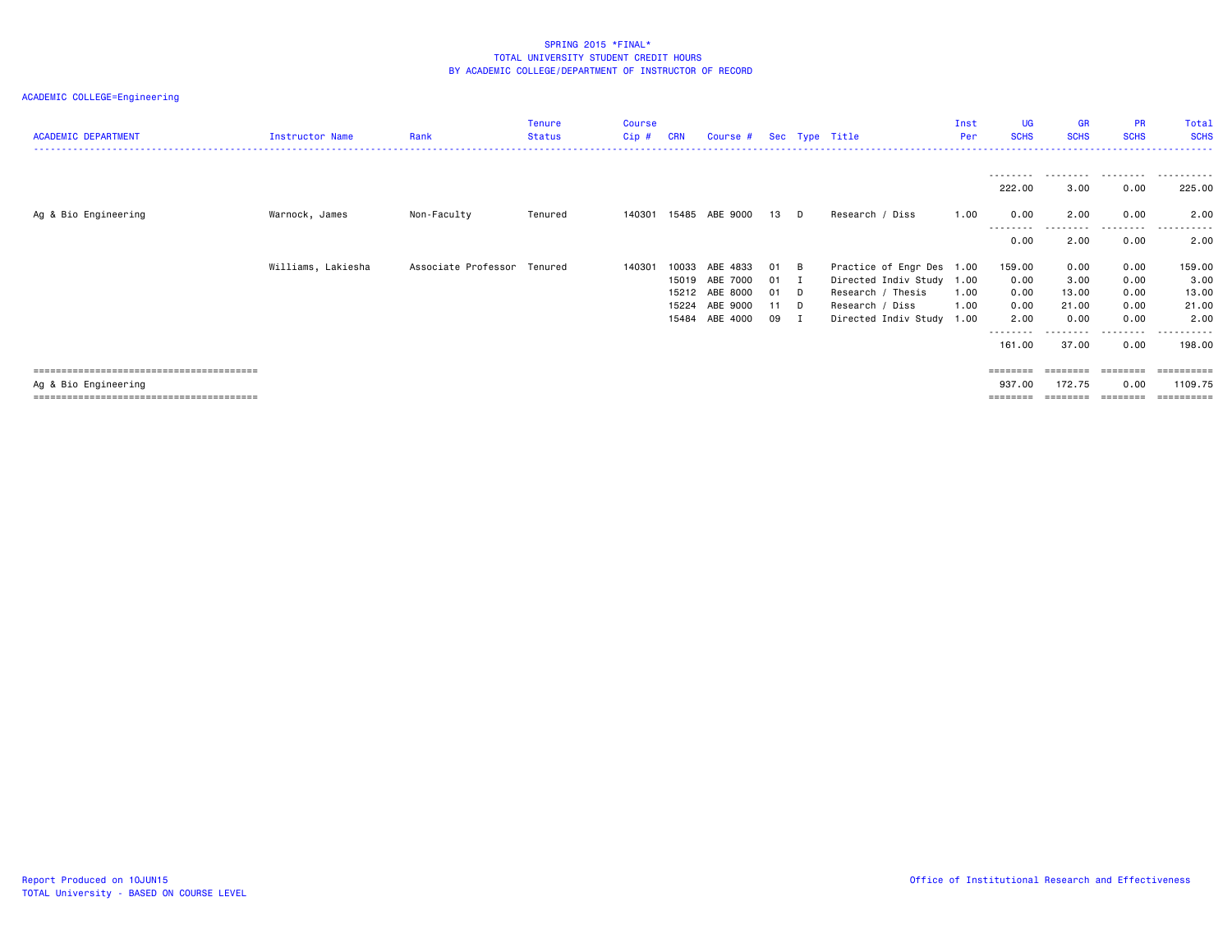SPRING 2015 *FINAL*
TOTAL UNIVERSITY STUDENT CREDIT HOURS
BY ACADEMIC COLLEGE/DEPARTMENT OF INSTRUCTOR OF RECORD

ACADEMIC COLLEGE=Engineering

| ACADEMIC DEPARTMENT | Instructor Name | Rank | Tenure Status | Course Cip # | CRN | Course # | Sec | Type | Title | Inst Per | UG SCHS | GR SCHS | PR SCHS | Total SCHS |
|---|---|---|---|---|---|---|---|---|---|---|---|---|---|---|
| | | | | | | | | | | | 222.00 | 3.00 | 0.00 | 225.00 |
| Ag & Bio Engineering | Warnock, James | Non-Faculty | Tenured | 140301 | 15485 | ABE 9000 | 13 | D | Research / Diss | 1.00 | 0.00 | 2.00 | 0.00 | 2.00 |
| | | | | | | | | | | | 0.00 | 2.00 | 0.00 | 2.00 |
| | Williams, Lakiesha | Associate Professor | Tenured | 140301 | 10033 | ABE 4833 | 01 | B | Practice of Engr Des | 1.00 | 159.00 | 0.00 | 0.00 | 159.00 |
| | | | | | 15019 | ABE 7000 | 01 | I | Directed Indiv Study | 1.00 | 0.00 | 3.00 | 0.00 | 3.00 |
| | | | | | 15212 | ABE 8000 | 01 | D | Research / Thesis | 1.00 | 0.00 | 13.00 | 0.00 | 13.00 |
| | | | | | 15224 | ABE 9000 | 11 | D | Research / Diss | 1.00 | 0.00 | 21.00 | 0.00 | 21.00 |
| | | | | | 15484 | ABE 4000 | 09 | I | Directed Indiv Study | 1.00 | 2.00 | 0.00 | 0.00 | 2.00 |
| | | | | | | | | | | | 161.00 | 37.00 | 0.00 | 198.00 |
| Ag & Bio Engineering | | | | | | | | | | | 937.00 | 172.75 | 0.00 | 1109.75 |

Report Produced on 10JUN15
TOTAL University - BASED ON COURSE LEVEL

Office of Institutional Research and Effectiveness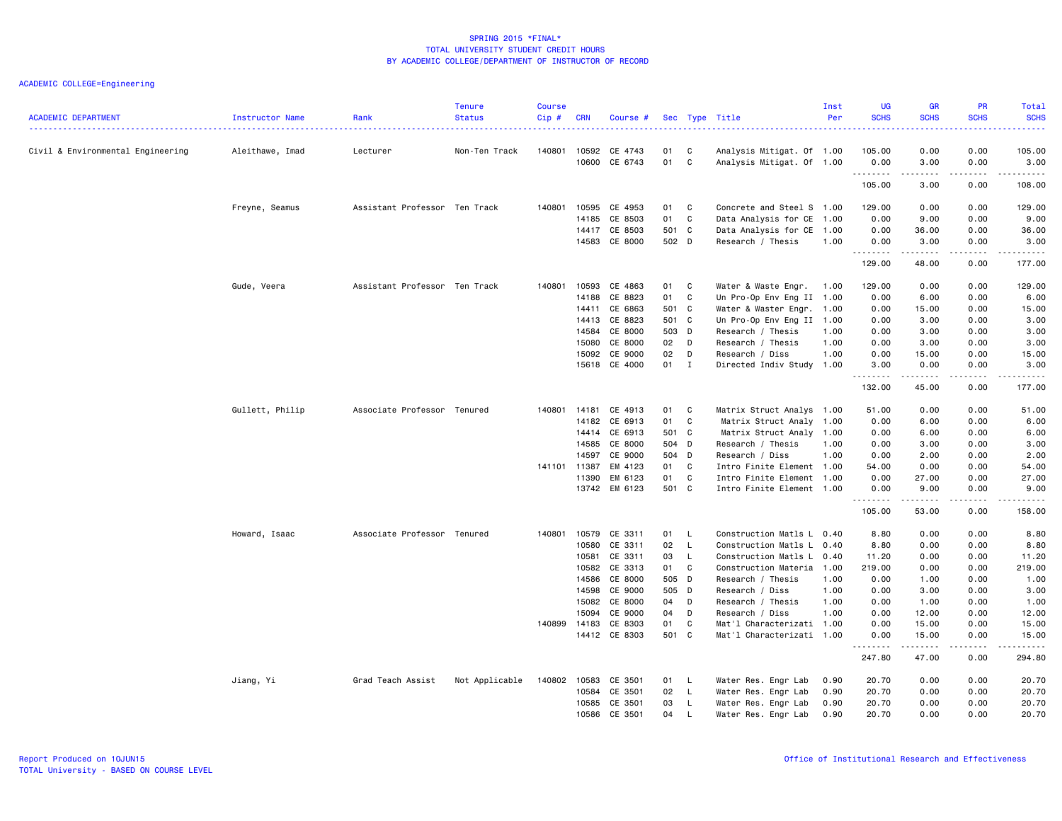# SPRING 2015 *FINAL*
## TOTAL UNIVERSITY STUDENT CREDIT HOURS
### BY ACADEMIC COLLEGE/DEPARTMENT OF INSTRUCTOR OF RECORD

ACADEMIC COLLEGE=Engineering

| ACADEMIC DEPARTMENT | Instructor Name | Rank | Tenure Status | Course Cip # | CRN | Course # | Sec | Type | Title | Inst Per | UG SCHS | GR SCHS | PR SCHS | Total SCHS |
|---|---|---|---|---|---|---|---|---|---|---|---|---|---|---|
| Civil & Environmental Engineering | Aleithawe, Imad | Lecturer | Non-Ten Track | 140801 | 10592 | CE 4743 | 01 | C | Analysis Mitigat. Of | 1.00 | 105.00 | 0.00 | 0.00 | 105.00 |
| | | | | | 10600 | CE 6743 | 01 | C | Analysis Mitigat. Of | 1.00 | 0.00 | 3.00 | 0.00 | 3.00 |
| | | | | | | | | | | | 105.00 | 3.00 | 0.00 | 108.00 |
| | Freyne, Seamus | Assistant Professor | Ten Track | 140801 | 10595 | CE 4953 | 01 | C | Concrete and Steel S | 1.00 | 129.00 | 0.00 | 0.00 | 129.00 |
| | | | | | 14185 | CE 8503 | 01 | C | Data Analysis for CE | 1.00 | 0.00 | 9.00 | 0.00 | 9.00 |
| | | | | | 14417 | CE 8503 | 501 | C | Data Analysis for CE | 1.00 | 0.00 | 36.00 | 0.00 | 36.00 |
| | | | | | 14583 | CE 8000 | 502 | D | Research / Thesis | 1.00 | 0.00 | 3.00 | 0.00 | 3.00 |
| | | | | | | | | | | | 129.00 | 48.00 | 0.00 | 177.00 |
| | Gude, Veera | Assistant Professor | Ten Track | 140801 | 10593 | CE 4863 | 01 | C | Water & Waste Engr. | 1.00 | 129.00 | 0.00 | 0.00 | 129.00 |
| | | | | | 14188 | CE 8823 | 01 | C | Un Pro-Op Env Eng II | 1.00 | 0.00 | 6.00 | 0.00 | 6.00 |
| | | | | | 14411 | CE 6863 | 501 | C | Water & Waster Engr. | 1.00 | 0.00 | 15.00 | 0.00 | 15.00 |
| | | | | | 14413 | CE 8823 | 501 | C | Un Pro-Op Env Eng II | 1.00 | 0.00 | 3.00 | 0.00 | 3.00 |
| | | | | | 14584 | CE 8000 | 503 | D | Research / Thesis | 1.00 | 0.00 | 3.00 | 0.00 | 3.00 |
| | | | | | 15080 | CE 8000 | 02 | D | Research / Thesis | 1.00 | 0.00 | 3.00 | 0.00 | 3.00 |
| | | | | | 15092 | CE 9000 | 02 | D | Research / Diss | 1.00 | 0.00 | 15.00 | 0.00 | 15.00 |
| | | | | | 15618 | CE 4000 | 01 | I | Directed Indiv Study | 1.00 | 3.00 | 0.00 | 0.00 | 3.00 |
| | | | | | | | | | | | 132.00 | 45.00 | 0.00 | 177.00 |
| | Gullett, Philip | Associate Professor | Tenured | 140801 | 14181 | CE 4913 | 01 | C | Matrix Struct Analys | 1.00 | 51.00 | 0.00 | 0.00 | 51.00 |
| | | | | | 14182 | CE 6913 | 01 | C | Matrix Struct Analy | 1.00 | 0.00 | 6.00 | 0.00 | 6.00 |
| | | | | | 14414 | CE 6913 | 501 | C | Matrix Struct Analy | 1.00 | 0.00 | 6.00 | 0.00 | 6.00 |
| | | | | | 14585 | CE 8000 | 504 | D | Research / Thesis | 1.00 | 0.00 | 3.00 | 0.00 | 3.00 |
| | | | | | 14597 | CE 9000 | 504 | D | Research / Diss | 1.00 | 0.00 | 2.00 | 0.00 | 2.00 |
| | | | | 141101 | 11387 | EM 4123 | 01 | C | Intro Finite Element | 1.00 | 54.00 | 0.00 | 0.00 | 54.00 |
| | | | | | 11390 | EM 6123 | 01 | C | Intro Finite Element | 1.00 | 0.00 | 27.00 | 0.00 | 27.00 |
| | | | | | 13742 | EM 6123 | 501 | C | Intro Finite Element | 1.00 | 0.00 | 9.00 | 0.00 | 9.00 |
| | | | | | | | | | | | 105.00 | 53.00 | 0.00 | 158.00 |
| | Howard, Isaac | Associate Professor | Tenured | 140801 | 10579 | CE 3311 | 01 | L | Construction Matls L | 0.40 | 8.80 | 0.00 | 0.00 | 8.80 |
| | | | | | 10580 | CE 3311 | 02 | L | Construction Matls L | 0.40 | 8.80 | 0.00 | 0.00 | 8.80 |
| | | | | | 10581 | CE 3311 | 03 | L | Construction Matls L | 0.40 | 11.20 | 0.00 | 0.00 | 11.20 |
| | | | | | 10582 | CE 3313 | 01 | C | Construction Materia | 1.00 | 219.00 | 0.00 | 0.00 | 219.00 |
| | | | | | 14586 | CE 8000 | 505 | D | Research / Thesis | 1.00 | 0.00 | 1.00 | 0.00 | 1.00 |
| | | | | | 14598 | CE 9000 | 505 | D | Research / Diss | 1.00 | 0.00 | 3.00 | 0.00 | 3.00 |
| | | | | | 15082 | CE 8000 | 04 | D | Research / Thesis | 1.00 | 0.00 | 1.00 | 0.00 | 1.00 |
| | | | | | 15094 | CE 9000 | 04 | D | Research / Diss | 1.00 | 0.00 | 12.00 | 0.00 | 12.00 |
| | | | | 140899 | 14183 | CE 8303 | 01 | C | Mat'l Characterizati | 1.00 | 0.00 | 15.00 | 0.00 | 15.00 |
| | | | | | 14412 | CE 8303 | 501 | C | Mat'l Characterizati | 1.00 | 0.00 | 15.00 | 0.00 | 15.00 |
| | | | | | | | | | | | 247.80 | 47.00 | 0.00 | 294.80 |
| | Jiang, Yi | Grad Teach Assist | Not Applicable | 140802 | 10583 | CE 3501 | 01 | L | Water Res. Engr Lab | 0.90 | 20.70 | 0.00 | 0.00 | 20.70 |
| | | | | | 10584 | CE 3501 | 02 | L | Water Res. Engr Lab | 0.90 | 20.70 | 0.00 | 0.00 | 20.70 |
| | | | | | 10585 | CE 3501 | 03 | L | Water Res. Engr Lab | 0.90 | 20.70 | 0.00 | 0.00 | 20.70 |
| | | | | | 10586 | CE 3501 | 04 | L | Water Res. Engr Lab | 0.90 | 20.70 | 0.00 | 0.00 | 20.70 |

Report Produced on 10JUN15
TOTAL University - BASED ON COURSE LEVEL

Office of Institutional Research and Effectiveness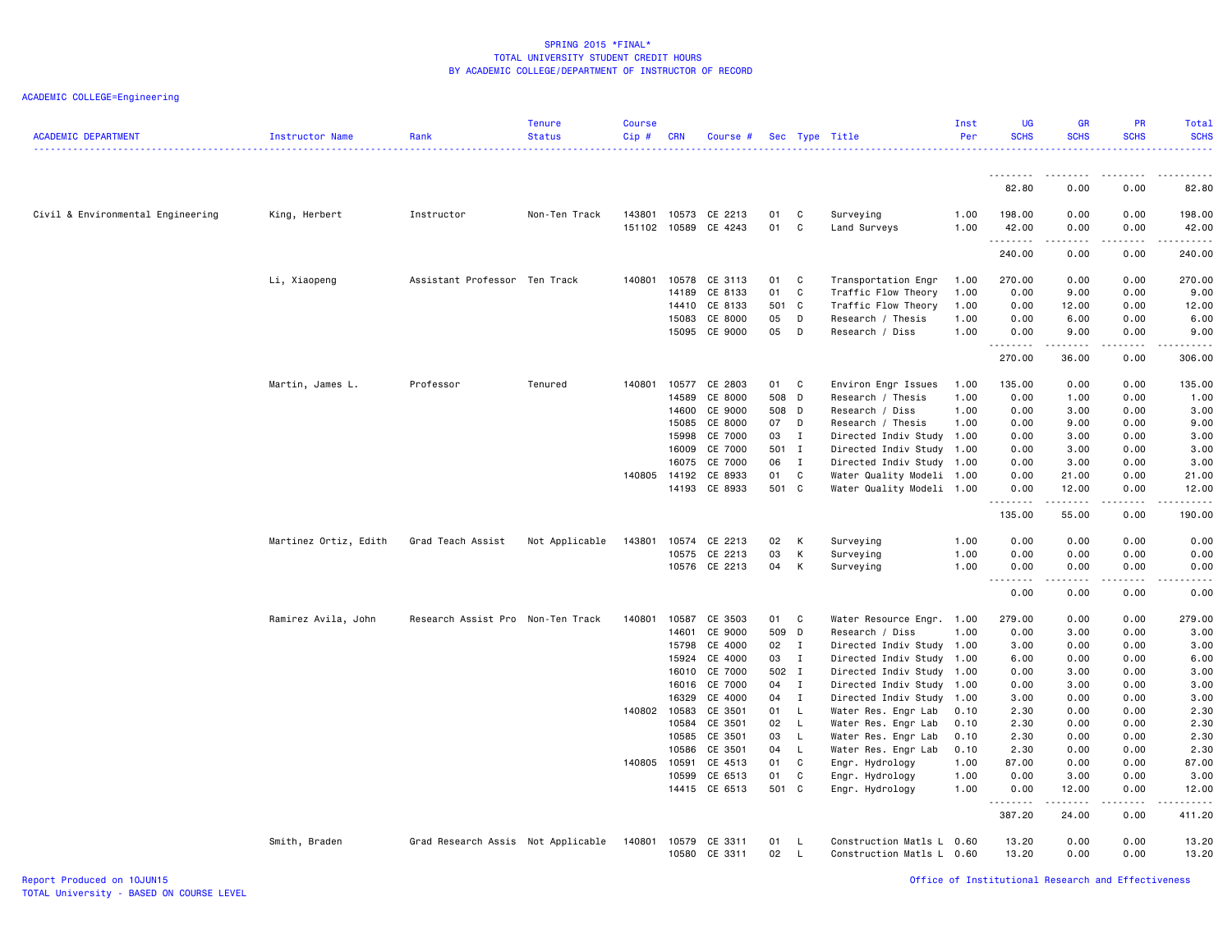SPRING 2015 *FINAL*
TOTAL UNIVERSITY STUDENT CREDIT HOURS
BY ACADEMIC COLLEGE/DEPARTMENT OF INSTRUCTOR OF RECORD

ACADEMIC COLLEGE=Engineering

| ACADEMIC DEPARTMENT | Instructor Name | Rank | Tenure Status | Course Cip # | CRN | Course # | Sec | Type | Title | Inst Per | UG SCHS | GR SCHS | PR SCHS | Total SCHS |
|---|---|---|---|---|---|---|---|---|---|---|---|---|---|---|
| | | | | | | | | | | | 82.80 | 0.00 | 0.00 | 82.80 |
| Civil & Environmental Engineering | King, Herbert | Instructor | Non-Ten Track | 143801 | 10573 | CE 2213 | 01 | C | Surveying | 1.00 | 198.00 | 0.00 | 0.00 | 198.00 |
| | | | | 151102 | 10589 | CE 4243 | 01 | C | Land Surveys | 1.00 | 42.00 | 0.00 | 0.00 | 42.00 |
| | | | | | | | | | | | 240.00 | 0.00 | 0.00 | 240.00 |
| | Li, Xiaopeng | Assistant Professor | Ten Track | 140801 | 10578 | CE 3113 | 01 | C | Transportation Engr | 1.00 | 270.00 | 0.00 | 0.00 | 270.00 |
| | | | | | 14189 | CE 8133 | 01 | C | Traffic Flow Theory | 1.00 | 0.00 | 9.00 | 0.00 | 9.00 |
| | | | | | 14410 | CE 8133 | 501 | C | Traffic Flow Theory | 1.00 | 0.00 | 12.00 | 0.00 | 12.00 |
| | | | | | 15083 | CE 8000 | 05 | D | Research / Thesis | 1.00 | 0.00 | 6.00 | 0.00 | 6.00 |
| | | | | | 15095 | CE 9000 | 05 | D | Research / Diss | 1.00 | 0.00 | 9.00 | 0.00 | 9.00 |
| | | | | | | | | | | | 270.00 | 36.00 | 0.00 | 306.00 |
| | Martin, James L. | Professor | Tenured | 140801 | 10577 | CE 2803 | 01 | C | Environ Engr Issues | 1.00 | 135.00 | 0.00 | 0.00 | 135.00 |
| | | | | | 14589 | CE 8000 | 508 | D | Research / Thesis | 1.00 | 0.00 | 1.00 | 0.00 | 1.00 |
| | | | | | 14600 | CE 9000 | 508 | D | Research / Diss | 1.00 | 0.00 | 3.00 | 0.00 | 3.00 |
| | | | | | 15085 | CE 8000 | 07 | D | Research / Thesis | 1.00 | 0.00 | 9.00 | 0.00 | 9.00 |
| | | | | | 15998 | CE 7000 | 03 | I | Directed Indiv Study | 1.00 | 0.00 | 3.00 | 0.00 | 3.00 |
| | | | | | 16009 | CE 7000 | 501 | I | Directed Indiv Study | 1.00 | 0.00 | 3.00 | 0.00 | 3.00 |
| | | | | | 16075 | CE 7000 | 06 | I | Directed Indiv Study | 1.00 | 0.00 | 3.00 | 0.00 | 3.00 |
| | | | | 140805 | 14192 | CE 8933 | 01 | C | Water Quality Modeli | 1.00 | 0.00 | 21.00 | 0.00 | 21.00 |
| | | | | | 14193 | CE 8933 | 501 | C | Water Quality Modeli | 1.00 | 0.00 | 12.00 | 0.00 | 12.00 |
| | | | | | | | | | | | 135.00 | 55.00 | 0.00 | 190.00 |
| | Martinez Ortiz, Edith | Grad Teach Assist | Not Applicable | 143801 | 10574 | CE 2213 | 02 | K | Surveying | 1.00 | 0.00 | 0.00 | 0.00 | 0.00 |
| | | | | | 10575 | CE 2213 | 03 | K | Surveying | 1.00 | 0.00 | 0.00 | 0.00 | 0.00 |
| | | | | | 10576 | CE 2213 | 04 | K | Surveying | 1.00 | 0.00 | 0.00 | 0.00 | 0.00 |
| | | | | | | | | | | | 0.00 | 0.00 | 0.00 | 0.00 |
| | Ramirez Avila, John | Research Assist Pro | Non-Ten Track | 140801 | 10587 | CE 3503 | 01 | C | Water Resource Engr. | 1.00 | 279.00 | 0.00 | 0.00 | 279.00 |
| | | | | | 14601 | CE 9000 | 509 | D | Research / Diss | 1.00 | 0.00 | 3.00 | 0.00 | 3.00 |
| | | | | | 15798 | CE 4000 | 02 | I | Directed Indiv Study | 1.00 | 3.00 | 0.00 | 0.00 | 3.00 |
| | | | | | 15924 | CE 4000 | 03 | I | Directed Indiv Study | 1.00 | 6.00 | 0.00 | 0.00 | 6.00 |
| | | | | | 16010 | CE 7000 | 502 | I | Directed Indiv Study | 1.00 | 0.00 | 3.00 | 0.00 | 3.00 |
| | | | | | 16016 | CE 7000 | 04 | I | Directed Indiv Study | 1.00 | 0.00 | 3.00 | 0.00 | 3.00 |
| | | | | | 16329 | CE 4000 | 04 | I | Directed Indiv Study | 1.00 | 3.00 | 0.00 | 0.00 | 3.00 |
| | | | | 140802 | 10583 | CE 3501 | 01 | L | Water Res. Engr Lab | 0.10 | 2.30 | 0.00 | 0.00 | 2.30 |
| | | | | | 10584 | CE 3501 | 02 | L | Water Res. Engr Lab | 0.10 | 2.30 | 0.00 | 0.00 | 2.30 |
| | | | | | 10585 | CE 3501 | 03 | L | Water Res. Engr Lab | 0.10 | 2.30 | 0.00 | 0.00 | 2.30 |
| | | | | | 10586 | CE 3501 | 04 | L | Water Res. Engr Lab | 0.10 | 2.30 | 0.00 | 0.00 | 2.30 |
| | | | | 140805 | 10591 | CE 4513 | 01 | C | Engr. Hydrology | 1.00 | 87.00 | 0.00 | 0.00 | 87.00 |
| | | | | | 10599 | CE 6513 | 01 | C | Engr. Hydrology | 1.00 | 0.00 | 3.00 | 0.00 | 3.00 |
| | | | | | 14415 | CE 6513 | 501 | C | Engr. Hydrology | 1.00 | 0.00 | 12.00 | 0.00 | 12.00 |
| | | | | | | | | | | | 387.20 | 24.00 | 0.00 | 411.20 |
| | Smith, Braden | Grad Research Assis | Not Applicable | 140801 | 10579 | CE 3311 | 01 | L | Construction Matls L | 0.60 | 13.20 | 0.00 | 0.00 | 13.20 |
| | | | | | 10580 | CE 3311 | 02 | L | Construction Matls L | 0.60 | 13.20 | 0.00 | 0.00 | 13.20 |

Report Produced on 10JUN15
TOTAL University - BASED ON COURSE LEVEL

Office of Institutional Research and Effectiveness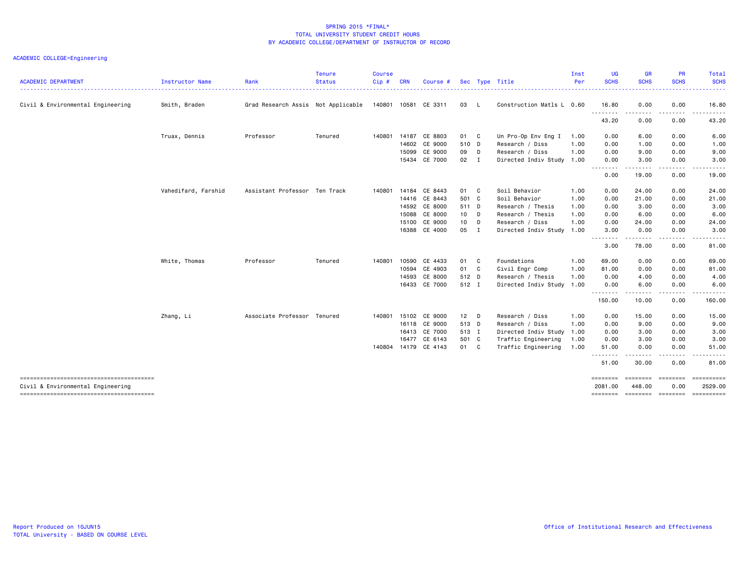SPRING 2015 *FINAL*
TOTAL UNIVERSITY STUDENT CREDIT HOURS
BY ACADEMIC COLLEGE/DEPARTMENT OF INSTRUCTOR OF RECORD

ACADEMIC COLLEGE=Engineering

| ACADEMIC DEPARTMENT | Instructor Name | Rank | Tenure Status | Course Cip # | CRN | Course # | Sec | Type | Title | Inst Per | UG SCHS | GR SCHS | PR SCHS | Total SCHS |
|---|---|---|---|---|---|---|---|---|---|---|---|---|---|---|
| Civil & Environmental Engineering | Smith, Braden | Grad Research Assis | Not Applicable | 140801 | 10581 | CE 3311 | 03 | L | Construction Matls L | 0.60 | 16.80 | 0.00 | 0.00 | 16.80 |
| | | | | | | | | | | | 43.20 | 0.00 | 0.00 | 43.20 |
| | Truax, Dennis | Professor | Tenured | 140801 | 14187 | CE 8803 | 01 | C | Un Pro-Op Env Eng I | 1.00 | 0.00 | 6.00 | 0.00 | 6.00 |
| | | | | | 14602 | CE 9000 | 510 | D | Research / Diss | 1.00 | 0.00 | 1.00 | 0.00 | 1.00 |
| | | | | | 15099 | CE 9000 | 09 | D | Research / Diss | 1.00 | 0.00 | 9.00 | 0.00 | 9.00 |
| | | | | | 15434 | CE 7000 | 02 | I | Directed Indiv Study | 1.00 | 0.00 | 3.00 | 0.00 | 3.00 |
| | | | | | | | | | | | 0.00 | 19.00 | 0.00 | 19.00 |
| | Vahedifard, Farshid | Assistant Professor | Ten Track | 140801 | 14184 | CE 8443 | 01 | C | Soil Behavior | 1.00 | 0.00 | 24.00 | 0.00 | 24.00 |
| | | | | | 14416 | CE 8443 | 501 | C | Soil Behavior | 1.00 | 0.00 | 21.00 | 0.00 | 21.00 |
| | | | | | 14592 | CE 8000 | 511 | D | Research / Thesis | 1.00 | 0.00 | 3.00 | 0.00 | 3.00 |
| | | | | | 15088 | CE 8000 | 10 | D | Research / Thesis | 1.00 | 0.00 | 6.00 | 0.00 | 6.00 |
| | | | | | 15100 | CE 9000 | 10 | D | Research / Diss | 1.00 | 0.00 | 24.00 | 0.00 | 24.00 |
| | | | | | 16388 | CE 4000 | 05 | I | Directed Indiv Study | 1.00 | 3.00 | 0.00 | 0.00 | 3.00 |
| | | | | | | | | | | | 3.00 | 78.00 | 0.00 | 81.00 |
| | White, Thomas | Professor | Tenured | 140801 | 10590 | CE 4433 | 01 | C | Foundations | 1.00 | 69.00 | 0.00 | 0.00 | 69.00 |
| | | | | | 10594 | CE 4903 | 01 | C | Civil Engr Comp | 1.00 | 81.00 | 0.00 | 0.00 | 81.00 |
| | | | | | 14593 | CE 8000 | 512 | D | Research / Thesis | 1.00 | 0.00 | 4.00 | 0.00 | 4.00 |
| | | | | | 16433 | CE 7000 | 512 | I | Directed Indiv Study | 1.00 | 0.00 | 6.00 | 0.00 | 6.00 |
| | | | | | | | | | | | 150.00 | 10.00 | 0.00 | 160.00 |
| | Zhang, Li | Associate Professor | Tenured | 140801 | 15102 | CE 9000 | 12 | D | Research / Diss | 1.00 | 0.00 | 15.00 | 0.00 | 15.00 |
| | | | | | 16118 | CE 9000 | 513 | D | Research / Diss | 1.00 | 0.00 | 9.00 | 0.00 | 9.00 |
| | | | | | 16413 | CE 7000 | 513 | I | Directed Indiv Study | 1.00 | 0.00 | 3.00 | 0.00 | 3.00 |
| | | | | | 16477 | CE 6143 | 501 | C | Traffic Engineering | 1.00 | 0.00 | 3.00 | 0.00 | 3.00 |
| | | | | 140804 | 14179 | CE 4143 | 01 | C | Traffic Engineering | 1.00 | 51.00 | 0.00 | 0.00 | 51.00 |
| | | | | | | | | | | | 51.00 | 30.00 | 0.00 | 81.00 |
| Civil & Environmental Engineering | | | | | | | | | | | 2081.00 | 448.00 | 0.00 | 2529.00 |

Report Produced on 10JUN15
TOTAL University - BASED ON COURSE LEVEL

Office of Institutional Research and Effectiveness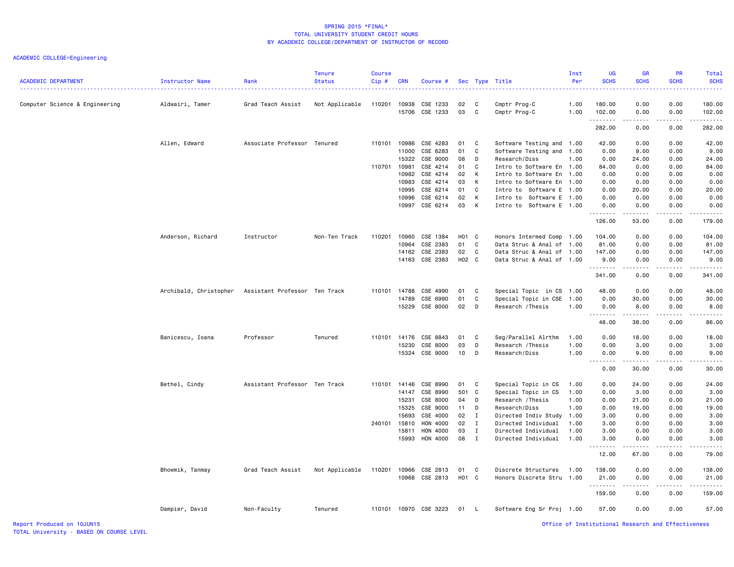# SPRING 2015 *FINAL*
## TOTAL UNIVERSITY STUDENT CREDIT HOURS
## BY ACADEMIC COLLEGE/DEPARTMENT OF INSTRUCTOR OF RECORD

ACADEMIC COLLEGE=Engineering

| ACADEMIC DEPARTMENT | Instructor Name | Rank | Tenure Status | Course Cip # | CRN | Course # | Sec | Type | Title | Inst Per | UG SCHS | GR SCHS | PR SCHS | Total SCHS |
|---|---|---|---|---|---|---|---|---|---|---|---|---|---|---|
| Computer Science & Engineering | Aldwairi, Tamer | Grad Teach Assist | Not Applicable | 110201 | 10938 | CSE 1233 | 02 | C | Cmptr Prog-C | 1.00 | 180.00 | 0.00 | 0.00 | 180.00 |
| | | | | | 15706 | CSE 1233 | 03 | C | Cmptr Prog-C | 1.00 | 102.00 | 0.00 | 0.00 | 102.00 |
| | | | | | | | | | | | 282.00 | 0.00 | 0.00 | 282.00 |
| | Allen, Edward | Associate Professor | Tenured | 110101 | 10986 | CSE 4283 | 01 | C | Software Testing and | 1.00 | 42.00 | 0.00 | 0.00 | 42.00 |
| | | | | | 11000 | CSE 6283 | 01 | C | Software Testing and | 1.00 | 0.00 | 9.00 | 0.00 | 9.00 |
| | | | | | 15322 | CSE 9000 | 08 | D | Research/Diss | 1.00 | 0.00 | 24.00 | 0.00 | 24.00 |
| | | | | 110701 | 10981 | CSE 4214 | 01 | C | Intro to Software En | 1.00 | 84.00 | 0.00 | 0.00 | 84.00 |
| | | | | | 10982 | CSE 4214 | 02 | K | Intro to Software En | 1.00 | 0.00 | 0.00 | 0.00 | 0.00 |
| | | | | | 10983 | CSE 4214 | 03 | K | Intro to Software En | 1.00 | 0.00 | 0.00 | 0.00 | 0.00 |
| | | | | | 10995 | CSE 6214 | 01 | C | Intro to Software E | 1.00 | 0.00 | 20.00 | 0.00 | 20.00 |
| | | | | | 10996 | CSE 6214 | 02 | K | Intro to Software E | 1.00 | 0.00 | 0.00 | 0.00 | 0.00 |
| | | | | | 10997 | CSE 6214 | 03 | K | Intro to Software E | 1.00 | 0.00 | 0.00 | 0.00 | 0.00 |
| | | | | | | | | | | | 126.00 | 53.00 | 0.00 | 179.00 |
| | Anderson, Richard | Instructor | Non-Ten Track | 110201 | 10960 | CSE 1384 | H01 | C | Honors Intermed Comp | 1.00 | 104.00 | 0.00 | 0.00 | 104.00 |
| | | | | | 10964 | CSE 2383 | 01 | C | Data Struc & Anal of | 1.00 | 81.00 | 0.00 | 0.00 | 81.00 |
| | | | | | 14162 | CSE 2383 | 02 | C | Data Struc & Anal of | 1.00 | 147.00 | 0.00 | 0.00 | 147.00 |
| | | | | | 14163 | CSE 2383 | H02 | C | Data Struc & Anal of | 1.00 | 9.00 | 0.00 | 0.00 | 9.00 |
| | | | | | | | | | | | 341.00 | 0.00 | 0.00 | 341.00 |
| | Archibald, Christopher | Assistant Professor | Ten Track | 110101 | 14788 | CSE 4990 | 01 | C | Special Topic in CS | 1.00 | 48.00 | 0.00 | 0.00 | 48.00 |
| | | | | | 14789 | CSE 6990 | 01 | C | Special Topic in CSE | 1.00 | 0.00 | 30.00 | 0.00 | 30.00 |
| | | | | | 15229 | CSE 8000 | 02 | D | Research /Thesis | 1.00 | 0.00 | 8.00 | 0.00 | 8.00 |
| | | | | | | | | | | | 48.00 | 38.00 | 0.00 | 86.00 |
| | Banicescu, Ioana | Professor | Tenured | 110101 | 14176 | CSE 8843 | 01 | C | Seg/Parallel Alrthm | 1.00 | 0.00 | 18.00 | 0.00 | 18.00 |
| | | | | | 15230 | CSE 8000 | 03 | D | Research /Thesis | 1.00 | 0.00 | 3.00 | 0.00 | 3.00 |
| | | | | | 15324 | CSE 9000 | 10 | D | Research/Diss | 1.00 | 0.00 | 9.00 | 0.00 | 9.00 |
| | | | | | | | | | | | 0.00 | 30.00 | 0.00 | 30.00 |
| | Bethel, Cindy | Assistant Professor | Ten Track | 110101 | 14146 | CSE 8990 | 01 | C | Special Topic in CS | 1.00 | 0.00 | 24.00 | 0.00 | 24.00 |
| | | | | | 14147 | CSE 8990 | 501 | C | Special Topic in CS | 1.00 | 0.00 | 3.00 | 0.00 | 3.00 |
| | | | | | 15231 | CSE 8000 | 04 | D | Research /Thesis | 1.00 | 0.00 | 21.00 | 0.00 | 21.00 |
| | | | | | 15325 | CSE 9000 | 11 | D | Research/Diss | 1.00 | 0.00 | 19.00 | 0.00 | 19.00 |
| | | | | | 15693 | CSE 4000 | 02 | I | Directed Indiv Study | 1.00 | 3.00 | 0.00 | 0.00 | 3.00 |
| | | | | 240101 | 15810 | HON 4000 | 02 | I | Directed Individual | 1.00 | 3.00 | 0.00 | 0.00 | 3.00 |
| | | | | | 15811 | HON 4000 | 03 | I | Directed Individual | 1.00 | 3.00 | 0.00 | 0.00 | 3.00 |
| | | | | | 15993 | HON 4000 | 08 | I | Directed Individual | 1.00 | 3.00 | 0.00 | 0.00 | 3.00 |
| | | | | | | | | | | | 12.00 | 67.00 | 0.00 | 79.00 |
| | Bhowmik, Tanmay | Grad Teach Assist | Not Applicable | 110201 | 10966 | CSE 2813 | 01 | C | Discrete Structures | 1.00 | 138.00 | 0.00 | 0.00 | 138.00 |
| | | | | | 10968 | CSE 2813 | H01 | C | Honors Discrete Stru | 1.00 | 21.00 | 0.00 | 0.00 | 21.00 |
| | | | | | | | | | | | 159.00 | 0.00 | 0.00 | 159.00 |
| | Dampier, David | Non-Faculty | Tenured | 110101 | 10970 | CSE 3223 | 01 | L | Software Eng Sr Proj | 1.00 | 57.00 | 0.00 | 0.00 | 57.00 |

Report Produced on 10JUN15
TOTAL University - BASED ON COURSE LEVEL

Office of Institutional Research and Effectiveness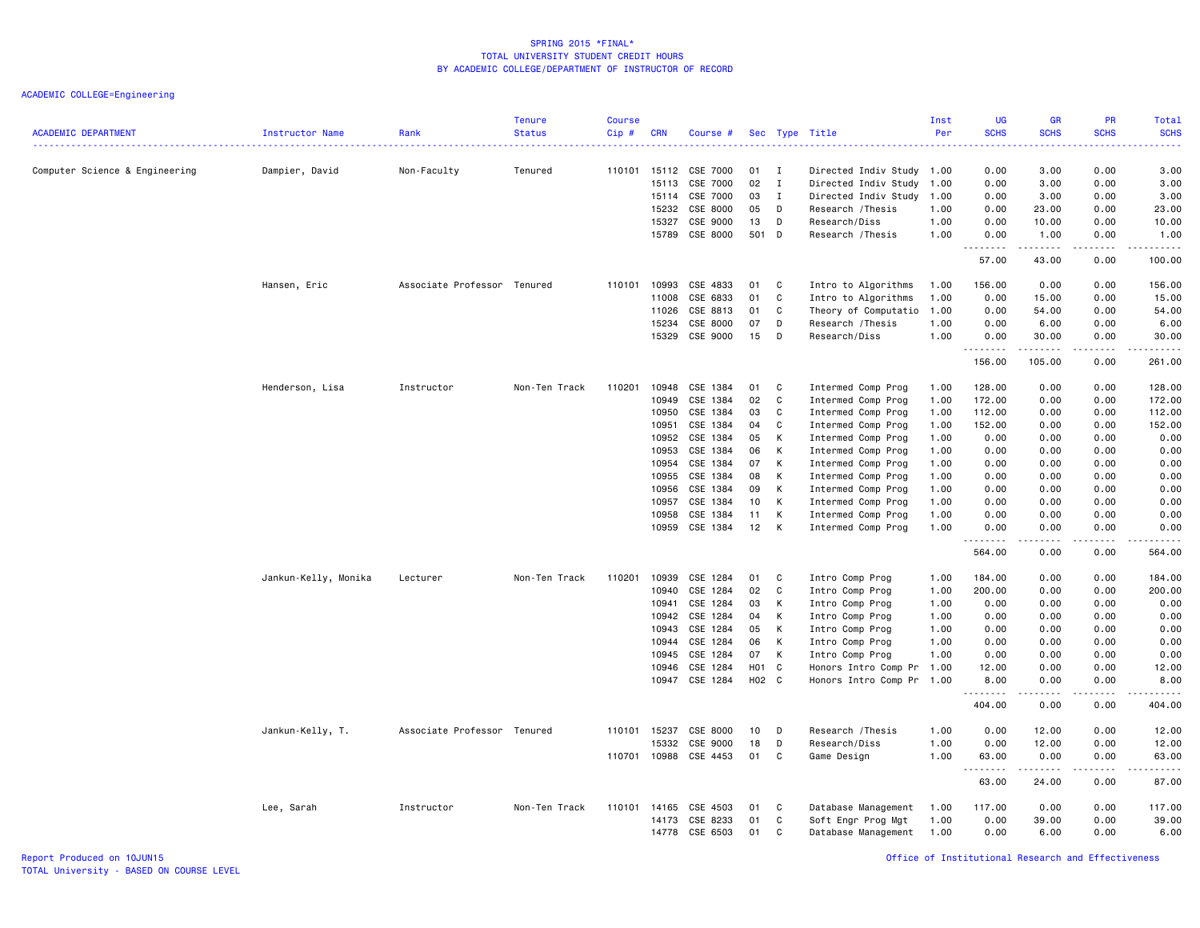SPRING 2015 *FINAL*
TOTAL UNIVERSITY STUDENT CREDIT HOURS
BY ACADEMIC COLLEGE/DEPARTMENT OF INSTRUCTOR OF RECORD

ACADEMIC COLLEGE=Engineering

| ACADEMIC DEPARTMENT | Instructor Name | Rank | Tenure Status | Course Cip # | CRN | Course # | Sec | Type | Title | Inst Per | UG SCHS | GR SCHS | PR SCHS | Total SCHS |
|---|---|---|---|---|---|---|---|---|---|---|---|---|---|---|
| Computer Science & Engineering | Dampier, David | Non-Faculty | Tenured | 110101 | 15112 | CSE 7000 | 01 | I | Directed Indiv Study | 1.00 | 0.00 | 3.00 | 0.00 | 3.00 |
| | | | | | 15113 | CSE 7000 | 02 | I | Directed Indiv Study | 1.00 | 0.00 | 3.00 | 0.00 | 3.00 |
| | | | | | 15114 | CSE 7000 | 03 | I | Directed Indiv Study | 1.00 | 0.00 | 3.00 | 0.00 | 3.00 |
| | | | | | 15232 | CSE 8000 | 05 | D | Research /Thesis | 1.00 | 0.00 | 23.00 | 0.00 | 23.00 |
| | | | | | 15327 | CSE 9000 | 13 | D | Research/Diss | 1.00 | 0.00 | 10.00 | 0.00 | 10.00 |
| | | | | | 15789 | CSE 8000 | 501 | D | Research /Thesis | 1.00 | 0.00 | 1.00 | 0.00 | 1.00 |
| | | | | | | | | | | | 57.00 | 43.00 | 0.00 | 100.00 |
| | Hansen, Eric | Associate Professor | Tenured | 110101 | 10993 | CSE 4833 | 01 | C | Intro to Algorithms | 1.00 | 156.00 | 0.00 | 0.00 | 156.00 |
| | | | | | 11008 | CSE 6833 | 01 | C | Intro to Algorithms | 1.00 | 0.00 | 15.00 | 0.00 | 15.00 |
| | | | | | 11026 | CSE 8813 | 01 | C | Theory of Computatio | 1.00 | 0.00 | 54.00 | 0.00 | 54.00 |
| | | | | | 15234 | CSE 8000 | 07 | D | Research /Thesis | 1.00 | 0.00 | 6.00 | 0.00 | 6.00 |
| | | | | | 15329 | CSE 9000 | 15 | D | Research/Diss | 1.00 | 0.00 | 30.00 | 0.00 | 30.00 |
| | | | | | | | | | | | 156.00 | 105.00 | 0.00 | 261.00 |
| | Henderson, Lisa | Instructor | Non-Ten Track | 110201 | 10948 | CSE 1384 | 01 | C | Intermed Comp Prog | 1.00 | 128.00 | 0.00 | 0.00 | 128.00 |
| | | | | | 10949 | CSE 1384 | 02 | C | Intermed Comp Prog | 1.00 | 172.00 | 0.00 | 0.00 | 172.00 |
| | | | | | 10950 | CSE 1384 | 03 | C | Intermed Comp Prog | 1.00 | 112.00 | 0.00 | 0.00 | 112.00 |
| | | | | | 10951 | CSE 1384 | 04 | C | Intermed Comp Prog | 1.00 | 152.00 | 0.00 | 0.00 | 152.00 |
| | | | | | 10952 | CSE 1384 | 05 | K | Intermed Comp Prog | 1.00 | 0.00 | 0.00 | 0.00 | 0.00 |
| | | | | | 10953 | CSE 1384 | 06 | K | Intermed Comp Prog | 1.00 | 0.00 | 0.00 | 0.00 | 0.00 |
| | | | | | 10954 | CSE 1384 | 07 | K | Intermed Comp Prog | 1.00 | 0.00 | 0.00 | 0.00 | 0.00 |
| | | | | | 10955 | CSE 1384 | 08 | K | Intermed Comp Prog | 1.00 | 0.00 | 0.00 | 0.00 | 0.00 |
| | | | | | 10956 | CSE 1384 | 09 | K | Intermed Comp Prog | 1.00 | 0.00 | 0.00 | 0.00 | 0.00 |
| | | | | | 10957 | CSE 1384 | 10 | K | Intermed Comp Prog | 1.00 | 0.00 | 0.00 | 0.00 | 0.00 |
| | | | | | 10958 | CSE 1384 | 11 | K | Intermed Comp Prog | 1.00 | 0.00 | 0.00 | 0.00 | 0.00 |
| | | | | | 10959 | CSE 1384 | 12 | K | Intermed Comp Prog | 1.00 | 0.00 | 0.00 | 0.00 | 0.00 |
| | | | | | | | | | | | 564.00 | 0.00 | 0.00 | 564.00 |
| | Jankun-Kelly, Monika | Lecturer | Non-Ten Track | 110201 | 10939 | CSE 1284 | 01 | C | Intro Comp Prog | 1.00 | 184.00 | 0.00 | 0.00 | 184.00 |
| | | | | | 10940 | CSE 1284 | 02 | C | Intro Comp Prog | 1.00 | 200.00 | 0.00 | 0.00 | 200.00 |
| | | | | | 10941 | CSE 1284 | 03 | K | Intro Comp Prog | 1.00 | 0.00 | 0.00 | 0.00 | 0.00 |
| | | | | | 10942 | CSE 1284 | 04 | K | Intro Comp Prog | 1.00 | 0.00 | 0.00 | 0.00 | 0.00 |
| | | | | | 10943 | CSE 1284 | 05 | K | Intro Comp Prog | 1.00 | 0.00 | 0.00 | 0.00 | 0.00 |
| | | | | | 10944 | CSE 1284 | 06 | K | Intro Comp Prog | 1.00 | 0.00 | 0.00 | 0.00 | 0.00 |
| | | | | | 10945 | CSE 1284 | 07 | K | Intro Comp Prog | 1.00 | 0.00 | 0.00 | 0.00 | 0.00 |
| | | | | | 10946 | CSE 1284 | H01 | C | Honors Intro Comp Pr | 1.00 | 12.00 | 0.00 | 0.00 | 12.00 |
| | | | | | 10947 | CSE 1284 | H02 | C | Honors Intro Comp Pr | 1.00 | 8.00 | 0.00 | 0.00 | 8.00 |
| | | | | | | | | | | | 404.00 | 0.00 | 0.00 | 404.00 |
| | Jankun-Kelly, T. | Associate Professor | Tenured | 110101 | 15237 | CSE 8000 | 10 | D | Research /Thesis | 1.00 | 0.00 | 12.00 | 0.00 | 12.00 |
| | | | | | 15332 | CSE 9000 | 18 | D | Research/Diss | 1.00 | 0.00 | 12.00 | 0.00 | 12.00 |
| | | | | 110701 | 10988 | CSE 4453 | 01 | C | Game Design | 1.00 | 63.00 | 0.00 | 0.00 | 63.00 |
| | | | | | | | | | | | 63.00 | 24.00 | 0.00 | 87.00 |
| | Lee, Sarah | Instructor | Non-Ten Track | 110101 | 14165 | CSE 4503 | 01 | C | Database Management | 1.00 | 117.00 | 0.00 | 0.00 | 117.00 |
| | | | | | 14173 | CSE 8233 | 01 | C | Soft Engr Prog Mgt | 1.00 | 0.00 | 39.00 | 0.00 | 39.00 |
| | | | | | 14778 | CSE 6503 | 01 | C | Database Management | 1.00 | 0.00 | 6.00 | 0.00 | 6.00 |

Report Produced on 10JUN15
TOTAL University - BASED ON COURSE LEVEL

Office of Institutional Research and Effectiveness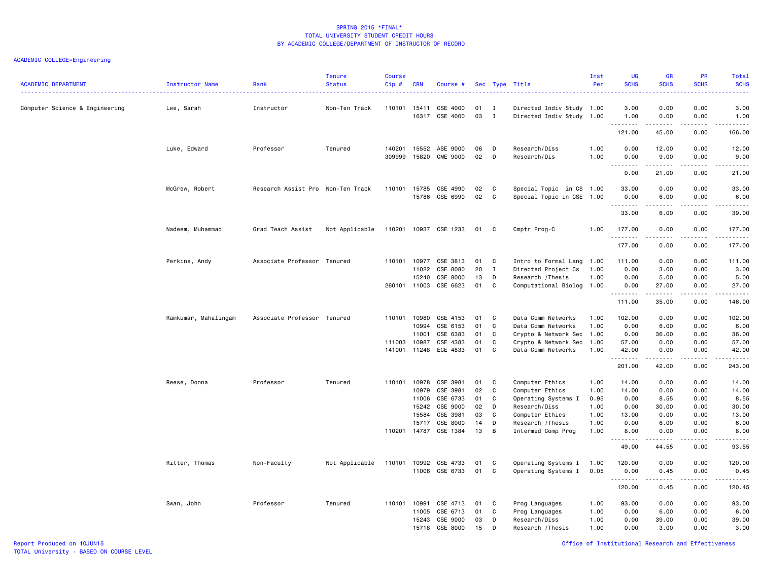SPRING 2015 *FINAL*
TOTAL UNIVERSITY STUDENT CREDIT HOURS
BY ACADEMIC COLLEGE/DEPARTMENT OF INSTRUCTOR OF RECORD

ACADEMIC COLLEGE=Engineering

| ACADEMIC DEPARTMENT | Instructor Name | Rank | Tenure Status | Course Cip # | CRN | Course # | Sec | Type | Title | Inst Per | UG SCHS | GR SCHS | PR SCHS | Total SCHS |
|---|---|---|---|---|---|---|---|---|---|---|---|---|---|---|
| Computer Science & Engineering | Lee, Sarah | Instructor | Non-Ten Track | 110101 | 15411 | CSE 4000 | 01 | I | Directed Indiv Study | 1.00 | 3.00 | 0.00 | 0.00 | 3.00 |
| | | | | | 16317 | CSE 4000 | 03 | I | Directed Indiv Study | 1.00 | 1.00 | 0.00 | 0.00 | 1.00 |
| | | | | | | | | | | | 121.00 | 45.00 | 0.00 | 166.00 |
| | Luke, Edward | Professor | Tenured | 140201 | 15552 | ASE 9000 | 06 | D | Research/Diss | 1.00 | 0.00 | 12.00 | 0.00 | 12.00 |
| | | | | 309999 | 15820 | CME 9000 | 02 | D | Research/Dis | 1.00 | 0.00 | 9.00 | 0.00 | 9.00 |
| | | | | | | | | | | | 0.00 | 21.00 | 0.00 | 21.00 |
| | McGrew, Robert | Research Assist Pro | Non-Ten Track | 110101 | 15785 | CSE 4990 | 02 | C | Special Topic in CS | 1.00 | 33.00 | 0.00 | 0.00 | 33.00 |
| | | | | | 15786 | CSE 6990 | 02 | C | Special Topic in CSE | 1.00 | 0.00 | 6.00 | 0.00 | 6.00 |
| | | | | | | | | | | | 33.00 | 6.00 | 0.00 | 39.00 |
| | Nadeem, Muhammad | Grad Teach Assist | Not Applicable | 110201 | 10937 | CSE 1233 | 01 | C | Cmptr Prog-C | 1.00 | 177.00 | 0.00 | 0.00 | 177.00 |
| | | | | | | | | | | | 177.00 | 0.00 | 0.00 | 177.00 |
| | Perkins, Andy | Associate Professor | Tenured | 110101 | 10977 | CSE 3813 | 01 | C | Intro to Formal Lang | 1.00 | 111.00 | 0.00 | 0.00 | 111.00 |
| | | | | | 11022 | CSE 8080 | 20 | I | Directed Project Cs | 1.00 | 0.00 | 3.00 | 0.00 | 3.00 |
| | | | | | 15240 | CSE 8000 | 13 | D | Research /Thesis | 1.00 | 0.00 | 5.00 | 0.00 | 5.00 |
| | | | | 260101 | 11003 | CSE 6623 | 01 | C | Computational Biolog | 1.00 | 0.00 | 27.00 | 0.00 | 27.00 |
| | | | | | | | | | | | 111.00 | 35.00 | 0.00 | 146.00 |
| | Ramkumar, Mahalingam | Associate Professor | Tenured | 110101 | 10980 | CSE 4153 | 01 | C | Data Comm Networks | 1.00 | 102.00 | 0.00 | 0.00 | 102.00 |
| | | | | | 10994 | CSE 6153 | 01 | C | Data Comm Networks | 1.00 | 0.00 | 6.00 | 0.00 | 6.00 |
| | | | | | 11001 | CSE 6383 | 01 | C | Crypto & Network Sec | 1.00 | 0.00 | 36.00 | 0.00 | 36.00 |
| | | | | 111003 | 10987 | CSE 4383 | 01 | C | Crypto & Network Sec | 1.00 | 57.00 | 0.00 | 0.00 | 57.00 |
| | | | | 141001 | 11248 | ECE 4833 | 01 | C | Data Comm Networks | 1.00 | 42.00 | 0.00 | 0.00 | 42.00 |
| | | | | | | | | | | | 201.00 | 42.00 | 0.00 | 243.00 |
| | Reese, Donna | Professor | Tenured | 110101 | 10978 | CSE 3981 | 01 | C | Computer Ethics | 1.00 | 14.00 | 0.00 | 0.00 | 14.00 |
| | | | | | 10979 | CSE 3981 | 02 | C | Computer Ethics | 1.00 | 14.00 | 0.00 | 0.00 | 14.00 |
| | | | | | 11006 | CSE 6733 | 01 | C | Operating Systems I | 0.95 | 0.00 | 8.55 | 0.00 | 8.55 |
| | | | | | 15242 | CSE 9000 | 02 | D | Research/Diss | 1.00 | 0.00 | 30.00 | 0.00 | 30.00 |
| | | | | | 15584 | CSE 3981 | 03 | C | Computer Ethics | 1.00 | 13.00 | 0.00 | 0.00 | 13.00 |
| | | | | | 15717 | CSE 8000 | 14 | D | Research /Thesis | 1.00 | 0.00 | 6.00 | 0.00 | 6.00 |
| | | | | 110201 | 14787 | CSE 1384 | 13 | B | Intermed Comp Prog | 1.00 | 8.00 | 0.00 | 0.00 | 8.00 |
| | | | | | | | | | | | 49.00 | 44.55 | 0.00 | 93.55 |
| | Ritter, Thomas | Non-Faculty | Not Applicable | 110101 | 10992 | CSE 4733 | 01 | C | Operating Systems I | 1.00 | 120.00 | 0.00 | 0.00 | 120.00 |
| | | | | | 11006 | CSE 6733 | 01 | C | Operating Systems I | 0.05 | 0.00 | 0.45 | 0.00 | 0.45 |
| | | | | | | | | | | | 120.00 | 0.45 | 0.00 | 120.45 |
| | Swan, John | Professor | Tenured | 110101 | 10991 | CSE 4713 | 01 | C | Prog Languages | 1.00 | 93.00 | 0.00 | 0.00 | 93.00 |
| | | | | | 11005 | CSE 6713 | 01 | C | Prog Languages | 1.00 | 0.00 | 6.00 | 0.00 | 6.00 |
| | | | | | 15243 | CSE 9000 | 03 | D | Research/Diss | 1.00 | 0.00 | 39.00 | 0.00 | 39.00 |
| | | | | | 15718 | CSE 8000 | 15 | D | Research /Thesis | 1.00 | 0.00 | 3.00 | 0.00 | 3.00 |

Report Produced on 10JUN15
TOTAL University - BASED ON COURSE LEVEL

Office of Institutional Research and Effectiveness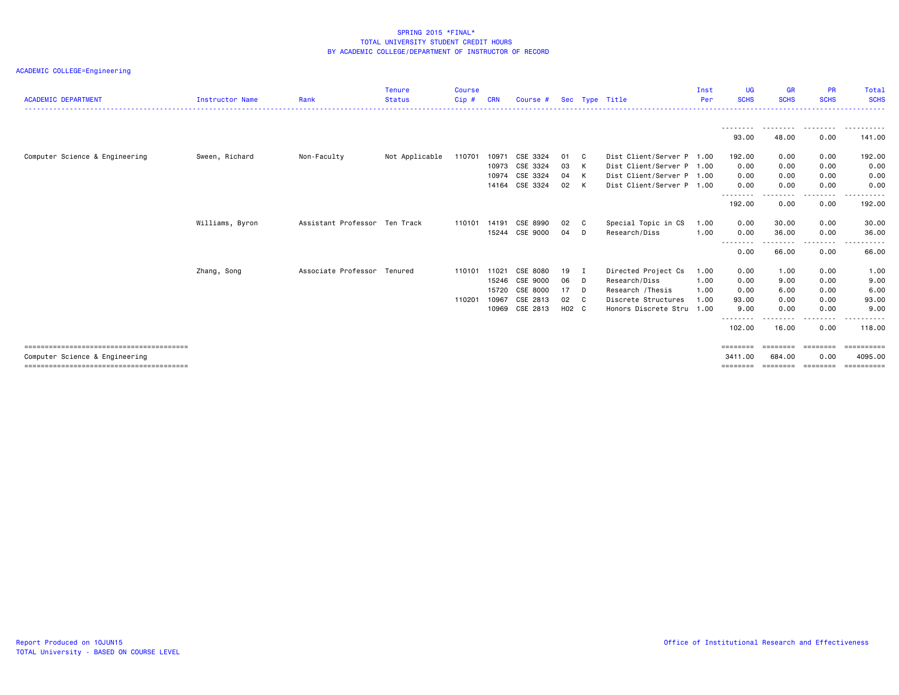SPRING 2015 *FINAL*
TOTAL UNIVERSITY STUDENT CREDIT HOURS
BY ACADEMIC COLLEGE/DEPARTMENT OF INSTRUCTOR OF RECORD

ACADEMIC COLLEGE=Engineering

| ACADEMIC DEPARTMENT | Instructor Name | Rank | Tenure Status | Course Cip # | CRN | Course # | Sec | Type | Title | Inst Per | UG SCHS | GR SCHS | PR SCHS | Total SCHS |
|---|---|---|---|---|---|---|---|---|---|---|---|---|---|---|
| | | | | | | | | | | | 93.00 | 48.00 | 0.00 | 141.00 |
| Computer Science & Engineering | Sween, Richard | Non-Faculty | Not Applicable | 110701 | 10971 | CSE 3324 | 01 | C | Dist Client/Server P | 1.00 | 192.00 | 0.00 | 0.00 | 192.00 |
| | | | | | 10973 | CSE 3324 | 03 | K | Dist Client/Server P | 1.00 | 0.00 | 0.00 | 0.00 | 0.00 |
| | | | | | 10974 | CSE 3324 | 04 | K | Dist Client/Server P | 1.00 | 0.00 | 0.00 | 0.00 | 0.00 |
| | | | | | 14164 | CSE 3324 | 02 | K | Dist Client/Server P | 1.00 | 0.00 | 0.00 | 0.00 | 0.00 |
| | | | | | | | | | | | 192.00 | 0.00 | 0.00 | 192.00 |
| | Williams, Byron | Assistant Professor | Ten Track | 110101 | 14191 | CSE 8990 | 02 | C | Special Topic in CS | 1.00 | 0.00 | 30.00 | 0.00 | 30.00 |
| | | | | | 15244 | CSE 9000 | 04 | D | Research/Diss | 1.00 | 0.00 | 36.00 | 0.00 | 36.00 |
| | | | | | | | | | | | 0.00 | 66.00 | 0.00 | 66.00 |
| | Zhang, Song | Associate Professor | Tenured | 110101 | 11021 | CSE 8080 | 19 | I | Directed Project Cs | 1.00 | 0.00 | 1.00 | 0.00 | 1.00 |
| | | | | | 15246 | CSE 9000 | 06 | D | Research/Diss | 1.00 | 0.00 | 9.00 | 0.00 | 9.00 |
| | | | | | 15720 | CSE 8000 | 17 | D | Research /Thesis | 1.00 | 0.00 | 6.00 | 0.00 | 6.00 |
| | | | | 110201 | 10967 | CSE 2813 | 02 | C | Discrete Structures | 1.00 | 93.00 | 0.00 | 0.00 | 93.00 |
| | | | | | 10969 | CSE 2813 | H02 | C | Honors Discrete Stru | 1.00 | 9.00 | 0.00 | 0.00 | 9.00 |
| | | | | | | | | | | | 102.00 | 16.00 | 0.00 | 118.00 |
| Computer Science & Engineering | | | | | | | | | | | 3411.00 | 684.00 | 0.00 | 4095.00 |

Report Produced on 10JUN15
TOTAL University - BASED ON COURSE LEVEL

Office of Institutional Research and Effectiveness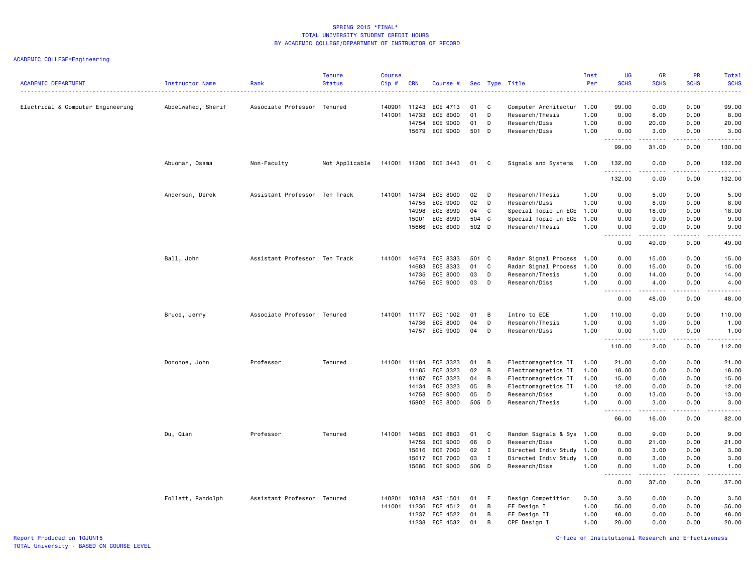SPRING 2015 *FINAL*
TOTAL UNIVERSITY STUDENT CREDIT HOURS
BY ACADEMIC COLLEGE/DEPARTMENT OF INSTRUCTOR OF RECORD

ACADEMIC COLLEGE=Engineering

| ACADEMIC DEPARTMENT | Instructor Name | Rank | Tenure Status | Course Cip # | CRN | Course # | Sec | Type | Title | Inst Per | UG SCHS | GR SCHS | PR SCHS | Total SCHS |
|---|---|---|---|---|---|---|---|---|---|---|---|---|---|---|
| Electrical & Computer Engineering | Abdelwahed, Sherif | Associate Professor | Tenured | 140901 | 11243 | ECE 4713 | 01 | C | Computer Architectur | 1.00 | 99.00 | 0.00 | 0.00 | 99.00 |
| | | | | 141001 | 14733 | ECE 8000 | 01 | D | Research/Thesis | 1.00 | 0.00 | 8.00 | 0.00 | 8.00 |
| | | | | | 14754 | ECE 9000 | 01 | D | Research/Diss | 1.00 | 0.00 | 20.00 | 0.00 | 20.00 |
| | | | | | 15679 | ECE 9000 | 501 | D | Research/Diss | 1.00 | 0.00 | 3.00 | 0.00 | 3.00 |
| | | | | | | | | | | | 99.00 | 31.00 | 0.00 | 130.00 |
| | Abuomar, Osama | Non-Faculty | Not Applicable | 141001 | 11206 | ECE 3443 | 01 | C | Signals and Systems | 1.00 | 132.00 | 0.00 | 0.00 | 132.00 |
| | | | | | | | | | | | 132.00 | 0.00 | 0.00 | 132.00 |
| | Anderson, Derek | Assistant Professor | Ten Track | 141001 | 14734 | ECE 8000 | 02 | D | Research/Thesis | 1.00 | 0.00 | 5.00 | 0.00 | 5.00 |
| | | | | | 14755 | ECE 9000 | 02 | D | Research/Diss | 1.00 | 0.00 | 8.00 | 0.00 | 8.00 |
| | | | | | 14998 | ECE 8990 | 04 | C | Special Topic in ECE | 1.00 | 0.00 | 18.00 | 0.00 | 18.00 |
| | | | | | 15001 | ECE 8990 | 504 | C | Special Topic in ECE | 1.00 | 0.00 | 9.00 | 0.00 | 9.00 |
| | | | | | 15666 | ECE 8000 | 502 | D | Research/Thesis | 1.00 | 0.00 | 9.00 | 0.00 | 9.00 |
| | | | | | | | | | | | 0.00 | 49.00 | 0.00 | 49.00 |
| | Ball, John | Assistant Professor | Ten Track | 141001 | 14674 | ECE 8333 | 501 | C | Radar Signal Process | 1.00 | 0.00 | 15.00 | 0.00 | 15.00 |
| | | | | | 14683 | ECE 8333 | 01 | C | Radar Signal Process | 1.00 | 0.00 | 15.00 | 0.00 | 15.00 |
| | | | | | 14735 | ECE 8000 | 03 | D | Research/Thesis | 1.00 | 0.00 | 14.00 | 0.00 | 14.00 |
| | | | | | 14756 | ECE 9000 | 03 | D | Research/Diss | 1.00 | 0.00 | 4.00 | 0.00 | 4.00 |
| | | | | | | | | | | | 0.00 | 48.00 | 0.00 | 48.00 |
| | Bruce, Jerry | Associate Professor | Tenured | 141001 | 11177 | ECE 1002 | 01 | B | Intro to ECE | 1.00 | 110.00 | 0.00 | 0.00 | 110.00 |
| | | | | | 14736 | ECE 8000 | 04 | D | Research/Thesis | 1.00 | 0.00 | 1.00 | 0.00 | 1.00 |
| | | | | | 14757 | ECE 9000 | 04 | D | Research/Diss | 1.00 | 0.00 | 1.00 | 0.00 | 1.00 |
| | | | | | | | | | | | 110.00 | 2.00 | 0.00 | 112.00 |
| | Donohoe, John | Professor | Tenured | 141001 | 11184 | ECE 3323 | 01 | B | Electromagnetics II | 1.00 | 21.00 | 0.00 | 0.00 | 21.00 |
| | | | | | 11185 | ECE 3323 | 02 | B | Electromagnetics II | 1.00 | 18.00 | 0.00 | 0.00 | 18.00 |
| | | | | | 11187 | ECE 3323 | 04 | B | Electromagnetics II | 1.00 | 15.00 | 0.00 | 0.00 | 15.00 |
| | | | | | 14134 | ECE 3323 | 05 | B | Electromagnetics II | 1.00 | 12.00 | 0.00 | 0.00 | 12.00 |
| | | | | | 14758 | ECE 9000 | 05 | D | Research/Diss | 1.00 | 0.00 | 13.00 | 0.00 | 13.00 |
| | | | | | 15902 | ECE 8000 | 505 | D | Research/Thesis | 1.00 | 0.00 | 3.00 | 0.00 | 3.00 |
| | | | | | | | | | | | 66.00 | 16.00 | 0.00 | 82.00 |
| | Du, Qian | Professor | Tenured | 141001 | 14685 | ECE 8803 | 01 | C | Random Signals & Sys | 1.00 | 0.00 | 9.00 | 0.00 | 9.00 |
| | | | | | 14759 | ECE 9000 | 06 | D | Research/Diss | 1.00 | 0.00 | 21.00 | 0.00 | 21.00 |
| | | | | | 15616 | ECE 7000 | 02 | I | Directed Indiv Study | 1.00 | 0.00 | 3.00 | 0.00 | 3.00 |
| | | | | | 15617 | ECE 7000 | 03 | I | Directed Indiv Study | 1.00 | 0.00 | 3.00 | 0.00 | 3.00 |
| | | | | | 15680 | ECE 9000 | 506 | D | Research/Diss | 1.00 | 0.00 | 1.00 | 0.00 | 1.00 |
| | | | | | | | | | | | 0.00 | 37.00 | 0.00 | 37.00 |
| | Follett, Randolph | Assistant Professor | Tenured | 140201 | 10318 | ASE 1501 | 01 | E | Design Competition | 0.50 | 3.50 | 0.00 | 0.00 | 3.50 |
| | | | | 141001 | 11236 | ECE 4512 | 01 | B | EE Design I | 1.00 | 56.00 | 0.00 | 0.00 | 56.00 |
| | | | | | 11237 | ECE 4522 | 01 | B | EE Design II | 1.00 | 48.00 | 0.00 | 0.00 | 48.00 |
| | | | | | 11238 | ECE 4532 | 01 | B | CPE Design I | 1.00 | 20.00 | 0.00 | 0.00 | 20.00 |

Report Produced on 10JUN15
TOTAL University - BASED ON COURSE LEVEL

Office of Institutional Research and Effectiveness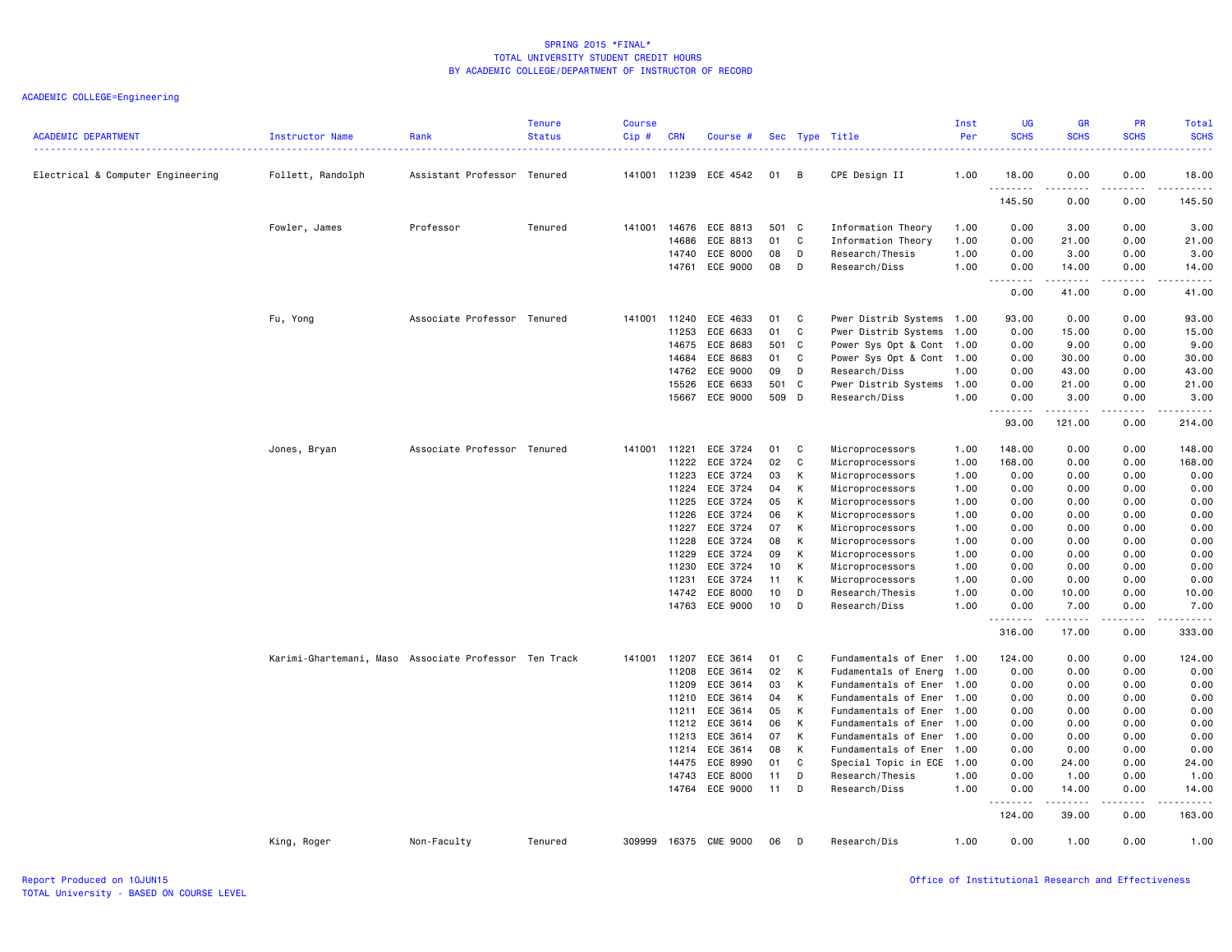# SPRING 2015 *FINAL*
## TOTAL UNIVERSITY STUDENT CREDIT HOURS
## BY ACADEMIC COLLEGE/DEPARTMENT OF INSTRUCTOR OF RECORD

ACADEMIC COLLEGE=Engineering

| ACADEMIC DEPARTMENT | Instructor Name | Rank | Tenure Status | Course Cip # | CRN | Course # | Sec | Type | Title | Inst Per | UG SCHS | GR SCHS | PR SCHS | Total SCHS |
|---|---|---|---|---|---|---|---|---|---|---|---|---|---|---|
| Electrical & Computer Engineering | Follett, Randolph | Assistant Professor | Tenured | 141001 | 11239 | ECE 4542 | 01 | B | CPE Design II | 1.00 | 18.00 | 0.00 | 0.00 | 18.00 |
| | | | | | | | | | | | 145.50 | 0.00 | 0.00 | 145.50 |
| | Fowler, James | Professor | Tenured | 141001 | 14676 | ECE 8813 | 501 | C | Information Theory | 1.00 | 0.00 | 3.00 | 0.00 | 3.00 |
| | | | | | 14686 | ECE 8813 | 01 | C | Information Theory | 1.00 | 0.00 | 21.00 | 0.00 | 21.00 |
| | | | | | 14740 | ECE 8000 | 08 | D | Research/Thesis | 1.00 | 0.00 | 3.00 | 0.00 | 3.00 |
| | | | | | 14761 | ECE 9000 | 08 | D | Research/Diss | 1.00 | 0.00 | 14.00 | 0.00 | 14.00 |
| | | | | | | | | | | | 0.00 | 41.00 | 0.00 | 41.00 |
| | Fu, Yong | Associate Professor | Tenured | 141001 | 11240 | ECE 4633 | 01 | C | Pwer Distrib Systems | 1.00 | 93.00 | 0.00 | 0.00 | 93.00 |
| | | | | | 11253 | ECE 6633 | 01 | C | Pwer Distrib Systems | 1.00 | 0.00 | 15.00 | 0.00 | 15.00 |
| | | | | | 14675 | ECE 8683 | 501 | C | Power Sys Opt & Cont | 1.00 | 0.00 | 9.00 | 0.00 | 9.00 |
| | | | | | 14684 | ECE 8683 | 01 | C | Power Sys Opt & Cont | 1.00 | 0.00 | 30.00 | 0.00 | 30.00 |
| | | | | | 14762 | ECE 9000 | 09 | D | Research/Diss | 1.00 | 0.00 | 43.00 | 0.00 | 43.00 |
| | | | | | 15526 | ECE 6633 | 501 | C | Pwer Distrib Systems | 1.00 | 0.00 | 21.00 | 0.00 | 21.00 |
| | | | | | 15667 | ECE 9000 | 509 | D | Research/Diss | 1.00 | 0.00 | 3.00 | 0.00 | 3.00 |
| | | | | | | | | | | | 93.00 | 121.00 | 0.00 | 214.00 |
| | Jones, Bryan | Associate Professor | Tenured | 141001 | 11221 | ECE 3724 | 01 | C | Microprocessors | 1.00 | 148.00 | 0.00 | 0.00 | 148.00 |
| | | | | | 11222 | ECE 3724 | 02 | C | Microprocessors | 1.00 | 168.00 | 0.00 | 0.00 | 168.00 |
| | | | | | 11223 | ECE 3724 | 03 | K | Microprocessors | 1.00 | 0.00 | 0.00 | 0.00 | 0.00 |
| | | | | | 11224 | ECE 3724 | 04 | K | Microprocessors | 1.00 | 0.00 | 0.00 | 0.00 | 0.00 |
| | | | | | 11225 | ECE 3724 | 05 | K | Microprocessors | 1.00 | 0.00 | 0.00 | 0.00 | 0.00 |
| | | | | | 11226 | ECE 3724 | 06 | K | Microprocessors | 1.00 | 0.00 | 0.00 | 0.00 | 0.00 |
| | | | | | 11227 | ECE 3724 | 07 | K | Microprocessors | 1.00 | 0.00 | 0.00 | 0.00 | 0.00 |
| | | | | | 11228 | ECE 3724 | 08 | K | Microprocessors | 1.00 | 0.00 | 0.00 | 0.00 | 0.00 |
| | | | | | 11229 | ECE 3724 | 09 | K | Microprocessors | 1.00 | 0.00 | 0.00 | 0.00 | 0.00 |
| | | | | | 11230 | ECE 3724 | 10 | K | Microprocessors | 1.00 | 0.00 | 0.00 | 0.00 | 0.00 |
| | | | | | 11231 | ECE 3724 | 11 | K | Microprocessors | 1.00 | 0.00 | 0.00 | 0.00 | 0.00 |
| | | | | | 14742 | ECE 8000 | 10 | D | Research/Thesis | 1.00 | 0.00 | 10.00 | 0.00 | 10.00 |
| | | | | | 14763 | ECE 9000 | 10 | D | Research/Diss | 1.00 | 0.00 | 7.00 | 0.00 | 7.00 |
| | | | | | | | | | | | 316.00 | 17.00 | 0.00 | 333.00 |
| | Karimi-Ghartemani, Maso | Associate Professor | Ten Track | 141001 | 11207 | ECE 3614 | 01 | C | Fundamentals of Ener | 1.00 | 124.00 | 0.00 | 0.00 | 124.00 |
| | | | | | 11208 | ECE 3614 | 02 | K | Fudamentals of Energ | 1.00 | 0.00 | 0.00 | 0.00 | 0.00 |
| | | | | | 11209 | ECE 3614 | 03 | K | Fundamentals of Ener | 1.00 | 0.00 | 0.00 | 0.00 | 0.00 |
| | | | | | 11210 | ECE 3614 | 04 | K | Fundamentals of Ener | 1.00 | 0.00 | 0.00 | 0.00 | 0.00 |
| | | | | | 11211 | ECE 3614 | 05 | K | Fundamentals of Ener | 1.00 | 0.00 | 0.00 | 0.00 | 0.00 |
| | | | | | 11212 | ECE 3614 | 06 | K | Fundamentals of Ener | 1.00 | 0.00 | 0.00 | 0.00 | 0.00 |
| | | | | | 11213 | ECE 3614 | 07 | K | Fundamentals of Ener | 1.00 | 0.00 | 0.00 | 0.00 | 0.00 |
| | | | | | 11214 | ECE 3614 | 08 | K | Fundamentals of Ener | 1.00 | 0.00 | 0.00 | 0.00 | 0.00 |
| | | | | | 14475 | ECE 8990 | 01 | C | Special Topic in ECE | 1.00 | 0.00 | 24.00 | 0.00 | 24.00 |
| | | | | | 14743 | ECE 8000 | 11 | D | Research/Thesis | 1.00 | 0.00 | 1.00 | 0.00 | 1.00 |
| | | | | | 14764 | ECE 9000 | 11 | D | Research/Diss | 1.00 | 0.00 | 14.00 | 0.00 | 14.00 |
| | | | | | | | | | | | 124.00 | 39.00 | 0.00 | 163.00 |
| | King, Roger | Non-Faculty | Tenured | 309999 | 16375 | CME 9000 | 06 | D | Research/Dis | 1.00 | 0.00 | 1.00 | 0.00 | 1.00 |

Report Produced on 10JUN15
TOTAL University - BASED ON COURSE LEVEL

Office of Institutional Research and Effectiveness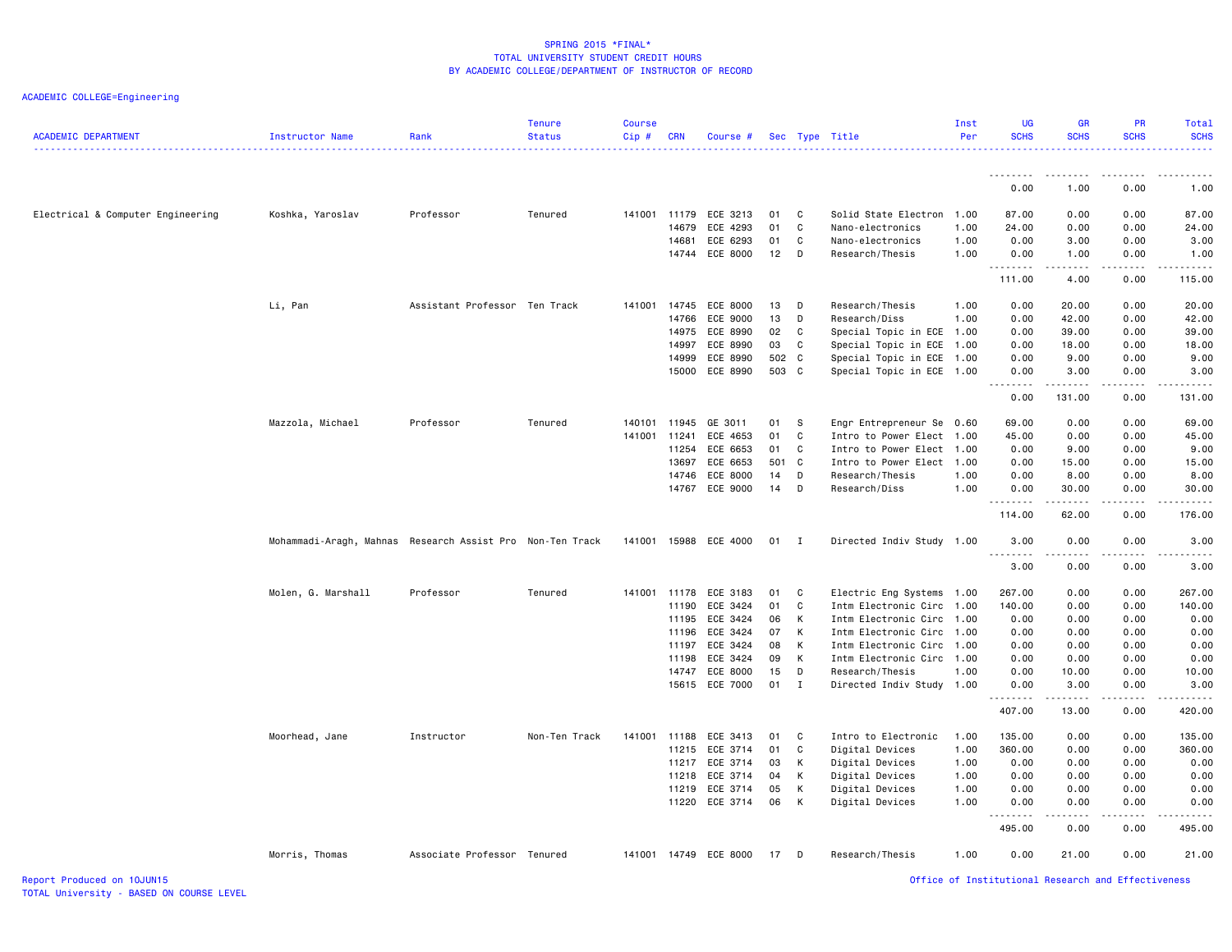SPRING 2015 *FINAL*
TOTAL UNIVERSITY STUDENT CREDIT HOURS
BY ACADEMIC COLLEGE/DEPARTMENT OF INSTRUCTOR OF RECORD

ACADEMIC COLLEGE=Engineering

| ACADEMIC DEPARTMENT | Instructor Name | Rank | Tenure Status | Course Cip # | CRN | Course # | Sec | Type | Title | Inst Per | UG SCHS | GR SCHS | PR SCHS | Total SCHS |
|---|---|---|---|---|---|---|---|---|---|---|---|---|---|---|
| | | | | | | | | | | | 0.00 | 1.00 | 0.00 | 1.00 |
| Electrical & Computer Engineering | Koshka, Yaroslav | Professor | Tenured | 141001 | 11179 | ECE 3213 | 01 | C | Solid State Electron | 1.00 | 87.00 | 0.00 | 0.00 | 87.00 |
| | | | | | 14679 | ECE 4293 | 01 | C | Nano-electronics | 1.00 | 24.00 | 0.00 | 0.00 | 24.00 |
| | | | | | 14681 | ECE 6293 | 01 | C | Nano-electronics | 1.00 | 0.00 | 3.00 | 0.00 | 3.00 |
| | | | | | 14744 | ECE 8000 | 12 | D | Research/Thesis | 1.00 | 0.00 | 1.00 | 0.00 | 1.00 |
| | | | | | | | | | | | 111.00 | 4.00 | 0.00 | 115.00 |
| | Li, Pan | Assistant Professor | Ten Track | 141001 | 14745 | ECE 8000 | 13 | D | Research/Thesis | 1.00 | 0.00 | 20.00 | 0.00 | 20.00 |
| | | | | | 14766 | ECE 9000 | 13 | D | Research/Diss | 1.00 | 0.00 | 42.00 | 0.00 | 42.00 |
| | | | | | 14975 | ECE 8990 | 02 | C | Special Topic in ECE | 1.00 | 0.00 | 39.00 | 0.00 | 39.00 |
| | | | | | 14997 | ECE 8990 | 03 | C | Special Topic in ECE | 1.00 | 0.00 | 18.00 | 0.00 | 18.00 |
| | | | | | 14999 | ECE 8990 | 502 | C | Special Topic in ECE | 1.00 | 0.00 | 9.00 | 0.00 | 9.00 |
| | | | | | 15000 | ECE 8990 | 503 | C | Special Topic in ECE | 1.00 | 0.00 | 3.00 | 0.00 | 3.00 |
| | | | | | | | | | | | 0.00 | 131.00 | 0.00 | 131.00 |
| | Mazzola, Michael | Professor | Tenured | 140101 | 11945 | GE 3011 | 01 | S | Engr Entrepreneur Se | 0.60 | 69.00 | 0.00 | 0.00 | 69.00 |
| | | | | 141001 | 11241 | ECE 4653 | 01 | C | Intro to Power Elect | 1.00 | 45.00 | 0.00 | 0.00 | 45.00 |
| | | | | | 11254 | ECE 6653 | 01 | C | Intro to Power Elect | 1.00 | 0.00 | 9.00 | 0.00 | 9.00 |
| | | | | | 13697 | ECE 6653 | 501 | C | Intro to Power Elect | 1.00 | 0.00 | 15.00 | 0.00 | 15.00 |
| | | | | | 14746 | ECE 8000 | 14 | D | Research/Thesis | 1.00 | 0.00 | 8.00 | 0.00 | 8.00 |
| | | | | | 14767 | ECE 9000 | 14 | D | Research/Diss | 1.00 | 0.00 | 30.00 | 0.00 | 30.00 |
| | | | | | | | | | | | 114.00 | 62.00 | 0.00 | 176.00 |
| | Mohammadi-Aragh, Mahnas | Research Assist Pro | Non-Ten Track | 141001 | 15988 | ECE 4000 | 01 | I | Directed Indiv Study | 1.00 | 3.00 | 0.00 | 0.00 | 3.00 |
| | | | | | | | | | | | 3.00 | 0.00 | 0.00 | 3.00 |
| | Molen, G. Marshall | Professor | Tenured | 141001 | 11178 | ECE 3183 | 01 | C | Electric Eng Systems | 1.00 | 267.00 | 0.00 | 0.00 | 267.00 |
| | | | | | 11190 | ECE 3424 | 01 | C | Intm Electronic Circ | 1.00 | 140.00 | 0.00 | 0.00 | 140.00 |
| | | | | | 11195 | ECE 3424 | 06 | K | Intm Electronic Circ | 1.00 | 0.00 | 0.00 | 0.00 | 0.00 |
| | | | | | 11196 | ECE 3424 | 07 | K | Intm Electronic Circ | 1.00 | 0.00 | 0.00 | 0.00 | 0.00 |
| | | | | | 11197 | ECE 3424 | 08 | K | Intm Electronic Circ | 1.00 | 0.00 | 0.00 | 0.00 | 0.00 |
| | | | | | 11198 | ECE 3424 | 09 | K | Intm Electronic Circ | 1.00 | 0.00 | 0.00 | 0.00 | 0.00 |
| | | | | | 14747 | ECE 8000 | 15 | D | Research/Thesis | 1.00 | 0.00 | 10.00 | 0.00 | 10.00 |
| | | | | | 15615 | ECE 7000 | 01 | I | Directed Indiv Study | 1.00 | 0.00 | 3.00 | 0.00 | 3.00 |
| | | | | | | | | | | | 407.00 | 13.00 | 0.00 | 420.00 |
| | Moorhead, Jane | Instructor | Non-Ten Track | 141001 | 11188 | ECE 3413 | 01 | C | Intro to Electronic | 1.00 | 135.00 | 0.00 | 0.00 | 135.00 |
| | | | | | 11215 | ECE 3714 | 01 | C | Digital Devices | 1.00 | 360.00 | 0.00 | 0.00 | 360.00 |
| | | | | | 11217 | ECE 3714 | 03 | K | Digital Devices | 1.00 | 0.00 | 0.00 | 0.00 | 0.00 |
| | | | | | 11218 | ECE 3714 | 04 | K | Digital Devices | 1.00 | 0.00 | 0.00 | 0.00 | 0.00 |
| | | | | | 11219 | ECE 3714 | 05 | K | Digital Devices | 1.00 | 0.00 | 0.00 | 0.00 | 0.00 |
| | | | | | 11220 | ECE 3714 | 06 | K | Digital Devices | 1.00 | 0.00 | 0.00 | 0.00 | 0.00 |
| | | | | | | | | | | | 495.00 | 0.00 | 0.00 | 495.00 |
| | Morris, Thomas | Associate Professor | Tenured | 141001 | 14749 | ECE 8000 | 17 | D | Research/Thesis | 1.00 | 0.00 | 21.00 | 0.00 | 21.00 |

Report Produced on 10JUN15
TOTAL University - BASED ON COURSE LEVEL

Office of Institutional Research and Effectiveness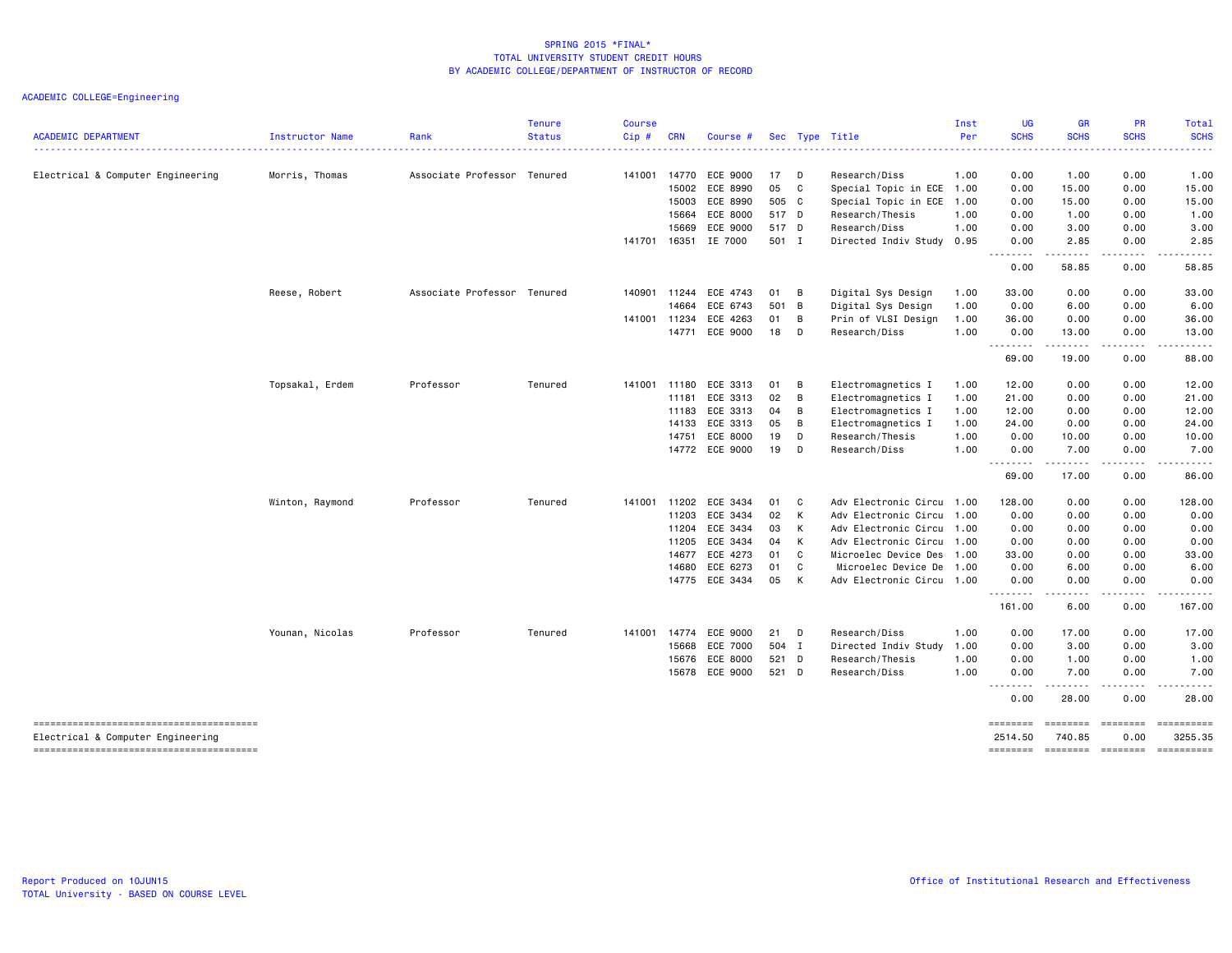SPRING 2015 *FINAL*
TOTAL UNIVERSITY STUDENT CREDIT HOURS
BY ACADEMIC COLLEGE/DEPARTMENT OF INSTRUCTOR OF RECORD

ACADEMIC COLLEGE=Engineering

| ACADEMIC DEPARTMENT | Instructor Name | Rank | Tenure Status | Course Cip # | CRN | Course # | Sec | Type | Title | Inst Per | UG SCHS | GR SCHS | PR SCHS | Total SCHS |
|---|---|---|---|---|---|---|---|---|---|---|---|---|---|---|
| Electrical & Computer Engineering | Morris, Thomas | Associate Professor | Tenured | 141001 | 14770 | ECE 9000 | 17 | D | Research/Diss | 1.00 | 0.00 | 1.00 | 0.00 | 1.00 |
| | | | | | 15002 | ECE 8990 | 05 | C | Special Topic in ECE | 1.00 | 0.00 | 15.00 | 0.00 | 15.00 |
| | | | | | 15003 | ECE 8990 | 505 | C | Special Topic in ECE | 1.00 | 0.00 | 15.00 | 0.00 | 15.00 |
| | | | | | 15664 | ECE 8000 | 517 | D | Research/Thesis | 1.00 | 0.00 | 1.00 | 0.00 | 1.00 |
| | | | | | 15669 | ECE 9000 | 517 | D | Research/Diss | 1.00 | 0.00 | 3.00 | 0.00 | 3.00 |
| | | | | 141701 | 16351 | IE 7000 | 501 | I | Directed Indiv Study | 0.95 | 0.00 | 2.85 | 0.00 | 2.85 |
| | | | | | | | | | | | 0.00 | 58.85 | 0.00 | 58.85 |
| | Reese, Robert | Associate Professor | Tenured | 140901 | 11244 | ECE 4743 | 01 | B | Digital Sys Design | 1.00 | 33.00 | 0.00 | 0.00 | 33.00 |
| | | | | | 14664 | ECE 6743 | 501 | B | Digital Sys Design | 1.00 | 0.00 | 6.00 | 0.00 | 6.00 |
| | | | | 141001 | 11234 | ECE 4263 | 01 | B | Prin of VLSI Design | 1.00 | 36.00 | 0.00 | 0.00 | 36.00 |
| | | | | | 14771 | ECE 9000 | 18 | D | Research/Diss | 1.00 | 0.00 | 13.00 | 0.00 | 13.00 |
| | | | | | | | | | | | 69.00 | 19.00 | 0.00 | 88.00 |
| | Topsakal, Erdem | Professor | Tenured | 141001 | 11180 | ECE 3313 | 01 | B | Electromagnetics I | 1.00 | 12.00 | 0.00 | 0.00 | 12.00 |
| | | | | | 11181 | ECE 3313 | 02 | B | Electromagnetics I | 1.00 | 21.00 | 0.00 | 0.00 | 21.00 |
| | | | | | 11183 | ECE 3313 | 04 | B | Electromagnetics I | 1.00 | 12.00 | 0.00 | 0.00 | 12.00 |
| | | | | | 14133 | ECE 3313 | 05 | B | Electromagnetics I | 1.00 | 24.00 | 0.00 | 0.00 | 24.00 |
| | | | | | 14751 | ECE 8000 | 19 | D | Research/Thesis | 1.00 | 0.00 | 10.00 | 0.00 | 10.00 |
| | | | | | 14772 | ECE 9000 | 19 | D | Research/Diss | 1.00 | 0.00 | 7.00 | 0.00 | 7.00 |
| | | | | | | | | | | | 69.00 | 17.00 | 0.00 | 86.00 |
| | Winton, Raymond | Professor | Tenured | 141001 | 11202 | ECE 3434 | 01 | C | Adv Electronic Circu | 1.00 | 128.00 | 0.00 | 0.00 | 128.00 |
| | | | | | 11203 | ECE 3434 | 02 | K | Adv Electronic Circu | 1.00 | 0.00 | 0.00 | 0.00 | 0.00 |
| | | | | | 11204 | ECE 3434 | 03 | K | Adv Electronic Circu | 1.00 | 0.00 | 0.00 | 0.00 | 0.00 |
| | | | | | 11205 | ECE 3434 | 04 | K | Adv Electronic Circu | 1.00 | 0.00 | 0.00 | 0.00 | 0.00 |
| | | | | | 14677 | ECE 4273 | 01 | C | Microelec Device Des | 1.00 | 33.00 | 0.00 | 0.00 | 33.00 |
| | | | | | 14680 | ECE 6273 | 01 | C | Microelec Device De | 1.00 | 0.00 | 6.00 | 0.00 | 6.00 |
| | | | | | 14775 | ECE 3434 | 05 | K | Adv Electronic Circu | 1.00 | 0.00 | 0.00 | 0.00 | 0.00 |
| | | | | | | | | | | | 161.00 | 6.00 | 0.00 | 167.00 |
| | Younan, Nicolas | Professor | Tenured | 141001 | 14774 | ECE 9000 | 21 | D | Research/Diss | 1.00 | 0.00 | 17.00 | 0.00 | 17.00 |
| | | | | | 15668 | ECE 7000 | 504 | I | Directed Indiv Study | 1.00 | 0.00 | 3.00 | 0.00 | 3.00 |
| | | | | | 15676 | ECE 8000 | 521 | D | Research/Thesis | 1.00 | 0.00 | 1.00 | 0.00 | 1.00 |
| | | | | | 15678 | ECE 9000 | 521 | D | Research/Diss | 1.00 | 0.00 | 7.00 | 0.00 | 7.00 |
| | | | | | | | | | | | 0.00 | 28.00 | 0.00 | 28.00 |
| Electrical & Computer Engineering | | | | | | | | | | | 2514.50 | 740.85 | 0.00 | 3255.35 |

Report Produced on 10JUN15
TOTAL University - BASED ON COURSE LEVEL

Office of Institutional Research and Effectiveness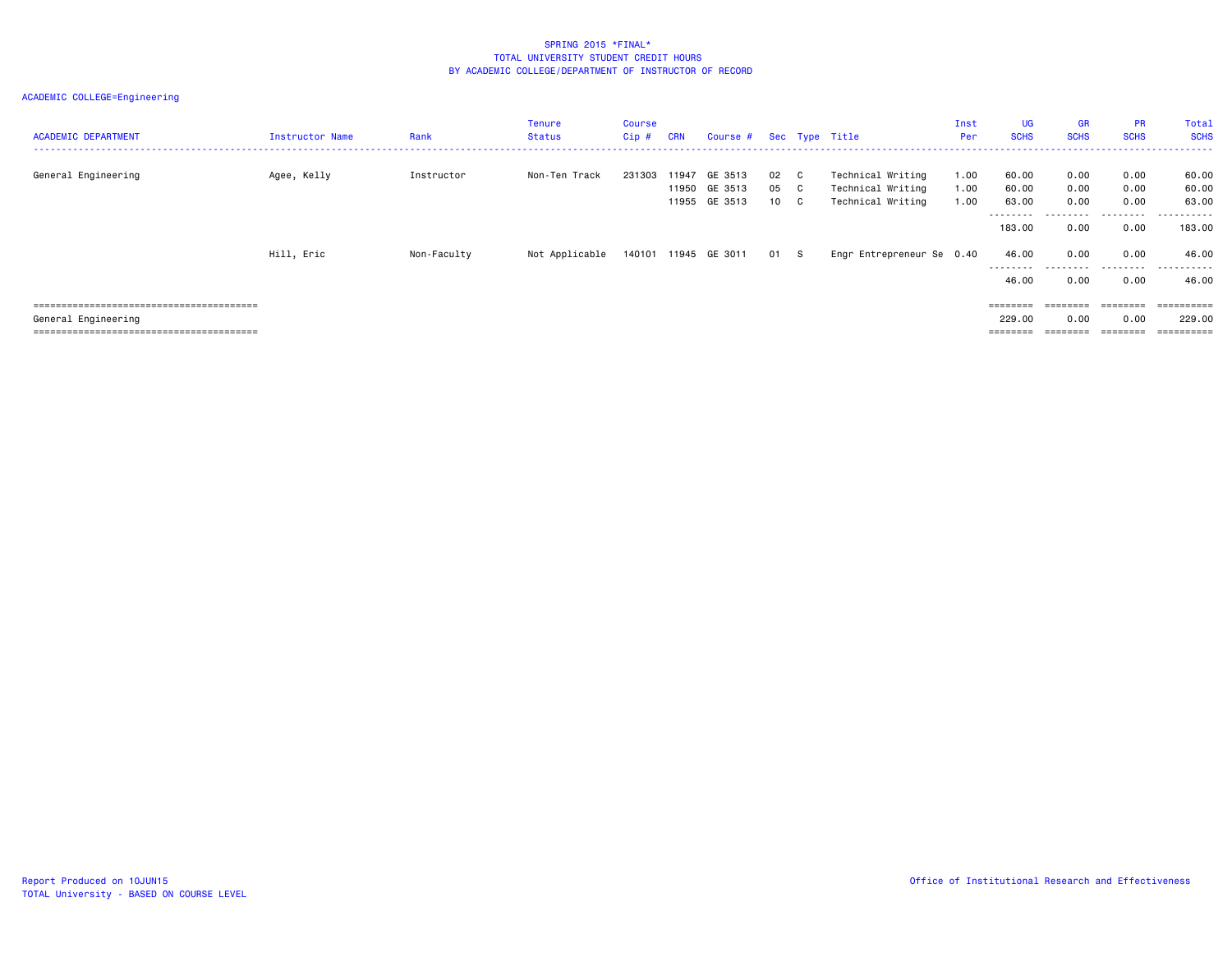SPRING 2015 *FINAL*
TOTAL UNIVERSITY STUDENT CREDIT HOURS
BY ACADEMIC COLLEGE/DEPARTMENT OF INSTRUCTOR OF RECORD

ACADEMIC COLLEGE=Engineering

| ACADEMIC DEPARTMENT | Instructor Name | Rank | Tenure Status | Course Cip # | CRN | Course # | Sec | Type | Title | Inst Per | UG SCHS | GR SCHS | PR SCHS | Total SCHS |
|---|---|---|---|---|---|---|---|---|---|---|---|---|---|---|
| General Engineering | Agee, Kelly | Instructor | Non-Ten Track | 231303 | 11947 | GE 3513 | 02 | C | Technical Writing | 1.00 | 60.00 | 0.00 | 0.00 | 60.00 |
| | | | | | 11950 | GE 3513 | 05 | C | Technical Writing | 1.00 | 60.00 | 0.00 | 0.00 | 60.00 |
| | | | | | 11955 | GE 3513 | 10 | C | Technical Writing | 1.00 | 63.00 | 0.00 | 0.00 | 63.00 |
| | | | | | | | | | | | 183.00 | 0.00 | 0.00 | 183.00 |
| | Hill, Eric | Non-Faculty | Not Applicable | 140101 | 11945 | GE 3011 | 01 | S | Engr Entrepreneur Se | 0.40 | 46.00 | 0.00 | 0.00 | 46.00 |
| | | | | | | | | | | | 46.00 | 0.00 | 0.00 | 46.00 |
| General Engineering | | | | | | | | | | | 229.00 | 0.00 | 0.00 | 229.00 |

Report Produced on 10JUN15
TOTAL University - BASED ON COURSE LEVEL

Office of Institutional Research and Effectiveness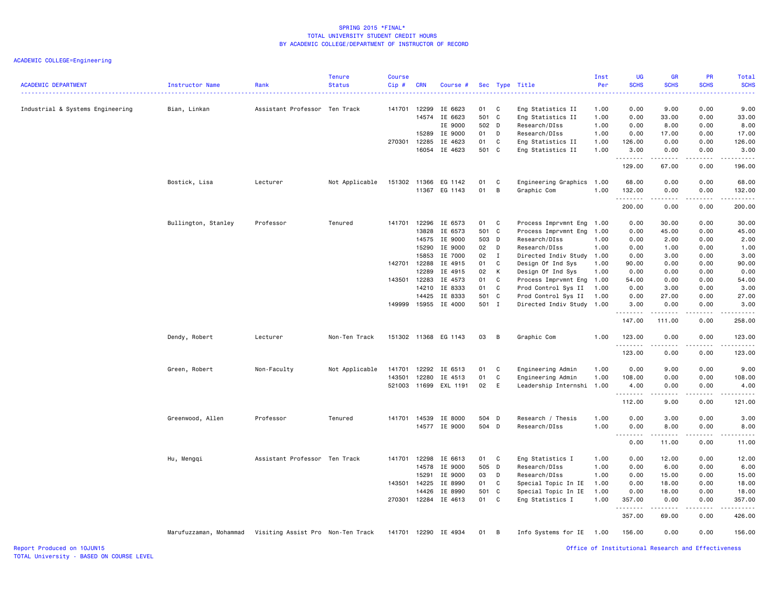SPRING 2015 *FINAL*
TOTAL UNIVERSITY STUDENT CREDIT HOURS
BY ACADEMIC COLLEGE/DEPARTMENT OF INSTRUCTOR OF RECORD

ACADEMIC COLLEGE=Engineering

| ACADEMIC DEPARTMENT | Instructor Name | Rank | Tenure Status | Course Cip # | CRN | Course # | Sec | Type | Title | Inst Per | UG SCHS | GR SCHS | PR SCHS | Total SCHS |
|---|---|---|---|---|---|---|---|---|---|---|---|---|---|---|
| Industrial & Systems Engineering | Bian, Linkan | Assistant Professor | Ten Track | 141701 | 12299 | IE 6623 | 01 | C | Eng Statistics II | 1.00 | 0.00 | 9.00 | 0.00 | 9.00 |
| | | | | | 14574 | IE 6623 | 501 | C | Eng Statistics II | 1.00 | 0.00 | 33.00 | 0.00 | 33.00 |
| | | | | | | IE 9000 | 502 | D | Research/DIss | 1.00 | 0.00 | 8.00 | 0.00 | 8.00 |
| | | | | | 15289 | IE 9000 | 01 | D | Research/DIss | 1.00 | 0.00 | 17.00 | 0.00 | 17.00 |
| | | | | 270301 | 12285 | IE 4623 | 01 | C | Eng Statistics II | 1.00 | 126.00 | 0.00 | 0.00 | 126.00 |
| | | | | | 16054 | IE 4623 | 501 | C | Eng Statistics II | 1.00 | 3.00 | 0.00 | 0.00 | 3.00 |
| | | | | | | | | | | | 129.00 | 67.00 | 0.00 | 196.00 |
| | Bostick, Lisa | Lecturer | Not Applicable | 151302 | 11366 | EG 1142 | 01 | C | Engineering Graphics | 1.00 | 68.00 | 0.00 | 0.00 | 68.00 |
| | | | | | 11367 | EG 1143 | 01 | B | Graphic Com | 1.00 | 132.00 | 0.00 | 0.00 | 132.00 |
| | | | | | | | | | | | 200.00 | 0.00 | 0.00 | 200.00 |
| | Bullington, Stanley | Professor | Tenured | 141701 | 12296 | IE 6573 | 01 | C | Process Imprvmnt Eng | 1.00 | 0.00 | 30.00 | 0.00 | 30.00 |
| | | | | | 13828 | IE 6573 | 501 | C | Process Imprvmnt Eng | 1.00 | 0.00 | 45.00 | 0.00 | 45.00 |
| | | | | | 14575 | IE 9000 | 503 | D | Research/DIss | 1.00 | 0.00 | 2.00 | 0.00 | 2.00 |
| | | | | | 15290 | IE 9000 | 02 | D | Research/DIss | 1.00 | 0.00 | 1.00 | 0.00 | 1.00 |
| | | | | | 15853 | IE 7000 | 02 | I | Directed Indiv Study | 1.00 | 0.00 | 3.00 | 0.00 | 3.00 |
| | | | | 142701 | 12288 | IE 4915 | 01 | C | Design Of Ind Sys | 1.00 | 90.00 | 0.00 | 0.00 | 90.00 |
| | | | | | 12289 | IE 4915 | 02 | K | Design Of Ind Sys | 1.00 | 0.00 | 0.00 | 0.00 | 0.00 |
| | | | | 143501 | 12283 | IE 4573 | 01 | C | Process Imprvmnt Eng | 1.00 | 54.00 | 0.00 | 0.00 | 54.00 |
| | | | | | 14210 | IE 8333 | 01 | C | Prod Control Sys II | 1.00 | 0.00 | 3.00 | 0.00 | 3.00 |
| | | | | | 14425 | IE 8333 | 501 | C | Prod Control Sys II | 1.00 | 0.00 | 27.00 | 0.00 | 27.00 |
| | | | | 149999 | 15955 | IE 4000 | 501 | I | Directed Indiv Study | 1.00 | 3.00 | 0.00 | 0.00 | 3.00 |
| | | | | | | | | | | | 147.00 | 111.00 | 0.00 | 258.00 |
| | Dendy, Robert | Lecturer | Non-Ten Track | 151302 | 11368 | EG 1143 | 03 | B | Graphic Com | 1.00 | 123.00 | 0.00 | 0.00 | 123.00 |
| | | | | | | | | | | | 123.00 | 0.00 | 0.00 | 123.00 |
| | Green, Robert | Non-Faculty | Not Applicable | 141701 | 12292 | IE 6513 | 01 | C | Engineering Admin | 1.00 | 0.00 | 9.00 | 0.00 | 9.00 |
| | | | | 143501 | 12280 | IE 4513 | 01 | C | Engineering Admin | 1.00 | 108.00 | 0.00 | 0.00 | 108.00 |
| | | | | 521003 | 11699 | EXL 1191 | 02 | E | Leadership Internshi | 1.00 | 4.00 | 0.00 | 0.00 | 4.00 |
| | | | | | | | | | | | 112.00 | 9.00 | 0.00 | 121.00 |
| | Greenwood, Allen | Professor | Tenured | 141701 | 14539 | IE 8000 | 504 | D | Research / Thesis | 1.00 | 0.00 | 3.00 | 0.00 | 3.00 |
| | | | | | 14577 | IE 9000 | 504 | D | Research/DIss | 1.00 | 0.00 | 8.00 | 0.00 | 8.00 |
| | | | | | | | | | | | 0.00 | 11.00 | 0.00 | 11.00 |
| | Hu, Mengqi | Assistant Professor | Ten Track | 141701 | 12298 | IE 6613 | 01 | C | Eng Statistics I | 1.00 | 0.00 | 12.00 | 0.00 | 12.00 |
| | | | | | 14578 | IE 9000 | 505 | D | Research/DIss | 1.00 | 0.00 | 6.00 | 0.00 | 6.00 |
| | | | | | 15291 | IE 9000 | 03 | D | Research/DIss | 1.00 | 0.00 | 15.00 | 0.00 | 15.00 |
| | | | | 143501 | 14225 | IE 8990 | 01 | C | Special Topic In IE | 1.00 | 0.00 | 18.00 | 0.00 | 18.00 |
| | | | | | 14426 | IE 8990 | 501 | C | Special Topic In IE | 1.00 | 0.00 | 18.00 | 0.00 | 18.00 |
| | | | | 270301 | 12284 | IE 4613 | 01 | C | Eng Statistics I | 1.00 | 357.00 | 0.00 | 0.00 | 357.00 |
| | | | | | | | | | | | 357.00 | 69.00 | 0.00 | 426.00 |
| | Marufuzzaman, Mohammad | Visiting Assist Pro | Non-Ten Track | 141701 | 12290 | IE 4934 | 01 | B | Info Systems for IE | 1.00 | 156.00 | 0.00 | 0.00 | 156.00 |

Report Produced on 10JUN15
TOTAL University - BASED ON COURSE LEVEL

Office of Institutional Research and Effectiveness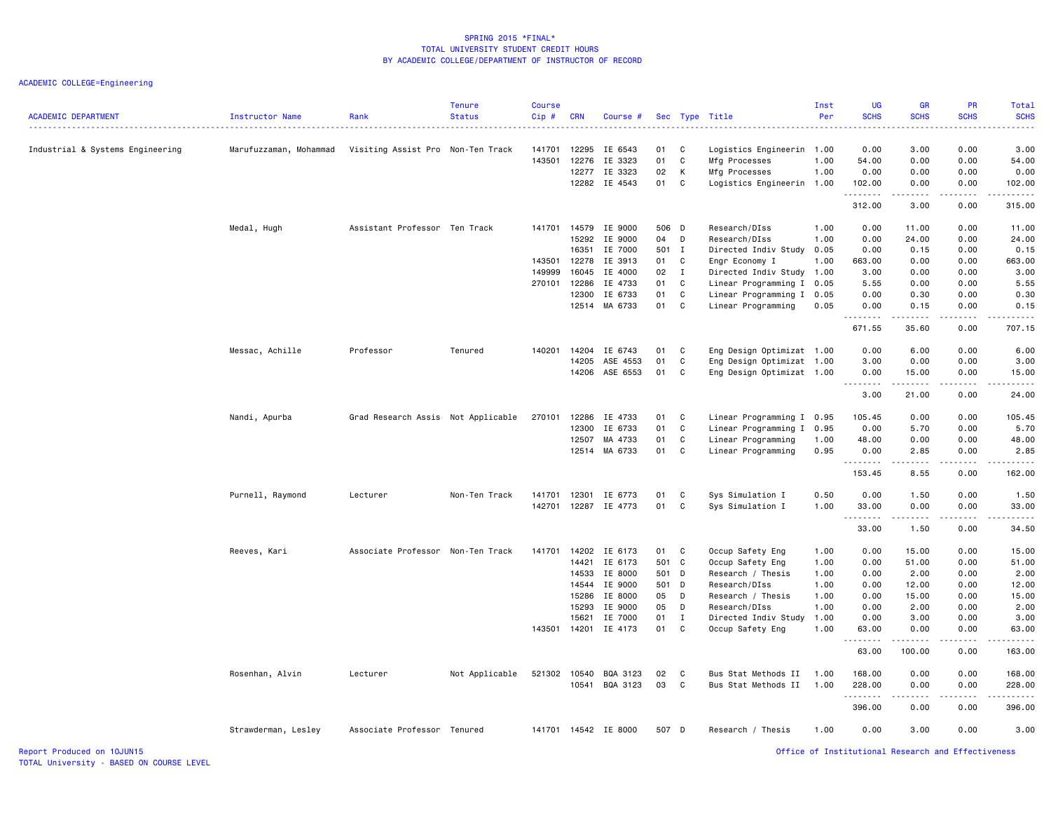SPRING 2015 *FINAL*
TOTAL UNIVERSITY STUDENT CREDIT HOURS
BY ACADEMIC COLLEGE/DEPARTMENT OF INSTRUCTOR OF RECORD

ACADEMIC COLLEGE=Engineering

| ACADEMIC DEPARTMENT | Instructor Name | Rank | Tenure Status | Course Cip # | CRN | Course # | Sec | Type | Title | Inst Per | UG SCHS | GR SCHS | PR SCHS | Total SCHS |
|---|---|---|---|---|---|---|---|---|---|---|---|---|---|---|
| Industrial & Systems Engineering | Marufuzzaman, Mohammad | Visiting Assist Pro | Non-Ten Track | 141701 | 12295 | IE 6543 | 01 | C | Logistics Engineerin | 1.00 | 0.00 | 3.00 | 0.00 | 3.00 |
| | | | | 143501 | 12276 | IE 3323 | 01 | C | Mfg Processes | 1.00 | 54.00 | 0.00 | 0.00 | 54.00 |
| | | | | | 12277 | IE 3323 | 02 | K | Mfg Processes | 1.00 | 0.00 | 0.00 | 0.00 | 0.00 |
| | | | | | 12282 | IE 4543 | 01 | C | Logistics Engineerin | 1.00 | 102.00 | 0.00 | 0.00 | 102.00 |
| | | | | | | | | | | | 312.00 | 3.00 | 0.00 | 315.00 |
| | Medal, Hugh | Assistant Professor | Ten Track | 141701 | 14579 | IE 9000 | 506 | D | Research/DIss | 1.00 | 0.00 | 11.00 | 0.00 | 11.00 |
| | | | | | 15292 | IE 9000 | 04 | D | Research/DIss | 1.00 | 0.00 | 24.00 | 0.00 | 24.00 |
| | | | | | 16351 | IE 7000 | 501 | I | Directed Indiv Study | 0.05 | 0.00 | 0.15 | 0.00 | 0.15 |
| | | | | 143501 | 12278 | IE 3913 | 01 | C | Engr Economy I | 1.00 | 663.00 | 0.00 | 0.00 | 663.00 |
| | | | | 149999 | 16045 | IE 4000 | 02 | I | Directed Indiv Study | 1.00 | 3.00 | 0.00 | 0.00 | 3.00 |
| | | | | 270101 | 12286 | IE 4733 | 01 | C | Linear Programming I | 0.05 | 5.55 | 0.00 | 0.00 | 5.55 |
| | | | | | 12300 | IE 6733 | 01 | C | Linear Programming I | 0.05 | 0.00 | 0.30 | 0.00 | 0.30 |
| | | | | | 12514 | MA 6733 | 01 | C | Linear Programming | 0.05 | 0.00 | 0.15 | 0.00 | 0.15 |
| | | | | | | | | | | | 671.55 | 35.60 | 0.00 | 707.15 |
| | Messac, Achille | Professor | Tenured | 140201 | 14204 | IE 6743 | 01 | C | Eng Design Optimizat | 1.00 | 0.00 | 6.00 | 0.00 | 6.00 |
| | | | | | 14205 | ASE 4553 | 01 | C | Eng Design Optimizat | 1.00 | 3.00 | 0.00 | 0.00 | 3.00 |
| | | | | | 14206 | ASE 6553 | 01 | C | Eng Design Optimizat | 1.00 | 0.00 | 15.00 | 0.00 | 15.00 |
| | | | | | | | | | | | 3.00 | 21.00 | 0.00 | 24.00 |
| | Nandi, Apurba | Grad Research Assis | Not Applicable | 270101 | 12286 | IE 4733 | 01 | C | Linear Programming I | 0.95 | 105.45 | 0.00 | 0.00 | 105.45 |
| | | | | | 12300 | IE 6733 | 01 | C | Linear Programming I | 0.95 | 0.00 | 5.70 | 0.00 | 5.70 |
| | | | | | 12507 | MA 4733 | 01 | C | Linear Programming | 1.00 | 48.00 | 0.00 | 0.00 | 48.00 |
| | | | | | 12514 | MA 6733 | 01 | C | Linear Programming | 0.95 | 0.00 | 2.85 | 0.00 | 2.85 |
| | | | | | | | | | | | 153.45 | 8.55 | 0.00 | 162.00 |
| | Purnell, Raymond | Lecturer | Non-Ten Track | 141701 | 12301 | IE 6773 | 01 | C | Sys Simulation I | 0.50 | 0.00 | 1.50 | 0.00 | 1.50 |
| | | | | 142701 | 12287 | IE 4773 | 01 | C | Sys Simulation I | 1.00 | 33.00 | 0.00 | 0.00 | 33.00 |
| | | | | | | | | | | | 33.00 | 1.50 | 0.00 | 34.50 |
| | Reeves, Kari | Associate Professor | Non-Ten Track | 141701 | 14202 | IE 6173 | 01 | C | Occup Safety Eng | 1.00 | 0.00 | 15.00 | 0.00 | 15.00 |
| | | | | | 14421 | IE 6173 | 501 | C | Occup Safety Eng | 1.00 | 0.00 | 51.00 | 0.00 | 51.00 |
| | | | | | 14533 | IE 8000 | 501 | D | Research / Thesis | 1.00 | 0.00 | 2.00 | 0.00 | 2.00 |
| | | | | | 14544 | IE 9000 | 501 | D | Research/DIss | 1.00 | 0.00 | 12.00 | 0.00 | 12.00 |
| | | | | | 15286 | IE 8000 | 05 | D | Research / Thesis | 1.00 | 0.00 | 15.00 | 0.00 | 15.00 |
| | | | | | 15293 | IE 9000 | 05 | D | Research/DIss | 1.00 | 0.00 | 2.00 | 0.00 | 2.00 |
| | | | | | 15621 | IE 7000 | 01 | I | Directed Indiv Study | 1.00 | 0.00 | 3.00 | 0.00 | 3.00 |
| | | | | 143501 | 14201 | IE 4173 | 01 | C | Occup Safety Eng | 1.00 | 63.00 | 0.00 | 0.00 | 63.00 |
| | | | | | | | | | | | 63.00 | 100.00 | 0.00 | 163.00 |
| | Rosenhan, Alvin | Lecturer | Not Applicable | 521302 | 10540 | BQA 3123 | 02 | C | Bus Stat Methods II | 1.00 | 168.00 | 0.00 | 0.00 | 168.00 |
| | | | | | 10541 | BQA 3123 | 03 | C | Bus Stat Methods II | 1.00 | 228.00 | 0.00 | 0.00 | 228.00 |
| | | | | | | | | | | | 396.00 | 0.00 | 0.00 | 396.00 |
| | Strawderman, Lesley | Associate Professor | Tenured | 141701 | 14542 | IE 8000 | 507 | D | Research / Thesis | 1.00 | 0.00 | 3.00 | 0.00 | 3.00 |

Report Produced on 10JUN15
TOTAL University - BASED ON COURSE LEVEL

Office of Institutional Research and Effectiveness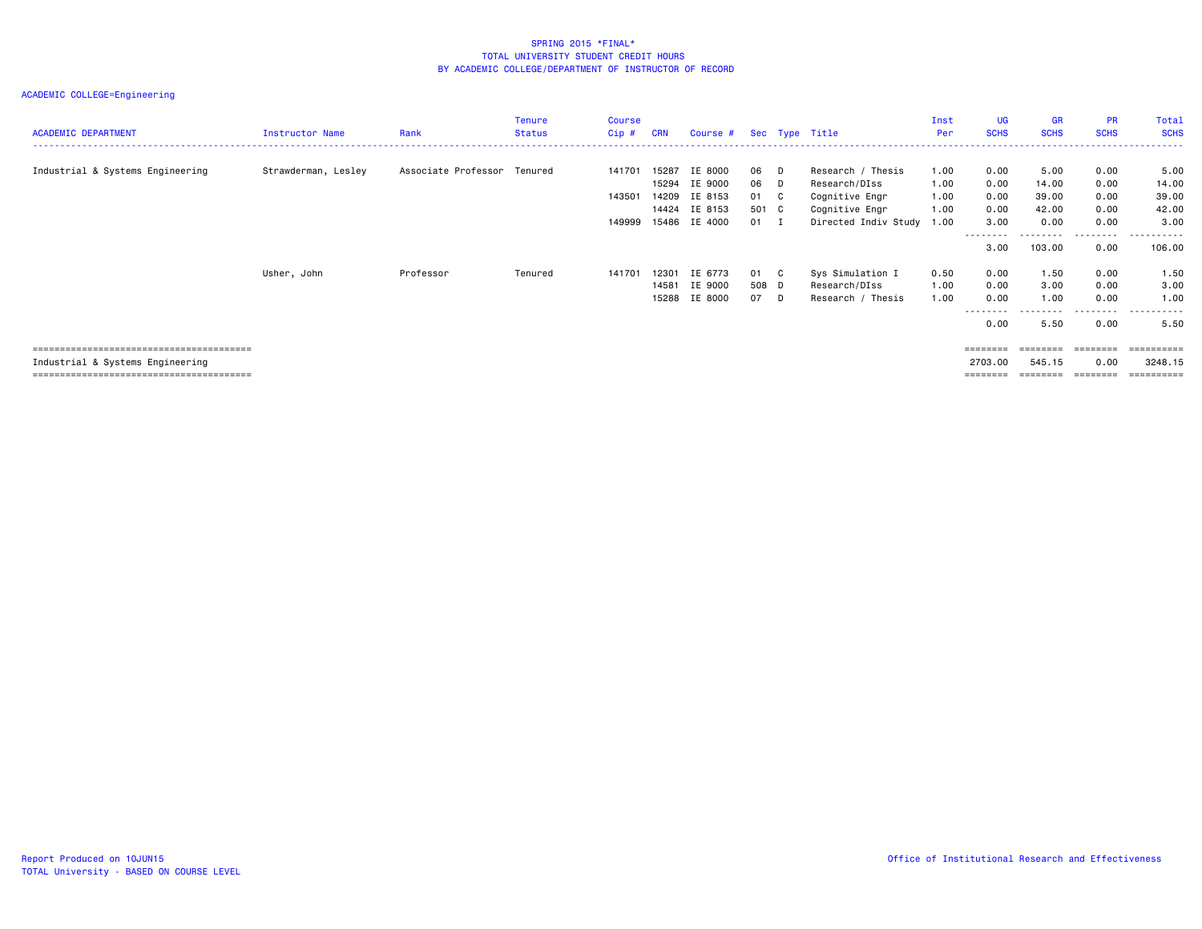# SPRING 2015 *FINAL*
## TOTAL UNIVERSITY STUDENT CREDIT HOURS
## BY ACADEMIC COLLEGE/DEPARTMENT OF INSTRUCTOR OF RECORD

ACADEMIC COLLEGE=Engineering

| ACADEMIC DEPARTMENT | Instructor Name | Rank | Tenure Status | Course Cip # | CRN | Course # | Sec | Type | Title | Inst Per | UG SCHS | GR SCHS | PR SCHS | Total SCHS |
|---|---|---|---|---|---|---|---|---|---|---|---|---|---|---|
| Industrial & Systems Engineering | Strawderman, Lesley | Associate Professor | Tenured | 141701 | 15287 | IE 8000 | 06 | D | Research / Thesis | 1.00 | 0.00 | 5.00 | 0.00 | 5.00 |
| | | | | | 15294 | IE 9000 | 06 | D | Research/DIss | 1.00 | 0.00 | 14.00 | 0.00 | 14.00 |
| | | | | 143501 | 14209 | IE 8153 | 01 | C | Cognitive Engr | 1.00 | 0.00 | 39.00 | 0.00 | 39.00 |
| | | | | | 14424 | IE 8153 | 501 | C | Cognitive Engr | 1.00 | 0.00 | 42.00 | 0.00 | 42.00 |
| | | | | 149999 | 15486 | IE 4000 | 01 | I | Directed Indiv Study | 1.00 | 3.00 | 0.00 | 0.00 | 3.00 |
| | | | | | | | | | | | 3.00 | 103.00 | 0.00 | 106.00 |
| | Usher, John | Professor | Tenured | 141701 | 12301 | IE 6773 | 01 | C | Sys Simulation I | 0.50 | 0.00 | 1.50 | 0.00 | 1.50 |
| | | | | | 14581 | IE 9000 | 508 | D | Research/DIss | 1.00 | 0.00 | 3.00 | 0.00 | 3.00 |
| | | | | | 15288 | IE 8000 | 07 | D | Research / Thesis | 1.00 | 0.00 | 1.00 | 0.00 | 1.00 |
| | | | | | | | | | | | 0.00 | 5.50 | 0.00 | 5.50 |
| Industrial & Systems Engineering | | | | | | | | | | | 2703.00 | 545.15 | 0.00 | 3248.15 |

Report Produced on 10JUN15
TOTAL University - BASED ON COURSE LEVEL

Office of Institutional Research and Effectiveness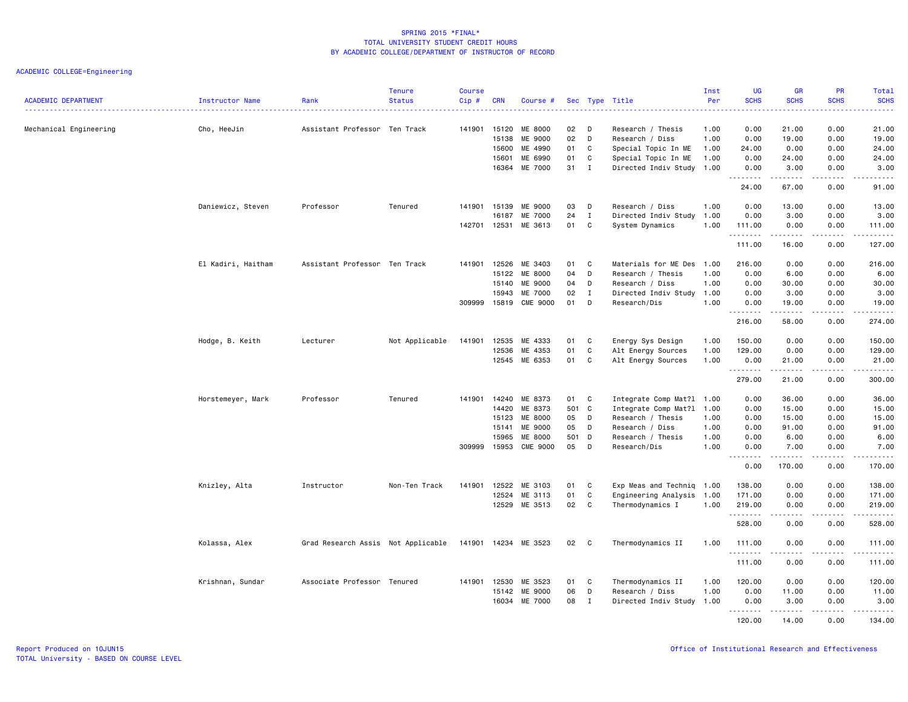SPRING 2015 *FINAL*
TOTAL UNIVERSITY STUDENT CREDIT HOURS
BY ACADEMIC COLLEGE/DEPARTMENT OF INSTRUCTOR OF RECORD

ACADEMIC COLLEGE=Engineering

| ACADEMIC DEPARTMENT | Instructor Name | Rank | Tenure Status | Course Cip # | CRN | Course # | Sec | Type | Title | Inst Per | UG SCHS | GR SCHS | PR SCHS | Total SCHS |
|---|---|---|---|---|---|---|---|---|---|---|---|---|---|---|
| Mechanical Engineering | Cho, HeeJin | Assistant Professor | Ten Track | 141901 | 15120 | ME 8000 | 02 | D | Research / Thesis | 1.00 | 0.00 | 21.00 | 0.00 | 21.00 |
| | | | | | 15138 | ME 9000 | 02 | D | Research / Diss | 1.00 | 0.00 | 19.00 | 0.00 | 19.00 |
| | | | | | 15600 | ME 4990 | 01 | C | Special Topic In ME | 1.00 | 24.00 | 0.00 | 0.00 | 24.00 |
| | | | | | 15601 | ME 6990 | 01 | C | Special Topic In ME | 1.00 | 0.00 | 24.00 | 0.00 | 24.00 |
| | | | | | 16364 | ME 7000 | 31 | I | Directed Indiv Study | 1.00 | 0.00 | 3.00 | 0.00 | 3.00 |
| | | | | | | | | | | | 24.00 | 67.00 | 0.00 | 91.00 |
| | Daniewicz, Steven | Professor | Tenured | 141901 | 15139 | ME 9000 | 03 | D | Research / Diss | 1.00 | 0.00 | 13.00 | 0.00 | 13.00 |
| | | | | | 16187 | ME 7000 | 24 | I | Directed Indiv Study | 1.00 | 0.00 | 3.00 | 0.00 | 3.00 |
| | | | | 142701 | 12531 | ME 3613 | 01 | C | System Dynamics | 1.00 | 111.00 | 0.00 | 0.00 | 111.00 |
| | | | | | | | | | | | 111.00 | 16.00 | 0.00 | 127.00 |
| | El Kadiri, Haitham | Assistant Professor | Ten Track | 141901 | 12526 | ME 3403 | 01 | C | Materials for ME Des | 1.00 | 216.00 | 0.00 | 0.00 | 216.00 |
| | | | | | 15122 | ME 8000 | 04 | D | Research / Thesis | 1.00 | 0.00 | 6.00 | 0.00 | 6.00 |
| | | | | | 15140 | ME 9000 | 04 | D | Research / Diss | 1.00 | 0.00 | 30.00 | 0.00 | 30.00 |
| | | | | | 15943 | ME 7000 | 02 | I | Directed Indiv Study | 1.00 | 0.00 | 3.00 | 0.00 | 3.00 |
| | | | | 309999 | 15819 | CME 9000 | 01 | D | Research/Dis | 1.00 | 0.00 | 19.00 | 0.00 | 19.00 |
| | | | | | | | | | | | 216.00 | 58.00 | 0.00 | 274.00 |
| | Hodge, B. Keith | Lecturer | Not Applicable | 141901 | 12535 | ME 4333 | 01 | C | Energy Sys Design | 1.00 | 150.00 | 0.00 | 0.00 | 150.00 |
| | | | | | 12536 | ME 4353 | 01 | C | Alt Energy Sources | 1.00 | 129.00 | 0.00 | 0.00 | 129.00 |
| | | | | | 12545 | ME 6353 | 01 | C | Alt Energy Sources | 1.00 | 0.00 | 21.00 | 0.00 | 21.00 |
| | | | | | | | | | | | 279.00 | 21.00 | 0.00 | 300.00 |
| | Horstemeyer, Mark | Professor | Tenured | 141901 | 14240 | ME 8373 | 01 | C | Integrate Comp Mat?l | 1.00 | 0.00 | 36.00 | 0.00 | 36.00 |
| | | | | | 14420 | ME 8373 | 501 | C | Integrate Comp Mat?l | 1.00 | 0.00 | 15.00 | 0.00 | 15.00 |
| | | | | | 15123 | ME 8000 | 05 | D | Research / Thesis | 1.00 | 0.00 | 15.00 | 0.00 | 15.00 |
| | | | | | 15141 | ME 9000 | 05 | D | Research / Diss | 1.00 | 0.00 | 91.00 | 0.00 | 91.00 |
| | | | | | 15965 | ME 8000 | 501 | D | Research / Thesis | 1.00 | 0.00 | 6.00 | 0.00 | 6.00 |
| | | | | 309999 | 15953 | CME 9000 | 05 | D | Research/Dis | 1.00 | 0.00 | 7.00 | 0.00 | 7.00 |
| | | | | | | | | | | | 0.00 | 170.00 | 0.00 | 170.00 |
| | Knizley, Alta | Instructor | Non-Ten Track | 141901 | 12522 | ME 3103 | 01 | C | Exp Meas and Techniq | 1.00 | 138.00 | 0.00 | 0.00 | 138.00 |
| | | | | | 12524 | ME 3113 | 01 | C | Engineering Analysis | 1.00 | 171.00 | 0.00 | 0.00 | 171.00 |
| | | | | | 12529 | ME 3513 | 02 | C | Thermodynamics I | 1.00 | 219.00 | 0.00 | 0.00 | 219.00 |
| | | | | | | | | | | | 528.00 | 0.00 | 0.00 | 528.00 |
| | Kolassa, Alex | Grad Research Assis | Not Applicable | 141901 | 14234 | ME 3523 | 02 | C | Thermodynamics II | 1.00 | 111.00 | 0.00 | 0.00 | 111.00 |
| | | | | | | | | | | | 111.00 | 0.00 | 0.00 | 111.00 |
| | Krishnan, Sundar | Associate Professor | Tenured | 141901 | 12530 | ME 3523 | 01 | C | Thermodynamics II | 1.00 | 120.00 | 0.00 | 0.00 | 120.00 |
| | | | | | 15142 | ME 9000 | 06 | D | Research / Diss | 1.00 | 0.00 | 11.00 | 0.00 | 11.00 |
| | | | | | 16034 | ME 7000 | 08 | I | Directed Indiv Study | 1.00 | 0.00 | 3.00 | 0.00 | 3.00 |
| | | | | | | | | | | | 120.00 | 14.00 | 0.00 | 134.00 |

Report Produced on 10JUN15
TOTAL University - BASED ON COURSE LEVEL

Office of Institutional Research and Effectiveness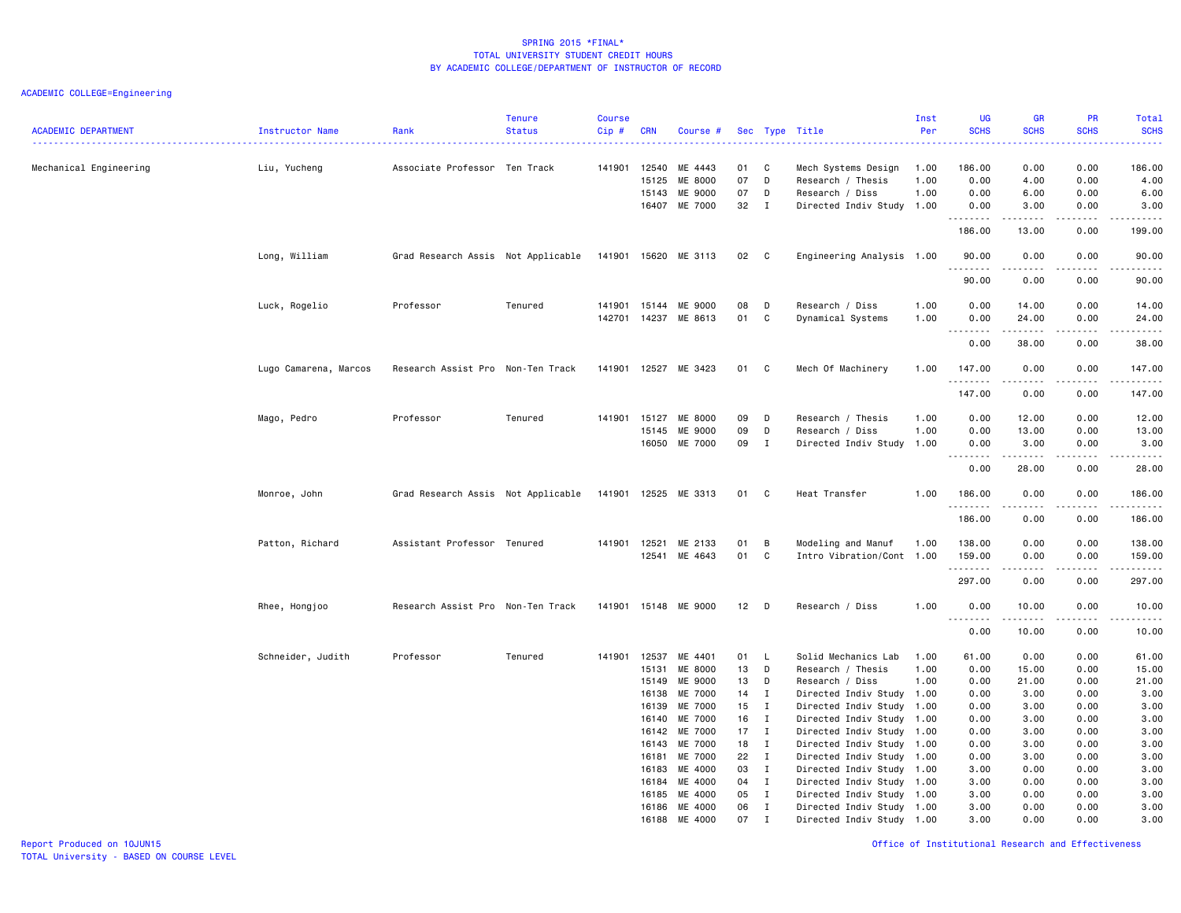SPRING 2015 *FINAL*
TOTAL UNIVERSITY STUDENT CREDIT HOURS
BY ACADEMIC COLLEGE/DEPARTMENT OF INSTRUCTOR OF RECORD

ACADEMIC COLLEGE=Engineering

| ACADEMIC DEPARTMENT | Instructor Name | Rank | Tenure Status | Course Cip # | CRN | Course # | Sec | Type | Title | Inst Per | UG SCHS | GR SCHS | PR SCHS | Total SCHS |
|---|---|---|---|---|---|---|---|---|---|---|---|---|---|---|
| Mechanical Engineering | Liu, Yucheng | Associate Professor | Ten Track | 141901 | 12540 | ME 4443 | 01 | C | Mech Systems Design | 1.00 | 186.00 | 0.00 | 0.00 | 186.00 |
| | | | | | 15125 | ME 8000 | 07 | D | Research / Thesis | 1.00 | 0.00 | 4.00 | 0.00 | 4.00 |
| | | | | | 15143 | ME 9000 | 07 | D | Research / Diss | 1.00 | 0.00 | 6.00 | 0.00 | 6.00 |
| | | | | | 16407 | ME 7000 | 32 | I | Directed Indiv Study | 1.00 | 0.00 | 3.00 | 0.00 | 3.00 |
| | | | | | | | | | | | 186.00 | 13.00 | 0.00 | 199.00 |
| | Long, William | Grad Research Assis | Not Applicable | 141901 | 15620 | ME 3113 | 02 | C | Engineering Analysis | 1.00 | 90.00 | 0.00 | 0.00 | 90.00 |
| | | | | | | | | | | | 90.00 | 0.00 | 0.00 | 90.00 |
| | Luck, Rogelio | Professor | Tenured | 141901 | 15144 | ME 9000 | 08 | D | Research / Diss | 1.00 | 0.00 | 14.00 | 0.00 | 14.00 |
| | | | | 142701 | 14237 | ME 8613 | 01 | C | Dynamical Systems | 1.00 | 0.00 | 24.00 | 0.00 | 24.00 |
| | | | | | | | | | | | 0.00 | 38.00 | 0.00 | 38.00 |
| | Lugo Camarena, Marcos | Research Assist Pro | Non-Ten Track | 141901 | 12527 | ME 3423 | 01 | C | Mech Of Machinery | 1.00 | 147.00 | 0.00 | 0.00 | 147.00 |
| | | | | | | | | | | | 147.00 | 0.00 | 0.00 | 147.00 |
| | Mago, Pedro | Professor | Tenured | 141901 | 15127 | ME 8000 | 09 | D | Research / Thesis | 1.00 | 0.00 | 12.00 | 0.00 | 12.00 |
| | | | | | 15145 | ME 9000 | 09 | D | Research / Diss | 1.00 | 0.00 | 13.00 | 0.00 | 13.00 |
| | | | | | 16050 | ME 7000 | 09 | I | Directed Indiv Study | 1.00 | 0.00 | 3.00 | 0.00 | 3.00 |
| | | | | | | | | | | | 0.00 | 28.00 | 0.00 | 28.00 |
| | Monroe, John | Grad Research Assis | Not Applicable | 141901 | 12525 | ME 3313 | 01 | C | Heat Transfer | 1.00 | 186.00 | 0.00 | 0.00 | 186.00 |
| | | | | | | | | | | | 186.00 | 0.00 | 0.00 | 186.00 |
| | Patton, Richard | Assistant Professor | Tenured | 141901 | 12521 | ME 2133 | 01 | B | Modeling and Manuf | 1.00 | 138.00 | 0.00 | 0.00 | 138.00 |
| | | | | | 12541 | ME 4643 | 01 | C | Intro Vibration/Cont | 1.00 | 159.00 | 0.00 | 0.00 | 159.00 |
| | | | | | | | | | | | 297.00 | 0.00 | 0.00 | 297.00 |
| | Rhee, Hongjoo | Research Assist Pro | Non-Ten Track | 141901 | 15148 | ME 9000 | 12 | D | Research / Diss | 1.00 | 0.00 | 10.00 | 0.00 | 10.00 |
| | | | | | | | | | | | 0.00 | 10.00 | 0.00 | 10.00 |
| | Schneider, Judith | Professor | Tenured | 141901 | 12537 | ME 4401 | 01 | L | Solid Mechanics Lab | 1.00 | 61.00 | 0.00 | 0.00 | 61.00 |
| | | | | | 15131 | ME 8000 | 13 | D | Research / Thesis | 1.00 | 0.00 | 15.00 | 0.00 | 15.00 |
| | | | | | 15149 | ME 9000 | 13 | D | Research / Diss | 1.00 | 0.00 | 21.00 | 0.00 | 21.00 |
| | | | | | 16138 | ME 7000 | 14 | I | Directed Indiv Study | 1.00 | 0.00 | 3.00 | 0.00 | 3.00 |
| | | | | | 16139 | ME 7000 | 15 | I | Directed Indiv Study | 1.00 | 0.00 | 3.00 | 0.00 | 3.00 |
| | | | | | 16140 | ME 7000 | 16 | I | Directed Indiv Study | 1.00 | 0.00 | 3.00 | 0.00 | 3.00 |
| | | | | | 16142 | ME 7000 | 17 | I | Directed Indiv Study | 1.00 | 0.00 | 3.00 | 0.00 | 3.00 |
| | | | | | 16143 | ME 7000 | 18 | I | Directed Indiv Study | 1.00 | 0.00 | 3.00 | 0.00 | 3.00 |
| | | | | | 16181 | ME 7000 | 22 | I | Directed Indiv Study | 1.00 | 0.00 | 3.00 | 0.00 | 3.00 |
| | | | | | 16183 | ME 4000 | 03 | I | Directed Indiv Study | 1.00 | 3.00 | 0.00 | 0.00 | 3.00 |
| | | | | | 16184 | ME 4000 | 04 | I | Directed Indiv Study | 1.00 | 3.00 | 0.00 | 0.00 | 3.00 |
| | | | | | 16185 | ME 4000 | 05 | I | Directed Indiv Study | 1.00 | 3.00 | 0.00 | 0.00 | 3.00 |
| | | | | | 16186 | ME 4000 | 06 | I | Directed Indiv Study | 1.00 | 3.00 | 0.00 | 0.00 | 3.00 |
| | | | | | 16188 | ME 4000 | 07 | I | Directed Indiv Study | 1.00 | 3.00 | 0.00 | 0.00 | 3.00 |

Report Produced on 10JUN15
TOTAL University - BASED ON COURSE LEVEL

Office of Institutional Research and Effectiveness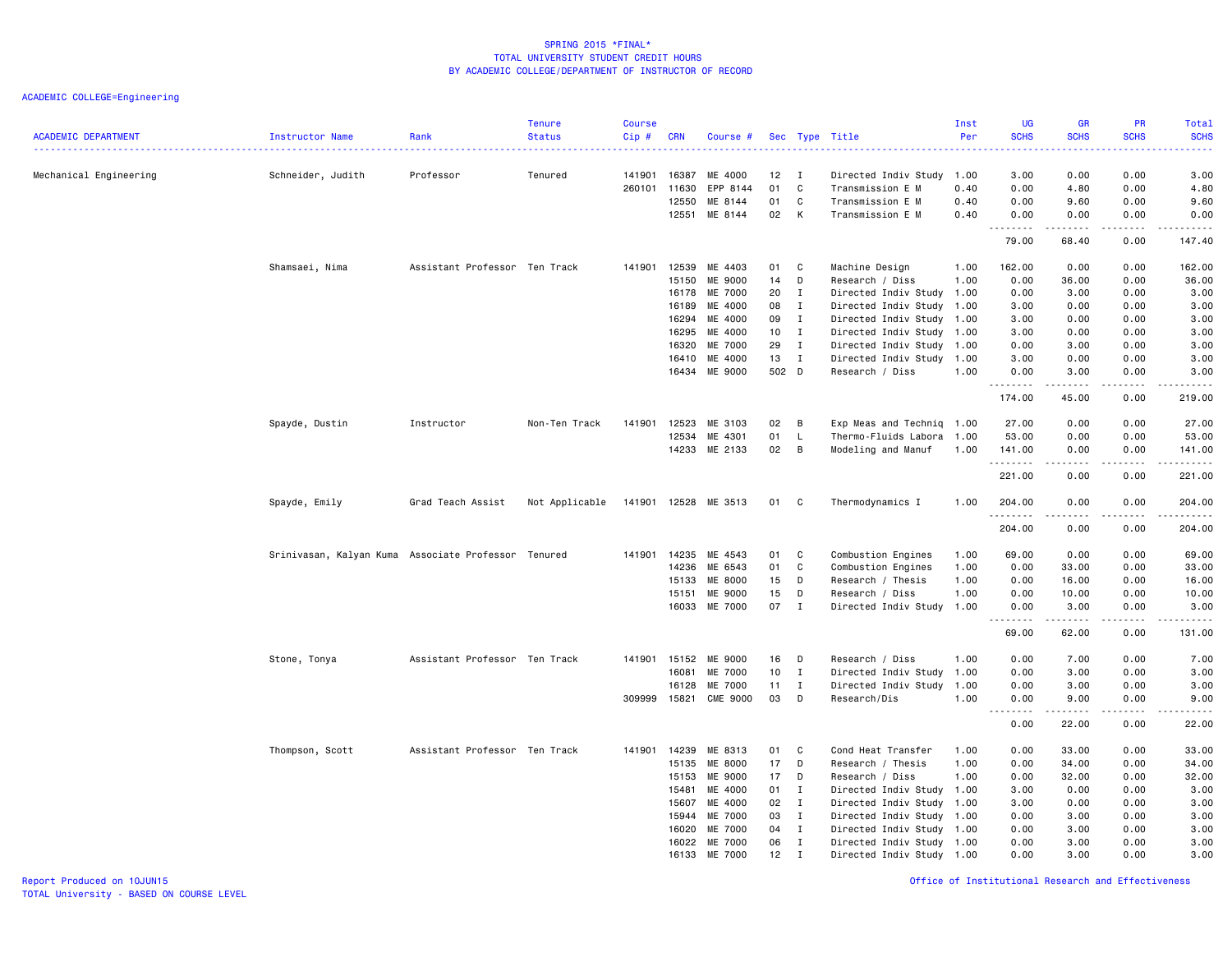SPRING 2015 *FINAL*
TOTAL UNIVERSITY STUDENT CREDIT HOURS
BY ACADEMIC COLLEGE/DEPARTMENT OF INSTRUCTOR OF RECORD

ACADEMIC COLLEGE=Engineering

| ACADEMIC DEPARTMENT | Instructor Name | Rank | Tenure Status | Course Cip # | CRN | Course # | Sec | Type | Title | Inst Per | UG SCHS | GR SCHS | PR SCHS | Total SCHS |
|---|---|---|---|---|---|---|---|---|---|---|---|---|---|---|
| Mechanical Engineering | Schneider, Judith | Professor | Tenured | 141901 | 16387 | ME 4000 | 12 | I | Directed Indiv Study | 1.00 | 3.00 | 0.00 | 0.00 | 3.00 |
| | | | | 260101 | 11630 | EPP 8144 | 01 | C | Transmission E M | 0.40 | 0.00 | 4.80 | 0.00 | 4.80 |
| | | | | | 12550 | ME 8144 | 01 | C | Transmission E M | 0.40 | 0.00 | 9.60 | 0.00 | 9.60 |
| | | | | | 12551 | ME 8144 | 02 | K | Transmission E M | 0.40 | 0.00 | 0.00 | 0.00 | 0.00 |
| | | | | | | | | | | | 79.00 | 68.40 | 0.00 | 147.40 |
| | Shamsaei, Nima | Assistant Professor | Ten Track | 141901 | 12539 | ME 4403 | 01 | C | Machine Design | 1.00 | 162.00 | 0.00 | 0.00 | 162.00 |
| | | | | | 15150 | ME 9000 | 14 | D | Research / Diss | 1.00 | 0.00 | 36.00 | 0.00 | 36.00 |
| | | | | | 16178 | ME 7000 | 20 | I | Directed Indiv Study | 1.00 | 0.00 | 3.00 | 0.00 | 3.00 |
| | | | | | 16189 | ME 4000 | 08 | I | Directed Indiv Study | 1.00 | 3.00 | 0.00 | 0.00 | 3.00 |
| | | | | | 16294 | ME 4000 | 09 | I | Directed Indiv Study | 1.00 | 3.00 | 0.00 | 0.00 | 3.00 |
| | | | | | 16295 | ME 4000 | 10 | I | Directed Indiv Study | 1.00 | 3.00 | 0.00 | 0.00 | 3.00 |
| | | | | | 16320 | ME 7000 | 29 | I | Directed Indiv Study | 1.00 | 0.00 | 3.00 | 0.00 | 3.00 |
| | | | | | 16410 | ME 4000 | 13 | I | Directed Indiv Study | 1.00 | 3.00 | 0.00 | 0.00 | 3.00 |
| | | | | | 16434 | ME 9000 | 502 | D | Research / Diss | 1.00 | 0.00 | 3.00 | 0.00 | 3.00 |
| | | | | | | | | | | | 174.00 | 45.00 | 0.00 | 219.00 |
| | Spayde, Dustin | Instructor | Non-Ten Track | 141901 | 12523 | ME 3103 | 02 | B | Exp Meas and Techniq | 1.00 | 27.00 | 0.00 | 0.00 | 27.00 |
| | | | | | 12534 | ME 4301 | 01 | L | Thermo-Fluids Labora | 1.00 | 53.00 | 0.00 | 0.00 | 53.00 |
| | | | | | 14233 | ME 2133 | 02 | B | Modeling and Manuf | 1.00 | 141.00 | 0.00 | 0.00 | 141.00 |
| | | | | | | | | | | | 221.00 | 0.00 | 0.00 | 221.00 |
| | Spayde, Emily | Grad Teach Assist | Not Applicable | 141901 | 12528 | ME 3513 | 01 | C | Thermodynamics I | 1.00 | 204.00 | 0.00 | 0.00 | 204.00 |
| | | | | | | | | | | | 204.00 | 0.00 | 0.00 | 204.00 |
| | Srinivasan, Kalyan Kuma | Associate Professor | Tenured | 141901 | 14235 | ME 4543 | 01 | C | Combustion Engines | 1.00 | 69.00 | 0.00 | 0.00 | 69.00 |
| | | | | | 14236 | ME 6543 | 01 | C | Combustion Engines | 1.00 | 0.00 | 33.00 | 0.00 | 33.00 |
| | | | | | 15133 | ME 8000 | 15 | D | Research / Thesis | 1.00 | 0.00 | 16.00 | 0.00 | 16.00 |
| | | | | | 15151 | ME 9000 | 15 | D | Research / Diss | 1.00 | 0.00 | 10.00 | 0.00 | 10.00 |
| | | | | | 16033 | ME 7000 | 07 | I | Directed Indiv Study | 1.00 | 0.00 | 3.00 | 0.00 | 3.00 |
| | | | | | | | | | | | 69.00 | 62.00 | 0.00 | 131.00 |
| | Stone, Tonya | Assistant Professor | Ten Track | 141901 | 15152 | ME 9000 | 16 | D | Research / Diss | 1.00 | 0.00 | 7.00 | 0.00 | 7.00 |
| | | | | | 16081 | ME 7000 | 10 | I | Directed Indiv Study | 1.00 | 0.00 | 3.00 | 0.00 | 3.00 |
| | | | | | 16128 | ME 7000 | 11 | I | Directed Indiv Study | 1.00 | 0.00 | 3.00 | 0.00 | 3.00 |
| | | | | 309999 | 15821 | CME 9000 | 03 | D | Research/Dis | 1.00 | 0.00 | 9.00 | 0.00 | 9.00 |
| | | | | | | | | | | | 0.00 | 22.00 | 0.00 | 22.00 |
| | Thompson, Scott | Assistant Professor | Ten Track | 141901 | 14239 | ME 8313 | 01 | C | Cond Heat Transfer | 1.00 | 0.00 | 33.00 | 0.00 | 33.00 |
| | | | | | 15135 | ME 8000 | 17 | D | Research / Thesis | 1.00 | 0.00 | 34.00 | 0.00 | 34.00 |
| | | | | | 15153 | ME 9000 | 17 | D | Research / Diss | 1.00 | 0.00 | 32.00 | 0.00 | 32.00 |
| | | | | | 15481 | ME 4000 | 01 | I | Directed Indiv Study | 1.00 | 3.00 | 0.00 | 0.00 | 3.00 |
| | | | | | 15607 | ME 4000 | 02 | I | Directed Indiv Study | 1.00 | 3.00 | 0.00 | 0.00 | 3.00 |
| | | | | | 15944 | ME 7000 | 03 | I | Directed Indiv Study | 1.00 | 0.00 | 3.00 | 0.00 | 3.00 |
| | | | | | 16020 | ME 7000 | 04 | I | Directed Indiv Study | 1.00 | 0.00 | 3.00 | 0.00 | 3.00 |
| | | | | | 16022 | ME 7000 | 06 | I | Directed Indiv Study | 1.00 | 0.00 | 3.00 | 0.00 | 3.00 |
| | | | | | 16133 | ME 7000 | 12 | I | Directed Indiv Study | 1.00 | 0.00 | 3.00 | 0.00 | 3.00 |

Report Produced on 10JUN15
TOTAL University - BASED ON COURSE LEVEL
Office of Institutional Research and Effectiveness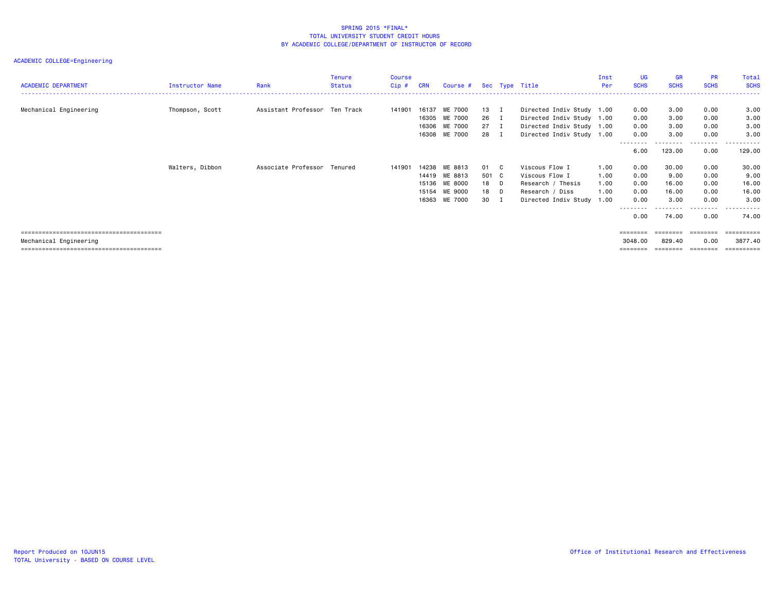SPRING 2015 *FINAL*
TOTAL UNIVERSITY STUDENT CREDIT HOURS
BY ACADEMIC COLLEGE/DEPARTMENT OF INSTRUCTOR OF RECORD

ACADEMIC COLLEGE=Engineering

| ACADEMIC DEPARTMENT | Instructor Name | Rank | Tenure Status | Course Cip # | CRN | Course # | Sec | Type | Title | Inst Per | UG SCHS | GR SCHS | PR SCHS | Total SCHS |
|---|---|---|---|---|---|---|---|---|---|---|---|---|---|---|
| Mechanical Engineering | Thompson, Scott | Assistant Professor | Ten Track | 141901 | 16137 | ME 7000 | 13 | I | Directed Indiv Study | 1.00 | 0.00 | 3.00 | 0.00 | 3.00 |
| | | | | | 16305 | ME 7000 | 26 | I | Directed Indiv Study | 1.00 | 0.00 | 3.00 | 0.00 | 3.00 |
| | | | | | 16306 | ME 7000 | 27 | I | Directed Indiv Study | 1.00 | 0.00 | 3.00 | 0.00 | 3.00 |
| | | | | | 16308 | ME 7000 | 28 | I | Directed Indiv Study | 1.00 | 0.00 | 3.00 | 0.00 | 3.00 |
| | | | | | | | | | | | 6.00 | 123.00 | 0.00 | 129.00 |
| | Walters, Dibbon | Associate Professor | Tenured | 141901 | 14238 | ME 8813 | 01 | C | Viscous Flow I | 1.00 | 0.00 | 30.00 | 0.00 | 30.00 |
| | | | | | 14419 | ME 8813 | 501 | C | Viscous Flow I | 1.00 | 0.00 | 9.00 | 0.00 | 9.00 |
| | | | | | 15136 | ME 8000 | 18 | D | Research / Thesis | 1.00 | 0.00 | 16.00 | 0.00 | 16.00 |
| | | | | | 15154 | ME 9000 | 18 | D | Research / Diss | 1.00 | 0.00 | 16.00 | 0.00 | 16.00 |
| | | | | | 16363 | ME 7000 | 30 | I | Directed Indiv Study | 1.00 | 0.00 | 3.00 | 0.00 | 3.00 |
| | | | | | | | | | | | 0.00 | 74.00 | 0.00 | 74.00 |
| Mechanical Engineering | | | | | | | | | | | 3048.00 | 829.40 | 0.00 | 3877.40 |

Report Produced on 10JUN15
TOTAL University - BASED ON COURSE LEVEL

Office of Institutional Research and Effectiveness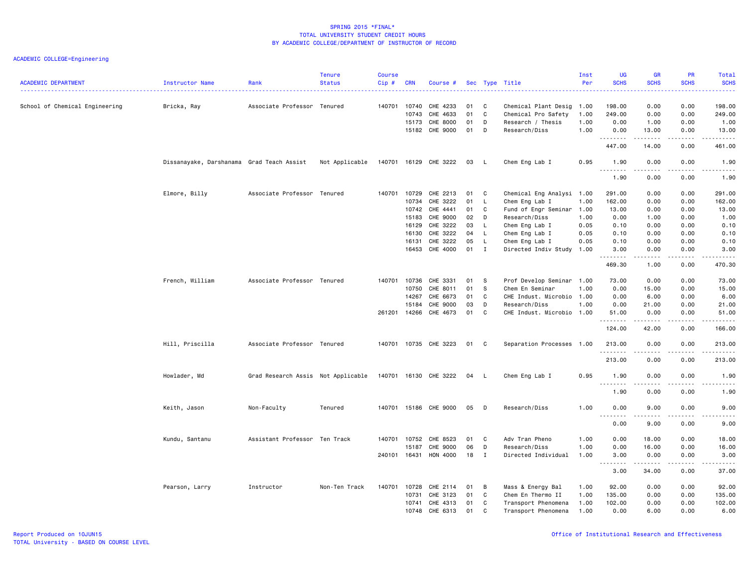SPRING 2015 *FINAL*
TOTAL UNIVERSITY STUDENT CREDIT HOURS
BY ACADEMIC COLLEGE/DEPARTMENT OF INSTRUCTOR OF RECORD

ACADEMIC COLLEGE=Engineering

| ACADEMIC DEPARTMENT | Instructor Name | Rank | Tenure Status | Course Cip # | CRN | Course # | Sec | Type | Title | Inst Per | UG SCHS | GR SCHS | PR SCHS | Total SCHS |
|---|---|---|---|---|---|---|---|---|---|---|---|---|---|---|
| School of Chemical Engineering | Bricka, Ray | Associate Professor | Tenured | 140701 | 10740 | CHE 4233 | 01 | C | Chemical Plant Desig | 1.00 | 198.00 | 0.00 | 0.00 | 198.00 |
| | | | | | 10743 | CHE 4633 | 01 | C | Chemical Pro Safety | 1.00 | 249.00 | 0.00 | 0.00 | 249.00 |
| | | | | | 15173 | CHE 8000 | 01 | D | Research / Thesis | 1.00 | 0.00 | 1.00 | 0.00 | 1.00 |
| | | | | | 15182 | CHE 9000 | 01 | D | Research/Diss | 1.00 | 0.00 | 13.00 | 0.00 | 13.00 |
| | | | | | | | | | | | 447.00 | 14.00 | 0.00 | 461.00 |
| | Dissanayake, Darshanama | Grad Teach Assist | Not Applicable | 140701 | 16129 | CHE 3222 | 03 | L | Chem Eng Lab I | 0.95 | 1.90 | 0.00 | 0.00 | 1.90 |
| | | | | | | | | | | | 1.90 | 0.00 | 0.00 | 1.90 |
| | Elmore, Billy | Associate Professor | Tenured | 140701 | 10729 | CHE 2213 | 01 | C | Chemical Eng Analysi | 1.00 | 291.00 | 0.00 | 0.00 | 291.00 |
| | | | | | 10734 | CHE 3222 | 01 | L | Chem Eng Lab I | 1.00 | 162.00 | 0.00 | 0.00 | 162.00 |
| | | | | | 10742 | CHE 4441 | 01 | C | Fund of Engr Seminar | 1.00 | 13.00 | 0.00 | 0.00 | 13.00 |
| | | | | | 15183 | CHE 9000 | 02 | D | Research/Diss | 1.00 | 0.00 | 1.00 | 0.00 | 1.00 |
| | | | | | 16129 | CHE 3222 | 03 | L | Chem Eng Lab I | 0.05 | 0.10 | 0.00 | 0.00 | 0.10 |
| | | | | | 16130 | CHE 3222 | 04 | L | Chem Eng Lab I | 0.05 | 0.10 | 0.00 | 0.00 | 0.10 |
| | | | | | 16131 | CHE 3222 | 05 | L | Chem Eng Lab I | 0.05 | 0.10 | 0.00 | 0.00 | 0.10 |
| | | | | | 16453 | CHE 4000 | 01 | I | Directed Indiv Study | 1.00 | 3.00 | 0.00 | 0.00 | 3.00 |
| | | | | | | | | | | | 469.30 | 1.00 | 0.00 | 470.30 |
| | French, William | Associate Professor | Tenured | 140701 | 10736 | CHE 3331 | 01 | S | Prof Develop Seminar | 1.00 | 73.00 | 0.00 | 0.00 | 73.00 |
| | | | | | 10750 | CHE 8011 | 01 | S | Chem En Seminar | 1.00 | 0.00 | 15.00 | 0.00 | 15.00 |
| | | | | | 14267 | CHE 6673 | 01 | C | CHE Indust. Microbio | 1.00 | 0.00 | 6.00 | 0.00 | 6.00 |
| | | | | | 15184 | CHE 9000 | 03 | D | Research/Diss | 1.00 | 0.00 | 21.00 | 0.00 | 21.00 |
| | | | | 261201 | 14266 | CHE 4673 | 01 | C | CHE Indust. Microbio | 1.00 | 51.00 | 0.00 | 0.00 | 51.00 |
| | | | | | | | | | | | 124.00 | 42.00 | 0.00 | 166.00 |
| | Hill, Priscilla | Associate Professor | Tenured | 140701 | 10735 | CHE 3223 | 01 | C | Separation Processes | 1.00 | 213.00 | 0.00 | 0.00 | 213.00 |
| | | | | | | | | | | | 213.00 | 0.00 | 0.00 | 213.00 |
| | Howlader, Md | Grad Research Assis | Not Applicable | 140701 | 16130 | CHE 3222 | 04 | L | Chem Eng Lab I | 0.95 | 1.90 | 0.00 | 0.00 | 1.90 |
| | | | | | | | | | | | 1.90 | 0.00 | 0.00 | 1.90 |
| | Keith, Jason | Non-Faculty | Tenured | 140701 | 15186 | CHE 9000 | 05 | D | Research/Diss | 1.00 | 0.00 | 9.00 | 0.00 | 9.00 |
| | | | | | | | | | | | 0.00 | 9.00 | 0.00 | 9.00 |
| | Kundu, Santanu | Assistant Professor | Ten Track | 140701 | 10752 | CHE 8523 | 01 | C | Adv Tran Pheno | 1.00 | 0.00 | 18.00 | 0.00 | 18.00 |
| | | | | | 15187 | CHE 9000 | 06 | D | Research/Diss | 1.00 | 0.00 | 16.00 | 0.00 | 16.00 |
| | | | | 240101 | 16431 | HON 4000 | 18 | I | Directed Individual | 1.00 | 3.00 | 0.00 | 0.00 | 3.00 |
| | | | | | | | | | | | 3.00 | 34.00 | 0.00 | 37.00 |
| | Pearson, Larry | Instructor | Non-Ten Track | 140701 | 10728 | CHE 2114 | 01 | B | Mass & Energy Bal | 1.00 | 92.00 | 0.00 | 0.00 | 92.00 |
| | | | | | 10731 | CHE 3123 | 01 | C | Chem En Thermo II | 1.00 | 135.00 | 0.00 | 0.00 | 135.00 |
| | | | | | 10741 | CHE 4313 | 01 | C | Transport Phenomena | 1.00 | 102.00 | 0.00 | 0.00 | 102.00 |
| | | | | | 10748 | CHE 6313 | 01 | C | Transport Phenomena | 1.00 | 0.00 | 6.00 | 0.00 | 6.00 |

Report Produced on 10JUN15
TOTAL University - BASED ON COURSE LEVEL

Office of Institutional Research and Effectiveness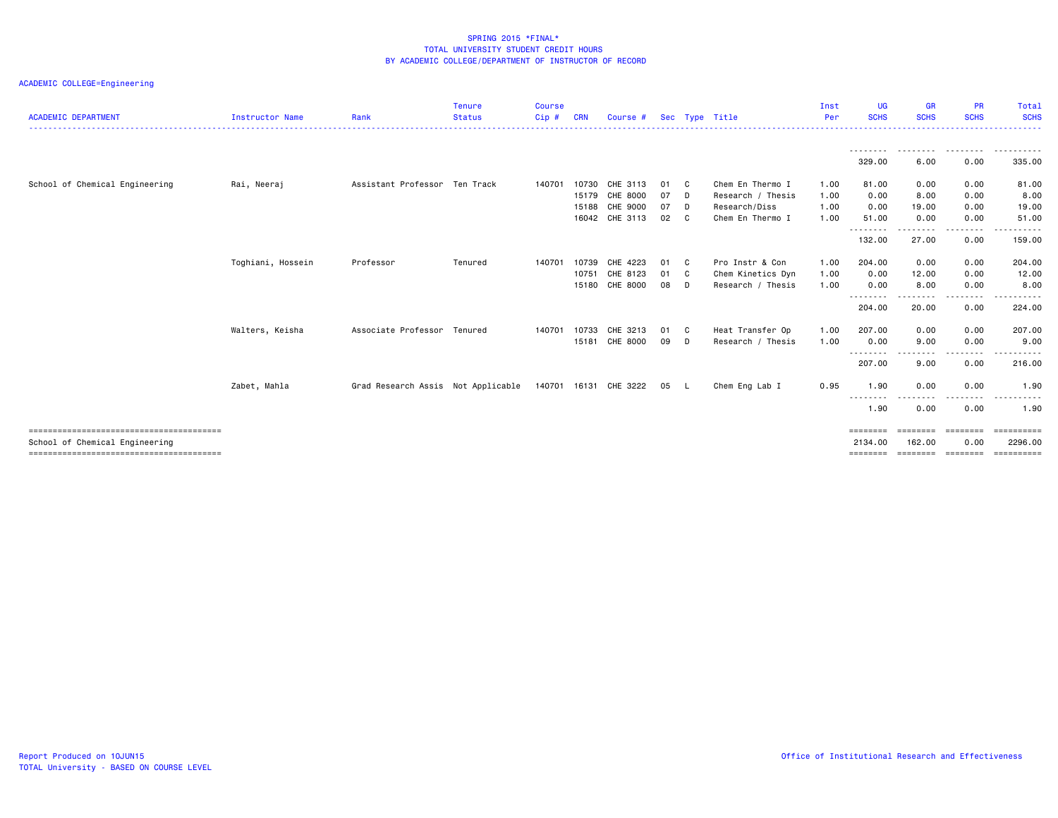SPRING 2015 *FINAL*
TOTAL UNIVERSITY STUDENT CREDIT HOURS
BY ACADEMIC COLLEGE/DEPARTMENT OF INSTRUCTOR OF RECORD

ACADEMIC COLLEGE=Engineering

| ACADEMIC DEPARTMENT | Instructor Name | Rank | Tenure Status | Course Cip # | CRN | Course # | Sec | Type | Title | Inst Per | UG SCHS | GR SCHS | PR SCHS | Total SCHS |
|---|---|---|---|---|---|---|---|---|---|---|---|---|---|---|
| | | | | | | | | | | | 329.00 | 6.00 | 0.00 | 335.00 |
| School of Chemical Engineering | Rai, Neeraj | Assistant Professor | Ten Track | 140701 | 10730 | CHE 3113 | 01 | C | Chem En Thermo I | 1.00 | 81.00 | 0.00 | 0.00 | 81.00 |
| | | | | | 15179 | CHE 8000 | 07 | D | Research / Thesis | 1.00 | 0.00 | 8.00 | 0.00 | 8.00 |
| | | | | | 15188 | CHE 9000 | 07 | D | Research/Diss | 1.00 | 0.00 | 19.00 | 0.00 | 19.00 |
| | | | | | 16042 | CHE 3113 | 02 | C | Chem En Thermo I | 1.00 | 51.00 | 0.00 | 0.00 | 51.00 |
| | | | | | | | | | | | 132.00 | 27.00 | 0.00 | 159.00 |
| | Toghiani, Hossein | Professor | Tenured | 140701 | 10739 | CHE 4223 | 01 | C | Pro Instr & Con | 1.00 | 204.00 | 0.00 | 0.00 | 204.00 |
| | | | | | 10751 | CHE 8123 | 01 | C | Chem Kinetics Dyn | 1.00 | 0.00 | 12.00 | 0.00 | 12.00 |
| | | | | | 15180 | CHE 8000 | 08 | D | Research / Thesis | 1.00 | 0.00 | 8.00 | 0.00 | 8.00 |
| | | | | | | | | | | | 204.00 | 20.00 | 0.00 | 224.00 |
| | Walters, Keisha | Associate Professor | Tenured | 140701 | 10733 | CHE 3213 | 01 | C | Heat Transfer Op | 1.00 | 207.00 | 0.00 | 0.00 | 207.00 |
| | | | | | 15181 | CHE 8000 | 09 | D | Research / Thesis | 1.00 | 0.00 | 9.00 | 0.00 | 9.00 |
| | | | | | | | | | | | 207.00 | 9.00 | 0.00 | 216.00 |
| | Zabet, Mahla | Grad Research Assis | Not Applicable | 140701 | 16131 | CHE 3222 | 05 | L | Chem Eng Lab I | 0.95 | 1.90 | 0.00 | 0.00 | 1.90 |
| | | | | | | | | | | | 1.90 | 0.00 | 0.00 | 1.90 |
| School of Chemical Engineering | | | | | | | | | | | 2134.00 | 162.00 | 0.00 | 2296.00 |

Report Produced on 10JUN15
TOTAL University - BASED ON COURSE LEVEL

Office of Institutional Research and Effectiveness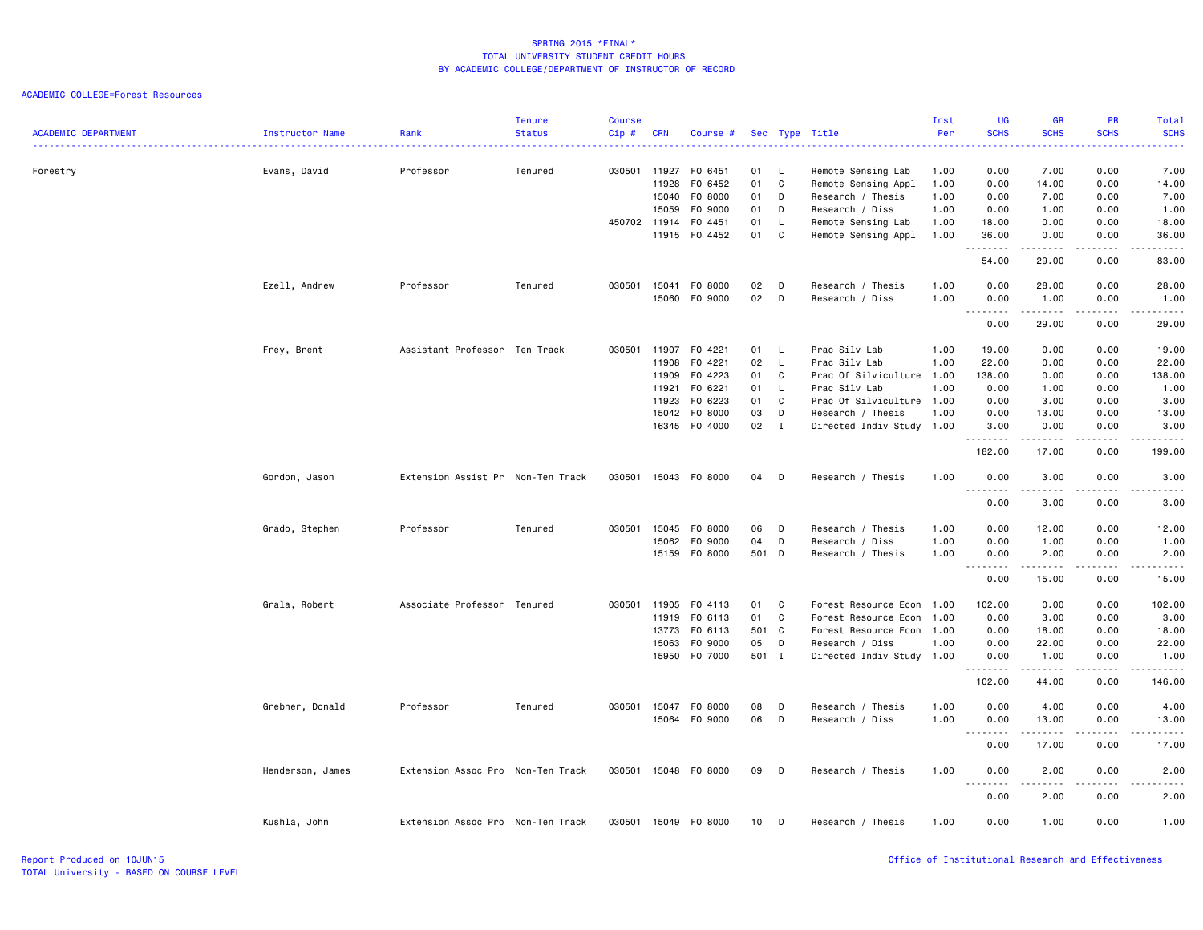SPRING 2015 *FINAL*
TOTAL UNIVERSITY STUDENT CREDIT HOURS
BY ACADEMIC COLLEGE/DEPARTMENT OF INSTRUCTOR OF RECORD

ACADEMIC COLLEGE=Forest Resources

| ACADEMIC DEPARTMENT | Instructor Name | Rank | Tenure Status | Course Cip # | CRN | Course # | Sec | Type | Title | Inst Per | UG SCHS | GR SCHS | PR SCHS | Total SCHS |
|---|---|---|---|---|---|---|---|---|---|---|---|---|---|---|
| Forestry | Evans, David | Professor | Tenured | 030501 | 11927 | FO 6451 | 01 | L | Remote Sensing Lab | 1.00 | 0.00 | 7.00 | 0.00 | 7.00 |
| | | | | | 11928 | FO 6452 | 01 | C | Remote Sensing Appl | 1.00 | 0.00 | 14.00 | 0.00 | 14.00 |
| | | | | | 15040 | FO 8000 | 01 | D | Research / Thesis | 1.00 | 0.00 | 7.00 | 0.00 | 7.00 |
| | | | | | 15059 | FO 9000 | 01 | D | Research / Diss | 1.00 | 0.00 | 1.00 | 0.00 | 1.00 |
| | | | | 450702 | 11914 | FO 4451 | 01 | L | Remote Sensing Lab | 1.00 | 18.00 | 0.00 | 0.00 | 18.00 |
| | | | | | 11915 | FO 4452 | 01 | C | Remote Sensing Appl | 1.00 | 36.00 | 0.00 | 0.00 | 36.00 |
| | | | | | | | | | | | 54.00 | 29.00 | 0.00 | 83.00 |
| | Ezell, Andrew | Professor | Tenured | 030501 | 15041 | FO 8000 | 02 | D | Research / Thesis | 1.00 | 0.00 | 28.00 | 0.00 | 28.00 |
| | | | | | 15060 | FO 9000 | 02 | D | Research / Diss | 1.00 | 0.00 | 1.00 | 0.00 | 1.00 |
| | | | | | | | | | | | 0.00 | 29.00 | 0.00 | 29.00 |
| | Frey, Brent | Assistant Professor | Ten Track | 030501 | 11907 | FO 4221 | 01 | L | Prac Silv Lab | 1.00 | 19.00 | 0.00 | 0.00 | 19.00 |
| | | | | | 11908 | FO 4221 | 02 | L | Prac Silv Lab | 1.00 | 22.00 | 0.00 | 0.00 | 22.00 |
| | | | | | 11909 | FO 4223 | 01 | C | Prac Of Silviculture | 1.00 | 138.00 | 0.00 | 0.00 | 138.00 |
| | | | | | 11921 | FO 6221 | 01 | L | Prac Silv Lab | 1.00 | 0.00 | 1.00 | 0.00 | 1.00 |
| | | | | | 11923 | FO 6223 | 01 | C | Prac Of Silviculture | 1.00 | 0.00 | 3.00 | 0.00 | 3.00 |
| | | | | | 15042 | FO 8000 | 03 | D | Research / Thesis | 1.00 | 0.00 | 13.00 | 0.00 | 13.00 |
| | | | | | 16345 | FO 4000 | 02 | I | Directed Indiv Study | 1.00 | 3.00 | 0.00 | 0.00 | 3.00 |
| | | | | | | | | | | | 182.00 | 17.00 | 0.00 | 199.00 |
| | Gordon, Jason | Extension Assist Pr | Non-Ten Track | 030501 | 15043 | FO 8000 | 04 | D | Research / Thesis | 1.00 | 0.00 | 3.00 | 0.00 | 3.00 |
| | | | | | | | | | | | 0.00 | 3.00 | 0.00 | 3.00 |
| | Grado, Stephen | Professor | Tenured | 030501 | 15045 | FO 8000 | 06 | D | Research / Thesis | 1.00 | 0.00 | 12.00 | 0.00 | 12.00 |
| | | | | | 15062 | FO 9000 | 04 | D | Research / Diss | 1.00 | 0.00 | 1.00 | 0.00 | 1.00 |
| | | | | | 15159 | FO 8000 | 501 | D | Research / Thesis | 1.00 | 0.00 | 2.00 | 0.00 | 2.00 |
| | | | | | | | | | | | 0.00 | 15.00 | 0.00 | 15.00 |
| | Grala, Robert | Associate Professor | Tenured | 030501 | 11905 | FO 4113 | 01 | C | Forest Resource Econ | 1.00 | 102.00 | 0.00 | 0.00 | 102.00 |
| | | | | | 11919 | FO 6113 | 01 | C | Forest Resource Econ | 1.00 | 0.00 | 3.00 | 0.00 | 3.00 |
| | | | | | 13773 | FO 6113 | 501 | C | Forest Resource Econ | 1.00 | 0.00 | 18.00 | 0.00 | 18.00 |
| | | | | | 15063 | FO 9000 | 05 | D | Research / Diss | 1.00 | 0.00 | 22.00 | 0.00 | 22.00 |
| | | | | | 15950 | FO 7000 | 501 | I | Directed Indiv Study | 1.00 | 0.00 | 1.00 | 0.00 | 1.00 |
| | | | | | | | | | | | 102.00 | 44.00 | 0.00 | 146.00 |
| | Grebner, Donald | Professor | Tenured | 030501 | 15047 | FO 8000 | 08 | D | Research / Thesis | 1.00 | 0.00 | 4.00 | 0.00 | 4.00 |
| | | | | | 15064 | FO 9000 | 06 | D | Research / Diss | 1.00 | 0.00 | 13.00 | 0.00 | 13.00 |
| | | | | | | | | | | | 0.00 | 17.00 | 0.00 | 17.00 |
| | Henderson, James | Extension Assoc Pro | Non-Ten Track | 030501 | 15048 | FO 8000 | 09 | D | Research / Thesis | 1.00 | 0.00 | 2.00 | 0.00 | 2.00 |
| | | | | | | | | | | | 0.00 | 2.00 | 0.00 | 2.00 |
| | Kushla, John | Extension Assoc Pro | Non-Ten Track | 030501 | 15049 | FO 8000 | 10 | D | Research / Thesis | 1.00 | 0.00 | 1.00 | 0.00 | 1.00 |

Report Produced on 10JUN15
TOTAL University - BASED ON COURSE LEVEL

Office of Institutional Research and Effectiveness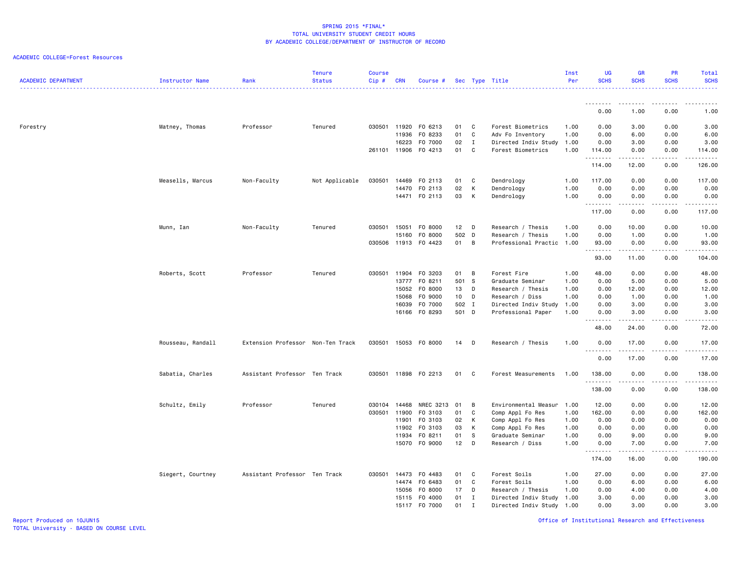SPRING 2015 *FINAL*
TOTAL UNIVERSITY STUDENT CREDIT HOURS
BY ACADEMIC COLLEGE/DEPARTMENT OF INSTRUCTOR OF RECORD

ACADEMIC COLLEGE=Forest Resources

| ACADEMIC DEPARTMENT | Instructor Name | Rank | Tenure Status | Course Cip # | CRN | Course # | Sec | Type | Title | Inst Per | UG SCHS | GR SCHS | PR SCHS | Total SCHS |
|---|---|---|---|---|---|---|---|---|---|---|---|---|---|---|
| | | | | | | | | | | | 0.00 | 1.00 | 0.00 | 1.00 |
| Forestry | Matney, Thomas | Professor | Tenured | 030501 | 11920 | FO 6213 | 01 | C | Forest Biometrics | 1.00 | 0.00 | 3.00 | 0.00 | 3.00 |
| | | | | | 11936 | FO 8233 | 01 | C | Adv Fo Inventory | 1.00 | 0.00 | 6.00 | 0.00 | 6.00 |
| | | | | | 16223 | FO 7000 | 02 | I | Directed Indiv Study | 1.00 | 0.00 | 3.00 | 0.00 | 3.00 |
| | | | | 261101 | 11906 | FO 4213 | 01 | C | Forest Biometrics | 1.00 | 114.00 | 0.00 | 0.00 | 114.00 |
| | | | | | | | | | | | 114.00 | 12.00 | 0.00 | 126.00 |
| | Measells, Marcus | Non-Faculty | Not Applicable | 030501 | 14469 | FO 2113 | 01 | C | Dendrology | 1.00 | 117.00 | 0.00 | 0.00 | 117.00 |
| | | | | | 14470 | FO 2113 | 02 | K | Dendrology | 1.00 | 0.00 | 0.00 | 0.00 | 0.00 |
| | | | | | 14471 | FO 2113 | 03 | K | Dendrology | 1.00 | 0.00 | 0.00 | 0.00 | 0.00 |
| | | | | | | | | | | | 117.00 | 0.00 | 0.00 | 117.00 |
| | Munn, Ian | Non-Faculty | Tenured | 030501 | 15051 | FO 8000 | 12 | D | Research / Thesis | 1.00 | 0.00 | 10.00 | 0.00 | 10.00 |
| | | | | | 15160 | FO 8000 | 502 | D | Research / Thesis | 1.00 | 0.00 | 1.00 | 0.00 | 1.00 |
| | | | | 030506 | 11913 | FO 4423 | 01 | B | Professional Practic | 1.00 | 93.00 | 0.00 | 0.00 | 93.00 |
| | | | | | | | | | | | 93.00 | 11.00 | 0.00 | 104.00 |
| | Roberts, Scott | Professor | Tenured | 030501 | 11904 | FO 3203 | 01 | B | Forest Fire | 1.00 | 48.00 | 0.00 | 0.00 | 48.00 |
| | | | | | 13777 | FO 8211 | 501 | S | Graduate Seminar | 1.00 | 0.00 | 5.00 | 0.00 | 5.00 |
| | | | | | 15052 | FO 8000 | 13 | D | Research / Thesis | 1.00 | 0.00 | 12.00 | 0.00 | 12.00 |
| | | | | | 15068 | FO 9000 | 10 | D | Research / Diss | 1.00 | 0.00 | 1.00 | 0.00 | 1.00 |
| | | | | | 16039 | FO 7000 | 502 | I | Directed Indiv Study | 1.00 | 0.00 | 3.00 | 0.00 | 3.00 |
| | | | | | 16166 | FO 8293 | 501 | D | Professional Paper | 1.00 | 0.00 | 3.00 | 0.00 | 3.00 |
| | | | | | | | | | | | 48.00 | 24.00 | 0.00 | 72.00 |
| | Rousseau, Randall | Extension Professor | Non-Ten Track | 030501 | 15053 | FO 8000 | 14 | D | Research / Thesis | 1.00 | 0.00 | 17.00 | 0.00 | 17.00 |
| | | | | | | | | | | | 0.00 | 17.00 | 0.00 | 17.00 |
| | Sabatia, Charles | Assistant Professor | Ten Track | 030501 | 11898 | FO 2213 | 01 | C | Forest Measurements | 1.00 | 138.00 | 0.00 | 0.00 | 138.00 |
| | | | | | | | | | | | 138.00 | 0.00 | 0.00 | 138.00 |
| | Schultz, Emily | Professor | Tenured | 030104 | 14468 | NREC 3213 | 01 | B | Environmental Measur | 1.00 | 12.00 | 0.00 | 0.00 | 12.00 |
| | | | | 030501 | 11900 | FO 3103 | 01 | C | Comp Appl Fo Res | 1.00 | 162.00 | 0.00 | 0.00 | 162.00 |
| | | | | | 11901 | FO 3103 | 02 | K | Comp Appl Fo Res | 1.00 | 0.00 | 0.00 | 0.00 | 0.00 |
| | | | | | 11902 | FO 3103 | 03 | K | Comp Appl Fo Res | 1.00 | 0.00 | 0.00 | 0.00 | 0.00 |
| | | | | | 11934 | FO 8211 | 01 | S | Graduate Seminar | 1.00 | 0.00 | 9.00 | 0.00 | 9.00 |
| | | | | | 15070 | FO 9000 | 12 | D | Research / Diss | 1.00 | 0.00 | 7.00 | 0.00 | 7.00 |
| | | | | | | | | | | | 174.00 | 16.00 | 0.00 | 190.00 |
| | Siegert, Courtney | Assistant Professor | Ten Track | 030501 | 14473 | FO 4483 | 01 | C | Forest Soils | 1.00 | 27.00 | 0.00 | 0.00 | 27.00 |
| | | | | | 14474 | FO 6483 | 01 | C | Forest Soils | 1.00 | 0.00 | 6.00 | 0.00 | 6.00 |
| | | | | | 15056 | FO 8000 | 17 | D | Research / Thesis | 1.00 | 0.00 | 4.00 | 0.00 | 4.00 |
| | | | | | 15115 | FO 4000 | 01 | I | Directed Indiv Study | 1.00 | 3.00 | 0.00 | 0.00 | 3.00 |
| | | | | | 15117 | FO 7000 | 01 | I | Directed Indiv Study | 1.00 | 0.00 | 3.00 | 0.00 | 3.00 |

Report Produced on 10JUN15
TOTAL University - BASED ON COURSE LEVEL

Office of Institutional Research and Effectiveness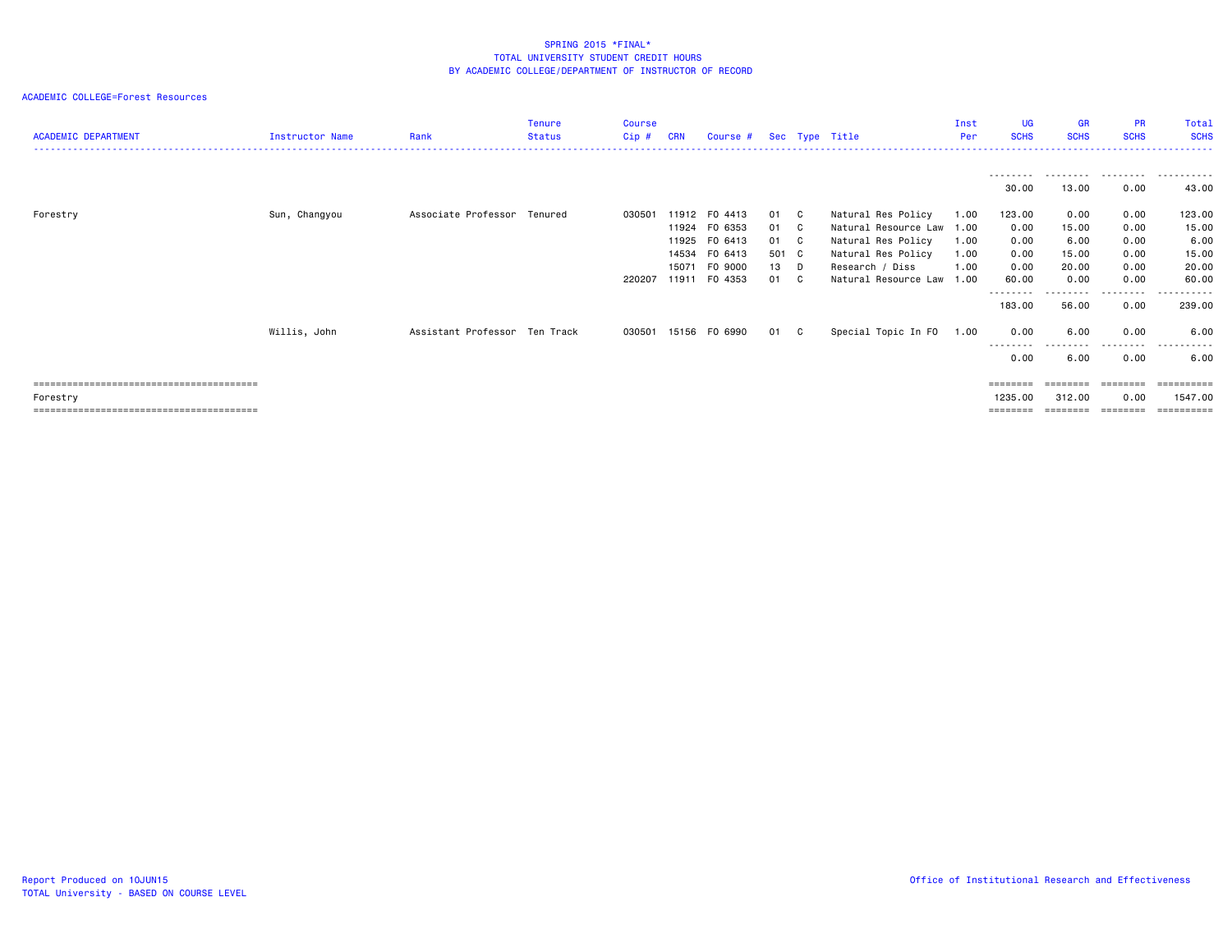SPRING 2015 *FINAL*
TOTAL UNIVERSITY STUDENT CREDIT HOURS
BY ACADEMIC COLLEGE/DEPARTMENT OF INSTRUCTOR OF RECORD

ACADEMIC COLLEGE=Forest Resources

| ACADEMIC DEPARTMENT | Instructor Name | Rank | Tenure Status | Course Cip # | CRN | Course # | Sec | Type | Title | Inst Per | UG SCHS | GR SCHS | PR SCHS | Total SCHS |
|---|---|---|---|---|---|---|---|---|---|---|---|---|---|---|
| | | | | | | | | | | | 30.00 | 13.00 | 0.00 | 43.00 |
| Forestry | Sun, Changyou | Associate Professor | Tenured | 030501 | 11912 | FO 4413 | 01 | C | Natural Res Policy | 1.00 | 123.00 | 0.00 | 0.00 | 123.00 |
| | | | | | 11924 | FO 6353 | 01 | C | Natural Resource Law | 1.00 | 0.00 | 15.00 | 0.00 | 15.00 |
| | | | | | 11925 | FO 6413 | 01 | C | Natural Res Policy | 1.00 | 0.00 | 6.00 | 0.00 | 6.00 |
| | | | | | 14534 | FO 6413 | 501 | C | Natural Res Policy | 1.00 | 0.00 | 15.00 | 0.00 | 15.00 |
| | | | | | 15071 | FO 9000 | 13 | D | Research / Diss | 1.00 | 0.00 | 20.00 | 0.00 | 20.00 |
| | | | | 220207 | 11911 | FO 4353 | 01 | C | Natural Resource Law | 1.00 | 60.00 | 0.00 | 0.00 | 60.00 |
| | | | | | | | | | | | 183.00 | 56.00 | 0.00 | 239.00 |
| | Willis, John | Assistant Professor | Ten Track | 030501 | 15156 | FO 6990 | 01 | C | Special Topic In FO | 1.00 | 0.00 | 6.00 | 0.00 | 6.00 |
| | | | | | | | | | | | 0.00 | 6.00 | 0.00 | 6.00 |
| Forestry | | | | | | | | | | | 1235.00 | 312.00 | 0.00 | 1547.00 |

Report Produced on 10JUN15
TOTAL University - BASED ON COURSE LEVEL

Office of Institutional Research and Effectiveness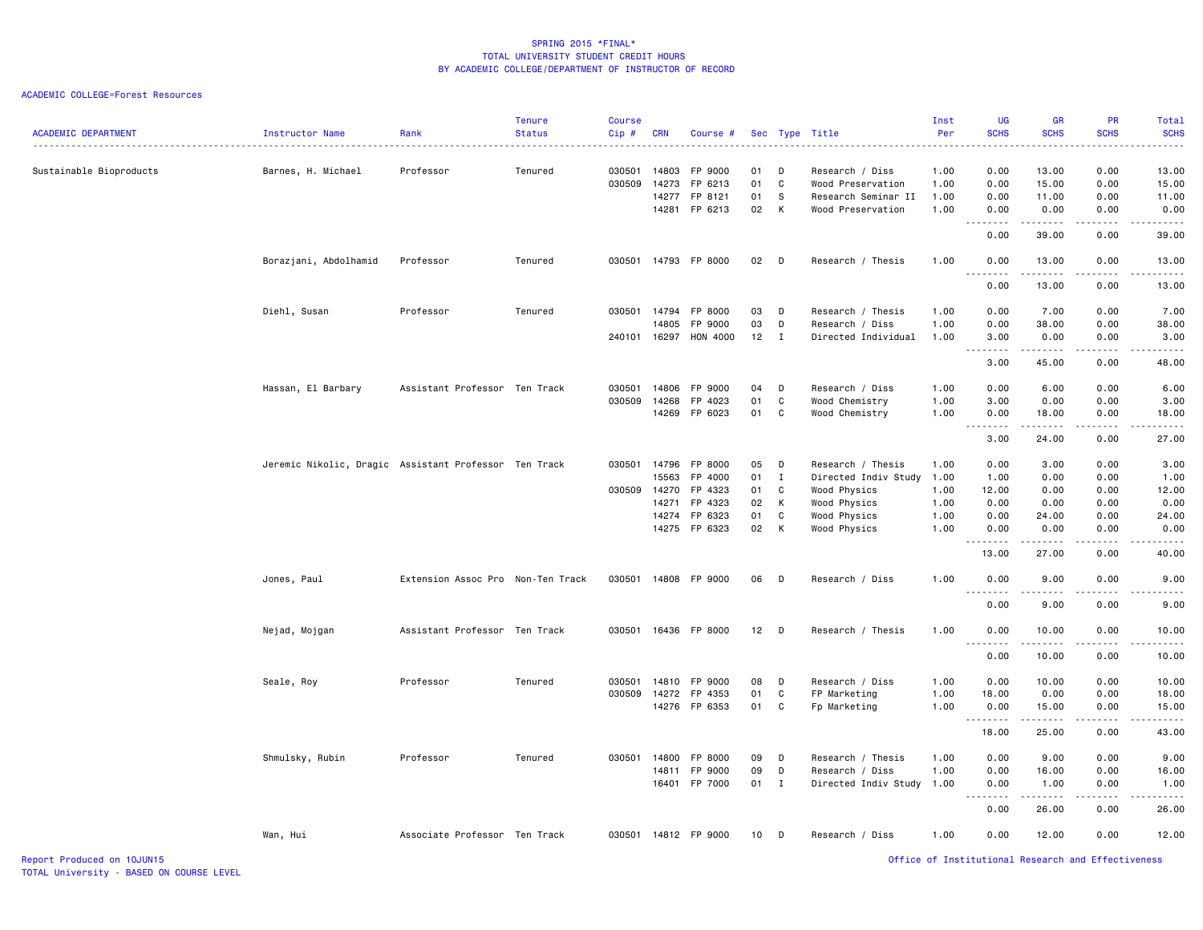# SPRING 2015 *FINAL*
## TOTAL UNIVERSITY STUDENT CREDIT HOURS
### BY ACADEMIC COLLEGE/DEPARTMENT OF INSTRUCTOR OF RECORD

ACADEMIC COLLEGE=Forest Resources

| ACADEMIC DEPARTMENT | Instructor Name | Rank | Tenure Status | Course Cip # | CRN | Course # | Sec | Type | Title | Inst Per | UG SCHS | GR SCHS | PR SCHS | Total SCHS |
|---|---|---|---|---|---|---|---|---|---|---|---|---|---|---|
| Sustainable Bioproducts | Barnes, H. Michael | Professor | Tenured | 030501 | 14803 | FP 9000 | 01 | D | Research / Diss | 1.00 | 0.00 | 13.00 | 0.00 | 13.00 |
| | | | | 030509 | 14273 | FP 6213 | 01 | C | Wood Preservation | 1.00 | 0.00 | 15.00 | 0.00 | 15.00 |
| | | | | | 14277 | FP 8121 | 01 | S | Research Seminar II | 1.00 | 0.00 | 11.00 | 0.00 | 11.00 |
| | | | | | 14281 | FP 6213 | 02 | K | Wood Preservation | 1.00 | 0.00 | 0.00 | 0.00 | 0.00 |
| | | | | | | | | | | | 0.00 | 39.00 | 0.00 | 39.00 |
| | Borazjani, Abdolhamid | Professor | Tenured | 030501 | 14793 | FP 8000 | 02 | D | Research / Thesis | 1.00 | 0.00 | 13.00 | 0.00 | 13.00 |
| | | | | | | | | | | | 0.00 | 13.00 | 0.00 | 13.00 |
| | Diehl, Susan | Professor | Tenured | 030501 | 14794 | FP 8000 | 03 | D | Research / Thesis | 1.00 | 0.00 | 7.00 | 0.00 | 7.00 |
| | | | | | 14805 | FP 9000 | 03 | D | Research / Diss | 1.00 | 0.00 | 38.00 | 0.00 | 38.00 |
| | | | | 240101 | 16297 | HON 4000 | 12 | I | Directed Individual | 1.00 | 3.00 | 0.00 | 0.00 | 3.00 |
| | | | | | | | | | | | 3.00 | 45.00 | 0.00 | 48.00 |
| | Hassan, El Barbary | Assistant Professor | Ten Track | 030501 | 14806 | FP 9000 | 04 | D | Research / Diss | 1.00 | 0.00 | 6.00 | 0.00 | 6.00 |
| | | | | 030509 | 14268 | FP 4023 | 01 | C | Wood Chemistry | 1.00 | 3.00 | 0.00 | 0.00 | 3.00 |
| | | | | | 14269 | FP 6023 | 01 | C | Wood Chemistry | 1.00 | 0.00 | 18.00 | 0.00 | 18.00 |
| | | | | | | | | | | | 3.00 | 24.00 | 0.00 | 27.00 |
| | Jeremic Nikolic, Dragic | Assistant Professor | Ten Track | 030501 | 14796 | FP 8000 | 05 | D | Research / Thesis | 1.00 | 0.00 | 3.00 | 0.00 | 3.00 |
| | | | | | 15563 | FP 4000 | 01 | I | Directed Indiv Study | 1.00 | 1.00 | 0.00 | 0.00 | 1.00 |
| | | | | 030509 | 14270 | FP 4323 | 01 | C | Wood Physics | 1.00 | 12.00 | 0.00 | 0.00 | 12.00 |
| | | | | | 14271 | FP 4323 | 02 | K | Wood Physics | 1.00 | 0.00 | 0.00 | 0.00 | 0.00 |
| | | | | | 14274 | FP 6323 | 01 | C | Wood Physics | 1.00 | 0.00 | 24.00 | 0.00 | 24.00 |
| | | | | | 14275 | FP 6323 | 02 | K | Wood Physics | 1.00 | 0.00 | 0.00 | 0.00 | 0.00 |
| | | | | | | | | | | | 13.00 | 27.00 | 0.00 | 40.00 |
| | Jones, Paul | Extension Assoc Pro | Non-Ten Track | 030501 | 14808 | FP 9000 | 06 | D | Research / Diss | 1.00 | 0.00 | 9.00 | 0.00 | 9.00 |
| | | | | | | | | | | | 0.00 | 9.00 | 0.00 | 9.00 |
| | Nejad, Mojgan | Assistant Professor | Ten Track | 030501 | 16436 | FP 8000 | 12 | D | Research / Thesis | 1.00 | 0.00 | 10.00 | 0.00 | 10.00 |
| | | | | | | | | | | | 0.00 | 10.00 | 0.00 | 10.00 |
| | Seale, Roy | Professor | Tenured | 030501 | 14810 | FP 9000 | 08 | D | Research / Diss | 1.00 | 0.00 | 10.00 | 0.00 | 10.00 |
| | | | | 030509 | 14272 | FP 4353 | 01 | C | FP Marketing | 1.00 | 18.00 | 0.00 | 0.00 | 18.00 |
| | | | | | 14276 | FP 6353 | 01 | C | Fp Marketing | 1.00 | 0.00 | 15.00 | 0.00 | 15.00 |
| | | | | | | | | | | | 18.00 | 25.00 | 0.00 | 43.00 |
| | Shmulsky, Rubin | Professor | Tenured | 030501 | 14800 | FP 8000 | 09 | D | Research / Thesis | 1.00 | 0.00 | 9.00 | 0.00 | 9.00 |
| | | | | | 14811 | FP 9000 | 09 | D | Research / Diss | 1.00 | 0.00 | 16.00 | 0.00 | 16.00 |
| | | | | | 16401 | FP 7000 | 01 | I | Directed Indiv Study | 1.00 | 0.00 | 1.00 | 0.00 | 1.00 |
| | | | | | | | | | | | 0.00 | 26.00 | 0.00 | 26.00 |
| | Wan, Hui | Associate Professor | Ten Track | 030501 | 14812 | FP 9000 | 10 | D | Research / Diss | 1.00 | 0.00 | 12.00 | 0.00 | 12.00 |

Report Produced on 10JUN15
TOTAL University - BASED ON COURSE LEVEL

Office of Institutional Research and Effectiveness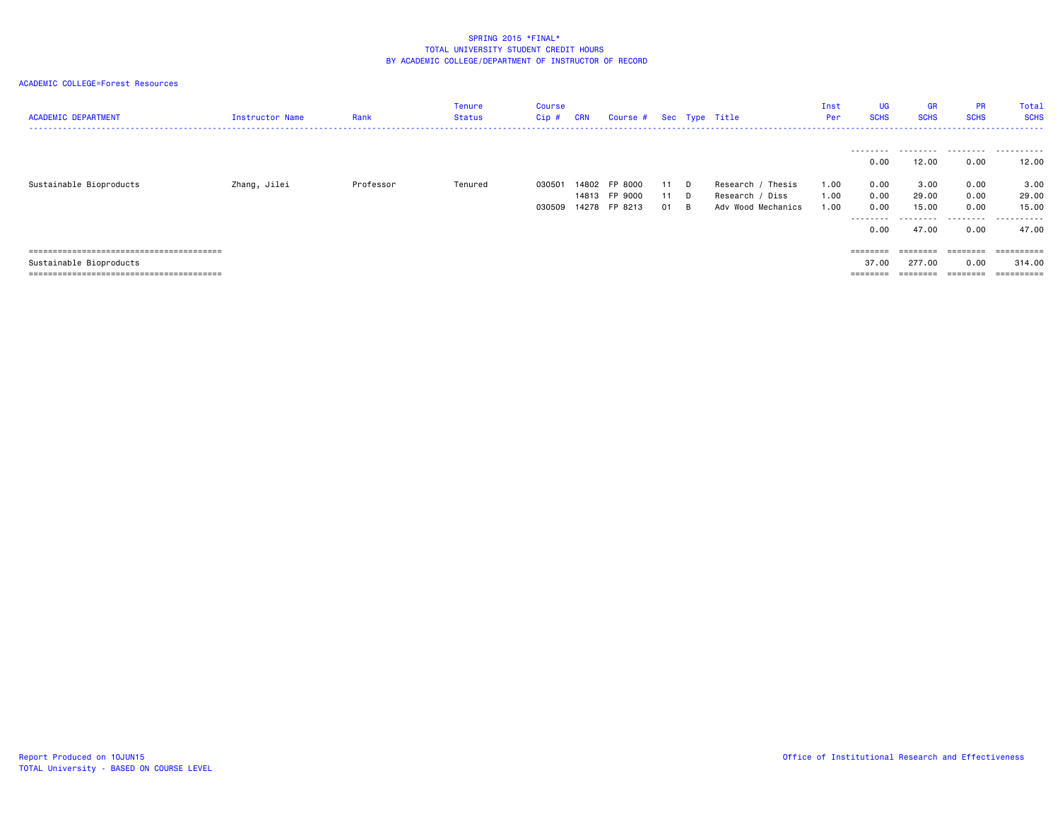SPRING 2015 *FINAL*
TOTAL UNIVERSITY STUDENT CREDIT HOURS
BY ACADEMIC COLLEGE/DEPARTMENT OF INSTRUCTOR OF RECORD

ACADEMIC COLLEGE=Forest Resources

| ACADEMIC DEPARTMENT | Instructor Name | Rank | Tenure Status | Course Cip # | CRN | Course # | Sec | Type | Title | Inst Per | UG SCHS | GR SCHS | PR SCHS | Total SCHS |
|---|---|---|---|---|---|---|---|---|---|---|---|---|---|---|
| | | | | | | | | | | | 0.00 | 12.00 | 0.00 | 12.00 |
| Sustainable Bioproducts | Zhang, Jilei | Professor | Tenured | 030501 | 14802 | FP 8000 | 11 | D | Research / Thesis | 1.00 | 0.00 | 3.00 | 0.00 | 3.00 |
| | | | | | 14813 | FP 9000 | 11 | D | Research / Diss | 1.00 | 0.00 | 29.00 | 0.00 | 29.00 |
| | | | | 030509 | 14278 | FP 8213 | 01 | B | Adv Wood Mechanics | 1.00 | 0.00 | 15.00 | 0.00 | 15.00 |
| | | | | | | | | | | | 0.00 | 47.00 | 0.00 | 47.00 |
| Sustainable Bioproducts | | | | | | | | | | | 37.00 | 277.00 | 0.00 | 314.00 |

Report Produced on 10JUN15
TOTAL University - BASED ON COURSE LEVEL

Office of Institutional Research and Effectiveness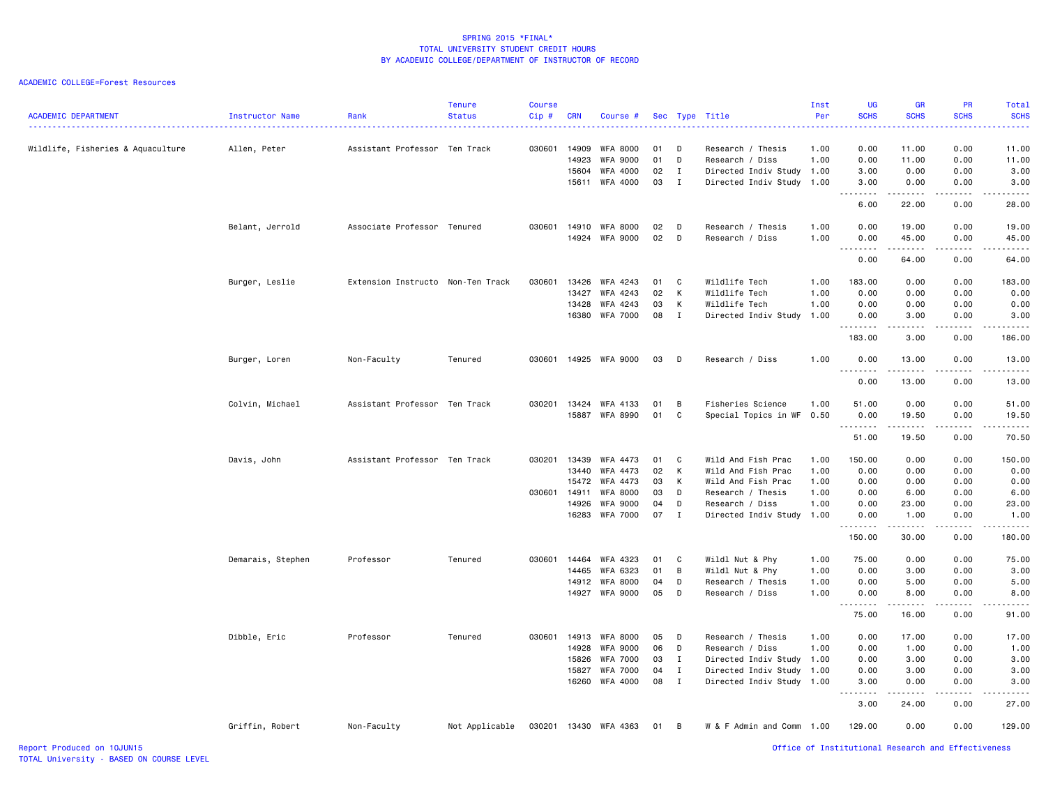SPRING 2015 *FINAL*
TOTAL UNIVERSITY STUDENT CREDIT HOURS
BY ACADEMIC COLLEGE/DEPARTMENT OF INSTRUCTOR OF RECORD

ACADEMIC COLLEGE=Forest Resources

| ACADEMIC DEPARTMENT | Instructor Name | Rank | Tenure Status | Course Cip # | CRN | Course # | Sec | Type | Title | Inst Per | UG SCHS | GR SCHS | PR SCHS | Total SCHS |
|---|---|---|---|---|---|---|---|---|---|---|---|---|---|---|
| Wildlife, Fisheries & Aquaculture | Allen, Peter | Assistant Professor | Ten Track | 030601 | 14909 | WFA 8000 | 01 | D | Research / Thesis | 1.00 | 0.00 | 11.00 | 0.00 | 11.00 |
| | | | | | 14923 | WFA 9000 | 01 | D | Research / Diss | 1.00 | 0.00 | 11.00 | 0.00 | 11.00 |
| | | | | | 15604 | WFA 4000 | 02 | I | Directed Indiv Study | 1.00 | 3.00 | 0.00 | 0.00 | 3.00 |
| | | | | | 15611 | WFA 4000 | 03 | I | Directed Indiv Study | 1.00 | 3.00 | 0.00 | 0.00 | 3.00 |
| | | | | | | | | | | | 6.00 | 22.00 | 0.00 | 28.00 |
| | Belant, Jerrold | Associate Professor | Tenured | 030601 | 14910 | WFA 8000 | 02 | D | Research / Thesis | 1.00 | 0.00 | 19.00 | 0.00 | 19.00 |
| | | | | | 14924 | WFA 9000 | 02 | D | Research / Diss | 1.00 | 0.00 | 45.00 | 0.00 | 45.00 |
| | | | | | | | | | | | 0.00 | 64.00 | 0.00 | 64.00 |
| | Burger, Leslie | Extension Instructo | Non-Ten Track | 030601 | 13426 | WFA 4243 | 01 | C | Wildlife Tech | 1.00 | 183.00 | 0.00 | 0.00 | 183.00 |
| | | | | | 13427 | WFA 4243 | 02 | K | Wildlife Tech | 1.00 | 0.00 | 0.00 | 0.00 | 0.00 |
| | | | | | 13428 | WFA 4243 | 03 | K | Wildlife Tech | 1.00 | 0.00 | 0.00 | 0.00 | 0.00 |
| | | | | | 16380 | WFA 7000 | 08 | I | Directed Indiv Study | 1.00 | 0.00 | 3.00 | 0.00 | 3.00 |
| | | | | | | | | | | | 183.00 | 3.00 | 0.00 | 186.00 |
| | Burger, Loren | Non-Faculty | Tenured | 030601 | 14925 | WFA 9000 | 03 | D | Research / Diss | 1.00 | 0.00 | 13.00 | 0.00 | 13.00 |
| | | | | | | | | | | | 0.00 | 13.00 | 0.00 | 13.00 |
| | Colvin, Michael | Assistant Professor | Ten Track | 030201 | 13424 | WFA 4133 | 01 | B | Fisheries Science | 1.00 | 51.00 | 0.00 | 0.00 | 51.00 |
| | | | | | 15887 | WFA 8990 | 01 | C | Special Topics in WF | 0.50 | 0.00 | 19.50 | 0.00 | 19.50 |
| | | | | | | | | | | | 51.00 | 19.50 | 0.00 | 70.50 |
| | Davis, John | Assistant Professor | Ten Track | 030201 | 13439 | WFA 4473 | 01 | C | Wild And Fish Prac | 1.00 | 150.00 | 0.00 | 0.00 | 150.00 |
| | | | | | 13440 | WFA 4473 | 02 | K | Wild And Fish Prac | 1.00 | 0.00 | 0.00 | 0.00 | 0.00 |
| | | | | | 15472 | WFA 4473 | 03 | K | Wild And Fish Prac | 1.00 | 0.00 | 0.00 | 0.00 | 0.00 |
| | | | | 030601 | 14911 | WFA 8000 | 03 | D | Research / Thesis | 1.00 | 0.00 | 6.00 | 0.00 | 6.00 |
| | | | | | 14926 | WFA 9000 | 04 | D | Research / Diss | 1.00 | 0.00 | 23.00 | 0.00 | 23.00 |
| | | | | | 16283 | WFA 7000 | 07 | I | Directed Indiv Study | 1.00 | 0.00 | 1.00 | 0.00 | 1.00 |
| | | | | | | | | | | | 150.00 | 30.00 | 0.00 | 180.00 |
| | Demarais, Stephen | Professor | Tenured | 030601 | 14464 | WFA 4323 | 01 | C | Wildl Nut & Phy | 1.00 | 75.00 | 0.00 | 0.00 | 75.00 |
| | | | | | 14465 | WFA 6323 | 01 | B | Wildl Nut & Phy | 1.00 | 0.00 | 3.00 | 0.00 | 3.00 |
| | | | | | 14912 | WFA 8000 | 04 | D | Research / Thesis | 1.00 | 0.00 | 5.00 | 0.00 | 5.00 |
| | | | | | 14927 | WFA 9000 | 05 | D | Research / Diss | 1.00 | 0.00 | 8.00 | 0.00 | 8.00 |
| | | | | | | | | | | | 75.00 | 16.00 | 0.00 | 91.00 |
| | Dibble, Eric | Professor | Tenured | 030601 | 14913 | WFA 8000 | 05 | D | Research / Thesis | 1.00 | 0.00 | 17.00 | 0.00 | 17.00 |
| | | | | | 14928 | WFA 9000 | 06 | D | Research / Diss | 1.00 | 0.00 | 1.00 | 0.00 | 1.00 |
| | | | | | 15826 | WFA 7000 | 03 | I | Directed Indiv Study | 1.00 | 0.00 | 3.00 | 0.00 | 3.00 |
| | | | | | 15827 | WFA 7000 | 04 | I | Directed Indiv Study | 1.00 | 0.00 | 3.00 | 0.00 | 3.00 |
| | | | | | 16260 | WFA 4000 | 08 | I | Directed Indiv Study | 1.00 | 3.00 | 0.00 | 0.00 | 3.00 |
| | | | | | | | | | | | 3.00 | 24.00 | 0.00 | 27.00 |
| | Griffin, Robert | Non-Faculty | Not Applicable | 030201 | 13430 | WFA 4363 | 01 | B | W & F Admin and Comm | 1.00 | 129.00 | 0.00 | 0.00 | 129.00 |

Report Produced on 10JUN15
TOTAL University - BASED ON COURSE LEVEL

Office of Institutional Research and Effectiveness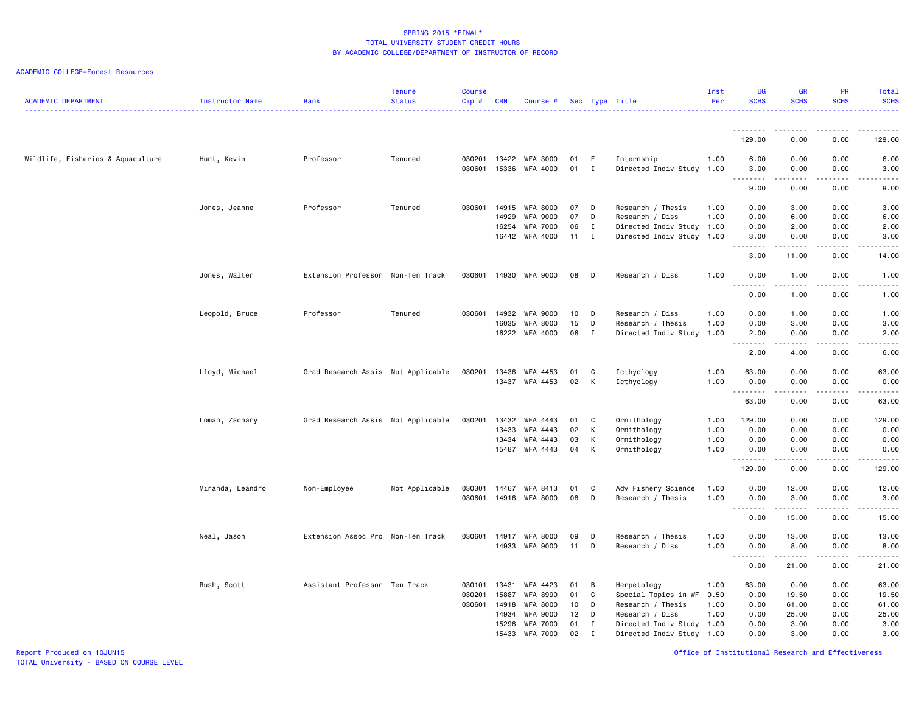ACADEMIC COLLEGE=Forest Resources

| ACADEMIC DEPARTMENT | Instructor Name | Rank | Tenure Status | Course Cip # | CRN | Course # | Sec | Type | Title | Inst Per | UG SCHS | GR SCHS | PR SCHS | Total SCHS |
|---|---|---|---|---|---|---|---|---|---|---|---|---|---|---|
| | | | | | | | | | | | 129.00 | 0.00 | 0.00 | 129.00 |
| Wildlife, Fisheries & Aquaculture | Hunt, Kevin | Professor | Tenured | 030201 | 13422 | WFA 3000 | 01 | E | Internship | 1.00 | 6.00 | 0.00 | 0.00 | 6.00 |
| | | | | 030601 | 15336 | WFA 4000 | 01 | I | Directed Indiv Study | 1.00 | 3.00 | 0.00 | 0.00 | 3.00 |
| | | | | | | | | | | | 9.00 | 0.00 | 0.00 | 9.00 |
| | Jones, Jeanne | Professor | Tenured | 030601 | 14915 | WFA 8000 | 07 | D | Research / Thesis | 1.00 | 0.00 | 3.00 | 0.00 | 3.00 |
| | | | | | 14929 | WFA 9000 | 07 | D | Research / Diss | 1.00 | 0.00 | 6.00 | 0.00 | 6.00 |
| | | | | | 16254 | WFA 7000 | 06 | I | Directed Indiv Study | 1.00 | 0.00 | 2.00 | 0.00 | 2.00 |
| | | | | | 16442 | WFA 4000 | 11 | I | Directed Indiv Study | 1.00 | 3.00 | 0.00 | 0.00 | 3.00 |
| | | | | | | | | | | | 3.00 | 11.00 | 0.00 | 14.00 |
| | Jones, Walter | Extension Professor | Non-Ten Track | 030601 | 14930 | WFA 9000 | 08 | D | Research / Diss | 1.00 | 0.00 | 1.00 | 0.00 | 1.00 |
| | | | | | | | | | | | 0.00 | 1.00 | 0.00 | 1.00 |
| | Leopold, Bruce | Professor | Tenured | 030601 | 14932 | WFA 9000 | 10 | D | Research / Diss | 1.00 | 0.00 | 1.00 | 0.00 | 1.00 |
| | | | | | 16035 | WFA 8000 | 15 | D | Research / Thesis | 1.00 | 0.00 | 3.00 | 0.00 | 3.00 |
| | | | | | 16222 | WFA 4000 | 06 | I | Directed Indiv Study | 1.00 | 2.00 | 0.00 | 0.00 | 2.00 |
| | | | | | | | | | | | 2.00 | 4.00 | 0.00 | 6.00 |
| | Lloyd, Michael | Grad Research Assis | Not Applicable | 030201 | 13436 | WFA 4453 | 01 | C | Icthyology | 1.00 | 63.00 | 0.00 | 0.00 | 63.00 |
| | | | | | 13437 | WFA 4453 | 02 | K | Icthyology | 1.00 | 0.00 | 0.00 | 0.00 | 0.00 |
| | | | | | | | | | | | 63.00 | 0.00 | 0.00 | 63.00 |
| | Loman, Zachary | Grad Research Assis | Not Applicable | 030201 | 13432 | WFA 4443 | 01 | C | Ornithology | 1.00 | 129.00 | 0.00 | 0.00 | 129.00 |
| | | | | | 13433 | WFA 4443 | 02 | K | Ornithology | 1.00 | 0.00 | 0.00 | 0.00 | 0.00 |
| | | | | | 13434 | WFA 4443 | 03 | K | Ornithology | 1.00 | 0.00 | 0.00 | 0.00 | 0.00 |
| | | | | | 15487 | WFA 4443 | 04 | K | Ornithology | 1.00 | 0.00 | 0.00 | 0.00 | 0.00 |
| | | | | | | | | | | | 129.00 | 0.00 | 0.00 | 129.00 |
| | Miranda, Leandro | Non-Employee | Not Applicable | 030301 | 14467 | WFA 8413 | 01 | C | Adv Fishery Science | 1.00 | 0.00 | 12.00 | 0.00 | 12.00 |
| | | | | 030601 | 14916 | WFA 8000 | 08 | D | Research / Thesis | 1.00 | 0.00 | 3.00 | 0.00 | 3.00 |
| | | | | | | | | | | | 0.00 | 15.00 | 0.00 | 15.00 |
| | Neal, Jason | Extension Assoc Pro | Non-Ten Track | 030601 | 14917 | WFA 8000 | 09 | D | Research / Thesis | 1.00 | 0.00 | 13.00 | 0.00 | 13.00 |
| | | | | | 14933 | WFA 9000 | 11 | D | Research / Diss | 1.00 | 0.00 | 8.00 | 0.00 | 8.00 |
| | | | | | | | | | | | 0.00 | 21.00 | 0.00 | 21.00 |
| | Rush, Scott | Assistant Professor | Ten Track | 030101 | 13431 | WFA 4423 | 01 | B | Herpetology | 1.00 | 63.00 | 0.00 | 0.00 | 63.00 |
| | | | | 030201 | 15887 | WFA 8990 | 01 | C | Special Topics in WF | 0.50 | 0.00 | 19.50 | 0.00 | 19.50 |
| | | | | 030601 | 14918 | WFA 8000 | 10 | D | Research / Thesis | 1.00 | 0.00 | 61.00 | 0.00 | 61.00 |
| | | | | | 14934 | WFA 9000 | 12 | D | Research / Diss | 1.00 | 0.00 | 25.00 | 0.00 | 25.00 |
| | | | | | 15296 | WFA 7000 | 01 | I | Directed Indiv Study | 1.00 | 0.00 | 3.00 | 0.00 | 3.00 |
| | | | | | 15433 | WFA 7000 | 02 | I | Directed Indiv Study | 1.00 | 0.00 | 3.00 | 0.00 | 3.00 |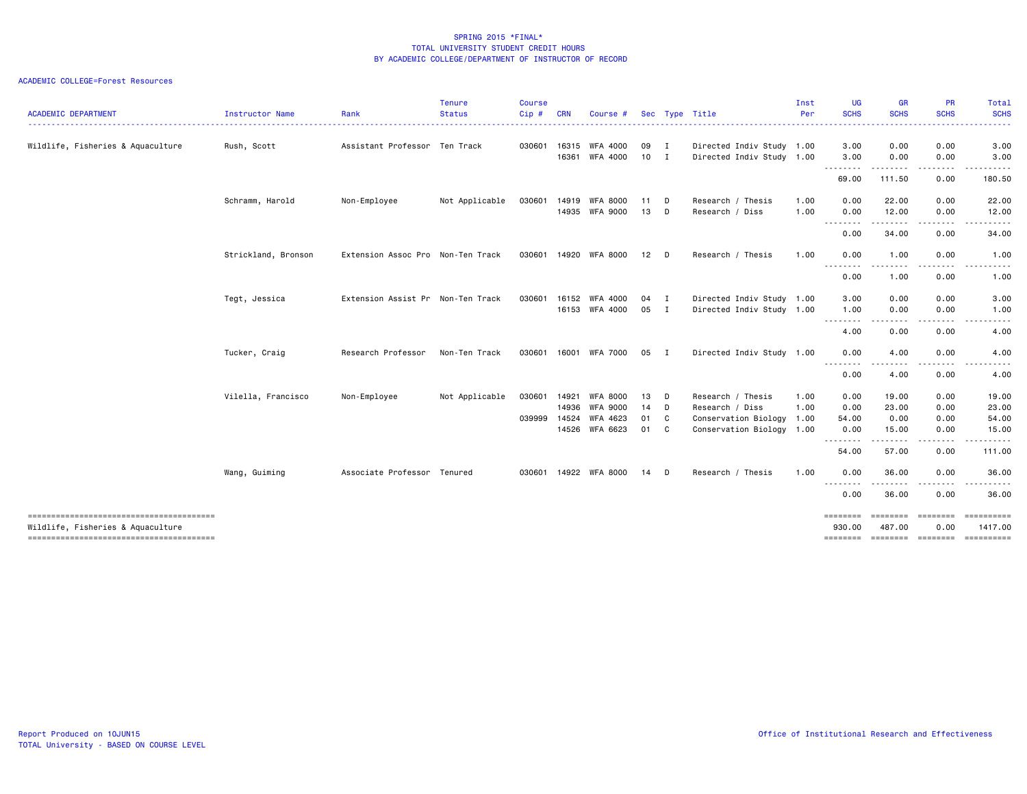SPRING 2015 *FINAL*
TOTAL UNIVERSITY STUDENT CREDIT HOURS
BY ACADEMIC COLLEGE/DEPARTMENT OF INSTRUCTOR OF RECORD

ACADEMIC COLLEGE=Forest Resources

| ACADEMIC DEPARTMENT | Instructor Name | Rank | Tenure Status | Course Cip # | CRN | Course # | Sec | Type | Title | Inst Per | UG SCHS | GR SCHS | PR SCHS | Total SCHS |
|---|---|---|---|---|---|---|---|---|---|---|---|---|---|---|
| Wildlife, Fisheries & Aquaculture | Rush, Scott | Assistant Professor | Ten Track | 030601 | 16315 | WFA 4000 | 09 | I | Directed Indiv Study | 1.00 | 3.00 | 0.00 | 0.00 | 3.00 |
| | | | | | 16361 | WFA 4000 | 10 | I | Directed Indiv Study | 1.00 | 3.00 | 0.00 | 0.00 | 3.00 |
| | | | | | | | | | | | 69.00 | 111.50 | 0.00 | 180.50 |
| | Schramm, Harold | Non-Employee | Not Applicable | 030601 | 14919 | WFA 8000 | 11 | D | Research / Thesis | 1.00 | 0.00 | 22.00 | 0.00 | 22.00 |
| | | | | | 14935 | WFA 9000 | 13 | D | Research / Diss | 1.00 | 0.00 | 12.00 | 0.00 | 12.00 |
| | | | | | | | | | | | 0.00 | 34.00 | 0.00 | 34.00 |
| | Strickland, Bronson | Extension Assoc Pro | Non-Ten Track | 030601 | 14920 | WFA 8000 | 12 | D | Research / Thesis | 1.00 | 0.00 | 1.00 | 0.00 | 1.00 |
| | | | | | | | | | | | 0.00 | 1.00 | 0.00 | 1.00 |
| | Tegt, Jessica | Extension Assist Pr | Non-Ten Track | 030601 | 16152 | WFA 4000 | 04 | I | Directed Indiv Study | 1.00 | 3.00 | 0.00 | 0.00 | 3.00 |
| | | | | | 16153 | WFA 4000 | 05 | I | Directed Indiv Study | 1.00 | 1.00 | 0.00 | 0.00 | 1.00 |
| | | | | | | | | | | | 4.00 | 0.00 | 0.00 | 4.00 |
| | Tucker, Craig | Research Professor | Non-Ten Track | 030601 | 16001 | WFA 7000 | 05 | I | Directed Indiv Study | 1.00 | 0.00 | 4.00 | 0.00 | 4.00 |
| | | | | | | | | | | | 0.00 | 4.00 | 0.00 | 4.00 |
| | Vilella, Francisco | Non-Employee | Not Applicable | 030601 | 14921 | WFA 8000 | 13 | D | Research / Thesis | 1.00 | 0.00 | 19.00 | 0.00 | 19.00 |
| | | | | | 14936 | WFA 9000 | 14 | D | Research / Diss | 1.00 | 0.00 | 23.00 | 0.00 | 23.00 |
| | | | | 039999 | 14524 | WFA 4623 | 01 | C | Conservation Biology | 1.00 | 54.00 | 0.00 | 0.00 | 54.00 |
| | | | | | 14526 | WFA 6623 | 01 | C | Conservation Biology | 1.00 | 0.00 | 15.00 | 0.00 | 15.00 |
| | | | | | | | | | | | 54.00 | 57.00 | 0.00 | 111.00 |
| | Wang, Guiming | Associate Professor | Tenured | 030601 | 14922 | WFA 8000 | 14 | D | Research / Thesis | 1.00 | 0.00 | 36.00 | 0.00 | 36.00 |
| | | | | | | | | | | | 0.00 | 36.00 | 0.00 | 36.00 |
| Wildlife, Fisheries & Aquaculture | | | | | | | | | | | 930.00 | 487.00 | 0.00 | 1417.00 |

Report Produced on 10JUN15
TOTAL University - BASED ON COURSE LEVEL

Office of Institutional Research and Effectiveness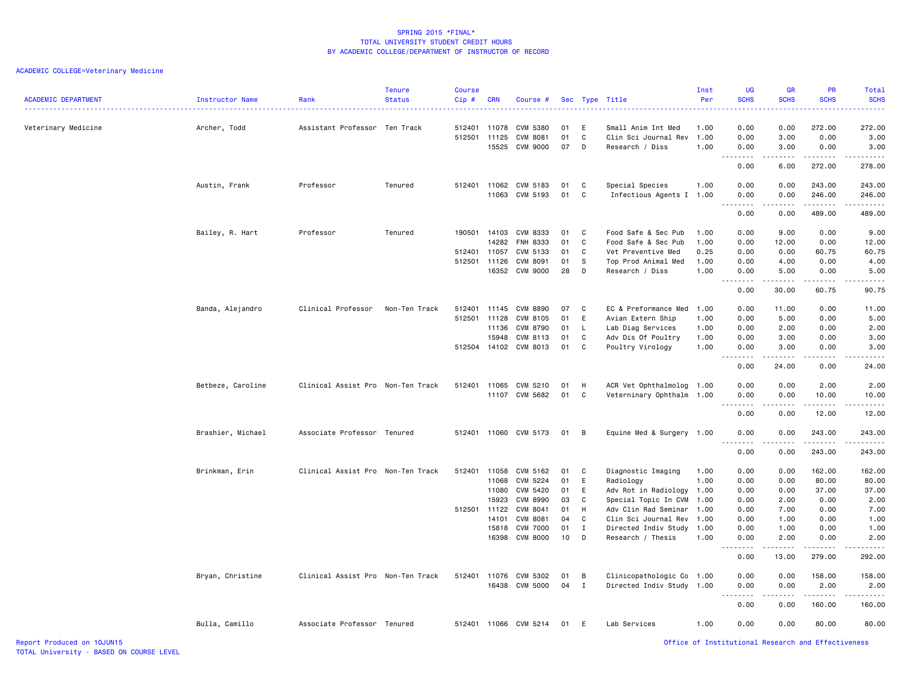# SPRING 2015 *FINAL*
## TOTAL UNIVERSITY STUDENT CREDIT HOURS
## BY ACADEMIC COLLEGE/DEPARTMENT OF INSTRUCTOR OF RECORD

ACADEMIC COLLEGE=Veterinary Medicine

| ACADEMIC DEPARTMENT | Instructor Name | Rank | Tenure Status | Course Cip # | CRN | Course # | Sec | Type | Title | Inst Per | UG SCHS | GR SCHS | PR SCHS | Total SCHS |
|---|---|---|---|---|---|---|---|---|---|---|---|---|---|---|
| Veterinary Medicine | Archer, Todd | Assistant Professor | Ten Track | 512401 | 11078 | CVM 5380 | 01 | E | Small Anim Int Med | 1.00 | 0.00 | 0.00 | 272.00 | 272.00 |
| | | | | 512501 | 11125 | CVM 8081 | 01 | C | Clin Sci Journal Rev | 1.00 | 0.00 | 3.00 | 0.00 | 3.00 |
| | | | | | 15525 | CVM 9000 | 07 | D | Research / Diss | 1.00 | 0.00 | 3.00 | 0.00 | 3.00 |
| | | | | | | | | | | | 0.00 | 6.00 | 272.00 | 278.00 |
| | Austin, Frank | Professor | Tenured | 512401 | 11062 | CVM 5183 | 01 | C | Special Species | 1.00 | 0.00 | 0.00 | 243.00 | 243.00 |
| | | | | | 11063 | CVM 5193 | 01 | C | Infectious Agents I | 1.00 | 0.00 | 0.00 | 246.00 | 246.00 |
| | | | | | | | | | | | 0.00 | 0.00 | 489.00 | 489.00 |
| | Bailey, R. Hart | Professor | Tenured | 190501 | 14103 | CVM 8333 | 01 | C | Food Safe & Sec Pub | 1.00 | 0.00 | 9.00 | 0.00 | 9.00 |
| | | | | | 14282 | FNH 8333 | 01 | C | Food Safe & Sec Pub | 1.00 | 0.00 | 12.00 | 0.00 | 12.00 |
| | | | | 512401 | 11057 | CVM 5133 | 01 | C | Vet Preventive Med | 0.25 | 0.00 | 0.00 | 60.75 | 60.75 |
| | | | | 512501 | 11126 | CVM 8091 | 01 | S | Top Prod Animal Med | 1.00 | 0.00 | 4.00 | 0.00 | 4.00 |
| | | | | | 16352 | CVM 9000 | 28 | D | Research / Diss | 1.00 | 0.00 | 5.00 | 0.00 | 5.00 |
| | | | | | | | | | | | 0.00 | 30.00 | 60.75 | 90.75 |
| | Banda, Alejandro | Clinical Professor | Non-Ten Track | 512401 | 11145 | CVM 8890 | 07 | C | EC & Preformance Med | 1.00 | 0.00 | 11.00 | 0.00 | 11.00 |
| | | | | 512501 | 11128 | CVM 8105 | 01 | E | Avian Extern Ship | 1.00 | 0.00 | 5.00 | 0.00 | 5.00 |
| | | | | | 11136 | CVM 8790 | 01 | L | Lab Diag Services | 1.00 | 0.00 | 2.00 | 0.00 | 2.00 |
| | | | | | 15948 | CVM 8113 | 01 | C | Adv Dis Of Poultry | 1.00 | 0.00 | 3.00 | 0.00 | 3.00 |
| | | | | 512504 | 14102 | CVM 8013 | 01 | C | Poultry Virology | 1.00 | 0.00 | 3.00 | 0.00 | 3.00 |
| | | | | | | | | | | | 0.00 | 24.00 | 0.00 | 24.00 |
| | Betbeze, Caroline | Clinical Assist Pro | Non-Ten Track | 512401 | 11065 | CVM 5210 | 01 | H | ACR Vet Ophthalmolog | 1.00 | 0.00 | 0.00 | 2.00 | 2.00 |
| | | | | | 11107 | CVM 5682 | 01 | C | Veterninary Ophthalm | 1.00 | 0.00 | 0.00 | 10.00 | 10.00 |
| | | | | | | | | | | | 0.00 | 0.00 | 12.00 | 12.00 |
| | Brashier, Michael | Associate Professor | Tenured | 512401 | 11060 | CVM 5173 | 01 | B | Equine Med & Surgery | 1.00 | 0.00 | 0.00 | 243.00 | 243.00 |
| | | | | | | | | | | | 0.00 | 0.00 | 243.00 | 243.00 |
| | Brinkman, Erin | Clinical Assist Pro | Non-Ten Track | 512401 | 11058 | CVM 5162 | 01 | C | Diagnostic Imaging | 1.00 | 0.00 | 0.00 | 162.00 | 162.00 |
| | | | | | 11068 | CVM 5224 | 01 | E | Radiology | 1.00 | 0.00 | 0.00 | 80.00 | 80.00 |
| | | | | | 11080 | CVM 5420 | 01 | E | Adv Rot in Radiology | 1.00 | 0.00 | 0.00 | 37.00 | 37.00 |
| | | | | | 15923 | CVM 8990 | 03 | C | Special Topic In CVM | 1.00 | 0.00 | 2.00 | 0.00 | 2.00 |
| | | | | 512501 | 11122 | CVM 8041 | 01 | H | Adv Clin Rad Seminar | 1.00 | 0.00 | 7.00 | 0.00 | 7.00 |
| | | | | | 14101 | CVM 8081 | 04 | C | Clin Sci Journal Rev | 1.00 | 0.00 | 1.00 | 0.00 | 1.00 |
| | | | | | 15818 | CVM 7000 | 01 | I | Directed Indiv Study | 1.00 | 0.00 | 1.00 | 0.00 | 1.00 |
| | | | | | 16398 | CVM 8000 | 10 | D | Research / Thesis | 1.00 | 0.00 | 2.00 | 0.00 | 2.00 |
| | | | | | | | | | | | 0.00 | 13.00 | 279.00 | 292.00 |
| | Bryan, Christine | Clinical Assist Pro | Non-Ten Track | 512401 | 11076 | CVM 5302 | 01 | B | Clinicopathologic Co | 1.00 | 0.00 | 0.00 | 158.00 | 158.00 |
| | | | | | 16438 | CVM 5000 | 04 | I | Directed Indiv Study | 1.00 | 0.00 | 0.00 | 2.00 | 2.00 |
| | | | | | | | | | | | 0.00 | 0.00 | 160.00 | 160.00 |
| | Bulla, Camillo | Associate Professor | Tenured | 512401 | 11066 | CVM 5214 | 01 | E | Lab Services | 1.00 | 0.00 | 0.00 | 80.00 | 80.00 |

Report Produced on 10JUN15
TOTAL University - BASED ON COURSE LEVEL

Office of Institutional Research and Effectiveness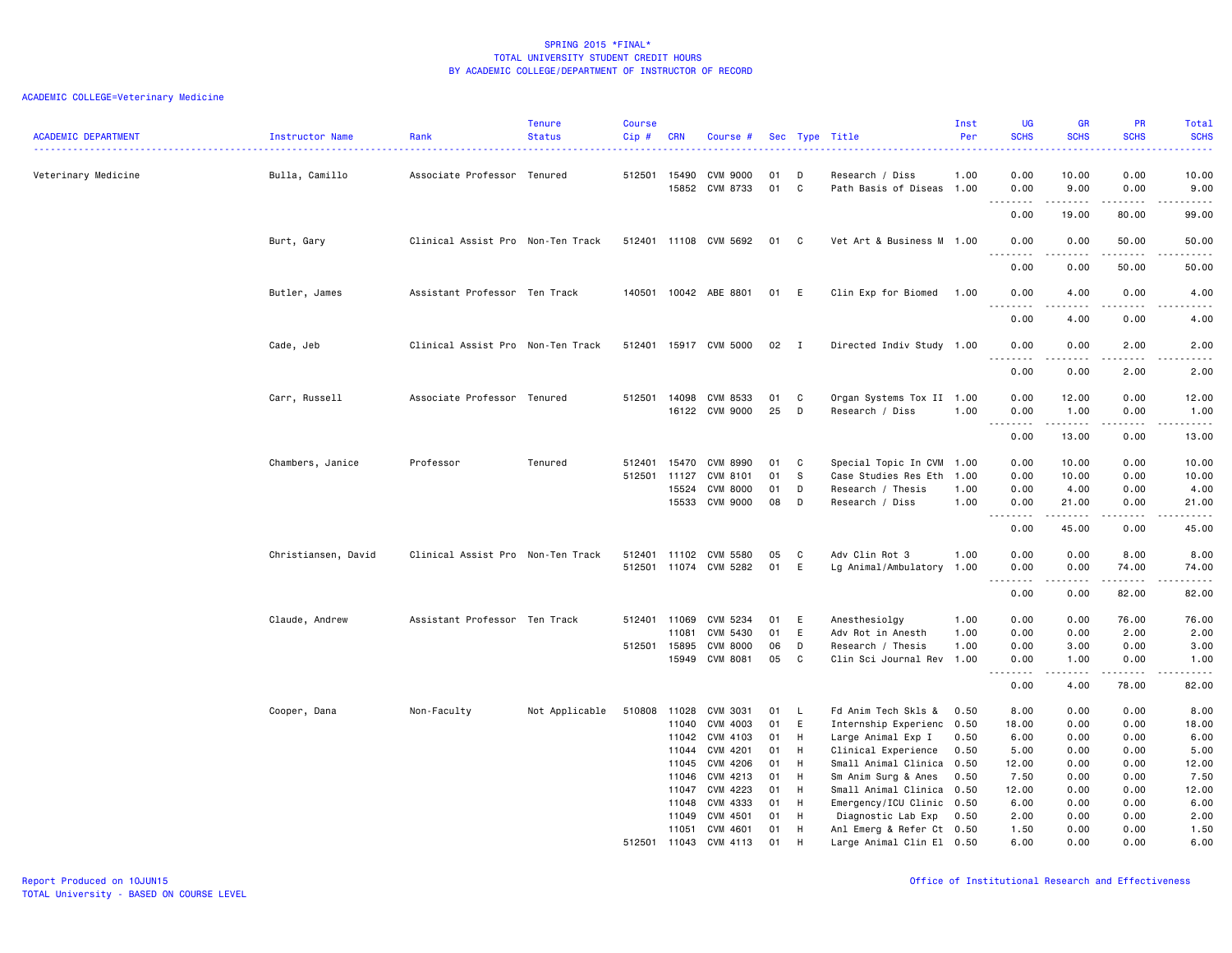SPRING 2015 *FINAL*
TOTAL UNIVERSITY STUDENT CREDIT HOURS
BY ACADEMIC COLLEGE/DEPARTMENT OF INSTRUCTOR OF RECORD

ACADEMIC COLLEGE=Veterinary Medicine

| ACADEMIC DEPARTMENT | Instructor Name | Rank | Tenure Status | Course Cip # | CRN | Course # | Sec | Type | Title | Inst Per | UG SCHS | GR SCHS | PR SCHS | Total SCHS |
|---|---|---|---|---|---|---|---|---|---|---|---|---|---|---|
| Veterinary Medicine | Bulla, Camillo | Associate Professor | Tenured | 512501 | 15490 | CVM 9000 | 01 | D | Research / Diss | 1.00 | 0.00 | 10.00 | 0.00 | 10.00 |
| | | | | | 15852 | CVM 8733 | 01 | C | Path Basis of Diseas | 1.00 | 0.00 | 9.00 | 0.00 | 9.00 |
| | | | | | | | | | | | 0.00 | 19.00 | 80.00 | 99.00 |
| | Burt, Gary | Clinical Assist Pro | Non-Ten Track | 512401 | 11108 | CVM 5692 | 01 | C | Vet Art & Business M | 1.00 | 0.00 | 0.00 | 50.00 | 50.00 |
| | | | | | | | | | | | 0.00 | 0.00 | 50.00 | 50.00 |
| | Butler, James | Assistant Professor | Ten Track | 140501 | 10042 | ABE 8801 | 01 | E | Clin Exp for Biomed | 1.00 | 0.00 | 4.00 | 0.00 | 4.00 |
| | | | | | | | | | | | 0.00 | 4.00 | 0.00 | 4.00 |
| | Cade, Jeb | Clinical Assist Pro | Non-Ten Track | 512401 | 15917 | CVM 5000 | 02 | I | Directed Indiv Study | 1.00 | 0.00 | 0.00 | 2.00 | 2.00 |
| | | | | | | | | | | | 0.00 | 0.00 | 2.00 | 2.00 |
| | Carr, Russell | Associate Professor | Tenured | 512501 | 14098 | CVM 8533 | 01 | C | Organ Systems Tox II | 1.00 | 0.00 | 12.00 | 0.00 | 12.00 |
| | | | | | 16122 | CVM 9000 | 25 | D | Research / Diss | 1.00 | 0.00 | 1.00 | 0.00 | 1.00 |
| | | | | | | | | | | | 0.00 | 13.00 | 0.00 | 13.00 |
| | Chambers, Janice | Professor | Tenured | 512401 | 15470 | CVM 8990 | 01 | C | Special Topic In CVM | 1.00 | 0.00 | 10.00 | 0.00 | 10.00 |
| | | | | 512501 | 11127 | CVM 8101 | 01 | S | Case Studies Res Eth | 1.00 | 0.00 | 10.00 | 0.00 | 10.00 |
| | | | | | 15524 | CVM 8000 | 01 | D | Research / Thesis | 1.00 | 0.00 | 4.00 | 0.00 | 4.00 |
| | | | | | 15533 | CVM 9000 | 08 | D | Research / Diss | 1.00 | 0.00 | 21.00 | 0.00 | 21.00 |
| | | | | | | | | | | | 0.00 | 45.00 | 0.00 | 45.00 |
| | Christiansen, David | Clinical Assist Pro | Non-Ten Track | 512401 | 11102 | CVM 5580 | 05 | C | Adv Clin Rot 3 | 1.00 | 0.00 | 0.00 | 8.00 | 8.00 |
| | | | | 512501 | 11074 | CVM 5282 | 01 | E | Lg Animal/Ambulatory | 1.00 | 0.00 | 0.00 | 74.00 | 74.00 |
| | | | | | | | | | | | 0.00 | 0.00 | 82.00 | 82.00 |
| | Claude, Andrew | Assistant Professor | Ten Track | 512401 | 11069 | CVM 5234 | 01 | E | Anesthesiolgy | 1.00 | 0.00 | 0.00 | 76.00 | 76.00 |
| | | | | | 11081 | CVM 5430 | 01 | E | Adv Rot in Anesth | 1.00 | 0.00 | 0.00 | 2.00 | 2.00 |
| | | | | 512501 | 15895 | CVM 8000 | 06 | D | Research / Thesis | 1.00 | 0.00 | 3.00 | 0.00 | 3.00 |
| | | | | | 15949 | CVM 8081 | 05 | C | Clin Sci Journal Rev | 1.00 | 0.00 | 1.00 | 0.00 | 1.00 |
| | | | | | | | | | | | 0.00 | 4.00 | 78.00 | 82.00 |
| | Cooper, Dana | Non-Faculty | Not Applicable | 510808 | 11028 | CVM 3031 | 01 | L | Fd Anim Tech Skls & | 0.50 | 8.00 | 0.00 | 0.00 | 8.00 |
| | | | | | 11040 | CVM 4003 | 01 | E | Internship Experienc | 0.50 | 18.00 | 0.00 | 0.00 | 18.00 |
| | | | | | 11042 | CVM 4103 | 01 | H | Large Animal Exp I | 0.50 | 6.00 | 0.00 | 0.00 | 6.00 |
| | | | | | 11044 | CVM 4201 | 01 | H | Clinical Experience | 0.50 | 5.00 | 0.00 | 0.00 | 5.00 |
| | | | | | 11045 | CVM 4206 | 01 | H | Small Animal Clinica | 0.50 | 12.00 | 0.00 | 0.00 | 12.00 |
| | | | | | 11046 | CVM 4213 | 01 | H | Sm Anim Surg & Anes | 0.50 | 7.50 | 0.00 | 0.00 | 7.50 |
| | | | | | 11047 | CVM 4223 | 01 | H | Small Animal Clinica | 0.50 | 12.00 | 0.00 | 0.00 | 12.00 |
| | | | | | 11048 | CVM 4333 | 01 | H | Emergency/ICU Clinic | 0.50 | 6.00 | 0.00 | 0.00 | 6.00 |
| | | | | | 11049 | CVM 4501 | 01 | H | Diagnostic Lab Exp | 0.50 | 2.00 | 0.00 | 0.00 | 2.00 |
| | | | | | 11051 | CVM 4601 | 01 | H | Anl Emerg & Refer Ct | 0.50 | 1.50 | 0.00 | 0.00 | 1.50 |
| | | | | 512501 | 11043 | CVM 4113 | 01 | H | Large Animal Clin El | 0.50 | 6.00 | 0.00 | 0.00 | 6.00 |

Report Produced on 10JUN15
TOTAL University - BASED ON COURSE LEVEL

Office of Institutional Research and Effectiveness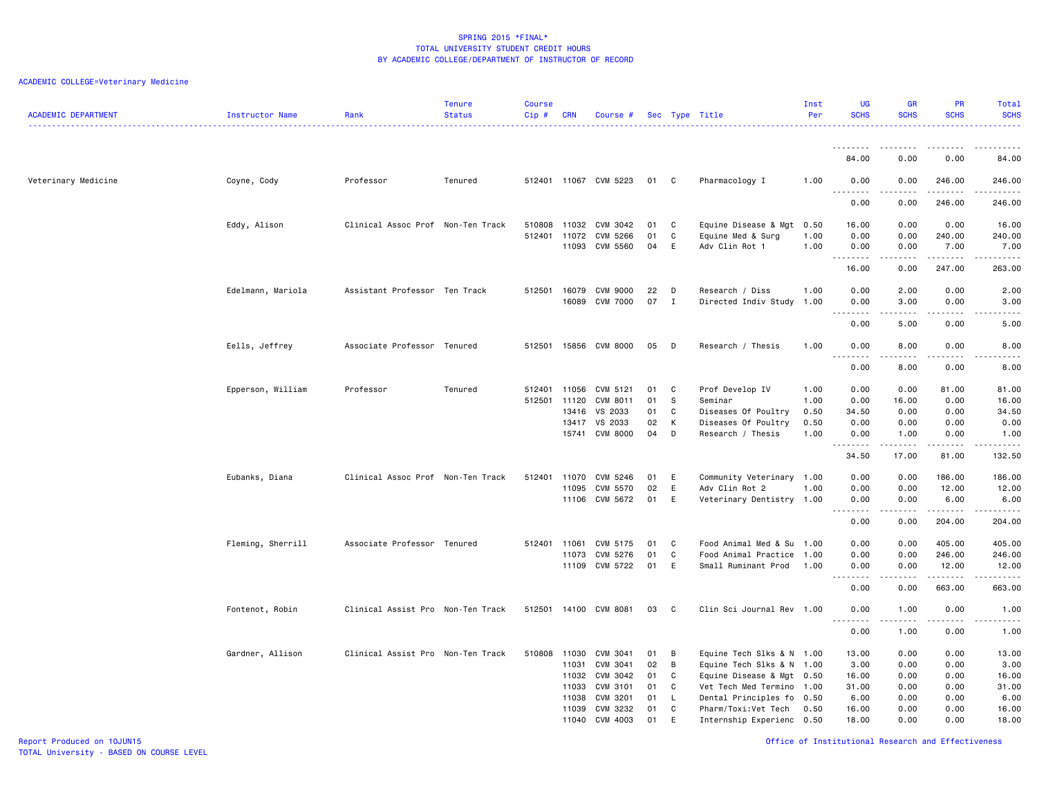SPRING 2015 *FINAL*
TOTAL UNIVERSITY STUDENT CREDIT HOURS
BY ACADEMIC COLLEGE/DEPARTMENT OF INSTRUCTOR OF RECORD

ACADEMIC COLLEGE=Veterinary Medicine

| ACADEMIC DEPARTMENT | Instructor Name | Rank | Tenure Status | Course Cip # | CRN | Course # | Sec | Type | Title | Inst Per | UG SCHS | GR SCHS | PR SCHS | Total SCHS |
|---|---|---|---|---|---|---|---|---|---|---|---|---|---|---|
| | | | | | | | | | | | 84.00 | 0.00 | 0.00 | 84.00 |
| Veterinary Medicine | Coyne, Cody | Professor | Tenured | 512401 | 11067 | CVM 5223 | 01 | C | Pharmacology I | 1.00 | 0.00 | 0.00 | 246.00 | 246.00 |
| | | | | | | | | | | | 0.00 | 0.00 | 246.00 | 246.00 |
| | Eddy, Alison | Clinical Assoc Prof | Non-Ten Track | 510808 | 11032 | CVM 3042 | 01 | C | Equine Disease & Mgt | 0.50 | 16.00 | 0.00 | 0.00 | 16.00 |
| | | | | 512401 | 11072 | CVM 5266 | 01 | C | Equine Med & Surg | 1.00 | 0.00 | 0.00 | 240.00 | 240.00 |
| | | | | | 11093 | CVM 5560 | 04 | E | Adv Clin Rot 1 | 1.00 | 0.00 | 0.00 | 7.00 | 7.00 |
| | | | | | | | | | | | 16.00 | 0.00 | 247.00 | 263.00 |
| | Edelmann, Mariola | Assistant Professor | Ten Track | 512501 | 16079 | CVM 9000 | 22 | D | Research / Diss | 1.00 | 0.00 | 2.00 | 0.00 | 2.00 |
| | | | | | 16089 | CVM 7000 | 07 | I | Directed Indiv Study | 1.00 | 0.00 | 3.00 | 0.00 | 3.00 |
| | | | | | | | | | | | 0.00 | 5.00 | 0.00 | 5.00 |
| | Eells, Jeffrey | Associate Professor | Tenured | 512501 | 15856 | CVM 8000 | 05 | D | Research / Thesis | 1.00 | 0.00 | 8.00 | 0.00 | 8.00 |
| | | | | | | | | | | | 0.00 | 8.00 | 0.00 | 8.00 |
| | Epperson, William | Professor | Tenured | 512401 | 11056 | CVM 5121 | 01 | C | Prof Develop IV | 1.00 | 0.00 | 0.00 | 81.00 | 81.00 |
| | | | | 512501 | 11120 | CVM 8011 | 01 | S | Seminar | 1.00 | 0.00 | 16.00 | 0.00 | 16.00 |
| | | | | | 13416 | VS 2033 | 01 | C | Diseases Of Poultry | 0.50 | 34.50 | 0.00 | 0.00 | 34.50 |
| | | | | | 13417 | VS 2033 | 02 | K | Diseases Of Poultry | 0.50 | 0.00 | 0.00 | 0.00 | 0.00 |
| | | | | | 15741 | CVM 8000 | 04 | D | Research / Thesis | 1.00 | 0.00 | 1.00 | 0.00 | 1.00 |
| | | | | | | | | | | | 34.50 | 17.00 | 81.00 | 132.50 |
| | Eubanks, Diana | Clinical Assoc Prof | Non-Ten Track | 512401 | 11070 | CVM 5246 | 01 | E | Community Veterinary | 1.00 | 0.00 | 0.00 | 186.00 | 186.00 |
| | | | | | 11095 | CVM 5570 | 02 | E | Adv Clin Rot 2 | 1.00 | 0.00 | 0.00 | 12.00 | 12.00 |
| | | | | | 11106 | CVM 5672 | 01 | E | Veterinary Dentistry | 1.00 | 0.00 | 0.00 | 6.00 | 6.00 |
| | | | | | | | | | | | 0.00 | 0.00 | 204.00 | 204.00 |
| | Fleming, Sherrill | Associate Professor | Tenured | 512401 | 11061 | CVM 5175 | 01 | C | Food Animal Med & Su | 1.00 | 0.00 | 0.00 | 405.00 | 405.00 |
| | | | | | 11073 | CVM 5276 | 01 | C | Food Animal Practice | 1.00 | 0.00 | 0.00 | 246.00 | 246.00 |
| | | | | | 11109 | CVM 5722 | 01 | E | Small Ruminant Prod | 1.00 | 0.00 | 0.00 | 12.00 | 12.00 |
| | | | | | | | | | | | 0.00 | 0.00 | 663.00 | 663.00 |
| | Fontenot, Robin | Clinical Assist Pro | Non-Ten Track | 512501 | 14100 | CVM 8081 | 03 | C | Clin Sci Journal Rev | 1.00 | 0.00 | 1.00 | 0.00 | 1.00 |
| | | | | | | | | | | | 0.00 | 1.00 | 0.00 | 1.00 |
| | Gardner, Allison | Clinical Assist Pro | Non-Ten Track | 510808 | 11030 | CVM 3041 | 01 | B | Equine Tech Slks & N | 1.00 | 13.00 | 0.00 | 0.00 | 13.00 |
| | | | | | 11031 | CVM 3041 | 02 | B | Equine Tech Slks & N | 1.00 | 3.00 | 0.00 | 0.00 | 3.00 |
| | | | | | 11032 | CVM 3042 | 01 | C | Equine Disease & Mgt | 0.50 | 16.00 | 0.00 | 0.00 | 16.00 |
| | | | | | 11033 | CVM 3101 | 01 | C | Vet Tech Med Termino | 1.00 | 31.00 | 0.00 | 0.00 | 31.00 |
| | | | | | 11038 | CVM 3201 | 01 | L | Dental Principles fo | 0.50 | 6.00 | 0.00 | 0.00 | 6.00 |
| | | | | | 11039 | CVM 3232 | 01 | C | Pharm/Toxi:Vet Tech | 0.50 | 16.00 | 0.00 | 0.00 | 16.00 |
| | | | | | 11040 | CVM 4003 | 01 | E | Internship Experienc | 0.50 | 18.00 | 0.00 | 0.00 | 18.00 |

Report Produced on 10JUN15
TOTAL University - BASED ON COURSE LEVEL

Office of Institutional Research and Effectiveness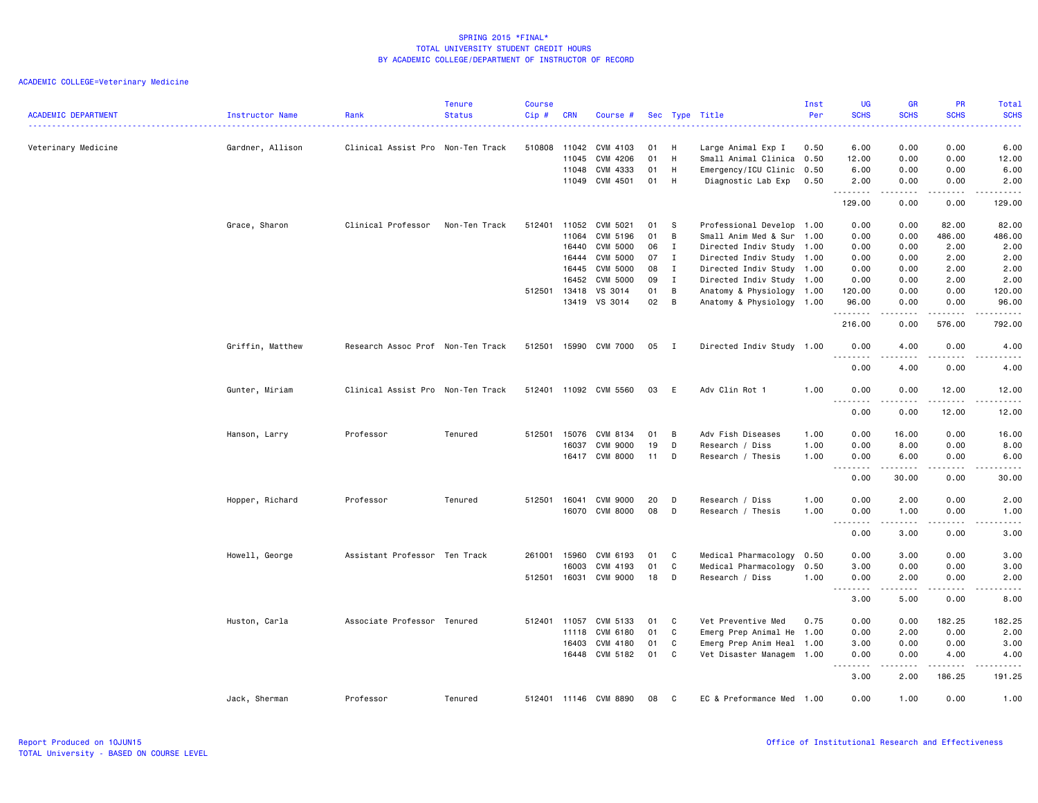SPRING 2015 *FINAL*
TOTAL UNIVERSITY STUDENT CREDIT HOURS
BY ACADEMIC COLLEGE/DEPARTMENT OF INSTRUCTOR OF RECORD

ACADEMIC COLLEGE=Veterinary Medicine

| ACADEMIC DEPARTMENT | Instructor Name | Rank | Tenure Status | Course Cip # | CRN | Course # | Sec | Type | Title | Inst Per | UG SCHS | GR SCHS | PR SCHS | Total SCHS |
|---|---|---|---|---|---|---|---|---|---|---|---|---|---|---|
| Veterinary Medicine | Gardner, Allison | Clinical Assist Pro | Non-Ten Track | 510808 | 11042 | CVM 4103 | 01 | H | Large Animal Exp I | 0.50 | 6.00 | 0.00 | 0.00 | 6.00 |
| | | | | | 11045 | CVM 4206 | 01 | H | Small Animal Clinica | 0.50 | 12.00 | 0.00 | 0.00 | 12.00 |
| | | | | | 11048 | CVM 4333 | 01 | H | Emergency/ICU Clinic | 0.50 | 6.00 | 0.00 | 0.00 | 6.00 |
| | | | | | 11049 | CVM 4501 | 01 | H | Diagnostic Lab Exp | 0.50 | 2.00 | 0.00 | 0.00 | 2.00 |
| | | | | | | | | | | | 129.00 | 0.00 | 0.00 | 129.00 |
| | Grace, Sharon | Clinical Professor | Non-Ten Track | 512401 | 11052 | CVM 5021 | 01 | S | Professional Develop | 1.00 | 0.00 | 0.00 | 82.00 | 82.00 |
| | | | | | 11064 | CVM 5196 | 01 | B | Small Anim Med & Sur | 1.00 | 0.00 | 0.00 | 486.00 | 486.00 |
| | | | | | 16440 | CVM 5000 | 06 | I | Directed Indiv Study | 1.00 | 0.00 | 0.00 | 2.00 | 2.00 |
| | | | | | 16444 | CVM 5000 | 07 | I | Directed Indiv Study | 1.00 | 0.00 | 0.00 | 2.00 | 2.00 |
| | | | | | 16445 | CVM 5000 | 08 | I | Directed Indiv Study | 1.00 | 0.00 | 0.00 | 2.00 | 2.00 |
| | | | | | 16452 | CVM 5000 | 09 | I | Directed Indiv Study | 1.00 | 0.00 | 0.00 | 2.00 | 2.00 |
| | | | | 512501 | 13418 | VS 3014 | 01 | B | Anatomy & Physiology | 1.00 | 120.00 | 0.00 | 0.00 | 120.00 |
| | | | | | 13419 | VS 3014 | 02 | B | Anatomy & Physiology | 1.00 | 96.00 | 0.00 | 0.00 | 96.00 |
| | | | | | | | | | | | 216.00 | 0.00 | 576.00 | 792.00 |
| | Griffin, Matthew | Research Assoc Prof | Non-Ten Track | 512501 | 15990 | CVM 7000 | 05 | I | Directed Indiv Study | 1.00 | 0.00 | 4.00 | 0.00 | 4.00 |
| | | | | | | | | | | | 0.00 | 4.00 | 0.00 | 4.00 |
| | Gunter, Miriam | Clinical Assist Pro | Non-Ten Track | 512401 | 11092 | CVM 5560 | 03 | E | Adv Clin Rot 1 | 1.00 | 0.00 | 0.00 | 12.00 | 12.00 |
| | | | | | | | | | | | 0.00 | 0.00 | 12.00 | 12.00 |
| | Hanson, Larry | Professor | Tenured | 512501 | 15076 | CVM 8134 | 01 | B | Adv Fish Diseases | 1.00 | 0.00 | 16.00 | 0.00 | 16.00 |
| | | | | | 16037 | CVM 9000 | 19 | D | Research / Diss | 1.00 | 0.00 | 8.00 | 0.00 | 8.00 |
| | | | | | 16417 | CVM 8000 | 11 | D | Research / Thesis | 1.00 | 0.00 | 6.00 | 0.00 | 6.00 |
| | | | | | | | | | | | 0.00 | 30.00 | 0.00 | 30.00 |
| | Hopper, Richard | Professor | Tenured | 512501 | 16041 | CVM 9000 | 20 | D | Research / Diss | 1.00 | 0.00 | 2.00 | 0.00 | 2.00 |
| | | | | | 16070 | CVM 8000 | 08 | D | Research / Thesis | 1.00 | 0.00 | 1.00 | 0.00 | 1.00 |
| | | | | | | | | | | | 0.00 | 3.00 | 0.00 | 3.00 |
| | Howell, George | Assistant Professor | Ten Track | 261001 | 15960 | CVM 6193 | 01 | C | Medical Pharmacology | 0.50 | 0.00 | 3.00 | 0.00 | 3.00 |
| | | | | | 16003 | CVM 4193 | 01 | C | Medical Pharmacology | 0.50 | 3.00 | 0.00 | 0.00 | 3.00 |
| | | | | 512501 | 16031 | CVM 9000 | 18 | D | Research / Diss | 1.00 | 0.00 | 2.00 | 0.00 | 2.00 |
| | | | | | | | | | | | 3.00 | 5.00 | 0.00 | 8.00 |
| | Huston, Carla | Associate Professor | Tenured | 512401 | 11057 | CVM 5133 | 01 | C | Vet Preventive Med | 0.75 | 0.00 | 0.00 | 182.25 | 182.25 |
| | | | | | 11118 | CVM 6180 | 01 | C | Emerg Prep Animal He | 1.00 | 0.00 | 2.00 | 0.00 | 2.00 |
| | | | | | 16403 | CVM 4180 | 01 | C | Emerg Prep Anim Heal | 1.00 | 3.00 | 0.00 | 0.00 | 3.00 |
| | | | | | 16448 | CVM 5182 | 01 | C | Vet Disaster Managem | 1.00 | 0.00 | 0.00 | 4.00 | 4.00 |
| | | | | | | | | | | | 3.00 | 2.00 | 186.25 | 191.25 |
| | Jack, Sherman | Professor | Tenured | 512401 | 11146 | CVM 8890 | 08 | C | EC & Preformance Med | 1.00 | 0.00 | 1.00 | 0.00 | 1.00 |

Report Produced on 10JUN15
TOTAL University - BASED ON COURSE LEVEL

Office of Institutional Research and Effectiveness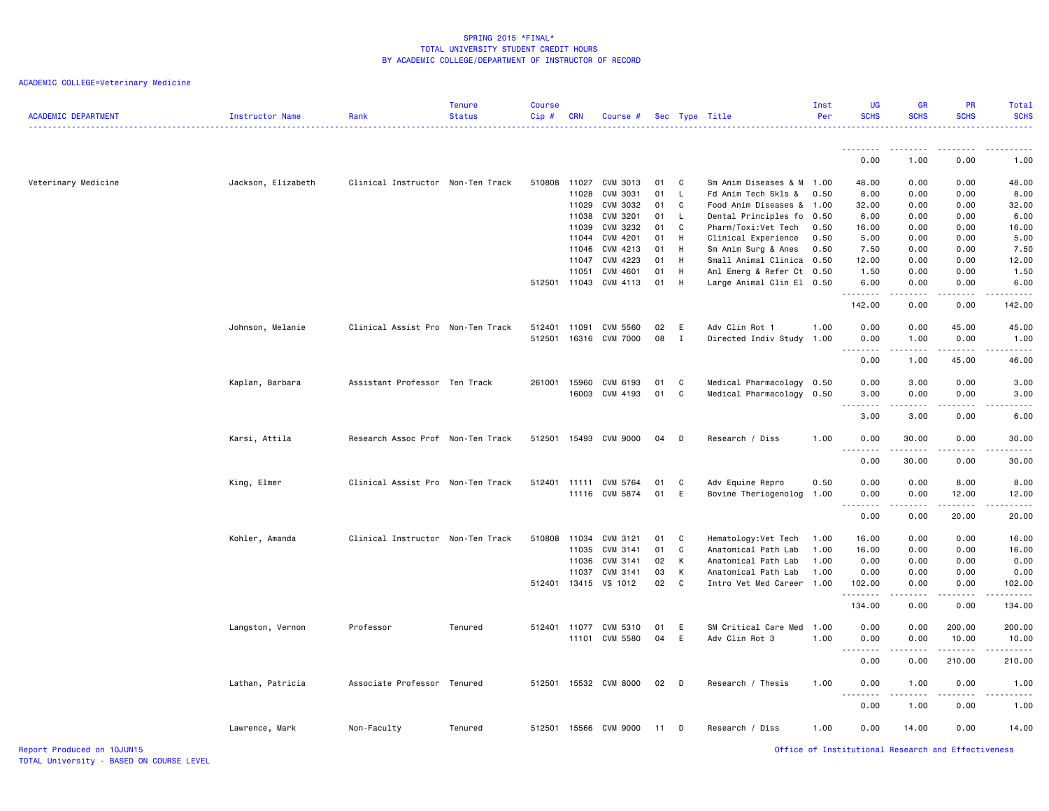SPRING 2015 *FINAL*
TOTAL UNIVERSITY STUDENT CREDIT HOURS
BY ACADEMIC COLLEGE/DEPARTMENT OF INSTRUCTOR OF RECORD

ACADEMIC COLLEGE=Veterinary Medicine

| ACADEMIC DEPARTMENT | Instructor Name | Rank | Tenure Status | Course Cip # | CRN | Course # | Sec | Type | Title | Inst Per | UG SCHS | GR SCHS | PR SCHS | Total SCHS |
|---|---|---|---|---|---|---|---|---|---|---|---|---|---|---|
| | | | | | | | | | | | 0.00 | 1.00 | 0.00 | 1.00 |
| Veterinary Medicine | Jackson, Elizabeth | Clinical Instructor | Non-Ten Track | 510808 | 11027 | CVM 3013 | 01 | C | Sm Anim Diseases & M | 1.00 | 48.00 | 0.00 | 0.00 | 48.00 |
| | | | | | 11028 | CVM 3031 | 01 | L | Fd Anim Tech Skls & | 0.50 | 8.00 | 0.00 | 0.00 | 8.00 |
| | | | | | 11029 | CVM 3032 | 01 | C | Food Anim Diseases & | 1.00 | 32.00 | 0.00 | 0.00 | 32.00 |
| | | | | | 11038 | CVM 3201 | 01 | L | Dental Principles fo | 0.50 | 6.00 | 0.00 | 0.00 | 6.00 |
| | | | | | 11039 | CVM 3232 | 01 | C | Pharm/Toxi:Vet Tech | 0.50 | 16.00 | 0.00 | 0.00 | 16.00 |
| | | | | | 11044 | CVM 4201 | 01 | H | Clinical Experience | 0.50 | 5.00 | 0.00 | 0.00 | 5.00 |
| | | | | | 11046 | CVM 4213 | 01 | H | Sm Anim Surg & Anes | 0.50 | 7.50 | 0.00 | 0.00 | 7.50 |
| | | | | | 11047 | CVM 4223 | 01 | H | Small Animal Clinica | 0.50 | 12.00 | 0.00 | 0.00 | 12.00 |
| | | | | | 11051 | CVM 4601 | 01 | H | Anl Emerg & Refer Ct | 0.50 | 1.50 | 0.00 | 0.00 | 1.50 |
| | | | | 512501 | 11043 | CVM 4113 | 01 | H | Large Animal Clin El | 0.50 | 6.00 | 0.00 | 0.00 | 6.00 |
| | | | | | | | | | | | 142.00 | 0.00 | 0.00 | 142.00 |
| | Johnson, Melanie | Clinical Assist Pro | Non-Ten Track | 512401 | 11091 | CVM 5560 | 02 | E | Adv Clin Rot 1 | 1.00 | 0.00 | 0.00 | 45.00 | 45.00 |
| | | | | 512501 | 16316 | CVM 7000 | 08 | I | Directed Indiv Study | 1.00 | 0.00 | 1.00 | 0.00 | 1.00 |
| | | | | | | | | | | | 0.00 | 1.00 | 45.00 | 46.00 |
| | Kaplan, Barbara | Assistant Professor | Ten Track | 261001 | 15960 | CVM 6193 | 01 | C | Medical Pharmacology | 0.50 | 0.00 | 3.00 | 0.00 | 3.00 |
| | | | | | 16003 | CVM 4193 | 01 | C | Medical Pharmacology | 0.50 | 3.00 | 0.00 | 0.00 | 3.00 |
| | | | | | | | | | | | 3.00 | 3.00 | 0.00 | 6.00 |
| | Karsi, Attila | Research Assoc Prof | Non-Ten Track | 512501 | 15493 | CVM 9000 | 04 | D | Research / Diss | 1.00 | 0.00 | 30.00 | 0.00 | 30.00 |
| | | | | | | | | | | | 0.00 | 30.00 | 0.00 | 30.00 |
| | King, Elmer | Clinical Assist Pro | Non-Ten Track | 512401 | 11111 | CVM 5764 | 01 | C | Adv Equine Repro | 0.50 | 0.00 | 0.00 | 8.00 | 8.00 |
| | | | | | 11116 | CVM 5874 | 01 | E | Bovine Theriogenolog | 1.00 | 0.00 | 0.00 | 12.00 | 12.00 |
| | | | | | | | | | | | 0.00 | 0.00 | 20.00 | 20.00 |
| | Kohler, Amanda | Clinical Instructor | Non-Ten Track | 510808 | 11034 | CVM 3121 | 01 | C | Hematology:Vet Tech | 1.00 | 16.00 | 0.00 | 0.00 | 16.00 |
| | | | | | 11035 | CVM 3141 | 01 | C | Anatomical Path Lab | 1.00 | 16.00 | 0.00 | 0.00 | 16.00 |
| | | | | | 11036 | CVM 3141 | 02 | K | Anatomical Path Lab | 1.00 | 0.00 | 0.00 | 0.00 | 0.00 |
| | | | | | 11037 | CVM 3141 | 03 | K | Anatomical Path Lab | 1.00 | 0.00 | 0.00 | 0.00 | 0.00 |
| | | | | 512401 | 13415 | VS 1012 | 02 | C | Intro Vet Med Career | 1.00 | 102.00 | 0.00 | 0.00 | 102.00 |
| | | | | | | | | | | | 134.00 | 0.00 | 0.00 | 134.00 |
| | Langston, Vernon | Professor | Tenured | 512401 | 11077 | CVM 5310 | 01 | E | SM Critical Care Med | 1.00 | 0.00 | 0.00 | 200.00 | 200.00 |
| | | | | | 11101 | CVM 5580 | 04 | E | Adv Clin Rot 3 | 1.00 | 0.00 | 0.00 | 10.00 | 10.00 |
| | | | | | | | | | | | 0.00 | 0.00 | 210.00 | 210.00 |
| | Lathan, Patricia | Associate Professor | Tenured | 512501 | 15532 | CVM 8000 | 02 | D | Research / Thesis | 1.00 | 0.00 | 1.00 | 0.00 | 1.00 |
| | | | | | | | | | | | 0.00 | 1.00 | 0.00 | 1.00 |
| | Lawrence, Mark | Non-Faculty | Tenured | 512501 | 15566 | CVM 9000 | 11 | D | Research / Diss | 1.00 | 0.00 | 14.00 | 0.00 | 14.00 |

Report Produced on 10JUN15
TOTAL University - BASED ON COURSE LEVEL
Office of Institutional Research and Effectiveness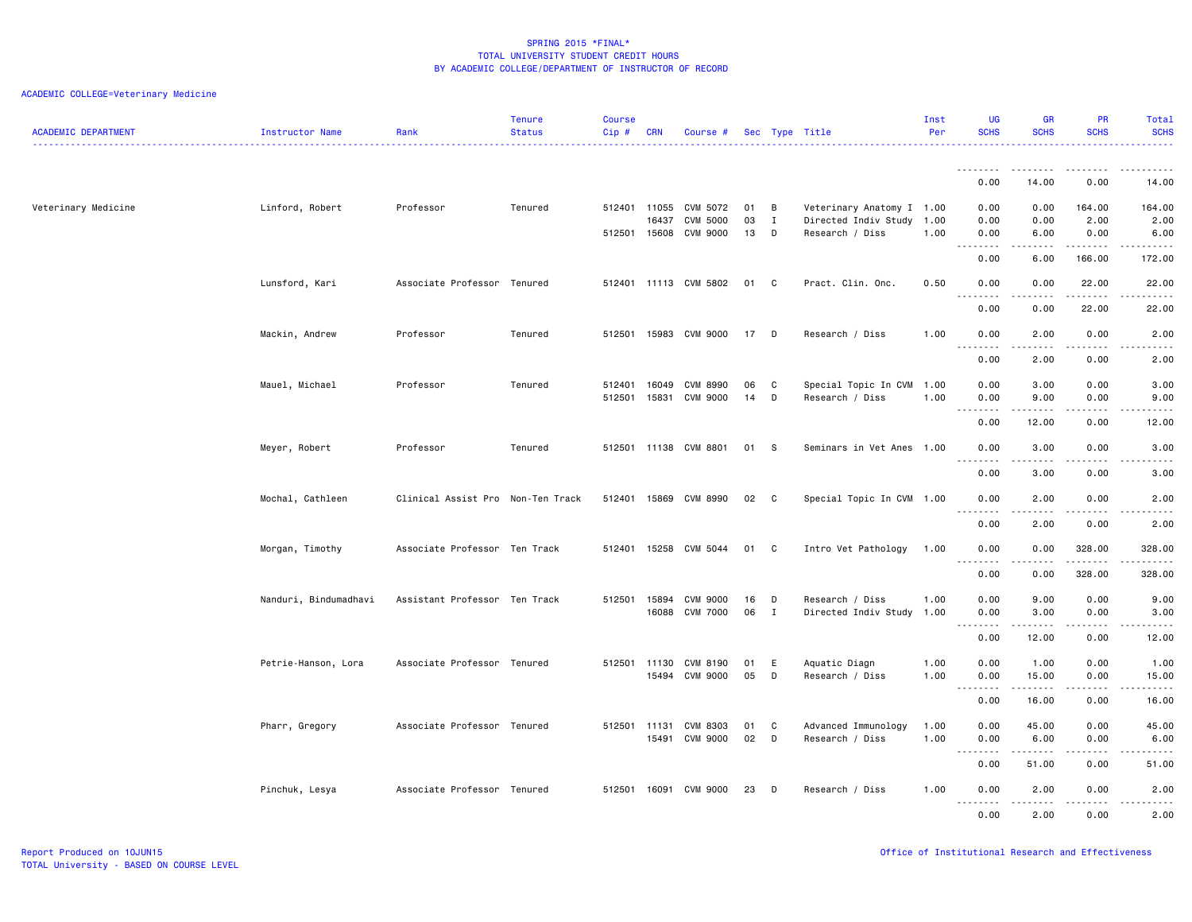SPRING 2015 *FINAL*
TOTAL UNIVERSITY STUDENT CREDIT HOURS
BY ACADEMIC COLLEGE/DEPARTMENT OF INSTRUCTOR OF RECORD

ACADEMIC COLLEGE=Veterinary Medicine

| ACADEMIC DEPARTMENT | Instructor Name | Rank | Tenure Status | Course Cip # | CRN | Course # | Sec | Type | Title | Inst Per | UG SCHS | GR SCHS | PR SCHS | Total SCHS |
|---|---|---|---|---|---|---|---|---|---|---|---|---|---|---|
| | | | | | | | | | | | 0.00 | 14.00 | 0.00 | 14.00 |
| Veterinary Medicine | Linford, Robert | Professor | Tenured | 512401 | 11055 | CVM 5072 | 01 | B | Veterinary Anatomy I | 1.00 | 0.00 | 0.00 | 164.00 | 164.00 |
| | | | | | 16437 | CVM 5000 | 03 | I | Directed Indiv Study | 1.00 | 0.00 | 0.00 | 2.00 | 2.00 |
| | | | | 512501 | 15608 | CVM 9000 | 13 | D | Research / Diss | 1.00 | 0.00 | 6.00 | 0.00 | 6.00 |
| | | | | | | | | | | | 0.00 | 6.00 | 166.00 | 172.00 |
| | Lunsford, Kari | Associate Professor | Tenured | 512401 | 11113 | CVM 5802 | 01 | C | Pract. Clin. Onc. | 0.50 | 0.00 | 0.00 | 22.00 | 22.00 |
| | | | | | | | | | | | 0.00 | 0.00 | 22.00 | 22.00 |
| | Mackin, Andrew | Professor | Tenured | 512501 | 15983 | CVM 9000 | 17 | D | Research / Diss | 1.00 | 0.00 | 2.00 | 0.00 | 2.00 |
| | | | | | | | | | | | 0.00 | 2.00 | 0.00 | 2.00 |
| | Mauel, Michael | Professor | Tenured | 512401 | 16049 | CVM 8990 | 06 | C | Special Topic In CVM | 1.00 | 0.00 | 3.00 | 0.00 | 3.00 |
| | | | | 512501 | 15831 | CVM 9000 | 14 | D | Research / Diss | 1.00 | 0.00 | 9.00 | 0.00 | 9.00 |
| | | | | | | | | | | | 0.00 | 12.00 | 0.00 | 12.00 |
| | Meyer, Robert | Professor | Tenured | 512501 | 11138 | CVM 8801 | 01 | S | Seminars in Vet Anes | 1.00 | 0.00 | 3.00 | 0.00 | 3.00 |
| | | | | | | | | | | | 0.00 | 3.00 | 0.00 | 3.00 |
| | Mochal, Cathleen | Clinical Assist Pro | Non-Ten Track | 512401 | 15869 | CVM 8990 | 02 | C | Special Topic In CVM | 1.00 | 0.00 | 2.00 | 0.00 | 2.00 |
| | | | | | | | | | | | 0.00 | 2.00 | 0.00 | 2.00 |
| | Morgan, Timothy | Associate Professor | Ten Track | 512401 | 15258 | CVM 5044 | 01 | C | Intro Vet Pathology | 1.00 | 0.00 | 0.00 | 328.00 | 328.00 |
| | | | | | | | | | | | 0.00 | 0.00 | 328.00 | 328.00 |
| | Nanduri, Bindumadhavi | Assistant Professor | Ten Track | 512501 | 15894 | CVM 9000 | 16 | D | Research / Diss | 1.00 | 0.00 | 9.00 | 0.00 | 9.00 |
| | | | | | 16088 | CVM 7000 | 06 | I | Directed Indiv Study | 1.00 | 0.00 | 3.00 | 0.00 | 3.00 |
| | | | | | | | | | | | 0.00 | 12.00 | 0.00 | 12.00 |
| | Petrie-Hanson, Lora | Associate Professor | Tenured | 512501 | 11130 | CVM 8190 | 01 | E | Aquatic Diagn | 1.00 | 0.00 | 1.00 | 0.00 | 1.00 |
| | | | | | 15494 | CVM 9000 | 05 | D | Research / Diss | 1.00 | 0.00 | 15.00 | 0.00 | 15.00 |
| | | | | | | | | | | | 0.00 | 16.00 | 0.00 | 16.00 |
| | Pharr, Gregory | Associate Professor | Tenured | 512501 | 11131 | CVM 8303 | 01 | C | Advanced Immunology | 1.00 | 0.00 | 45.00 | 0.00 | 45.00 |
| | | | | | 15491 | CVM 9000 | 02 | D | Research / Diss | 1.00 | 0.00 | 6.00 | 0.00 | 6.00 |
| | | | | | | | | | | | 0.00 | 51.00 | 0.00 | 51.00 |
| | Pinchuk, Lesya | Associate Professor | Tenured | 512501 | 16091 | CVM 9000 | 23 | D | Research / Diss | 1.00 | 0.00 | 2.00 | 0.00 | 2.00 |
| | | | | | | | | | | | 0.00 | 2.00 | 0.00 | 2.00 |

Report Produced on 10JUN15
TOTAL University - BASED ON COURSE LEVEL

Office of Institutional Research and Effectiveness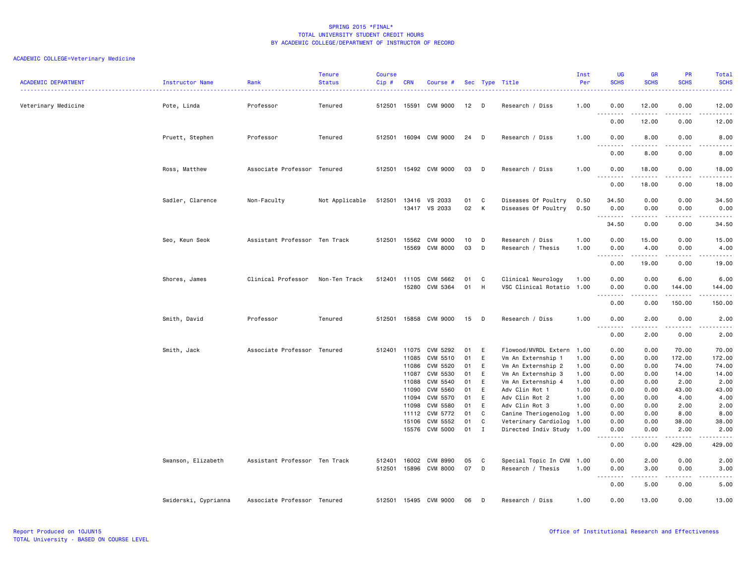SPRING 2015 *FINAL*
TOTAL UNIVERSITY STUDENT CREDIT HOURS
BY ACADEMIC COLLEGE/DEPARTMENT OF INSTRUCTOR OF RECORD

ACADEMIC COLLEGE=Veterinary Medicine

| ACADEMIC DEPARTMENT | Instructor Name | Rank | Tenure Status | Course Cip # | CRN | Course # | Sec | Type | Title | Inst Per | UG SCHS | GR SCHS | PR SCHS | Total SCHS |
|---|---|---|---|---|---|---|---|---|---|---|---|---|---|---|
| Veterinary Medicine | Pote, Linda | Professor | Tenured | 512501 | 15591 | CVM 9000 | 12 | D | Research / Diss | 1.00 | 0.00 | 12.00 | 0.00 | 12.00 |
| | | | | | | | | | | | 0.00 | 12.00 | 0.00 | 12.00 |
| | Pruett, Stephen | Professor | Tenured | 512501 | 16094 | CVM 9000 | 24 | D | Research / Diss | 1.00 | 0.00 | 8.00 | 0.00 | 8.00 |
| | | | | | | | | | | | 0.00 | 8.00 | 0.00 | 8.00 |
| | Ross, Matthew | Associate Professor | Tenured | 512501 | 15492 | CVM 9000 | 03 | D | Research / Diss | 1.00 | 0.00 | 18.00 | 0.00 | 18.00 |
| | | | | | | | | | | | 0.00 | 18.00 | 0.00 | 18.00 |
| | Sadler, Clarence | Non-Faculty | Not Applicable | 512501 | 13416 | VS 2033 | 01 | C | Diseases Of Poultry | 0.50 | 34.50 | 0.00 | 0.00 | 34.50 |
| | | | | | 13417 | VS 2033 | 02 | K | Diseases Of Poultry | 0.50 | 0.00 | 0.00 | 0.00 | 0.00 |
| | | | | | | | | | | | 34.50 | 0.00 | 0.00 | 34.50 |
| | Seo, Keun Seok | Assistant Professor | Ten Track | 512501 | 15562 | CVM 9000 | 10 | D | Research / Diss | 1.00 | 0.00 | 15.00 | 0.00 | 15.00 |
| | | | | | 15569 | CVM 8000 | 03 | D | Research / Thesis | 1.00 | 0.00 | 4.00 | 0.00 | 4.00 |
| | | | | | | | | | | | 0.00 | 19.00 | 0.00 | 19.00 |
| | Shores, James | Clinical Professor | Non-Ten Track | 512401 | 11105 | CVM 5662 | 01 | C | Clinical Neurology | 1.00 | 0.00 | 0.00 | 6.00 | 6.00 |
| | | | | | 15280 | CVM 5364 | 01 | H | VSC Clinical Rotatio | 1.00 | 0.00 | 0.00 | 144.00 | 144.00 |
| | | | | | | | | | | | 0.00 | 0.00 | 150.00 | 150.00 |
| | Smith, David | Professor | Tenured | 512501 | 15858 | CVM 9000 | 15 | D | Research / Diss | 1.00 | 0.00 | 2.00 | 0.00 | 2.00 |
| | | | | | | | | | | | 0.00 | 2.00 | 0.00 | 2.00 |
| | Smith, Jack | Associate Professor | Tenured | 512401 | 11075 | CVM 5292 | 01 | E | Flowood/MVRDL Extern | 1.00 | 0.00 | 0.00 | 70.00 | 70.00 |
| | | | | | 11085 | CVM 5510 | 01 | E | Vm An Externship 1 | 1.00 | 0.00 | 0.00 | 172.00 | 172.00 |
| | | | | | 11086 | CVM 5520 | 01 | E | Vm An Externship 2 | 1.00 | 0.00 | 0.00 | 74.00 | 74.00 |
| | | | | | 11087 | CVM 5530 | 01 | E | Vm An Externship 3 | 1.00 | 0.00 | 0.00 | 14.00 | 14.00 |
| | | | | | 11088 | CVM 5540 | 01 | E | Vm An Externship 4 | 1.00 | 0.00 | 0.00 | 2.00 | 2.00 |
| | | | | | 11090 | CVM 5560 | 01 | E | Adv Clin Rot 1 | 1.00 | 0.00 | 0.00 | 43.00 | 43.00 |
| | | | | | 11094 | CVM 5570 | 01 | E | Adv Clin Rot 2 | 1.00 | 0.00 | 0.00 | 4.00 | 4.00 |
| | | | | | 11098 | CVM 5580 | 01 | E | Adv Clin Rot 3 | 1.00 | 0.00 | 0.00 | 2.00 | 2.00 |
| | | | | | 11112 | CVM 5772 | 01 | C | Canine Theriogenolog | 1.00 | 0.00 | 0.00 | 8.00 | 8.00 |
| | | | | | 15106 | CVM 5552 | 01 | C | Veterinary Cardiolog | 1.00 | 0.00 | 0.00 | 38.00 | 38.00 |
| | | | | | 15576 | CVM 5000 | 01 | I | Directed Indiv Study | 1.00 | 0.00 | 0.00 | 2.00 | 2.00 |
| | | | | | | | | | | | 0.00 | 0.00 | 429.00 | 429.00 |
| | Swanson, Elizabeth | Assistant Professor | Ten Track | 512401 | 16002 | CVM 8990 | 05 | C | Special Topic In CVM | 1.00 | 0.00 | 2.00 | 0.00 | 2.00 |
| | | | | 512501 | 15896 | CVM 8000 | 07 | D | Research / Thesis | 1.00 | 0.00 | 3.00 | 0.00 | 3.00 |
| | | | | | | | | | | | 0.00 | 5.00 | 0.00 | 5.00 |
| | Swiderski, Cyprianna | Associate Professor | Tenured | 512501 | 15495 | CVM 9000 | 06 | D | Research / Diss | 1.00 | 0.00 | 13.00 | 0.00 | 13.00 |

Report Produced on 10JUN15
TOTAL University - BASED ON COURSE LEVEL

Office of Institutional Research and Effectiveness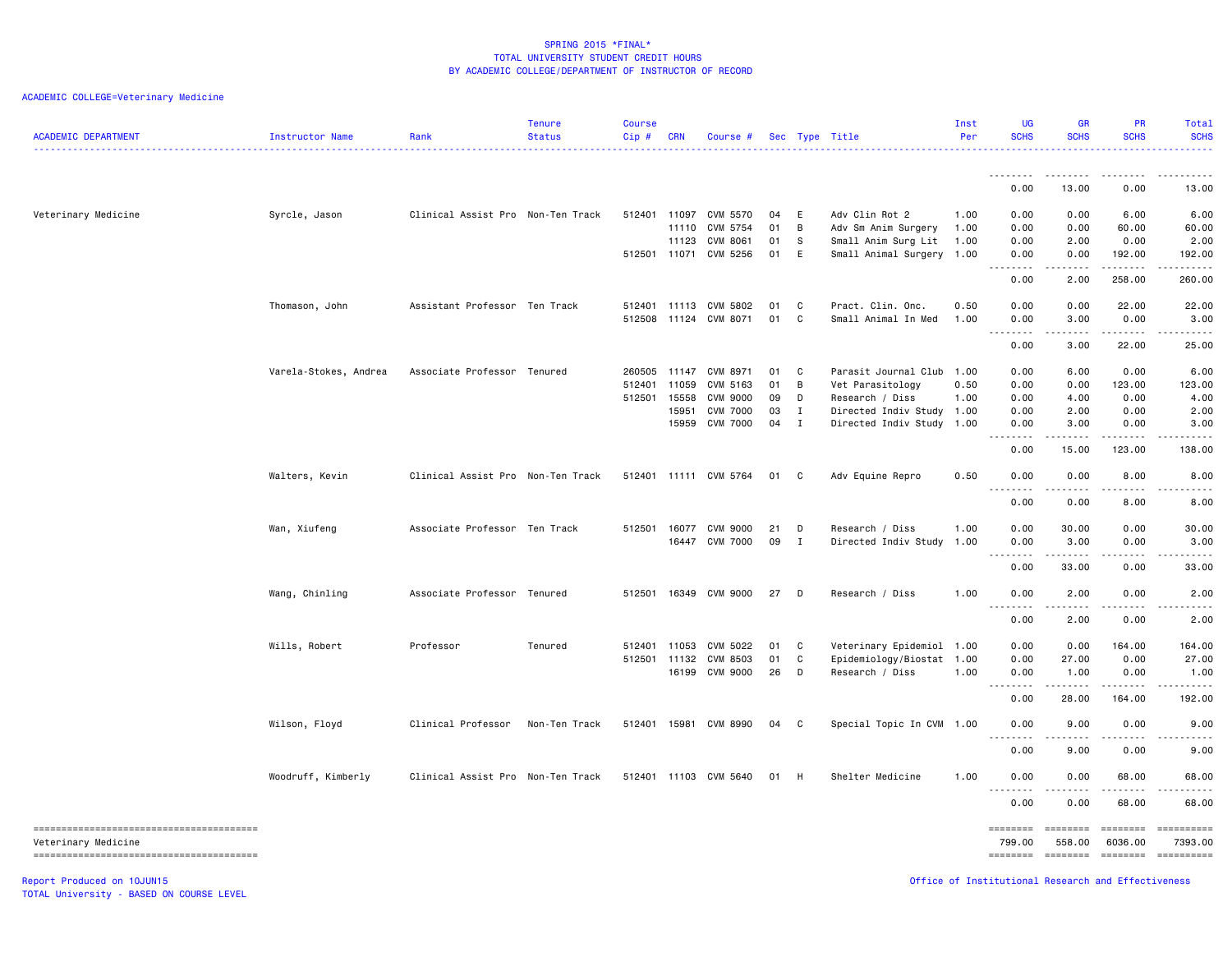SPRING 2015 *FINAL*
TOTAL UNIVERSITY STUDENT CREDIT HOURS
BY ACADEMIC COLLEGE/DEPARTMENT OF INSTRUCTOR OF RECORD

ACADEMIC COLLEGE=Veterinary Medicine

| ACADEMIC DEPARTMENT | Instructor Name | Rank | Tenure Status | Course Cip # | CRN | Course # | Sec | Type | Title | Inst Per | UG SCHS | GR SCHS | PR SCHS | Total SCHS |
|---|---|---|---|---|---|---|---|---|---|---|---|---|---|---|
| | | | | | | | | | | | 0.00 | 13.00 | 0.00 | 13.00 |
| Veterinary Medicine | Syrcle, Jason | Clinical Assist Pro | Non-Ten Track | 512401 | 11097 | CVM 5570 | 04 | E | Adv Clin Rot 2 | 1.00 | 0.00 | 0.00 | 6.00 | 6.00 |
| | | | | | 11110 | CVM 5754 | 01 | B | Adv Sm Anim Surgery | 1.00 | 0.00 | 0.00 | 60.00 | 60.00 |
| | | | | | 11123 | CVM 8061 | 01 | S | Small Anim Surg Lit | 1.00 | 0.00 | 2.00 | 0.00 | 2.00 |
| | | | | 512501 | 11071 | CVM 5256 | 01 | E | Small Animal Surgery | 1.00 | 0.00 | 0.00 | 192.00 | 192.00 |
| | | | | | | | | | | | 0.00 | 2.00 | 258.00 | 260.00 |
| | Thomason, John | Assistant Professor | Ten Track | 512401 | 11113 | CVM 5802 | 01 | C | Pract. Clin. Onc. | 0.50 | 0.00 | 0.00 | 22.00 | 22.00 |
| | | | | 512508 | 11124 | CVM 8071 | 01 | C | Small Animal In Med | 1.00 | 0.00 | 3.00 | 0.00 | 3.00 |
| | | | | | | | | | | | 0.00 | 3.00 | 22.00 | 25.00 |
| | Varela-Stokes, Andrea | Associate Professor | Tenured | 260505 | 11147 | CVM 8971 | 01 | C | Parasit Journal Club | 1.00 | 0.00 | 6.00 | 0.00 | 6.00 |
| | | | | 512401 | 11059 | CVM 5163 | 01 | B | Vet Parasitology | 0.50 | 0.00 | 0.00 | 123.00 | 123.00 |
| | | | | 512501 | 15558 | CVM 9000 | 09 | D | Research / Diss | 1.00 | 0.00 | 4.00 | 0.00 | 4.00 |
| | | | | | 15951 | CVM 7000 | 03 | I | Directed Indiv Study | 1.00 | 0.00 | 2.00 | 0.00 | 2.00 |
| | | | | | 15959 | CVM 7000 | 04 | I | Directed Indiv Study | 1.00 | 0.00 | 3.00 | 0.00 | 3.00 |
| | | | | | | | | | | | 0.00 | 15.00 | 123.00 | 138.00 |
| | Walters, Kevin | Clinical Assist Pro | Non-Ten Track | 512401 | 11111 | CVM 5764 | 01 | C | Adv Equine Repro | 0.50 | 0.00 | 0.00 | 8.00 | 8.00 |
| | | | | | | | | | | | 0.00 | 0.00 | 8.00 | 8.00 |
| | Wan, Xiufeng | Associate Professor | Ten Track | 512501 | 16077 | CVM 9000 | 21 | D | Research / Diss | 1.00 | 0.00 | 30.00 | 0.00 | 30.00 |
| | | | | | 16447 | CVM 7000 | 09 | I | Directed Indiv Study | 1.00 | 0.00 | 3.00 | 0.00 | 3.00 |
| | | | | | | | | | | | 0.00 | 33.00 | 0.00 | 33.00 |
| | Wang, Chinling | Associate Professor | Tenured | 512501 | 16349 | CVM 9000 | 27 | D | Research / Diss | 1.00 | 0.00 | 2.00 | 0.00 | 2.00 |
| | | | | | | | | | | | 0.00 | 2.00 | 0.00 | 2.00 |
| | Wills, Robert | Professor | Tenured | 512401 | 11053 | CVM 5022 | 01 | C | Veterinary Epidemiol | 1.00 | 0.00 | 0.00 | 164.00 | 164.00 |
| | | | | 512501 | 11132 | CVM 8503 | 01 | C | Epidemiology/Biostat | 1.00 | 0.00 | 27.00 | 0.00 | 27.00 |
| | | | | | 16199 | CVM 9000 | 26 | D | Research / Diss | 1.00 | 0.00 | 1.00 | 0.00 | 1.00 |
| | | | | | | | | | | | 0.00 | 28.00 | 164.00 | 192.00 |
| | Wilson, Floyd | Clinical Professor | Non-Ten Track | 512401 | 15981 | CVM 8990 | 04 | C | Special Topic In CVM | 1.00 | 0.00 | 9.00 | 0.00 | 9.00 |
| | | | | | | | | | | | 0.00 | 9.00 | 0.00 | 9.00 |
| | Woodruff, Kimberly | Clinical Assist Pro | Non-Ten Track | 512401 | 11103 | CVM 5640 | 01 | H | Shelter Medicine | 1.00 | 0.00 | 0.00 | 68.00 | 68.00 |
| | | | | | | | | | | | 0.00 | 0.00 | 68.00 | 68.00 |
| Veterinary Medicine | | | | | | | | | | | 799.00 | 558.00 | 6036.00 | 7393.00 |

Report Produced on 10JUN15
TOTAL University - BASED ON COURSE LEVEL

Office of Institutional Research and Effectiveness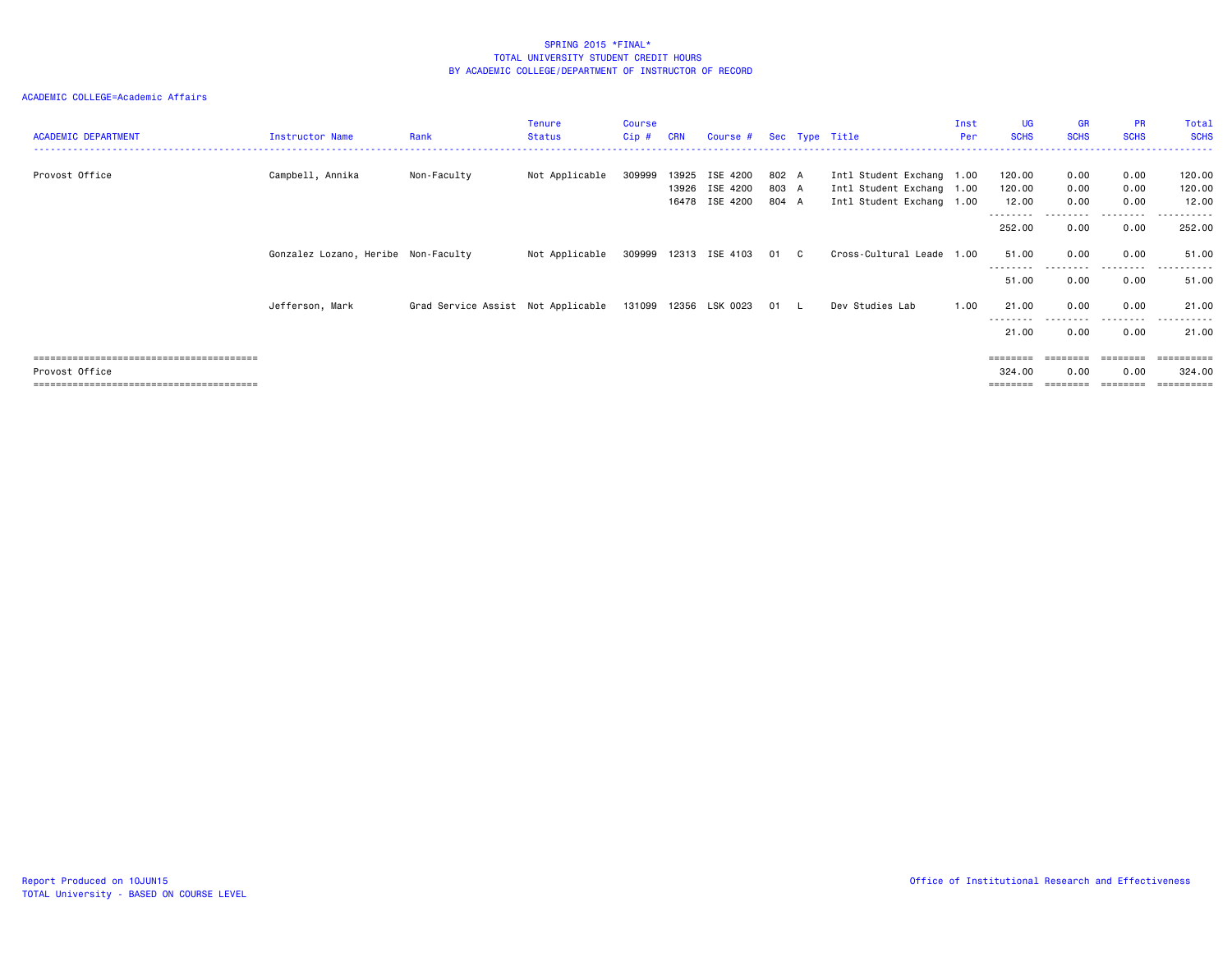SPRING 2015 *FINAL*
TOTAL UNIVERSITY STUDENT CREDIT HOURS
BY ACADEMIC COLLEGE/DEPARTMENT OF INSTRUCTOR OF RECORD

ACADEMIC COLLEGE=Academic Affairs

| ACADEMIC DEPARTMENT | Instructor Name | Rank | Tenure Status | Course Cip # | CRN | Course # | Sec | Type | Title | Inst Per | UG SCHS | GR SCHS | PR SCHS | Total SCHS |
|---|---|---|---|---|---|---|---|---|---|---|---|---|---|---|
| Provost Office | Campbell, Annika | Non-Faculty | Not Applicable | 309999 | 13925 | ISE 4200 | 802 | A | Intl Student Exchang | 1.00 | 120.00 | 0.00 | 0.00 | 120.00 |
| | | | | | 13926 | ISE 4200 | 803 | A | Intl Student Exchang | 1.00 | 120.00 | 0.00 | 0.00 | 120.00 |
| | | | | | 16478 | ISE 4200 | 804 | A | Intl Student Exchang | 1.00 | 12.00 | 0.00 | 0.00 | 12.00 |
| | | | | | | | | | | | 252.00 | 0.00 | 0.00 | 252.00 |
| | Gonzalez Lozano, Heribe | Non-Faculty | Not Applicable | 309999 | 12313 | ISE 4103 | 01 | C | Cross-Cultural Leade | 1.00 | 51.00 | 0.00 | 0.00 | 51.00 |
| | | | | | | | | | | | 51.00 | 0.00 | 0.00 | 51.00 |
| | Jefferson, Mark | Grad Service Assist | Not Applicable | 131099 | 12356 | LSK 0023 | 01 | L | Dev Studies Lab | 1.00 | 21.00 | 0.00 | 0.00 | 21.00 |
| | | | | | | | | | | | 21.00 | 0.00 | 0.00 | 21.00 |
| Provost Office | | | | | | | | | | | 324.00 | 0.00 | 0.00 | 324.00 |

Report Produced on 10JUN15
TOTAL University - BASED ON COURSE LEVEL

Office of Institutional Research and Effectiveness